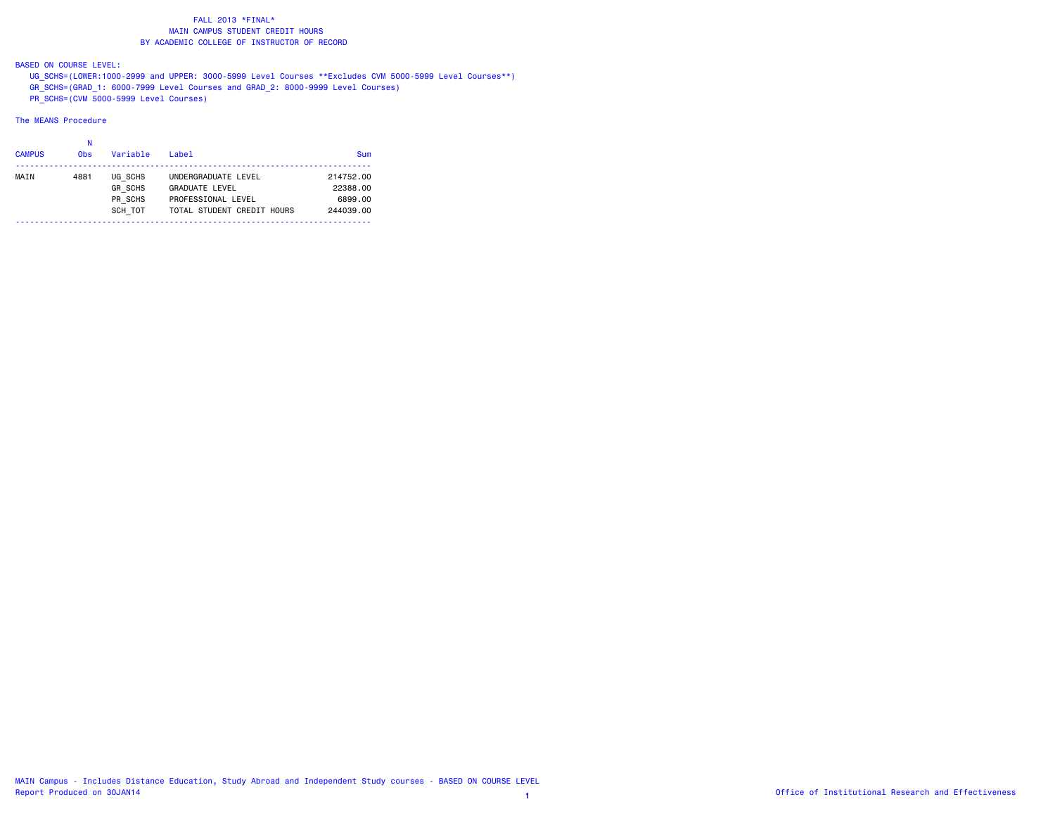# FALL 2013 *FINAL*
## MAIN CAMPUS STUDENT CREDIT HOURS
## BY ACADEMIC COLLEGE OF INSTRUCTOR OF RECORD

BASED ON COURSE LEVEL:

UG_SCHS=(LOWER:1000-2999 and UPPER: 3000-5999 Level Courses **Excludes CVM 5000-5999 Level Courses**)
GR_SCHS=(GRAD_1: 6000-7999 Level Courses and GRAD_2: 8000-9999 Level Courses)
PR_SCHS=(CVM 5000-5999 Level Courses)

The MEANS Procedure

| CAMPUS | N Obs | Variable | Label | Sum |
|---|---|---|---|---|
| MAIN | 4881 | UG_SCHS | UNDERGRADUATE LEVEL | 214752.00 |
| | | GR_SCHS | GRADUATE LEVEL | 22388.00 |
| | | PR_SCHS | PROFESSIONAL LEVEL | 6899.00 |
| | | SCH_TOT | TOTAL STUDENT CREDIT HOURS | 244039.00 |

MAIN Campus - Includes Distance Education, Study Abroad and Independent Study courses - BASED ON COURSE LEVEL
Report Produced on 30JAN14

Office of Institutional Research and Effectiveness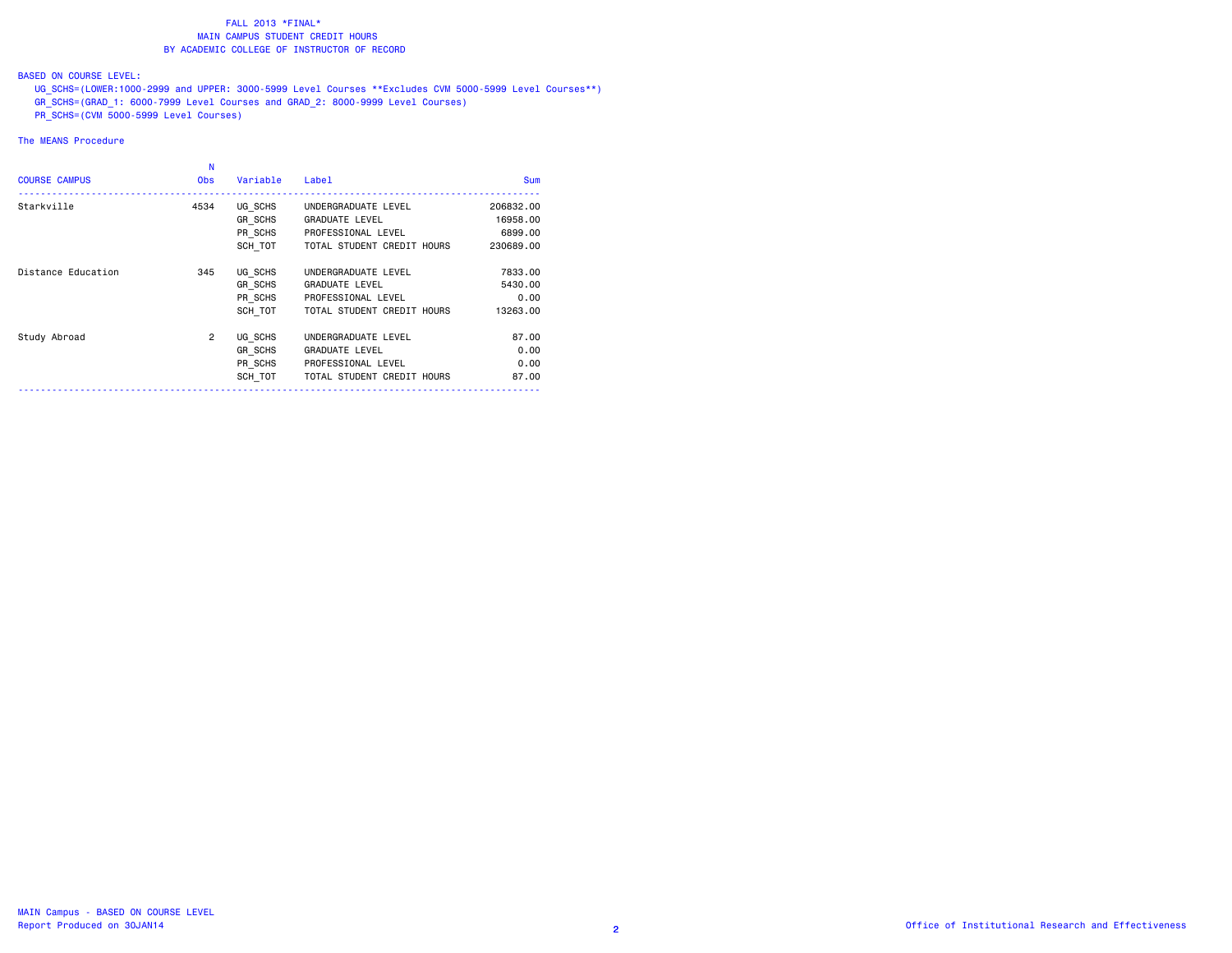# FALL 2013 *FINAL*
## MAIN CAMPUS STUDENT CREDIT HOURS
## BY ACADEMIC COLLEGE OF INSTRUCTOR OF RECORD

BASED ON COURSE LEVEL:

UG_SCHS=(LOWER:1000-2999 and UPPER: 3000-5999 Level Courses **Excludes CVM 5000-5999 Level Courses**)
GR_SCHS=(GRAD_1: 6000-7999 Level Courses and GRAD_2: 8000-9999 Level Courses)
PR_SCHS=(CVM 5000-5999 Level Courses)

The MEANS Procedure

| COURSE CAMPUS | N Obs | Variable | Label | Sum |
|---|---|---|---|---|
| Starkville | 4534 | UG_SCHS | UNDERGRADUATE LEVEL | 206832.00 |
| | | GR_SCHS | GRADUATE LEVEL | 16958.00 |
| | | PR_SCHS | PROFESSIONAL LEVEL | 6899.00 |
| | | SCH_TOT | TOTAL STUDENT CREDIT HOURS | 230689.00 |
| Distance Education | 345 | UG_SCHS | UNDERGRADUATE LEVEL | 7833.00 |
| | | GR_SCHS | GRADUATE LEVEL | 5430.00 |
| | | PR_SCHS | PROFESSIONAL LEVEL | 0.00 |
| | | SCH_TOT | TOTAL STUDENT CREDIT HOURS | 13263.00 |
| Study Abroad | 2 | UG_SCHS | UNDERGRADUATE LEVEL | 87.00 |
| | | GR_SCHS | GRADUATE LEVEL | 0.00 |
| | | PR_SCHS | PROFESSIONAL LEVEL | 0.00 |
| | | SCH_TOT | TOTAL STUDENT CREDIT HOURS | 87.00 |

MAIN Campus - BASED ON COURSE LEVEL
Report Produced on 30JAN14

Office of Institutional Research and Effectiveness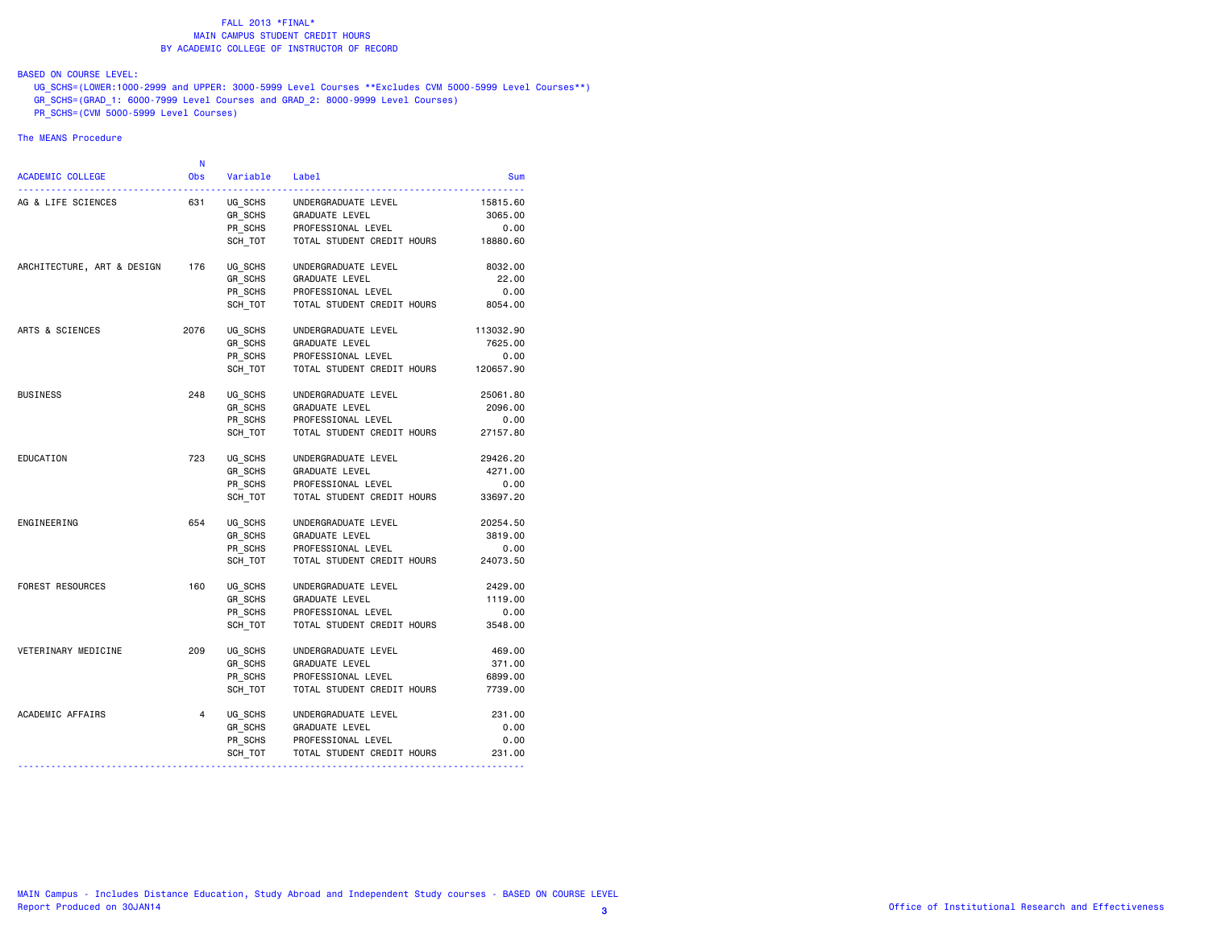# FALL 2013 *FINAL*
## MAIN CAMPUS STUDENT CREDIT HOURS
## BY ACADEMIC COLLEGE OF INSTRUCTOR OF RECORD

BASED ON COURSE LEVEL:

UG_SCHS=(LOWER:1000-2999 and UPPER: 3000-5999 Level Courses **Excludes CVM 5000-5999 Level Courses**)
GR_SCHS=(GRAD_1: 6000-7999 Level Courses and GRAD_2: 8000-9999 Level Courses)
PR_SCHS=(CVM 5000-5999 Level Courses)

The MEANS Procedure

| ACADEMIC COLLEGE | N Obs | Variable | Label | Sum |
|---|---|---|---|---|
| AG & LIFE SCIENCES | 631 | UG_SCHS | UNDERGRADUATE LEVEL | 15815.60 |
| | | GR_SCHS | GRADUATE LEVEL | 3065.00 |
| | | PR_SCHS | PROFESSIONAL LEVEL | 0.00 |
| | | SCH_TOT | TOTAL STUDENT CREDIT HOURS | 18880.60 |
| ARCHITECTURE, ART & DESIGN | 176 | UG_SCHS | UNDERGRADUATE LEVEL | 8032.00 |
| | | GR_SCHS | GRADUATE LEVEL | 22.00 |
| | | PR_SCHS | PROFESSIONAL LEVEL | 0.00 |
| | | SCH_TOT | TOTAL STUDENT CREDIT HOURS | 8054.00 |
| ARTS & SCIENCES | 2076 | UG_SCHS | UNDERGRADUATE LEVEL | 113032.90 |
| | | GR_SCHS | GRADUATE LEVEL | 7625.00 |
| | | PR_SCHS | PROFESSIONAL LEVEL | 0.00 |
| | | SCH_TOT | TOTAL STUDENT CREDIT HOURS | 120657.90 |
| BUSINESS | 248 | UG_SCHS | UNDERGRADUATE LEVEL | 25061.80 |
| | | GR_SCHS | GRADUATE LEVEL | 2096.00 |
| | | PR_SCHS | PROFESSIONAL LEVEL | 0.00 |
| | | SCH_TOT | TOTAL STUDENT CREDIT HOURS | 27157.80 |
| EDUCATION | 723 | UG_SCHS | UNDERGRADUATE LEVEL | 29426.20 |
| | | GR_SCHS | GRADUATE LEVEL | 4271.00 |
| | | PR_SCHS | PROFESSIONAL LEVEL | 0.00 |
| | | SCH_TOT | TOTAL STUDENT CREDIT HOURS | 33697.20 |
| ENGINEERING | 654 | UG_SCHS | UNDERGRADUATE LEVEL | 20254.50 |
| | | GR_SCHS | GRADUATE LEVEL | 3819.00 |
| | | PR_SCHS | PROFESSIONAL LEVEL | 0.00 |
| | | SCH_TOT | TOTAL STUDENT CREDIT HOURS | 24073.50 |
| FOREST RESOURCES | 160 | UG_SCHS | UNDERGRADUATE LEVEL | 2429.00 |
| | | GR_SCHS | GRADUATE LEVEL | 1119.00 |
| | | PR_SCHS | PROFESSIONAL LEVEL | 0.00 |
| | | SCH_TOT | TOTAL STUDENT CREDIT HOURS | 3548.00 |
| VETERINARY MEDICINE | 209 | UG_SCHS | UNDERGRADUATE LEVEL | 469.00 |
| | | GR_SCHS | GRADUATE LEVEL | 371.00 |
| | | PR_SCHS | PROFESSIONAL LEVEL | 6899.00 |
| | | SCH_TOT | TOTAL STUDENT CREDIT HOURS | 7739.00 |
| ACADEMIC AFFAIRS | 4 | UG_SCHS | UNDERGRADUATE LEVEL | 231.00 |
| | | GR_SCHS | GRADUATE LEVEL | 0.00 |
| | | PR_SCHS | PROFESSIONAL LEVEL | 0.00 |
| | | SCH_TOT | TOTAL STUDENT CREDIT HOURS | 231.00 |

MAIN Campus - Includes Distance Education, Study Abroad and Independent Study courses - BASED ON COURSE LEVEL
Report Produced on 30JAN14

Office of Institutional Research and Effectiveness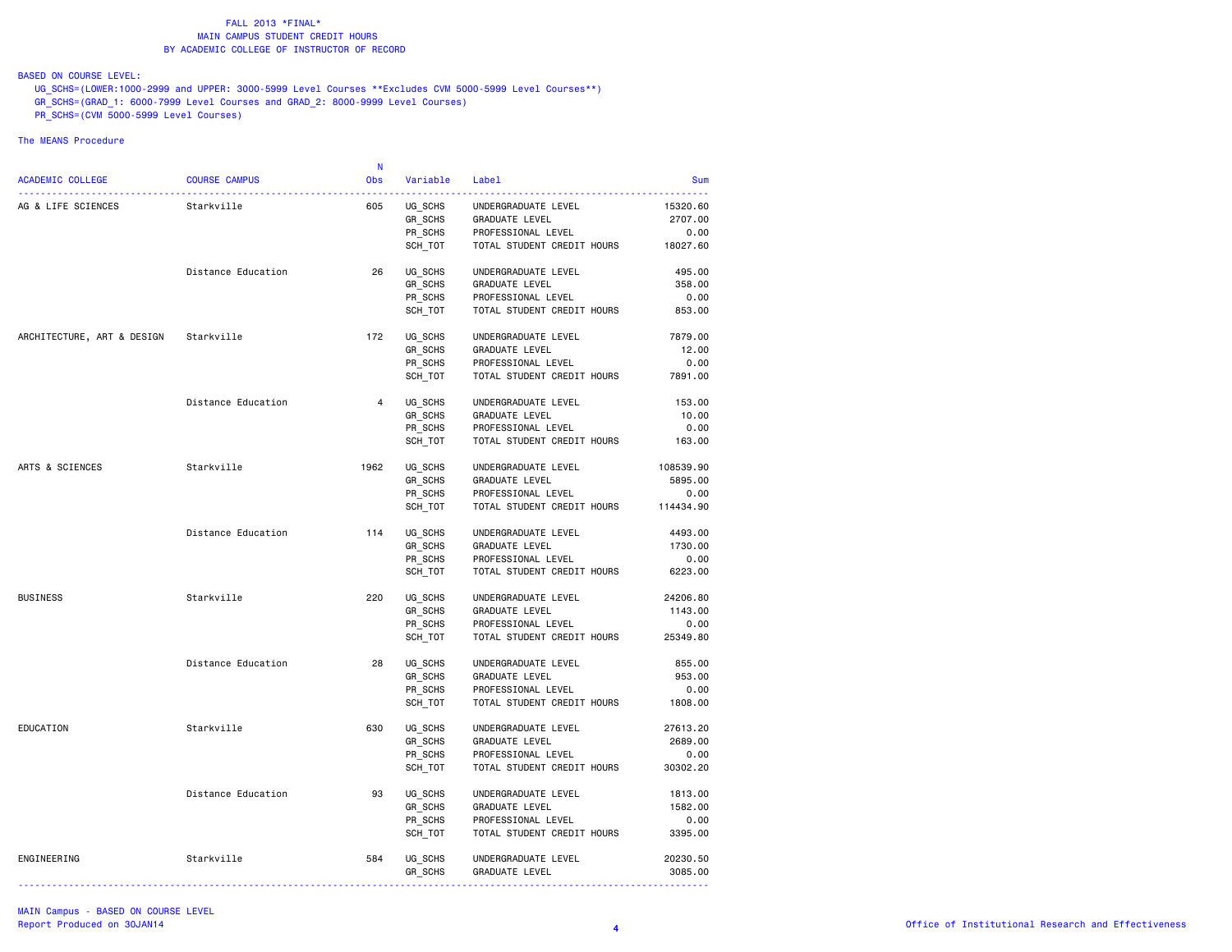FALL 2013 *FINAL*
MAIN CAMPUS STUDENT CREDIT HOURS
BY ACADEMIC COLLEGE OF INSTRUCTOR OF RECORD

BASED ON COURSE LEVEL:
UG_SCHS=(LOWER:1000-2999 and UPPER: 3000-5999 Level Courses **Excludes CVM 5000-5999 Level Courses**)
GR_SCHS=(GRAD_1: 6000-7999 Level Courses and GRAD_2: 8000-9999 Level Courses)
PR_SCHS=(CVM 5000-5999 Level Courses)

The MEANS Procedure

| ACADEMIC COLLEGE | COURSE CAMPUS | N Obs | Variable | Label | Sum |
|---|---|---|---|---|---|
| AG & LIFE SCIENCES | Starkville | 605 | UG_SCHS | UNDERGRADUATE LEVEL | 15320.60 |
| | | | GR_SCHS | GRADUATE LEVEL | 2707.00 |
| | | | PR_SCHS | PROFESSIONAL LEVEL | 0.00 |
| | | | SCH_TOT | TOTAL STUDENT CREDIT HOURS | 18027.60 |
| | Distance Education | 26 | UG_SCHS | UNDERGRADUATE LEVEL | 495.00 |
| | | | GR_SCHS | GRADUATE LEVEL | 358.00 |
| | | | PR_SCHS | PROFESSIONAL LEVEL | 0.00 |
| | | | SCH_TOT | TOTAL STUDENT CREDIT HOURS | 853.00 |
| ARCHITECTURE, ART & DESIGN | Starkville | 172 | UG_SCHS | UNDERGRADUATE LEVEL | 7879.00 |
| | | | GR_SCHS | GRADUATE LEVEL | 12.00 |
| | | | PR_SCHS | PROFESSIONAL LEVEL | 0.00 |
| | | | SCH_TOT | TOTAL STUDENT CREDIT HOURS | 7891.00 |
| | Distance Education | 4 | UG_SCHS | UNDERGRADUATE LEVEL | 153.00 |
| | | | GR_SCHS | GRADUATE LEVEL | 10.00 |
| | | | PR_SCHS | PROFESSIONAL LEVEL | 0.00 |
| | | | SCH_TOT | TOTAL STUDENT CREDIT HOURS | 163.00 |
| ARTS & SCIENCES | Starkville | 1962 | UG_SCHS | UNDERGRADUATE LEVEL | 108539.90 |
| | | | GR_SCHS | GRADUATE LEVEL | 5895.00 |
| | | | PR_SCHS | PROFESSIONAL LEVEL | 0.00 |
| | | | SCH_TOT | TOTAL STUDENT CREDIT HOURS | 114434.90 |
| | Distance Education | 114 | UG_SCHS | UNDERGRADUATE LEVEL | 4493.00 |
| | | | GR_SCHS | GRADUATE LEVEL | 1730.00 |
| | | | PR_SCHS | PROFESSIONAL LEVEL | 0.00 |
| | | | SCH_TOT | TOTAL STUDENT CREDIT HOURS | 6223.00 |
| BUSINESS | Starkville | 220 | UG_SCHS | UNDERGRADUATE LEVEL | 24206.80 |
| | | | GR_SCHS | GRADUATE LEVEL | 1143.00 |
| | | | PR_SCHS | PROFESSIONAL LEVEL | 0.00 |
| | | | SCH_TOT | TOTAL STUDENT CREDIT HOURS | 25349.80 |
| | Distance Education | 28 | UG_SCHS | UNDERGRADUATE LEVEL | 855.00 |
| | | | GR_SCHS | GRADUATE LEVEL | 953.00 |
| | | | PR_SCHS | PROFESSIONAL LEVEL | 0.00 |
| | | | SCH_TOT | TOTAL STUDENT CREDIT HOURS | 1808.00 |
| EDUCATION | Starkville | 630 | UG_SCHS | UNDERGRADUATE LEVEL | 27613.20 |
| | | | GR_SCHS | GRADUATE LEVEL | 2689.00 |
| | | | PR_SCHS | PROFESSIONAL LEVEL | 0.00 |
| | | | SCH_TOT | TOTAL STUDENT CREDIT HOURS | 30302.20 |
| | Distance Education | 93 | UG_SCHS | UNDERGRADUATE LEVEL | 1813.00 |
| | | | GR_SCHS | GRADUATE LEVEL | 1582.00 |
| | | | PR_SCHS | PROFESSIONAL LEVEL | 0.00 |
| | | | SCH_TOT | TOTAL STUDENT CREDIT HOURS | 3395.00 |
| ENGINEERING | Starkville | 584 | UG_SCHS | UNDERGRADUATE LEVEL | 20230.50 |
| | | | GR_SCHS | GRADUATE LEVEL | 3085.00 |

MAIN Campus - BASED ON COURSE LEVEL
Report Produced on 30JAN14

Office of Institutional Research and Effectiveness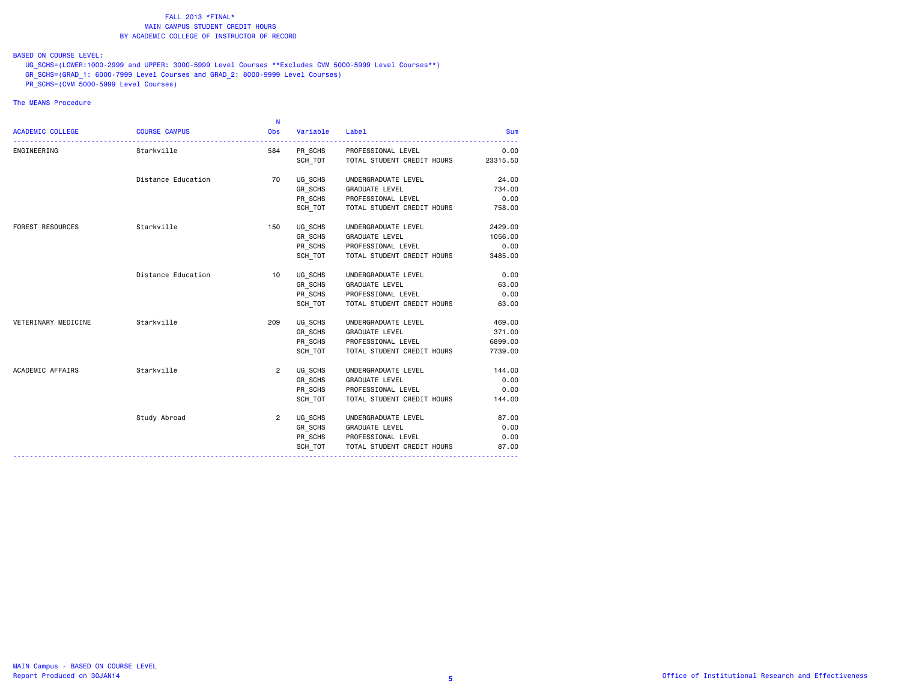FALL 2013 *FINAL*
MAIN CAMPUS STUDENT CREDIT HOURS
BY ACADEMIC COLLEGE OF INSTRUCTOR OF RECORD

BASED ON COURSE LEVEL:

UG_SCHS=(LOWER:1000-2999 and UPPER: 3000-5999 Level Courses **Excludes CVM 5000-5999 Level Courses**)
GR_SCHS=(GRAD_1: 6000-7999 Level Courses and GRAD_2: 8000-9999 Level Courses)
PR_SCHS=(CVM 5000-5999 Level Courses)

The MEANS Procedure

| ACADEMIC COLLEGE | COURSE CAMPUS | N Obs | Variable | Label | Sum |
|---|---|---|---|---|---|
| ENGINEERING | Starkville | 584 | PR_SCHS | PROFESSIONAL LEVEL | 0.00 |
| | | | SCH_TOT | TOTAL STUDENT CREDIT HOURS | 23315.50 |
| | Distance Education | 70 | UG_SCHS | UNDERGRADUATE LEVEL | 24.00 |
| | | | GR_SCHS | GRADUATE LEVEL | 734.00 |
| | | | PR_SCHS | PROFESSIONAL LEVEL | 0.00 |
| | | | SCH_TOT | TOTAL STUDENT CREDIT HOURS | 758.00 |
| FOREST RESOURCES | Starkville | 150 | UG_SCHS | UNDERGRADUATE LEVEL | 2429.00 |
| | | | GR_SCHS | GRADUATE LEVEL | 1056.00 |
| | | | PR_SCHS | PROFESSIONAL LEVEL | 0.00 |
| | | | SCH_TOT | TOTAL STUDENT CREDIT HOURS | 3485.00 |
| | Distance Education | 10 | UG_SCHS | UNDERGRADUATE LEVEL | 0.00 |
| | | | GR_SCHS | GRADUATE LEVEL | 63.00 |
| | | | PR_SCHS | PROFESSIONAL LEVEL | 0.00 |
| | | | SCH_TOT | TOTAL STUDENT CREDIT HOURS | 63.00 |
| VETERINARY MEDICINE | Starkville | 209 | UG_SCHS | UNDERGRADUATE LEVEL | 469.00 |
| | | | GR_SCHS | GRADUATE LEVEL | 371.00 |
| | | | PR_SCHS | PROFESSIONAL LEVEL | 6899.00 |
| | | | SCH_TOT | TOTAL STUDENT CREDIT HOURS | 7739.00 |
| ACADEMIC AFFAIRS | Starkville | 2 | UG_SCHS | UNDERGRADUATE LEVEL | 144.00 |
| | | | GR_SCHS | GRADUATE LEVEL | 0.00 |
| | | | PR_SCHS | PROFESSIONAL LEVEL | 0.00 |
| | | | SCH_TOT | TOTAL STUDENT CREDIT HOURS | 144.00 |
| | Study Abroad | 2 | UG_SCHS | UNDERGRADUATE LEVEL | 87.00 |
| | | | GR_SCHS | GRADUATE LEVEL | 0.00 |
| | | | PR_SCHS | PROFESSIONAL LEVEL | 0.00 |
| | | | SCH_TOT | TOTAL STUDENT CREDIT HOURS | 87.00 |

MAIN Campus - BASED ON COURSE LEVEL
Report Produced on 30JAN14

Office of Institutional Research and Effectiveness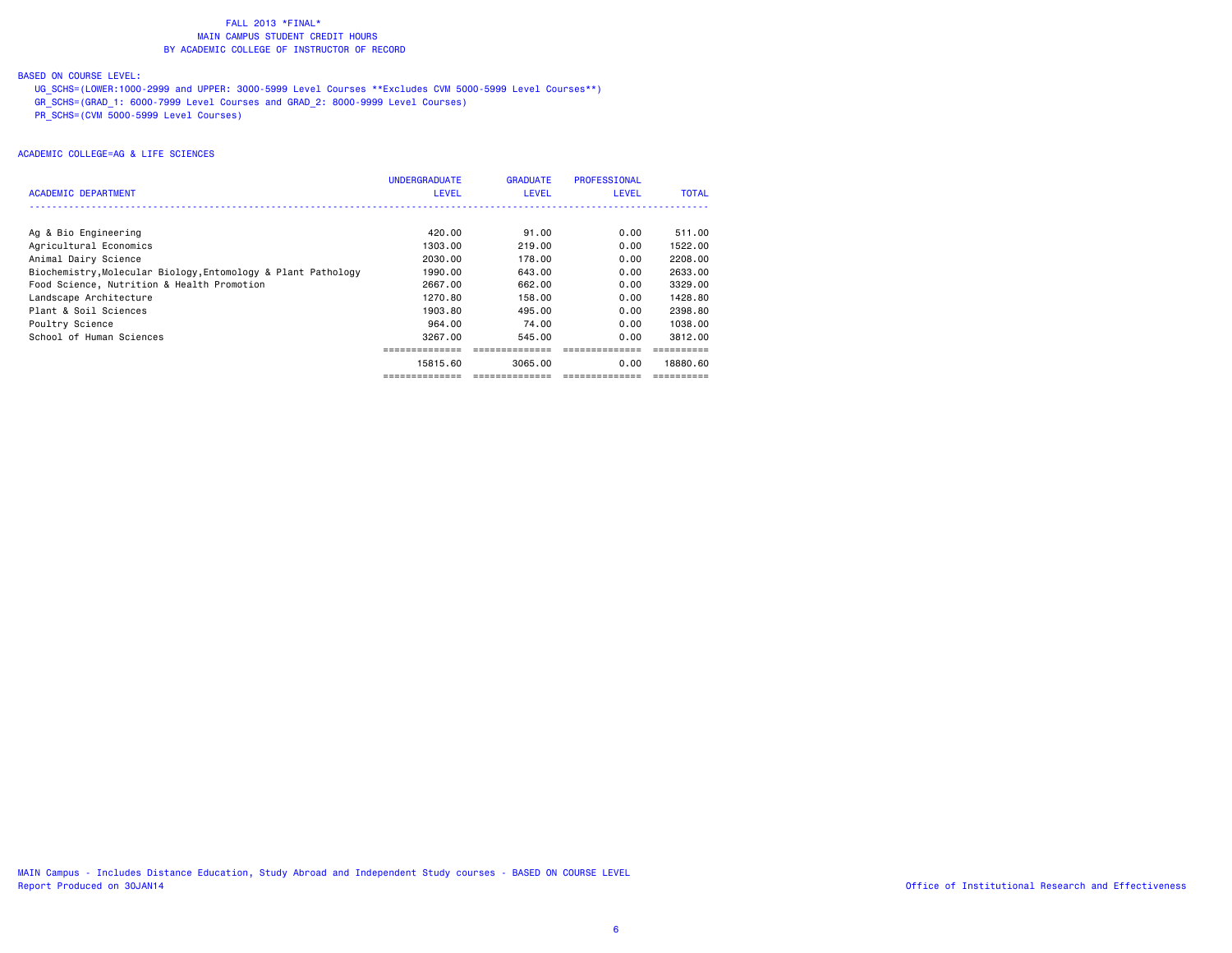# FALL 2013 *FINAL*
## MAIN CAMPUS STUDENT CREDIT HOURS
## BY ACADEMIC COLLEGE OF INSTRUCTOR OF RECORD

BASED ON COURSE LEVEL:

UG_SCHS=(LOWER:1000-2999 and UPPER: 3000-5999 Level Courses **Excludes CVM 5000-5999 Level Courses**)
GR_SCHS=(GRAD_1: 6000-7999 Level Courses and GRAD_2: 8000-9999 Level Courses)
PR_SCHS=(CVM 5000-5999 Level Courses)

ACADEMIC COLLEGE=AG & LIFE SCIENCES

| ACADEMIC DEPARTMENT | UNDERGRADUATE LEVEL | GRADUATE LEVEL | PROFESSIONAL LEVEL | TOTAL |
|---|---|---|---|---|
| Ag & Bio Engineering | 420.00 | 91.00 | 0.00 | 511.00 |
| Agricultural Economics | 1303.00 | 219.00 | 0.00 | 1522.00 |
| Animal Dairy Science | 2030.00 | 178.00 | 0.00 | 2208.00 |
| Biochemistry,Molecular Biology,Entomology & Plant Pathology | 1990.00 | 643.00 | 0.00 | 2633.00 |
| Food Science, Nutrition & Health Promotion | 2667.00 | 662.00 | 0.00 | 3329.00 |
| Landscape Architecture | 1270.80 | 158.00 | 0.00 | 1428.80 |
| Plant & Soil Sciences | 1903.80 | 495.00 | 0.00 | 2398.80 |
| Poultry Science | 964.00 | 74.00 | 0.00 | 1038.00 |
| School of Human Sciences | 3267.00 | 545.00 | 0.00 | 3812.00 |
| | 15815.60 | 3065.00 | 0.00 | 18880.60 |

MAIN Campus - Includes Distance Education, Study Abroad and Independent Study courses - BASED ON COURSE LEVEL
Report Produced on 30JAN14

Office of Institutional Research and Effectiveness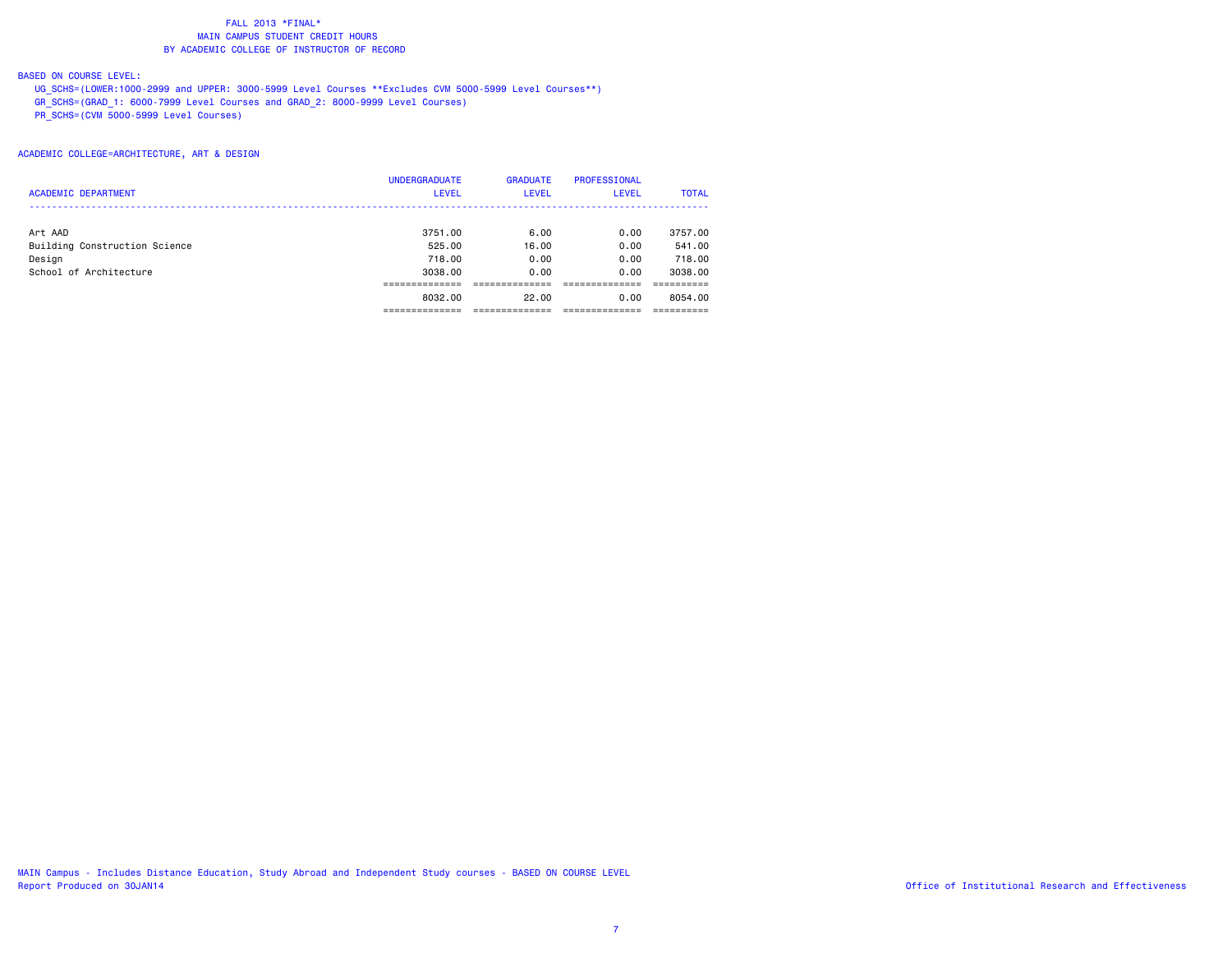FALL 2013 *FINAL*
MAIN CAMPUS STUDENT CREDIT HOURS
BY ACADEMIC COLLEGE OF INSTRUCTOR OF RECORD

BASED ON COURSE LEVEL:
UG_SCHS=(LOWER:1000-2999 and UPPER: 3000-5999 Level Courses **Excludes CVM 5000-5999 Level Courses**)
GR_SCHS=(GRAD_1: 6000-7999 Level Courses and GRAD_2: 8000-9999 Level Courses)
PR_SCHS=(CVM 5000-5999 Level Courses)

ACADEMIC COLLEGE=ARCHITECTURE, ART & DESIGN

| ACADEMIC DEPARTMENT | UNDERGRADUATE LEVEL | GRADUATE LEVEL | PROFESSIONAL LEVEL | TOTAL |
|---|---|---|---|---|
| Art AAD | 3751.00 | 6.00 | 0.00 | 3757.00 |
| Building Construction Science | 525.00 | 16.00 | 0.00 | 541.00 |
| Design | 718.00 | 0.00 | 0.00 | 718.00 |
| School of Architecture | 3038.00 | 0.00 | 0.00 | 3038.00 |
| | 8032.00 | 22.00 | 0.00 | 8054.00 |

MAIN Campus - Includes Distance Education, Study Abroad and Independent Study courses - BASED ON COURSE LEVEL
Report Produced on 30JAN14

Office of Institutional Research and Effectiveness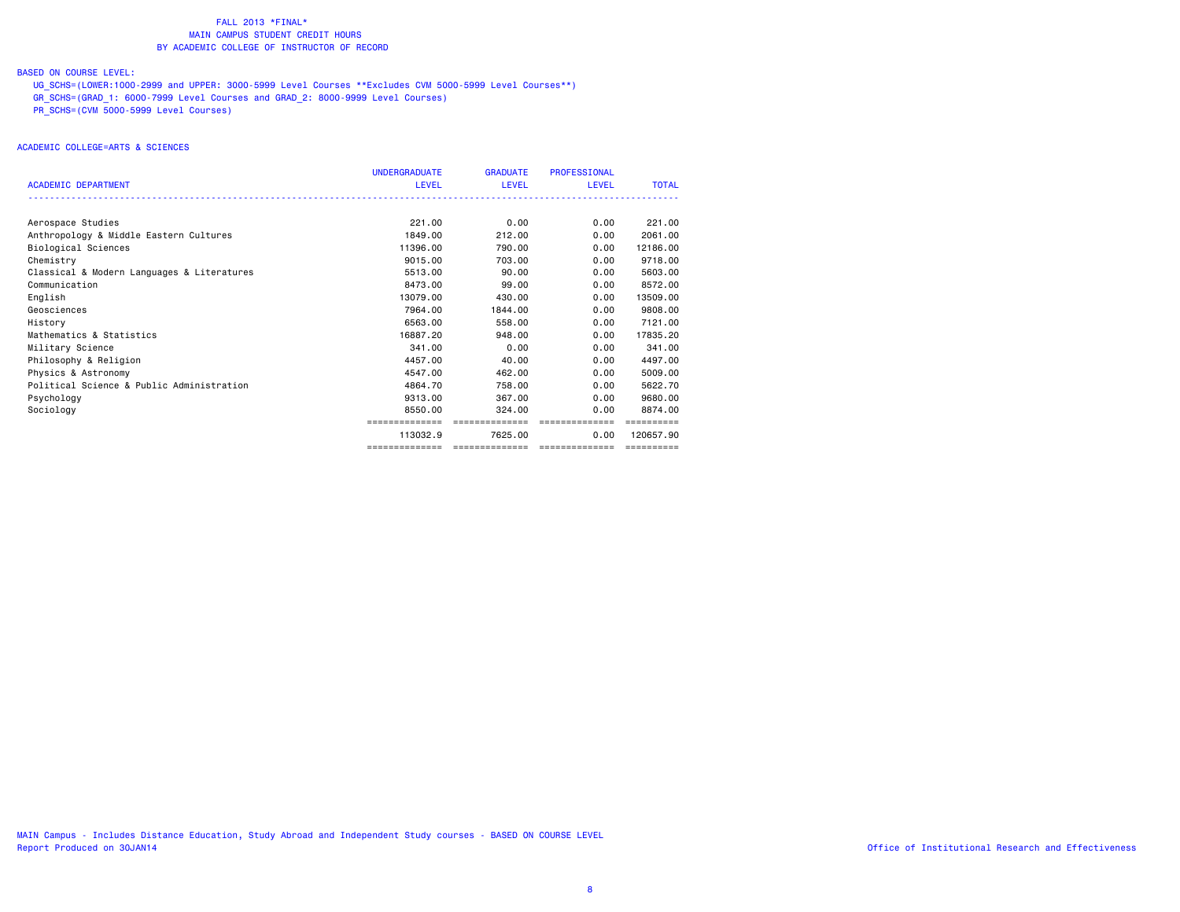FALL 2013 *FINAL*
MAIN CAMPUS STUDENT CREDIT HOURS
BY ACADEMIC COLLEGE OF INSTRUCTOR OF RECORD

BASED ON COURSE LEVEL:

UG_SCHS=(LOWER:1000-2999 and UPPER: 3000-5999 Level Courses **Excludes CVM 5000-5999 Level Courses**)
GR_SCHS=(GRAD_1: 6000-7999 Level Courses and GRAD_2: 8000-9999 Level Courses)
PR_SCHS=(CVM 5000-5999 Level Courses)

ACADEMIC COLLEGE=ARTS & SCIENCES

| ACADEMIC DEPARTMENT | UNDERGRADUATE LEVEL | GRADUATE LEVEL | PROFESSIONAL LEVEL | TOTAL |
|---|---|---|---|---|
| Aerospace Studies | 221.00 | 0.00 | 0.00 | 221.00 |
| Anthropology & Middle Eastern Cultures | 1849.00 | 212.00 | 0.00 | 2061.00 |
| Biological Sciences | 11396.00 | 790.00 | 0.00 | 12186.00 |
| Chemistry | 9015.00 | 703.00 | 0.00 | 9718.00 |
| Classical & Modern Languages & Literatures | 5513.00 | 90.00 | 0.00 | 5603.00 |
| Communication | 8473.00 | 99.00 | 0.00 | 8572.00 |
| English | 13079.00 | 430.00 | 0.00 | 13509.00 |
| Geosciences | 7964.00 | 1844.00 | 0.00 | 9808.00 |
| History | 6563.00 | 558.00 | 0.00 | 7121.00 |
| Mathematics & Statistics | 16887.20 | 948.00 | 0.00 | 17835.20 |
| Military Science | 341.00 | 0.00 | 0.00 | 341.00 |
| Philosophy & Religion | 4457.00 | 40.00 | 0.00 | 4497.00 |
| Physics & Astronomy | 4547.00 | 462.00 | 0.00 | 5009.00 |
| Political Science & Public Administration | 4864.70 | 758.00 | 0.00 | 5622.70 |
| Psychology | 9313.00 | 367.00 | 0.00 | 9680.00 |
| Sociology | 8550.00 | 324.00 | 0.00 | 8874.00 |
| | 113032.9 | 7625.00 | 0.00 | 120657.90 |

MAIN Campus - Includes Distance Education, Study Abroad and Independent Study courses - BASED ON COURSE LEVEL
Report Produced on 30JAN14

Office of Institutional Research and Effectiveness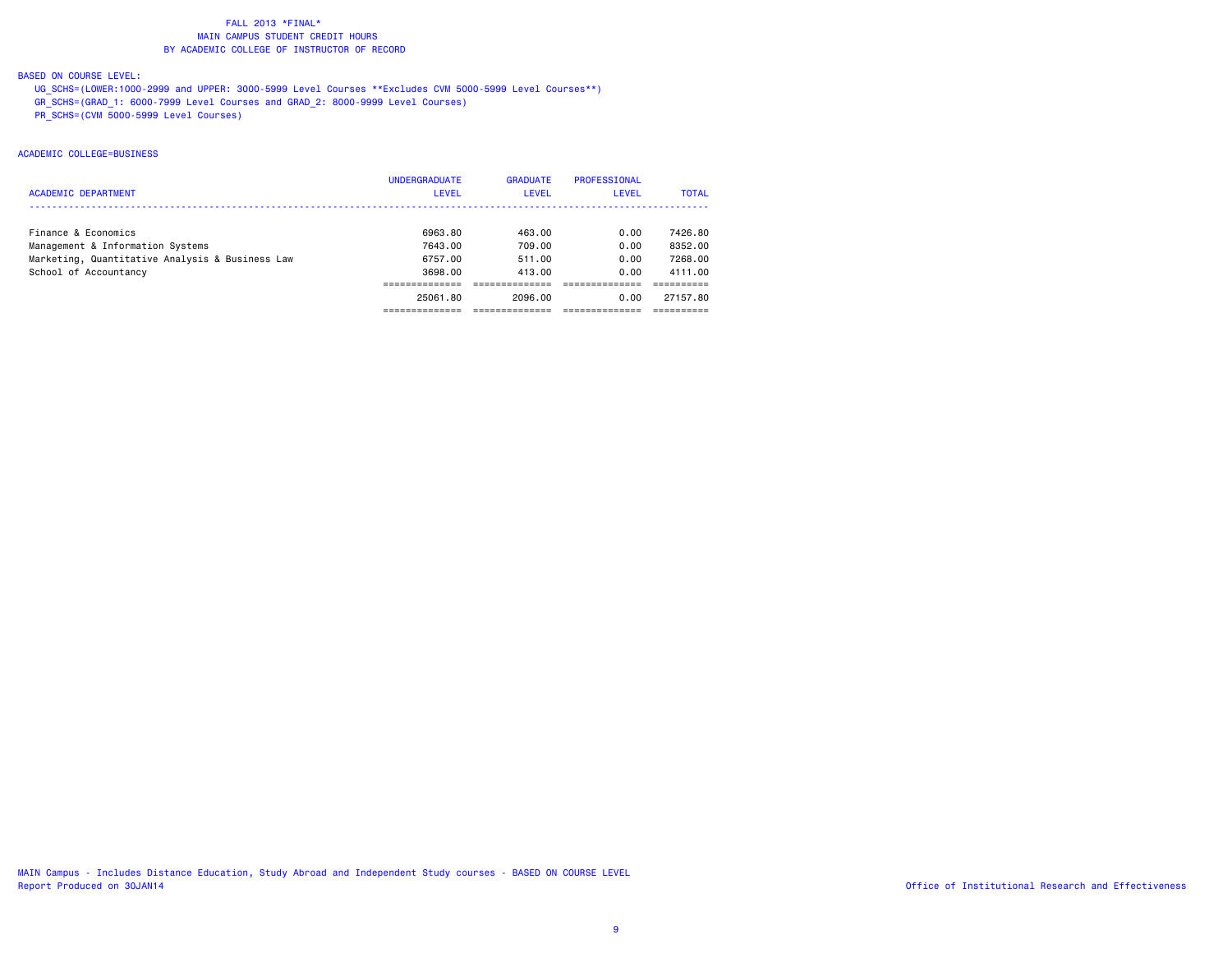FALL 2013 *FINAL*
MAIN CAMPUS STUDENT CREDIT HOURS
BY ACADEMIC COLLEGE OF INSTRUCTOR OF RECORD

BASED ON COURSE LEVEL:
UG_SCHS=(LOWER:1000-2999 and UPPER: 3000-5999 Level Courses **Excludes CVM 5000-5999 Level Courses**)
GR_SCHS=(GRAD_1: 6000-7999 Level Courses and GRAD_2: 8000-9999 Level Courses)
PR_SCHS=(CVM 5000-5999 Level Courses)

ACADEMIC COLLEGE=BUSINESS

| ACADEMIC DEPARTMENT | UNDERGRADUATE LEVEL | GRADUATE LEVEL | PROFESSIONAL LEVEL | TOTAL |
|---|---|---|---|---|
| Finance & Economics | 6963.80 | 463.00 | 0.00 | 7426.80 |
| Management & Information Systems | 7643.00 | 709.00 | 0.00 | 8352.00 |
| Marketing, Quantitative Analysis & Business Law | 6757.00 | 511.00 | 0.00 | 7268.00 |
| School of Accountancy | 3698.00 | 413.00 | 0.00 | 4111.00 |
| | 25061.80 | 2096.00 | 0.00 | 27157.80 |

MAIN Campus - Includes Distance Education, Study Abroad and Independent Study courses - BASED ON COURSE LEVEL
Report Produced on 30JAN14

Office of Institutional Research and Effectiveness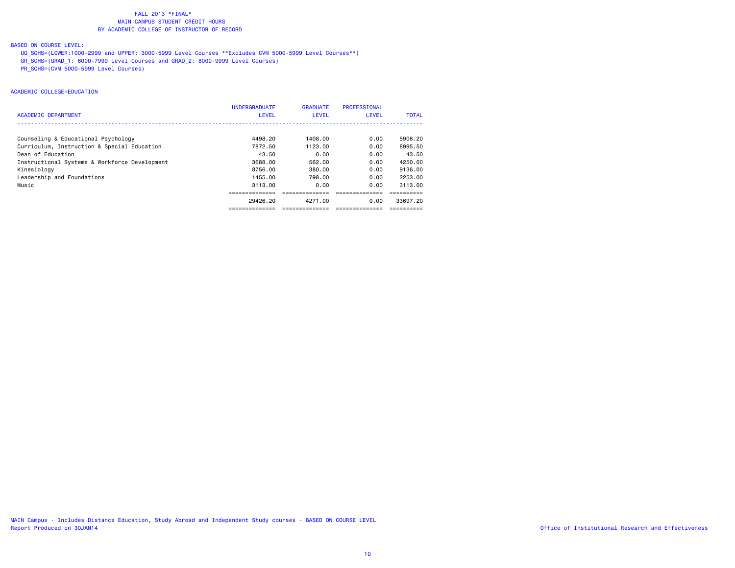FALL 2013 *FINAL*
MAIN CAMPUS STUDENT CREDIT HOURS
BY ACADEMIC COLLEGE OF INSTRUCTOR OF RECORD

BASED ON COURSE LEVEL:
UG_SCHS=(LOWER:1000-2999 and UPPER: 3000-5999 Level Courses **Excludes CVM 5000-5999 Level Courses**)
GR_SCHS=(GRAD_1: 6000-7999 Level Courses and GRAD_2: 8000-9999 Level Courses)
PR_SCHS=(CVM 5000-5999 Level Courses)

ACADEMIC COLLEGE=EDUCATION

| ACADEMIC DEPARTMENT | UNDERGRADUATE LEVEL | GRADUATE LEVEL | PROFESSIONAL LEVEL | TOTAL |
|---|---|---|---|---|
| Counseling & Educational Psychology | 4498.20 | 1408.00 | 0.00 | 5906.20 |
| Curriculum, Instruction & Special Education | 7872.50 | 1123.00 | 0.00 | 8995.50 |
| Dean of Education | 43.50 | 0.00 | 0.00 | 43.50 |
| Instructional Systems & Workforce Development | 3688.00 | 562.00 | 0.00 | 4250.00 |
| Kinesiology | 8756.00 | 380.00 | 0.00 | 9136.00 |
| Leadership and Foundations | 1455.00 | 798.00 | 0.00 | 2253.00 |
| Music | 3113.00 | 0.00 | 0.00 | 3113.00 |
| | 29426.20 | 4271.00 | 0.00 | 33697.20 |

MAIN Campus - Includes Distance Education, Study Abroad and Independent Study courses - BASED ON COURSE LEVEL
Report Produced on 30JAN14

Office of Institutional Research and Effectiveness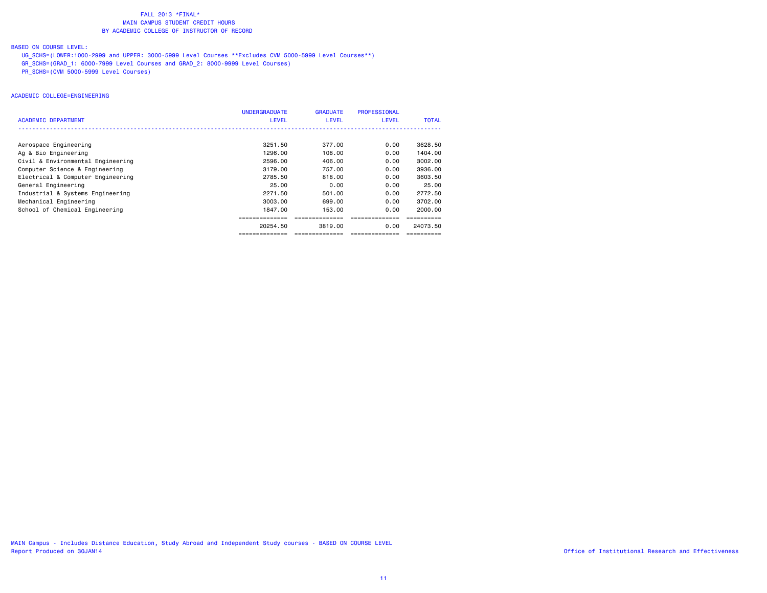# FALL 2013 *FINAL*
## MAIN CAMPUS STUDENT CREDIT HOURS
## BY ACADEMIC COLLEGE OF INSTRUCTOR OF RECORD

BASED ON COURSE LEVEL:

- UG_SCHS=(LOWER:1000-2999 and UPPER: 3000-5999 Level Courses **Excludes CVM 5000-5999 Level Courses**)
- GR_SCHS=(GRAD_1: 6000-7999 Level Courses and GRAD_2: 8000-9999 Level Courses)
- PR_SCHS=(CVM 5000-5999 Level Courses)

ACADEMIC COLLEGE=ENGINEERING

| ACADEMIC DEPARTMENT | UNDERGRADUATE LEVEL | GRADUATE LEVEL | PROFESSIONAL LEVEL | TOTAL |
|---|---|---|---|---|
| Aerospace Engineering | 3251.50 | 377.00 | 0.00 | 3628.50 |
| Ag & Bio Engineering | 1296.00 | 108.00 | 0.00 | 1404.00 |
| Civil & Environmental Engineering | 2596.00 | 406.00 | 0.00 | 3002.00 |
| Computer Science & Engineering | 3179.00 | 757.00 | 0.00 | 3936.00 |
| Electrical & Computer Engineering | 2785.50 | 818.00 | 0.00 | 3603.50 |
| General Engineering | 25.00 | 0.00 | 0.00 | 25.00 |
| Industrial & Systems Engineering | 2271.50 | 501.00 | 0.00 | 2772.50 |
| Mechanical Engineering | 3003.00 | 699.00 | 0.00 | 3702.00 |
| School of Chemical Engineering | 1847.00 | 153.00 | 0.00 | 2000.00 |
| | 20254.50 | 3819.00 | 0.00 | 24073.50 |

MAIN Campus - Includes Distance Education, Study Abroad and Independent Study courses - BASED ON COURSE LEVEL
Report Produced on 30JAN14

Office of Institutional Research and Effectiveness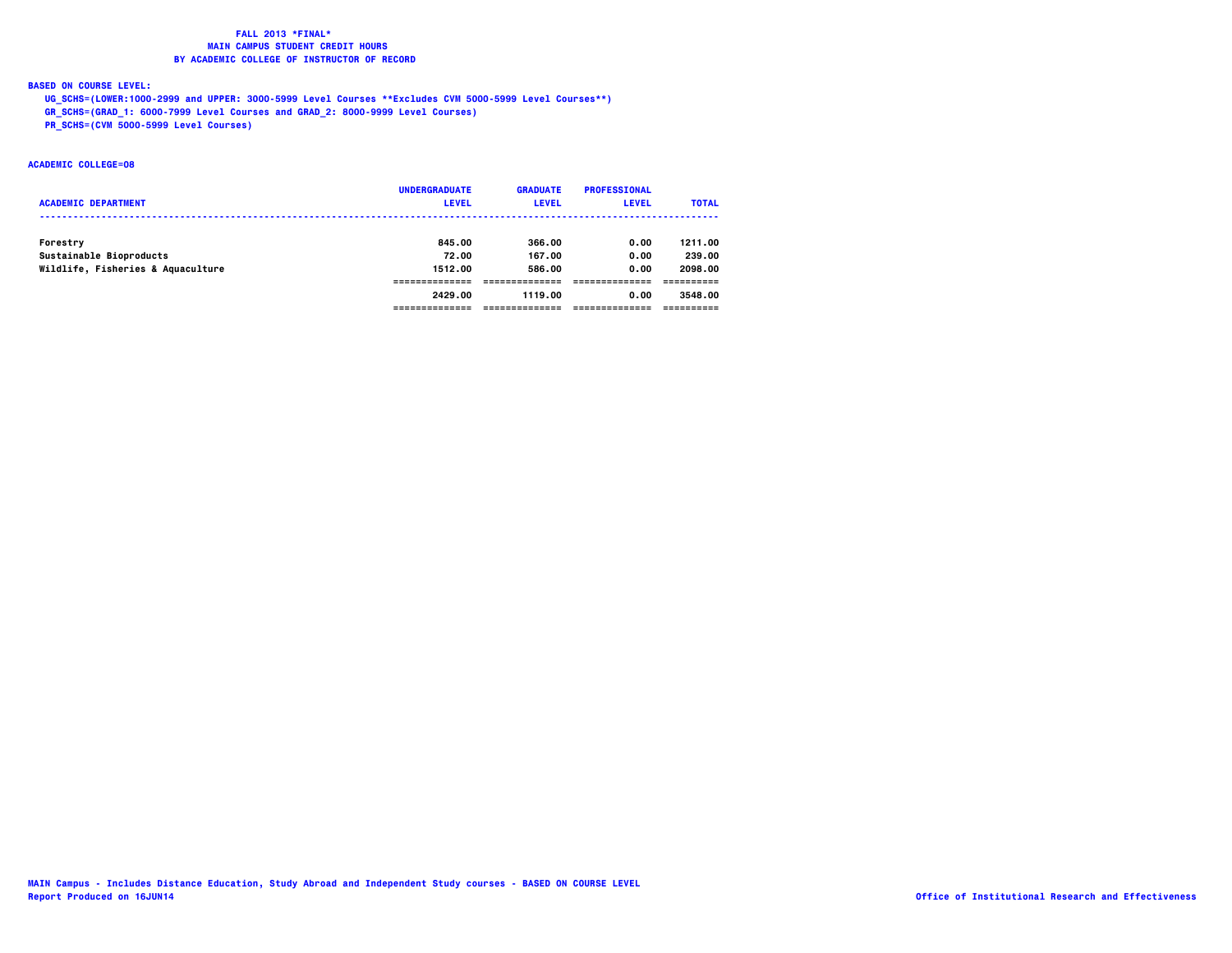**FALL 2013 *FINAL***
**MAIN CAMPUS STUDENT CREDIT HOURS**
**BY ACADEMIC COLLEGE OF INSTRUCTOR OF RECORD**

**BASED ON COURSE LEVEL:**

UG_SCHS=(LOWER:1000-2999 and UPPER: 3000-5999 Level Courses **Excludes CVM 5000-5999 Level Courses**)
GR_SCHS=(GRAD_1: 6000-7999 Level Courses and GRAD_2: 8000-9999 Level Courses)
PR_SCHS=(CVM 5000-5999 Level Courses)

**ACADEMIC COLLEGE=08**

| ACADEMIC DEPARTMENT | UNDERGRADUATE LEVEL | GRADUATE LEVEL | PROFESSIONAL LEVEL | TOTAL |
|---|---|---|---|---|
| Forestry | 845.00 | 366.00 | 0.00 | 1211.00 |
| Sustainable Bioproducts | 72.00 | 167.00 | 0.00 | 239.00 |
| Wildlife, Fisheries & Aquaculture | 1512.00 | 586.00 | 0.00 | 2098.00 |
| | 2429.00 | 1119.00 | 0.00 | 3548.00 |

MAIN Campus - Includes Distance Education, Study Abroad and Independent Study courses - BASED ON COURSE LEVEL
Report Produced on 16JUN14

Office of Institutional Research and Effectiveness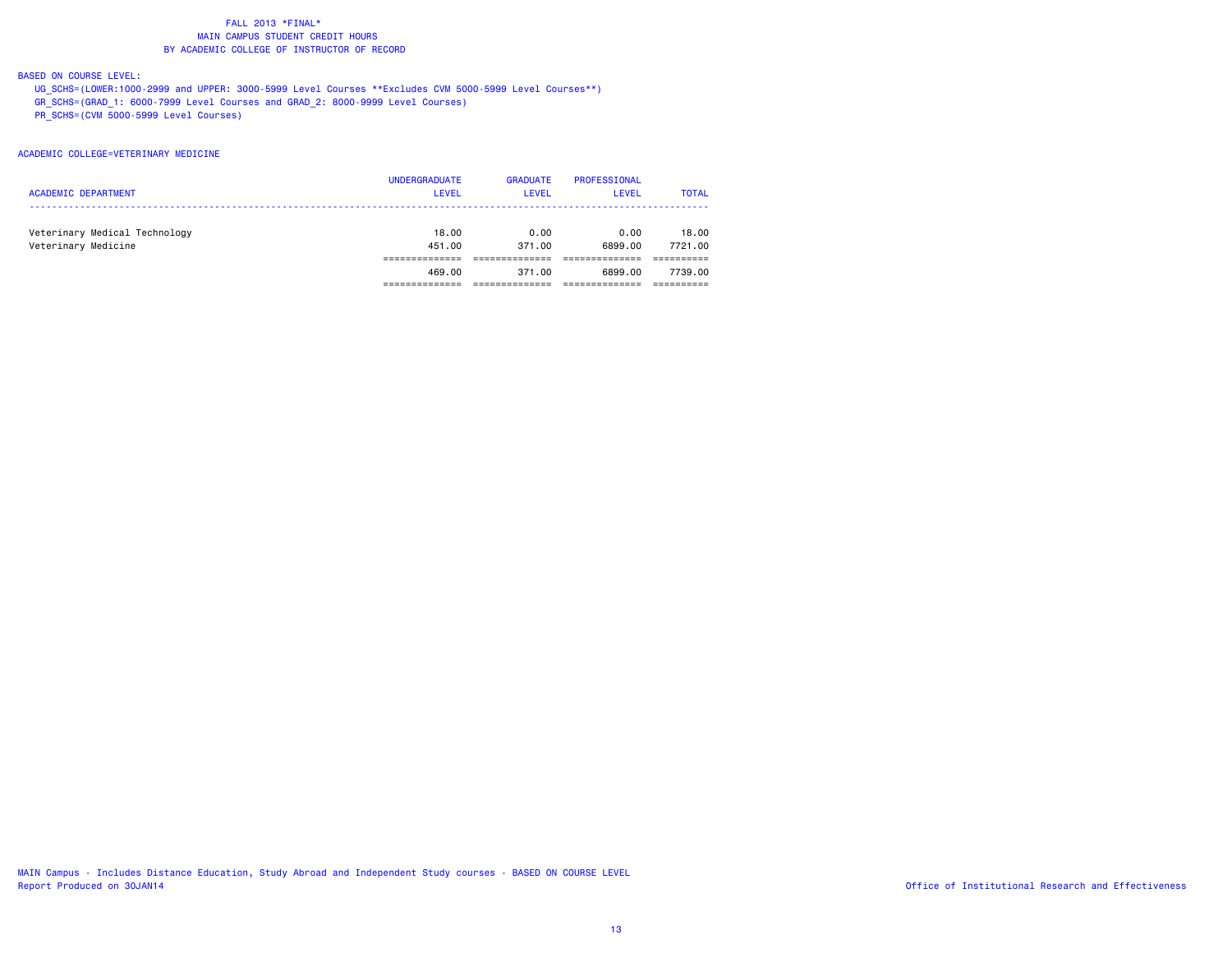FALL 2013 *FINAL*
MAIN CAMPUS STUDENT CREDIT HOURS
BY ACADEMIC COLLEGE OF INSTRUCTOR OF RECORD

BASED ON COURSE LEVEL:

UG_SCHS=(LOWER:1000-2999 and UPPER: 3000-5999 Level Courses **Excludes CVM 5000-5999 Level Courses**)
GR_SCHS=(GRAD_1: 6000-7999 Level Courses and GRAD_2: 8000-9999 Level Courses)
PR_SCHS=(CVM 5000-5999 Level Courses)

ACADEMIC COLLEGE=VETERINARY MEDICINE

| ACADEMIC DEPARTMENT | UNDERGRADUATE LEVEL | GRADUATE LEVEL | PROFESSIONAL LEVEL | TOTAL |
|---|---|---|---|---|
| Veterinary Medical Technology | 18.00 | 0.00 | 0.00 | 18.00 |
| Veterinary Medicine | 451.00 | 371.00 | 6899.00 | 7721.00 |
| | 469.00 | 371.00 | 6899.00 | 7739.00 |

MAIN Campus - Includes Distance Education, Study Abroad and Independent Study courses - BASED ON COURSE LEVEL
Report Produced on 30JAN14

Office of Institutional Research and Effectiveness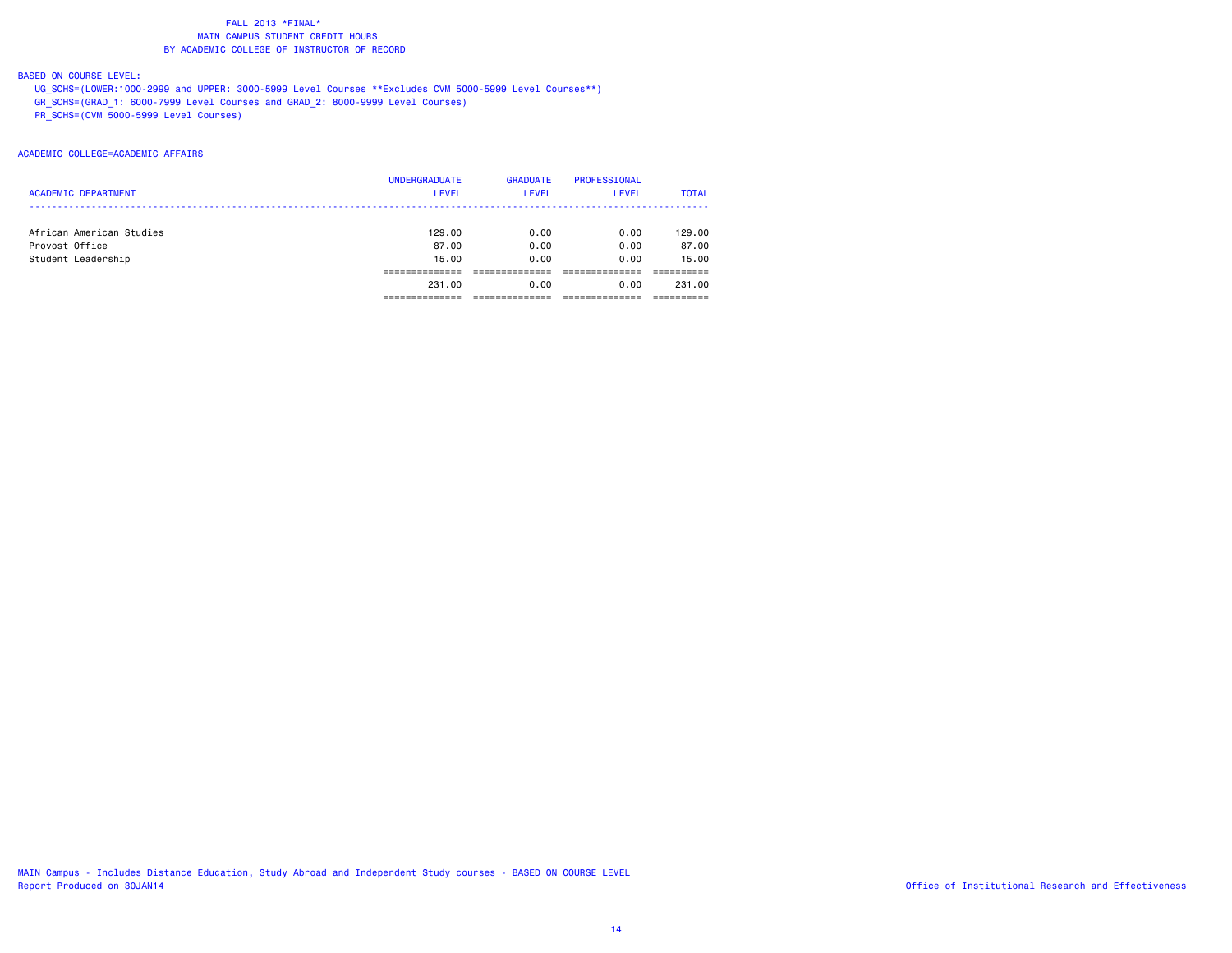FALL 2013 *FINAL*
MAIN CAMPUS STUDENT CREDIT HOURS
BY ACADEMIC COLLEGE OF INSTRUCTOR OF RECORD

BASED ON COURSE LEVEL:

UG_SCHS=(LOWER:1000-2999 and UPPER: 3000-5999 Level Courses **Excludes CVM 5000-5999 Level Courses**)
GR_SCHS=(GRAD_1: 6000-7999 Level Courses and GRAD_2: 8000-9999 Level Courses)
PR_SCHS=(CVM 5000-5999 Level Courses)

ACADEMIC COLLEGE=ACADEMIC AFFAIRS

| ACADEMIC DEPARTMENT | UNDERGRADUATE LEVEL | GRADUATE LEVEL | PROFESSIONAL LEVEL | TOTAL |
|---|---|---|---|---|
| African American Studies | 129.00 | 0.00 | 0.00 | 129.00 |
| Provost Office | 87.00 | 0.00 | 0.00 | 87.00 |
| Student Leadership | 15.00 | 0.00 | 0.00 | 15.00 |
| | 231.00 | 0.00 | 0.00 | 231.00 |

MAIN Campus - Includes Distance Education, Study Abroad and Independent Study courses - BASED ON COURSE LEVEL
Report Produced on 30JAN14

Office of Institutional Research and Effectiveness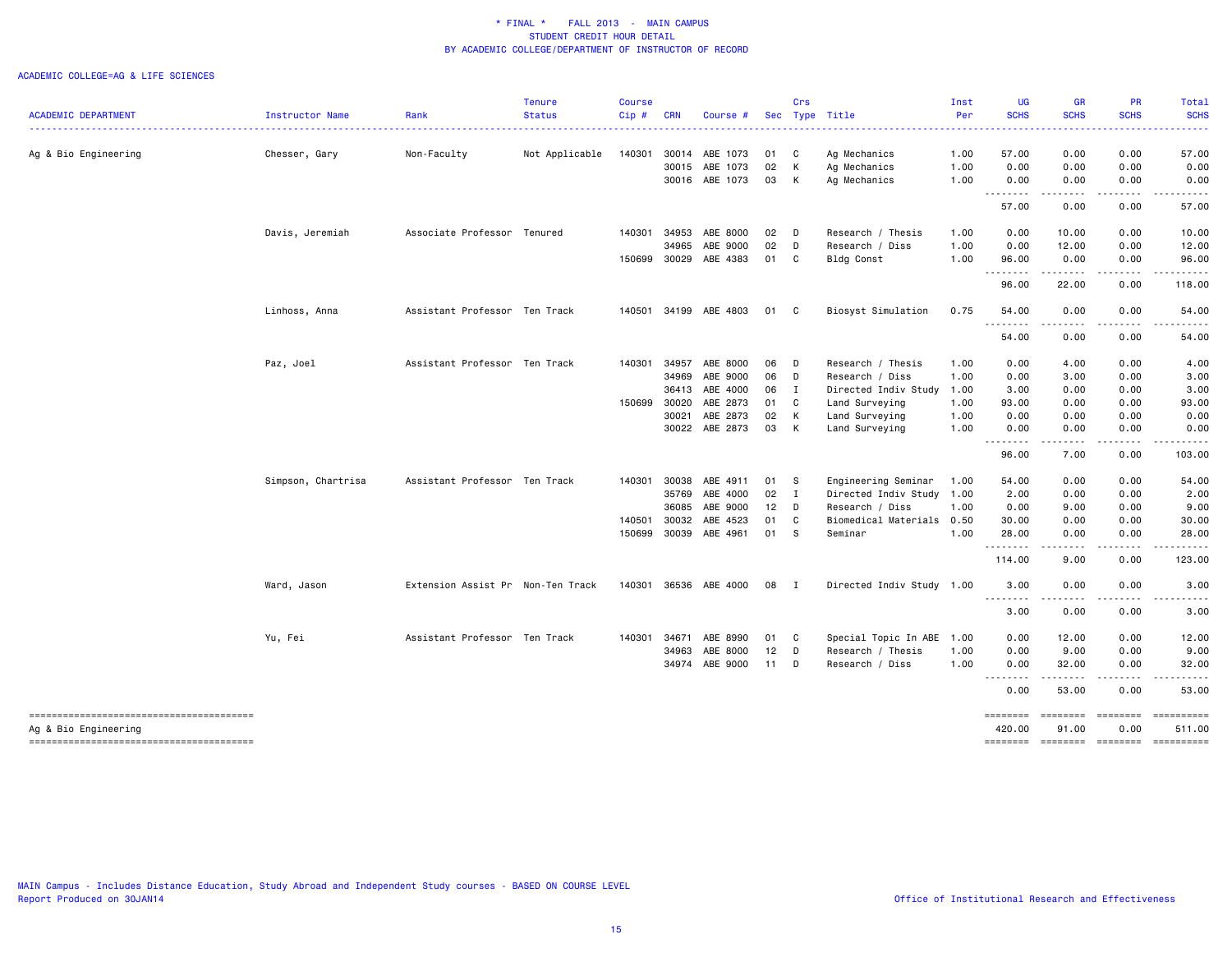\* FINAL \* FALL 2013 - MAIN CAMPUS
STUDENT CREDIT HOUR DETAIL
BY ACADEMIC COLLEGE/DEPARTMENT OF INSTRUCTOR OF RECORD

ACADEMIC COLLEGE=AG & LIFE SCIENCES

| ACADEMIC DEPARTMENT | Instructor Name | Rank | Tenure Status | Course Cip # | CRN | Course # | Sec | Crs Type | Title | Inst Per | UG SCHS | GR SCHS | PR SCHS | Total SCHS |
|---|---|---|---|---|---|---|---|---|---|---|---|---|---|---|
| Ag & Bio Engineering | Chesser, Gary | Non-Faculty | Not Applicable | 140301 | 30014 | ABE 1073 | 01 | C | Ag Mechanics | 1.00 | 57.00 | 0.00 | 0.00 | 57.00 |
| | | | | | 30015 | ABE 1073 | 02 | K | Ag Mechanics | 1.00 | 0.00 | 0.00 | 0.00 | 0.00 |
| | | | | | 30016 | ABE 1073 | 03 | K | Ag Mechanics | 1.00 | 0.00 | 0.00 | 0.00 | 0.00 |
| | | | | | | | | | | | 57.00 | 0.00 | 0.00 | 57.00 |
| | Davis, Jeremiah | Associate Professor | Tenured | 140301 | 34953 | ABE 8000 | 02 | D | Research / Thesis | 1.00 | 0.00 | 10.00 | 0.00 | 10.00 |
| | | | | | 34965 | ABE 9000 | 02 | D | Research / Diss | 1.00 | 0.00 | 12.00 | 0.00 | 12.00 |
| | | | | 150699 | 30029 | ABE 4383 | 01 | C | Bldg Const | 1.00 | 96.00 | 0.00 | 0.00 | 96.00 |
| | | | | | | | | | | | 96.00 | 22.00 | 0.00 | 118.00 |
| | Linhoss, Anna | Assistant Professor | Ten Track | 140501 | 34199 | ABE 4803 | 01 | C | Biosyst Simulation | 0.75 | 54.00 | 0.00 | 0.00 | 54.00 |
| | | | | | | | | | | | 54.00 | 0.00 | 0.00 | 54.00 |
| | Paz, Joel | Assistant Professor | Ten Track | 140301 | 34957 | ABE 8000 | 06 | D | Research / Thesis | 1.00 | 0.00 | 4.00 | 0.00 | 4.00 |
| | | | | | 34969 | ABE 9000 | 06 | D | Research / Diss | 1.00 | 0.00 | 3.00 | 0.00 | 3.00 |
| | | | | | 36413 | ABE 4000 | 06 | I | Directed Indiv Study | 1.00 | 3.00 | 0.00 | 0.00 | 3.00 |
| | | | | 150699 | 30020 | ABE 2873 | 01 | C | Land Surveying | 1.00 | 93.00 | 0.00 | 0.00 | 93.00 |
| | | | | | 30021 | ABE 2873 | 02 | K | Land Surveying | 1.00 | 0.00 | 0.00 | 0.00 | 0.00 |
| | | | | | 30022 | ABE 2873 | 03 | K | Land Surveying | 1.00 | 0.00 | 0.00 | 0.00 | 0.00 |
| | | | | | | | | | | | 96.00 | 7.00 | 0.00 | 103.00 |
| | Simpson, Chartrisa | Assistant Professor | Ten Track | 140301 | 30038 | ABE 4911 | 01 | S | Engineering Seminar | 1.00 | 54.00 | 0.00 | 0.00 | 54.00 |
| | | | | | 35769 | ABE 4000 | 02 | I | Directed Indiv Study | 1.00 | 2.00 | 0.00 | 0.00 | 2.00 |
| | | | | | 36085 | ABE 9000 | 12 | D | Research / Diss | 1.00 | 0.00 | 9.00 | 0.00 | 9.00 |
| | | | | 140501 | 30032 | ABE 4523 | 01 | C | Biomedical Materials | 0.50 | 30.00 | 0.00 | 0.00 | 30.00 |
| | | | | 150699 | 30039 | ABE 4961 | 01 | S | Seminar | 1.00 | 28.00 | 0.00 | 0.00 | 28.00 |
| | | | | | | | | | | | 114.00 | 9.00 | 0.00 | 123.00 |
| | Ward, Jason | Extension Assist Pr | Non-Ten Track | 140301 | 36536 | ABE 4000 | 08 | I | Directed Indiv Study | 1.00 | 3.00 | 0.00 | 0.00 | 3.00 |
| | | | | | | | | | | | 3.00 | 0.00 | 0.00 | 3.00 |
| | Yu, Fei | Assistant Professor | Ten Track | 140301 | 34671 | ABE 8990 | 01 | C | Special Topic In ABE | 1.00 | 0.00 | 12.00 | 0.00 | 12.00 |
| | | | | | 34963 | ABE 8000 | 12 | D | Research / Thesis | 1.00 | 0.00 | 9.00 | 0.00 | 9.00 |
| | | | | | 34974 | ABE 9000 | 11 | D | Research / Diss | 1.00 | 0.00 | 32.00 | 0.00 | 32.00 |
| | | | | | | | | | | | 0.00 | 53.00 | 0.00 | 53.00 |
| Ag & Bio Engineering | | | | | | | | | | | 420.00 | 91.00 | 0.00 | 511.00 |

MAIN Campus - Includes Distance Education, Study Abroad and Independent Study courses - BASED ON COURSE LEVEL
Report Produced on 30JAN14

Office of Institutional Research and Effectiveness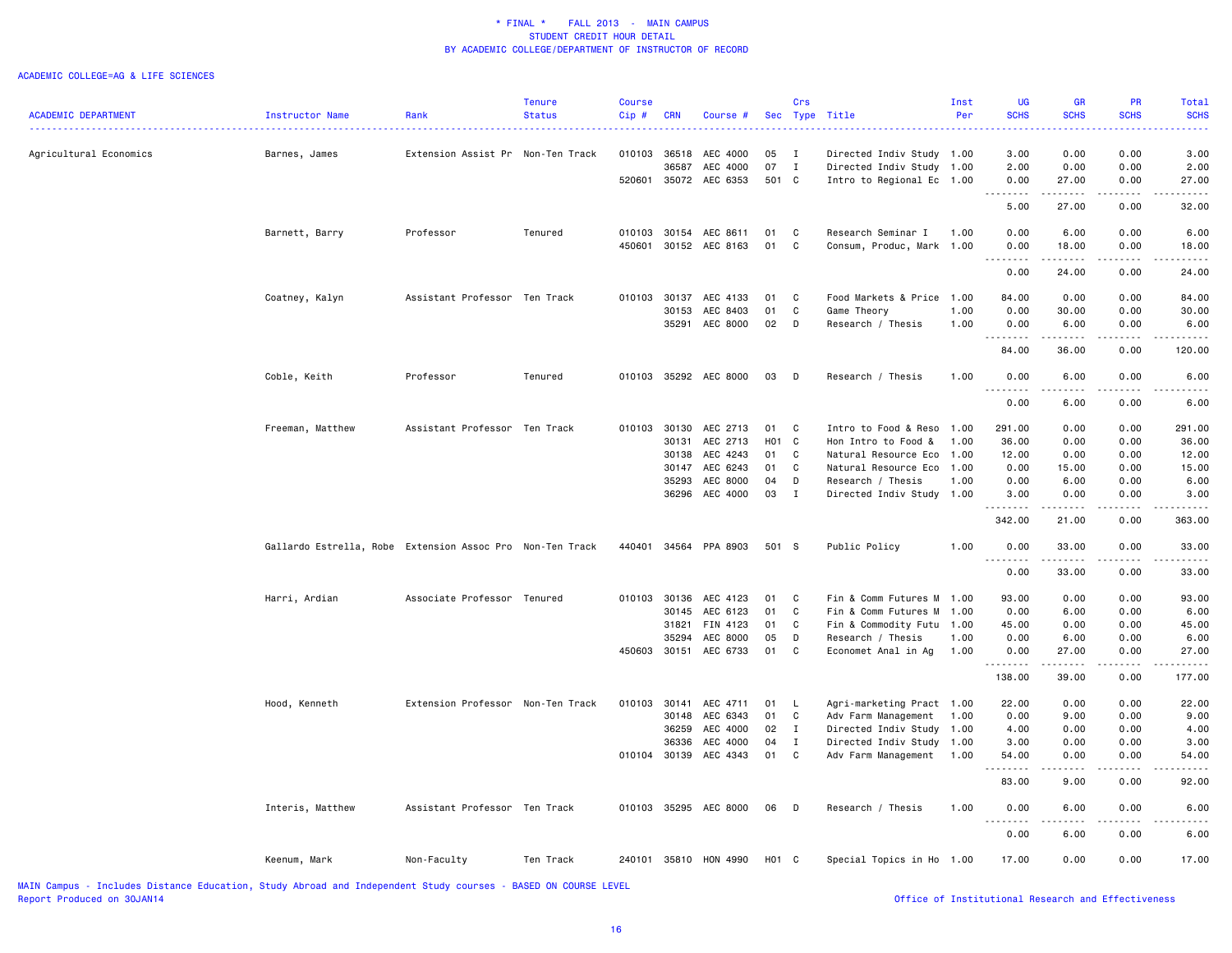# * FINAL * FALL 2013 - MAIN CAMPUS
## STUDENT CREDIT HOUR DETAIL
## BY ACADEMIC COLLEGE/DEPARTMENT OF INSTRUCTOR OF RECORD

ACADEMIC COLLEGE=AG & LIFE SCIENCES

| ACADEMIC DEPARTMENT | Instructor Name | Rank | Tenure Status | Course Cip # | CRN | Course # | Sec | Crs Type | Title | Inst Per | UG SCHS | GR SCHS | PR SCHS | Total SCHS |
|---|---|---|---|---|---|---|---|---|---|---|---|---|---|---|
| Agricultural Economics | Barnes, James | Extension Assist Pr | Non-Ten Track | 010103 | 36518 | AEC 4000 | 05 | I | Directed Indiv Study | 1.00 | 3.00 | 0.00 | 0.00 | 3.00 |
| | | | | | 36587 | AEC 4000 | 07 | I | Directed Indiv Study | 1.00 | 2.00 | 0.00 | 0.00 | 2.00 |
| | | | | 520601 | 35072 | AEC 6353 | 501 | C | Intro to Regional Ec | 1.00 | 0.00 | 27.00 | 0.00 | 27.00 |
| | | | | | | | | | | | 5.00 | 27.00 | 0.00 | 32.00 |
| | Barnett, Barry | Professor | Tenured | 010103 | 30154 | AEC 8611 | 01 | C | Research Seminar I | 1.00 | 0.00 | 6.00 | 0.00 | 6.00 |
| | | | | 450601 | 30152 | AEC 8163 | 01 | C | Consum, Produc, Mark | 1.00 | 0.00 | 18.00 | 0.00 | 18.00 |
| | | | | | | | | | | | 0.00 | 24.00 | 0.00 | 24.00 |
| | Coatney, Kalyn | Assistant Professor | Ten Track | 010103 | 30137 | AEC 4133 | 01 | C | Food Markets & Price | 1.00 | 84.00 | 0.00 | 0.00 | 84.00 |
| | | | | | 30153 | AEC 8403 | 01 | C | Game Theory | 1.00 | 0.00 | 30.00 | 0.00 | 30.00 |
| | | | | | 35291 | AEC 8000 | 02 | D | Research / Thesis | 1.00 | 0.00 | 6.00 | 0.00 | 6.00 |
| | | | | | | | | | | | 84.00 | 36.00 | 0.00 | 120.00 |
| | Coble, Keith | Professor | Tenured | 010103 | 35292 | AEC 8000 | 03 | D | Research / Thesis | 1.00 | 0.00 | 6.00 | 0.00 | 6.00 |
| | | | | | | | | | | | 0.00 | 6.00 | 0.00 | 6.00 |
| | Freeman, Matthew | Assistant Professor | Ten Track | 010103 | 30130 | AEC 2713 | 01 | C | Intro to Food & Reso | 1.00 | 291.00 | 0.00 | 0.00 | 291.00 |
| | | | | | 30131 | AEC 2713 | H01 | C | Hon Intro to Food & | 1.00 | 36.00 | 0.00 | 0.00 | 36.00 |
| | | | | | 30138 | AEC 4243 | 01 | C | Natural Resource Eco | 1.00 | 12.00 | 0.00 | 0.00 | 12.00 |
| | | | | | 30147 | AEC 6243 | 01 | C | Natural Resource Eco | 1.00 | 0.00 | 15.00 | 0.00 | 15.00 |
| | | | | | 35293 | AEC 8000 | 04 | D | Research / Thesis | 1.00 | 0.00 | 6.00 | 0.00 | 6.00 |
| | | | | | 36296 | AEC 4000 | 03 | I | Directed Indiv Study | 1.00 | 3.00 | 0.00 | 0.00 | 3.00 |
| | | | | | | | | | | | 342.00 | 21.00 | 0.00 | 363.00 |
| | Gallardo Estrella, Robe | Extension Assoc Pro | Non-Ten Track | 440401 | 34564 | PPA 8903 | 501 | S | Public Policy | 1.00 | 0.00 | 33.00 | 0.00 | 33.00 |
| | | | | | | | | | | | 0.00 | 33.00 | 0.00 | 33.00 |
| | Harri, Ardian | Associate Professor | Tenured | 010103 | 30136 | AEC 4123 | 01 | C | Fin & Comm Futures M | 1.00 | 93.00 | 0.00 | 0.00 | 93.00 |
| | | | | | 30145 | AEC 6123 | 01 | C | Fin & Comm Futures M | 1.00 | 0.00 | 6.00 | 0.00 | 6.00 |
| | | | | | 31821 | FIN 4123 | 01 | C | Fin & Commodity Futu | 1.00 | 45.00 | 0.00 | 0.00 | 45.00 |
| | | | | | 35294 | AEC 8000 | 05 | D | Research / Thesis | 1.00 | 0.00 | 6.00 | 0.00 | 6.00 |
| | | | | 450603 | 30151 | AEC 6733 | 01 | C | Economet Anal in Ag | 1.00 | 0.00 | 27.00 | 0.00 | 27.00 |
| | | | | | | | | | | | 138.00 | 39.00 | 0.00 | 177.00 |
| | Hood, Kenneth | Extension Professor | Non-Ten Track | 010103 | 30141 | AEC 4711 | 01 | L | Agri-marketing Pract | 1.00 | 22.00 | 0.00 | 0.00 | 22.00 |
| | | | | | 30148 | AEC 6343 | 01 | C | Adv Farm Management | 1.00 | 0.00 | 9.00 | 0.00 | 9.00 |
| | | | | | 36259 | AEC 4000 | 02 | I | Directed Indiv Study | 1.00 | 4.00 | 0.00 | 0.00 | 4.00 |
| | | | | | 36336 | AEC 4000 | 04 | I | Directed Indiv Study | 1.00 | 3.00 | 0.00 | 0.00 | 3.00 |
| | | | | 010104 | 30139 | AEC 4343 | 01 | C | Adv Farm Management | 1.00 | 54.00 | 0.00 | 0.00 | 54.00 |
| | | | | | | | | | | | 83.00 | 9.00 | 0.00 | 92.00 |
| | Interis, Matthew | Assistant Professor | Ten Track | 010103 | 35295 | AEC 8000 | 06 | D | Research / Thesis | 1.00 | 0.00 | 6.00 | 0.00 | 6.00 |
| | | | | | | | | | | | 0.00 | 6.00 | 0.00 | 6.00 |
| | Keenum, Mark | Non-Faculty | Ten Track | 240101 | 35810 | HON 4990 | H01 | C | Special Topics in Ho | 1.00 | 17.00 | 0.00 | 0.00 | 17.00 |

MAIN Campus - Includes Distance Education, Study Abroad and Independent Study courses - BASED ON COURSE LEVEL
Report Produced on 30JAN14

Office of Institutional Research and Effectiveness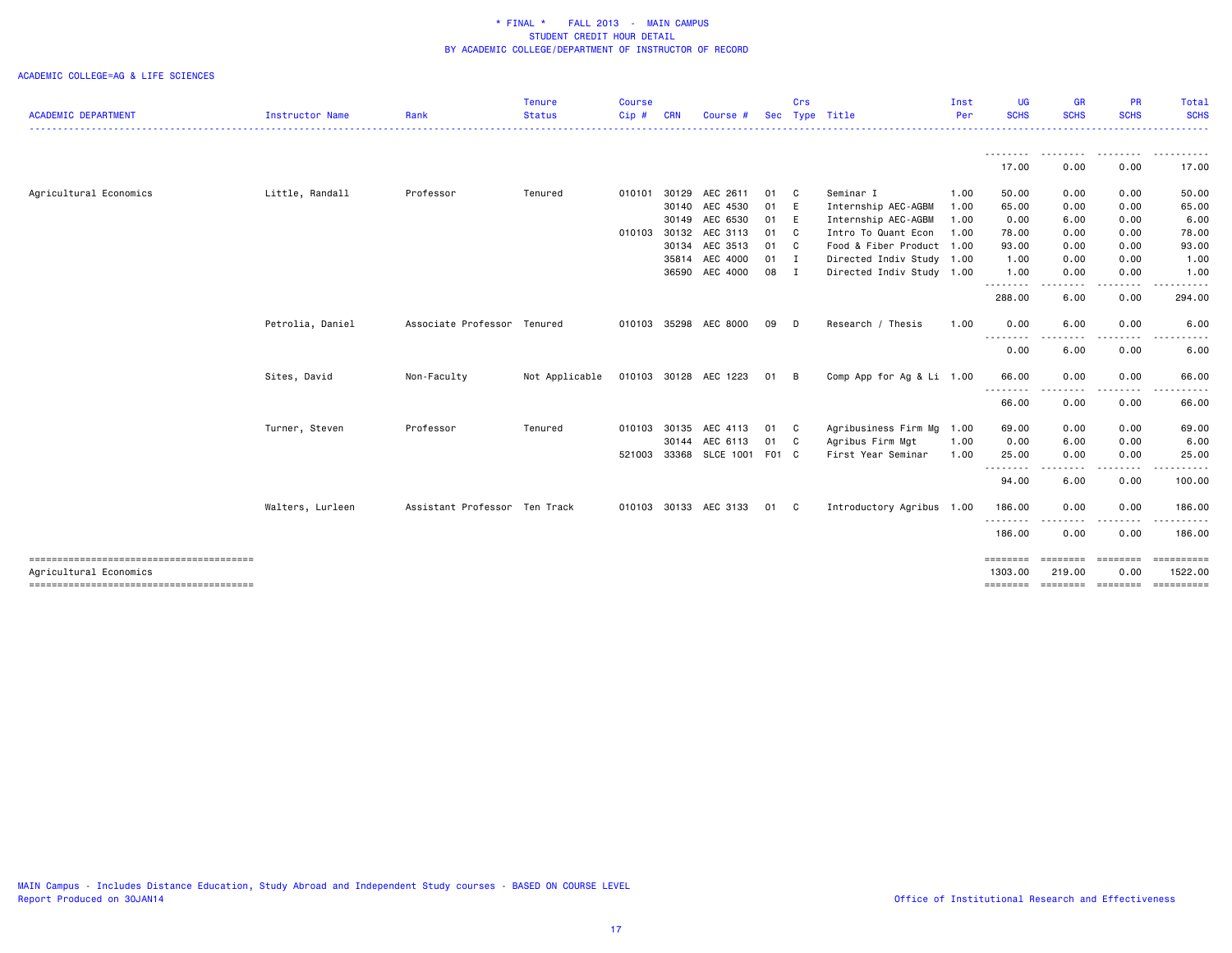\* FINAL \* FALL 2013 - MAIN CAMPUS
STUDENT CREDIT HOUR DETAIL
BY ACADEMIC COLLEGE/DEPARTMENT OF INSTRUCTOR OF RECORD

ACADEMIC COLLEGE=AG & LIFE SCIENCES

| ACADEMIC DEPARTMENT | Instructor Name | Rank | Tenure Status | Course Cip # | CRN | Course # | Sec | Crs Type | Title | Inst Per | UG SCHS | GR SCHS | PR SCHS | Total SCHS |
|---|---|---|---|---|---|---|---|---|---|---|---|---|---|---|
| | | | | | | | | | | | 17.00 | 0.00 | 0.00 | 17.00 |
| Agricultural Economics | Little, Randall | Professor | Tenured | 010101 | 30129 | AEC 2611 | 01 | C | Seminar I | 1.00 | 50.00 | 0.00 | 0.00 | 50.00 |
| | | | | | 30140 | AEC 4530 | 01 | E | Internship AEC-AGBM | 1.00 | 65.00 | 0.00 | 0.00 | 65.00 |
| | | | | | 30149 | AEC 6530 | 01 | E | Internship AEC-AGBM | 1.00 | 0.00 | 6.00 | 0.00 | 6.00 |
| | | | | 010103 | 30132 | AEC 3113 | 01 | C | Intro To Quant Econ | 1.00 | 78.00 | 0.00 | 0.00 | 78.00 |
| | | | | | 30134 | AEC 3513 | 01 | C | Food & Fiber Product | 1.00 | 93.00 | 0.00 | 0.00 | 93.00 |
| | | | | | 35814 | AEC 4000 | 01 | I | Directed Indiv Study | 1.00 | 1.00 | 0.00 | 0.00 | 1.00 |
| | | | | | 36590 | AEC 4000 | 08 | I | Directed Indiv Study | 1.00 | 1.00 | 0.00 | 0.00 | 1.00 |
| | | | | | | | | | | | 288.00 | 6.00 | 0.00 | 294.00 |
| | Petrolia, Daniel | Associate Professor | Tenured | 010103 | 35298 | AEC 8000 | 09 | D | Research / Thesis | 1.00 | 0.00 | 6.00 | 0.00 | 6.00 |
| | | | | | | | | | | | 0.00 | 6.00 | 0.00 | 6.00 |
| | Sites, David | Non-Faculty | Not Applicable | 010103 | 30128 | AEC 1223 | 01 | B | Comp App for Ag & Li | 1.00 | 66.00 | 0.00 | 0.00 | 66.00 |
| | | | | | | | | | | | 66.00 | 0.00 | 0.00 | 66.00 |
| | Turner, Steven | Professor | Tenured | 010103 | 30135 | AEC 4113 | 01 | C | Agribusiness Firm Mg | 1.00 | 69.00 | 0.00 | 0.00 | 69.00 |
| | | | | | 30144 | AEC 6113 | 01 | C | Agribus Firm Mgt | 1.00 | 0.00 | 6.00 | 0.00 | 6.00 |
| | | | | 521003 | 33368 | SLCE 1001 | F01 | C | First Year Seminar | 1.00 | 25.00 | 0.00 | 0.00 | 25.00 |
| | | | | | | | | | | | 94.00 | 6.00 | 0.00 | 100.00 |
| | Walters, Lurleen | Assistant Professor | Ten Track | 010103 | 30133 | AEC 3133 | 01 | C | Introductory Agribus | 1.00 | 186.00 | 0.00 | 0.00 | 186.00 |
| | | | | | | | | | | | 186.00 | 0.00 | 0.00 | 186.00 |
| Agricultural Economics | | | | | | | | | | | 1303.00 | 219.00 | 0.00 | 1522.00 |

MAIN Campus - Includes Distance Education, Study Abroad and Independent Study courses - BASED ON COURSE LEVEL
Report Produced on 30JAN14

Office of Institutional Research and Effectiveness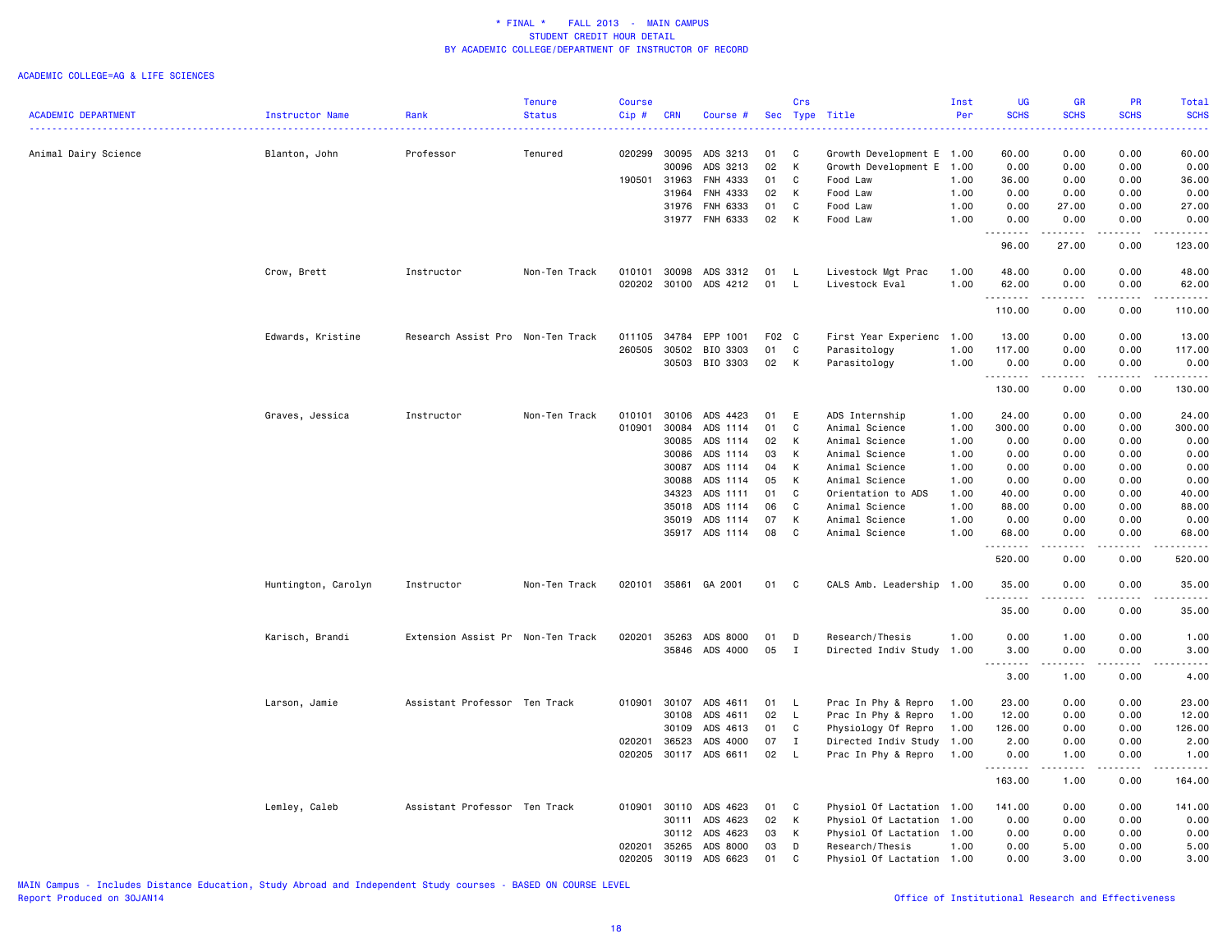# * FINAL * FALL 2013 - MAIN CAMPUS
## STUDENT CREDIT HOUR DETAIL
## BY ACADEMIC COLLEGE/DEPARTMENT OF INSTRUCTOR OF RECORD

ACADEMIC COLLEGE=AG & LIFE SCIENCES

| ACADEMIC DEPARTMENT | Instructor Name | Rank | Tenure Status | Course Cip # | CRN | Course # | Sec | Crs Type | Title | Inst Per | UG SCHS | GR SCHS | PR SCHS | Total SCHS |
|---|---|---|---|---|---|---|---|---|---|---|---|---|---|---|
| Animal Dairy Science | Blanton, John | Professor | Tenured | 020299 | 30095 | ADS 3213 | 01 | C | Growth Development E | 1.00 | 60.00 | 0.00 | 0.00 | 60.00 |
| | | | | | 30096 | ADS 3213 | 02 | K | Growth Development E | 1.00 | 0.00 | 0.00 | 0.00 | 0.00 |
| | | | | 190501 | 31963 | FNH 4333 | 01 | C | Food Law | 1.00 | 36.00 | 0.00 | 0.00 | 36.00 |
| | | | | | 31964 | FNH 4333 | 02 | K | Food Law | 1.00 | 0.00 | 0.00 | 0.00 | 0.00 |
| | | | | | 31976 | FNH 6333 | 01 | C | Food Law | 1.00 | 0.00 | 27.00 | 0.00 | 27.00 |
| | | | | | 31977 | FNH 6333 | 02 | K | Food Law | 1.00 | 0.00 | 0.00 | 0.00 | 0.00 |
| | | | | | | | | | | | 96.00 | 27.00 | 0.00 | 123.00 |
| | Crow, Brett | Instructor | Non-Ten Track | 010101 | 30098 | ADS 3312 | 01 | L | Livestock Mgt Prac | 1.00 | 48.00 | 0.00 | 0.00 | 48.00 |
| | | | | 020202 | 30100 | ADS 4212 | 01 | L | Livestock Eval | 1.00 | 62.00 | 0.00 | 0.00 | 62.00 |
| | | | | | | | | | | | 110.00 | 0.00 | 0.00 | 110.00 |
| | Edwards, Kristine | Research Assist Pro | Non-Ten Track | 011105 | 34784 | EPP 1001 | F02 | C | First Year Experienc | 1.00 | 13.00 | 0.00 | 0.00 | 13.00 |
| | | | | 260505 | 30502 | BIO 3303 | 01 | C | Parasitology | 1.00 | 117.00 | 0.00 | 0.00 | 117.00 |
| | | | | | 30503 | BIO 3303 | 02 | K | Parasitology | 1.00 | 0.00 | 0.00 | 0.00 | 0.00 |
| | | | | | | | | | | | 130.00 | 0.00 | 0.00 | 130.00 |
| | Graves, Jessica | Instructor | Non-Ten Track | 010101 | 30106 | ADS 4423 | 01 | E | ADS Internship | 1.00 | 24.00 | 0.00 | 0.00 | 24.00 |
| | | | | 010901 | 30084 | ADS 1114 | 01 | C | Animal Science | 1.00 | 300.00 | 0.00 | 0.00 | 300.00 |
| | | | | | 30085 | ADS 1114 | 02 | K | Animal Science | 1.00 | 0.00 | 0.00 | 0.00 | 0.00 |
| | | | | | 30086 | ADS 1114 | 03 | K | Animal Science | 1.00 | 0.00 | 0.00 | 0.00 | 0.00 |
| | | | | | 30087 | ADS 1114 | 04 | K | Animal Science | 1.00 | 0.00 | 0.00 | 0.00 | 0.00 |
| | | | | | 30088 | ADS 1114 | 05 | K | Animal Science | 1.00 | 0.00 | 0.00 | 0.00 | 0.00 |
| | | | | | 34323 | ADS 1111 | 01 | C | Orientation to ADS | 1.00 | 40.00 | 0.00 | 0.00 | 40.00 |
| | | | | | 35018 | ADS 1114 | 06 | C | Animal Science | 1.00 | 88.00 | 0.00 | 0.00 | 88.00 |
| | | | | | 35019 | ADS 1114 | 07 | K | Animal Science | 1.00 | 0.00 | 0.00 | 0.00 | 0.00 |
| | | | | | 35917 | ADS 1114 | 08 | C | Animal Science | 1.00 | 68.00 | 0.00 | 0.00 | 68.00 |
| | | | | | | | | | | | 520.00 | 0.00 | 0.00 | 520.00 |
| | Huntington, Carolyn | Instructor | Non-Ten Track | 020101 | 35861 | GA 2001 | 01 | C | CALS Amb. Leadership | 1.00 | 35.00 | 0.00 | 0.00 | 35.00 |
| | | | | | | | | | | | 35.00 | 0.00 | 0.00 | 35.00 |
| | Karisch, Brandi | Extension Assist Pr | Non-Ten Track | 020201 | 35263 | ADS 8000 | 01 | D | Research/Thesis | 1.00 | 0.00 | 1.00 | 0.00 | 1.00 |
| | | | | | 35846 | ADS 4000 | 05 | I | Directed Indiv Study | 1.00 | 3.00 | 0.00 | 0.00 | 3.00 |
| | | | | | | | | | | | 3.00 | 1.00 | 0.00 | 4.00 |
| | Larson, Jamie | Assistant Professor | Ten Track | 010901 | 30107 | ADS 4611 | 01 | L | Prac In Phy & Repro | 1.00 | 23.00 | 0.00 | 0.00 | 23.00 |
| | | | | | 30108 | ADS 4611 | 02 | L | Prac In Phy & Repro | 1.00 | 12.00 | 0.00 | 0.00 | 12.00 |
| | | | | | 30109 | ADS 4613 | 01 | C | Physiology Of Repro | 1.00 | 126.00 | 0.00 | 0.00 | 126.00 |
| | | | | 020201 | 36523 | ADS 4000 | 07 | I | Directed Indiv Study | 1.00 | 2.00 | 0.00 | 0.00 | 2.00 |
| | | | | 020205 | 30117 | ADS 6611 | 02 | L | Prac In Phy & Repro | 1.00 | 0.00 | 1.00 | 0.00 | 1.00 |
| | | | | | | | | | | | 163.00 | 1.00 | 0.00 | 164.00 |
| | Lemley, Caleb | Assistant Professor | Ten Track | 010901 | 30110 | ADS 4623 | 01 | C | Physiol Of Lactation | 1.00 | 141.00 | 0.00 | 0.00 | 141.00 |
| | | | | | 30111 | ADS 4623 | 02 | K | Physiol Of Lactation | 1.00 | 0.00 | 0.00 | 0.00 | 0.00 |
| | | | | | 30112 | ADS 4623 | 03 | K | Physiol Of Lactation | 1.00 | 0.00 | 0.00 | 0.00 | 0.00 |
| | | | | 020201 | 35265 | ADS 8000 | 03 | D | Research/Thesis | 1.00 | 0.00 | 5.00 | 0.00 | 5.00 |
| | | | | 020205 | 30119 | ADS 6623 | 01 | C | Physiol Of Lactation | 1.00 | 0.00 | 3.00 | 0.00 | 3.00 |

MAIN Campus - Includes Distance Education, Study Abroad and Independent Study courses - BASED ON COURSE LEVEL
Report Produced on 30JAN14

Office of Institutional Research and Effectiveness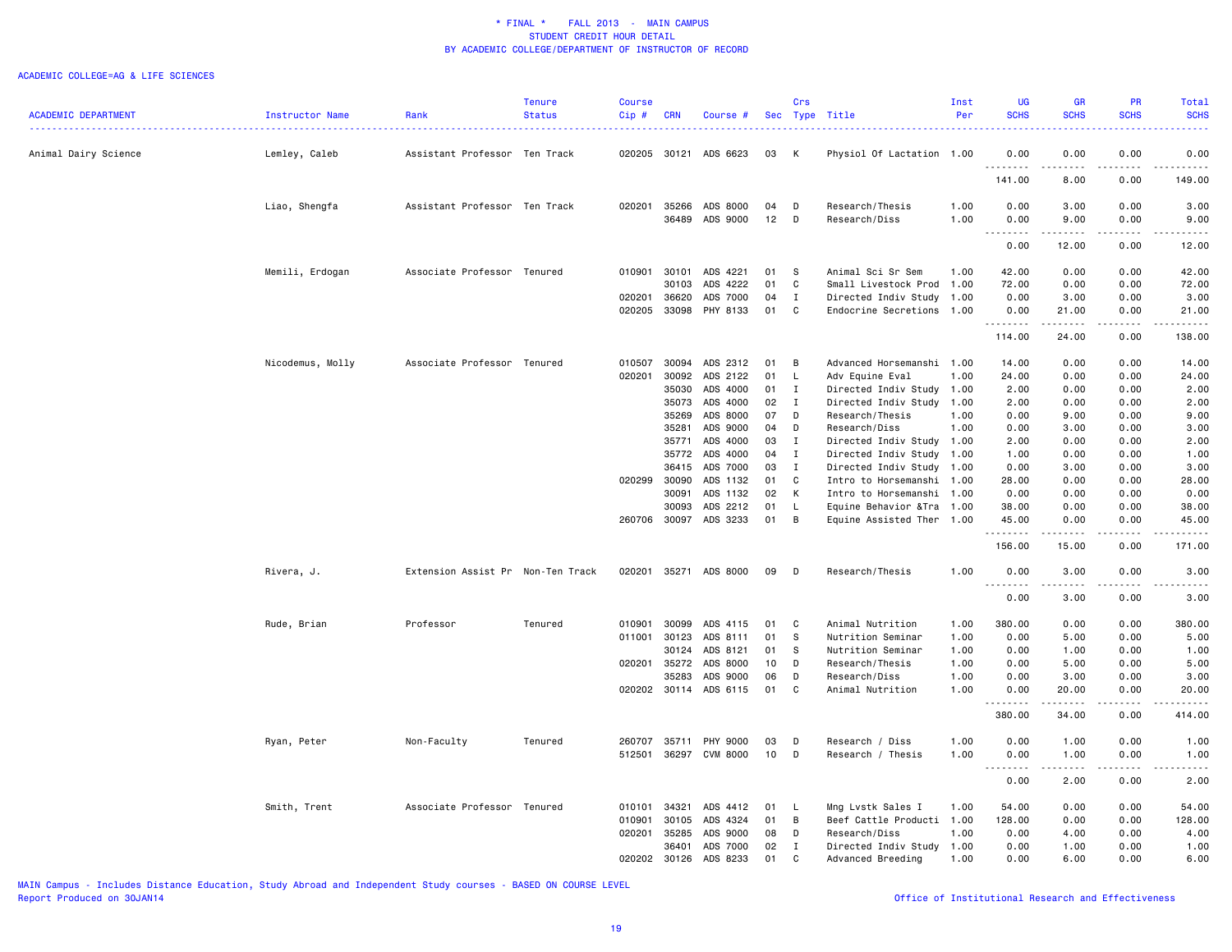\* FINAL \* FALL 2013 - MAIN CAMPUS
STUDENT CREDIT HOUR DETAIL
BY ACADEMIC COLLEGE/DEPARTMENT OF INSTRUCTOR OF RECORD

ACADEMIC COLLEGE=AG & LIFE SCIENCES

| ACADEMIC DEPARTMENT | Instructor Name | Rank | Tenure Status | Course Cip # | CRN | Course # | Sec | Crs Type | Title | Inst Per | UG SCHS | GR SCHS | PR SCHS | Total SCHS |
|---|---|---|---|---|---|---|---|---|---|---|---|---|---|---|
| Animal Dairy Science | Lemley, Caleb | Assistant Professor | Ten Track | 020205 | 30121 | ADS 6623 | 03 | K | Physiol Of Lactation | 1.00 | 0.00 | 0.00 | 0.00 | 0.00 |
| | | | | | | | | | | | 141.00 | 8.00 | 0.00 | 149.00 |
| | Liao, Shengfa | Assistant Professor | Ten Track | 020201 | 35266 | ADS 8000 | 04 | D | Research/Thesis | 1.00 | 0.00 | 3.00 | 0.00 | 3.00 |
| | | | | | 36489 | ADS 9000 | 12 | D | Research/Diss | 1.00 | 0.00 | 9.00 | 0.00 | 9.00 |
| | | | | | | | | | | | 0.00 | 12.00 | 0.00 | 12.00 |
| | Memili, Erdogan | Associate Professor | Tenured | 010901 | 30101 | ADS 4221 | 01 | S | Animal Sci Sr Sem | 1.00 | 42.00 | 0.00 | 0.00 | 42.00 |
| | | | | | 30103 | ADS 4222 | 01 | C | Small Livestock Prod | 1.00 | 72.00 | 0.00 | 0.00 | 72.00 |
| | | | | 020201 | 36620 | ADS 7000 | 04 | I | Directed Indiv Study | 1.00 | 0.00 | 3.00 | 0.00 | 3.00 |
| | | | | 020205 | 33098 | PHY 8133 | 01 | C | Endocrine Secretions | 1.00 | 0.00 | 21.00 | 0.00 | 21.00 |
| | | | | | | | | | | | 114.00 | 24.00 | 0.00 | 138.00 |
| | Nicodemus, Molly | Associate Professor | Tenured | 010507 | 30094 | ADS 2312 | 01 | B | Advanced Horsemanshi | 1.00 | 14.00 | 0.00 | 0.00 | 14.00 |
| | | | | 020201 | 30092 | ADS 2122 | 01 | L | Adv Equine Eval | 1.00 | 24.00 | 0.00 | 0.00 | 24.00 |
| | | | | | 35030 | ADS 4000 | 01 | I | Directed Indiv Study | 1.00 | 2.00 | 0.00 | 0.00 | 2.00 |
| | | | | | 35073 | ADS 4000 | 02 | I | Directed Indiv Study | 1.00 | 2.00 | 0.00 | 0.00 | 2.00 |
| | | | | | 35269 | ADS 8000 | 07 | D | Research/Thesis | 1.00 | 0.00 | 9.00 | 0.00 | 9.00 |
| | | | | | 35281 | ADS 9000 | 04 | D | Research/Diss | 1.00 | 0.00 | 3.00 | 0.00 | 3.00 |
| | | | | | 35771 | ADS 4000 | 03 | I | Directed Indiv Study | 1.00 | 2.00 | 0.00 | 0.00 | 2.00 |
| | | | | | 35772 | ADS 4000 | 04 | I | Directed Indiv Study | 1.00 | 1.00 | 0.00 | 0.00 | 1.00 |
| | | | | | 36415 | ADS 7000 | 03 | I | Directed Indiv Study | 1.00 | 0.00 | 3.00 | 0.00 | 3.00 |
| | | | | 020299 | 30090 | ADS 1132 | 01 | C | Intro to Horsemanshi | 1.00 | 28.00 | 0.00 | 0.00 | 28.00 |
| | | | | | 30091 | ADS 1132 | 02 | K | Intro to Horsemanshi | 1.00 | 0.00 | 0.00 | 0.00 | 0.00 |
| | | | | | 30093 | ADS 2212 | 01 | L | Equine Behavior &Tra | 1.00 | 38.00 | 0.00 | 0.00 | 38.00 |
| | | | | 260706 | 30097 | ADS 3233 | 01 | B | Equine Assisted Ther | 1.00 | 45.00 | 0.00 | 0.00 | 45.00 |
| | | | | | | | | | | | 156.00 | 15.00 | 0.00 | 171.00 |
| | Rivera, J. | Extension Assist Pr | Non-Ten Track | 020201 | 35271 | ADS 8000 | 09 | D | Research/Thesis | 1.00 | 0.00 | 3.00 | 0.00 | 3.00 |
| | | | | | | | | | | | 0.00 | 3.00 | 0.00 | 3.00 |
| | Rude, Brian | Professor | Tenured | 010901 | 30099 | ADS 4115 | 01 | C | Animal Nutrition | 1.00 | 380.00 | 0.00 | 0.00 | 380.00 |
| | | | | 011001 | 30123 | ADS 8111 | 01 | S | Nutrition Seminar | 1.00 | 0.00 | 5.00 | 0.00 | 5.00 |
| | | | | | 30124 | ADS 8121 | 01 | S | Nutrition Seminar | 1.00 | 0.00 | 1.00 | 0.00 | 1.00 |
| | | | | 020201 | 35272 | ADS 8000 | 10 | D | Research/Thesis | 1.00 | 0.00 | 5.00 | 0.00 | 5.00 |
| | | | | | 35283 | ADS 9000 | 06 | D | Research/Diss | 1.00 | 0.00 | 3.00 | 0.00 | 3.00 |
| | | | | 020202 | 30114 | ADS 6115 | 01 | C | Animal Nutrition | 1.00 | 0.00 | 20.00 | 0.00 | 20.00 |
| | | | | | | | | | | | 380.00 | 34.00 | 0.00 | 414.00 |
| | Ryan, Peter | Non-Faculty | Tenured | 260707 | 35711 | PHY 9000 | 03 | D | Research / Diss | 1.00 | 0.00 | 1.00 | 0.00 | 1.00 |
| | | | | 512501 | 36297 | CVM 8000 | 10 | D | Research / Thesis | 1.00 | 0.00 | 1.00 | 0.00 | 1.00 |
| | | | | | | | | | | | 0.00 | 2.00 | 0.00 | 2.00 |
| | Smith, Trent | Associate Professor | Tenured | 010101 | 34321 | ADS 4412 | 01 | L | Mng Lvstk Sales I | 1.00 | 54.00 | 0.00 | 0.00 | 54.00 |
| | | | | 010901 | 30105 | ADS 4324 | 01 | B | Beef Cattle Producti | 1.00 | 128.00 | 0.00 | 0.00 | 128.00 |
| | | | | 020201 | 35285 | ADS 9000 | 08 | D | Research/Diss | 1.00 | 0.00 | 4.00 | 0.00 | 4.00 |
| | | | | | 36401 | ADS 7000 | 02 | I | Directed Indiv Study | 1.00 | 0.00 | 1.00 | 0.00 | 1.00 |
| | | | | 020202 | 30126 | ADS 8233 | 01 | C | Advanced Breeding | 1.00 | 0.00 | 6.00 | 0.00 | 6.00 |

MAIN Campus - Includes Distance Education, Study Abroad and Independent Study courses - BASED ON COURSE LEVEL
Report Produced on 30JAN14

Office of Institutional Research and Effectiveness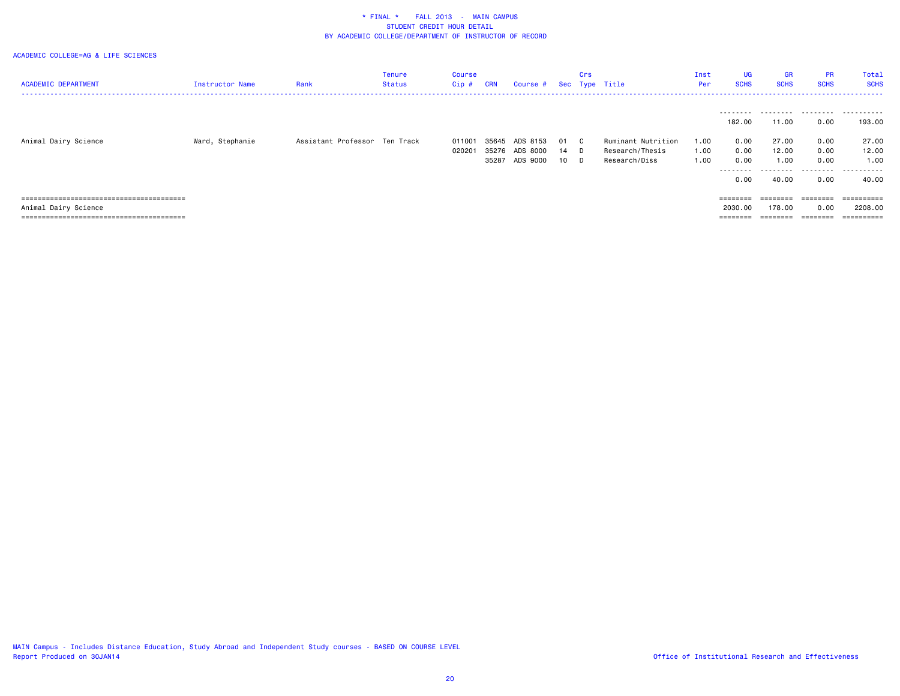\* FINAL \* FALL 2013 - MAIN CAMPUS
STUDENT CREDIT HOUR DETAIL
BY ACADEMIC COLLEGE/DEPARTMENT OF INSTRUCTOR OF RECORD

ACADEMIC COLLEGE=AG & LIFE SCIENCES

| ACADEMIC DEPARTMENT | Instructor Name | Rank | Tenure Status | Course Cip # | CRN | Course # | Sec | Crs Type | Title | Inst Per | UG SCHS | GR SCHS | PR SCHS | Total SCHS |
|---|---|---|---|---|---|---|---|---|---|---|---|---|---|---|
| | | | | | | | | | | | 182.00 | 11.00 | 0.00 | 193.00 |
| Animal Dairy Science | Ward, Stephanie | Assistant Professor | Ten Track | 011001 | 35645 | ADS 8153 | 01 | C | Ruminant Nutrition | 1.00 | 0.00 | 27.00 | 0.00 | 27.00 |
| | | | | 020201 | 35276 | ADS 8000 | 14 | D | Research/Thesis | 1.00 | 0.00 | 12.00 | 0.00 | 12.00 |
| | | | | | 35287 | ADS 9000 | 10 | D | Research/Diss | 1.00 | 0.00 | 1.00 | 0.00 | 1.00 |
| | | | | | | | | | | | 0.00 | 40.00 | 0.00 | 40.00 |
| Animal Dairy Science | | | | | | | | | | | 2030.00 | 178.00 | 0.00 | 2208.00 |

MAIN Campus - Includes Distance Education, Study Abroad and Independent Study courses - BASED ON COURSE LEVEL
Report Produced on 30JAN14

Office of Institutional Research and Effectiveness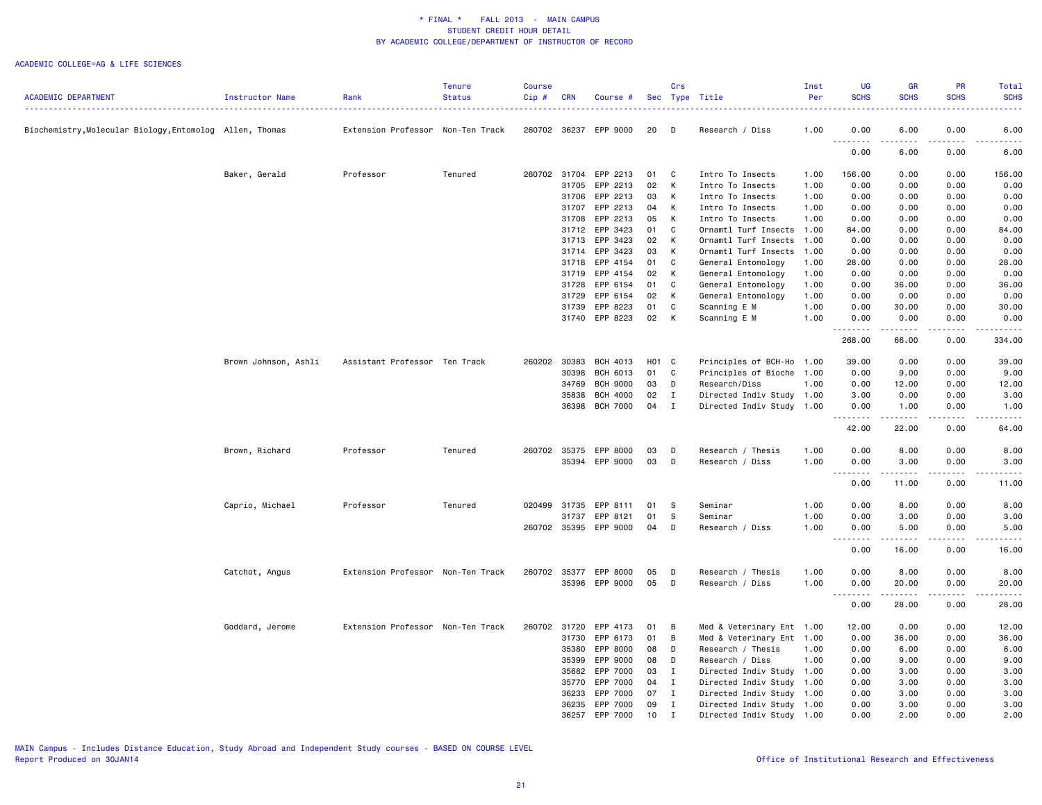# * FINAL * FALL 2013 - MAIN CAMPUS
## STUDENT CREDIT HOUR DETAIL
## BY ACADEMIC COLLEGE/DEPARTMENT OF INSTRUCTOR OF RECORD

ACADEMIC COLLEGE=AG & LIFE SCIENCES

| ACADEMIC DEPARTMENT | Instructor Name | Rank | Tenure Status | Course Cip # | CRN | Course # | Sec | Crs Type | Title | Inst Per | UG SCHS | GR SCHS | PR SCHS | Total SCHS |
|---|---|---|---|---|---|---|---|---|---|---|---|---|---|---|
| Biochemistry,Molecular Biology,Entomolog | Allen, Thomas | Extension Professor | Non-Ten Track | 260702 | 36237 | EPP 9000 | 20 | D | Research / Diss | 1.00 | 0.00 | 6.00 | 0.00 | 6.00 |
| | | | | | | | | | | | 0.00 | 6.00 | 0.00 | 6.00 |
| | Baker, Gerald | Professor | Tenured | 260702 | 31704 | EPP 2213 | 01 | C | Intro To Insects | 1.00 | 156.00 | 0.00 | 0.00 | 156.00 |
| | | | | | 31705 | EPP 2213 | 02 | K | Intro To Insects | 1.00 | 0.00 | 0.00 | 0.00 | 0.00 |
| | | | | | 31706 | EPP 2213 | 03 | K | Intro To Insects | 1.00 | 0.00 | 0.00 | 0.00 | 0.00 |
| | | | | | 31707 | EPP 2213 | 04 | K | Intro To Insects | 1.00 | 0.00 | 0.00 | 0.00 | 0.00 |
| | | | | | 31708 | EPP 2213 | 05 | K | Intro To Insects | 1.00 | 0.00 | 0.00 | 0.00 | 0.00 |
| | | | | | 31712 | EPP 3423 | 01 | C | Ornamtl Turf Insects | 1.00 | 84.00 | 0.00 | 0.00 | 84.00 |
| | | | | | 31713 | EPP 3423 | 02 | K | Ornamtl Turf Insects | 1.00 | 0.00 | 0.00 | 0.00 | 0.00 |
| | | | | | 31714 | EPP 3423 | 03 | K | Ornamtl Turf Insects | 1.00 | 0.00 | 0.00 | 0.00 | 0.00 |
| | | | | | 31718 | EPP 4154 | 01 | C | General Entomology | 1.00 | 28.00 | 0.00 | 0.00 | 28.00 |
| | | | | | 31719 | EPP 4154 | 02 | K | General Entomology | 1.00 | 0.00 | 0.00 | 0.00 | 0.00 |
| | | | | | 31728 | EPP 6154 | 01 | C | General Entomology | 1.00 | 0.00 | 36.00 | 0.00 | 36.00 |
| | | | | | 31729 | EPP 6154 | 02 | K | General Entomology | 1.00 | 0.00 | 0.00 | 0.00 | 0.00 |
| | | | | | 31739 | EPP 8223 | 01 | C | Scanning E M | 1.00 | 0.00 | 30.00 | 0.00 | 30.00 |
| | | | | | 31740 | EPP 8223 | 02 | K | Scanning E M | 1.00 | 0.00 | 0.00 | 0.00 | 0.00 |
| | | | | | | | | | | | 268.00 | 66.00 | 0.00 | 334.00 |
| | Brown Johnson, Ashli | Assistant Professor | Ten Track | 260202 | 30383 | BCH 4013 | H01 | C | Principles of BCH-Ho | 1.00 | 39.00 | 0.00 | 0.00 | 39.00 |
| | | | | | 30398 | BCH 6013 | 01 | C | Principles of Bioche | 1.00 | 0.00 | 9.00 | 0.00 | 9.00 |
| | | | | | 34769 | BCH 9000 | 03 | D | Research/Diss | 1.00 | 0.00 | 12.00 | 0.00 | 12.00 |
| | | | | | 35838 | BCH 4000 | 02 | I | Directed Indiv Study | 1.00 | 3.00 | 0.00 | 0.00 | 3.00 |
| | | | | | 36398 | BCH 7000 | 04 | I | Directed Indiv Study | 1.00 | 0.00 | 1.00 | 0.00 | 1.00 |
| | | | | | | | | | | | 42.00 | 22.00 | 0.00 | 64.00 |
| | Brown, Richard | Professor | Tenured | 260702 | 35375 | EPP 8000 | 03 | D | Research / Thesis | 1.00 | 0.00 | 8.00 | 0.00 | 8.00 |
| | | | | | 35394 | EPP 9000 | 03 | D | Research / Diss | 1.00 | 0.00 | 3.00 | 0.00 | 3.00 |
| | | | | | | | | | | | 0.00 | 11.00 | 0.00 | 11.00 |
| | Caprio, Michael | Professor | Tenured | 020499 | 31735 | EPP 8111 | 01 | S | Seminar | 1.00 | 0.00 | 8.00 | 0.00 | 8.00 |
| | | | | | 31737 | EPP 8121 | 01 | S | Seminar | 1.00 | 0.00 | 3.00 | 0.00 | 3.00 |
| | | | | 260702 | 35395 | EPP 9000 | 04 | D | Research / Diss | 1.00 | 0.00 | 5.00 | 0.00 | 5.00 |
| | | | | | | | | | | | 0.00 | 16.00 | 0.00 | 16.00 |
| | Catchot, Angus | Extension Professor | Non-Ten Track | 260702 | 35377 | EPP 8000 | 05 | D | Research / Thesis | 1.00 | 0.00 | 8.00 | 0.00 | 8.00 |
| | | | | | 35396 | EPP 9000 | 05 | D | Research / Diss | 1.00 | 0.00 | 20.00 | 0.00 | 20.00 |
| | | | | | | | | | | | 0.00 | 28.00 | 0.00 | 28.00 |
| | Goddard, Jerome | Extension Professor | Non-Ten Track | 260702 | 31720 | EPP 4173 | 01 | B | Med & Veterinary Ent | 1.00 | 12.00 | 0.00 | 0.00 | 12.00 |
| | | | | | 31730 | EPP 6173 | 01 | B | Med & Veterinary Ent | 1.00 | 0.00 | 36.00 | 0.00 | 36.00 |
| | | | | | 35380 | EPP 8000 | 08 | D | Research / Thesis | 1.00 | 0.00 | 6.00 | 0.00 | 6.00 |
| | | | | | 35399 | EPP 9000 | 08 | D | Research / Diss | 1.00 | 0.00 | 9.00 | 0.00 | 9.00 |
| | | | | | 35682 | EPP 7000 | 03 | I | Directed Indiv Study | 1.00 | 0.00 | 3.00 | 0.00 | 3.00 |
| | | | | | 35770 | EPP 7000 | 04 | I | Directed Indiv Study | 1.00 | 0.00 | 3.00 | 0.00 | 3.00 |
| | | | | | 36233 | EPP 7000 | 07 | I | Directed Indiv Study | 1.00 | 0.00 | 3.00 | 0.00 | 3.00 |
| | | | | | 36235 | EPP 7000 | 09 | I | Directed Indiv Study | 1.00 | 0.00 | 3.00 | 0.00 | 3.00 |
| | | | | | 36257 | EPP 7000 | 10 | I | Directed Indiv Study | 1.00 | 0.00 | 2.00 | 0.00 | 2.00 |

MAIN Campus - Includes Distance Education, Study Abroad and Independent Study courses - BASED ON COURSE LEVEL
Report Produced on 30JAN14

Office of Institutional Research and Effectiveness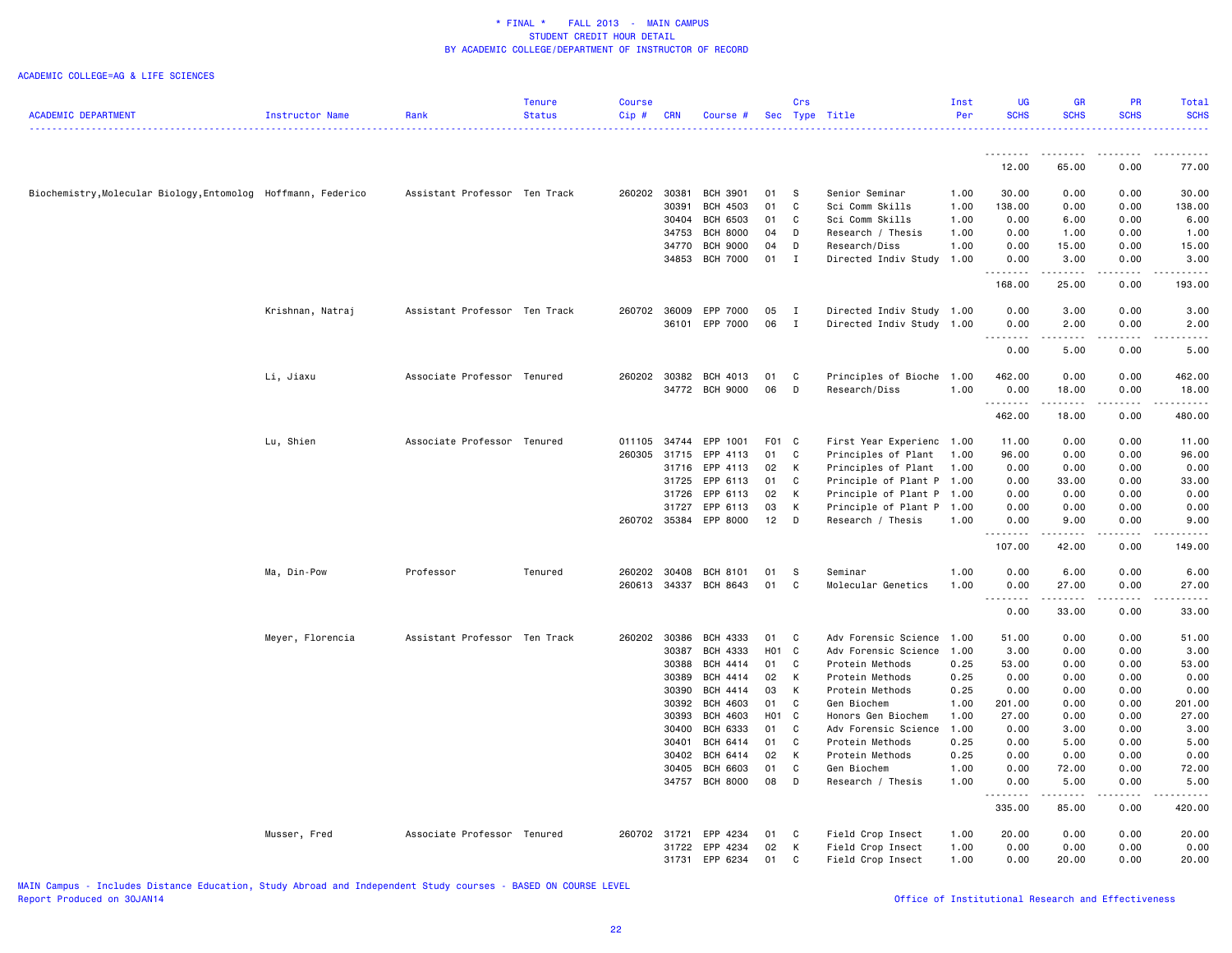\* FINAL \* FALL 2013 - MAIN CAMPUS
STUDENT CREDIT HOUR DETAIL
BY ACADEMIC COLLEGE/DEPARTMENT OF INSTRUCTOR OF RECORD

ACADEMIC COLLEGE=AG & LIFE SCIENCES

| ACADEMIC DEPARTMENT | Instructor Name | Rank | Tenure Status | Course Cip # | CRN | Course # | Sec | Crs Type | Title | Inst Per | UG SCHS | GR SCHS | PR SCHS | Total SCHS |
|---|---|---|---|---|---|---|---|---|---|---|---|---|---|---|
| | | | | | | | | | | | 12.00 | 65.00 | 0.00 | 77.00 |
| Biochemistry,Molecular Biology,Entomolog | Hoffmann, Federico | Assistant Professor | Ten Track | 260202 | 30381 | BCH 3901 | 01 | S | Senior Seminar | 1.00 | 30.00 | 0.00 | 0.00 | 30.00 |
| | | | | | 30391 | BCH 4503 | 01 | C | Sci Comm Skills | 1.00 | 138.00 | 0.00 | 0.00 | 138.00 |
| | | | | | 30404 | BCH 6503 | 01 | C | Sci Comm Skills | 1.00 | 0.00 | 6.00 | 0.00 | 6.00 |
| | | | | | 34753 | BCH 8000 | 04 | D | Research / Thesis | 1.00 | 0.00 | 1.00 | 0.00 | 1.00 |
| | | | | | 34770 | BCH 9000 | 04 | D | Research/Diss | 1.00 | 0.00 | 15.00 | 0.00 | 15.00 |
| | | | | | 34853 | BCH 7000 | 01 | I | Directed Indiv Study | 1.00 | 0.00 | 3.00 | 0.00 | 3.00 |
| | | | | | | | | | | | 168.00 | 25.00 | 0.00 | 193.00 |
| | Krishnan, Natraj | Assistant Professor | Ten Track | 260702 | 36009 | EPP 7000 | 05 | I | Directed Indiv Study | 1.00 | 0.00 | 3.00 | 0.00 | 3.00 |
| | | | | | 36101 | EPP 7000 | 06 | I | Directed Indiv Study | 1.00 | 0.00 | 2.00 | 0.00 | 2.00 |
| | | | | | | | | | | | 0.00 | 5.00 | 0.00 | 5.00 |
| | Li, Jiaxu | Associate Professor | Tenured | 260202 | 30382 | BCH 4013 | 01 | C | Principles of Bioche | 1.00 | 462.00 | 0.00 | 0.00 | 462.00 |
| | | | | | 34772 | BCH 9000 | 06 | D | Research/Diss | 1.00 | 0.00 | 18.00 | 0.00 | 18.00 |
| | | | | | | | | | | | 462.00 | 18.00 | 0.00 | 480.00 |
| | Lu, Shien | Associate Professor | Tenured | 011105 | 34744 | EPP 1001 | F01 | C | First Year Experienc | 1.00 | 11.00 | 0.00 | 0.00 | 11.00 |
| | | | | 260305 | 31715 | EPP 4113 | 01 | C | Principles of Plant | 1.00 | 96.00 | 0.00 | 0.00 | 96.00 |
| | | | | | 31716 | EPP 4113 | 02 | K | Principles of Plant | 1.00 | 0.00 | 0.00 | 0.00 | 0.00 |
| | | | | | 31725 | EPP 6113 | 01 | C | Principle of Plant P | 1.00 | 0.00 | 33.00 | 0.00 | 33.00 |
| | | | | | 31726 | EPP 6113 | 02 | K | Principle of Plant P | 1.00 | 0.00 | 0.00 | 0.00 | 0.00 |
| | | | | | 31727 | EPP 6113 | 03 | K | Principle of Plant P | 1.00 | 0.00 | 0.00 | 0.00 | 0.00 |
| | | | | 260702 | 35384 | EPP 8000 | 12 | D | Research / Thesis | 1.00 | 0.00 | 9.00 | 0.00 | 9.00 |
| | | | | | | | | | | | 107.00 | 42.00 | 0.00 | 149.00 |
| | Ma, Din-Pow | Professor | Tenured | 260202 | 30408 | BCH 8101 | 01 | S | Seminar | 1.00 | 0.00 | 6.00 | 0.00 | 6.00 |
| | | | | 260613 | 34337 | BCH 8643 | 01 | C | Molecular Genetics | 1.00 | 0.00 | 27.00 | 0.00 | 27.00 |
| | | | | | | | | | | | 0.00 | 33.00 | 0.00 | 33.00 |
| | Meyer, Florencia | Assistant Professor | Ten Track | 260202 | 30386 | BCH 4333 | 01 | C | Adv Forensic Science | 1.00 | 51.00 | 0.00 | 0.00 | 51.00 |
| | | | | | 30387 | BCH 4333 | H01 | C | Adv Forensic Science | 1.00 | 3.00 | 0.00 | 0.00 | 3.00 |
| | | | | | 30388 | BCH 4414 | 01 | C | Protein Methods | 0.25 | 53.00 | 0.00 | 0.00 | 53.00 |
| | | | | | 30389 | BCH 4414 | 02 | K | Protein Methods | 0.25 | 0.00 | 0.00 | 0.00 | 0.00 |
| | | | | | 30390 | BCH 4414 | 03 | K | Protein Methods | 0.25 | 0.00 | 0.00 | 0.00 | 0.00 |
| | | | | | 30392 | BCH 4603 | 01 | C | Gen Biochem | 1.00 | 201.00 | 0.00 | 0.00 | 201.00 |
| | | | | | 30393 | BCH 4603 | H01 | C | Honors Gen Biochem | 1.00 | 27.00 | 0.00 | 0.00 | 27.00 |
| | | | | | 30400 | BCH 6333 | 01 | C | Adv Forensic Science | 1.00 | 0.00 | 3.00 | 0.00 | 3.00 |
| | | | | | 30401 | BCH 6414 | 01 | C | Protein Methods | 0.25 | 0.00 | 5.00 | 0.00 | 5.00 |
| | | | | | 30402 | BCH 6414 | 02 | K | Protein Methods | 0.25 | 0.00 | 0.00 | 0.00 | 0.00 |
| | | | | | 30405 | BCH 6603 | 01 | C | Gen Biochem | 1.00 | 0.00 | 72.00 | 0.00 | 72.00 |
| | | | | | 34757 | BCH 8000 | 08 | D | Research / Thesis | 1.00 | 0.00 | 5.00 | 0.00 | 5.00 |
| | | | | | | | | | | | 335.00 | 85.00 | 0.00 | 420.00 |
| | Musser, Fred | Associate Professor | Tenured | 260702 | 31721 | EPP 4234 | 01 | C | Field Crop Insect | 1.00 | 20.00 | 0.00 | 0.00 | 20.00 |
| | | | | | 31722 | EPP 4234 | 02 | K | Field Crop Insect | 1.00 | 0.00 | 0.00 | 0.00 | 0.00 |
| | | | | | 31731 | EPP 6234 | 01 | C | Field Crop Insect | 1.00 | 0.00 | 20.00 | 0.00 | 20.00 |

MAIN Campus - Includes Distance Education, Study Abroad and Independent Study courses - BASED ON COURSE LEVEL
Report Produced on 30JAN14

Office of Institutional Research and Effectiveness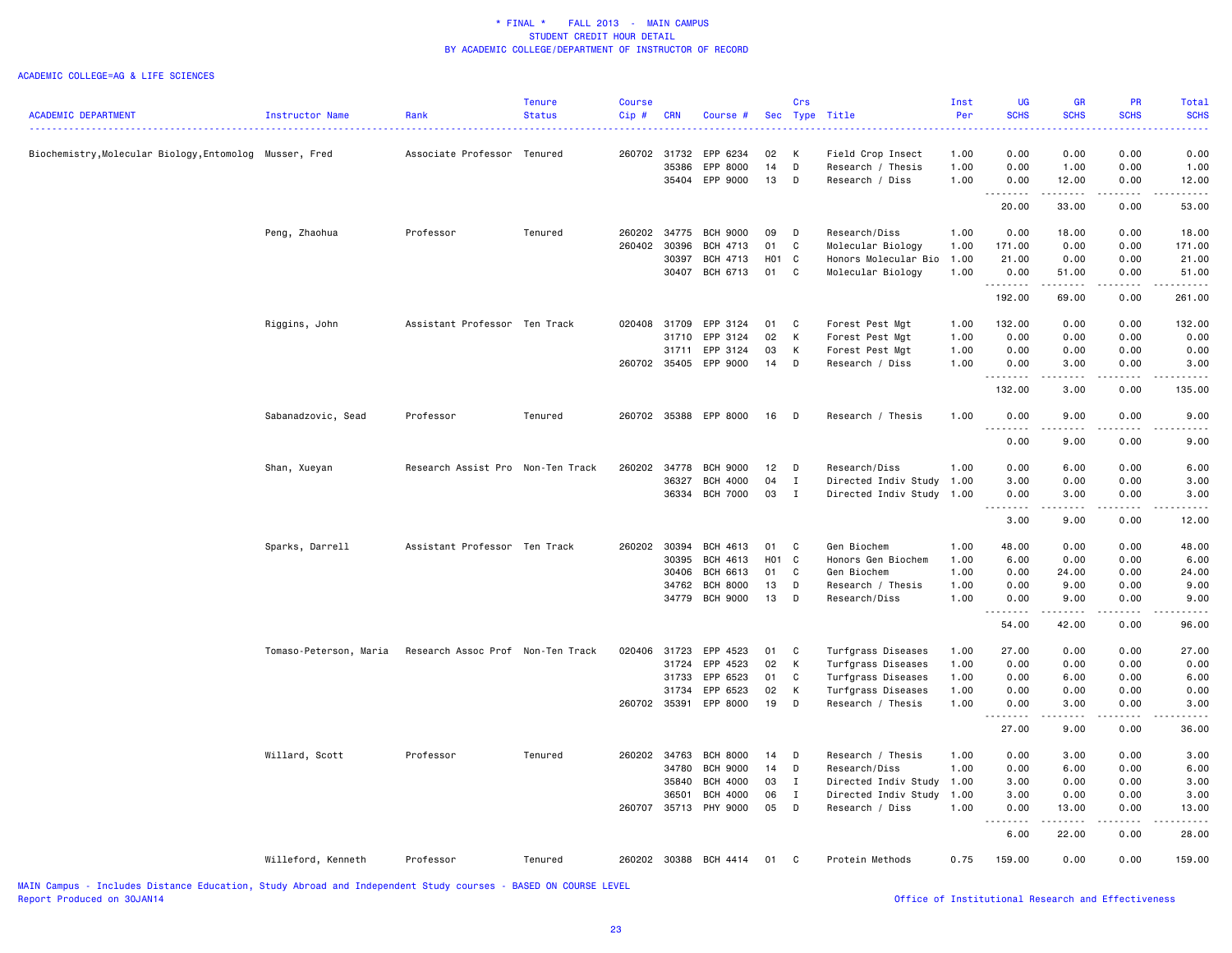\* FINAL \* FALL 2013 - MAIN CAMPUS
STUDENT CREDIT HOUR DETAIL
BY ACADEMIC COLLEGE/DEPARTMENT OF INSTRUCTOR OF RECORD

ACADEMIC COLLEGE=AG & LIFE SCIENCES

| ACADEMIC DEPARTMENT | Instructor Name | Rank | Tenure Status | Course Cip # | CRN | Course # | Sec | Crs Type | Title | Inst Per | UG SCHS | GR SCHS | PR SCHS | Total SCHS |
|---|---|---|---|---|---|---|---|---|---|---|---|---|---|---|
| Biochemistry,Molecular Biology,Entomolog | Musser, Fred | Associate Professor | Tenured | 260702 | 31732 | EPP 6234 | 02 | K | Field Crop Insect | 1.00 | 0.00 | 0.00 | 0.00 | 0.00 |
| | | | | | 35386 | EPP 8000 | 14 | D | Research / Thesis | 1.00 | 0.00 | 1.00 | 0.00 | 1.00 |
| | | | | | 35404 | EPP 9000 | 13 | D | Research / Diss | 1.00 | 0.00 | 12.00 | 0.00 | 12.00 |
| | | | | | | | | | | | 20.00 | 33.00 | 0.00 | 53.00 |
| | Peng, Zhaohua | Professor | Tenured | 260202 | 34775 | BCH 9000 | 09 | D | Research/Diss | 1.00 | 0.00 | 18.00 | 0.00 | 18.00 |
| | | | | 260402 | 30396 | BCH 4713 | 01 | C | Molecular Biology | 1.00 | 171.00 | 0.00 | 0.00 | 171.00 |
| | | | | | 30397 | BCH 4713 | H01 | C | Honors Molecular Bio | 1.00 | 21.00 | 0.00 | 0.00 | 21.00 |
| | | | | | 30407 | BCH 6713 | 01 | C | Molecular Biology | 1.00 | 0.00 | 51.00 | 0.00 | 51.00 |
| | | | | | | | | | | | 192.00 | 69.00 | 0.00 | 261.00 |
| | Riggins, John | Assistant Professor | Ten Track | 020408 | 31709 | EPP 3124 | 01 | C | Forest Pest Mgt | 1.00 | 132.00 | 0.00 | 0.00 | 132.00 |
| | | | | | 31710 | EPP 3124 | 02 | K | Forest Pest Mgt | 1.00 | 0.00 | 0.00 | 0.00 | 0.00 |
| | | | | | 31711 | EPP 3124 | 03 | K | Forest Pest Mgt | 1.00 | 0.00 | 0.00 | 0.00 | 0.00 |
| | | | | 260702 | 35405 | EPP 9000 | 14 | D | Research / Diss | 1.00 | 0.00 | 3.00 | 0.00 | 3.00 |
| | | | | | | | | | | | 132.00 | 3.00 | 0.00 | 135.00 |
| | Sabanadzovic, Sead | Professor | Tenured | 260702 | 35388 | EPP 8000 | 16 | D | Research / Thesis | 1.00 | 0.00 | 9.00 | 0.00 | 9.00 |
| | | | | | | | | | | | 0.00 | 9.00 | 0.00 | 9.00 |
| | Shan, Xueyan | Research Assist Pro | Non-Ten Track | 260202 | 34778 | BCH 9000 | 12 | D | Research/Diss | 1.00 | 0.00 | 6.00 | 0.00 | 6.00 |
| | | | | | 36327 | BCH 4000 | 04 | I | Directed Indiv Study | 1.00 | 3.00 | 0.00 | 0.00 | 3.00 |
| | | | | | 36334 | BCH 7000 | 03 | I | Directed Indiv Study | 1.00 | 0.00 | 3.00 | 0.00 | 3.00 |
| | | | | | | | | | | | 3.00 | 9.00 | 0.00 | 12.00 |
| | Sparks, Darrell | Assistant Professor | Ten Track | 260202 | 30394 | BCH 4613 | 01 | C | Gen Biochem | 1.00 | 48.00 | 0.00 | 0.00 | 48.00 |
| | | | | | 30395 | BCH 4613 | H01 | C | Honors Gen Biochem | 1.00 | 6.00 | 0.00 | 0.00 | 6.00 |
| | | | | | 30406 | BCH 6613 | 01 | C | Gen Biochem | 1.00 | 0.00 | 24.00 | 0.00 | 24.00 |
| | | | | | 34762 | BCH 8000 | 13 | D | Research / Thesis | 1.00 | 0.00 | 9.00 | 0.00 | 9.00 |
| | | | | | 34779 | BCH 9000 | 13 | D | Research/Diss | 1.00 | 0.00 | 9.00 | 0.00 | 9.00 |
| | | | | | | | | | | | 54.00 | 42.00 | 0.00 | 96.00 |
| | Tomaso-Peterson, Maria | Research Assoc Prof | Non-Ten Track | 020406 | 31723 | EPP 4523 | 01 | C | Turfgrass Diseases | 1.00 | 27.00 | 0.00 | 0.00 | 27.00 |
| | | | | | 31724 | EPP 4523 | 02 | K | Turfgrass Diseases | 1.00 | 0.00 | 0.00 | 0.00 | 0.00 |
| | | | | | 31733 | EPP 6523 | 01 | C | Turfgrass Diseases | 1.00 | 0.00 | 6.00 | 0.00 | 6.00 |
| | | | | | 31734 | EPP 6523 | 02 | K | Turfgrass Diseases | 1.00 | 0.00 | 0.00 | 0.00 | 0.00 |
| | | | | 260702 | 35391 | EPP 8000 | 19 | D | Research / Thesis | 1.00 | 0.00 | 3.00 | 0.00 | 3.00 |
| | | | | | | | | | | | 27.00 | 9.00 | 0.00 | 36.00 |
| | Willard, Scott | Professor | Tenured | 260202 | 34763 | BCH 8000 | 14 | D | Research / Thesis | 1.00 | 0.00 | 3.00 | 0.00 | 3.00 |
| | | | | | 34780 | BCH 9000 | 14 | D | Research/Diss | 1.00 | 0.00 | 6.00 | 0.00 | 6.00 |
| | | | | | 35840 | BCH 4000 | 03 | I | Directed Indiv Study | 1.00 | 3.00 | 0.00 | 0.00 | 3.00 |
| | | | | | 36501 | BCH 4000 | 06 | I | Directed Indiv Study | 1.00 | 3.00 | 0.00 | 0.00 | 3.00 |
| | | | | 260707 | 35713 | PHY 9000 | 05 | D | Research / Diss | 1.00 | 0.00 | 13.00 | 0.00 | 13.00 |
| | | | | | | | | | | | 6.00 | 22.00 | 0.00 | 28.00 |
| | Willeford, Kenneth | Professor | Tenured | 260202 | 30388 | BCH 4414 | 01 | C | Protein Methods | 0.75 | 159.00 | 0.00 | 0.00 | 159.00 |

MAIN Campus - Includes Distance Education, Study Abroad and Independent Study courses - BASED ON COURSE LEVEL
Report Produced on 30JAN14 Office of Institutional Research and Effectiveness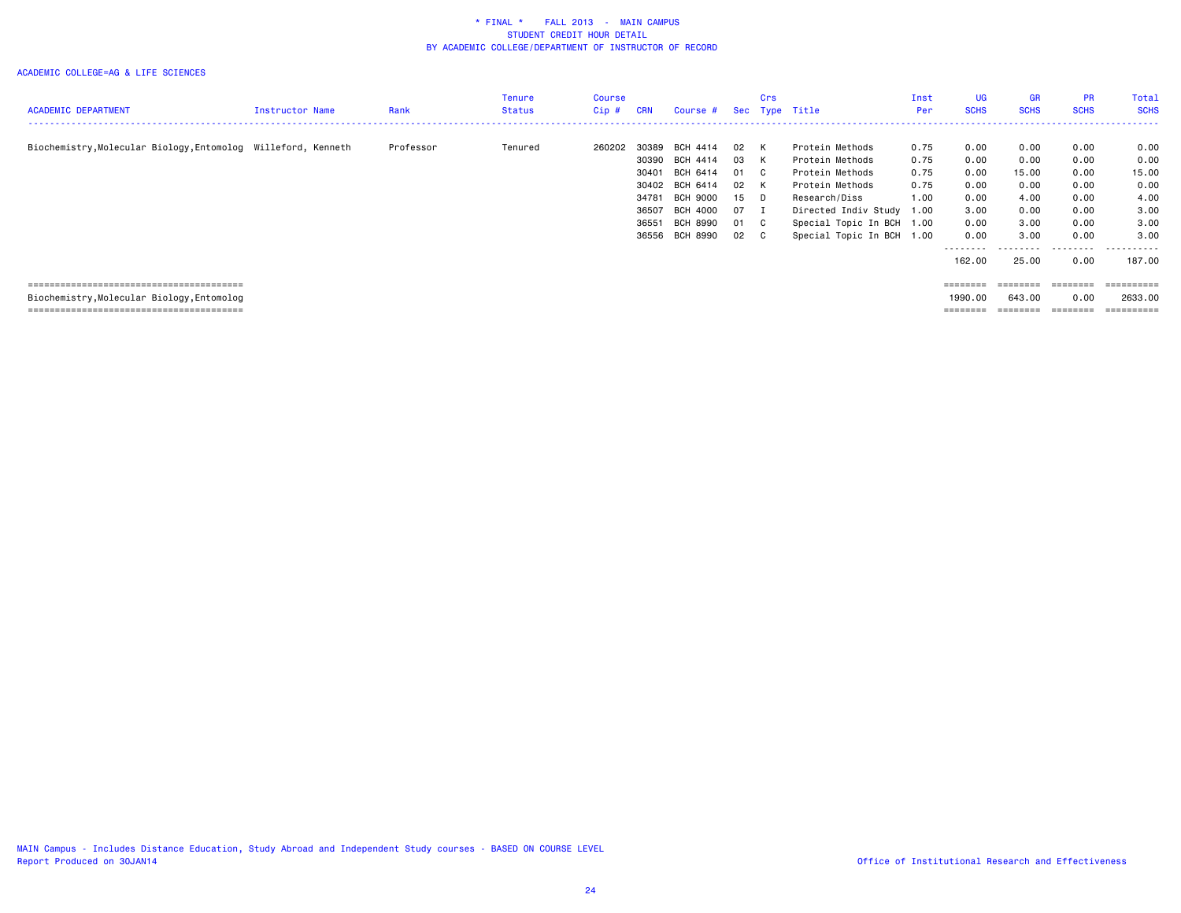* FINAL * FALL 2013 - MAIN CAMPUS
STUDENT CREDIT HOUR DETAIL
BY ACADEMIC COLLEGE/DEPARTMENT OF INSTRUCTOR OF RECORD

ACADEMIC COLLEGE=AG & LIFE SCIENCES

| ACADEMIC DEPARTMENT | Instructor Name | Rank | Tenure Status | Course Cip # | CRN | Course # | Sec | Crs Type | Title | Inst Per | UG SCHS | GR SCHS | PR SCHS | Total SCHS |
|---|---|---|---|---|---|---|---|---|---|---|---|---|---|---|
| Biochemistry,Molecular Biology,Entomolog | Willeford, Kenneth | Professor | Tenured | 260202 | 30389 | BCH 4414 | 02 | K | Protein Methods | 0.75 | 0.00 | 0.00 | 0.00 | 0.00 |
| | | | | | 30390 | BCH 4414 | 03 | K | Protein Methods | 0.75 | 0.00 | 0.00 | 0.00 | 0.00 |
| | | | | | 30401 | BCH 6414 | 01 | C | Protein Methods | 0.75 | 0.00 | 15.00 | 0.00 | 15.00 |
| | | | | | 30402 | BCH 6414 | 02 | K | Protein Methods | 0.75 | 0.00 | 0.00 | 0.00 | 0.00 |
| | | | | | 34781 | BCH 9000 | 15 | D | Research/Diss | 1.00 | 0.00 | 4.00 | 0.00 | 4.00 |
| | | | | | 36507 | BCH 4000 | 07 | I | Directed Indiv Study | 1.00 | 3.00 | 0.00 | 0.00 | 3.00 |
| | | | | | 36551 | BCH 8990 | 01 | C | Special Topic In BCH | 1.00 | 0.00 | 3.00 | 0.00 | 3.00 |
| | | | | | 36556 | BCH 8990 | 02 | C | Special Topic In BCH | 1.00 | 0.00 | 3.00 | 0.00 | 3.00 |
| | | | | | | | | | | | 162.00 | 25.00 | 0.00 | 187.00 |
| Biochemistry,Molecular Biology,Entomolog | | | | | | | | | | | 1990.00 | 643.00 | 0.00 | 2633.00 |

MAIN Campus - Includes Distance Education, Study Abroad and Independent Study courses - BASED ON COURSE LEVEL
Report Produced on 30JAN14

Office of Institutional Research and Effectiveness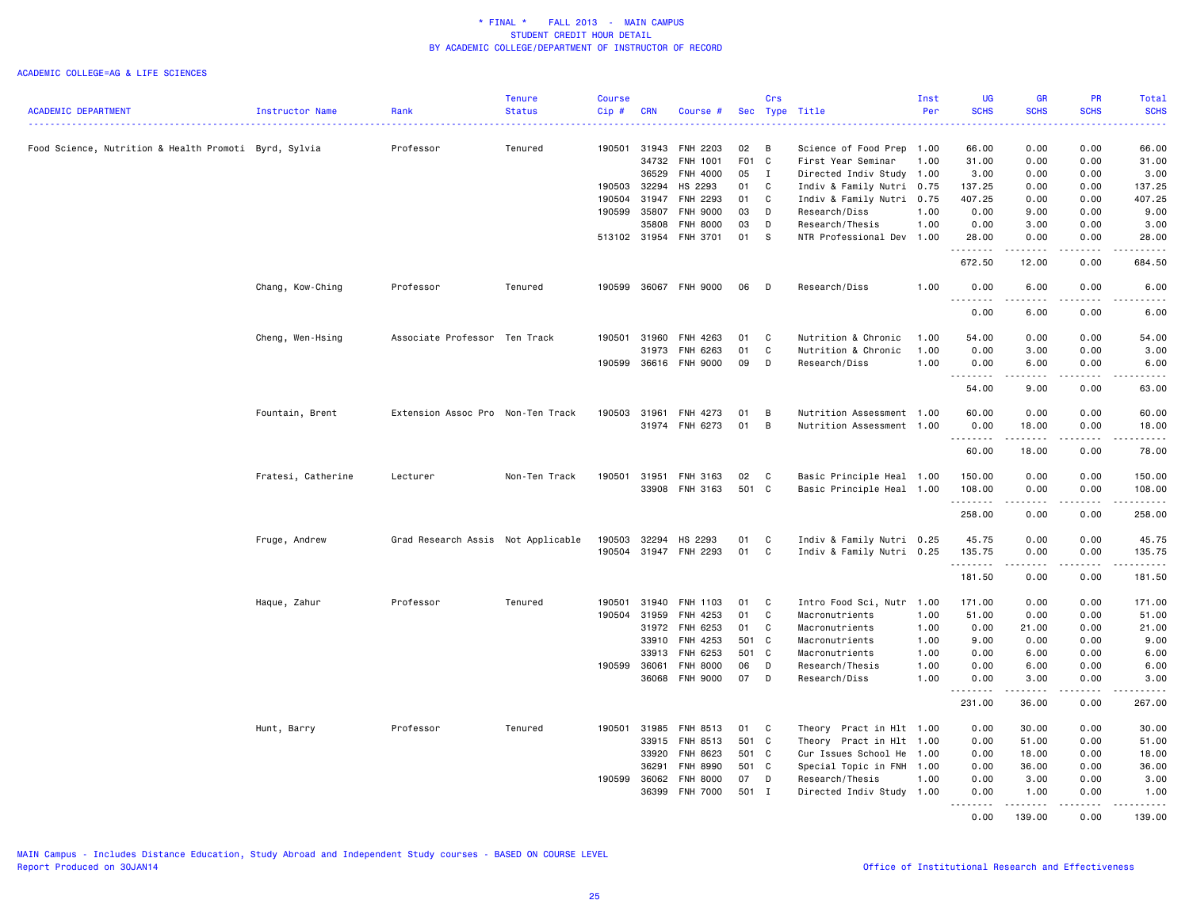\* FINAL \*    FALL 2013  -  MAIN CAMPUS
STUDENT CREDIT HOUR DETAIL
BY ACADEMIC COLLEGE/DEPARTMENT OF INSTRUCTOR OF RECORD

ACADEMIC COLLEGE=AG & LIFE SCIENCES

| ACADEMIC DEPARTMENT | Instructor Name | Rank | Tenure Status | Course Cip # | CRN | Course # | Sec | Crs Type | Title | Inst Per | UG SCHS | GR SCHS | PR SCHS | Total SCHS |
|---|---|---|---|---|---|---|---|---|---|---|---|---|---|---|
| Food Science, Nutrition & Health Promoti | Byrd, Sylvia | Professor | Tenured | 190501 | 31943 | FNH 2203 | 02 | B | Science of Food Prep | 1.00 | 66.00 | 0.00 | 0.00 | 66.00 |
| | | | | | 34732 | FNH 1001 | F01 | C | First Year Seminar | 1.00 | 31.00 | 0.00 | 0.00 | 31.00 |
| | | | | | 36529 | FNH 4000 | 05 | I | Directed Indiv Study | 1.00 | 3.00 | 0.00 | 0.00 | 3.00 |
| | | | | 190503 | 32294 | HS 2293 | 01 | C | Indiv & Family Nutri | 0.75 | 137.25 | 0.00 | 0.00 | 137.25 |
| | | | | 190504 | 31947 | FNH 2293 | 01 | C | Indiv & Family Nutri | 0.75 | 407.25 | 0.00 | 0.00 | 407.25 |
| | | | | 190599 | 35807 | FNH 9000 | 03 | D | Research/Diss | 1.00 | 0.00 | 9.00 | 0.00 | 9.00 |
| | | | | | 35808 | FNH 8000 | 03 | D | Research/Thesis | 1.00 | 0.00 | 3.00 | 0.00 | 3.00 |
| | | | | 513102 | 31954 | FNH 3701 | 01 | S | NTR Professional Dev | 1.00 | 28.00 | 0.00 | 0.00 | 28.00 |
| | | | | | | | | | | | 672.50 | 12.00 | 0.00 | 684.50 |
| | Chang, Kow-Ching | Professor | Tenured | 190599 | 36067 | FNH 9000 | 06 | D | Research/Diss | 1.00 | 0.00 | 6.00 | 0.00 | 6.00 |
| | | | | | | | | | | | 0.00 | 6.00 | 0.00 | 6.00 |
| | Cheng, Wen-Hsing | Associate Professor | Ten Track | 190501 | 31960 | FNH 4263 | 01 | C | Nutrition & Chronic | 1.00 | 54.00 | 0.00 | 0.00 | 54.00 |
| | | | | | 31973 | FNH 6263 | 01 | C | Nutrition & Chronic | 1.00 | 0.00 | 3.00 | 0.00 | 3.00 |
| | | | | 190599 | 36616 | FNH 9000 | 09 | D | Research/Diss | 1.00 | 0.00 | 6.00 | 0.00 | 6.00 |
| | | | | | | | | | | | 54.00 | 9.00 | 0.00 | 63.00 |
| | Fountain, Brent | Extension Assoc Pro | Non-Ten Track | 190503 | 31961 | FNH 4273 | 01 | B | Nutrition Assessment | 1.00 | 60.00 | 0.00 | 0.00 | 60.00 |
| | | | | | 31974 | FNH 6273 | 01 | B | Nutrition Assessment | 1.00 | 0.00 | 18.00 | 0.00 | 18.00 |
| | | | | | | | | | | | 60.00 | 18.00 | 0.00 | 78.00 |
| | Fratesi, Catherine | Lecturer | Non-Ten Track | 190501 | 31951 | FNH 3163 | 02 | C | Basic Principle Heal | 1.00 | 150.00 | 0.00 | 0.00 | 150.00 |
| | | | | | 33908 | FNH 3163 | 501 | C | Basic Principle Heal | 1.00 | 108.00 | 0.00 | 0.00 | 108.00 |
| | | | | | | | | | | | 258.00 | 0.00 | 0.00 | 258.00 |
| | Fruge, Andrew | Grad Research Assis | Not Applicable | 190503 | 32294 | HS 2293 | 01 | C | Indiv & Family Nutri | 0.25 | 45.75 | 0.00 | 0.00 | 45.75 |
| | | | | 190504 | 31947 | FNH 2293 | 01 | C | Indiv & Family Nutri | 0.25 | 135.75 | 0.00 | 0.00 | 135.75 |
| | | | | | | | | | | | 181.50 | 0.00 | 0.00 | 181.50 |
| | Haque, Zahur | Professor | Tenured | 190501 | 31940 | FNH 1103 | 01 | C | Intro Food Sci, Nutr | 1.00 | 171.00 | 0.00 | 0.00 | 171.00 |
| | | | | 190504 | 31959 | FNH 4253 | 01 | C | Macronutrients | 1.00 | 51.00 | 0.00 | 0.00 | 51.00 |
| | | | | | 31972 | FNH 6253 | 01 | C | Macronutrients | 1.00 | 0.00 | 21.00 | 0.00 | 21.00 |
| | | | | | 33910 | FNH 4253 | 501 | C | Macronutrients | 1.00 | 9.00 | 0.00 | 0.00 | 9.00 |
| | | | | | 33913 | FNH 6253 | 501 | C | Macronutrients | 1.00 | 0.00 | 6.00 | 0.00 | 6.00 |
| | | | | 190599 | 36061 | FNH 8000 | 06 | D | Research/Thesis | 1.00 | 0.00 | 6.00 | 0.00 | 6.00 |
| | | | | | 36068 | FNH 9000 | 07 | D | Research/Diss | 1.00 | 0.00 | 3.00 | 0.00 | 3.00 |
| | | | | | | | | | | | 231.00 | 36.00 | 0.00 | 267.00 |
| | Hunt, Barry | Professor | Tenured | 190501 | 31985 | FNH 8513 | 01 | C | Theory Pract in Hlt | 1.00 | 0.00 | 30.00 | 0.00 | 30.00 |
| | | | | | 33915 | FNH 8513 | 501 | C | Theory Pract in Hlt | 1.00 | 0.00 | 51.00 | 0.00 | 51.00 |
| | | | | | 33920 | FNH 8623 | 501 | C | Cur Issues School He | 1.00 | 0.00 | 18.00 | 0.00 | 18.00 |
| | | | | | 36291 | FNH 8990 | 501 | C | Special Topic in FNH | 1.00 | 0.00 | 36.00 | 0.00 | 36.00 |
| | | | | 190599 | 36062 | FNH 8000 | 07 | D | Research/Thesis | 1.00 | 0.00 | 3.00 | 0.00 | 3.00 |
| | | | | | 36399 | FNH 7000 | 501 | I | Directed Indiv Study | 1.00 | 0.00 | 1.00 | 0.00 | 1.00 |
| | | | | | | | | | | | 0.00 | 139.00 | 0.00 | 139.00 |

MAIN Campus - Includes Distance Education, Study Abroad and Independent Study courses - BASED ON COURSE LEVEL
Report Produced on 30JAN14

Office of Institutional Research and Effectiveness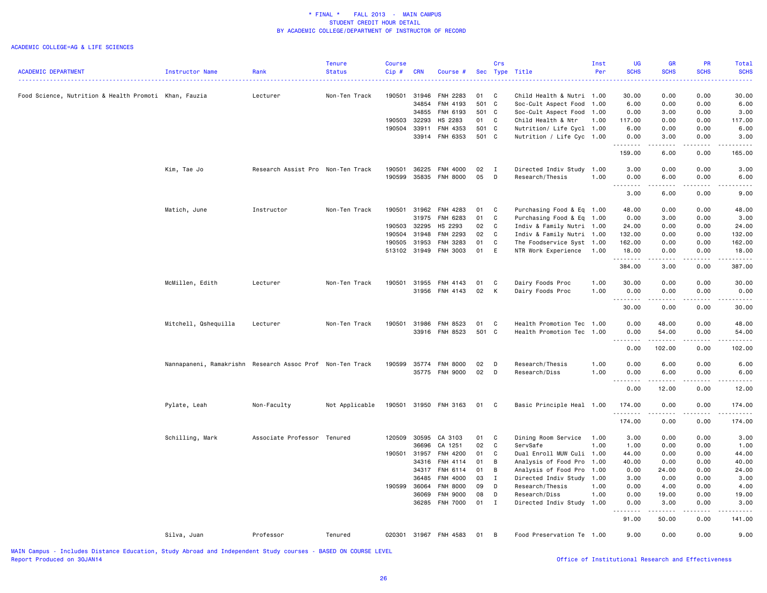\* FINAL \*    FALL 2013  -  MAIN CAMPUS
STUDENT CREDIT HOUR DETAIL
BY ACADEMIC COLLEGE/DEPARTMENT OF INSTRUCTOR OF RECORD

ACADEMIC COLLEGE=AG & LIFE SCIENCES

| ACADEMIC DEPARTMENT | Instructor Name | Rank | Tenure Status | Course Cip # | CRN | Course # | Sec | Crs Type | Title | Inst Per | UG SCHS | GR SCHS | PR SCHS | Total SCHS |
|---|---|---|---|---|---|---|---|---|---|---|---|---|---|---|
| Food Science, Nutrition & Health Promoti | Khan, Fauzia | Lecturer | Non-Ten Track | 190501 | 31946 | FNH 2283 | 01 | C | Child Health & Nutri | 1.00 | 30.00 | 0.00 | 0.00 | 30.00 |
| | | | | | 34854 | FNH 4193 | 501 | C | Soc-Cult Aspect Food | 1.00 | 6.00 | 0.00 | 0.00 | 6.00 |
| | | | | | 34855 | FNH 6193 | 501 | C | Soc-Cult Aspect Food | 1.00 | 0.00 | 3.00 | 0.00 | 3.00 |
| | | | | 190503 | 32293 | HS 2283 | 01 | C | Child Health & Ntr | 1.00 | 117.00 | 0.00 | 0.00 | 117.00 |
| | | | | 190504 | 33911 | FNH 4353 | 501 | C | Nutrition/ Life Cycl | 1.00 | 6.00 | 0.00 | 0.00 | 6.00 |
| | | | | | 33914 | FNH 6353 | 501 | C | Nutrition / Life Cyc | 1.00 | 0.00 | 3.00 | 0.00 | 3.00 |
| | | | | | | | | | | | 159.00 | 6.00 | 0.00 | 165.00 |
| | Kim, Tae Jo | Research Assist Pro | Non-Ten Track | 190501 | 36225 | FNH 4000 | 02 | I | Directed Indiv Study | 1.00 | 3.00 | 0.00 | 0.00 | 3.00 |
| | | | | 190599 | 35835 | FNH 8000 | 05 | D | Research/Thesis | 1.00 | 0.00 | 6.00 | 0.00 | 6.00 |
| | | | | | | | | | | | 3.00 | 6.00 | 0.00 | 9.00 |
| | Matich, June | Instructor | Non-Ten Track | 190501 | 31962 | FNH 4283 | 01 | C | Purchasing Food & Eq | 1.00 | 48.00 | 0.00 | 0.00 | 48.00 |
| | | | | | 31975 | FNH 6283 | 01 | C | Purchasing Food & Eq | 1.00 | 0.00 | 3.00 | 0.00 | 3.00 |
| | | | | 190503 | 32295 | HS 2293 | 02 | C | Indiv & Family Nutri | 1.00 | 24.00 | 0.00 | 0.00 | 24.00 |
| | | | | 190504 | 31948 | FNH 2293 | 02 | C | Indiv & Family Nutri | 1.00 | 132.00 | 0.00 | 0.00 | 132.00 |
| | | | | 190505 | 31953 | FNH 3283 | 01 | C | The Foodservice Syst | 1.00 | 162.00 | 0.00 | 0.00 | 162.00 |
| | | | | 513102 | 31949 | FNH 3003 | 01 | E | NTR Work Experience | 1.00 | 18.00 | 0.00 | 0.00 | 18.00 |
| | | | | | | | | | | | 384.00 | 3.00 | 0.00 | 387.00 |
| | McMillen, Edith | Lecturer | Non-Ten Track | 190501 | 31955 | FNH 4143 | 01 | C | Dairy Foods Proc | 1.00 | 30.00 | 0.00 | 0.00 | 30.00 |
| | | | | | 31956 | FNH 4143 | 02 | K | Dairy Foods Proc | 1.00 | 0.00 | 0.00 | 0.00 | 0.00 |
| | | | | | | | | | | | 30.00 | 0.00 | 0.00 | 30.00 |
| | Mitchell, Qshequilla | Lecturer | Non-Ten Track | 190501 | 31986 | FNH 8523 | 01 | C | Health Promotion Tec | 1.00 | 0.00 | 48.00 | 0.00 | 48.00 |
| | | | | | 33916 | FNH 8523 | 501 | C | Health Promotion Tec | 1.00 | 0.00 | 54.00 | 0.00 | 54.00 |
| | | | | | | | | | | | 0.00 | 102.00 | 0.00 | 102.00 |
| | Nannapaneni, Ramakrishn | Research Assoc Prof | Non-Ten Track | 190599 | 35774 | FNH 8000 | 02 | D | Research/Thesis | 1.00 | 0.00 | 6.00 | 0.00 | 6.00 |
| | | | | | 35775 | FNH 9000 | 02 | D | Research/Diss | 1.00 | 0.00 | 6.00 | 0.00 | 6.00 |
| | | | | | | | | | | | 0.00 | 12.00 | 0.00 | 12.00 |
| | Pylate, Leah | Non-Faculty | Not Applicable | 190501 | 31950 | FNH 3163 | 01 | C | Basic Principle Heal | 1.00 | 174.00 | 0.00 | 0.00 | 174.00 |
| | | | | | | | | | | | 174.00 | 0.00 | 0.00 | 174.00 |
| | Schilling, Mark | Associate Professor | Tenured | 120509 | 30595 | CA 3103 | 01 | C | Dining Room Service | 1.00 | 3.00 | 0.00 | 0.00 | 3.00 |
| | | | | | 36696 | CA 1251 | 02 | C | ServSafe | 1.00 | 1.00 | 0.00 | 0.00 | 1.00 |
| | | | | 190501 | 31957 | FNH 4200 | 01 | C | Dual Enroll MUW Culi | 1.00 | 44.00 | 0.00 | 0.00 | 44.00 |
| | | | | | 34316 | FNH 4114 | 01 | B | Analysis of Food Pro | 1.00 | 40.00 | 0.00 | 0.00 | 40.00 |
| | | | | | 34317 | FNH 6114 | 01 | B | Analysis of Food Pro | 1.00 | 0.00 | 24.00 | 0.00 | 24.00 |
| | | | | | 36485 | FNH 4000 | 03 | I | Directed Indiv Study | 1.00 | 3.00 | 0.00 | 0.00 | 3.00 |
| | | | | 190599 | 36064 | FNH 8000 | 09 | D | Research/Thesis | 1.00 | 0.00 | 4.00 | 0.00 | 4.00 |
| | | | | | 36069 | FNH 9000 | 08 | D | Research/Diss | 1.00 | 0.00 | 19.00 | 0.00 | 19.00 |
| | | | | | 36285 | FNH 7000 | 01 | I | Directed Indiv Study | 1.00 | 0.00 | 3.00 | 0.00 | 3.00 |
| | | | | | | | | | | | 91.00 | 50.00 | 0.00 | 141.00 |
| | Silva, Juan | Professor | Tenured | 020301 | 31967 | FNH 4583 | 01 | B | Food Preservation Te | 1.00 | 9.00 | 0.00 | 0.00 | 9.00 |

MAIN Campus - Includes Distance Education, Study Abroad and Independent Study courses - BASED ON COURSE LEVEL
Report Produced on 30JAN14

Office of Institutional Research and Effectiveness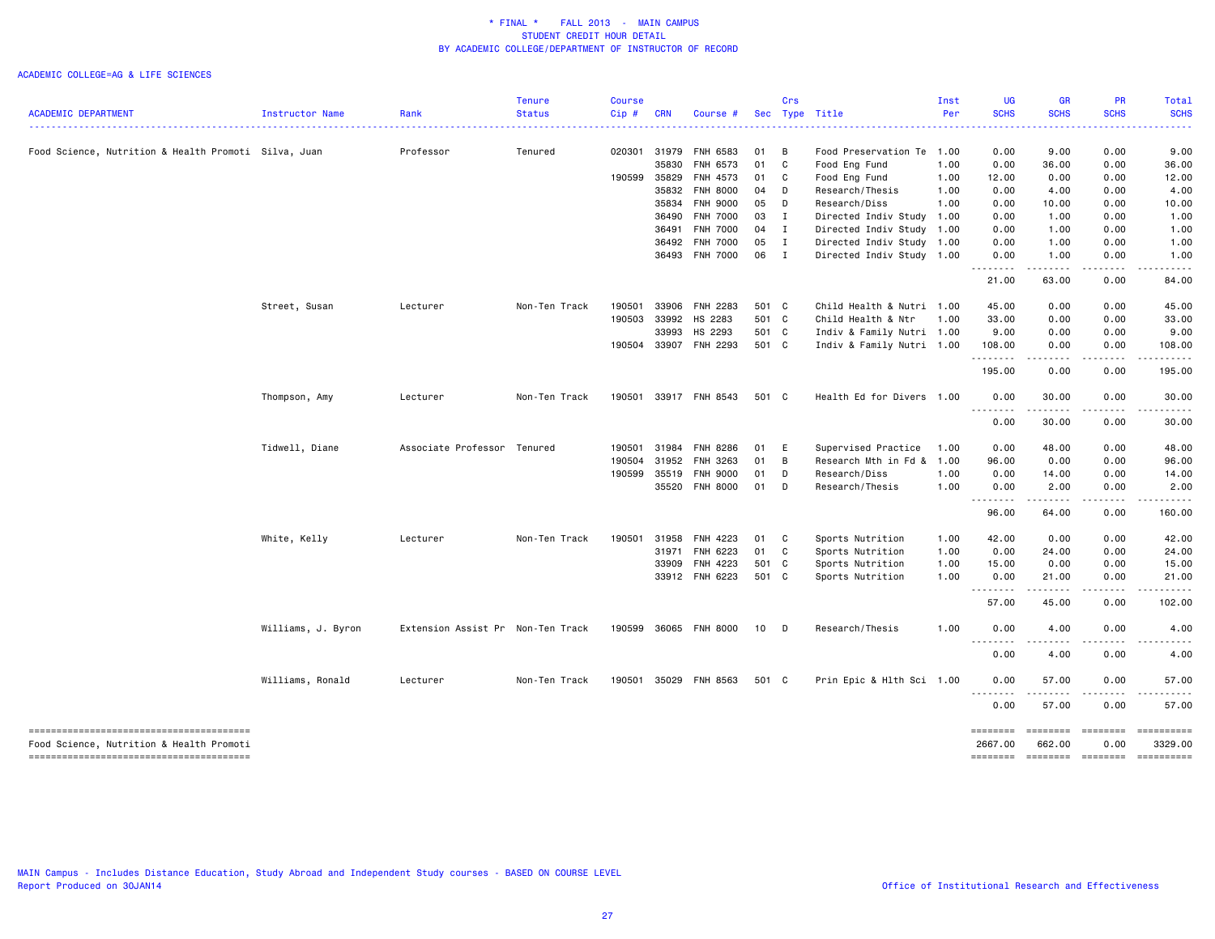\* FINAL \* FALL 2013 - MAIN CAMPUS
STUDENT CREDIT HOUR DETAIL
BY ACADEMIC COLLEGE/DEPARTMENT OF INSTRUCTOR OF RECORD

ACADEMIC COLLEGE=AG & LIFE SCIENCES

| ACADEMIC DEPARTMENT | Instructor Name | Rank | Tenure Status | Course Cip # | CRN | Course # | Sec | Crs Type | Title | Inst Per | UG SCHS | GR SCHS | PR SCHS | Total SCHS |
|---|---|---|---|---|---|---|---|---|---|---|---|---|---|---|
| Food Science, Nutrition & Health Promoti | Silva, Juan | Professor | Tenured | 020301 | 31979 | FNH 6583 | 01 | B | Food Preservation Te | 1.00 | 0.00 | 9.00 | 0.00 | 9.00 |
| | | | | | 35830 | FNH 6573 | 01 | C | Food Eng Fund | 1.00 | 0.00 | 36.00 | 0.00 | 36.00 |
| | | | | 190599 | 35829 | FNH 4573 | 01 | C | Food Eng Fund | 1.00 | 12.00 | 0.00 | 0.00 | 12.00 |
| | | | | | 35832 | FNH 8000 | 04 | D | Research/Thesis | 1.00 | 0.00 | 4.00 | 0.00 | 4.00 |
| | | | | | 35834 | FNH 9000 | 05 | D | Research/Diss | 1.00 | 0.00 | 10.00 | 0.00 | 10.00 |
| | | | | | 36490 | FNH 7000 | 03 | I | Directed Indiv Study | 1.00 | 0.00 | 1.00 | 0.00 | 1.00 |
| | | | | | 36491 | FNH 7000 | 04 | I | Directed Indiv Study | 1.00 | 0.00 | 1.00 | 0.00 | 1.00 |
| | | | | | 36492 | FNH 7000 | 05 | I | Directed Indiv Study | 1.00 | 0.00 | 1.00 | 0.00 | 1.00 |
| | | | | | 36493 | FNH 7000 | 06 | I | Directed Indiv Study | 1.00 | 0.00 | 1.00 | 0.00 | 1.00 |
| | | | | | | | | | | | 21.00 | 63.00 | 0.00 | 84.00 |
| | Street, Susan | Lecturer | Non-Ten Track | 190501 | 33906 | FNH 2283 | 501 | C | Child Health & Nutri | 1.00 | 45.00 | 0.00 | 0.00 | 45.00 |
| | | | | 190503 | 33992 | HS 2283 | 501 | C | Child Health & Ntr | 1.00 | 33.00 | 0.00 | 0.00 | 33.00 |
| | | | | | 33993 | HS 2293 | 501 | C | Indiv & Family Nutri | 1.00 | 9.00 | 0.00 | 0.00 | 9.00 |
| | | | | 190504 | 33907 | FNH 2293 | 501 | C | Indiv & Family Nutri | 1.00 | 108.00 | 0.00 | 0.00 | 108.00 |
| | | | | | | | | | | | 195.00 | 0.00 | 0.00 | 195.00 |
| | Thompson, Amy | Lecturer | Non-Ten Track | 190501 | 33917 | FNH 8543 | 501 | C | Health Ed for Divers | 1.00 | 0.00 | 30.00 | 0.00 | 30.00 |
| | | | | | | | | | | | 0.00 | 30.00 | 0.00 | 30.00 |
| | Tidwell, Diane | Associate Professor | Tenured | 190501 | 31984 | FNH 8286 | 01 | E | Supervised Practice | 1.00 | 0.00 | 48.00 | 0.00 | 48.00 |
| | | | | 190504 | 31952 | FNH 3263 | 01 | B | Research Mth in Fd & | 1.00 | 96.00 | 0.00 | 0.00 | 96.00 |
| | | | | 190599 | 35519 | FNH 9000 | 01 | D | Research/Diss | 1.00 | 0.00 | 14.00 | 0.00 | 14.00 |
| | | | | | 35520 | FNH 8000 | 01 | D | Research/Thesis | 1.00 | 0.00 | 2.00 | 0.00 | 2.00 |
| | | | | | | | | | | | 96.00 | 64.00 | 0.00 | 160.00 |
| | White, Kelly | Lecturer | Non-Ten Track | 190501 | 31958 | FNH 4223 | 01 | C | Sports Nutrition | 1.00 | 42.00 | 0.00 | 0.00 | 42.00 |
| | | | | | 31971 | FNH 6223 | 01 | C | Sports Nutrition | 1.00 | 0.00 | 24.00 | 0.00 | 24.00 |
| | | | | | 33909 | FNH 4223 | 501 | C | Sports Nutrition | 1.00 | 15.00 | 0.00 | 0.00 | 15.00 |
| | | | | | 33912 | FNH 6223 | 501 | C | Sports Nutrition | 1.00 | 0.00 | 21.00 | 0.00 | 21.00 |
| | | | | | | | | | | | 57.00 | 45.00 | 0.00 | 102.00 |
| | Williams, J. Byron | Extension Assist Pr | Non-Ten Track | 190599 | 36065 | FNH 8000 | 10 | D | Research/Thesis | 1.00 | 0.00 | 4.00 | 0.00 | 4.00 |
| | | | | | | | | | | | 0.00 | 4.00 | 0.00 | 4.00 |
| | Williams, Ronald | Lecturer | Non-Ten Track | 190501 | 35029 | FNH 8563 | 501 | C | Prin Epic & Hlth Sci | 1.00 | 0.00 | 57.00 | 0.00 | 57.00 |
| | | | | | | | | | | | 0.00 | 57.00 | 0.00 | 57.00 |
| Food Science, Nutrition & Health Promoti | | | | | | | | | | | 2667.00 | 662.00 | 0.00 | 3329.00 |

MAIN Campus - Includes Distance Education, Study Abroad and Independent Study courses - BASED ON COURSE LEVEL
Report Produced on 30JAN14

Office of Institutional Research and Effectiveness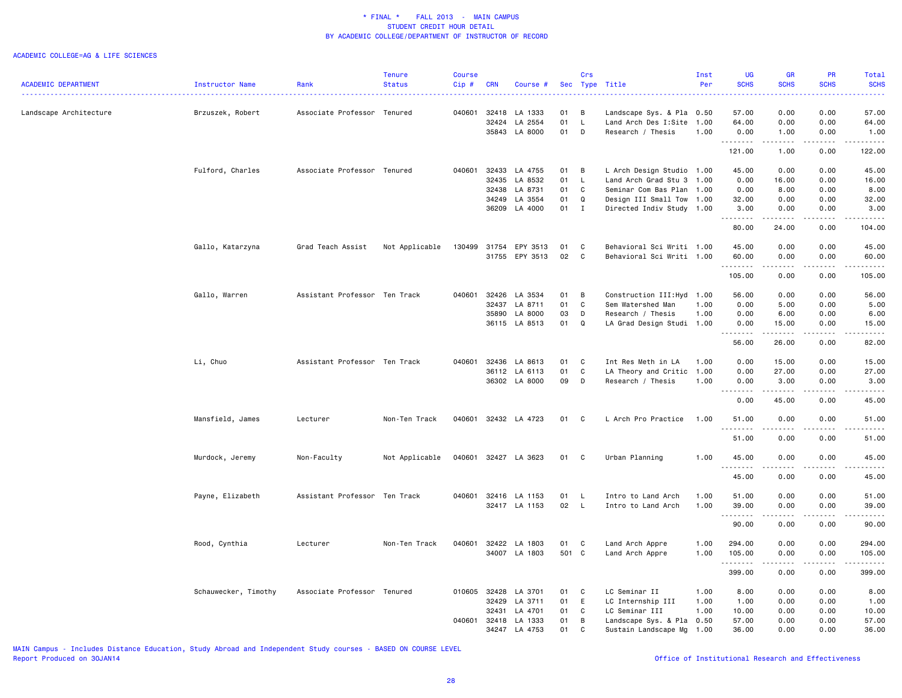\* FINAL \*    FALL 2013  -  MAIN CAMPUS
STUDENT CREDIT HOUR DETAIL
BY ACADEMIC COLLEGE/DEPARTMENT OF INSTRUCTOR OF RECORD

ACADEMIC COLLEGE=AG & LIFE SCIENCES

| ACADEMIC DEPARTMENT | Instructor Name | Rank | Tenure Status | Course Cip # | CRN | Course # | Sec | Crs Type | Title | Inst Per | UG SCHS | GR SCHS | PR SCHS | Total SCHS |
|---|---|---|---|---|---|---|---|---|---|---|---|---|---|---|
| Landscape Architecture | Brzuszek, Robert | Associate Professor | Tenured | 040601 | 32418 | LA 1333 | 01 | B | Landscape Sys. & Pla | 0.50 | 57.00 | 0.00 | 0.00 | 57.00 |
| | | | | | 32424 | LA 2554 | 01 | L | Land Arch Des I:Site | 1.00 | 64.00 | 0.00 | 0.00 | 64.00 |
| | | | | | 35843 | LA 8000 | 01 | D | Research / Thesis | 1.00 | 0.00 | 1.00 | 0.00 | 1.00 |
| | | | | | | | | | | | 121.00 | 1.00 | 0.00 | 122.00 |
| | Fulford, Charles | Associate Professor | Tenured | 040601 | 32433 | LA 4755 | 01 | B | L Arch Design Studio | 1.00 | 45.00 | 0.00 | 0.00 | 45.00 |
| | | | | | 32435 | LA 8532 | 01 | L | Land Arch Grad Stu 3 | 1.00 | 0.00 | 16.00 | 0.00 | 16.00 |
| | | | | | 32438 | LA 8731 | 01 | C | Seminar Com Bas Plan | 1.00 | 0.00 | 8.00 | 0.00 | 8.00 |
| | | | | | 34249 | LA 3554 | 01 | Q | Design III Small Tow | 1.00 | 32.00 | 0.00 | 0.00 | 32.00 |
| | | | | | 36209 | LA 4000 | 01 | I | Directed Indiv Study | 1.00 | 3.00 | 0.00 | 0.00 | 3.00 |
| | | | | | | | | | | | 80.00 | 24.00 | 0.00 | 104.00 |
| | Gallo, Katarzyna | Grad Teach Assist | Not Applicable | 130499 | 31754 | EPY 3513 | 01 | C | Behavioral Sci Writi | 1.00 | 45.00 | 0.00 | 0.00 | 45.00 |
| | | | | | 31755 | EPY 3513 | 02 | C | Behavioral Sci Writi | 1.00 | 60.00 | 0.00 | 0.00 | 60.00 |
| | | | | | | | | | | | 105.00 | 0.00 | 0.00 | 105.00 |
| | Gallo, Warren | Assistant Professor | Ten Track | 040601 | 32426 | LA 3534 | 01 | B | Construction III:Hyd | 1.00 | 56.00 | 0.00 | 0.00 | 56.00 |
| | | | | | 32437 | LA 8711 | 01 | C | Sem Watershed Man | 1.00 | 0.00 | 5.00 | 0.00 | 5.00 |
| | | | | | 35890 | LA 8000 | 03 | D | Research / Thesis | 1.00 | 0.00 | 6.00 | 0.00 | 6.00 |
| | | | | | 36115 | LA 8513 | 01 | Q | LA Grad Design Studi | 1.00 | 0.00 | 15.00 | 0.00 | 15.00 |
| | | | | | | | | | | | 56.00 | 26.00 | 0.00 | 82.00 |
| | Li, Chuo | Assistant Professor | Ten Track | 040601 | 32436 | LA 8613 | 01 | C | Int Res Meth in LA | 1.00 | 0.00 | 15.00 | 0.00 | 15.00 |
| | | | | | 36112 | LA 6113 | 01 | C | LA Theory and Critic | 1.00 | 0.00 | 27.00 | 0.00 | 27.00 |
| | | | | | 36302 | LA 8000 | 09 | D | Research / Thesis | 1.00 | 0.00 | 3.00 | 0.00 | 3.00 |
| | | | | | | | | | | | 0.00 | 45.00 | 0.00 | 45.00 |
| | Mansfield, James | Lecturer | Non-Ten Track | 040601 | 32432 | LA 4723 | 01 | C | L Arch Pro Practice | 1.00 | 51.00 | 0.00 | 0.00 | 51.00 |
| | | | | | | | | | | | 51.00 | 0.00 | 0.00 | 51.00 |
| | Murdock, Jeremy | Non-Faculty | Not Applicable | 040601 | 32427 | LA 3623 | 01 | C | Urban Planning | 1.00 | 45.00 | 0.00 | 0.00 | 45.00 |
| | | | | | | | | | | | 45.00 | 0.00 | 0.00 | 45.00 |
| | Payne, Elizabeth | Assistant Professor | Ten Track | 040601 | 32416 | LA 1153 | 01 | L | Intro to Land Arch | 1.00 | 51.00 | 0.00 | 0.00 | 51.00 |
| | | | | | 32417 | LA 1153 | 02 | L | Intro to Land Arch | 1.00 | 39.00 | 0.00 | 0.00 | 39.00 |
| | | | | | | | | | | | 90.00 | 0.00 | 0.00 | 90.00 |
| | Rood, Cynthia | Lecturer | Non-Ten Track | 040601 | 32422 | LA 1803 | 01 | C | Land Arch Appre | 1.00 | 294.00 | 0.00 | 0.00 | 294.00 |
| | | | | | 34007 | LA 1803 | 501 | C | Land Arch Appre | 1.00 | 105.00 | 0.00 | 0.00 | 105.00 |
| | | | | | | | | | | | 399.00 | 0.00 | 0.00 | 399.00 |
| | Schauwecker, Timothy | Associate Professor | Tenured | 010605 | 32428 | LA 3701 | 01 | C | LC Seminar II | 1.00 | 8.00 | 0.00 | 0.00 | 8.00 |
| | | | | | 32429 | LA 3711 | 01 | E | LC Internship III | 1.00 | 1.00 | 0.00 | 0.00 | 1.00 |
| | | | | | 32431 | LA 4701 | 01 | C | LC Seminar III | 1.00 | 10.00 | 0.00 | 0.00 | 10.00 |
| | | | | 040601 | 32418 | LA 1333 | 01 | B | Landscape Sys. & Pla | 0.50 | 57.00 | 0.00 | 0.00 | 57.00 |
| | | | | | 34247 | LA 4753 | 01 | C | Sustain Landscape Mg | 1.00 | 36.00 | 0.00 | 0.00 | 36.00 |

MAIN Campus - Includes Distance Education, Study Abroad and Independent Study courses - BASED ON COURSE LEVEL
Report Produced on 30JAN14

Office of Institutional Research and Effectiveness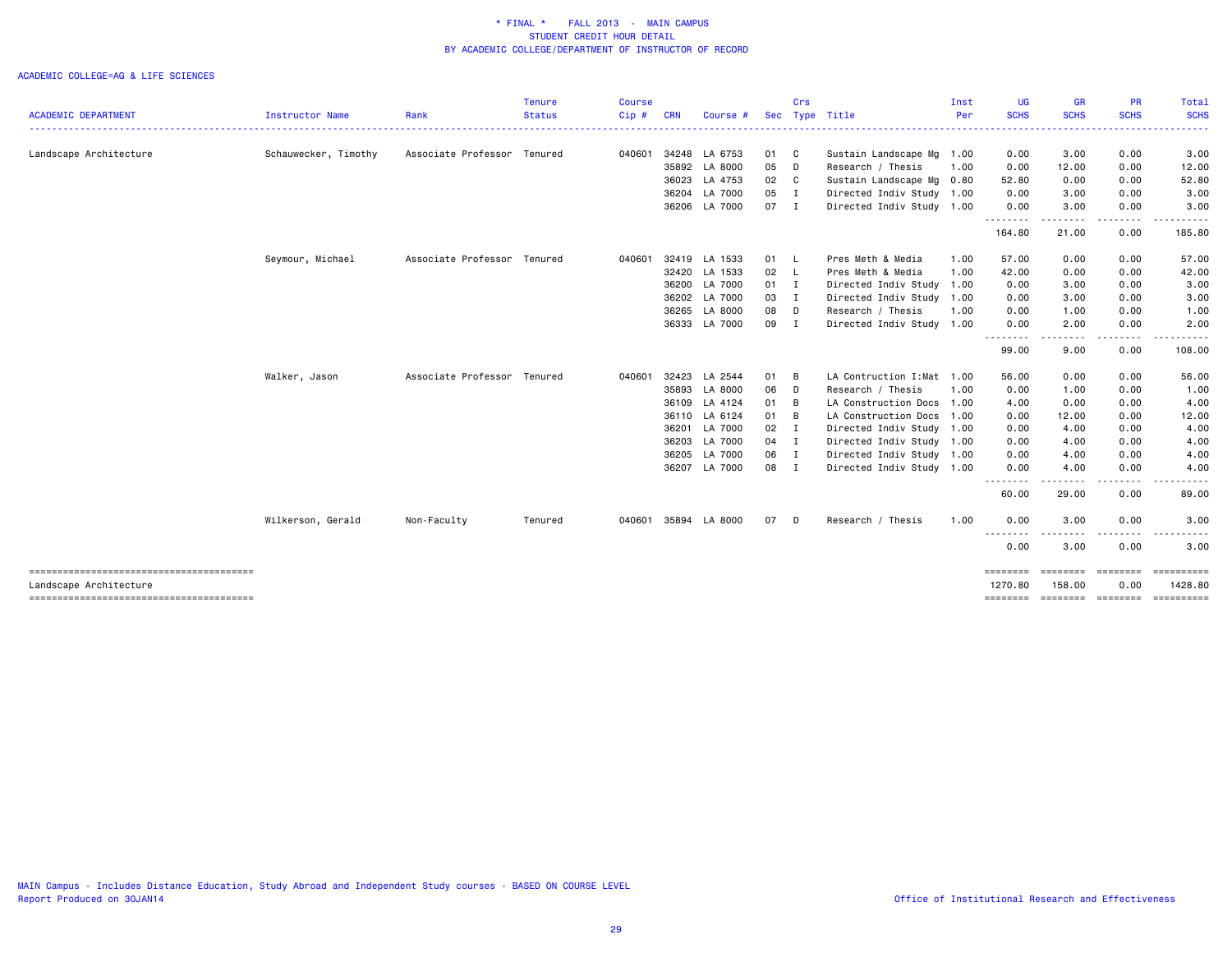# * FINAL * FALL 2013 - MAIN CAMPUS
## STUDENT CREDIT HOUR DETAIL
## BY ACADEMIC COLLEGE/DEPARTMENT OF INSTRUCTOR OF RECORD

ACADEMIC COLLEGE=AG & LIFE SCIENCES

| ACADEMIC DEPARTMENT | Instructor Name | Rank | Tenure Status | Course Cip # | CRN | Course # | Sec | Crs Type | Title | Inst Per | UG SCHS | GR SCHS | PR SCHS | Total SCHS |
|---|---|---|---|---|---|---|---|---|---|---|---|---|---|---|
| Landscape Architecture | Schauwecker, Timothy | Associate Professor | Tenured | 040601 | 34248 | LA 6753 | 01 | C | Sustain Landscape Mg | 1.00 | 0.00 | 3.00 | 0.00 | 3.00 |
| | | | | | 35892 | LA 8000 | 05 | D | Research / Thesis | 1.00 | 0.00 | 12.00 | 0.00 | 12.00 |
| | | | | | 36023 | LA 4753 | 02 | C | Sustain Landscape Mg | 0.80 | 52.80 | 0.00 | 0.00 | 52.80 |
| | | | | | 36204 | LA 7000 | 05 | I | Directed Indiv Study | 1.00 | 0.00 | 3.00 | 0.00 | 3.00 |
| | | | | | 36206 | LA 7000 | 07 | I | Directed Indiv Study | 1.00 | 0.00 | 3.00 | 0.00 | 3.00 |
| | | | | | | | | | | | 164.80 | 21.00 | 0.00 | 185.80 |
| | Seymour, Michael | Associate Professor | Tenured | 040601 | 32419 | LA 1533 | 01 | L | Pres Meth & Media | 1.00 | 57.00 | 0.00 | 0.00 | 57.00 |
| | | | | | 32420 | LA 1533 | 02 | L | Pres Meth & Media | 1.00 | 42.00 | 0.00 | 0.00 | 42.00 |
| | | | | | 36200 | LA 7000 | 01 | I | Directed Indiv Study | 1.00 | 0.00 | 3.00 | 0.00 | 3.00 |
| | | | | | 36202 | LA 7000 | 03 | I | Directed Indiv Study | 1.00 | 0.00 | 3.00 | 0.00 | 3.00 |
| | | | | | 36265 | LA 8000 | 08 | D | Research / Thesis | 1.00 | 0.00 | 1.00 | 0.00 | 1.00 |
| | | | | | 36333 | LA 7000 | 09 | I | Directed Indiv Study | 1.00 | 0.00 | 2.00 | 0.00 | 2.00 |
| | | | | | | | | | | | 99.00 | 9.00 | 0.00 | 108.00 |
| | Walker, Jason | Associate Professor | Tenured | 040601 | 32423 | LA 2544 | 01 | B | LA Contruction I:Mat | 1.00 | 56.00 | 0.00 | 0.00 | 56.00 |
| | | | | | 35893 | LA 8000 | 06 | D | Research / Thesis | 1.00 | 0.00 | 1.00 | 0.00 | 1.00 |
| | | | | | 36109 | LA 4124 | 01 | B | LA Construction Docs | 1.00 | 4.00 | 0.00 | 0.00 | 4.00 |
| | | | | | 36110 | LA 6124 | 01 | B | LA Construction Docs | 1.00 | 0.00 | 12.00 | 0.00 | 12.00 |
| | | | | | 36201 | LA 7000 | 02 | I | Directed Indiv Study | 1.00 | 0.00 | 4.00 | 0.00 | 4.00 |
| | | | | | 36203 | LA 7000 | 04 | I | Directed Indiv Study | 1.00 | 0.00 | 4.00 | 0.00 | 4.00 |
| | | | | | 36205 | LA 7000 | 06 | I | Directed Indiv Study | 1.00 | 0.00 | 4.00 | 0.00 | 4.00 |
| | | | | | 36207 | LA 7000 | 08 | I | Directed Indiv Study | 1.00 | 0.00 | 4.00 | 0.00 | 4.00 |
| | | | | | | | | | | | 60.00 | 29.00 | 0.00 | 89.00 |
| | Wilkerson, Gerald | Non-Faculty | Tenured | 040601 | 35894 | LA 8000 | 07 | D | Research / Thesis | 1.00 | 0.00 | 3.00 | 0.00 | 3.00 |
| | | | | | | | | | | | 0.00 | 3.00 | 0.00 | 3.00 |
| Landscape Architecture | | | | | | | | | | | 1270.80 | 158.00 | 0.00 | 1428.80 |

MAIN Campus - Includes Distance Education, Study Abroad and Independent Study courses - BASED ON COURSE LEVEL
Report Produced on 30JAN14

Office of Institutional Research and Effectiveness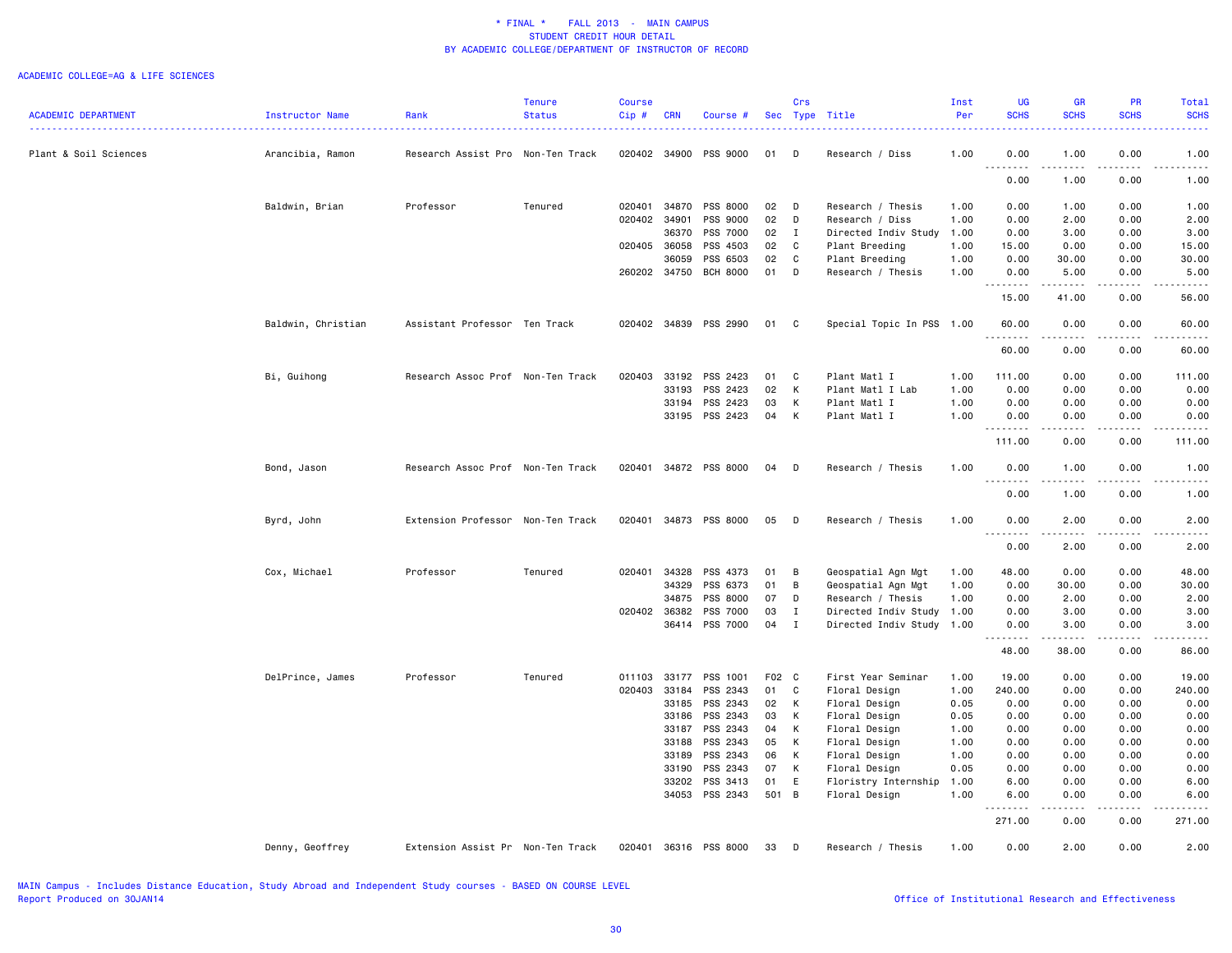\* FINAL \* FALL 2013 - MAIN CAMPUS
STUDENT CREDIT HOUR DETAIL
BY ACADEMIC COLLEGE/DEPARTMENT OF INSTRUCTOR OF RECORD

ACADEMIC COLLEGE=AG & LIFE SCIENCES

| ACADEMIC DEPARTMENT | Instructor Name | Rank | Tenure Status | Course Cip # | CRN | Course # | Sec | Crs Type | Title | Inst Per | UG SCHS | GR SCHS | PR SCHS | Total SCHS |
|---|---|---|---|---|---|---|---|---|---|---|---|---|---|---|
| Plant & Soil Sciences | Arancibia, Ramon | Research Assist Pro | Non-Ten Track | 020402 | 34900 | PSS 9000 | 01 | D | Research / Diss | 1.00 | 0.00 | 1.00 | 0.00 | 1.00 |
| | | | | | | | | | | | 0.00 | 1.00 | 0.00 | 1.00 |
| | Baldwin, Brian | Professor | Tenured | 020401 | 34870 | PSS 8000 | 02 | D | Research / Thesis | 1.00 | 0.00 | 1.00 | 0.00 | 1.00 |
| | | | | 020402 | 34901 | PSS 9000 | 02 | D | Research / Diss | 1.00 | 0.00 | 2.00 | 0.00 | 2.00 |
| | | | | | 36370 | PSS 7000 | 02 | I | Directed Indiv Study | 1.00 | 0.00 | 3.00 | 0.00 | 3.00 |
| | | | | 020405 | 36058 | PSS 4503 | 02 | C | Plant Breeding | 1.00 | 15.00 | 0.00 | 0.00 | 15.00 |
| | | | | | 36059 | PSS 6503 | 02 | C | Plant Breeding | 1.00 | 0.00 | 30.00 | 0.00 | 30.00 |
| | | | | 260202 | 34750 | BCH 8000 | 01 | D | Research / Thesis | 1.00 | 0.00 | 5.00 | 0.00 | 5.00 |
| | | | | | | | | | | | 15.00 | 41.00 | 0.00 | 56.00 |
| | Baldwin, Christian | Assistant Professor | Ten Track | 020402 | 34839 | PSS 2990 | 01 | C | Special Topic In PSS | 1.00 | 60.00 | 0.00 | 0.00 | 60.00 |
| | | | | | | | | | | | 60.00 | 0.00 | 0.00 | 60.00 |
| | Bi, Guihong | Research Assoc Prof | Non-Ten Track | 020403 | 33192 | PSS 2423 | 01 | C | Plant Matl I | 1.00 | 111.00 | 0.00 | 0.00 | 111.00 |
| | | | | | 33193 | PSS 2423 | 02 | K | Plant Matl I Lab | 1.00 | 0.00 | 0.00 | 0.00 | 0.00 |
| | | | | | 33194 | PSS 2423 | 03 | K | Plant Matl I | 1.00 | 0.00 | 0.00 | 0.00 | 0.00 |
| | | | | | 33195 | PSS 2423 | 04 | K | Plant Matl I | 1.00 | 0.00 | 0.00 | 0.00 | 0.00 |
| | | | | | | | | | | | 111.00 | 0.00 | 0.00 | 111.00 |
| | Bond, Jason | Research Assoc Prof | Non-Ten Track | 020401 | 34872 | PSS 8000 | 04 | D | Research / Thesis | 1.00 | 0.00 | 1.00 | 0.00 | 1.00 |
| | | | | | | | | | | | 0.00 | 1.00 | 0.00 | 1.00 |
| | Byrd, John | Extension Professor | Non-Ten Track | 020401 | 34873 | PSS 8000 | 05 | D | Research / Thesis | 1.00 | 0.00 | 2.00 | 0.00 | 2.00 |
| | | | | | | | | | | | 0.00 | 2.00 | 0.00 | 2.00 |
| | Cox, Michael | Professor | Tenured | 020401 | 34328 | PSS 4373 | 01 | B | Geospatial Agn Mgt | 1.00 | 48.00 | 0.00 | 0.00 | 48.00 |
| | | | | | 34329 | PSS 6373 | 01 | B | Geospatial Agn Mgt | 1.00 | 0.00 | 30.00 | 0.00 | 30.00 |
| | | | | | 34875 | PSS 8000 | 07 | D | Research / Thesis | 1.00 | 0.00 | 2.00 | 0.00 | 2.00 |
| | | | | 020402 | 36382 | PSS 7000 | 03 | I | Directed Indiv Study | 1.00 | 0.00 | 3.00 | 0.00 | 3.00 |
| | | | | | 36414 | PSS 7000 | 04 | I | Directed Indiv Study | 1.00 | 0.00 | 3.00 | 0.00 | 3.00 |
| | | | | | | | | | | | 48.00 | 38.00 | 0.00 | 86.00 |
| | DelPrince, James | Professor | Tenured | 011103 | 33177 | PSS 1001 | F02 | C | First Year Seminar | 1.00 | 19.00 | 0.00 | 0.00 | 19.00 |
| | | | | 020403 | 33184 | PSS 2343 | 01 | C | Floral Design | 1.00 | 240.00 | 0.00 | 0.00 | 240.00 |
| | | | | | 33185 | PSS 2343 | 02 | K | Floral Design | 0.05 | 0.00 | 0.00 | 0.00 | 0.00 |
| | | | | | 33186 | PSS 2343 | 03 | K | Floral Design | 0.05 | 0.00 | 0.00 | 0.00 | 0.00 |
| | | | | | 33187 | PSS 2343 | 04 | K | Floral Design | 1.00 | 0.00 | 0.00 | 0.00 | 0.00 |
| | | | | | 33188 | PSS 2343 | 05 | K | Floral Design | 1.00 | 0.00 | 0.00 | 0.00 | 0.00 |
| | | | | | 33189 | PSS 2343 | 06 | K | Floral Design | 1.00 | 0.00 | 0.00 | 0.00 | 0.00 |
| | | | | | 33190 | PSS 2343 | 07 | K | Floral Design | 0.05 | 0.00 | 0.00 | 0.00 | 0.00 |
| | | | | | 33202 | PSS 3413 | 01 | E | Floristry Internship | 1.00 | 6.00 | 0.00 | 0.00 | 6.00 |
| | | | | | 34053 | PSS 2343 | 501 | B | Floral Design | 1.00 | 6.00 | 0.00 | 0.00 | 6.00 |
| | | | | | | | | | | | 271.00 | 0.00 | 0.00 | 271.00 |
| | Denny, Geoffrey | Extension Assist Pr | Non-Ten Track | 020401 | 36316 | PSS 8000 | 33 | D | Research / Thesis | 1.00 | 0.00 | 2.00 | 0.00 | 2.00 |

MAIN Campus - Includes Distance Education, Study Abroad and Independent Study courses - BASED ON COURSE LEVEL
Report Produced on 30JAN14

Office of Institutional Research and Effectiveness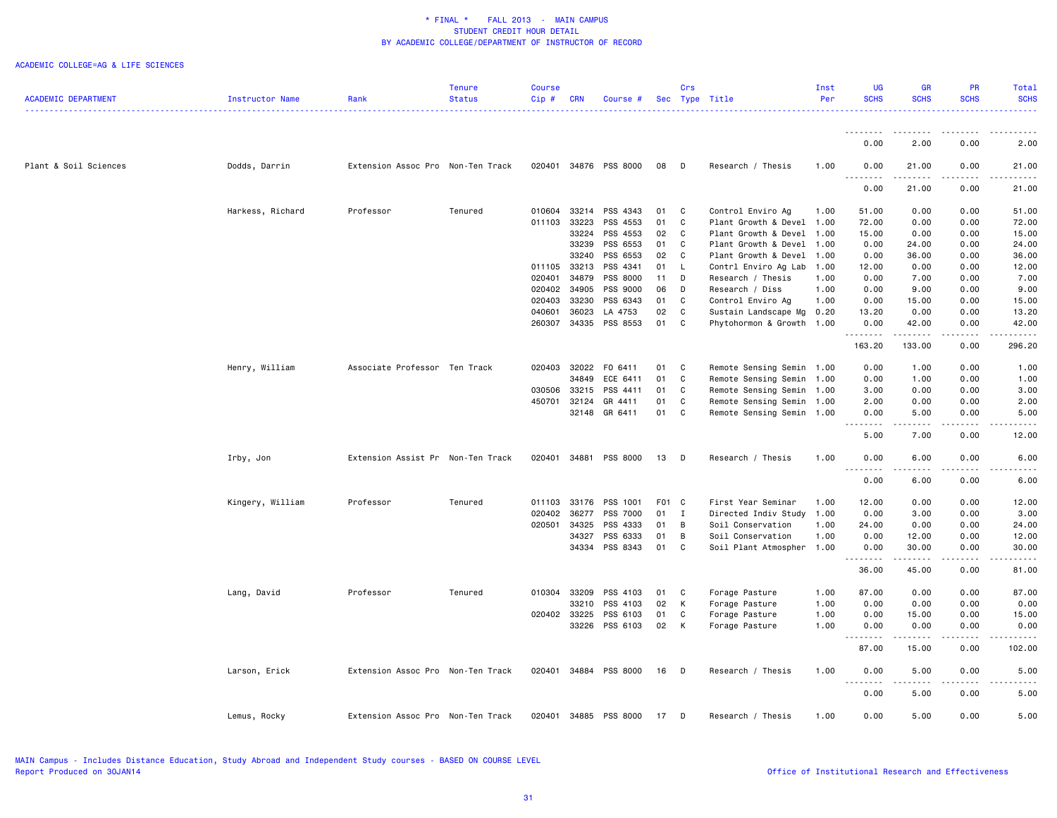\* FINAL \* FALL 2013 - MAIN CAMPUS
STUDENT CREDIT HOUR DETAIL
BY ACADEMIC COLLEGE/DEPARTMENT OF INSTRUCTOR OF RECORD

ACADEMIC COLLEGE=AG & LIFE SCIENCES

| ACADEMIC DEPARTMENT | Instructor Name | Rank | Tenure Status | Course Cip # | CRN | Course # | Sec | Crs Type | Title | Inst Per | UG SCHS | GR SCHS | PR SCHS | Total SCHS |
|---|---|---|---|---|---|---|---|---|---|---|---|---|---|---|
| | | | | | | | | | | | 0.00 | 2.00 | 0.00 | 2.00 |
| Plant & Soil Sciences | Dodds, Darrin | Extension Assoc Pro | Non-Ten Track | 020401 | 34876 | PSS 8000 | 08 | D | Research / Thesis | 1.00 | 0.00 | 21.00 | 0.00 | 21.00 |
| | | | | | | | | | | | 0.00 | 21.00 | 0.00 | 21.00 |
| | Harkess, Richard | Professor | Tenured | 010604 | 33214 | PSS 4343 | 01 | C | Control Enviro Ag | 1.00 | 51.00 | 0.00 | 0.00 | 51.00 |
| | | | | 011103 | 33223 | PSS 4553 | 01 | C | Plant Growth & Devel | 1.00 | 72.00 | 0.00 | 0.00 | 72.00 |
| | | | | | 33224 | PSS 4553 | 02 | C | Plant Growth & Devel | 1.00 | 15.00 | 0.00 | 0.00 | 15.00 |
| | | | | | 33239 | PSS 6553 | 01 | C | Plant Growth & Devel | 1.00 | 0.00 | 24.00 | 0.00 | 24.00 |
| | | | | | 33240 | PSS 6553 | 02 | C | Plant Growth & Devel | 1.00 | 0.00 | 36.00 | 0.00 | 36.00 |
| | | | | 011105 | 33213 | PSS 4341 | 01 | L | Contrl Enviro Ag Lab | 1.00 | 12.00 | 0.00 | 0.00 | 12.00 |
| | | | | 020401 | 34879 | PSS 8000 | 11 | D | Research / Thesis | 1.00 | 0.00 | 7.00 | 0.00 | 7.00 |
| | | | | 020402 | 34905 | PSS 9000 | 06 | D | Research / Diss | 1.00 | 0.00 | 9.00 | 0.00 | 9.00 |
| | | | | 020403 | 33230 | PSS 6343 | 01 | C | Control Enviro Ag | 1.00 | 0.00 | 15.00 | 0.00 | 15.00 |
| | | | | 040601 | 36023 | LA 4753 | 02 | C | Sustain Landscape Mg | 0.20 | 13.20 | 0.00 | 0.00 | 13.20 |
| | | | | 260307 | 34335 | PSS 8553 | 01 | C | Phytohormon & Growth | 1.00 | 0.00 | 42.00 | 0.00 | 42.00 |
| | | | | | | | | | | | 163.20 | 133.00 | 0.00 | 296.20 |
| | Henry, William | Associate Professor | Ten Track | 020403 | 32022 | FO 6411 | 01 | C | Remote Sensing Semin | 1.00 | 0.00 | 1.00 | 0.00 | 1.00 |
| | | | | | 34849 | ECE 6411 | 01 | C | Remote Sensing Semin | 1.00 | 0.00 | 1.00 | 0.00 | 1.00 |
| | | | | 030506 | 33215 | PSS 4411 | 01 | C | Remote Sensing Semin | 1.00 | 3.00 | 0.00 | 0.00 | 3.00 |
| | | | | 450701 | 32124 | GR 4411 | 01 | C | Remote Sensing Semin | 1.00 | 2.00 | 0.00 | 0.00 | 2.00 |
| | | | | | 32148 | GR 6411 | 01 | C | Remote Sensing Semin | 1.00 | 0.00 | 5.00 | 0.00 | 5.00 |
| | | | | | | | | | | | 5.00 | 7.00 | 0.00 | 12.00 |
| | Irby, Jon | Extension Assist Pr | Non-Ten Track | 020401 | 34881 | PSS 8000 | 13 | D | Research / Thesis | 1.00 | 0.00 | 6.00 | 0.00 | 6.00 |
| | | | | | | | | | | | 0.00 | 6.00 | 0.00 | 6.00 |
| | Kingery, William | Professor | Tenured | 011103 | 33176 | PSS 1001 | F01 | C | First Year Seminar | 1.00 | 12.00 | 0.00 | 0.00 | 12.00 |
| | | | | 020402 | 36277 | PSS 7000 | 01 | I | Directed Indiv Study | 1.00 | 0.00 | 3.00 | 0.00 | 3.00 |
| | | | | 020501 | 34325 | PSS 4333 | 01 | B | Soil Conservation | 1.00 | 24.00 | 0.00 | 0.00 | 24.00 |
| | | | | | 34327 | PSS 6333 | 01 | B | Soil Conservation | 1.00 | 0.00 | 12.00 | 0.00 | 12.00 |
| | | | | | 34334 | PSS 8343 | 01 | C | Soil Plant Atmospher | 1.00 | 0.00 | 30.00 | 0.00 | 30.00 |
| | | | | | | | | | | | 36.00 | 45.00 | 0.00 | 81.00 |
| | Lang, David | Professor | Tenured | 010304 | 33209 | PSS 4103 | 01 | C | Forage Pasture | 1.00 | 87.00 | 0.00 | 0.00 | 87.00 |
| | | | | | 33210 | PSS 4103 | 02 | K | Forage Pasture | 1.00 | 0.00 | 0.00 | 0.00 | 0.00 |
| | | | | 020402 | 33225 | PSS 6103 | 01 | C | Forage Pasture | 1.00 | 0.00 | 15.00 | 0.00 | 15.00 |
| | | | | | 33226 | PSS 6103 | 02 | K | Forage Pasture | 1.00 | 0.00 | 0.00 | 0.00 | 0.00 |
| | | | | | | | | | | | 87.00 | 15.00 | 0.00 | 102.00 |
| | Larson, Erick | Extension Assoc Pro | Non-Ten Track | 020401 | 34884 | PSS 8000 | 16 | D | Research / Thesis | 1.00 | 0.00 | 5.00 | 0.00 | 5.00 |
| | | | | | | | | | | | 0.00 | 5.00 | 0.00 | 5.00 |
| | Lemus, Rocky | Extension Assoc Pro | Non-Ten Track | 020401 | 34885 | PSS 8000 | 17 | D | Research / Thesis | 1.00 | 0.00 | 5.00 | 0.00 | 5.00 |

MAIN Campus - Includes Distance Education, Study Abroad and Independent Study courses - BASED ON COURSE LEVEL
Report Produced on 30JAN14

Office of Institutional Research and Effectiveness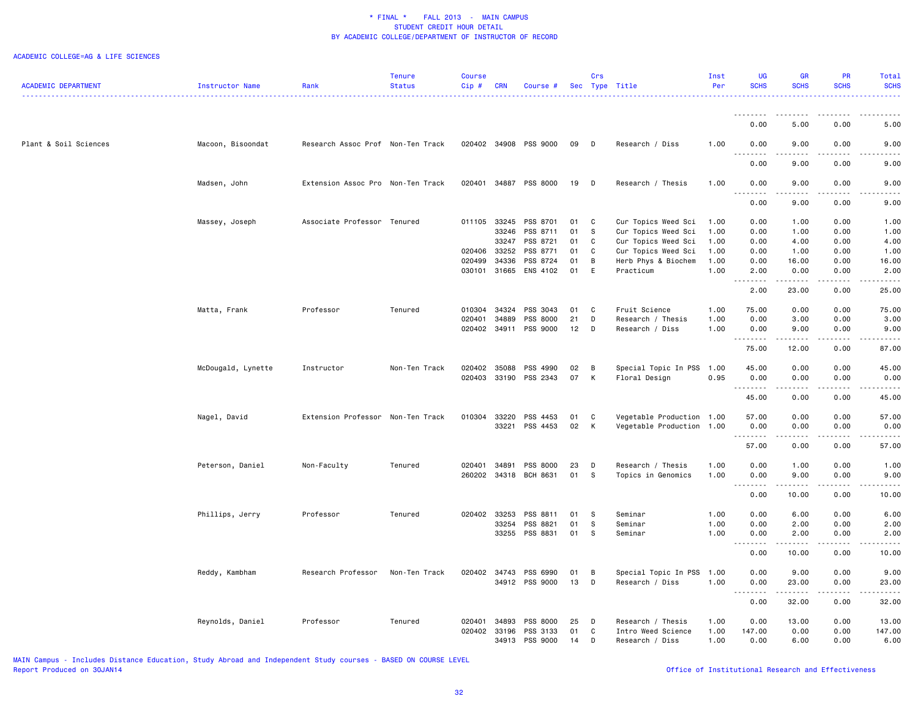* FINAL * FALL 2013 - MAIN CAMPUS
STUDENT CREDIT HOUR DETAIL
BY ACADEMIC COLLEGE/DEPARTMENT OF INSTRUCTOR OF RECORD

ACADEMIC COLLEGE=AG & LIFE SCIENCES

| ACADEMIC DEPARTMENT | Instructor Name | Rank | Tenure Status | Course Cip # | CRN | Course # | Sec | Crs Type | Title | Inst Per | UG SCHS | GR SCHS | PR SCHS | Total SCHS |
|---|---|---|---|---|---|---|---|---|---|---|---|---|---|---|
| | | | | | | | | | | | 0.00 | 5.00 | 0.00 | 5.00 |
| Plant & Soil Sciences | Macoon, Bisoondat | Research Assoc Prof | Non-Ten Track | 020402 | 34908 | PSS 9000 | 09 | D | Research / Diss | 1.00 | 0.00 | 9.00 | 0.00 | 9.00 |
| | | | | | | | | | | | 0.00 | 9.00 | 0.00 | 9.00 |
| | Madsen, John | Extension Assoc Pro | Non-Ten Track | 020401 | 34887 | PSS 8000 | 19 | D | Research / Thesis | 1.00 | 0.00 | 9.00 | 0.00 | 9.00 |
| | | | | | | | | | | | 0.00 | 9.00 | 0.00 | 9.00 |
| | Massey, Joseph | Associate Professor | Tenured | 011105 | 33245 | PSS 8701 | 01 | C | Cur Topics Weed Sci | 1.00 | 0.00 | 1.00 | 0.00 | 1.00 |
| | | | | | 33246 | PSS 8711 | 01 | S | Cur Topics Weed Sci | 1.00 | 0.00 | 1.00 | 0.00 | 1.00 |
| | | | | | 33247 | PSS 8721 | 01 | C | Cur Topics Weed Sci | 1.00 | 0.00 | 4.00 | 0.00 | 4.00 |
| | | | | 020406 | 33252 | PSS 8771 | 01 | C | Cur Topics Weed Sci | 1.00 | 0.00 | 1.00 | 0.00 | 1.00 |
| | | | | 020499 | 34336 | PSS 8724 | 01 | B | Herb Phys & Biochem | 1.00 | 0.00 | 16.00 | 0.00 | 16.00 |
| | | | | 030101 | 31665 | ENS 4102 | 01 | E | Practicum | 1.00 | 2.00 | 0.00 | 0.00 | 2.00 |
| | | | | | | | | | | | 2.00 | 23.00 | 0.00 | 25.00 |
| | Matta, Frank | Professor | Tenured | 010304 | 34324 | PSS 3043 | 01 | C | Fruit Science | 1.00 | 75.00 | 0.00 | 0.00 | 75.00 |
| | | | | 020401 | 34889 | PSS 8000 | 21 | D | Research / Thesis | 1.00 | 0.00 | 3.00 | 0.00 | 3.00 |
| | | | | 020402 | 34911 | PSS 9000 | 12 | D | Research / Diss | 1.00 | 0.00 | 9.00 | 0.00 | 9.00 |
| | | | | | | | | | | | 75.00 | 12.00 | 0.00 | 87.00 |
| | McDougald, Lynette | Instructor | Non-Ten Track | 020402 | 35088 | PSS 4990 | 02 | B | Special Topic In PSS | 1.00 | 45.00 | 0.00 | 0.00 | 45.00 |
| | | | | 020403 | 33190 | PSS 2343 | 07 | K | Floral Design | 0.95 | 0.00 | 0.00 | 0.00 | 0.00 |
| | | | | | | | | | | | 45.00 | 0.00 | 0.00 | 45.00 |
| | Nagel, David | Extension Professor | Non-Ten Track | 010304 | 33220 | PSS 4453 | 01 | C | Vegetable Production | 1.00 | 57.00 | 0.00 | 0.00 | 57.00 |
| | | | | | 33221 | PSS 4453 | 02 | K | Vegetable Production | 1.00 | 0.00 | 0.00 | 0.00 | 0.00 |
| | | | | | | | | | | | 57.00 | 0.00 | 0.00 | 57.00 |
| | Peterson, Daniel | Non-Faculty | Tenured | 020401 | 34891 | PSS 8000 | 23 | D | Research / Thesis | 1.00 | 0.00 | 1.00 | 0.00 | 1.00 |
| | | | | 260202 | 34318 | BCH 8631 | 01 | S | Topics in Genomics | 1.00 | 0.00 | 9.00 | 0.00 | 9.00 |
| | | | | | | | | | | | 0.00 | 10.00 | 0.00 | 10.00 |
| | Phillips, Jerry | Professor | Tenured | 020402 | 33253 | PSS 8811 | 01 | S | Seminar | 1.00 | 0.00 | 6.00 | 0.00 | 6.00 |
| | | | | | 33254 | PSS 8821 | 01 | S | Seminar | 1.00 | 0.00 | 2.00 | 0.00 | 2.00 |
| | | | | | 33255 | PSS 8831 | 01 | S | Seminar | 1.00 | 0.00 | 2.00 | 0.00 | 2.00 |
| | | | | | | | | | | | 0.00 | 10.00 | 0.00 | 10.00 |
| | Reddy, Kambham | Research Professor | Non-Ten Track | 020402 | 34743 | PSS 6990 | 01 | B | Special Topic In PSS | 1.00 | 0.00 | 9.00 | 0.00 | 9.00 |
| | | | | | 34912 | PSS 9000 | 13 | D | Research / Diss | 1.00 | 0.00 | 23.00 | 0.00 | 23.00 |
| | | | | | | | | | | | 0.00 | 32.00 | 0.00 | 32.00 |
| | Reynolds, Daniel | Professor | Tenured | 020401 | 34893 | PSS 8000 | 25 | D | Research / Thesis | 1.00 | 0.00 | 13.00 | 0.00 | 13.00 |
| | | | | 020402 | 33196 | PSS 3133 | 01 | C | Intro Weed Science | 1.00 | 147.00 | 0.00 | 0.00 | 147.00 |
| | | | | | 34913 | PSS 9000 | 14 | D | Research / Diss | 1.00 | 0.00 | 6.00 | 0.00 | 6.00 |

MAIN Campus - Includes Distance Education, Study Abroad and Independent Study courses - BASED ON COURSE LEVEL
Report Produced on 30JAN14

Office of Institutional Research and Effectiveness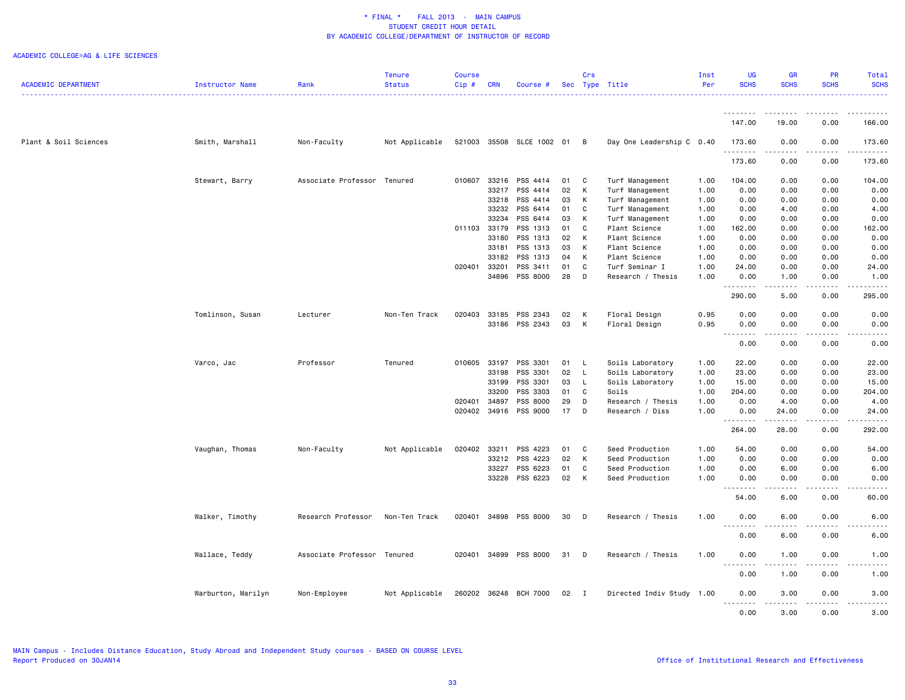\* FINAL \* FALL 2013 - MAIN CAMPUS
STUDENT CREDIT HOUR DETAIL
BY ACADEMIC COLLEGE/DEPARTMENT OF INSTRUCTOR OF RECORD

ACADEMIC COLLEGE=AG & LIFE SCIENCES

| ACADEMIC DEPARTMENT | Instructor Name | Rank | Tenure Status | Course Cip # | CRN | Course # | Sec | Crs Type | Title | Inst Per | UG SCHS | GR SCHS | PR SCHS | Total SCHS |
|---|---|---|---|---|---|---|---|---|---|---|---|---|---|---|
| | | | | | | | | | | | 147.00 | 19.00 | 0.00 | 166.00 |
| Plant & Soil Sciences | Smith, Marshall | Non-Faculty | Not Applicable | 521003 | 35508 | SLCE 1002 | 01 | B | Day One Leadership C | 0.40 | 173.60 | 0.00 | 0.00 | 173.60 |
| | | | | | | | | | | | 173.60 | 0.00 | 0.00 | 173.60 |
| | Stewart, Barry | Associate Professor | Tenured | 010607 | 33216 | PSS 4414 | 01 | C | Turf Management | 1.00 | 104.00 | 0.00 | 0.00 | 104.00 |
| | | | | | 33217 | PSS 4414 | 02 | K | Turf Management | 1.00 | 0.00 | 0.00 | 0.00 | 0.00 |
| | | | | | 33218 | PSS 4414 | 03 | K | Turf Management | 1.00 | 0.00 | 0.00 | 0.00 | 0.00 |
| | | | | | 33232 | PSS 6414 | 01 | C | Turf Management | 1.00 | 0.00 | 4.00 | 0.00 | 4.00 |
| | | | | | 33234 | PSS 6414 | 03 | K | Turf Management | 1.00 | 0.00 | 0.00 | 0.00 | 0.00 |
| | | | | 011103 | 33179 | PSS 1313 | 01 | C | Plant Science | 1.00 | 162.00 | 0.00 | 0.00 | 162.00 |
| | | | | | 33180 | PSS 1313 | 02 | K | Plant Science | 1.00 | 0.00 | 0.00 | 0.00 | 0.00 |
| | | | | | 33181 | PSS 1313 | 03 | K | Plant Science | 1.00 | 0.00 | 0.00 | 0.00 | 0.00 |
| | | | | | 33182 | PSS 1313 | 04 | K | Plant Science | 1.00 | 0.00 | 0.00 | 0.00 | 0.00 |
| | | | | 020401 | 33201 | PSS 3411 | 01 | C | Turf Seminar I | 1.00 | 24.00 | 0.00 | 0.00 | 24.00 |
| | | | | | 34896 | PSS 8000 | 28 | D | Research / Thesis | 1.00 | 0.00 | 1.00 | 0.00 | 1.00 |
| | | | | | | | | | | | 290.00 | 5.00 | 0.00 | 295.00 |
| | Tomlinson, Susan | Lecturer | Non-Ten Track | 020403 | 33185 | PSS 2343 | 02 | K | Floral Design | 0.95 | 0.00 | 0.00 | 0.00 | 0.00 |
| | | | | | 33186 | PSS 2343 | 03 | K | Floral Design | 0.95 | 0.00 | 0.00 | 0.00 | 0.00 |
| | | | | | | | | | | | 0.00 | 0.00 | 0.00 | 0.00 |
| | Varco, Jac | Professor | Tenured | 010605 | 33197 | PSS 3301 | 01 | L | Soils Laboratory | 1.00 | 22.00 | 0.00 | 0.00 | 22.00 |
| | | | | | 33198 | PSS 3301 | 02 | L | Soils Laboratory | 1.00 | 23.00 | 0.00 | 0.00 | 23.00 |
| | | | | | 33199 | PSS 3301 | 03 | L | Soils Laboratory | 1.00 | 15.00 | 0.00 | 0.00 | 15.00 |
| | | | | | 33200 | PSS 3303 | 01 | C | Soils | 1.00 | 204.00 | 0.00 | 0.00 | 204.00 |
| | | | | 020401 | 34897 | PSS 8000 | 29 | D | Research / Thesis | 1.00 | 0.00 | 4.00 | 0.00 | 4.00 |
| | | | | 020402 | 34916 | PSS 9000 | 17 | D | Research / Diss | 1.00 | 0.00 | 24.00 | 0.00 | 24.00 |
| | | | | | | | | | | | 264.00 | 28.00 | 0.00 | 292.00 |
| | Vaughan, Thomas | Non-Faculty | Not Applicable | 020402 | 33211 | PSS 4223 | 01 | C | Seed Production | 1.00 | 54.00 | 0.00 | 0.00 | 54.00 |
| | | | | | 33212 | PSS 4223 | 02 | K | Seed Production | 1.00 | 0.00 | 0.00 | 0.00 | 0.00 |
| | | | | | 33227 | PSS 6223 | 01 | C | Seed Production | 1.00 | 0.00 | 6.00 | 0.00 | 6.00 |
| | | | | | 33228 | PSS 6223 | 02 | K | Seed Production | 1.00 | 0.00 | 0.00 | 0.00 | 0.00 |
| | | | | | | | | | | | 54.00 | 6.00 | 0.00 | 60.00 |
| | Walker, Timothy | Research Professor | Non-Ten Track | 020401 | 34898 | PSS 8000 | 30 | D | Research / Thesis | 1.00 | 0.00 | 6.00 | 0.00 | 6.00 |
| | | | | | | | | | | | 0.00 | 6.00 | 0.00 | 6.00 |
| | Wallace, Teddy | Associate Professor | Tenured | 020401 | 34899 | PSS 8000 | 31 | D | Research / Thesis | 1.00 | 0.00 | 1.00 | 0.00 | 1.00 |
| | | | | | | | | | | | 0.00 | 1.00 | 0.00 | 1.00 |
| | Warburton, Marilyn | Non-Employee | Not Applicable | 260202 | 36248 | BCH 7000 | 02 | I | Directed Indiv Study | 1.00 | 0.00 | 3.00 | 0.00 | 3.00 |
| | | | | | | | | | | | 0.00 | 3.00 | 0.00 | 3.00 |

MAIN Campus - Includes Distance Education, Study Abroad and Independent Study courses - BASED ON COURSE LEVEL
Report Produced on 30JAN14

Office of Institutional Research and Effectiveness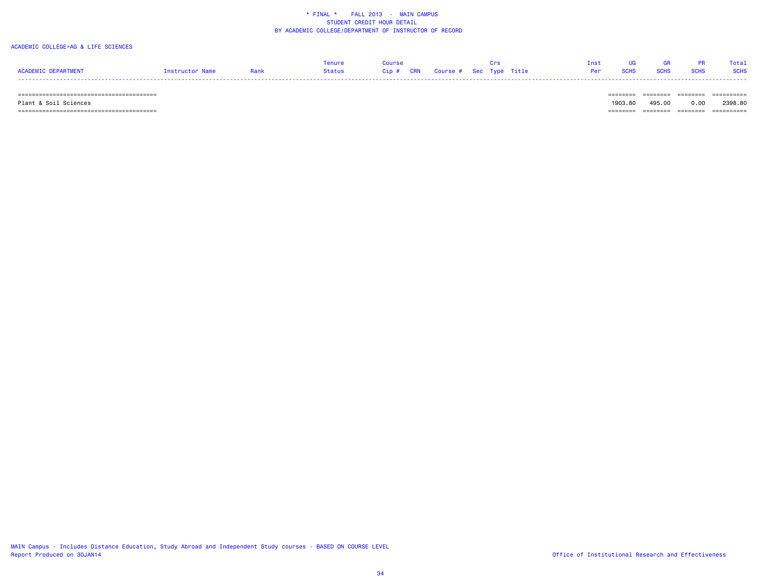* FINAL * FALL 2013 - MAIN CAMPUS
STUDENT CREDIT HOUR DETAIL
BY ACADEMIC COLLEGE/DEPARTMENT OF INSTRUCTOR OF RECORD

ACADEMIC COLLEGE=AG & LIFE SCIENCES

| ACADEMIC DEPARTMENT | Instructor Name | Rank | Tenure Status | Course Cip # | CRN | Course # | Sec | Crs Type | Title | Inst Per | UG SCHS | GR SCHS | PR SCHS | Total SCHS |
|---|---|---|---|---|---|---|---|---|---|---|---|---|---|---|
| Plant & Soil Sciences | | | | | | | | | | | 1903.80 | 495.00 | 0.00 | 2398.80 |

MAIN Campus - Includes Distance Education, Study Abroad and Independent Study courses - BASED ON COURSE LEVEL
Report Produced on 30JAN14

Office of Institutional Research and Effectiveness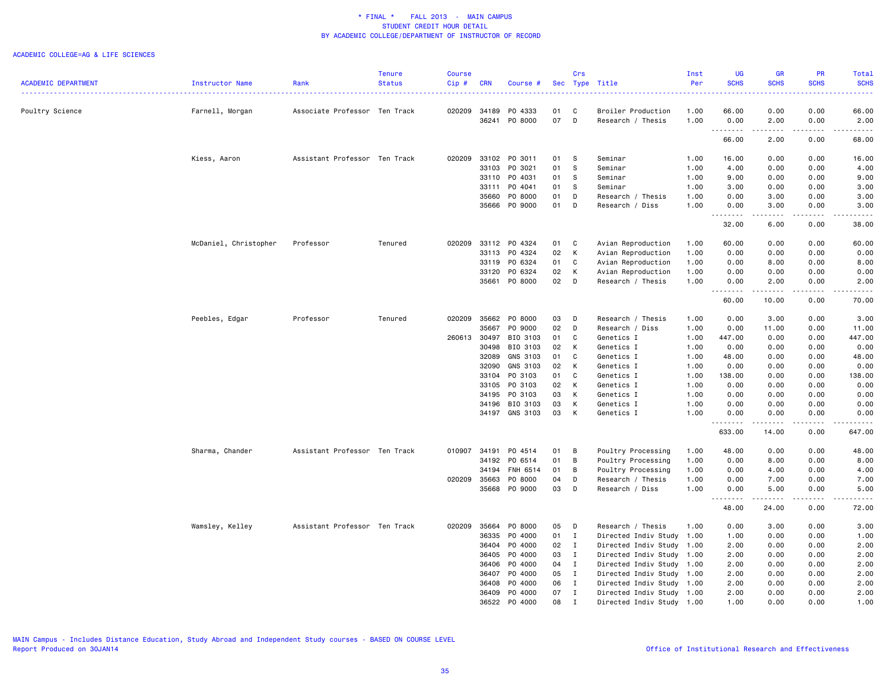\* FINAL \* FALL 2013 - MAIN CAMPUS
STUDENT CREDIT HOUR DETAIL
BY ACADEMIC COLLEGE/DEPARTMENT OF INSTRUCTOR OF RECORD

ACADEMIC COLLEGE=AG & LIFE SCIENCES

| ACADEMIC DEPARTMENT | Instructor Name | Rank | Tenure Status | Course Cip # | CRN | Course # | Sec | Crs Type | Title | Inst Per | UG SCHS | GR SCHS | PR SCHS | Total SCHS |
|---|---|---|---|---|---|---|---|---|---|---|---|---|---|---|
| Poultry Science | Farnell, Morgan | Associate Professor | Ten Track | 020209 | 34189 | PO 4333 | 01 | C | Broiler Production | 1.00 | 66.00 | 0.00 | 0.00 | 66.00 |
| | | | | | 36241 | PO 8000 | 07 | D | Research / Thesis | 1.00 | 0.00 | 2.00 | 0.00 | 2.00 |
| | | | | | | | | | | | 66.00 | 2.00 | 0.00 | 68.00 |
| | Kiess, Aaron | Assistant Professor | Ten Track | 020209 | 33102 | PO 3011 | 01 | S | Seminar | 1.00 | 16.00 | 0.00 | 0.00 | 16.00 |
| | | | | | 33103 | PO 3021 | 01 | S | Seminar | 1.00 | 4.00 | 0.00 | 0.00 | 4.00 |
| | | | | | 33110 | PO 4031 | 01 | S | Seminar | 1.00 | 9.00 | 0.00 | 0.00 | 9.00 |
| | | | | | 33111 | PO 4041 | 01 | S | Seminar | 1.00 | 3.00 | 0.00 | 0.00 | 3.00 |
| | | | | | 35660 | PO 8000 | 01 | D | Research / Thesis | 1.00 | 0.00 | 3.00 | 0.00 | 3.00 |
| | | | | | 35666 | PO 9000 | 01 | D | Research / Diss | 1.00 | 0.00 | 3.00 | 0.00 | 3.00 |
| | | | | | | | | | | | 32.00 | 6.00 | 0.00 | 38.00 |
| | McDaniel, Christopher | Professor | Tenured | 020209 | 33112 | PO 4324 | 01 | C | Avian Reproduction | 1.00 | 60.00 | 0.00 | 0.00 | 60.00 |
| | | | | | 33113 | PO 4324 | 02 | K | Avian Reproduction | 1.00 | 0.00 | 0.00 | 0.00 | 0.00 |
| | | | | | 33119 | PO 6324 | 01 | C | Avian Reproduction | 1.00 | 0.00 | 8.00 | 0.00 | 8.00 |
| | | | | | 33120 | PO 6324 | 02 | K | Avian Reproduction | 1.00 | 0.00 | 0.00 | 0.00 | 0.00 |
| | | | | | 35661 | PO 8000 | 02 | D | Research / Thesis | 1.00 | 0.00 | 2.00 | 0.00 | 2.00 |
| | | | | | | | | | | | 60.00 | 10.00 | 0.00 | 70.00 |
| | Peebles, Edgar | Professor | Tenured | 020209 | 35662 | PO 8000 | 03 | D | Research / Thesis | 1.00 | 0.00 | 3.00 | 0.00 | 3.00 |
| | | | | | 35667 | PO 9000 | 02 | D | Research / Diss | 1.00 | 0.00 | 11.00 | 0.00 | 11.00 |
| | | | | 260613 | 30497 | BIO 3103 | 01 | C | Genetics I | 1.00 | 447.00 | 0.00 | 0.00 | 447.00 |
| | | | | | 30498 | BIO 3103 | 02 | K | Genetics I | 1.00 | 0.00 | 0.00 | 0.00 | 0.00 |
| | | | | | 32089 | GNS 3103 | 01 | C | Genetics I | 1.00 | 48.00 | 0.00 | 0.00 | 48.00 |
| | | | | | 32090 | GNS 3103 | 02 | K | Genetics I | 1.00 | 0.00 | 0.00 | 0.00 | 0.00 |
| | | | | | 33104 | PO 3103 | 01 | C | Genetics I | 1.00 | 138.00 | 0.00 | 0.00 | 138.00 |
| | | | | | 33105 | PO 3103 | 02 | K | Genetics I | 1.00 | 0.00 | 0.00 | 0.00 | 0.00 |
| | | | | | 34195 | PO 3103 | 03 | K | Genetics I | 1.00 | 0.00 | 0.00 | 0.00 | 0.00 |
| | | | | | 34196 | BIO 3103 | 03 | K | Genetics I | 1.00 | 0.00 | 0.00 | 0.00 | 0.00 |
| | | | | | 34197 | GNS 3103 | 03 | K | Genetics I | 1.00 | 0.00 | 0.00 | 0.00 | 0.00 |
| | | | | | | | | | | | 633.00 | 14.00 | 0.00 | 647.00 |
| | Sharma, Chander | Assistant Professor | Ten Track | 010907 | 34191 | PO 4514 | 01 | B | Poultry Processing | 1.00 | 48.00 | 0.00 | 0.00 | 48.00 |
| | | | | | 34192 | PO 6514 | 01 | B | Poultry Processing | 1.00 | 0.00 | 8.00 | 0.00 | 8.00 |
| | | | | | 34194 | FNH 6514 | 01 | B | Poultry Processing | 1.00 | 0.00 | 4.00 | 0.00 | 4.00 |
| | | | | 020209 | 35663 | PO 8000 | 04 | D | Research / Thesis | 1.00 | 0.00 | 7.00 | 0.00 | 7.00 |
| | | | | | 35668 | PO 9000 | 03 | D | Research / Diss | 1.00 | 0.00 | 5.00 | 0.00 | 5.00 |
| | | | | | | | | | | | 48.00 | 24.00 | 0.00 | 72.00 |
| | Wamsley, Kelley | Assistant Professor | Ten Track | 020209 | 35664 | PO 8000 | 05 | D | Research / Thesis | 1.00 | 0.00 | 3.00 | 0.00 | 3.00 |
| | | | | | 36335 | PO 4000 | 01 | I | Directed Indiv Study | 1.00 | 1.00 | 0.00 | 0.00 | 1.00 |
| | | | | | 36404 | PO 4000 | 02 | I | Directed Indiv Study | 1.00 | 2.00 | 0.00 | 0.00 | 2.00 |
| | | | | | 36405 | PO 4000 | 03 | I | Directed Indiv Study | 1.00 | 2.00 | 0.00 | 0.00 | 2.00 |
| | | | | | 36406 | PO 4000 | 04 | I | Directed Indiv Study | 1.00 | 2.00 | 0.00 | 0.00 | 2.00 |
| | | | | | 36407 | PO 4000 | 05 | I | Directed Indiv Study | 1.00 | 2.00 | 0.00 | 0.00 | 2.00 |
| | | | | | 36408 | PO 4000 | 06 | I | Directed Indiv Study | 1.00 | 2.00 | 0.00 | 0.00 | 2.00 |
| | | | | | 36409 | PO 4000 | 07 | I | Directed Indiv Study | 1.00 | 2.00 | 0.00 | 0.00 | 2.00 |
| | | | | | 36522 | PO 4000 | 08 | I | Directed Indiv Study | 1.00 | 1.00 | 0.00 | 0.00 | 1.00 |

MAIN Campus - Includes Distance Education, Study Abroad and Independent Study courses - BASED ON COURSE LEVEL
Report Produced on 30JAN14

Office of Institutional Research and Effectiveness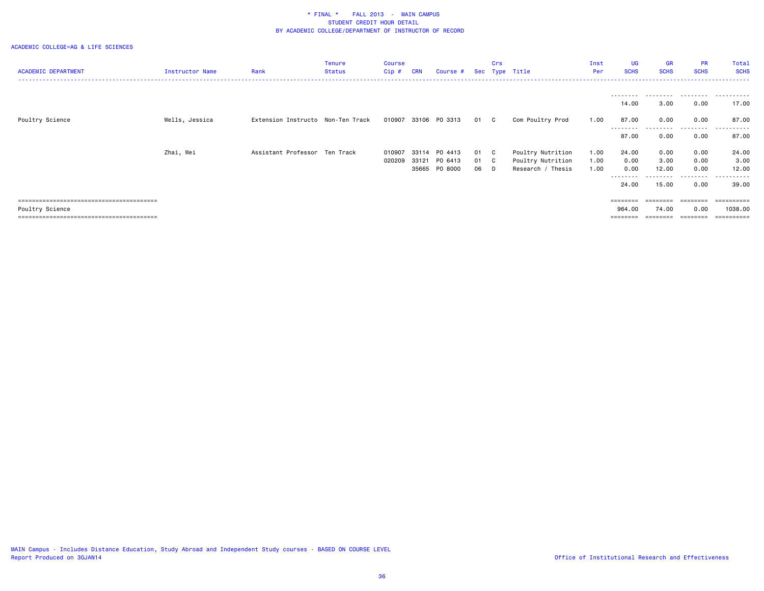* FINAL * FALL 2013 - MAIN CAMPUS
STUDENT CREDIT HOUR DETAIL
BY ACADEMIC COLLEGE/DEPARTMENT OF INSTRUCTOR OF RECORD

ACADEMIC COLLEGE=AG & LIFE SCIENCES

| ACADEMIC DEPARTMENT | Instructor Name | Rank | Tenure Status | Course Cip # | CRN | Course # | Sec | Crs Type | Title | Inst Per | UG SCHS | GR SCHS | PR SCHS | Total SCHS |
|---|---|---|---|---|---|---|---|---|---|---|---|---|---|---|
| | | | | | | | | | | | 14.00 | 3.00 | 0.00 | 17.00 |
| Poultry Science | Wells, Jessica | Extension Instructo | Non-Ten Track | 010907 | 33106 | PO 3313 | 01 | C | Com Poultry Prod | 1.00 | 87.00 | 0.00 | 0.00 | 87.00 |
| | | | | | | | | | | | 87.00 | 0.00 | 0.00 | 87.00 |
| | Zhai, Wei | Assistant Professor | Ten Track | 010907 | 33114 | PO 4413 | 01 | C | Poultry Nutrition | 1.00 | 24.00 | 0.00 | 0.00 | 24.00 |
| | | | | 020209 | 33121 | PO 6413 | 01 | C | Poultry Nutrition | 1.00 | 0.00 | 3.00 | 0.00 | 3.00 |
| | | | | | 35665 | PO 8000 | 06 | D | Research / Thesis | 1.00 | 0.00 | 12.00 | 0.00 | 12.00 |
| | | | | | | | | | | | 24.00 | 15.00 | 0.00 | 39.00 |
| Poultry Science | | | | | | | | | | | 964.00 | 74.00 | 0.00 | 1038.00 |

MAIN Campus - Includes Distance Education, Study Abroad and Independent Study courses - BASED ON COURSE LEVEL
Report Produced on 30JAN14

Office of Institutional Research and Effectiveness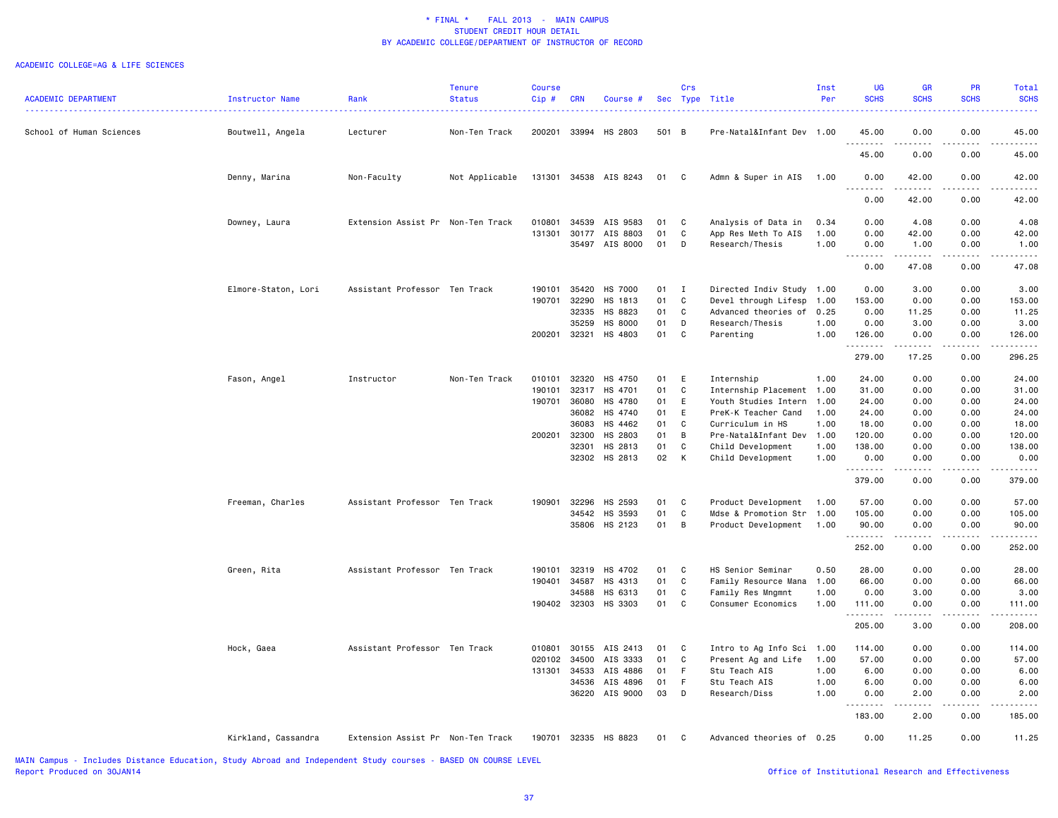\* FINAL \*    FALL 2013 - MAIN CAMPUS
STUDENT CREDIT HOUR DETAIL
BY ACADEMIC COLLEGE/DEPARTMENT OF INSTRUCTOR OF RECORD

ACADEMIC COLLEGE=AG & LIFE SCIENCES

| ACADEMIC DEPARTMENT | Instructor Name | Rank | Tenure Status | Course Cip # | CRN | Course # | Sec | Crs Type | Title | Inst Per | UG SCHS | GR SCHS | PR SCHS | Total SCHS |
|---|---|---|---|---|---|---|---|---|---|---|---|---|---|---|
| School of Human Sciences | Boutwell, Angela | Lecturer | Non-Ten Track | 200201 | 33994 | HS 2803 | 501 | B | Pre-Natal&Infant Dev | 1.00 | 45.00 | 0.00 | 0.00 | 45.00 |
| | | | | | | | | | | | 45.00 | 0.00 | 0.00 | 45.00 |
| | Denny, Marina | Non-Faculty | Not Applicable | 131301 | 34538 | AIS 8243 | 01 | C | Admn & Super in AIS | 1.00 | 0.00 | 42.00 | 0.00 | 42.00 |
| | | | | | | | | | | | 0.00 | 42.00 | 0.00 | 42.00 |
| | Downey, Laura | Extension Assist Pr | Non-Ten Track | 010801 | 34539 | AIS 9583 | 01 | C | Analysis of Data in | 0.34 | 0.00 | 4.08 | 0.00 | 4.08 |
| | | | | 131301 | 30177 | AIS 8803 | 01 | C | App Res Meth To AIS | 1.00 | 0.00 | 42.00 | 0.00 | 42.00 |
| | | | | | 35497 | AIS 8000 | 01 | D | Research/Thesis | 1.00 | 0.00 | 1.00 | 0.00 | 1.00 |
| | | | | | | | | | | | 0.00 | 47.08 | 0.00 | 47.08 |
| | Elmore-Staton, Lori | Assistant Professor | Ten Track | 190101 | 35420 | HS 7000 | 01 | I | Directed Indiv Study | 1.00 | 0.00 | 3.00 | 0.00 | 3.00 |
| | | | | 190701 | 32290 | HS 1813 | 01 | C | Devel through Lifesp | 1.00 | 153.00 | 0.00 | 0.00 | 153.00 |
| | | | | | 32335 | HS 8823 | 01 | C | Advanced theories of | 0.25 | 0.00 | 11.25 | 0.00 | 11.25 |
| | | | | | 35259 | HS 8000 | 01 | D | Research/Thesis | 1.00 | 0.00 | 3.00 | 0.00 | 3.00 |
| | | | | 200201 | 32321 | HS 4803 | 01 | C | Parenting | 1.00 | 126.00 | 0.00 | 0.00 | 126.00 |
| | | | | | | | | | | | 279.00 | 17.25 | 0.00 | 296.25 |
| | Fason, Angel | Instructor | Non-Ten Track | 010101 | 32320 | HS 4750 | 01 | E | Internship | 1.00 | 24.00 | 0.00 | 0.00 | 24.00 |
| | | | | 190101 | 32317 | HS 4701 | 01 | C | Internship Placement | 1.00 | 31.00 | 0.00 | 0.00 | 31.00 |
| | | | | 190701 | 36080 | HS 4780 | 01 | E | Youth Studies Intern | 1.00 | 24.00 | 0.00 | 0.00 | 24.00 |
| | | | | | 36082 | HS 4740 | 01 | E | PreK-K Teacher Cand | 1.00 | 24.00 | 0.00 | 0.00 | 24.00 |
| | | | | | 36083 | HS 4462 | 01 | C | Curriculum in HS | 1.00 | 18.00 | 0.00 | 0.00 | 18.00 |
| | | | | 200201 | 32300 | HS 2803 | 01 | B | Pre-Natal&Infant Dev | 1.00 | 120.00 | 0.00 | 0.00 | 120.00 |
| | | | | | 32301 | HS 2813 | 01 | C | Child Development | 1.00 | 138.00 | 0.00 | 0.00 | 138.00 |
| | | | | | 32302 | HS 2813 | 02 | K | Child Development | 1.00 | 0.00 | 0.00 | 0.00 | 0.00 |
| | | | | | | | | | | | 379.00 | 0.00 | 0.00 | 379.00 |
| | Freeman, Charles | Assistant Professor | Ten Track | 190901 | 32296 | HS 2593 | 01 | C | Product Development | 1.00 | 57.00 | 0.00 | 0.00 | 57.00 |
| | | | | | 34542 | HS 3593 | 01 | C | Mdse & Promotion Str | 1.00 | 105.00 | 0.00 | 0.00 | 105.00 |
| | | | | | 35806 | HS 2123 | 01 | B | Product Development | 1.00 | 90.00 | 0.00 | 0.00 | 90.00 |
| | | | | | | | | | | | 252.00 | 0.00 | 0.00 | 252.00 |
| | Green, Rita | Assistant Professor | Ten Track | 190101 | 32319 | HS 4702 | 01 | C | HS Senior Seminar | 0.50 | 28.00 | 0.00 | 0.00 | 28.00 |
| | | | | 190401 | 34587 | HS 4313 | 01 | C | Family Resource Mana | 1.00 | 66.00 | 0.00 | 0.00 | 66.00 |
| | | | | | 34588 | HS 6313 | 01 | C | Family Res Mngmnt | 1.00 | 0.00 | 3.00 | 0.00 | 3.00 |
| | | | | 190402 | 32303 | HS 3303 | 01 | C | Consumer Economics | 1.00 | 111.00 | 0.00 | 0.00 | 111.00 |
| | | | | | | | | | | | 205.00 | 3.00 | 0.00 | 208.00 |
| | Hock, Gaea | Assistant Professor | Ten Track | 010801 | 30155 | AIS 2413 | 01 | C | Intro to Ag Info Sci | 1.00 | 114.00 | 0.00 | 0.00 | 114.00 |
| | | | | 020102 | 34500 | AIS 3333 | 01 | C | Present Ag and Life | 1.00 | 57.00 | 0.00 | 0.00 | 57.00 |
| | | | | 131301 | 34533 | AIS 4886 | 01 | F | Stu Teach AIS | 1.00 | 6.00 | 0.00 | 0.00 | 6.00 |
| | | | | | 34536 | AIS 4896 | 01 | F | Stu Teach AIS | 1.00 | 6.00 | 0.00 | 0.00 | 6.00 |
| | | | | | 36220 | AIS 9000 | 03 | D | Research/Diss | 1.00 | 0.00 | 2.00 | 0.00 | 2.00 |
| | | | | | | | | | | | 183.00 | 2.00 | 0.00 | 185.00 |
| | Kirkland, Cassandra | Extension Assist Pr | Non-Ten Track | 190701 | 32335 | HS 8823 | 01 | C | Advanced theories of | 0.25 | 0.00 | 11.25 | 0.00 | 11.25 |

MAIN Campus - Includes Distance Education, Study Abroad and Independent Study courses - BASED ON COURSE LEVEL
Report Produced on 30JAN14

Office of Institutional Research and Effectiveness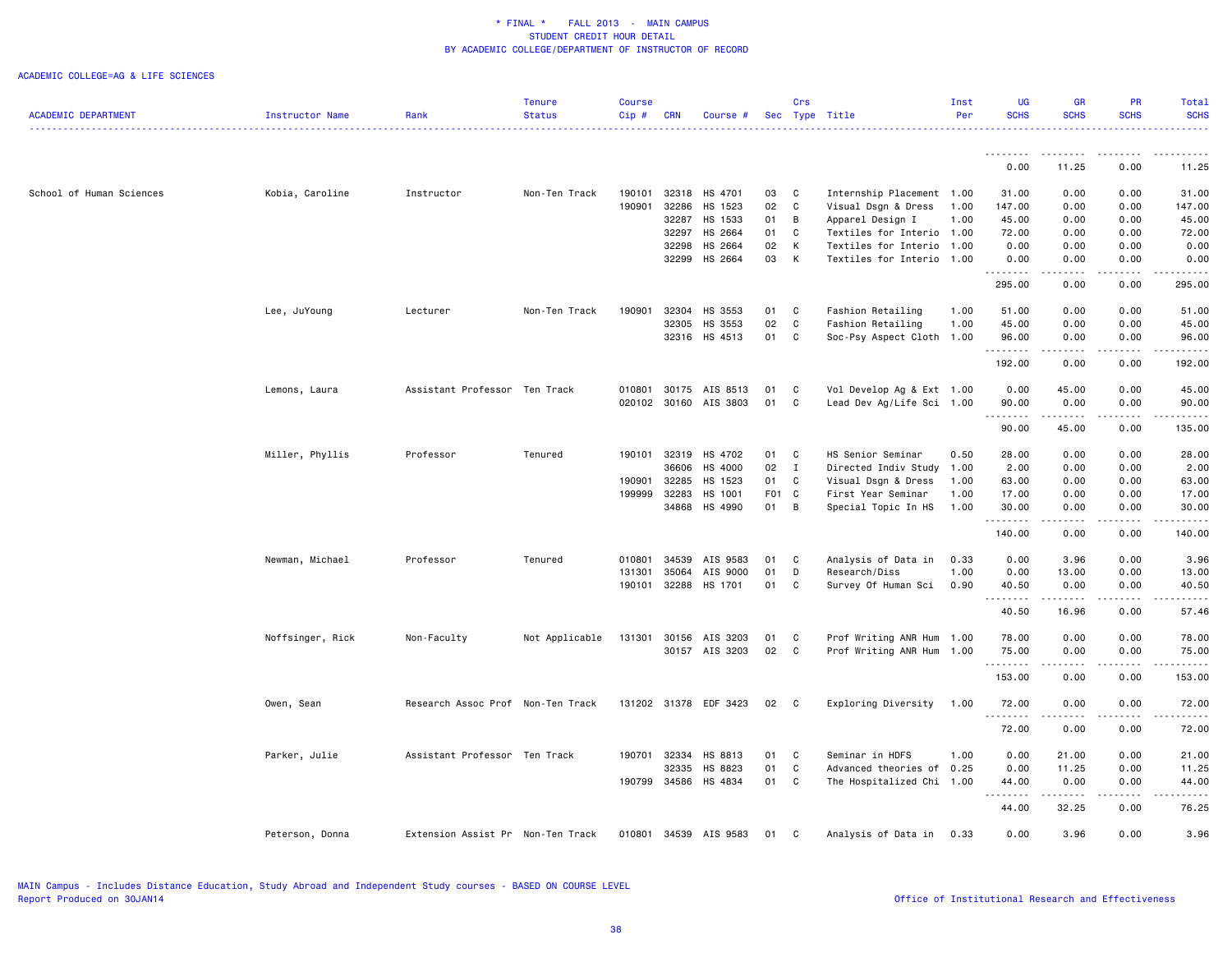# * FINAL * FALL 2013 - MAIN CAMPUS
## STUDENT CREDIT HOUR DETAIL
## BY ACADEMIC COLLEGE/DEPARTMENT OF INSTRUCTOR OF RECORD

ACADEMIC COLLEGE=AG & LIFE SCIENCES

| ACADEMIC DEPARTMENT | Instructor Name | Rank | Tenure Status | Course Cip # | CRN | Course # | Sec | Crs Type | Title | Inst Per | UG SCHS | GR SCHS | PR SCHS | Total SCHS |
|---|---|---|---|---|---|---|---|---|---|---|---|---|---|---|
| | | | | | | | | | | | 0.00 | 11.25 | 0.00 | 11.25 |
| School of Human Sciences | Kobia, Caroline | Instructor | Non-Ten Track | 190101 | 32318 | HS 4701 | 03 | C | Internship Placement | 1.00 | 31.00 | 0.00 | 0.00 | 31.00 |
| | | | | 190901 | 32286 | HS 1523 | 02 | C | Visual Dsgn & Dress | 1.00 | 147.00 | 0.00 | 0.00 | 147.00 |
| | | | | | 32287 | HS 1533 | 01 | B | Apparel Design I | 1.00 | 45.00 | 0.00 | 0.00 | 45.00 |
| | | | | | 32297 | HS 2664 | 01 | C | Textiles for Interio | 1.00 | 72.00 | 0.00 | 0.00 | 72.00 |
| | | | | | 32298 | HS 2664 | 02 | K | Textiles for Interio | 1.00 | 0.00 | 0.00 | 0.00 | 0.00 |
| | | | | | 32299 | HS 2664 | 03 | K | Textiles for Interio | 1.00 | 0.00 | 0.00 | 0.00 | 0.00 |
| | | | | | | | | | | | 295.00 | 0.00 | 0.00 | 295.00 |
| | Lee, JuYoung | Lecturer | Non-Ten Track | 190901 | 32304 | HS 3553 | 01 | C | Fashion Retailing | 1.00 | 51.00 | 0.00 | 0.00 | 51.00 |
| | | | | | 32305 | HS 3553 | 02 | C | Fashion Retailing | 1.00 | 45.00 | 0.00 | 0.00 | 45.00 |
| | | | | | 32316 | HS 4513 | 01 | C | Soc-Psy Aspect Cloth | 1.00 | 96.00 | 0.00 | 0.00 | 96.00 |
| | | | | | | | | | | | 192.00 | 0.00 | 0.00 | 192.00 |
| | Lemons, Laura | Assistant Professor | Ten Track | 010801 | 30175 | AIS 8513 | 01 | C | Vol Develop Ag & Ext | 1.00 | 0.00 | 45.00 | 0.00 | 45.00 |
| | | | | 020102 | 30160 | AIS 3803 | 01 | C | Lead Dev Ag/Life Sci | 1.00 | 90.00 | 0.00 | 0.00 | 90.00 |
| | | | | | | | | | | | 90.00 | 45.00 | 0.00 | 135.00 |
| | Miller, Phyllis | Professor | Tenured | 190101 | 32319 | HS 4702 | 01 | C | HS Senior Seminar | 0.50 | 28.00 | 0.00 | 0.00 | 28.00 |
| | | | | | 36606 | HS 4000 | 02 | I | Directed Indiv Study | 1.00 | 2.00 | 0.00 | 0.00 | 2.00 |
| | | | | 190901 | 32285 | HS 1523 | 01 | C | Visual Dsgn & Dress | 1.00 | 63.00 | 0.00 | 0.00 | 63.00 |
| | | | | 199999 | 32283 | HS 1001 | F01 | C | First Year Seminar | 1.00 | 17.00 | 0.00 | 0.00 | 17.00 |
| | | | | | 34868 | HS 4990 | 01 | B | Special Topic In HS | 1.00 | 30.00 | 0.00 | 0.00 | 30.00 |
| | | | | | | | | | | | 140.00 | 0.00 | 0.00 | 140.00 |
| | Newman, Michael | Professor | Tenured | 010801 | 34539 | AIS 9583 | 01 | C | Analysis of Data in | 0.33 | 0.00 | 3.96 | 0.00 | 3.96 |
| | | | | 131301 | 35064 | AIS 9000 | 01 | D | Research/Diss | 1.00 | 0.00 | 13.00 | 0.00 | 13.00 |
| | | | | 190101 | 32288 | HS 1701 | 01 | C | Survey Of Human Sci | 0.90 | 40.50 | 0.00 | 0.00 | 40.50 |
| | | | | | | | | | | | 40.50 | 16.96 | 0.00 | 57.46 |
| | Noffsinger, Rick | Non-Faculty | Not Applicable | 131301 | 30156 | AIS 3203 | 01 | C | Prof Writing ANR Hum | 1.00 | 78.00 | 0.00 | 0.00 | 78.00 |
| | | | | | 30157 | AIS 3203 | 02 | C | Prof Writing ANR Hum | 1.00 | 75.00 | 0.00 | 0.00 | 75.00 |
| | | | | | | | | | | | 153.00 | 0.00 | 0.00 | 153.00 |
| | Owen, Sean | Research Assoc Prof | Non-Ten Track | 131202 | 31378 | EDF 3423 | 02 | C | Exploring Diversity | 1.00 | 72.00 | 0.00 | 0.00 | 72.00 |
| | | | | | | | | | | | 72.00 | 0.00 | 0.00 | 72.00 |
| | Parker, Julie | Assistant Professor | Ten Track | 190701 | 32334 | HS 8813 | 01 | C | Seminar in HDFS | 1.00 | 0.00 | 21.00 | 0.00 | 21.00 |
| | | | | | 32335 | HS 8823 | 01 | C | Advanced theories of | 0.25 | 0.00 | 11.25 | 0.00 | 11.25 |
| | | | | 190799 | 34586 | HS 4834 | 01 | C | The Hospitalized Chi | 1.00 | 44.00 | 0.00 | 0.00 | 44.00 |
| | | | | | | | | | | | 44.00 | 32.25 | 0.00 | 76.25 |
| | Peterson, Donna | Extension Assist Pr | Non-Ten Track | 010801 | 34539 | AIS 9583 | 01 | C | Analysis of Data in | 0.33 | 0.00 | 3.96 | 0.00 | 3.96 |

MAIN Campus - Includes Distance Education, Study Abroad and Independent Study courses - BASED ON COURSE LEVEL
Report Produced on 30JAN14

Office of Institutional Research and Effectiveness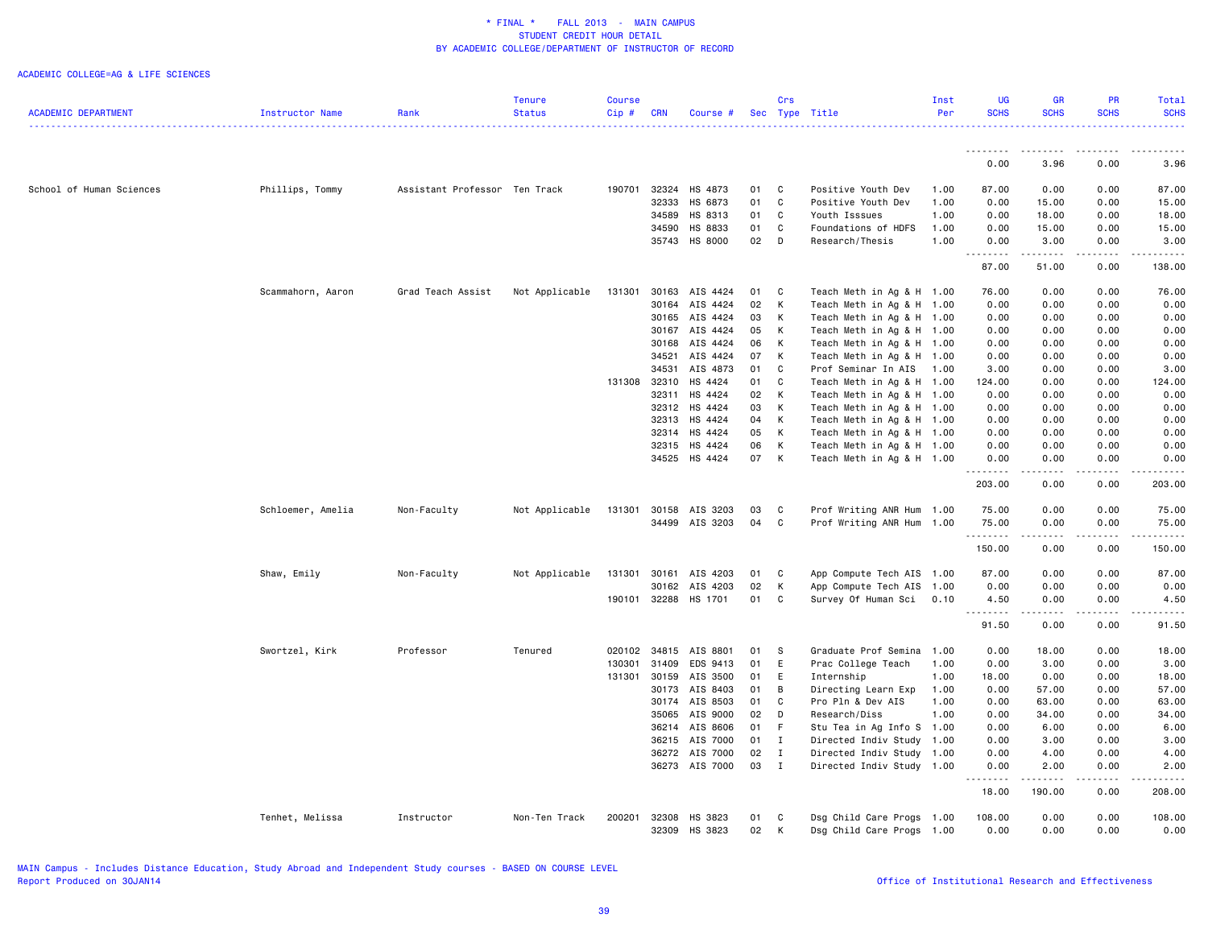* FINAL * FALL 2013 - MAIN CAMPUS
STUDENT CREDIT HOUR DETAIL
BY ACADEMIC COLLEGE/DEPARTMENT OF INSTRUCTOR OF RECORD

ACADEMIC COLLEGE=AG & LIFE SCIENCES

| ACADEMIC DEPARTMENT | Instructor Name | Rank | Tenure Status | Course Cip # | CRN | Course # | Sec | Crs Type | Title | Inst Per | UG SCHS | GR SCHS | PR SCHS | Total SCHS |
|---|---|---|---|---|---|---|---|---|---|---|---|---|---|---|
| | | | | | | | | | | | 0.00 | 3.96 | 0.00 | 3.96 |
| School of Human Sciences | Phillips, Tommy | Assistant Professor | Ten Track | 190701 | 32324 | HS 4873 | 01 | C | Positive Youth Dev | 1.00 | 87.00 | 0.00 | 0.00 | 87.00 |
| | | | | | 32333 | HS 6873 | 01 | C | Positive Youth Dev | 1.00 | 0.00 | 15.00 | 0.00 | 15.00 |
| | | | | | 34589 | HS 8313 | 01 | C | Youth Isssues | 1.00 | 0.00 | 18.00 | 0.00 | 18.00 |
| | | | | | 34590 | HS 8833 | 01 | C | Foundations of HDFS | 1.00 | 0.00 | 15.00 | 0.00 | 15.00 |
| | | | | | 35743 | HS 8000 | 02 | D | Research/Thesis | 1.00 | 0.00 | 3.00 | 0.00 | 3.00 |
| | | | | | | | | | | | 87.00 | 51.00 | 0.00 | 138.00 |
| | Scammahorn, Aaron | Grad Teach Assist | Not Applicable | 131301 | 30163 | AIS 4424 | 01 | C | Teach Meth in Ag & H | 1.00 | 76.00 | 0.00 | 0.00 | 76.00 |
| | | | | | 30164 | AIS 4424 | 02 | K | Teach Meth in Ag & H | 1.00 | 0.00 | 0.00 | 0.00 | 0.00 |
| | | | | | 30165 | AIS 4424 | 03 | K | Teach Meth in Ag & H | 1.00 | 0.00 | 0.00 | 0.00 | 0.00 |
| | | | | | 30167 | AIS 4424 | 05 | K | Teach Meth in Ag & H | 1.00 | 0.00 | 0.00 | 0.00 | 0.00 |
| | | | | | 30168 | AIS 4424 | 06 | K | Teach Meth in Ag & H | 1.00 | 0.00 | 0.00 | 0.00 | 0.00 |
| | | | | | 34521 | AIS 4424 | 07 | K | Teach Meth in Ag & H | 1.00 | 0.00 | 0.00 | 0.00 | 0.00 |
| | | | | | 34531 | AIS 4873 | 01 | C | Prof Seminar In AIS | 1.00 | 3.00 | 0.00 | 0.00 | 3.00 |
| | | | | 131308 | 32310 | HS 4424 | 01 | C | Teach Meth in Ag & H | 1.00 | 124.00 | 0.00 | 0.00 | 124.00 |
| | | | | | 32311 | HS 4424 | 02 | K | Teach Meth in Ag & H | 1.00 | 0.00 | 0.00 | 0.00 | 0.00 |
| | | | | | 32312 | HS 4424 | 03 | K | Teach Meth in Ag & H | 1.00 | 0.00 | 0.00 | 0.00 | 0.00 |
| | | | | | 32313 | HS 4424 | 04 | K | Teach Meth in Ag & H | 1.00 | 0.00 | 0.00 | 0.00 | 0.00 |
| | | | | | 32314 | HS 4424 | 05 | K | Teach Meth in Ag & H | 1.00 | 0.00 | 0.00 | 0.00 | 0.00 |
| | | | | | 32315 | HS 4424 | 06 | K | Teach Meth in Ag & H | 1.00 | 0.00 | 0.00 | 0.00 | 0.00 |
| | | | | | 34525 | HS 4424 | 07 | K | Teach Meth in Ag & H | 1.00 | 0.00 | 0.00 | 0.00 | 0.00 |
| | | | | | | | | | | | 203.00 | 0.00 | 0.00 | 203.00 |
| | Schloemer, Amelia | Non-Faculty | Not Applicable | 131301 | 30158 | AIS 3203 | 03 | C | Prof Writing ANR Hum | 1.00 | 75.00 | 0.00 | 0.00 | 75.00 |
| | | | | | 34499 | AIS 3203 | 04 | C | Prof Writing ANR Hum | 1.00 | 75.00 | 0.00 | 0.00 | 75.00 |
| | | | | | | | | | | | 150.00 | 0.00 | 0.00 | 150.00 |
| | Shaw, Emily | Non-Faculty | Not Applicable | 131301 | 30161 | AIS 4203 | 01 | C | App Compute Tech AIS | 1.00 | 87.00 | 0.00 | 0.00 | 87.00 |
| | | | | | 30162 | AIS 4203 | 02 | K | App Compute Tech AIS | 1.00 | 0.00 | 0.00 | 0.00 | 0.00 |
| | | | | 190101 | 32288 | HS 1701 | 01 | C | Survey Of Human Sci | 0.10 | 4.50 | 0.00 | 0.00 | 4.50 |
| | | | | | | | | | | | 91.50 | 0.00 | 0.00 | 91.50 |
| | Swortzel, Kirk | Professor | Tenured | 020102 | 34815 | AIS 8801 | 01 | S | Graduate Prof Semina | 1.00 | 0.00 | 18.00 | 0.00 | 18.00 |
| | | | | 130301 | 31409 | EDS 9413 | 01 | E | Prac College Teach | 1.00 | 0.00 | 3.00 | 0.00 | 3.00 |
| | | | | 131301 | 30159 | AIS 3500 | 01 | E | Internship | 1.00 | 18.00 | 0.00 | 0.00 | 18.00 |
| | | | | | 30173 | AIS 8403 | 01 | B | Directing Learn Exp | 1.00 | 0.00 | 57.00 | 0.00 | 57.00 |
| | | | | | 30174 | AIS 8503 | 01 | C | Pro Pln & Dev AIS | 1.00 | 0.00 | 63.00 | 0.00 | 63.00 |
| | | | | | 35065 | AIS 9000 | 02 | D | Research/Diss | 1.00 | 0.00 | 34.00 | 0.00 | 34.00 |
| | | | | | 36214 | AIS 8606 | 01 | F | Stu Tea in Ag Info S | 1.00 | 0.00 | 6.00 | 0.00 | 6.00 |
| | | | | | 36215 | AIS 7000 | 01 | I | Directed Indiv Study | 1.00 | 0.00 | 3.00 | 0.00 | 3.00 |
| | | | | | 36272 | AIS 7000 | 02 | I | Directed Indiv Study | 1.00 | 0.00 | 4.00 | 0.00 | 4.00 |
| | | | | | 36273 | AIS 7000 | 03 | I | Directed Indiv Study | 1.00 | 0.00 | 2.00 | 0.00 | 2.00 |
| | | | | | | | | | | | 18.00 | 190.00 | 0.00 | 208.00 |
| | Tenhet, Melissa | Instructor | Non-Ten Track | 200201 | 32308 | HS 3823 | 01 | C | Dsg Child Care Progs | 1.00 | 108.00 | 0.00 | 0.00 | 108.00 |
| | | | | | 32309 | HS 3823 | 02 | K | Dsg Child Care Progs | 1.00 | 0.00 | 0.00 | 0.00 | 0.00 |

MAIN Campus - Includes Distance Education, Study Abroad and Independent Study courses - BASED ON COURSE LEVEL
Report Produced on 30JAN14

Office of Institutional Research and Effectiveness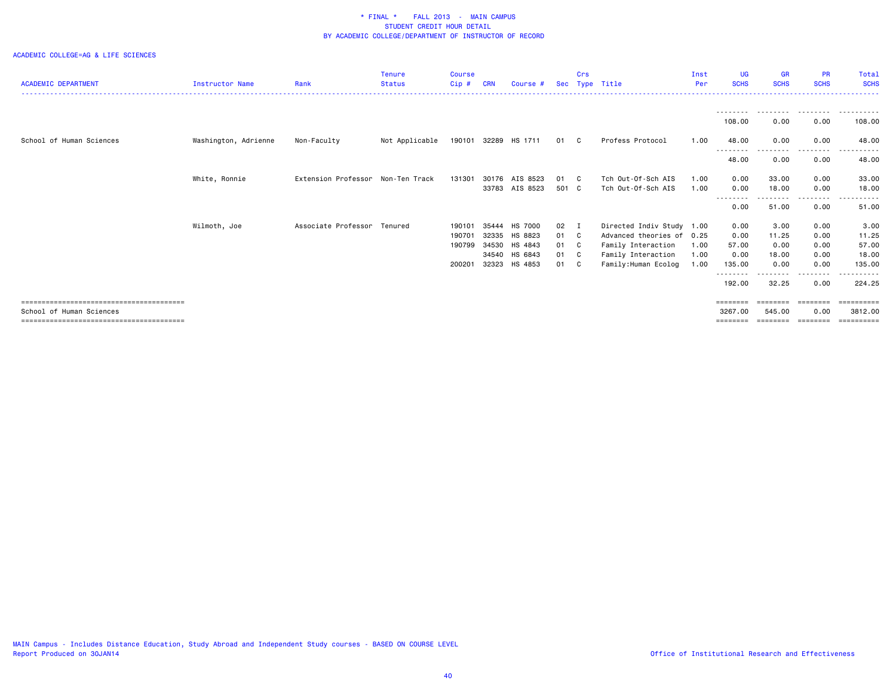\* FINAL \* FALL 2013 - MAIN CAMPUS
STUDENT CREDIT HOUR DETAIL
BY ACADEMIC COLLEGE/DEPARTMENT OF INSTRUCTOR OF RECORD

ACADEMIC COLLEGE=AG & LIFE SCIENCES

| ACADEMIC DEPARTMENT | Instructor Name | Rank | Tenure Status | Course Cip # | CRN | Course # | Sec | Crs Type | Title | Inst Per | UG SCHS | GR SCHS | PR SCHS | Total SCHS |
|---|---|---|---|---|---|---|---|---|---|---|---|---|---|---|
| | | | | | | | | | | | 108.00 | 0.00 | 0.00 | 108.00 |
| School of Human Sciences | Washington, Adrienne | Non-Faculty | Not Applicable | 190101 | 32289 | HS 1711 | 01 | C | Profess Protocol | 1.00 | 48.00 | 0.00 | 0.00 | 48.00 |
| | | | | | | | | | | | 48.00 | 0.00 | 0.00 | 48.00 |
| | White, Ronnie | Extension Professor | Non-Ten Track | 131301 | 30176 | AIS 8523 | 01 | C | Tch Out-Of-Sch AIS | 1.00 | 0.00 | 33.00 | 0.00 | 33.00 |
| | | | | | 33783 | AIS 8523 | 501 | C | Tch Out-Of-Sch AIS | 1.00 | 0.00 | 18.00 | 0.00 | 18.00 |
| | | | | | | | | | | | 0.00 | 51.00 | 0.00 | 51.00 |
| | Wilmoth, Joe | Associate Professor | Tenured | 190101 | 35444 | HS 7000 | 02 | I | Directed Indiv Study | 1.00 | 0.00 | 3.00 | 0.00 | 3.00 |
| | | | | 190701 | 32335 | HS 8823 | 01 | C | Advanced theories of | 0.25 | 0.00 | 11.25 | 0.00 | 11.25 |
| | | | | 190799 | 34530 | HS 4843 | 01 | C | Family Interaction | 1.00 | 57.00 | 0.00 | 0.00 | 57.00 |
| | | | | | 34540 | HS 6843 | 01 | C | Family Interaction | 1.00 | 0.00 | 18.00 | 0.00 | 18.00 |
| | | | | 200201 | 32323 | HS 4853 | 01 | C | Family:Human Ecolog | 1.00 | 135.00 | 0.00 | 0.00 | 135.00 |
| | | | | | | | | | | | 192.00 | 32.25 | 0.00 | 224.25 |
| School of Human Sciences | | | | | | | | | | | 3267.00 | 545.00 | 0.00 | 3812.00 |

MAIN Campus - Includes Distance Education, Study Abroad and Independent Study courses - BASED ON COURSE LEVEL
Report Produced on 30JAN14

Office of Institutional Research and Effectiveness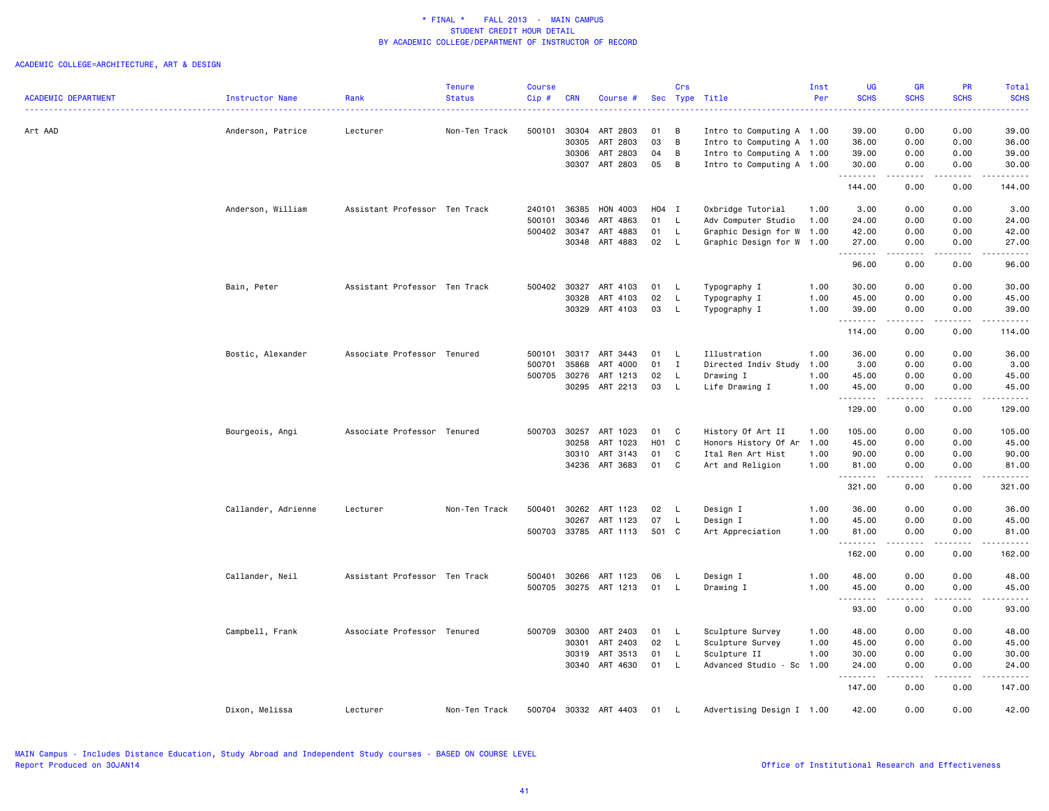# * FINAL * FALL 2013 - MAIN CAMPUS
## STUDENT CREDIT HOUR DETAIL
## BY ACADEMIC COLLEGE/DEPARTMENT OF INSTRUCTOR OF RECORD

ACADEMIC COLLEGE=ARCHITECTURE, ART & DESIGN

| ACADEMIC DEPARTMENT | Instructor Name | Rank | Tenure Status | Course Cip # | CRN | Course # | Sec | Crs Type | Title | Inst Per | UG SCHS | GR SCHS | PR SCHS | Total SCHS |
|---|---|---|---|---|---|---|---|---|---|---|---|---|---|---|
| Art AAD | Anderson, Patrice | Lecturer | Non-Ten Track | 500101 | 30304 | ART 2803 | 01 | B | Intro to Computing A | 1.00 | 39.00 | 0.00 | 0.00 | 39.00 |
| | | | | | 30305 | ART 2803 | 03 | B | Intro to Computing A | 1.00 | 36.00 | 0.00 | 0.00 | 36.00 |
| | | | | | 30306 | ART 2803 | 04 | B | Intro to Computing A | 1.00 | 39.00 | 0.00 | 0.00 | 39.00 |
| | | | | | 30307 | ART 2803 | 05 | B | Intro to Computing A | 1.00 | 30.00 | 0.00 | 0.00 | 30.00 |
| | | | | | | | | | | | 144.00 | 0.00 | 0.00 | 144.00 |
| | Anderson, William | Assistant Professor | Ten Track | 240101 | 36385 | HON 4003 | H04 | I | Oxbridge Tutorial | 1.00 | 3.00 | 0.00 | 0.00 | 3.00 |
| | | | | 500101 | 30346 | ART 4863 | 01 | L | Adv Computer Studio | 1.00 | 24.00 | 0.00 | 0.00 | 24.00 |
| | | | | 500402 | 30347 | ART 4883 | 01 | L | Graphic Design for W | 1.00 | 42.00 | 0.00 | 0.00 | 42.00 |
| | | | | | 30348 | ART 4883 | 02 | L | Graphic Design for W | 1.00 | 27.00 | 0.00 | 0.00 | 27.00 |
| | | | | | | | | | | | 96.00 | 0.00 | 0.00 | 96.00 |
| | Bain, Peter | Assistant Professor | Ten Track | 500402 | 30327 | ART 4103 | 01 | L | Typography I | 1.00 | 30.00 | 0.00 | 0.00 | 30.00 |
| | | | | | 30328 | ART 4103 | 02 | L | Typography I | 1.00 | 45.00 | 0.00 | 0.00 | 45.00 |
| | | | | | 30329 | ART 4103 | 03 | L | Typography I | 1.00 | 39.00 | 0.00 | 0.00 | 39.00 |
| | | | | | | | | | | | 114.00 | 0.00 | 0.00 | 114.00 |
| | Bostic, Alexander | Associate Professor | Tenured | 500101 | 30317 | ART 3443 | 01 | L | Illustration | 1.00 | 36.00 | 0.00 | 0.00 | 36.00 |
| | | | | 500701 | 35868 | ART 4000 | 01 | I | Directed Indiv Study | 1.00 | 3.00 | 0.00 | 0.00 | 3.00 |
| | | | | 500705 | 30276 | ART 1213 | 02 | L | Drawing I | 1.00 | 45.00 | 0.00 | 0.00 | 45.00 |
| | | | | | 30295 | ART 2213 | 03 | L | Life Drawing I | 1.00 | 45.00 | 0.00 | 0.00 | 45.00 |
| | | | | | | | | | | | 129.00 | 0.00 | 0.00 | 129.00 |
| | Bourgeois, Angi | Associate Professor | Tenured | 500703 | 30257 | ART 1023 | 01 | C | History Of Art II | 1.00 | 105.00 | 0.00 | 0.00 | 105.00 |
| | | | | | 30258 | ART 1023 | H01 | C | Honors History Of Ar | 1.00 | 45.00 | 0.00 | 0.00 | 45.00 |
| | | | | | 30310 | ART 3143 | 01 | C | Ital Ren Art Hist | 1.00 | 90.00 | 0.00 | 0.00 | 90.00 |
| | | | | | 34236 | ART 3683 | 01 | C | Art and Religion | 1.00 | 81.00 | 0.00 | 0.00 | 81.00 |
| | | | | | | | | | | | 321.00 | 0.00 | 0.00 | 321.00 |
| | Callander, Adrienne | Lecturer | Non-Ten Track | 500401 | 30262 | ART 1123 | 02 | L | Design I | 1.00 | 36.00 | 0.00 | 0.00 | 36.00 |
| | | | | | 30267 | ART 1123 | 07 | L | Design I | 1.00 | 45.00 | 0.00 | 0.00 | 45.00 |
| | | | | 500703 | 33785 | ART 1113 | 501 | C | Art Appreciation | 1.00 | 81.00 | 0.00 | 0.00 | 81.00 |
| | | | | | | | | | | | 162.00 | 0.00 | 0.00 | 162.00 |
| | Callander, Neil | Assistant Professor | Ten Track | 500401 | 30266 | ART 1123 | 06 | L | Design I | 1.00 | 48.00 | 0.00 | 0.00 | 48.00 |
| | | | | 500705 | 30275 | ART 1213 | 01 | L | Drawing I | 1.00 | 45.00 | 0.00 | 0.00 | 45.00 |
| | | | | | | | | | | | 93.00 | 0.00 | 0.00 | 93.00 |
| | Campbell, Frank | Associate Professor | Tenured | 500709 | 30300 | ART 2403 | 01 | L | Sculpture Survey | 1.00 | 48.00 | 0.00 | 0.00 | 48.00 |
| | | | | | 30301 | ART 2403 | 02 | L | Sculpture Survey | 1.00 | 45.00 | 0.00 | 0.00 | 45.00 |
| | | | | | 30319 | ART 3513 | 01 | L | Sculpture II | 1.00 | 30.00 | 0.00 | 0.00 | 30.00 |
| | | | | | 30340 | ART 4630 | 01 | L | Advanced Studio - Sc | 1.00 | 24.00 | 0.00 | 0.00 | 24.00 |
| | | | | | | | | | | | 147.00 | 0.00 | 0.00 | 147.00 |
| | Dixon, Melissa | Lecturer | Non-Ten Track | 500704 | 30332 | ART 4403 | 01 | L | Advertising Design I | 1.00 | 42.00 | 0.00 | 0.00 | 42.00 |

MAIN Campus - Includes Distance Education, Study Abroad and Independent Study courses - BASED ON COURSE LEVEL
Report Produced on 30JAN14

Office of Institutional Research and Effectiveness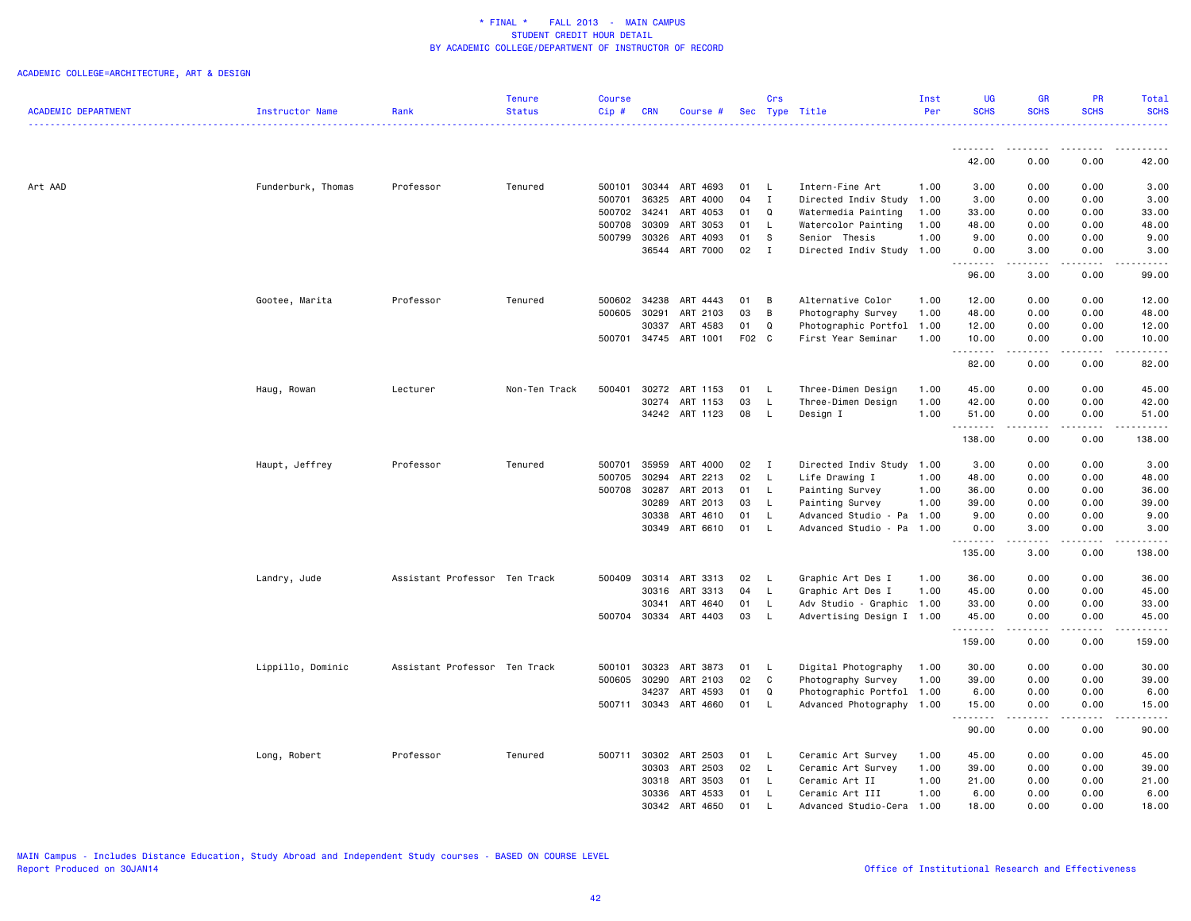\* FINAL \* FALL 2013 - MAIN CAMPUS
STUDENT CREDIT HOUR DETAIL
BY ACADEMIC COLLEGE/DEPARTMENT OF INSTRUCTOR OF RECORD

ACADEMIC COLLEGE=ARCHITECTURE, ART & DESIGN

| ACADEMIC DEPARTMENT | Instructor Name | Rank | Tenure Status | Course Cip # | CRN | Course # | Sec | Crs Type | Title | Inst Per | UG SCHS | GR SCHS | PR SCHS | Total SCHS |
|---|---|---|---|---|---|---|---|---|---|---|---|---|---|---|
| | | | | | | | | | | | 42.00 | 0.00 | 0.00 | 42.00 |
| Art AAD | Funderburk, Thomas | Professor | Tenured | 500101 | 30344 | ART 4693 | 01 | L | Intern-Fine Art | 1.00 | 3.00 | 0.00 | 0.00 | 3.00 |
| | | | | 500701 | 36325 | ART 4000 | 04 | I | Directed Indiv Study | 1.00 | 3.00 | 0.00 | 0.00 | 3.00 |
| | | | | 500702 | 34241 | ART 4053 | 01 | Q | Watermedia Painting | 1.00 | 33.00 | 0.00 | 0.00 | 33.00 |
| | | | | 500708 | 30309 | ART 3053 | 01 | L | Watercolor Painting | 1.00 | 48.00 | 0.00 | 0.00 | 48.00 |
| | | | | 500799 | 30326 | ART 4093 | 01 | S | Senior Thesis | 1.00 | 9.00 | 0.00 | 0.00 | 9.00 |
| | | | | | 36544 | ART 7000 | 02 | I | Directed Indiv Study | 1.00 | 0.00 | 3.00 | 0.00 | 3.00 |
| | | | | | | | | | | | 96.00 | 3.00 | 0.00 | 99.00 |
| | Gootee, Marita | Professor | Tenured | 500602 | 34238 | ART 4443 | 01 | B | Alternative Color | 1.00 | 12.00 | 0.00 | 0.00 | 12.00 |
| | | | | 500605 | 30291 | ART 2103 | 03 | B | Photography Survey | 1.00 | 48.00 | 0.00 | 0.00 | 48.00 |
| | | | | | 30337 | ART 4583 | 01 | Q | Photographic Portfol | 1.00 | 12.00 | 0.00 | 0.00 | 12.00 |
| | | | | 500701 | 34745 | ART 1001 | F02 | C | First Year Seminar | 1.00 | 10.00 | 0.00 | 0.00 | 10.00 |
| | | | | | | | | | | | 82.00 | 0.00 | 0.00 | 82.00 |
| | Haug, Rowan | Lecturer | Non-Ten Track | 500401 | 30272 | ART 1153 | 01 | L | Three-Dimen Design | 1.00 | 45.00 | 0.00 | 0.00 | 45.00 |
| | | | | | 30274 | ART 1153 | 03 | L | Three-Dimen Design | 1.00 | 42.00 | 0.00 | 0.00 | 42.00 |
| | | | | | 34242 | ART 1123 | 08 | L | Design I | 1.00 | 51.00 | 0.00 | 0.00 | 51.00 |
| | | | | | | | | | | | 138.00 | 0.00 | 0.00 | 138.00 |
| | Haupt, Jeffrey | Professor | Tenured | 500701 | 35959 | ART 4000 | 02 | I | Directed Indiv Study | 1.00 | 3.00 | 0.00 | 0.00 | 3.00 |
| | | | | 500705 | 30294 | ART 2213 | 02 | L | Life Drawing I | 1.00 | 48.00 | 0.00 | 0.00 | 48.00 |
| | | | | 500708 | 30287 | ART 2013 | 01 | L | Painting Survey | 1.00 | 36.00 | 0.00 | 0.00 | 36.00 |
| | | | | | 30289 | ART 2013 | 03 | L | Painting Survey | 1.00 | 39.00 | 0.00 | 0.00 | 39.00 |
| | | | | | 30338 | ART 4610 | 01 | L | Advanced Studio - Pa | 1.00 | 9.00 | 0.00 | 0.00 | 9.00 |
| | | | | | 30349 | ART 6610 | 01 | L | Advanced Studio - Pa | 1.00 | 0.00 | 3.00 | 0.00 | 3.00 |
| | | | | | | | | | | | 135.00 | 3.00 | 0.00 | 138.00 |
| | Landry, Jude | Assistant Professor | Ten Track | 500409 | 30314 | ART 3313 | 02 | L | Graphic Art Des I | 1.00 | 36.00 | 0.00 | 0.00 | 36.00 |
| | | | | | 30316 | ART 3313 | 04 | L | Graphic Art Des I | 1.00 | 45.00 | 0.00 | 0.00 | 45.00 |
| | | | | | 30341 | ART 4640 | 01 | L | Adv Studio - Graphic | 1.00 | 33.00 | 0.00 | 0.00 | 33.00 |
| | | | | 500704 | 30334 | ART 4403 | 03 | L | Advertising Design I | 1.00 | 45.00 | 0.00 | 0.00 | 45.00 |
| | | | | | | | | | | | 159.00 | 0.00 | 0.00 | 159.00 |
| | Lippillo, Dominic | Assistant Professor | Ten Track | 500101 | 30323 | ART 3873 | 01 | L | Digital Photography | 1.00 | 30.00 | 0.00 | 0.00 | 30.00 |
| | | | | 500605 | 30290 | ART 2103 | 02 | C | Photography Survey | 1.00 | 39.00 | 0.00 | 0.00 | 39.00 |
| | | | | | 34237 | ART 4593 | 01 | Q | Photographic Portfol | 1.00 | 6.00 | 0.00 | 0.00 | 6.00 |
| | | | | 500711 | 30343 | ART 4660 | 01 | L | Advanced Photography | 1.00 | 15.00 | 0.00 | 0.00 | 15.00 |
| | | | | | | | | | | | 90.00 | 0.00 | 0.00 | 90.00 |
| | Long, Robert | Professor | Tenured | 500711 | 30302 | ART 2503 | 01 | L | Ceramic Art Survey | 1.00 | 45.00 | 0.00 | 0.00 | 45.00 |
| | | | | | 30303 | ART 2503 | 02 | L | Ceramic Art Survey | 1.00 | 39.00 | 0.00 | 0.00 | 39.00 |
| | | | | | 30318 | ART 3503 | 01 | L | Ceramic Art II | 1.00 | 21.00 | 0.00 | 0.00 | 21.00 |
| | | | | | 30336 | ART 4533 | 01 | L | Ceramic Art III | 1.00 | 6.00 | 0.00 | 0.00 | 6.00 |
| | | | | | 30342 | ART 4650 | 01 | L | Advanced Studio-Cera | 1.00 | 18.00 | 0.00 | 0.00 | 18.00 |

MAIN Campus - Includes Distance Education, Study Abroad and Independent Study courses - BASED ON COURSE LEVEL
Report Produced on 30JAN14

Office of Institutional Research and Effectiveness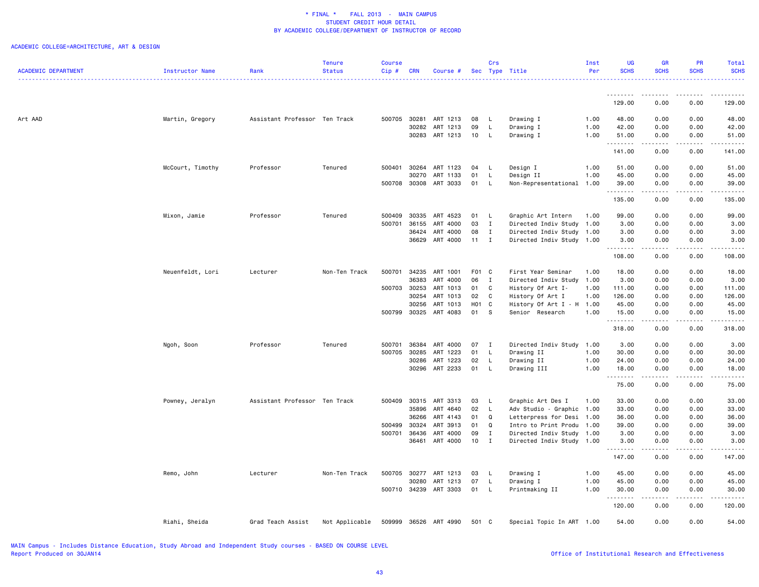\* FINAL \* FALL 2013 - MAIN CAMPUS
STUDENT CREDIT HOUR DETAIL
BY ACADEMIC COLLEGE/DEPARTMENT OF INSTRUCTOR OF RECORD

ACADEMIC COLLEGE=ARCHITECTURE, ART & DESIGN

| ACADEMIC DEPARTMENT | Instructor Name | Rank | Tenure Status | Course Cip # | CRN | Course # | Sec | Crs Type | Title | Inst Per | UG SCHS | GR SCHS | PR SCHS | Total SCHS |
|---|---|---|---|---|---|---|---|---|---|---|---|---|---|---|
| | | | | | | | | | | | 129.00 | 0.00 | 0.00 | 129.00 |
| Art AAD | Martin, Gregory | Assistant Professor | Ten Track | 500705 | 30281 | ART 1213 | 08 | L | Drawing I | 1.00 | 48.00 | 0.00 | 0.00 | 48.00 |
| | | | | | 30282 | ART 1213 | 09 | L | Drawing I | 1.00 | 42.00 | 0.00 | 0.00 | 42.00 |
| | | | | | 30283 | ART 1213 | 10 | L | Drawing I | 1.00 | 51.00 | 0.00 | 0.00 | 51.00 |
| | | | | | | | | | | | 141.00 | 0.00 | 0.00 | 141.00 |
| | McCourt, Timothy | Professor | Tenured | 500401 | 30264 | ART 1123 | 04 | L | Design I | 1.00 | 51.00 | 0.00 | 0.00 | 51.00 |
| | | | | | 30270 | ART 1133 | 01 | L | Design II | 1.00 | 45.00 | 0.00 | 0.00 | 45.00 |
| | | | | 500708 | 30308 | ART 3033 | 01 | L | Non-Representational | 1.00 | 39.00 | 0.00 | 0.00 | 39.00 |
| | | | | | | | | | | | 135.00 | 0.00 | 0.00 | 135.00 |
| | Mixon, Jamie | Professor | Tenured | 500409 | 30335 | ART 4523 | 01 | L | Graphic Art Intern | 1.00 | 99.00 | 0.00 | 0.00 | 99.00 |
| | | | | 500701 | 36155 | ART 4000 | 03 | I | Directed Indiv Study | 1.00 | 3.00 | 0.00 | 0.00 | 3.00 |
| | | | | | 36424 | ART 4000 | 08 | I | Directed Indiv Study | 1.00 | 3.00 | 0.00 | 0.00 | 3.00 |
| | | | | | 36629 | ART 4000 | 11 | I | Directed Indiv Study | 1.00 | 3.00 | 0.00 | 0.00 | 3.00 |
| | | | | | | | | | | | 108.00 | 0.00 | 0.00 | 108.00 |
| | Neuenfeldt, Lori | Lecturer | Non-Ten Track | 500701 | 34235 | ART 1001 | F01 | C | First Year Seminar | 1.00 | 18.00 | 0.00 | 0.00 | 18.00 |
| | | | | | 36383 | ART 4000 | 06 | I | Directed Indiv Study | 1.00 | 3.00 | 0.00 | 0.00 | 3.00 |
| | | | | 500703 | 30253 | ART 1013 | 01 | C | History Of Art I- | 1.00 | 111.00 | 0.00 | 0.00 | 111.00 |
| | | | | | 30254 | ART 1013 | 02 | C | History Of Art I | 1.00 | 126.00 | 0.00 | 0.00 | 126.00 |
| | | | | | 30256 | ART 1013 | H01 | C | History Of Art I - H | 1.00 | 45.00 | 0.00 | 0.00 | 45.00 |
| | | | | 500799 | 30325 | ART 4083 | 01 | S | Senior Research | 1.00 | 15.00 | 0.00 | 0.00 | 15.00 |
| | | | | | | | | | | | 318.00 | 0.00 | 0.00 | 318.00 |
| | Ngoh, Soon | Professor | Tenured | 500701 | 36384 | ART 4000 | 07 | I | Directed Indiv Study | 1.00 | 3.00 | 0.00 | 0.00 | 3.00 |
| | | | | 500705 | 30285 | ART 1223 | 01 | L | Drawing II | 1.00 | 30.00 | 0.00 | 0.00 | 30.00 |
| | | | | | 30286 | ART 1223 | 02 | L | Drawing II | 1.00 | 24.00 | 0.00 | 0.00 | 24.00 |
| | | | | | 30296 | ART 2233 | 01 | L | Drawing III | 1.00 | 18.00 | 0.00 | 0.00 | 18.00 |
| | | | | | | | | | | | 75.00 | 0.00 | 0.00 | 75.00 |
| | Powney, Jeralyn | Assistant Professor | Ten Track | 500409 | 30315 | ART 3313 | 03 | L | Graphic Art Des I | 1.00 | 33.00 | 0.00 | 0.00 | 33.00 |
| | | | | | 35896 | ART 4640 | 02 | L | Adv Studio - Graphic | 1.00 | 33.00 | 0.00 | 0.00 | 33.00 |
| | | | | | 36266 | ART 4143 | 01 | Q | Letterpress for Desi | 1.00 | 36.00 | 0.00 | 0.00 | 36.00 |
| | | | | 500499 | 30324 | ART 3913 | 01 | Q | Intro to Print Produ | 1.00 | 39.00 | 0.00 | 0.00 | 39.00 |
| | | | | 500701 | 36436 | ART 4000 | 09 | I | Directed Indiv Study | 1.00 | 3.00 | 0.00 | 0.00 | 3.00 |
| | | | | | 36461 | ART 4000 | 10 | I | Directed Indiv Study | 1.00 | 3.00 | 0.00 | 0.00 | 3.00 |
| | | | | | | | | | | | 147.00 | 0.00 | 0.00 | 147.00 |
| | Remo, John | Lecturer | Non-Ten Track | 500705 | 30277 | ART 1213 | 03 | L | Drawing I | 1.00 | 45.00 | 0.00 | 0.00 | 45.00 |
| | | | | | 30280 | ART 1213 | 07 | L | Drawing I | 1.00 | 45.00 | 0.00 | 0.00 | 45.00 |
| | | | | 500710 | 34239 | ART 3303 | 01 | L | Printmaking II | 1.00 | 30.00 | 0.00 | 0.00 | 30.00 |
| | | | | | | | | | | | 120.00 | 0.00 | 0.00 | 120.00 |
| | Riahi, Sheida | Grad Teach Assist | Not Applicable | 509999 | 36526 | ART 4990 | 501 | C | Special Topic In ART | 1.00 | 54.00 | 0.00 | 0.00 | 54.00 |

MAIN Campus - Includes Distance Education, Study Abroad and Independent Study courses - BASED ON COURSE LEVEL
Report Produced on 30JAN14

Office of Institutional Research and Effectiveness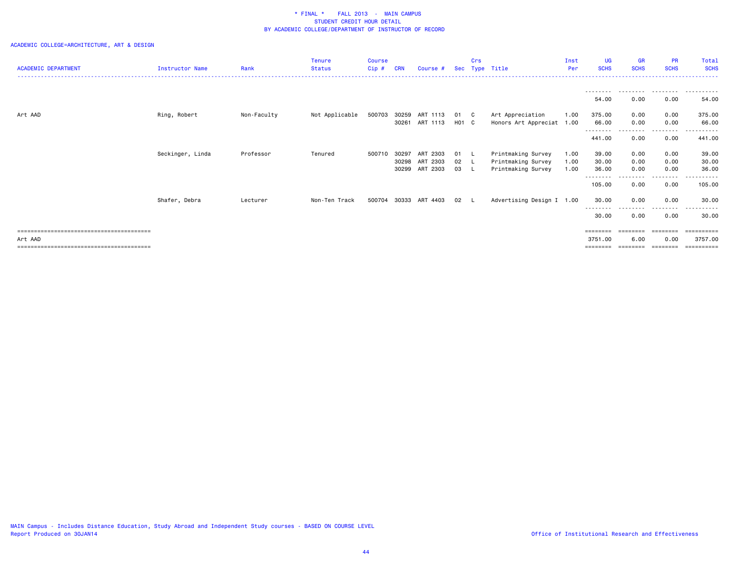\* FINAL \* FALL 2013 - MAIN CAMPUS
STUDENT CREDIT HOUR DETAIL
BY ACADEMIC COLLEGE/DEPARTMENT OF INSTRUCTOR OF RECORD

ACADEMIC COLLEGE=ARCHITECTURE, ART & DESIGN

| ACADEMIC DEPARTMENT | Instructor Name | Rank | Tenure Status | Course Cip # | CRN | Course # | Sec | Crs Type | Title | Inst Per | UG SCHS | GR SCHS | PR SCHS | Total SCHS |
|---|---|---|---|---|---|---|---|---|---|---|---|---|---|---|
| | | | | | | | | | | | 54.00 | 0.00 | 0.00 | 54.00 |
| Art AAD | Ring, Robert | Non-Faculty | Not Applicable | 500703 | 30259 | ART 1113 | 01 | C | Art Appreciation | 1.00 | 375.00 | 0.00 | 0.00 | 375.00 |
| | | | | | 30261 | ART 1113 | H01 | C | Honors Art Appreciat | 1.00 | 66.00 | 0.00 | 0.00 | 66.00 |
| | | | | | | | | | | | 441.00 | 0.00 | 0.00 | 441.00 |
| | Seckinger, Linda | Professor | Tenured | 500710 | 30297 | ART 2303 | 01 | L | Printmaking Survey | 1.00 | 39.00 | 0.00 | 0.00 | 39.00 |
| | | | | | 30298 | ART 2303 | 02 | L | Printmaking Survey | 1.00 | 30.00 | 0.00 | 0.00 | 30.00 |
| | | | | | 30299 | ART 2303 | 03 | L | Printmaking Survey | 1.00 | 36.00 | 0.00 | 0.00 | 36.00 |
| | | | | | | | | | | | 105.00 | 0.00 | 0.00 | 105.00 |
| | Shafer, Debra | Lecturer | Non-Ten Track | 500704 | 30333 | ART 4403 | 02 | L | Advertising Design I | 1.00 | 30.00 | 0.00 | 0.00 | 30.00 |
| | | | | | | | | | | | 30.00 | 0.00 | 0.00 | 30.00 |
| Art AAD | | | | | | | | | | | 3751.00 | 6.00 | 0.00 | 3757.00 |

MAIN Campus - Includes Distance Education, Study Abroad and Independent Study courses - BASED ON COURSE LEVEL
Report Produced on 30JAN14

Office of Institutional Research and Effectiveness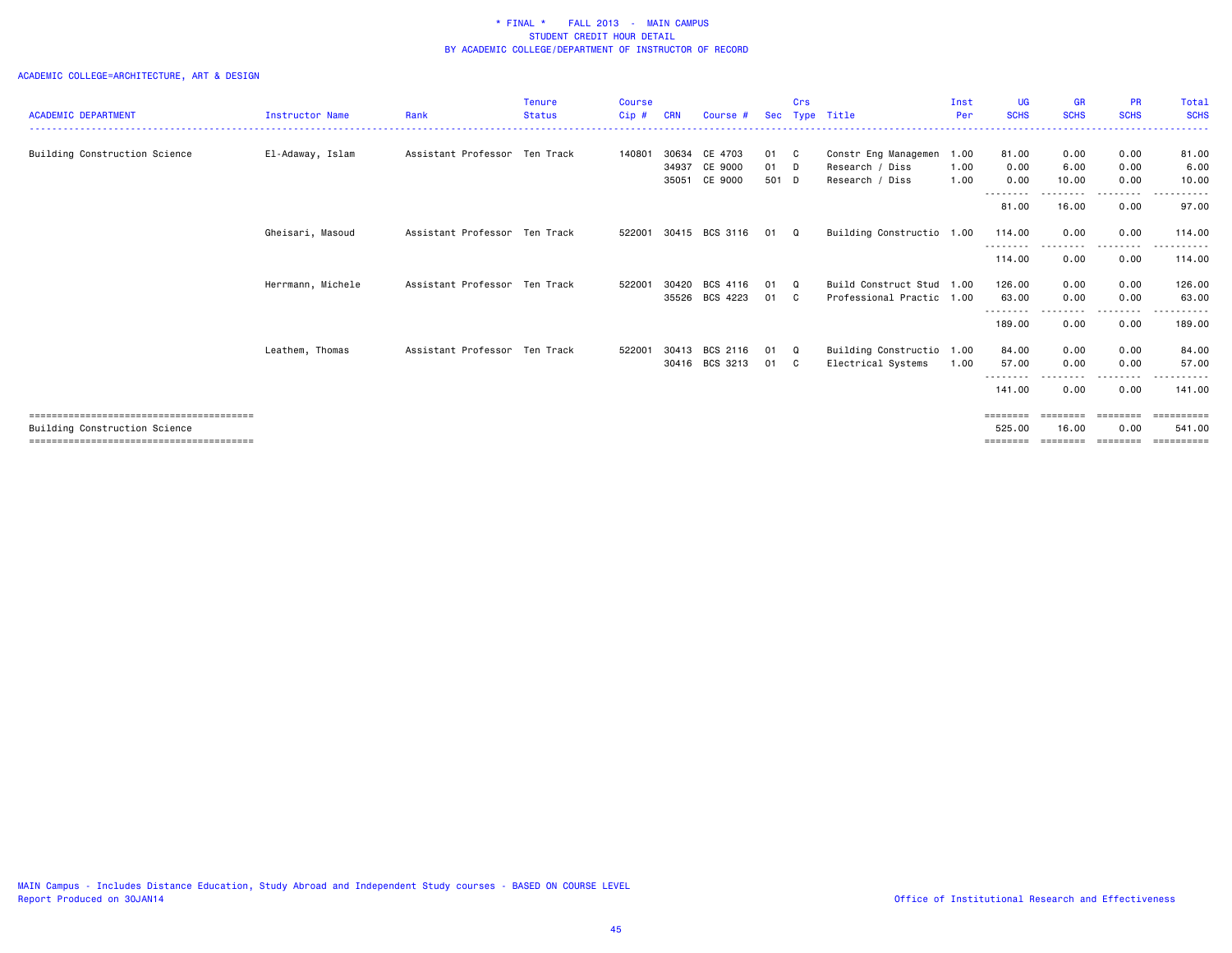# * FINAL * FALL 2013 - MAIN CAMPUS
## STUDENT CREDIT HOUR DETAIL
## BY ACADEMIC COLLEGE/DEPARTMENT OF INSTRUCTOR OF RECORD

ACADEMIC COLLEGE=ARCHITECTURE, ART & DESIGN

| ACADEMIC DEPARTMENT | Instructor Name | Rank | Tenure Status | Course Cip # | CRN | Course # | Sec | Crs Type | Title | Inst Per | UG SCHS | GR SCHS | PR SCHS | Total SCHS |
|---|---|---|---|---|---|---|---|---|---|---|---|---|---|---|
| Building Construction Science | El-Adaway, Islam | Assistant Professor | Ten Track | 140801 | 30634 | CE 4703 | 01 | C | Constr Eng Managemen | 1.00 | 81.00 | 0.00 | 0.00 | 81.00 |
| | | | | | 34937 | CE 9000 | 01 | D | Research / Diss | 1.00 | 0.00 | 6.00 | 0.00 | 6.00 |
| | | | | | 35051 | CE 9000 | 501 | D | Research / Diss | 1.00 | 0.00 | 10.00 | 0.00 | 10.00 |
| | | | | | | | | | | | 81.00 | 16.00 | 0.00 | 97.00 |
| | Gheisari, Masoud | Assistant Professor | Ten Track | 522001 | 30415 | BCS 3116 | 01 | Q | Building Constructio | 1.00 | 114.00 | 0.00 | 0.00 | 114.00 |
| | | | | | | | | | | | 114.00 | 0.00 | 0.00 | 114.00 |
| | Herrmann, Michele | Assistant Professor | Ten Track | 522001 | 30420 | BCS 4116 | 01 | Q | Build Construct Stud | 1.00 | 126.00 | 0.00 | 0.00 | 126.00 |
| | | | | | 35526 | BCS 4223 | 01 | C | Professional Practic | 1.00 | 63.00 | 0.00 | 0.00 | 63.00 |
| | | | | | | | | | | | 189.00 | 0.00 | 0.00 | 189.00 |
| | Leathem, Thomas | Assistant Professor | Ten Track | 522001 | 30413 | BCS 2116 | 01 | Q | Building Constructio | 1.00 | 84.00 | 0.00 | 0.00 | 84.00 |
| | | | | | 30416 | BCS 3213 | 01 | C | Electrical Systems | 1.00 | 57.00 | 0.00 | 0.00 | 57.00 |
| | | | | | | | | | | | 141.00 | 0.00 | 0.00 | 141.00 |
| Building Construction Science | | | | | | | | | | | 525.00 | 16.00 | 0.00 | 541.00 |

MAIN Campus - Includes Distance Education, Study Abroad and Independent Study courses - BASED ON COURSE LEVEL
Report Produced on 30JAN14

Office of Institutional Research and Effectiveness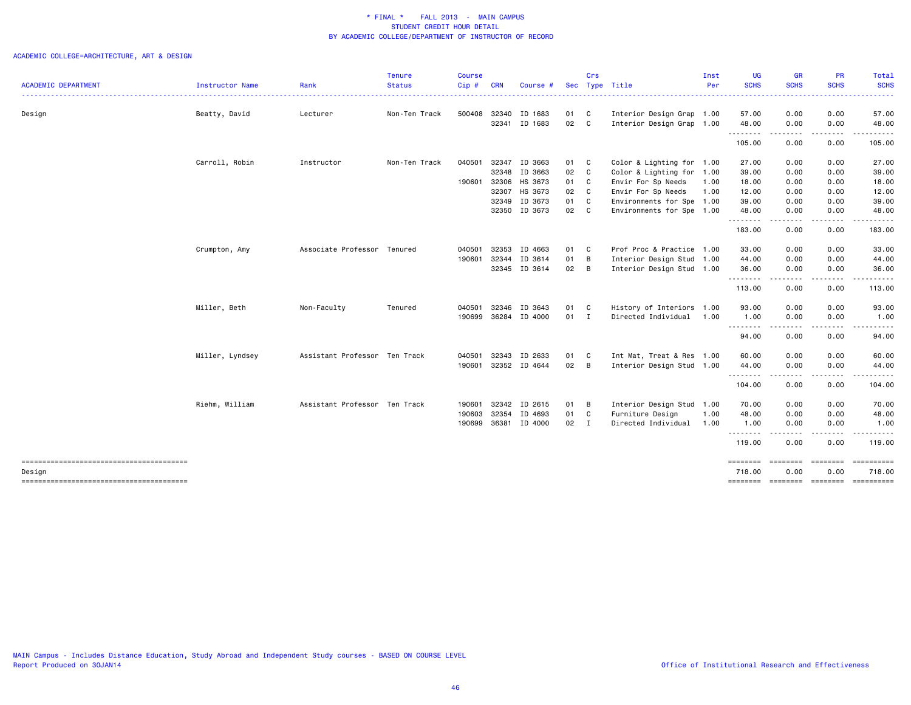* FINAL * FALL 2013 - MAIN CAMPUS
STUDENT CREDIT HOUR DETAIL
BY ACADEMIC COLLEGE/DEPARTMENT OF INSTRUCTOR OF RECORD

ACADEMIC COLLEGE=ARCHITECTURE, ART & DESIGN

| ACADEMIC DEPARTMENT | Instructor Name | Rank | Tenure Status | Course Cip # | CRN | Course # | Sec | Crs Type | Title | Inst Per | UG SCHS | GR SCHS | PR SCHS | Total SCHS |
|---|---|---|---|---|---|---|---|---|---|---|---|---|---|---|
| Design | Beatty, David | Lecturer | Non-Ten Track | 500408 | 32340 | ID 1683 | 01 | C | Interior Design Grap | 1.00 | 57.00 | 0.00 | 0.00 | 57.00 |
| | | | | | 32341 | ID 1683 | 02 | C | Interior Design Grap | 1.00 | 48.00 | 0.00 | 0.00 | 48.00 |
| | | | | | | | | | | | 105.00 | 0.00 | 0.00 | 105.00 |
| | Carroll, Robin | Instructor | Non-Ten Track | 040501 | 32347 | ID 3663 | 01 | C | Color & Lighting for | 1.00 | 27.00 | 0.00 | 0.00 | 27.00 |
| | | | | | 32348 | ID 3663 | 02 | C | Color & Lighting for | 1.00 | 39.00 | 0.00 | 0.00 | 39.00 |
| | | | | 190601 | 32306 | HS 3673 | 01 | C | Envir For Sp Needs | 1.00 | 18.00 | 0.00 | 0.00 | 18.00 |
| | | | | | 32307 | HS 3673 | 02 | C | Envir For Sp Needs | 1.00 | 12.00 | 0.00 | 0.00 | 12.00 |
| | | | | | 32349 | ID 3673 | 01 | C | Environments for Spe | 1.00 | 39.00 | 0.00 | 0.00 | 39.00 |
| | | | | | 32350 | ID 3673 | 02 | C | Environments for Spe | 1.00 | 48.00 | 0.00 | 0.00 | 48.00 |
| | | | | | | | | | | | 183.00 | 0.00 | 0.00 | 183.00 |
| | Crumpton, Amy | Associate Professor | Tenured | 040501 | 32353 | ID 4663 | 01 | C | Prof Proc & Practice | 1.00 | 33.00 | 0.00 | 0.00 | 33.00 |
| | | | | 190601 | 32344 | ID 3614 | 01 | B | Interior Design Stud | 1.00 | 44.00 | 0.00 | 0.00 | 44.00 |
| | | | | | 32345 | ID 3614 | 02 | B | Interior Design Stud | 1.00 | 36.00 | 0.00 | 0.00 | 36.00 |
| | | | | | | | | | | | 113.00 | 0.00 | 0.00 | 113.00 |
| | Miller, Beth | Non-Faculty | Tenured | 040501 | 32346 | ID 3643 | 01 | C | History of Interiors | 1.00 | 93.00 | 0.00 | 0.00 | 93.00 |
| | | | | 190699 | 36284 | ID 4000 | 01 | I | Directed Individual | 1.00 | 1.00 | 0.00 | 0.00 | 1.00 |
| | | | | | | | | | | | 94.00 | 0.00 | 0.00 | 94.00 |
| | Miller, Lyndsey | Assistant Professor | Ten Track | 040501 | 32343 | ID 2633 | 01 | C | Int Mat, Treat & Res | 1.00 | 60.00 | 0.00 | 0.00 | 60.00 |
| | | | | 190601 | 32352 | ID 4644 | 02 | B | Interior Design Stud | 1.00 | 44.00 | 0.00 | 0.00 | 44.00 |
| | | | | | | | | | | | 104.00 | 0.00 | 0.00 | 104.00 |
| | Riehm, William | Assistant Professor | Ten Track | 190601 | 32342 | ID 2615 | 01 | B | Interior Design Stud | 1.00 | 70.00 | 0.00 | 0.00 | 70.00 |
| | | | | 190603 | 32354 | ID 4693 | 01 | C | Furniture Design | 1.00 | 48.00 | 0.00 | 0.00 | 48.00 |
| | | | | 190699 | 36381 | ID 4000 | 02 | I | Directed Individual | 1.00 | 1.00 | 0.00 | 0.00 | 1.00 |
| | | | | | | | | | | | 119.00 | 0.00 | 0.00 | 119.00 |
| Design | | | | | | | | | | | 718.00 | 0.00 | 0.00 | 718.00 |

MAIN Campus - Includes Distance Education, Study Abroad and Independent Study courses - BASED ON COURSE LEVEL
Report Produced on 30JAN14

Office of Institutional Research and Effectiveness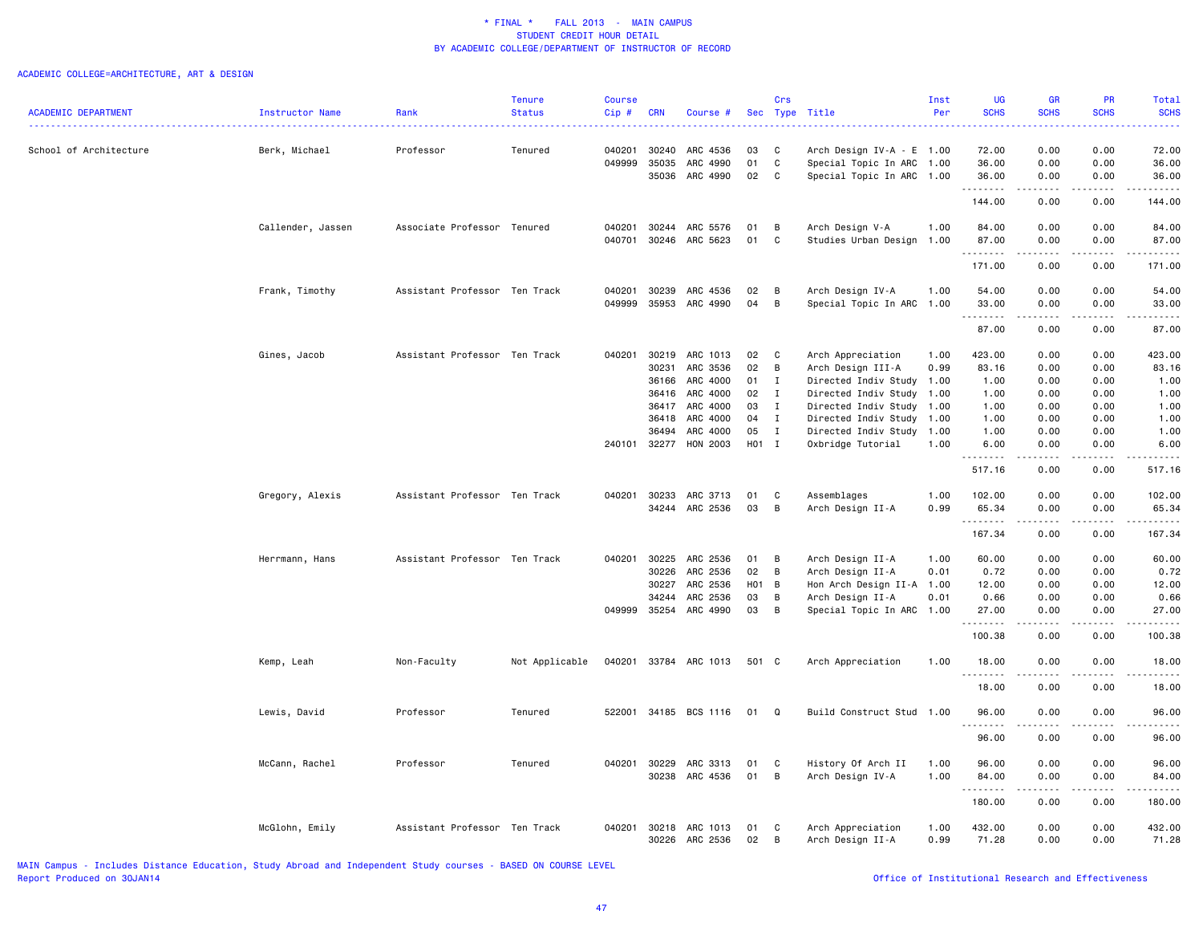\* FINAL \* FALL 2013 - MAIN CAMPUS
STUDENT CREDIT HOUR DETAIL
BY ACADEMIC COLLEGE/DEPARTMENT OF INSTRUCTOR OF RECORD

ACADEMIC COLLEGE=ARCHITECTURE, ART & DESIGN

| ACADEMIC DEPARTMENT | Instructor Name | Rank | Tenure Status | Course Cip # | CRN | Course # | Sec | Crs Type | Title | Inst Per | UG SCHS | GR SCHS | PR SCHS | Total SCHS |
|---|---|---|---|---|---|---|---|---|---|---|---|---|---|---|
| School of Architecture | Berk, Michael | Professor | Tenured | 040201 | 30240 | ARC 4536 | 03 | C | Arch Design IV-A - E | 1.00 | 72.00 | 0.00 | 0.00 | 72.00 |
| | | | | 049999 | 35035 | ARC 4990 | 01 | C | Special Topic In ARC | 1.00 | 36.00 | 0.00 | 0.00 | 36.00 |
| | | | | | 35036 | ARC 4990 | 02 | C | Special Topic In ARC | 1.00 | 36.00 | 0.00 | 0.00 | 36.00 |
| | | | | | | | | | | | 144.00 | 0.00 | 0.00 | 144.00 |
| | Callender, Jassen | Associate Professor | Tenured | 040201 | 30244 | ARC 5576 | 01 | B | Arch Design V-A | 1.00 | 84.00 | 0.00 | 0.00 | 84.00 |
| | | | | 040701 | 30246 | ARC 5623 | 01 | C | Studies Urban Design | 1.00 | 87.00 | 0.00 | 0.00 | 87.00 |
| | | | | | | | | | | | 171.00 | 0.00 | 0.00 | 171.00 |
| | Frank, Timothy | Assistant Professor | Ten Track | 040201 | 30239 | ARC 4536 | 02 | B | Arch Design IV-A | 1.00 | 54.00 | 0.00 | 0.00 | 54.00 |
| | | | | 049999 | 35953 | ARC 4990 | 04 | B | Special Topic In ARC | 1.00 | 33.00 | 0.00 | 0.00 | 33.00 |
| | | | | | | | | | | | 87.00 | 0.00 | 0.00 | 87.00 |
| | Gines, Jacob | Assistant Professor | Ten Track | 040201 | 30219 | ARC 1013 | 02 | C | Arch Appreciation | 1.00 | 423.00 | 0.00 | 0.00 | 423.00 |
| | | | | | 30231 | ARC 3536 | 02 | B | Arch Design III-A | 0.99 | 83.16 | 0.00 | 0.00 | 83.16 |
| | | | | | 36166 | ARC 4000 | 01 | I | Directed Indiv Study | 1.00 | 1.00 | 0.00 | 0.00 | 1.00 |
| | | | | | 36416 | ARC 4000 | 02 | I | Directed Indiv Study | 1.00 | 1.00 | 0.00 | 0.00 | 1.00 |
| | | | | | 36417 | ARC 4000 | 03 | I | Directed Indiv Study | 1.00 | 1.00 | 0.00 | 0.00 | 1.00 |
| | | | | | 36418 | ARC 4000 | 04 | I | Directed Indiv Study | 1.00 | 1.00 | 0.00 | 0.00 | 1.00 |
| | | | | | 36494 | ARC 4000 | 05 | I | Directed Indiv Study | 1.00 | 1.00 | 0.00 | 0.00 | 1.00 |
| | | | | 240101 | 32277 | HON 2003 | H01 | I | Oxbridge Tutorial | 1.00 | 6.00 | 0.00 | 0.00 | 6.00 |
| | | | | | | | | | | | 517.16 | 0.00 | 0.00 | 517.16 |
| | Gregory, Alexis | Assistant Professor | Ten Track | 040201 | 30233 | ARC 3713 | 01 | C | Assemblages | 1.00 | 102.00 | 0.00 | 0.00 | 102.00 |
| | | | | | 34244 | ARC 2536 | 03 | B | Arch Design II-A | 0.99 | 65.34 | 0.00 | 0.00 | 65.34 |
| | | | | | | | | | | | 167.34 | 0.00 | 0.00 | 167.34 |
| | Herrmann, Hans | Assistant Professor | Ten Track | 040201 | 30225 | ARC 2536 | 01 | B | Arch Design II-A | 1.00 | 60.00 | 0.00 | 0.00 | 60.00 |
| | | | | | 30226 | ARC 2536 | 02 | B | Arch Design II-A | 0.01 | 0.72 | 0.00 | 0.00 | 0.72 |
| | | | | | 30227 | ARC 2536 | H01 | B | Hon Arch Design II-A | 1.00 | 12.00 | 0.00 | 0.00 | 12.00 |
| | | | | | 34244 | ARC 2536 | 03 | B | Arch Design II-A | 0.01 | 0.66 | 0.00 | 0.00 | 0.66 |
| | | | | 049999 | 35254 | ARC 4990 | 03 | B | Special Topic In ARC | 1.00 | 27.00 | 0.00 | 0.00 | 27.00 |
| | | | | | | | | | | | 100.38 | 0.00 | 0.00 | 100.38 |
| | Kemp, Leah | Non-Faculty | Not Applicable | 040201 | 33784 | ARC 1013 | 501 | C | Arch Appreciation | 1.00 | 18.00 | 0.00 | 0.00 | 18.00 |
| | | | | | | | | | | | 18.00 | 0.00 | 0.00 | 18.00 |
| | Lewis, David | Professor | Tenured | 522001 | 34185 | BCS 1116 | 01 | Q | Build Construct Stud | 1.00 | 96.00 | 0.00 | 0.00 | 96.00 |
| | | | | | | | | | | | 96.00 | 0.00 | 0.00 | 96.00 |
| | McCann, Rachel | Professor | Tenured | 040201 | 30229 | ARC 3313 | 01 | C | History Of Arch II | 1.00 | 96.00 | 0.00 | 0.00 | 96.00 |
| | | | | | 30238 | ARC 4536 | 01 | B | Arch Design IV-A | 1.00 | 84.00 | 0.00 | 0.00 | 84.00 |
| | | | | | | | | | | | 180.00 | 0.00 | 0.00 | 180.00 |
| | McGlohn, Emily | Assistant Professor | Ten Track | 040201 | 30218 | ARC 1013 | 01 | C | Arch Appreciation | 1.00 | 432.00 | 0.00 | 0.00 | 432.00 |
| | | | | | 30226 | ARC 2536 | 02 | B | Arch Design II-A | 0.99 | 71.28 | 0.00 | 0.00 | 71.28 |

MAIN Campus - Includes Distance Education, Study Abroad and Independent Study courses - BASED ON COURSE LEVEL
Report Produced on 30JAN14

Office of Institutional Research and Effectiveness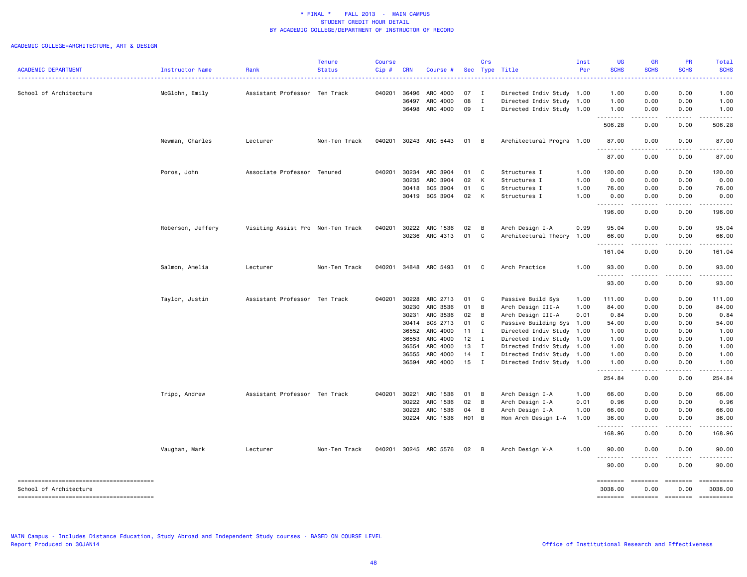\* FINAL \* FALL 2013 - MAIN CAMPUS
STUDENT CREDIT HOUR DETAIL
BY ACADEMIC COLLEGE/DEPARTMENT OF INSTRUCTOR OF RECORD

ACADEMIC COLLEGE=ARCHITECTURE, ART & DESIGN

| ACADEMIC DEPARTMENT | Instructor Name | Rank | Tenure Status | Course Cip # | CRN | Course # | Sec | Crs Type | Title | Inst Per | UG SCHS | GR SCHS | PR SCHS | Total SCHS |
|---|---|---|---|---|---|---|---|---|---|---|---|---|---|---|
| School of Architecture | McGlohn, Emily | Assistant Professor | Ten Track | 040201 | 36496 | ARC 4000 | 07 | I | Directed Indiv Study | 1.00 | 1.00 | 0.00 | 0.00 | 1.00 |
| | | | | | 36497 | ARC 4000 | 08 | I | Directed Indiv Study | 1.00 | 1.00 | 0.00 | 0.00 | 1.00 |
| | | | | | 36498 | ARC 4000 | 09 | I | Directed Indiv Study | 1.00 | 1.00 | 0.00 | 0.00 | 1.00 |
| | | | | | | | | | | | 506.28 | 0.00 | 0.00 | 506.28 |
| | Newman, Charles | Lecturer | Non-Ten Track | 040201 | 30243 | ARC 5443 | 01 | B | Architectural Progra | 1.00 | 87.00 | 0.00 | 0.00 | 87.00 |
| | | | | | | | | | | | 87.00 | 0.00 | 0.00 | 87.00 |
| | Poros, John | Associate Professor | Tenured | 040201 | 30234 | ARC 3904 | 01 | C | Structures I | 1.00 | 120.00 | 0.00 | 0.00 | 120.00 |
| | | | | | 30235 | ARC 3904 | 02 | K | Structures I | 1.00 | 0.00 | 0.00 | 0.00 | 0.00 |
| | | | | | 30418 | BCS 3904 | 01 | C | Structures I | 1.00 | 76.00 | 0.00 | 0.00 | 76.00 |
| | | | | | 30419 | BCS 3904 | 02 | K | Structures I | 1.00 | 0.00 | 0.00 | 0.00 | 0.00 |
| | | | | | | | | | | | 196.00 | 0.00 | 0.00 | 196.00 |
| | Roberson, Jeffery | Visiting Assist Pro | Non-Ten Track | 040201 | 30222 | ARC 1536 | 02 | B | Arch Design I-A | 0.99 | 95.04 | 0.00 | 0.00 | 95.04 |
| | | | | | 30236 | ARC 4313 | 01 | C | Architectural Theory | 1.00 | 66.00 | 0.00 | 0.00 | 66.00 |
| | | | | | | | | | | | 161.04 | 0.00 | 0.00 | 161.04 |
| | Salmon, Amelia | Lecturer | Non-Ten Track | 040201 | 34848 | ARC 5493 | 01 | C | Arch Practice | 1.00 | 93.00 | 0.00 | 0.00 | 93.00 |
| | | | | | | | | | | | 93.00 | 0.00 | 0.00 | 93.00 |
| | Taylor, Justin | Assistant Professor | Ten Track | 040201 | 30228 | ARC 2713 | 01 | C | Passive Build Sys | 1.00 | 111.00 | 0.00 | 0.00 | 111.00 |
| | | | | | 30230 | ARC 3536 | 01 | B | Arch Design III-A | 1.00 | 84.00 | 0.00 | 0.00 | 84.00 |
| | | | | | 30231 | ARC 3536 | 02 | B | Arch Design III-A | 0.01 | 0.84 | 0.00 | 0.00 | 0.84 |
| | | | | | 30414 | BCS 2713 | 01 | C | Passive Building Sys | 1.00 | 54.00 | 0.00 | 0.00 | 54.00 |
| | | | | | 36552 | ARC 4000 | 11 | I | Directed Indiv Study | 1.00 | 1.00 | 0.00 | 0.00 | 1.00 |
| | | | | | 36553 | ARC 4000 | 12 | I | Directed Indiv Study | 1.00 | 1.00 | 0.00 | 0.00 | 1.00 |
| | | | | | 36554 | ARC 4000 | 13 | I | Directed Indiv Study | 1.00 | 1.00 | 0.00 | 0.00 | 1.00 |
| | | | | | 36555 | ARC 4000 | 14 | I | Directed Indiv Study | 1.00 | 1.00 | 0.00 | 0.00 | 1.00 |
| | | | | | 36594 | ARC 4000 | 15 | I | Directed Indiv Study | 1.00 | 1.00 | 0.00 | 0.00 | 1.00 |
| | | | | | | | | | | | 254.84 | 0.00 | 0.00 | 254.84 |
| | Tripp, Andrew | Assistant Professor | Ten Track | 040201 | 30221 | ARC 1536 | 01 | B | Arch Design I-A | 1.00 | 66.00 | 0.00 | 0.00 | 66.00 |
| | | | | | 30222 | ARC 1536 | 02 | B | Arch Design I-A | 0.01 | 0.96 | 0.00 | 0.00 | 0.96 |
| | | | | | 30223 | ARC 1536 | 04 | B | Arch Design I-A | 1.00 | 66.00 | 0.00 | 0.00 | 66.00 |
| | | | | | 30224 | ARC 1536 | H01 | B | Hon Arch Design I-A | 1.00 | 36.00 | 0.00 | 0.00 | 36.00 |
| | | | | | | | | | | | 168.96 | 0.00 | 0.00 | 168.96 |
| | Vaughan, Mark | Lecturer | Non-Ten Track | 040201 | 30245 | ARC 5576 | 02 | B | Arch Design V-A | 1.00 | 90.00 | 0.00 | 0.00 | 90.00 |
| | | | | | | | | | | | 90.00 | 0.00 | 0.00 | 90.00 |
| School of Architecture | | | | | | | | | | | 3038.00 | 0.00 | 0.00 | 3038.00 |

MAIN Campus - Includes Distance Education, Study Abroad and Independent Study courses - BASED ON COURSE LEVEL
Report Produced on 30JAN14

Office of Institutional Research and Effectiveness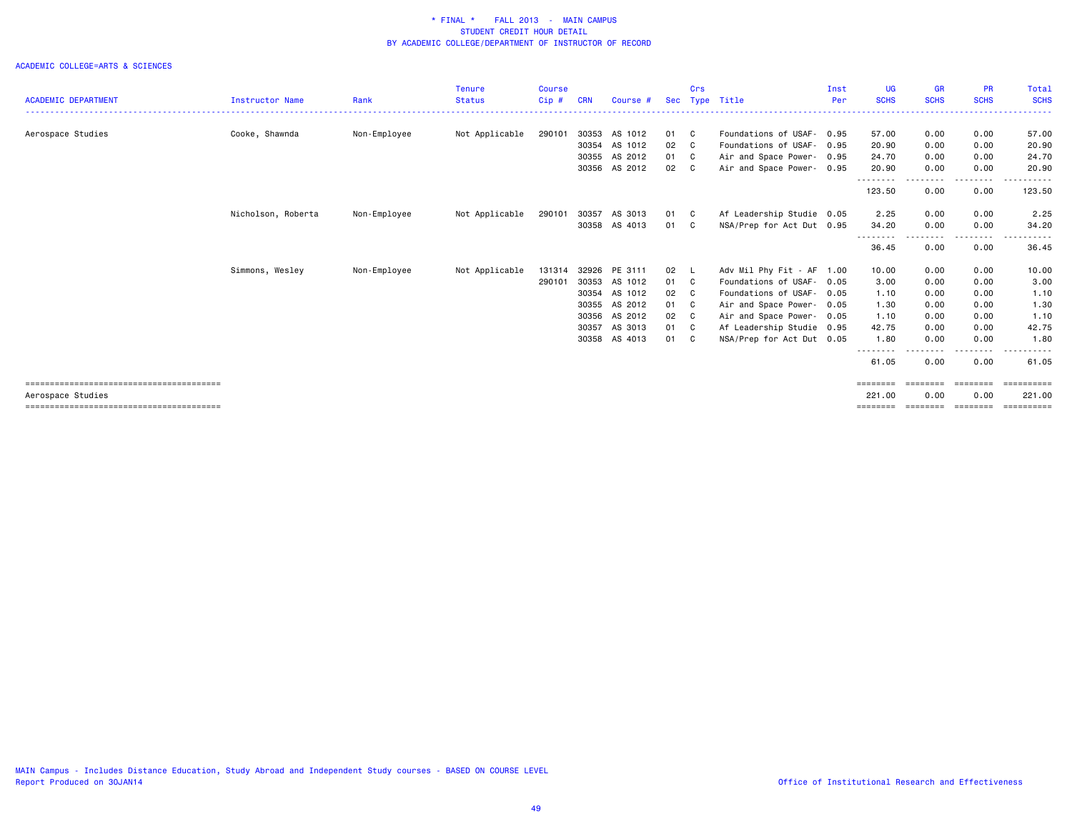\* FINAL \* FALL 2013 - MAIN CAMPUS
STUDENT CREDIT HOUR DETAIL
BY ACADEMIC COLLEGE/DEPARTMENT OF INSTRUCTOR OF RECORD

ACADEMIC COLLEGE=ARTS & SCIENCES

| ACADEMIC DEPARTMENT | Instructor Name | Rank | Tenure Status | Course Cip # | CRN | Course # | Sec | Crs Type | Title | Inst Per | UG SCHS | GR SCHS | PR SCHS | Total SCHS |
|---|---|---|---|---|---|---|---|---|---|---|---|---|---|---|
| Aerospace Studies | Cooke, Shawnda | Non-Employee | Not Applicable | 290101 | 30353 | AS 1012 | 01 | C | Foundations of USAF- | 0.95 | 57.00 | 0.00 | 0.00 | 57.00 |
| | | | | | 30354 | AS 1012 | 02 | C | Foundations of USAF- | 0.95 | 20.90 | 0.00 | 0.00 | 20.90 |
| | | | | | 30355 | AS 2012 | 01 | C | Air and Space Power- | 0.95 | 24.70 | 0.00 | 0.00 | 24.70 |
| | | | | | 30356 | AS 2012 | 02 | C | Air and Space Power- | 0.95 | 20.90 | 0.00 | 0.00 | 20.90 |
| | | | | | | | | | | | 123.50 | 0.00 | 0.00 | 123.50 |
| | Nicholson, Roberta | Non-Employee | Not Applicable | 290101 | 30357 | AS 3013 | 01 | C | Af Leadership Studie | 0.05 | 2.25 | 0.00 | 0.00 | 2.25 |
| | | | | | 30358 | AS 4013 | 01 | C | NSA/Prep for Act Dut | 0.95 | 34.20 | 0.00 | 0.00 | 34.20 |
| | | | | | | | | | | | 36.45 | 0.00 | 0.00 | 36.45 |
| | Simmons, Wesley | Non-Employee | Not Applicable | 131314 | 32926 | PE 3111 | 02 | L | Adv Mil Phy Fit - AF | 1.00 | 10.00 | 0.00 | 0.00 | 10.00 |
| | | | | 290101 | 30353 | AS 1012 | 01 | C | Foundations of USAF- | 0.05 | 3.00 | 0.00 | 0.00 | 3.00 |
| | | | | | 30354 | AS 1012 | 02 | C | Foundations of USAF- | 0.05 | 1.10 | 0.00 | 0.00 | 1.10 |
| | | | | | 30355 | AS 2012 | 01 | C | Air and Space Power- | 0.05 | 1.30 | 0.00 | 0.00 | 1.30 |
| | | | | | 30356 | AS 2012 | 02 | C | Air and Space Power- | 0.05 | 1.10 | 0.00 | 0.00 | 1.10 |
| | | | | | 30357 | AS 3013 | 01 | C | Af Leadership Studie | 0.95 | 42.75 | 0.00 | 0.00 | 42.75 |
| | | | | | 30358 | AS 4013 | 01 | C | NSA/Prep for Act Dut | 0.05 | 1.80 | 0.00 | 0.00 | 1.80 |
| | | | | | | | | | | | 61.05 | 0.00 | 0.00 | 61.05 |
| Aerospace Studies | | | | | | | | | | | 221.00 | 0.00 | 0.00 | 221.00 |

MAIN Campus - Includes Distance Education, Study Abroad and Independent Study courses - BASED ON COURSE LEVEL
Report Produced on 30JAN14

Office of Institutional Research and Effectiveness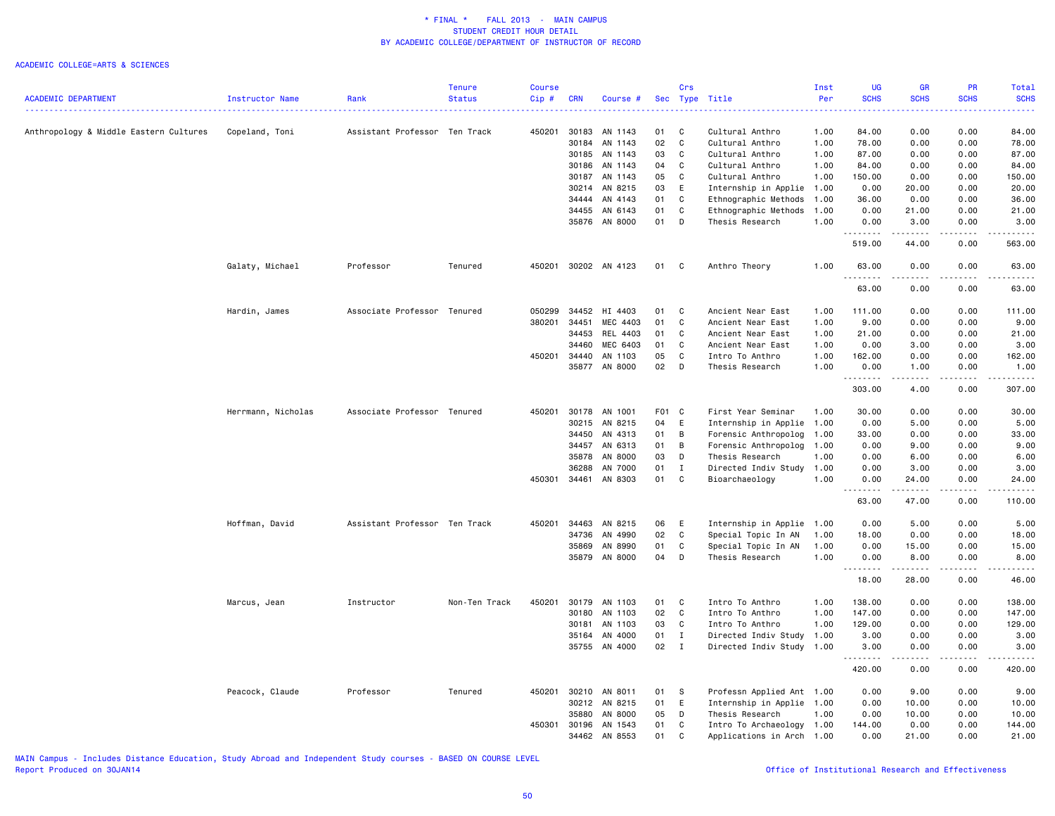\* FINAL \* FALL 2013 - MAIN CAMPUS
STUDENT CREDIT HOUR DETAIL
BY ACADEMIC COLLEGE/DEPARTMENT OF INSTRUCTOR OF RECORD

ACADEMIC COLLEGE=ARTS & SCIENCES

| ACADEMIC DEPARTMENT | Instructor Name | Rank | Tenure Status | Course Cip # | CRN | Course # | Sec | Crs Type | Title | Inst Per | UG SCHS | GR SCHS | PR SCHS | Total SCHS |
|---|---|---|---|---|---|---|---|---|---|---|---|---|---|---|
| Anthropology & Middle Eastern Cultures | Copeland, Toni | Assistant Professor | Ten Track | 450201 | 30183 | AN 1143 | 01 | C | Cultural Anthro | 1.00 | 84.00 | 0.00 | 0.00 | 84.00 |
| | | | | | 30184 | AN 1143 | 02 | C | Cultural Anthro | 1.00 | 78.00 | 0.00 | 0.00 | 78.00 |
| | | | | | 30185 | AN 1143 | 03 | C | Cultural Anthro | 1.00 | 87.00 | 0.00 | 0.00 | 87.00 |
| | | | | | 30186 | AN 1143 | 04 | C | Cultural Anthro | 1.00 | 84.00 | 0.00 | 0.00 | 84.00 |
| | | | | | 30187 | AN 1143 | 05 | C | Cultural Anthro | 1.00 | 150.00 | 0.00 | 0.00 | 150.00 |
| | | | | | 30214 | AN 8215 | 03 | E | Internship in Applie | 1.00 | 0.00 | 20.00 | 0.00 | 20.00 |
| | | | | | 34444 | AN 4143 | 01 | C | Ethnographic Methods | 1.00 | 36.00 | 0.00 | 0.00 | 36.00 |
| | | | | | 34455 | AN 6143 | 01 | C | Ethnographic Methods | 1.00 | 0.00 | 21.00 | 0.00 | 21.00 |
| | | | | | 35876 | AN 8000 | 01 | D | Thesis Research | 1.00 | 0.00 | 3.00 | 0.00 | 3.00 |
| | | | | | | | | | | | 519.00 | 44.00 | 0.00 | 563.00 |
| | Galaty, Michael | Professor | Tenured | 450201 | 30202 | AN 4123 | 01 | C | Anthro Theory | 1.00 | 63.00 | 0.00 | 0.00 | 63.00 |
| | | | | | | | | | | | 63.00 | 0.00 | 0.00 | 63.00 |
| | Hardin, James | Associate Professor | Tenured | 050299 | 34452 | HI 4403 | 01 | C | Ancient Near East | 1.00 | 111.00 | 0.00 | 0.00 | 111.00 |
| | | | | 380201 | 34451 | MEC 4403 | 01 | C | Ancient Near East | 1.00 | 9.00 | 0.00 | 0.00 | 9.00 |
| | | | | | 34453 | REL 4403 | 01 | C | Ancient Near East | 1.00 | 21.00 | 0.00 | 0.00 | 21.00 |
| | | | | | 34460 | MEC 6403 | 01 | C | Ancient Near East | 1.00 | 0.00 | 3.00 | 0.00 | 3.00 |
| | | | | 450201 | 34440 | AN 1103 | 05 | C | Intro To Anthro | 1.00 | 162.00 | 0.00 | 0.00 | 162.00 |
| | | | | | 35877 | AN 8000 | 02 | D | Thesis Research | 1.00 | 0.00 | 1.00 | 0.00 | 1.00 |
| | | | | | | | | | | | 303.00 | 4.00 | 0.00 | 307.00 |
| | Herrmann, Nicholas | Associate Professor | Tenured | 450201 | 30178 | AN 1001 | F01 | C | First Year Seminar | 1.00 | 30.00 | 0.00 | 0.00 | 30.00 |
| | | | | | 30215 | AN 8215 | 04 | E | Internship in Applie | 1.00 | 0.00 | 5.00 | 0.00 | 5.00 |
| | | | | | 34450 | AN 4313 | 01 | B | Forensic Anthropolog | 1.00 | 33.00 | 0.00 | 0.00 | 33.00 |
| | | | | | 34457 | AN 6313 | 01 | B | Forensic Anthropolog | 1.00 | 0.00 | 9.00 | 0.00 | 9.00 |
| | | | | | 35878 | AN 8000 | 03 | D | Thesis Research | 1.00 | 0.00 | 6.00 | 0.00 | 6.00 |
| | | | | | 36288 | AN 7000 | 01 | I | Directed Indiv Study | 1.00 | 0.00 | 3.00 | 0.00 | 3.00 |
| | | | | 450301 | 34461 | AN 8303 | 01 | C | Bioarchaeology | 1.00 | 0.00 | 24.00 | 0.00 | 24.00 |
| | | | | | | | | | | | 63.00 | 47.00 | 0.00 | 110.00 |
| | Hoffman, David | Assistant Professor | Ten Track | 450201 | 34463 | AN 8215 | 06 | E | Internship in Applie | 1.00 | 0.00 | 5.00 | 0.00 | 5.00 |
| | | | | | 34736 | AN 4990 | 02 | C | Special Topic In AN | 1.00 | 18.00 | 0.00 | 0.00 | 18.00 |
| | | | | | 35869 | AN 8990 | 01 | C | Special Topic In AN | 1.00 | 0.00 | 15.00 | 0.00 | 15.00 |
| | | | | | 35879 | AN 8000 | 04 | D | Thesis Research | 1.00 | 0.00 | 8.00 | 0.00 | 8.00 |
| | | | | | | | | | | | 18.00 | 28.00 | 0.00 | 46.00 |
| | Marcus, Jean | Instructor | Non-Ten Track | 450201 | 30179 | AN 1103 | 01 | C | Intro To Anthro | 1.00 | 138.00 | 0.00 | 0.00 | 138.00 |
| | | | | | 30180 | AN 1103 | 02 | C | Intro To Anthro | 1.00 | 147.00 | 0.00 | 0.00 | 147.00 |
| | | | | | 30181 | AN 1103 | 03 | C | Intro To Anthro | 1.00 | 129.00 | 0.00 | 0.00 | 129.00 |
| | | | | | 35164 | AN 4000 | 01 | I | Directed Indiv Study | 1.00 | 3.00 | 0.00 | 0.00 | 3.00 |
| | | | | | 35755 | AN 4000 | 02 | I | Directed Indiv Study | 1.00 | 3.00 | 0.00 | 0.00 | 3.00 |
| | | | | | | | | | | | 420.00 | 0.00 | 0.00 | 420.00 |
| | Peacock, Claude | Professor | Tenured | 450201 | 30210 | AN 8011 | 01 | S | Professn Applied Ant | 1.00 | 0.00 | 9.00 | 0.00 | 9.00 |
| | | | | | 30212 | AN 8215 | 01 | E | Internship in Applie | 1.00 | 0.00 | 10.00 | 0.00 | 10.00 |
| | | | | | 35880 | AN 8000 | 05 | D | Thesis Research | 1.00 | 0.00 | 10.00 | 0.00 | 10.00 |
| | | | | 450301 | 30196 | AN 1543 | 01 | C | Intro To Archaeology | 1.00 | 144.00 | 0.00 | 0.00 | 144.00 |
| | | | | | 34462 | AN 8553 | 01 | C | Applications in Arch | 1.00 | 0.00 | 21.00 | 0.00 | 21.00 |

MAIN Campus - Includes Distance Education, Study Abroad and Independent Study courses - BASED ON COURSE LEVEL
Report Produced on 30JAN14

Office of Institutional Research and Effectiveness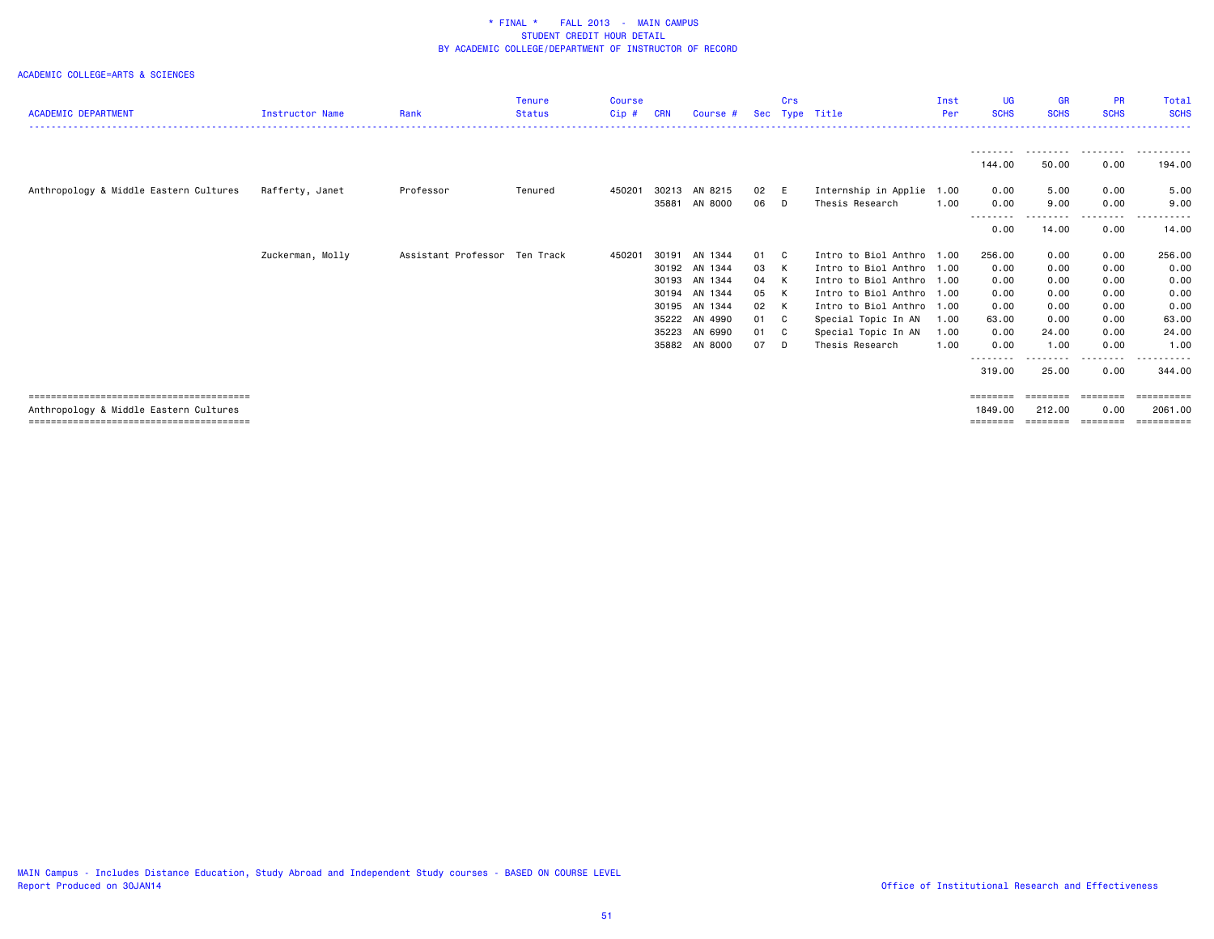\* FINAL \*    FALL 2013  -  MAIN CAMPUS
STUDENT CREDIT HOUR DETAIL
BY ACADEMIC COLLEGE/DEPARTMENT OF INSTRUCTOR OF RECORD

ACADEMIC COLLEGE=ARTS & SCIENCES

| ACADEMIC DEPARTMENT | Instructor Name | Rank | Tenure Status | Course Cip # | CRN | Course # | Sec | Crs Type | Title | Inst Per | UG SCHS | GR SCHS | PR SCHS | Total SCHS |
|---|---|---|---|---|---|---|---|---|---|---|---|---|---|---|
| | | | | | | | | | | | 144.00 | 50.00 | 0.00 | 194.00 |
| Anthropology & Middle Eastern Cultures | Rafferty, Janet | Professor | Tenured | 450201 | 30213 | AN 8215 | 02 | E | Internship in Applie | 1.00 | 0.00 | 5.00 | 0.00 | 5.00 |
| | | | | | 35881 | AN 8000 | 06 | D | Thesis Research | 1.00 | 0.00 | 9.00 | 0.00 | 9.00 |
| | | | | | | | | | | | 0.00 | 14.00 | 0.00 | 14.00 |
| | Zuckerman, Molly | Assistant Professor | Ten Track | 450201 | 30191 | AN 1344 | 01 | C | Intro to Biol Anthro | 1.00 | 256.00 | 0.00 | 0.00 | 256.00 |
| | | | | | 30192 | AN 1344 | 03 | K | Intro to Biol Anthro | 1.00 | 0.00 | 0.00 | 0.00 | 0.00 |
| | | | | | 30193 | AN 1344 | 04 | K | Intro to Biol Anthro | 1.00 | 0.00 | 0.00 | 0.00 | 0.00 |
| | | | | | 30194 | AN 1344 | 05 | K | Intro to Biol Anthro | 1.00 | 0.00 | 0.00 | 0.00 | 0.00 |
| | | | | | 30195 | AN 1344 | 02 | K | Intro to Biol Anthro | 1.00 | 0.00 | 0.00 | 0.00 | 0.00 |
| | | | | | 35222 | AN 4990 | 01 | C | Special Topic In AN | 1.00 | 63.00 | 0.00 | 0.00 | 63.00 |
| | | | | | 35223 | AN 6990 | 01 | C | Special Topic In AN | 1.00 | 0.00 | 24.00 | 0.00 | 24.00 |
| | | | | | 35882 | AN 8000 | 07 | D | Thesis Research | 1.00 | 0.00 | 1.00 | 0.00 | 1.00 |
| | | | | | | | | | | | 319.00 | 25.00 | 0.00 | 344.00 |
| Anthropology & Middle Eastern Cultures | | | | | | | | | | | 1849.00 | 212.00 | 0.00 | 2061.00 |

MAIN Campus - Includes Distance Education, Study Abroad and Independent Study courses - BASED ON COURSE LEVEL
Report Produced on 30JAN14

Office of Institutional Research and Effectiveness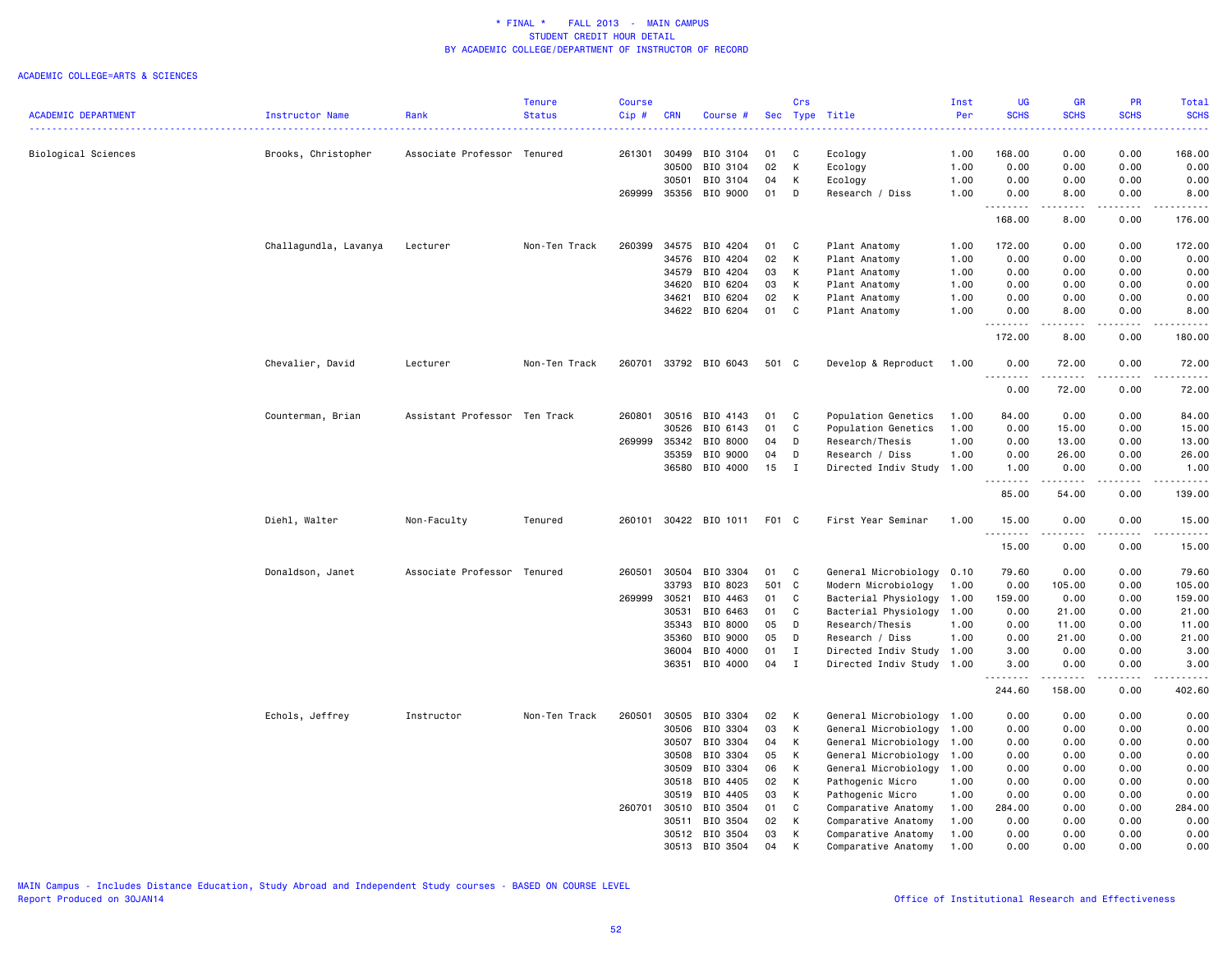# * FINAL * FALL 2013 - MAIN CAMPUS
## STUDENT CREDIT HOUR DETAIL
## BY ACADEMIC COLLEGE/DEPARTMENT OF INSTRUCTOR OF RECORD

ACADEMIC COLLEGE=ARTS & SCIENCES

| ACADEMIC DEPARTMENT | Instructor Name | Rank | Tenure Status | Course Cip # | CRN | Course # | Sec | Crs Type | Title | Inst Per | UG SCHS | GR SCHS | PR SCHS | Total SCHS |
|---|---|---|---|---|---|---|---|---|---|---|---|---|---|---|
| Biological Sciences | Brooks, Christopher | Associate Professor | Tenured | 261301 | 30499 | BIO 3104 | 01 | C | Ecology | 1.00 | 168.00 | 0.00 | 0.00 | 168.00 |
| | | | | | 30500 | BIO 3104 | 02 | K | Ecology | 1.00 | 0.00 | 0.00 | 0.00 | 0.00 |
| | | | | | 30501 | BIO 3104 | 04 | K | Ecology | 1.00 | 0.00 | 0.00 | 0.00 | 0.00 |
| | | | | 269999 | 35356 | BIO 9000 | 01 | D | Research / Diss | 1.00 | 0.00 | 8.00 | 0.00 | 8.00 |
| | | | | | | | | | | | 168.00 | 8.00 | 0.00 | 176.00 |
| | Challagundla, Lavanya | Lecturer | Non-Ten Track | 260399 | 34575 | BIO 4204 | 01 | C | Plant Anatomy | 1.00 | 172.00 | 0.00 | 0.00 | 172.00 |
| | | | | | 34576 | BIO 4204 | 02 | K | Plant Anatomy | 1.00 | 0.00 | 0.00 | 0.00 | 0.00 |
| | | | | | 34579 | BIO 4204 | 03 | K | Plant Anatomy | 1.00 | 0.00 | 0.00 | 0.00 | 0.00 |
| | | | | | 34620 | BIO 6204 | 03 | K | Plant Anatomy | 1.00 | 0.00 | 0.00 | 0.00 | 0.00 |
| | | | | | 34621 | BIO 6204 | 02 | K | Plant Anatomy | 1.00 | 0.00 | 0.00 | 0.00 | 0.00 |
| | | | | | 34622 | BIO 6204 | 01 | C | Plant Anatomy | 1.00 | 0.00 | 8.00 | 0.00 | 8.00 |
| | | | | | | | | | | | 172.00 | 8.00 | 0.00 | 180.00 |
| | Chevalier, David | Lecturer | Non-Ten Track | 260701 | 33792 | BIO 6043 | 501 | C | Develop & Reproduct | 1.00 | 0.00 | 72.00 | 0.00 | 72.00 |
| | | | | | | | | | | | 0.00 | 72.00 | 0.00 | 72.00 |
| | Counterman, Brian | Assistant Professor | Ten Track | 260801 | 30516 | BIO 4143 | 01 | C | Population Genetics | 1.00 | 84.00 | 0.00 | 0.00 | 84.00 |
| | | | | | 30526 | BIO 6143 | 01 | C | Population Genetics | 1.00 | 0.00 | 15.00 | 0.00 | 15.00 |
| | | | | 269999 | 35342 | BIO 8000 | 04 | D | Research/Thesis | 1.00 | 0.00 | 13.00 | 0.00 | 13.00 |
| | | | | | 35359 | BIO 9000 | 04 | D | Research / Diss | 1.00 | 0.00 | 26.00 | 0.00 | 26.00 |
| | | | | | 36580 | BIO 4000 | 15 | I | Directed Indiv Study | 1.00 | 1.00 | 0.00 | 0.00 | 1.00 |
| | | | | | | | | | | | 85.00 | 54.00 | 0.00 | 139.00 |
| | Diehl, Walter | Non-Faculty | Tenured | 260101 | 30422 | BIO 1011 | F01 | C | First Year Seminar | 1.00 | 15.00 | 0.00 | 0.00 | 15.00 |
| | | | | | | | | | | | 15.00 | 0.00 | 0.00 | 15.00 |
| | Donaldson, Janet | Associate Professor | Tenured | 260501 | 30504 | BIO 3304 | 01 | C | General Microbiology | 0.10 | 79.60 | 0.00 | 0.00 | 79.60 |
| | | | | | 33793 | BIO 8023 | 501 | C | Modern Microbiology | 1.00 | 0.00 | 105.00 | 0.00 | 105.00 |
| | | | | 269999 | 30521 | BIO 4463 | 01 | C | Bacterial Physiology | 1.00 | 159.00 | 0.00 | 0.00 | 159.00 |
| | | | | | 30531 | BIO 6463 | 01 | C | Bacterial Physiology | 1.00 | 0.00 | 21.00 | 0.00 | 21.00 |
| | | | | | 35343 | BIO 8000 | 05 | D | Research/Thesis | 1.00 | 0.00 | 11.00 | 0.00 | 11.00 |
| | | | | | 35360 | BIO 9000 | 05 | D | Research / Diss | 1.00 | 0.00 | 21.00 | 0.00 | 21.00 |
| | | | | | 36004 | BIO 4000 | 01 | I | Directed Indiv Study | 1.00 | 3.00 | 0.00 | 0.00 | 3.00 |
| | | | | | 36351 | BIO 4000 | 04 | I | Directed Indiv Study | 1.00 | 3.00 | 0.00 | 0.00 | 3.00 |
| | | | | | | | | | | | 244.60 | 158.00 | 0.00 | 402.60 |
| | Echols, Jeffrey | Instructor | Non-Ten Track | 260501 | 30505 | BIO 3304 | 02 | K | General Microbiology | 1.00 | 0.00 | 0.00 | 0.00 | 0.00 |
| | | | | | 30506 | BIO 3304 | 03 | K | General Microbiology | 1.00 | 0.00 | 0.00 | 0.00 | 0.00 |
| | | | | | 30507 | BIO 3304 | 04 | K | General Microbiology | 1.00 | 0.00 | 0.00 | 0.00 | 0.00 |
| | | | | | 30508 | BIO 3304 | 05 | K | General Microbiology | 1.00 | 0.00 | 0.00 | 0.00 | 0.00 |
| | | | | | 30509 | BIO 3304 | 06 | K | General Microbiology | 1.00 | 0.00 | 0.00 | 0.00 | 0.00 |
| | | | | | 30518 | BIO 4405 | 02 | K | Pathogenic Micro | 1.00 | 0.00 | 0.00 | 0.00 | 0.00 |
| | | | | | 30519 | BIO 4405 | 03 | K | Pathogenic Micro | 1.00 | 0.00 | 0.00 | 0.00 | 0.00 |
| | | | | 260701 | 30510 | BIO 3504 | 01 | C | Comparative Anatomy | 1.00 | 284.00 | 0.00 | 0.00 | 284.00 |
| | | | | | 30511 | BIO 3504 | 02 | K | Comparative Anatomy | 1.00 | 0.00 | 0.00 | 0.00 | 0.00 |
| | | | | | 30512 | BIO 3504 | 03 | K | Comparative Anatomy | 1.00 | 0.00 | 0.00 | 0.00 | 0.00 |
| | | | | | 30513 | BIO 3504 | 04 | K | Comparative Anatomy | 1.00 | 0.00 | 0.00 | 0.00 | 0.00 |

MAIN Campus - Includes Distance Education, Study Abroad and Independent Study courses - BASED ON COURSE LEVEL
Report Produced on 30JAN14

Office of Institutional Research and Effectiveness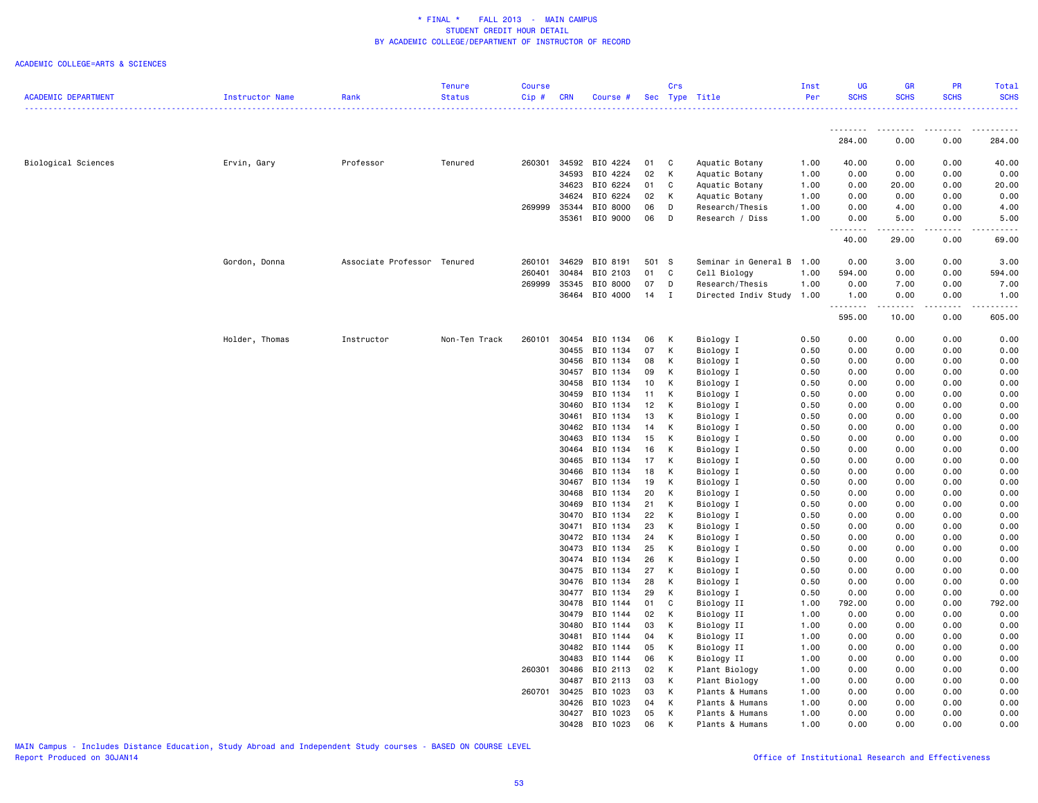# * FINAL * FALL 2013 - MAIN CAMPUS
## STUDENT CREDIT HOUR DETAIL
## BY ACADEMIC COLLEGE/DEPARTMENT OF INSTRUCTOR OF RECORD

ACADEMIC COLLEGE=ARTS & SCIENCES

| ACADEMIC DEPARTMENT | Instructor Name | Rank | Tenure Status | Course Cip # | CRN | Course # | Sec | Crs Type | Title | Inst Per | UG SCHS | GR SCHS | PR SCHS | Total SCHS |
|---|---|---|---|---|---|---|---|---|---|---|---|---|---|---|
| | | | | | | | | | | | 284.00 | 0.00 | 0.00 | 284.00 |
| Biological Sciences | Ervin, Gary | Professor | Tenured | 260301 | 34592 | BIO 4224 | 01 | C | Aquatic Botany | 1.00 | 40.00 | 0.00 | 0.00 | 40.00 |
| | | | | | 34593 | BIO 4224 | 02 | K | Aquatic Botany | 1.00 | 0.00 | 0.00 | 0.00 | 0.00 |
| | | | | | 34623 | BIO 6224 | 01 | C | Aquatic Botany | 1.00 | 0.00 | 20.00 | 0.00 | 20.00 |
| | | | | | 34624 | BIO 6224 | 02 | K | Aquatic Botany | 1.00 | 0.00 | 0.00 | 0.00 | 0.00 |
| | | | | 269999 | 35344 | BIO 8000 | 06 | D | Research/Thesis | 1.00 | 0.00 | 4.00 | 0.00 | 4.00 |
| | | | | | 35361 | BIO 9000 | 06 | D | Research / Diss | 1.00 | 0.00 | 5.00 | 0.00 | 5.00 |
| | | | | | | | | | | | 40.00 | 29.00 | 0.00 | 69.00 |
| | Gordon, Donna | Associate Professor | Tenured | 260101 | 34629 | BIO 8191 | 501 | S | Seminar in General B | 1.00 | 0.00 | 3.00 | 0.00 | 3.00 |
| | | | | 260401 | 30484 | BIO 2103 | 01 | C | Cell Biology | 1.00 | 594.00 | 0.00 | 0.00 | 594.00 |
| | | | | 269999 | 35345 | BIO 8000 | 07 | D | Research/Thesis | 1.00 | 0.00 | 7.00 | 0.00 | 7.00 |
| | | | | | 36464 | BIO 4000 | 14 | I | Directed Indiv Study | 1.00 | 1.00 | 0.00 | 0.00 | 1.00 |
| | | | | | | | | | | | 595.00 | 10.00 | 0.00 | 605.00 |
| | Holder, Thomas | Instructor | Non-Ten Track | 260101 | 30454 | BIO 1134 | 06 | K | Biology I | 0.50 | 0.00 | 0.00 | 0.00 | 0.00 |
| | | | | | 30455 | BIO 1134 | 07 | K | Biology I | 0.50 | 0.00 | 0.00 | 0.00 | 0.00 |
| | | | | | 30456 | BIO 1134 | 08 | K | Biology I | 0.50 | 0.00 | 0.00 | 0.00 | 0.00 |
| | | | | | 30457 | BIO 1134 | 09 | K | Biology I | 0.50 | 0.00 | 0.00 | 0.00 | 0.00 |
| | | | | | 30458 | BIO 1134 | 10 | K | Biology I | 0.50 | 0.00 | 0.00 | 0.00 | 0.00 |
| | | | | | 30459 | BIO 1134 | 11 | K | Biology I | 0.50 | 0.00 | 0.00 | 0.00 | 0.00 |
| | | | | | 30460 | BIO 1134 | 12 | K | Biology I | 0.50 | 0.00 | 0.00 | 0.00 | 0.00 |
| | | | | | 30461 | BIO 1134 | 13 | K | Biology I | 0.50 | 0.00 | 0.00 | 0.00 | 0.00 |
| | | | | | 30462 | BIO 1134 | 14 | K | Biology I | 0.50 | 0.00 | 0.00 | 0.00 | 0.00 |
| | | | | | 30463 | BIO 1134 | 15 | K | Biology I | 0.50 | 0.00 | 0.00 | 0.00 | 0.00 |
| | | | | | 30464 | BIO 1134 | 16 | K | Biology I | 0.50 | 0.00 | 0.00 | 0.00 | 0.00 |
| | | | | | 30465 | BIO 1134 | 17 | K | Biology I | 0.50 | 0.00 | 0.00 | 0.00 | 0.00 |
| | | | | | 30466 | BIO 1134 | 18 | K | Biology I | 0.50 | 0.00 | 0.00 | 0.00 | 0.00 |
| | | | | | 30467 | BIO 1134 | 19 | K | Biology I | 0.50 | 0.00 | 0.00 | 0.00 | 0.00 |
| | | | | | 30468 | BIO 1134 | 20 | K | Biology I | 0.50 | 0.00 | 0.00 | 0.00 | 0.00 |
| | | | | | 30469 | BIO 1134 | 21 | K | Biology I | 0.50 | 0.00 | 0.00 | 0.00 | 0.00 |
| | | | | | 30470 | BIO 1134 | 22 | K | Biology I | 0.50 | 0.00 | 0.00 | 0.00 | 0.00 |
| | | | | | 30471 | BIO 1134 | 23 | K | Biology I | 0.50 | 0.00 | 0.00 | 0.00 | 0.00 |
| | | | | | 30472 | BIO 1134 | 24 | K | Biology I | 0.50 | 0.00 | 0.00 | 0.00 | 0.00 |
| | | | | | 30473 | BIO 1134 | 25 | K | Biology I | 0.50 | 0.00 | 0.00 | 0.00 | 0.00 |
| | | | | | 30474 | BIO 1134 | 26 | K | Biology I | 0.50 | 0.00 | 0.00 | 0.00 | 0.00 |
| | | | | | 30475 | BIO 1134 | 27 | K | Biology I | 0.50 | 0.00 | 0.00 | 0.00 | 0.00 |
| | | | | | 30476 | BIO 1134 | 28 | K | Biology I | 0.50 | 0.00 | 0.00 | 0.00 | 0.00 |
| | | | | | 30477 | BIO 1134 | 29 | K | Biology I | 0.50 | 0.00 | 0.00 | 0.00 | 0.00 |
| | | | | | 30478 | BIO 1144 | 01 | C | Biology II | 1.00 | 792.00 | 0.00 | 0.00 | 792.00 |
| | | | | | 30479 | BIO 1144 | 02 | K | Biology II | 1.00 | 0.00 | 0.00 | 0.00 | 0.00 |
| | | | | | 30480 | BIO 1144 | 03 | K | Biology II | 1.00 | 0.00 | 0.00 | 0.00 | 0.00 |
| | | | | | 30481 | BIO 1144 | 04 | K | Biology II | 1.00 | 0.00 | 0.00 | 0.00 | 0.00 |
| | | | | | 30482 | BIO 1144 | 05 | K | Biology II | 1.00 | 0.00 | 0.00 | 0.00 | 0.00 |
| | | | | | 30483 | BIO 1144 | 06 | K | Biology II | 1.00 | 0.00 | 0.00 | 0.00 | 0.00 |
| | | | | 260301 | 30486 | BIO 2113 | 02 | K | Plant Biology | 1.00 | 0.00 | 0.00 | 0.00 | 0.00 |
| | | | | | 30487 | BIO 2113 | 03 | K | Plant Biology | 1.00 | 0.00 | 0.00 | 0.00 | 0.00 |
| | | | | 260701 | 30425 | BIO 1023 | 03 | K | Plants & Humans | 1.00 | 0.00 | 0.00 | 0.00 | 0.00 |
| | | | | | 30426 | BIO 1023 | 04 | K | Plants & Humans | 1.00 | 0.00 | 0.00 | 0.00 | 0.00 |
| | | | | | 30427 | BIO 1023 | 05 | K | Plants & Humans | 1.00 | 0.00 | 0.00 | 0.00 | 0.00 |
| | | | | | 30428 | BIO 1023 | 06 | K | Plants & Humans | 1.00 | 0.00 | 0.00 | 0.00 | 0.00 |

MAIN Campus - Includes Distance Education, Study Abroad and Independent Study courses - BASED ON COURSE LEVEL
Report Produced on 30JAN14

Office of Institutional Research and Effectiveness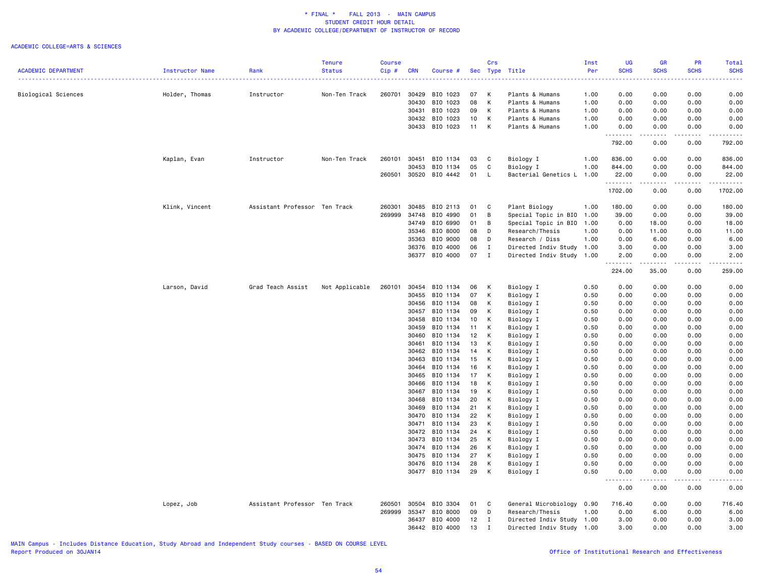\* FINAL \* FALL 2013 - MAIN CAMPUS
STUDENT CREDIT HOUR DETAIL
BY ACADEMIC COLLEGE/DEPARTMENT OF INSTRUCTOR OF RECORD

ACADEMIC COLLEGE=ARTS & SCIENCES

| ACADEMIC DEPARTMENT | Instructor Name | Rank | Tenure Status | Course Cip # | CRN | Course # | Sec | Crs Type | Title | Inst Per | UG SCHS | GR SCHS | PR SCHS | Total SCHS |
|---|---|---|---|---|---|---|---|---|---|---|---|---|---|---|
| Biological Sciences | Holder, Thomas | Instructor | Non-Ten Track | 260701 | 30429 | BIO 1023 | 07 | K | Plants & Humans | 1.00 | 0.00 | 0.00 | 0.00 | 0.00 |
| | | | | | 30430 | BIO 1023 | 08 | K | Plants & Humans | 1.00 | 0.00 | 0.00 | 0.00 | 0.00 |
| | | | | | 30431 | BIO 1023 | 09 | K | Plants & Humans | 1.00 | 0.00 | 0.00 | 0.00 | 0.00 |
| | | | | | 30432 | BIO 1023 | 10 | K | Plants & Humans | 1.00 | 0.00 | 0.00 | 0.00 | 0.00 |
| | | | | | 30433 | BIO 1023 | 11 | K | Plants & Humans | 1.00 | 0.00 | 0.00 | 0.00 | 0.00 |
| | | | | | | | | | | | 792.00 | 0.00 | 0.00 | 792.00 |
| | Kaplan, Evan | Instructor | Non-Ten Track | 260101 | 30451 | BIO 1134 | 03 | C | Biology I | 1.00 | 836.00 | 0.00 | 0.00 | 836.00 |
| | | | | | 30453 | BIO 1134 | 05 | C | Biology I | 1.00 | 844.00 | 0.00 | 0.00 | 844.00 |
| | | | | 260501 | 30520 | BIO 4442 | 01 | L | Bacterial Genetics L | 1.00 | 22.00 | 0.00 | 0.00 | 22.00 |
| | | | | | | | | | | | 1702.00 | 0.00 | 0.00 | 1702.00 |
| | Klink, Vincent | Assistant Professor | Ten Track | 260301 | 30485 | BIO 2113 | 01 | C | Plant Biology | 1.00 | 180.00 | 0.00 | 0.00 | 180.00 |
| | | | | 269999 | 34748 | BIO 4990 | 01 | B | Special Topic in BIO | 1.00 | 39.00 | 0.00 | 0.00 | 39.00 |
| | | | | | 34749 | BIO 6990 | 01 | B | Special Topic in BIO | 1.00 | 0.00 | 18.00 | 0.00 | 18.00 |
| | | | | | 35346 | BIO 8000 | 08 | D | Research/Thesis | 1.00 | 0.00 | 11.00 | 0.00 | 11.00 |
| | | | | | 35363 | BIO 9000 | 08 | D | Research / Diss | 1.00 | 0.00 | 6.00 | 0.00 | 6.00 |
| | | | | | 36376 | BIO 4000 | 06 | I | Directed Indiv Study | 1.00 | 3.00 | 0.00 | 0.00 | 3.00 |
| | | | | | 36377 | BIO 4000 | 07 | I | Directed Indiv Study | 1.00 | 2.00 | 0.00 | 0.00 | 2.00 |
| | | | | | | | | | | | 224.00 | 35.00 | 0.00 | 259.00 |
| | Larson, David | Grad Teach Assist | Not Applicable | 260101 | 30454 | BIO 1134 | 06 | K | Biology I | 0.50 | 0.00 | 0.00 | 0.00 | 0.00 |
| | | | | | 30455 | BIO 1134 | 07 | K | Biology I | 0.50 | 0.00 | 0.00 | 0.00 | 0.00 |
| | | | | | 30456 | BIO 1134 | 08 | K | Biology I | 0.50 | 0.00 | 0.00 | 0.00 | 0.00 |
| | | | | | 30457 | BIO 1134 | 09 | K | Biology I | 0.50 | 0.00 | 0.00 | 0.00 | 0.00 |
| | | | | | 30458 | BIO 1134 | 10 | K | Biology I | 0.50 | 0.00 | 0.00 | 0.00 | 0.00 |
| | | | | | 30459 | BIO 1134 | 11 | K | Biology I | 0.50 | 0.00 | 0.00 | 0.00 | 0.00 |
| | | | | | 30460 | BIO 1134 | 12 | K | Biology I | 0.50 | 0.00 | 0.00 | 0.00 | 0.00 |
| | | | | | 30461 | BIO 1134 | 13 | K | Biology I | 0.50 | 0.00 | 0.00 | 0.00 | 0.00 |
| | | | | | 30462 | BIO 1134 | 14 | K | Biology I | 0.50 | 0.00 | 0.00 | 0.00 | 0.00 |
| | | | | | 30463 | BIO 1134 | 15 | K | Biology I | 0.50 | 0.00 | 0.00 | 0.00 | 0.00 |
| | | | | | 30464 | BIO 1134 | 16 | K | Biology I | 0.50 | 0.00 | 0.00 | 0.00 | 0.00 |
| | | | | | 30465 | BIO 1134 | 17 | K | Biology I | 0.50 | 0.00 | 0.00 | 0.00 | 0.00 |
| | | | | | 30466 | BIO 1134 | 18 | K | Biology I | 0.50 | 0.00 | 0.00 | 0.00 | 0.00 |
| | | | | | 30467 | BIO 1134 | 19 | K | Biology I | 0.50 | 0.00 | 0.00 | 0.00 | 0.00 |
| | | | | | 30468 | BIO 1134 | 20 | K | Biology I | 0.50 | 0.00 | 0.00 | 0.00 | 0.00 |
| | | | | | 30469 | BIO 1134 | 21 | K | Biology I | 0.50 | 0.00 | 0.00 | 0.00 | 0.00 |
| | | | | | 30470 | BIO 1134 | 22 | K | Biology I | 0.50 | 0.00 | 0.00 | 0.00 | 0.00 |
| | | | | | 30471 | BIO 1134 | 23 | K | Biology I | 0.50 | 0.00 | 0.00 | 0.00 | 0.00 |
| | | | | | 30472 | BIO 1134 | 24 | K | Biology I | 0.50 | 0.00 | 0.00 | 0.00 | 0.00 |
| | | | | | 30473 | BIO 1134 | 25 | K | Biology I | 0.50 | 0.00 | 0.00 | 0.00 | 0.00 |
| | | | | | 30474 | BIO 1134 | 26 | K | Biology I | 0.50 | 0.00 | 0.00 | 0.00 | 0.00 |
| | | | | | 30475 | BIO 1134 | 27 | K | Biology I | 0.50 | 0.00 | 0.00 | 0.00 | 0.00 |
| | | | | | 30476 | BIO 1134 | 28 | K | Biology I | 0.50 | 0.00 | 0.00 | 0.00 | 0.00 |
| | | | | | 30477 | BIO 1134 | 29 | K | Biology I | 0.50 | 0.00 | 0.00 | 0.00 | 0.00 |
| | | | | | | | | | | | 0.00 | 0.00 | 0.00 | 0.00 |
| | Lopez, Job | Assistant Professor | Ten Track | 260501 | 30504 | BIO 3304 | 01 | C | General Microbiology | 0.90 | 716.40 | 0.00 | 0.00 | 716.40 |
| | | | | 269999 | 35347 | BIO 8000 | 09 | D | Research/Thesis | 1.00 | 0.00 | 6.00 | 0.00 | 6.00 |
| | | | | | 36437 | BIO 4000 | 12 | I | Directed Indiv Study | 1.00 | 3.00 | 0.00 | 0.00 | 3.00 |
| | | | | | 36442 | BIO 4000 | 13 | I | Directed Indiv Study | 1.00 | 3.00 | 0.00 | 0.00 | 3.00 |

MAIN Campus - Includes Distance Education, Study Abroad and Independent Study courses - BASED ON COURSE LEVEL
Report Produced on 30JAN14

Office of Institutional Research and Effectiveness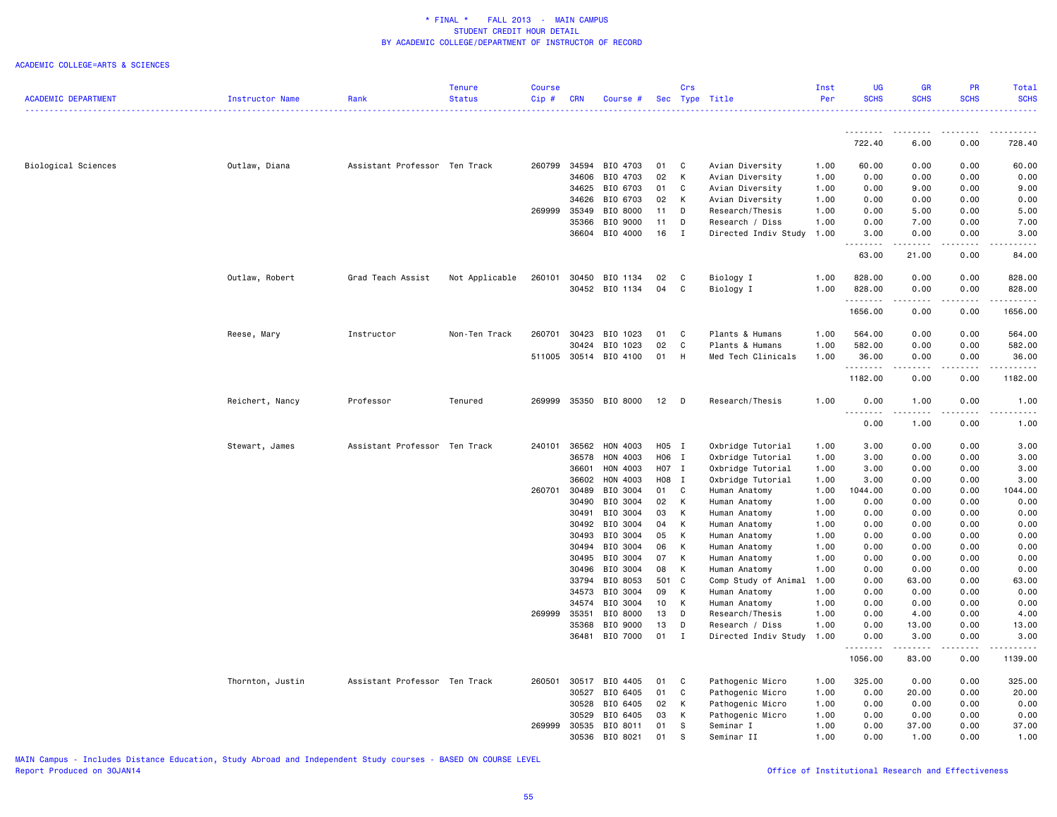\* FINAL \* FALL 2013 - MAIN CAMPUS
STUDENT CREDIT HOUR DETAIL
BY ACADEMIC COLLEGE/DEPARTMENT OF INSTRUCTOR OF RECORD

ACADEMIC COLLEGE=ARTS & SCIENCES

| ACADEMIC DEPARTMENT | Instructor Name | Rank | Tenure Status | Course Cip # | CRN | Course # | Sec | Crs Type | Title | Inst Per | UG SCHS | GR SCHS | PR SCHS | Total SCHS |
|---|---|---|---|---|---|---|---|---|---|---|---|---|---|---|
| | | | | | | | | | | | 722.40 | 6.00 | 0.00 | 728.40 |
| Biological Sciences | Outlaw, Diana | Assistant Professor | Ten Track | 260799 | 34594 | BIO 4703 | 01 | C | Avian Diversity | 1.00 | 60.00 | 0.00 | 0.00 | 60.00 |
| | | | | | 34606 | BIO 4703 | 02 | K | Avian Diversity | 1.00 | 0.00 | 0.00 | 0.00 | 0.00 |
| | | | | | 34625 | BIO 6703 | 01 | C | Avian Diversity | 1.00 | 0.00 | 9.00 | 0.00 | 9.00 |
| | | | | | 34626 | BIO 6703 | 02 | K | Avian Diversity | 1.00 | 0.00 | 0.00 | 0.00 | 0.00 |
| | | | | 269999 | 35349 | BIO 8000 | 11 | D | Research/Thesis | 1.00 | 0.00 | 5.00 | 0.00 | 5.00 |
| | | | | | 35366 | BIO 9000 | 11 | D | Research / Diss | 1.00 | 0.00 | 7.00 | 0.00 | 7.00 |
| | | | | | 36604 | BIO 4000 | 16 | I | Directed Indiv Study | 1.00 | 3.00 | 0.00 | 0.00 | 3.00 |
| | | | | | | | | | | | 63.00 | 21.00 | 0.00 | 84.00 |
| | Outlaw, Robert | Grad Teach Assist | Not Applicable | 260101 | 30450 | BIO 1134 | 02 | C | Biology I | 1.00 | 828.00 | 0.00 | 0.00 | 828.00 |
| | | | | | 30452 | BIO 1134 | 04 | C | Biology I | 1.00 | 828.00 | 0.00 | 0.00 | 828.00 |
| | | | | | | | | | | | 1656.00 | 0.00 | 0.00 | 1656.00 |
| | Reese, Mary | Instructor | Non-Ten Track | 260701 | 30423 | BIO 1023 | 01 | C | Plants & Humans | 1.00 | 564.00 | 0.00 | 0.00 | 564.00 |
| | | | | | 30424 | BIO 1023 | 02 | C | Plants & Humans | 1.00 | 582.00 | 0.00 | 0.00 | 582.00 |
| | | | | 511005 | 30514 | BIO 4100 | 01 | H | Med Tech Clinicals | 1.00 | 36.00 | 0.00 | 0.00 | 36.00 |
| | | | | | | | | | | | 1182.00 | 0.00 | 0.00 | 1182.00 |
| | Reichert, Nancy | Professor | Tenured | 269999 | 35350 | BIO 8000 | 12 | D | Research/Thesis | 1.00 | 0.00 | 1.00 | 0.00 | 1.00 |
| | | | | | | | | | | | 0.00 | 1.00 | 0.00 | 1.00 |
| | Stewart, James | Assistant Professor | Ten Track | 240101 | 36562 | HON 4003 | H05 | I | Oxbridge Tutorial | 1.00 | 3.00 | 0.00 | 0.00 | 3.00 |
| | | | | | 36578 | HON 4003 | H06 | I | Oxbridge Tutorial | 1.00 | 3.00 | 0.00 | 0.00 | 3.00 |
| | | | | | 36601 | HON 4003 | H07 | I | Oxbridge Tutorial | 1.00 | 3.00 | 0.00 | 0.00 | 3.00 |
| | | | | | 36602 | HON 4003 | H08 | I | Oxbridge Tutorial | 1.00 | 3.00 | 0.00 | 0.00 | 3.00 |
| | | | | 260701 | 30489 | BIO 3004 | 01 | C | Human Anatomy | 1.00 | 1044.00 | 0.00 | 0.00 | 1044.00 |
| | | | | | 30490 | BIO 3004 | 02 | K | Human Anatomy | 1.00 | 0.00 | 0.00 | 0.00 | 0.00 |
| | | | | | 30491 | BIO 3004 | 03 | K | Human Anatomy | 1.00 | 0.00 | 0.00 | 0.00 | 0.00 |
| | | | | | 30492 | BIO 3004 | 04 | K | Human Anatomy | 1.00 | 0.00 | 0.00 | 0.00 | 0.00 |
| | | | | | 30493 | BIO 3004 | 05 | K | Human Anatomy | 1.00 | 0.00 | 0.00 | 0.00 | 0.00 |
| | | | | | 30494 | BIO 3004 | 06 | K | Human Anatomy | 1.00 | 0.00 | 0.00 | 0.00 | 0.00 |
| | | | | | 30495 | BIO 3004 | 07 | K | Human Anatomy | 1.00 | 0.00 | 0.00 | 0.00 | 0.00 |
| | | | | | 30496 | BIO 3004 | 08 | K | Human Anatomy | 1.00 | 0.00 | 0.00 | 0.00 | 0.00 |
| | | | | | 33794 | BIO 8053 | 501 | C | Comp Study of Animal | 1.00 | 0.00 | 63.00 | 0.00 | 63.00 |
| | | | | | 34573 | BIO 3004 | 09 | K | Human Anatomy | 1.00 | 0.00 | 0.00 | 0.00 | 0.00 |
| | | | | | 34574 | BIO 3004 | 10 | K | Human Anatomy | 1.00 | 0.00 | 0.00 | 0.00 | 0.00 |
| | | | | 269999 | 35351 | BIO 8000 | 13 | D | Research/Thesis | 1.00 | 0.00 | 4.00 | 0.00 | 4.00 |
| | | | | | 35368 | BIO 9000 | 13 | D | Research / Diss | 1.00 | 0.00 | 13.00 | 0.00 | 13.00 |
| | | | | | 36481 | BIO 7000 | 01 | I | Directed Indiv Study | 1.00 | 0.00 | 3.00 | 0.00 | 3.00 |
| | | | | | | | | | | | 1056.00 | 83.00 | 0.00 | 1139.00 |
| | Thornton, Justin | Assistant Professor | Ten Track | 260501 | 30517 | BIO 4405 | 01 | C | Pathogenic Micro | 1.00 | 325.00 | 0.00 | 0.00 | 325.00 |
| | | | | | 30527 | BIO 6405 | 01 | C | Pathogenic Micro | 1.00 | 0.00 | 20.00 | 0.00 | 20.00 |
| | | | | | 30528 | BIO 6405 | 02 | K | Pathogenic Micro | 1.00 | 0.00 | 0.00 | 0.00 | 0.00 |
| | | | | | 30529 | BIO 6405 | 03 | K | Pathogenic Micro | 1.00 | 0.00 | 0.00 | 0.00 | 0.00 |
| | | | | 269999 | 30535 | BIO 8011 | 01 | S | Seminar I | 1.00 | 0.00 | 37.00 | 0.00 | 37.00 |
| | | | | | 30536 | BIO 8021 | 01 | S | Seminar II | 1.00 | 0.00 | 1.00 | 0.00 | 1.00 |

MAIN Campus - Includes Distance Education, Study Abroad and Independent Study courses - BASED ON COURSE LEVEL
Report Produced on 30JAN14

Office of Institutional Research and Effectiveness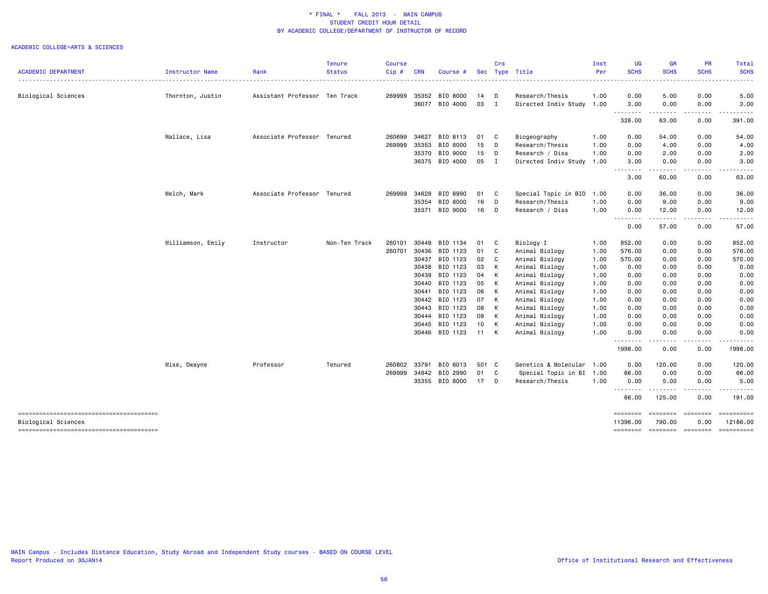\* FINAL \* FALL 2013 - MAIN CAMPUS
STUDENT CREDIT HOUR DETAIL
BY ACADEMIC COLLEGE/DEPARTMENT OF INSTRUCTOR OF RECORD

ACADEMIC COLLEGE=ARTS & SCIENCES

| ACADEMIC DEPARTMENT | Instructor Name | Rank | Tenure Status | Course Cip # | CRN | Course # | Sec | Crs Type | Title | Inst Per | UG SCHS | GR SCHS | PR SCHS | Total SCHS |
|---|---|---|---|---|---|---|---|---|---|---|---|---|---|---|
| Biological Sciences | Thornton, Justin | Assistant Professor | Ten Track | 269999 | 35352 | BIO 8000 | 14 | D | Research/Thesis | 1.00 | 0.00 | 5.00 | 0.00 | 5.00 |
| | | | | | 36077 | BIO 4000 | 03 | I | Directed Indiv Study | 1.00 | 3.00 | 0.00 | 0.00 | 3.00 |
| | | | | | | | | | | | 328.00 | 63.00 | 0.00 | 391.00 |
| | Wallace, Lisa | Associate Professor | Tenured | 260699 | 34627 | BIO 8113 | 01 | C | Biogeography | 1.00 | 0.00 | 54.00 | 0.00 | 54.00 |
| | | | | 269999 | 35353 | BIO 8000 | 15 | D | Research/Thesis | 1.00 | 0.00 | 4.00 | 0.00 | 4.00 |
| | | | | | 35370 | BIO 9000 | 15 | D | Research / Diss | 1.00 | 0.00 | 2.00 | 0.00 | 2.00 |
| | | | | | 36375 | BIO 4000 | 05 | I | Directed Indiv Study | 1.00 | 3.00 | 0.00 | 0.00 | 3.00 |
| | | | | | | | | | | | 3.00 | 60.00 | 0.00 | 63.00 |
| | Welch, Mark | Associate Professor | Tenured | 269999 | 34628 | BIO 8990 | 01 | C | Special Topic in BIO | 1.00 | 0.00 | 36.00 | 0.00 | 36.00 |
| | | | | | 35354 | BIO 8000 | 16 | D | Research/Thesis | 1.00 | 0.00 | 9.00 | 0.00 | 9.00 |
| | | | | | 35371 | BIO 9000 | 16 | D | Research / Diss | 1.00 | 0.00 | 12.00 | 0.00 | 12.00 |
| | | | | | | | | | | | 0.00 | 57.00 | 0.00 | 57.00 |
| | Williamson, Emily | Instructor | Non-Ten Track | 260101 | 30449 | BIO 1134 | 01 | C | Biology I | 1.00 | 852.00 | 0.00 | 0.00 | 852.00 |
| | | | | 260701 | 30436 | BIO 1123 | 01 | C | Animal Biology | 1.00 | 576.00 | 0.00 | 0.00 | 576.00 |
| | | | | | 30437 | BIO 1123 | 02 | C | Animal Biology | 1.00 | 570.00 | 0.00 | 0.00 | 570.00 |
| | | | | | 30438 | BIO 1123 | 03 | K | Animal Biology | 1.00 | 0.00 | 0.00 | 0.00 | 0.00 |
| | | | | | 30439 | BIO 1123 | 04 | K | Animal Biology | 1.00 | 0.00 | 0.00 | 0.00 | 0.00 |
| | | | | | 30440 | BIO 1123 | 05 | K | Animal Biology | 1.00 | 0.00 | 0.00 | 0.00 | 0.00 |
| | | | | | 30441 | BIO 1123 | 06 | K | Animal Biology | 1.00 | 0.00 | 0.00 | 0.00 | 0.00 |
| | | | | | 30442 | BIO 1123 | 07 | K | Animal Biology | 1.00 | 0.00 | 0.00 | 0.00 | 0.00 |
| | | | | | 30443 | BIO 1123 | 08 | K | Animal Biology | 1.00 | 0.00 | 0.00 | 0.00 | 0.00 |
| | | | | | 30444 | BIO 1123 | 09 | K | Animal Biology | 1.00 | 0.00 | 0.00 | 0.00 | 0.00 |
| | | | | | 30445 | BIO 1123 | 10 | K | Animal Biology | 1.00 | 0.00 | 0.00 | 0.00 | 0.00 |
| | | | | | 30446 | BIO 1123 | 11 | K | Animal Biology | 1.00 | 0.00 | 0.00 | 0.00 | 0.00 |
| | | | | | | | | | | | 1998.00 | 0.00 | 0.00 | 1998.00 |
| | Wise, Dwayne | Professor | Tenured | 260802 | 33791 | BIO 6013 | 501 | C | Genetics & Molecular | 1.00 | 0.00 | 120.00 | 0.00 | 120.00 |
| | | | | 269999 | 34842 | BIO 2990 | 01 | C | Special Topic in BI | 1.00 | 66.00 | 0.00 | 0.00 | 66.00 |
| | | | | | 35355 | BIO 8000 | 17 | D | Research/Thesis | 1.00 | 0.00 | 5.00 | 0.00 | 5.00 |
| | | | | | | | | | | | 66.00 | 125.00 | 0.00 | 191.00 |
| Biological Sciences | | | | | | | | | | | 11396.00 | 790.00 | 0.00 | 12186.00 |

MAIN Campus - Includes Distance Education, Study Abroad and Independent Study courses - BASED ON COURSE LEVEL
Report Produced on 30JAN14

Office of Institutional Research and Effectiveness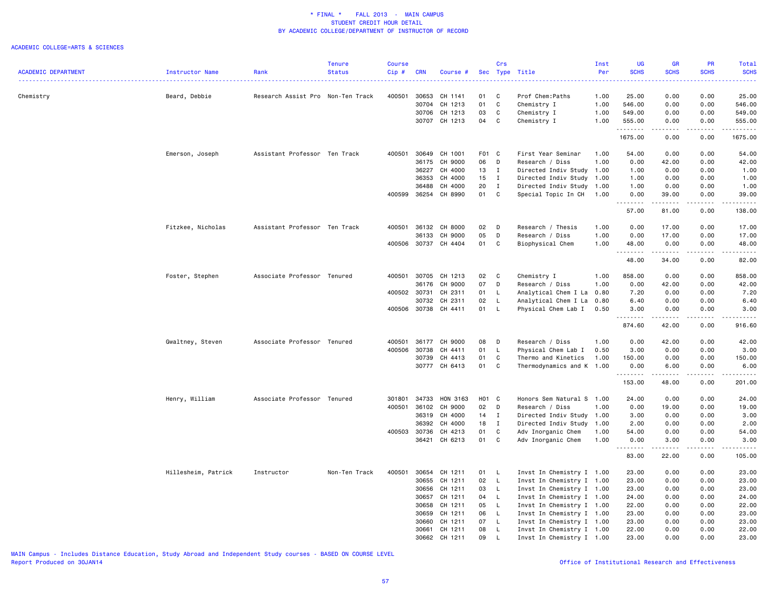# * FINAL * FALL 2013 - MAIN CAMPUS
## STUDENT CREDIT HOUR DETAIL
## BY ACADEMIC COLLEGE/DEPARTMENT OF INSTRUCTOR OF RECORD

ACADEMIC COLLEGE=ARTS & SCIENCES

| ACADEMIC DEPARTMENT | Instructor Name | Rank | Tenure Status | Course Cip # | CRN | Course # | Sec | Crs Type | Title | Inst Per | UG SCHS | GR SCHS | PR SCHS | Total SCHS |
|---|---|---|---|---|---|---|---|---|---|---|---|---|---|---|
| Chemistry | Beard, Debbie | Research Assist Pro | Non-Ten Track | 400501 | 30653 | CH 1141 | 01 | C | Prof Chem:Paths | 1.00 | 25.00 | 0.00 | 0.00 | 25.00 |
| | | | | | 30704 | CH 1213 | 01 | C | Chemistry I | 1.00 | 546.00 | 0.00 | 0.00 | 546.00 |
| | | | | | 30706 | CH 1213 | 03 | C | Chemistry I | 1.00 | 549.00 | 0.00 | 0.00 | 549.00 |
| | | | | | 30707 | CH 1213 | 04 | C | Chemistry I | 1.00 | 555.00 | 0.00 | 0.00 | 555.00 |
| | | | | | | | | | | | 1675.00 | 0.00 | 0.00 | 1675.00 |
| | Emerson, Joseph | Assistant Professor | Ten Track | 400501 | 30649 | CH 1001 | F01 | C | First Year Seminar | 1.00 | 54.00 | 0.00 | 0.00 | 54.00 |
| | | | | | 36175 | CH 9000 | 06 | D | Research / Diss | 1.00 | 0.00 | 42.00 | 0.00 | 42.00 |
| | | | | | 36227 | CH 4000 | 13 | I | Directed Indiv Study | 1.00 | 1.00 | 0.00 | 0.00 | 1.00 |
| | | | | | 36353 | CH 4000 | 15 | I | Directed Indiv Study | 1.00 | 1.00 | 0.00 | 0.00 | 1.00 |
| | | | | | 36488 | CH 4000 | 20 | I | Directed Indiv Study | 1.00 | 1.00 | 0.00 | 0.00 | 1.00 |
| | | | | 400599 | 36254 | CH 8990 | 01 | C | Special Topic In CH | 1.00 | 0.00 | 39.00 | 0.00 | 39.00 |
| | | | | | | | | | | | 57.00 | 81.00 | 0.00 | 138.00 |
| | Fitzkee, Nicholas | Assistant Professor | Ten Track | 400501 | 36132 | CH 8000 | 02 | D | Research / Thesis | 1.00 | 0.00 | 17.00 | 0.00 | 17.00 |
| | | | | | 36133 | CH 9000 | 05 | D | Research / Diss | 1.00 | 0.00 | 17.00 | 0.00 | 17.00 |
| | | | | 400506 | 30737 | CH 4404 | 01 | C | Biophysical Chem | 1.00 | 48.00 | 0.00 | 0.00 | 48.00 |
| | | | | | | | | | | | 48.00 | 34.00 | 0.00 | 82.00 |
| | Foster, Stephen | Associate Professor | Tenured | 400501 | 30705 | CH 1213 | 02 | C | Chemistry I | 1.00 | 858.00 | 0.00 | 0.00 | 858.00 |
| | | | | | 36176 | CH 9000 | 07 | D | Research / Diss | 1.00 | 0.00 | 42.00 | 0.00 | 42.00 |
| | | | | 400502 | 30731 | CH 2311 | 01 | L | Analytical Chem I La | 0.80 | 7.20 | 0.00 | 0.00 | 7.20 |
| | | | | | 30732 | CH 2311 | 02 | L | Analytical Chem I La | 0.80 | 6.40 | 0.00 | 0.00 | 6.40 |
| | | | | 400506 | 30738 | CH 4411 | 01 | L | Physical Chem Lab I | 0.50 | 3.00 | 0.00 | 0.00 | 3.00 |
| | | | | | | | | | | | 874.60 | 42.00 | 0.00 | 916.60 |
| | Gwaltney, Steven | Associate Professor | Tenured | 400501 | 36177 | CH 9000 | 08 | D | Research / Diss | 1.00 | 0.00 | 42.00 | 0.00 | 42.00 |
| | | | | 400506 | 30738 | CH 4411 | 01 | L | Physical Chem Lab I | 0.50 | 3.00 | 0.00 | 0.00 | 3.00 |
| | | | | | 30739 | CH 4413 | 01 | C | Thermo and Kinetics | 1.00 | 150.00 | 0.00 | 0.00 | 150.00 |
| | | | | | 30777 | CH 6413 | 01 | C | Thermodynamics and K | 1.00 | 0.00 | 6.00 | 0.00 | 6.00 |
| | | | | | | | | | | | 153.00 | 48.00 | 0.00 | 201.00 |
| | Henry, William | Associate Professor | Tenured | 301801 | 34733 | HON 3163 | H01 | C | Honors Sem Natural S | 1.00 | 24.00 | 0.00 | 0.00 | 24.00 |
| | | | | 400501 | 36102 | CH 9000 | 02 | D | Research / Diss | 1.00 | 0.00 | 19.00 | 0.00 | 19.00 |
| | | | | | 36319 | CH 4000 | 14 | I | Directed Indiv Study | 1.00 | 3.00 | 0.00 | 0.00 | 3.00 |
| | | | | | 36392 | CH 4000 | 18 | I | Directed Indiv Study | 1.00 | 2.00 | 0.00 | 0.00 | 2.00 |
| | | | | 400503 | 30736 | CH 4213 | 01 | C | Adv Inorganic Chem | 1.00 | 54.00 | 0.00 | 0.00 | 54.00 |
| | | | | | 36421 | CH 6213 | 01 | C | Adv Inorganic Chem | 1.00 | 0.00 | 3.00 | 0.00 | 3.00 |
| | | | | | | | | | | | 83.00 | 22.00 | 0.00 | 105.00 |
| | Hillesheim, Patrick | Instructor | Non-Ten Track | 400501 | 30654 | CH 1211 | 01 | L | Invst In Chemistry I | 1.00 | 23.00 | 0.00 | 0.00 | 23.00 |
| | | | | | 30655 | CH 1211 | 02 | L | Invst In Chemistry I | 1.00 | 23.00 | 0.00 | 0.00 | 23.00 |
| | | | | | 30656 | CH 1211 | 03 | L | Invst In Chemistry I | 1.00 | 23.00 | 0.00 | 0.00 | 23.00 |
| | | | | | 30657 | CH 1211 | 04 | L | Invst In Chemistry I | 1.00 | 24.00 | 0.00 | 0.00 | 24.00 |
| | | | | | 30658 | CH 1211 | 05 | L | Invst In Chemistry I | 1.00 | 22.00 | 0.00 | 0.00 | 22.00 |
| | | | | | 30659 | CH 1211 | 06 | L | Invst In Chemistry I | 1.00 | 23.00 | 0.00 | 0.00 | 23.00 |
| | | | | | 30660 | CH 1211 | 07 | L | Invst In Chemistry I | 1.00 | 23.00 | 0.00 | 0.00 | 23.00 |
| | | | | | 30661 | CH 1211 | 08 | L | Invst In Chemistry I | 1.00 | 22.00 | 0.00 | 0.00 | 22.00 |
| | | | | | 30662 | CH 1211 | 09 | L | Invst In Chemistry I | 1.00 | 23.00 | 0.00 | 0.00 | 23.00 |

MAIN Campus - Includes Distance Education, Study Abroad and Independent Study courses - BASED ON COURSE LEVEL
Report Produced on 30JAN14

Office of Institutional Research and Effectiveness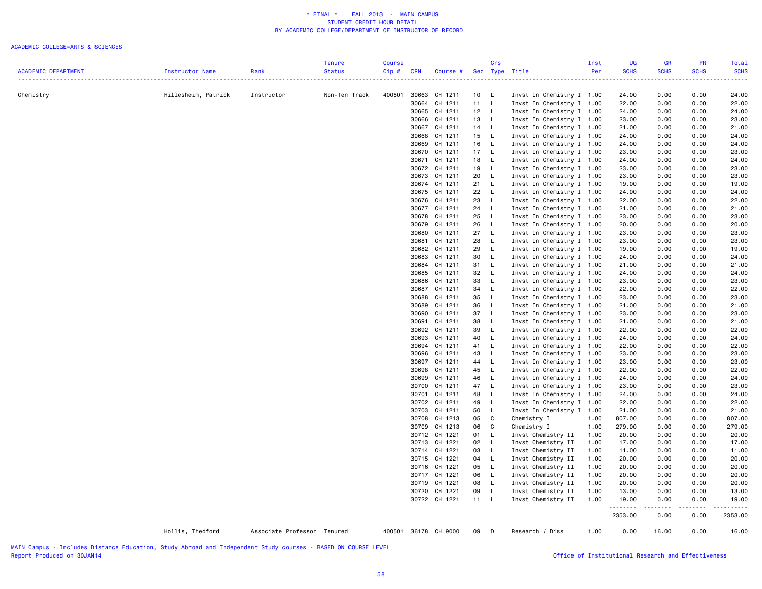\* FINAL \*   FALL 2013 - MAIN CAMPUS
STUDENT CREDIT HOUR DETAIL
BY ACADEMIC COLLEGE/DEPARTMENT OF INSTRUCTOR OF RECORD

ACADEMIC COLLEGE=ARTS & SCIENCES

| ACADEMIC DEPARTMENT | Instructor Name | Rank | Tenure Status | Course Cip # | CRN | Course # | Sec | Crs Type | Title | Inst Per | UG SCHS | GR SCHS | PR SCHS | Total SCHS |
|---|---|---|---|---|---|---|---|---|---|---|---|---|---|---|
| Chemistry | Hillesheim, Patrick | Instructor | Non-Ten Track | 400501 | 30663 | CH 1211 | 10 | L | Invst In Chemistry I | 1.00 | 24.00 | 0.00 | 0.00 | 24.00 |
| | | | | | 30664 | CH 1211 | 11 | L | Invst In Chemistry I | 1.00 | 22.00 | 0.00 | 0.00 | 22.00 |
| | | | | | 30665 | CH 1211 | 12 | L | Invst In Chemistry I | 1.00 | 24.00 | 0.00 | 0.00 | 24.00 |
| | | | | | 30666 | CH 1211 | 13 | L | Invst In Chemistry I | 1.00 | 23.00 | 0.00 | 0.00 | 23.00 |
| | | | | | 30667 | CH 1211 | 14 | L | Invst In Chemistry I | 1.00 | 21.00 | 0.00 | 0.00 | 21.00 |
| | | | | | 30668 | CH 1211 | 15 | L | Invst In Chemistry I | 1.00 | 24.00 | 0.00 | 0.00 | 24.00 |
| | | | | | 30669 | CH 1211 | 16 | L | Invst In Chemistry I | 1.00 | 24.00 | 0.00 | 0.00 | 24.00 |
| | | | | | 30670 | CH 1211 | 17 | L | Invst In Chemistry I | 1.00 | 23.00 | 0.00 | 0.00 | 23.00 |
| | | | | | 30671 | CH 1211 | 18 | L | Invst In Chemistry I | 1.00 | 24.00 | 0.00 | 0.00 | 24.00 |
| | | | | | 30672 | CH 1211 | 19 | L | Invst In Chemistry I | 1.00 | 23.00 | 0.00 | 0.00 | 23.00 |
| | | | | | 30673 | CH 1211 | 20 | L | Invst In Chemistry I | 1.00 | 23.00 | 0.00 | 0.00 | 23.00 |
| | | | | | 30674 | CH 1211 | 21 | L | Invst In Chemistry I | 1.00 | 19.00 | 0.00 | 0.00 | 19.00 |
| | | | | | 30675 | CH 1211 | 22 | L | Invst In Chemistry I | 1.00 | 24.00 | 0.00 | 0.00 | 24.00 |
| | | | | | 30676 | CH 1211 | 23 | L | Invst In Chemistry I | 1.00 | 22.00 | 0.00 | 0.00 | 22.00 |
| | | | | | 30677 | CH 1211 | 24 | L | Invst In Chemistry I | 1.00 | 21.00 | 0.00 | 0.00 | 21.00 |
| | | | | | 30678 | CH 1211 | 25 | L | Invst In Chemistry I | 1.00 | 23.00 | 0.00 | 0.00 | 23.00 |
| | | | | | 30679 | CH 1211 | 26 | L | Invst In Chemistry I | 1.00 | 20.00 | 0.00 | 0.00 | 20.00 |
| | | | | | 30680 | CH 1211 | 27 | L | Invst In Chemistry I | 1.00 | 23.00 | 0.00 | 0.00 | 23.00 |
| | | | | | 30681 | CH 1211 | 28 | L | Invst In Chemistry I | 1.00 | 23.00 | 0.00 | 0.00 | 23.00 |
| | | | | | 30682 | CH 1211 | 29 | L | Invst In Chemistry I | 1.00 | 19.00 | 0.00 | 0.00 | 19.00 |
| | | | | | 30683 | CH 1211 | 30 | L | Invst In Chemistry I | 1.00 | 24.00 | 0.00 | 0.00 | 24.00 |
| | | | | | 30684 | CH 1211 | 31 | L | Invst In Chemistry I | 1.00 | 21.00 | 0.00 | 0.00 | 21.00 |
| | | | | | 30685 | CH 1211 | 32 | L | Invst In Chemistry I | 1.00 | 24.00 | 0.00 | 0.00 | 24.00 |
| | | | | | 30686 | CH 1211 | 33 | L | Invst In Chemistry I | 1.00 | 23.00 | 0.00 | 0.00 | 23.00 |
| | | | | | 30687 | CH 1211 | 34 | L | Invst In Chemistry I | 1.00 | 22.00 | 0.00 | 0.00 | 22.00 |
| | | | | | 30688 | CH 1211 | 35 | L | Invst In Chemistry I | 1.00 | 23.00 | 0.00 | 0.00 | 23.00 |
| | | | | | 30689 | CH 1211 | 36 | L | Invst In Chemistry I | 1.00 | 21.00 | 0.00 | 0.00 | 21.00 |
| | | | | | 30690 | CH 1211 | 37 | L | Invst In Chemistry I | 1.00 | 23.00 | 0.00 | 0.00 | 23.00 |
| | | | | | 30691 | CH 1211 | 38 | L | Invst In Chemistry I | 1.00 | 21.00 | 0.00 | 0.00 | 21.00 |
| | | | | | 30692 | CH 1211 | 39 | L | Invst In Chemistry I | 1.00 | 22.00 | 0.00 | 0.00 | 22.00 |
| | | | | | 30693 | CH 1211 | 40 | L | Invst In Chemistry I | 1.00 | 24.00 | 0.00 | 0.00 | 24.00 |
| | | | | | 30694 | CH 1211 | 41 | L | Invst In Chemistry I | 1.00 | 22.00 | 0.00 | 0.00 | 22.00 |
| | | | | | 30696 | CH 1211 | 43 | L | Invst In Chemistry I | 1.00 | 23.00 | 0.00 | 0.00 | 23.00 |
| | | | | | 30697 | CH 1211 | 44 | L | Invst In Chemistry I | 1.00 | 23.00 | 0.00 | 0.00 | 23.00 |
| | | | | | 30698 | CH 1211 | 45 | L | Invst In Chemistry I | 1.00 | 22.00 | 0.00 | 0.00 | 22.00 |
| | | | | | 30699 | CH 1211 | 46 | L | Invst In Chemistry I | 1.00 | 24.00 | 0.00 | 0.00 | 24.00 |
| | | | | | 30700 | CH 1211 | 47 | L | Invst In Chemistry I | 1.00 | 23.00 | 0.00 | 0.00 | 23.00 |
| | | | | | 30701 | CH 1211 | 48 | L | Invst In Chemistry I | 1.00 | 24.00 | 0.00 | 0.00 | 24.00 |
| | | | | | 30702 | CH 1211 | 49 | L | Invst In Chemistry I | 1.00 | 22.00 | 0.00 | 0.00 | 22.00 |
| | | | | | 30703 | CH 1211 | 50 | L | Invst In Chemistry I | 1.00 | 21.00 | 0.00 | 0.00 | 21.00 |
| | | | | | 30708 | CH 1213 | 05 | C | Chemistry I | 1.00 | 807.00 | 0.00 | 0.00 | 807.00 |
| | | | | | 30709 | CH 1213 | 06 | C | Chemistry I | 1.00 | 279.00 | 0.00 | 0.00 | 279.00 |
| | | | | | 30712 | CH 1221 | 01 | L | Invst Chemistry II | 1.00 | 20.00 | 0.00 | 0.00 | 20.00 |
| | | | | | 30713 | CH 1221 | 02 | L | Invst Chemistry II | 1.00 | 17.00 | 0.00 | 0.00 | 17.00 |
| | | | | | 30714 | CH 1221 | 03 | L | Invst Chemistry II | 1.00 | 11.00 | 0.00 | 0.00 | 11.00 |
| | | | | | 30715 | CH 1221 | 04 | L | Invst Chemistry II | 1.00 | 20.00 | 0.00 | 0.00 | 20.00 |
| | | | | | 30716 | CH 1221 | 05 | L | Invst Chemistry II | 1.00 | 20.00 | 0.00 | 0.00 | 20.00 |
| | | | | | 30717 | CH 1221 | 06 | L | Invst Chemistry II | 1.00 | 20.00 | 0.00 | 0.00 | 20.00 |
| | | | | | 30719 | CH 1221 | 08 | L | Invst Chemistry II | 1.00 | 20.00 | 0.00 | 0.00 | 20.00 |
| | | | | | 30720 | CH 1221 | 09 | L | Invst Chemistry II | 1.00 | 13.00 | 0.00 | 0.00 | 13.00 |
| | | | | | 30722 | CH 1221 | 11 | L | Invst Chemistry II | 1.00 | 19.00 | 0.00 | 0.00 | 19.00 |
| | | | | | | | | | | | 2353.00 | 0.00 | 0.00 | 2353.00 |
| | Hollis, Thedford | Associate Professor | Tenured | 400501 | 36178 | CH 9000 | 09 | D | Research / Diss | 1.00 | 0.00 | 16.00 | 0.00 | 16.00 |

MAIN Campus - Includes Distance Education, Study Abroad and Independent Study courses - BASED ON COURSE LEVEL
Report Produced on 30JAN14

Office of Institutional Research and Effectiveness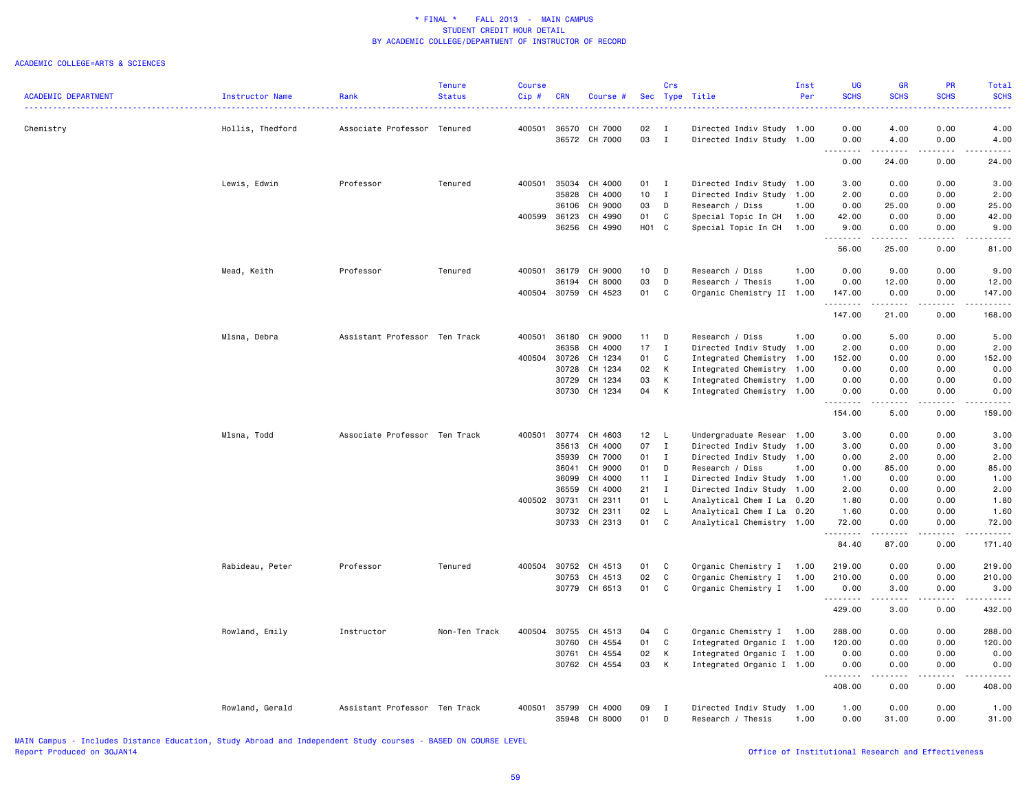* FINAL * FALL 2013 - MAIN CAMPUS
STUDENT CREDIT HOUR DETAIL
BY ACADEMIC COLLEGE/DEPARTMENT OF INSTRUCTOR OF RECORD

ACADEMIC COLLEGE=ARTS & SCIENCES

| ACADEMIC DEPARTMENT | Instructor Name | Rank | Tenure Status | Course Cip # | CRN | Course # | Sec | Crs Type | Title | Inst Per | UG SCHS | GR SCHS | PR SCHS | Total SCHS |
|---|---|---|---|---|---|---|---|---|---|---|---|---|---|---|
| Chemistry | Hollis, Thedford | Associate Professor | Tenured | 400501 | 36570 | CH 7000 | 02 | I | Directed Indiv Study | 1.00 | 0.00 | 4.00 | 0.00 | 4.00 |
| | | | | | 36572 | CH 7000 | 03 | I | Directed Indiv Study | 1.00 | 0.00 | 4.00 | 0.00 | 4.00 |
| | | | | | | | | | | | 0.00 | 24.00 | 0.00 | 24.00 |
| | Lewis, Edwin | Professor | Tenured | 400501 | 35034 | CH 4000 | 01 | I | Directed Indiv Study | 1.00 | 3.00 | 0.00 | 0.00 | 3.00 |
| | | | | | 35828 | CH 4000 | 10 | I | Directed Indiv Study | 1.00 | 2.00 | 0.00 | 0.00 | 2.00 |
| | | | | | 36106 | CH 9000 | 03 | D | Research / Diss | 1.00 | 0.00 | 25.00 | 0.00 | 25.00 |
| | | | | 400599 | 36123 | CH 4990 | 01 | C | Special Topic In CH | 1.00 | 42.00 | 0.00 | 0.00 | 42.00 |
| | | | | | 36256 | CH 4990 | H01 | C | Special Topic In CH | 1.00 | 9.00 | 0.00 | 0.00 | 9.00 |
| | | | | | | | | | | | 56.00 | 25.00 | 0.00 | 81.00 |
| | Mead, Keith | Professor | Tenured | 400501 | 36179 | CH 9000 | 10 | D | Research / Diss | 1.00 | 0.00 | 9.00 | 0.00 | 9.00 |
| | | | | | 36194 | CH 8000 | 03 | D | Research / Thesis | 1.00 | 0.00 | 12.00 | 0.00 | 12.00 |
| | | | | 400504 | 30759 | CH 4523 | 01 | C | Organic Chemistry II | 1.00 | 147.00 | 0.00 | 0.00 | 147.00 |
| | | | | | | | | | | | 147.00 | 21.00 | 0.00 | 168.00 |
| | Mlsna, Debra | Assistant Professor | Ten Track | 400501 | 36180 | CH 9000 | 11 | D | Research / Diss | 1.00 | 0.00 | 5.00 | 0.00 | 5.00 |
| | | | | | 36358 | CH 4000 | 17 | I | Directed Indiv Study | 1.00 | 2.00 | 0.00 | 0.00 | 2.00 |
| | | | | 400504 | 30726 | CH 1234 | 01 | C | Integrated Chemistry | 1.00 | 152.00 | 0.00 | 0.00 | 152.00 |
| | | | | | 30728 | CH 1234 | 02 | K | Integrated Chemistry | 1.00 | 0.00 | 0.00 | 0.00 | 0.00 |
| | | | | | 30729 | CH 1234 | 03 | K | Integrated Chemistry | 1.00 | 0.00 | 0.00 | 0.00 | 0.00 |
| | | | | | 30730 | CH 1234 | 04 | K | Integrated Chemistry | 1.00 | 0.00 | 0.00 | 0.00 | 0.00 |
| | | | | | | | | | | | 154.00 | 5.00 | 0.00 | 159.00 |
| | Mlsna, Todd | Associate Professor | Ten Track | 400501 | 30774 | CH 4603 | 12 | L | Undergraduate Resear | 1.00 | 3.00 | 0.00 | 0.00 | 3.00 |
| | | | | | 35613 | CH 4000 | 07 | I | Directed Indiv Study | 1.00 | 3.00 | 0.00 | 0.00 | 3.00 |
| | | | | | 35939 | CH 7000 | 01 | I | Directed Indiv Study | 1.00 | 0.00 | 2.00 | 0.00 | 2.00 |
| | | | | | 36041 | CH 9000 | 01 | D | Research / Diss | 1.00 | 0.00 | 85.00 | 0.00 | 85.00 |
| | | | | | 36099 | CH 4000 | 11 | I | Directed Indiv Study | 1.00 | 1.00 | 0.00 | 0.00 | 1.00 |
| | | | | | 36559 | CH 4000 | 21 | I | Directed Indiv Study | 1.00 | 2.00 | 0.00 | 0.00 | 2.00 |
| | | | | 400502 | 30731 | CH 2311 | 01 | L | Analytical Chem I La | 0.20 | 1.80 | 0.00 | 0.00 | 1.80 |
| | | | | | 30732 | CH 2311 | 02 | L | Analytical Chem I La | 0.20 | 1.60 | 0.00 | 0.00 | 1.60 |
| | | | | | 30733 | CH 2313 | 01 | C | Analytical Chemistry | 1.00 | 72.00 | 0.00 | 0.00 | 72.00 |
| | | | | | | | | | | | 84.40 | 87.00 | 0.00 | 171.40 |
| | Rabideau, Peter | Professor | Tenured | 400504 | 30752 | CH 4513 | 01 | C | Organic Chemistry I | 1.00 | 219.00 | 0.00 | 0.00 | 219.00 |
| | | | | | 30753 | CH 4513 | 02 | C | Organic Chemistry I | 1.00 | 210.00 | 0.00 | 0.00 | 210.00 |
| | | | | | 30779 | CH 6513 | 01 | C | Organic Chemistry I | 1.00 | 0.00 | 3.00 | 0.00 | 3.00 |
| | | | | | | | | | | | 429.00 | 3.00 | 0.00 | 432.00 |
| | Rowland, Emily | Instructor | Non-Ten Track | 400504 | 30755 | CH 4513 | 04 | C | Organic Chemistry I | 1.00 | 288.00 | 0.00 | 0.00 | 288.00 |
| | | | | | 30760 | CH 4554 | 01 | C | Integrated Organic I | 1.00 | 120.00 | 0.00 | 0.00 | 120.00 |
| | | | | | 30761 | CH 4554 | 02 | K | Integrated Organic I | 1.00 | 0.00 | 0.00 | 0.00 | 0.00 |
| | | | | | 30762 | CH 4554 | 03 | K | Integrated Organic I | 1.00 | 0.00 | 0.00 | 0.00 | 0.00 |
| | | | | | | | | | | | 408.00 | 0.00 | 0.00 | 408.00 |
| | Rowland, Gerald | Assistant Professor | Ten Track | 400501 | 35799 | CH 4000 | 09 | I | Directed Indiv Study | 1.00 | 1.00 | 0.00 | 0.00 | 1.00 |
| | | | | | 35948 | CH 8000 | 01 | D | Research / Thesis | 1.00 | 0.00 | 31.00 | 0.00 | 31.00 |

MAIN Campus - Includes Distance Education, Study Abroad and Independent Study courses - BASED ON COURSE LEVEL
Report Produced on 30JAN14

Office of Institutional Research and Effectiveness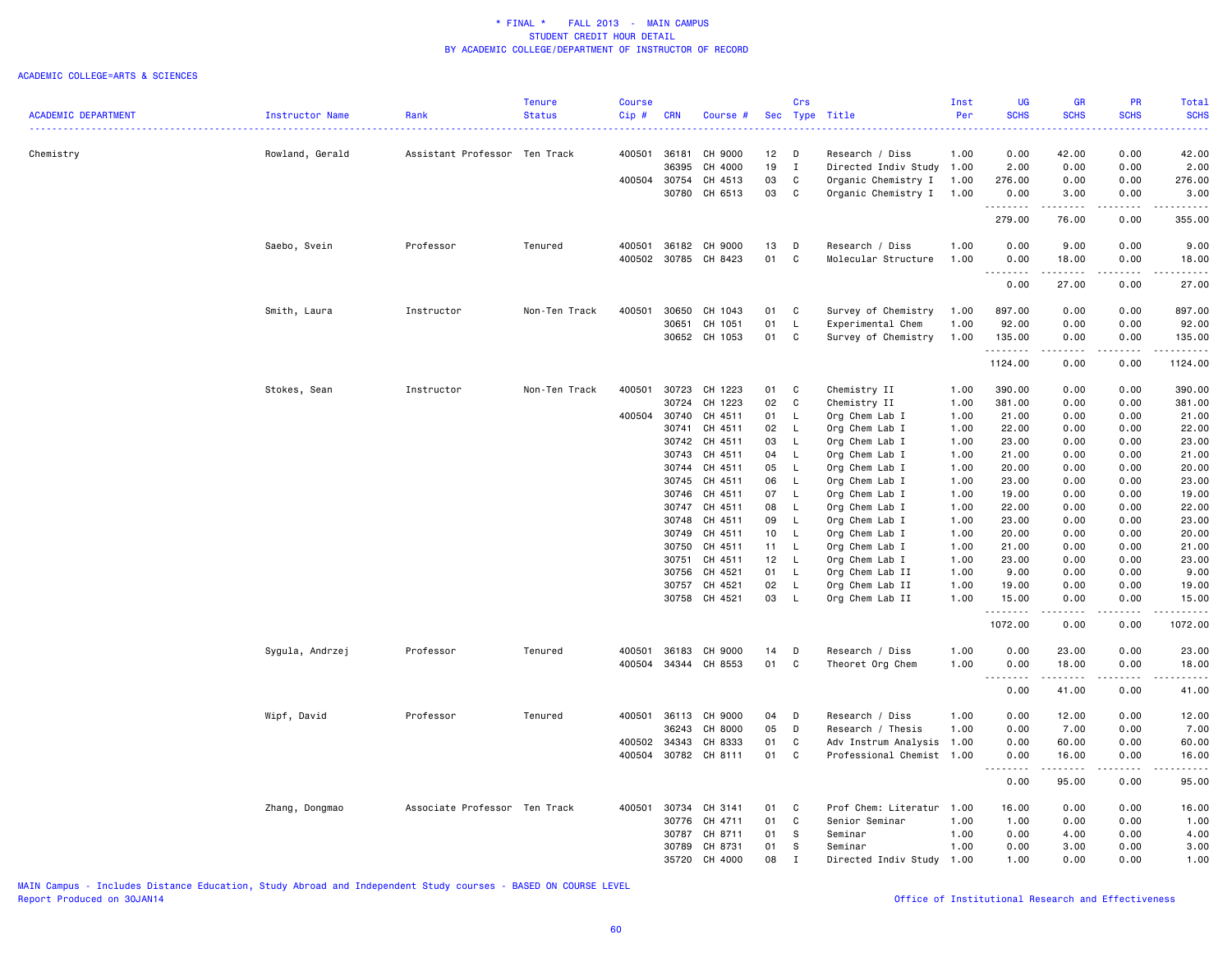\* FINAL \* FALL 2013 - MAIN CAMPUS
STUDENT CREDIT HOUR DETAIL
BY ACADEMIC COLLEGE/DEPARTMENT OF INSTRUCTOR OF RECORD

ACADEMIC COLLEGE=ARTS & SCIENCES

| ACADEMIC DEPARTMENT | Instructor Name | Rank | Tenure Status | Course Cip # | CRN | Course # | Sec | Crs Type | Title | Inst Per | UG SCHS | GR SCHS | PR SCHS | Total SCHS |
|---|---|---|---|---|---|---|---|---|---|---|---|---|---|---|
| Chemistry | Rowland, Gerald | Assistant Professor | Ten Track | 400501 | 36181 | CH 9000 | 12 | D | Research / Diss | 1.00 | 0.00 | 42.00 | 0.00 | 42.00 |
| | | | | | 36395 | CH 4000 | 19 | I | Directed Indiv Study | 1.00 | 2.00 | 0.00 | 0.00 | 2.00 |
| | | | | 400504 | 30754 | CH 4513 | 03 | C | Organic Chemistry I | 1.00 | 276.00 | 0.00 | 0.00 | 276.00 |
| | | | | | 30780 | CH 6513 | 03 | C | Organic Chemistry I | 1.00 | 0.00 | 3.00 | 0.00 | 3.00 |
| | | | | | | | | | | | 279.00 | 76.00 | 0.00 | 355.00 |
| | Saebo, Svein | Professor | Tenured | 400501 | 36182 | CH 9000 | 13 | D | Research / Diss | 1.00 | 0.00 | 9.00 | 0.00 | 9.00 |
| | | | | 400502 | 30785 | CH 8423 | 01 | C | Molecular Structure | 1.00 | 0.00 | 18.00 | 0.00 | 18.00 |
| | | | | | | | | | | | 0.00 | 27.00 | 0.00 | 27.00 |
| | Smith, Laura | Instructor | Non-Ten Track | 400501 | 30650 | CH 1043 | 01 | C | Survey of Chemistry | 1.00 | 897.00 | 0.00 | 0.00 | 897.00 |
| | | | | | 30651 | CH 1051 | 01 | L | Experimental Chem | 1.00 | 92.00 | 0.00 | 0.00 | 92.00 |
| | | | | | 30652 | CH 1053 | 01 | C | Survey of Chemistry | 1.00 | 135.00 | 0.00 | 0.00 | 135.00 |
| | | | | | | | | | | | 1124.00 | 0.00 | 0.00 | 1124.00 |
| | Stokes, Sean | Instructor | Non-Ten Track | 400501 | 30723 | CH 1223 | 01 | C | Chemistry II | 1.00 | 390.00 | 0.00 | 0.00 | 390.00 |
| | | | | | 30724 | CH 1223 | 02 | C | Chemistry II | 1.00 | 381.00 | 0.00 | 0.00 | 381.00 |
| | | | | 400504 | 30740 | CH 4511 | 01 | L | Org Chem Lab I | 1.00 | 21.00 | 0.00 | 0.00 | 21.00 |
| | | | | | 30741 | CH 4511 | 02 | L | Org Chem Lab I | 1.00 | 22.00 | 0.00 | 0.00 | 22.00 |
| | | | | | 30742 | CH 4511 | 03 | L | Org Chem Lab I | 1.00 | 23.00 | 0.00 | 0.00 | 23.00 |
| | | | | | 30743 | CH 4511 | 04 | L | Org Chem Lab I | 1.00 | 21.00 | 0.00 | 0.00 | 21.00 |
| | | | | | 30744 | CH 4511 | 05 | L | Org Chem Lab I | 1.00 | 20.00 | 0.00 | 0.00 | 20.00 |
| | | | | | 30745 | CH 4511 | 06 | L | Org Chem Lab I | 1.00 | 23.00 | 0.00 | 0.00 | 23.00 |
| | | | | | 30746 | CH 4511 | 07 | L | Org Chem Lab I | 1.00 | 19.00 | 0.00 | 0.00 | 19.00 |
| | | | | | 30747 | CH 4511 | 08 | L | Org Chem Lab I | 1.00 | 22.00 | 0.00 | 0.00 | 22.00 |
| | | | | | 30748 | CH 4511 | 09 | L | Org Chem Lab I | 1.00 | 23.00 | 0.00 | 0.00 | 23.00 |
| | | | | | 30749 | CH 4511 | 10 | L | Org Chem Lab I | 1.00 | 20.00 | 0.00 | 0.00 | 20.00 |
| | | | | | 30750 | CH 4511 | 11 | L | Org Chem Lab I | 1.00 | 21.00 | 0.00 | 0.00 | 21.00 |
| | | | | | 30751 | CH 4511 | 12 | L | Org Chem Lab I | 1.00 | 23.00 | 0.00 | 0.00 | 23.00 |
| | | | | | 30756 | CH 4521 | 01 | L | Org Chem Lab II | 1.00 | 9.00 | 0.00 | 0.00 | 9.00 |
| | | | | | 30757 | CH 4521 | 02 | L | Org Chem Lab II | 1.00 | 19.00 | 0.00 | 0.00 | 19.00 |
| | | | | | 30758 | CH 4521 | 03 | L | Org Chem Lab II | 1.00 | 15.00 | 0.00 | 0.00 | 15.00 |
| | | | | | | | | | | | 1072.00 | 0.00 | 0.00 | 1072.00 |
| | Sygula, Andrzej | Professor | Tenured | 400501 | 36183 | CH 9000 | 14 | D | Research / Diss | 1.00 | 0.00 | 23.00 | 0.00 | 23.00 |
| | | | | 400504 | 34344 | CH 8553 | 01 | C | Theoret Org Chem | 1.00 | 0.00 | 18.00 | 0.00 | 18.00 |
| | | | | | | | | | | | 0.00 | 41.00 | 0.00 | 41.00 |
| | Wipf, David | Professor | Tenured | 400501 | 36113 | CH 9000 | 04 | D | Research / Diss | 1.00 | 0.00 | 12.00 | 0.00 | 12.00 |
| | | | | | 36243 | CH 8000 | 05 | D | Research / Thesis | 1.00 | 0.00 | 7.00 | 0.00 | 7.00 |
| | | | | 400502 | 34343 | CH 8333 | 01 | C | Adv Instrum Analysis | 1.00 | 0.00 | 60.00 | 0.00 | 60.00 |
| | | | | 400504 | 30782 | CH 8111 | 01 | C | Professional Chemist | 1.00 | 0.00 | 16.00 | 0.00 | 16.00 |
| | | | | | | | | | | | 0.00 | 95.00 | 0.00 | 95.00 |
| | Zhang, Dongmao | Associate Professor | Ten Track | 400501 | 30734 | CH 3141 | 01 | C | Prof Chem: Literatur | 1.00 | 16.00 | 0.00 | 0.00 | 16.00 |
| | | | | | 30776 | CH 4711 | 01 | C | Senior Seminar | 1.00 | 1.00 | 0.00 | 0.00 | 1.00 |
| | | | | | 30787 | CH 8711 | 01 | S | Seminar | 1.00 | 0.00 | 4.00 | 0.00 | 4.00 |
| | | | | | 30789 | CH 8731 | 01 | S | Seminar | 1.00 | 0.00 | 3.00 | 0.00 | 3.00 |
| | | | | | 35720 | CH 4000 | 08 | I | Directed Indiv Study | 1.00 | 1.00 | 0.00 | 0.00 | 1.00 |

MAIN Campus - Includes Distance Education, Study Abroad and Independent Study courses - BASED ON COURSE LEVEL
Report Produced on 30JAN14

Office of Institutional Research and Effectiveness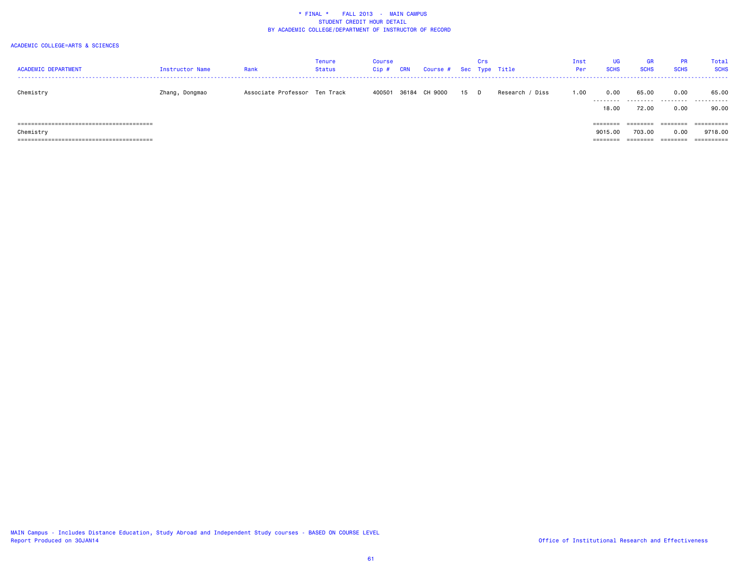\* FINAL \*    FALL 2013 - MAIN CAMPUS
STUDENT CREDIT HOUR DETAIL
BY ACADEMIC COLLEGE/DEPARTMENT OF INSTRUCTOR OF RECORD

ACADEMIC COLLEGE=ARTS & SCIENCES

| ACADEMIC DEPARTMENT | Instructor Name | Rank | Tenure Status | Course Cip # | CRN | Course # | Sec | Crs Type | Title | Inst Per | UG SCHS | GR SCHS | PR SCHS | Total SCHS |
|---|---|---|---|---|---|---|---|---|---|---|---|---|---|---|
| Chemistry | Zhang, Dongmao | Associate Professor | Ten Track | 400501 | 36184 | CH 9000 | 15 | D | Research / Diss | 1.00 | 0.00 | 65.00 | 0.00 | 65.00 |
| | | | | | | | | | | | 18.00 | 72.00 | 0.00 | 90.00 |
| Chemistry | | | | | | | | | | | 9015.00 | 703.00 | 0.00 | 9718.00 |

MAIN Campus - Includes Distance Education, Study Abroad and Independent Study courses - BASED ON COURSE LEVEL
Report Produced on 30JAN14

Office of Institutional Research and Effectiveness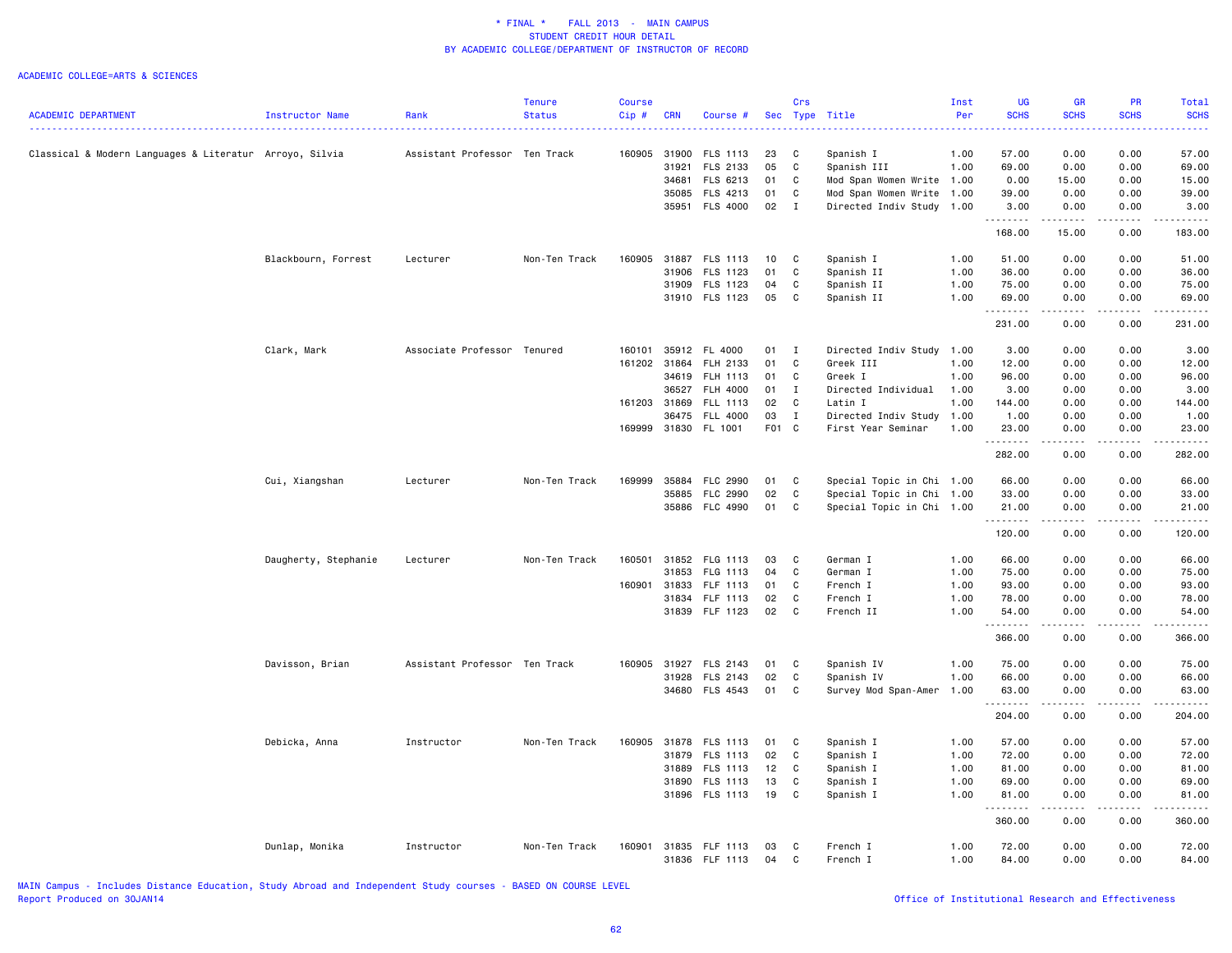# * FINAL * FALL 2013 - MAIN CAMPUS
## STUDENT CREDIT HOUR DETAIL
## BY ACADEMIC COLLEGE/DEPARTMENT OF INSTRUCTOR OF RECORD

ACADEMIC COLLEGE=ARTS & SCIENCES

| ACADEMIC DEPARTMENT | Instructor Name | Rank | Tenure Status | Course Cip # | CRN | Course # | Sec | Crs Type | Title | Inst Per | UG SCHS | GR SCHS | PR SCHS | Total SCHS |
|---|---|---|---|---|---|---|---|---|---|---|---|---|---|---|
| Classical & Modern Languages & Literatur | Arroyo, Silvia | Assistant Professor | Ten Track | 160905 | 31900 | FLS 1113 | 23 | C | Spanish I | 1.00 | 57.00 | 0.00 | 0.00 | 57.00 |
| | | | | | 31921 | FLS 2133 | 05 | C | Spanish III | 1.00 | 69.00 | 0.00 | 0.00 | 69.00 |
| | | | | | 34681 | FLS 6213 | 01 | C | Mod Span Women Write | 1.00 | 0.00 | 15.00 | 0.00 | 15.00 |
| | | | | | 35085 | FLS 4213 | 01 | C | Mod Span Women Write | 1.00 | 39.00 | 0.00 | 0.00 | 39.00 |
| | | | | | 35951 | FLS 4000 | 02 | I | Directed Indiv Study | 1.00 | 3.00 | 0.00 | 0.00 | 3.00 |
| | | | | | | | | | | | 168.00 | 15.00 | 0.00 | 183.00 |
| | Blackbourn, Forrest | Lecturer | Non-Ten Track | 160905 | 31887 | FLS 1113 | 10 | C | Spanish I | 1.00 | 51.00 | 0.00 | 0.00 | 51.00 |
| | | | | | 31906 | FLS 1123 | 01 | C | Spanish II | 1.00 | 36.00 | 0.00 | 0.00 | 36.00 |
| | | | | | 31909 | FLS 1123 | 04 | C | Spanish II | 1.00 | 75.00 | 0.00 | 0.00 | 75.00 |
| | | | | | 31910 | FLS 1123 | 05 | C | Spanish II | 1.00 | 69.00 | 0.00 | 0.00 | 69.00 |
| | | | | | | | | | | | 231.00 | 0.00 | 0.00 | 231.00 |
| | Clark, Mark | Associate Professor | Tenured | 160101 | 35912 | FL 4000 | 01 | I | Directed Indiv Study | 1.00 | 3.00 | 0.00 | 0.00 | 3.00 |
| | | | | 161202 | 31864 | FLH 2133 | 01 | C | Greek III | 1.00 | 12.00 | 0.00 | 0.00 | 12.00 |
| | | | | | 34619 | FLH 1113 | 01 | C | Greek I | 1.00 | 96.00 | 0.00 | 0.00 | 96.00 |
| | | | | | 36527 | FLH 4000 | 01 | I | Directed Individual | 1.00 | 3.00 | 0.00 | 0.00 | 3.00 |
| | | | | 161203 | 31869 | FLL 1113 | 02 | C | Latin I | 1.00 | 144.00 | 0.00 | 0.00 | 144.00 |
| | | | | | 36475 | FLL 4000 | 03 | I | Directed Indiv Study | 1.00 | 1.00 | 0.00 | 0.00 | 1.00 |
| | | | | 169999 | 31830 | FL 1001 | F01 | C | First Year Seminar | 1.00 | 23.00 | 0.00 | 0.00 | 23.00 |
| | | | | | | | | | | | 282.00 | 0.00 | 0.00 | 282.00 |
| | Cui, Xiangshan | Lecturer | Non-Ten Track | 169999 | 35884 | FLC 2990 | 01 | C | Special Topic in Chi | 1.00 | 66.00 | 0.00 | 0.00 | 66.00 |
| | | | | | 35885 | FLC 2990 | 02 | C | Special Topic in Chi | 1.00 | 33.00 | 0.00 | 0.00 | 33.00 |
| | | | | | 35886 | FLC 4990 | 01 | C | Special Topic in Chi | 1.00 | 21.00 | 0.00 | 0.00 | 21.00 |
| | | | | | | | | | | | 120.00 | 0.00 | 0.00 | 120.00 |
| | Daugherty, Stephanie | Lecturer | Non-Ten Track | 160501 | 31852 | FLG 1113 | 03 | C | German I | 1.00 | 66.00 | 0.00 | 0.00 | 66.00 |
| | | | | | 31853 | FLG 1113 | 04 | C | German I | 1.00 | 75.00 | 0.00 | 0.00 | 75.00 |
| | | | | 160901 | 31833 | FLF 1113 | 01 | C | French I | 1.00 | 93.00 | 0.00 | 0.00 | 93.00 |
| | | | | | 31834 | FLF 1113 | 02 | C | French I | 1.00 | 78.00 | 0.00 | 0.00 | 78.00 |
| | | | | | 31839 | FLF 1123 | 02 | C | French II | 1.00 | 54.00 | 0.00 | 0.00 | 54.00 |
| | | | | | | | | | | | 366.00 | 0.00 | 0.00 | 366.00 |
| | Davisson, Brian | Assistant Professor | Ten Track | 160905 | 31927 | FLS 2143 | 01 | C | Spanish IV | 1.00 | 75.00 | 0.00 | 0.00 | 75.00 |
| | | | | | 31928 | FLS 2143 | 02 | C | Spanish IV | 1.00 | 66.00 | 0.00 | 0.00 | 66.00 |
| | | | | | 34680 | FLS 4543 | 01 | C | Survey Mod Span-Amer | 1.00 | 63.00 | 0.00 | 0.00 | 63.00 |
| | | | | | | | | | | | 204.00 | 0.00 | 0.00 | 204.00 |
| | Debicka, Anna | Instructor | Non-Ten Track | 160905 | 31878 | FLS 1113 | 01 | C | Spanish I | 1.00 | 57.00 | 0.00 | 0.00 | 57.00 |
| | | | | | 31879 | FLS 1113 | 02 | C | Spanish I | 1.00 | 72.00 | 0.00 | 0.00 | 72.00 |
| | | | | | 31889 | FLS 1113 | 12 | C | Spanish I | 1.00 | 81.00 | 0.00 | 0.00 | 81.00 |
| | | | | | 31890 | FLS 1113 | 13 | C | Spanish I | 1.00 | 69.00 | 0.00 | 0.00 | 69.00 |
| | | | | | 31896 | FLS 1113 | 19 | C | Spanish I | 1.00 | 81.00 | 0.00 | 0.00 | 81.00 |
| | | | | | | | | | | | 360.00 | 0.00 | 0.00 | 360.00 |
| | Dunlap, Monika | Instructor | Non-Ten Track | 160901 | 31835 | FLF 1113 | 03 | C | French I | 1.00 | 72.00 | 0.00 | 0.00 | 72.00 |
| | | | | | 31836 | FLF 1113 | 04 | C | French I | 1.00 | 84.00 | 0.00 | 0.00 | 84.00 |

MAIN Campus - Includes Distance Education, Study Abroad and Independent Study courses - BASED ON COURSE LEVEL
Report Produced on 30JAN14

Office of Institutional Research and Effectiveness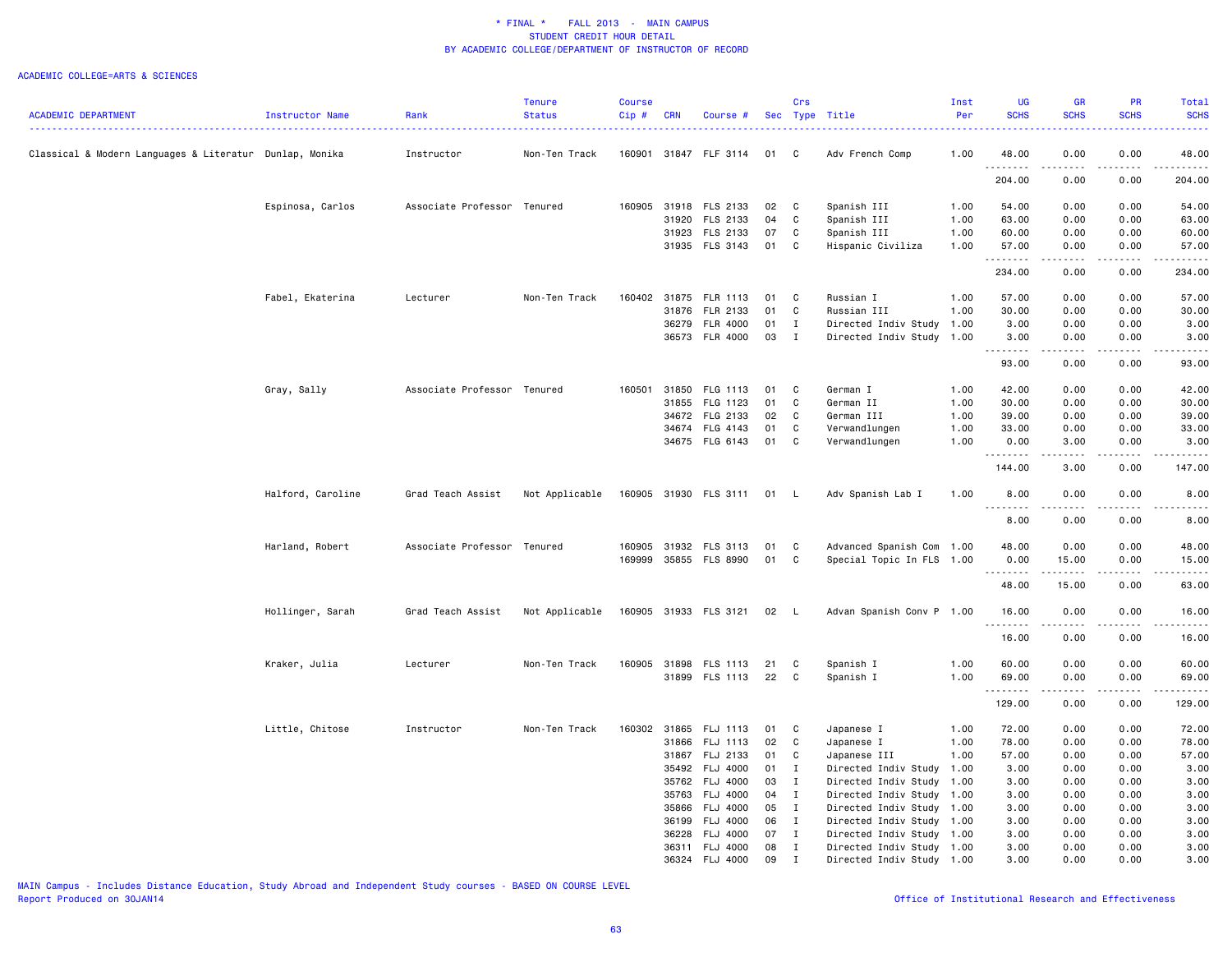* FINAL * FALL 2013 - MAIN CAMPUS
STUDENT CREDIT HOUR DETAIL
BY ACADEMIC COLLEGE/DEPARTMENT OF INSTRUCTOR OF RECORD

ACADEMIC COLLEGE=ARTS & SCIENCES

| ACADEMIC DEPARTMENT | Instructor Name | Rank | Tenure Status | Course Cip # | CRN | Course # | Sec | Crs Type | Title | Inst Per | UG SCHS | GR SCHS | PR SCHS | Total SCHS |
|---|---|---|---|---|---|---|---|---|---|---|---|---|---|---|
| Classical & Modern Languages & Literatur | Dunlap, Monika | Instructor | Non-Ten Track | 160901 | 31847 | FLF 3114 | 01 | C | Adv French Comp | 1.00 | 48.00 | 0.00 | 0.00 | 48.00 |
| | | | | | | | | | | | 204.00 | 0.00 | 0.00 | 204.00 |
| | Espinosa, Carlos | Associate Professor | Tenured | 160905 | 31918 | FLS 2133 | 02 | C | Spanish III | 1.00 | 54.00 | 0.00 | 0.00 | 54.00 |
| | | | | | 31920 | FLS 2133 | 04 | C | Spanish III | 1.00 | 63.00 | 0.00 | 0.00 | 63.00 |
| | | | | | 31923 | FLS 2133 | 07 | C | Spanish III | 1.00 | 60.00 | 0.00 | 0.00 | 60.00 |
| | | | | | 31935 | FLS 3143 | 01 | C | Hispanic Civiliza | 1.00 | 57.00 | 0.00 | 0.00 | 57.00 |
| | | | | | | | | | | | 234.00 | 0.00 | 0.00 | 234.00 |
| | Fabel, Ekaterina | Lecturer | Non-Ten Track | 160402 | 31875 | FLR 1113 | 01 | C | Russian I | 1.00 | 57.00 | 0.00 | 0.00 | 57.00 |
| | | | | | 31876 | FLR 2133 | 01 | C | Russian III | 1.00 | 30.00 | 0.00 | 0.00 | 30.00 |
| | | | | | 36279 | FLR 4000 | 01 | I | Directed Indiv Study | 1.00 | 3.00 | 0.00 | 0.00 | 3.00 |
| | | | | | 36573 | FLR 4000 | 03 | I | Directed Indiv Study | 1.00 | 3.00 | 0.00 | 0.00 | 3.00 |
| | | | | | | | | | | | 93.00 | 0.00 | 0.00 | 93.00 |
| | Gray, Sally | Associate Professor | Tenured | 160501 | 31850 | FLG 1113 | 01 | C | German I | 1.00 | 42.00 | 0.00 | 0.00 | 42.00 |
| | | | | | 31855 | FLG 1123 | 01 | C | German II | 1.00 | 30.00 | 0.00 | 0.00 | 30.00 |
| | | | | | 34672 | FLG 2133 | 02 | C | German III | 1.00 | 39.00 | 0.00 | 0.00 | 39.00 |
| | | | | | 34674 | FLG 4143 | 01 | C | Verwandlungen | 1.00 | 33.00 | 0.00 | 0.00 | 33.00 |
| | | | | | 34675 | FLG 6143 | 01 | C | Verwandlungen | 1.00 | 0.00 | 3.00 | 0.00 | 3.00 |
| | | | | | | | | | | | 144.00 | 3.00 | 0.00 | 147.00 |
| | Halford, Caroline | Grad Teach Assist | Not Applicable | 160905 | 31930 | FLS 3111 | 01 | L | Adv Spanish Lab I | 1.00 | 8.00 | 0.00 | 0.00 | 8.00 |
| | | | | | | | | | | | 8.00 | 0.00 | 0.00 | 8.00 |
| | Harland, Robert | Associate Professor | Tenured | 160905 | 31932 | FLS 3113 | 01 | C | Advanced Spanish Com | 1.00 | 48.00 | 0.00 | 0.00 | 48.00 |
| | | | | 169999 | 35855 | FLS 8990 | 01 | C | Special Topic In FLS | 1.00 | 0.00 | 15.00 | 0.00 | 15.00 |
| | | | | | | | | | | | 48.00 | 15.00 | 0.00 | 63.00 |
| | Hollinger, Sarah | Grad Teach Assist | Not Applicable | 160905 | 31933 | FLS 3121 | 02 | L | Advan Spanish Conv P | 1.00 | 16.00 | 0.00 | 0.00 | 16.00 |
| | | | | | | | | | | | 16.00 | 0.00 | 0.00 | 16.00 |
| | Kraker, Julia | Lecturer | Non-Ten Track | 160905 | 31898 | FLS 1113 | 21 | C | Spanish I | 1.00 | 60.00 | 0.00 | 0.00 | 60.00 |
| | | | | | 31899 | FLS 1113 | 22 | C | Spanish I | 1.00 | 69.00 | 0.00 | 0.00 | 69.00 |
| | | | | | | | | | | | 129.00 | 0.00 | 0.00 | 129.00 |
| | Little, Chitose | Instructor | Non-Ten Track | 160302 | 31865 | FLJ 1113 | 01 | C | Japanese I | 1.00 | 72.00 | 0.00 | 0.00 | 72.00 |
| | | | | | 31866 | FLJ 1113 | 02 | C | Japanese I | 1.00 | 78.00 | 0.00 | 0.00 | 78.00 |
| | | | | | 31867 | FLJ 2133 | 01 | C | Japanese III | 1.00 | 57.00 | 0.00 | 0.00 | 57.00 |
| | | | | | 35492 | FLJ 4000 | 01 | I | Directed Indiv Study | 1.00 | 3.00 | 0.00 | 0.00 | 3.00 |
| | | | | | 35762 | FLJ 4000 | 03 | I | Directed Indiv Study | 1.00 | 3.00 | 0.00 | 0.00 | 3.00 |
| | | | | | 35763 | FLJ 4000 | 04 | I | Directed Indiv Study | 1.00 | 3.00 | 0.00 | 0.00 | 3.00 |
| | | | | | 35866 | FLJ 4000 | 05 | I | Directed Indiv Study | 1.00 | 3.00 | 0.00 | 0.00 | 3.00 |
| | | | | | 36199 | FLJ 4000 | 06 | I | Directed Indiv Study | 1.00 | 3.00 | 0.00 | 0.00 | 3.00 |
| | | | | | 36228 | FLJ 4000 | 07 | I | Directed Indiv Study | 1.00 | 3.00 | 0.00 | 0.00 | 3.00 |
| | | | | | 36311 | FLJ 4000 | 08 | I | Directed Indiv Study | 1.00 | 3.00 | 0.00 | 0.00 | 3.00 |
| | | | | | 36324 | FLJ 4000 | 09 | I | Directed Indiv Study | 1.00 | 3.00 | 0.00 | 0.00 | 3.00 |

MAIN Campus - Includes Distance Education, Study Abroad and Independent Study courses - BASED ON COURSE LEVEL
Report Produced on 30JAN14

Office of Institutional Research and Effectiveness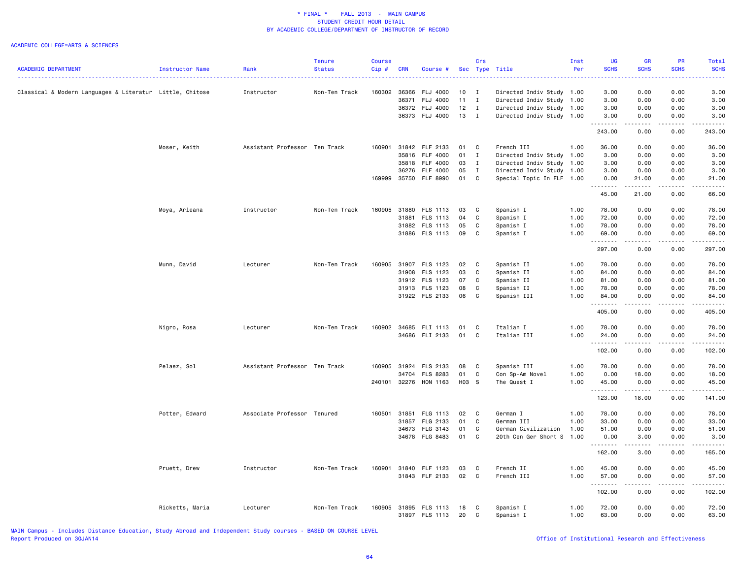\* FINAL \* FALL 2013 - MAIN CAMPUS
STUDENT CREDIT HOUR DETAIL
BY ACADEMIC COLLEGE/DEPARTMENT OF INSTRUCTOR OF RECORD

ACADEMIC COLLEGE=ARTS & SCIENCES

| ACADEMIC DEPARTMENT | Instructor Name | Rank | Tenure Status | Course Cip # | CRN | Course # | Sec | Crs Type | Title | Inst Per | UG SCHS | GR SCHS | PR SCHS | Total SCHS |
|---|---|---|---|---|---|---|---|---|---|---|---|---|---|---|
| Classical & Modern Languages & Literatur | Little, Chitose | Instructor | Non-Ten Track | 160302 | 36366 | FLJ 4000 | 10 | I | Directed Indiv Study | 1.00 | 3.00 | 0.00 | 0.00 | 3.00 |
| | | | | | 36371 | FLJ 4000 | 11 | I | Directed Indiv Study | 1.00 | 3.00 | 0.00 | 0.00 | 3.00 |
| | | | | | 36372 | FLJ 4000 | 12 | I | Directed Indiv Study | 1.00 | 3.00 | 0.00 | 0.00 | 3.00 |
| | | | | | 36373 | FLJ 4000 | 13 | I | Directed Indiv Study | 1.00 | 3.00 | 0.00 | 0.00 | 3.00 |
| | | | | | | | | | | | 243.00 | 0.00 | 0.00 | 243.00 |
| | Moser, Keith | Assistant Professor | Ten Track | 160901 | 31842 | FLF 2133 | 01 | C | French III | 1.00 | 36.00 | 0.00 | 0.00 | 36.00 |
| | | | | | 35816 | FLF 4000 | 01 | I | Directed Indiv Study | 1.00 | 3.00 | 0.00 | 0.00 | 3.00 |
| | | | | | 35818 | FLF 4000 | 03 | I | Directed Indiv Study | 1.00 | 3.00 | 0.00 | 0.00 | 3.00 |
| | | | | | 36276 | FLF 4000 | 05 | I | Directed Indiv Study | 1.00 | 3.00 | 0.00 | 0.00 | 3.00 |
| | | | | 169999 | 35750 | FLF 8990 | 01 | C | Special Topic In FLF | 1.00 | 0.00 | 21.00 | 0.00 | 21.00 |
| | | | | | | | | | | | 45.00 | 21.00 | 0.00 | 66.00 |
| | Moya, Arleana | Instructor | Non-Ten Track | 160905 | 31880 | FLS 1113 | 03 | C | Spanish I | 1.00 | 78.00 | 0.00 | 0.00 | 78.00 |
| | | | | | 31881 | FLS 1113 | 04 | C | Spanish I | 1.00 | 72.00 | 0.00 | 0.00 | 72.00 |
| | | | | | 31882 | FLS 1113 | 05 | C | Spanish I | 1.00 | 78.00 | 0.00 | 0.00 | 78.00 |
| | | | | | 31886 | FLS 1113 | 09 | C | Spanish I | 1.00 | 69.00 | 0.00 | 0.00 | 69.00 |
| | | | | | | | | | | | 297.00 | 0.00 | 0.00 | 297.00 |
| | Munn, David | Lecturer | Non-Ten Track | 160905 | 31907 | FLS 1123 | 02 | C | Spanish II | 1.00 | 78.00 | 0.00 | 0.00 | 78.00 |
| | | | | | 31908 | FLS 1123 | 03 | C | Spanish II | 1.00 | 84.00 | 0.00 | 0.00 | 84.00 |
| | | | | | 31912 | FLS 1123 | 07 | C | Spanish II | 1.00 | 81.00 | 0.00 | 0.00 | 81.00 |
| | | | | | 31913 | FLS 1123 | 08 | C | Spanish II | 1.00 | 78.00 | 0.00 | 0.00 | 78.00 |
| | | | | | 31922 | FLS 2133 | 06 | C | Spanish III | 1.00 | 84.00 | 0.00 | 0.00 | 84.00 |
| | | | | | | | | | | | 405.00 | 0.00 | 0.00 | 405.00 |
| | Nigro, Rosa | Lecturer | Non-Ten Track | 160902 | 34685 | FLI 1113 | 01 | C | Italian I | 1.00 | 78.00 | 0.00 | 0.00 | 78.00 |
| | | | | | 34686 | FLI 2133 | 01 | C | Italian III | 1.00 | 24.00 | 0.00 | 0.00 | 24.00 |
| | | | | | | | | | | | 102.00 | 0.00 | 0.00 | 102.00 |
| | Pelaez, Sol | Assistant Professor | Ten Track | 160905 | 31924 | FLS 2133 | 08 | C | Spanish III | 1.00 | 78.00 | 0.00 | 0.00 | 78.00 |
| | | | | | 34704 | FLS 8283 | 01 | C | Con Sp-Am Novel | 1.00 | 0.00 | 18.00 | 0.00 | 18.00 |
| | | | | 240101 | 32276 | HON 1163 | H03 | S | The Quest I | 1.00 | 45.00 | 0.00 | 0.00 | 45.00 |
| | | | | | | | | | | | 123.00 | 18.00 | 0.00 | 141.00 |
| | Potter, Edward | Associate Professor | Tenured | 160501 | 31851 | FLG 1113 | 02 | C | German I | 1.00 | 78.00 | 0.00 | 0.00 | 78.00 |
| | | | | | 31857 | FLG 2133 | 01 | C | German III | 1.00 | 33.00 | 0.00 | 0.00 | 33.00 |
| | | | | | 34673 | FLG 3143 | 01 | C | German Civilization | 1.00 | 51.00 | 0.00 | 0.00 | 51.00 |
| | | | | | 34678 | FLG 8483 | 01 | C | 20th Cen Ger Short S | 1.00 | 0.00 | 3.00 | 0.00 | 3.00 |
| | | | | | | | | | | | 162.00 | 3.00 | 0.00 | 165.00 |
| | Pruett, Drew | Instructor | Non-Ten Track | 160901 | 31840 | FLF 1123 | 03 | C | French II | 1.00 | 45.00 | 0.00 | 0.00 | 45.00 |
| | | | | | 31843 | FLF 2133 | 02 | C | French III | 1.00 | 57.00 | 0.00 | 0.00 | 57.00 |
| | | | | | | | | | | | 102.00 | 0.00 | 0.00 | 102.00 |
| | Ricketts, Maria | Lecturer | Non-Ten Track | 160905 | 31895 | FLS 1113 | 18 | C | Spanish I | 1.00 | 72.00 | 0.00 | 0.00 | 72.00 |
| | | | | | 31897 | FLS 1113 | 20 | C | Spanish I | 1.00 | 63.00 | 0.00 | 0.00 | 63.00 |

MAIN Campus - Includes Distance Education, Study Abroad and Independent Study courses - BASED ON COURSE LEVEL
Report Produced on 30JAN14

Office of Institutional Research and Effectiveness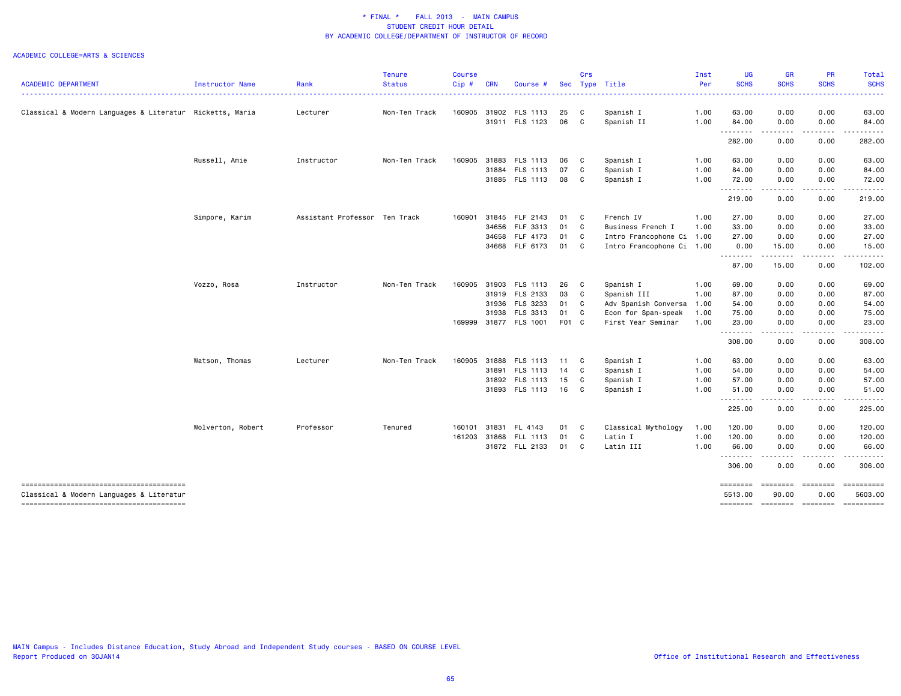\* FINAL \* FALL 2013 - MAIN CAMPUS
STUDENT CREDIT HOUR DETAIL
BY ACADEMIC COLLEGE/DEPARTMENT OF INSTRUCTOR OF RECORD

ACADEMIC COLLEGE=ARTS & SCIENCES

| ACADEMIC DEPARTMENT | Instructor Name | Rank | Tenure Status | Course Cip # | CRN | Course # | Sec | Crs Type | Title | Inst Per | UG SCHS | GR SCHS | PR SCHS | Total SCHS |
|---|---|---|---|---|---|---|---|---|---|---|---|---|---|---|
| Classical & Modern Languages & Literatur | Ricketts, Maria | Lecturer | Non-Ten Track | 160905 | 31902 | FLS 1113 | 25 | C | Spanish I | 1.00 | 63.00 | 0.00 | 0.00 | 63.00 |
| | | | | | 31911 | FLS 1123 | 06 | C | Spanish II | 1.00 | 84.00 | 0.00 | 0.00 | 84.00 |
| | | | | | | | | | | | 282.00 | 0.00 | 0.00 | 282.00 |
| | Russell, Amie | Instructor | Non-Ten Track | 160905 | 31883 | FLS 1113 | 06 | C | Spanish I | 1.00 | 63.00 | 0.00 | 0.00 | 63.00 |
| | | | | | 31884 | FLS 1113 | 07 | C | Spanish I | 1.00 | 84.00 | 0.00 | 0.00 | 84.00 |
| | | | | | 31885 | FLS 1113 | 08 | C | Spanish I | 1.00 | 72.00 | 0.00 | 0.00 | 72.00 |
| | | | | | | | | | | | 219.00 | 0.00 | 0.00 | 219.00 |
| | Simpore, Karim | Assistant Professor | Ten Track | 160901 | 31845 | FLF 2143 | 01 | C | French IV | 1.00 | 27.00 | 0.00 | 0.00 | 27.00 |
| | | | | | 34656 | FLF 3313 | 01 | C | Business French I | 1.00 | 33.00 | 0.00 | 0.00 | 33.00 |
| | | | | | 34658 | FLF 4173 | 01 | C | Intro Francophone Ci | 1.00 | 27.00 | 0.00 | 0.00 | 27.00 |
| | | | | | 34668 | FLF 6173 | 01 | C | Intro Francophone Ci | 1.00 | 0.00 | 15.00 | 0.00 | 15.00 |
| | | | | | | | | | | | 87.00 | 15.00 | 0.00 | 102.00 |
| | Vozzo, Rosa | Instructor | Non-Ten Track | 160905 | 31903 | FLS 1113 | 26 | C | Spanish I | 1.00 | 69.00 | 0.00 | 0.00 | 69.00 |
| | | | | | 31919 | FLS 2133 | 03 | C | Spanish III | 1.00 | 87.00 | 0.00 | 0.00 | 87.00 |
| | | | | | 31936 | FLS 3233 | 01 | C | Adv Spanish Conversa | 1.00 | 54.00 | 0.00 | 0.00 | 54.00 |
| | | | | | 31938 | FLS 3313 | 01 | C | Econ for Span-speak | 1.00 | 75.00 | 0.00 | 0.00 | 75.00 |
| | | | | 169999 | 31877 | FLS 1001 | F01 | C | First Year Seminar | 1.00 | 23.00 | 0.00 | 0.00 | 23.00 |
| | | | | | | | | | | | 308.00 | 0.00 | 0.00 | 308.00 |
| | Watson, Thomas | Lecturer | Non-Ten Track | 160905 | 31888 | FLS 1113 | 11 | C | Spanish I | 1.00 | 63.00 | 0.00 | 0.00 | 63.00 |
| | | | | | 31891 | FLS 1113 | 14 | C | Spanish I | 1.00 | 54.00 | 0.00 | 0.00 | 54.00 |
| | | | | | 31892 | FLS 1113 | 15 | C | Spanish I | 1.00 | 57.00 | 0.00 | 0.00 | 57.00 |
| | | | | | 31893 | FLS 1113 | 16 | C | Spanish I | 1.00 | 51.00 | 0.00 | 0.00 | 51.00 |
| | | | | | | | | | | | 225.00 | 0.00 | 0.00 | 225.00 |
| | Wolverton, Robert | Professor | Tenured | 160101 | 31831 | FL 4143 | 01 | C | Classical Mythology | 1.00 | 120.00 | 0.00 | 0.00 | 120.00 |
| | | | | 161203 | 31868 | FLL 1113 | 01 | C | Latin I | 1.00 | 120.00 | 0.00 | 0.00 | 120.00 |
| | | | | | 31872 | FLL 2133 | 01 | C | Latin III | 1.00 | 66.00 | 0.00 | 0.00 | 66.00 |
| | | | | | | | | | | | 306.00 | 0.00 | 0.00 | 306.00 |
| Classical & Modern Languages & Literatur | | | | | | | | | | | 5513.00 | 90.00 | 0.00 | 5603.00 |

MAIN Campus - Includes Distance Education, Study Abroad and Independent Study courses - BASED ON COURSE LEVEL
Report Produced on 30JAN14

Office of Institutional Research and Effectiveness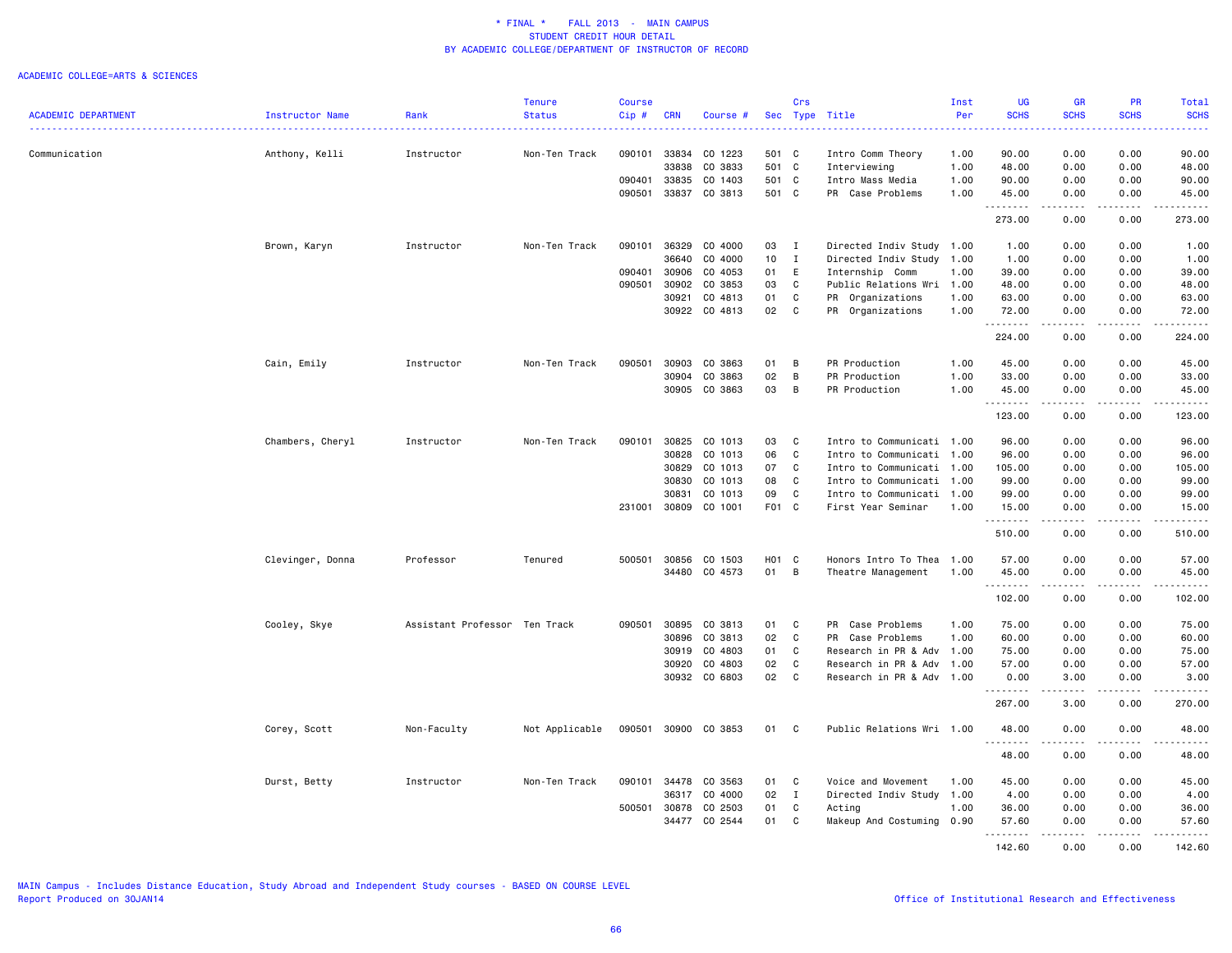# * FINAL * FALL 2013 - MAIN CAMPUS
## STUDENT CREDIT HOUR DETAIL
## BY ACADEMIC COLLEGE/DEPARTMENT OF INSTRUCTOR OF RECORD

ACADEMIC COLLEGE=ARTS & SCIENCES

| ACADEMIC DEPARTMENT | Instructor Name | Rank | Tenure Status | Course Cip # | CRN | Course # | Sec | Crs Type | Title | Inst Per | UG SCHS | GR SCHS | PR SCHS | Total SCHS |
|---|---|---|---|---|---|---|---|---|---|---|---|---|---|---|
| Communication | Anthony, Kelli | Instructor | Non-Ten Track | 090101 | 33834 | CO 1223 | 501 | C | Intro Comm Theory | 1.00 | 90.00 | 0.00 | 0.00 | 90.00 |
| | | | | | 33838 | CO 3833 | 501 | C | Interviewing | 1.00 | 48.00 | 0.00 | 0.00 | 48.00 |
| | | | | 090401 | 33835 | CO 1403 | 501 | C | Intro Mass Media | 1.00 | 90.00 | 0.00 | 0.00 | 90.00 |
| | | | | 090501 | 33837 | CO 3813 | 501 | C | PR Case Problems | 1.00 | 45.00 | 0.00 | 0.00 | 45.00 |
| | | | | | | | | | | | 273.00 | 0.00 | 0.00 | 273.00 |
| | Brown, Karyn | Instructor | Non-Ten Track | 090101 | 36329 | CO 4000 | 03 | I | Directed Indiv Study | 1.00 | 1.00 | 0.00 | 0.00 | 1.00 |
| | | | | | 36640 | CO 4000 | 10 | I | Directed Indiv Study | 1.00 | 1.00 | 0.00 | 0.00 | 1.00 |
| | | | | 090401 | 30906 | CO 4053 | 01 | E | Internship Comm | 1.00 | 39.00 | 0.00 | 0.00 | 39.00 |
| | | | | 090501 | 30902 | CO 3853 | 03 | C | Public Relations Wri | 1.00 | 48.00 | 0.00 | 0.00 | 48.00 |
| | | | | | 30921 | CO 4813 | 01 | C | PR Organizations | 1.00 | 63.00 | 0.00 | 0.00 | 63.00 |
| | | | | | 30922 | CO 4813 | 02 | C | PR Organizations | 1.00 | 72.00 | 0.00 | 0.00 | 72.00 |
| | | | | | | | | | | | 224.00 | 0.00 | 0.00 | 224.00 |
| | Cain, Emily | Instructor | Non-Ten Track | 090501 | 30903 | CO 3863 | 01 | B | PR Production | 1.00 | 45.00 | 0.00 | 0.00 | 45.00 |
| | | | | | 30904 | CO 3863 | 02 | B | PR Production | 1.00 | 33.00 | 0.00 | 0.00 | 33.00 |
| | | | | | 30905 | CO 3863 | 03 | B | PR Production | 1.00 | 45.00 | 0.00 | 0.00 | 45.00 |
| | | | | | | | | | | | 123.00 | 0.00 | 0.00 | 123.00 |
| | Chambers, Cheryl | Instructor | Non-Ten Track | 090101 | 30825 | CO 1013 | 03 | C | Intro to Communicati | 1.00 | 96.00 | 0.00 | 0.00 | 96.00 |
| | | | | | 30828 | CO 1013 | 06 | C | Intro to Communicati | 1.00 | 96.00 | 0.00 | 0.00 | 96.00 |
| | | | | | 30829 | CO 1013 | 07 | C | Intro to Communicati | 1.00 | 105.00 | 0.00 | 0.00 | 105.00 |
| | | | | | 30830 | CO 1013 | 08 | C | Intro to Communicati | 1.00 | 99.00 | 0.00 | 0.00 | 99.00 |
| | | | | | 30831 | CO 1013 | 09 | C | Intro to Communicati | 1.00 | 99.00 | 0.00 | 0.00 | 99.00 |
| | | | | 231001 | 30809 | CO 1001 | F01 | C | First Year Seminar | 1.00 | 15.00 | 0.00 | 0.00 | 15.00 |
| | | | | | | | | | | | 510.00 | 0.00 | 0.00 | 510.00 |
| | Clevinger, Donna | Professor | Tenured | 500501 | 30856 | CO 1503 | H01 | C | Honors Intro To Thea | 1.00 | 57.00 | 0.00 | 0.00 | 57.00 |
| | | | | | 34480 | CO 4573 | 01 | B | Theatre Management | 1.00 | 45.00 | 0.00 | 0.00 | 45.00 |
| | | | | | | | | | | | 102.00 | 0.00 | 0.00 | 102.00 |
| | Cooley, Skye | Assistant Professor | Ten Track | 090501 | 30895 | CO 3813 | 01 | C | PR Case Problems | 1.00 | 75.00 | 0.00 | 0.00 | 75.00 |
| | | | | | 30896 | CO 3813 | 02 | C | PR Case Problems | 1.00 | 60.00 | 0.00 | 0.00 | 60.00 |
| | | | | | 30919 | CO 4803 | 01 | C | Research in PR & Adv | 1.00 | 75.00 | 0.00 | 0.00 | 75.00 |
| | | | | | 30920 | CO 4803 | 02 | C | Research in PR & Adv | 1.00 | 57.00 | 0.00 | 0.00 | 57.00 |
| | | | | | 30932 | CO 6803 | 02 | C | Research in PR & Adv | 1.00 | 0.00 | 3.00 | 0.00 | 3.00 |
| | | | | | | | | | | | 267.00 | 3.00 | 0.00 | 270.00 |
| | Corey, Scott | Non-Faculty | Not Applicable | 090501 | 30900 | CO 3853 | 01 | C | Public Relations Wri | 1.00 | 48.00 | 0.00 | 0.00 | 48.00 |
| | | | | | | | | | | | 48.00 | 0.00 | 0.00 | 48.00 |
| | Durst, Betty | Instructor | Non-Ten Track | 090101 | 34478 | CO 3563 | 01 | C | Voice and Movement | 1.00 | 45.00 | 0.00 | 0.00 | 45.00 |
| | | | | | 36317 | CO 4000 | 02 | I | Directed Indiv Study | 1.00 | 4.00 | 0.00 | 0.00 | 4.00 |
| | | | | 500501 | 30878 | CO 2503 | 01 | C | Acting | 1.00 | 36.00 | 0.00 | 0.00 | 36.00 |
| | | | | | 34477 | CO 2544 | 01 | C | Makeup And Costuming | 0.90 | 57.60 | 0.00 | 0.00 | 57.60 |
| | | | | | | | | | | | 142.60 | 0.00 | 0.00 | 142.60 |

MAIN Campus - Includes Distance Education, Study Abroad and Independent Study courses - BASED ON COURSE LEVEL
Report Produced on 30JAN14

Office of Institutional Research and Effectiveness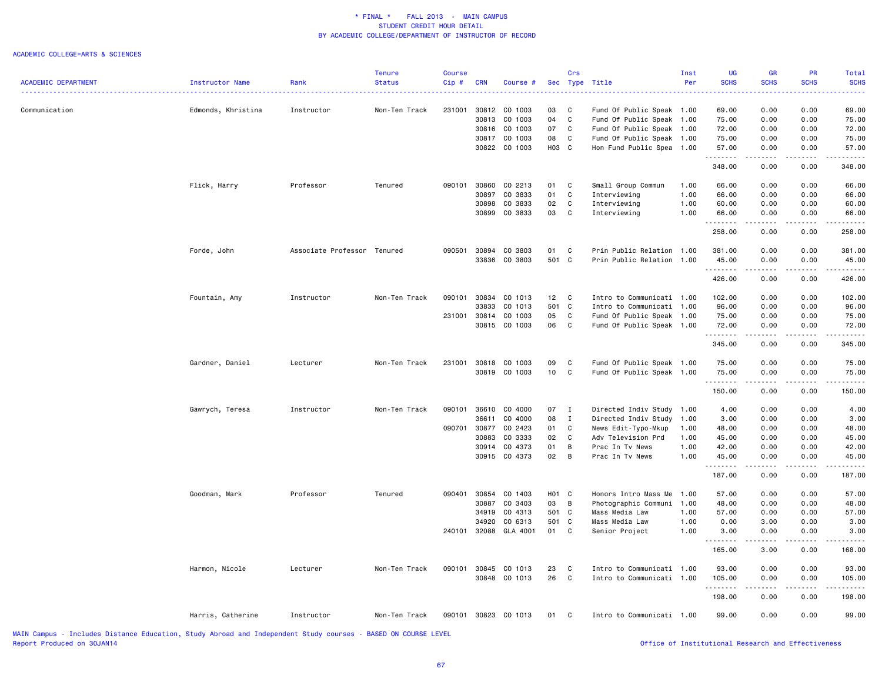# * FINAL * FALL 2013 - MAIN CAMPUS
## STUDENT CREDIT HOUR DETAIL
## BY ACADEMIC COLLEGE/DEPARTMENT OF INSTRUCTOR OF RECORD

ACADEMIC COLLEGE=ARTS & SCIENCES

| ACADEMIC DEPARTMENT | Instructor Name | Rank | Tenure Status | Course Cip # | CRN | Course # | Sec | Crs Type | Title | Inst Per | UG SCHS | GR SCHS | PR SCHS | Total SCHS |
|---|---|---|---|---|---|---|---|---|---|---|---|---|---|---|
| Communication | Edmonds, Khristina | Instructor | Non-Ten Track | 231001 | 30812 | CO 1003 | 03 | C | Fund Of Public Speak | 1.00 | 69.00 | 0.00 | 0.00 | 69.00 |
| | | | | | 30813 | CO 1003 | 04 | C | Fund Of Public Speak | 1.00 | 75.00 | 0.00 | 0.00 | 75.00 |
| | | | | | 30816 | CO 1003 | 07 | C | Fund Of Public Speak | 1.00 | 72.00 | 0.00 | 0.00 | 72.00 |
| | | | | | 30817 | CO 1003 | 08 | C | Fund Of Public Speak | 1.00 | 75.00 | 0.00 | 0.00 | 75.00 |
| | | | | | 30822 | CO 1003 | H03 | C | Hon Fund Public Spea | 1.00 | 57.00 | 0.00 | 0.00 | 57.00 |
| | | | | | | | | | | | 348.00 | 0.00 | 0.00 | 348.00 |
| | Flick, Harry | Professor | Tenured | 090101 | 30860 | CO 2213 | 01 | C | Small Group Commun | 1.00 | 66.00 | 0.00 | 0.00 | 66.00 |
| | | | | | 30897 | CO 3833 | 01 | C | Interviewing | 1.00 | 66.00 | 0.00 | 0.00 | 66.00 |
| | | | | | 30898 | CO 3833 | 02 | C | Interviewing | 1.00 | 60.00 | 0.00 | 0.00 | 60.00 |
| | | | | | 30899 | CO 3833 | 03 | C | Interviewing | 1.00 | 66.00 | 0.00 | 0.00 | 66.00 |
| | | | | | | | | | | | 258.00 | 0.00 | 0.00 | 258.00 |
| | Forde, John | Associate Professor | Tenured | 090501 | 30894 | CO 3803 | 01 | C | Prin Public Relation | 1.00 | 381.00 | 0.00 | 0.00 | 381.00 |
| | | | | | 33836 | CO 3803 | 501 | C | Prin Public Relation | 1.00 | 45.00 | 0.00 | 0.00 | 45.00 |
| | | | | | | | | | | | 426.00 | 0.00 | 0.00 | 426.00 |
| | Fountain, Amy | Instructor | Non-Ten Track | 090101 | 30834 | CO 1013 | 12 | C | Intro to Communicati | 1.00 | 102.00 | 0.00 | 0.00 | 102.00 |
| | | | | | 33833 | CO 1013 | 501 | C | Intro to Communicati | 1.00 | 96.00 | 0.00 | 0.00 | 96.00 |
| | | | | 231001 | 30814 | CO 1003 | 05 | C | Fund Of Public Speak | 1.00 | 75.00 | 0.00 | 0.00 | 75.00 |
| | | | | | 30815 | CO 1003 | 06 | C | Fund Of Public Speak | 1.00 | 72.00 | 0.00 | 0.00 | 72.00 |
| | | | | | | | | | | | 345.00 | 0.00 | 0.00 | 345.00 |
| | Gardner, Daniel | Lecturer | Non-Ten Track | 231001 | 30818 | CO 1003 | 09 | C | Fund Of Public Speak | 1.00 | 75.00 | 0.00 | 0.00 | 75.00 |
| | | | | | 30819 | CO 1003 | 10 | C | Fund Of Public Speak | 1.00 | 75.00 | 0.00 | 0.00 | 75.00 |
| | | | | | | | | | | | 150.00 | 0.00 | 0.00 | 150.00 |
| | Gawrych, Teresa | Instructor | Non-Ten Track | 090101 | 36610 | CO 4000 | 07 | I | Directed Indiv Study | 1.00 | 4.00 | 0.00 | 0.00 | 4.00 |
| | | | | | 36611 | CO 4000 | 08 | I | Directed Indiv Study | 1.00 | 3.00 | 0.00 | 0.00 | 3.00 |
| | | | | 090701 | 30877 | CO 2423 | 01 | C | News Edit-Typo-Mkup | 1.00 | 48.00 | 0.00 | 0.00 | 48.00 |
| | | | | | 30883 | CO 3333 | 02 | C | Adv Television Prd | 1.00 | 45.00 | 0.00 | 0.00 | 45.00 |
| | | | | | 30914 | CO 4373 | 01 | B | Prac In Tv News | 1.00 | 42.00 | 0.00 | 0.00 | 42.00 |
| | | | | | 30915 | CO 4373 | 02 | B | Prac In Tv News | 1.00 | 45.00 | 0.00 | 0.00 | 45.00 |
| | | | | | | | | | | | 187.00 | 0.00 | 0.00 | 187.00 |
| | Goodman, Mark | Professor | Tenured | 090401 | 30854 | CO 1403 | H01 | C | Honors Intro Mass Me | 1.00 | 57.00 | 0.00 | 0.00 | 57.00 |
| | | | | | 30887 | CO 3403 | 03 | B | Photographic Communi | 1.00 | 48.00 | 0.00 | 0.00 | 48.00 |
| | | | | | 34919 | CO 4313 | 501 | C | Mass Media Law | 1.00 | 57.00 | 0.00 | 0.00 | 57.00 |
| | | | | | 34920 | CO 6313 | 501 | C | Mass Media Law | 1.00 | 0.00 | 3.00 | 0.00 | 3.00 |
| | | | | 240101 | 32088 | GLA 4001 | 01 | C | Senior Project | 1.00 | 3.00 | 0.00 | 0.00 | 3.00 |
| | | | | | | | | | | | 165.00 | 3.00 | 0.00 | 168.00 |
| | Harmon, Nicole | Lecturer | Non-Ten Track | 090101 | 30845 | CO 1013 | 23 | C | Intro to Communicati | 1.00 | 93.00 | 0.00 | 0.00 | 93.00 |
| | | | | | 30848 | CO 1013 | 26 | C | Intro to Communicati | 1.00 | 105.00 | 0.00 | 0.00 | 105.00 |
| | | | | | | | | | | | 198.00 | 0.00 | 0.00 | 198.00 |
| | Harris, Catherine | Instructor | Non-Ten Track | 090101 | 30823 | CO 1013 | 01 | C | Intro to Communicati | 1.00 | 99.00 | 0.00 | 0.00 | 99.00 |

MAIN Campus - Includes Distance Education, Study Abroad and Independent Study courses - BASED ON COURSE LEVEL
Report Produced on 30JAN14

Office of Institutional Research and Effectiveness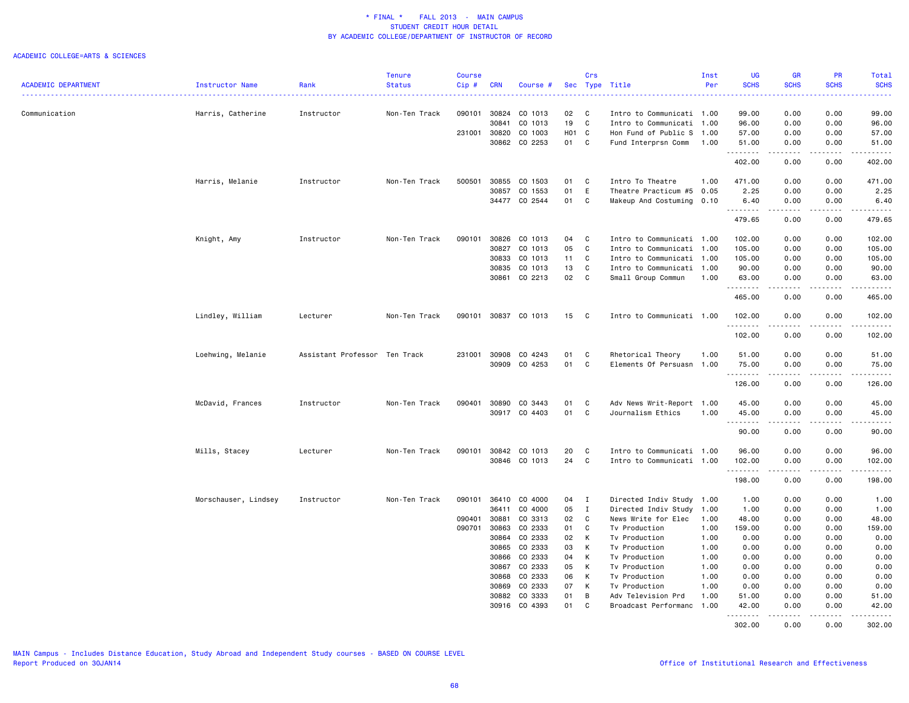\* FINAL \*    FALL 2013  -  MAIN CAMPUS
STUDENT CREDIT HOUR DETAIL
BY ACADEMIC COLLEGE/DEPARTMENT OF INSTRUCTOR OF RECORD

ACADEMIC COLLEGE=ARTS & SCIENCES

| ACADEMIC DEPARTMENT | Instructor Name | Rank | Tenure Status | Course Cip # | CRN | Course # | Sec | Crs Type | Title | Inst Per | UG SCHS | GR SCHS | PR SCHS | Total SCHS |
|---|---|---|---|---|---|---|---|---|---|---|---|---|---|---|
| Communication | Harris, Catherine | Instructor | Non-Ten Track | 090101 | 30824 | CO 1013 | 02 | C | Intro to Communicati | 1.00 | 99.00 | 0.00 | 0.00 | 99.00 |
| | | | | | 30841 | CO 1013 | 19 | C | Intro to Communicati | 1.00 | 96.00 | 0.00 | 0.00 | 96.00 |
| | | | | 231001 | 30820 | CO 1003 | H01 | C | Hon Fund of Public S | 1.00 | 57.00 | 0.00 | 0.00 | 57.00 |
| | | | | | 30862 | CO 2253 | 01 | C | Fund Interprsn Comm | 1.00 | 51.00 | 0.00 | 0.00 | 51.00 |
| | | | | | | | | | | | 402.00 | 0.00 | 0.00 | 402.00 |
| | Harris, Melanie | Instructor | Non-Ten Track | 500501 | 30855 | CO 1503 | 01 | C | Intro To Theatre | 1.00 | 471.00 | 0.00 | 0.00 | 471.00 |
| | | | | | 30857 | CO 1553 | 01 | E | Theatre Practicum #5 | 0.05 | 2.25 | 0.00 | 0.00 | 2.25 |
| | | | | | 34477 | CO 2544 | 01 | C | Makeup And Costuming | 0.10 | 6.40 | 0.00 | 0.00 | 6.40 |
| | | | | | | | | | | | 479.65 | 0.00 | 0.00 | 479.65 |
| | Knight, Amy | Instructor | Non-Ten Track | 090101 | 30826 | CO 1013 | 04 | C | Intro to Communicati | 1.00 | 102.00 | 0.00 | 0.00 | 102.00 |
| | | | | | 30827 | CO 1013 | 05 | C | Intro to Communicati | 1.00 | 105.00 | 0.00 | 0.00 | 105.00 |
| | | | | | 30833 | CO 1013 | 11 | C | Intro to Communicati | 1.00 | 105.00 | 0.00 | 0.00 | 105.00 |
| | | | | | 30835 | CO 1013 | 13 | C | Intro to Communicati | 1.00 | 90.00 | 0.00 | 0.00 | 90.00 |
| | | | | | 30861 | CO 2213 | 02 | C | Small Group Commun | 1.00 | 63.00 | 0.00 | 0.00 | 63.00 |
| | | | | | | | | | | | 465.00 | 0.00 | 0.00 | 465.00 |
| | Lindley, William | Lecturer | Non-Ten Track | 090101 | 30837 | CO 1013 | 15 | C | Intro to Communicati | 1.00 | 102.00 | 0.00 | 0.00 | 102.00 |
| | | | | | | | | | | | 102.00 | 0.00 | 0.00 | 102.00 |
| | Loehwing, Melanie | Assistant Professor | Ten Track | 231001 | 30908 | CO 4243 | 01 | C | Rhetorical Theory | 1.00 | 51.00 | 0.00 | 0.00 | 51.00 |
| | | | | | 30909 | CO 4253 | 01 | C | Elements Of Persuasn | 1.00 | 75.00 | 0.00 | 0.00 | 75.00 |
| | | | | | | | | | | | 126.00 | 0.00 | 0.00 | 126.00 |
| | McDavid, Frances | Instructor | Non-Ten Track | 090401 | 30890 | CO 3443 | 01 | C | Adv News Writ-Report | 1.00 | 45.00 | 0.00 | 0.00 | 45.00 |
| | | | | | 30917 | CO 4403 | 01 | C | Journalism Ethics | 1.00 | 45.00 | 0.00 | 0.00 | 45.00 |
| | | | | | | | | | | | 90.00 | 0.00 | 0.00 | 90.00 |
| | Mills, Stacey | Lecturer | Non-Ten Track | 090101 | 30842 | CO 1013 | 20 | C | Intro to Communicati | 1.00 | 96.00 | 0.00 | 0.00 | 96.00 |
| | | | | | 30846 | CO 1013 | 24 | C | Intro to Communicati | 1.00 | 102.00 | 0.00 | 0.00 | 102.00 |
| | | | | | | | | | | | 198.00 | 0.00 | 0.00 | 198.00 |
| | Morschauser, Lindsey | Instructor | Non-Ten Track | 090101 | 36410 | CO 4000 | 04 | I | Directed Indiv Study | 1.00 | 1.00 | 0.00 | 0.00 | 1.00 |
| | | | | | 36411 | CO 4000 | 05 | I | Directed Indiv Study | 1.00 | 1.00 | 0.00 | 0.00 | 1.00 |
| | | | | 090401 | 30881 | CO 3313 | 02 | C | News Write for Elec | 1.00 | 48.00 | 0.00 | 0.00 | 48.00 |
| | | | | 090701 | 30863 | CO 2333 | 01 | C | Tv Production | 1.00 | 159.00 | 0.00 | 0.00 | 159.00 |
| | | | | | 30864 | CO 2333 | 02 | K | Tv Production | 1.00 | 0.00 | 0.00 | 0.00 | 0.00 |
| | | | | | 30865 | CO 2333 | 03 | K | Tv Production | 1.00 | 0.00 | 0.00 | 0.00 | 0.00 |
| | | | | | 30866 | CO 2333 | 04 | K | Tv Production | 1.00 | 0.00 | 0.00 | 0.00 | 0.00 |
| | | | | | 30867 | CO 2333 | 05 | K | Tv Production | 1.00 | 0.00 | 0.00 | 0.00 | 0.00 |
| | | | | | 30868 | CO 2333 | 06 | K | Tv Production | 1.00 | 0.00 | 0.00 | 0.00 | 0.00 |
| | | | | | 30869 | CO 2333 | 07 | K | Tv Production | 1.00 | 0.00 | 0.00 | 0.00 | 0.00 |
| | | | | | 30882 | CO 3333 | 01 | B | Adv Television Prd | 1.00 | 51.00 | 0.00 | 0.00 | 51.00 |
| | | | | | 30916 | CO 4393 | 01 | C | Broadcast Performanc | 1.00 | 42.00 | 0.00 | 0.00 | 42.00 |
| | | | | | | | | | | | 302.00 | 0.00 | 0.00 | 302.00 |

MAIN Campus - Includes Distance Education, Study Abroad and Independent Study courses - BASED ON COURSE LEVEL
Report Produced on 30JAN14

Office of Institutional Research and Effectiveness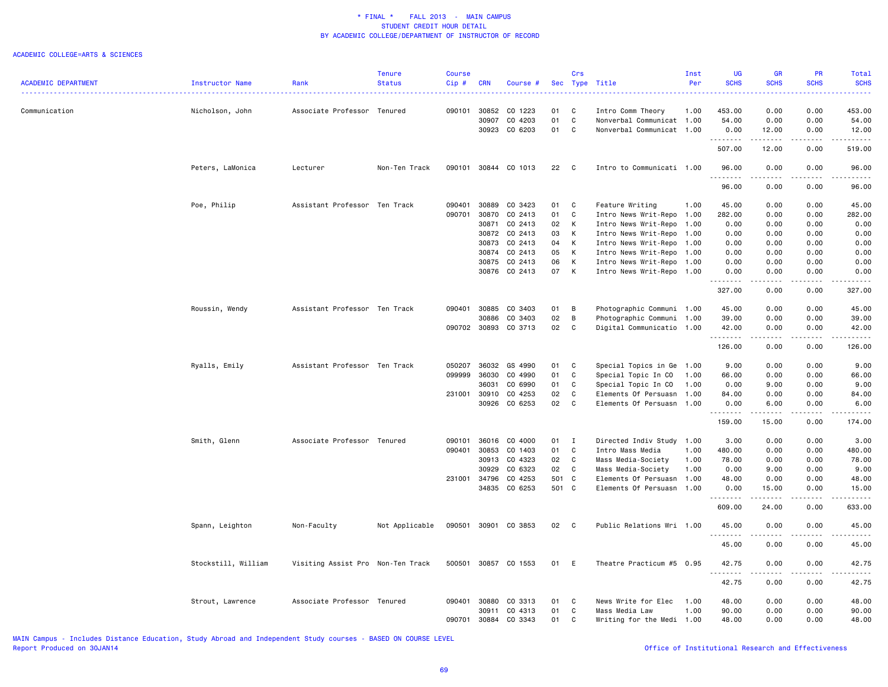* FINAL * FALL 2013 - MAIN CAMPUS
STUDENT CREDIT HOUR DETAIL
BY ACADEMIC COLLEGE/DEPARTMENT OF INSTRUCTOR OF RECORD

ACADEMIC COLLEGE=ARTS & SCIENCES

| ACADEMIC DEPARTMENT | Instructor Name | Rank | Tenure Status | Course Cip # | CRN | Course # | Sec | Crs Type | Title | Inst Per | UG SCHS | GR SCHS | PR SCHS | Total SCHS |
|---|---|---|---|---|---|---|---|---|---|---|---|---|---|---|
| Communication | Nicholson, John | Associate Professor | Tenured | 090101 | 30852 | CO 1223 | 01 | C | Intro Comm Theory | 1.00 | 453.00 | 0.00 | 0.00 | 453.00 |
| | | | | | 30907 | CO 4203 | 01 | C | Nonverbal Communicat | 1.00 | 54.00 | 0.00 | 0.00 | 54.00 |
| | | | | | 30923 | CO 6203 | 01 | C | Nonverbal Communicat | 1.00 | 0.00 | 12.00 | 0.00 | 12.00 |
| | | | | | | | | | | | 507.00 | 12.00 | 0.00 | 519.00 |
| | Peters, LaMonica | Lecturer | Non-Ten Track | 090101 | 30844 | CO 1013 | 22 | C | Intro to Communicati | 1.00 | 96.00 | 0.00 | 0.00 | 96.00 |
| | | | | | | | | | | | 96.00 | 0.00 | 0.00 | 96.00 |
| | Poe, Philip | Assistant Professor | Ten Track | 090401 | 30889 | CO 3423 | 01 | C | Feature Writing | 1.00 | 45.00 | 0.00 | 0.00 | 45.00 |
| | | | | 090701 | 30870 | CO 2413 | 01 | C | Intro News Writ-Repo | 1.00 | 282.00 | 0.00 | 0.00 | 282.00 |
| | | | | | 30871 | CO 2413 | 02 | K | Intro News Writ-Repo | 1.00 | 0.00 | 0.00 | 0.00 | 0.00 |
| | | | | | 30872 | CO 2413 | 03 | K | Intro News Writ-Repo | 1.00 | 0.00 | 0.00 | 0.00 | 0.00 |
| | | | | | 30873 | CO 2413 | 04 | K | Intro News Writ-Repo | 1.00 | 0.00 | 0.00 | 0.00 | 0.00 |
| | | | | | 30874 | CO 2413 | 05 | K | Intro News Writ-Repo | 1.00 | 0.00 | 0.00 | 0.00 | 0.00 |
| | | | | | 30875 | CO 2413 | 06 | K | Intro News Writ-Repo | 1.00 | 0.00 | 0.00 | 0.00 | 0.00 |
| | | | | | 30876 | CO 2413 | 07 | K | Intro News Writ-Repo | 1.00 | 0.00 | 0.00 | 0.00 | 0.00 |
| | | | | | | | | | | | 327.00 | 0.00 | 0.00 | 327.00 |
| | Roussin, Wendy | Assistant Professor | Ten Track | 090401 | 30885 | CO 3403 | 01 | B | Photographic Communi | 1.00 | 45.00 | 0.00 | 0.00 | 45.00 |
| | | | | | 30886 | CO 3403 | 02 | B | Photographic Communi | 1.00 | 39.00 | 0.00 | 0.00 | 39.00 |
| | | | | 090702 | 30893 | CO 3713 | 02 | C | Digital Communicatio | 1.00 | 42.00 | 0.00 | 0.00 | 42.00 |
| | | | | | | | | | | | 126.00 | 0.00 | 0.00 | 126.00 |
| | Ryalls, Emily | Assistant Professor | Ten Track | 050207 | 36032 | GS 4990 | 01 | C | Special Topics in Ge | 1.00 | 9.00 | 0.00 | 0.00 | 9.00 |
| | | | | 099999 | 36030 | CO 4990 | 01 | C | Special Topic In CO | 1.00 | 66.00 | 0.00 | 0.00 | 66.00 |
| | | | | | 36031 | CO 6990 | 01 | C | Special Topic In CO | 1.00 | 0.00 | 9.00 | 0.00 | 9.00 |
| | | | | 231001 | 30910 | CO 4253 | 02 | C | Elements Of Persuasn | 1.00 | 84.00 | 0.00 | 0.00 | 84.00 |
| | | | | | 30926 | CO 6253 | 02 | C | Elements Of Persuasn | 1.00 | 0.00 | 6.00 | 0.00 | 6.00 |
| | | | | | | | | | | | 159.00 | 15.00 | 0.00 | 174.00 |
| | Smith, Glenn | Associate Professor | Tenured | 090101 | 36016 | CO 4000 | 01 | I | Directed Indiv Study | 1.00 | 3.00 | 0.00 | 0.00 | 3.00 |
| | | | | 090401 | 30853 | CO 1403 | 01 | C | Intro Mass Media | 1.00 | 480.00 | 0.00 | 0.00 | 480.00 |
| | | | | | 30913 | CO 4323 | 02 | C | Mass Media-Society | 1.00 | 78.00 | 0.00 | 0.00 | 78.00 |
| | | | | | 30929 | CO 6323 | 02 | C | Mass Media-Society | 1.00 | 0.00 | 9.00 | 0.00 | 9.00 |
| | | | | 231001 | 34796 | CO 4253 | 501 | C | Elements Of Persuasn | 1.00 | 48.00 | 0.00 | 0.00 | 48.00 |
| | | | | | 34835 | CO 6253 | 501 | C | Elements Of Persuasn | 1.00 | 0.00 | 15.00 | 0.00 | 15.00 |
| | | | | | | | | | | | 609.00 | 24.00 | 0.00 | 633.00 |
| | Spann, Leighton | Non-Faculty | Not Applicable | 090501 | 30901 | CO 3853 | 02 | C | Public Relations Wri | 1.00 | 45.00 | 0.00 | 0.00 | 45.00 |
| | | | | | | | | | | | 45.00 | 0.00 | 0.00 | 45.00 |
| | Stockstill, William | Visiting Assist Pro | Non-Ten Track | 500501 | 30857 | CO 1553 | 01 | E | Theatre Practicum #5 | 0.95 | 42.75 | 0.00 | 0.00 | 42.75 |
| | | | | | | | | | | | 42.75 | 0.00 | 0.00 | 42.75 |
| | Strout, Lawrence | Associate Professor | Tenured | 090401 | 30880 | CO 3313 | 01 | C | News Write for Elec | 1.00 | 48.00 | 0.00 | 0.00 | 48.00 |
| | | | | | 30911 | CO 4313 | 01 | C | Mass Media Law | 1.00 | 90.00 | 0.00 | 0.00 | 90.00 |
| | | | | 090701 | 30884 | CO 3343 | 01 | C | Writing for the Medi | 1.00 | 48.00 | 0.00 | 0.00 | 48.00 |

MAIN Campus - Includes Distance Education, Study Abroad and Independent Study courses - BASED ON COURSE LEVEL
Report Produced on 30JAN14

Office of Institutional Research and Effectiveness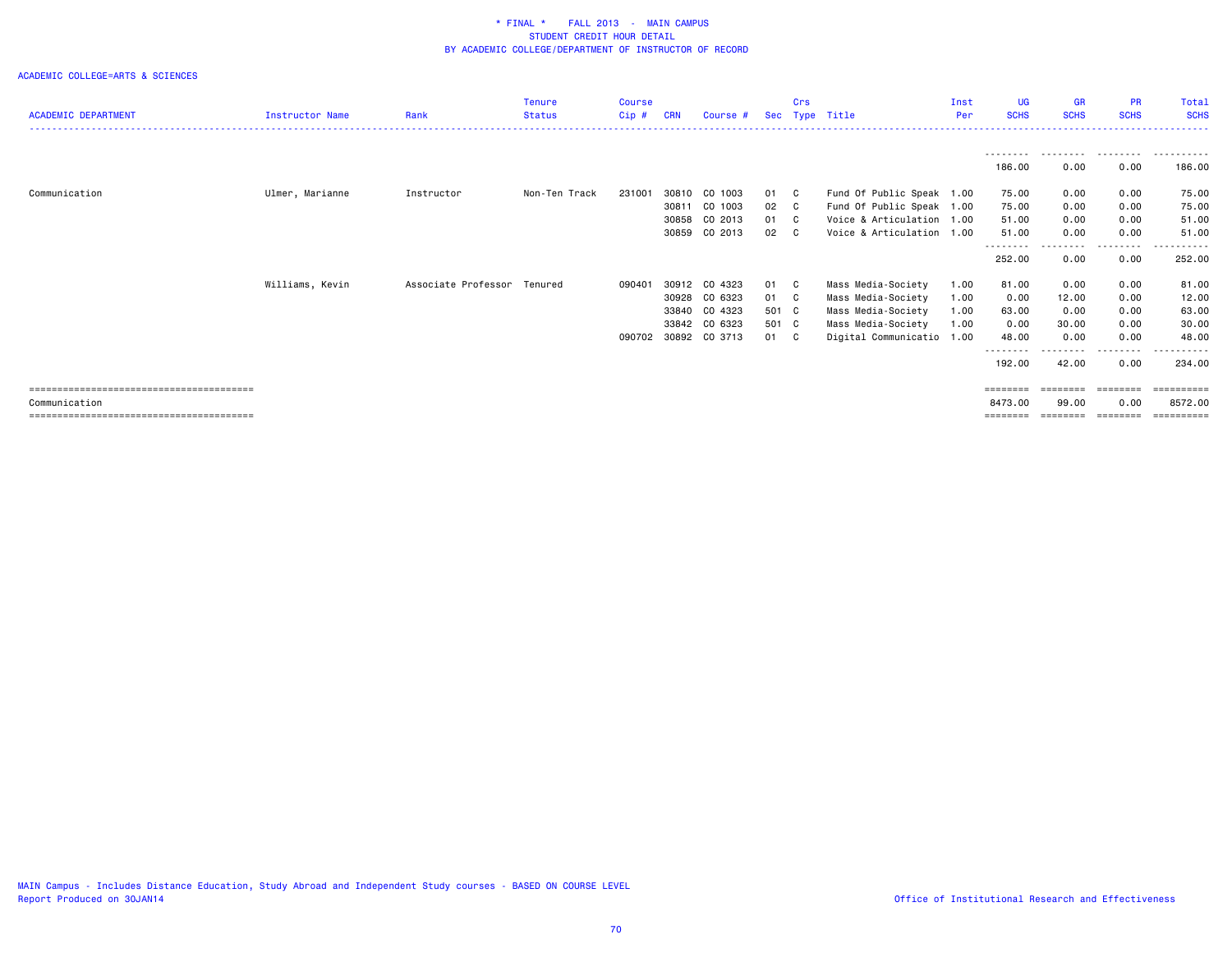# * FINAL * FALL 2013 - MAIN CAMPUS
## STUDENT CREDIT HOUR DETAIL
## BY ACADEMIC COLLEGE/DEPARTMENT OF INSTRUCTOR OF RECORD

ACADEMIC COLLEGE=ARTS & SCIENCES

| ACADEMIC DEPARTMENT | Instructor Name | Rank | Tenure Status | Course Cip # | CRN | Course # | Sec | Crs Type | Title | Inst Per | UG SCHS | GR SCHS | PR SCHS | Total SCHS |
|---|---|---|---|---|---|---|---|---|---|---|---|---|---|---|
| | | | | | | | | | | | 186.00 | 0.00 | 0.00 | 186.00 |
| Communication | Ulmer, Marianne | Instructor | Non-Ten Track | 231001 | 30810 | CO 1003 | 01 | C | Fund Of Public Speak | 1.00 | 75.00 | 0.00 | 0.00 | 75.00 |
| | | | | | 30811 | CO 1003 | 02 | C | Fund Of Public Speak | 1.00 | 75.00 | 0.00 | 0.00 | 75.00 |
| | | | | | 30858 | CO 2013 | 01 | C | Voice & Articulation | 1.00 | 51.00 | 0.00 | 0.00 | 51.00 |
| | | | | | 30859 | CO 2013 | 02 | C | Voice & Articulation | 1.00 | 51.00 | 0.00 | 0.00 | 51.00 |
| | | | | | | | | | | | 252.00 | 0.00 | 0.00 | 252.00 |
| | Williams, Kevin | Associate Professor | Tenured | 090401 | 30912 | CO 4323 | 01 | C | Mass Media-Society | 1.00 | 81.00 | 0.00 | 0.00 | 81.00 |
| | | | | | 30928 | CO 6323 | 01 | C | Mass Media-Society | 1.00 | 0.00 | 12.00 | 0.00 | 12.00 |
| | | | | | 33840 | CO 4323 | 501 | C | Mass Media-Society | 1.00 | 63.00 | 0.00 | 0.00 | 63.00 |
| | | | | | 33842 | CO 6323 | 501 | C | Mass Media-Society | 1.00 | 0.00 | 30.00 | 0.00 | 30.00 |
| | | | | 090702 | 30892 | CO 3713 | 01 | C | Digital Communicatio | 1.00 | 48.00 | 0.00 | 0.00 | 48.00 |
| | | | | | | | | | | | 192.00 | 42.00 | 0.00 | 234.00 |
| Communication | | | | | | | | | | | 8473.00 | 99.00 | 0.00 | 8572.00 |

MAIN Campus - Includes Distance Education, Study Abroad and Independent Study courses - BASED ON COURSE LEVEL
Report Produced on 30JAN14

Office of Institutional Research and Effectiveness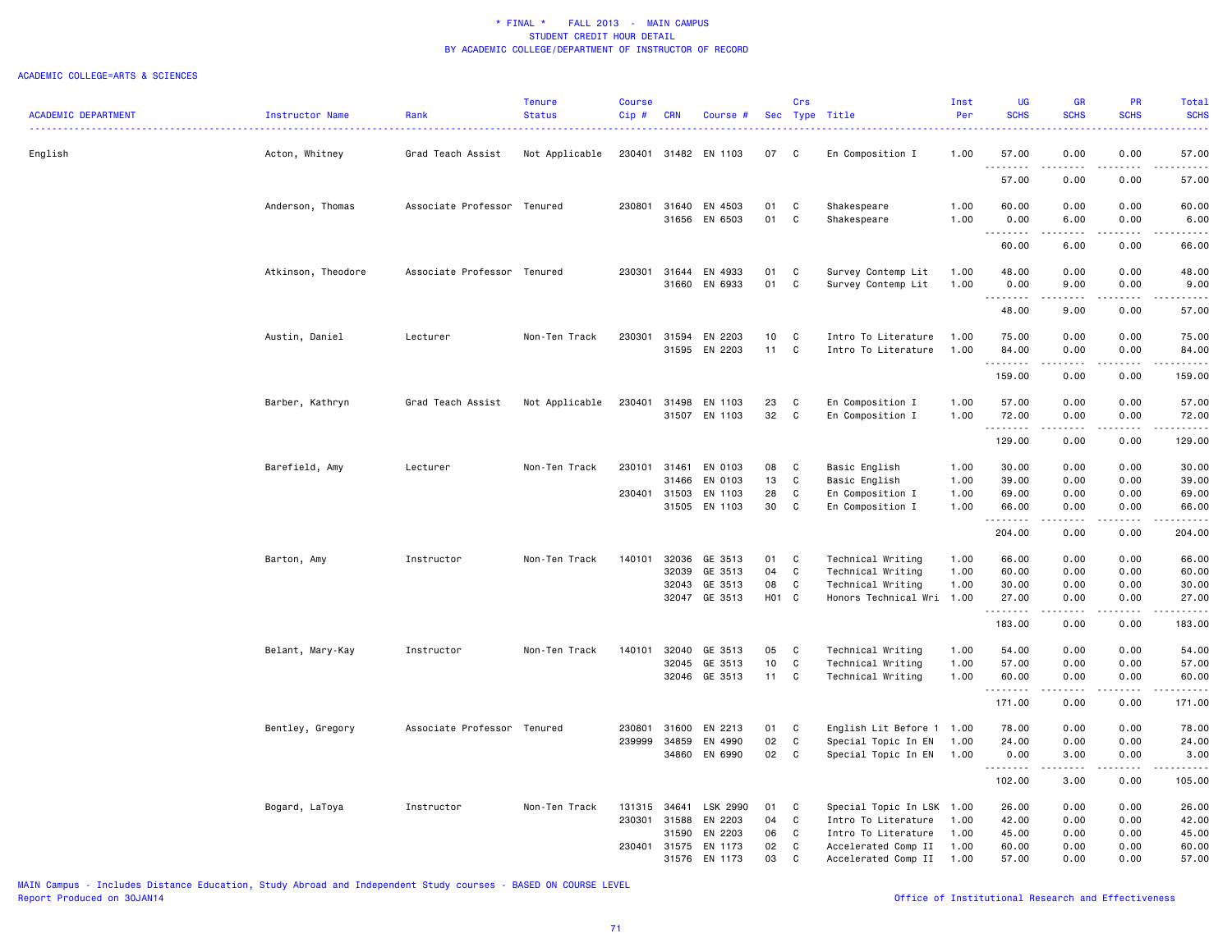# * FINAL * FALL 2013 - MAIN CAMPUS
## STUDENT CREDIT HOUR DETAIL
## BY ACADEMIC COLLEGE/DEPARTMENT OF INSTRUCTOR OF RECORD

ACADEMIC COLLEGE=ARTS & SCIENCES

| ACADEMIC DEPARTMENT | Instructor Name | Rank | Tenure Status | Course Cip # | CRN | Course # | Sec | Crs Type | Title | Inst Per | UG SCHS | GR SCHS | PR SCHS | Total SCHS |
|---|---|---|---|---|---|---|---|---|---|---|---|---|---|---|
| English | Acton, Whitney | Grad Teach Assist | Not Applicable | 230401 | 31482 | EN 1103 | 07 | C | En Composition I | 1.00 | 57.00 | 0.00 | 0.00 | 57.00 |
| | | | | | | | | | | | 57.00 | 0.00 | 0.00 | 57.00 |
| | Anderson, Thomas | Associate Professor | Tenured | 230801 | 31640 | EN 4503 | 01 | C | Shakespeare | 1.00 | 60.00 | 0.00 | 0.00 | 60.00 |
| | | | | | 31656 | EN 6503 | 01 | C | Shakespeare | 1.00 | 0.00 | 6.00 | 0.00 | 6.00 |
| | | | | | | | | | | | 60.00 | 6.00 | 0.00 | 66.00 |
| | Atkinson, Theodore | Associate Professor | Tenured | 230301 | 31644 | EN 4933 | 01 | C | Survey Contemp Lit | 1.00 | 48.00 | 0.00 | 0.00 | 48.00 |
| | | | | | 31660 | EN 6933 | 01 | C | Survey Contemp Lit | 1.00 | 0.00 | 9.00 | 0.00 | 9.00 |
| | | | | | | | | | | | 48.00 | 9.00 | 0.00 | 57.00 |
| | Austin, Daniel | Lecturer | Non-Ten Track | 230301 | 31594 | EN 2203 | 10 | C | Intro To Literature | 1.00 | 75.00 | 0.00 | 0.00 | 75.00 |
| | | | | | 31595 | EN 2203 | 11 | C | Intro To Literature | 1.00 | 84.00 | 0.00 | 0.00 | 84.00 |
| | | | | | | | | | | | 159.00 | 0.00 | 0.00 | 159.00 |
| | Barber, Kathryn | Grad Teach Assist | Not Applicable | 230401 | 31498 | EN 1103 | 23 | C | En Composition I | 1.00 | 57.00 | 0.00 | 0.00 | 57.00 |
| | | | | | 31507 | EN 1103 | 32 | C | En Composition I | 1.00 | 72.00 | 0.00 | 0.00 | 72.00 |
| | | | | | | | | | | | 129.00 | 0.00 | 0.00 | 129.00 |
| | Barefield, Amy | Lecturer | Non-Ten Track | 230101 | 31461 | EN 0103 | 08 | C | Basic English | 1.00 | 30.00 | 0.00 | 0.00 | 30.00 |
| | | | | | 31466 | EN 0103 | 13 | C | Basic English | 1.00 | 39.00 | 0.00 | 0.00 | 39.00 |
| | | | | 230401 | 31503 | EN 1103 | 28 | C | En Composition I | 1.00 | 69.00 | 0.00 | 0.00 | 69.00 |
| | | | | | 31505 | EN 1103 | 30 | C | En Composition I | 1.00 | 66.00 | 0.00 | 0.00 | 66.00 |
| | | | | | | | | | | | 204.00 | 0.00 | 0.00 | 204.00 |
| | Barton, Amy | Instructor | Non-Ten Track | 140101 | 32036 | GE 3513 | 01 | C | Technical Writing | 1.00 | 66.00 | 0.00 | 0.00 | 66.00 |
| | | | | | 32039 | GE 3513 | 04 | C | Technical Writing | 1.00 | 60.00 | 0.00 | 0.00 | 60.00 |
| | | | | | 32043 | GE 3513 | 08 | C | Technical Writing | 1.00 | 30.00 | 0.00 | 0.00 | 30.00 |
| | | | | | 32047 | GE 3513 | H01 | C | Honors Technical Wri | 1.00 | 27.00 | 0.00 | 0.00 | 27.00 |
| | | | | | | | | | | | 183.00 | 0.00 | 0.00 | 183.00 |
| | Belant, Mary-Kay | Instructor | Non-Ten Track | 140101 | 32040 | GE 3513 | 05 | C | Technical Writing | 1.00 | 54.00 | 0.00 | 0.00 | 54.00 |
| | | | | | 32045 | GE 3513 | 10 | C | Technical Writing | 1.00 | 57.00 | 0.00 | 0.00 | 57.00 |
| | | | | | 32046 | GE 3513 | 11 | C | Technical Writing | 1.00 | 60.00 | 0.00 | 0.00 | 60.00 |
| | | | | | | | | | | | 171.00 | 0.00 | 0.00 | 171.00 |
| | Bentley, Gregory | Associate Professor | Tenured | 230801 | 31600 | EN 2213 | 01 | C | English Lit Before 1 | 1.00 | 78.00 | 0.00 | 0.00 | 78.00 |
| | | | | 239999 | 34859 | EN 4990 | 02 | C | Special Topic In EN | 1.00 | 24.00 | 0.00 | 0.00 | 24.00 |
| | | | | | 34860 | EN 6990 | 02 | C | Special Topic In EN | 1.00 | 0.00 | 3.00 | 0.00 | 3.00 |
| | | | | | | | | | | | 102.00 | 3.00 | 0.00 | 105.00 |
| | Bogard, LaToya | Instructor | Non-Ten Track | 131315 | 34641 | LSK 2990 | 01 | C | Special Topic In LSK | 1.00 | 26.00 | 0.00 | 0.00 | 26.00 |
| | | | | 230301 | 31588 | EN 2203 | 04 | C | Intro To Literature | 1.00 | 42.00 | 0.00 | 0.00 | 42.00 |
| | | | | | 31590 | EN 2203 | 06 | C | Intro To Literature | 1.00 | 45.00 | 0.00 | 0.00 | 45.00 |
| | | | | 230401 | 31575 | EN 1173 | 02 | C | Accelerated Comp II | 1.00 | 60.00 | 0.00 | 0.00 | 60.00 |
| | | | | | 31576 | EN 1173 | 03 | C | Accelerated Comp II | 1.00 | 57.00 | 0.00 | 0.00 | 57.00 |

MAIN Campus - Includes Distance Education, Study Abroad and Independent Study courses - BASED ON COURSE LEVEL
Report Produced on 30JAN14

Office of Institutional Research and Effectiveness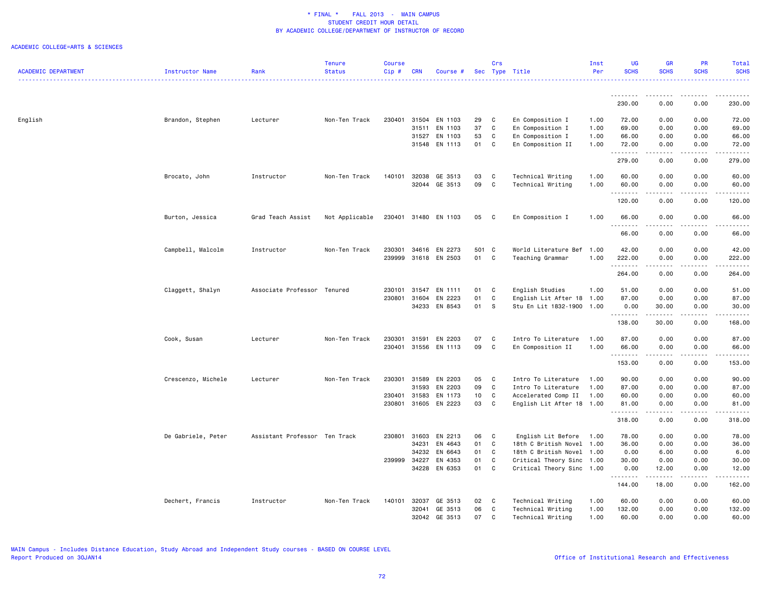\* FINAL \* FALL 2013 - MAIN CAMPUS
STUDENT CREDIT HOUR DETAIL
BY ACADEMIC COLLEGE/DEPARTMENT OF INSTRUCTOR OF RECORD

ACADEMIC COLLEGE=ARTS & SCIENCES

| ACADEMIC DEPARTMENT | Instructor Name | Rank | Tenure Status | Course Cip # | CRN | Course # | Sec | Crs Type | Title | Inst Per | UG SCHS | GR SCHS | PR SCHS | Total SCHS |
|---|---|---|---|---|---|---|---|---|---|---|---|---|---|---|
| | | | | | | | | | | | 230.00 | 0.00 | 0.00 | 230.00 |
| English | Brandon, Stephen | Lecturer | Non-Ten Track | 230401 | 31504 | EN 1103 | 29 | C | En Composition I | 1.00 | 72.00 | 0.00 | 0.00 | 72.00 |
| | | | | | 31511 | EN 1103 | 37 | C | En Composition I | 1.00 | 69.00 | 0.00 | 0.00 | 69.00 |
| | | | | | 31527 | EN 1103 | 53 | C | En Composition I | 1.00 | 66.00 | 0.00 | 0.00 | 66.00 |
| | | | | | 31548 | EN 1113 | 01 | C | En Composition II | 1.00 | 72.00 | 0.00 | 0.00 | 72.00 |
| | | | | | | | | | | | 279.00 | 0.00 | 0.00 | 279.00 |
| | Brocato, John | Instructor | Non-Ten Track | 140101 | 32038 | GE 3513 | 03 | C | Technical Writing | 1.00 | 60.00 | 0.00 | 0.00 | 60.00 |
| | | | | | 32044 | GE 3513 | 09 | C | Technical Writing | 1.00 | 60.00 | 0.00 | 0.00 | 60.00 |
| | | | | | | | | | | | 120.00 | 0.00 | 0.00 | 120.00 |
| | Burton, Jessica | Grad Teach Assist | Not Applicable | 230401 | 31480 | EN 1103 | 05 | C | En Composition I | 1.00 | 66.00 | 0.00 | 0.00 | 66.00 |
| | | | | | | | | | | | 66.00 | 0.00 | 0.00 | 66.00 |
| | Campbell, Malcolm | Instructor | Non-Ten Track | 230301 | 34616 | EN 2273 | 501 | C | World Literature Bef | 1.00 | 42.00 | 0.00 | 0.00 | 42.00 |
| | | | | 239999 | 31618 | EN 2503 | 01 | C | Teaching Grammar | 1.00 | 222.00 | 0.00 | 0.00 | 222.00 |
| | | | | | | | | | | | 264.00 | 0.00 | 0.00 | 264.00 |
| | Claggett, Shalyn | Associate Professor | Tenured | 230101 | 31547 | EN 1111 | 01 | C | English Studies | 1.00 | 51.00 | 0.00 | 0.00 | 51.00 |
| | | | | 230801 | 31604 | EN 2223 | 01 | C | English Lit After 18 | 1.00 | 87.00 | 0.00 | 0.00 | 87.00 |
| | | | | | 34233 | EN 8543 | 01 | S | Stu En Lit 1832-1900 | 1.00 | 0.00 | 30.00 | 0.00 | 30.00 |
| | | | | | | | | | | | 138.00 | 30.00 | 0.00 | 168.00 |
| | Cook, Susan | Lecturer | Non-Ten Track | 230301 | 31591 | EN 2203 | 07 | C | Intro To Literature | 1.00 | 87.00 | 0.00 | 0.00 | 87.00 |
| | | | | 230401 | 31556 | EN 1113 | 09 | C | En Composition II | 1.00 | 66.00 | 0.00 | 0.00 | 66.00 |
| | | | | | | | | | | | 153.00 | 0.00 | 0.00 | 153.00 |
| | Crescenzo, Michele | Lecturer | Non-Ten Track | 230301 | 31589 | EN 2203 | 05 | C | Intro To Literature | 1.00 | 90.00 | 0.00 | 0.00 | 90.00 |
| | | | | | 31593 | EN 2203 | 09 | C | Intro To Literature | 1.00 | 87.00 | 0.00 | 0.00 | 87.00 |
| | | | | 230401 | 31583 | EN 1173 | 10 | C | Accelerated Comp II | 1.00 | 60.00 | 0.00 | 0.00 | 60.00 |
| | | | | 230801 | 31605 | EN 2223 | 03 | C | English Lit After 18 | 1.00 | 81.00 | 0.00 | 0.00 | 81.00 |
| | | | | | | | | | | | 318.00 | 0.00 | 0.00 | 318.00 |
| | De Gabriele, Peter | Assistant Professor | Ten Track | 230801 | 31603 | EN 2213 | 06 | C | English Lit Before | 1.00 | 78.00 | 0.00 | 0.00 | 78.00 |
| | | | | | 34231 | EN 4643 | 01 | C | 18th C British Novel | 1.00 | 36.00 | 0.00 | 0.00 | 36.00 |
| | | | | | 34232 | EN 6643 | 01 | C | 18th C British Novel | 1.00 | 0.00 | 6.00 | 0.00 | 6.00 |
| | | | | 239999 | 34227 | EN 4353 | 01 | C | Critical Theory Sinc | 1.00 | 30.00 | 0.00 | 0.00 | 30.00 |
| | | | | | 34228 | EN 6353 | 01 | C | Critical Theory Sinc | 1.00 | 0.00 | 12.00 | 0.00 | 12.00 |
| | | | | | | | | | | | 144.00 | 18.00 | 0.00 | 162.00 |
| | Dechert, Francis | Instructor | Non-Ten Track | 140101 | 32037 | GE 3513 | 02 | C | Technical Writing | 1.00 | 60.00 | 0.00 | 0.00 | 60.00 |
| | | | | | 32041 | GE 3513 | 06 | C | Technical Writing | 1.00 | 132.00 | 0.00 | 0.00 | 132.00 |
| | | | | | 32042 | GE 3513 | 07 | C | Technical Writing | 1.00 | 60.00 | 0.00 | 0.00 | 60.00 |

MAIN Campus - Includes Distance Education, Study Abroad and Independent Study courses - BASED ON COURSE LEVEL
Report Produced on 30JAN14

Office of Institutional Research and Effectiveness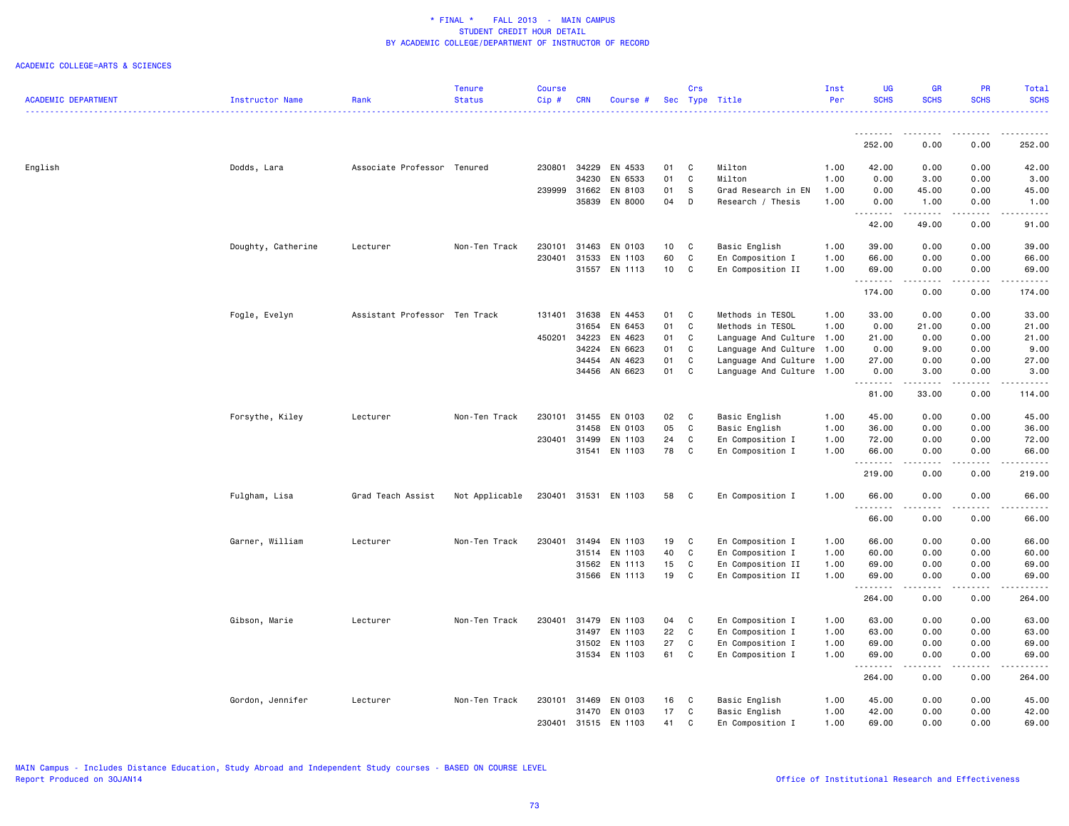# * FINAL * FALL 2013 - MAIN CAMPUS
## STUDENT CREDIT HOUR DETAIL
## BY ACADEMIC COLLEGE/DEPARTMENT OF INSTRUCTOR OF RECORD

ACADEMIC COLLEGE=ARTS & SCIENCES

| ACADEMIC DEPARTMENT | Instructor Name | Rank | Tenure Status | Course Cip # | CRN | Course # | Sec | Crs Type | Title | Inst Per | UG SCHS | GR SCHS | PR SCHS | Total SCHS |
|---|---|---|---|---|---|---|---|---|---|---|---|---|---|---|
| | | | | | | | | | | | 252.00 | 0.00 | 0.00 | 252.00 |
| English | Dodds, Lara | Associate Professor | Tenured | 230801 | 34229 | EN 4533 | 01 | C | Milton | 1.00 | 42.00 | 0.00 | 0.00 | 42.00 |
| | | | | | 34230 | EN 6533 | 01 | C | Milton | 1.00 | 0.00 | 3.00 | 0.00 | 3.00 |
| | | | | 239999 | 31662 | EN 8103 | 01 | S | Grad Research in EN | 1.00 | 0.00 | 45.00 | 0.00 | 45.00 |
| | | | | | 35839 | EN 8000 | 04 | D | Research / Thesis | 1.00 | 0.00 | 1.00 | 0.00 | 1.00 |
| | | | | | | | | | | | 42.00 | 49.00 | 0.00 | 91.00 |
| | Doughty, Catherine | Lecturer | Non-Ten Track | 230101 | 31463 | EN 0103 | 10 | C | Basic English | 1.00 | 39.00 | 0.00 | 0.00 | 39.00 |
| | | | | 230401 | 31533 | EN 1103 | 60 | C | En Composition I | 1.00 | 66.00 | 0.00 | 0.00 | 66.00 |
| | | | | | 31557 | EN 1113 | 10 | C | En Composition II | 1.00 | 69.00 | 0.00 | 0.00 | 69.00 |
| | | | | | | | | | | | 174.00 | 0.00 | 0.00 | 174.00 |
| | Fogle, Evelyn | Assistant Professor | Ten Track | 131401 | 31638 | EN 4453 | 01 | C | Methods in TESOL | 1.00 | 33.00 | 0.00 | 0.00 | 33.00 |
| | | | | | 31654 | EN 6453 | 01 | C | Methods in TESOL | 1.00 | 0.00 | 21.00 | 0.00 | 21.00 |
| | | | | 450201 | 34223 | EN 4623 | 01 | C | Language And Culture | 1.00 | 21.00 | 0.00 | 0.00 | 21.00 |
| | | | | | 34224 | EN 6623 | 01 | C | Language And Culture | 1.00 | 0.00 | 9.00 | 0.00 | 9.00 |
| | | | | | 34454 | AN 4623 | 01 | C | Language And Culture | 1.00 | 27.00 | 0.00 | 0.00 | 27.00 |
| | | | | | 34456 | AN 6623 | 01 | C | Language And Culture | 1.00 | 0.00 | 3.00 | 0.00 | 3.00 |
| | | | | | | | | | | | 81.00 | 33.00 | 0.00 | 114.00 |
| | Forsythe, Kiley | Lecturer | Non-Ten Track | 230101 | 31455 | EN 0103 | 02 | C | Basic English | 1.00 | 45.00 | 0.00 | 0.00 | 45.00 |
| | | | | | 31458 | EN 0103 | 05 | C | Basic English | 1.00 | 36.00 | 0.00 | 0.00 | 36.00 |
| | | | | 230401 | 31499 | EN 1103 | 24 | C | En Composition I | 1.00 | 72.00 | 0.00 | 0.00 | 72.00 |
| | | | | | 31541 | EN 1103 | 78 | C | En Composition I | 1.00 | 66.00 | 0.00 | 0.00 | 66.00 |
| | | | | | | | | | | | 219.00 | 0.00 | 0.00 | 219.00 |
| | Fulgham, Lisa | Grad Teach Assist | Not Applicable | 230401 | 31531 | EN 1103 | 58 | C | En Composition I | 1.00 | 66.00 | 0.00 | 0.00 | 66.00 |
| | | | | | | | | | | | 66.00 | 0.00 | 0.00 | 66.00 |
| | Garner, William | Lecturer | Non-Ten Track | 230401 | 31494 | EN 1103 | 19 | C | En Composition I | 1.00 | 66.00 | 0.00 | 0.00 | 66.00 |
| | | | | | 31514 | EN 1103 | 40 | C | En Composition I | 1.00 | 60.00 | 0.00 | 0.00 | 60.00 |
| | | | | | 31562 | EN 1113 | 15 | C | En Composition II | 1.00 | 69.00 | 0.00 | 0.00 | 69.00 |
| | | | | | 31566 | EN 1113 | 19 | C | En Composition II | 1.00 | 69.00 | 0.00 | 0.00 | 69.00 |
| | | | | | | | | | | | 264.00 | 0.00 | 0.00 | 264.00 |
| | Gibson, Marie | Lecturer | Non-Ten Track | 230401 | 31479 | EN 1103 | 04 | C | En Composition I | 1.00 | 63.00 | 0.00 | 0.00 | 63.00 |
| | | | | | 31497 | EN 1103 | 22 | C | En Composition I | 1.00 | 63.00 | 0.00 | 0.00 | 63.00 |
| | | | | | 31502 | EN 1103 | 27 | C | En Composition I | 1.00 | 69.00 | 0.00 | 0.00 | 69.00 |
| | | | | | 31534 | EN 1103 | 61 | C | En Composition I | 1.00 | 69.00 | 0.00 | 0.00 | 69.00 |
| | | | | | | | | | | | 264.00 | 0.00 | 0.00 | 264.00 |
| | Gordon, Jennifer | Lecturer | Non-Ten Track | 230101 | 31469 | EN 0103 | 16 | C | Basic English | 1.00 | 45.00 | 0.00 | 0.00 | 45.00 |
| | | | | | 31470 | EN 0103 | 17 | C | Basic English | 1.00 | 42.00 | 0.00 | 0.00 | 42.00 |
| | | | | 230401 | 31515 | EN 1103 | 41 | C | En Composition I | 1.00 | 69.00 | 0.00 | 0.00 | 69.00 |

MAIN Campus - Includes Distance Education, Study Abroad and Independent Study courses - BASED ON COURSE LEVEL
Report Produced on 30JAN14

Office of Institutional Research and Effectiveness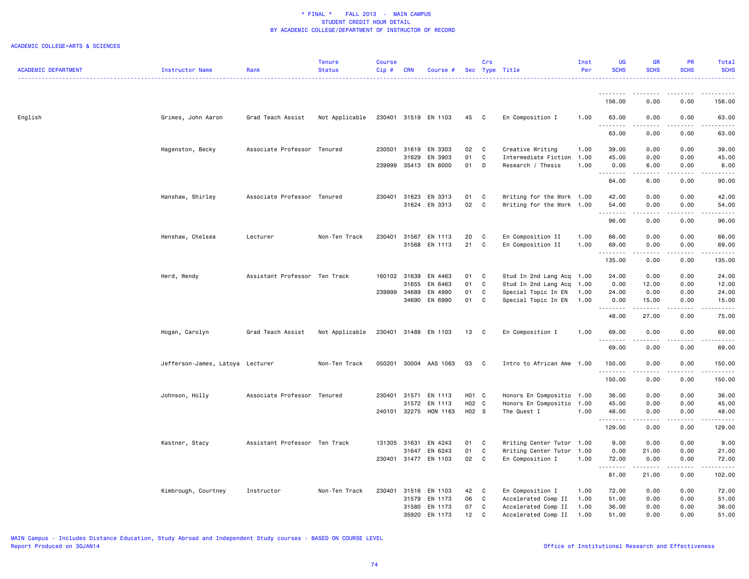\* FINAL \*    FALL 2013  -  MAIN CAMPUS
STUDENT CREDIT HOUR DETAIL
BY ACADEMIC COLLEGE/DEPARTMENT OF INSTRUCTOR OF RECORD

ACADEMIC COLLEGE=ARTS & SCIENCES

| ACADEMIC DEPARTMENT | Instructor Name | Rank | Tenure Status | Course Cip # | CRN | Course # | Sec | Crs Type | Title | Inst Per | UG SCHS | GR SCHS | PR SCHS | Total SCHS |
|---|---|---|---|---|---|---|---|---|---|---|---|---|---|---|
| | | | | | | | | | | | 156.00 | 0.00 | 0.00 | 156.00 |
| English | Grimes, John Aaron | Grad Teach Assist | Not Applicable | 230401 | 31519 | EN 1103 | 45 | C | En Composition I | 1.00 | 63.00 | 0.00 | 0.00 | 63.00 |
| | | | | | | | | | | | 63.00 | 0.00 | 0.00 | 63.00 |
| | Hagenston, Becky | Associate Professor | Tenured | 230501 | 31619 | EN 3303 | 02 | C | Creative Writing | 1.00 | 39.00 | 0.00 | 0.00 | 39.00 |
| | | | | | 31629 | EN 3903 | 01 | C | Intermediate Fiction | 1.00 | 45.00 | 0.00 | 0.00 | 45.00 |
| | | | | 239999 | 35413 | EN 8000 | 01 | D | Research / Thesis | 1.00 | 0.00 | 6.00 | 0.00 | 6.00 |
| | | | | | | | | | | | 84.00 | 6.00 | 0.00 | 90.00 |
| | Hanshaw, Shirley | Associate Professor | Tenured | 230401 | 31623 | EN 3313 | 01 | C | Writing for the Work | 1.00 | 42.00 | 0.00 | 0.00 | 42.00 |
| | | | | | 31624 | EN 3313 | 02 | C | Writing for the Work | 1.00 | 54.00 | 0.00 | 0.00 | 54.00 |
| | | | | | | | | | | | 96.00 | 0.00 | 0.00 | 96.00 |
| | Henshaw, Chelsea | Lecturer | Non-Ten Track | 230401 | 31567 | EN 1113 | 20 | C | En Composition II | 1.00 | 66.00 | 0.00 | 0.00 | 66.00 |
| | | | | | 31568 | EN 1113 | 21 | C | En Composition II | 1.00 | 69.00 | 0.00 | 0.00 | 69.00 |
| | | | | | | | | | | | 135.00 | 0.00 | 0.00 | 135.00 |
| | Herd, Wendy | Assistant Professor | Ten Track | 160102 | 31639 | EN 4463 | 01 | C | Stud In 2nd Lang Acq | 1.00 | 24.00 | 0.00 | 0.00 | 24.00 |
| | | | | | 31655 | EN 6463 | 01 | C | Stud In 2nd Lang Acq | 1.00 | 0.00 | 12.00 | 0.00 | 12.00 |
| | | | | 239999 | 34689 | EN 4990 | 01 | C | Special Topic In EN | 1.00 | 24.00 | 0.00 | 0.00 | 24.00 |
| | | | | | 34690 | EN 6990 | 01 | C | Special Topic In EN | 1.00 | 0.00 | 15.00 | 0.00 | 15.00 |
| | | | | | | | | | | | 48.00 | 27.00 | 0.00 | 75.00 |
| | Hogan, Carolyn | Grad Teach Assist | Not Applicable | 230401 | 31488 | EN 1103 | 13 | C | En Composition I | 1.00 | 69.00 | 0.00 | 0.00 | 69.00 |
| | | | | | | | | | | | 69.00 | 0.00 | 0.00 | 69.00 |
| | Jefferson-James, Latoya | Lecturer | Non-Ten Track | 050201 | 30004 | AAS 1063 | 03 | C | Intro to African Ame | 1.00 | 150.00 | 0.00 | 0.00 | 150.00 |
| | | | | | | | | | | | 150.00 | 0.00 | 0.00 | 150.00 |
| | Johnson, Holly | Associate Professor | Tenured | 230401 | 31571 | EN 1113 | H01 | C | Honors En Compositio | 1.00 | 36.00 | 0.00 | 0.00 | 36.00 |
| | | | | | 31572 | EN 1113 | H02 | C | Honors En Compositio | 1.00 | 45.00 | 0.00 | 0.00 | 45.00 |
| | | | | 240101 | 32275 | HON 1163 | H02 | S | The Quest I | 1.00 | 48.00 | 0.00 | 0.00 | 48.00 |
| | | | | | | | | | | | 129.00 | 0.00 | 0.00 | 129.00 |
| | Kastner, Stacy | Assistant Professor | Ten Track | 131305 | 31631 | EN 4243 | 01 | C | Writing Center Tutor | 1.00 | 9.00 | 0.00 | 0.00 | 9.00 |
| | | | | | 31647 | EN 6243 | 01 | C | Writing Center Tutor | 1.00 | 0.00 | 21.00 | 0.00 | 21.00 |
| | | | | 230401 | 31477 | EN 1103 | 02 | C | En Composition I | 1.00 | 72.00 | 0.00 | 0.00 | 72.00 |
| | | | | | | | | | | | 81.00 | 21.00 | 0.00 | 102.00 |
| | Kimbrough, Courtney | Instructor | Non-Ten Track | 230401 | 31516 | EN 1103 | 42 | C | En Composition I | 1.00 | 72.00 | 0.00 | 0.00 | 72.00 |
| | | | | | 31579 | EN 1173 | 06 | C | Accelerated Comp II | 1.00 | 51.00 | 0.00 | 0.00 | 51.00 |
| | | | | | 31580 | EN 1173 | 07 | C | Accelerated Comp II | 1.00 | 36.00 | 0.00 | 0.00 | 36.00 |
| | | | | | 35920 | EN 1173 | 12 | C | Accelerated Comp II | 1.00 | 51.00 | 0.00 | 0.00 | 51.00 |

MAIN Campus - Includes Distance Education, Study Abroad and Independent Study courses - BASED ON COURSE LEVEL
Report Produced on 30JAN14

Office of Institutional Research and Effectiveness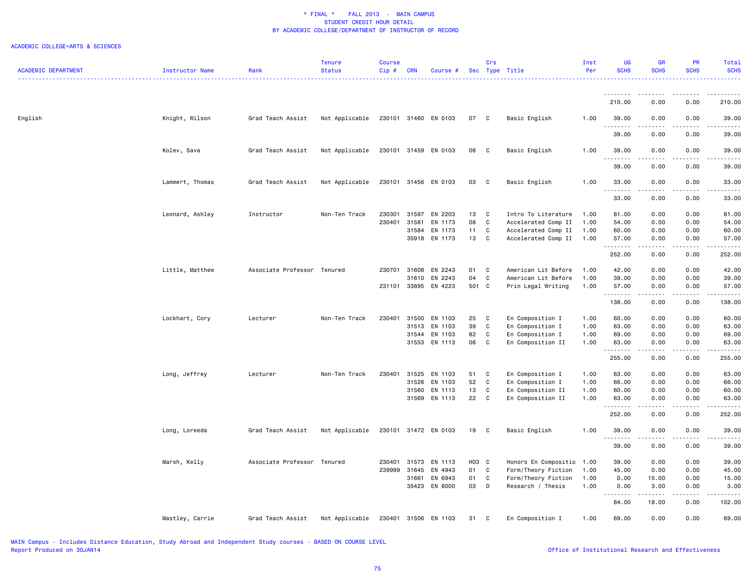\* FINAL \* FALL 2013 - MAIN CAMPUS
STUDENT CREDIT HOUR DETAIL
BY ACADEMIC COLLEGE/DEPARTMENT OF INSTRUCTOR OF RECORD

ACADEMIC COLLEGE=ARTS & SCIENCES

| ACADEMIC DEPARTMENT | Instructor Name | Rank | Tenure Status | Course Cip # | CRN | Course # | Sec | Crs Type | Title | Inst Per | UG SCHS | GR SCHS | PR SCHS | Total SCHS |
|---|---|---|---|---|---|---|---|---|---|---|---|---|---|---|
| | | | | | | | | | | | 210.00 | 0.00 | 0.00 | 210.00 |
| English | Knight, Wilson | Grad Teach Assist | Not Applicable | 230101 | 31460 | EN 0103 | 07 | C | Basic English | 1.00 | 39.00 | 0.00 | 0.00 | 39.00 |
| | | | | | | | | | | | 39.00 | 0.00 | 0.00 | 39.00 |
| | Kolev, Sava | Grad Teach Assist | Not Applicable | 230101 | 31459 | EN 0103 | 06 | C | Basic English | 1.00 | 39.00 | 0.00 | 0.00 | 39.00 |
| | | | | | | | | | | | 39.00 | 0.00 | 0.00 | 39.00 |
| | Lammert, Thomas | Grad Teach Assist | Not Applicable | 230101 | 31456 | EN 0103 | 03 | C | Basic English | 1.00 | 33.00 | 0.00 | 0.00 | 33.00 |
| | | | | | | | | | | | 33.00 | 0.00 | 0.00 | 33.00 |
| | Leonard, Ashley | Instructor | Non-Ten Track | 230301 | 31597 | EN 2203 | 13 | C | Intro To Literature | 1.00 | 81.00 | 0.00 | 0.00 | 81.00 |
| | | | | 230401 | 31581 | EN 1173 | 08 | C | Accelerated Comp II | 1.00 | 54.00 | 0.00 | 0.00 | 54.00 |
| | | | | | 31584 | EN 1173 | 11 | C | Accelerated Comp II | 1.00 | 60.00 | 0.00 | 0.00 | 60.00 |
| | | | | | 35918 | EN 1173 | 13 | C | Accelerated Comp II | 1.00 | 57.00 | 0.00 | 0.00 | 57.00 |
| | | | | | | | | | | | 252.00 | 0.00 | 0.00 | 252.00 |
| | Little, Matthew | Associate Professor | Tenured | 230701 | 31608 | EN 2243 | 01 | C | American Lit Before | 1.00 | 42.00 | 0.00 | 0.00 | 42.00 |
| | | | | | 31610 | EN 2243 | 04 | C | American Lit Before | 1.00 | 39.00 | 0.00 | 0.00 | 39.00 |
| | | | | 231101 | 33895 | EN 4223 | 501 | C | Prin Legal Writing | 1.00 | 57.00 | 0.00 | 0.00 | 57.00 |
| | | | | | | | | | | | 138.00 | 0.00 | 0.00 | 138.00 |
| | Lockhart, Cory | Lecturer | Non-Ten Track | 230401 | 31500 | EN 1103 | 25 | C | En Composition I | 1.00 | 60.00 | 0.00 | 0.00 | 60.00 |
| | | | | | 31513 | EN 1103 | 39 | C | En Composition I | 1.00 | 63.00 | 0.00 | 0.00 | 63.00 |
| | | | | | 31544 | EN 1103 | 82 | C | En Composition I | 1.00 | 69.00 | 0.00 | 0.00 | 69.00 |
| | | | | | 31553 | EN 1113 | 06 | C | En Composition II | 1.00 | 63.00 | 0.00 | 0.00 | 63.00 |
| | | | | | | | | | | | 255.00 | 0.00 | 0.00 | 255.00 |
| | Long, Jeffrey | Lecturer | Non-Ten Track | 230401 | 31525 | EN 1103 | 51 | C | En Composition I | 1.00 | 63.00 | 0.00 | 0.00 | 63.00 |
| | | | | | 31526 | EN 1103 | 52 | C | En Composition I | 1.00 | 66.00 | 0.00 | 0.00 | 66.00 |
| | | | | | 31560 | EN 1113 | 13 | C | En Composition II | 1.00 | 60.00 | 0.00 | 0.00 | 60.00 |
| | | | | | 31569 | EN 1113 | 22 | C | En Composition II | 1.00 | 63.00 | 0.00 | 0.00 | 63.00 |
| | | | | | | | | | | | 252.00 | 0.00 | 0.00 | 252.00 |
| | Long, Loreeda | Grad Teach Assist | Not Applicable | 230101 | 31472 | EN 0103 | 19 | C | Basic English | 1.00 | 39.00 | 0.00 | 0.00 | 39.00 |
| | | | | | | | | | | | 39.00 | 0.00 | 0.00 | 39.00 |
| | Marsh, Kelly | Associate Professor | Tenured | 230401 | 31573 | EN 1113 | H03 | C | Honors En Compositio | 1.00 | 39.00 | 0.00 | 0.00 | 39.00 |
| | | | | 239999 | 31645 | EN 4943 | 01 | C | Form/Theory Fiction | 1.00 | 45.00 | 0.00 | 0.00 | 45.00 |
| | | | | | 31661 | EN 6943 | 01 | C | Form/Theory Fiction | 1.00 | 0.00 | 15.00 | 0.00 | 15.00 |
| | | | | | 35423 | EN 8000 | 03 | D | Research / Thesis | 1.00 | 0.00 | 3.00 | 0.00 | 3.00 |
| | | | | | | | | | | | 84.00 | 18.00 | 0.00 | 102.00 |
| | Mastley, Carrie | Grad Teach Assist | Not Applicable | 230401 | 31506 | EN 1103 | 31 | C | En Composition I | 1.00 | 69.00 | 0.00 | 0.00 | 69.00 |

MAIN Campus - Includes Distance Education, Study Abroad and Independent Study courses - BASED ON COURSE LEVEL
Report Produced on 30JAN14

Office of Institutional Research and Effectiveness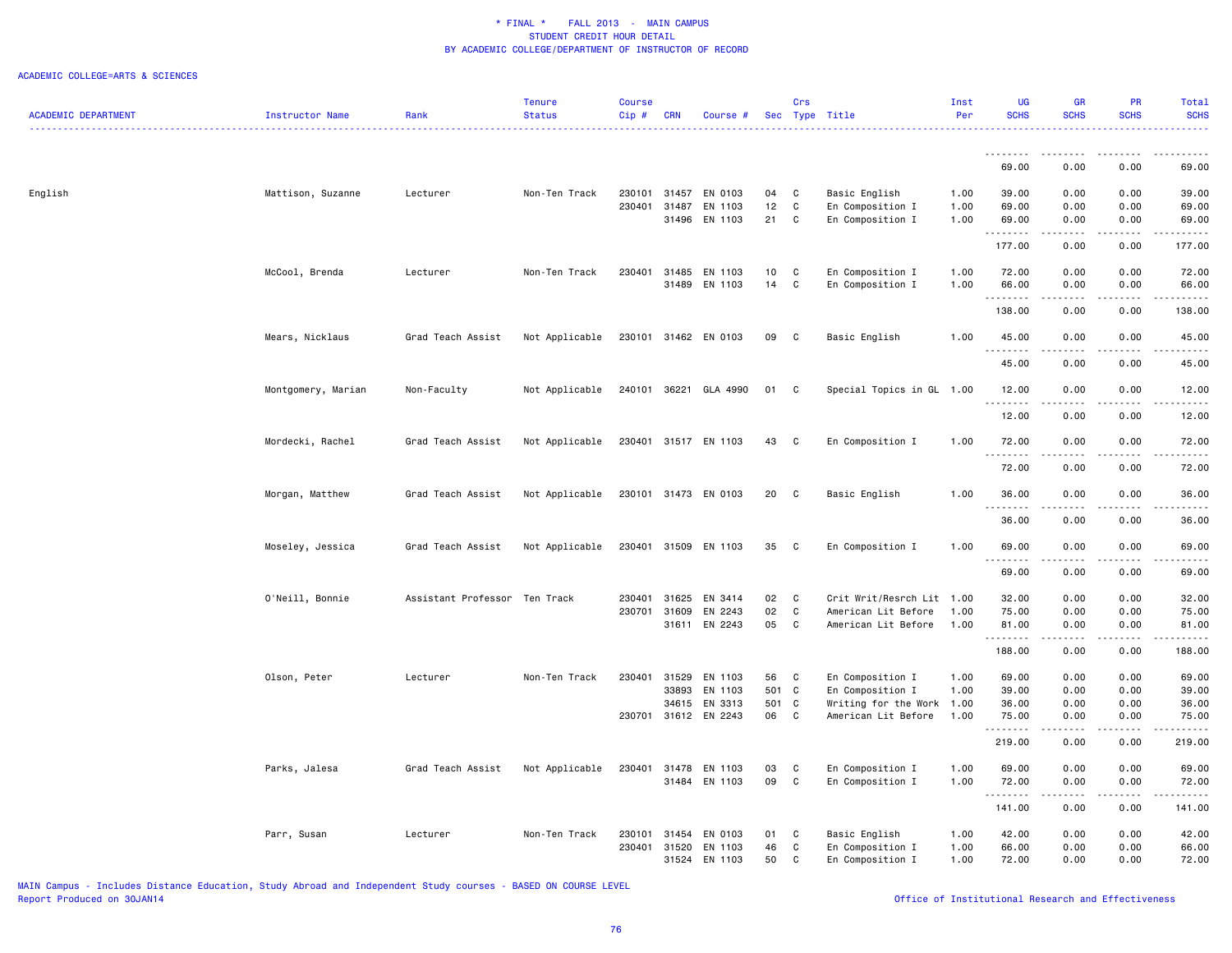\* FINAL \*  FALL 2013 - MAIN CAMPUS
STUDENT CREDIT HOUR DETAIL
BY ACADEMIC COLLEGE/DEPARTMENT OF INSTRUCTOR OF RECORD

ACADEMIC COLLEGE=ARTS & SCIENCES

| ACADEMIC DEPARTMENT | Instructor Name | Rank | Tenure Status | Course Cip # | CRN | Course # | Sec | Crs Type | Title | Inst Per | UG SCHS | GR SCHS | PR SCHS | Total SCHS |
|---|---|---|---|---|---|---|---|---|---|---|---|---|---|---|
| | | | | | | | | | | | 69.00 | 0.00 | 0.00 | 69.00 |
| English | Mattison, Suzanne | Lecturer | Non-Ten Track | 230101 | 31457 | EN 0103 | 04 | C | Basic English | 1.00 | 39.00 | 0.00 | 0.00 | 39.00 |
| | | | | 230401 | 31487 | EN 1103 | 12 | C | En Composition I | 1.00 | 69.00 | 0.00 | 0.00 | 69.00 |
| | | | | | 31496 | EN 1103 | 21 | C | En Composition I | 1.00 | 69.00 | 0.00 | 0.00 | 69.00 |
| | | | | | | | | | | | 177.00 | 0.00 | 0.00 | 177.00 |
| | McCool, Brenda | Lecturer | Non-Ten Track | 230401 | 31485 | EN 1103 | 10 | C | En Composition I | 1.00 | 72.00 | 0.00 | 0.00 | 72.00 |
| | | | | | 31489 | EN 1103 | 14 | C | En Composition I | 1.00 | 66.00 | 0.00 | 0.00 | 66.00 |
| | | | | | | | | | | | 138.00 | 0.00 | 0.00 | 138.00 |
| | Mears, Nicklaus | Grad Teach Assist | Not Applicable | 230101 | 31462 | EN 0103 | 09 | C | Basic English | 1.00 | 45.00 | 0.00 | 0.00 | 45.00 |
| | | | | | | | | | | | 45.00 | 0.00 | 0.00 | 45.00 |
| | Montgomery, Marian | Non-Faculty | Not Applicable | 240101 | 36221 | GLA 4990 | 01 | C | Special Topics in GL | 1.00 | 12.00 | 0.00 | 0.00 | 12.00 |
| | | | | | | | | | | | 12.00 | 0.00 | 0.00 | 12.00 |
| | Mordecki, Rachel | Grad Teach Assist | Not Applicable | 230401 | 31517 | EN 1103 | 43 | C | En Composition I | 1.00 | 72.00 | 0.00 | 0.00 | 72.00 |
| | | | | | | | | | | | 72.00 | 0.00 | 0.00 | 72.00 |
| | Morgan, Matthew | Grad Teach Assist | Not Applicable | 230101 | 31473 | EN 0103 | 20 | C | Basic English | 1.00 | 36.00 | 0.00 | 0.00 | 36.00 |
| | | | | | | | | | | | 36.00 | 0.00 | 0.00 | 36.00 |
| | Moseley, Jessica | Grad Teach Assist | Not Applicable | 230401 | 31509 | EN 1103 | 35 | C | En Composition I | 1.00 | 69.00 | 0.00 | 0.00 | 69.00 |
| | | | | | | | | | | | 69.00 | 0.00 | 0.00 | 69.00 |
| | O'Neill, Bonnie | Assistant Professor | Ten Track | 230401 | 31625 | EN 3414 | 02 | C | Crit Writ/Resrch Lit | 1.00 | 32.00 | 0.00 | 0.00 | 32.00 |
| | | | | 230701 | 31609 | EN 2243 | 02 | C | American Lit Before | 1.00 | 75.00 | 0.00 | 0.00 | 75.00 |
| | | | | | 31611 | EN 2243 | 05 | C | American Lit Before | 1.00 | 81.00 | 0.00 | 0.00 | 81.00 |
| | | | | | | | | | | | 188.00 | 0.00 | 0.00 | 188.00 |
| | Olson, Peter | Lecturer | Non-Ten Track | 230401 | 31529 | EN 1103 | 56 | C | En Composition I | 1.00 | 69.00 | 0.00 | 0.00 | 69.00 |
| | | | | | 33893 | EN 1103 | 501 | C | En Composition I | 1.00 | 39.00 | 0.00 | 0.00 | 39.00 |
| | | | | | 34615 | EN 3313 | 501 | C | Writing for the Work | 1.00 | 36.00 | 0.00 | 0.00 | 36.00 |
| | | | | 230701 | 31612 | EN 2243 | 06 | C | American Lit Before | 1.00 | 75.00 | 0.00 | 0.00 | 75.00 |
| | | | | | | | | | | | 219.00 | 0.00 | 0.00 | 219.00 |
| | Parks, Jalesa | Grad Teach Assist | Not Applicable | 230401 | 31478 | EN 1103 | 03 | C | En Composition I | 1.00 | 69.00 | 0.00 | 0.00 | 69.00 |
| | | | | | 31484 | EN 1103 | 09 | C | En Composition I | 1.00 | 72.00 | 0.00 | 0.00 | 72.00 |
| | | | | | | | | | | | 141.00 | 0.00 | 0.00 | 141.00 |
| | Parr, Susan | Lecturer | Non-Ten Track | 230101 | 31454 | EN 0103 | 01 | C | Basic English | 1.00 | 42.00 | 0.00 | 0.00 | 42.00 |
| | | | | 230401 | 31520 | EN 1103 | 46 | C | En Composition I | 1.00 | 66.00 | 0.00 | 0.00 | 66.00 |
| | | | | | 31524 | EN 1103 | 50 | C | En Composition I | 1.00 | 72.00 | 0.00 | 0.00 | 72.00 |

MAIN Campus - Includes Distance Education, Study Abroad and Independent Study courses - BASED ON COURSE LEVEL
Report Produced on 30JAN14

Office of Institutional Research and Effectiveness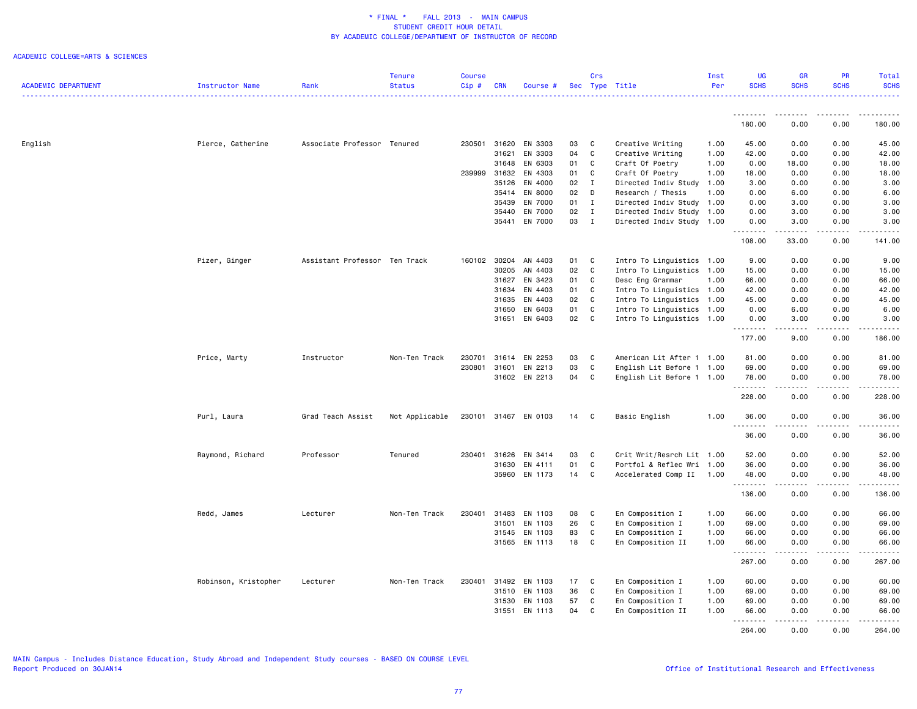# * FINAL * FALL 2013 - MAIN CAMPUS
## STUDENT CREDIT HOUR DETAIL
## BY ACADEMIC COLLEGE/DEPARTMENT OF INSTRUCTOR OF RECORD

ACADEMIC COLLEGE=ARTS & SCIENCES

| ACADEMIC DEPARTMENT | Instructor Name | Rank | Tenure Status | Course Cip # | CRN | Course # | Sec | Crs Type | Title | Inst Per | UG SCHS | GR SCHS | PR SCHS | Total SCHS |
|---|---|---|---|---|---|---|---|---|---|---|---|---|---|---|
| | | | | | | | | | | | 180.00 | 0.00 | 0.00 | 180.00 |
| English | Pierce, Catherine | Associate Professor | Tenured | 230501 | 31620 | EN 3303 | 03 | C | Creative Writing | 1.00 | 45.00 | 0.00 | 0.00 | 45.00 |
| | | | | | 31621 | EN 3303 | 04 | C | Creative Writing | 1.00 | 42.00 | 0.00 | 0.00 | 42.00 |
| | | | | | 31648 | EN 6303 | 01 | C | Craft Of Poetry | 1.00 | 0.00 | 18.00 | 0.00 | 18.00 |
| | | | | 239999 | 31632 | EN 4303 | 01 | C | Craft Of Poetry | 1.00 | 18.00 | 0.00 | 0.00 | 18.00 |
| | | | | | 35126 | EN 4000 | 02 | I | Directed Indiv Study | 1.00 | 3.00 | 0.00 | 0.00 | 3.00 |
| | | | | | 35414 | EN 8000 | 02 | D | Research / Thesis | 1.00 | 0.00 | 6.00 | 0.00 | 6.00 |
| | | | | | 35439 | EN 7000 | 01 | I | Directed Indiv Study | 1.00 | 0.00 | 3.00 | 0.00 | 3.00 |
| | | | | | 35440 | EN 7000 | 02 | I | Directed Indiv Study | 1.00 | 0.00 | 3.00 | 0.00 | 3.00 |
| | | | | | 35441 | EN 7000 | 03 | I | Directed Indiv Study | 1.00 | 0.00 | 3.00 | 0.00 | 3.00 |
| | | | | | | | | | | | 108.00 | 33.00 | 0.00 | 141.00 |
| | Pizer, Ginger | Assistant Professor | Ten Track | 160102 | 30204 | AN 4403 | 01 | C | Intro To Linguistics | 1.00 | 9.00 | 0.00 | 0.00 | 9.00 |
| | | | | | 30205 | AN 4403 | 02 | C | Intro To Linguistics | 1.00 | 15.00 | 0.00 | 0.00 | 15.00 |
| | | | | | 31627 | EN 3423 | 01 | C | Desc Eng Grammar | 1.00 | 66.00 | 0.00 | 0.00 | 66.00 |
| | | | | | 31634 | EN 4403 | 01 | C | Intro To Linguistics | 1.00 | 42.00 | 0.00 | 0.00 | 42.00 |
| | | | | | 31635 | EN 4403 | 02 | C | Intro To Linguistics | 1.00 | 45.00 | 0.00 | 0.00 | 45.00 |
| | | | | | 31650 | EN 6403 | 01 | C | Intro To Linguistics | 1.00 | 0.00 | 6.00 | 0.00 | 6.00 |
| | | | | | 31651 | EN 6403 | 02 | C | Intro To Linguistics | 1.00 | 0.00 | 3.00 | 0.00 | 3.00 |
| | | | | | | | | | | | 177.00 | 9.00 | 0.00 | 186.00 |
| | Price, Marty | Instructor | Non-Ten Track | 230701 | 31614 | EN 2253 | 03 | C | American Lit After 1 | 1.00 | 81.00 | 0.00 | 0.00 | 81.00 |
| | | | | 230801 | 31601 | EN 2213 | 03 | C | English Lit Before 1 | 1.00 | 69.00 | 0.00 | 0.00 | 69.00 |
| | | | | | 31602 | EN 2213 | 04 | C | English Lit Before 1 | 1.00 | 78.00 | 0.00 | 0.00 | 78.00 |
| | | | | | | | | | | | 228.00 | 0.00 | 0.00 | 228.00 |
| | Purl, Laura | Grad Teach Assist | Not Applicable | 230101 | 31467 | EN 0103 | 14 | C | Basic English | 1.00 | 36.00 | 0.00 | 0.00 | 36.00 |
| | | | | | | | | | | | 36.00 | 0.00 | 0.00 | 36.00 |
| | Raymond, Richard | Professor | Tenured | 230401 | 31626 | EN 3414 | 03 | C | Crit Writ/Resrch Lit | 1.00 | 52.00 | 0.00 | 0.00 | 52.00 |
| | | | | | 31630 | EN 4111 | 01 | C | Portfol & Reflec Wri | 1.00 | 36.00 | 0.00 | 0.00 | 36.00 |
| | | | | | 35960 | EN 1173 | 14 | C | Accelerated Comp II | 1.00 | 48.00 | 0.00 | 0.00 | 48.00 |
| | | | | | | | | | | | 136.00 | 0.00 | 0.00 | 136.00 |
| | Redd, James | Lecturer | Non-Ten Track | 230401 | 31483 | EN 1103 | 08 | C | En Composition I | 1.00 | 66.00 | 0.00 | 0.00 | 66.00 |
| | | | | | 31501 | EN 1103 | 26 | C | En Composition I | 1.00 | 69.00 | 0.00 | 0.00 | 69.00 |
| | | | | | 31545 | EN 1103 | 83 | C | En Composition I | 1.00 | 66.00 | 0.00 | 0.00 | 66.00 |
| | | | | | 31565 | EN 1113 | 18 | C | En Composition II | 1.00 | 66.00 | 0.00 | 0.00 | 66.00 |
| | | | | | | | | | | | 267.00 | 0.00 | 0.00 | 267.00 |
| | Robinson, Kristopher | Lecturer | Non-Ten Track | 230401 | 31492 | EN 1103 | 17 | C | En Composition I | 1.00 | 60.00 | 0.00 | 0.00 | 60.00 |
| | | | | | 31510 | EN 1103 | 36 | C | En Composition I | 1.00 | 69.00 | 0.00 | 0.00 | 69.00 |
| | | | | | 31530 | EN 1103 | 57 | C | En Composition I | 1.00 | 69.00 | 0.00 | 0.00 | 69.00 |
| | | | | | 31551 | EN 1113 | 04 | C | En Composition II | 1.00 | 66.00 | 0.00 | 0.00 | 66.00 |
| | | | | | | | | | | | 264.00 | 0.00 | 0.00 | 264.00 |

MAIN Campus - Includes Distance Education, Study Abroad and Independent Study courses - BASED ON COURSE LEVEL
Report Produced on 30JAN14

Office of Institutional Research and Effectiveness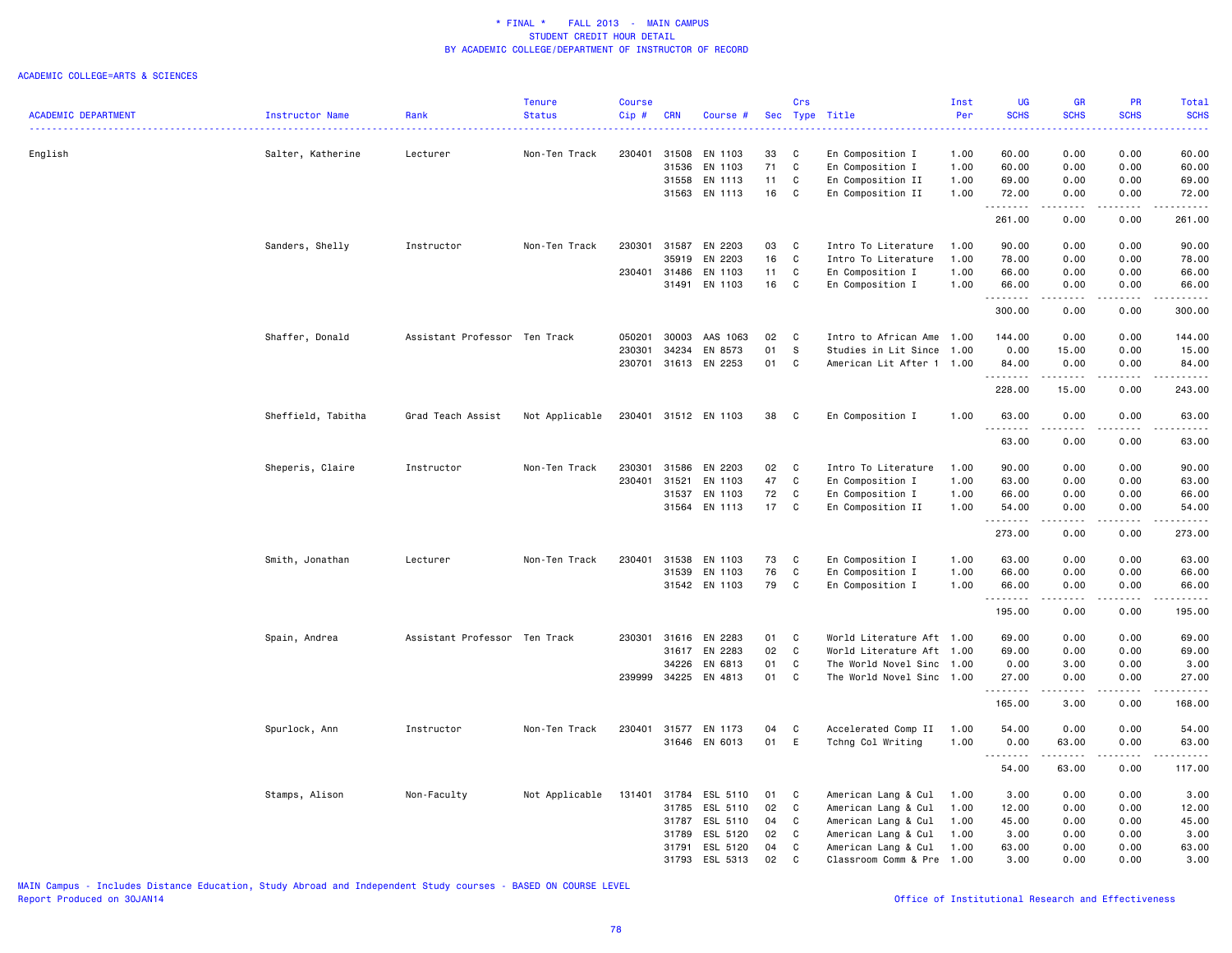* FINAL * FALL 2013 - MAIN CAMPUS
STUDENT CREDIT HOUR DETAIL
BY ACADEMIC COLLEGE/DEPARTMENT OF INSTRUCTOR OF RECORD

ACADEMIC COLLEGE=ARTS & SCIENCES

| ACADEMIC DEPARTMENT | Instructor Name | Rank | Tenure Status | Course Cip # | CRN | Course # | Sec | Crs Type | Title | Inst Per | UG SCHS | GR SCHS | PR SCHS | Total SCHS |
|---|---|---|---|---|---|---|---|---|---|---|---|---|---|---|
| English | Salter, Katherine | Lecturer | Non-Ten Track | 230401 | 31508 | EN 1103 | 33 | C | En Composition I | 1.00 | 60.00 | 0.00 | 0.00 | 60.00 |
| | | | | | 31536 | EN 1103 | 71 | C | En Composition I | 1.00 | 60.00 | 0.00 | 0.00 | 60.00 |
| | | | | | 31558 | EN 1113 | 11 | C | En Composition II | 1.00 | 69.00 | 0.00 | 0.00 | 69.00 |
| | | | | | 31563 | EN 1113 | 16 | C | En Composition II | 1.00 | 72.00 | 0.00 | 0.00 | 72.00 |
| | | | | | | | | | | | 261.00 | 0.00 | 0.00 | 261.00 |
| | Sanders, Shelly | Instructor | Non-Ten Track | 230301 | 31587 | EN 2203 | 03 | C | Intro To Literature | 1.00 | 90.00 | 0.00 | 0.00 | 90.00 |
| | | | | | 35919 | EN 2203 | 16 | C | Intro To Literature | 1.00 | 78.00 | 0.00 | 0.00 | 78.00 |
| | | | | 230401 | 31486 | EN 1103 | 11 | C | En Composition I | 1.00 | 66.00 | 0.00 | 0.00 | 66.00 |
| | | | | | 31491 | EN 1103 | 16 | C | En Composition I | 1.00 | 66.00 | 0.00 | 0.00 | 66.00 |
| | | | | | | | | | | | 300.00 | 0.00 | 0.00 | 300.00 |
| | Shaffer, Donald | Assistant Professor | Ten Track | 050201 | 30003 | AAS 1063 | 02 | C | Intro to African Ame | 1.00 | 144.00 | 0.00 | 0.00 | 144.00 |
| | | | | 230301 | 34234 | EN 8573 | 01 | S | Studies in Lit Since | 1.00 | 0.00 | 15.00 | 0.00 | 15.00 |
| | | | | 230701 | 31613 | EN 2253 | 01 | C | American Lit After 1 | 1.00 | 84.00 | 0.00 | 0.00 | 84.00 |
| | | | | | | | | | | | 228.00 | 15.00 | 0.00 | 243.00 |
| | Sheffield, Tabitha | Grad Teach Assist | Not Applicable | 230401 | 31512 | EN 1103 | 38 | C | En Composition I | 1.00 | 63.00 | 0.00 | 0.00 | 63.00 |
| | | | | | | | | | | | 63.00 | 0.00 | 0.00 | 63.00 |
| | Sheperis, Claire | Instructor | Non-Ten Track | 230301 | 31586 | EN 2203 | 02 | C | Intro To Literature | 1.00 | 90.00 | 0.00 | 0.00 | 90.00 |
| | | | | 230401 | 31521 | EN 1103 | 47 | C | En Composition I | 1.00 | 63.00 | 0.00 | 0.00 | 63.00 |
| | | | | | 31537 | EN 1103 | 72 | C | En Composition I | 1.00 | 66.00 | 0.00 | 0.00 | 66.00 |
| | | | | | 31564 | EN 1113 | 17 | C | En Composition II | 1.00 | 54.00 | 0.00 | 0.00 | 54.00 |
| | | | | | | | | | | | 273.00 | 0.00 | 0.00 | 273.00 |
| | Smith, Jonathan | Lecturer | Non-Ten Track | 230401 | 31538 | EN 1103 | 73 | C | En Composition I | 1.00 | 63.00 | 0.00 | 0.00 | 63.00 |
| | | | | | 31539 | EN 1103 | 76 | C | En Composition I | 1.00 | 66.00 | 0.00 | 0.00 | 66.00 |
| | | | | | 31542 | EN 1103 | 79 | C | En Composition I | 1.00 | 66.00 | 0.00 | 0.00 | 66.00 |
| | | | | | | | | | | | 195.00 | 0.00 | 0.00 | 195.00 |
| | Spain, Andrea | Assistant Professor | Ten Track | 230301 | 31616 | EN 2283 | 01 | C | World Literature Aft | 1.00 | 69.00 | 0.00 | 0.00 | 69.00 |
| | | | | | 31617 | EN 2283 | 02 | C | World Literature Aft | 1.00 | 69.00 | 0.00 | 0.00 | 69.00 |
| | | | | | 34226 | EN 6813 | 01 | C | The World Novel Sinc | 1.00 | 0.00 | 3.00 | 0.00 | 3.00 |
| | | | | 239999 | 34225 | EN 4813 | 01 | C | The World Novel Sinc | 1.00 | 27.00 | 0.00 | 0.00 | 27.00 |
| | | | | | | | | | | | 165.00 | 3.00 | 0.00 | 168.00 |
| | Spurlock, Ann | Instructor | Non-Ten Track | 230401 | 31577 | EN 1173 | 04 | C | Accelerated Comp II | 1.00 | 54.00 | 0.00 | 0.00 | 54.00 |
| | | | | | 31646 | EN 6013 | 01 | E | Tchng Col Writing | 1.00 | 0.00 | 63.00 | 0.00 | 63.00 |
| | | | | | | | | | | | 54.00 | 63.00 | 0.00 | 117.00 |
| | Stamps, Alison | Non-Faculty | Not Applicable | 131401 | 31784 | ESL 5110 | 01 | C | American Lang & Cul | 1.00 | 3.00 | 0.00 | 0.00 | 3.00 |
| | | | | | 31785 | ESL 5110 | 02 | C | American Lang & Cul | 1.00 | 12.00 | 0.00 | 0.00 | 12.00 |
| | | | | | 31787 | ESL 5110 | 04 | C | American Lang & Cul | 1.00 | 45.00 | 0.00 | 0.00 | 45.00 |
| | | | | | 31789 | ESL 5120 | 02 | C | American Lang & Cul | 1.00 | 3.00 | 0.00 | 0.00 | 3.00 |
| | | | | | 31791 | ESL 5120 | 04 | C | American Lang & Cul | 1.00 | 63.00 | 0.00 | 0.00 | 63.00 |
| | | | | | 31793 | ESL 5313 | 02 | C | Classroom Comm & Pre | 1.00 | 3.00 | 0.00 | 0.00 | 3.00 |

MAIN Campus - Includes Distance Education, Study Abroad and Independent Study courses - BASED ON COURSE LEVEL
Report Produced on 30JAN14

Office of Institutional Research and Effectiveness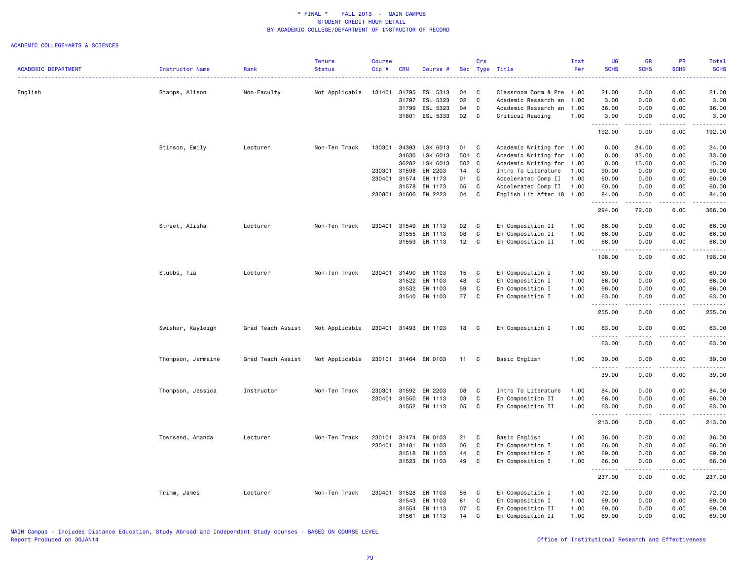\* FINAL \* FALL 2013 - MAIN CAMPUS
STUDENT CREDIT HOUR DETAIL
BY ACADEMIC COLLEGE/DEPARTMENT OF INSTRUCTOR OF RECORD

ACADEMIC COLLEGE=ARTS & SCIENCES

| ACADEMIC DEPARTMENT | Instructor Name | Rank | Tenure Status | Course Cip # | CRN | Course # | Sec | Crs Type | Title | Inst Per | UG SCHS | GR SCHS | PR SCHS | Total SCHS |
|---|---|---|---|---|---|---|---|---|---|---|---|---|---|---|
| English | Stamps, Alison | Non-Faculty | Not Applicable | 131401 | 31795 | ESL 5313 | 04 | C | Classroom Comm & Pre | 1.00 | 21.00 | 0.00 | 0.00 | 21.00 |
| | | | | | 31797 | ESL 5323 | 02 | C | Academic Research an | 1.00 | 3.00 | 0.00 | 0.00 | 3.00 |
| | | | | | 31799 | ESL 5323 | 04 | C | Academic Research an | 1.00 | 36.00 | 0.00 | 0.00 | 36.00 |
| | | | | | 31801 | ESL 5333 | 02 | C | Critical Reading | 1.00 | 3.00 | 0.00 | 0.00 | 3.00 |
| | | | | | | | | | | | 192.00 | 0.00 | 0.00 | 192.00 |
| | Stinson, Emily | Lecturer | Non-Ten Track | 130301 | 34393 | LSK 6013 | 01 | C | Academic Writing for | 1.00 | 0.00 | 24.00 | 0.00 | 24.00 |
| | | | | | 34630 | LSK 6013 | 501 | C | Academic Writing for | 1.00 | 0.00 | 33.00 | 0.00 | 33.00 |
| | | | | | 36282 | LSK 6013 | 502 | C | Academic Writing for | 1.00 | 0.00 | 15.00 | 0.00 | 15.00 |
| | | | | 230301 | 31598 | EN 2203 | 14 | C | Intro To Literature | 1.00 | 90.00 | 0.00 | 0.00 | 90.00 |
| | | | | 230401 | 31574 | EN 1173 | 01 | C | Accelerated Comp II | 1.00 | 60.00 | 0.00 | 0.00 | 60.00 |
| | | | | | 31578 | EN 1173 | 05 | C | Accelerated Comp II | 1.00 | 60.00 | 0.00 | 0.00 | 60.00 |
| | | | | 230801 | 31606 | EN 2223 | 04 | C | English Lit After 18 | 1.00 | 84.00 | 0.00 | 0.00 | 84.00 |
| | | | | | | | | | | | 294.00 | 72.00 | 0.00 | 366.00 |
| | Street, Alisha | Lecturer | Non-Ten Track | 230401 | 31549 | EN 1113 | 02 | C | En Composition II | 1.00 | 66.00 | 0.00 | 0.00 | 66.00 |
| | | | | | 31555 | EN 1113 | 08 | C | En Composition II | 1.00 | 66.00 | 0.00 | 0.00 | 66.00 |
| | | | | | 31559 | EN 1113 | 12 | C | En Composition II | 1.00 | 66.00 | 0.00 | 0.00 | 66.00 |
| | | | | | | | | | | | 198.00 | 0.00 | 0.00 | 198.00 |
| | Stubbs, Tia | Lecturer | Non-Ten Track | 230401 | 31490 | EN 1103 | 15 | C | En Composition I | 1.00 | 60.00 | 0.00 | 0.00 | 60.00 |
| | | | | | 31522 | EN 1103 | 48 | C | En Composition I | 1.00 | 66.00 | 0.00 | 0.00 | 66.00 |
| | | | | | 31532 | EN 1103 | 59 | C | En Composition I | 1.00 | 66.00 | 0.00 | 0.00 | 66.00 |
| | | | | | 31540 | EN 1103 | 77 | C | En Composition I | 1.00 | 63.00 | 0.00 | 0.00 | 63.00 |
| | | | | | | | | | | | 255.00 | 0.00 | 0.00 | 255.00 |
| | Swisher, Kayleigh | Grad Teach Assist | Not Applicable | 230401 | 31493 | EN 1103 | 18 | C | En Composition I | 1.00 | 63.00 | 0.00 | 0.00 | 63.00 |
| | | | | | | | | | | | 63.00 | 0.00 | 0.00 | 63.00 |
| | Thompson, Jermaine | Grad Teach Assist | Not Applicable | 230101 | 31464 | EN 0103 | 11 | C | Basic English | 1.00 | 39.00 | 0.00 | 0.00 | 39.00 |
| | | | | | | | | | | | 39.00 | 0.00 | 0.00 | 39.00 |
| | Thompson, Jessica | Instructor | Non-Ten Track | 230301 | 31592 | EN 2203 | 08 | C | Intro To Literature | 1.00 | 84.00 | 0.00 | 0.00 | 84.00 |
| | | | | 230401 | 31550 | EN 1113 | 03 | C | En Composition II | 1.00 | 66.00 | 0.00 | 0.00 | 66.00 |
| | | | | | 31552 | EN 1113 | 05 | C | En Composition II | 1.00 | 63.00 | 0.00 | 0.00 | 63.00 |
| | | | | | | | | | | | 213.00 | 0.00 | 0.00 | 213.00 |
| | Townsend, Amanda | Lecturer | Non-Ten Track | 230101 | 31474 | EN 0103 | 21 | C | Basic English | 1.00 | 36.00 | 0.00 | 0.00 | 36.00 |
| | | | | 230401 | 31481 | EN 1103 | 06 | C | En Composition I | 1.00 | 66.00 | 0.00 | 0.00 | 66.00 |
| | | | | | 31518 | EN 1103 | 44 | C | En Composition I | 1.00 | 69.00 | 0.00 | 0.00 | 69.00 |
| | | | | | 31523 | EN 1103 | 49 | C | En Composition I | 1.00 | 66.00 | 0.00 | 0.00 | 66.00 |
| | | | | | | | | | | | 237.00 | 0.00 | 0.00 | 237.00 |
| | Trimm, James | Lecturer | Non-Ten Track | 230401 | 31528 | EN 1103 | 55 | C | En Composition I | 1.00 | 72.00 | 0.00 | 0.00 | 72.00 |
| | | | | | 31543 | EN 1103 | 81 | C | En Composition I | 1.00 | 69.00 | 0.00 | 0.00 | 69.00 |
| | | | | | 31554 | EN 1113 | 07 | C | En Composition II | 1.00 | 69.00 | 0.00 | 0.00 | 69.00 |
| | | | | | 31561 | EN 1113 | 14 | C | En Composition II | 1.00 | 69.00 | 0.00 | 0.00 | 69.00 |

MAIN Campus - Includes Distance Education, Study Abroad and Independent Study courses - BASED ON COURSE LEVEL
Report Produced on 30JAN14

Office of Institutional Research and Effectiveness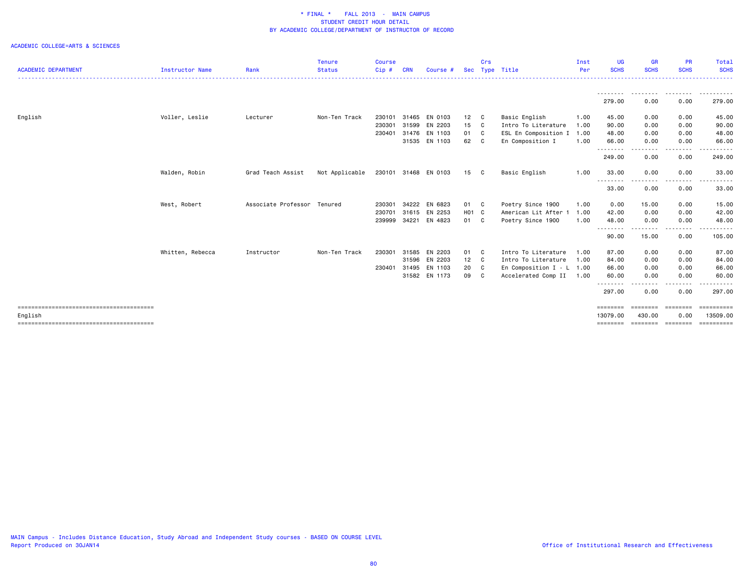\* FINAL \* FALL 2013 - MAIN CAMPUS
STUDENT CREDIT HOUR DETAIL
BY ACADEMIC COLLEGE/DEPARTMENT OF INSTRUCTOR OF RECORD

ACADEMIC COLLEGE=ARTS & SCIENCES

| ACADEMIC DEPARTMENT | Instructor Name | Rank | Tenure Status | Course Cip # | CRN | Course # | Sec | Crs Type | Title | Inst Per | UG SCHS | GR SCHS | PR SCHS | Total SCHS |
|---|---|---|---|---|---|---|---|---|---|---|---|---|---|---|
| | | | | | | | | | | | 279.00 | 0.00 | 0.00 | 279.00 |
| English | Voller, Leslie | Lecturer | Non-Ten Track | 230101 | 31465 | EN 0103 | 12 | C | Basic English | 1.00 | 45.00 | 0.00 | 0.00 | 45.00 |
| | | | | 230301 | 31599 | EN 2203 | 15 | C | Intro To Literature | 1.00 | 90.00 | 0.00 | 0.00 | 90.00 |
| | | | | 230401 | 31476 | EN 1103 | 01 | C | ESL En Composition I | 1.00 | 48.00 | 0.00 | 0.00 | 48.00 |
| | | | | | 31535 | EN 1103 | 62 | C | En Composition I | 1.00 | 66.00 | 0.00 | 0.00 | 66.00 |
| | | | | | | | | | | | 249.00 | 0.00 | 0.00 | 249.00 |
| | Walden, Robin | Grad Teach Assist | Not Applicable | 230101 | 31468 | EN 0103 | 15 | C | Basic English | 1.00 | 33.00 | 0.00 | 0.00 | 33.00 |
| | | | | | | | | | | | 33.00 | 0.00 | 0.00 | 33.00 |
| | West, Robert | Associate Professor | Tenured | 230301 | 34222 | EN 6823 | 01 | C | Poetry Since 1900 | 1.00 | 0.00 | 15.00 | 0.00 | 15.00 |
| | | | | 230701 | 31615 | EN 2253 | H01 | C | American Lit After 1 | 1.00 | 42.00 | 0.00 | 0.00 | 42.00 |
| | | | | 239999 | 34221 | EN 4823 | 01 | C | Poetry Since 1900 | 1.00 | 48.00 | 0.00 | 0.00 | 48.00 |
| | | | | | | | | | | | 90.00 | 15.00 | 0.00 | 105.00 |
| | Whitten, Rebecca | Instructor | Non-Ten Track | 230301 | 31585 | EN 2203 | 01 | C | Intro To Literature | 1.00 | 87.00 | 0.00 | 0.00 | 87.00 |
| | | | | | 31596 | EN 2203 | 12 | C | Intro To Literature | 1.00 | 84.00 | 0.00 | 0.00 | 84.00 |
| | | | | 230401 | 31495 | EN 1103 | 20 | C | En Composition I - L | 1.00 | 66.00 | 0.00 | 0.00 | 66.00 |
| | | | | | 31582 | EN 1173 | 09 | C | Accelerated Comp II | 1.00 | 60.00 | 0.00 | 0.00 | 60.00 |
| | | | | | | | | | | | 297.00 | 0.00 | 0.00 | 297.00 |
| English | | | | | | | | | | | 13079.00 | 430.00 | 0.00 | 13509.00 |

MAIN Campus - Includes Distance Education, Study Abroad and Independent Study courses - BASED ON COURSE LEVEL
Report Produced on 30JAN14

Office of Institutional Research and Effectiveness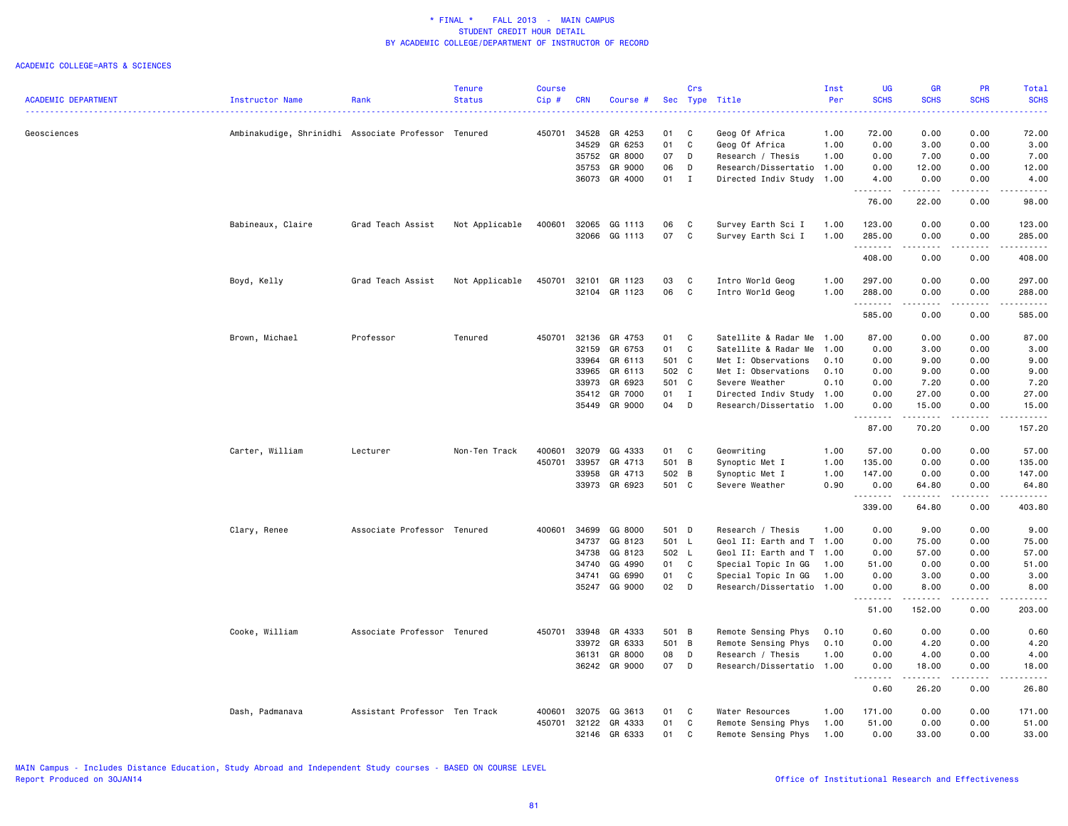* FINAL * FALL 2013 - MAIN CAMPUS
STUDENT CREDIT HOUR DETAIL
BY ACADEMIC COLLEGE/DEPARTMENT OF INSTRUCTOR OF RECORD

ACADEMIC COLLEGE=ARTS & SCIENCES

| ACADEMIC DEPARTMENT | Instructor Name | Rank | Tenure Status | Course Cip # | CRN | Course # | Sec | Crs Type | Title | Inst Per | UG SCHS | GR SCHS | PR SCHS | Total SCHS |
|---|---|---|---|---|---|---|---|---|---|---|---|---|---|---|
| Geosciences | Ambinakudige, Shrinidhi | Associate Professor | Tenured | 450701 | 34528 | GR 4253 | 01 | C | Geog Of Africa | 1.00 | 72.00 | 0.00 | 0.00 | 72.00 |
| | | | | | 34529 | GR 6253 | 01 | C | Geog Of Africa | 1.00 | 0.00 | 3.00 | 0.00 | 3.00 |
| | | | | | 35752 | GR 8000 | 07 | D | Research / Thesis | 1.00 | 0.00 | 7.00 | 0.00 | 7.00 |
| | | | | | 35753 | GR 9000 | 06 | D | Research/Dissertatio | 1.00 | 0.00 | 12.00 | 0.00 | 12.00 |
| | | | | | 36073 | GR 4000 | 01 | I | Directed Indiv Study | 1.00 | 4.00 | 0.00 | 0.00 | 4.00 |
| | | | | | | | | | | | 76.00 | 22.00 | 0.00 | 98.00 |
| | Babineaux, Claire | Grad Teach Assist | Not Applicable | 400601 | 32065 | GG 1113 | 06 | C | Survey Earth Sci I | 1.00 | 123.00 | 0.00 | 0.00 | 123.00 |
| | | | | | 32066 | GG 1113 | 07 | C | Survey Earth Sci I | 1.00 | 285.00 | 0.00 | 0.00 | 285.00 |
| | | | | | | | | | | | 408.00 | 0.00 | 0.00 | 408.00 |
| | Boyd, Kelly | Grad Teach Assist | Not Applicable | 450701 | 32101 | GR 1123 | 03 | C | Intro World Geog | 1.00 | 297.00 | 0.00 | 0.00 | 297.00 |
| | | | | | 32104 | GR 1123 | 06 | C | Intro World Geog | 1.00 | 288.00 | 0.00 | 0.00 | 288.00 |
| | | | | | | | | | | | 585.00 | 0.00 | 0.00 | 585.00 |
| | Brown, Michael | Professor | Tenured | 450701 | 32136 | GR 4753 | 01 | C | Satellite & Radar Me | 1.00 | 87.00 | 0.00 | 0.00 | 87.00 |
| | | | | | 32159 | GR 6753 | 01 | C | Satellite & Radar Me | 1.00 | 0.00 | 3.00 | 0.00 | 3.00 |
| | | | | | 33964 | GR 6113 | 501 | C | Met I: Observations | 0.10 | 0.00 | 9.00 | 0.00 | 9.00 |
| | | | | | 33965 | GR 6113 | 502 | C | Met I: Observations | 0.10 | 0.00 | 9.00 | 0.00 | 9.00 |
| | | | | | 33973 | GR 6923 | 501 | C | Severe Weather | 0.10 | 0.00 | 7.20 | 0.00 | 7.20 |
| | | | | | 35412 | GR 7000 | 01 | I | Directed Indiv Study | 1.00 | 0.00 | 27.00 | 0.00 | 27.00 |
| | | | | | 35449 | GR 9000 | 04 | D | Research/Dissertatio | 1.00 | 0.00 | 15.00 | 0.00 | 15.00 |
| | | | | | | | | | | | 87.00 | 70.20 | 0.00 | 157.20 |
| | Carter, William | Lecturer | Non-Ten Track | 400601 | 32079 | GG 4333 | 01 | C | Geowriting | 1.00 | 57.00 | 0.00 | 0.00 | 57.00 |
| | | | | 450701 | 33957 | GR 4713 | 501 | B | Synoptic Met I | 1.00 | 135.00 | 0.00 | 0.00 | 135.00 |
| | | | | | 33958 | GR 4713 | 502 | B | Synoptic Met I | 1.00 | 147.00 | 0.00 | 0.00 | 147.00 |
| | | | | | 33973 | GR 6923 | 501 | C | Severe Weather | 0.90 | 0.00 | 64.80 | 0.00 | 64.80 |
| | | | | | | | | | | | 339.00 | 64.80 | 0.00 | 403.80 |
| | Clary, Renee | Associate Professor | Tenured | 400601 | 34699 | GG 8000 | 501 | D | Research / Thesis | 1.00 | 0.00 | 9.00 | 0.00 | 9.00 |
| | | | | | 34737 | GG 8123 | 501 | L | Geol II: Earth and T | 1.00 | 0.00 | 75.00 | 0.00 | 75.00 |
| | | | | | 34738 | GG 8123 | 502 | L | Geol II: Earth and T | 1.00 | 0.00 | 57.00 | 0.00 | 57.00 |
| | | | | | 34740 | GG 4990 | 01 | C | Special Topic In GG | 1.00 | 51.00 | 0.00 | 0.00 | 51.00 |
| | | | | | 34741 | GG 6990 | 01 | C | Special Topic In GG | 1.00 | 0.00 | 3.00 | 0.00 | 3.00 |
| | | | | | 35247 | GG 9000 | 02 | D | Research/Dissertatio | 1.00 | 0.00 | 8.00 | 0.00 | 8.00 |
| | | | | | | | | | | | 51.00 | 152.00 | 0.00 | 203.00 |
| | Cooke, William | Associate Professor | Tenured | 450701 | 33948 | GR 4333 | 501 | B | Remote Sensing Phys | 0.10 | 0.60 | 0.00 | 0.00 | 0.60 |
| | | | | | 33972 | GR 6333 | 501 | B | Remote Sensing Phys | 0.10 | 0.00 | 4.20 | 0.00 | 4.20 |
| | | | | | 36131 | GR 8000 | 08 | D | Research / Thesis | 1.00 | 0.00 | 4.00 | 0.00 | 4.00 |
| | | | | | 36242 | GR 9000 | 07 | D | Research/Dissertatio | 1.00 | 0.00 | 18.00 | 0.00 | 18.00 |
| | | | | | | | | | | | 0.60 | 26.20 | 0.00 | 26.80 |
| | Dash, Padmanava | Assistant Professor | Ten Track | 400601 | 32075 | GG 3613 | 01 | C | Water Resources | 1.00 | 171.00 | 0.00 | 0.00 | 171.00 |
| | | | | 450701 | 32122 | GR 4333 | 01 | C | Remote Sensing Phys | 1.00 | 51.00 | 0.00 | 0.00 | 51.00 |
| | | | | | 32146 | GR 6333 | 01 | C | Remote Sensing Phys | 1.00 | 0.00 | 33.00 | 0.00 | 33.00 |

MAIN Campus - Includes Distance Education, Study Abroad and Independent Study courses - BASED ON COURSE LEVEL
Report Produced on 30JAN14

Office of Institutional Research and Effectiveness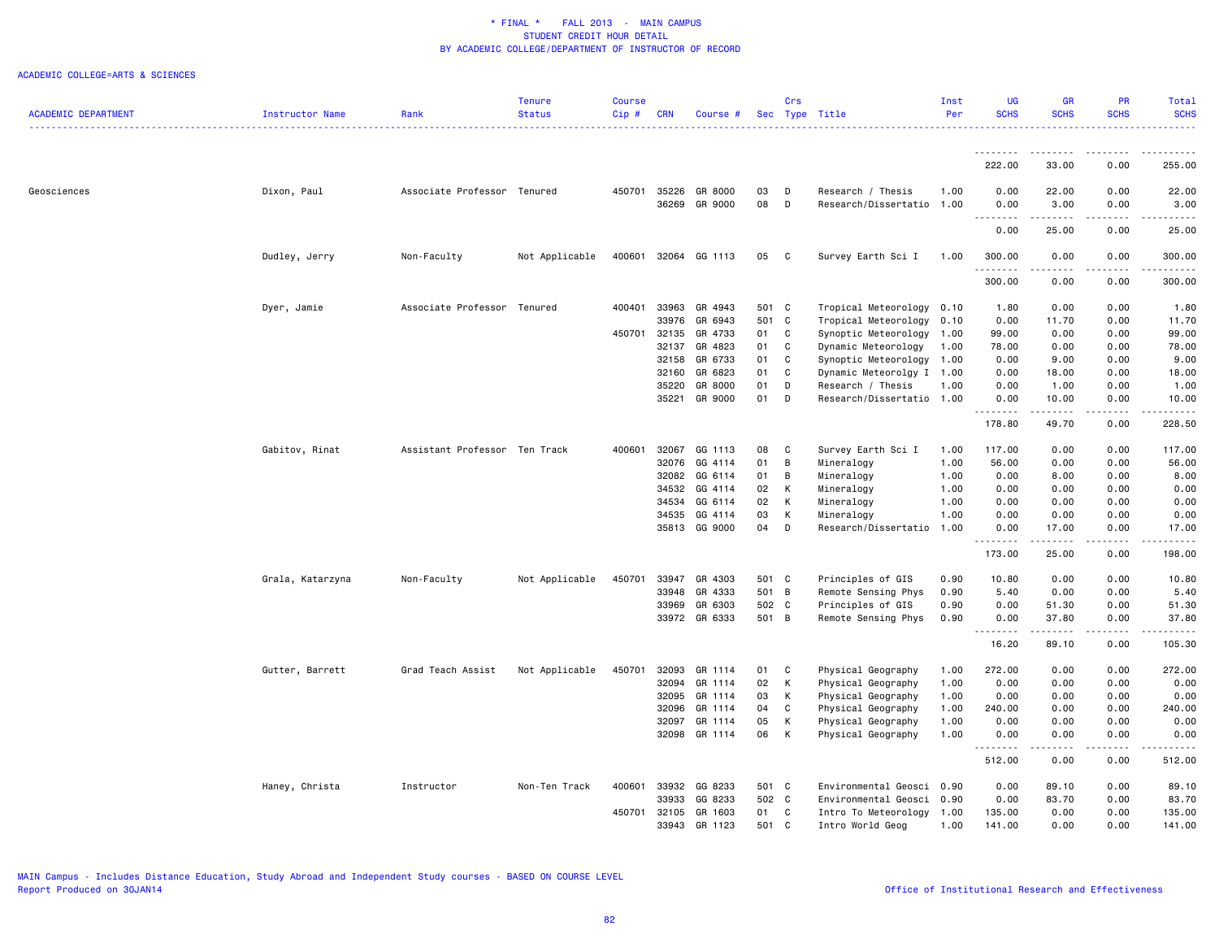\* FINAL \* FALL 2013 - MAIN CAMPUS
STUDENT CREDIT HOUR DETAIL
BY ACADEMIC COLLEGE/DEPARTMENT OF INSTRUCTOR OF RECORD

ACADEMIC COLLEGE=ARTS & SCIENCES

| ACADEMIC DEPARTMENT | Instructor Name | Rank | Tenure Status | Course Cip # | CRN | Course # | Sec | Crs Type | Title | Inst Per | UG SCHS | GR SCHS | PR SCHS | Total SCHS |
|---|---|---|---|---|---|---|---|---|---|---|---|---|---|---|
| | | | | | | | | | | | 222.00 | 33.00 | 0.00 | 255.00 |
| Geosciences | Dixon, Paul | Associate Professor | Tenured | 450701 | 35226 | GR 8000 | 03 | D | Research / Thesis | 1.00 | 0.00 | 22.00 | 0.00 | 22.00 |
| | | | | | 36269 | GR 9000 | 08 | D | Research/Dissertatio | 1.00 | 0.00 | 3.00 | 0.00 | 3.00 |
| | | | | | | | | | | | 0.00 | 25.00 | 0.00 | 25.00 |
| | Dudley, Jerry | Non-Faculty | Not Applicable | 400601 | 32064 | GG 1113 | 05 | C | Survey Earth Sci I | 1.00 | 300.00 | 0.00 | 0.00 | 300.00 |
| | | | | | | | | | | | 300.00 | 0.00 | 0.00 | 300.00 |
| | Dyer, Jamie | Associate Professor | Tenured | 400401 | 33963 | GR 4943 | 501 | C | Tropical Meteorology | 0.10 | 1.80 | 0.00 | 0.00 | 1.80 |
| | | | | | 33976 | GR 6943 | 501 | C | Tropical Meteorology | 0.10 | 0.00 | 11.70 | 0.00 | 11.70 |
| | | | | 450701 | 32135 | GR 4733 | 01 | C | Synoptic Meteorology | 1.00 | 99.00 | 0.00 | 0.00 | 99.00 |
| | | | | | 32137 | GR 4823 | 01 | C | Dynamic Meteorology | 1.00 | 78.00 | 0.00 | 0.00 | 78.00 |
| | | | | | 32158 | GR 6733 | 01 | C | Synoptic Meteorology | 1.00 | 0.00 | 9.00 | 0.00 | 9.00 |
| | | | | | 32160 | GR 6823 | 01 | C | Dynamic Meteorolgy I | 1.00 | 0.00 | 18.00 | 0.00 | 18.00 |
| | | | | | 35220 | GR 8000 | 01 | D | Research / Thesis | 1.00 | 0.00 | 1.00 | 0.00 | 1.00 |
| | | | | | 35221 | GR 9000 | 01 | D | Research/Dissertatio | 1.00 | 0.00 | 10.00 | 0.00 | 10.00 |
| | | | | | | | | | | | 178.80 | 49.70 | 0.00 | 228.50 |
| | Gabitov, Rinat | Assistant Professor | Ten Track | 400601 | 32067 | GG 1113 | 08 | C | Survey Earth Sci I | 1.00 | 117.00 | 0.00 | 0.00 | 117.00 |
| | | | | | 32076 | GG 4114 | 01 | B | Mineralogy | 1.00 | 56.00 | 0.00 | 0.00 | 56.00 |
| | | | | | 32082 | GG 6114 | 01 | B | Mineralogy | 1.00 | 0.00 | 8.00 | 0.00 | 8.00 |
| | | | | | 34532 | GG 4114 | 02 | K | Mineralogy | 1.00 | 0.00 | 0.00 | 0.00 | 0.00 |
| | | | | | 34534 | GG 6114 | 02 | K | Mineralogy | 1.00 | 0.00 | 0.00 | 0.00 | 0.00 |
| | | | | | 34535 | GG 4114 | 03 | K | Mineralogy | 1.00 | 0.00 | 0.00 | 0.00 | 0.00 |
| | | | | | 35813 | GG 9000 | 04 | D | Research/Dissertatio | 1.00 | 0.00 | 17.00 | 0.00 | 17.00 |
| | | | | | | | | | | | 173.00 | 25.00 | 0.00 | 198.00 |
| | Grala, Katarzyna | Non-Faculty | Not Applicable | 450701 | 33947 | GR 4303 | 501 | C | Principles of GIS | 0.90 | 10.80 | 0.00 | 0.00 | 10.80 |
| | | | | | 33948 | GR 4333 | 501 | B | Remote Sensing Phys | 0.90 | 5.40 | 0.00 | 0.00 | 5.40 |
| | | | | | 33969 | GR 6303 | 502 | C | Principles of GIS | 0.90 | 0.00 | 51.30 | 0.00 | 51.30 |
| | | | | | 33972 | GR 6333 | 501 | B | Remote Sensing Phys | 0.90 | 0.00 | 37.80 | 0.00 | 37.80 |
| | | | | | | | | | | | 16.20 | 89.10 | 0.00 | 105.30 |
| | Gutter, Barrett | Grad Teach Assist | Not Applicable | 450701 | 32093 | GR 1114 | 01 | C | Physical Geography | 1.00 | 272.00 | 0.00 | 0.00 | 272.00 |
| | | | | | 32094 | GR 1114 | 02 | K | Physical Geography | 1.00 | 0.00 | 0.00 | 0.00 | 0.00 |
| | | | | | 32095 | GR 1114 | 03 | K | Physical Geography | 1.00 | 0.00 | 0.00 | 0.00 | 0.00 |
| | | | | | 32096 | GR 1114 | 04 | C | Physical Geography | 1.00 | 240.00 | 0.00 | 0.00 | 240.00 |
| | | | | | 32097 | GR 1114 | 05 | K | Physical Geography | 1.00 | 0.00 | 0.00 | 0.00 | 0.00 |
| | | | | | 32098 | GR 1114 | 06 | K | Physical Geography | 1.00 | 0.00 | 0.00 | 0.00 | 0.00 |
| | | | | | | | | | | | 512.00 | 0.00 | 0.00 | 512.00 |
| | Haney, Christa | Instructor | Non-Ten Track | 400601 | 33932 | GG 8233 | 501 | C | Environmental Geosci | 0.90 | 0.00 | 89.10 | 0.00 | 89.10 |
| | | | | | 33933 | GG 8233 | 502 | C | Environmental Geosci | 0.90 | 0.00 | 83.70 | 0.00 | 83.70 |
| | | | | 450701 | 32105 | GR 1603 | 01 | C | Intro To Meteorology | 1.00 | 135.00 | 0.00 | 0.00 | 135.00 |
| | | | | | 33943 | GR 1123 | 501 | C | Intro World Geog | 1.00 | 141.00 | 0.00 | 0.00 | 141.00 |

MAIN Campus - Includes Distance Education, Study Abroad and Independent Study courses - BASED ON COURSE LEVEL
Report Produced on 30JAN14

Office of Institutional Research and Effectiveness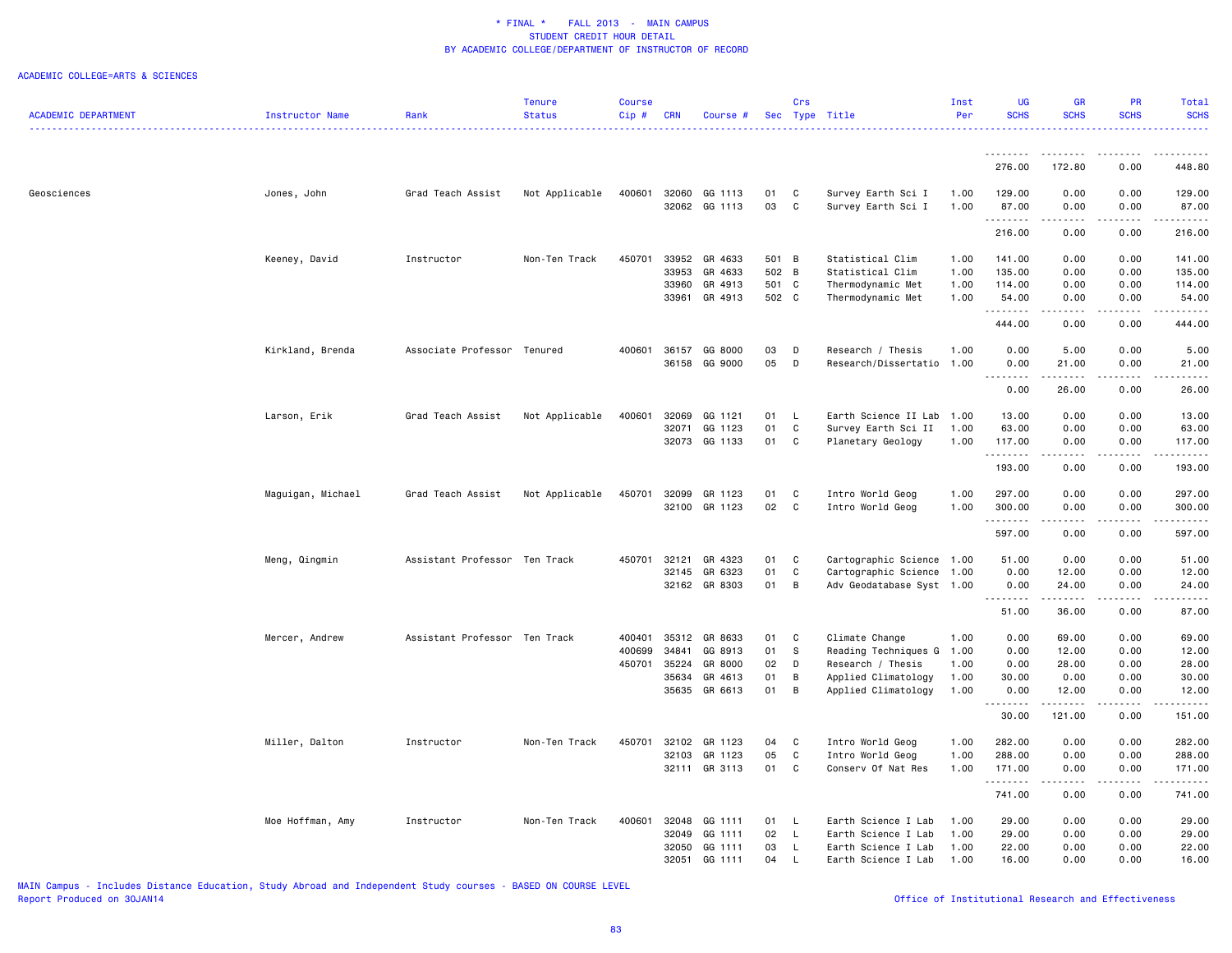\* FINAL \* FALL 2013 - MAIN CAMPUS
STUDENT CREDIT HOUR DETAIL
BY ACADEMIC COLLEGE/DEPARTMENT OF INSTRUCTOR OF RECORD

ACADEMIC COLLEGE=ARTS & SCIENCES

| ACADEMIC DEPARTMENT | Instructor Name | Rank | Tenure Status | Course Cip # | CRN | Course # | Sec | Crs Type | Title | Inst Per | UG SCHS | GR SCHS | PR SCHS | Total SCHS |
|---|---|---|---|---|---|---|---|---|---|---|---|---|---|---|
| | | | | | | | | | | | 276.00 | 172.80 | 0.00 | 448.80 |
| Geosciences | Jones, John | Grad Teach Assist | Not Applicable | 400601 | 32060 | GG 1113 | 01 | C | Survey Earth Sci I | 1.00 | 129.00 | 0.00 | 0.00 | 129.00 |
| | | | | | 32062 | GG 1113 | 03 | C | Survey Earth Sci I | 1.00 | 87.00 | 0.00 | 0.00 | 87.00 |
| | | | | | | | | | | | 216.00 | 0.00 | 0.00 | 216.00 |
| | Keeney, David | Instructor | Non-Ten Track | 450701 | 33952 | GR 4633 | 501 | B | Statistical Clim | 1.00 | 141.00 | 0.00 | 0.00 | 141.00 |
| | | | | | 33953 | GR 4633 | 502 | B | Statistical Clim | 1.00 | 135.00 | 0.00 | 0.00 | 135.00 |
| | | | | | 33960 | GR 4913 | 501 | C | Thermodynamic Met | 1.00 | 114.00 | 0.00 | 0.00 | 114.00 |
| | | | | | 33961 | GR 4913 | 502 | C | Thermodynamic Met | 1.00 | 54.00 | 0.00 | 0.00 | 54.00 |
| | | | | | | | | | | | 444.00 | 0.00 | 0.00 | 444.00 |
| | Kirkland, Brenda | Associate Professor | Tenured | 400601 | 36157 | GG 8000 | 03 | D | Research / Thesis | 1.00 | 0.00 | 5.00 | 0.00 | 5.00 |
| | | | | | 36158 | GG 9000 | 05 | D | Research/Dissertatio | 1.00 | 0.00 | 21.00 | 0.00 | 21.00 |
| | | | | | | | | | | | 0.00 | 26.00 | 0.00 | 26.00 |
| | Larson, Erik | Grad Teach Assist | Not Applicable | 400601 | 32069 | GG 1121 | 01 | L | Earth Science II Lab | 1.00 | 13.00 | 0.00 | 0.00 | 13.00 |
| | | | | | 32071 | GG 1123 | 01 | C | Survey Earth Sci II | 1.00 | 63.00 | 0.00 | 0.00 | 63.00 |
| | | | | | 32073 | GG 1133 | 01 | C | Planetary Geology | 1.00 | 117.00 | 0.00 | 0.00 | 117.00 |
| | | | | | | | | | | | 193.00 | 0.00 | 0.00 | 193.00 |
| | Maguigan, Michael | Grad Teach Assist | Not Applicable | 450701 | 32099 | GR 1123 | 01 | C | Intro World Geog | 1.00 | 297.00 | 0.00 | 0.00 | 297.00 |
| | | | | | 32100 | GR 1123 | 02 | C | Intro World Geog | 1.00 | 300.00 | 0.00 | 0.00 | 300.00 |
| | | | | | | | | | | | 597.00 | 0.00 | 0.00 | 597.00 |
| | Meng, Qingmin | Assistant Professor | Ten Track | 450701 | 32121 | GR 4323 | 01 | C | Cartographic Science | 1.00 | 51.00 | 0.00 | 0.00 | 51.00 |
| | | | | | 32145 | GR 6323 | 01 | C | Cartographic Science | 1.00 | 0.00 | 12.00 | 0.00 | 12.00 |
| | | | | | 32162 | GR 8303 | 01 | B | Adv Geodatabase Syst | 1.00 | 0.00 | 24.00 | 0.00 | 24.00 |
| | | | | | | | | | | | 51.00 | 36.00 | 0.00 | 87.00 |
| | Mercer, Andrew | Assistant Professor | Ten Track | 400401 | 35312 | GR 8633 | 01 | C | Climate Change | 1.00 | 0.00 | 69.00 | 0.00 | 69.00 |
| | | | | 400699 | 34841 | GG 8913 | 01 | S | Reading Techniques G | 1.00 | 0.00 | 12.00 | 0.00 | 12.00 |
| | | | | 450701 | 35224 | GR 8000 | 02 | D | Research / Thesis | 1.00 | 0.00 | 28.00 | 0.00 | 28.00 |
| | | | | | 35634 | GR 4613 | 01 | B | Applied Climatology | 1.00 | 30.00 | 0.00 | 0.00 | 30.00 |
| | | | | | 35635 | GR 6613 | 01 | B | Applied Climatology | 1.00 | 0.00 | 12.00 | 0.00 | 12.00 |
| | | | | | | | | | | | 30.00 | 121.00 | 0.00 | 151.00 |
| | Miller, Dalton | Instructor | Non-Ten Track | 450701 | 32102 | GR 1123 | 04 | C | Intro World Geog | 1.00 | 282.00 | 0.00 | 0.00 | 282.00 |
| | | | | | 32103 | GR 1123 | 05 | C | Intro World Geog | 1.00 | 288.00 | 0.00 | 0.00 | 288.00 |
| | | | | | 32111 | GR 3113 | 01 | C | Conserv Of Nat Res | 1.00 | 171.00 | 0.00 | 0.00 | 171.00 |
| | | | | | | | | | | | 741.00 | 0.00 | 0.00 | 741.00 |
| | Moe Hoffman, Amy | Instructor | Non-Ten Track | 400601 | 32048 | GG 1111 | 01 | L | Earth Science I Lab | 1.00 | 29.00 | 0.00 | 0.00 | 29.00 |
| | | | | | 32049 | GG 1111 | 02 | L | Earth Science I Lab | 1.00 | 29.00 | 0.00 | 0.00 | 29.00 |
| | | | | | 32050 | GG 1111 | 03 | L | Earth Science I Lab | 1.00 | 22.00 | 0.00 | 0.00 | 22.00 |
| | | | | | 32051 | GG 1111 | 04 | L | Earth Science I Lab | 1.00 | 16.00 | 0.00 | 0.00 | 16.00 |

MAIN Campus - Includes Distance Education, Study Abroad and Independent Study courses - BASED ON COURSE LEVEL
Report Produced on 30JAN14

Office of Institutional Research and Effectiveness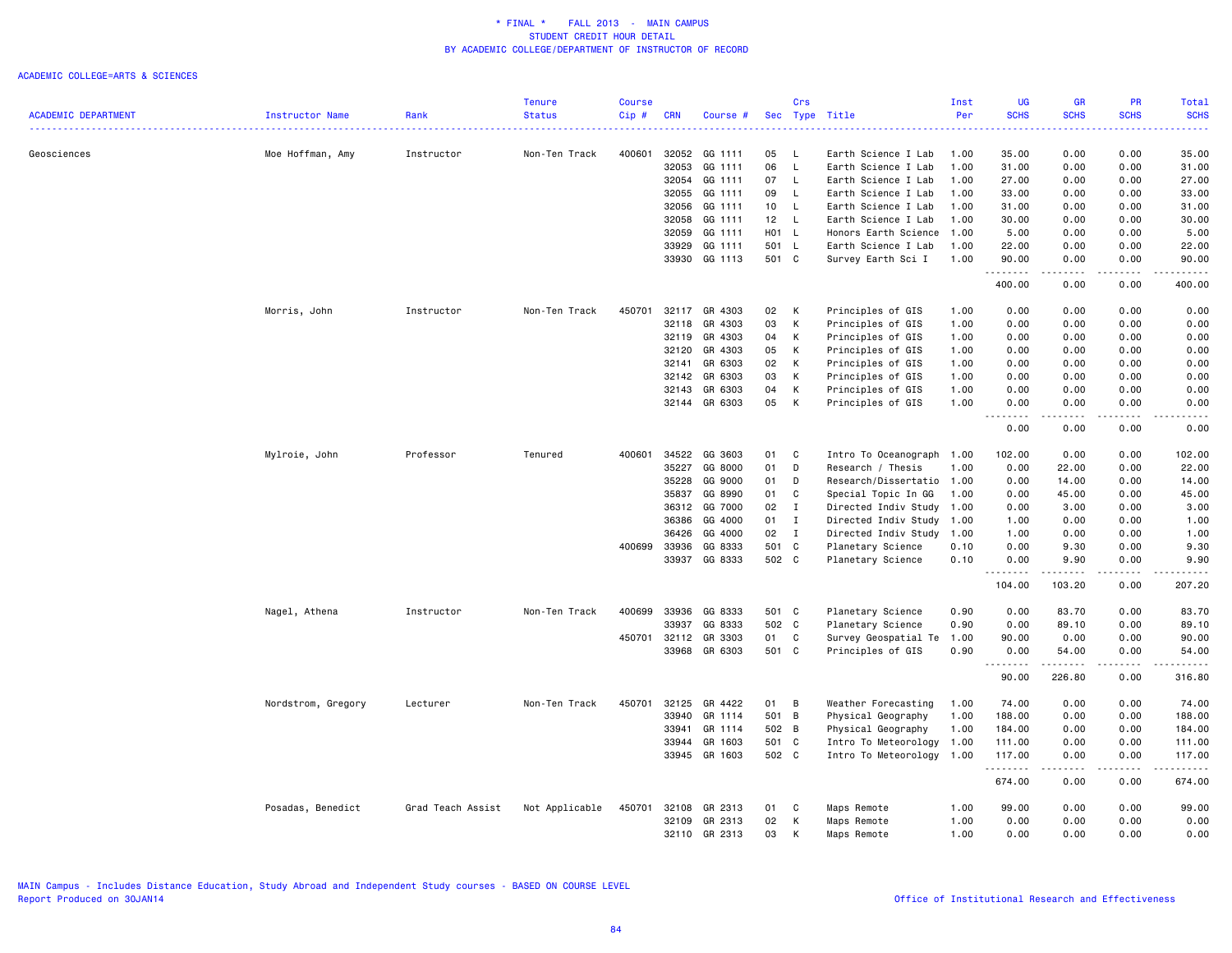* FINAL * FALL 2013 - MAIN CAMPUS
STUDENT CREDIT HOUR DETAIL
BY ACADEMIC COLLEGE/DEPARTMENT OF INSTRUCTOR OF RECORD

ACADEMIC COLLEGE=ARTS & SCIENCES

| ACADEMIC DEPARTMENT | Instructor Name | Rank | Tenure Status | Course Cip # | CRN | Course # | Sec | Crs Type | Title | Inst Per | UG SCHS | GR SCHS | PR SCHS | Total SCHS |
|---|---|---|---|---|---|---|---|---|---|---|---|---|---|---|
| Geosciences | Moe Hoffman, Amy | Instructor | Non-Ten Track | 400601 | 32052 | GG 1111 | 05 | L | Earth Science I Lab | 1.00 | 35.00 | 0.00 | 0.00 | 35.00 |
| | | | | | 32053 | GG 1111 | 06 | L | Earth Science I Lab | 1.00 | 31.00 | 0.00 | 0.00 | 31.00 |
| | | | | | 32054 | GG 1111 | 07 | L | Earth Science I Lab | 1.00 | 27.00 | 0.00 | 0.00 | 27.00 |
| | | | | | 32055 | GG 1111 | 09 | L | Earth Science I Lab | 1.00 | 33.00 | 0.00 | 0.00 | 33.00 |
| | | | | | 32056 | GG 1111 | 10 | L | Earth Science I Lab | 1.00 | 31.00 | 0.00 | 0.00 | 31.00 |
| | | | | | 32058 | GG 1111 | 12 | L | Earth Science I Lab | 1.00 | 30.00 | 0.00 | 0.00 | 30.00 |
| | | | | | 32059 | GG 1111 | H01 | L | Honors Earth Science | 1.00 | 5.00 | 0.00 | 0.00 | 5.00 |
| | | | | | 33929 | GG 1111 | 501 | L | Earth Science I Lab | 1.00 | 22.00 | 0.00 | 0.00 | 22.00 |
| | | | | | 33930 | GG 1113 | 501 | C | Survey Earth Sci I | 1.00 | 90.00 | 0.00 | 0.00 | 90.00 |
| | | | | | | | | | | | 400.00 | 0.00 | 0.00 | 400.00 |
| | Morris, John | Instructor | Non-Ten Track | 450701 | 32117 | GR 4303 | 02 | K | Principles of GIS | 1.00 | 0.00 | 0.00 | 0.00 | 0.00 |
| | | | | | 32118 | GR 4303 | 03 | K | Principles of GIS | 1.00 | 0.00 | 0.00 | 0.00 | 0.00 |
| | | | | | 32119 | GR 4303 | 04 | K | Principles of GIS | 1.00 | 0.00 | 0.00 | 0.00 | 0.00 |
| | | | | | 32120 | GR 4303 | 05 | K | Principles of GIS | 1.00 | 0.00 | 0.00 | 0.00 | 0.00 |
| | | | | | 32141 | GR 6303 | 02 | K | Principles of GIS | 1.00 | 0.00 | 0.00 | 0.00 | 0.00 |
| | | | | | 32142 | GR 6303 | 03 | K | Principles of GIS | 1.00 | 0.00 | 0.00 | 0.00 | 0.00 |
| | | | | | 32143 | GR 6303 | 04 | K | Principles of GIS | 1.00 | 0.00 | 0.00 | 0.00 | 0.00 |
| | | | | | 32144 | GR 6303 | 05 | K | Principles of GIS | 1.00 | 0.00 | 0.00 | 0.00 | 0.00 |
| | | | | | | | | | | | 0.00 | 0.00 | 0.00 | 0.00 |
| | Mylroie, John | Professor | Tenured | 400601 | 34522 | GG 3603 | 01 | C | Intro To Oceanograph | 1.00 | 102.00 | 0.00 | 0.00 | 102.00 |
| | | | | | 35227 | GG 8000 | 01 | D | Research / Thesis | 1.00 | 0.00 | 22.00 | 0.00 | 22.00 |
| | | | | | 35228 | GG 9000 | 01 | D | Research/Dissertatio | 1.00 | 0.00 | 14.00 | 0.00 | 14.00 |
| | | | | | 35837 | GG 8990 | 01 | C | Special Topic In GG | 1.00 | 0.00 | 45.00 | 0.00 | 45.00 |
| | | | | | 36312 | GG 7000 | 02 | I | Directed Indiv Study | 1.00 | 0.00 | 3.00 | 0.00 | 3.00 |
| | | | | | 36386 | GG 4000 | 01 | I | Directed Indiv Study | 1.00 | 1.00 | 0.00 | 0.00 | 1.00 |
| | | | | | 36426 | GG 4000 | 02 | I | Directed Indiv Study | 1.00 | 1.00 | 0.00 | 0.00 | 1.00 |
| | | | | 400699 | 33936 | GG 8333 | 501 | C | Planetary Science | 0.10 | 0.00 | 9.30 | 0.00 | 9.30 |
| | | | | | 33937 | GG 8333 | 502 | C | Planetary Science | 0.10 | 0.00 | 9.90 | 0.00 | 9.90 |
| | | | | | | | | | | | 104.00 | 103.20 | 0.00 | 207.20 |
| | Nagel, Athena | Instructor | Non-Ten Track | 400699 | 33936 | GG 8333 | 501 | C | Planetary Science | 0.90 | 0.00 | 83.70 | 0.00 | 83.70 |
| | | | | | 33937 | GG 8333 | 502 | C | Planetary Science | 0.90 | 0.00 | 89.10 | 0.00 | 89.10 |
| | | | | 450701 | 32112 | GR 3303 | 01 | C | Survey Geospatial Te | 1.00 | 90.00 | 0.00 | 0.00 | 90.00 |
| | | | | | 33968 | GR 6303 | 501 | C | Principles of GIS | 0.90 | 0.00 | 54.00 | 0.00 | 54.00 |
| | | | | | | | | | | | 90.00 | 226.80 | 0.00 | 316.80 |
| | Nordstrom, Gregory | Lecturer | Non-Ten Track | 450701 | 32125 | GR 4422 | 01 | B | Weather Forecasting | 1.00 | 74.00 | 0.00 | 0.00 | 74.00 |
| | | | | | 33940 | GR 1114 | 501 | B | Physical Geography | 1.00 | 188.00 | 0.00 | 0.00 | 188.00 |
| | | | | | 33941 | GR 1114 | 502 | B | Physical Geography | 1.00 | 184.00 | 0.00 | 0.00 | 184.00 |
| | | | | | 33944 | GR 1603 | 501 | C | Intro To Meteorology | 1.00 | 111.00 | 0.00 | 0.00 | 111.00 |
| | | | | | 33945 | GR 1603 | 502 | C | Intro To Meteorology | 1.00 | 117.00 | 0.00 | 0.00 | 117.00 |
| | | | | | | | | | | | 674.00 | 0.00 | 0.00 | 674.00 |
| | Posadas, Benedict | Grad Teach Assist | Not Applicable | 450701 | 32108 | GR 2313 | 01 | C | Maps Remote | 1.00 | 99.00 | 0.00 | 0.00 | 99.00 |
| | | | | | 32109 | GR 2313 | 02 | K | Maps Remote | 1.00 | 0.00 | 0.00 | 0.00 | 0.00 |
| | | | | | 32110 | GR 2313 | 03 | K | Maps Remote | 1.00 | 0.00 | 0.00 | 0.00 | 0.00 |

MAIN Campus - Includes Distance Education, Study Abroad and Independent Study courses - BASED ON COURSE LEVEL
Report Produced on 30JAN14

Office of Institutional Research and Effectiveness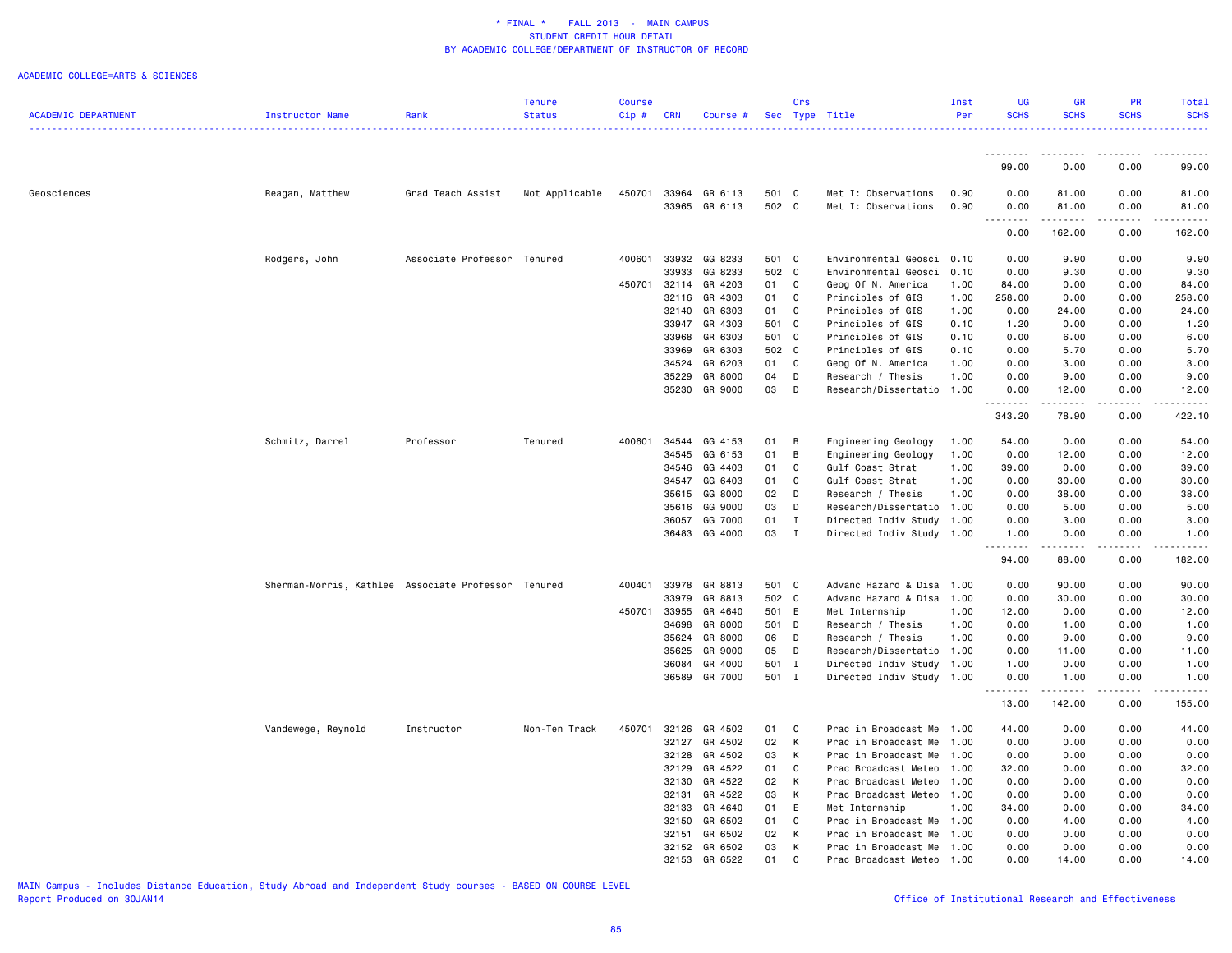# * FINAL * FALL 2013 - MAIN CAMPUS
## STUDENT CREDIT HOUR DETAIL
## BY ACADEMIC COLLEGE/DEPARTMENT OF INSTRUCTOR OF RECORD

ACADEMIC COLLEGE=ARTS & SCIENCES

| ACADEMIC DEPARTMENT | Instructor Name | Rank | Tenure Status | Course Cip # | CRN | Course # | Sec | Crs Type | Title | Inst Per | UG SCHS | GR SCHS | PR SCHS | Total SCHS |
|---|---|---|---|---|---|---|---|---|---|---|---|---|---|---|
| | | | | | | | | | | | 99.00 | 0.00 | 0.00 | 99.00 |
| Geosciences | Reagan, Matthew | Grad Teach Assist | Not Applicable | 450701 | 33964 | GR 6113 | 501 | C | Met I: Observations | 0.90 | 0.00 | 81.00 | 0.00 | 81.00 |
| | | | | | 33965 | GR 6113 | 502 | C | Met I: Observations | 0.90 | 0.00 | 81.00 | 0.00 | 81.00 |
| | | | | | | | | | | | 0.00 | 162.00 | 0.00 | 162.00 |
| | Rodgers, John | Associate Professor | Tenured | 400601 | 33932 | GG 8233 | 501 | C | Environmental Geosci | 0.10 | 0.00 | 9.90 | 0.00 | 9.90 |
| | | | | | 33933 | GG 8233 | 502 | C | Environmental Geosci | 0.10 | 0.00 | 9.30 | 0.00 | 9.30 |
| | | | | 450701 | 32114 | GR 4203 | 01 | C | Geog Of N. America | 1.00 | 84.00 | 0.00 | 0.00 | 84.00 |
| | | | | | 32116 | GR 4303 | 01 | C | Principles of GIS | 1.00 | 258.00 | 0.00 | 0.00 | 258.00 |
| | | | | | 32140 | GR 6303 | 01 | C | Principles of GIS | 1.00 | 0.00 | 24.00 | 0.00 | 24.00 |
| | | | | | 33947 | GR 4303 | 501 | C | Principles of GIS | 0.10 | 1.20 | 0.00 | 0.00 | 1.20 |
| | | | | | 33968 | GR 6303 | 501 | C | Principles of GIS | 0.10 | 0.00 | 6.00 | 0.00 | 6.00 |
| | | | | | 33969 | GR 6303 | 502 | C | Principles of GIS | 0.10 | 0.00 | 5.70 | 0.00 | 5.70 |
| | | | | | 34524 | GR 6203 | 01 | C | Geog Of N. America | 1.00 | 0.00 | 3.00 | 0.00 | 3.00 |
| | | | | | 35229 | GR 8000 | 04 | D | Research / Thesis | 1.00 | 0.00 | 9.00 | 0.00 | 9.00 |
| | | | | | 35230 | GR 9000 | 03 | D | Research/Dissertatio | 1.00 | 0.00 | 12.00 | 0.00 | 12.00 |
| | | | | | | | | | | | 343.20 | 78.90 | 0.00 | 422.10 |
| | Schmitz, Darrel | Professor | Tenured | 400601 | 34544 | GG 4153 | 01 | B | Engineering Geology | 1.00 | 54.00 | 0.00 | 0.00 | 54.00 |
| | | | | | 34545 | GG 6153 | 01 | B | Engineering Geology | 1.00 | 0.00 | 12.00 | 0.00 | 12.00 |
| | | | | | 34546 | GG 4403 | 01 | C | Gulf Coast Strat | 1.00 | 39.00 | 0.00 | 0.00 | 39.00 |
| | | | | | 34547 | GG 6403 | 01 | C | Gulf Coast Strat | 1.00 | 0.00 | 30.00 | 0.00 | 30.00 |
| | | | | | 35615 | GG 8000 | 02 | D | Research / Thesis | 1.00 | 0.00 | 38.00 | 0.00 | 38.00 |
| | | | | | 35616 | GG 9000 | 03 | D | Research/Dissertatio | 1.00 | 0.00 | 5.00 | 0.00 | 5.00 |
| | | | | | 36057 | GG 7000 | 01 | I | Directed Indiv Study | 1.00 | 0.00 | 3.00 | 0.00 | 3.00 |
| | | | | | 36483 | GG 4000 | 03 | I | Directed Indiv Study | 1.00 | 1.00 | 0.00 | 0.00 | 1.00 |
| | | | | | | | | | | | 94.00 | 88.00 | 0.00 | 182.00 |
| | Sherman-Morris, Kathlee | Associate Professor | Tenured | 400401 | 33978 | GR 8813 | 501 | C | Advanc Hazard & Disa | 1.00 | 0.00 | 90.00 | 0.00 | 90.00 |
| | | | | | 33979 | GR 8813 | 502 | C | Advanc Hazard & Disa | 1.00 | 0.00 | 30.00 | 0.00 | 30.00 |
| | | | | 450701 | 33955 | GR 4640 | 501 | E | Met Internship | 1.00 | 12.00 | 0.00 | 0.00 | 12.00 |
| | | | | | 34698 | GR 8000 | 501 | D | Research / Thesis | 1.00 | 0.00 | 1.00 | 0.00 | 1.00 |
| | | | | | 35624 | GR 8000 | 06 | D | Research / Thesis | 1.00 | 0.00 | 9.00 | 0.00 | 9.00 |
| | | | | | 35625 | GR 9000 | 05 | D | Research/Dissertatio | 1.00 | 0.00 | 11.00 | 0.00 | 11.00 |
| | | | | | 36084 | GR 4000 | 501 | I | Directed Indiv Study | 1.00 | 1.00 | 0.00 | 0.00 | 1.00 |
| | | | | | 36589 | GR 7000 | 501 | I | Directed Indiv Study | 1.00 | 0.00 | 1.00 | 0.00 | 1.00 |
| | | | | | | | | | | | 13.00 | 142.00 | 0.00 | 155.00 |
| | Vandewege, Reynold | Instructor | Non-Ten Track | 450701 | 32126 | GR 4502 | 01 | C | Prac in Broadcast Me | 1.00 | 44.00 | 0.00 | 0.00 | 44.00 |
| | | | | | 32127 | GR 4502 | 02 | K | Prac in Broadcast Me | 1.00 | 0.00 | 0.00 | 0.00 | 0.00 |
| | | | | | 32128 | GR 4502 | 03 | K | Prac in Broadcast Me | 1.00 | 0.00 | 0.00 | 0.00 | 0.00 |
| | | | | | 32129 | GR 4522 | 01 | C | Prac Broadcast Meteo | 1.00 | 32.00 | 0.00 | 0.00 | 32.00 |
| | | | | | 32130 | GR 4522 | 02 | K | Prac Broadcast Meteo | 1.00 | 0.00 | 0.00 | 0.00 | 0.00 |
| | | | | | 32131 | GR 4522 | 03 | K | Prac Broadcast Meteo | 1.00 | 0.00 | 0.00 | 0.00 | 0.00 |
| | | | | | 32133 | GR 4640 | 01 | E | Met Internship | 1.00 | 34.00 | 0.00 | 0.00 | 34.00 |
| | | | | | 32150 | GR 6502 | 01 | C | Prac in Broadcast Me | 1.00 | 0.00 | 4.00 | 0.00 | 4.00 |
| | | | | | 32151 | GR 6502 | 02 | K | Prac in Broadcast Me | 1.00 | 0.00 | 0.00 | 0.00 | 0.00 |
| | | | | | 32152 | GR 6502 | 03 | K | Prac in Broadcast Me | 1.00 | 0.00 | 0.00 | 0.00 | 0.00 |
| | | | | | 32153 | GR 6522 | 01 | C | Prac Broadcast Meteo | 1.00 | 0.00 | 14.00 | 0.00 | 14.00 |

MAIN Campus - Includes Distance Education, Study Abroad and Independent Study courses - BASED ON COURSE LEVEL
Report Produced on 30JAN14

Office of Institutional Research and Effectiveness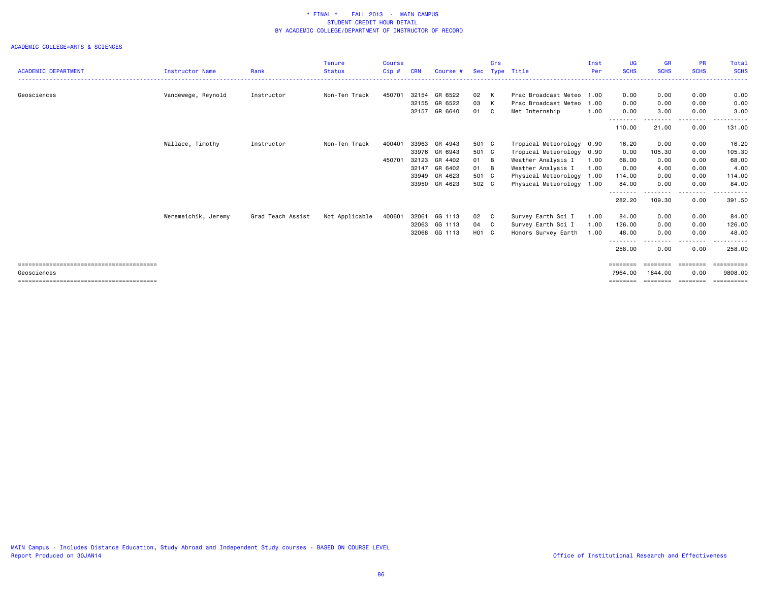\* FINAL \*    FALL 2013  -  MAIN CAMPUS
STUDENT CREDIT HOUR DETAIL
BY ACADEMIC COLLEGE/DEPARTMENT OF INSTRUCTOR OF RECORD

ACADEMIC COLLEGE=ARTS & SCIENCES

| ACADEMIC DEPARTMENT | Instructor Name | Rank | Tenure Status | Course Cip # | CRN | Course # | Sec | Crs Type | Title | Inst Per | UG SCHS | GR SCHS | PR SCHS | Total SCHS |
|---|---|---|---|---|---|---|---|---|---|---|---|---|---|---|
| Geosciences | Vandewege, Reynold | Instructor | Non-Ten Track | 450701 | 32154 | GR 6522 | 02 | K | Prac Broadcast Meteo | 1.00 | 0.00 | 0.00 | 0.00 | 0.00 |
| | | | | | 32155 | GR 6522 | 03 | K | Prac Broadcast Meteo | 1.00 | 0.00 | 0.00 | 0.00 | 0.00 |
| | | | | | 32157 | GR 6640 | 01 | C | Met Internship | 1.00 | 0.00 | 3.00 | 0.00 | 3.00 |
| | | | | | | | | | | | 110.00 | 21.00 | 0.00 | 131.00 |
| | Wallace, Timothy | Instructor | Non-Ten Track | 400401 | 33963 | GR 4943 | 501 | C | Tropical Meteorology | 0.90 | 16.20 | 0.00 | 0.00 | 16.20 |
| | | | | | 33976 | GR 6943 | 501 | C | Tropical Meteorology | 0.90 | 0.00 | 105.30 | 0.00 | 105.30 |
| | | | | 450701 | 32123 | GR 4402 | 01 | B | Weather Analysis I | 1.00 | 68.00 | 0.00 | 0.00 | 68.00 |
| | | | | | 32147 | GR 6402 | 01 | B | Weather Analysis I | 1.00 | 0.00 | 4.00 | 0.00 | 4.00 |
| | | | | | 33949 | GR 4623 | 501 | C | Physical Meteorology | 1.00 | 114.00 | 0.00 | 0.00 | 114.00 |
| | | | | | 33950 | GR 4623 | 502 | C | Physical Meteorology | 1.00 | 84.00 | 0.00 | 0.00 | 84.00 |
| | | | | | | | | | | | 282.20 | 109.30 | 0.00 | 391.50 |
| | Weremeichik, Jeremy | Grad Teach Assist | Not Applicable | 400601 | 32061 | GG 1113 | 02 | C | Survey Earth Sci I | 1.00 | 84.00 | 0.00 | 0.00 | 84.00 |
| | | | | | 32063 | GG 1113 | 04 | C | Survey Earth Sci I | 1.00 | 126.00 | 0.00 | 0.00 | 126.00 |
| | | | | | 32068 | GG 1113 | H01 | C | Honors Survey Earth | 1.00 | 48.00 | 0.00 | 0.00 | 48.00 |
| | | | | | | | | | | | 258.00 | 0.00 | 0.00 | 258.00 |
| Geosciences | | | | | | | | | | | 7964.00 | 1844.00 | 0.00 | 9808.00 |

MAIN Campus - Includes Distance Education, Study Abroad and Independent Study courses - BASED ON COURSE LEVEL
Report Produced on 30JAN14

Office of Institutional Research and Effectiveness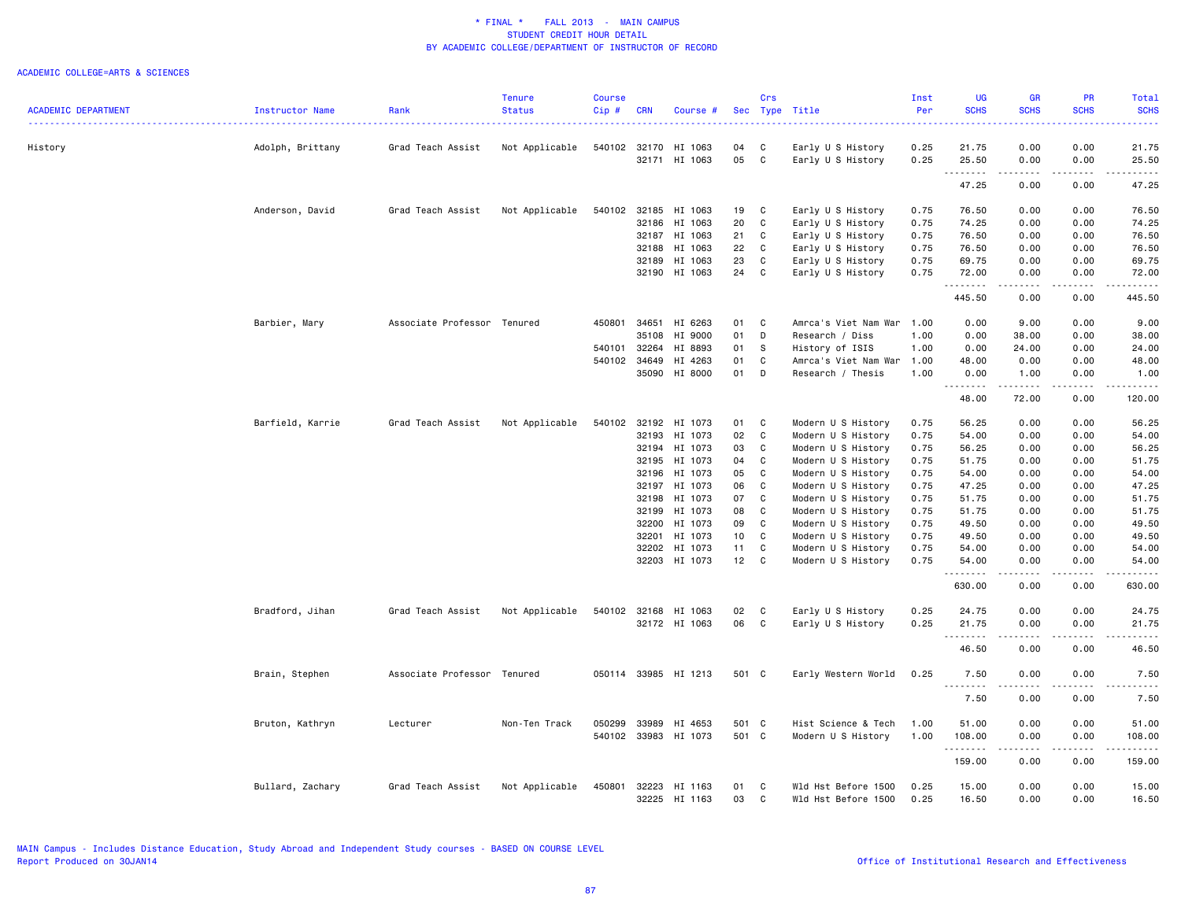* FINAL * FALL 2013 - MAIN CAMPUS
STUDENT CREDIT HOUR DETAIL
BY ACADEMIC COLLEGE/DEPARTMENT OF INSTRUCTOR OF RECORD

ACADEMIC COLLEGE=ARTS & SCIENCES

| ACADEMIC DEPARTMENT | Instructor Name | Rank | Tenure Status | Course Cip # | CRN | Course # | Sec | Crs Type | Title | Inst Per | UG SCHS | GR SCHS | PR SCHS | Total SCHS |
|---|---|---|---|---|---|---|---|---|---|---|---|---|---|---|
| History | Adolph, Brittany | Grad Teach Assist | Not Applicable | 540102 | 32170 | HI 1063 | 04 | C | Early U S History | 0.25 | 21.75 | 0.00 | 0.00 | 21.75 |
| | | | | | 32171 | HI 1063 | 05 | C | Early U S History | 0.25 | 25.50 | 0.00 | 0.00 | 25.50 |
| | | | | | | | | | | | 47.25 | 0.00 | 0.00 | 47.25 |
| | Anderson, David | Grad Teach Assist | Not Applicable | 540102 | 32185 | HI 1063 | 19 | C | Early U S History | 0.75 | 76.50 | 0.00 | 0.00 | 76.50 |
| | | | | | 32186 | HI 1063 | 20 | C | Early U S History | 0.75 | 74.25 | 0.00 | 0.00 | 74.25 |
| | | | | | 32187 | HI 1063 | 21 | C | Early U S History | 0.75 | 76.50 | 0.00 | 0.00 | 76.50 |
| | | | | | 32188 | HI 1063 | 22 | C | Early U S History | 0.75 | 76.50 | 0.00 | 0.00 | 76.50 |
| | | | | | 32189 | HI 1063 | 23 | C | Early U S History | 0.75 | 69.75 | 0.00 | 0.00 | 69.75 |
| | | | | | 32190 | HI 1063 | 24 | C | Early U S History | 0.75 | 72.00 | 0.00 | 0.00 | 72.00 |
| | | | | | | | | | | | 445.50 | 0.00 | 0.00 | 445.50 |
| | Barbier, Mary | Associate Professor | Tenured | 450801 | 34651 | HI 6263 | 01 | C | Amrca's Viet Nam War | 1.00 | 0.00 | 9.00 | 0.00 | 9.00 |
| | | | | | 35108 | HI 9000 | 01 | D | Research / Diss | 1.00 | 0.00 | 38.00 | 0.00 | 38.00 |
| | | | | 540101 | 32264 | HI 8893 | 01 | S | History of ISIS | 1.00 | 0.00 | 24.00 | 0.00 | 24.00 |
| | | | | 540102 | 34649 | HI 4263 | 01 | C | Amrca's Viet Nam War | 1.00 | 48.00 | 0.00 | 0.00 | 48.00 |
| | | | | | 35090 | HI 8000 | 01 | D | Research / Thesis | 1.00 | 0.00 | 1.00 | 0.00 | 1.00 |
| | | | | | | | | | | | 48.00 | 72.00 | 0.00 | 120.00 |
| | Barfield, Karrie | Grad Teach Assist | Not Applicable | 540102 | 32192 | HI 1073 | 01 | C | Modern U S History | 0.75 | 56.25 | 0.00 | 0.00 | 56.25 |
| | | | | | 32193 | HI 1073 | 02 | C | Modern U S History | 0.75 | 54.00 | 0.00 | 0.00 | 54.00 |
| | | | | | 32194 | HI 1073 | 03 | C | Modern U S History | 0.75 | 56.25 | 0.00 | 0.00 | 56.25 |
| | | | | | 32195 | HI 1073 | 04 | C | Modern U S History | 0.75 | 51.75 | 0.00 | 0.00 | 51.75 |
| | | | | | 32196 | HI 1073 | 05 | C | Modern U S History | 0.75 | 54.00 | 0.00 | 0.00 | 54.00 |
| | | | | | 32197 | HI 1073 | 06 | C | Modern U S History | 0.75 | 47.25 | 0.00 | 0.00 | 47.25 |
| | | | | | 32198 | HI 1073 | 07 | C | Modern U S History | 0.75 | 51.75 | 0.00 | 0.00 | 51.75 |
| | | | | | 32199 | HI 1073 | 08 | C | Modern U S History | 0.75 | 51.75 | 0.00 | 0.00 | 51.75 |
| | | | | | 32200 | HI 1073 | 09 | C | Modern U S History | 0.75 | 49.50 | 0.00 | 0.00 | 49.50 |
| | | | | | 32201 | HI 1073 | 10 | C | Modern U S History | 0.75 | 49.50 | 0.00 | 0.00 | 49.50 |
| | | | | | 32202 | HI 1073 | 11 | C | Modern U S History | 0.75 | 54.00 | 0.00 | 0.00 | 54.00 |
| | | | | | 32203 | HI 1073 | 12 | C | Modern U S History | 0.75 | 54.00 | 0.00 | 0.00 | 54.00 |
| | | | | | | | | | | | 630.00 | 0.00 | 0.00 | 630.00 |
| | Bradford, Jihan | Grad Teach Assist | Not Applicable | 540102 | 32168 | HI 1063 | 02 | C | Early U S History | 0.25 | 24.75 | 0.00 | 0.00 | 24.75 |
| | | | | | 32172 | HI 1063 | 06 | C | Early U S History | 0.25 | 21.75 | 0.00 | 0.00 | 21.75 |
| | | | | | | | | | | | 46.50 | 0.00 | 0.00 | 46.50 |
| | Brain, Stephen | Associate Professor | Tenured | 050114 | 33985 | HI 1213 | 501 | C | Early Western World | 0.25 | 7.50 | 0.00 | 0.00 | 7.50 |
| | | | | | | | | | | | 7.50 | 0.00 | 0.00 | 7.50 |
| | Bruton, Kathryn | Lecturer | Non-Ten Track | 050299 | 33989 | HI 4653 | 501 | C | Hist Science & Tech | 1.00 | 51.00 | 0.00 | 0.00 | 51.00 |
| | | | | 540102 | 33983 | HI 1073 | 501 | C | Modern U S History | 1.00 | 108.00 | 0.00 | 0.00 | 108.00 |
| | | | | | | | | | | | 159.00 | 0.00 | 0.00 | 159.00 |
| | Bullard, Zachary | Grad Teach Assist | Not Applicable | 450801 | 32223 | HI 1163 | 01 | C | Wld Hst Before 1500 | 0.25 | 15.00 | 0.00 | 0.00 | 15.00 |
| | | | | | 32225 | HI 1163 | 03 | C | Wld Hst Before 1500 | 0.25 | 16.50 | 0.00 | 0.00 | 16.50 |

MAIN Campus - Includes Distance Education, Study Abroad and Independent Study courses - BASED ON COURSE LEVEL
Report Produced on 30JAN14

Office of Institutional Research and Effectiveness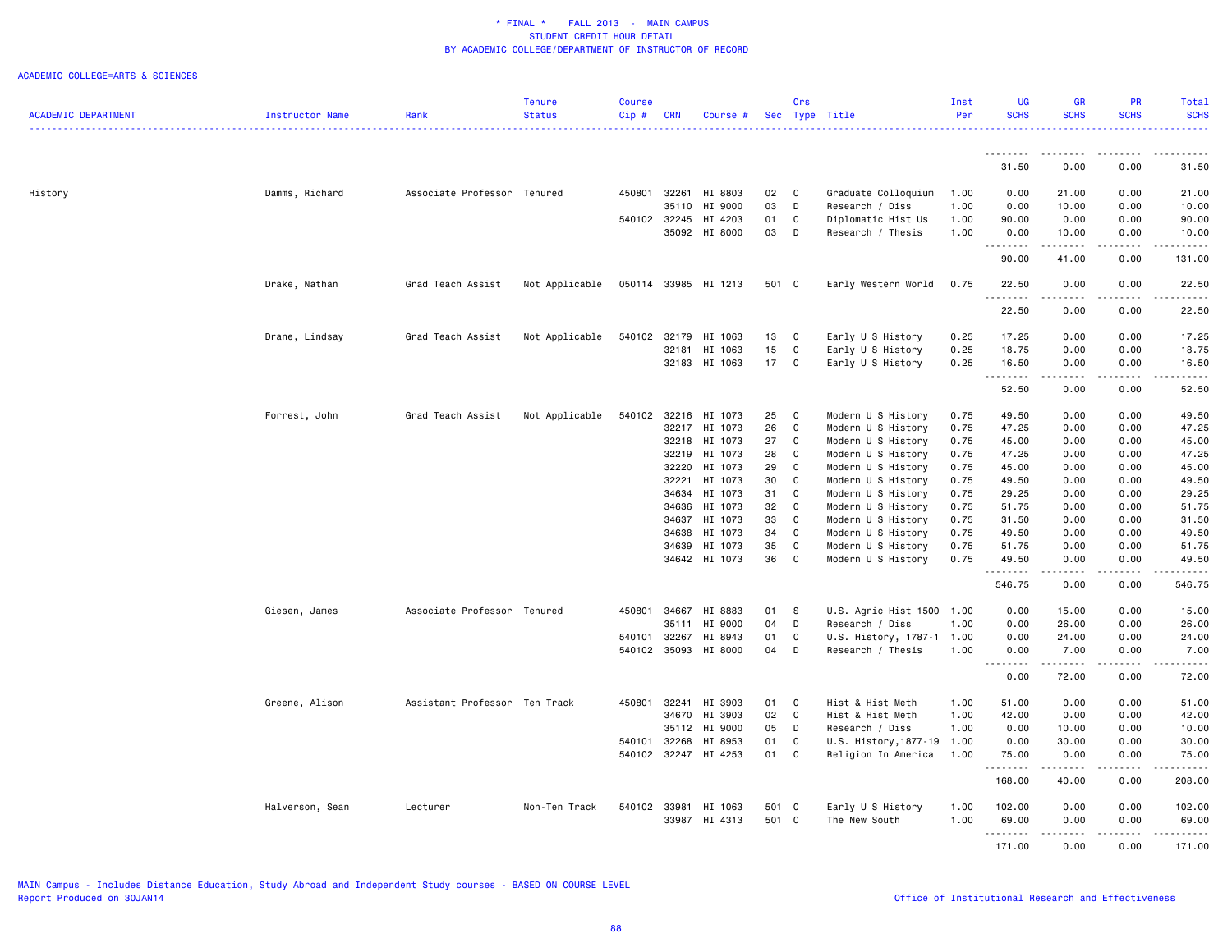\* FINAL \*    FALL 2013 - MAIN CAMPUS
STUDENT CREDIT HOUR DETAIL
BY ACADEMIC COLLEGE/DEPARTMENT OF INSTRUCTOR OF RECORD

ACADEMIC COLLEGE=ARTS & SCIENCES

| ACADEMIC DEPARTMENT | Instructor Name | Rank | Tenure Status | Course Cip # | CRN | Course # | Sec | Crs Type | Title | Inst Per | UG SCHS | GR SCHS | PR SCHS | Total SCHS |
|---|---|---|---|---|---|---|---|---|---|---|---|---|---|---|
| | | | | | | | | | | | 31.50 | 0.00 | 0.00 | 31.50 |
| History | Damms, Richard | Associate Professor | Tenured | 450801 | 32261 | HI 8803 | 02 | C | Graduate Colloquium | 1.00 | 0.00 | 21.00 | 0.00 | 21.00 |
| | | | | | 35110 | HI 9000 | 03 | D | Research / Diss | 1.00 | 0.00 | 10.00 | 0.00 | 10.00 |
| | | | | 540102 | 32245 | HI 4203 | 01 | C | Diplomatic Hist Us | 1.00 | 90.00 | 0.00 | 0.00 | 90.00 |
| | | | | | 35092 | HI 8000 | 03 | D | Research / Thesis | 1.00 | 0.00 | 10.00 | 0.00 | 10.00 |
| | | | | | | | | | | | 90.00 | 41.00 | 0.00 | 131.00 |
| | Drake, Nathan | Grad Teach Assist | Not Applicable | 050114 | 33985 | HI 1213 | 501 | C | Early Western World | 0.75 | 22.50 | 0.00 | 0.00 | 22.50 |
| | | | | | | | | | | | 22.50 | 0.00 | 0.00 | 22.50 |
| | Drane, Lindsay | Grad Teach Assist | Not Applicable | 540102 | 32179 | HI 1063 | 13 | C | Early U S History | 0.25 | 17.25 | 0.00 | 0.00 | 17.25 |
| | | | | | 32181 | HI 1063 | 15 | C | Early U S History | 0.25 | 18.75 | 0.00 | 0.00 | 18.75 |
| | | | | | 32183 | HI 1063 | 17 | C | Early U S History | 0.25 | 16.50 | 0.00 | 0.00 | 16.50 |
| | | | | | | | | | | | 52.50 | 0.00 | 0.00 | 52.50 |
| | Forrest, John | Grad Teach Assist | Not Applicable | 540102 | 32216 | HI 1073 | 25 | C | Modern U S History | 0.75 | 49.50 | 0.00 | 0.00 | 49.50 |
| | | | | | 32217 | HI 1073 | 26 | C | Modern U S History | 0.75 | 47.25 | 0.00 | 0.00 | 47.25 |
| | | | | | 32218 | HI 1073 | 27 | C | Modern U S History | 0.75 | 45.00 | 0.00 | 0.00 | 45.00 |
| | | | | | 32219 | HI 1073 | 28 | C | Modern U S History | 0.75 | 47.25 | 0.00 | 0.00 | 47.25 |
| | | | | | 32220 | HI 1073 | 29 | C | Modern U S History | 0.75 | 45.00 | 0.00 | 0.00 | 45.00 |
| | | | | | 32221 | HI 1073 | 30 | C | Modern U S History | 0.75 | 49.50 | 0.00 | 0.00 | 49.50 |
| | | | | | 34634 | HI 1073 | 31 | C | Modern U S History | 0.75 | 29.25 | 0.00 | 0.00 | 29.25 |
| | | | | | 34636 | HI 1073 | 32 | C | Modern U S History | 0.75 | 51.75 | 0.00 | 0.00 | 51.75 |
| | | | | | 34637 | HI 1073 | 33 | C | Modern U S History | 0.75 | 31.50 | 0.00 | 0.00 | 31.50 |
| | | | | | 34638 | HI 1073 | 34 | C | Modern U S History | 0.75 | 49.50 | 0.00 | 0.00 | 49.50 |
| | | | | | 34639 | HI 1073 | 35 | C | Modern U S History | 0.75 | 51.75 | 0.00 | 0.00 | 51.75 |
| | | | | | 34642 | HI 1073 | 36 | C | Modern U S History | 0.75 | 49.50 | 0.00 | 0.00 | 49.50 |
| | | | | | | | | | | | 546.75 | 0.00 | 0.00 | 546.75 |
| | Giesen, James | Associate Professor | Tenured | 450801 | 34667 | HI 8883 | 01 | S | U.S. Agric Hist 1500 | 1.00 | 0.00 | 15.00 | 0.00 | 15.00 |
| | | | | | 35111 | HI 9000 | 04 | D | Research / Diss | 1.00 | 0.00 | 26.00 | 0.00 | 26.00 |
| | | | | 540101 | 32267 | HI 8943 | 01 | C | U.S. History, 1787-1 | 1.00 | 0.00 | 24.00 | 0.00 | 24.00 |
| | | | | 540102 | 35093 | HI 8000 | 04 | D | Research / Thesis | 1.00 | 0.00 | 7.00 | 0.00 | 7.00 |
| | | | | | | | | | | | 0.00 | 72.00 | 0.00 | 72.00 |
| | Greene, Alison | Assistant Professor | Ten Track | 450801 | 32241 | HI 3903 | 01 | C | Hist & Hist Meth | 1.00 | 51.00 | 0.00 | 0.00 | 51.00 |
| | | | | | 34670 | HI 3903 | 02 | C | Hist & Hist Meth | 1.00 | 42.00 | 0.00 | 0.00 | 42.00 |
| | | | | | 35112 | HI 9000 | 05 | D | Research / Diss | 1.00 | 0.00 | 10.00 | 0.00 | 10.00 |
| | | | | 540101 | 32268 | HI 8953 | 01 | C | U.S. History,1877-19 | 1.00 | 0.00 | 30.00 | 0.00 | 30.00 |
| | | | | 540102 | 32247 | HI 4253 | 01 | C | Religion In America | 1.00 | 75.00 | 0.00 | 0.00 | 75.00 |
| | | | | | | | | | | | 168.00 | 40.00 | 0.00 | 208.00 |
| | Halverson, Sean | Lecturer | Non-Ten Track | 540102 | 33981 | HI 1063 | 501 | C | Early U S History | 1.00 | 102.00 | 0.00 | 0.00 | 102.00 |
| | | | | | 33987 | HI 4313 | 501 | C | The New South | 1.00 | 69.00 | 0.00 | 0.00 | 69.00 |
| | | | | | | | | | | | 171.00 | 0.00 | 0.00 | 171.00 |

MAIN Campus - Includes Distance Education, Study Abroad and Independent Study courses - BASED ON COURSE LEVEL
Report Produced on 30JAN14

Office of Institutional Research and Effectiveness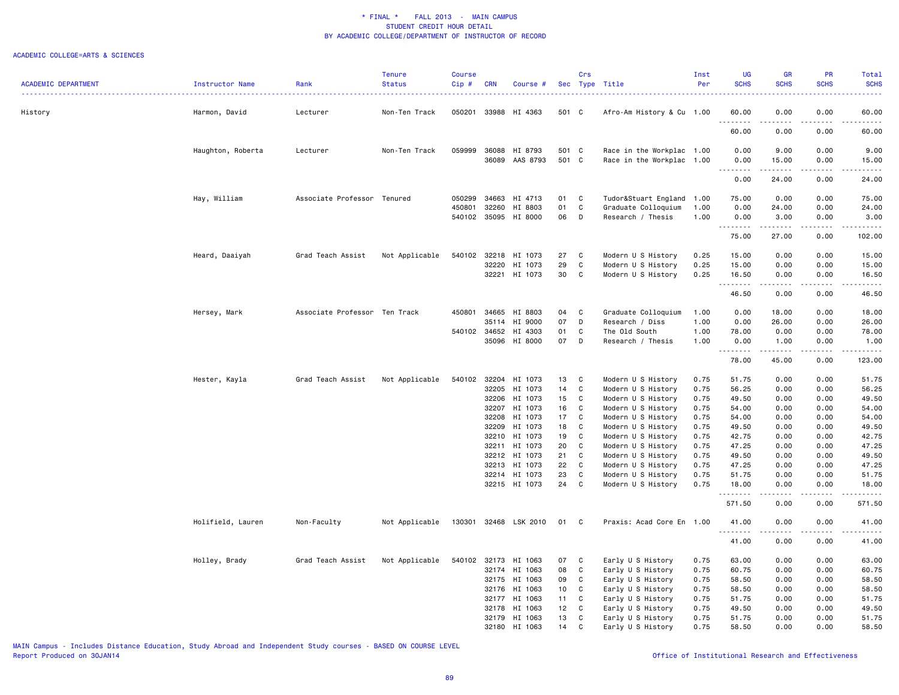# * FINAL * FALL 2013 - MAIN CAMPUS
## STUDENT CREDIT HOUR DETAIL
## BY ACADEMIC COLLEGE/DEPARTMENT OF INSTRUCTOR OF RECORD

ACADEMIC COLLEGE=ARTS & SCIENCES

| ACADEMIC DEPARTMENT | Instructor Name | Rank | Tenure Status | Course Cip # | CRN | Course # | Sec | Crs Type | Title | Inst Per | UG SCHS | GR SCHS | PR SCHS | Total SCHS |
|---|---|---|---|---|---|---|---|---|---|---|---|---|---|---|
| History | Harmon, David | Lecturer | Non-Ten Track | 050201 | 33988 | HI 4363 | 501 | C | Afro-Am History & Cu | 1.00 | 60.00 | 0.00 | 0.00 | 60.00 |
| | | | | | | | | | | | 60.00 | 0.00 | 0.00 | 60.00 |
| | Haughton, Roberta | Lecturer | Non-Ten Track | 059999 | 36088 | HI 8793 | 501 | C | Race in the Workplac | 1.00 | 0.00 | 9.00 | 0.00 | 9.00 |
| | | | | | 36089 | AAS 8793 | 501 | C | Race in the Workplac | 1.00 | 0.00 | 15.00 | 0.00 | 15.00 |
| | | | | | | | | | | | 0.00 | 24.00 | 0.00 | 24.00 |
| | Hay, William | Associate Professor | Tenured | 050299 | 34663 | HI 4713 | 01 | C | Tudor&Stuart England | 1.00 | 75.00 | 0.00 | 0.00 | 75.00 |
| | | | | 450801 | 32260 | HI 8803 | 01 | C | Graduate Colloquium | 1.00 | 0.00 | 24.00 | 0.00 | 24.00 |
| | | | | 540102 | 35095 | HI 8000 | 06 | D | Research / Thesis | 1.00 | 0.00 | 3.00 | 0.00 | 3.00 |
| | | | | | | | | | | | 75.00 | 27.00 | 0.00 | 102.00 |
| | Heard, Daaiyah | Grad Teach Assist | Not Applicable | 540102 | 32218 | HI 1073 | 27 | C | Modern U S History | 0.25 | 15.00 | 0.00 | 0.00 | 15.00 |
| | | | | | 32220 | HI 1073 | 29 | C | Modern U S History | 0.25 | 15.00 | 0.00 | 0.00 | 15.00 |
| | | | | | 32221 | HI 1073 | 30 | C | Modern U S History | 0.25 | 16.50 | 0.00 | 0.00 | 16.50 |
| | | | | | | | | | | | 46.50 | 0.00 | 0.00 | 46.50 |
| | Hersey, Mark | Associate Professor | Ten Track | 450801 | 34665 | HI 8803 | 04 | C | Graduate Colloquium | 1.00 | 0.00 | 18.00 | 0.00 | 18.00 |
| | | | | | 35114 | HI 9000 | 07 | D | Research / Diss | 1.00 | 0.00 | 26.00 | 0.00 | 26.00 |
| | | | | 540102 | 34652 | HI 4303 | 01 | C | The Old South | 1.00 | 78.00 | 0.00 | 0.00 | 78.00 |
| | | | | | 35096 | HI 8000 | 07 | D | Research / Thesis | 1.00 | 0.00 | 1.00 | 0.00 | 1.00 |
| | | | | | | | | | | | 78.00 | 45.00 | 0.00 | 123.00 |
| | Hester, Kayla | Grad Teach Assist | Not Applicable | 540102 | 32204 | HI 1073 | 13 | C | Modern U S History | 0.75 | 51.75 | 0.00 | 0.00 | 51.75 |
| | | | | | 32205 | HI 1073 | 14 | C | Modern U S History | 0.75 | 56.25 | 0.00 | 0.00 | 56.25 |
| | | | | | 32206 | HI 1073 | 15 | C | Modern U S History | 0.75 | 49.50 | 0.00 | 0.00 | 49.50 |
| | | | | | 32207 | HI 1073 | 16 | C | Modern U S History | 0.75 | 54.00 | 0.00 | 0.00 | 54.00 |
| | | | | | 32208 | HI 1073 | 17 | C | Modern U S History | 0.75 | 54.00 | 0.00 | 0.00 | 54.00 |
| | | | | | 32209 | HI 1073 | 18 | C | Modern U S History | 0.75 | 49.50 | 0.00 | 0.00 | 49.50 |
| | | | | | 32210 | HI 1073 | 19 | C | Modern U S History | 0.75 | 42.75 | 0.00 | 0.00 | 42.75 |
| | | | | | 32211 | HI 1073 | 20 | C | Modern U S History | 0.75 | 47.25 | 0.00 | 0.00 | 47.25 |
| | | | | | 32212 | HI 1073 | 21 | C | Modern U S History | 0.75 | 49.50 | 0.00 | 0.00 | 49.50 |
| | | | | | 32213 | HI 1073 | 22 | C | Modern U S History | 0.75 | 47.25 | 0.00 | 0.00 | 47.25 |
| | | | | | 32214 | HI 1073 | 23 | C | Modern U S History | 0.75 | 51.75 | 0.00 | 0.00 | 51.75 |
| | | | | | 32215 | HI 1073 | 24 | C | Modern U S History | 0.75 | 18.00 | 0.00 | 0.00 | 18.00 |
| | | | | | | | | | | | 571.50 | 0.00 | 0.00 | 571.50 |
| | Holifield, Lauren | Non-Faculty | Not Applicable | 130301 | 32468 | LSK 2010 | 01 | C | Praxis: Acad Core En | 1.00 | 41.00 | 0.00 | 0.00 | 41.00 |
| | | | | | | | | | | | 41.00 | 0.00 | 0.00 | 41.00 |
| | Holley, Brady | Grad Teach Assist | Not Applicable | 540102 | 32173 | HI 1063 | 07 | C | Early U S History | 0.75 | 63.00 | 0.00 | 0.00 | 63.00 |
| | | | | | 32174 | HI 1063 | 08 | C | Early U S History | 0.75 | 60.75 | 0.00 | 0.00 | 60.75 |
| | | | | | 32175 | HI 1063 | 09 | C | Early U S History | 0.75 | 58.50 | 0.00 | 0.00 | 58.50 |
| | | | | | 32176 | HI 1063 | 10 | C | Early U S History | 0.75 | 58.50 | 0.00 | 0.00 | 58.50 |
| | | | | | 32177 | HI 1063 | 11 | C | Early U S History | 0.75 | 51.75 | 0.00 | 0.00 | 51.75 |
| | | | | | 32178 | HI 1063 | 12 | C | Early U S History | 0.75 | 49.50 | 0.00 | 0.00 | 49.50 |
| | | | | | 32179 | HI 1063 | 13 | C | Early U S History | 0.75 | 51.75 | 0.00 | 0.00 | 51.75 |
| | | | | | 32180 | HI 1063 | 14 | C | Early U S History | 0.75 | 58.50 | 0.00 | 0.00 | 58.50 |

MAIN Campus - Includes Distance Education, Study Abroad and Independent Study courses - BASED ON COURSE LEVEL
Report Produced on 30JAN14

Office of Institutional Research and Effectiveness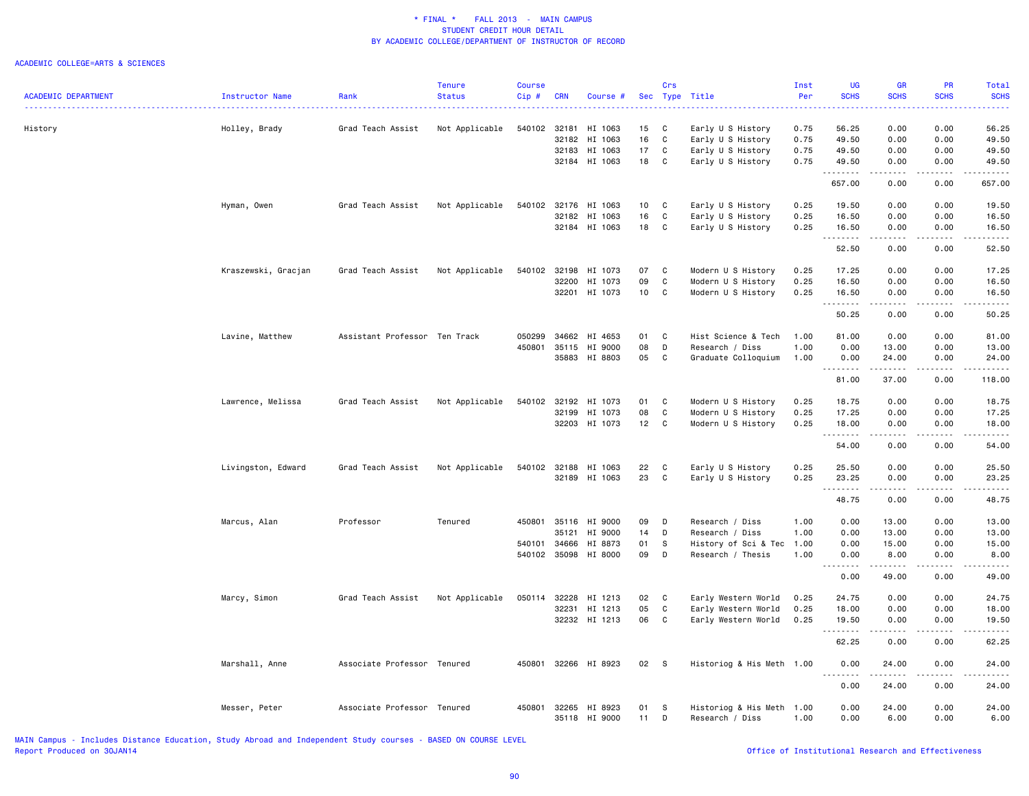\* FINAL \* FALL 2013 - MAIN CAMPUS
STUDENT CREDIT HOUR DETAIL
BY ACADEMIC COLLEGE/DEPARTMENT OF INSTRUCTOR OF RECORD

ACADEMIC COLLEGE=ARTS & SCIENCES

| ACADEMIC DEPARTMENT | Instructor Name | Rank | Tenure Status | Course Cip # | CRN | Course # | Sec | Crs Type | Title | Inst Per | UG SCHS | GR SCHS | PR SCHS | Total SCHS |
|---|---|---|---|---|---|---|---|---|---|---|---|---|---|---|
| History | Holley, Brady | Grad Teach Assist | Not Applicable | 540102 | 32181 | HI 1063 | 15 | C | Early U S History | 0.75 | 56.25 | 0.00 | 0.00 | 56.25 |
| | | | | | 32182 | HI 1063 | 16 | C | Early U S History | 0.75 | 49.50 | 0.00 | 0.00 | 49.50 |
| | | | | | 32183 | HI 1063 | 17 | C | Early U S History | 0.75 | 49.50 | 0.00 | 0.00 | 49.50 |
| | | | | | 32184 | HI 1063 | 18 | C | Early U S History | 0.75 | 49.50 | 0.00 | 0.00 | 49.50 |
| | | | | | | | | | | | 657.00 | 0.00 | 0.00 | 657.00 |
| | Hyman, Owen | Grad Teach Assist | Not Applicable | 540102 | 32176 | HI 1063 | 10 | C | Early U S History | 0.25 | 19.50 | 0.00 | 0.00 | 19.50 |
| | | | | | 32182 | HI 1063 | 16 | C | Early U S History | 0.25 | 16.50 | 0.00 | 0.00 | 16.50 |
| | | | | | 32184 | HI 1063 | 18 | C | Early U S History | 0.25 | 16.50 | 0.00 | 0.00 | 16.50 |
| | | | | | | | | | | | 52.50 | 0.00 | 0.00 | 52.50 |
| | Kraszewski, Gracjan | Grad Teach Assist | Not Applicable | 540102 | 32198 | HI 1073 | 07 | C | Modern U S History | 0.25 | 17.25 | 0.00 | 0.00 | 17.25 |
| | | | | | 32200 | HI 1073 | 09 | C | Modern U S History | 0.25 | 16.50 | 0.00 | 0.00 | 16.50 |
| | | | | | 32201 | HI 1073 | 10 | C | Modern U S History | 0.25 | 16.50 | 0.00 | 0.00 | 16.50 |
| | | | | | | | | | | | 50.25 | 0.00 | 0.00 | 50.25 |
| | Lavine, Matthew | Assistant Professor | Ten Track | 050299 | 34662 | HI 4653 | 01 | C | Hist Science & Tech | 1.00 | 81.00 | 0.00 | 0.00 | 81.00 |
| | | | | 450801 | 35115 | HI 9000 | 08 | D | Research / Diss | 1.00 | 0.00 | 13.00 | 0.00 | 13.00 |
| | | | | | 35883 | HI 8803 | 05 | C | Graduate Colloquium | 1.00 | 0.00 | 24.00 | 0.00 | 24.00 |
| | | | | | | | | | | | 81.00 | 37.00 | 0.00 | 118.00 |
| | Lawrence, Melissa | Grad Teach Assist | Not Applicable | 540102 | 32192 | HI 1073 | 01 | C | Modern U S History | 0.25 | 18.75 | 0.00 | 0.00 | 18.75 |
| | | | | | 32199 | HI 1073 | 08 | C | Modern U S History | 0.25 | 17.25 | 0.00 | 0.00 | 17.25 |
| | | | | | 32203 | HI 1073 | 12 | C | Modern U S History | 0.25 | 18.00 | 0.00 | 0.00 | 18.00 |
| | | | | | | | | | | | 54.00 | 0.00 | 0.00 | 54.00 |
| | Livingston, Edward | Grad Teach Assist | Not Applicable | 540102 | 32188 | HI 1063 | 22 | C | Early U S History | 0.25 | 25.50 | 0.00 | 0.00 | 25.50 |
| | | | | | 32189 | HI 1063 | 23 | C | Early U S History | 0.25 | 23.25 | 0.00 | 0.00 | 23.25 |
| | | | | | | | | | | | 48.75 | 0.00 | 0.00 | 48.75 |
| | Marcus, Alan | Professor | Tenured | 450801 | 35116 | HI 9000 | 09 | D | Research / Diss | 1.00 | 0.00 | 13.00 | 0.00 | 13.00 |
| | | | | | 35121 | HI 9000 | 14 | D | Research / Diss | 1.00 | 0.00 | 13.00 | 0.00 | 13.00 |
| | | | | 540101 | 34666 | HI 8873 | 01 | S | History of Sci & Tec | 1.00 | 0.00 | 15.00 | 0.00 | 15.00 |
| | | | | 540102 | 35098 | HI 8000 | 09 | D | Research / Thesis | 1.00 | 0.00 | 8.00 | 0.00 | 8.00 |
| | | | | | | | | | | | 0.00 | 49.00 | 0.00 | 49.00 |
| | Marcy, Simon | Grad Teach Assist | Not Applicable | 050114 | 32228 | HI 1213 | 02 | C | Early Western World | 0.25 | 24.75 | 0.00 | 0.00 | 24.75 |
| | | | | | 32231 | HI 1213 | 05 | C | Early Western World | 0.25 | 18.00 | 0.00 | 0.00 | 18.00 |
| | | | | | 32232 | HI 1213 | 06 | C | Early Western World | 0.25 | 19.50 | 0.00 | 0.00 | 19.50 |
| | | | | | | | | | | | 62.25 | 0.00 | 0.00 | 62.25 |
| | Marshall, Anne | Associate Professor | Tenured | 450801 | 32266 | HI 8923 | 02 | S | Historiog & His Meth | 1.00 | 0.00 | 24.00 | 0.00 | 24.00 |
| | | | | | | | | | | | 0.00 | 24.00 | 0.00 | 24.00 |
| | Messer, Peter | Associate Professor | Tenured | 450801 | 32265 | HI 8923 | 01 | S | Historiog & His Meth | 1.00 | 0.00 | 24.00 | 0.00 | 24.00 |
| | | | | | 35118 | HI 9000 | 11 | D | Research / Diss | 1.00 | 0.00 | 6.00 | 0.00 | 6.00 |

MAIN Campus - Includes Distance Education, Study Abroad and Independent Study courses - BASED ON COURSE LEVEL
Report Produced on 30JAN14

Office of Institutional Research and Effectiveness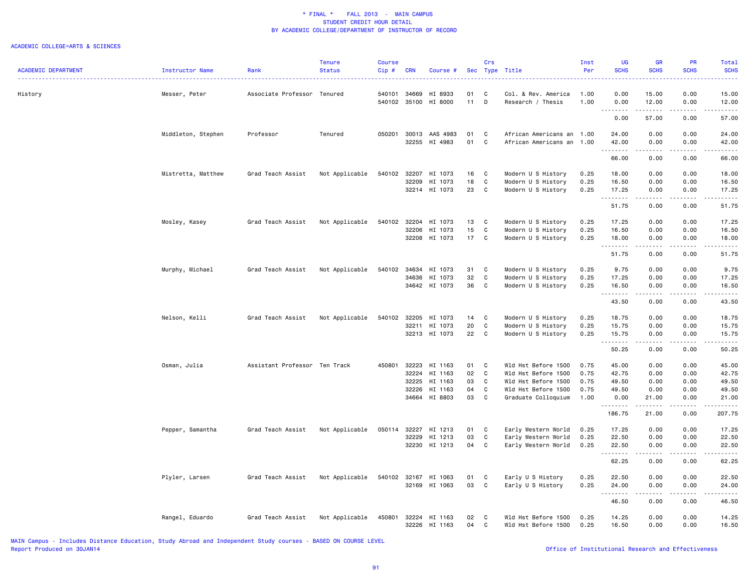\* FINAL \* FALL 2013 - MAIN CAMPUS
STUDENT CREDIT HOUR DETAIL
BY ACADEMIC COLLEGE/DEPARTMENT OF INSTRUCTOR OF RECORD

ACADEMIC COLLEGE=ARTS & SCIENCES

| ACADEMIC DEPARTMENT | Instructor Name | Rank | Tenure Status | Course Cip # | CRN | Course # | Sec | Crs Type | Title | Inst Per | UG SCHS | GR SCHS | PR SCHS | Total SCHS |
|---|---|---|---|---|---|---|---|---|---|---|---|---|---|---|
| History | Messer, Peter | Associate Professor | Tenured | 540101 | 34669 | HI 8933 | 01 | C | Col. & Rev. America | 1.00 | 0.00 | 15.00 | 0.00 | 15.00 |
| | | | | 540102 | 35100 | HI 8000 | 11 | D | Research / Thesis | 1.00 | 0.00 | 12.00 | 0.00 | 12.00 |
| | | | | | | | | | | | 0.00 | 57.00 | 0.00 | 57.00 |
| | Middleton, Stephen | Professor | Tenured | 050201 | 30013 | AAS 4983 | 01 | C | African Americans an | 1.00 | 24.00 | 0.00 | 0.00 | 24.00 |
| | | | | | 32255 | HI 4983 | 01 | C | African Americans an | 1.00 | 42.00 | 0.00 | 0.00 | 42.00 |
| | | | | | | | | | | | 66.00 | 0.00 | 0.00 | 66.00 |
| | Mistretta, Matthew | Grad Teach Assist | Not Applicable | 540102 | 32207 | HI 1073 | 16 | C | Modern U S History | 0.25 | 18.00 | 0.00 | 0.00 | 18.00 |
| | | | | | 32209 | HI 1073 | 18 | C | Modern U S History | 0.25 | 16.50 | 0.00 | 0.00 | 16.50 |
| | | | | | 32214 | HI 1073 | 23 | C | Modern U S History | 0.25 | 17.25 | 0.00 | 0.00 | 17.25 |
| | | | | | | | | | | | 51.75 | 0.00 | 0.00 | 51.75 |
| | Mosley, Kasey | Grad Teach Assist | Not Applicable | 540102 | 32204 | HI 1073 | 13 | C | Modern U S History | 0.25 | 17.25 | 0.00 | 0.00 | 17.25 |
| | | | | | 32206 | HI 1073 | 15 | C | Modern U S History | 0.25 | 16.50 | 0.00 | 0.00 | 16.50 |
| | | | | | 32208 | HI 1073 | 17 | C | Modern U S History | 0.25 | 18.00 | 0.00 | 0.00 | 18.00 |
| | | | | | | | | | | | 51.75 | 0.00 | 0.00 | 51.75 |
| | Murphy, Michael | Grad Teach Assist | Not Applicable | 540102 | 34634 | HI 1073 | 31 | C | Modern U S History | 0.25 | 9.75 | 0.00 | 0.00 | 9.75 |
| | | | | | 34636 | HI 1073 | 32 | C | Modern U S History | 0.25 | 17.25 | 0.00 | 0.00 | 17.25 |
| | | | | | 34642 | HI 1073 | 36 | C | Modern U S History | 0.25 | 16.50 | 0.00 | 0.00 | 16.50 |
| | | | | | | | | | | | 43.50 | 0.00 | 0.00 | 43.50 |
| | Nelson, Kelli | Grad Teach Assist | Not Applicable | 540102 | 32205 | HI 1073 | 14 | C | Modern U S History | 0.25 | 18.75 | 0.00 | 0.00 | 18.75 |
| | | | | | 32211 | HI 1073 | 20 | C | Modern U S History | 0.25 | 15.75 | 0.00 | 0.00 | 15.75 |
| | | | | | 32213 | HI 1073 | 22 | C | Modern U S History | 0.25 | 15.75 | 0.00 | 0.00 | 15.75 |
| | | | | | | | | | | | 50.25 | 0.00 | 0.00 | 50.25 |
| | Osman, Julia | Assistant Professor | Ten Track | 450801 | 32223 | HI 1163 | 01 | C | Wld Hst Before 1500 | 0.75 | 45.00 | 0.00 | 0.00 | 45.00 |
| | | | | | 32224 | HI 1163 | 02 | C | Wld Hst Before 1500 | 0.75 | 42.75 | 0.00 | 0.00 | 42.75 |
| | | | | | 32225 | HI 1163 | 03 | C | Wld Hst Before 1500 | 0.75 | 49.50 | 0.00 | 0.00 | 49.50 |
| | | | | | 32226 | HI 1163 | 04 | C | Wld Hst Before 1500 | 0.75 | 49.50 | 0.00 | 0.00 | 49.50 |
| | | | | | 34664 | HI 8803 | 03 | C | Graduate Colloquium | 1.00 | 0.00 | 21.00 | 0.00 | 21.00 |
| | | | | | | | | | | | 186.75 | 21.00 | 0.00 | 207.75 |
| | Pepper, Samantha | Grad Teach Assist | Not Applicable | 050114 | 32227 | HI 1213 | 01 | C | Early Western World | 0.25 | 17.25 | 0.00 | 0.00 | 17.25 |
| | | | | | 32229 | HI 1213 | 03 | C | Early Western World | 0.25 | 22.50 | 0.00 | 0.00 | 22.50 |
| | | | | | 32230 | HI 1213 | 04 | C | Early Western World | 0.25 | 22.50 | 0.00 | 0.00 | 22.50 |
| | | | | | | | | | | | 62.25 | 0.00 | 0.00 | 62.25 |
| | Plyler, Larsen | Grad Teach Assist | Not Applicable | 540102 | 32167 | HI 1063 | 01 | C | Early U S History | 0.25 | 22.50 | 0.00 | 0.00 | 22.50 |
| | | | | | 32169 | HI 1063 | 03 | C | Early U S History | 0.25 | 24.00 | 0.00 | 0.00 | 24.00 |
| | | | | | | | | | | | 46.50 | 0.00 | 0.00 | 46.50 |
| | Rangel, Eduardo | Grad Teach Assist | Not Applicable | 450801 | 32224 | HI 1163 | 02 | C | Wld Hst Before 1500 | 0.25 | 14.25 | 0.00 | 0.00 | 14.25 |
| | | | | | 32226 | HI 1163 | 04 | C | Wld Hst Before 1500 | 0.25 | 16.50 | 0.00 | 0.00 | 16.50 |

MAIN Campus - Includes Distance Education, Study Abroad and Independent Study courses - BASED ON COURSE LEVEL
Report Produced on 30JAN14

Office of Institutional Research and Effectiveness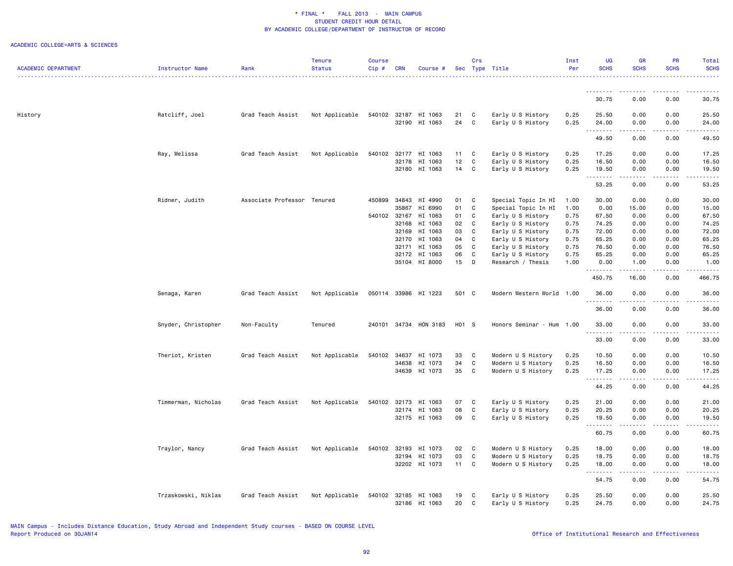* FINAL * FALL 2013 - MAIN CAMPUS
STUDENT CREDIT HOUR DETAIL
BY ACADEMIC COLLEGE/DEPARTMENT OF INSTRUCTOR OF RECORD

ACADEMIC COLLEGE=ARTS & SCIENCES

| ACADEMIC DEPARTMENT | Instructor Name | Rank | Tenure Status | Course Cip # | CRN | Course # | Sec | Crs Type | Title | Inst Per | UG SCHS | GR SCHS | PR SCHS | Total SCHS |
|---|---|---|---|---|---|---|---|---|---|---|---|---|---|---|
| | | | | | | | | | | | 30.75 | 0.00 | 0.00 | 30.75 |
| History | Ratcliff, Joel | Grad Teach Assist | Not Applicable | 540102 | 32187 | HI 1063 | 21 | C | Early U S History | 0.25 | 25.50 | 0.00 | 0.00 | 25.50 |
| | | | | | 32190 | HI 1063 | 24 | C | Early U S History | 0.25 | 24.00 | 0.00 | 0.00 | 24.00 |
| | | | | | | | | | | | 49.50 | 0.00 | 0.00 | 49.50 |
| | Ray, Melissa | Grad Teach Assist | Not Applicable | 540102 | 32177 | HI 1063 | 11 | C | Early U S History | 0.25 | 17.25 | 0.00 | 0.00 | 17.25 |
| | | | | | 32178 | HI 1063 | 12 | C | Early U S History | 0.25 | 16.50 | 0.00 | 0.00 | 16.50 |
| | | | | | 32180 | HI 1063 | 14 | C | Early U S History | 0.25 | 19.50 | 0.00 | 0.00 | 19.50 |
| | | | | | | | | | | | 53.25 | 0.00 | 0.00 | 53.25 |
| | Ridner, Judith | Associate Professor | Tenured | 450899 | 34843 | HI 4990 | 01 | C | Special Topic In HI | 1.00 | 30.00 | 0.00 | 0.00 | 30.00 |
| | | | | | 35867 | HI 6990 | 01 | C | Special Topic In HI | 1.00 | 0.00 | 15.00 | 0.00 | 15.00 |
| | | | | 540102 | 32167 | HI 1063 | 01 | C | Early U S History | 0.75 | 67.50 | 0.00 | 0.00 | 67.50 |
| | | | | | 32168 | HI 1063 | 02 | C | Early U S History | 0.75 | 74.25 | 0.00 | 0.00 | 74.25 |
| | | | | | 32169 | HI 1063 | 03 | C | Early U S History | 0.75 | 72.00 | 0.00 | 0.00 | 72.00 |
| | | | | | 32170 | HI 1063 | 04 | C | Early U S History | 0.75 | 65.25 | 0.00 | 0.00 | 65.25 |
| | | | | | 32171 | HI 1063 | 05 | C | Early U S History | 0.75 | 76.50 | 0.00 | 0.00 | 76.50 |
| | | | | | 32172 | HI 1063 | 06 | C | Early U S History | 0.75 | 65.25 | 0.00 | 0.00 | 65.25 |
| | | | | | 35104 | HI 8000 | 15 | D | Research / Thesis | 1.00 | 0.00 | 1.00 | 0.00 | 1.00 |
| | | | | | | | | | | | 450.75 | 16.00 | 0.00 | 466.75 |
| | Senaga, Karen | Grad Teach Assist | Not Applicable | 050114 | 33986 | HI 1223 | 501 | C | Modern Western World | 1.00 | 36.00 | 0.00 | 0.00 | 36.00 |
| | | | | | | | | | | | 36.00 | 0.00 | 0.00 | 36.00 |
| | Snyder, Christopher | Non-Faculty | Tenured | 240101 | 34734 | HON 3183 | H01 | S | Honors Seminar - Hum | 1.00 | 33.00 | 0.00 | 0.00 | 33.00 |
| | | | | | | | | | | | 33.00 | 0.00 | 0.00 | 33.00 |
| | Theriot, Kristen | Grad Teach Assist | Not Applicable | 540102 | 34637 | HI 1073 | 33 | C | Modern U S History | 0.25 | 10.50 | 0.00 | 0.00 | 10.50 |
| | | | | | 34638 | HI 1073 | 34 | C | Modern U S History | 0.25 | 16.50 | 0.00 | 0.00 | 16.50 |
| | | | | | 34639 | HI 1073 | 35 | C | Modern U S History | 0.25 | 17.25 | 0.00 | 0.00 | 17.25 |
| | | | | | | | | | | | 44.25 | 0.00 | 0.00 | 44.25 |
| | Timmerman, Nicholas | Grad Teach Assist | Not Applicable | 540102 | 32173 | HI 1063 | 07 | C | Early U S History | 0.25 | 21.00 | 0.00 | 0.00 | 21.00 |
| | | | | | 32174 | HI 1063 | 08 | C | Early U S History | 0.25 | 20.25 | 0.00 | 0.00 | 20.25 |
| | | | | | 32175 | HI 1063 | 09 | C | Early U S History | 0.25 | 19.50 | 0.00 | 0.00 | 19.50 |
| | | | | | | | | | | | 60.75 | 0.00 | 0.00 | 60.75 |
| | Traylor, Nancy | Grad Teach Assist | Not Applicable | 540102 | 32193 | HI 1073 | 02 | C | Modern U S History | 0.25 | 18.00 | 0.00 | 0.00 | 18.00 |
| | | | | | 32194 | HI 1073 | 03 | C | Modern U S History | 0.25 | 18.75 | 0.00 | 0.00 | 18.75 |
| | | | | | 32202 | HI 1073 | 11 | C | Modern U S History | 0.25 | 18.00 | 0.00 | 0.00 | 18.00 |
| | | | | | | | | | | | 54.75 | 0.00 | 0.00 | 54.75 |
| | Trzaskowski, Niklas | Grad Teach Assist | Not Applicable | 540102 | 32185 | HI 1063 | 19 | C | Early U S History | 0.25 | 25.50 | 0.00 | 0.00 | 25.50 |
| | | | | | 32186 | HI 1063 | 20 | C | Early U S History | 0.25 | 24.75 | 0.00 | 0.00 | 24.75 |

MAIN Campus - Includes Distance Education, Study Abroad and Independent Study courses - BASED ON COURSE LEVEL
Report Produced on 30JAN14

Office of Institutional Research and Effectiveness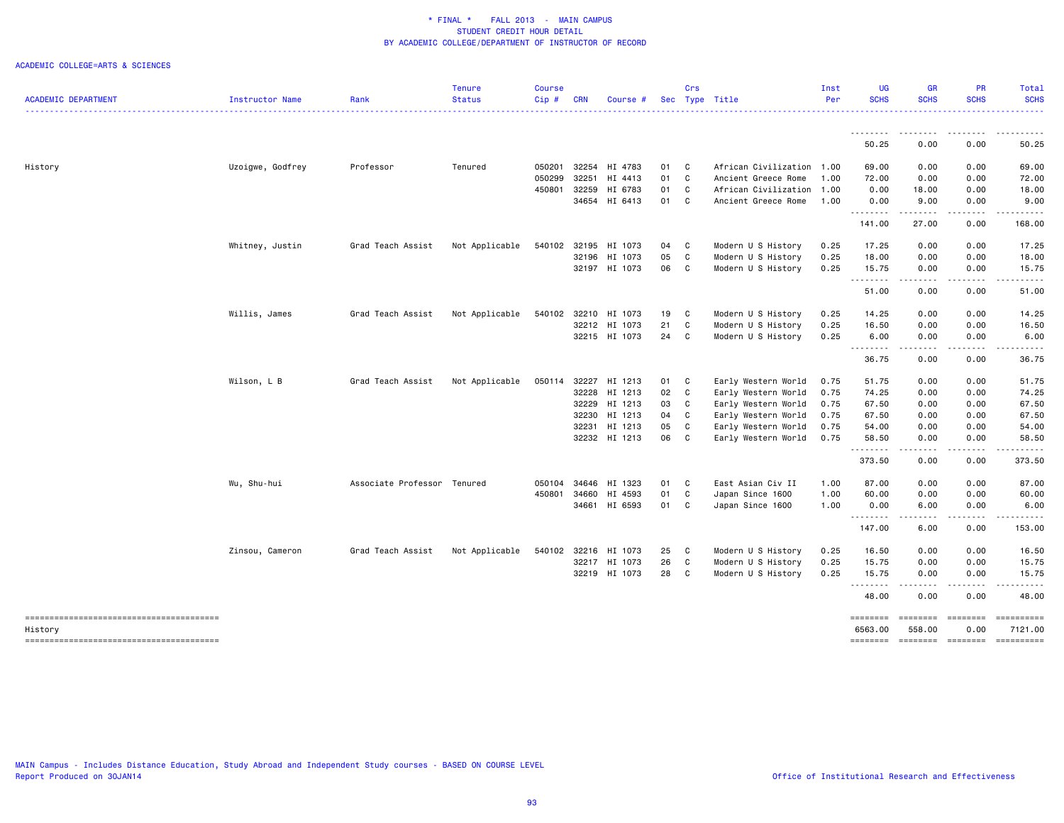* FINAL * FALL 2013 - MAIN CAMPUS
STUDENT CREDIT HOUR DETAIL
BY ACADEMIC COLLEGE/DEPARTMENT OF INSTRUCTOR OF RECORD

ACADEMIC COLLEGE=ARTS & SCIENCES

| ACADEMIC DEPARTMENT | Instructor Name | Rank | Tenure Status | Course Cip # | CRN | Course # | Sec | Crs Type | Title | Inst Per | UG SCHS | GR SCHS | PR SCHS | Total SCHS |
|---|---|---|---|---|---|---|---|---|---|---|---|---|---|---|
| | | | | | | | | | | | 50.25 | 0.00 | 0.00 | 50.25 |
| History | Uzoigwe, Godfrey | Professor | Tenured | 050201 | 32254 | HI 4783 | 01 | C | African Civilization | 1.00 | 69.00 | 0.00 | 0.00 | 69.00 |
| | | | | 050299 | 32251 | HI 4413 | 01 | C | Ancient Greece Rome | 1.00 | 72.00 | 0.00 | 0.00 | 72.00 |
| | | | | 450801 | 32259 | HI 6783 | 01 | C | African Civilization | 1.00 | 0.00 | 18.00 | 0.00 | 18.00 |
| | | | | | 34654 | HI 6413 | 01 | C | Ancient Greece Rome | 1.00 | 0.00 | 9.00 | 0.00 | 9.00 |
| | | | | | | | | | | | 141.00 | 27.00 | 0.00 | 168.00 |
| | Whitney, Justin | Grad Teach Assist | Not Applicable | 540102 | 32195 | HI 1073 | 04 | C | Modern U S History | 0.25 | 17.25 | 0.00 | 0.00 | 17.25 |
| | | | | | 32196 | HI 1073 | 05 | C | Modern U S History | 0.25 | 18.00 | 0.00 | 0.00 | 18.00 |
| | | | | | 32197 | HI 1073 | 06 | C | Modern U S History | 0.25 | 15.75 | 0.00 | 0.00 | 15.75 |
| | | | | | | | | | | | 51.00 | 0.00 | 0.00 | 51.00 |
| | Willis, James | Grad Teach Assist | Not Applicable | 540102 | 32210 | HI 1073 | 19 | C | Modern U S History | 0.25 | 14.25 | 0.00 | 0.00 | 14.25 |
| | | | | | 32212 | HI 1073 | 21 | C | Modern U S History | 0.25 | 16.50 | 0.00 | 0.00 | 16.50 |
| | | | | | 32215 | HI 1073 | 24 | C | Modern U S History | 0.25 | 6.00 | 0.00 | 0.00 | 6.00 |
| | | | | | | | | | | | 36.75 | 0.00 | 0.00 | 36.75 |
| | Wilson, L B | Grad Teach Assist | Not Applicable | 050114 | 32227 | HI 1213 | 01 | C | Early Western World | 0.75 | 51.75 | 0.00 | 0.00 | 51.75 |
| | | | | | 32228 | HI 1213 | 02 | C | Early Western World | 0.75 | 74.25 | 0.00 | 0.00 | 74.25 |
| | | | | | 32229 | HI 1213 | 03 | C | Early Western World | 0.75 | 67.50 | 0.00 | 0.00 | 67.50 |
| | | | | | 32230 | HI 1213 | 04 | C | Early Western World | 0.75 | 67.50 | 0.00 | 0.00 | 67.50 |
| | | | | | 32231 | HI 1213 | 05 | C | Early Western World | 0.75 | 54.00 | 0.00 | 0.00 | 54.00 |
| | | | | | 32232 | HI 1213 | 06 | C | Early Western World | 0.75 | 58.50 | 0.00 | 0.00 | 58.50 |
| | | | | | | | | | | | 373.50 | 0.00 | 0.00 | 373.50 |
| | Wu, Shu-hui | Associate Professor | Tenured | 050104 | 34646 | HI 1323 | 01 | C | East Asian Civ II | 1.00 | 87.00 | 0.00 | 0.00 | 87.00 |
| | | | | 450801 | 34660 | HI 4593 | 01 | C | Japan Since 1600 | 1.00 | 60.00 | 0.00 | 0.00 | 60.00 |
| | | | | | 34661 | HI 6593 | 01 | C | Japan Since 1600 | 1.00 | 0.00 | 6.00 | 0.00 | 6.00 |
| | | | | | | | | | | | 147.00 | 6.00 | 0.00 | 153.00 |
| | Zinsou, Cameron | Grad Teach Assist | Not Applicable | 540102 | 32216 | HI 1073 | 25 | C | Modern U S History | 0.25 | 16.50 | 0.00 | 0.00 | 16.50 |
| | | | | | 32217 | HI 1073 | 26 | C | Modern U S History | 0.25 | 15.75 | 0.00 | 0.00 | 15.75 |
| | | | | | 32219 | HI 1073 | 28 | C | Modern U S History | 0.25 | 15.75 | 0.00 | 0.00 | 15.75 |
| | | | | | | | | | | | 48.00 | 0.00 | 0.00 | 48.00 |
| History | | | | | | | | | | | 6563.00 | 558.00 | 0.00 | 7121.00 |

MAIN Campus - Includes Distance Education, Study Abroad and Independent Study courses - BASED ON COURSE LEVEL
Report Produced on 30JAN14

Office of Institutional Research and Effectiveness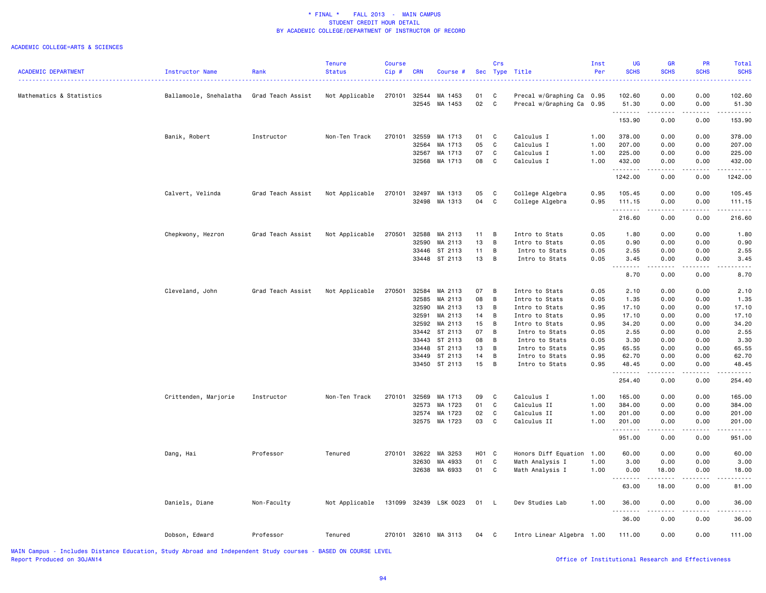# * FINAL * FALL 2013 - MAIN CAMPUS
## STUDENT CREDIT HOUR DETAIL
## BY ACADEMIC COLLEGE/DEPARTMENT OF INSTRUCTOR OF RECORD

ACADEMIC COLLEGE=ARTS & SCIENCES

| ACADEMIC DEPARTMENT | Instructor Name | Rank | Tenure Status | Course Cip # | CRN | Course # | Sec | Crs Type | Title | Inst Per | UG SCHS | GR SCHS | PR SCHS | Total SCHS |
|---|---|---|---|---|---|---|---|---|---|---|---|---|---|---|
| Mathematics & Statistics | Ballamoole, Snehalatha | Grad Teach Assist | Not Applicable | 270101 | 32544 | MA 1453 | 01 | C | Precal w/Graphing Ca | 0.95 | 102.60 | 0.00 | 0.00 | 102.60 |
| | | | | | 32545 | MA 1453 | 02 | C | Precal w/Graphing Ca | 0.95 | 51.30 | 0.00 | 0.00 | 51.30 |
| | | | | | | | | | | | 153.90 | 0.00 | 0.00 | 153.90 |
| | Banik, Robert | Instructor | Non-Ten Track | 270101 | 32559 | MA 1713 | 01 | C | Calculus I | 1.00 | 378.00 | 0.00 | 0.00 | 378.00 |
| | | | | | 32564 | MA 1713 | 05 | C | Calculus I | 1.00 | 207.00 | 0.00 | 0.00 | 207.00 |
| | | | | | 32567 | MA 1713 | 07 | C | Calculus I | 1.00 | 225.00 | 0.00 | 0.00 | 225.00 |
| | | | | | 32568 | MA 1713 | 08 | C | Calculus I | 1.00 | 432.00 | 0.00 | 0.00 | 432.00 |
| | | | | | | | | | | | 1242.00 | 0.00 | 0.00 | 1242.00 |
| | Calvert, Velinda | Grad Teach Assist | Not Applicable | 270101 | 32497 | MA 1313 | 05 | C | College Algebra | 0.95 | 105.45 | 0.00 | 0.00 | 105.45 |
| | | | | | 32498 | MA 1313 | 04 | C | College Algebra | 0.95 | 111.15 | 0.00 | 0.00 | 111.15 |
| | | | | | | | | | | | 216.60 | 0.00 | 0.00 | 216.60 |
| | Chepkwony, Hezron | Grad Teach Assist | Not Applicable | 270501 | 32588 | MA 2113 | 11 | B | Intro to Stats | 0.05 | 1.80 | 0.00 | 0.00 | 1.80 |
| | | | | | 32590 | MA 2113 | 13 | B | Intro to Stats | 0.05 | 0.90 | 0.00 | 0.00 | 0.90 |
| | | | | | 33446 | ST 2113 | 11 | B | Intro to Stats | 0.05 | 2.55 | 0.00 | 0.00 | 2.55 |
| | | | | | 33448 | ST 2113 | 13 | B | Intro to Stats | 0.05 | 3.45 | 0.00 | 0.00 | 3.45 |
| | | | | | | | | | | | 8.70 | 0.00 | 0.00 | 8.70 |
| | Cleveland, John | Grad Teach Assist | Not Applicable | 270501 | 32584 | MA 2113 | 07 | B | Intro to Stats | 0.05 | 2.10 | 0.00 | 0.00 | 2.10 |
| | | | | | 32585 | MA 2113 | 08 | B | Intro to Stats | 0.05 | 1.35 | 0.00 | 0.00 | 1.35 |
| | | | | | 32590 | MA 2113 | 13 | B | Intro to Stats | 0.95 | 17.10 | 0.00 | 0.00 | 17.10 |
| | | | | | 32591 | MA 2113 | 14 | B | Intro to Stats | 0.95 | 17.10 | 0.00 | 0.00 | 17.10 |
| | | | | | 32592 | MA 2113 | 15 | B | Intro to Stats | 0.95 | 34.20 | 0.00 | 0.00 | 34.20 |
| | | | | | 33442 | ST 2113 | 07 | B | Intro to Stats | 0.05 | 2.55 | 0.00 | 0.00 | 2.55 |
| | | | | | 33443 | ST 2113 | 08 | B | Intro to Stats | 0.05 | 3.30 | 0.00 | 0.00 | 3.30 |
| | | | | | 33448 | ST 2113 | 13 | B | Intro to Stats | 0.95 | 65.55 | 0.00 | 0.00 | 65.55 |
| | | | | | 33449 | ST 2113 | 14 | B | Intro to Stats | 0.95 | 62.70 | 0.00 | 0.00 | 62.70 |
| | | | | | 33450 | ST 2113 | 15 | B | Intro to Stats | 0.95 | 48.45 | 0.00 | 0.00 | 48.45 |
| | | | | | | | | | | | 254.40 | 0.00 | 0.00 | 254.40 |
| | Crittenden, Marjorie | Instructor | Non-Ten Track | 270101 | 32569 | MA 1713 | 09 | C | Calculus I | 1.00 | 165.00 | 0.00 | 0.00 | 165.00 |
| | | | | | 32573 | MA 1723 | 01 | C | Calculus II | 1.00 | 384.00 | 0.00 | 0.00 | 384.00 |
| | | | | | 32574 | MA 1723 | 02 | C | Calculus II | 1.00 | 201.00 | 0.00 | 0.00 | 201.00 |
| | | | | | 32575 | MA 1723 | 03 | C | Calculus II | 1.00 | 201.00 | 0.00 | 0.00 | 201.00 |
| | | | | | | | | | | | 951.00 | 0.00 | 0.00 | 951.00 |
| | Dang, Hai | Professor | Tenured | 270101 | 32622 | MA 3253 | H01 | C | Honors Diff Equation | 1.00 | 60.00 | 0.00 | 0.00 | 60.00 |
| | | | | | 32630 | MA 4933 | 01 | C | Math Analysis I | 1.00 | 3.00 | 0.00 | 0.00 | 3.00 |
| | | | | | 32638 | MA 6933 | 01 | C | Math Analysis I | 1.00 | 0.00 | 18.00 | 0.00 | 18.00 |
| | | | | | | | | | | | 63.00 | 18.00 | 0.00 | 81.00 |
| | Daniels, Diane | Non-Faculty | Not Applicable | 131099 | 32439 | LSK 0023 | 01 | L | Dev Studies Lab | 1.00 | 36.00 | 0.00 | 0.00 | 36.00 |
| | | | | | | | | | | | 36.00 | 0.00 | 0.00 | 36.00 |
| | Dobson, Edward | Professor | Tenured | 270101 | 32610 | MA 3113 | 04 | C | Intro Linear Algebra | 1.00 | 111.00 | 0.00 | 0.00 | 111.00 |

MAIN Campus - Includes Distance Education, Study Abroad and Independent Study courses - BASED ON COURSE LEVEL
Report Produced on 30JAN14

Office of Institutional Research and Effectiveness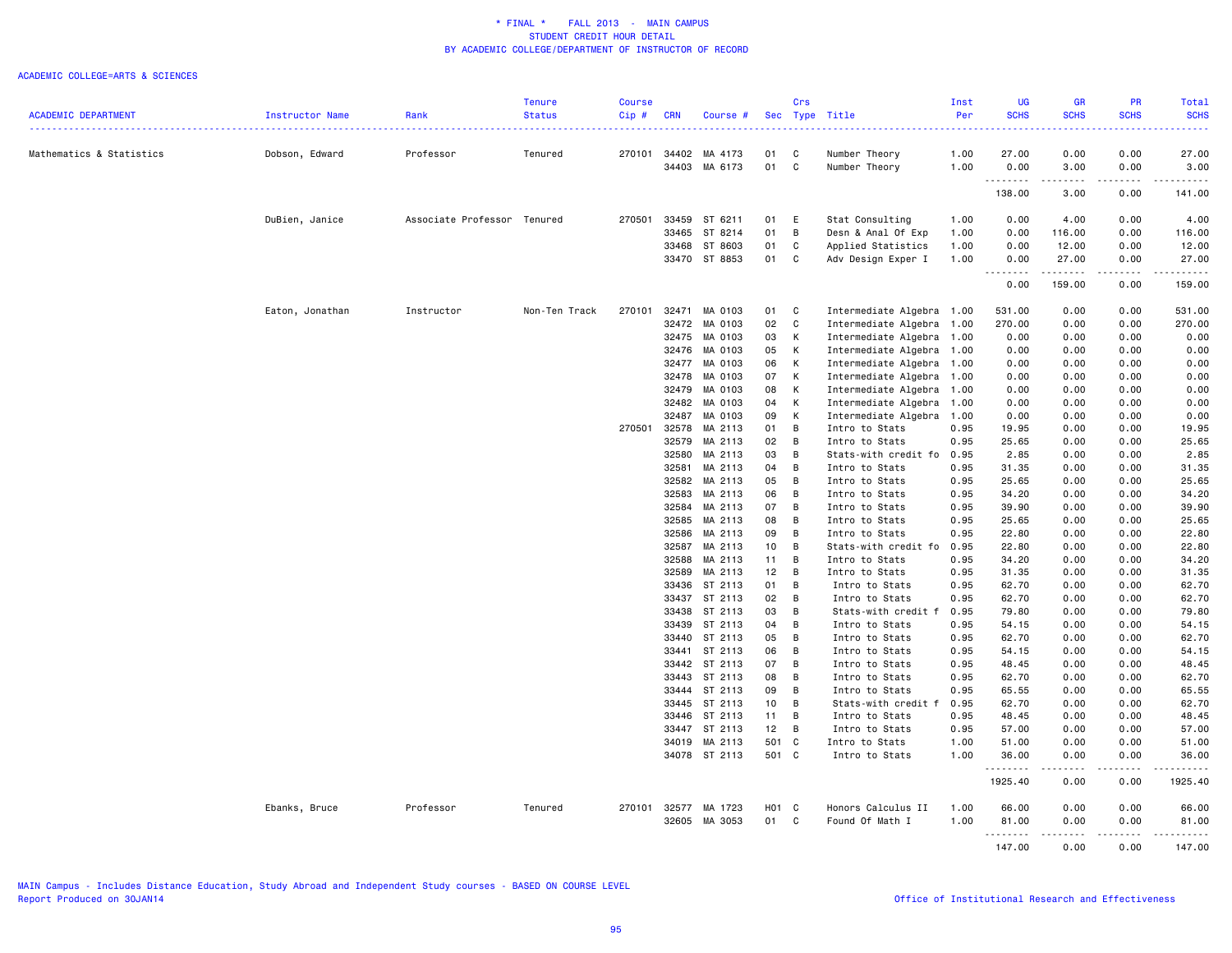\* FINAL \*   FALL 2013 - MAIN CAMPUS
STUDENT CREDIT HOUR DETAIL
BY ACADEMIC COLLEGE/DEPARTMENT OF INSTRUCTOR OF RECORD

ACADEMIC COLLEGE=ARTS & SCIENCES

| ACADEMIC DEPARTMENT | Instructor Name | Rank | Tenure Status | Course Cip # | CRN | Course # | Sec | Crs Type | Title | Inst Per | UG SCHS | GR SCHS | PR SCHS | Total SCHS |
|---|---|---|---|---|---|---|---|---|---|---|---|---|---|---|
| Mathematics & Statistics | Dobson, Edward | Professor | Tenured | 270101 | 34402 | MA 4173 | 01 | C | Number Theory | 1.00 | 27.00 | 0.00 | 0.00 | 27.00 |
| | | | | | 34403 | MA 6173 | 01 | C | Number Theory | 1.00 | 0.00 | 3.00 | 0.00 | 3.00 |
| | | | | | | | | | | | 138.00 | 3.00 | 0.00 | 141.00 |
| | DuBien, Janice | Associate Professor | Tenured | 270501 | 33459 | ST 6211 | 01 | E | Stat Consulting | 1.00 | 0.00 | 4.00 | 0.00 | 4.00 |
| | | | | | 33465 | ST 8214 | 01 | B | Desn & Anal Of Exp | 1.00 | 0.00 | 116.00 | 0.00 | 116.00 |
| | | | | | 33468 | ST 8603 | 01 | C | Applied Statistics | 1.00 | 0.00 | 12.00 | 0.00 | 12.00 |
| | | | | | 33470 | ST 8853 | 01 | C | Adv Design Exper I | 1.00 | 0.00 | 27.00 | 0.00 | 27.00 |
| | | | | | | | | | | | 0.00 | 159.00 | 0.00 | 159.00 |
| | Eaton, Jonathan | Instructor | Non-Ten Track | 270101 | 32471 | MA 0103 | 01 | C | Intermediate Algebra | 1.00 | 531.00 | 0.00 | 0.00 | 531.00 |
| | | | | | 32472 | MA 0103 | 02 | C | Intermediate Algebra | 1.00 | 270.00 | 0.00 | 0.00 | 270.00 |
| | | | | | 32475 | MA 0103 | 03 | K | Intermediate Algebra | 1.00 | 0.00 | 0.00 | 0.00 | 0.00 |
| | | | | | 32476 | MA 0103 | 05 | K | Intermediate Algebra | 1.00 | 0.00 | 0.00 | 0.00 | 0.00 |
| | | | | | 32477 | MA 0103 | 06 | K | Intermediate Algebra | 1.00 | 0.00 | 0.00 | 0.00 | 0.00 |
| | | | | | 32478 | MA 0103 | 07 | K | Intermediate Algebra | 1.00 | 0.00 | 0.00 | 0.00 | 0.00 |
| | | | | | 32479 | MA 0103 | 08 | K | Intermediate Algebra | 1.00 | 0.00 | 0.00 | 0.00 | 0.00 |
| | | | | | 32482 | MA 0103 | 04 | K | Intermediate Algebra | 1.00 | 0.00 | 0.00 | 0.00 | 0.00 |
| | | | | | 32487 | MA 0103 | 09 | K | Intermediate Algebra | 1.00 | 0.00 | 0.00 | 0.00 | 0.00 |
| | | | | 270501 | 32578 | MA 2113 | 01 | B | Intro to Stats | 0.95 | 19.95 | 0.00 | 0.00 | 19.95 |
| | | | | | 32579 | MA 2113 | 02 | B | Intro to Stats | 0.95 | 25.65 | 0.00 | 0.00 | 25.65 |
| | | | | | 32580 | MA 2113 | 03 | B | Stats-with credit fo | 0.95 | 2.85 | 0.00 | 0.00 | 2.85 |
| | | | | | 32581 | MA 2113 | 04 | B | Intro to Stats | 0.95 | 31.35 | 0.00 | 0.00 | 31.35 |
| | | | | | 32582 | MA 2113 | 05 | B | Intro to Stats | 0.95 | 25.65 | 0.00 | 0.00 | 25.65 |
| | | | | | 32583 | MA 2113 | 06 | B | Intro to Stats | 0.95 | 34.20 | 0.00 | 0.00 | 34.20 |
| | | | | | 32584 | MA 2113 | 07 | B | Intro to Stats | 0.95 | 39.90 | 0.00 | 0.00 | 39.90 |
| | | | | | 32585 | MA 2113 | 08 | B | Intro to Stats | 0.95 | 25.65 | 0.00 | 0.00 | 25.65 |
| | | | | | 32586 | MA 2113 | 09 | B | Intro to Stats | 0.95 | 22.80 | 0.00 | 0.00 | 22.80 |
| | | | | | 32587 | MA 2113 | 10 | B | Stats-with credit fo | 0.95 | 22.80 | 0.00 | 0.00 | 22.80 |
| | | | | | 32588 | MA 2113 | 11 | B | Intro to Stats | 0.95 | 34.20 | 0.00 | 0.00 | 34.20 |
| | | | | | 32589 | MA 2113 | 12 | B | Intro to Stats | 0.95 | 31.35 | 0.00 | 0.00 | 31.35 |
| | | | | | 33436 | ST 2113 | 01 | B | Intro to Stats | 0.95 | 62.70 | 0.00 | 0.00 | 62.70 |
| | | | | | 33437 | ST 2113 | 02 | B | Intro to Stats | 0.95 | 62.70 | 0.00 | 0.00 | 62.70 |
| | | | | | 33438 | ST 2113 | 03 | B | Stats-with credit f | 0.95 | 79.80 | 0.00 | 0.00 | 79.80 |
| | | | | | 33439 | ST 2113 | 04 | B | Intro to Stats | 0.95 | 54.15 | 0.00 | 0.00 | 54.15 |
| | | | | | 33440 | ST 2113 | 05 | B | Intro to Stats | 0.95 | 62.70 | 0.00 | 0.00 | 62.70 |
| | | | | | 33441 | ST 2113 | 06 | B | Intro to Stats | 0.95 | 54.15 | 0.00 | 0.00 | 54.15 |
| | | | | | 33442 | ST 2113 | 07 | B | Intro to Stats | 0.95 | 48.45 | 0.00 | 0.00 | 48.45 |
| | | | | | 33443 | ST 2113 | 08 | B | Intro to Stats | 0.95 | 62.70 | 0.00 | 0.00 | 62.70 |
| | | | | | 33444 | ST 2113 | 09 | B | Intro to Stats | 0.95 | 65.55 | 0.00 | 0.00 | 65.55 |
| | | | | | 33445 | ST 2113 | 10 | B | Stats-with credit f | 0.95 | 62.70 | 0.00 | 0.00 | 62.70 |
| | | | | | 33446 | ST 2113 | 11 | B | Intro to Stats | 0.95 | 48.45 | 0.00 | 0.00 | 48.45 |
| | | | | | 33447 | ST 2113 | 12 | B | Intro to Stats | 0.95 | 57.00 | 0.00 | 0.00 | 57.00 |
| | | | | | 34019 | MA 2113 | 501 | C | Intro to Stats | 1.00 | 51.00 | 0.00 | 0.00 | 51.00 |
| | | | | | 34078 | ST 2113 | 501 | C | Intro to Stats | 1.00 | 36.00 | 0.00 | 0.00 | 36.00 |
| | | | | | | | | | | | 1925.40 | 0.00 | 0.00 | 1925.40 |
| | Ebanks, Bruce | Professor | Tenured | 270101 | 32577 | MA 1723 | H01 | C | Honors Calculus II | 1.00 | 66.00 | 0.00 | 0.00 | 66.00 |
| | | | | | 32605 | MA 3053 | 01 | C | Found Of Math I | 1.00 | 81.00 | 0.00 | 0.00 | 81.00 |
| | | | | | | | | | | | 147.00 | 0.00 | 0.00 | 147.00 |

MAIN Campus - Includes Distance Education, Study Abroad and Independent Study courses - BASED ON COURSE LEVEL
Report Produced on 30JAN14

Office of Institutional Research and Effectiveness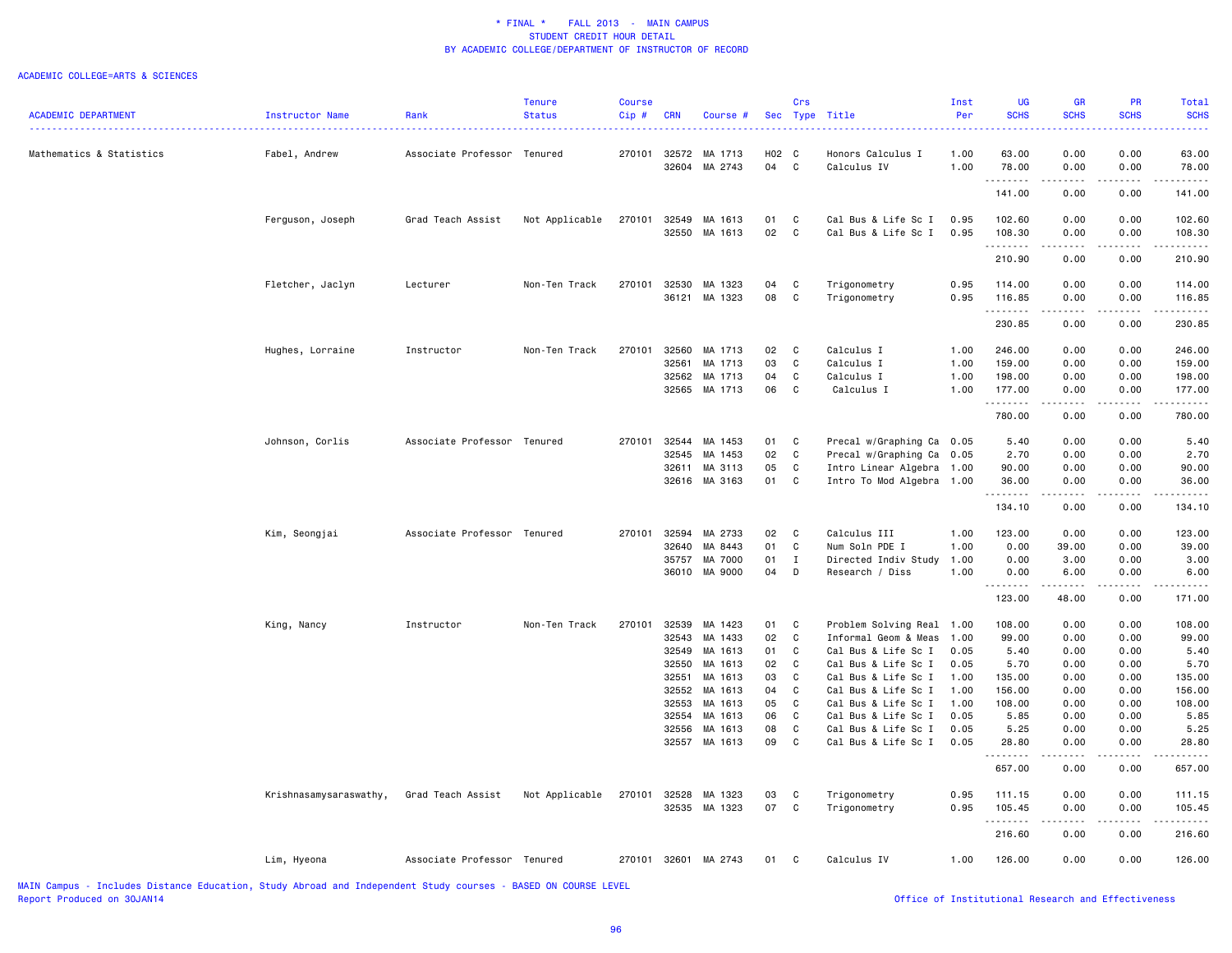* FINAL * FALL 2013 - MAIN CAMPUS
STUDENT CREDIT HOUR DETAIL
BY ACADEMIC COLLEGE/DEPARTMENT OF INSTRUCTOR OF RECORD

ACADEMIC COLLEGE=ARTS & SCIENCES

| ACADEMIC DEPARTMENT | Instructor Name | Rank | Tenure Status | Course Cip # | CRN | Course # | Sec | Crs Type | Title | Inst Per | UG SCHS | GR SCHS | PR SCHS | Total SCHS |
|---|---|---|---|---|---|---|---|---|---|---|---|---|---|---|
| Mathematics & Statistics | Fabel, Andrew | Associate Professor | Tenured | 270101 | 32572 | MA 1713 | H02 | C | Honors Calculus I | 1.00 | 63.00 | 0.00 | 0.00 | 63.00 |
| | | | | | 32604 | MA 2743 | 04 | C | Calculus IV | 1.00 | 78.00 | 0.00 | 0.00 | 78.00 |
| | | | | | | | | | | | 141.00 | 0.00 | 0.00 | 141.00 |
| | Ferguson, Joseph | Grad Teach Assist | Not Applicable | 270101 | 32549 | MA 1613 | 01 | C | Cal Bus & Life Sc I | 0.95 | 102.60 | 0.00 | 0.00 | 102.60 |
| | | | | | 32550 | MA 1613 | 02 | C | Cal Bus & Life Sc I | 0.95 | 108.30 | 0.00 | 0.00 | 108.30 |
| | | | | | | | | | | | 210.90 | 0.00 | 0.00 | 210.90 |
| | Fletcher, Jaclyn | Lecturer | Non-Ten Track | 270101 | 32530 | MA 1323 | 04 | C | Trigonometry | 0.95 | 114.00 | 0.00 | 0.00 | 114.00 |
| | | | | | 36121 | MA 1323 | 08 | C | Trigonometry | 0.95 | 116.85 | 0.00 | 0.00 | 116.85 |
| | | | | | | | | | | | 230.85 | 0.00 | 0.00 | 230.85 |
| | Hughes, Lorraine | Instructor | Non-Ten Track | 270101 | 32560 | MA 1713 | 02 | C | Calculus I | 1.00 | 246.00 | 0.00 | 0.00 | 246.00 |
| | | | | | 32561 | MA 1713 | 03 | C | Calculus I | 1.00 | 159.00 | 0.00 | 0.00 | 159.00 |
| | | | | | 32562 | MA 1713 | 04 | C | Calculus I | 1.00 | 198.00 | 0.00 | 0.00 | 198.00 |
| | | | | | 32565 | MA 1713 | 06 | C | Calculus I | 1.00 | 177.00 | 0.00 | 0.00 | 177.00 |
| | | | | | | | | | | | 780.00 | 0.00 | 0.00 | 780.00 |
| | Johnson, Corlis | Associate Professor | Tenured | 270101 | 32544 | MA 1453 | 01 | C | Precal w/Graphing Ca | 0.05 | 5.40 | 0.00 | 0.00 | 5.40 |
| | | | | | 32545 | MA 1453 | 02 | C | Precal w/Graphing Ca | 0.05 | 2.70 | 0.00 | 0.00 | 2.70 |
| | | | | | 32611 | MA 3113 | 05 | C | Intro Linear Algebra | 1.00 | 90.00 | 0.00 | 0.00 | 90.00 |
| | | | | | 32616 | MA 3163 | 01 | C | Intro To Mod Algebra | 1.00 | 36.00 | 0.00 | 0.00 | 36.00 |
| | | | | | | | | | | | 134.10 | 0.00 | 0.00 | 134.10 |
| | Kim, Seongjai | Associate Professor | Tenured | 270101 | 32594 | MA 2733 | 02 | C | Calculus III | 1.00 | 123.00 | 0.00 | 0.00 | 123.00 |
| | | | | | 32640 | MA 8443 | 01 | C | Num Soln PDE I | 1.00 | 0.00 | 39.00 | 0.00 | 39.00 |
| | | | | | 35757 | MA 7000 | 01 | I | Directed Indiv Study | 1.00 | 0.00 | 3.00 | 0.00 | 3.00 |
| | | | | | 36010 | MA 9000 | 04 | D | Research / Diss | 1.00 | 0.00 | 6.00 | 0.00 | 6.00 |
| | | | | | | | | | | | 123.00 | 48.00 | 0.00 | 171.00 |
| | King, Nancy | Instructor | Non-Ten Track | 270101 | 32539 | MA 1423 | 01 | C | Problem Solving Real | 1.00 | 108.00 | 0.00 | 0.00 | 108.00 |
| | | | | | 32543 | MA 1433 | 02 | C | Informal Geom & Meas | 1.00 | 99.00 | 0.00 | 0.00 | 99.00 |
| | | | | | 32549 | MA 1613 | 01 | C | Cal Bus & Life Sc I | 0.05 | 5.40 | 0.00 | 0.00 | 5.40 |
| | | | | | 32550 | MA 1613 | 02 | C | Cal Bus & Life Sc I | 0.05 | 5.70 | 0.00 | 0.00 | 5.70 |
| | | | | | 32551 | MA 1613 | 03 | C | Cal Bus & Life Sc I | 1.00 | 135.00 | 0.00 | 0.00 | 135.00 |
| | | | | | 32552 | MA 1613 | 04 | C | Cal Bus & Life Sc I | 1.00 | 156.00 | 0.00 | 0.00 | 156.00 |
| | | | | | 32553 | MA 1613 | 05 | C | Cal Bus & Life Sc I | 1.00 | 108.00 | 0.00 | 0.00 | 108.00 |
| | | | | | 32554 | MA 1613 | 06 | C | Cal Bus & Life Sc I | 0.05 | 5.85 | 0.00 | 0.00 | 5.85 |
| | | | | | 32556 | MA 1613 | 08 | C | Cal Bus & Life Sc I | 0.05 | 5.25 | 0.00 | 0.00 | 5.25 |
| | | | | | 32557 | MA 1613 | 09 | C | Cal Bus & Life Sc I | 0.05 | 28.80 | 0.00 | 0.00 | 28.80 |
| | | | | | | | | | | | 657.00 | 0.00 | 0.00 | 657.00 |
| | Krishnasamysaraswathy, | Grad Teach Assist | Not Applicable | 270101 | 32528 | MA 1323 | 03 | C | Trigonometry | 0.95 | 111.15 | 0.00 | 0.00 | 111.15 |
| | | | | | 32535 | MA 1323 | 07 | C | Trigonometry | 0.95 | 105.45 | 0.00 | 0.00 | 105.45 |
| | | | | | | | | | | | 216.60 | 0.00 | 0.00 | 216.60 |
| | Lim, Hyeona | Associate Professor | Tenured | 270101 | 32601 | MA 2743 | 01 | C | Calculus IV | 1.00 | 126.00 | 0.00 | 0.00 | 126.00 |

MAIN Campus - Includes Distance Education, Study Abroad and Independent Study courses - BASED ON COURSE LEVEL
Report Produced on 30JAN14

Office of Institutional Research and Effectiveness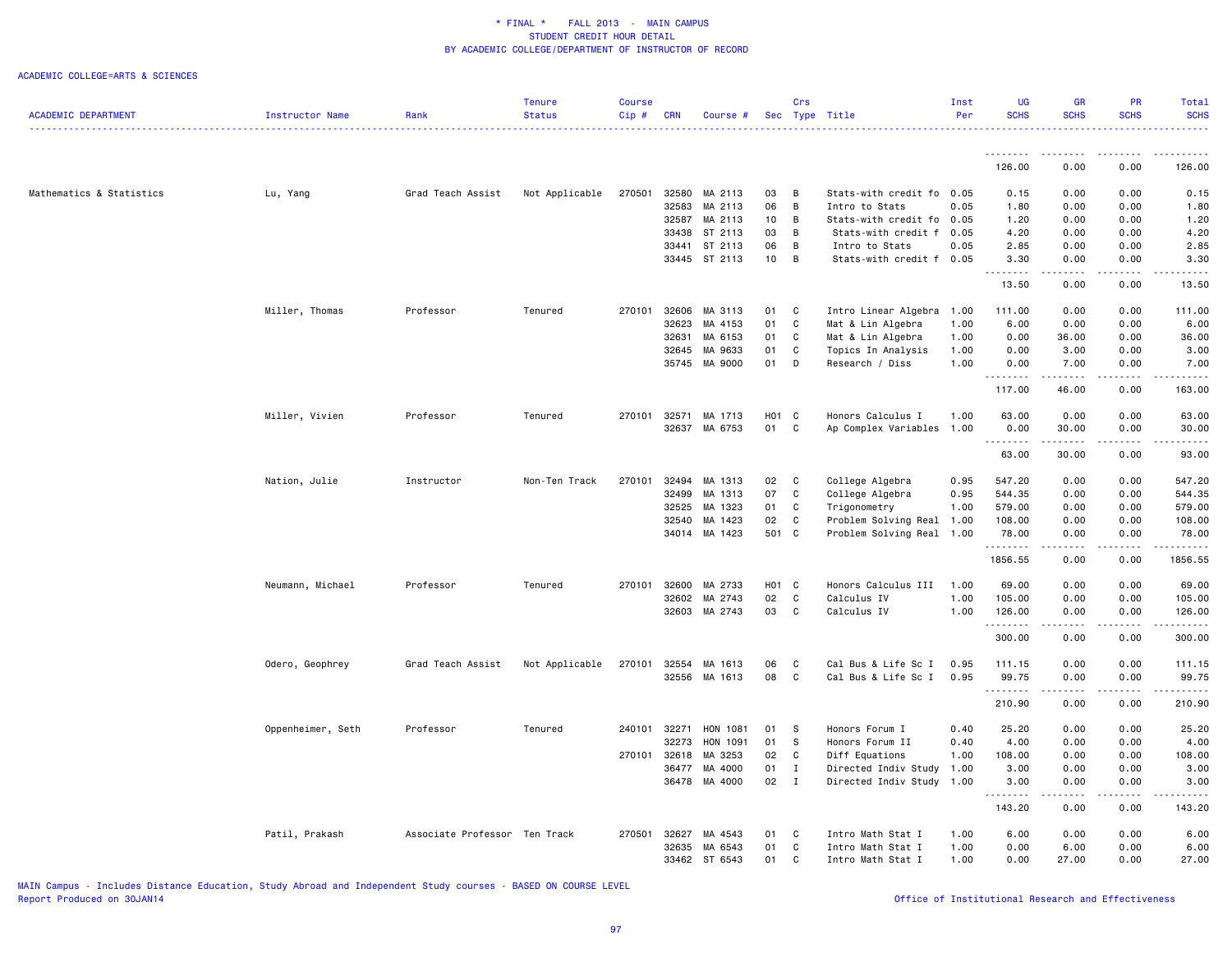# * FINAL * FALL 2013 - MAIN CAMPUS
## STUDENT CREDIT HOUR DETAIL
## BY ACADEMIC COLLEGE/DEPARTMENT OF INSTRUCTOR OF RECORD

ACADEMIC COLLEGE=ARTS & SCIENCES

| ACADEMIC DEPARTMENT | Instructor Name | Rank | Tenure Status | Course Cip # | CRN | Course # | Sec | Crs Type | Title | Inst Per | UG SCHS | GR SCHS | PR SCHS | Total SCHS |
|---|---|---|---|---|---|---|---|---|---|---|---|---|---|---|
| | | | | | | | | | | | 126.00 | 0.00 | 0.00 | 126.00 |
| Mathematics & Statistics | Lu, Yang | Grad Teach Assist | Not Applicable | 270501 | 32580 | MA 2113 | 03 | B | Stats-with credit fo | 0.05 | 0.15 | 0.00 | 0.00 | 0.15 |
| | | | | | 32583 | MA 2113 | 06 | B | Intro to Stats | 0.05 | 1.80 | 0.00 | 0.00 | 1.80 |
| | | | | | 32587 | MA 2113 | 10 | B | Stats-with credit fo | 0.05 | 1.20 | 0.00 | 0.00 | 1.20 |
| | | | | | 33438 | ST 2113 | 03 | B | Stats-with credit f | 0.05 | 4.20 | 0.00 | 0.00 | 4.20 |
| | | | | | 33441 | ST 2113 | 06 | B | Intro to Stats | 0.05 | 2.85 | 0.00 | 0.00 | 2.85 |
| | | | | | 33445 | ST 2113 | 10 | B | Stats-with credit f | 0.05 | 3.30 | 0.00 | 0.00 | 3.30 |
| | | | | | | | | | | | 13.50 | 0.00 | 0.00 | 13.50 |
| | Miller, Thomas | Professor | Tenured | 270101 | 32606 | MA 3113 | 01 | C | Intro Linear Algebra | 1.00 | 111.00 | 0.00 | 0.00 | 111.00 |
| | | | | | 32623 | MA 4153 | 01 | C | Mat & Lin Algebra | 1.00 | 6.00 | 0.00 | 0.00 | 6.00 |
| | | | | | 32631 | MA 6153 | 01 | C | Mat & Lin Algebra | 1.00 | 0.00 | 36.00 | 0.00 | 36.00 |
| | | | | | 32645 | MA 9633 | 01 | C | Topics In Analysis | 1.00 | 0.00 | 3.00 | 0.00 | 3.00 |
| | | | | | 35745 | MA 9000 | 01 | D | Research / Diss | 1.00 | 0.00 | 7.00 | 0.00 | 7.00 |
| | | | | | | | | | | | 117.00 | 46.00 | 0.00 | 163.00 |
| | Miller, Vivien | Professor | Tenured | 270101 | 32571 | MA 1713 | H01 | C | Honors Calculus I | 1.00 | 63.00 | 0.00 | 0.00 | 63.00 |
| | | | | | 32637 | MA 6753 | 01 | C | Ap Complex Variables | 1.00 | 0.00 | 30.00 | 0.00 | 30.00 |
| | | | | | | | | | | | 63.00 | 30.00 | 0.00 | 93.00 |
| | Nation, Julie | Instructor | Non-Ten Track | 270101 | 32494 | MA 1313 | 02 | C | College Algebra | 0.95 | 547.20 | 0.00 | 0.00 | 547.20 |
| | | | | | 32499 | MA 1313 | 07 | C | College Algebra | 0.95 | 544.35 | 0.00 | 0.00 | 544.35 |
| | | | | | 32525 | MA 1323 | 01 | C | Trigonometry | 1.00 | 579.00 | 0.00 | 0.00 | 579.00 |
| | | | | | 32540 | MA 1423 | 02 | C | Problem Solving Real | 1.00 | 108.00 | 0.00 | 0.00 | 108.00 |
| | | | | | 34014 | MA 1423 | 501 | C | Problem Solving Real | 1.00 | 78.00 | 0.00 | 0.00 | 78.00 |
| | | | | | | | | | | | 1856.55 | 0.00 | 0.00 | 1856.55 |
| | Neumann, Michael | Professor | Tenured | 270101 | 32600 | MA 2733 | H01 | C | Honors Calculus III | 1.00 | 69.00 | 0.00 | 0.00 | 69.00 |
| | | | | | 32602 | MA 2743 | 02 | C | Calculus IV | 1.00 | 105.00 | 0.00 | 0.00 | 105.00 |
| | | | | | 32603 | MA 2743 | 03 | C | Calculus IV | 1.00 | 126.00 | 0.00 | 0.00 | 126.00 |
| | | | | | | | | | | | 300.00 | 0.00 | 0.00 | 300.00 |
| | Odero, Geophrey | Grad Teach Assist | Not Applicable | 270101 | 32554 | MA 1613 | 06 | C | Cal Bus & Life Sc I | 0.95 | 111.15 | 0.00 | 0.00 | 111.15 |
| | | | | | 32556 | MA 1613 | 08 | C | Cal Bus & Life Sc I | 0.95 | 99.75 | 0.00 | 0.00 | 99.75 |
| | | | | | | | | | | | 210.90 | 0.00 | 0.00 | 210.90 |
| | Oppenheimer, Seth | Professor | Tenured | 240101 | 32271 | HON 1081 | 01 | S | Honors Forum I | 0.40 | 25.20 | 0.00 | 0.00 | 25.20 |
| | | | | | 32273 | HON 1091 | 01 | S | Honors Forum II | 0.40 | 4.00 | 0.00 | 0.00 | 4.00 |
| | | | | 270101 | 32618 | MA 3253 | 02 | C | Diff Equations | 1.00 | 108.00 | 0.00 | 0.00 | 108.00 |
| | | | | | 36477 | MA 4000 | 01 | I | Directed Indiv Study | 1.00 | 3.00 | 0.00 | 0.00 | 3.00 |
| | | | | | 36478 | MA 4000 | 02 | I | Directed Indiv Study | 1.00 | 3.00 | 0.00 | 0.00 | 3.00 |
| | | | | | | | | | | | 143.20 | 0.00 | 0.00 | 143.20 |
| | Patil, Prakash | Associate Professor | Ten Track | 270501 | 32627 | MA 4543 | 01 | C | Intro Math Stat I | 1.00 | 6.00 | 0.00 | 0.00 | 6.00 |
| | | | | | 32635 | MA 6543 | 01 | C | Intro Math Stat I | 1.00 | 0.00 | 6.00 | 0.00 | 6.00 |
| | | | | | 33462 | ST 6543 | 01 | C | Intro Math Stat I | 1.00 | 0.00 | 27.00 | 0.00 | 27.00 |

MAIN Campus - Includes Distance Education, Study Abroad and Independent Study courses - BASED ON COURSE LEVEL
Report Produced on 30JAN14

Office of Institutional Research and Effectiveness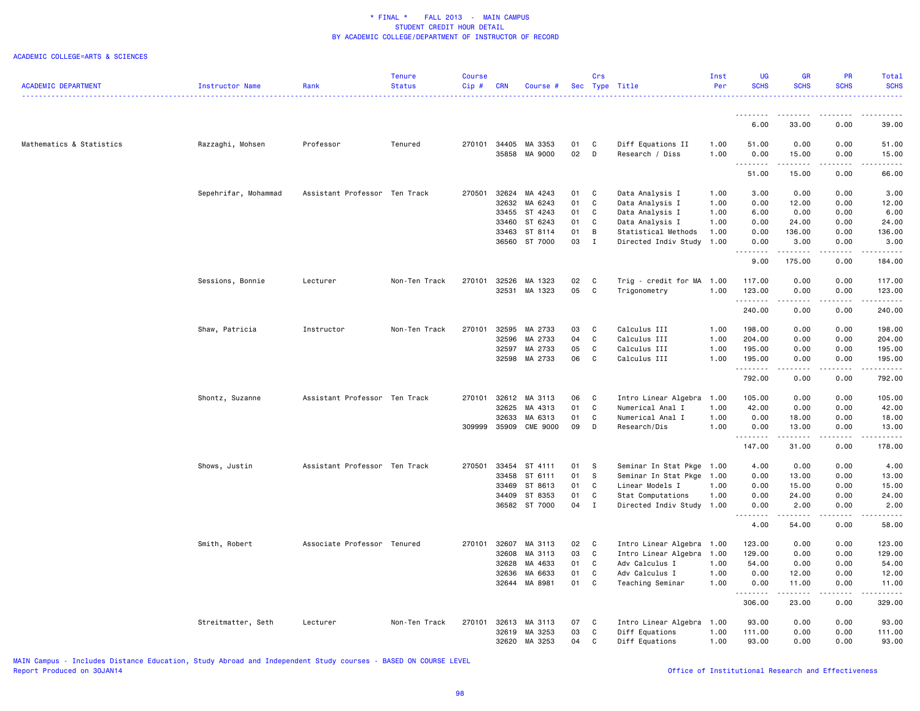* FINAL * FALL 2013 - MAIN CAMPUS
STUDENT CREDIT HOUR DETAIL
BY ACADEMIC COLLEGE/DEPARTMENT OF INSTRUCTOR OF RECORD

ACADEMIC COLLEGE=ARTS & SCIENCES

| ACADEMIC DEPARTMENT | Instructor Name | Rank | Tenure Status | Course Cip # | CRN | Course # | Sec | Crs Type | Title | Inst Per | UG SCHS | GR SCHS | PR SCHS | Total SCHS |
|---|---|---|---|---|---|---|---|---|---|---|---|---|---|---|
| | | | | | | | | | | | 6.00 | 33.00 | 0.00 | 39.00 |
| Mathematics & Statistics | Razzaghi, Mohsen | Professor | Tenured | 270101 | 34405 | MA 3353 | 01 | C | Diff Equations II | 1.00 | 51.00 | 0.00 | 0.00 | 51.00 |
| | | | | | 35858 | MA 9000 | 02 | D | Research / Diss | 1.00 | 0.00 | 15.00 | 0.00 | 15.00 |
| | | | | | | | | | | | 51.00 | 15.00 | 0.00 | 66.00 |
| | Sepehrifar, Mohammad | Assistant Professor | Ten Track | 270501 | 32624 | MA 4243 | 01 | C | Data Analysis I | 1.00 | 3.00 | 0.00 | 0.00 | 3.00 |
| | | | | | 32632 | MA 6243 | 01 | C | Data Analysis I | 1.00 | 0.00 | 12.00 | 0.00 | 12.00 |
| | | | | | 33455 | ST 4243 | 01 | C | Data Analysis I | 1.00 | 6.00 | 0.00 | 0.00 | 6.00 |
| | | | | | 33460 | ST 6243 | 01 | C | Data Analysis I | 1.00 | 0.00 | 24.00 | 0.00 | 24.00 |
| | | | | | 33463 | ST 8114 | 01 | B | Statistical Methods | 1.00 | 0.00 | 136.00 | 0.00 | 136.00 |
| | | | | | 36560 | ST 7000 | 03 | I | Directed Indiv Study | 1.00 | 0.00 | 3.00 | 0.00 | 3.00 |
| | | | | | | | | | | | 9.00 | 175.00 | 0.00 | 184.00 |
| | Sessions, Bonnie | Lecturer | Non-Ten Track | 270101 | 32526 | MA 1323 | 02 | C | Trig - credit for MA | 1.00 | 117.00 | 0.00 | 0.00 | 117.00 |
| | | | | | 32531 | MA 1323 | 05 | C | Trigonometry | 1.00 | 123.00 | 0.00 | 0.00 | 123.00 |
| | | | | | | | | | | | 240.00 | 0.00 | 0.00 | 240.00 |
| | Shaw, Patricia | Instructor | Non-Ten Track | 270101 | 32595 | MA 2733 | 03 | C | Calculus III | 1.00 | 198.00 | 0.00 | 0.00 | 198.00 |
| | | | | | 32596 | MA 2733 | 04 | C | Calculus III | 1.00 | 204.00 | 0.00 | 0.00 | 204.00 |
| | | | | | 32597 | MA 2733 | 05 | C | Calculus III | 1.00 | 195.00 | 0.00 | 0.00 | 195.00 |
| | | | | | 32598 | MA 2733 | 06 | C | Calculus III | 1.00 | 195.00 | 0.00 | 0.00 | 195.00 |
| | | | | | | | | | | | 792.00 | 0.00 | 0.00 | 792.00 |
| | Shontz, Suzanne | Assistant Professor | Ten Track | 270101 | 32612 | MA 3113 | 06 | C | Intro Linear Algebra | 1.00 | 105.00 | 0.00 | 0.00 | 105.00 |
| | | | | | 32625 | MA 4313 | 01 | C | Numerical Anal I | 1.00 | 42.00 | 0.00 | 0.00 | 42.00 |
| | | | | | 32633 | MA 6313 | 01 | C | Numerical Anal I | 1.00 | 0.00 | 18.00 | 0.00 | 18.00 |
| | | | | 309999 | 35909 | CME 9000 | 09 | D | Research/Dis | 1.00 | 0.00 | 13.00 | 0.00 | 13.00 |
| | | | | | | | | | | | 147.00 | 31.00 | 0.00 | 178.00 |
| | Shows, Justin | Assistant Professor | Ten Track | 270501 | 33454 | ST 4111 | 01 | S | Seminar In Stat Pkge | 1.00 | 4.00 | 0.00 | 0.00 | 4.00 |
| | | | | | 33458 | ST 6111 | 01 | S | Seminar In Stat Pkge | 1.00 | 0.00 | 13.00 | 0.00 | 13.00 |
| | | | | | 33469 | ST 8613 | 01 | C | Linear Models I | 1.00 | 0.00 | 15.00 | 0.00 | 15.00 |
| | | | | | 34409 | ST 8353 | 01 | C | Stat Computations | 1.00 | 0.00 | 24.00 | 0.00 | 24.00 |
| | | | | | 36582 | ST 7000 | 04 | I | Directed Indiv Study | 1.00 | 0.00 | 2.00 | 0.00 | 2.00 |
| | | | | | | | | | | | 4.00 | 54.00 | 0.00 | 58.00 |
| | Smith, Robert | Associate Professor | Tenured | 270101 | 32607 | MA 3113 | 02 | C | Intro Linear Algebra | 1.00 | 123.00 | 0.00 | 0.00 | 123.00 |
| | | | | | 32608 | MA 3113 | 03 | C | Intro Linear Algebra | 1.00 | 129.00 | 0.00 | 0.00 | 129.00 |
| | | | | | 32628 | MA 4633 | 01 | C | Adv Calculus I | 1.00 | 54.00 | 0.00 | 0.00 | 54.00 |
| | | | | | 32636 | MA 6633 | 01 | C | Adv Calculus I | 1.00 | 0.00 | 12.00 | 0.00 | 12.00 |
| | | | | | 32644 | MA 8981 | 01 | C | Teaching Seminar | 1.00 | 0.00 | 11.00 | 0.00 | 11.00 |
| | | | | | | | | | | | 306.00 | 23.00 | 0.00 | 329.00 |
| | Streitmatter, Seth | Lecturer | Non-Ten Track | 270101 | 32613 | MA 3113 | 07 | C | Intro Linear Algebra | 1.00 | 93.00 | 0.00 | 0.00 | 93.00 |
| | | | | | 32619 | MA 3253 | 03 | C | Diff Equations | 1.00 | 111.00 | 0.00 | 0.00 | 111.00 |
| | | | | | 32620 | MA 3253 | 04 | C | Diff Equations | 1.00 | 93.00 | 0.00 | 0.00 | 93.00 |

MAIN Campus - Includes Distance Education, Study Abroad and Independent Study courses - BASED ON COURSE LEVEL
Report Produced on 30JAN14

Office of Institutional Research and Effectiveness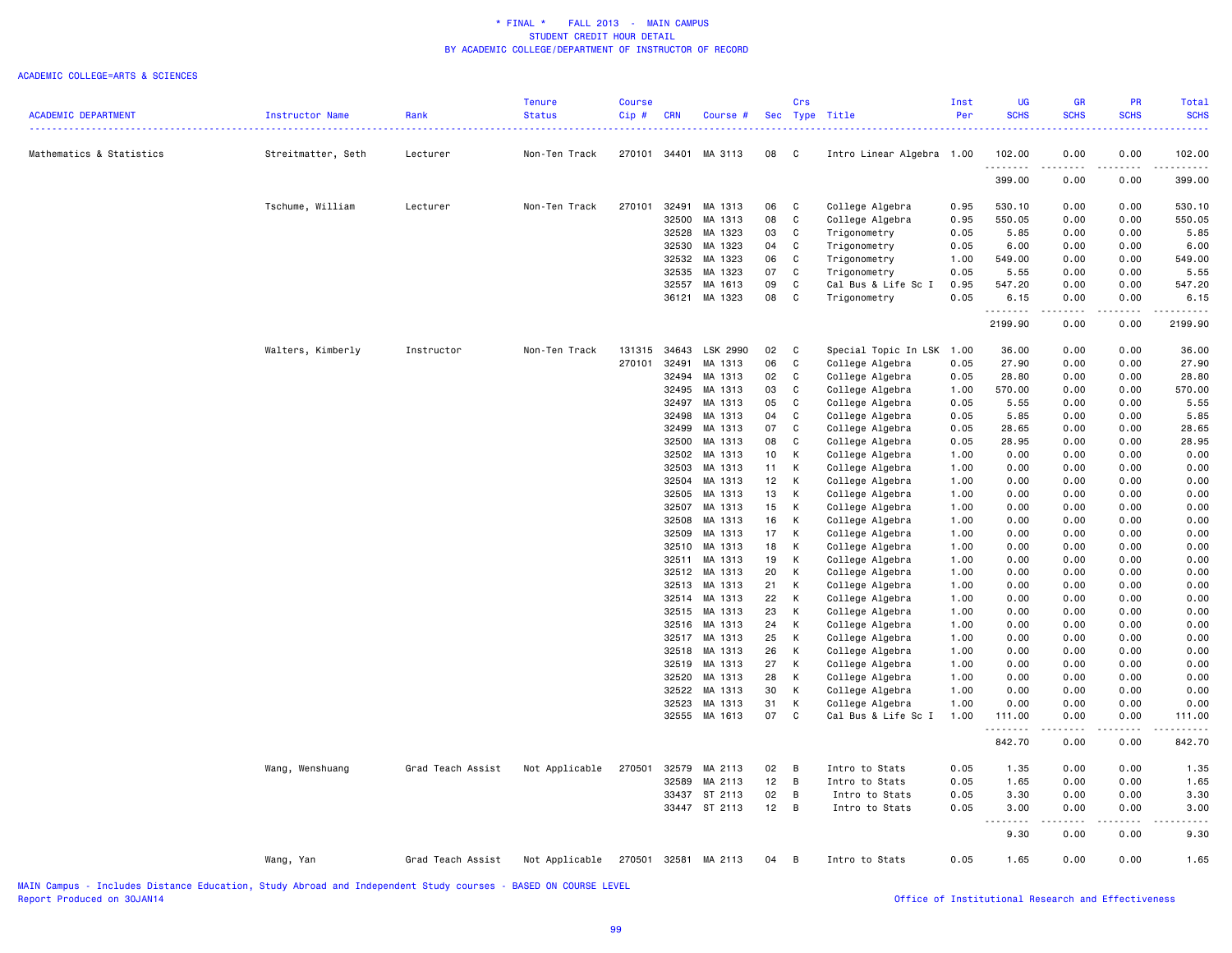\* FINAL \* FALL 2013 - MAIN CAMPUS
STUDENT CREDIT HOUR DETAIL
BY ACADEMIC COLLEGE/DEPARTMENT OF INSTRUCTOR OF RECORD

ACADEMIC COLLEGE=ARTS & SCIENCES

| ACADEMIC DEPARTMENT | Instructor Name | Rank | Tenure Status | Course Cip # | CRN | Course # | Sec | Crs Type | Title | Inst Per | UG SCHS | GR SCHS | PR SCHS | Total SCHS |
|---|---|---|---|---|---|---|---|---|---|---|---|---|---|---|
| Mathematics & Statistics | Streitmatter, Seth | Lecturer | Non-Ten Track | 270101 | 34401 | MA 3113 | 08 | C | Intro Linear Algebra | 1.00 | 102.00 | 0.00 | 0.00 | 102.00 |
| | | | | | | | | | | | 399.00 | 0.00 | 0.00 | 399.00 |
| | Tschume, William | Lecturer | Non-Ten Track | 270101 | 32491 | MA 1313 | 06 | C | College Algebra | 0.95 | 530.10 | 0.00 | 0.00 | 530.10 |
| | | | | | 32500 | MA 1313 | 08 | C | College Algebra | 0.95 | 550.05 | 0.00 | 0.00 | 550.05 |
| | | | | | 32528 | MA 1323 | 03 | C | Trigonometry | 0.05 | 5.85 | 0.00 | 0.00 | 5.85 |
| | | | | | 32530 | MA 1323 | 04 | C | Trigonometry | 0.05 | 6.00 | 0.00 | 0.00 | 6.00 |
| | | | | | 32532 | MA 1323 | 06 | C | Trigonometry | 1.00 | 549.00 | 0.00 | 0.00 | 549.00 |
| | | | | | 32535 | MA 1323 | 07 | C | Trigonometry | 0.05 | 5.55 | 0.00 | 0.00 | 5.55 |
| | | | | | 32557 | MA 1613 | 09 | C | Cal Bus & Life Sc I | 0.95 | 547.20 | 0.00 | 0.00 | 547.20 |
| | | | | | 36121 | MA 1323 | 08 | C | Trigonometry | 0.05 | 6.15 | 0.00 | 0.00 | 6.15 |
| | | | | | | | | | | | 2199.90 | 0.00 | 0.00 | 2199.90 |
| | Walters, Kimberly | Instructor | Non-Ten Track | 131315 | 34643 | LSK 2990 | 02 | C | Special Topic In LSK | 1.00 | 36.00 | 0.00 | 0.00 | 36.00 |
| | | | | 270101 | 32491 | MA 1313 | 06 | C | College Algebra | 0.05 | 27.90 | 0.00 | 0.00 | 27.90 |
| | | | | | 32494 | MA 1313 | 02 | C | College Algebra | 0.05 | 28.80 | 0.00 | 0.00 | 28.80 |
| | | | | | 32495 | MA 1313 | 03 | C | College Algebra | 1.00 | 570.00 | 0.00 | 0.00 | 570.00 |
| | | | | | 32497 | MA 1313 | 05 | C | College Algebra | 0.05 | 5.55 | 0.00 | 0.00 | 5.55 |
| | | | | | 32498 | MA 1313 | 04 | C | College Algebra | 0.05 | 5.85 | 0.00 | 0.00 | 5.85 |
| | | | | | 32499 | MA 1313 | 07 | C | College Algebra | 0.05 | 28.65 | 0.00 | 0.00 | 28.65 |
| | | | | | 32500 | MA 1313 | 08 | C | College Algebra | 0.05 | 28.95 | 0.00 | 0.00 | 28.95 |
| | | | | | 32502 | MA 1313 | 10 | K | College Algebra | 1.00 | 0.00 | 0.00 | 0.00 | 0.00 |
| | | | | | 32503 | MA 1313 | 11 | K | College Algebra | 1.00 | 0.00 | 0.00 | 0.00 | 0.00 |
| | | | | | 32504 | MA 1313 | 12 | K | College Algebra | 1.00 | 0.00 | 0.00 | 0.00 | 0.00 |
| | | | | | 32505 | MA 1313 | 13 | K | College Algebra | 1.00 | 0.00 | 0.00 | 0.00 | 0.00 |
| | | | | | 32507 | MA 1313 | 15 | K | College Algebra | 1.00 | 0.00 | 0.00 | 0.00 | 0.00 |
| | | | | | 32508 | MA 1313 | 16 | K | College Algebra | 1.00 | 0.00 | 0.00 | 0.00 | 0.00 |
| | | | | | 32509 | MA 1313 | 17 | K | College Algebra | 1.00 | 0.00 | 0.00 | 0.00 | 0.00 |
| | | | | | 32510 | MA 1313 | 18 | K | College Algebra | 1.00 | 0.00 | 0.00 | 0.00 | 0.00 |
| | | | | | 32511 | MA 1313 | 19 | K | College Algebra | 1.00 | 0.00 | 0.00 | 0.00 | 0.00 |
| | | | | | 32512 | MA 1313 | 20 | K | College Algebra | 1.00 | 0.00 | 0.00 | 0.00 | 0.00 |
| | | | | | 32513 | MA 1313 | 21 | K | College Algebra | 1.00 | 0.00 | 0.00 | 0.00 | 0.00 |
| | | | | | 32514 | MA 1313 | 22 | K | College Algebra | 1.00 | 0.00 | 0.00 | 0.00 | 0.00 |
| | | | | | 32515 | MA 1313 | 23 | K | College Algebra | 1.00 | 0.00 | 0.00 | 0.00 | 0.00 |
| | | | | | 32516 | MA 1313 | 24 | K | College Algebra | 1.00 | 0.00 | 0.00 | 0.00 | 0.00 |
| | | | | | 32517 | MA 1313 | 25 | K | College Algebra | 1.00 | 0.00 | 0.00 | 0.00 | 0.00 |
| | | | | | 32518 | MA 1313 | 26 | K | College Algebra | 1.00 | 0.00 | 0.00 | 0.00 | 0.00 |
| | | | | | 32519 | MA 1313 | 27 | K | College Algebra | 1.00 | 0.00 | 0.00 | 0.00 | 0.00 |
| | | | | | 32520 | MA 1313 | 28 | K | College Algebra | 1.00 | 0.00 | 0.00 | 0.00 | 0.00 |
| | | | | | 32522 | MA 1313 | 30 | K | College Algebra | 1.00 | 0.00 | 0.00 | 0.00 | 0.00 |
| | | | | | 32523 | MA 1313 | 31 | K | College Algebra | 1.00 | 0.00 | 0.00 | 0.00 | 0.00 |
| | | | | | 32555 | MA 1613 | 07 | C | Cal Bus & Life Sc I | 1.00 | 111.00 | 0.00 | 0.00 | 111.00 |
| | | | | | | | | | | | 842.70 | 0.00 | 0.00 | 842.70 |
| | Wang, Wenshuang | Grad Teach Assist | Not Applicable | 270501 | 32579 | MA 2113 | 02 | B | Intro to Stats | 0.05 | 1.35 | 0.00 | 0.00 | 1.35 |
| | | | | | 32589 | MA 2113 | 12 | B | Intro to Stats | 0.05 | 1.65 | 0.00 | 0.00 | 1.65 |
| | | | | | 33437 | ST 2113 | 02 | B | Intro to Stats | 0.05 | 3.30 | 0.00 | 0.00 | 3.30 |
| | | | | | 33447 | ST 2113 | 12 | B | Intro to Stats | 0.05 | 3.00 | 0.00 | 0.00 | 3.00 |
| | | | | | | | | | | | 9.30 | 0.00 | 0.00 | 9.30 |
| | Wang, Yan | Grad Teach Assist | Not Applicable | 270501 | 32581 | MA 2113 | 04 | B | Intro to Stats | 0.05 | 1.65 | 0.00 | 0.00 | 1.65 |

MAIN Campus - Includes Distance Education, Study Abroad and Independent Study courses - BASED ON COURSE LEVEL
Report Produced on 30JAN14

Office of Institutional Research and Effectiveness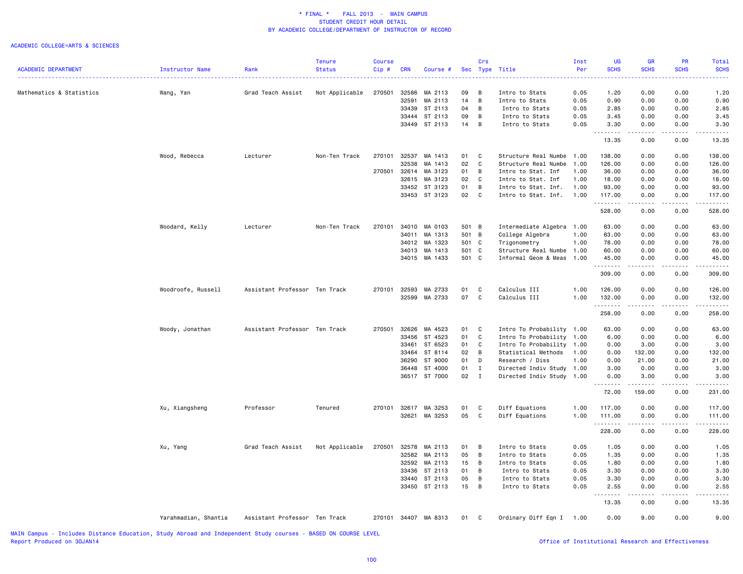**\* FINAL \* FALL 2013 - MAIN CAMPUS**
**STUDENT CREDIT HOUR DETAIL**
**BY ACADEMIC COLLEGE/DEPARTMENT OF INSTRUCTOR OF RECORD**

ACADEMIC COLLEGE=ARTS & SCIENCES

| ACADEMIC DEPARTMENT | Instructor Name | Rank | Tenure Status | Course Cip # | CRN | Course # | Sec | Crs Type | Title | Inst Per | UG SCHS | GR SCHS | PR SCHS | Total SCHS |
|---|---|---|---|---|---|---|---|---|---|---|---|---|---|---|
| Mathematics & Statistics | Wang, Yan | Grad Teach Assist | Not Applicable | 270501 | 32586 | MA 2113 | 09 | B | Intro to Stats | 0.05 | 1.20 | 0.00 | 0.00 | 1.20 |
| | | | | | 32591 | MA 2113 | 14 | B | Intro to Stats | 0.05 | 0.90 | 0.00 | 0.00 | 0.90 |
| | | | | | 33439 | ST 2113 | 04 | B | Intro to Stats | 0.05 | 2.85 | 0.00 | 0.00 | 2.85 |
| | | | | | 33444 | ST 2113 | 09 | B | Intro to Stats | 0.05 | 3.45 | 0.00 | 0.00 | 3.45 |
| | | | | | 33449 | ST 2113 | 14 | B | Intro to Stats | 0.05 | 3.30 | 0.00 | 0.00 | 3.30 |
| | | | | | | | | | | | 13.35 | 0.00 | 0.00 | 13.35 |
| | Wood, Rebecca | Lecturer | Non-Ten Track | 270101 | 32537 | MA 1413 | 01 | C | Structure Real Numbe | 1.00 | 138.00 | 0.00 | 0.00 | 138.00 |
| | | | | | 32538 | MA 1413 | 02 | C | Structure Real Numbe | 1.00 | 126.00 | 0.00 | 0.00 | 126.00 |
| | | | | 270501 | 32614 | MA 3123 | 01 | B | Intro to Stat. Inf | 1.00 | 36.00 | 0.00 | 0.00 | 36.00 |
| | | | | | 32615 | MA 3123 | 02 | C | Intro to Stat. Inf | 1.00 | 18.00 | 0.00 | 0.00 | 18.00 |
| | | | | | 33452 | ST 3123 | 01 | B | Intro to Stat. Inf. | 1.00 | 93.00 | 0.00 | 0.00 | 93.00 |
| | | | | | 33453 | ST 3123 | 02 | C | Intro to Stat. Inf. | 1.00 | 117.00 | 0.00 | 0.00 | 117.00 |
| | | | | | | | | | | | 528.00 | 0.00 | 0.00 | 528.00 |
| | Woodard, Kelly | Lecturer | Non-Ten Track | 270101 | 34010 | MA 0103 | 501 | B | Intermediate Algebra | 1.00 | 63.00 | 0.00 | 0.00 | 63.00 |
| | | | | | 34011 | MA 1313 | 501 | B | College Algebra | 1.00 | 63.00 | 0.00 | 0.00 | 63.00 |
| | | | | | 34012 | MA 1323 | 501 | C | Trigonometry | 1.00 | 78.00 | 0.00 | 0.00 | 78.00 |
| | | | | | 34013 | MA 1413 | 501 | C | Structure Real Numbe | 1.00 | 60.00 | 0.00 | 0.00 | 60.00 |
| | | | | | 34015 | MA 1433 | 501 | C | Informal Geom & Meas | 1.00 | 45.00 | 0.00 | 0.00 | 45.00 |
| | | | | | | | | | | | 309.00 | 0.00 | 0.00 | 309.00 |
| | Woodroofe, Russell | Assistant Professor | Ten Track | 270101 | 32593 | MA 2733 | 01 | C | Calculus III | 1.00 | 126.00 | 0.00 | 0.00 | 126.00 |
| | | | | | 32599 | MA 2733 | 07 | C | Calculus III | 1.00 | 132.00 | 0.00 | 0.00 | 132.00 |
| | | | | | | | | | | | 258.00 | 0.00 | 0.00 | 258.00 |
| | Woody, Jonathan | Assistant Professor | Ten Track | 270501 | 32626 | MA 4523 | 01 | C | Intro To Probability | 1.00 | 63.00 | 0.00 | 0.00 | 63.00 |
| | | | | | 33456 | ST 4523 | 01 | C | Intro To Probability | 1.00 | 6.00 | 0.00 | 0.00 | 6.00 |
| | | | | | 33461 | ST 6523 | 01 | C | Intro To Probability | 1.00 | 0.00 | 3.00 | 0.00 | 3.00 |
| | | | | | 33464 | ST 8114 | 02 | B | Statistical Methods | 1.00 | 0.00 | 132.00 | 0.00 | 132.00 |
| | | | | | 36290 | ST 9000 | 01 | D | Research / Diss | 1.00 | 0.00 | 21.00 | 0.00 | 21.00 |
| | | | | | 36448 | ST 4000 | 01 | I | Directed Indiv Study | 1.00 | 3.00 | 0.00 | 0.00 | 3.00 |
| | | | | | 36517 | ST 7000 | 02 | I | Directed Indiv Study | 1.00 | 0.00 | 3.00 | 0.00 | 3.00 |
| | | | | | | | | | | | 72.00 | 159.00 | 0.00 | 231.00 |
| | Xu, Xiangsheng | Professor | Tenured | 270101 | 32617 | MA 3253 | 01 | C | Diff Equations | 1.00 | 117.00 | 0.00 | 0.00 | 117.00 |
| | | | | | 32621 | MA 3253 | 05 | C | Diff Equations | 1.00 | 111.00 | 0.00 | 0.00 | 111.00 |
| | | | | | | | | | | | 228.00 | 0.00 | 0.00 | 228.00 |
| | Xu, Yang | Grad Teach Assist | Not Applicable | 270501 | 32578 | MA 2113 | 01 | B | Intro to Stats | 0.05 | 1.05 | 0.00 | 0.00 | 1.05 |
| | | | | | 32582 | MA 2113 | 05 | B | Intro to Stats | 0.05 | 1.35 | 0.00 | 0.00 | 1.35 |
| | | | | | 32592 | MA 2113 | 15 | B | Intro to Stats | 0.05 | 1.80 | 0.00 | 0.00 | 1.80 |
| | | | | | 33436 | ST 2113 | 01 | B | Intro to Stats | 0.05 | 3.30 | 0.00 | 0.00 | 3.30 |
| | | | | | 33440 | ST 2113 | 05 | B | Intro to Stats | 0.05 | 3.30 | 0.00 | 0.00 | 3.30 |
| | | | | | 33450 | ST 2113 | 15 | B | Intro to Stats | 0.05 | 2.55 | 0.00 | 0.00 | 2.55 |
| | | | | | | | | | | | 13.35 | 0.00 | 0.00 | 13.35 |
| | Yarahmadian, Shantia | Assistant Professor | Ten Track | 270101 | 34407 | MA 8313 | 01 | C | Ordinary Diff Eqn I | 1.00 | 0.00 | 9.00 | 0.00 | 9.00 |

MAIN Campus - Includes Distance Education, Study Abroad and Independent Study courses - BASED ON COURSE LEVEL
Report Produced on 30JAN14

Office of Institutional Research and Effectiveness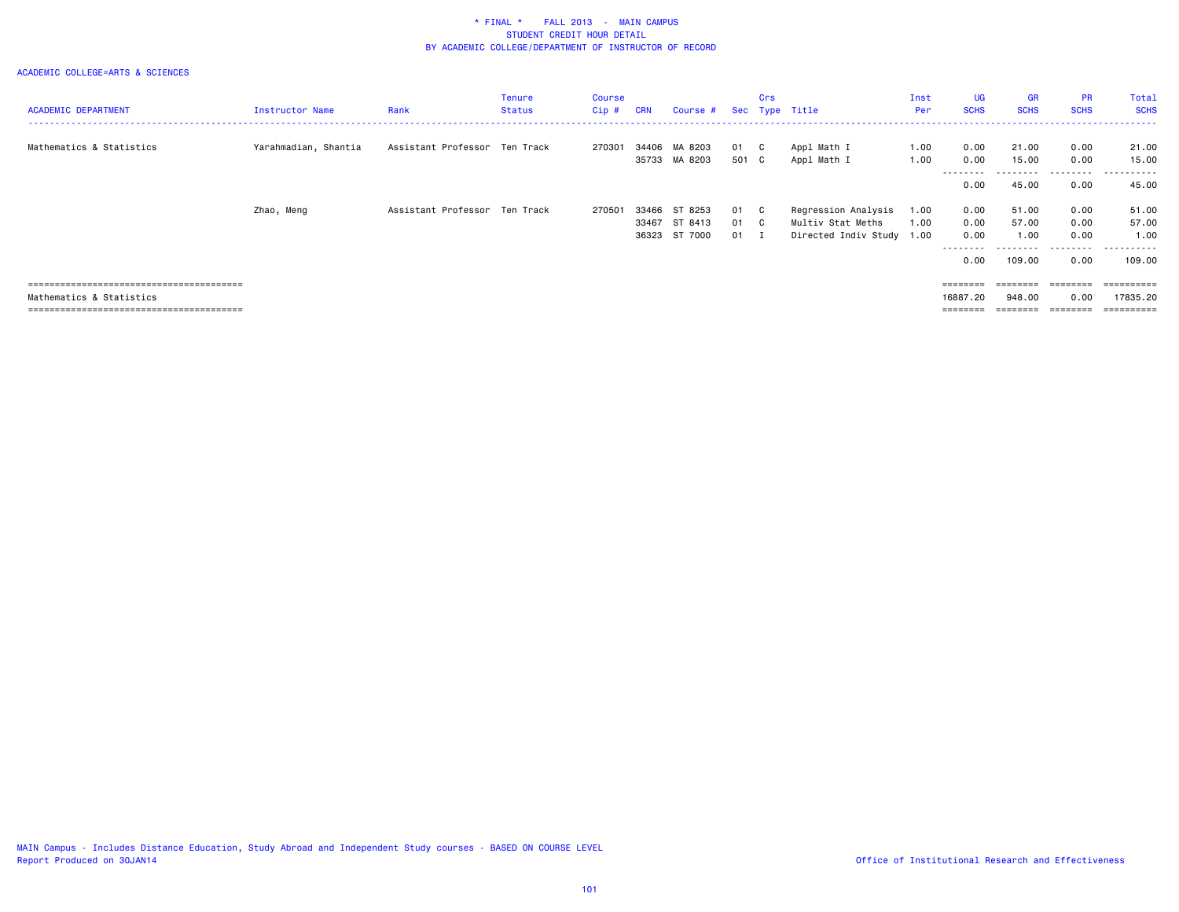# * FINAL * FALL 2013 - MAIN CAMPUS
## STUDENT CREDIT HOUR DETAIL
## BY ACADEMIC COLLEGE/DEPARTMENT OF INSTRUCTOR OF RECORD

ACADEMIC COLLEGE=ARTS & SCIENCES

| ACADEMIC DEPARTMENT | Instructor Name | Rank | Tenure Status | Course Cip # | CRN | Course # | Sec | Crs Type | Title | Inst Per | UG SCHS | GR SCHS | PR SCHS | Total SCHS |
|---|---|---|---|---|---|---|---|---|---|---|---|---|---|---|
| Mathematics & Statistics | Yarahmadian, Shantia | Assistant Professor | Ten Track | 270301 | 34406 | MA 8203 | 01 | C | Appl Math I | 1.00 | 0.00 | 21.00 | 0.00 | 21.00 |
| | | | | | 35733 | MA 8203 | 501 | C | Appl Math I | 1.00 | 0.00 | 15.00 | 0.00 | 15.00 |
| | | | | | | | | | | | 0.00 | 45.00 | 0.00 | 45.00 |
| | Zhao, Meng | Assistant Professor | Ten Track | 270501 | 33466 | ST 8253 | 01 | C | Regression Analysis | 1.00 | 0.00 | 51.00 | 0.00 | 51.00 |
| | | | | | 33467 | ST 8413 | 01 | C | Multiv Stat Meths | 1.00 | 0.00 | 57.00 | 0.00 | 57.00 |
| | | | | | 36323 | ST 7000 | 01 | I | Directed Indiv Study | 1.00 | 0.00 | 1.00 | 0.00 | 1.00 |
| | | | | | | | | | | | 0.00 | 109.00 | 0.00 | 109.00 |
| Mathematics & Statistics | | | | | | | | | | | 16887.20 | 948.00 | 0.00 | 17835.20 |

MAIN Campus - Includes Distance Education, Study Abroad and Independent Study courses - BASED ON COURSE LEVEL
Report Produced on 30JAN14

Office of Institutional Research and Effectiveness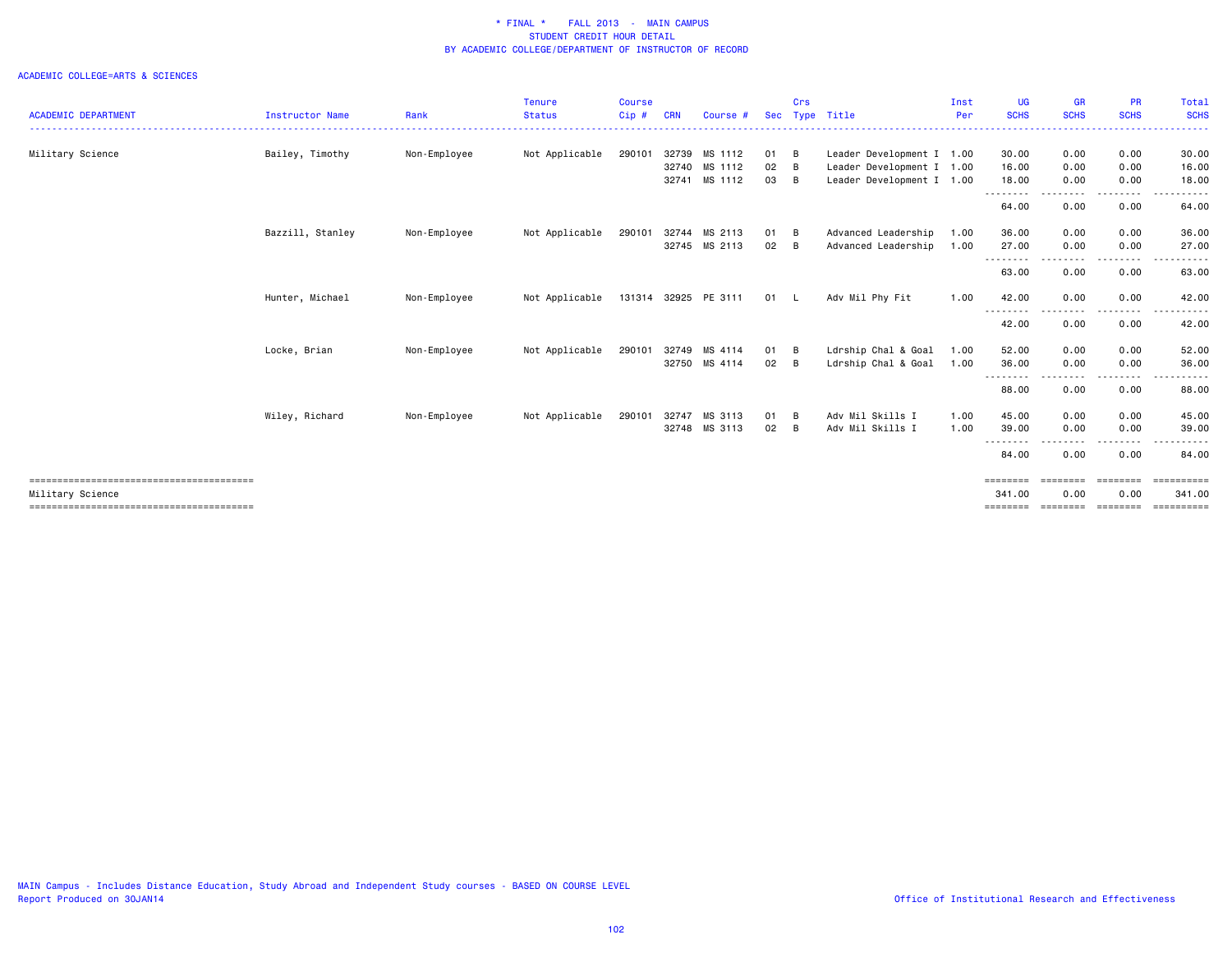\* FINAL \*    FALL 2013  -  MAIN CAMPUS
STUDENT CREDIT HOUR DETAIL
BY ACADEMIC COLLEGE/DEPARTMENT OF INSTRUCTOR OF RECORD

ACADEMIC COLLEGE=ARTS & SCIENCES

| ACADEMIC DEPARTMENT | Instructor Name | Rank | Tenure Status | Course Cip # | CRN | Course # | Sec | Crs Type | Title | Inst Per | UG SCHS | GR SCHS | PR SCHS | Total SCHS |
|---|---|---|---|---|---|---|---|---|---|---|---|---|---|---|
| Military Science | Bailey, Timothy | Non-Employee | Not Applicable | 290101 | 32739 | MS 1112 | 01 | B | Leader Development I | 1.00 | 30.00 | 0.00 | 0.00 | 30.00 |
| | | | | | 32740 | MS 1112 | 02 | B | Leader Development I | 1.00 | 16.00 | 0.00 | 0.00 | 16.00 |
| | | | | | 32741 | MS 1112 | 03 | B | Leader Development I | 1.00 | 18.00 | 0.00 | 0.00 | 18.00 |
| | | | | | | | | | | | 64.00 | 0.00 | 0.00 | 64.00 |
| | Bazzill, Stanley | Non-Employee | Not Applicable | 290101 | 32744 | MS 2113 | 01 | B | Advanced Leadership | 1.00 | 36.00 | 0.00 | 0.00 | 36.00 |
| | | | | | 32745 | MS 2113 | 02 | B | Advanced Leadership | 1.00 | 27.00 | 0.00 | 0.00 | 27.00 |
| | | | | | | | | | | | 63.00 | 0.00 | 0.00 | 63.00 |
| | Hunter, Michael | Non-Employee | Not Applicable | 131314 | 32925 | PE 3111 | 01 | L | Adv Mil Phy Fit | 1.00 | 42.00 | 0.00 | 0.00 | 42.00 |
| | | | | | | | | | | | 42.00 | 0.00 | 0.00 | 42.00 |
| | Locke, Brian | Non-Employee | Not Applicable | 290101 | 32749 | MS 4114 | 01 | B | Ldrship Chal & Goal | 1.00 | 52.00 | 0.00 | 0.00 | 52.00 |
| | | | | | 32750 | MS 4114 | 02 | B | Ldrship Chal & Goal | 1.00 | 36.00 | 0.00 | 0.00 | 36.00 |
| | | | | | | | | | | | 88.00 | 0.00 | 0.00 | 88.00 |
| | Wiley, Richard | Non-Employee | Not Applicable | 290101 | 32747 | MS 3113 | 01 | B | Adv Mil Skills I | 1.00 | 45.00 | 0.00 | 0.00 | 45.00 |
| | | | | | 32748 | MS 3113 | 02 | B | Adv Mil Skills I | 1.00 | 39.00 | 0.00 | 0.00 | 39.00 |
| | | | | | | | | | | | 84.00 | 0.00 | 0.00 | 84.00 |
| Military Science | | | | | | | | | | | 341.00 | 0.00 | 0.00 | 341.00 |

MAIN Campus - Includes Distance Education, Study Abroad and Independent Study courses - BASED ON COURSE LEVEL
Report Produced on 30JAN14

Office of Institutional Research and Effectiveness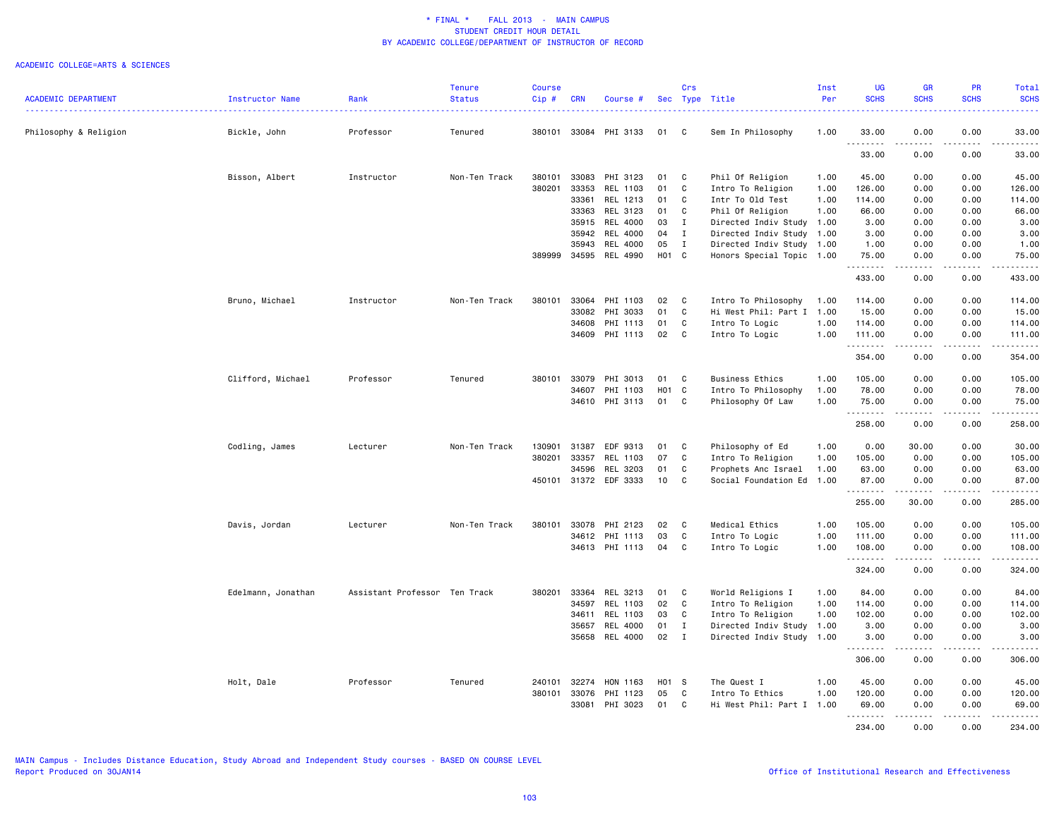\* FINAL \* FALL 2013 - MAIN CAMPUS
STUDENT CREDIT HOUR DETAIL
BY ACADEMIC COLLEGE/DEPARTMENT OF INSTRUCTOR OF RECORD

ACADEMIC COLLEGE=ARTS & SCIENCES

| ACADEMIC DEPARTMENT | Instructor Name | Rank | Tenure Status | Course Cip # | CRN | Course # | Sec | Crs Type | Title | Inst Per | UG SCHS | GR SCHS | PR SCHS | Total SCHS |
|---|---|---|---|---|---|---|---|---|---|---|---|---|---|---|
| Philosophy & Religion | Bickle, John | Professor | Tenured | 380101 | 33084 | PHI 3133 | 01 | C | Sem In Philosophy | 1.00 | 33.00 | 0.00 | 0.00 | 33.00 |
| | | | | | | | | | | | 33.00 | 0.00 | 0.00 | 33.00 |
| | Bisson, Albert | Instructor | Non-Ten Track | 380101 | 33083 | PHI 3123 | 01 | C | Phil Of Religion | 1.00 | 45.00 | 0.00 | 0.00 | 45.00 |
| | | | | 380201 | 33353 | REL 1103 | 01 | C | Intro To Religion | 1.00 | 126.00 | 0.00 | 0.00 | 126.00 |
| | | | | | 33361 | REL 1213 | 01 | C | Intr To Old Test | 1.00 | 114.00 | 0.00 | 0.00 | 114.00 |
| | | | | | 33363 | REL 3123 | 01 | C | Phil Of Religion | 1.00 | 66.00 | 0.00 | 0.00 | 66.00 |
| | | | | | 35915 | REL 4000 | 03 | I | Directed Indiv Study | 1.00 | 3.00 | 0.00 | 0.00 | 3.00 |
| | | | | | 35942 | REL 4000 | 04 | I | Directed Indiv Study | 1.00 | 3.00 | 0.00 | 0.00 | 3.00 |
| | | | | | 35943 | REL 4000 | 05 | I | Directed Indiv Study | 1.00 | 1.00 | 0.00 | 0.00 | 1.00 |
| | | | | 389999 | 34595 | REL 4990 | H01 | C | Honors Special Topic | 1.00 | 75.00 | 0.00 | 0.00 | 75.00 |
| | | | | | | | | | | | 433.00 | 0.00 | 0.00 | 433.00 |
| | Bruno, Michael | Instructor | Non-Ten Track | 380101 | 33064 | PHI 1103 | 02 | C | Intro To Philosophy | 1.00 | 114.00 | 0.00 | 0.00 | 114.00 |
| | | | | | 33082 | PHI 3033 | 01 | C | Hi West Phil: Part I | 1.00 | 15.00 | 0.00 | 0.00 | 15.00 |
| | | | | | 34608 | PHI 1113 | 01 | C | Intro To Logic | 1.00 | 114.00 | 0.00 | 0.00 | 114.00 |
| | | | | | 34609 | PHI 1113 | 02 | C | Intro To Logic | 1.00 | 111.00 | 0.00 | 0.00 | 111.00 |
| | | | | | | | | | | | 354.00 | 0.00 | 0.00 | 354.00 |
| | Clifford, Michael | Professor | Tenured | 380101 | 33079 | PHI 3013 | 01 | C | Business Ethics | 1.00 | 105.00 | 0.00 | 0.00 | 105.00 |
| | | | | | 34607 | PHI 1103 | H01 | C | Intro To Philosophy | 1.00 | 78.00 | 0.00 | 0.00 | 78.00 |
| | | | | | 34610 | PHI 3113 | 01 | C | Philosophy Of Law | 1.00 | 75.00 | 0.00 | 0.00 | 75.00 |
| | | | | | | | | | | | 258.00 | 0.00 | 0.00 | 258.00 |
| | Codling, James | Lecturer | Non-Ten Track | 130901 | 31387 | EDF 9313 | 01 | C | Philosophy of Ed | 1.00 | 0.00 | 30.00 | 0.00 | 30.00 |
| | | | | 380201 | 33357 | REL 1103 | 07 | C | Intro To Religion | 1.00 | 105.00 | 0.00 | 0.00 | 105.00 |
| | | | | | 34596 | REL 3203 | 01 | C | Prophets Anc Israel | 1.00 | 63.00 | 0.00 | 0.00 | 63.00 |
| | | | | 450101 | 31372 | EDF 3333 | 10 | C | Social Foundation Ed | 1.00 | 87.00 | 0.00 | 0.00 | 87.00 |
| | | | | | | | | | | | 255.00 | 30.00 | 0.00 | 285.00 |
| | Davis, Jordan | Lecturer | Non-Ten Track | 380101 | 33078 | PHI 2123 | 02 | C | Medical Ethics | 1.00 | 105.00 | 0.00 | 0.00 | 105.00 |
| | | | | | 34612 | PHI 1113 | 03 | C | Intro To Logic | 1.00 | 111.00 | 0.00 | 0.00 | 111.00 |
| | | | | | 34613 | PHI 1113 | 04 | C | Intro To Logic | 1.00 | 108.00 | 0.00 | 0.00 | 108.00 |
| | | | | | | | | | | | 324.00 | 0.00 | 0.00 | 324.00 |
| | Edelmann, Jonathan | Assistant Professor | Ten Track | 380201 | 33364 | REL 3213 | 01 | C | World Religions I | 1.00 | 84.00 | 0.00 | 0.00 | 84.00 |
| | | | | | 34597 | REL 1103 | 02 | C | Intro To Religion | 1.00 | 114.00 | 0.00 | 0.00 | 114.00 |
| | | | | | 34611 | REL 1103 | 03 | C | Intro To Religion | 1.00 | 102.00 | 0.00 | 0.00 | 102.00 |
| | | | | | 35657 | REL 4000 | 01 | I | Directed Indiv Study | 1.00 | 3.00 | 0.00 | 0.00 | 3.00 |
| | | | | | 35658 | REL 4000 | 02 | I | Directed Indiv Study | 1.00 | 3.00 | 0.00 | 0.00 | 3.00 |
| | | | | | | | | | | | 306.00 | 0.00 | 0.00 | 306.00 |
| | Holt, Dale | Professor | Tenured | 240101 | 32274 | HON 1163 | H01 | S | The Quest I | 1.00 | 45.00 | 0.00 | 0.00 | 45.00 |
| | | | | 380101 | 33076 | PHI 1123 | 05 | C | Intro To Ethics | 1.00 | 120.00 | 0.00 | 0.00 | 120.00 |
| | | | | | 33081 | PHI 3023 | 01 | C | Hi West Phil: Part I | 1.00 | 69.00 | 0.00 | 0.00 | 69.00 |
| | | | | | | | | | | | 234.00 | 0.00 | 0.00 | 234.00 |

MAIN Campus - Includes Distance Education, Study Abroad and Independent Study courses - BASED ON COURSE LEVEL
Report Produced on 30JAN14

Office of Institutional Research and Effectiveness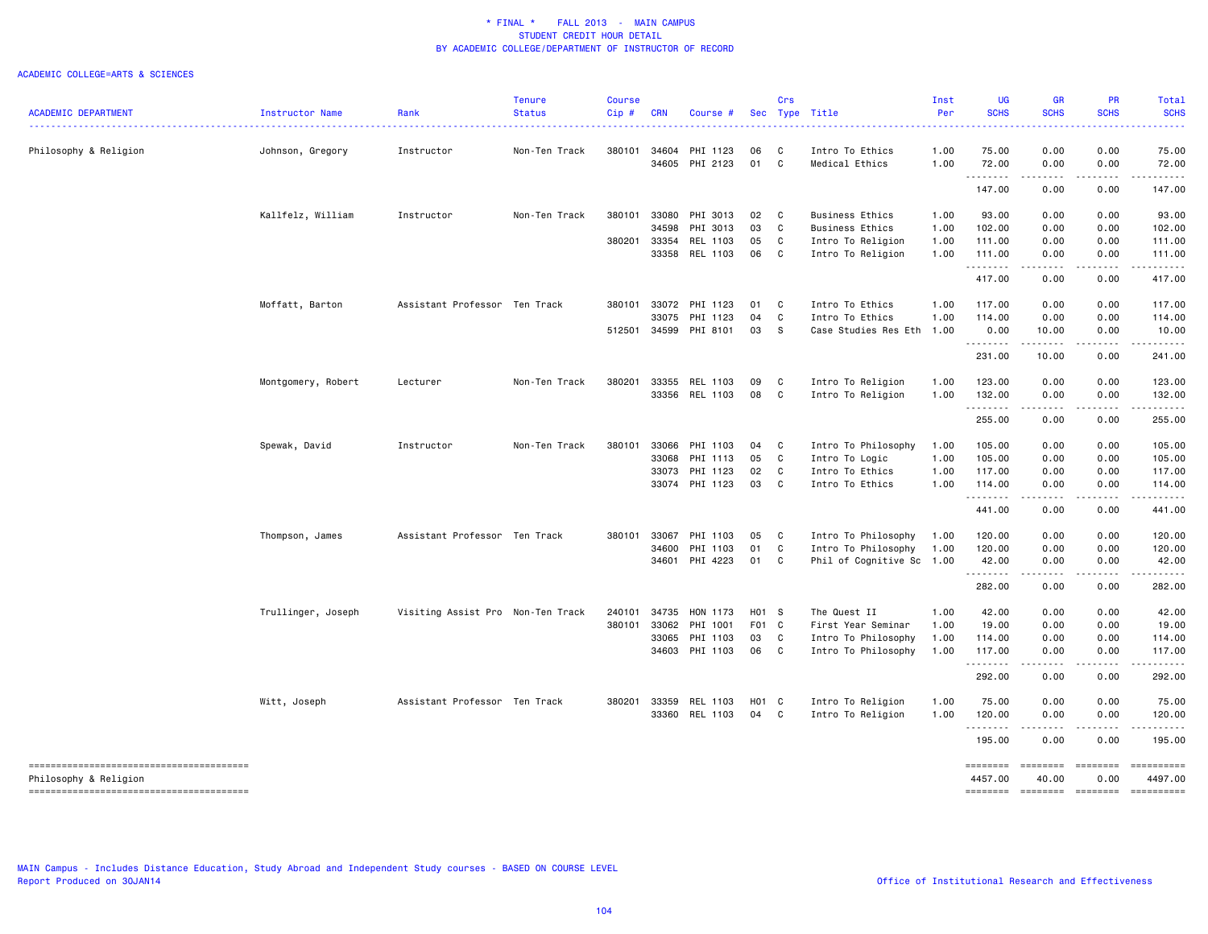# * FINAL * FALL 2013 - MAIN CAMPUS
## STUDENT CREDIT HOUR DETAIL
## BY ACADEMIC COLLEGE/DEPARTMENT OF INSTRUCTOR OF RECORD

ACADEMIC COLLEGE=ARTS & SCIENCES

| ACADEMIC DEPARTMENT | Instructor Name | Rank | Tenure Status | Course Cip # | CRN | Course # | Sec | Crs Type | Title | Inst Per | UG SCHS | GR SCHS | PR SCHS | Total SCHS |
|---|---|---|---|---|---|---|---|---|---|---|---|---|---|---|
| Philosophy & Religion | Johnson, Gregory | Instructor | Non-Ten Track | 380101 | 34604 | PHI 1123 | 06 | C | Intro To Ethics | 1.00 | 75.00 | 0.00 | 0.00 | 75.00 |
| | | | | | 34605 | PHI 2123 | 01 | C | Medical Ethics | 1.00 | 72.00 | 0.00 | 0.00 | 72.00 |
| | | | | | | | | | | | 147.00 | 0.00 | 0.00 | 147.00 |
| | Kallfelz, William | Instructor | Non-Ten Track | 380101 | 33080 | PHI 3013 | 02 | C | Business Ethics | 1.00 | 93.00 | 0.00 | 0.00 | 93.00 |
| | | | | | 34598 | PHI 3013 | 03 | C | Business Ethics | 1.00 | 102.00 | 0.00 | 0.00 | 102.00 |
| | | | | 380201 | 33354 | REL 1103 | 05 | C | Intro To Religion | 1.00 | 111.00 | 0.00 | 0.00 | 111.00 |
| | | | | | 33358 | REL 1103 | 06 | C | Intro To Religion | 1.00 | 111.00 | 0.00 | 0.00 | 111.00 |
| | | | | | | | | | | | 417.00 | 0.00 | 0.00 | 417.00 |
| | Moffatt, Barton | Assistant Professor | Ten Track | 380101 | 33072 | PHI 1123 | 01 | C | Intro To Ethics | 1.00 | 117.00 | 0.00 | 0.00 | 117.00 |
| | | | | | 33075 | PHI 1123 | 04 | C | Intro To Ethics | 1.00 | 114.00 | 0.00 | 0.00 | 114.00 |
| | | | | 512501 | 34599 | PHI 8101 | 03 | S | Case Studies Res Eth | 1.00 | 0.00 | 10.00 | 0.00 | 10.00 |
| | | | | | | | | | | | 231.00 | 10.00 | 0.00 | 241.00 |
| | Montgomery, Robert | Lecturer | Non-Ten Track | 380201 | 33355 | REL 1103 | 09 | C | Intro To Religion | 1.00 | 123.00 | 0.00 | 0.00 | 123.00 |
| | | | | | 33356 | REL 1103 | 08 | C | Intro To Religion | 1.00 | 132.00 | 0.00 | 0.00 | 132.00 |
| | | | | | | | | | | | 255.00 | 0.00 | 0.00 | 255.00 |
| | Spewak, David | Instructor | Non-Ten Track | 380101 | 33066 | PHI 1103 | 04 | C | Intro To Philosophy | 1.00 | 105.00 | 0.00 | 0.00 | 105.00 |
| | | | | | 33068 | PHI 1113 | 05 | C | Intro To Logic | 1.00 | 105.00 | 0.00 | 0.00 | 105.00 |
| | | | | | 33073 | PHI 1123 | 02 | C | Intro To Ethics | 1.00 | 117.00 | 0.00 | 0.00 | 117.00 |
| | | | | | 33074 | PHI 1123 | 03 | C | Intro To Ethics | 1.00 | 114.00 | 0.00 | 0.00 | 114.00 |
| | | | | | | | | | | | 441.00 | 0.00 | 0.00 | 441.00 |
| | Thompson, James | Assistant Professor | Ten Track | 380101 | 33067 | PHI 1103 | 05 | C | Intro To Philosophy | 1.00 | 120.00 | 0.00 | 0.00 | 120.00 |
| | | | | | 34600 | PHI 1103 | 01 | C | Intro To Philosophy | 1.00 | 120.00 | 0.00 | 0.00 | 120.00 |
| | | | | | 34601 | PHI 4223 | 01 | C | Phil of Cognitive Sc | 1.00 | 42.00 | 0.00 | 0.00 | 42.00 |
| | | | | | | | | | | | 282.00 | 0.00 | 0.00 | 282.00 |
| | Trullinger, Joseph | Visiting Assist Pro | Non-Ten Track | 240101 | 34735 | HON 1173 | H01 | S | The Quest II | 1.00 | 42.00 | 0.00 | 0.00 | 42.00 |
| | | | | 380101 | 33062 | PHI 1001 | F01 | C | First Year Seminar | 1.00 | 19.00 | 0.00 | 0.00 | 19.00 |
| | | | | | 33065 | PHI 1103 | 03 | C | Intro To Philosophy | 1.00 | 114.00 | 0.00 | 0.00 | 114.00 |
| | | | | | 34603 | PHI 1103 | 06 | C | Intro To Philosophy | 1.00 | 117.00 | 0.00 | 0.00 | 117.00 |
| | | | | | | | | | | | 292.00 | 0.00 | 0.00 | 292.00 |
| | Witt, Joseph | Assistant Professor | Ten Track | 380201 | 33359 | REL 1103 | H01 | C | Intro To Religion | 1.00 | 75.00 | 0.00 | 0.00 | 75.00 |
| | | | | | 33360 | REL 1103 | 04 | C | Intro To Religion | 1.00 | 120.00 | 0.00 | 0.00 | 120.00 |
| | | | | | | | | | | | 195.00 | 0.00 | 0.00 | 195.00 |
| Philosophy & Religion | | | | | | | | | | | 4457.00 | 40.00 | 0.00 | 4497.00 |

MAIN Campus - Includes Distance Education, Study Abroad and Independent Study courses - BASED ON COURSE LEVEL
Report Produced on 30JAN14

Office of Institutional Research and Effectiveness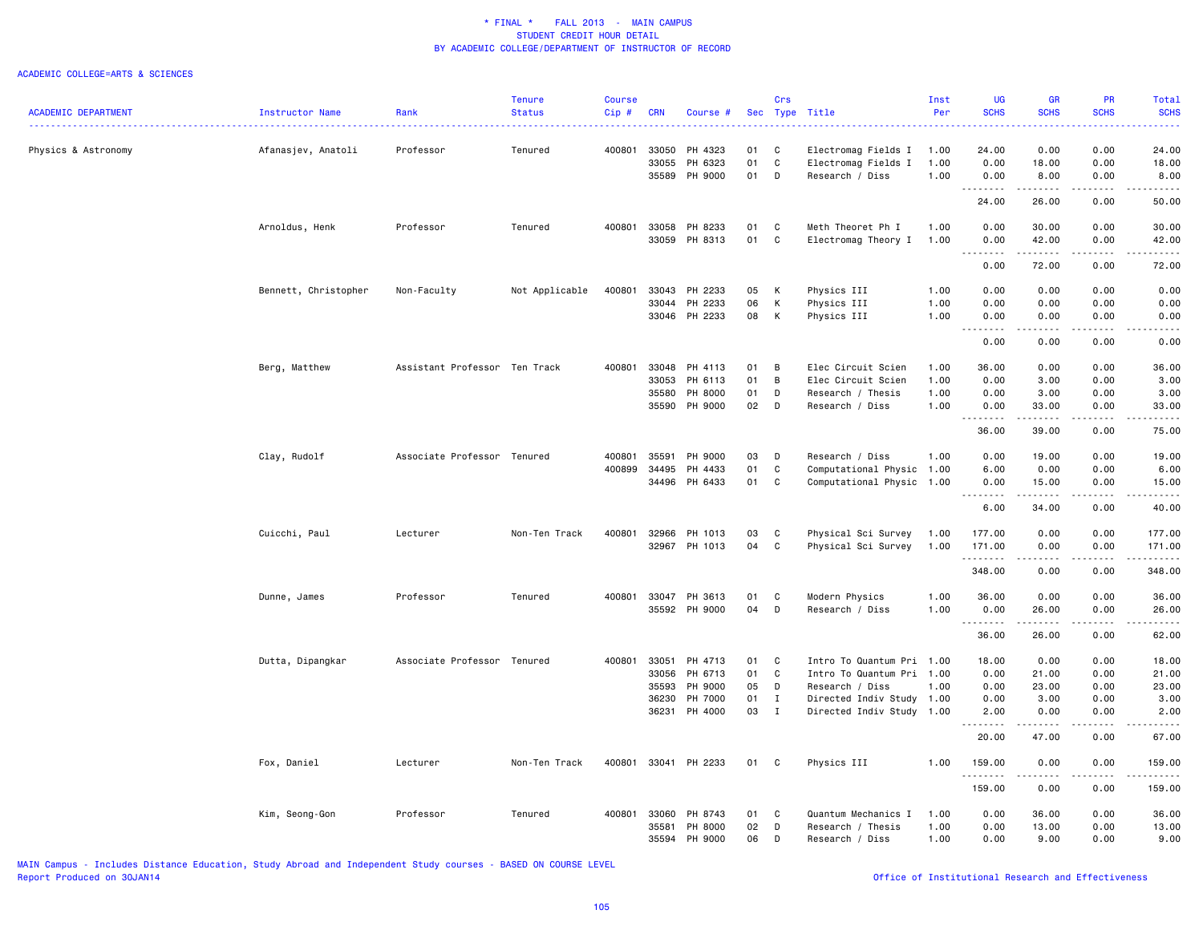# * FINAL * FALL 2013 - MAIN CAMPUS
## STUDENT CREDIT HOUR DETAIL
## BY ACADEMIC COLLEGE/DEPARTMENT OF INSTRUCTOR OF RECORD

ACADEMIC COLLEGE=ARTS & SCIENCES

| ACADEMIC DEPARTMENT | Instructor Name | Rank | Tenure Status | Course Cip # | CRN | Course # | Sec | Crs Type | Title | Inst Per | UG SCHS | GR SCHS | PR SCHS | Total SCHS |
|---|---|---|---|---|---|---|---|---|---|---|---|---|---|---|
| Physics & Astronomy | Afanasjev, Anatoli | Professor | Tenured | 400801 | 33050 | PH 4323 | 01 | C | Electromag Fields I | 1.00 | 24.00 | 0.00 | 0.00 | 24.00 |
| | | | | | 33055 | PH 6323 | 01 | C | Electromag Fields I | 1.00 | 0.00 | 18.00 | 0.00 | 18.00 |
| | | | | | 35589 | PH 9000 | 01 | D | Research / Diss | 1.00 | 0.00 | 8.00 | 0.00 | 8.00 |
| | | | | | | | | | | | 24.00 | 26.00 | 0.00 | 50.00 |
| | Arnoldus, Henk | Professor | Tenured | 400801 | 33058 | PH 8233 | 01 | C | Meth Theoret Ph I | 1.00 | 0.00 | 30.00 | 0.00 | 30.00 |
| | | | | | 33059 | PH 8313 | 01 | C | Electromag Theory I | 1.00 | 0.00 | 42.00 | 0.00 | 42.00 |
| | | | | | | | | | | | 0.00 | 72.00 | 0.00 | 72.00 |
| | Bennett, Christopher | Non-Faculty | Not Applicable | 400801 | 33043 | PH 2233 | 05 | K | Physics III | 1.00 | 0.00 | 0.00 | 0.00 | 0.00 |
| | | | | | 33044 | PH 2233 | 06 | K | Physics III | 1.00 | 0.00 | 0.00 | 0.00 | 0.00 |
| | | | | | 33046 | PH 2233 | 08 | K | Physics III | 1.00 | 0.00 | 0.00 | 0.00 | 0.00 |
| | | | | | | | | | | | 0.00 | 0.00 | 0.00 | 0.00 |
| | Berg, Matthew | Assistant Professor | Ten Track | 400801 | 33048 | PH 4113 | 01 | B | Elec Circuit Scien | 1.00 | 36.00 | 0.00 | 0.00 | 36.00 |
| | | | | | 33053 | PH 6113 | 01 | B | Elec Circuit Scien | 1.00 | 0.00 | 3.00 | 0.00 | 3.00 |
| | | | | | 35580 | PH 8000 | 01 | D | Research / Thesis | 1.00 | 0.00 | 3.00 | 0.00 | 3.00 |
| | | | | | 35590 | PH 9000 | 02 | D | Research / Diss | 1.00 | 0.00 | 33.00 | 0.00 | 33.00 |
| | | | | | | | | | | | 36.00 | 39.00 | 0.00 | 75.00 |
| | Clay, Rudolf | Associate Professor | Tenured | 400801 | 35591 | PH 9000 | 03 | D | Research / Diss | 1.00 | 0.00 | 19.00 | 0.00 | 19.00 |
| | | | | 400899 | 34495 | PH 4433 | 01 | C | Computational Physic | 1.00 | 6.00 | 0.00 | 0.00 | 6.00 |
| | | | | | 34496 | PH 6433 | 01 | C | Computational Physic | 1.00 | 0.00 | 15.00 | 0.00 | 15.00 |
| | | | | | | | | | | | 6.00 | 34.00 | 0.00 | 40.00 |
| | Cuicchi, Paul | Lecturer | Non-Ten Track | 400801 | 32966 | PH 1013 | 03 | C | Physical Sci Survey | 1.00 | 177.00 | 0.00 | 0.00 | 177.00 |
| | | | | | 32967 | PH 1013 | 04 | C | Physical Sci Survey | 1.00 | 171.00 | 0.00 | 0.00 | 171.00 |
| | | | | | | | | | | | 348.00 | 0.00 | 0.00 | 348.00 |
| | Dunne, James | Professor | Tenured | 400801 | 33047 | PH 3613 | 01 | C | Modern Physics | 1.00 | 36.00 | 0.00 | 0.00 | 36.00 |
| | | | | | 35592 | PH 9000 | 04 | D | Research / Diss | 1.00 | 0.00 | 26.00 | 0.00 | 26.00 |
| | | | | | | | | | | | 36.00 | 26.00 | 0.00 | 62.00 |
| | Dutta, Dipangkar | Associate Professor | Tenured | 400801 | 33051 | PH 4713 | 01 | C | Intro To Quantum Pri | 1.00 | 18.00 | 0.00 | 0.00 | 18.00 |
| | | | | | 33056 | PH 6713 | 01 | C | Intro To Quantum Pri | 1.00 | 0.00 | 21.00 | 0.00 | 21.00 |
| | | | | | 35593 | PH 9000 | 05 | D | Research / Diss | 1.00 | 0.00 | 23.00 | 0.00 | 23.00 |
| | | | | | 36230 | PH 7000 | 01 | I | Directed Indiv Study | 1.00 | 0.00 | 3.00 | 0.00 | 3.00 |
| | | | | | 36231 | PH 4000 | 03 | I | Directed Indiv Study | 1.00 | 2.00 | 0.00 | 0.00 | 2.00 |
| | | | | | | | | | | | 20.00 | 47.00 | 0.00 | 67.00 |
| | Fox, Daniel | Lecturer | Non-Ten Track | 400801 | 33041 | PH 2233 | 01 | C | Physics III | 1.00 | 159.00 | 0.00 | 0.00 | 159.00 |
| | | | | | | | | | | | 159.00 | 0.00 | 0.00 | 159.00 |
| | Kim, Seong-Gon | Professor | Tenured | 400801 | 33060 | PH 8743 | 01 | C | Quantum Mechanics I | 1.00 | 0.00 | 36.00 | 0.00 | 36.00 |
| | | | | | 35581 | PH 8000 | 02 | D | Research / Thesis | 1.00 | 0.00 | 13.00 | 0.00 | 13.00 |
| | | | | | 35594 | PH 9000 | 06 | D | Research / Diss | 1.00 | 0.00 | 9.00 | 0.00 | 9.00 |

MAIN Campus - Includes Distance Education, Study Abroad and Independent Study courses - BASED ON COURSE LEVEL
Report Produced on 30JAN14

Office of Institutional Research and Effectiveness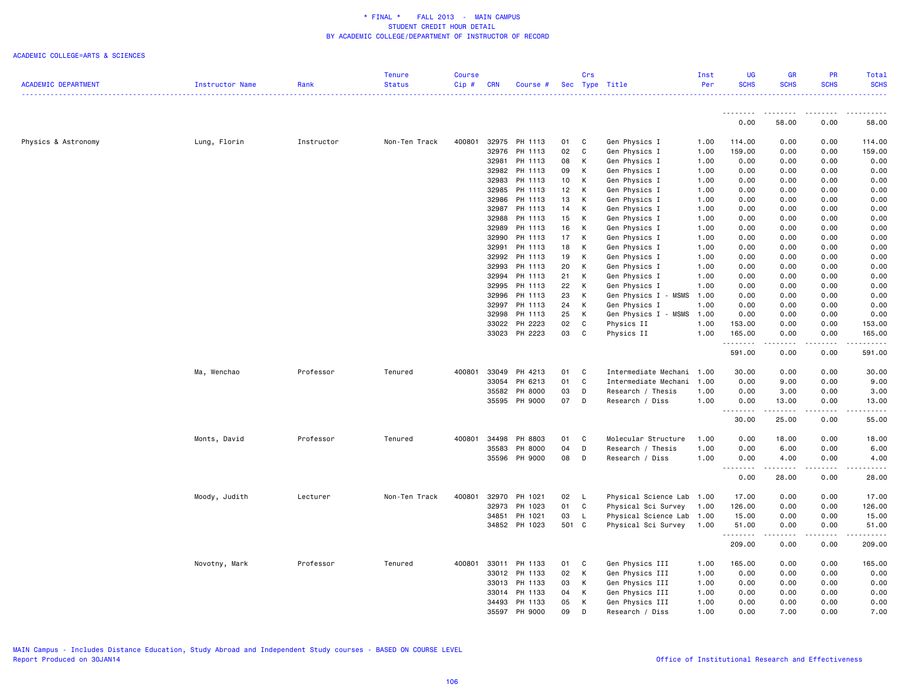# * FINAL * FALL 2013 - MAIN CAMPUS
## STUDENT CREDIT HOUR DETAIL
## BY ACADEMIC COLLEGE/DEPARTMENT OF INSTRUCTOR OF RECORD

ACADEMIC COLLEGE=ARTS & SCIENCES

| ACADEMIC DEPARTMENT | Instructor Name | Rank | Tenure Status | Course Cip # | CRN | Course # | Sec | Crs Type | Title | Inst Per | UG SCHS | GR SCHS | PR SCHS | Total SCHS |
|---|---|---|---|---|---|---|---|---|---|---|---|---|---|---|
| | | | | | | | | | | | 0.00 | 58.00 | 0.00 | 58.00 |
| Physics & Astronomy | Lung, Florin | Instructor | Non-Ten Track | 400801 | 32975 | PH 1113 | 01 | C | Gen Physics I | 1.00 | 114.00 | 0.00 | 0.00 | 114.00 |
| | | | | | 32976 | PH 1113 | 02 | C | Gen Physics I | 1.00 | 159.00 | 0.00 | 0.00 | 159.00 |
| | | | | | 32981 | PH 1113 | 08 | K | Gen Physics I | 1.00 | 0.00 | 0.00 | 0.00 | 0.00 |
| | | | | | 32982 | PH 1113 | 09 | K | Gen Physics I | 1.00 | 0.00 | 0.00 | 0.00 | 0.00 |
| | | | | | 32983 | PH 1113 | 10 | K | Gen Physics I | 1.00 | 0.00 | 0.00 | 0.00 | 0.00 |
| | | | | | 32985 | PH 1113 | 12 | K | Gen Physics I | 1.00 | 0.00 | 0.00 | 0.00 | 0.00 |
| | | | | | 32986 | PH 1113 | 13 | K | Gen Physics I | 1.00 | 0.00 | 0.00 | 0.00 | 0.00 |
| | | | | | 32987 | PH 1113 | 14 | K | Gen Physics I | 1.00 | 0.00 | 0.00 | 0.00 | 0.00 |
| | | | | | 32988 | PH 1113 | 15 | K | Gen Physics I | 1.00 | 0.00 | 0.00 | 0.00 | 0.00 |
| | | | | | 32989 | PH 1113 | 16 | K | Gen Physics I | 1.00 | 0.00 | 0.00 | 0.00 | 0.00 |
| | | | | | 32990 | PH 1113 | 17 | K | Gen Physics I | 1.00 | 0.00 | 0.00 | 0.00 | 0.00 |
| | | | | | 32991 | PH 1113 | 18 | K | Gen Physics I | 1.00 | 0.00 | 0.00 | 0.00 | 0.00 |
| | | | | | 32992 | PH 1113 | 19 | K | Gen Physics I | 1.00 | 0.00 | 0.00 | 0.00 | 0.00 |
| | | | | | 32993 | PH 1113 | 20 | K | Gen Physics I | 1.00 | 0.00 | 0.00 | 0.00 | 0.00 |
| | | | | | 32994 | PH 1113 | 21 | K | Gen Physics I | 1.00 | 0.00 | 0.00 | 0.00 | 0.00 |
| | | | | | 32995 | PH 1113 | 22 | K | Gen Physics I | 1.00 | 0.00 | 0.00 | 0.00 | 0.00 |
| | | | | | 32996 | PH 1113 | 23 | K | Gen Physics I - MSMS | 1.00 | 0.00 | 0.00 | 0.00 | 0.00 |
| | | | | | 32997 | PH 1113 | 24 | K | Gen Physics I | 1.00 | 0.00 | 0.00 | 0.00 | 0.00 |
| | | | | | 32998 | PH 1113 | 25 | K | Gen Physics I - MSMS | 1.00 | 0.00 | 0.00 | 0.00 | 0.00 |
| | | | | | 33022 | PH 2223 | 02 | C | Physics II | 1.00 | 153.00 | 0.00 | 0.00 | 153.00 |
| | | | | | 33023 | PH 2223 | 03 | C | Physics II | 1.00 | 165.00 | 0.00 | 0.00 | 165.00 |
| | | | | | | | | | | | 591.00 | 0.00 | 0.00 | 591.00 |
| | Ma, Wenchao | Professor | Tenured | 400801 | 33049 | PH 4213 | 01 | C | Intermediate Mechani | 1.00 | 30.00 | 0.00 | 0.00 | 30.00 |
| | | | | | 33054 | PH 6213 | 01 | C | Intermediate Mechani | 1.00 | 0.00 | 9.00 | 0.00 | 9.00 |
| | | | | | 35582 | PH 8000 | 03 | D | Research / Thesis | 1.00 | 0.00 | 3.00 | 0.00 | 3.00 |
| | | | | | 35595 | PH 9000 | 07 | D | Research / Diss | 1.00 | 0.00 | 13.00 | 0.00 | 13.00 |
| | | | | | | | | | | | 30.00 | 25.00 | 0.00 | 55.00 |
| | Monts, David | Professor | Tenured | 400801 | 34498 | PH 8803 | 01 | C | Molecular Structure | 1.00 | 0.00 | 18.00 | 0.00 | 18.00 |
| | | | | | 35583 | PH 8000 | 04 | D | Research / Thesis | 1.00 | 0.00 | 6.00 | 0.00 | 6.00 |
| | | | | | 35596 | PH 9000 | 08 | D | Research / Diss | 1.00 | 0.00 | 4.00 | 0.00 | 4.00 |
| | | | | | | | | | | | 0.00 | 28.00 | 0.00 | 28.00 |
| | Moody, Judith | Lecturer | Non-Ten Track | 400801 | 32970 | PH 1021 | 02 | L | Physical Science Lab | 1.00 | 17.00 | 0.00 | 0.00 | 17.00 |
| | | | | | 32973 | PH 1023 | 01 | C | Physical Sci Survey | 1.00 | 126.00 | 0.00 | 0.00 | 126.00 |
| | | | | | 34851 | PH 1021 | 03 | L | Physical Science Lab | 1.00 | 15.00 | 0.00 | 0.00 | 15.00 |
| | | | | | 34852 | PH 1023 | 501 | C | Physical Sci Survey | 1.00 | 51.00 | 0.00 | 0.00 | 51.00 |
| | | | | | | | | | | | 209.00 | 0.00 | 0.00 | 209.00 |
| | Novotny, Mark | Professor | Tenured | 400801 | 33011 | PH 1133 | 01 | C | Gen Physics III | 1.00 | 165.00 | 0.00 | 0.00 | 165.00 |
| | | | | | 33012 | PH 1133 | 02 | K | Gen Physics III | 1.00 | 0.00 | 0.00 | 0.00 | 0.00 |
| | | | | | 33013 | PH 1133 | 03 | K | Gen Physics III | 1.00 | 0.00 | 0.00 | 0.00 | 0.00 |
| | | | | | 33014 | PH 1133 | 04 | K | Gen Physics III | 1.00 | 0.00 | 0.00 | 0.00 | 0.00 |
| | | | | | 34493 | PH 1133 | 05 | K | Gen Physics III | 1.00 | 0.00 | 0.00 | 0.00 | 0.00 |
| | | | | | 35597 | PH 9000 | 09 | D | Research / Diss | 1.00 | 0.00 | 7.00 | 0.00 | 7.00 |

MAIN Campus - Includes Distance Education, Study Abroad and Independent Study courses - BASED ON COURSE LEVEL
Report Produced on 30JAN14

Office of Institutional Research and Effectiveness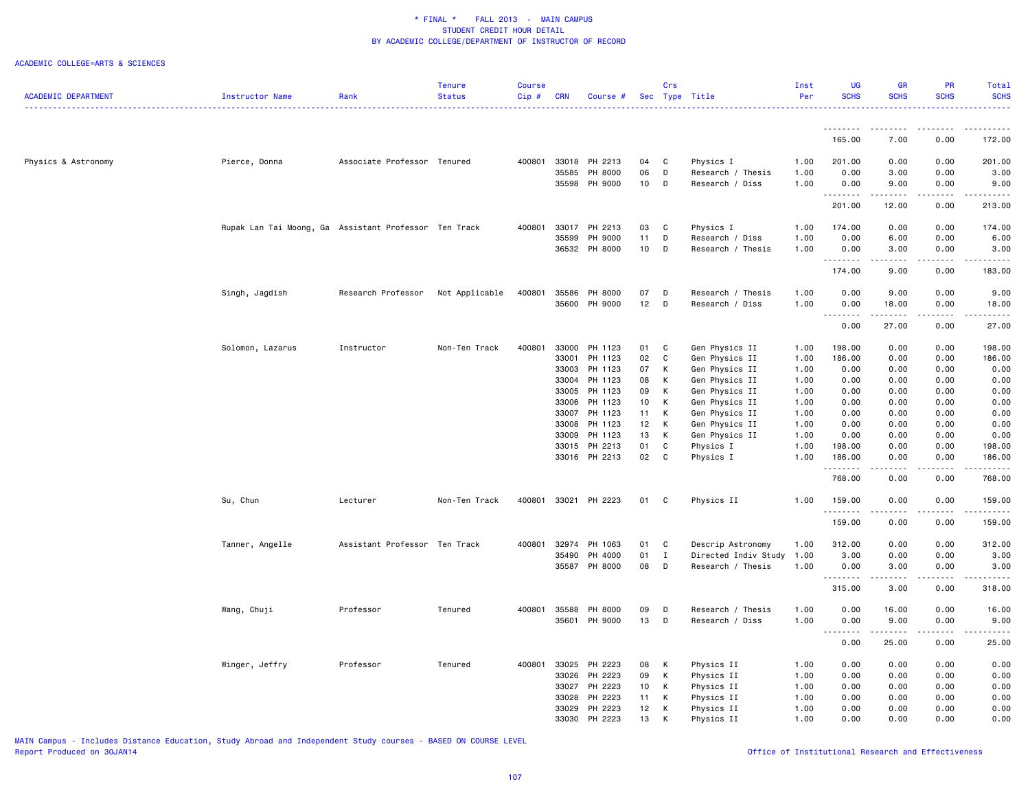* FINAL * FALL 2013 - MAIN CAMPUS
STUDENT CREDIT HOUR DETAIL
BY ACADEMIC COLLEGE/DEPARTMENT OF INSTRUCTOR OF RECORD

ACADEMIC COLLEGE=ARTS & SCIENCES

| ACADEMIC DEPARTMENT | Instructor Name | Rank | Tenure Status | Course Cip # | CRN | Course # | Sec | Crs Type | Title | Inst Per | UG SCHS | GR SCHS | PR SCHS | Total SCHS |
|---|---|---|---|---|---|---|---|---|---|---|---|---|---|---|
| | | | | | | | | | | | 165.00 | 7.00 | 0.00 | 172.00 |
| Physics & Astronomy | Pierce, Donna | Associate Professor | Tenured | 400801 | 33018 | PH 2213 | 04 | C | Physics I | 1.00 | 201.00 | 0.00 | 0.00 | 201.00 |
| | | | | | 35585 | PH 8000 | 06 | D | Research / Thesis | 1.00 | 0.00 | 3.00 | 0.00 | 3.00 |
| | | | | | 35598 | PH 9000 | 10 | D | Research / Diss | 1.00 | 0.00 | 9.00 | 0.00 | 9.00 |
| | | | | | | | | | | | 201.00 | 12.00 | 0.00 | 213.00 |
| | Rupak Lan Tai Moong, Ga | Assistant Professor | Ten Track | 400801 | 33017 | PH 2213 | 03 | C | Physics I | 1.00 | 174.00 | 0.00 | 0.00 | 174.00 |
| | | | | | 35599 | PH 9000 | 11 | D | Research / Diss | 1.00 | 0.00 | 6.00 | 0.00 | 6.00 |
| | | | | | 36532 | PH 8000 | 10 | D | Research / Thesis | 1.00 | 0.00 | 3.00 | 0.00 | 3.00 |
| | | | | | | | | | | | 174.00 | 9.00 | 0.00 | 183.00 |
| | Singh, Jagdish | Research Professor | Not Applicable | 400801 | 35586 | PH 8000 | 07 | D | Research / Thesis | 1.00 | 0.00 | 9.00 | 0.00 | 9.00 |
| | | | | | 35600 | PH 9000 | 12 | D | Research / Diss | 1.00 | 0.00 | 18.00 | 0.00 | 18.00 |
| | | | | | | | | | | | 0.00 | 27.00 | 0.00 | 27.00 |
| | Solomon, Lazarus | Instructor | Non-Ten Track | 400801 | 33000 | PH 1123 | 01 | C | Gen Physics II | 1.00 | 198.00 | 0.00 | 0.00 | 198.00 |
| | | | | | 33001 | PH 1123 | 02 | C | Gen Physics II | 1.00 | 186.00 | 0.00 | 0.00 | 186.00 |
| | | | | | 33003 | PH 1123 | 07 | K | Gen Physics II | 1.00 | 0.00 | 0.00 | 0.00 | 0.00 |
| | | | | | 33004 | PH 1123 | 08 | K | Gen Physics II | 1.00 | 0.00 | 0.00 | 0.00 | 0.00 |
| | | | | | 33005 | PH 1123 | 09 | K | Gen Physics II | 1.00 | 0.00 | 0.00 | 0.00 | 0.00 |
| | | | | | 33006 | PH 1123 | 10 | K | Gen Physics II | 1.00 | 0.00 | 0.00 | 0.00 | 0.00 |
| | | | | | 33007 | PH 1123 | 11 | K | Gen Physics II | 1.00 | 0.00 | 0.00 | 0.00 | 0.00 |
| | | | | | 33008 | PH 1123 | 12 | K | Gen Physics II | 1.00 | 0.00 | 0.00 | 0.00 | 0.00 |
| | | | | | 33009 | PH 1123 | 13 | K | Gen Physics II | 1.00 | 0.00 | 0.00 | 0.00 | 0.00 |
| | | | | | 33015 | PH 2213 | 01 | C | Physics I | 1.00 | 198.00 | 0.00 | 0.00 | 198.00 |
| | | | | | 33016 | PH 2213 | 02 | C | Physics I | 1.00 | 186.00 | 0.00 | 0.00 | 186.00 |
| | | | | | | | | | | | 768.00 | 0.00 | 0.00 | 768.00 |
| | Su, Chun | Lecturer | Non-Ten Track | 400801 | 33021 | PH 2223 | 01 | C | Physics II | 1.00 | 159.00 | 0.00 | 0.00 | 159.00 |
| | | | | | | | | | | | 159.00 | 0.00 | 0.00 | 159.00 |
| | Tanner, Angelle | Assistant Professor | Ten Track | 400801 | 32974 | PH 1063 | 01 | C | Descrip Astronomy | 1.00 | 312.00 | 0.00 | 0.00 | 312.00 |
| | | | | | 35490 | PH 4000 | 01 | I | Directed Indiv Study | 1.00 | 3.00 | 0.00 | 0.00 | 3.00 |
| | | | | | 35587 | PH 8000 | 08 | D | Research / Thesis | 1.00 | 0.00 | 3.00 | 0.00 | 3.00 |
| | | | | | | | | | | | 315.00 | 3.00 | 0.00 | 318.00 |
| | Wang, Chuji | Professor | Tenured | 400801 | 35588 | PH 8000 | 09 | D | Research / Thesis | 1.00 | 0.00 | 16.00 | 0.00 | 16.00 |
| | | | | | 35601 | PH 9000 | 13 | D | Research / Diss | 1.00 | 0.00 | 9.00 | 0.00 | 9.00 |
| | | | | | | | | | | | 0.00 | 25.00 | 0.00 | 25.00 |
| | Winger, Jeffry | Professor | Tenured | 400801 | 33025 | PH 2223 | 08 | K | Physics II | 1.00 | 0.00 | 0.00 | 0.00 | 0.00 |
| | | | | | 33026 | PH 2223 | 09 | K | Physics II | 1.00 | 0.00 | 0.00 | 0.00 | 0.00 |
| | | | | | 33027 | PH 2223 | 10 | K | Physics II | 1.00 | 0.00 | 0.00 | 0.00 | 0.00 |
| | | | | | 33028 | PH 2223 | 11 | K | Physics II | 1.00 | 0.00 | 0.00 | 0.00 | 0.00 |
| | | | | | 33029 | PH 2223 | 12 | K | Physics II | 1.00 | 0.00 | 0.00 | 0.00 | 0.00 |
| | | | | | 33030 | PH 2223 | 13 | K | Physics II | 1.00 | 0.00 | 0.00 | 0.00 | 0.00 |

MAIN Campus - Includes Distance Education, Study Abroad and Independent Study courses - BASED ON COURSE LEVEL
Report Produced on 30JAN14

Office of Institutional Research and Effectiveness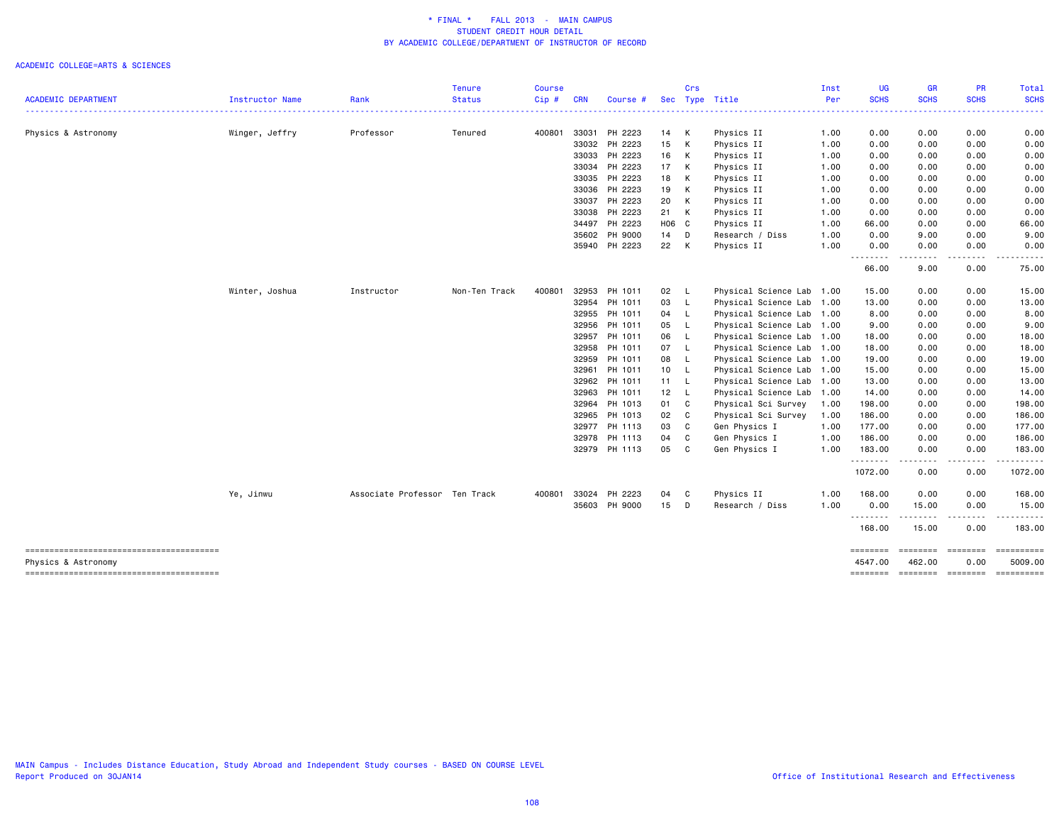\* FINAL \*    FALL 2013  -  MAIN CAMPUS
STUDENT CREDIT HOUR DETAIL
BY ACADEMIC COLLEGE/DEPARTMENT OF INSTRUCTOR OF RECORD

ACADEMIC COLLEGE=ARTS & SCIENCES

| ACADEMIC DEPARTMENT | Instructor Name | Rank | Tenure Status | Course Cip # | CRN | Course # | Sec | Crs Type | Title | Inst Per | UG SCHS | GR SCHS | PR SCHS | Total SCHS |
|---|---|---|---|---|---|---|---|---|---|---|---|---|---|---|
| Physics & Astronomy | Winger, Jeffry | Professor | Tenured | 400801 | 33031 | PH 2223 | 14 | K | Physics II | 1.00 | 0.00 | 0.00 | 0.00 | 0.00 |
| | | | | | 33032 | PH 2223 | 15 | K | Physics II | 1.00 | 0.00 | 0.00 | 0.00 | 0.00 |
| | | | | | 33033 | PH 2223 | 16 | K | Physics II | 1.00 | 0.00 | 0.00 | 0.00 | 0.00 |
| | | | | | 33034 | PH 2223 | 17 | K | Physics II | 1.00 | 0.00 | 0.00 | 0.00 | 0.00 |
| | | | | | 33035 | PH 2223 | 18 | K | Physics II | 1.00 | 0.00 | 0.00 | 0.00 | 0.00 |
| | | | | | 33036 | PH 2223 | 19 | K | Physics II | 1.00 | 0.00 | 0.00 | 0.00 | 0.00 |
| | | | | | 33037 | PH 2223 | 20 | K | Physics II | 1.00 | 0.00 | 0.00 | 0.00 | 0.00 |
| | | | | | 33038 | PH 2223 | 21 | K | Physics II | 1.00 | 0.00 | 0.00 | 0.00 | 0.00 |
| | | | | | 34497 | PH 2223 | H06 | C | Physics II | 1.00 | 66.00 | 0.00 | 0.00 | 66.00 |
| | | | | | 35602 | PH 9000 | 14 | D | Research / Diss | 1.00 | 0.00 | 9.00 | 0.00 | 9.00 |
| | | | | | 35940 | PH 2223 | 22 | K | Physics II | 1.00 | 0.00 | 0.00 | 0.00 | 0.00 |
| | | | | | | | | | | | 66.00 | 9.00 | 0.00 | 75.00 |
| | Winter, Joshua | Instructor | Non-Ten Track | 400801 | 32953 | PH 1011 | 02 | L | Physical Science Lab | 1.00 | 15.00 | 0.00 | 0.00 | 15.00 |
| | | | | | 32954 | PH 1011 | 03 | L | Physical Science Lab | 1.00 | 13.00 | 0.00 | 0.00 | 13.00 |
| | | | | | 32955 | PH 1011 | 04 | L | Physical Science Lab | 1.00 | 8.00 | 0.00 | 0.00 | 8.00 |
| | | | | | 32956 | PH 1011 | 05 | L | Physical Science Lab | 1.00 | 9.00 | 0.00 | 0.00 | 9.00 |
| | | | | | 32957 | PH 1011 | 06 | L | Physical Science Lab | 1.00 | 18.00 | 0.00 | 0.00 | 18.00 |
| | | | | | 32958 | PH 1011 | 07 | L | Physical Science Lab | 1.00 | 18.00 | 0.00 | 0.00 | 18.00 |
| | | | | | 32959 | PH 1011 | 08 | L | Physical Science Lab | 1.00 | 19.00 | 0.00 | 0.00 | 19.00 |
| | | | | | 32961 | PH 1011 | 10 | L | Physical Science Lab | 1.00 | 15.00 | 0.00 | 0.00 | 15.00 |
| | | | | | 32962 | PH 1011 | 11 | L | Physical Science Lab | 1.00 | 13.00 | 0.00 | 0.00 | 13.00 |
| | | | | | 32963 | PH 1011 | 12 | L | Physical Science Lab | 1.00 | 14.00 | 0.00 | 0.00 | 14.00 |
| | | | | | 32964 | PH 1013 | 01 | C | Physical Sci Survey | 1.00 | 198.00 | 0.00 | 0.00 | 198.00 |
| | | | | | 32965 | PH 1013 | 02 | C | Physical Sci Survey | 1.00 | 186.00 | 0.00 | 0.00 | 186.00 |
| | | | | | 32977 | PH 1113 | 03 | C | Gen Physics I | 1.00 | 177.00 | 0.00 | 0.00 | 177.00 |
| | | | | | 32978 | PH 1113 | 04 | C | Gen Physics I | 1.00 | 186.00 | 0.00 | 0.00 | 186.00 |
| | | | | | 32979 | PH 1113 | 05 | C | Gen Physics I | 1.00 | 183.00 | 0.00 | 0.00 | 183.00 |
| | | | | | | | | | | | 1072.00 | 0.00 | 0.00 | 1072.00 |
| | Ye, Jinwu | Associate Professor | Ten Track | 400801 | 33024 | PH 2223 | 04 | C | Physics II | 1.00 | 168.00 | 0.00 | 0.00 | 168.00 |
| | | | | | 35603 | PH 9000 | 15 | D | Research / Diss | 1.00 | 0.00 | 15.00 | 0.00 | 15.00 |
| | | | | | | | | | | | 168.00 | 15.00 | 0.00 | 183.00 |
| Physics & Astronomy | | | | | | | | | | | 4547.00 | 462.00 | 0.00 | 5009.00 |

MAIN Campus - Includes Distance Education, Study Abroad and Independent Study courses - BASED ON COURSE LEVEL
Report Produced on 30JAN14

Office of Institutional Research and Effectiveness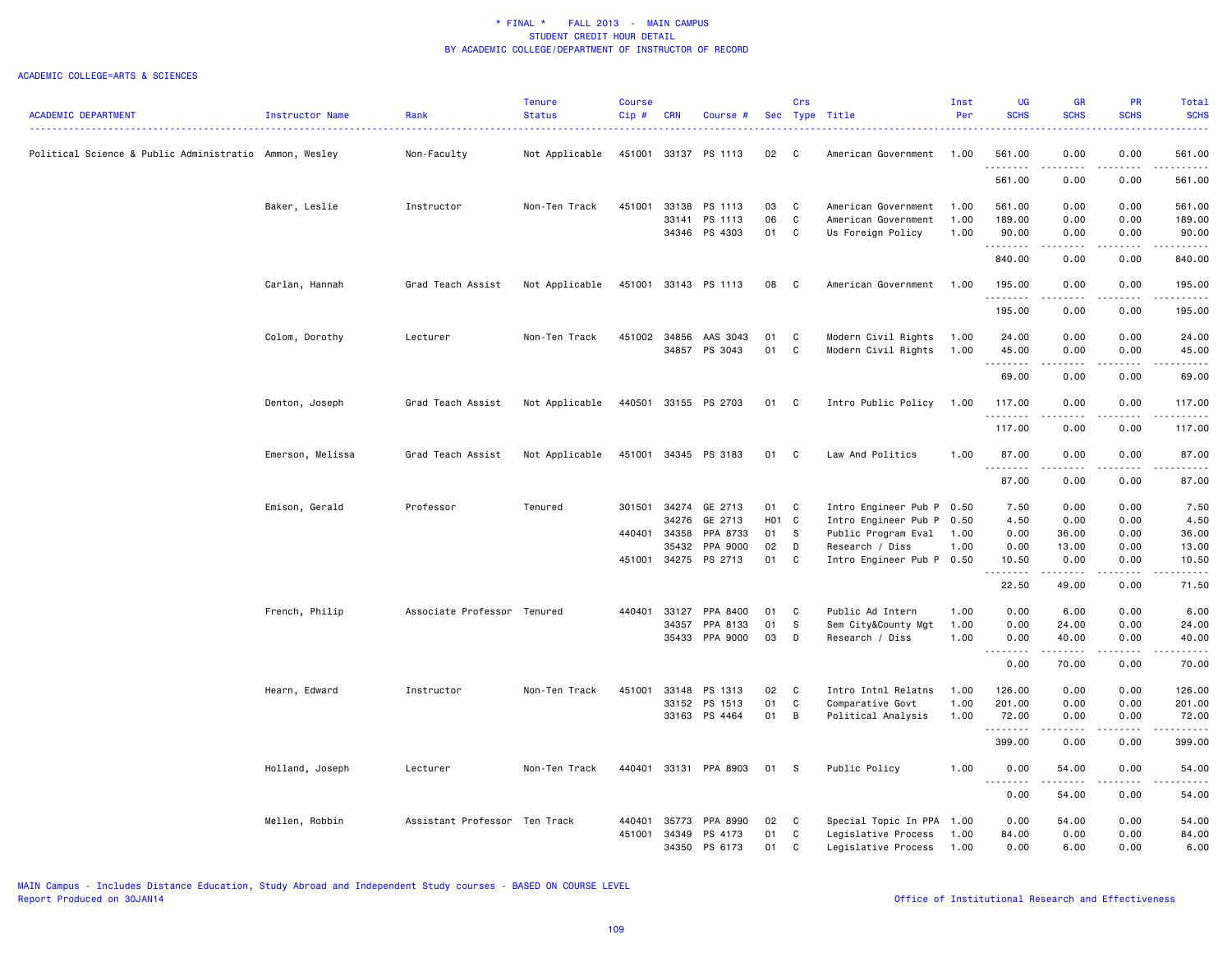\* FINAL \* FALL 2013 - MAIN CAMPUS
STUDENT CREDIT HOUR DETAIL
BY ACADEMIC COLLEGE/DEPARTMENT OF INSTRUCTOR OF RECORD

ACADEMIC COLLEGE=ARTS & SCIENCES

| ACADEMIC DEPARTMENT | Instructor Name | Rank | Tenure Status | Course Cip # | CRN | Course # | Sec | Crs Type | Title | Inst Per | UG SCHS | GR SCHS | PR SCHS | Total SCHS |
|---|---|---|---|---|---|---|---|---|---|---|---|---|---|---|
| Political Science & Public Administratio | Ammon, Wesley | Non-Faculty | Not Applicable | 451001 | 33137 | PS 1113 | 02 | C | American Government | 1.00 | 561.00 | 0.00 | 0.00 | 561.00 |
| | | | | | | | | | | | 561.00 | 0.00 | 0.00 | 561.00 |
| | Baker, Leslie | Instructor | Non-Ten Track | 451001 | 33138 | PS 1113 | 03 | C | American Government | 1.00 | 561.00 | 0.00 | 0.00 | 561.00 |
| | | | | | 33141 | PS 1113 | 06 | C | American Government | 1.00 | 189.00 | 0.00 | 0.00 | 189.00 |
| | | | | | 34346 | PS 4303 | 01 | C | Us Foreign Policy | 1.00 | 90.00 | 0.00 | 0.00 | 90.00 |
| | | | | | | | | | | | 840.00 | 0.00 | 0.00 | 840.00 |
| | Carlan, Hannah | Grad Teach Assist | Not Applicable | 451001 | 33143 | PS 1113 | 08 | C | American Government | 1.00 | 195.00 | 0.00 | 0.00 | 195.00 |
| | | | | | | | | | | | 195.00 | 0.00 | 0.00 | 195.00 |
| | Colom, Dorothy | Lecturer | Non-Ten Track | 451002 | 34856 | AAS 3043 | 01 | C | Modern Civil Rights | 1.00 | 24.00 | 0.00 | 0.00 | 24.00 |
| | | | | | 34857 | PS 3043 | 01 | C | Modern Civil Rights | 1.00 | 45.00 | 0.00 | 0.00 | 45.00 |
| | | | | | | | | | | | 69.00 | 0.00 | 0.00 | 69.00 |
| | Denton, Joseph | Grad Teach Assist | Not Applicable | 440501 | 33155 | PS 2703 | 01 | C | Intro Public Policy | 1.00 | 117.00 | 0.00 | 0.00 | 117.00 |
| | | | | | | | | | | | 117.00 | 0.00 | 0.00 | 117.00 |
| | Emerson, Melissa | Grad Teach Assist | Not Applicable | 451001 | 34345 | PS 3183 | 01 | C | Law And Politics | 1.00 | 87.00 | 0.00 | 0.00 | 87.00 |
| | | | | | | | | | | | 87.00 | 0.00 | 0.00 | 87.00 |
| | Emison, Gerald | Professor | Tenured | 301501 | 34274 | GE 2713 | 01 | C | Intro Engineer Pub P | 0.50 | 7.50 | 0.00 | 0.00 | 7.50 |
| | | | | | 34276 | GE 2713 | H01 | C | Intro Engineer Pub P | 0.50 | 4.50 | 0.00 | 0.00 | 4.50 |
| | | | | 440401 | 34358 | PPA 8733 | 01 | S | Public Program Eval | 1.00 | 0.00 | 36.00 | 0.00 | 36.00 |
| | | | | | 35432 | PPA 9000 | 02 | D | Research / Diss | 1.00 | 0.00 | 13.00 | 0.00 | 13.00 |
| | | | | 451001 | 34275 | PS 2713 | 01 | C | Intro Engineer Pub P | 0.50 | 10.50 | 0.00 | 0.00 | 10.50 |
| | | | | | | | | | | | 22.50 | 49.00 | 0.00 | 71.50 |
| | French, Philip | Associate Professor | Tenured | 440401 | 33127 | PPA 8400 | 01 | C | Public Ad Intern | 1.00 | 0.00 | 6.00 | 0.00 | 6.00 |
| | | | | | 34357 | PPA 8133 | 01 | S | Sem City&County Mgt | 1.00 | 0.00 | 24.00 | 0.00 | 24.00 |
| | | | | | 35433 | PPA 9000 | 03 | D | Research / Diss | 1.00 | 0.00 | 40.00 | 0.00 | 40.00 |
| | | | | | | | | | | | 0.00 | 70.00 | 0.00 | 70.00 |
| | Hearn, Edward | Instructor | Non-Ten Track | 451001 | 33148 | PS 1313 | 02 | C | Intro Intnl Relatns | 1.00 | 126.00 | 0.00 | 0.00 | 126.00 |
| | | | | | 33152 | PS 1513 | 01 | C | Comparative Govt | 1.00 | 201.00 | 0.00 | 0.00 | 201.00 |
| | | | | | 33163 | PS 4464 | 01 | B | Political Analysis | 1.00 | 72.00 | 0.00 | 0.00 | 72.00 |
| | | | | | | | | | | | 399.00 | 0.00 | 0.00 | 399.00 |
| | Holland, Joseph | Lecturer | Non-Ten Track | 440401 | 33131 | PPA 8903 | 01 | S | Public Policy | 1.00 | 0.00 | 54.00 | 0.00 | 54.00 |
| | | | | | | | | | | | 0.00 | 54.00 | 0.00 | 54.00 |
| | Mellen, Robbin | Assistant Professor | Ten Track | 440401 | 35773 | PPA 8990 | 02 | C | Special Topic In PPA | 1.00 | 0.00 | 54.00 | 0.00 | 54.00 |
| | | | | 451001 | 34349 | PS 4173 | 01 | C | Legislative Process | 1.00 | 84.00 | 0.00 | 0.00 | 84.00 |
| | | | | | 34350 | PS 6173 | 01 | C | Legislative Process | 1.00 | 0.00 | 6.00 | 0.00 | 6.00 |

MAIN Campus - Includes Distance Education, Study Abroad and Independent Study courses - BASED ON COURSE LEVEL
Report Produced on 30JAN14

Office of Institutional Research and Effectiveness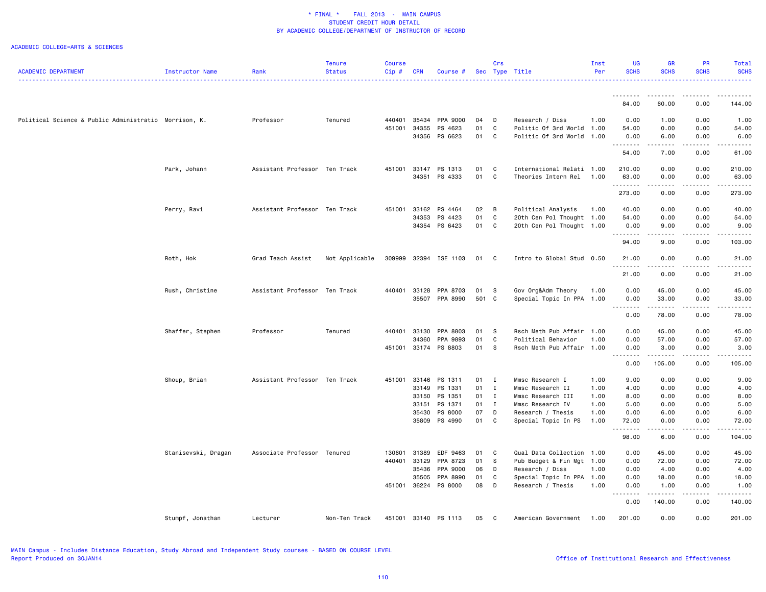\* FINAL \* FALL 2013 - MAIN CAMPUS
STUDENT CREDIT HOUR DETAIL
BY ACADEMIC COLLEGE/DEPARTMENT OF INSTRUCTOR OF RECORD

ACADEMIC COLLEGE=ARTS & SCIENCES

| ACADEMIC DEPARTMENT | Instructor Name | Rank | Tenure Status | Course Cip # | CRN | Course # | Sec | Crs Type | Title | Inst Per | UG SCHS | GR SCHS | PR SCHS | Total SCHS |
|---|---|---|---|---|---|---|---|---|---|---|---|---|---|---|
| | | | | | | | | | | | 84.00 | 60.00 | 0.00 | 144.00 |
| Political Science & Public Administratio | Morrison, K. | Professor | Tenured | 440401 | 35434 | PPA 9000 | 04 | D | Research / Diss | 1.00 | 0.00 | 1.00 | 0.00 | 1.00 |
| | | | | 451001 | 34355 | PS 4623 | 01 | C | Politic Of 3rd World | 1.00 | 54.00 | 0.00 | 0.00 | 54.00 |
| | | | | | 34356 | PS 6623 | 01 | C | Politic Of 3rd World | 1.00 | 0.00 | 6.00 | 0.00 | 6.00 |
| | | | | | | | | | | | 54.00 | 7.00 | 0.00 | 61.00 |
| | Park, Johann | Assistant Professor | Ten Track | 451001 | 33147 | PS 1313 | 01 | C | International Relati | 1.00 | 210.00 | 0.00 | 0.00 | 210.00 |
| | | | | | 34351 | PS 4333 | 01 | C | Theories Intern Rel | 1.00 | 63.00 | 0.00 | 0.00 | 63.00 |
| | | | | | | | | | | | 273.00 | 0.00 | 0.00 | 273.00 |
| | Perry, Ravi | Assistant Professor | Ten Track | 451001 | 33162 | PS 4464 | 02 | B | Political Analysis | 1.00 | 40.00 | 0.00 | 0.00 | 40.00 |
| | | | | | 34353 | PS 4423 | 01 | C | 20th Cen Pol Thought | 1.00 | 54.00 | 0.00 | 0.00 | 54.00 |
| | | | | | 34354 | PS 6423 | 01 | C | 20th Cen Pol Thought | 1.00 | 0.00 | 9.00 | 0.00 | 9.00 |
| | | | | | | | | | | | 94.00 | 9.00 | 0.00 | 103.00 |
| | Roth, Hok | Grad Teach Assist | Not Applicable | 309999 | 32394 | ISE 1103 | 01 | C | Intro to Global Stud | 0.50 | 21.00 | 0.00 | 0.00 | 21.00 |
| | | | | | | | | | | | 21.00 | 0.00 | 0.00 | 21.00 |
| | Rush, Christine | Assistant Professor | Ten Track | 440401 | 33128 | PPA 8703 | 01 | S | Gov Org&Adm Theory | 1.00 | 0.00 | 45.00 | 0.00 | 45.00 |
| | | | | | 35507 | PPA 8990 | 501 | C | Special Topic In PPA | 1.00 | 0.00 | 33.00 | 0.00 | 33.00 |
| | | | | | | | | | | | 0.00 | 78.00 | 0.00 | 78.00 |
| | Shaffer, Stephen | Professor | Tenured | 440401 | 33130 | PPA 8803 | 01 | S | Rsch Meth Pub Affair | 1.00 | 0.00 | 45.00 | 0.00 | 45.00 |
| | | | | | 34360 | PPA 9893 | 01 | C | Political Behavior | 1.00 | 0.00 | 57.00 | 0.00 | 57.00 |
| | | | | 451001 | 33174 | PS 8803 | 01 | S | Rsch Meth Pub Affair | 1.00 | 0.00 | 3.00 | 0.00 | 3.00 |
| | | | | | | | | | | | 0.00 | 105.00 | 0.00 | 105.00 |
| | Shoup, Brian | Assistant Professor | Ten Track | 451001 | 33146 | PS 1311 | 01 | I | Mmsc Research I | 1.00 | 9.00 | 0.00 | 0.00 | 9.00 |
| | | | | | 33149 | PS 1331 | 01 | I | Mmsc Research II | 1.00 | 4.00 | 0.00 | 0.00 | 4.00 |
| | | | | | 33150 | PS 1351 | 01 | I | Mmsc Research III | 1.00 | 8.00 | 0.00 | 0.00 | 8.00 |
| | | | | | 33151 | PS 1371 | 01 | I | Mmsc Research IV | 1.00 | 5.00 | 0.00 | 0.00 | 5.00 |
| | | | | | 35430 | PS 8000 | 07 | D | Research / Thesis | 1.00 | 0.00 | 6.00 | 0.00 | 6.00 |
| | | | | | 35809 | PS 4990 | 01 | C | Special Topic In PS | 1.00 | 72.00 | 0.00 | 0.00 | 72.00 |
| | | | | | | | | | | | 98.00 | 6.00 | 0.00 | 104.00 |
| | Stanisevski, Dragan | Associate Professor | Tenured | 130601 | 31389 | EDF 9463 | 01 | C | Qual Data Collection | 1.00 | 0.00 | 45.00 | 0.00 | 45.00 |
| | | | | 440401 | 33129 | PPA 8723 | 01 | S | Pub Budget & Fin Mgt | 1.00 | 0.00 | 72.00 | 0.00 | 72.00 |
| | | | | | 35436 | PPA 9000 | 06 | D | Research / Diss | 1.00 | 0.00 | 4.00 | 0.00 | 4.00 |
| | | | | | 35505 | PPA 8990 | 01 | C | Special Topic In PPA | 1.00 | 0.00 | 18.00 | 0.00 | 18.00 |
| | | | | 451001 | 36224 | PS 8000 | 08 | D | Research / Thesis | 1.00 | 0.00 | 1.00 | 0.00 | 1.00 |
| | | | | | | | | | | | 0.00 | 140.00 | 0.00 | 140.00 |
| | Stumpf, Jonathan | Lecturer | Non-Ten Track | 451001 | 33140 | PS 1113 | 05 | C | American Government | 1.00 | 201.00 | 0.00 | 0.00 | 201.00 |

MAIN Campus - Includes Distance Education, Study Abroad and Independent Study courses - BASED ON COURSE LEVEL
Report Produced on 30JAN14

Office of Institutional Research and Effectiveness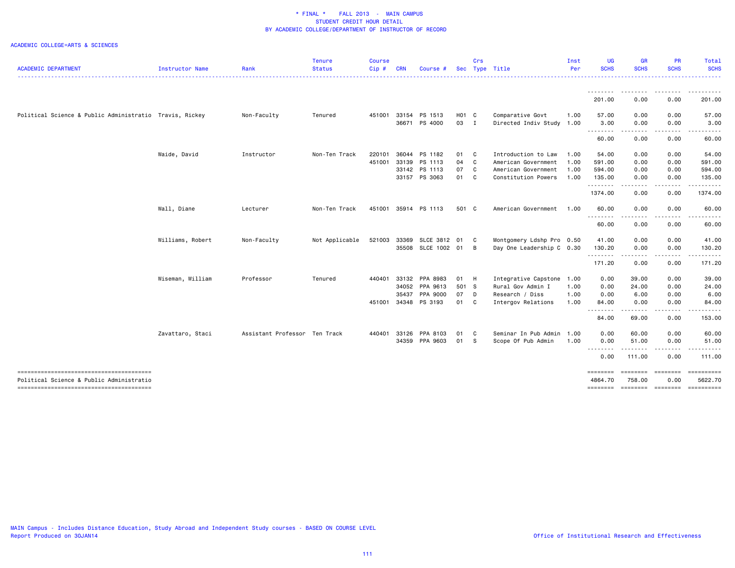# * FINAL * FALL 2013 - MAIN CAMPUS
## STUDENT CREDIT HOUR DETAIL
## BY ACADEMIC COLLEGE/DEPARTMENT OF INSTRUCTOR OF RECORD

ACADEMIC COLLEGE=ARTS & SCIENCES

| ACADEMIC DEPARTMENT | Instructor Name | Rank | Tenure Status | Course Cip # | CRN | Course # | Sec | Crs Type | Title | Inst Per | UG SCHS | GR SCHS | PR SCHS | Total SCHS |
|---|---|---|---|---|---|---|---|---|---|---|---|---|---|---|
| | | | | | | | | | | | 201.00 | 0.00 | 0.00 | 201.00 |
| Political Science & Public Administratio | Travis, Rickey | Non-Faculty | Tenured | 451001 | 33154 | PS 1513 | H01 | C | Comparative Govt | 1.00 | 57.00 | 0.00 | 0.00 | 57.00 |
| | | | | | 36671 | PS 4000 | 03 | I | Directed Indiv Study | 1.00 | 3.00 | 0.00 | 0.00 | 3.00 |
| | | | | | | | | | | | 60.00 | 0.00 | 0.00 | 60.00 |
| | Waide, David | Instructor | Non-Ten Track | 220101 | 36044 | PS 1182 | 01 | C | Introduction to Law | 1.00 | 54.00 | 0.00 | 0.00 | 54.00 |
| | | | | 451001 | 33139 | PS 1113 | 04 | C | American Government | 1.00 | 591.00 | 0.00 | 0.00 | 591.00 |
| | | | | | 33142 | PS 1113 | 07 | C | American Government | 1.00 | 594.00 | 0.00 | 0.00 | 594.00 |
| | | | | | 33157 | PS 3063 | 01 | C | Constitution Powers | 1.00 | 135.00 | 0.00 | 0.00 | 135.00 |
| | | | | | | | | | | | 1374.00 | 0.00 | 0.00 | 1374.00 |
| | Wall, Diane | Lecturer | Non-Ten Track | 451001 | 35914 | PS 1113 | 501 | C | American Government | 1.00 | 60.00 | 0.00 | 0.00 | 60.00 |
| | | | | | | | | | | | 60.00 | 0.00 | 0.00 | 60.00 |
| | Williams, Robert | Non-Faculty | Not Applicable | 521003 | 33369 | SLCE 3812 | 01 | C | Montgomery Ldshp Pro | 0.50 | 41.00 | 0.00 | 0.00 | 41.00 |
| | | | | | 35508 | SLCE 1002 | 01 | B | Day One Leadership C | 0.30 | 130.20 | 0.00 | 0.00 | 130.20 |
| | | | | | | | | | | | 171.20 | 0.00 | 0.00 | 171.20 |
| | Wiseman, William | Professor | Tenured | 440401 | 33132 | PPA 8983 | 01 | H | Integrative Capstone | 1.00 | 0.00 | 39.00 | 0.00 | 39.00 |
| | | | | | 34052 | PPA 9613 | 501 | S | Rural Gov Admin I | 1.00 | 0.00 | 24.00 | 0.00 | 24.00 |
| | | | | | 35437 | PPA 9000 | 07 | D | Research / Diss | 1.00 | 0.00 | 6.00 | 0.00 | 6.00 |
| | | | | 451001 | 34348 | PS 3193 | 01 | C | Intergov Relations | 1.00 | 84.00 | 0.00 | 0.00 | 84.00 |
| | | | | | | | | | | | 84.00 | 69.00 | 0.00 | 153.00 |
| | Zavattaro, Staci | Assistant Professor | Ten Track | 440401 | 33126 | PPA 8103 | 01 | C | Seminar In Pub Admin | 1.00 | 0.00 | 60.00 | 0.00 | 60.00 |
| | | | | | 34359 | PPA 9603 | 01 | S | Scope Of Pub Admin | 1.00 | 0.00 | 51.00 | 0.00 | 51.00 |
| | | | | | | | | | | | 0.00 | 111.00 | 0.00 | 111.00 |
| Political Science & Public Administratio | | | | | | | | | | | 4864.70 | 758.00 | 0.00 | 5622.70 |

MAIN Campus - Includes Distance Education, Study Abroad and Independent Study courses - BASED ON COURSE LEVEL
Report Produced on 30JAN14

Office of Institutional Research and Effectiveness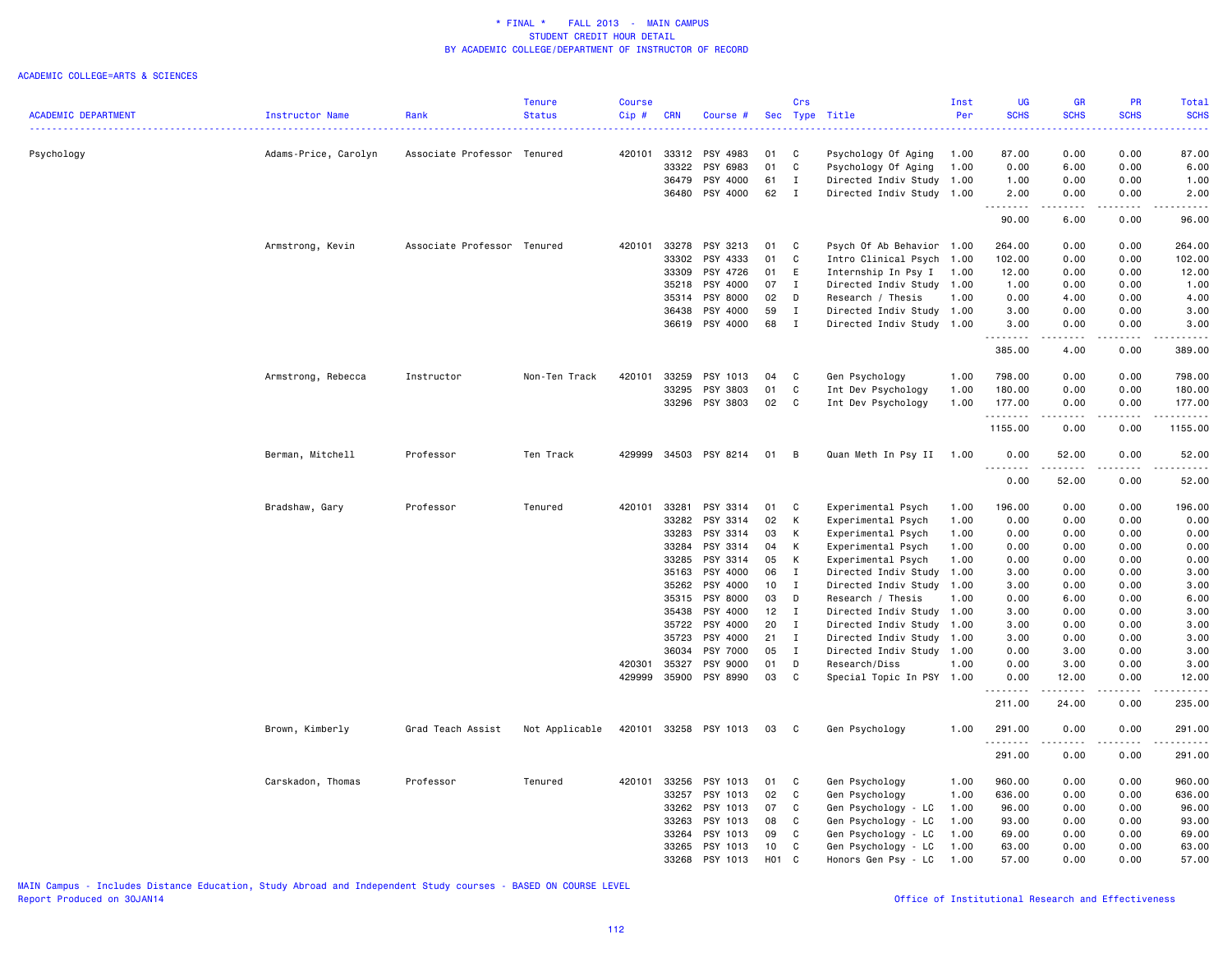* FINAL * FALL 2013 - MAIN CAMPUS
STUDENT CREDIT HOUR DETAIL
BY ACADEMIC COLLEGE/DEPARTMENT OF INSTRUCTOR OF RECORD

ACADEMIC COLLEGE=ARTS & SCIENCES

| ACADEMIC DEPARTMENT | Instructor Name | Rank | Tenure Status | Course Cip # | CRN | Course # | Sec | Crs Type | Title | Inst Per | UG SCHS | GR SCHS | PR SCHS | Total SCHS |
|---|---|---|---|---|---|---|---|---|---|---|---|---|---|---|
| Psychology | Adams-Price, Carolyn | Associate Professor | Tenured | 420101 | 33312 | PSY 4983 | 01 | C | Psychology Of Aging | 1.00 | 87.00 | 0.00 | 0.00 | 87.00 |
| | | | | | 33322 | PSY 6983 | 01 | C | Psychology Of Aging | 1.00 | 0.00 | 6.00 | 0.00 | 6.00 |
| | | | | | 36479 | PSY 4000 | 61 | I | Directed Indiv Study | 1.00 | 1.00 | 0.00 | 0.00 | 1.00 |
| | | | | | 36480 | PSY 4000 | 62 | I | Directed Indiv Study | 1.00 | 2.00 | 0.00 | 0.00 | 2.00 |
| | | | | | | | | | | | 90.00 | 6.00 | 0.00 | 96.00 |
| | Armstrong, Kevin | Associate Professor | Tenured | 420101 | 33278 | PSY 3213 | 01 | C | Psych Of Ab Behavior | 1.00 | 264.00 | 0.00 | 0.00 | 264.00 |
| | | | | | 33302 | PSY 4333 | 01 | C | Intro Clinical Psych | 1.00 | 102.00 | 0.00 | 0.00 | 102.00 |
| | | | | | 33309 | PSY 4726 | 01 | E | Internship In Psy I | 1.00 | 12.00 | 0.00 | 0.00 | 12.00 |
| | | | | | 35218 | PSY 4000 | 07 | I | Directed Indiv Study | 1.00 | 1.00 | 0.00 | 0.00 | 1.00 |
| | | | | | 35314 | PSY 8000 | 02 | D | Research / Thesis | 1.00 | 0.00 | 4.00 | 0.00 | 4.00 |
| | | | | | 36438 | PSY 4000 | 59 | I | Directed Indiv Study | 1.00 | 3.00 | 0.00 | 0.00 | 3.00 |
| | | | | | 36619 | PSY 4000 | 68 | I | Directed Indiv Study | 1.00 | 3.00 | 0.00 | 0.00 | 3.00 |
| | | | | | | | | | | | 385.00 | 4.00 | 0.00 | 389.00 |
| | Armstrong, Rebecca | Instructor | Non-Ten Track | 420101 | 33259 | PSY 1013 | 04 | C | Gen Psychology | 1.00 | 798.00 | 0.00 | 0.00 | 798.00 |
| | | | | | 33295 | PSY 3803 | 01 | C | Int Dev Psychology | 1.00 | 180.00 | 0.00 | 0.00 | 180.00 |
| | | | | | 33296 | PSY 3803 | 02 | C | Int Dev Psychology | 1.00 | 177.00 | 0.00 | 0.00 | 177.00 |
| | | | | | | | | | | | 1155.00 | 0.00 | 0.00 | 1155.00 |
| | Berman, Mitchell | Professor | Ten Track | 429999 | 34503 | PSY 8214 | 01 | B | Quan Meth In Psy II | 1.00 | 0.00 | 52.00 | 0.00 | 52.00 |
| | | | | | | | | | | | 0.00 | 52.00 | 0.00 | 52.00 |
| | Bradshaw, Gary | Professor | Tenured | 420101 | 33281 | PSY 3314 | 01 | C | Experimental Psych | 1.00 | 196.00 | 0.00 | 0.00 | 196.00 |
| | | | | | 33282 | PSY 3314 | 02 | K | Experimental Psych | 1.00 | 0.00 | 0.00 | 0.00 | 0.00 |
| | | | | | 33283 | PSY 3314 | 03 | K | Experimental Psych | 1.00 | 0.00 | 0.00 | 0.00 | 0.00 |
| | | | | | 33284 | PSY 3314 | 04 | K | Experimental Psych | 1.00 | 0.00 | 0.00 | 0.00 | 0.00 |
| | | | | | 33285 | PSY 3314 | 05 | K | Experimental Psych | 1.00 | 0.00 | 0.00 | 0.00 | 0.00 |
| | | | | | 35163 | PSY 4000 | 06 | I | Directed Indiv Study | 1.00 | 3.00 | 0.00 | 0.00 | 3.00 |
| | | | | | 35262 | PSY 4000 | 10 | I | Directed Indiv Study | 1.00 | 3.00 | 0.00 | 0.00 | 3.00 |
| | | | | | 35315 | PSY 8000 | 03 | D | Research / Thesis | 1.00 | 0.00 | 6.00 | 0.00 | 6.00 |
| | | | | | 35438 | PSY 4000 | 12 | I | Directed Indiv Study | 1.00 | 3.00 | 0.00 | 0.00 | 3.00 |
| | | | | | 35722 | PSY 4000 | 20 | I | Directed Indiv Study | 1.00 | 3.00 | 0.00 | 0.00 | 3.00 |
| | | | | | 35723 | PSY 4000 | 21 | I | Directed Indiv Study | 1.00 | 3.00 | 0.00 | 0.00 | 3.00 |
| | | | | | 36034 | PSY 7000 | 05 | I | Directed Indiv Study | 1.00 | 0.00 | 3.00 | 0.00 | 3.00 |
| | | | | 420301 | 35327 | PSY 9000 | 01 | D | Research/Diss | 1.00 | 0.00 | 3.00 | 0.00 | 3.00 |
| | | | | 429999 | 35900 | PSY 8990 | 03 | C | Special Topic In PSY | 1.00 | 0.00 | 12.00 | 0.00 | 12.00 |
| | | | | | | | | | | | 211.00 | 24.00 | 0.00 | 235.00 |
| | Brown, Kimberly | Grad Teach Assist | Not Applicable | 420101 | 33258 | PSY 1013 | 03 | C | Gen Psychology | 1.00 | 291.00 | 0.00 | 0.00 | 291.00 |
| | | | | | | | | | | | 291.00 | 0.00 | 0.00 | 291.00 |
| | Carskadon, Thomas | Professor | Tenured | 420101 | 33256 | PSY 1013 | 01 | C | Gen Psychology | 1.00 | 960.00 | 0.00 | 0.00 | 960.00 |
| | | | | | 33257 | PSY 1013 | 02 | C | Gen Psychology | 1.00 | 636.00 | 0.00 | 0.00 | 636.00 |
| | | | | | 33262 | PSY 1013 | 07 | C | Gen Psychology - LC | 1.00 | 96.00 | 0.00 | 0.00 | 96.00 |
| | | | | | 33263 | PSY 1013 | 08 | C | Gen Psychology - LC | 1.00 | 93.00 | 0.00 | 0.00 | 93.00 |
| | | | | | 33264 | PSY 1013 | 09 | C | Gen Psychology - LC | 1.00 | 69.00 | 0.00 | 0.00 | 69.00 |
| | | | | | 33265 | PSY 1013 | 10 | C | Gen Psychology - LC | 1.00 | 63.00 | 0.00 | 0.00 | 63.00 |
| | | | | | 33268 | PSY 1013 | H01 | C | Honors Gen Psy - LC | 1.00 | 57.00 | 0.00 | 0.00 | 57.00 |

MAIN Campus - Includes Distance Education, Study Abroad and Independent Study courses - BASED ON COURSE LEVEL
Report Produced on 30JAN14

Office of Institutional Research and Effectiveness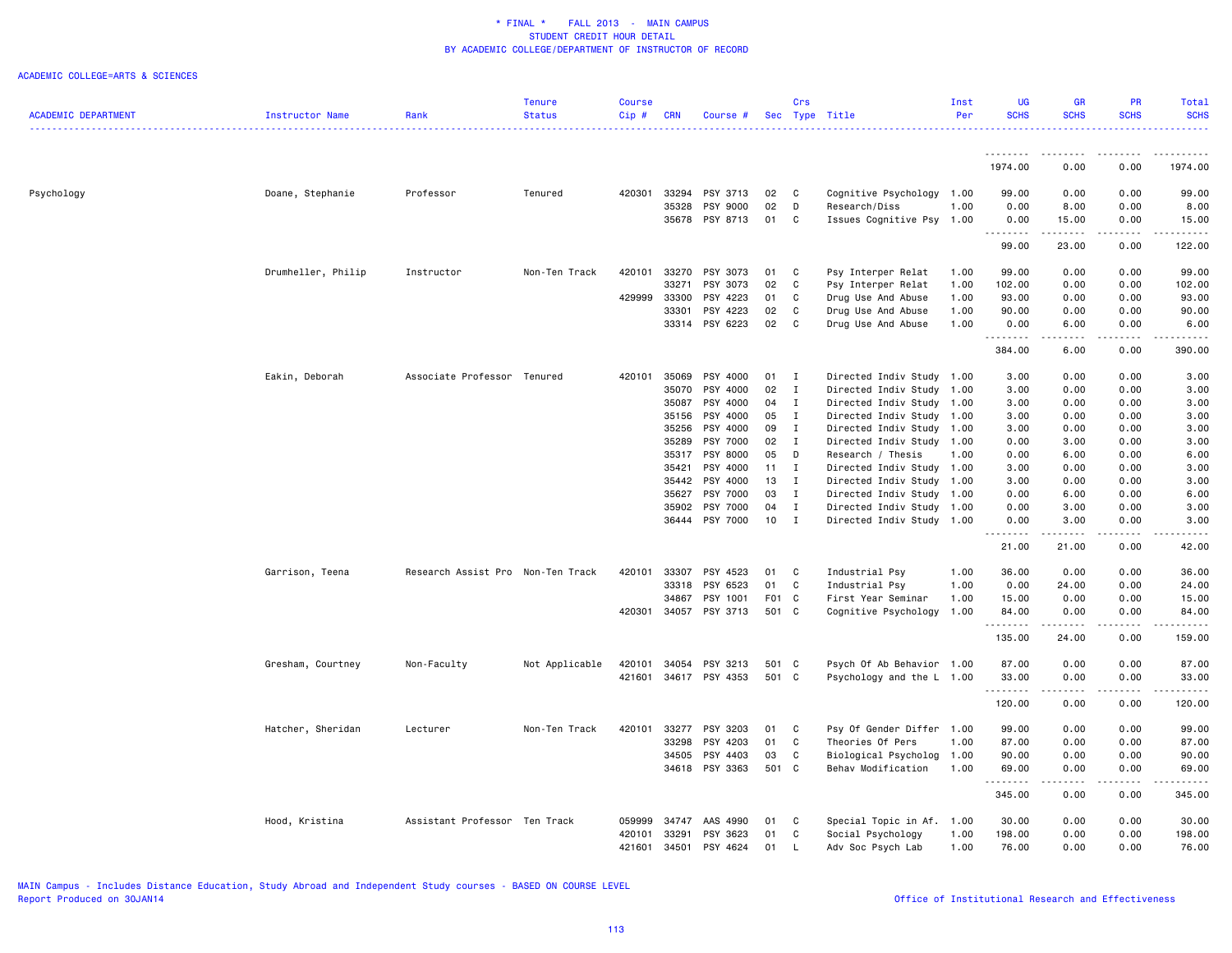# * FINAL * FALL 2013 - MAIN CAMPUS
## STUDENT CREDIT HOUR DETAIL
## BY ACADEMIC COLLEGE/DEPARTMENT OF INSTRUCTOR OF RECORD

ACADEMIC COLLEGE=ARTS & SCIENCES

| ACADEMIC DEPARTMENT | Instructor Name | Rank | Tenure Status | Course Cip # | CRN | Course # | Sec | Crs Type | Title | Inst Per | UG SCHS | GR SCHS | PR SCHS | Total SCHS |
|---|---|---|---|---|---|---|---|---|---|---|---|---|---|---|
| | | | | | | | | | | | 1974.00 | 0.00 | 0.00 | 1974.00 |
| Psychology | Doane, Stephanie | Professor | Tenured | 420301 | 33294 | PSY 3713 | 02 | C | Cognitive Psychology | 1.00 | 99.00 | 0.00 | 0.00 | 99.00 |
| | | | | | 35328 | PSY 9000 | 02 | D | Research/Diss | 1.00 | 0.00 | 8.00 | 0.00 | 8.00 |
| | | | | | 35678 | PSY 8713 | 01 | C | Issues Cognitive Psy | 1.00 | 0.00 | 15.00 | 0.00 | 15.00 |
| | | | | | | | | | | | 99.00 | 23.00 | 0.00 | 122.00 |
| | Drumheller, Philip | Instructor | Non-Ten Track | 420101 | 33270 | PSY 3073 | 01 | C | Psy Interper Relat | 1.00 | 99.00 | 0.00 | 0.00 | 99.00 |
| | | | | | 33271 | PSY 3073 | 02 | C | Psy Interper Relat | 1.00 | 102.00 | 0.00 | 0.00 | 102.00 |
| | | | | 429999 | 33300 | PSY 4223 | 01 | C | Drug Use And Abuse | 1.00 | 93.00 | 0.00 | 0.00 | 93.00 |
| | | | | | 33301 | PSY 4223 | 02 | C | Drug Use And Abuse | 1.00 | 90.00 | 0.00 | 0.00 | 90.00 |
| | | | | | 33314 | PSY 6223 | 02 | C | Drug Use And Abuse | 1.00 | 0.00 | 6.00 | 0.00 | 6.00 |
| | | | | | | | | | | | 384.00 | 6.00 | 0.00 | 390.00 |
| | Eakin, Deborah | Associate Professor | Tenured | 420101 | 35069 | PSY 4000 | 01 | I | Directed Indiv Study | 1.00 | 3.00 | 0.00 | 0.00 | 3.00 |
| | | | | | 35070 | PSY 4000 | 02 | I | Directed Indiv Study | 1.00 | 3.00 | 0.00 | 0.00 | 3.00 |
| | | | | | 35087 | PSY 4000 | 04 | I | Directed Indiv Study | 1.00 | 3.00 | 0.00 | 0.00 | 3.00 |
| | | | | | 35156 | PSY 4000 | 05 | I | Directed Indiv Study | 1.00 | 3.00 | 0.00 | 0.00 | 3.00 |
| | | | | | 35256 | PSY 4000 | 09 | I | Directed Indiv Study | 1.00 | 3.00 | 0.00 | 0.00 | 3.00 |
| | | | | | 35289 | PSY 7000 | 02 | I | Directed Indiv Study | 1.00 | 0.00 | 3.00 | 0.00 | 3.00 |
| | | | | | 35317 | PSY 8000 | 05 | D | Research / Thesis | 1.00 | 0.00 | 6.00 | 0.00 | 6.00 |
| | | | | | 35421 | PSY 4000 | 11 | I | Directed Indiv Study | 1.00 | 3.00 | 0.00 | 0.00 | 3.00 |
| | | | | | 35442 | PSY 4000 | 13 | I | Directed Indiv Study | 1.00 | 3.00 | 0.00 | 0.00 | 3.00 |
| | | | | | 35627 | PSY 7000 | 03 | I | Directed Indiv Study | 1.00 | 0.00 | 6.00 | 0.00 | 6.00 |
| | | | | | 35902 | PSY 7000 | 04 | I | Directed Indiv Study | 1.00 | 0.00 | 3.00 | 0.00 | 3.00 |
| | | | | | 36444 | PSY 7000 | 10 | I | Directed Indiv Study | 1.00 | 0.00 | 3.00 | 0.00 | 3.00 |
| | | | | | | | | | | | 21.00 | 21.00 | 0.00 | 42.00 |
| | Garrison, Teena | Research Assist Pro | Non-Ten Track | 420101 | 33307 | PSY 4523 | 01 | C | Industrial Psy | 1.00 | 36.00 | 0.00 | 0.00 | 36.00 |
| | | | | | 33318 | PSY 6523 | 01 | C | Industrial Psy | 1.00 | 0.00 | 24.00 | 0.00 | 24.00 |
| | | | | | 34867 | PSY 1001 | F01 | C | First Year Seminar | 1.00 | 15.00 | 0.00 | 0.00 | 15.00 |
| | | | | 420301 | 34057 | PSY 3713 | 501 | C | Cognitive Psychology | 1.00 | 84.00 | 0.00 | 0.00 | 84.00 |
| | | | | | | | | | | | 135.00 | 24.00 | 0.00 | 159.00 |
| | Gresham, Courtney | Non-Faculty | Not Applicable | 420101 | 34054 | PSY 3213 | 501 | C | Psych Of Ab Behavior | 1.00 | 87.00 | 0.00 | 0.00 | 87.00 |
| | | | | 421601 | 34617 | PSY 4353 | 501 | C | Psychology and the L | 1.00 | 33.00 | 0.00 | 0.00 | 33.00 |
| | | | | | | | | | | | 120.00 | 0.00 | 0.00 | 120.00 |
| | Hatcher, Sheridan | Lecturer | Non-Ten Track | 420101 | 33277 | PSY 3203 | 01 | C | Psy Of Gender Differ | 1.00 | 99.00 | 0.00 | 0.00 | 99.00 |
| | | | | | 33298 | PSY 4203 | 01 | C | Theories Of Pers | 1.00 | 87.00 | 0.00 | 0.00 | 87.00 |
| | | | | | 34505 | PSY 4403 | 03 | C | Biological Psycholog | 1.00 | 90.00 | 0.00 | 0.00 | 90.00 |
| | | | | | 34618 | PSY 3363 | 501 | C | Behav Modification | 1.00 | 69.00 | 0.00 | 0.00 | 69.00 |
| | | | | | | | | | | | 345.00 | 0.00 | 0.00 | 345.00 |
| | Hood, Kristina | Assistant Professor | Ten Track | 059999 | 34747 | AAS 4990 | 01 | C | Special Topic in Af. | 1.00 | 30.00 | 0.00 | 0.00 | 30.00 |
| | | | | 420101 | 33291 | PSY 3623 | 01 | C | Social Psychology | 1.00 | 198.00 | 0.00 | 0.00 | 198.00 |
| | | | | 421601 | 34501 | PSY 4624 | 01 | L | Adv Soc Psych Lab | 1.00 | 76.00 | 0.00 | 0.00 | 76.00 |

MAIN Campus - Includes Distance Education, Study Abroad and Independent Study courses - BASED ON COURSE LEVEL
Report Produced on 30JAN14

Office of Institutional Research and Effectiveness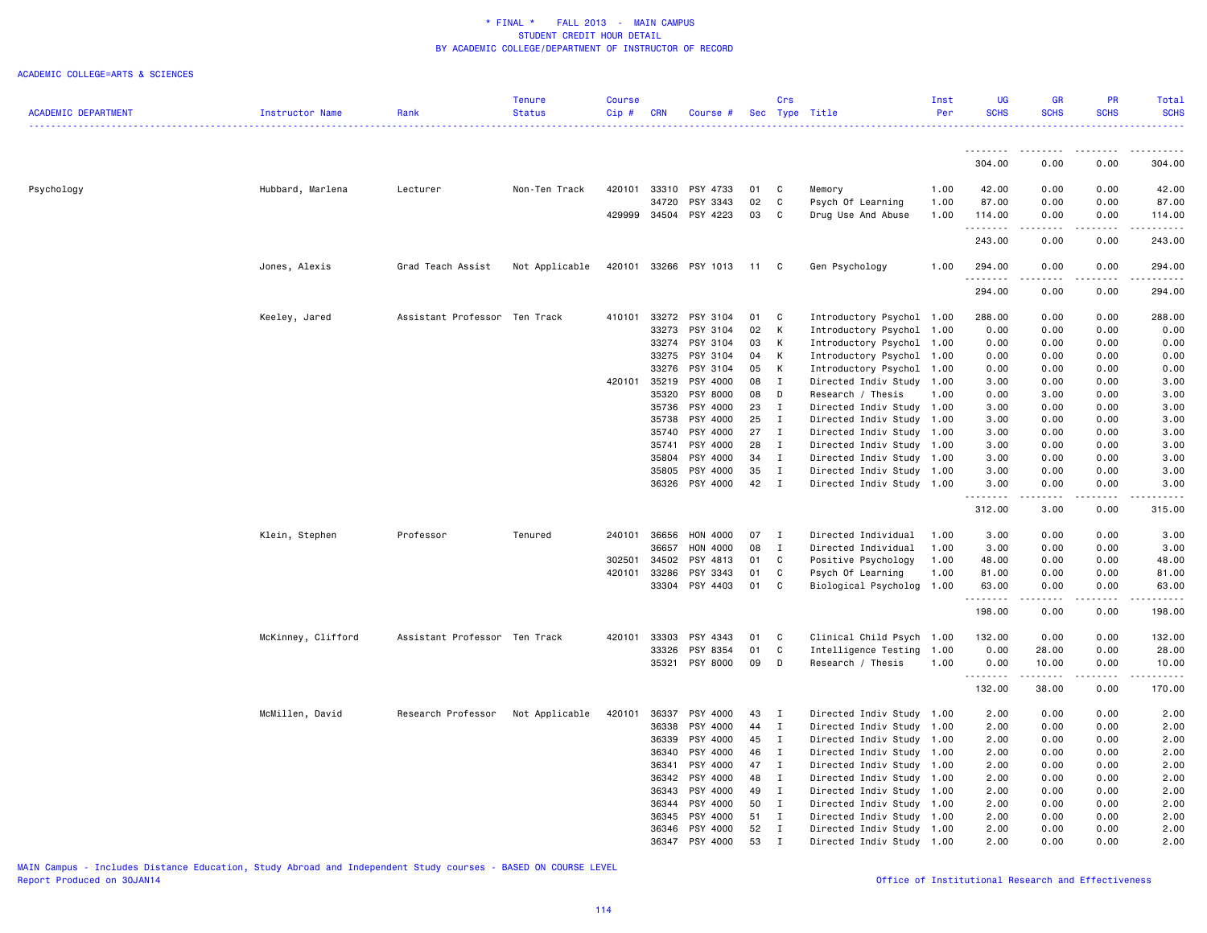# * FINAL * FALL 2013 - MAIN CAMPUS
## STUDENT CREDIT HOUR DETAIL
## BY ACADEMIC COLLEGE/DEPARTMENT OF INSTRUCTOR OF RECORD

ACADEMIC COLLEGE=ARTS & SCIENCES

| ACADEMIC DEPARTMENT | Instructor Name | Rank | Tenure Status | Course Cip # | CRN | Course # | Sec | Crs Type | Title | Inst Per | UG SCHS | GR SCHS | PR SCHS | Total SCHS |
|---|---|---|---|---|---|---|---|---|---|---|---|---|---|---|
| | | | | | | | | | | | 304.00 | 0.00 | 0.00 | 304.00 |
| Psychology | Hubbard, Marlena | Lecturer | Non-Ten Track | 420101 | 33310 | PSY 4733 | 01 | C | Memory | 1.00 | 42.00 | 0.00 | 0.00 | 42.00 |
| | | | | | 34720 | PSY 3343 | 02 | C | Psych Of Learning | 1.00 | 87.00 | 0.00 | 0.00 | 87.00 |
| | | | | 429999 | 34504 | PSY 4223 | 03 | C | Drug Use And Abuse | 1.00 | 114.00 | 0.00 | 0.00 | 114.00 |
| | | | | | | | | | | | 243.00 | 0.00 | 0.00 | 243.00 |
| | Jones, Alexis | Grad Teach Assist | Not Applicable | 420101 | 33266 | PSY 1013 | 11 | C | Gen Psychology | 1.00 | 294.00 | 0.00 | 0.00 | 294.00 |
| | | | | | | | | | | | 294.00 | 0.00 | 0.00 | 294.00 |
| | Keeley, Jared | Assistant Professor | Ten Track | 410101 | 33272 | PSY 3104 | 01 | C | Introductory Psychol | 1.00 | 288.00 | 0.00 | 0.00 | 288.00 |
| | | | | | 33273 | PSY 3104 | 02 | K | Introductory Psychol | 1.00 | 0.00 | 0.00 | 0.00 | 0.00 |
| | | | | | 33274 | PSY 3104 | 03 | K | Introductory Psychol | 1.00 | 0.00 | 0.00 | 0.00 | 0.00 |
| | | | | | 33275 | PSY 3104 | 04 | K | Introductory Psychol | 1.00 | 0.00 | 0.00 | 0.00 | 0.00 |
| | | | | | 33276 | PSY 3104 | 05 | K | Introductory Psychol | 1.00 | 0.00 | 0.00 | 0.00 | 0.00 |
| | | | | 420101 | 35219 | PSY 4000 | 08 | I | Directed Indiv Study | 1.00 | 3.00 | 0.00 | 0.00 | 3.00 |
| | | | | | 35320 | PSY 8000 | 08 | D | Research / Thesis | 1.00 | 0.00 | 3.00 | 0.00 | 3.00 |
| | | | | | 35736 | PSY 4000 | 23 | I | Directed Indiv Study | 1.00 | 3.00 | 0.00 | 0.00 | 3.00 |
| | | | | | 35738 | PSY 4000 | 25 | I | Directed Indiv Study | 1.00 | 3.00 | 0.00 | 0.00 | 3.00 |
| | | | | | 35740 | PSY 4000 | 27 | I | Directed Indiv Study | 1.00 | 3.00 | 0.00 | 0.00 | 3.00 |
| | | | | | 35741 | PSY 4000 | 28 | I | Directed Indiv Study | 1.00 | 3.00 | 0.00 | 0.00 | 3.00 |
| | | | | | 35804 | PSY 4000 | 34 | I | Directed Indiv Study | 1.00 | 3.00 | 0.00 | 0.00 | 3.00 |
| | | | | | 35805 | PSY 4000 | 35 | I | Directed Indiv Study | 1.00 | 3.00 | 0.00 | 0.00 | 3.00 |
| | | | | | 36326 | PSY 4000 | 42 | I | Directed Indiv Study | 1.00 | 3.00 | 0.00 | 0.00 | 3.00 |
| | | | | | | | | | | | 312.00 | 3.00 | 0.00 | 315.00 |
| | Klein, Stephen | Professor | Tenured | 240101 | 36656 | HON 4000 | 07 | I | Directed Individual | 1.00 | 3.00 | 0.00 | 0.00 | 3.00 |
| | | | | | 36657 | HON 4000 | 08 | I | Directed Individual | 1.00 | 3.00 | 0.00 | 0.00 | 3.00 |
| | | | | 302501 | 34502 | PSY 4813 | 01 | C | Positive Psychology | 1.00 | 48.00 | 0.00 | 0.00 | 48.00 |
| | | | | 420101 | 33286 | PSY 3343 | 01 | C | Psych Of Learning | 1.00 | 81.00 | 0.00 | 0.00 | 81.00 |
| | | | | | 33304 | PSY 4403 | 01 | C | Biological Psycholog | 1.00 | 63.00 | 0.00 | 0.00 | 63.00 |
| | | | | | | | | | | | 198.00 | 0.00 | 0.00 | 198.00 |
| | McKinney, Clifford | Assistant Professor | Ten Track | 420101 | 33303 | PSY 4343 | 01 | C | Clinical Child Psych | 1.00 | 132.00 | 0.00 | 0.00 | 132.00 |
| | | | | | 33326 | PSY 8354 | 01 | C | Intelligence Testing | 1.00 | 0.00 | 28.00 | 0.00 | 28.00 |
| | | | | | 35321 | PSY 8000 | 09 | D | Research / Thesis | 1.00 | 0.00 | 10.00 | 0.00 | 10.00 |
| | | | | | | | | | | | 132.00 | 38.00 | 0.00 | 170.00 |
| | McMillen, David | Research Professor | Not Applicable | 420101 | 36337 | PSY 4000 | 43 | I | Directed Indiv Study | 1.00 | 2.00 | 0.00 | 0.00 | 2.00 |
| | | | | | 36338 | PSY 4000 | 44 | I | Directed Indiv Study | 1.00 | 2.00 | 0.00 | 0.00 | 2.00 |
| | | | | | 36339 | PSY 4000 | 45 | I | Directed Indiv Study | 1.00 | 2.00 | 0.00 | 0.00 | 2.00 |
| | | | | | 36340 | PSY 4000 | 46 | I | Directed Indiv Study | 1.00 | 2.00 | 0.00 | 0.00 | 2.00 |
| | | | | | 36341 | PSY 4000 | 47 | I | Directed Indiv Study | 1.00 | 2.00 | 0.00 | 0.00 | 2.00 |
| | | | | | 36342 | PSY 4000 | 48 | I | Directed Indiv Study | 1.00 | 2.00 | 0.00 | 0.00 | 2.00 |
| | | | | | 36343 | PSY 4000 | 49 | I | Directed Indiv Study | 1.00 | 2.00 | 0.00 | 0.00 | 2.00 |
| | | | | | 36344 | PSY 4000 | 50 | I | Directed Indiv Study | 1.00 | 2.00 | 0.00 | 0.00 | 2.00 |
| | | | | | 36345 | PSY 4000 | 51 | I | Directed Indiv Study | 1.00 | 2.00 | 0.00 | 0.00 | 2.00 |
| | | | | | 36346 | PSY 4000 | 52 | I | Directed Indiv Study | 1.00 | 2.00 | 0.00 | 0.00 | 2.00 |
| | | | | | 36347 | PSY 4000 | 53 | I | Directed Indiv Study | 1.00 | 2.00 | 0.00 | 0.00 | 2.00 |

MAIN Campus - Includes Distance Education, Study Abroad and Independent Study courses - BASED ON COURSE LEVEL
Report Produced on 30JAN14

Office of Institutional Research and Effectiveness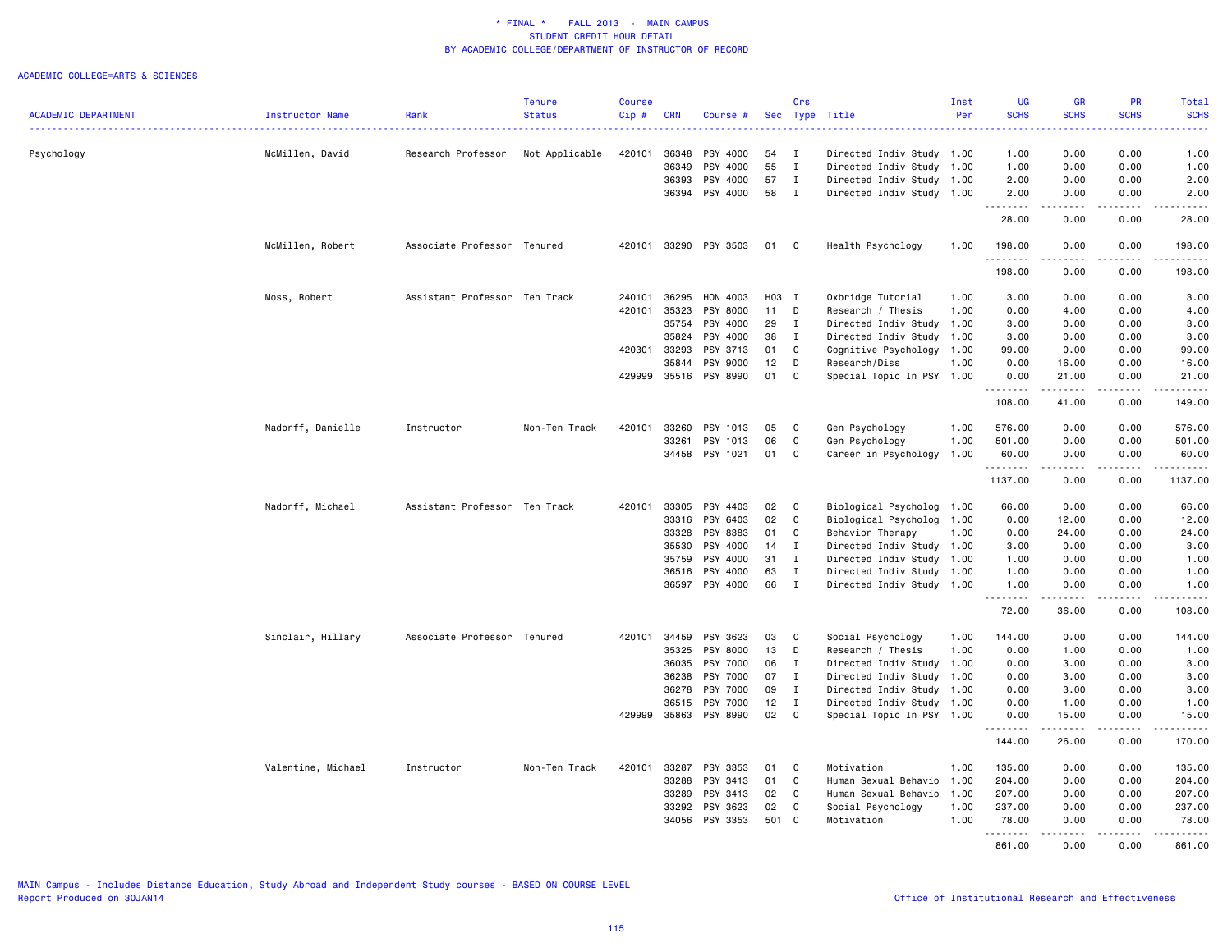* FINAL * FALL 2013 - MAIN CAMPUS
STUDENT CREDIT HOUR DETAIL
BY ACADEMIC COLLEGE/DEPARTMENT OF INSTRUCTOR OF RECORD

ACADEMIC COLLEGE=ARTS & SCIENCES

| ACADEMIC DEPARTMENT | Instructor Name | Rank | Tenure Status | Course Cip # | CRN | Course # | Sec | Crs Type | Title | Inst Per | UG SCHS | GR SCHS | PR SCHS | Total SCHS |
|---|---|---|---|---|---|---|---|---|---|---|---|---|---|---|
| Psychology | McMillen, David | Research Professor | Not Applicable | 420101 | 36348 | PSY 4000 | 54 | I | Directed Indiv Study | 1.00 | 1.00 | 0.00 | 0.00 | 1.00 |
| | | | | | 36349 | PSY 4000 | 55 | I | Directed Indiv Study | 1.00 | 1.00 | 0.00 | 0.00 | 1.00 |
| | | | | | 36393 | PSY 4000 | 57 | I | Directed Indiv Study | 1.00 | 2.00 | 0.00 | 0.00 | 2.00 |
| | | | | | 36394 | PSY 4000 | 58 | I | Directed Indiv Study | 1.00 | 2.00 | 0.00 | 0.00 | 2.00 |
| | | | | | | | | | | | 28.00 | 0.00 | 0.00 | 28.00 |
| | McMillen, Robert | Associate Professor | Tenured | 420101 | 33290 | PSY 3503 | 01 | C | Health Psychology | 1.00 | 198.00 | 0.00 | 0.00 | 198.00 |
| | | | | | | | | | | | 198.00 | 0.00 | 0.00 | 198.00 |
| | Moss, Robert | Assistant Professor | Ten Track | 240101 | 36295 | HON 4003 | H03 | I | Oxbridge Tutorial | 1.00 | 3.00 | 0.00 | 0.00 | 3.00 |
| | | | | 420101 | 35323 | PSY 8000 | 11 | D | Research / Thesis | 1.00 | 0.00 | 4.00 | 0.00 | 4.00 |
| | | | | | 35754 | PSY 4000 | 29 | I | Directed Indiv Study | 1.00 | 3.00 | 0.00 | 0.00 | 3.00 |
| | | | | | 35824 | PSY 4000 | 38 | I | Directed Indiv Study | 1.00 | 3.00 | 0.00 | 0.00 | 3.00 |
| | | | | 420301 | 33293 | PSY 3713 | 01 | C | Cognitive Psychology | 1.00 | 99.00 | 0.00 | 0.00 | 99.00 |
| | | | | | 35844 | PSY 9000 | 12 | D | Research/Diss | 1.00 | 0.00 | 16.00 | 0.00 | 16.00 |
| | | | | 429999 | 35516 | PSY 8990 | 01 | C | Special Topic In PSY | 1.00 | 0.00 | 21.00 | 0.00 | 21.00 |
| | | | | | | | | | | | 108.00 | 41.00 | 0.00 | 149.00 |
| | Nadorff, Danielle | Instructor | Non-Ten Track | 420101 | 33260 | PSY 1013 | 05 | C | Gen Psychology | 1.00 | 576.00 | 0.00 | 0.00 | 576.00 |
| | | | | | 33261 | PSY 1013 | 06 | C | Gen Psychology | 1.00 | 501.00 | 0.00 | 0.00 | 501.00 |
| | | | | | 34458 | PSY 1021 | 01 | C | Career in Psychology | 1.00 | 60.00 | 0.00 | 0.00 | 60.00 |
| | | | | | | | | | | | 1137.00 | 0.00 | 0.00 | 1137.00 |
| | Nadorff, Michael | Assistant Professor | Ten Track | 420101 | 33305 | PSY 4403 | 02 | C | Biological Psycholog | 1.00 | 66.00 | 0.00 | 0.00 | 66.00 |
| | | | | | 33316 | PSY 6403 | 02 | C | Biological Psycholog | 1.00 | 0.00 | 12.00 | 0.00 | 12.00 |
| | | | | | 33328 | PSY 8383 | 01 | C | Behavior Therapy | 1.00 | 0.00 | 24.00 | 0.00 | 24.00 |
| | | | | | 35530 | PSY 4000 | 14 | I | Directed Indiv Study | 1.00 | 3.00 | 0.00 | 0.00 | 3.00 |
| | | | | | 35759 | PSY 4000 | 31 | I | Directed Indiv Study | 1.00 | 1.00 | 0.00 | 0.00 | 1.00 |
| | | | | | 36516 | PSY 4000 | 63 | I | Directed Indiv Study | 1.00 | 1.00 | 0.00 | 0.00 | 1.00 |
| | | | | | 36597 | PSY 4000 | 66 | I | Directed Indiv Study | 1.00 | 1.00 | 0.00 | 0.00 | 1.00 |
| | | | | | | | | | | | 72.00 | 36.00 | 0.00 | 108.00 |
| | Sinclair, Hillary | Associate Professor | Tenured | 420101 | 34459 | PSY 3623 | 03 | C | Social Psychology | 1.00 | 144.00 | 0.00 | 0.00 | 144.00 |
| | | | | | 35325 | PSY 8000 | 13 | D | Research / Thesis | 1.00 | 0.00 | 1.00 | 0.00 | 1.00 |
| | | | | | 36035 | PSY 7000 | 06 | I | Directed Indiv Study | 1.00 | 0.00 | 3.00 | 0.00 | 3.00 |
| | | | | | 36238 | PSY 7000 | 07 | I | Directed Indiv Study | 1.00 | 0.00 | 3.00 | 0.00 | 3.00 |
| | | | | | 36278 | PSY 7000 | 09 | I | Directed Indiv Study | 1.00 | 0.00 | 3.00 | 0.00 | 3.00 |
| | | | | | 36515 | PSY 7000 | 12 | I | Directed Indiv Study | 1.00 | 0.00 | 1.00 | 0.00 | 1.00 |
| | | | | 429999 | 35863 | PSY 8990 | 02 | C | Special Topic In PSY | 1.00 | 0.00 | 15.00 | 0.00 | 15.00 |
| | | | | | | | | | | | 144.00 | 26.00 | 0.00 | 170.00 |
| | Valentine, Michael | Instructor | Non-Ten Track | 420101 | 33287 | PSY 3353 | 01 | C | Motivation | 1.00 | 135.00 | 0.00 | 0.00 | 135.00 |
| | | | | | 33288 | PSY 3413 | 01 | C | Human Sexual Behavio | 1.00 | 204.00 | 0.00 | 0.00 | 204.00 |
| | | | | | 33289 | PSY 3413 | 02 | C | Human Sexual Behavio | 1.00 | 207.00 | 0.00 | 0.00 | 207.00 |
| | | | | | 33292 | PSY 3623 | 02 | C | Social Psychology | 1.00 | 237.00 | 0.00 | 0.00 | 237.00 |
| | | | | | 34056 | PSY 3353 | 501 | C | Motivation | 1.00 | 78.00 | 0.00 | 0.00 | 78.00 |
| | | | | | | | | | | | 861.00 | 0.00 | 0.00 | 861.00 |

MAIN Campus - Includes Distance Education, Study Abroad and Independent Study courses - BASED ON COURSE LEVEL
Report Produced on 30JAN14

Office of Institutional Research and Effectiveness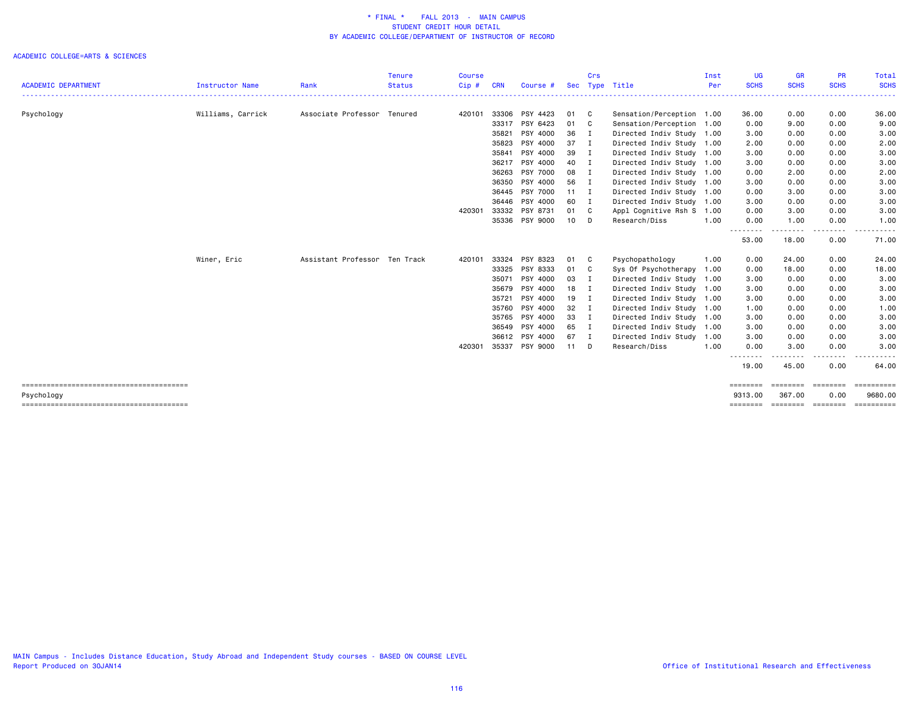\* FINAL \* FALL 2013 - MAIN CAMPUS
STUDENT CREDIT HOUR DETAIL
BY ACADEMIC COLLEGE/DEPARTMENT OF INSTRUCTOR OF RECORD

ACADEMIC COLLEGE=ARTS & SCIENCES

| ACADEMIC DEPARTMENT | Instructor Name | Rank | Tenure Status | Course Cip # | CRN | Course # | Sec | Crs Type | Title | Inst Per | UG SCHS | GR SCHS | PR SCHS | Total SCHS |
|---|---|---|---|---|---|---|---|---|---|---|---|---|---|---|
| Psychology | Williams, Carrick | Associate Professor | Tenured | 420101 | 33306 | PSY 4423 | 01 | C | Sensation/Perception | 1.00 | 36.00 | 0.00 | 0.00 | 36.00 |
| | | | | | 33317 | PSY 6423 | 01 | C | Sensation/Perception | 1.00 | 0.00 | 9.00 | 0.00 | 9.00 |
| | | | | | 35821 | PSY 4000 | 36 | I | Directed Indiv Study | 1.00 | 3.00 | 0.00 | 0.00 | 3.00 |
| | | | | | 35823 | PSY 4000 | 37 | I | Directed Indiv Study | 1.00 | 2.00 | 0.00 | 0.00 | 2.00 |
| | | | | | 35841 | PSY 4000 | 39 | I | Directed Indiv Study | 1.00 | 3.00 | 0.00 | 0.00 | 3.00 |
| | | | | | 36217 | PSY 4000 | 40 | I | Directed Indiv Study | 1.00 | 3.00 | 0.00 | 0.00 | 3.00 |
| | | | | | 36263 | PSY 7000 | 08 | I | Directed Indiv Study | 1.00 | 0.00 | 2.00 | 0.00 | 2.00 |
| | | | | | 36350 | PSY 4000 | 56 | I | Directed Indiv Study | 1.00 | 3.00 | 0.00 | 0.00 | 3.00 |
| | | | | | 36445 | PSY 7000 | 11 | I | Directed Indiv Study | 1.00 | 0.00 | 3.00 | 0.00 | 3.00 |
| | | | | | 36446 | PSY 4000 | 60 | I | Directed Indiv Study | 1.00 | 3.00 | 0.00 | 0.00 | 3.00 |
| | | | | 420301 | 33332 | PSY 8731 | 01 | C | Appl Cognitive Rsh S | 1.00 | 0.00 | 3.00 | 0.00 | 3.00 |
| | | | | | 35336 | PSY 9000 | 10 | D | Research/Diss | 1.00 | 0.00 | 1.00 | 0.00 | 1.00 |
| | | | | | | | | | | | 53.00 | 18.00 | 0.00 | 71.00 |
| | Winer, Eric | Assistant Professor | Ten Track | 420101 | 33324 | PSY 8323 | 01 | C | Psychopathology | 1.00 | 0.00 | 24.00 | 0.00 | 24.00 |
| | | | | | 33325 | PSY 8333 | 01 | C | Sys Of Psychotherapy | 1.00 | 0.00 | 18.00 | 0.00 | 18.00 |
| | | | | | 35071 | PSY 4000 | 03 | I | Directed Indiv Study | 1.00 | 3.00 | 0.00 | 0.00 | 3.00 |
| | | | | | 35679 | PSY 4000 | 18 | I | Directed Indiv Study | 1.00 | 3.00 | 0.00 | 0.00 | 3.00 |
| | | | | | 35721 | PSY 4000 | 19 | I | Directed Indiv Study | 1.00 | 3.00 | 0.00 | 0.00 | 3.00 |
| | | | | | 35760 | PSY 4000 | 32 | I | Directed Indiv Study | 1.00 | 1.00 | 0.00 | 0.00 | 1.00 |
| | | | | | 35765 | PSY 4000 | 33 | I | Directed Indiv Study | 1.00 | 3.00 | 0.00 | 0.00 | 3.00 |
| | | | | | 36549 | PSY 4000 | 65 | I | Directed Indiv Study | 1.00 | 3.00 | 0.00 | 0.00 | 3.00 |
| | | | | | 36612 | PSY 4000 | 67 | I | Directed Indiv Study | 1.00 | 3.00 | 0.00 | 0.00 | 3.00 |
| | | | | 420301 | 35337 | PSY 9000 | 11 | D | Research/Diss | 1.00 | 0.00 | 3.00 | 0.00 | 3.00 |
| | | | | | | | | | | | 19.00 | 45.00 | 0.00 | 64.00 |
| Psychology | | | | | | | | | | | 9313.00 | 367.00 | 0.00 | 9680.00 |

MAIN Campus - Includes Distance Education, Study Abroad and Independent Study courses - BASED ON COURSE LEVEL
Report Produced on 30JAN14

Office of Institutional Research and Effectiveness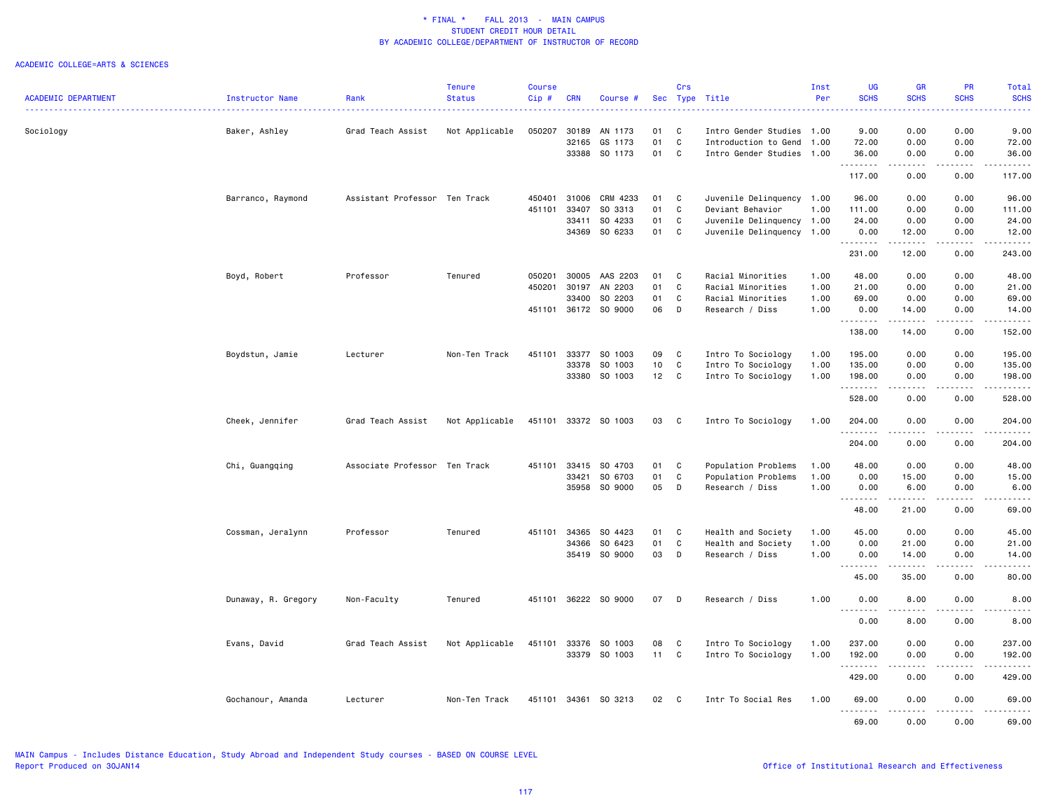\* FINAL \* FALL 2013 - MAIN CAMPUS
STUDENT CREDIT HOUR DETAIL
BY ACADEMIC COLLEGE/DEPARTMENT OF INSTRUCTOR OF RECORD

ACADEMIC COLLEGE=ARTS & SCIENCES

| ACADEMIC DEPARTMENT | Instructor Name | Rank | Tenure Status | Course Cip # | CRN | Course # | Sec | Crs Type | Title | Inst Per | UG SCHS | GR SCHS | PR SCHS | Total SCHS |
|---|---|---|---|---|---|---|---|---|---|---|---|---|---|---|
| Sociology | Baker, Ashley | Grad Teach Assist | Not Applicable | 050207 | 30189 | AN 1173 | 01 | C | Intro Gender Studies | 1.00 | 9.00 | 0.00 | 0.00 | 9.00 |
| | | | | | 32165 | GS 1173 | 01 | C | Introduction to Gend | 1.00 | 72.00 | 0.00 | 0.00 | 72.00 |
| | | | | | 33388 | SO 1173 | 01 | C | Intro Gender Studies | 1.00 | 36.00 | 0.00 | 0.00 | 36.00 |
| | | | | | | | | | | | 117.00 | 0.00 | 0.00 | 117.00 |
| | Barranco, Raymond | Assistant Professor | Ten Track | 450401 | 31006 | CRM 4233 | 01 | C | Juvenile Delinquency | 1.00 | 96.00 | 0.00 | 0.00 | 96.00 |
| | | | | 451101 | 33407 | SO 3313 | 01 | C | Deviant Behavior | 1.00 | 111.00 | 0.00 | 0.00 | 111.00 |
| | | | | | 33411 | SO 4233 | 01 | C | Juvenile Delinquency | 1.00 | 24.00 | 0.00 | 0.00 | 24.00 |
| | | | | | 34369 | SO 6233 | 01 | C | Juvenile Delinquency | 1.00 | 0.00 | 12.00 | 0.00 | 12.00 |
| | | | | | | | | | | | 231.00 | 12.00 | 0.00 | 243.00 |
| | Boyd, Robert | Professor | Tenured | 050201 | 30005 | AAS 2203 | 01 | C | Racial Minorities | 1.00 | 48.00 | 0.00 | 0.00 | 48.00 |
| | | | | 450201 | 30197 | AN 2203 | 01 | C | Racial Minorities | 1.00 | 21.00 | 0.00 | 0.00 | 21.00 |
| | | | | | 33400 | SO 2203 | 01 | C | Racial Minorities | 1.00 | 69.00 | 0.00 | 0.00 | 69.00 |
| | | | | 451101 | 36172 | SO 9000 | 06 | D | Research / Diss | 1.00 | 0.00 | 14.00 | 0.00 | 14.00 |
| | | | | | | | | | | | 138.00 | 14.00 | 0.00 | 152.00 |
| | Boydstun, Jamie | Lecturer | Non-Ten Track | 451101 | 33377 | SO 1003 | 09 | C | Intro To Sociology | 1.00 | 195.00 | 0.00 | 0.00 | 195.00 |
| | | | | | 33378 | SO 1003 | 10 | C | Intro To Sociology | 1.00 | 135.00 | 0.00 | 0.00 | 135.00 |
| | | | | | 33380 | SO 1003 | 12 | C | Intro To Sociology | 1.00 | 198.00 | 0.00 | 0.00 | 198.00 |
| | | | | | | | | | | | 528.00 | 0.00 | 0.00 | 528.00 |
| | Cheek, Jennifer | Grad Teach Assist | Not Applicable | 451101 | 33372 | SO 1003 | 03 | C | Intro To Sociology | 1.00 | 204.00 | 0.00 | 0.00 | 204.00 |
| | | | | | | | | | | | 204.00 | 0.00 | 0.00 | 204.00 |
| | Chi, Guangqing | Associate Professor | Ten Track | 451101 | 33415 | SO 4703 | 01 | C | Population Problems | 1.00 | 48.00 | 0.00 | 0.00 | 48.00 |
| | | | | | 33421 | SO 6703 | 01 | C | Population Problems | 1.00 | 0.00 | 15.00 | 0.00 | 15.00 |
| | | | | | 35958 | SO 9000 | 05 | D | Research / Diss | 1.00 | 0.00 | 6.00 | 0.00 | 6.00 |
| | | | | | | | | | | | 48.00 | 21.00 | 0.00 | 69.00 |
| | Cossman, Jeralynn | Professor | Tenured | 451101 | 34365 | SO 4423 | 01 | C | Health and Society | 1.00 | 45.00 | 0.00 | 0.00 | 45.00 |
| | | | | | 34366 | SO 6423 | 01 | C | Health and Society | 1.00 | 0.00 | 21.00 | 0.00 | 21.00 |
| | | | | | 35419 | SO 9000 | 03 | D | Research / Diss | 1.00 | 0.00 | 14.00 | 0.00 | 14.00 |
| | | | | | | | | | | | 45.00 | 35.00 | 0.00 | 80.00 |
| | Dunaway, R. Gregory | Non-Faculty | Tenured | 451101 | 36222 | SO 9000 | 07 | D | Research / Diss | 1.00 | 0.00 | 8.00 | 0.00 | 8.00 |
| | | | | | | | | | | | 0.00 | 8.00 | 0.00 | 8.00 |
| | Evans, David | Grad Teach Assist | Not Applicable | 451101 | 33376 | SO 1003 | 08 | C | Intro To Sociology | 1.00 | 237.00 | 0.00 | 0.00 | 237.00 |
| | | | | | 33379 | SO 1003 | 11 | C | Intro To Sociology | 1.00 | 192.00 | 0.00 | 0.00 | 192.00 |
| | | | | | | | | | | | 429.00 | 0.00 | 0.00 | 429.00 |
| | Gochanour, Amanda | Lecturer | Non-Ten Track | 451101 | 34361 | SO 3213 | 02 | C | Intr To Social Res | 1.00 | 69.00 | 0.00 | 0.00 | 69.00 |
| | | | | | | | | | | | 69.00 | 0.00 | 0.00 | 69.00 |

MAIN Campus - Includes Distance Education, Study Abroad and Independent Study courses - BASED ON COURSE LEVEL
Report Produced on 30JAN14

Office of Institutional Research and Effectiveness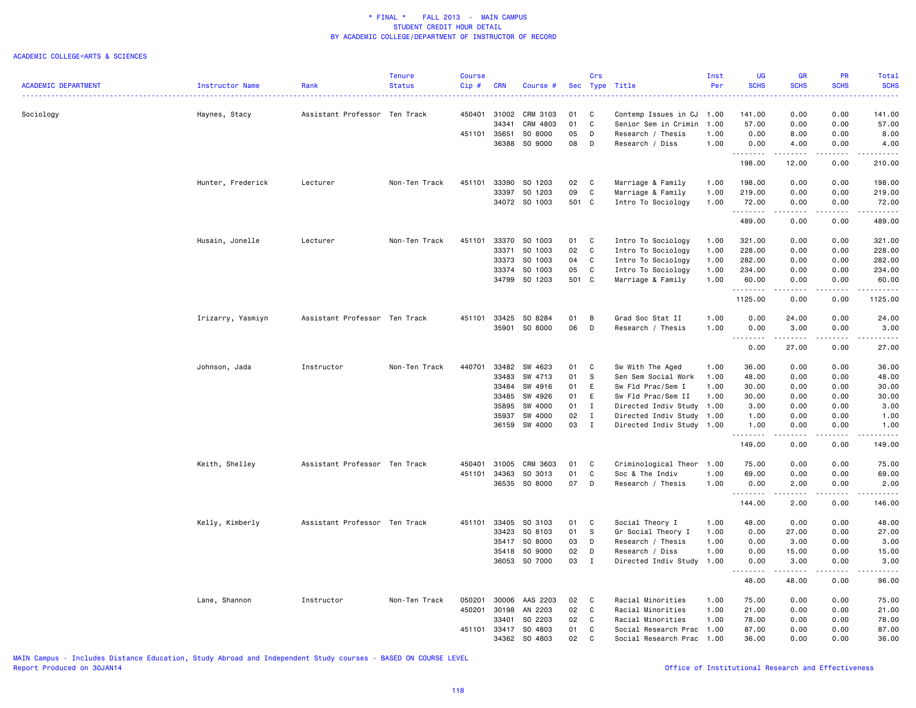\* FINAL \* FALL 2013 - MAIN CAMPUS
STUDENT CREDIT HOUR DETAIL
BY ACADEMIC COLLEGE/DEPARTMENT OF INSTRUCTOR OF RECORD

ACADEMIC COLLEGE=ARTS & SCIENCES

| ACADEMIC DEPARTMENT | Instructor Name | Rank | Tenure Status | Course Cip # | CRN | Course # | Sec | Crs Type | Title | Inst Per | UG SCHS | GR SCHS | PR SCHS | Total SCHS |
|---|---|---|---|---|---|---|---|---|---|---|---|---|---|---|
| Sociology | Haynes, Stacy | Assistant Professor | Ten Track | 450401 | 31002 | CRM 3103 | 01 | C | Contemp Issues in CJ | 1.00 | 141.00 | 0.00 | 0.00 | 141.00 |
| | | | | | 34341 | CRM 4803 | 01 | C | Senior Sem in Crimin | 1.00 | 57.00 | 0.00 | 0.00 | 57.00 |
| | | | | 451101 | 35651 | SO 8000 | 05 | D | Research / Thesis | 1.00 | 0.00 | 8.00 | 0.00 | 8.00 |
| | | | | | 36388 | SO 9000 | 08 | D | Research / Diss | 1.00 | 0.00 | 4.00 | 0.00 | 4.00 |
| | | | | | | | | | | | 198.00 | 12.00 | 0.00 | 210.00 |
| | Hunter, Frederick | Lecturer | Non-Ten Track | 451101 | 33390 | SO 1203 | 02 | C | Marriage & Family | 1.00 | 198.00 | 0.00 | 0.00 | 198.00 |
| | | | | | 33397 | SO 1203 | 09 | C | Marriage & Family | 1.00 | 219.00 | 0.00 | 0.00 | 219.00 |
| | | | | | 34072 | SO 1003 | 501 | C | Intro To Sociology | 1.00 | 72.00 | 0.00 | 0.00 | 72.00 |
| | | | | | | | | | | | 489.00 | 0.00 | 0.00 | 489.00 |
| | Husain, Jonelle | Lecturer | Non-Ten Track | 451101 | 33370 | SO 1003 | 01 | C | Intro To Sociology | 1.00 | 321.00 | 0.00 | 0.00 | 321.00 |
| | | | | | 33371 | SO 1003 | 02 | C | Intro To Sociology | 1.00 | 228.00 | 0.00 | 0.00 | 228.00 |
| | | | | | 33373 | SO 1003 | 04 | C | Intro To Sociology | 1.00 | 282.00 | 0.00 | 0.00 | 282.00 |
| | | | | | 33374 | SO 1003 | 05 | C | Intro To Sociology | 1.00 | 234.00 | 0.00 | 0.00 | 234.00 |
| | | | | | 34799 | SO 1203 | 501 | C | Marriage & Family | 1.00 | 60.00 | 0.00 | 0.00 | 60.00 |
| | | | | | | | | | | | 1125.00 | 0.00 | 0.00 | 1125.00 |
| | Irizarry, Yasmiyn | Assistant Professor | Ten Track | 451101 | 33425 | SO 8284 | 01 | B | Grad Soc Stat II | 1.00 | 0.00 | 24.00 | 0.00 | 24.00 |
| | | | | | 35901 | SO 8000 | 06 | D | Research / Thesis | 1.00 | 0.00 | 3.00 | 0.00 | 3.00 |
| | | | | | | | | | | | 0.00 | 27.00 | 0.00 | 27.00 |
| | Johnson, Jada | Instructor | Non-Ten Track | 440701 | 33482 | SW 4623 | 01 | C | Sw With The Aged | 1.00 | 36.00 | 0.00 | 0.00 | 36.00 |
| | | | | | 33483 | SW 4713 | 01 | S | Sen Sem Social Work | 1.00 | 48.00 | 0.00 | 0.00 | 48.00 |
| | | | | | 33484 | SW 4916 | 01 | E | Sw Fld Prac/Sem I | 1.00 | 30.00 | 0.00 | 0.00 | 30.00 |
| | | | | | 33485 | SW 4926 | 01 | E | Sw Fld Prac/Sem II | 1.00 | 30.00 | 0.00 | 0.00 | 30.00 |
| | | | | | 35895 | SW 4000 | 01 | I | Directed Indiv Study | 1.00 | 3.00 | 0.00 | 0.00 | 3.00 |
| | | | | | 35937 | SW 4000 | 02 | I | Directed Indiv Study | 1.00 | 1.00 | 0.00 | 0.00 | 1.00 |
| | | | | | 36159 | SW 4000 | 03 | I | Directed Indiv Study | 1.00 | 1.00 | 0.00 | 0.00 | 1.00 |
| | | | | | | | | | | | 149.00 | 0.00 | 0.00 | 149.00 |
| | Keith, Shelley | Assistant Professor | Ten Track | 450401 | 31005 | CRM 3603 | 01 | C | Criminological Theor | 1.00 | 75.00 | 0.00 | 0.00 | 75.00 |
| | | | | 451101 | 34363 | SO 3013 | 01 | C | Soc & The Indiv | 1.00 | 69.00 | 0.00 | 0.00 | 69.00 |
| | | | | | 36535 | SO 8000 | 07 | D | Research / Thesis | 1.00 | 0.00 | 2.00 | 0.00 | 2.00 |
| | | | | | | | | | | | 144.00 | 2.00 | 0.00 | 146.00 |
| | Kelly, Kimberly | Assistant Professor | Ten Track | 451101 | 33405 | SO 3103 | 01 | C | Social Theory I | 1.00 | 48.00 | 0.00 | 0.00 | 48.00 |
| | | | | | 33423 | SO 8103 | 01 | S | Gr Social Theory I | 1.00 | 0.00 | 27.00 | 0.00 | 27.00 |
| | | | | | 35417 | SO 8000 | 03 | D | Research / Thesis | 1.00 | 0.00 | 3.00 | 0.00 | 3.00 |
| | | | | | 35418 | SO 9000 | 02 | D | Research / Diss | 1.00 | 0.00 | 15.00 | 0.00 | 15.00 |
| | | | | | 36053 | SO 7000 | 03 | I | Directed Indiv Study | 1.00 | 0.00 | 3.00 | 0.00 | 3.00 |
| | | | | | | | | | | | 48.00 | 48.00 | 0.00 | 96.00 |
| | Lane, Shannon | Instructor | Non-Ten Track | 050201 | 30006 | AAS 2203 | 02 | C | Racial Minorities | 1.00 | 75.00 | 0.00 | 0.00 | 75.00 |
| | | | | 450201 | 30198 | AN 2203 | 02 | C | Racial Minorities | 1.00 | 21.00 | 0.00 | 0.00 | 21.00 |
| | | | | | 33401 | SO 2203 | 02 | C | Racial Minorities | 1.00 | 78.00 | 0.00 | 0.00 | 78.00 |
| | | | | 451101 | 33417 | SO 4803 | 01 | C | Social Research Prac | 1.00 | 87.00 | 0.00 | 0.00 | 87.00 |
| | | | | | 34362 | SO 4803 | 02 | C | Social Research Prac | 1.00 | 36.00 | 0.00 | 0.00 | 36.00 |

MAIN Campus - Includes Distance Education, Study Abroad and Independent Study courses - BASED ON COURSE LEVEL
Report Produced on 30JAN14

Office of Institutional Research and Effectiveness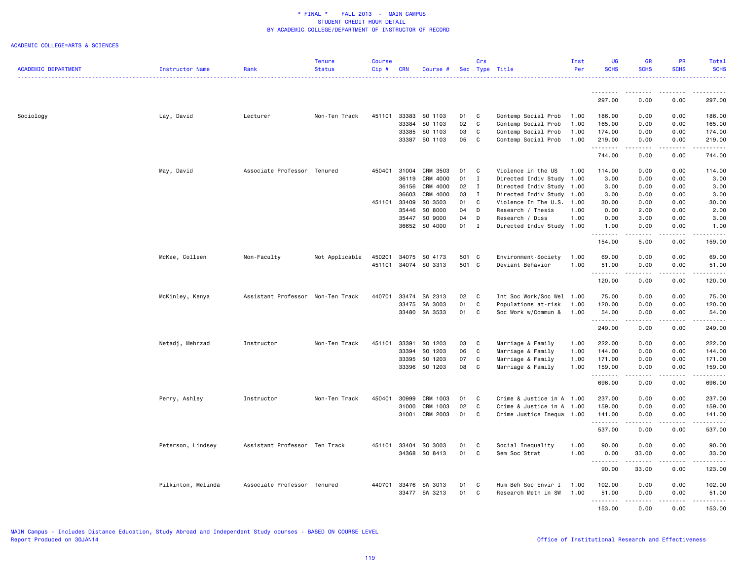\* FINAL \* FALL 2013 - MAIN CAMPUS
STUDENT CREDIT HOUR DETAIL
BY ACADEMIC COLLEGE/DEPARTMENT OF INSTRUCTOR OF RECORD

ACADEMIC COLLEGE=ARTS & SCIENCES

| ACADEMIC DEPARTMENT | Instructor Name | Rank | Tenure Status | Course Cip # | CRN | Course # | Sec | Crs Type | Title | Inst Per | UG SCHS | GR SCHS | PR SCHS | Total SCHS |
|---|---|---|---|---|---|---|---|---|---|---|---|---|---|---|
| | | | | | | | | | | | 297.00 | 0.00 | 0.00 | 297.00 |
| Sociology | Lay, David | Lecturer | Non-Ten Track | 451101 | 33383 | SO 1103 | 01 | C | Contemp Social Prob | 1.00 | 186.00 | 0.00 | 0.00 | 186.00 |
| | | | | | 33384 | SO 1103 | 02 | C | Contemp Social Prob | 1.00 | 165.00 | 0.00 | 0.00 | 165.00 |
| | | | | | 33385 | SO 1103 | 03 | C | Contemp Social Prob | 1.00 | 174.00 | 0.00 | 0.00 | 174.00 |
| | | | | | 33387 | SO 1103 | 05 | C | Contemp Social Prob | 1.00 | 219.00 | 0.00 | 0.00 | 219.00 |
| | | | | | | | | | | | 744.00 | 0.00 | 0.00 | 744.00 |
| | May, David | Associate Professor | Tenured | 450401 | 31004 | CRM 3503 | 01 | C | Violence in the US | 1.00 | 114.00 | 0.00 | 0.00 | 114.00 |
| | | | | | 36119 | CRM 4000 | 01 | I | Directed Indiv Study | 1.00 | 3.00 | 0.00 | 0.00 | 3.00 |
| | | | | | 36156 | CRM 4000 | 02 | I | Directed Indiv Study | 1.00 | 3.00 | 0.00 | 0.00 | 3.00 |
| | | | | | 36603 | CRM 4000 | 03 | I | Directed Indiv Study | 1.00 | 3.00 | 0.00 | 0.00 | 3.00 |
| | | | | 451101 | 33409 | SO 3503 | 01 | C | Violence In The U.S. | 1.00 | 30.00 | 0.00 | 0.00 | 30.00 |
| | | | | | 35446 | SO 8000 | 04 | D | Research / Thesis | 1.00 | 0.00 | 2.00 | 0.00 | 2.00 |
| | | | | | 35447 | SO 9000 | 04 | D | Research / Diss | 1.00 | 0.00 | 3.00 | 0.00 | 3.00 |
| | | | | | 36652 | SO 4000 | 01 | I | Directed Indiv Study | 1.00 | 1.00 | 0.00 | 0.00 | 1.00 |
| | | | | | | | | | | | 154.00 | 5.00 | 0.00 | 159.00 |
| | McKee, Colleen | Non-Faculty | Not Applicable | 450201 | 34075 | SO 4173 | 501 | C | Environment-Society | 1.00 | 69.00 | 0.00 | 0.00 | 69.00 |
| | | | | 451101 | 34074 | SO 3313 | 501 | C | Deviant Behavior | 1.00 | 51.00 | 0.00 | 0.00 | 51.00 |
| | | | | | | | | | | | 120.00 | 0.00 | 0.00 | 120.00 |
| | McKinley, Kenya | Assistant Professor | Non-Ten Track | 440701 | 33474 | SW 2313 | 02 | C | Int Soc Work/Soc Wel | 1.00 | 75.00 | 0.00 | 0.00 | 75.00 |
| | | | | | 33475 | SW 3003 | 01 | C | Populations at-risk | 1.00 | 120.00 | 0.00 | 0.00 | 120.00 |
| | | | | | 33480 | SW 3533 | 01 | C | Soc Work w/Commun & | 1.00 | 54.00 | 0.00 | 0.00 | 54.00 |
| | | | | | | | | | | | 249.00 | 0.00 | 0.00 | 249.00 |
| | Netadj, Mehrzad | Instructor | Non-Ten Track | 451101 | 33391 | SO 1203 | 03 | C | Marriage & Family | 1.00 | 222.00 | 0.00 | 0.00 | 222.00 |
| | | | | | 33394 | SO 1203 | 06 | C | Marriage & Family | 1.00 | 144.00 | 0.00 | 0.00 | 144.00 |
| | | | | | 33395 | SO 1203 | 07 | C | Marriage & Family | 1.00 | 171.00 | 0.00 | 0.00 | 171.00 |
| | | | | | 33396 | SO 1203 | 08 | C | Marriage & Family | 1.00 | 159.00 | 0.00 | 0.00 | 159.00 |
| | | | | | | | | | | | 696.00 | 0.00 | 0.00 | 696.00 |
| | Perry, Ashley | Instructor | Non-Ten Track | 450401 | 30999 | CRM 1003 | 01 | C | Crime & Justice in A | 1.00 | 237.00 | 0.00 | 0.00 | 237.00 |
| | | | | | 31000 | CRM 1003 | 02 | C | Crime & Justice in A | 1.00 | 159.00 | 0.00 | 0.00 | 159.00 |
| | | | | | 31001 | CRM 2003 | 01 | C | Crime Justice Inequa | 1.00 | 141.00 | 0.00 | 0.00 | 141.00 |
| | | | | | | | | | | | 537.00 | 0.00 | 0.00 | 537.00 |
| | Peterson, Lindsey | Assistant Professor | Ten Track | 451101 | 33404 | SO 3003 | 01 | C | Social Inequality | 1.00 | 90.00 | 0.00 | 0.00 | 90.00 |
| | | | | | 34368 | SO 8413 | 01 | C | Sem Soc Strat | 1.00 | 0.00 | 33.00 | 0.00 | 33.00 |
| | | | | | | | | | | | 90.00 | 33.00 | 0.00 | 123.00 |
| | Pilkinton, Melinda | Associate Professor | Tenured | 440701 | 33476 | SW 3013 | 01 | C | Hum Beh Soc Envir I | 1.00 | 102.00 | 0.00 | 0.00 | 102.00 |
| | | | | | 33477 | SW 3213 | 01 | C | Research Meth in SW | 1.00 | 51.00 | 0.00 | 0.00 | 51.00 |
| | | | | | | | | | | | 153.00 | 0.00 | 0.00 | 153.00 |

MAIN Campus - Includes Distance Education, Study Abroad and Independent Study courses - BASED ON COURSE LEVEL
Report Produced on 30JAN14

Office of Institutional Research and Effectiveness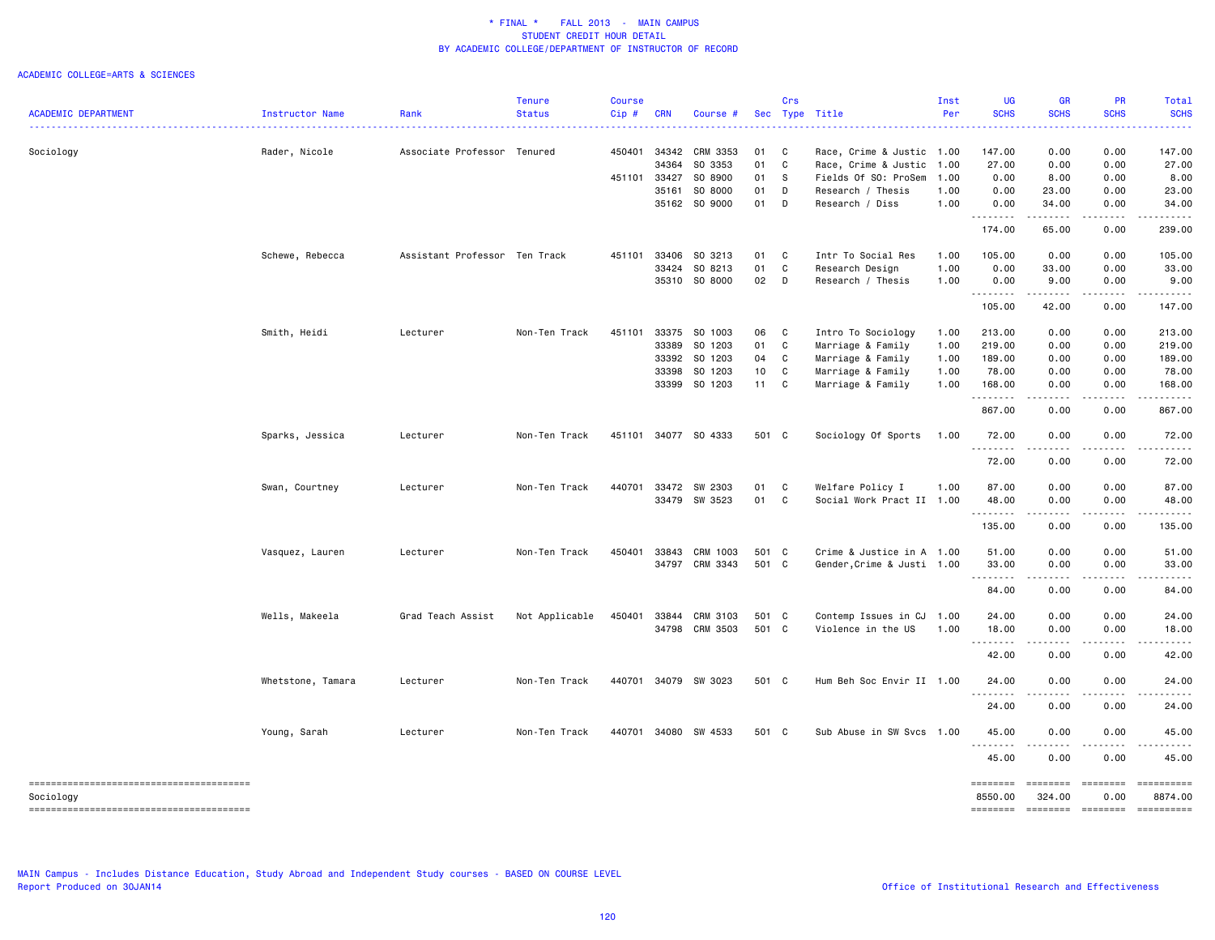\* FINAL \* FALL 2013 - MAIN CAMPUS
STUDENT CREDIT HOUR DETAIL
BY ACADEMIC COLLEGE/DEPARTMENT OF INSTRUCTOR OF RECORD

ACADEMIC COLLEGE=ARTS & SCIENCES

| ACADEMIC DEPARTMENT | Instructor Name | Rank | Tenure Status | Course Cip # | CRN | Course # | Sec | Crs Type | Title | Inst Per | UG SCHS | GR SCHS | PR SCHS | Total SCHS |
|---|---|---|---|---|---|---|---|---|---|---|---|---|---|---|
| Sociology | Rader, Nicole | Associate Professor | Tenured | 450401 | 34342 | CRM 3353 | 01 | C | Race, Crime & Justic | 1.00 | 147.00 | 0.00 | 0.00 | 147.00 |
| | | | | | 34364 | SO 3353 | 01 | C | Race, Crime & Justic | 1.00 | 27.00 | 0.00 | 0.00 | 27.00 |
| | | | | 451101 | 33427 | SO 8900 | 01 | S | Fields Of SO: ProSem | 1.00 | 0.00 | 8.00 | 0.00 | 8.00 |
| | | | | | 35161 | SO 8000 | 01 | D | Research / Thesis | 1.00 | 0.00 | 23.00 | 0.00 | 23.00 |
| | | | | | 35162 | SO 9000 | 01 | D | Research / Diss | 1.00 | 0.00 | 34.00 | 0.00 | 34.00 |
| | | | | | | | | | | | 174.00 | 65.00 | 0.00 | 239.00 |
| | Schewe, Rebecca | Assistant Professor | Ten Track | 451101 | 33406 | SO 3213 | 01 | C | Intr To Social Res | 1.00 | 105.00 | 0.00 | 0.00 | 105.00 |
| | | | | | 33424 | SO 8213 | 01 | C | Research Design | 1.00 | 0.00 | 33.00 | 0.00 | 33.00 |
| | | | | | 35310 | SO 8000 | 02 | D | Research / Thesis | 1.00 | 0.00 | 9.00 | 0.00 | 9.00 |
| | | | | | | | | | | | 105.00 | 42.00 | 0.00 | 147.00 |
| | Smith, Heidi | Lecturer | Non-Ten Track | 451101 | 33375 | SO 1003 | 06 | C | Intro To Sociology | 1.00 | 213.00 | 0.00 | 0.00 | 213.00 |
| | | | | | 33389 | SO 1203 | 01 | C | Marriage & Family | 1.00 | 219.00 | 0.00 | 0.00 | 219.00 |
| | | | | | 33392 | SO 1203 | 04 | C | Marriage & Family | 1.00 | 189.00 | 0.00 | 0.00 | 189.00 |
| | | | | | 33398 | SO 1203 | 10 | C | Marriage & Family | 1.00 | 78.00 | 0.00 | 0.00 | 78.00 |
| | | | | | 33399 | SO 1203 | 11 | C | Marriage & Family | 1.00 | 168.00 | 0.00 | 0.00 | 168.00 |
| | | | | | | | | | | | 867.00 | 0.00 | 0.00 | 867.00 |
| | Sparks, Jessica | Lecturer | Non-Ten Track | 451101 | 34077 | SO 4333 | 501 | C | Sociology Of Sports | 1.00 | 72.00 | 0.00 | 0.00 | 72.00 |
| | | | | | | | | | | | 72.00 | 0.00 | 0.00 | 72.00 |
| | Swan, Courtney | Lecturer | Non-Ten Track | 440701 | 33472 | SW 2303 | 01 | C | Welfare Policy I | 1.00 | 87.00 | 0.00 | 0.00 | 87.00 |
| | | | | | 33479 | SW 3523 | 01 | C | Social Work Pract II | 1.00 | 48.00 | 0.00 | 0.00 | 48.00 |
| | | | | | | | | | | | 135.00 | 0.00 | 0.00 | 135.00 |
| | Vasquez, Lauren | Lecturer | Non-Ten Track | 450401 | 33843 | CRM 1003 | 501 | C | Crime & Justice in A | 1.00 | 51.00 | 0.00 | 0.00 | 51.00 |
| | | | | | 34797 | CRM 3343 | 501 | C | Gender,Crime & Justi | 1.00 | 33.00 | 0.00 | 0.00 | 33.00 |
| | | | | | | | | | | | 84.00 | 0.00 | 0.00 | 84.00 |
| | Wells, Makeela | Grad Teach Assist | Not Applicable | 450401 | 33844 | CRM 3103 | 501 | C | Contemp Issues in CJ | 1.00 | 24.00 | 0.00 | 0.00 | 24.00 |
| | | | | | 34798 | CRM 3503 | 501 | C | Violence in the US | 1.00 | 18.00 | 0.00 | 0.00 | 18.00 |
| | | | | | | | | | | | 42.00 | 0.00 | 0.00 | 42.00 |
| | Whetstone, Tamara | Lecturer | Non-Ten Track | 440701 | 34079 | SW 3023 | 501 | C | Hum Beh Soc Envir II | 1.00 | 24.00 | 0.00 | 0.00 | 24.00 |
| | | | | | | | | | | | 24.00 | 0.00 | 0.00 | 24.00 |
| | Young, Sarah | Lecturer | Non-Ten Track | 440701 | 34080 | SW 4533 | 501 | C | Sub Abuse in SW Svcs | 1.00 | 45.00 | 0.00 | 0.00 | 45.00 |
| | | | | | | | | | | | 45.00 | 0.00 | 0.00 | 45.00 |
| Sociology | | | | | | | | | | | 8550.00 | 324.00 | 0.00 | 8874.00 |

MAIN Campus - Includes Distance Education, Study Abroad and Independent Study courses - BASED ON COURSE LEVEL
Report Produced on 30JAN14

Office of Institutional Research and Effectiveness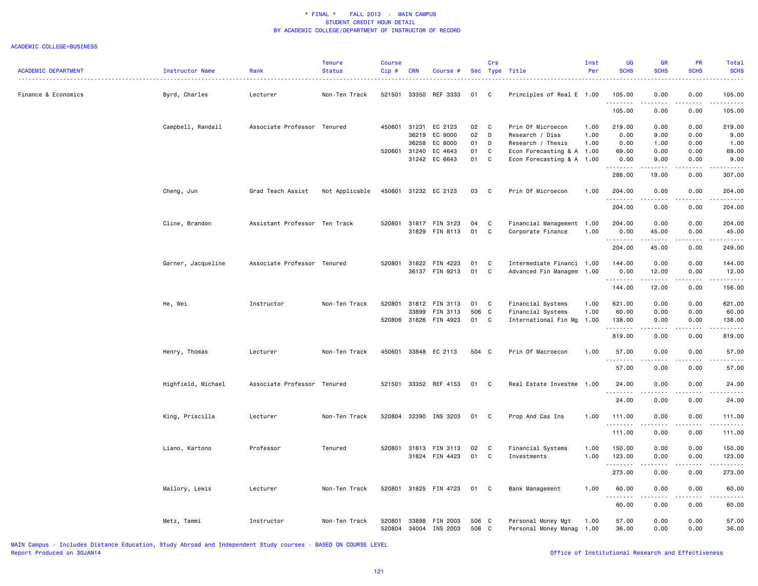* FINAL * FALL 2013 - MAIN CAMPUS
STUDENT CREDIT HOUR DETAIL
BY ACADEMIC COLLEGE/DEPARTMENT OF INSTRUCTOR OF RECORD

ACADEMIC COLLEGE=BUSINESS

| ACADEMIC DEPARTMENT | Instructor Name | Rank | Tenure Status | Course Cip # | CRN | Course # | Sec | Crs Type | Title | Inst Per | UG SCHS | GR SCHS | PR SCHS | Total SCHS |
|---|---|---|---|---|---|---|---|---|---|---|---|---|---|---|
| Finance & Economics | Byrd, Charles | Lecturer | Non-Ten Track | 521501 | 33350 | REF 3333 | 01 | C | Principles of Real E | 1.00 | 105.00 | 0.00 | 0.00 | 105.00 |
| | | | | | | | | | | | 105.00 | 0.00 | 0.00 | 105.00 |
| | Campbell, Randall | Associate Professor | Tenured | 450601 | 31231 | EC 2123 | 02 | C | Prin Of Microecon | 1.00 | 219.00 | 0.00 | 0.00 | 219.00 |
| | | | | | 36219 | EC 9000 | 02 | D | Research / Diss | 1.00 | 0.00 | 9.00 | 0.00 | 9.00 |
| | | | | | 36258 | EC 8000 | 01 | D | Research / Thesis | 1.00 | 0.00 | 1.00 | 0.00 | 1.00 |
| | | | | 520601 | 31240 | EC 4643 | 01 | C | Econ Forecasting & A | 1.00 | 69.00 | 0.00 | 0.00 | 69.00 |
| | | | | | 31242 | EC 6643 | 01 | C | Econ Forecasting & A | 1.00 | 0.00 | 9.00 | 0.00 | 9.00 |
| | | | | | | | | | | | 288.00 | 19.00 | 0.00 | 307.00 |
| | Cheng, Jun | Grad Teach Assist | Not Applicable | 450601 | 31232 | EC 2123 | 03 | C | Prin Of Microecon | 1.00 | 204.00 | 0.00 | 0.00 | 204.00 |
| | | | | | | | | | | | 204.00 | 0.00 | 0.00 | 204.00 |
| | Cline, Brandon | Assistant Professor | Ten Track | 520801 | 31817 | FIN 3123 | 04 | C | Financial Management | 1.00 | 204.00 | 0.00 | 0.00 | 204.00 |
| | | | | | 31829 | FIN 8113 | 01 | C | Corporate Finance | 1.00 | 0.00 | 45.00 | 0.00 | 45.00 |
| | | | | | | | | | | | 204.00 | 45.00 | 0.00 | 249.00 |
| | Garner, Jacqueline | Associate Professor | Tenured | 520801 | 31822 | FIN 4223 | 01 | C | Intermediate Financi | 1.00 | 144.00 | 0.00 | 0.00 | 144.00 |
| | | | | | 36137 | FIN 9213 | 01 | C | Advanced Fin Managem | 1.00 | 0.00 | 12.00 | 0.00 | 12.00 |
| | | | | | | | | | | | 144.00 | 12.00 | 0.00 | 156.00 |
| | He, Wei | Instructor | Non-Ten Track | 520801 | 31812 | FIN 3113 | 01 | C | Financial Systems | 1.00 | 621.00 | 0.00 | 0.00 | 621.00 |
| | | | | | 33899 | FIN 3113 | 506 | C | Financial Systems | 1.00 | 60.00 | 0.00 | 0.00 | 60.00 |
| | | | | 520806 | 31826 | FIN 4923 | 01 | C | International Fin Mg | 1.00 | 138.00 | 0.00 | 0.00 | 138.00 |
| | | | | | | | | | | | 819.00 | 0.00 | 0.00 | 819.00 |
| | Henry, Thomas | Lecturer | Non-Ten Track | 450601 | 33848 | EC 2113 | 504 | C | Prin Of Macroecon | 1.00 | 57.00 | 0.00 | 0.00 | 57.00 |
| | | | | | | | | | | | 57.00 | 0.00 | 0.00 | 57.00 |
| | Highfield, Michael | Associate Professor | Tenured | 521501 | 33352 | REF 4153 | 01 | C | Real Estate Investme | 1.00 | 24.00 | 0.00 | 0.00 | 24.00 |
| | | | | | | | | | | | 24.00 | 0.00 | 0.00 | 24.00 |
| | King, Priscilla | Lecturer | Non-Ten Track | 520804 | 32390 | INS 3203 | 01 | C | Prop And Cas Ins | 1.00 | 111.00 | 0.00 | 0.00 | 111.00 |
| | | | | | | | | | | | 111.00 | 0.00 | 0.00 | 111.00 |
| | Liano, Kartono | Professor | Tenured | 520801 | 31813 | FIN 3113 | 02 | C | Financial Systems | 1.00 | 150.00 | 0.00 | 0.00 | 150.00 |
| | | | | | 31824 | FIN 4423 | 01 | C | Investments | 1.00 | 123.00 | 0.00 | 0.00 | 123.00 |
| | | | | | | | | | | | 273.00 | 0.00 | 0.00 | 273.00 |
| | Mallory, Lewis | Lecturer | Non-Ten Track | 520801 | 31825 | FIN 4723 | 01 | C | Bank Management | 1.00 | 60.00 | 0.00 | 0.00 | 60.00 |
| | | | | | | | | | | | 60.00 | 0.00 | 0.00 | 60.00 |
| | Metz, Tammi | Instructor | Non-Ten Track | 520801 | 33898 | FIN 2003 | 506 | C | Personal Money Mgt | 1.00 | 57.00 | 0.00 | 0.00 | 57.00 |
| | | | | 520804 | 34004 | INS 2003 | 506 | C | Personal Money Manag | 1.00 | 36.00 | 0.00 | 0.00 | 36.00 |

MAIN Campus - Includes Distance Education, Study Abroad and Independent Study courses - BASED ON COURSE LEVEL
Report Produced on 30JAN14
Office of Institutional Research and Effectiveness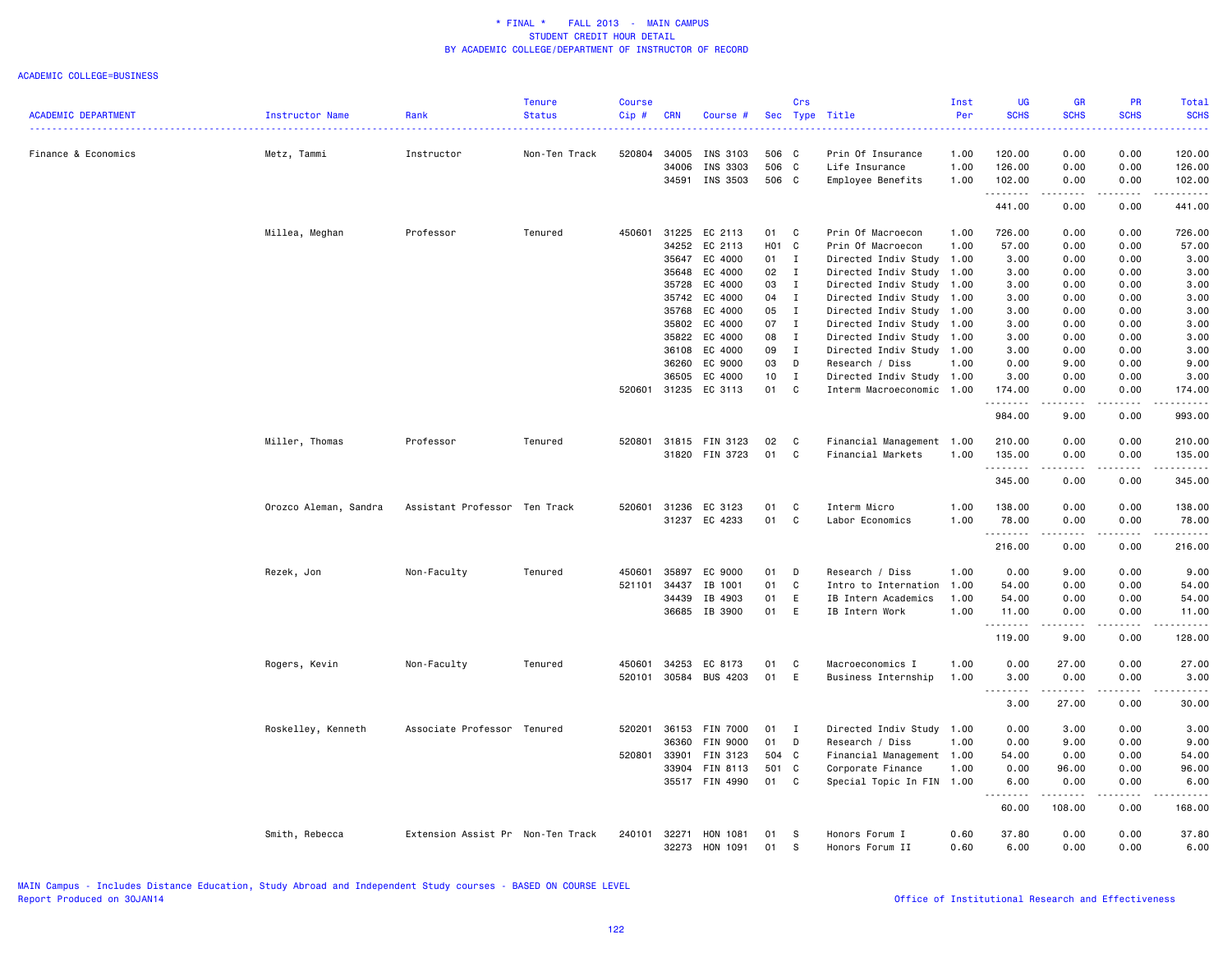# * FINAL * FALL 2013 - MAIN CAMPUS
## STUDENT CREDIT HOUR DETAIL
## BY ACADEMIC COLLEGE/DEPARTMENT OF INSTRUCTOR OF RECORD

ACADEMIC COLLEGE=BUSINESS

| ACADEMIC DEPARTMENT | Instructor Name | Rank | Tenure Status | Course Cip # | CRN | Course # | Sec | Crs Type | Title | Inst Per | UG SCHS | GR SCHS | PR SCHS | Total SCHS |
|---|---|---|---|---|---|---|---|---|---|---|---|---|---|---|
| Finance & Economics | Metz, Tammi | Instructor | Non-Ten Track | 520804 | 34005 | INS 3103 | 506 | C | Prin Of Insurance | 1.00 | 120.00 | 0.00 | 0.00 | 120.00 |
| | | | | | 34006 | INS 3303 | 506 | C | Life Insurance | 1.00 | 126.00 | 0.00 | 0.00 | 126.00 |
| | | | | | 34591 | INS 3503 | 506 | C | Employee Benefits | 1.00 | 102.00 | 0.00 | 0.00 | 102.00 |
| | | | | | | | | | | | 441.00 | 0.00 | 0.00 | 441.00 |
| | Millea, Meghan | Professor | Tenured | 450601 | 31225 | EC 2113 | 01 | C | Prin Of Macroecon | 1.00 | 726.00 | 0.00 | 0.00 | 726.00 |
| | | | | | 34252 | EC 2113 | H01 | C | Prin Of Macroecon | 1.00 | 57.00 | 0.00 | 0.00 | 57.00 |
| | | | | | 35647 | EC 4000 | 01 | I | Directed Indiv Study | 1.00 | 3.00 | 0.00 | 0.00 | 3.00 |
| | | | | | 35648 | EC 4000 | 02 | I | Directed Indiv Study | 1.00 | 3.00 | 0.00 | 0.00 | 3.00 |
| | | | | | 35728 | EC 4000 | 03 | I | Directed Indiv Study | 1.00 | 3.00 | 0.00 | 0.00 | 3.00 |
| | | | | | 35742 | EC 4000 | 04 | I | Directed Indiv Study | 1.00 | 3.00 | 0.00 | 0.00 | 3.00 |
| | | | | | 35768 | EC 4000 | 05 | I | Directed Indiv Study | 1.00 | 3.00 | 0.00 | 0.00 | 3.00 |
| | | | | | 35802 | EC 4000 | 07 | I | Directed Indiv Study | 1.00 | 3.00 | 0.00 | 0.00 | 3.00 |
| | | | | | 35822 | EC 4000 | 08 | I | Directed Indiv Study | 1.00 | 3.00 | 0.00 | 0.00 | 3.00 |
| | | | | | 36108 | EC 4000 | 09 | I | Directed Indiv Study | 1.00 | 3.00 | 0.00 | 0.00 | 3.00 |
| | | | | | 36260 | EC 9000 | 03 | D | Research / Diss | 1.00 | 0.00 | 9.00 | 0.00 | 9.00 |
| | | | | | 36505 | EC 4000 | 10 | I | Directed Indiv Study | 1.00 | 3.00 | 0.00 | 0.00 | 3.00 |
| | | | | 520601 | 31235 | EC 3113 | 01 | C | Interm Macroeconomic | 1.00 | 174.00 | 0.00 | 0.00 | 174.00 |
| | | | | | | | | | | | 984.00 | 9.00 | 0.00 | 993.00 |
| | Miller, Thomas | Professor | Tenured | 520801 | 31815 | FIN 3123 | 02 | C | Financial Management | 1.00 | 210.00 | 0.00 | 0.00 | 210.00 |
| | | | | | 31820 | FIN 3723 | 01 | C | Financial Markets | 1.00 | 135.00 | 0.00 | 0.00 | 135.00 |
| | | | | | | | | | | | 345.00 | 0.00 | 0.00 | 345.00 |
| | Orozco Aleman, Sandra | Assistant Professor | Ten Track | 520601 | 31236 | EC 3123 | 01 | C | Interm Micro | 1.00 | 138.00 | 0.00 | 0.00 | 138.00 |
| | | | | | 31237 | EC 4233 | 01 | C | Labor Economics | 1.00 | 78.00 | 0.00 | 0.00 | 78.00 |
| | | | | | | | | | | | 216.00 | 0.00 | 0.00 | 216.00 |
| | Rezek, Jon | Non-Faculty | Tenured | 450601 | 35897 | EC 9000 | 01 | D | Research / Diss | 1.00 | 0.00 | 9.00 | 0.00 | 9.00 |
| | | | | 521101 | 34437 | IB 1001 | 01 | C | Intro to Internation | 1.00 | 54.00 | 0.00 | 0.00 | 54.00 |
| | | | | | 34439 | IB 4903 | 01 | E | IB Intern Academics | 1.00 | 54.00 | 0.00 | 0.00 | 54.00 |
| | | | | | 36685 | IB 3900 | 01 | E | IB Intern Work | 1.00 | 11.00 | 0.00 | 0.00 | 11.00 |
| | | | | | | | | | | | 119.00 | 9.00 | 0.00 | 128.00 |
| | Rogers, Kevin | Non-Faculty | Tenured | 450601 | 34253 | EC 8173 | 01 | C | Macroeconomics I | 1.00 | 0.00 | 27.00 | 0.00 | 27.00 |
| | | | | 520101 | 30584 | BUS 4203 | 01 | E | Business Internship | 1.00 | 3.00 | 0.00 | 0.00 | 3.00 |
| | | | | | | | | | | | 3.00 | 27.00 | 0.00 | 30.00 |
| | Roskelley, Kenneth | Associate Professor | Tenured | 520201 | 36153 | FIN 7000 | 01 | I | Directed Indiv Study | 1.00 | 0.00 | 3.00 | 0.00 | 3.00 |
| | | | | | 36360 | FIN 9000 | 01 | D | Research / Diss | 1.00 | 0.00 | 9.00 | 0.00 | 9.00 |
| | | | | 520801 | 33901 | FIN 3123 | 504 | C | Financial Management | 1.00 | 54.00 | 0.00 | 0.00 | 54.00 |
| | | | | | 33904 | FIN 8113 | 501 | C | Corporate Finance | 1.00 | 0.00 | 96.00 | 0.00 | 96.00 |
| | | | | | 35517 | FIN 4990 | 01 | C | Special Topic In FIN | 1.00 | 6.00 | 0.00 | 0.00 | 6.00 |
| | | | | | | | | | | | 60.00 | 108.00 | 0.00 | 168.00 |
| | Smith, Rebecca | Extension Assist Pr | Non-Ten Track | 240101 | 32271 | HON 1081 | 01 | S | Honors Forum I | 0.60 | 37.80 | 0.00 | 0.00 | 37.80 |
| | | | | | 32273 | HON 1091 | 01 | S | Honors Forum II | 0.60 | 6.00 | 0.00 | 0.00 | 6.00 |

MAIN Campus - Includes Distance Education, Study Abroad and Independent Study courses - BASED ON COURSE LEVEL
Report Produced on 30JAN14

Office of Institutional Research and Effectiveness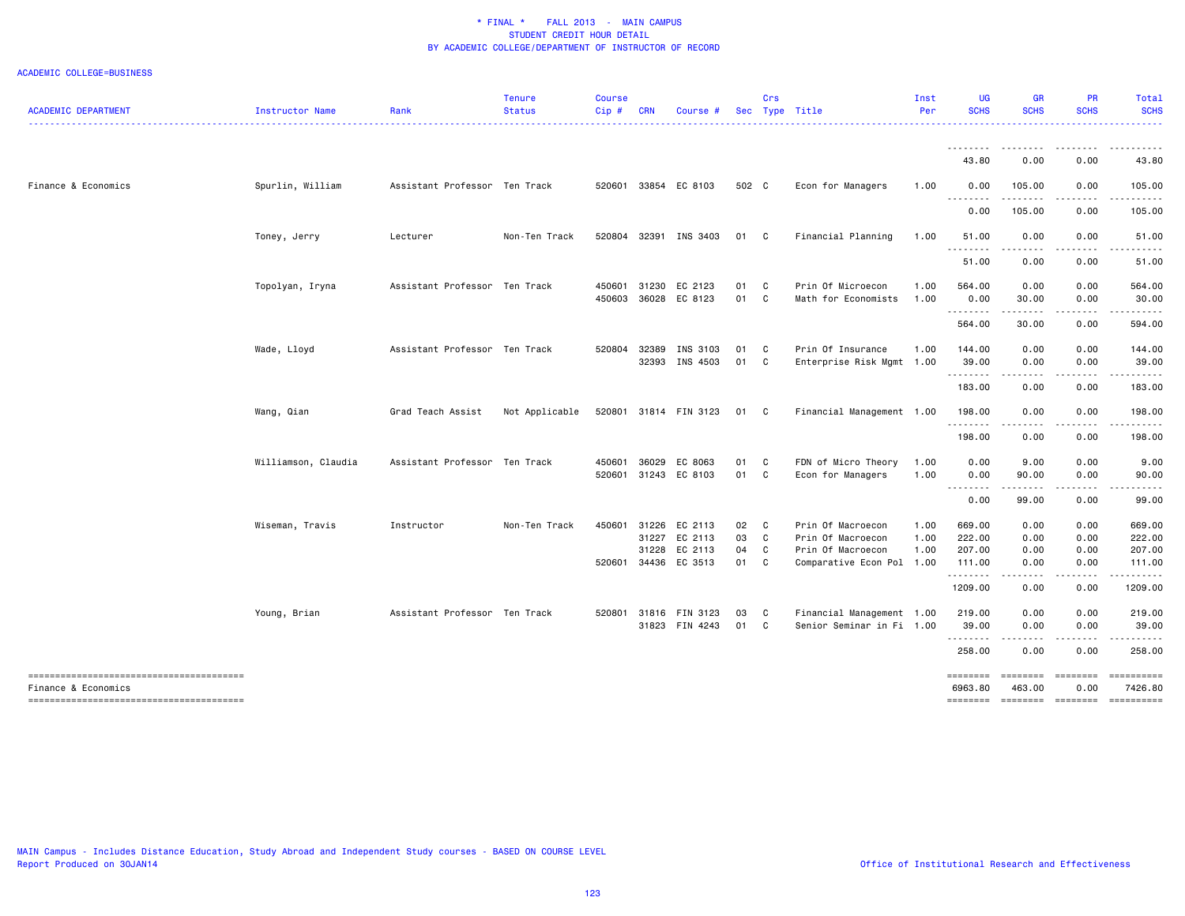\* FINAL \*    FALL 2013 - MAIN CAMPUS
STUDENT CREDIT HOUR DETAIL
BY ACADEMIC COLLEGE/DEPARTMENT OF INSTRUCTOR OF RECORD

ACADEMIC COLLEGE=BUSINESS

| ACADEMIC DEPARTMENT | Instructor Name | Rank | Tenure Status | Course Cip # | CRN | Course # | Sec | Crs Type | Title | Inst Per | UG SCHS | GR SCHS | PR SCHS | Total SCHS |
|---|---|---|---|---|---|---|---|---|---|---|---|---|---|---|
| | | | | | | | | | | | 43.80 | 0.00 | 0.00 | 43.80 |
| Finance & Economics | Spurlin, William | Assistant Professor | Ten Track | 520601 | 33854 | EC 8103 | 502 | C | Econ for Managers | 1.00 | 0.00 | 105.00 | 0.00 | 105.00 |
| | | | | | | | | | | | 0.00 | 105.00 | 0.00 | 105.00 |
| | Toney, Jerry | Lecturer | Non-Ten Track | 520804 | 32391 | INS 3403 | 01 | C | Financial Planning | 1.00 | 51.00 | 0.00 | 0.00 | 51.00 |
| | | | | | | | | | | | 51.00 | 0.00 | 0.00 | 51.00 |
| | Topolyan, Iryna | Assistant Professor | Ten Track | 450601 | 31230 | EC 2123 | 01 | C | Prin Of Microecon | 1.00 | 564.00 | 0.00 | 0.00 | 564.00 |
| | | | | 450603 | 36028 | EC 8123 | 01 | C | Math for Economists | 1.00 | 0.00 | 30.00 | 0.00 | 30.00 |
| | | | | | | | | | | | 564.00 | 30.00 | 0.00 | 594.00 |
| | Wade, Lloyd | Assistant Professor | Ten Track | 520804 | 32389 | INS 3103 | 01 | C | Prin Of Insurance | 1.00 | 144.00 | 0.00 | 0.00 | 144.00 |
| | | | | | 32393 | INS 4503 | 01 | C | Enterprise Risk Mgmt | 1.00 | 39.00 | 0.00 | 0.00 | 39.00 |
| | | | | | | | | | | | 183.00 | 0.00 | 0.00 | 183.00 |
| | Wang, Qian | Grad Teach Assist | Not Applicable | 520801 | 31814 | FIN 3123 | 01 | C | Financial Management | 1.00 | 198.00 | 0.00 | 0.00 | 198.00 |
| | | | | | | | | | | | 198.00 | 0.00 | 0.00 | 198.00 |
| | Williamson, Claudia | Assistant Professor | Ten Track | 450601 | 36029 | EC 8063 | 01 | C | FDN of Micro Theory | 1.00 | 0.00 | 9.00 | 0.00 | 9.00 |
| | | | | 520601 | 31243 | EC 8103 | 01 | C | Econ for Managers | 1.00 | 0.00 | 90.00 | 0.00 | 90.00 |
| | | | | | | | | | | | 0.00 | 99.00 | 0.00 | 99.00 |
| | Wiseman, Travis | Instructor | Non-Ten Track | 450601 | 31226 | EC 2113 | 02 | C | Prin Of Macroecon | 1.00 | 669.00 | 0.00 | 0.00 | 669.00 |
| | | | | | 31227 | EC 2113 | 03 | C | Prin Of Macroecon | 1.00 | 222.00 | 0.00 | 0.00 | 222.00 |
| | | | | | 31228 | EC 2113 | 04 | C | Prin Of Macroecon | 1.00 | 207.00 | 0.00 | 0.00 | 207.00 |
| | | | | 520601 | 34436 | EC 3513 | 01 | C | Comparative Econ Pol | 1.00 | 111.00 | 0.00 | 0.00 | 111.00 |
| | | | | | | | | | | | 1209.00 | 0.00 | 0.00 | 1209.00 |
| | Young, Brian | Assistant Professor | Ten Track | 520801 | 31816 | FIN 3123 | 03 | C | Financial Management | 1.00 | 219.00 | 0.00 | 0.00 | 219.00 |
| | | | | | 31823 | FIN 4243 | 01 | C | Senior Seminar in Fi | 1.00 | 39.00 | 0.00 | 0.00 | 39.00 |
| | | | | | | | | | | | 258.00 | 0.00 | 0.00 | 258.00 |
| Finance & Economics | | | | | | | | | | | 6963.80 | 463.00 | 0.00 | 7426.80 |

MAIN Campus - Includes Distance Education, Study Abroad and Independent Study courses - BASED ON COURSE LEVEL
Report Produced on 30JAN14

Office of Institutional Research and Effectiveness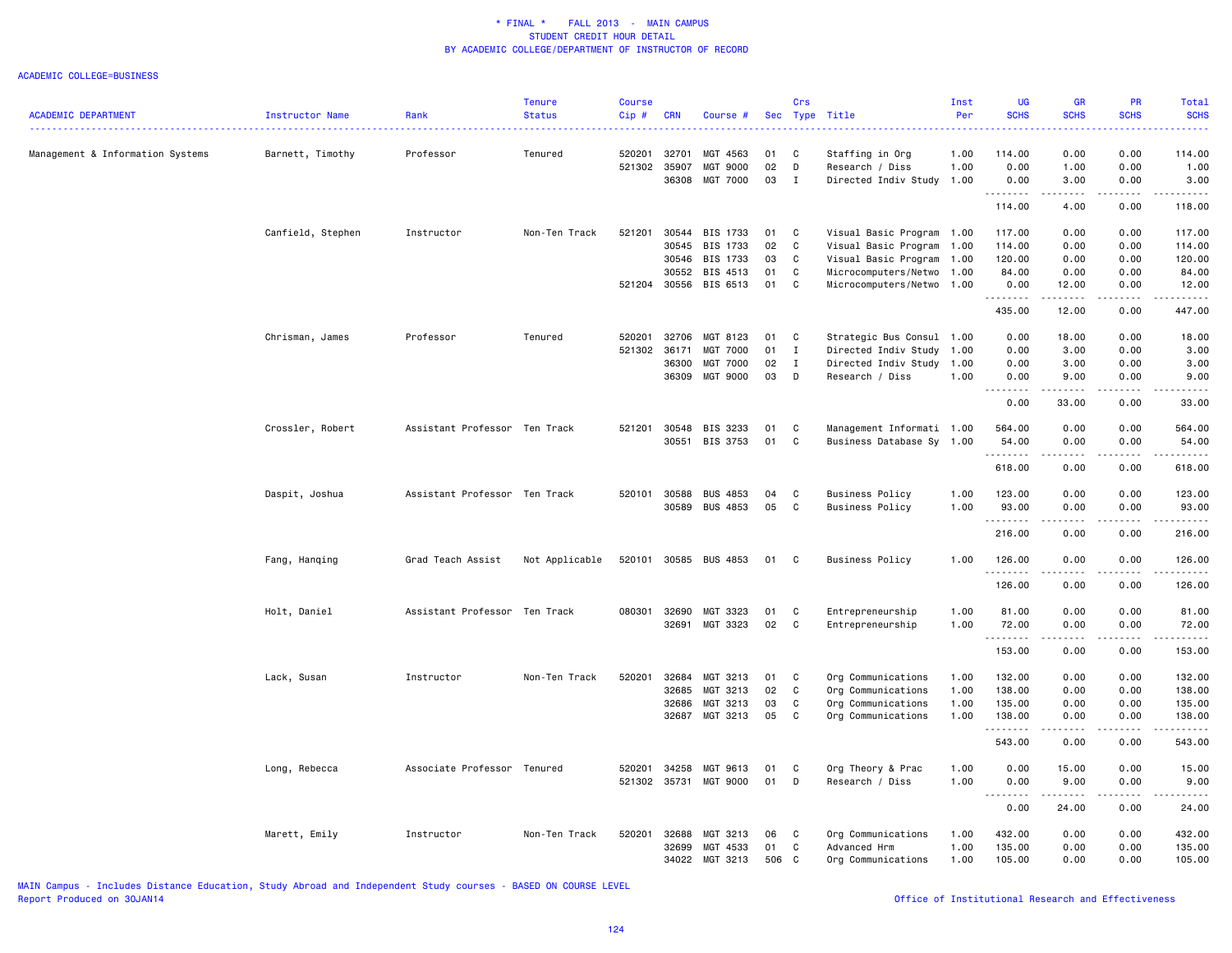* FINAL * FALL 2013 - MAIN CAMPUS
STUDENT CREDIT HOUR DETAIL
BY ACADEMIC COLLEGE/DEPARTMENT OF INSTRUCTOR OF RECORD

ACADEMIC COLLEGE=BUSINESS

| ACADEMIC DEPARTMENT | Instructor Name | Rank | Tenure Status | Course Cip # | CRN | Course # | Sec | Crs Type | Title | Inst Per | UG SCHS | GR SCHS | PR SCHS | Total SCHS |
|---|---|---|---|---|---|---|---|---|---|---|---|---|---|---|
| Management & Information Systems | Barnett, Timothy | Professor | Tenured | 520201 | 32701 | MGT 4563 | 01 | C | Staffing in Org | 1.00 | 114.00 | 0.00 | 0.00 | 114.00 |
| | | | | 521302 | 35907 | MGT 9000 | 02 | D | Research / Diss | 1.00 | 0.00 | 1.00 | 0.00 | 1.00 |
| | | | | | 36308 | MGT 7000 | 03 | I | Directed Indiv Study | 1.00 | 0.00 | 3.00 | 0.00 | 3.00 |
| | | | | | | | | | | | 114.00 | 4.00 | 0.00 | 118.00 |
| | Canfield, Stephen | Instructor | Non-Ten Track | 521201 | 30544 | BIS 1733 | 01 | C | Visual Basic Program | 1.00 | 117.00 | 0.00 | 0.00 | 117.00 |
| | | | | | 30545 | BIS 1733 | 02 | C | Visual Basic Program | 1.00 | 114.00 | 0.00 | 0.00 | 114.00 |
| | | | | | 30546 | BIS 1733 | 03 | C | Visual Basic Program | 1.00 | 120.00 | 0.00 | 0.00 | 120.00 |
| | | | | | 30552 | BIS 4513 | 01 | C | Microcomputers/Netwo | 1.00 | 84.00 | 0.00 | 0.00 | 84.00 |
| | | | | 521204 | 30556 | BIS 6513 | 01 | C | Microcomputers/Netwo | 1.00 | 0.00 | 12.00 | 0.00 | 12.00 |
| | | | | | | | | | | | 435.00 | 12.00 | 0.00 | 447.00 |
| | Chrisman, James | Professor | Tenured | 520201 | 32706 | MGT 8123 | 01 | C | Strategic Bus Consul | 1.00 | 0.00 | 18.00 | 0.00 | 18.00 |
| | | | | 521302 | 36171 | MGT 7000 | 01 | I | Directed Indiv Study | 1.00 | 0.00 | 3.00 | 0.00 | 3.00 |
| | | | | | 36300 | MGT 7000 | 02 | I | Directed Indiv Study | 1.00 | 0.00 | 3.00 | 0.00 | 3.00 |
| | | | | | 36309 | MGT 9000 | 03 | D | Research / Diss | 1.00 | 0.00 | 9.00 | 0.00 | 9.00 |
| | | | | | | | | | | | 0.00 | 33.00 | 0.00 | 33.00 |
| | Crossler, Robert | Assistant Professor | Ten Track | 521201 | 30548 | BIS 3233 | 01 | C | Management Informati | 1.00 | 564.00 | 0.00 | 0.00 | 564.00 |
| | | | | | 30551 | BIS 3753 | 01 | C | Business Database Sy | 1.00 | 54.00 | 0.00 | 0.00 | 54.00 |
| | | | | | | | | | | | 618.00 | 0.00 | 0.00 | 618.00 |
| | Daspit, Joshua | Assistant Professor | Ten Track | 520101 | 30588 | BUS 4853 | 04 | C | Business Policy | 1.00 | 123.00 | 0.00 | 0.00 | 123.00 |
| | | | | | 30589 | BUS 4853 | 05 | C | Business Policy | 1.00 | 93.00 | 0.00 | 0.00 | 93.00 |
| | | | | | | | | | | | 216.00 | 0.00 | 0.00 | 216.00 |
| | Fang, Hanqing | Grad Teach Assist | Not Applicable | 520101 | 30585 | BUS 4853 | 01 | C | Business Policy | 1.00 | 126.00 | 0.00 | 0.00 | 126.00 |
| | | | | | | | | | | | 126.00 | 0.00 | 0.00 | 126.00 |
| | Holt, Daniel | Assistant Professor | Ten Track | 080301 | 32690 | MGT 3323 | 01 | C | Entrepreneurship | 1.00 | 81.00 | 0.00 | 0.00 | 81.00 |
| | | | | | 32691 | MGT 3323 | 02 | C | Entrepreneurship | 1.00 | 72.00 | 0.00 | 0.00 | 72.00 |
| | | | | | | | | | | | 153.00 | 0.00 | 0.00 | 153.00 |
| | Lack, Susan | Instructor | Non-Ten Track | 520201 | 32684 | MGT 3213 | 01 | C | Org Communications | 1.00 | 132.00 | 0.00 | 0.00 | 132.00 |
| | | | | | 32685 | MGT 3213 | 02 | C | Org Communications | 1.00 | 138.00 | 0.00 | 0.00 | 138.00 |
| | | | | | 32686 | MGT 3213 | 03 | C | Org Communications | 1.00 | 135.00 | 0.00 | 0.00 | 135.00 |
| | | | | | 32687 | MGT 3213 | 05 | C | Org Communications | 1.00 | 138.00 | 0.00 | 0.00 | 138.00 |
| | | | | | | | | | | | 543.00 | 0.00 | 0.00 | 543.00 |
| | Long, Rebecca | Associate Professor | Tenured | 520201 | 34258 | MGT 9613 | 01 | C | Org Theory & Prac | 1.00 | 0.00 | 15.00 | 0.00 | 15.00 |
| | | | | 521302 | 35731 | MGT 9000 | 01 | D | Research / Diss | 1.00 | 0.00 | 9.00 | 0.00 | 9.00 |
| | | | | | | | | | | | 0.00 | 24.00 | 0.00 | 24.00 |
| | Marett, Emily | Instructor | Non-Ten Track | 520201 | 32688 | MGT 3213 | 06 | C | Org Communications | 1.00 | 432.00 | 0.00 | 0.00 | 432.00 |
| | | | | | 32699 | MGT 4533 | 01 | C | Advanced Hrm | 1.00 | 135.00 | 0.00 | 0.00 | 135.00 |
| | | | | | 34022 | MGT 3213 | 506 | C | Org Communications | 1.00 | 105.00 | 0.00 | 0.00 | 105.00 |

MAIN Campus - Includes Distance Education, Study Abroad and Independent Study courses - BASED ON COURSE LEVEL
Report Produced on 30JAN14

Office of Institutional Research and Effectiveness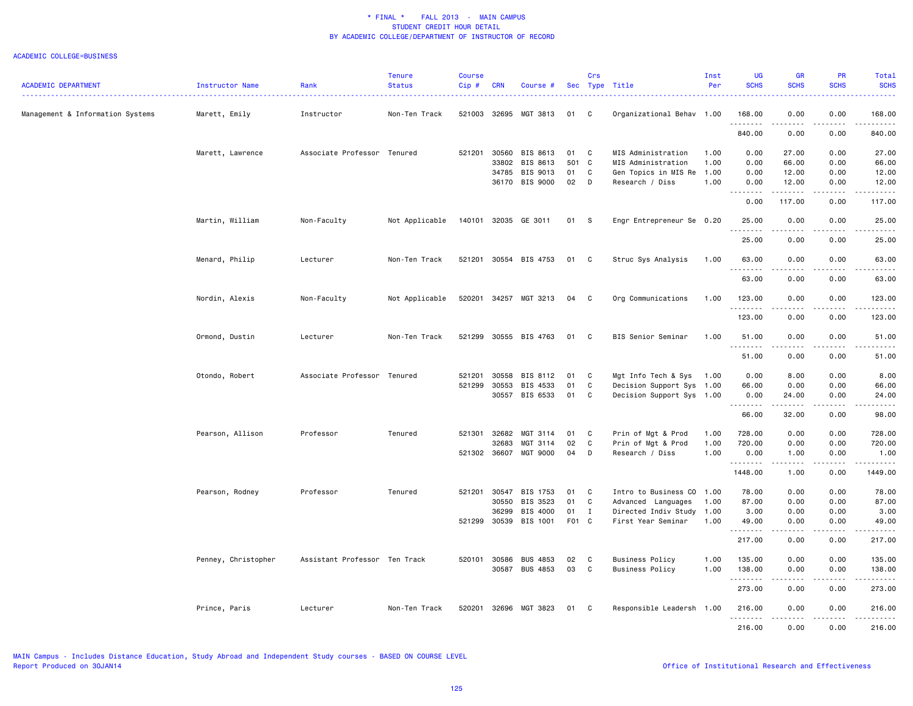# * FINAL * FALL 2013 - MAIN CAMPUS
## STUDENT CREDIT HOUR DETAIL
## BY ACADEMIC COLLEGE/DEPARTMENT OF INSTRUCTOR OF RECORD

ACADEMIC COLLEGE=BUSINESS

| ACADEMIC DEPARTMENT | Instructor Name | Rank | Tenure Status | Course Cip # | CRN | Course # | Sec | Crs Type | Title | Inst Per | UG SCHS | GR SCHS | PR SCHS | Total SCHS |
|---|---|---|---|---|---|---|---|---|---|---|---|---|---|---|
| Management & Information Systems | Marett, Emily | Instructor | Non-Ten Track | 521003 | 32695 | MGT 3813 | 01 | C | Organizational Behav | 1.00 | 168.00 | 0.00 | 0.00 | 168.00 |
| | | | | | | | | | | | 840.00 | 0.00 | 0.00 | 840.00 |
| | Marett, Lawrence | Associate Professor | Tenured | 521201 | 30560 | BIS 8613 | 01 | C | MIS Administration | 1.00 | 0.00 | 27.00 | 0.00 | 27.00 |
| | | | | | 33802 | BIS 8613 | 501 | C | MIS Administration | 1.00 | 0.00 | 66.00 | 0.00 | 66.00 |
| | | | | | 34785 | BIS 9013 | 01 | C | Gen Topics in MIS Re | 1.00 | 0.00 | 12.00 | 0.00 | 12.00 |
| | | | | | 36170 | BIS 9000 | 02 | D | Research / Diss | 1.00 | 0.00 | 12.00 | 0.00 | 12.00 |
| | | | | | | | | | | | 0.00 | 117.00 | 0.00 | 117.00 |
| | Martin, William | Non-Faculty | Not Applicable | 140101 | 32035 | GE 3011 | 01 | S | Engr Entrepreneur Se | 0.20 | 25.00 | 0.00 | 0.00 | 25.00 |
| | | | | | | | | | | | 25.00 | 0.00 | 0.00 | 25.00 |
| | Menard, Philip | Lecturer | Non-Ten Track | 521201 | 30554 | BIS 4753 | 01 | C | Struc Sys Analysis | 1.00 | 63.00 | 0.00 | 0.00 | 63.00 |
| | | | | | | | | | | | 63.00 | 0.00 | 0.00 | 63.00 |
| | Nordin, Alexis | Non-Faculty | Not Applicable | 520201 | 34257 | MGT 3213 | 04 | C | Org Communications | 1.00 | 123.00 | 0.00 | 0.00 | 123.00 |
| | | | | | | | | | | | 123.00 | 0.00 | 0.00 | 123.00 |
| | Ormond, Dustin | Lecturer | Non-Ten Track | 521299 | 30555 | BIS 4763 | 01 | C | BIS Senior Seminar | 1.00 | 51.00 | 0.00 | 0.00 | 51.00 |
| | | | | | | | | | | | 51.00 | 0.00 | 0.00 | 51.00 |
| | Otondo, Robert | Associate Professor | Tenured | 521201 | 30558 | BIS 8112 | 01 | C | Mgt Info Tech & Sys | 1.00 | 0.00 | 8.00 | 0.00 | 8.00 |
| | | | | 521299 | 30553 | BIS 4533 | 01 | C | Decision Support Sys | 1.00 | 66.00 | 0.00 | 0.00 | 66.00 |
| | | | | | 30557 | BIS 6533 | 01 | C | Decision Support Sys | 1.00 | 0.00 | 24.00 | 0.00 | 24.00 |
| | | | | | | | | | | | 66.00 | 32.00 | 0.00 | 98.00 |
| | Pearson, Allison | Professor | Tenured | 521301 | 32682 | MGT 3114 | 01 | C | Prin of Mgt & Prod | 1.00 | 728.00 | 0.00 | 0.00 | 728.00 |
| | | | | | 32683 | MGT 3114 | 02 | C | Prin of Mgt & Prod | 1.00 | 720.00 | 0.00 | 0.00 | 720.00 |
| | | | | 521302 | 36607 | MGT 9000 | 04 | D | Research / Diss | 1.00 | 0.00 | 1.00 | 0.00 | 1.00 |
| | | | | | | | | | | | 1448.00 | 1.00 | 0.00 | 1449.00 |
| | Pearson, Rodney | Professor | Tenured | 521201 | 30547 | BIS 1753 | 01 | C | Intro to Business CO | 1.00 | 78.00 | 0.00 | 0.00 | 78.00 |
| | | | | | 30550 | BIS 3523 | 01 | C | Advanced Languages | 1.00 | 87.00 | 0.00 | 0.00 | 87.00 |
| | | | | | 36299 | BIS 4000 | 01 | I | Directed Indiv Study | 1.00 | 3.00 | 0.00 | 0.00 | 3.00 |
| | | | | 521299 | 30539 | BIS 1001 | F01 | C | First Year Seminar | 1.00 | 49.00 | 0.00 | 0.00 | 49.00 |
| | | | | | | | | | | | 217.00 | 0.00 | 0.00 | 217.00 |
| | Penney, Christopher | Assistant Professor | Ten Track | 520101 | 30586 | BUS 4853 | 02 | C | Business Policy | 1.00 | 135.00 | 0.00 | 0.00 | 135.00 |
| | | | | | 30587 | BUS 4853 | 03 | C | Business Policy | 1.00 | 138.00 | 0.00 | 0.00 | 138.00 |
| | | | | | | | | | | | 273.00 | 0.00 | 0.00 | 273.00 |
| | Prince, Paris | Lecturer | Non-Ten Track | 520201 | 32696 | MGT 3823 | 01 | C | Responsible Leadersh | 1.00 | 216.00 | 0.00 | 0.00 | 216.00 |
| | | | | | | | | | | | 216.00 | 0.00 | 0.00 | 216.00 |

MAIN Campus - Includes Distance Education, Study Abroad and Independent Study courses - BASED ON COURSE LEVEL
Report Produced on 30JAN14

Office of Institutional Research and Effectiveness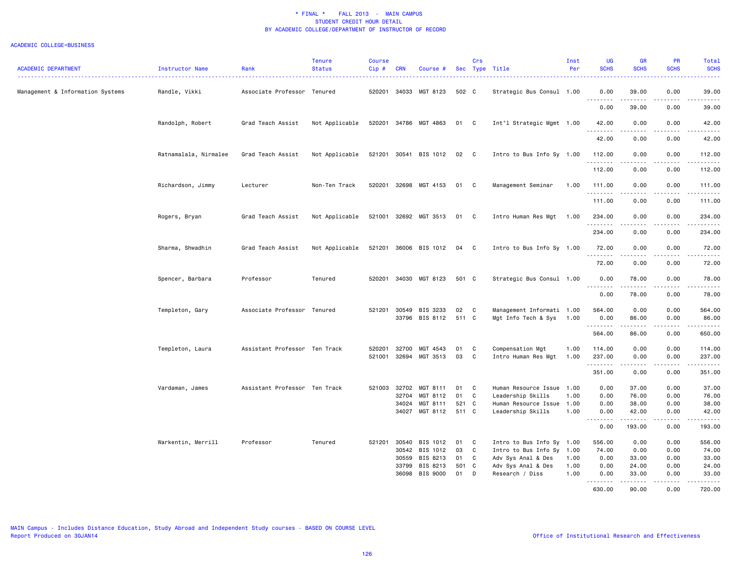\* FINAL \* FALL 2013 - MAIN CAMPUS
STUDENT CREDIT HOUR DETAIL
BY ACADEMIC COLLEGE/DEPARTMENT OF INSTRUCTOR OF RECORD

ACADEMIC COLLEGE=BUSINESS

| ACADEMIC DEPARTMENT | Instructor Name | Rank | Tenure Status | Course Cip # | CRN | Course # | Sec | Crs Type | Title | Inst Per | UG SCHS | GR SCHS | PR SCHS | Total SCHS |
|---|---|---|---|---|---|---|---|---|---|---|---|---|---|---|
| Management & Information Systems | Randle, Vikki | Associate Professor | Tenured | 520201 | 34033 | MGT 8123 | 502 | C | Strategic Bus Consul | 1.00 | 0.00 | 39.00 | 0.00 | 39.00 |
| | | | | | | | | | | | 0.00 | 39.00 | 0.00 | 39.00 |
| | Randolph, Robert | Grad Teach Assist | Not Applicable | 520201 | 34786 | MGT 4863 | 01 | C | Int'l Strategic Mgmt | 1.00 | 42.00 | 0.00 | 0.00 | 42.00 |
| | | | | | | | | | | | 42.00 | 0.00 | 0.00 | 42.00 |
| | Ratnamalala, Nirmalee | Grad Teach Assist | Not Applicable | 521201 | 30541 | BIS 1012 | 02 | C | Intro to Bus Info Sy | 1.00 | 112.00 | 0.00 | 0.00 | 112.00 |
| | | | | | | | | | | | 112.00 | 0.00 | 0.00 | 112.00 |
| | Richardson, Jimmy | Lecturer | Non-Ten Track | 520201 | 32698 | MGT 4153 | 01 | C | Management Seminar | 1.00 | 111.00 | 0.00 | 0.00 | 111.00 |
| | | | | | | | | | | | 111.00 | 0.00 | 0.00 | 111.00 |
| | Rogers, Bryan | Grad Teach Assist | Not Applicable | 521001 | 32692 | MGT 3513 | 01 | C | Intro Human Res Mgt | 1.00 | 234.00 | 0.00 | 0.00 | 234.00 |
| | | | | | | | | | | | 234.00 | 0.00 | 0.00 | 234.00 |
| | Sharma, Shwadhin | Grad Teach Assist | Not Applicable | 521201 | 36006 | BIS 1012 | 04 | C | Intro to Bus Info Sy | 1.00 | 72.00 | 0.00 | 0.00 | 72.00 |
| | | | | | | | | | | | 72.00 | 0.00 | 0.00 | 72.00 |
| | Spencer, Barbara | Professor | Tenured | 520201 | 34030 | MGT 8123 | 501 | C | Strategic Bus Consul | 1.00 | 0.00 | 78.00 | 0.00 | 78.00 |
| | | | | | | | | | | | 0.00 | 78.00 | 0.00 | 78.00 |
| | Templeton, Gary | Associate Professor | Tenured | 521201 | 30549 | BIS 3233 | 02 | C | Management Informati | 1.00 | 564.00 | 0.00 | 0.00 | 564.00 |
| | | | | | 33796 | BIS 8112 | 511 | C | Mgt Info Tech & Sys | 1.00 | 0.00 | 86.00 | 0.00 | 86.00 |
| | | | | | | | | | | | 564.00 | 86.00 | 0.00 | 650.00 |
| | Templeton, Laura | Assistant Professor | Ten Track | 520201 | 32700 | MGT 4543 | 01 | C | Compensation Mgt | 1.00 | 114.00 | 0.00 | 0.00 | 114.00 |
| | | | | 521001 | 32694 | MGT 3513 | 03 | C | Intro Human Res Mgt | 1.00 | 237.00 | 0.00 | 0.00 | 237.00 |
| | | | | | | | | | | | 351.00 | 0.00 | 0.00 | 351.00 |
| | Vardaman, James | Assistant Professor | Ten Track | 521003 | 32702 | MGT 8111 | 01 | C | Human Resource Issue | 1.00 | 0.00 | 37.00 | 0.00 | 37.00 |
| | | | | | 32704 | MGT 8112 | 01 | C | Leadership Skills | 1.00 | 0.00 | 76.00 | 0.00 | 76.00 |
| | | | | | 34024 | MGT 8111 | 521 | C | Human Resource Issue | 1.00 | 0.00 | 38.00 | 0.00 | 38.00 |
| | | | | | 34027 | MGT 8112 | 511 | C | Leadership Skills | 1.00 | 0.00 | 42.00 | 0.00 | 42.00 |
| | | | | | | | | | | | 0.00 | 193.00 | 0.00 | 193.00 |
| | Warkentin, Merrill | Professor | Tenured | 521201 | 30540 | BIS 1012 | 01 | C | Intro to Bus Info Sy | 1.00 | 556.00 | 0.00 | 0.00 | 556.00 |
| | | | | | 30542 | BIS 1012 | 03 | C | Intro to Bus Info Sy | 1.00 | 74.00 | 0.00 | 0.00 | 74.00 |
| | | | | | 30559 | BIS 8213 | 01 | C | Adv Sys Anal & Des | 1.00 | 0.00 | 33.00 | 0.00 | 33.00 |
| | | | | | 33799 | BIS 8213 | 501 | C | Adv Sys Anal & Des | 1.00 | 0.00 | 24.00 | 0.00 | 24.00 |
| | | | | | 36098 | BIS 9000 | 01 | D | Research / Diss | 1.00 | 0.00 | 33.00 | 0.00 | 33.00 |
| | | | | | | | | | | | 630.00 | 90.00 | 0.00 | 720.00 |

MAIN Campus - Includes Distance Education, Study Abroad and Independent Study courses - BASED ON COURSE LEVEL
Report Produced on 30JAN14

Office of Institutional Research and Effectiveness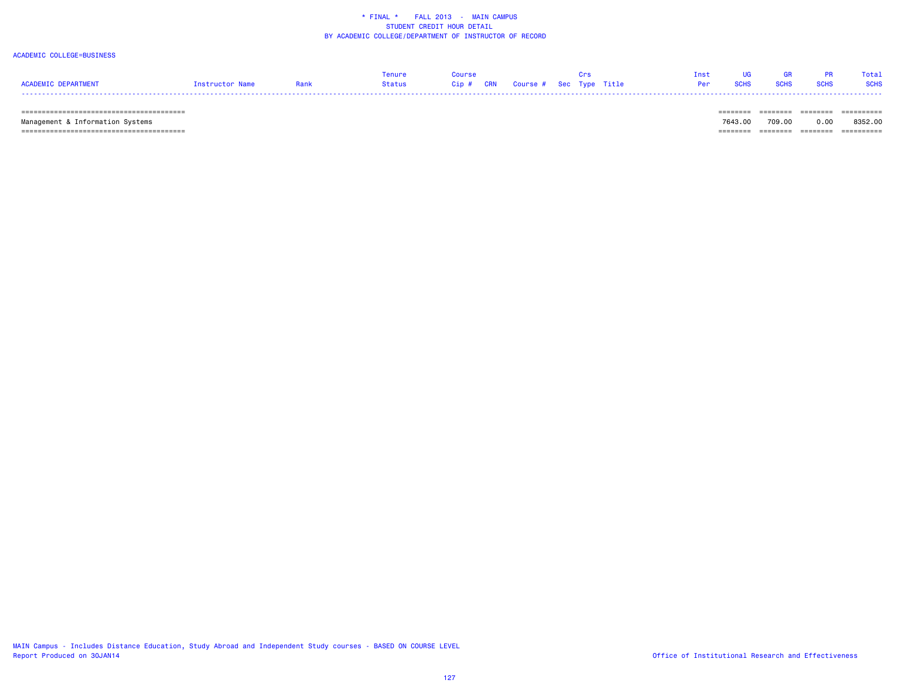ACADEMIC COLLEGE=BUSINESS

| ACADEMIC DEPARTMENT | Instructor Name | Rank | Tenure Status | Course Cip # | CRN | Course # | Sec | Crs Type | Title | Inst Per | UG SCHS | GR SCHS | PR SCHS | Total SCHS |
|---|---|---|---|---|---|---|---|---|---|---|---|---|---|---|
| Management & Information Systems | | | | | | | | | | | 7643.00 | 709.00 | 0.00 | 8352.00 |

MAIN Campus - Includes Distance Education, Study Abroad and Independent Study courses - BASED ON COURSE LEVEL
Report Produced on 30JAN14

Office of Institutional Research and Effectiveness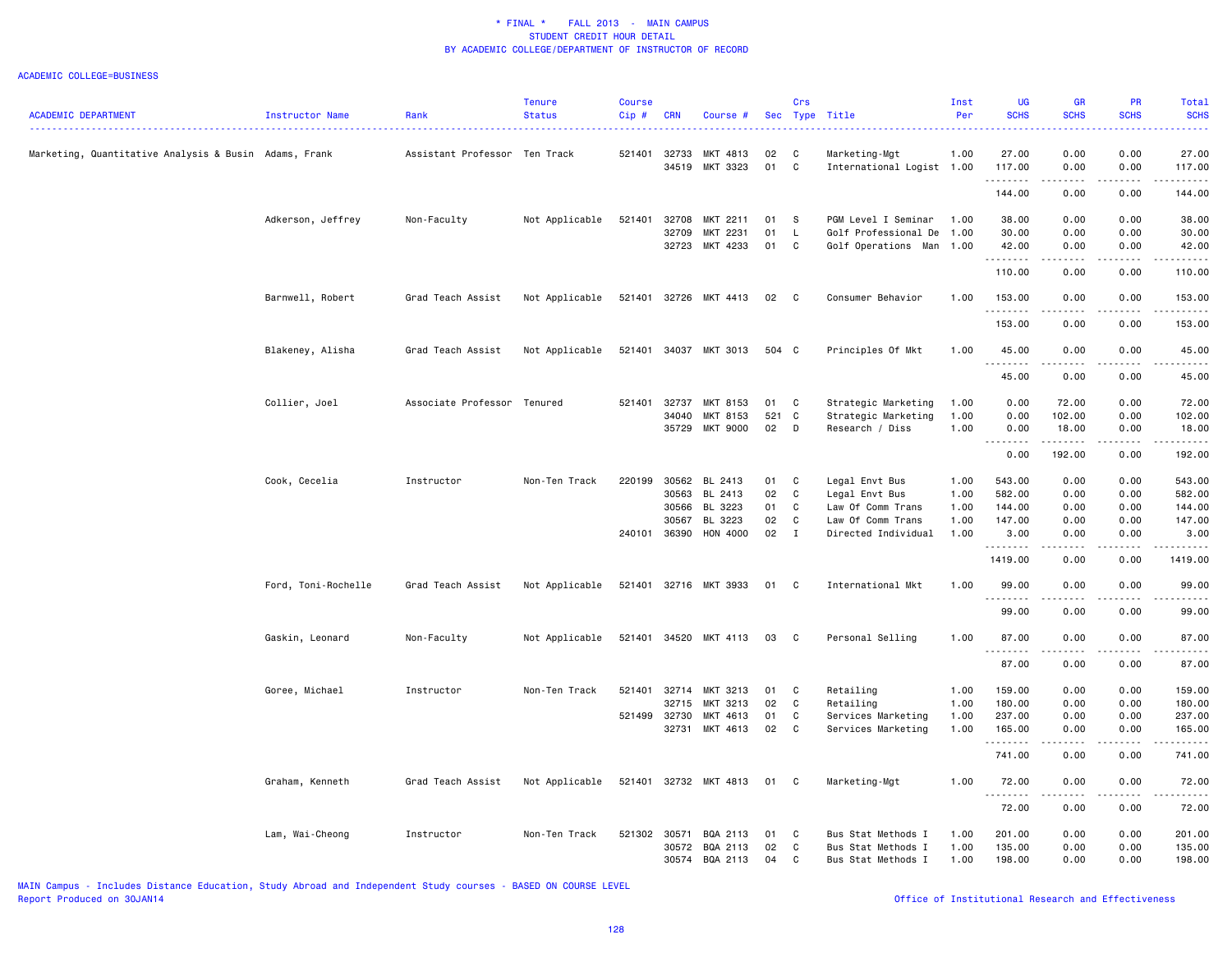# * FINAL * FALL 2013 - MAIN CAMPUS
## STUDENT CREDIT HOUR DETAIL
## BY ACADEMIC COLLEGE/DEPARTMENT OF INSTRUCTOR OF RECORD

ACADEMIC COLLEGE=BUSINESS

| ACADEMIC DEPARTMENT | Instructor Name | Rank | Tenure Status | Course Cip # | CRN | Course # | Sec | Crs Type | Title | Inst Per | UG SCHS | GR SCHS | PR SCHS | Total SCHS |
|---|---|---|---|---|---|---|---|---|---|---|---|---|---|---|
| Marketing, Quantitative Analysis & Busin | Adams, Frank | Assistant Professor | Ten Track | 521401 | 32733 | MKT 4813 | 02 | C | Marketing-Mgt | 1.00 | 27.00 | 0.00 | 0.00 | 27.00 |
| | | | | | 34519 | MKT 3323 | 01 | C | International Logist | 1.00 | 117.00 | 0.00 | 0.00 | 117.00 |
| | | | | | | | | | | | 144.00 | 0.00 | 0.00 | 144.00 |
| | Adkerson, Jeffrey | Non-Faculty | Not Applicable | 521401 | 32708 | MKT 2211 | 01 | S | PGM Level I Seminar | 1.00 | 38.00 | 0.00 | 0.00 | 38.00 |
| | | | | | 32709 | MKT 2231 | 01 | L | Golf Professional De | 1.00 | 30.00 | 0.00 | 0.00 | 30.00 |
| | | | | | 32723 | MKT 4233 | 01 | C | Golf Operations Man | 1.00 | 42.00 | 0.00 | 0.00 | 42.00 |
| | | | | | | | | | | | 110.00 | 0.00 | 0.00 | 110.00 |
| | Barnwell, Robert | Grad Teach Assist | Not Applicable | 521401 | 32726 | MKT 4413 | 02 | C | Consumer Behavior | 1.00 | 153.00 | 0.00 | 0.00 | 153.00 |
| | | | | | | | | | | | 153.00 | 0.00 | 0.00 | 153.00 |
| | Blakeney, Alisha | Grad Teach Assist | Not Applicable | 521401 | 34037 | MKT 3013 | 504 | C | Principles Of Mkt | 1.00 | 45.00 | 0.00 | 0.00 | 45.00 |
| | | | | | | | | | | | 45.00 | 0.00 | 0.00 | 45.00 |
| | Collier, Joel | Associate Professor | Tenured | 521401 | 32737 | MKT 8153 | 01 | C | Strategic Marketing | 1.00 | 0.00 | 72.00 | 0.00 | 72.00 |
| | | | | | 34040 | MKT 8153 | 521 | C | Strategic Marketing | 1.00 | 0.00 | 102.00 | 0.00 | 102.00 |
| | | | | | 35729 | MKT 9000 | 02 | D | Research / Diss | 1.00 | 0.00 | 18.00 | 0.00 | 18.00 |
| | | | | | | | | | | | 0.00 | 192.00 | 0.00 | 192.00 |
| | Cook, Cecelia | Instructor | Non-Ten Track | 220199 | 30562 | BL 2413 | 01 | C | Legal Envt Bus | 1.00 | 543.00 | 0.00 | 0.00 | 543.00 |
| | | | | | 30563 | BL 2413 | 02 | C | Legal Envt Bus | 1.00 | 582.00 | 0.00 | 0.00 | 582.00 |
| | | | | | 30566 | BL 3223 | 01 | C | Law Of Comm Trans | 1.00 | 144.00 | 0.00 | 0.00 | 144.00 |
| | | | | | 30567 | BL 3223 | 02 | C | Law Of Comm Trans | 1.00 | 147.00 | 0.00 | 0.00 | 147.00 |
| | | | | 240101 | 36390 | HON 4000 | 02 | I | Directed Individual | 1.00 | 3.00 | 0.00 | 0.00 | 3.00 |
| | | | | | | | | | | | 1419.00 | 0.00 | 0.00 | 1419.00 |
| | Ford, Toni-Rochelle | Grad Teach Assist | Not Applicable | 521401 | 32716 | MKT 3933 | 01 | C | International Mkt | 1.00 | 99.00 | 0.00 | 0.00 | 99.00 |
| | | | | | | | | | | | 99.00 | 0.00 | 0.00 | 99.00 |
| | Gaskin, Leonard | Non-Faculty | Not Applicable | 521401 | 34520 | MKT 4113 | 03 | C | Personal Selling | 1.00 | 87.00 | 0.00 | 0.00 | 87.00 |
| | | | | | | | | | | | 87.00 | 0.00 | 0.00 | 87.00 |
| | Goree, Michael | Instructor | Non-Ten Track | 521401 | 32714 | MKT 3213 | 01 | C | Retailing | 1.00 | 159.00 | 0.00 | 0.00 | 159.00 |
| | | | | | 32715 | MKT 3213 | 02 | C | Retailing | 1.00 | 180.00 | 0.00 | 0.00 | 180.00 |
| | | | | 521499 | 32730 | MKT 4613 | 01 | C | Services Marketing | 1.00 | 237.00 | 0.00 | 0.00 | 237.00 |
| | | | | | 32731 | MKT 4613 | 02 | C | Services Marketing | 1.00 | 165.00 | 0.00 | 0.00 | 165.00 |
| | | | | | | | | | | | 741.00 | 0.00 | 0.00 | 741.00 |
| | Graham, Kenneth | Grad Teach Assist | Not Applicable | 521401 | 32732 | MKT 4813 | 01 | C | Marketing-Mgt | 1.00 | 72.00 | 0.00 | 0.00 | 72.00 |
| | | | | | | | | | | | 72.00 | 0.00 | 0.00 | 72.00 |
| | Lam, Wai-Cheong | Instructor | Non-Ten Track | 521302 | 30571 | BQA 2113 | 01 | C | Bus Stat Methods I | 1.00 | 201.00 | 0.00 | 0.00 | 201.00 |
| | | | | | 30572 | BQA 2113 | 02 | C | Bus Stat Methods I | 1.00 | 135.00 | 0.00 | 0.00 | 135.00 |
| | | | | | 30574 | BQA 2113 | 04 | C | Bus Stat Methods I | 1.00 | 198.00 | 0.00 | 0.00 | 198.00 |

MAIN Campus - Includes Distance Education, Study Abroad and Independent Study courses - BASED ON COURSE LEVEL
Report Produced on 30JAN14

Office of Institutional Research and Effectiveness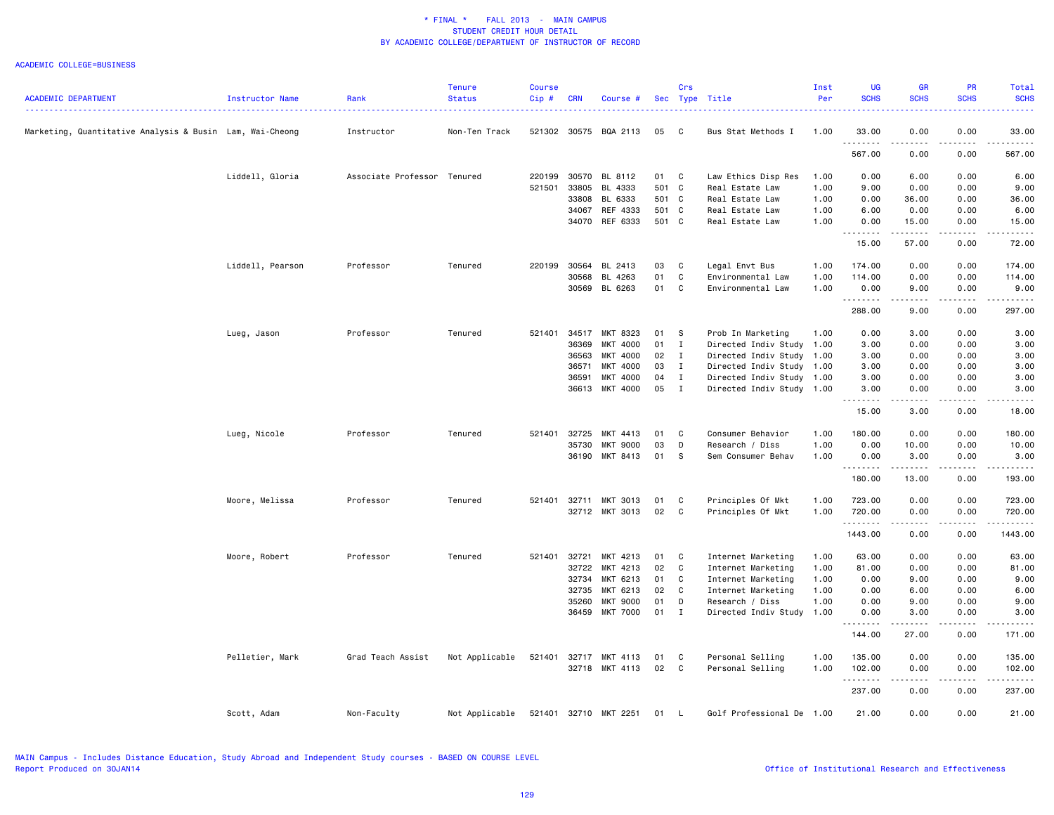\* FINAL \*    FALL 2013  -  MAIN CAMPUS
STUDENT CREDIT HOUR DETAIL
BY ACADEMIC COLLEGE/DEPARTMENT OF INSTRUCTOR OF RECORD

ACADEMIC COLLEGE=BUSINESS

| ACADEMIC DEPARTMENT | Instructor Name | Rank | Tenure Status | Course Cip # | CRN | Course # | Sec | Crs Type | Title | Inst Per | UG SCHS | GR SCHS | PR SCHS | Total SCHS |
|---|---|---|---|---|---|---|---|---|---|---|---|---|---|---|
| Marketing, Quantitative Analysis & Busin | Lam, Wai-Cheong | Instructor | Non-Ten Track | 521302 | 30575 | BQA 2113 | 05 | C | Bus Stat Methods I | 1.00 | 33.00 | 0.00 | 0.00 | 33.00 |
| | | | | | | | | | | | 567.00 | 0.00 | 0.00 | 567.00 |
| | Liddell, Gloria | Associate Professor | Tenured | 220199 | 30570 | BL 8112 | 01 | C | Law Ethics Disp Res | 1.00 | 0.00 | 6.00 | 0.00 | 6.00 |
| | | | | 521501 | 33805 | BL 4333 | 501 | C | Real Estate Law | 1.00 | 9.00 | 0.00 | 0.00 | 9.00 |
| | | | | | 33808 | BL 6333 | 501 | C | Real Estate Law | 1.00 | 0.00 | 36.00 | 0.00 | 36.00 |
| | | | | | 34067 | REF 4333 | 501 | C | Real Estate Law | 1.00 | 6.00 | 0.00 | 0.00 | 6.00 |
| | | | | | 34070 | REF 6333 | 501 | C | Real Estate Law | 1.00 | 0.00 | 15.00 | 0.00 | 15.00 |
| | | | | | | | | | | | 15.00 | 57.00 | 0.00 | 72.00 |
| | Liddell, Pearson | Professor | Tenured | 220199 | 30564 | BL 2413 | 03 | C | Legal Envt Bus | 1.00 | 174.00 | 0.00 | 0.00 | 174.00 |
| | | | | | 30568 | BL 4263 | 01 | C | Environmental Law | 1.00 | 114.00 | 0.00 | 0.00 | 114.00 |
| | | | | | 30569 | BL 6263 | 01 | C | Environmental Law | 1.00 | 0.00 | 9.00 | 0.00 | 9.00 |
| | | | | | | | | | | | 288.00 | 9.00 | 0.00 | 297.00 |
| | Lueg, Jason | Professor | Tenured | 521401 | 34517 | MKT 8323 | 01 | S | Prob In Marketing | 1.00 | 0.00 | 3.00 | 0.00 | 3.00 |
| | | | | | 36369 | MKT 4000 | 01 | I | Directed Indiv Study | 1.00 | 3.00 | 0.00 | 0.00 | 3.00 |
| | | | | | 36563 | MKT 4000 | 02 | I | Directed Indiv Study | 1.00 | 3.00 | 0.00 | 0.00 | 3.00 |
| | | | | | 36571 | MKT 4000 | 03 | I | Directed Indiv Study | 1.00 | 3.00 | 0.00 | 0.00 | 3.00 |
| | | | | | 36591 | MKT 4000 | 04 | I | Directed Indiv Study | 1.00 | 3.00 | 0.00 | 0.00 | 3.00 |
| | | | | | 36613 | MKT 4000 | 05 | I | Directed Indiv Study | 1.00 | 3.00 | 0.00 | 0.00 | 3.00 |
| | | | | | | | | | | | 15.00 | 3.00 | 0.00 | 18.00 |
| | Lueg, Nicole | Professor | Tenured | 521401 | 32725 | MKT 4413 | 01 | C | Consumer Behavior | 1.00 | 180.00 | 0.00 | 0.00 | 180.00 |
| | | | | | 35730 | MKT 9000 | 03 | D | Research / Diss | 1.00 | 0.00 | 10.00 | 0.00 | 10.00 |
| | | | | | 36190 | MKT 8413 | 01 | S | Sem Consumer Behav | 1.00 | 0.00 | 3.00 | 0.00 | 3.00 |
| | | | | | | | | | | | 180.00 | 13.00 | 0.00 | 193.00 |
| | Moore, Melissa | Professor | Tenured | 521401 | 32711 | MKT 3013 | 01 | C | Principles Of Mkt | 1.00 | 723.00 | 0.00 | 0.00 | 723.00 |
| | | | | | 32712 | MKT 3013 | 02 | C | Principles Of Mkt | 1.00 | 720.00 | 0.00 | 0.00 | 720.00 |
| | | | | | | | | | | | 1443.00 | 0.00 | 0.00 | 1443.00 |
| | Moore, Robert | Professor | Tenured | 521401 | 32721 | MKT 4213 | 01 | C | Internet Marketing | 1.00 | 63.00 | 0.00 | 0.00 | 63.00 |
| | | | | | 32722 | MKT 4213 | 02 | C | Internet Marketing | 1.00 | 81.00 | 0.00 | 0.00 | 81.00 |
| | | | | | 32734 | MKT 6213 | 01 | C | Internet Marketing | 1.00 | 0.00 | 9.00 | 0.00 | 9.00 |
| | | | | | 32735 | MKT 6213 | 02 | C | Internet Marketing | 1.00 | 0.00 | 6.00 | 0.00 | 6.00 |
| | | | | | 35260 | MKT 9000 | 01 | D | Research / Diss | 1.00 | 0.00 | 9.00 | 0.00 | 9.00 |
| | | | | | 36459 | MKT 7000 | 01 | I | Directed Indiv Study | 1.00 | 0.00 | 3.00 | 0.00 | 3.00 |
| | | | | | | | | | | | 144.00 | 27.00 | 0.00 | 171.00 |
| | Pelletier, Mark | Grad Teach Assist | Not Applicable | 521401 | 32717 | MKT 4113 | 01 | C | Personal Selling | 1.00 | 135.00 | 0.00 | 0.00 | 135.00 |
| | | | | | 32718 | MKT 4113 | 02 | C | Personal Selling | 1.00 | 102.00 | 0.00 | 0.00 | 102.00 |
| | | | | | | | | | | | 237.00 | 0.00 | 0.00 | 237.00 |
| | Scott, Adam | Non-Faculty | Not Applicable | 521401 | 32710 | MKT 2251 | 01 | L | Golf Professional De | 1.00 | 21.00 | 0.00 | 0.00 | 21.00 |

MAIN Campus - Includes Distance Education, Study Abroad and Independent Study courses - BASED ON COURSE LEVEL
Report Produced on 30JAN14

Office of Institutional Research and Effectiveness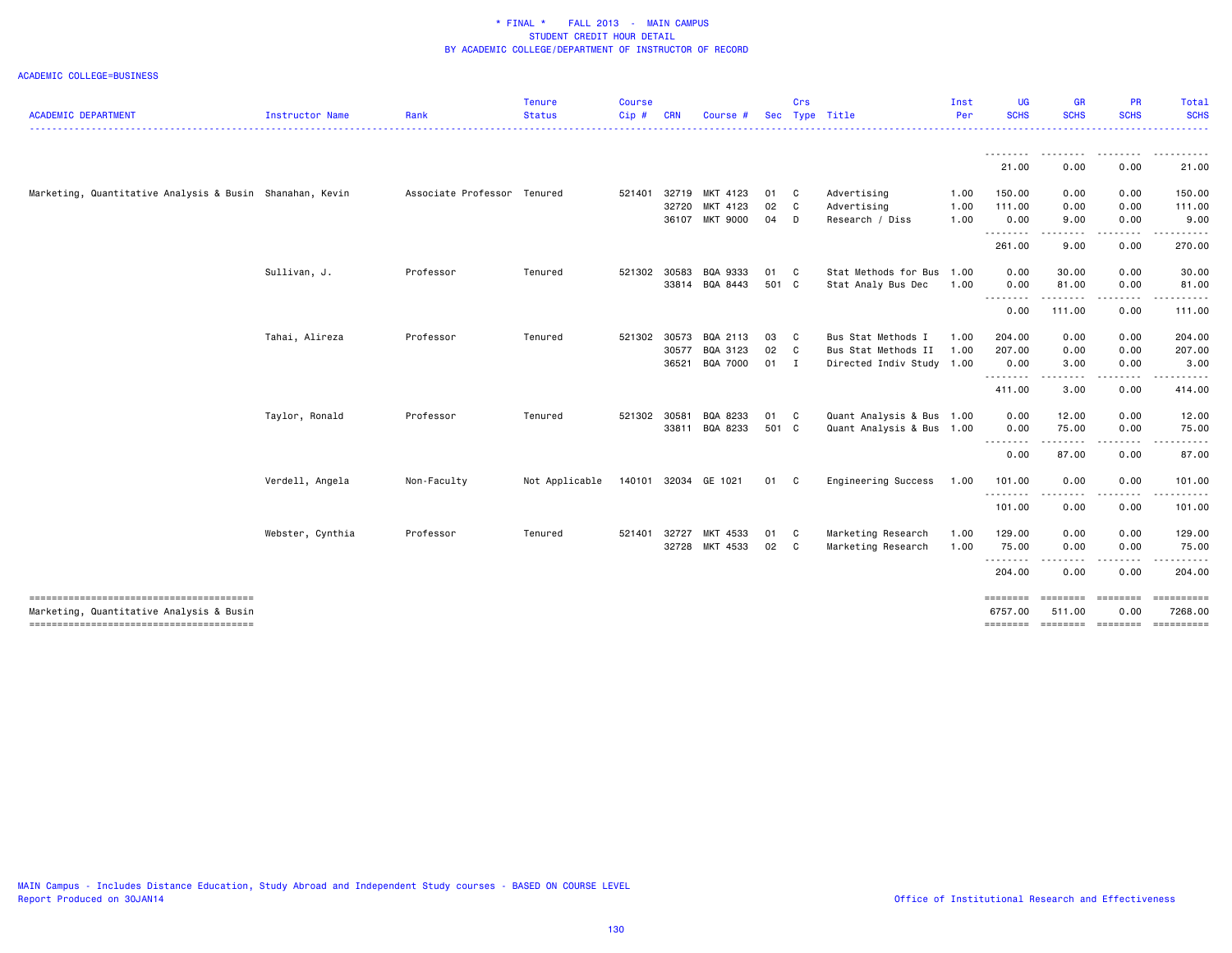# * FINAL * FALL 2013 - MAIN CAMPUS
## STUDENT CREDIT HOUR DETAIL
## BY ACADEMIC COLLEGE/DEPARTMENT OF INSTRUCTOR OF RECORD

ACADEMIC COLLEGE=BUSINESS

| ACADEMIC DEPARTMENT | Instructor Name | Rank | Tenure Status | Course Cip # | CRN | Course # | Sec | Crs Type | Title | Inst Per | UG SCHS | GR SCHS | PR SCHS | Total SCHS |
|---|---|---|---|---|---|---|---|---|---|---|---|---|---|---|
| | | | | | | | | | | | 21.00 | 0.00 | 0.00 | 21.00 |
| Marketing, Quantitative Analysis & Busin | Shanahan, Kevin | Associate Professor | Tenured | 521401 | 32719 | MKT 4123 | 01 | C | Advertising | 1.00 | 150.00 | 0.00 | 0.00 | 150.00 |
| | | | | | 32720 | MKT 4123 | 02 | C | Advertising | 1.00 | 111.00 | 0.00 | 0.00 | 111.00 |
| | | | | | 36107 | MKT 9000 | 04 | D | Research / Diss | 1.00 | 0.00 | 9.00 | 0.00 | 9.00 |
| | | | | | | | | | | | 261.00 | 9.00 | 0.00 | 270.00 |
| | Sullivan, J. | Professor | Tenured | 521302 | 30583 | BQA 9333 | 01 | C | Stat Methods for Bus | 1.00 | 0.00 | 30.00 | 0.00 | 30.00 |
| | | | | | 33814 | BQA 8443 | 501 | C | Stat Analy Bus Dec | 1.00 | 0.00 | 81.00 | 0.00 | 81.00 |
| | | | | | | | | | | | 0.00 | 111.00 | 0.00 | 111.00 |
| | Tahai, Alireza | Professor | Tenured | 521302 | 30573 | BQA 2113 | 03 | C | Bus Stat Methods I | 1.00 | 204.00 | 0.00 | 0.00 | 204.00 |
| | | | | | 30577 | BQA 3123 | 02 | C | Bus Stat Methods II | 1.00 | 207.00 | 0.00 | 0.00 | 207.00 |
| | | | | | 36521 | BQA 7000 | 01 | I | Directed Indiv Study | 1.00 | 0.00 | 3.00 | 0.00 | 3.00 |
| | | | | | | | | | | | 411.00 | 3.00 | 0.00 | 414.00 |
| | Taylor, Ronald | Professor | Tenured | 521302 | 30581 | BQA 8233 | 01 | C | Quant Analysis & Bus | 1.00 | 0.00 | 12.00 | 0.00 | 12.00 |
| | | | | | 33811 | BQA 8233 | 501 | C | Quant Analysis & Bus | 1.00 | 0.00 | 75.00 | 0.00 | 75.00 |
| | | | | | | | | | | | 0.00 | 87.00 | 0.00 | 87.00 |
| | Verdell, Angela | Non-Faculty | Not Applicable | 140101 | 32034 | GE 1021 | 01 | C | Engineering Success | 1.00 | 101.00 | 0.00 | 0.00 | 101.00 |
| | | | | | | | | | | | 101.00 | 0.00 | 0.00 | 101.00 |
| | Webster, Cynthia | Professor | Tenured | 521401 | 32727 | MKT 4533 | 01 | C | Marketing Research | 1.00 | 129.00 | 0.00 | 0.00 | 129.00 |
| | | | | | 32728 | MKT 4533 | 02 | C | Marketing Research | 1.00 | 75.00 | 0.00 | 0.00 | 75.00 |
| | | | | | | | | | | | 204.00 | 0.00 | 0.00 | 204.00 |
| Marketing, Quantitative Analysis & Busin | | | | | | | | | | | 6757.00 | 511.00 | 0.00 | 7268.00 |

MAIN Campus - Includes Distance Education, Study Abroad and Independent Study courses - BASED ON COURSE LEVEL
Report Produced on 30JAN14

Office of Institutional Research and Effectiveness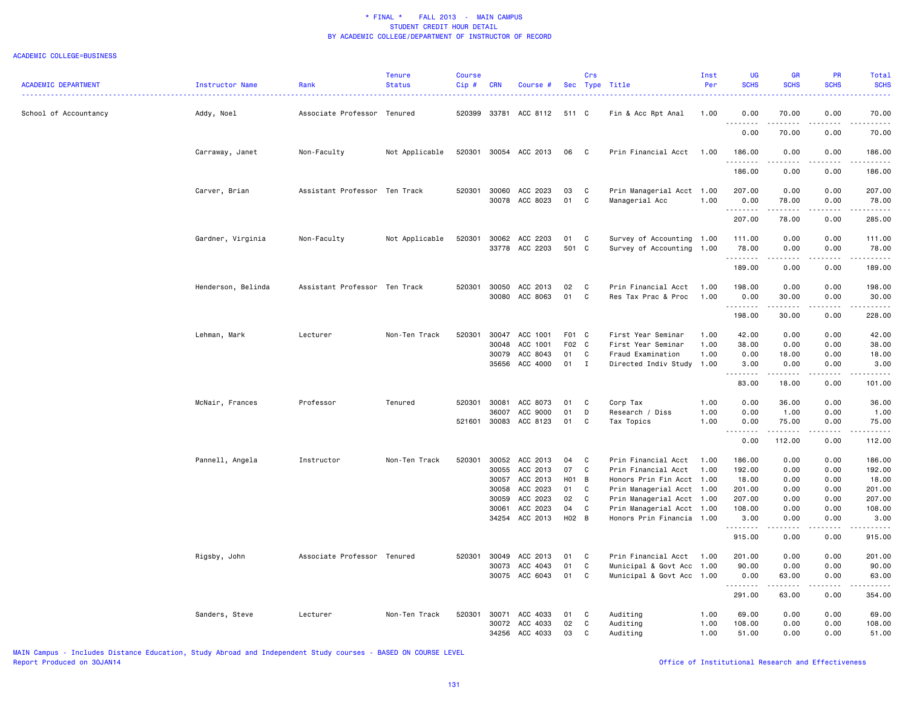\* FINAL \* FALL 2013 - MAIN CAMPUS
STUDENT CREDIT HOUR DETAIL
BY ACADEMIC COLLEGE/DEPARTMENT OF INSTRUCTOR OF RECORD

ACADEMIC COLLEGE=BUSINESS

| ACADEMIC DEPARTMENT | Instructor Name | Rank | Tenure Status | Course Cip # | CRN | Course # | Sec | Crs Type | Title | Inst Per | UG SCHS | GR SCHS | PR SCHS | Total SCHS |
|---|---|---|---|---|---|---|---|---|---|---|---|---|---|---|
| School of Accountancy | Addy, Noel | Associate Professor | Tenured | 520399 | 33781 | ACC 8112 | 511 | C | Fin & Acc Rpt Anal | 1.00 | 0.00 | 70.00 | 0.00 | 70.00 |
| | | | | | | | | | | | 0.00 | 70.00 | 0.00 | 70.00 |
| | Carraway, Janet | Non-Faculty | Not Applicable | 520301 | 30054 | ACC 2013 | 06 | C | Prin Financial Acct | 1.00 | 186.00 | 0.00 | 0.00 | 186.00 |
| | | | | | | | | | | | 186.00 | 0.00 | 0.00 | 186.00 |
| | Carver, Brian | Assistant Professor | Ten Track | 520301 | 30060 | ACC 2023 | 03 | C | Prin Managerial Acct | 1.00 | 207.00 | 0.00 | 0.00 | 207.00 |
| | | | | | 30078 | ACC 8023 | 01 | C | Managerial Acc | 1.00 | 0.00 | 78.00 | 0.00 | 78.00 |
| | | | | | | | | | | | 207.00 | 78.00 | 0.00 | 285.00 |
| | Gardner, Virginia | Non-Faculty | Not Applicable | 520301 | 30062 | ACC 2203 | 01 | C | Survey of Accounting | 1.00 | 111.00 | 0.00 | 0.00 | 111.00 |
| | | | | | 33778 | ACC 2203 | 501 | C | Survey of Accounting | 1.00 | 78.00 | 0.00 | 0.00 | 78.00 |
| | | | | | | | | | | | 189.00 | 0.00 | 0.00 | 189.00 |
| | Henderson, Belinda | Assistant Professor | Ten Track | 520301 | 30050 | ACC 2013 | 02 | C | Prin Financial Acct | 1.00 | 198.00 | 0.00 | 0.00 | 198.00 |
| | | | | | 30080 | ACC 8063 | 01 | C | Res Tax Prac & Proc | 1.00 | 0.00 | 30.00 | 0.00 | 30.00 |
| | | | | | | | | | | | 198.00 | 30.00 | 0.00 | 228.00 |
| | Lehman, Mark | Lecturer | Non-Ten Track | 520301 | 30047 | ACC 1001 | F01 | C | First Year Seminar | 1.00 | 42.00 | 0.00 | 0.00 | 42.00 |
| | | | | | 30048 | ACC 1001 | F02 | C | First Year Seminar | 1.00 | 38.00 | 0.00 | 0.00 | 38.00 |
| | | | | | 30079 | ACC 8043 | 01 | C | Fraud Examination | 1.00 | 0.00 | 18.00 | 0.00 | 18.00 |
| | | | | | 35656 | ACC 4000 | 01 | I | Directed Indiv Study | 1.00 | 3.00 | 0.00 | 0.00 | 3.00 |
| | | | | | | | | | | | 83.00 | 18.00 | 0.00 | 101.00 |
| | McNair, Frances | Professor | Tenured | 520301 | 30081 | ACC 8073 | 01 | C | Corp Tax | 1.00 | 0.00 | 36.00 | 0.00 | 36.00 |
| | | | | | 36007 | ACC 9000 | 01 | D | Research / Diss | 1.00 | 0.00 | 1.00 | 0.00 | 1.00 |
| | | | | 521601 | 30083 | ACC 8123 | 01 | C | Tax Topics | 1.00 | 0.00 | 75.00 | 0.00 | 75.00 |
| | | | | | | | | | | | 0.00 | 112.00 | 0.00 | 112.00 |
| | Pannell, Angela | Instructor | Non-Ten Track | 520301 | 30052 | ACC 2013 | 04 | C | Prin Financial Acct | 1.00 | 186.00 | 0.00 | 0.00 | 186.00 |
| | | | | | 30055 | ACC 2013 | 07 | C | Prin Financial Acct | 1.00 | 192.00 | 0.00 | 0.00 | 192.00 |
| | | | | | 30057 | ACC 2013 | H01 | B | Honors Prin Fin Acct | 1.00 | 18.00 | 0.00 | 0.00 | 18.00 |
| | | | | | 30058 | ACC 2023 | 01 | C | Prin Managerial Acct | 1.00 | 201.00 | 0.00 | 0.00 | 201.00 |
| | | | | | 30059 | ACC 2023 | 02 | C | Prin Managerial Acct | 1.00 | 207.00 | 0.00 | 0.00 | 207.00 |
| | | | | | 30061 | ACC 2023 | 04 | C | Prin Managerial Acct | 1.00 | 108.00 | 0.00 | 0.00 | 108.00 |
| | | | | | 34254 | ACC 2013 | H02 | B | Honors Prin Financia | 1.00 | 3.00 | 0.00 | 0.00 | 3.00 |
| | | | | | | | | | | | 915.00 | 0.00 | 0.00 | 915.00 |
| | Rigsby, John | Associate Professor | Tenured | 520301 | 30049 | ACC 2013 | 01 | C | Prin Financial Acct | 1.00 | 201.00 | 0.00 | 0.00 | 201.00 |
| | | | | | 30073 | ACC 4043 | 01 | C | Municipal & Govt Acc | 1.00 | 90.00 | 0.00 | 0.00 | 90.00 |
| | | | | | 30075 | ACC 6043 | 01 | C | Municipal & Govt Acc | 1.00 | 0.00 | 63.00 | 0.00 | 63.00 |
| | | | | | | | | | | | 291.00 | 63.00 | 0.00 | 354.00 |
| | Sanders, Steve | Lecturer | Non-Ten Track | 520301 | 30071 | ACC 4033 | 01 | C | Auditing | 1.00 | 69.00 | 0.00 | 0.00 | 69.00 |
| | | | | | 30072 | ACC 4033 | 02 | C | Auditing | 1.00 | 108.00 | 0.00 | 0.00 | 108.00 |
| | | | | | 34256 | ACC 4033 | 03 | C | Auditing | 1.00 | 51.00 | 0.00 | 0.00 | 51.00 |

MAIN Campus - Includes Distance Education, Study Abroad and Independent Study courses - BASED ON COURSE LEVEL
Report Produced on 30JAN14

Office of Institutional Research and Effectiveness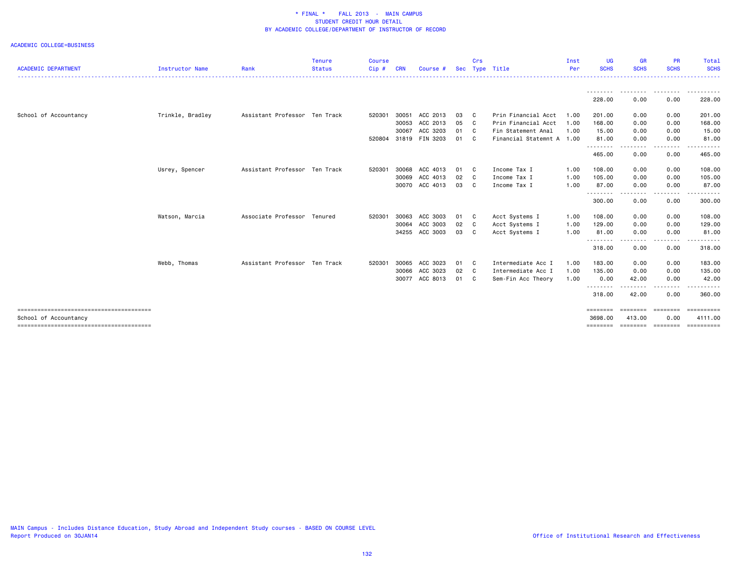* FINAL * FALL 2013 - MAIN CAMPUS
STUDENT CREDIT HOUR DETAIL
BY ACADEMIC COLLEGE/DEPARTMENT OF INSTRUCTOR OF RECORD

ACADEMIC COLLEGE=BUSINESS

| ACADEMIC DEPARTMENT | Instructor Name | Rank | Tenure Status | Course Cip # | CRN | Course # | Sec | Crs Type | Title | Inst Per | UG SCHS | GR SCHS | PR SCHS | Total SCHS |
|---|---|---|---|---|---|---|---|---|---|---|---|---|---|---|
| | | | | | | | | | | | 228.00 | 0.00 | 0.00 | 228.00 |
| School of Accountancy | Trinkle, Bradley | Assistant Professor | Ten Track | 520301 | 30051 | ACC 2013 | 03 | C | Prin Financial Acct | 1.00 | 201.00 | 0.00 | 0.00 | 201.00 |
| | | | | | 30053 | ACC 2013 | 05 | C | Prin Financial Acct | 1.00 | 168.00 | 0.00 | 0.00 | 168.00 |
| | | | | | 30067 | ACC 3203 | 01 | C | Fin Statement Anal | 1.00 | 15.00 | 0.00 | 0.00 | 15.00 |
| | | | | 520804 | 31819 | FIN 3203 | 01 | C | Financial Statemnt A | 1.00 | 81.00 | 0.00 | 0.00 | 81.00 |
| | | | | | | | | | | | 465.00 | 0.00 | 0.00 | 465.00 |
| | Usrey, Spencer | Assistant Professor | Ten Track | 520301 | 30068 | ACC 4013 | 01 | C | Income Tax I | 1.00 | 108.00 | 0.00 | 0.00 | 108.00 |
| | | | | | 30069 | ACC 4013 | 02 | C | Income Tax I | 1.00 | 105.00 | 0.00 | 0.00 | 105.00 |
| | | | | | 30070 | ACC 4013 | 03 | C | Income Tax I | 1.00 | 87.00 | 0.00 | 0.00 | 87.00 |
| | | | | | | | | | | | 300.00 | 0.00 | 0.00 | 300.00 |
| | Watson, Marcia | Associate Professor | Tenured | 520301 | 30063 | ACC 3003 | 01 | C | Acct Systems I | 1.00 | 108.00 | 0.00 | 0.00 | 108.00 |
| | | | | | 30064 | ACC 3003 | 02 | C | Acct Systems I | 1.00 | 129.00 | 0.00 | 0.00 | 129.00 |
| | | | | | 34255 | ACC 3003 | 03 | C | Acct Systems I | 1.00 | 81.00 | 0.00 | 0.00 | 81.00 |
| | | | | | | | | | | | 318.00 | 0.00 | 0.00 | 318.00 |
| | Webb, Thomas | Assistant Professor | Ten Track | 520301 | 30065 | ACC 3023 | 01 | C | Intermediate Acc I | 1.00 | 183.00 | 0.00 | 0.00 | 183.00 |
| | | | | | 30066 | ACC 3023 | 02 | C | Intermediate Acc I | 1.00 | 135.00 | 0.00 | 0.00 | 135.00 |
| | | | | | 30077 | ACC 8013 | 01 | C | Sem-Fin Acc Theory | 1.00 | 0.00 | 42.00 | 0.00 | 42.00 |
| | | | | | | | | | | | 318.00 | 42.00 | 0.00 | 360.00 |
| School of Accountancy | | | | | | | | | | | 3698.00 | 413.00 | 0.00 | 4111.00 |

MAIN Campus - Includes Distance Education, Study Abroad and Independent Study courses - BASED ON COURSE LEVEL
Report Produced on 30JAN14

Office of Institutional Research and Effectiveness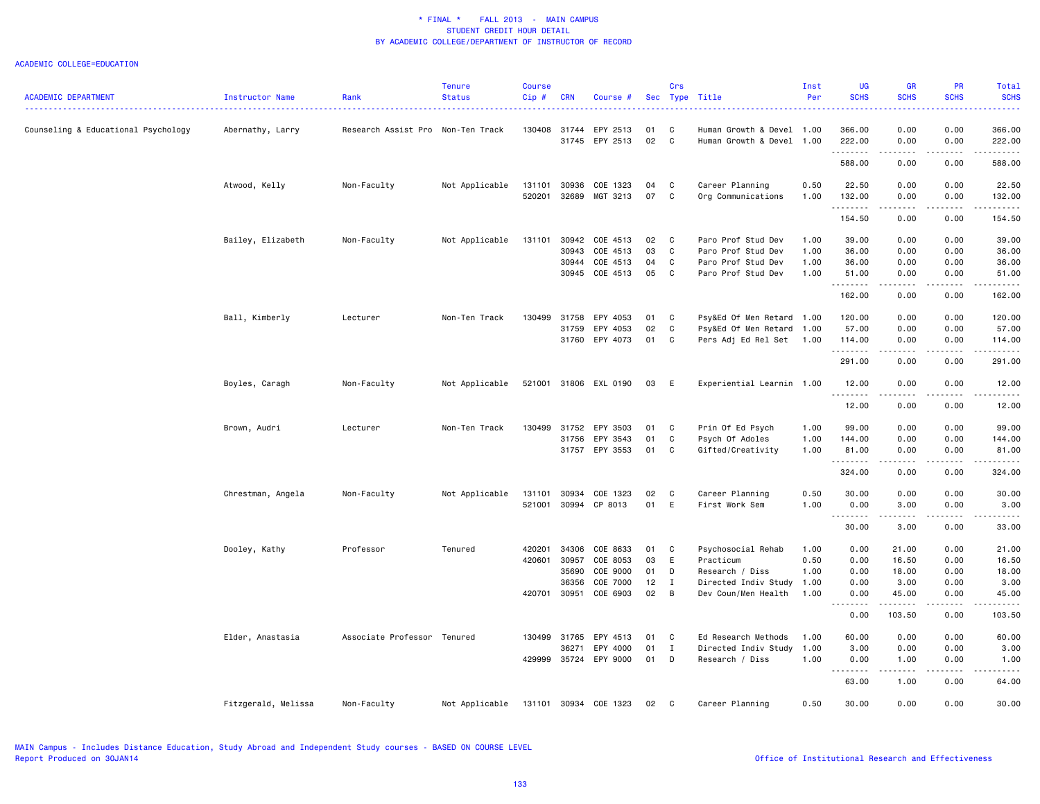\* FINAL \* FALL 2013 - MAIN CAMPUS
STUDENT CREDIT HOUR DETAIL
BY ACADEMIC COLLEGE/DEPARTMENT OF INSTRUCTOR OF RECORD

ACADEMIC COLLEGE=EDUCATION

| ACADEMIC DEPARTMENT | Instructor Name | Rank | Tenure Status | Course Cip # | CRN | Course # | Sec | Crs Type | Title | Inst Per | UG SCHS | GR SCHS | PR SCHS | Total SCHS |
|---|---|---|---|---|---|---|---|---|---|---|---|---|---|---|
| Counseling & Educational Psychology | Abernathy, Larry | Research Assist Pro | Non-Ten Track | 130408 | 31744 | EPY 2513 | 01 | C | Human Growth & Devel | 1.00 | 366.00 | 0.00 | 0.00 | 366.00 |
| | | | | | 31745 | EPY 2513 | 02 | C | Human Growth & Devel | 1.00 | 222.00 | 0.00 | 0.00 | 222.00 |
| | | | | | | | | | | | 588.00 | 0.00 | 0.00 | 588.00 |
| | Atwood, Kelly | Non-Faculty | Not Applicable | 131101 | 30936 | COE 1323 | 04 | C | Career Planning | 0.50 | 22.50 | 0.00 | 0.00 | 22.50 |
| | | | | 520201 | 32689 | MGT 3213 | 07 | C | Org Communications | 1.00 | 132.00 | 0.00 | 0.00 | 132.00 |
| | | | | | | | | | | | 154.50 | 0.00 | 0.00 | 154.50 |
| | Bailey, Elizabeth | Non-Faculty | Not Applicable | 131101 | 30942 | COE 4513 | 02 | C | Paro Prof Stud Dev | 1.00 | 39.00 | 0.00 | 0.00 | 39.00 |
| | | | | | 30943 | COE 4513 | 03 | C | Paro Prof Stud Dev | 1.00 | 36.00 | 0.00 | 0.00 | 36.00 |
| | | | | | 30944 | COE 4513 | 04 | C | Paro Prof Stud Dev | 1.00 | 36.00 | 0.00 | 0.00 | 36.00 |
| | | | | | 30945 | COE 4513 | 05 | C | Paro Prof Stud Dev | 1.00 | 51.00 | 0.00 | 0.00 | 51.00 |
| | | | | | | | | | | | 162.00 | 0.00 | 0.00 | 162.00 |
| | Ball, Kimberly | Lecturer | Non-Ten Track | 130499 | 31758 | EPY 4053 | 01 | C | Psy&Ed Of Men Retard | 1.00 | 120.00 | 0.00 | 0.00 | 120.00 |
| | | | | | 31759 | EPY 4053 | 02 | C | Psy&Ed Of Men Retard | 1.00 | 57.00 | 0.00 | 0.00 | 57.00 |
| | | | | | 31760 | EPY 4073 | 01 | C | Pers Adj Ed Rel Set | 1.00 | 114.00 | 0.00 | 0.00 | 114.00 |
| | | | | | | | | | | | 291.00 | 0.00 | 0.00 | 291.00 |
| | Boyles, Caragh | Non-Faculty | Not Applicable | 521001 | 31806 | EXL 0190 | 03 | E | Experiential Learnin | 1.00 | 12.00 | 0.00 | 0.00 | 12.00 |
| | | | | | | | | | | | 12.00 | 0.00 | 0.00 | 12.00 |
| | Brown, Audri | Lecturer | Non-Ten Track | 130499 | 31752 | EPY 3503 | 01 | C | Prin Of Ed Psych | 1.00 | 99.00 | 0.00 | 0.00 | 99.00 |
| | | | | | 31756 | EPY 3543 | 01 | C | Psych Of Adoles | 1.00 | 144.00 | 0.00 | 0.00 | 144.00 |
| | | | | | 31757 | EPY 3553 | 01 | C | Gifted/Creativity | 1.00 | 81.00 | 0.00 | 0.00 | 81.00 |
| | | | | | | | | | | | 324.00 | 0.00 | 0.00 | 324.00 |
| | Chrestman, Angela | Non-Faculty | Not Applicable | 131101 | 30934 | COE 1323 | 02 | C | Career Planning | 0.50 | 30.00 | 0.00 | 0.00 | 30.00 |
| | | | | 521001 | 30994 | CP 8013 | 01 | E | First Work Sem | 1.00 | 0.00 | 3.00 | 0.00 | 3.00 |
| | | | | | | | | | | | 30.00 | 3.00 | 0.00 | 33.00 |
| | Dooley, Kathy | Professor | Tenured | 420201 | 34306 | COE 8633 | 01 | C | Psychosocial Rehab | 1.00 | 0.00 | 21.00 | 0.00 | 21.00 |
| | | | | 420601 | 30957 | COE 8053 | 03 | E | Practicum | 0.50 | 0.00 | 16.50 | 0.00 | 16.50 |
| | | | | | 35690 | COE 9000 | 01 | D | Research / Diss | 1.00 | 0.00 | 18.00 | 0.00 | 18.00 |
| | | | | | 36356 | COE 7000 | 12 | I | Directed Indiv Study | 1.00 | 0.00 | 3.00 | 0.00 | 3.00 |
| | | | | 420701 | 30951 | COE 6903 | 02 | B | Dev Coun/Men Health | 1.00 | 0.00 | 45.00 | 0.00 | 45.00 |
| | | | | | | | | | | | 0.00 | 103.50 | 0.00 | 103.50 |
| | Elder, Anastasia | Associate Professor | Tenured | 130499 | 31765 | EPY 4513 | 01 | C | Ed Research Methods | 1.00 | 60.00 | 0.00 | 0.00 | 60.00 |
| | | | | | 36271 | EPY 4000 | 01 | I | Directed Indiv Study | 1.00 | 3.00 | 0.00 | 0.00 | 3.00 |
| | | | | 429999 | 35724 | EPY 9000 | 01 | D | Research / Diss | 1.00 | 0.00 | 1.00 | 0.00 | 1.00 |
| | | | | | | | | | | | 63.00 | 1.00 | 0.00 | 64.00 |
| | Fitzgerald, Melissa | Non-Faculty | Not Applicable | 131101 | 30934 | COE 1323 | 02 | C | Career Planning | 0.50 | 30.00 | 0.00 | 0.00 | 30.00 |

MAIN Campus - Includes Distance Education, Study Abroad and Independent Study courses - BASED ON COURSE LEVEL
Report Produced on 30JAN14

Office of Institutional Research and Effectiveness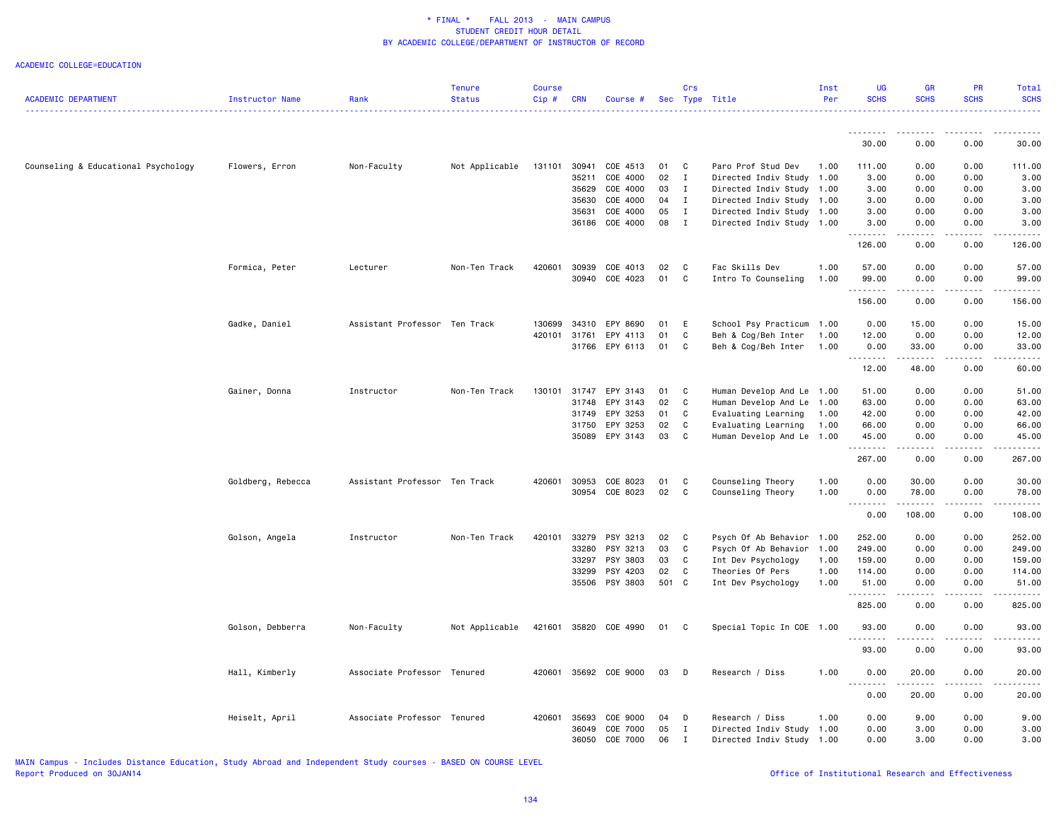\* FINAL \*    FALL 2013  -  MAIN CAMPUS
STUDENT CREDIT HOUR DETAIL
BY ACADEMIC COLLEGE/DEPARTMENT OF INSTRUCTOR OF RECORD

ACADEMIC COLLEGE=EDUCATION

| ACADEMIC DEPARTMENT | Instructor Name | Rank | Tenure Status | Course Cip # | CRN | Course # | Sec | Crs Type | Title | Inst Per | UG SCHS | GR SCHS | PR SCHS | Total SCHS |
|---|---|---|---|---|---|---|---|---|---|---|---|---|---|---|
| | | | | | | | | | | | 30.00 | 0.00 | 0.00 | 30.00 |
| Counseling & Educational Psychology | Flowers, Erron | Non-Faculty | Not Applicable | 131101 | 30941 | COE 4513 | 01 | C | Paro Prof Stud Dev | 1.00 | 111.00 | 0.00 | 0.00 | 111.00 |
| | | | | | 35211 | COE 4000 | 02 | I | Directed Indiv Study | 1.00 | 3.00 | 0.00 | 0.00 | 3.00 |
| | | | | | 35629 | COE 4000 | 03 | I | Directed Indiv Study | 1.00 | 3.00 | 0.00 | 0.00 | 3.00 |
| | | | | | 35630 | COE 4000 | 04 | I | Directed Indiv Study | 1.00 | 3.00 | 0.00 | 0.00 | 3.00 |
| | | | | | 35631 | COE 4000 | 05 | I | Directed Indiv Study | 1.00 | 3.00 | 0.00 | 0.00 | 3.00 |
| | | | | | 36186 | COE 4000 | 08 | I | Directed Indiv Study | 1.00 | 3.00 | 0.00 | 0.00 | 3.00 |
| | | | | | | | | | | | 126.00 | 0.00 | 0.00 | 126.00 |
| | Formica, Peter | Lecturer | Non-Ten Track | 420601 | 30939 | COE 4013 | 02 | C | Fac Skills Dev | 1.00 | 57.00 | 0.00 | 0.00 | 57.00 |
| | | | | | 30940 | COE 4023 | 01 | C | Intro To Counseling | 1.00 | 99.00 | 0.00 | 0.00 | 99.00 |
| | | | | | | | | | | | 156.00 | 0.00 | 0.00 | 156.00 |
| | Gadke, Daniel | Assistant Professor | Ten Track | 130699 | 34310 | EPY 8690 | 01 | E | School Psy Practicum | 1.00 | 0.00 | 15.00 | 0.00 | 15.00 |
| | | | | 420101 | 31761 | EPY 4113 | 01 | C | Beh & Cog/Beh Inter | 1.00 | 12.00 | 0.00 | 0.00 | 12.00 |
| | | | | | 31766 | EPY 6113 | 01 | C | Beh & Cog/Beh Inter | 1.00 | 0.00 | 33.00 | 0.00 | 33.00 |
| | | | | | | | | | | | 12.00 | 48.00 | 0.00 | 60.00 |
| | Gainer, Donna | Instructor | Non-Ten Track | 130101 | 31747 | EPY 3143 | 01 | C | Human Develop And Le | 1.00 | 51.00 | 0.00 | 0.00 | 51.00 |
| | | | | | 31748 | EPY 3143 | 02 | C | Human Develop And Le | 1.00 | 63.00 | 0.00 | 0.00 | 63.00 |
| | | | | | 31749 | EPY 3253 | 01 | C | Evaluating Learning | 1.00 | 42.00 | 0.00 | 0.00 | 42.00 |
| | | | | | 31750 | EPY 3253 | 02 | C | Evaluating Learning | 1.00 | 66.00 | 0.00 | 0.00 | 66.00 |
| | | | | | 35089 | EPY 3143 | 03 | C | Human Develop And Le | 1.00 | 45.00 | 0.00 | 0.00 | 45.00 |
| | | | | | | | | | | | 267.00 | 0.00 | 0.00 | 267.00 |
| | Goldberg, Rebecca | Assistant Professor | Ten Track | 420601 | 30953 | COE 8023 | 01 | C | Counseling Theory | 1.00 | 0.00 | 30.00 | 0.00 | 30.00 |
| | | | | | 30954 | COE 8023 | 02 | C | Counseling Theory | 1.00 | 0.00 | 78.00 | 0.00 | 78.00 |
| | | | | | | | | | | | 0.00 | 108.00 | 0.00 | 108.00 |
| | Golson, Angela | Instructor | Non-Ten Track | 420101 | 33279 | PSY 3213 | 02 | C | Psych Of Ab Behavior | 1.00 | 252.00 | 0.00 | 0.00 | 252.00 |
| | | | | | 33280 | PSY 3213 | 03 | C | Psych Of Ab Behavior | 1.00 | 249.00 | 0.00 | 0.00 | 249.00 |
| | | | | | 33297 | PSY 3803 | 03 | C | Int Dev Psychology | 1.00 | 159.00 | 0.00 | 0.00 | 159.00 |
| | | | | | 33299 | PSY 4203 | 02 | C | Theories Of Pers | 1.00 | 114.00 | 0.00 | 0.00 | 114.00 |
| | | | | | 35506 | PSY 3803 | 501 | C | Int Dev Psychology | 1.00 | 51.00 | 0.00 | 0.00 | 51.00 |
| | | | | | | | | | | | 825.00 | 0.00 | 0.00 | 825.00 |
| | Golson, Debberra | Non-Faculty | Not Applicable | 421601 | 35820 | COE 4990 | 01 | C | Special Topic In COE | 1.00 | 93.00 | 0.00 | 0.00 | 93.00 |
| | | | | | | | | | | | 93.00 | 0.00 | 0.00 | 93.00 |
| | Hall, Kimberly | Associate Professor | Tenured | 420601 | 35692 | COE 9000 | 03 | D | Research / Diss | 1.00 | 0.00 | 20.00 | 0.00 | 20.00 |
| | | | | | | | | | | | 0.00 | 20.00 | 0.00 | 20.00 |
| | Heiselt, April | Associate Professor | Tenured | 420601 | 35693 | COE 9000 | 04 | D | Research / Diss | 1.00 | 0.00 | 9.00 | 0.00 | 9.00 |
| | | | | | 36049 | COE 7000 | 05 | I | Directed Indiv Study | 1.00 | 0.00 | 3.00 | 0.00 | 3.00 |
| | | | | | 36050 | COE 7000 | 06 | I | Directed Indiv Study | 1.00 | 0.00 | 3.00 | 0.00 | 3.00 |

MAIN Campus - Includes Distance Education, Study Abroad and Independent Study courses - BASED ON COURSE LEVEL
Report Produced on 30JAN14

Office of Institutional Research and Effectiveness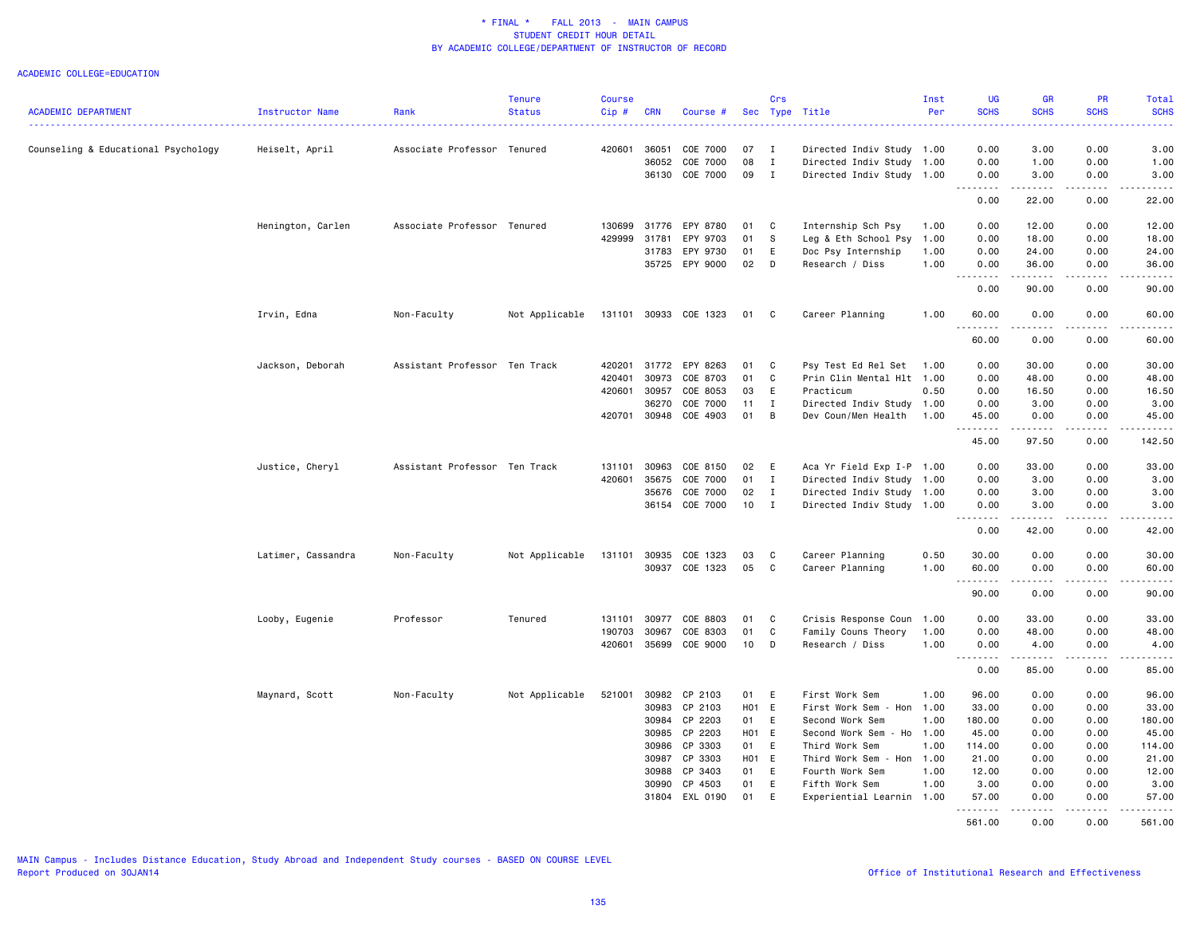\* FINAL \* FALL 2013 - MAIN CAMPUS
STUDENT CREDIT HOUR DETAIL
BY ACADEMIC COLLEGE/DEPARTMENT OF INSTRUCTOR OF RECORD

ACADEMIC COLLEGE=EDUCATION

| ACADEMIC DEPARTMENT | Instructor Name | Rank | Tenure Status | Course Cip # | CRN | Course # | Sec | Crs Type | Title | Inst Per | UG SCHS | GR SCHS | PR SCHS | Total SCHS |
|---|---|---|---|---|---|---|---|---|---|---|---|---|---|---|
| Counseling & Educational Psychology | Heiselt, April | Associate Professor | Tenured | 420601 | 36051 | COE 7000 | 07 | I | Directed Indiv Study | 1.00 | 0.00 | 3.00 | 0.00 | 3.00 |
| | | | | | 36052 | COE 7000 | 08 | I | Directed Indiv Study | 1.00 | 0.00 | 1.00 | 0.00 | 1.00 |
| | | | | | 36130 | COE 7000 | 09 | I | Directed Indiv Study | 1.00 | 0.00 | 3.00 | 0.00 | 3.00 |
| | | | | | | | | | | | 0.00 | 22.00 | 0.00 | 22.00 |
| | Henington, Carlen | Associate Professor | Tenured | 130699 | 31776 | EPY 8780 | 01 | C | Internship Sch Psy | 1.00 | 0.00 | 12.00 | 0.00 | 12.00 |
| | | | | 429999 | 31781 | EPY 9703 | 01 | S | Leg & Eth School Psy | 1.00 | 0.00 | 18.00 | 0.00 | 18.00 |
| | | | | | 31783 | EPY 9730 | 01 | E | Doc Psy Internship | 1.00 | 0.00 | 24.00 | 0.00 | 24.00 |
| | | | | | 35725 | EPY 9000 | 02 | D | Research / Diss | 1.00 | 0.00 | 36.00 | 0.00 | 36.00 |
| | | | | | | | | | | | 0.00 | 90.00 | 0.00 | 90.00 |
| | Irvin, Edna | Non-Faculty | Not Applicable | 131101 | 30933 | COE 1323 | 01 | C | Career Planning | 1.00 | 60.00 | 0.00 | 0.00 | 60.00 |
| | | | | | | | | | | | 60.00 | 0.00 | 0.00 | 60.00 |
| | Jackson, Deborah | Assistant Professor | Ten Track | 420201 | 31772 | EPY 8263 | 01 | C | Psy Test Ed Rel Set | 1.00 | 0.00 | 30.00 | 0.00 | 30.00 |
| | | | | 420401 | 30973 | COE 8703 | 01 | C | Prin Clin Mental Hlt | 1.00 | 0.00 | 48.00 | 0.00 | 48.00 |
| | | | | 420601 | 30957 | COE 8053 | 03 | E | Practicum | 0.50 | 0.00 | 16.50 | 0.00 | 16.50 |
| | | | | | 36270 | COE 7000 | 11 | I | Directed Indiv Study | 1.00 | 0.00 | 3.00 | 0.00 | 3.00 |
| | | | | 420701 | 30948 | COE 4903 | 01 | B | Dev Coun/Men Health | 1.00 | 45.00 | 0.00 | 0.00 | 45.00 |
| | | | | | | | | | | | 45.00 | 97.50 | 0.00 | 142.50 |
| | Justice, Cheryl | Assistant Professor | Ten Track | 131101 | 30963 | COE 8150 | 02 | E | Aca Yr Field Exp I-P | 1.00 | 0.00 | 33.00 | 0.00 | 33.00 |
| | | | | 420601 | 35675 | COE 7000 | 01 | I | Directed Indiv Study | 1.00 | 0.00 | 3.00 | 0.00 | 3.00 |
| | | | | | 35676 | COE 7000 | 02 | I | Directed Indiv Study | 1.00 | 0.00 | 3.00 | 0.00 | 3.00 |
| | | | | | 36154 | COE 7000 | 10 | I | Directed Indiv Study | 1.00 | 0.00 | 3.00 | 0.00 | 3.00 |
| | | | | | | | | | | | 0.00 | 42.00 | 0.00 | 42.00 |
| | Latimer, Cassandra | Non-Faculty | Not Applicable | 131101 | 30935 | COE 1323 | 03 | C | Career Planning | 0.50 | 30.00 | 0.00 | 0.00 | 30.00 |
| | | | | | 30937 | COE 1323 | 05 | C | Career Planning | 1.00 | 60.00 | 0.00 | 0.00 | 60.00 |
| | | | | | | | | | | | 90.00 | 0.00 | 0.00 | 90.00 |
| | Looby, Eugenie | Professor | Tenured | 131101 | 30977 | COE 8803 | 01 | C | Crisis Response Coun | 1.00 | 0.00 | 33.00 | 0.00 | 33.00 |
| | | | | 190703 | 30967 | COE 8303 | 01 | C | Family Couns Theory | 1.00 | 0.00 | 48.00 | 0.00 | 48.00 |
| | | | | 420601 | 35699 | COE 9000 | 10 | D | Research / Diss | 1.00 | 0.00 | 4.00 | 0.00 | 4.00 |
| | | | | | | | | | | | 0.00 | 85.00 | 0.00 | 85.00 |
| | Maynard, Scott | Non-Faculty | Not Applicable | 521001 | 30982 | CP 2103 | 01 | E | First Work Sem | 1.00 | 96.00 | 0.00 | 0.00 | 96.00 |
| | | | | | 30983 | CP 2103 | H01 | E | First Work Sem - Hon | 1.00 | 33.00 | 0.00 | 0.00 | 33.00 |
| | | | | | 30984 | CP 2203 | 01 | E | Second Work Sem | 1.00 | 180.00 | 0.00 | 0.00 | 180.00 |
| | | | | | 30985 | CP 2203 | H01 | E | Second Work Sem - Ho | 1.00 | 45.00 | 0.00 | 0.00 | 45.00 |
| | | | | | 30986 | CP 3303 | 01 | E | Third Work Sem | 1.00 | 114.00 | 0.00 | 0.00 | 114.00 |
| | | | | | 30987 | CP 3303 | H01 | E | Third Work Sem - Hon | 1.00 | 21.00 | 0.00 | 0.00 | 21.00 |
| | | | | | 30988 | CP 3403 | 01 | E | Fourth Work Sem | 1.00 | 12.00 | 0.00 | 0.00 | 12.00 |
| | | | | | 30990 | CP 4503 | 01 | E | Fifth Work Sem | 1.00 | 3.00 | 0.00 | 0.00 | 3.00 |
| | | | | | 31804 | EXL 0190 | 01 | E | Experiential Learnin | 1.00 | 57.00 | 0.00 | 0.00 | 57.00 |
| | | | | | | | | | | | 561.00 | 0.00 | 0.00 | 561.00 |

MAIN Campus - Includes Distance Education, Study Abroad and Independent Study courses - BASED ON COURSE LEVEL
Report Produced on 30JAN14

Office of Institutional Research and Effectiveness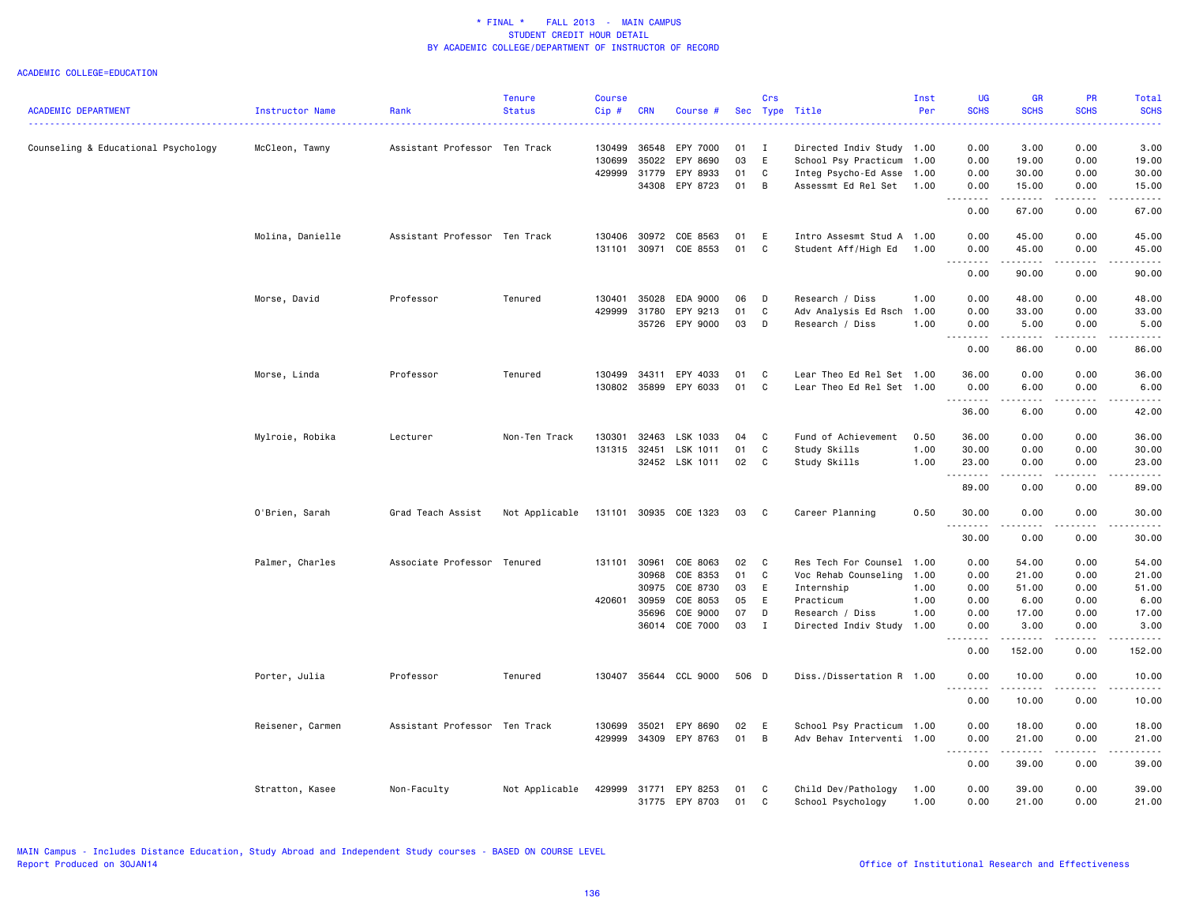\* FINAL \* FALL 2013 - MAIN CAMPUS
STUDENT CREDIT HOUR DETAIL
BY ACADEMIC COLLEGE/DEPARTMENT OF INSTRUCTOR OF RECORD

ACADEMIC COLLEGE=EDUCATION

| ACADEMIC DEPARTMENT | Instructor Name | Rank | Tenure Status | Course Cip # | CRN | Course # | Sec | Crs Type | Title | Inst Per | UG SCHS | GR SCHS | PR SCHS | Total SCHS |
|---|---|---|---|---|---|---|---|---|---|---|---|---|---|---|
| Counseling & Educational Psychology | McCleon, Tawny | Assistant Professor | Ten Track | 130499 | 36548 | EPY 7000 | 01 | I | Directed Indiv Study | 1.00 | 0.00 | 3.00 | 0.00 | 3.00 |
| | | | | 130699 | 35022 | EPY 8690 | 03 | E | School Psy Practicum | 1.00 | 0.00 | 19.00 | 0.00 | 19.00 |
| | | | | 429999 | 31779 | EPY 8933 | 01 | C | Integ Psycho-Ed Asse | 1.00 | 0.00 | 30.00 | 0.00 | 30.00 |
| | | | | | 34308 | EPY 8723 | 01 | B | Assessmt Ed Rel Set | 1.00 | 0.00 | 15.00 | 0.00 | 15.00 |
| | | | | | | | | | | | 0.00 | 67.00 | 0.00 | 67.00 |
| | Molina, Danielle | Assistant Professor | Ten Track | 130406 | 30972 | COE 8563 | 01 | E | Intro Assesmt Stud A | 1.00 | 0.00 | 45.00 | 0.00 | 45.00 |
| | | | | 131101 | 30971 | COE 8553 | 01 | C | Student Aff/High Ed | 1.00 | 0.00 | 45.00 | 0.00 | 45.00 |
| | | | | | | | | | | | 0.00 | 90.00 | 0.00 | 90.00 |
| | Morse, David | Professor | Tenured | 130401 | 35028 | EDA 9000 | 06 | D | Research / Diss | 1.00 | 0.00 | 48.00 | 0.00 | 48.00 |
| | | | | 429999 | 31780 | EPY 9213 | 01 | C | Adv Analysis Ed Rsch | 1.00 | 0.00 | 33.00 | 0.00 | 33.00 |
| | | | | | 35726 | EPY 9000 | 03 | D | Research / Diss | 1.00 | 0.00 | 5.00 | 0.00 | 5.00 |
| | | | | | | | | | | | 0.00 | 86.00 | 0.00 | 86.00 |
| | Morse, Linda | Professor | Tenured | 130499 | 34311 | EPY 4033 | 01 | C | Lear Theo Ed Rel Set | 1.00 | 36.00 | 0.00 | 0.00 | 36.00 |
| | | | | 130802 | 35899 | EPY 6033 | 01 | C | Lear Theo Ed Rel Set | 1.00 | 0.00 | 6.00 | 0.00 | 6.00 |
| | | | | | | | | | | | 36.00 | 6.00 | 0.00 | 42.00 |
| | Mylroie, Robika | Lecturer | Non-Ten Track | 130301 | 32463 | LSK 1033 | 04 | C | Fund of Achievement | 0.50 | 36.00 | 0.00 | 0.00 | 36.00 |
| | | | | 131315 | 32451 | LSK 1011 | 01 | C | Study Skills | 1.00 | 30.00 | 0.00 | 0.00 | 30.00 |
| | | | | | 32452 | LSK 1011 | 02 | C | Study Skills | 1.00 | 23.00 | 0.00 | 0.00 | 23.00 |
| | | | | | | | | | | | 89.00 | 0.00 | 0.00 | 89.00 |
| | O'Brien, Sarah | Grad Teach Assist | Not Applicable | 131101 | 30935 | COE 1323 | 03 | C | Career Planning | 0.50 | 30.00 | 0.00 | 0.00 | 30.00 |
| | | | | | | | | | | | 30.00 | 0.00 | 0.00 | 30.00 |
| | Palmer, Charles | Associate Professor | Tenured | 131101 | 30961 | COE 8063 | 02 | C | Res Tech For Counsel | 1.00 | 0.00 | 54.00 | 0.00 | 54.00 |
| | | | | | 30968 | COE 8353 | 01 | C | Voc Rehab Counseling | 1.00 | 0.00 | 21.00 | 0.00 | 21.00 |
| | | | | | 30975 | COE 8730 | 03 | E | Internship | 1.00 | 0.00 | 51.00 | 0.00 | 51.00 |
| | | | | 420601 | 30959 | COE 8053 | 05 | E | Practicum | 1.00 | 0.00 | 6.00 | 0.00 | 6.00 |
| | | | | | 35696 | COE 9000 | 07 | D | Research / Diss | 1.00 | 0.00 | 17.00 | 0.00 | 17.00 |
| | | | | | 36014 | COE 7000 | 03 | I | Directed Indiv Study | 1.00 | 0.00 | 3.00 | 0.00 | 3.00 |
| | | | | | | | | | | | 0.00 | 152.00 | 0.00 | 152.00 |
| | Porter, Julia | Professor | Tenured | 130407 | 35644 | CCL 9000 | 506 | D | Diss./Dissertation R | 1.00 | 0.00 | 10.00 | 0.00 | 10.00 |
| | | | | | | | | | | | 0.00 | 10.00 | 0.00 | 10.00 |
| | Reisener, Carmen | Assistant Professor | Ten Track | 130699 | 35021 | EPY 8690 | 02 | E | School Psy Practicum | 1.00 | 0.00 | 18.00 | 0.00 | 18.00 |
| | | | | 429999 | 34309 | EPY 8763 | 01 | B | Adv Behav Interventi | 1.00 | 0.00 | 21.00 | 0.00 | 21.00 |
| | | | | | | | | | | | 0.00 | 39.00 | 0.00 | 39.00 |
| | Stratton, Kasee | Non-Faculty | Not Applicable | 429999 | 31771 | EPY 8253 | 01 | C | Child Dev/Pathology | 1.00 | 0.00 | 39.00 | 0.00 | 39.00 |
| | | | | | 31775 | EPY 8703 | 01 | C | School Psychology | 1.00 | 0.00 | 21.00 | 0.00 | 21.00 |

MAIN Campus - Includes Distance Education, Study Abroad and Independent Study courses - BASED ON COURSE LEVEL
Report Produced on 30JAN14

Office of Institutional Research and Effectiveness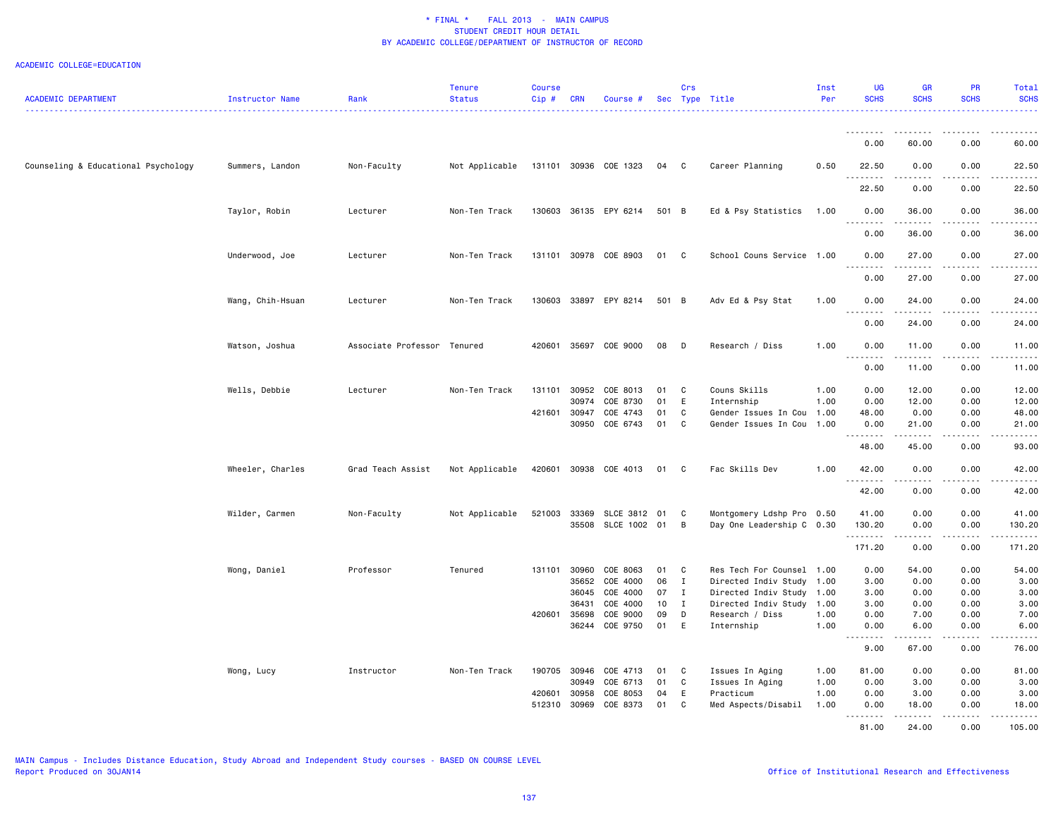# \* FINAL \* FALL 2013 - MAIN CAMPUS
## STUDENT CREDIT HOUR DETAIL
## BY ACADEMIC COLLEGE/DEPARTMENT OF INSTRUCTOR OF RECORD

ACADEMIC COLLEGE=EDUCATION

| ACADEMIC DEPARTMENT | Instructor Name | Rank | Tenure Status | Course Cip # | CRN | Course # | Sec | Crs Type | Title | Inst Per | UG SCHS | GR SCHS | PR SCHS | Total SCHS |
|---|---|---|---|---|---|---|---|---|---|---|---|---|---|---|
| | | | | | | | | | | | 0.00 | 60.00 | 0.00 | 60.00 |
| Counseling & Educational Psychology | Summers, Landon | Non-Faculty | Not Applicable | 131101 | 30936 | COE 1323 | 04 | C | Career Planning | 0.50 | 22.50 | 0.00 | 0.00 | 22.50 |
| | | | | | | | | | | | 22.50 | 0.00 | 0.00 | 22.50 |
| | Taylor, Robin | Lecturer | Non-Ten Track | 130603 | 36135 | EPY 6214 | 501 | B | Ed & Psy Statistics | 1.00 | 0.00 | 36.00 | 0.00 | 36.00 |
| | | | | | | | | | | | 0.00 | 36.00 | 0.00 | 36.00 |
| | Underwood, Joe | Lecturer | Non-Ten Track | 131101 | 30978 | COE 8903 | 01 | C | School Couns Service | 1.00 | 0.00 | 27.00 | 0.00 | 27.00 |
| | | | | | | | | | | | 0.00 | 27.00 | 0.00 | 27.00 |
| | Wang, Chih-Hsuan | Lecturer | Non-Ten Track | 130603 | 33897 | EPY 8214 | 501 | B | Adv Ed & Psy Stat | 1.00 | 0.00 | 24.00 | 0.00 | 24.00 |
| | | | | | | | | | | | 0.00 | 24.00 | 0.00 | 24.00 |
| | Watson, Joshua | Associate Professor | Tenured | 420601 | 35697 | COE 9000 | 08 | D | Research / Diss | 1.00 | 0.00 | 11.00 | 0.00 | 11.00 |
| | | | | | | | | | | | 0.00 | 11.00 | 0.00 | 11.00 |
| | Wells, Debbie | Lecturer | Non-Ten Track | 131101 | 30952 | COE 8013 | 01 | C | Couns Skills | 1.00 | 0.00 | 12.00 | 0.00 | 12.00 |
| | | | | | 30974 | COE 8730 | 01 | E | Internship | 1.00 | 0.00 | 12.00 | 0.00 | 12.00 |
| | | | | 421601 | 30947 | COE 4743 | 01 | C | Gender Issues In Cou | 1.00 | 48.00 | 0.00 | 0.00 | 48.00 |
| | | | | | 30950 | COE 6743 | 01 | C | Gender Issues In Cou | 1.00 | 0.00 | 21.00 | 0.00 | 21.00 |
| | | | | | | | | | | | 48.00 | 45.00 | 0.00 | 93.00 |
| | Wheeler, Charles | Grad Teach Assist | Not Applicable | 420601 | 30938 | COE 4013 | 01 | C | Fac Skills Dev | 1.00 | 42.00 | 0.00 | 0.00 | 42.00 |
| | | | | | | | | | | | 42.00 | 0.00 | 0.00 | 42.00 |
| | Wilder, Carmen | Non-Faculty | Not Applicable | 521003 | 33369 | SLCE 3812 | 01 | C | Montgomery Ldshp Pro | 0.50 | 41.00 | 0.00 | 0.00 | 41.00 |
| | | | | | 35508 | SLCE 1002 | 01 | B | Day One Leadership C | 0.30 | 130.20 | 0.00 | 0.00 | 130.20 |
| | | | | | | | | | | | 171.20 | 0.00 | 0.00 | 171.20 |
| | Wong, Daniel | Professor | Tenured | 131101 | 30960 | COE 8063 | 01 | C | Res Tech For Counsel | 1.00 | 0.00 | 54.00 | 0.00 | 54.00 |
| | | | | | 35652 | COE 4000 | 06 | I | Directed Indiv Study | 1.00 | 3.00 | 0.00 | 0.00 | 3.00 |
| | | | | | 36045 | COE 4000 | 07 | I | Directed Indiv Study | 1.00 | 3.00 | 0.00 | 0.00 | 3.00 |
| | | | | | 36431 | COE 4000 | 10 | I | Directed Indiv Study | 1.00 | 3.00 | 0.00 | 0.00 | 3.00 |
| | | | | 420601 | 35698 | COE 9000 | 09 | D | Research / Diss | 1.00 | 0.00 | 7.00 | 0.00 | 7.00 |
| | | | | | 36244 | COE 9750 | 01 | E | Internship | 1.00 | 0.00 | 6.00 | 0.00 | 6.00 |
| | | | | | | | | | | | 9.00 | 67.00 | 0.00 | 76.00 |
| | Wong, Lucy | Instructor | Non-Ten Track | 190705 | 30946 | COE 4713 | 01 | C | Issues In Aging | 1.00 | 81.00 | 0.00 | 0.00 | 81.00 |
| | | | | | 30949 | COE 6713 | 01 | C | Issues In Aging | 1.00 | 0.00 | 3.00 | 0.00 | 3.00 |
| | | | | 420601 | 30958 | COE 8053 | 04 | E | Practicum | 1.00 | 0.00 | 3.00 | 0.00 | 3.00 |
| | | | | 512310 | 30969 | COE 8373 | 01 | C | Med Aspects/Disabil | 1.00 | 0.00 | 18.00 | 0.00 | 18.00 |
| | | | | | | | | | | | 81.00 | 24.00 | 0.00 | 105.00 |

MAIN Campus - Includes Distance Education, Study Abroad and Independent Study courses - BASED ON COURSE LEVEL
Report Produced on 30JAN14

Office of Institutional Research and Effectiveness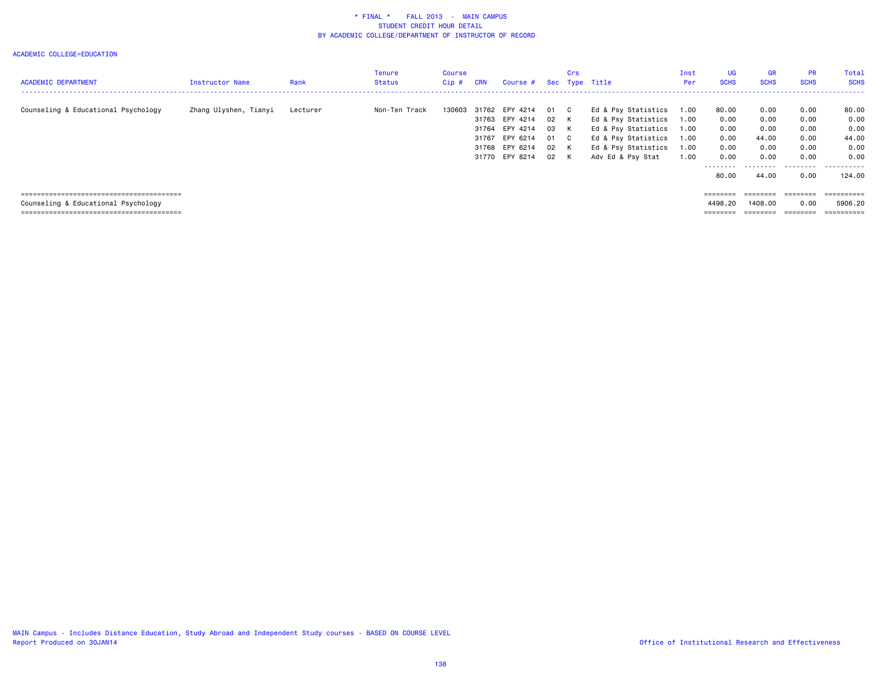\* FINAL \*    FALL 2013  -  MAIN CAMPUS
STUDENT CREDIT HOUR DETAIL
BY ACADEMIC COLLEGE/DEPARTMENT OF INSTRUCTOR OF RECORD

ACADEMIC COLLEGE=EDUCATION

| ACADEMIC DEPARTMENT | Instructor Name | Rank | Tenure Status | Course Cip # | CRN | Course # | Sec | Crs Type | Title | Inst Per | UG SCHS | GR SCHS | PR SCHS | Total SCHS |
|---|---|---|---|---|---|---|---|---|---|---|---|---|---|---|
| Counseling & Educational Psychology | Zhang Ulyshen, Tianyi | Lecturer | Non-Ten Track | 130603 | 31762 | EPY 4214 | 01 | C | Ed & Psy Statistics | 1.00 | 80.00 | 0.00 | 0.00 | 80.00 |
| | | | | | 31763 | EPY 4214 | 02 | K | Ed & Psy Statistics | 1.00 | 0.00 | 0.00 | 0.00 | 0.00 |
| | | | | | 31764 | EPY 4214 | 03 | K | Ed & Psy Statistics | 1.00 | 0.00 | 0.00 | 0.00 | 0.00 |
| | | | | | 31767 | EPY 6214 | 01 | C | Ed & Psy Statistics | 1.00 | 0.00 | 44.00 | 0.00 | 44.00 |
| | | | | | 31768 | EPY 6214 | 02 | K | Ed & Psy Statistics | 1.00 | 0.00 | 0.00 | 0.00 | 0.00 |
| | | | | | 31770 | EPY 8214 | 02 | K | Adv Ed & Psy Stat | 1.00 | 0.00 | 0.00 | 0.00 | 0.00 |
| | | | | | | | | | | | 80.00 | 44.00 | 0.00 | 124.00 |
| Counseling & Educational Psychology | | | | | | | | | | | 4498.20 | 1408.00 | 0.00 | 5906.20 |

MAIN Campus - Includes Distance Education, Study Abroad and Independent Study courses - BASED ON COURSE LEVEL
Report Produced on 30JAN14

Office of Institutional Research and Effectiveness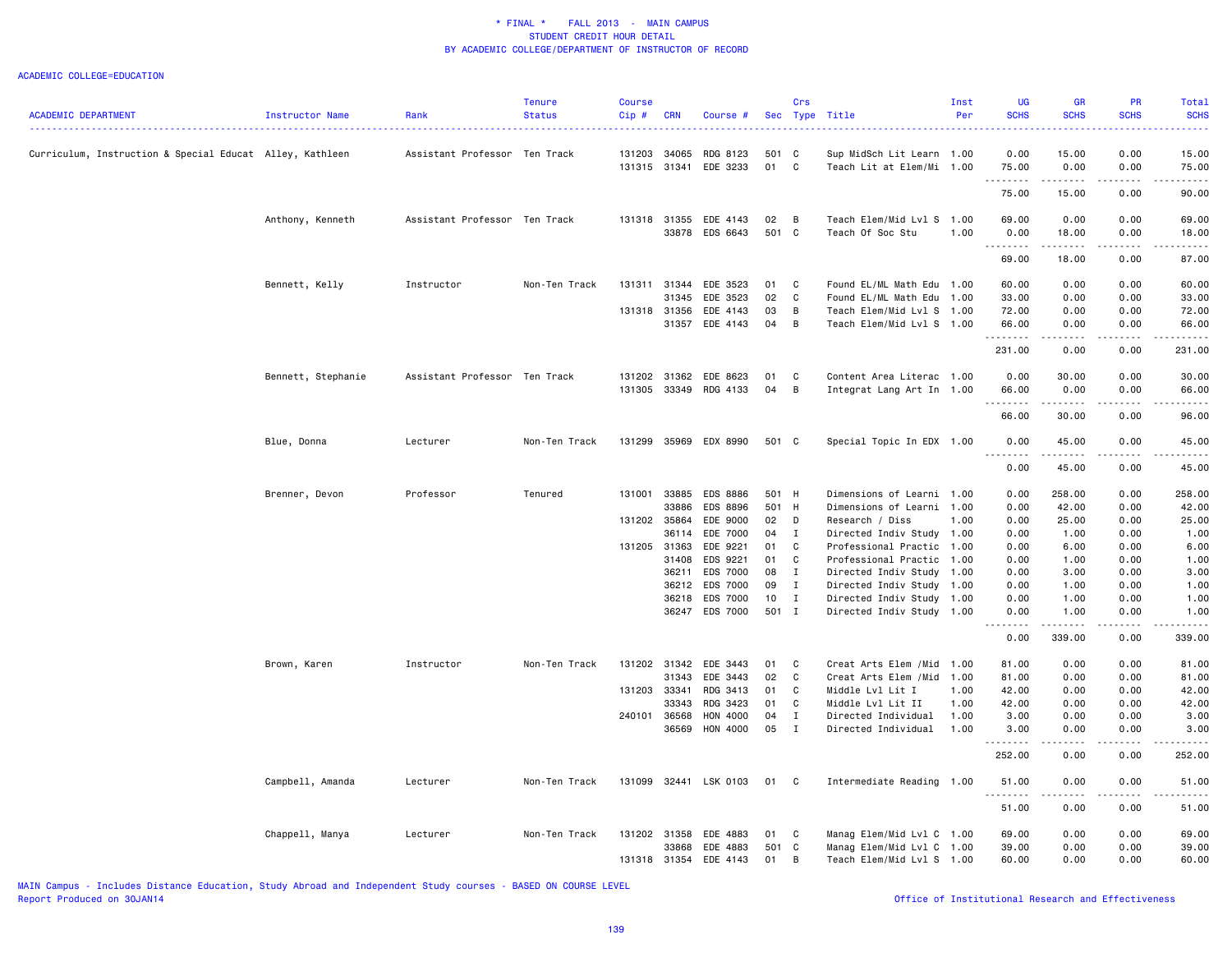\* FINAL \* FALL 2013 - MAIN CAMPUS
STUDENT CREDIT HOUR DETAIL
BY ACADEMIC COLLEGE/DEPARTMENT OF INSTRUCTOR OF RECORD

ACADEMIC COLLEGE=EDUCATION

| ACADEMIC DEPARTMENT | Instructor Name | Rank | Tenure Status | Course Cip # | CRN | Course # | Sec | Crs Type | Title | Inst Per | UG SCHS | GR SCHS | PR SCHS | Total SCHS |
|---|---|---|---|---|---|---|---|---|---|---|---|---|---|---|
| Curriculum, Instruction & Special Educat | Alley, Kathleen | Assistant Professor | Ten Track | 131203 | 34065 | RDG 8123 | 501 | C | Sup MidSch Lit Learn | 1.00 | 0.00 | 15.00 | 0.00 | 15.00 |
| | | | | 131315 | 31341 | EDE 3233 | 01 | C | Teach Lit at Elem/Mi | 1.00 | 75.00 | 0.00 | 0.00 | 75.00 |
| | | | | | | | | | | | 75.00 | 15.00 | 0.00 | 90.00 |
| | Anthony, Kenneth | Assistant Professor | Ten Track | 131318 | 31355 | EDE 4143 | 02 | B | Teach Elem/Mid Lvl S | 1.00 | 69.00 | 0.00 | 0.00 | 69.00 |
| | | | | | 33878 | EDS 6643 | 501 | C | Teach Of Soc Stu | 1.00 | 0.00 | 18.00 | 0.00 | 18.00 |
| | | | | | | | | | | | 69.00 | 18.00 | 0.00 | 87.00 |
| | Bennett, Kelly | Instructor | Non-Ten Track | 131311 | 31344 | EDE 3523 | 01 | C | Found EL/ML Math Edu | 1.00 | 60.00 | 0.00 | 0.00 | 60.00 |
| | | | | | 31345 | EDE 3523 | 02 | C | Found EL/ML Math Edu | 1.00 | 33.00 | 0.00 | 0.00 | 33.00 |
| | | | | 131318 | 31356 | EDE 4143 | 03 | B | Teach Elem/Mid Lvl S | 1.00 | 72.00 | 0.00 | 0.00 | 72.00 |
| | | | | | 31357 | EDE 4143 | 04 | B | Teach Elem/Mid Lvl S | 1.00 | 66.00 | 0.00 | 0.00 | 66.00 |
| | | | | | | | | | | | 231.00 | 0.00 | 0.00 | 231.00 |
| | Bennett, Stephanie | Assistant Professor | Ten Track | 131202 | 31362 | EDE 8623 | 01 | C | Content Area Literac | 1.00 | 0.00 | 30.00 | 0.00 | 30.00 |
| | | | | 131305 | 33349 | RDG 4133 | 04 | B | Integrat Lang Art In | 1.00 | 66.00 | 0.00 | 0.00 | 66.00 |
| | | | | | | | | | | | 66.00 | 30.00 | 0.00 | 96.00 |
| | Blue, Donna | Lecturer | Non-Ten Track | 131299 | 35969 | EDX 8990 | 501 | C | Special Topic In EDX | 1.00 | 0.00 | 45.00 | 0.00 | 45.00 |
| | | | | | | | | | | | 0.00 | 45.00 | 0.00 | 45.00 |
| | Brenner, Devon | Professor | Tenured | 131001 | 33885 | EDS 8886 | 501 | H | Dimensions of Learni | 1.00 | 0.00 | 258.00 | 0.00 | 258.00 |
| | | | | | 33886 | EDS 8896 | 501 | H | Dimensions of Learni | 1.00 | 0.00 | 42.00 | 0.00 | 42.00 |
| | | | | 131202 | 35864 | EDE 9000 | 02 | D | Research / Diss | 1.00 | 0.00 | 25.00 | 0.00 | 25.00 |
| | | | | | 36114 | EDE 7000 | 04 | I | Directed Indiv Study | 1.00 | 0.00 | 1.00 | 0.00 | 1.00 |
| | | | | 131205 | 31363 | EDE 9221 | 01 | C | Professional Practic | 1.00 | 0.00 | 6.00 | 0.00 | 6.00 |
| | | | | | 31408 | EDS 9221 | 01 | C | Professional Practic | 1.00 | 0.00 | 1.00 | 0.00 | 1.00 |
| | | | | | 36211 | EDS 7000 | 08 | I | Directed Indiv Study | 1.00 | 0.00 | 3.00 | 0.00 | 3.00 |
| | | | | | 36212 | EDS 7000 | 09 | I | Directed Indiv Study | 1.00 | 0.00 | 1.00 | 0.00 | 1.00 |
| | | | | | 36218 | EDS 7000 | 10 | I | Directed Indiv Study | 1.00 | 0.00 | 1.00 | 0.00 | 1.00 |
| | | | | | 36247 | EDS 7000 | 501 | I | Directed Indiv Study | 1.00 | 0.00 | 1.00 | 0.00 | 1.00 |
| | | | | | | | | | | | 0.00 | 339.00 | 0.00 | 339.00 |
| | Brown, Karen | Instructor | Non-Ten Track | 131202 | 31342 | EDE 3443 | 01 | C | Creat Arts Elem /Mid | 1.00 | 81.00 | 0.00 | 0.00 | 81.00 |
| | | | | | 31343 | EDE 3443 | 02 | C | Creat Arts Elem /Mid | 1.00 | 81.00 | 0.00 | 0.00 | 81.00 |
| | | | | 131203 | 33341 | RDG 3413 | 01 | C | Middle Lvl Lit I | 1.00 | 42.00 | 0.00 | 0.00 | 42.00 |
| | | | | | 33343 | RDG 3423 | 01 | C | Middle Lvl Lit II | 1.00 | 42.00 | 0.00 | 0.00 | 42.00 |
| | | | | 240101 | 36568 | HON 4000 | 04 | I | Directed Individual | 1.00 | 3.00 | 0.00 | 0.00 | 3.00 |
| | | | | | 36569 | HON 4000 | 05 | I | Directed Individual | 1.00 | 3.00 | 0.00 | 0.00 | 3.00 |
| | | | | | | | | | | | 252.00 | 0.00 | 0.00 | 252.00 |
| | Campbell, Amanda | Lecturer | Non-Ten Track | 131099 | 32441 | LSK 0103 | 01 | C | Intermediate Reading | 1.00 | 51.00 | 0.00 | 0.00 | 51.00 |
| | | | | | | | | | | | 51.00 | 0.00 | 0.00 | 51.00 |
| | Chappell, Manya | Lecturer | Non-Ten Track | 131202 | 31358 | EDE 4883 | 01 | C | Manag Elem/Mid Lvl C | 1.00 | 69.00 | 0.00 | 0.00 | 69.00 |
| | | | | | 33868 | EDE 4883 | 501 | C | Manag Elem/Mid Lvl C | 1.00 | 39.00 | 0.00 | 0.00 | 39.00 |
| | | | | 131318 | 31354 | EDE 4143 | 01 | B | Teach Elem/Mid Lvl S | 1.00 | 60.00 | 0.00 | 0.00 | 60.00 |

MAIN Campus - Includes Distance Education, Study Abroad and Independent Study courses - BASED ON COURSE LEVEL
Report Produced on 30JAN14

Office of Institutional Research and Effectiveness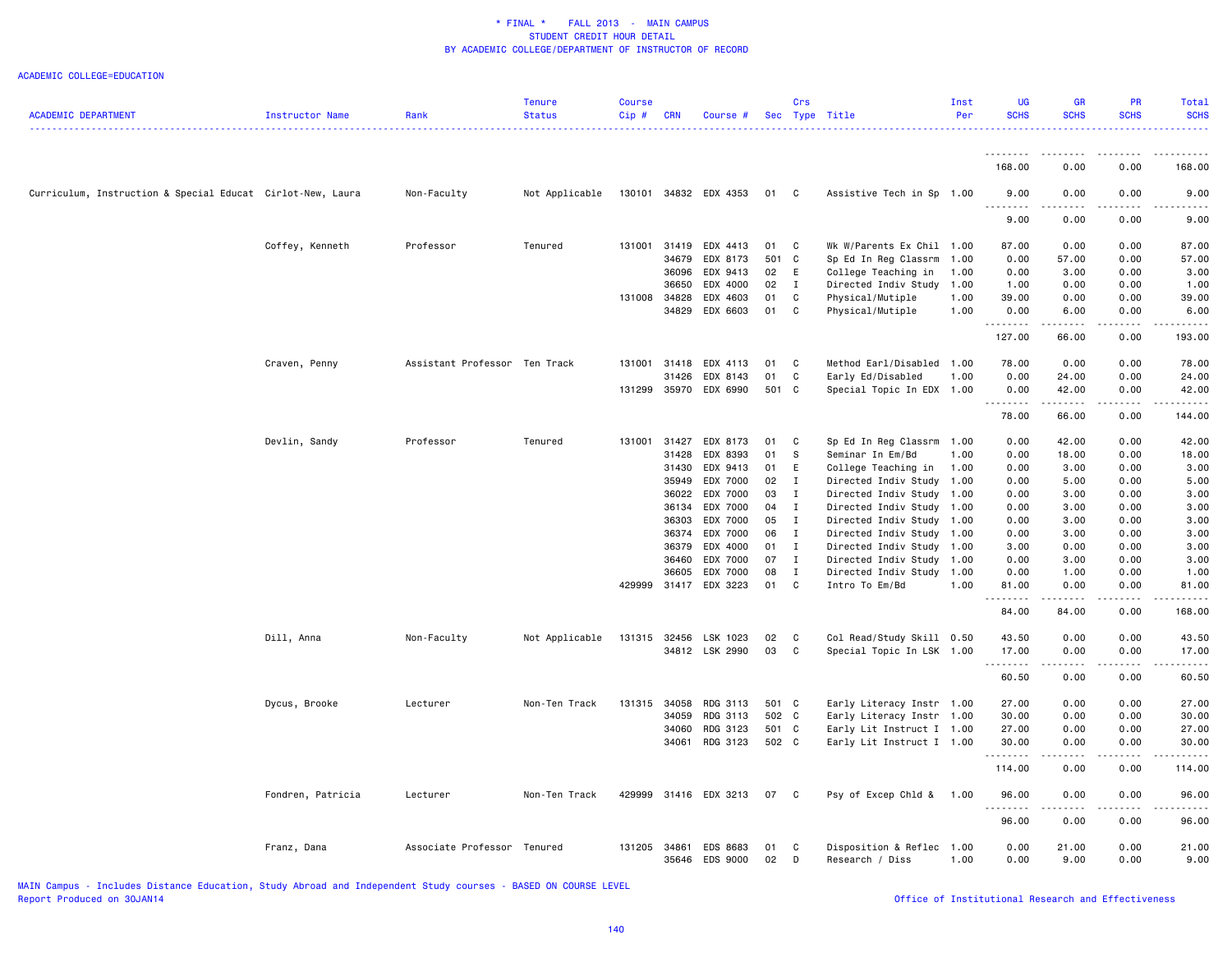\* FINAL \* FALL 2013 - MAIN CAMPUS
STUDENT CREDIT HOUR DETAIL
BY ACADEMIC COLLEGE/DEPARTMENT OF INSTRUCTOR OF RECORD

ACADEMIC COLLEGE=EDUCATION

| ACADEMIC DEPARTMENT | Instructor Name | Rank | Tenure Status | Course Cip # | CRN | Course # | Sec | Crs Type | Title | Inst Per | UG SCHS | GR SCHS | PR SCHS | Total SCHS |
|---|---|---|---|---|---|---|---|---|---|---|---|---|---|---|
| | | | | | | | | | | | 168.00 | 0.00 | 0.00 | 168.00 |
| Curriculum, Instruction & Special Educat | Cirlot-New, Laura | Non-Faculty | Not Applicable | 130101 | 34832 | EDX 4353 | 01 | C | Assistive Tech in Sp | 1.00 | 9.00 | 0.00 | 0.00 | 9.00 |
| | | | | | | | | | | | 9.00 | 0.00 | 0.00 | 9.00 |
| | Coffey, Kenneth | Professor | Tenured | 131001 | 31419 | EDX 4413 | 01 | C | Wk W/Parents Ex Chil | 1.00 | 87.00 | 0.00 | 0.00 | 87.00 |
| | | | | | 34679 | EDX 8173 | 501 | C | Sp Ed In Reg Classrm | 1.00 | 0.00 | 57.00 | 0.00 | 57.00 |
| | | | | | 36096 | EDX 9413 | 02 | E | College Teaching in | 1.00 | 0.00 | 3.00 | 0.00 | 3.00 |
| | | | | | 36650 | EDX 4000 | 02 | I | Directed Indiv Study | 1.00 | 1.00 | 0.00 | 0.00 | 1.00 |
| | | | | 131008 | 34828 | EDX 4603 | 01 | C | Physical/Mutiple | 1.00 | 39.00 | 0.00 | 0.00 | 39.00 |
| | | | | | 34829 | EDX 6603 | 01 | C | Physical/Mutiple | 1.00 | 0.00 | 6.00 | 0.00 | 6.00 |
| | | | | | | | | | | | 127.00 | 66.00 | 0.00 | 193.00 |
| | Craven, Penny | Assistant Professor | Ten Track | 131001 | 31418 | EDX 4113 | 01 | C | Method Earl/Disabled | 1.00 | 78.00 | 0.00 | 0.00 | 78.00 |
| | | | | | 31426 | EDX 8143 | 01 | C | Early Ed/Disabled | 1.00 | 0.00 | 24.00 | 0.00 | 24.00 |
| | | | | 131299 | 35970 | EDX 6990 | 501 | C | Special Topic In EDX | 1.00 | 0.00 | 42.00 | 0.00 | 42.00 |
| | | | | | | | | | | | 78.00 | 66.00 | 0.00 | 144.00 |
| | Devlin, Sandy | Professor | Tenured | 131001 | 31427 | EDX 8173 | 01 | C | Sp Ed In Reg Classrm | 1.00 | 0.00 | 42.00 | 0.00 | 42.00 |
| | | | | | 31428 | EDX 8393 | 01 | S | Seminar In Em/Bd | 1.00 | 0.00 | 18.00 | 0.00 | 18.00 |
| | | | | | 31430 | EDX 9413 | 01 | E | College Teaching in | 1.00 | 0.00 | 3.00 | 0.00 | 3.00 |
| | | | | | 35949 | EDX 7000 | 02 | I | Directed Indiv Study | 1.00 | 0.00 | 5.00 | 0.00 | 5.00 |
| | | | | | 36022 | EDX 7000 | 03 | I | Directed Indiv Study | 1.00 | 0.00 | 3.00 | 0.00 | 3.00 |
| | | | | | 36134 | EDX 7000 | 04 | I | Directed Indiv Study | 1.00 | 0.00 | 3.00 | 0.00 | 3.00 |
| | | | | | 36303 | EDX 7000 | 05 | I | Directed Indiv Study | 1.00 | 0.00 | 3.00 | 0.00 | 3.00 |
| | | | | | 36374 | EDX 7000 | 06 | I | Directed Indiv Study | 1.00 | 0.00 | 3.00 | 0.00 | 3.00 |
| | | | | | 36379 | EDX 4000 | 01 | I | Directed Indiv Study | 1.00 | 3.00 | 0.00 | 0.00 | 3.00 |
| | | | | | 36460 | EDX 7000 | 07 | I | Directed Indiv Study | 1.00 | 0.00 | 3.00 | 0.00 | 3.00 |
| | | | | | 36605 | EDX 7000 | 08 | I | Directed Indiv Study | 1.00 | 0.00 | 1.00 | 0.00 | 1.00 |
| | | | | 429999 | 31417 | EDX 3223 | 01 | C | Intro To Em/Bd | 1.00 | 81.00 | 0.00 | 0.00 | 81.00 |
| | | | | | | | | | | | 84.00 | 84.00 | 0.00 | 168.00 |
| | Dill, Anna | Non-Faculty | Not Applicable | 131315 | 32456 | LSK 1023 | 02 | C | Col Read/Study Skill | 0.50 | 43.50 | 0.00 | 0.00 | 43.50 |
| | | | | | 34812 | LSK 2990 | 03 | C | Special Topic In LSK | 1.00 | 17.00 | 0.00 | 0.00 | 17.00 |
| | | | | | | | | | | | 60.50 | 0.00 | 0.00 | 60.50 |
| | Dycus, Brooke | Lecturer | Non-Ten Track | 131315 | 34058 | RDG 3113 | 501 | C | Early Literacy Instr | 1.00 | 27.00 | 0.00 | 0.00 | 27.00 |
| | | | | | 34059 | RDG 3113 | 502 | C | Early Literacy Instr | 1.00 | 30.00 | 0.00 | 0.00 | 30.00 |
| | | | | | 34060 | RDG 3123 | 501 | C | Early Lit Instruct I | 1.00 | 27.00 | 0.00 | 0.00 | 27.00 |
| | | | | | 34061 | RDG 3123 | 502 | C | Early Lit Instruct I | 1.00 | 30.00 | 0.00 | 0.00 | 30.00 |
| | | | | | | | | | | | 114.00 | 0.00 | 0.00 | 114.00 |
| | Fondren, Patricia | Lecturer | Non-Ten Track | 429999 | 31416 | EDX 3213 | 07 | C | Psy of Excep Chld & | 1.00 | 96.00 | 0.00 | 0.00 | 96.00 |
| | | | | | | | | | | | 96.00 | 0.00 | 0.00 | 96.00 |
| | Franz, Dana | Associate Professor | Tenured | 131205 | 34861 | EDS 8683 | 01 | C | Disposition & Reflec | 1.00 | 0.00 | 21.00 | 0.00 | 21.00 |
| | | | | | 35646 | EDS 9000 | 02 | D | Research / Diss | 1.00 | 0.00 | 9.00 | 0.00 | 9.00 |

MAIN Campus - Includes Distance Education, Study Abroad and Independent Study courses - BASED ON COURSE LEVEL
Report Produced on 30JAN14

Office of Institutional Research and Effectiveness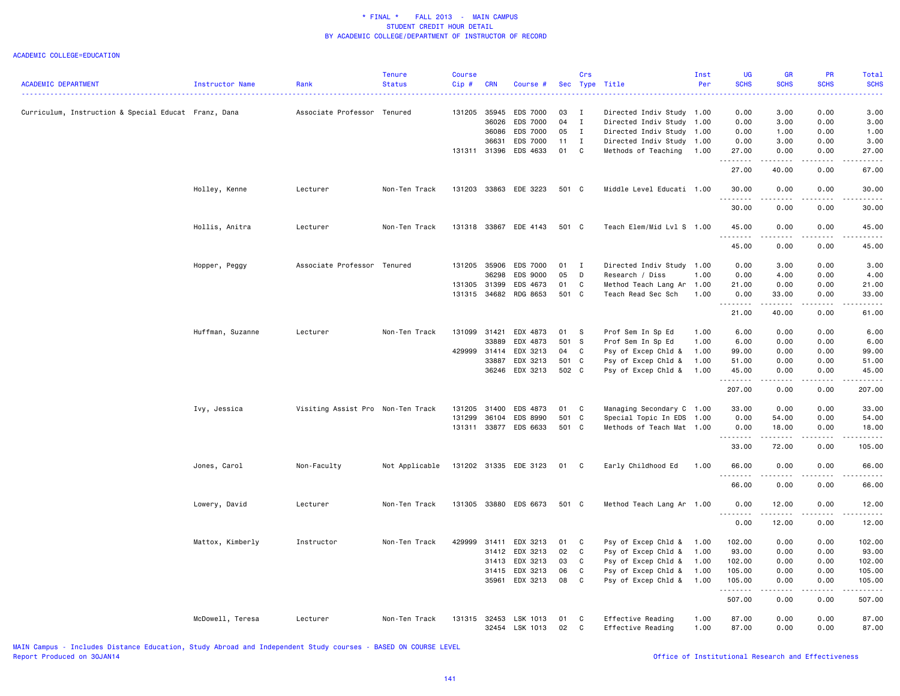# * FINAL * FALL 2013 - MAIN CAMPUS
## STUDENT CREDIT HOUR DETAIL
## BY ACADEMIC COLLEGE/DEPARTMENT OF INSTRUCTOR OF RECORD

ACADEMIC COLLEGE=EDUCATION

| ACADEMIC DEPARTMENT | Instructor Name | Rank | Tenure Status | Course Cip # | CRN | Course # | Sec | Crs Type | Title | Inst Per | UG SCHS | GR SCHS | PR SCHS | Total SCHS |
|---|---|---|---|---|---|---|---|---|---|---|---|---|---|---|
| Curriculum, Instruction & Special Educat | Franz, Dana | Associate Professor | Tenured | 131205 | 35945 | EDS 7000 | 03 | I | Directed Indiv Study | 1.00 | 0.00 | 3.00 | 0.00 | 3.00 |
| | | | | | 36026 | EDS 7000 | 04 | I | Directed Indiv Study | 1.00 | 0.00 | 3.00 | 0.00 | 3.00 |
| | | | | | 36086 | EDS 7000 | 05 | I | Directed Indiv Study | 1.00 | 0.00 | 1.00 | 0.00 | 1.00 |
| | | | | | 36631 | EDS 7000 | 11 | I | Directed Indiv Study | 1.00 | 0.00 | 3.00 | 0.00 | 3.00 |
| | | | | 131311 | 31396 | EDS 4633 | 01 | C | Methods of Teaching | 1.00 | 27.00 | 0.00 | 0.00 | 27.00 |
| | | | | | | | | | | | 27.00 | 40.00 | 0.00 | 67.00 |
| | Holley, Kenne | Lecturer | Non-Ten Track | 131203 | 33863 | EDE 3223 | 501 | C | Middle Level Educati | 1.00 | 30.00 | 0.00 | 0.00 | 30.00 |
| | | | | | | | | | | | 30.00 | 0.00 | 0.00 | 30.00 |
| | Hollis, Anitra | Lecturer | Non-Ten Track | 131318 | 33867 | EDE 4143 | 501 | C | Teach Elem/Mid Lvl S | 1.00 | 45.00 | 0.00 | 0.00 | 45.00 |
| | | | | | | | | | | | 45.00 | 0.00 | 0.00 | 45.00 |
| | Hopper, Peggy | Associate Professor | Tenured | 131205 | 35906 | EDS 7000 | 01 | I | Directed Indiv Study | 1.00 | 0.00 | 3.00 | 0.00 | 3.00 |
| | | | | | 36298 | EDS 9000 | 05 | D | Research / Diss | 1.00 | 0.00 | 4.00 | 0.00 | 4.00 |
| | | | | 131305 | 31399 | EDS 4673 | 01 | C | Method Teach Lang Ar | 1.00 | 21.00 | 0.00 | 0.00 | 21.00 |
| | | | | 131315 | 34682 | RDG 8653 | 501 | C | Teach Read Sec Sch | 1.00 | 0.00 | 33.00 | 0.00 | 33.00 |
| | | | | | | | | | | | 21.00 | 40.00 | 0.00 | 61.00 |
| | Huffman, Suzanne | Lecturer | Non-Ten Track | 131099 | 31421 | EDX 4873 | 01 | S | Prof Sem In Sp Ed | 1.00 | 6.00 | 0.00 | 0.00 | 6.00 |
| | | | | | 33889 | EDX 4873 | 501 | S | Prof Sem In Sp Ed | 1.00 | 6.00 | 0.00 | 0.00 | 6.00 |
| | | | | 429999 | 31414 | EDX 3213 | 04 | C | Psy of Excep Chld & | 1.00 | 99.00 | 0.00 | 0.00 | 99.00 |
| | | | | | 33887 | EDX 3213 | 501 | C | Psy of Excep Chld & | 1.00 | 51.00 | 0.00 | 0.00 | 51.00 |
| | | | | | 36246 | EDX 3213 | 502 | C | Psy of Excep Chld & | 1.00 | 45.00 | 0.00 | 0.00 | 45.00 |
| | | | | | | | | | | | 207.00 | 0.00 | 0.00 | 207.00 |
| | Ivy, Jessica | Visiting Assist Pro | Non-Ten Track | 131205 | 31400 | EDS 4873 | 01 | C | Managing Secondary C | 1.00 | 33.00 | 0.00 | 0.00 | 33.00 |
| | | | | 131299 | 36104 | EDS 8990 | 501 | C | Special Topic In EDS | 1.00 | 0.00 | 54.00 | 0.00 | 54.00 |
| | | | | 131311 | 33877 | EDS 6633 | 501 | C | Methods of Teach Mat | 1.00 | 0.00 | 18.00 | 0.00 | 18.00 |
| | | | | | | | | | | | 33.00 | 72.00 | 0.00 | 105.00 |
| | Jones, Carol | Non-Faculty | Not Applicable | 131202 | 31335 | EDE 3123 | 01 | C | Early Childhood Ed | 1.00 | 66.00 | 0.00 | 0.00 | 66.00 |
| | | | | | | | | | | | 66.00 | 0.00 | 0.00 | 66.00 |
| | Lowery, David | Lecturer | Non-Ten Track | 131305 | 33880 | EDS 6673 | 501 | C | Method Teach Lang Ar | 1.00 | 0.00 | 12.00 | 0.00 | 12.00 |
| | | | | | | | | | | | 0.00 | 12.00 | 0.00 | 12.00 |
| | Mattox, Kimberly | Instructor | Non-Ten Track | 429999 | 31411 | EDX 3213 | 01 | C | Psy of Excep Chld & | 1.00 | 102.00 | 0.00 | 0.00 | 102.00 |
| | | | | | 31412 | EDX 3213 | 02 | C | Psy of Excep Chld & | 1.00 | 93.00 | 0.00 | 0.00 | 93.00 |
| | | | | | 31413 | EDX 3213 | 03 | C | Psy of Excep Chld & | 1.00 | 102.00 | 0.00 | 0.00 | 102.00 |
| | | | | | 31415 | EDX 3213 | 06 | C | Psy of Excep Chld & | 1.00 | 105.00 | 0.00 | 0.00 | 105.00 |
| | | | | | 35961 | EDX 3213 | 08 | C | Psy of Excep Chld & | 1.00 | 105.00 | 0.00 | 0.00 | 105.00 |
| | | | | | | | | | | | 507.00 | 0.00 | 0.00 | 507.00 |
| | McDowell, Teresa | Lecturer | Non-Ten Track | 131315 | 32453 | LSK 1013 | 01 | C | Effective Reading | 1.00 | 87.00 | 0.00 | 0.00 | 87.00 |
| | | | | | 32454 | LSK 1013 | 02 | C | Effective Reading | 1.00 | 87.00 | 0.00 | 0.00 | 87.00 |

MAIN Campus - Includes Distance Education, Study Abroad and Independent Study courses - BASED ON COURSE LEVEL
Report Produced on 30JAN14

Office of Institutional Research and Effectiveness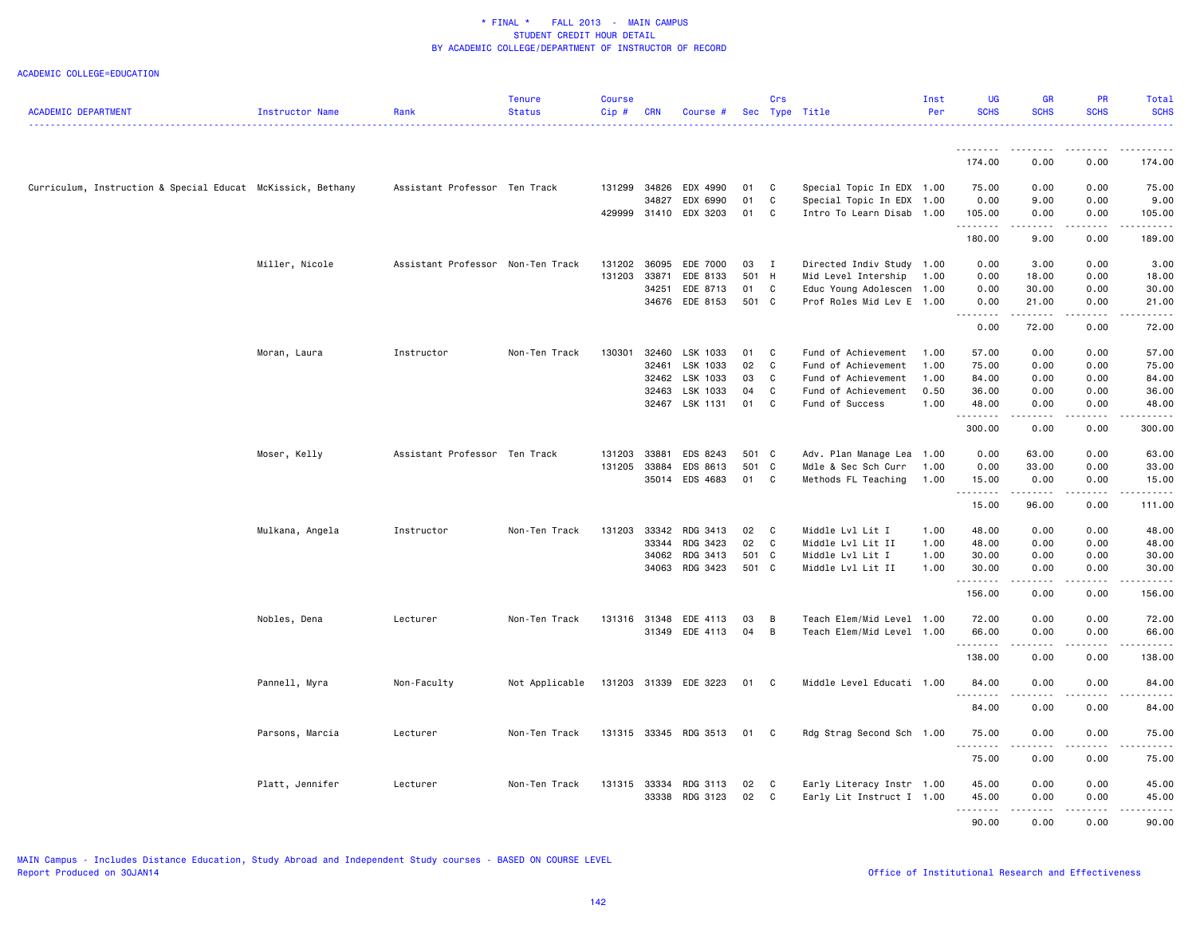\* FINAL \*    FALL 2013 - MAIN CAMPUS
STUDENT CREDIT HOUR DETAIL
BY ACADEMIC COLLEGE/DEPARTMENT OF INSTRUCTOR OF RECORD

ACADEMIC COLLEGE=EDUCATION

| ACADEMIC DEPARTMENT | Instructor Name | Rank | Tenure Status | Course Cip # | CRN | Course # | Sec | Crs Type | Title | Inst Per | UG SCHS | GR SCHS | PR SCHS | Total SCHS |
|---|---|---|---|---|---|---|---|---|---|---|---|---|---|---|
| | | | | | | | | | | | 174.00 | 0.00 | 0.00 | 174.00 |
| Curriculum, Instruction & Special Educat | McKissick, Bethany | Assistant Professor | Ten Track | 131299 | 34826 | EDX 4990 | 01 | C | Special Topic In EDX | 1.00 | 75.00 | 0.00 | 0.00 | 75.00 |
| | | | | | 34827 | EDX 6990 | 01 | C | Special Topic In EDX | 1.00 | 0.00 | 9.00 | 0.00 | 9.00 |
| | | | | 429999 | 31410 | EDX 3203 | 01 | C | Intro To Learn Disab | 1.00 | 105.00 | 0.00 | 0.00 | 105.00 |
| | | | | | | | | | | | 180.00 | 9.00 | 0.00 | 189.00 |
| | Miller, Nicole | Assistant Professor | Non-Ten Track | 131202 | 36095 | EDE 7000 | 03 | I | Directed Indiv Study | 1.00 | 0.00 | 3.00 | 0.00 | 3.00 |
| | | | | 131203 | 33871 | EDE 8133 | 501 | H | Mid Level Intership | 1.00 | 0.00 | 18.00 | 0.00 | 18.00 |
| | | | | | 34251 | EDE 8713 | 01 | C | Educ Young Adolescen | 1.00 | 0.00 | 30.00 | 0.00 | 30.00 |
| | | | | | 34676 | EDE 8153 | 501 | C | Prof Roles Mid Lev E | 1.00 | 0.00 | 21.00 | 0.00 | 21.00 |
| | | | | | | | | | | | 0.00 | 72.00 | 0.00 | 72.00 |
| | Moran, Laura | Instructor | Non-Ten Track | 130301 | 32460 | LSK 1033 | 01 | C | Fund of Achievement | 1.00 | 57.00 | 0.00 | 0.00 | 57.00 |
| | | | | | 32461 | LSK 1033 | 02 | C | Fund of Achievement | 1.00 | 75.00 | 0.00 | 0.00 | 75.00 |
| | | | | | 32462 | LSK 1033 | 03 | C | Fund of Achievement | 1.00 | 84.00 | 0.00 | 0.00 | 84.00 |
| | | | | | 32463 | LSK 1033 | 04 | C | Fund of Achievement | 0.50 | 36.00 | 0.00 | 0.00 | 36.00 |
| | | | | | 32467 | LSK 1131 | 01 | C | Fund of Success | 1.00 | 48.00 | 0.00 | 0.00 | 48.00 |
| | | | | | | | | | | | 300.00 | 0.00 | 0.00 | 300.00 |
| | Moser, Kelly | Assistant Professor | Ten Track | 131203 | 33881 | EDS 8243 | 501 | C | Adv. Plan Manage Lea | 1.00 | 0.00 | 63.00 | 0.00 | 63.00 |
| | | | | 131205 | 33884 | EDS 8613 | 501 | C | Mdle & Sec Sch Curr | 1.00 | 0.00 | 33.00 | 0.00 | 33.00 |
| | | | | | 35014 | EDS 4683 | 01 | C | Methods FL Teaching | 1.00 | 15.00 | 0.00 | 0.00 | 15.00 |
| | | | | | | | | | | | 15.00 | 96.00 | 0.00 | 111.00 |
| | Mulkana, Angela | Instructor | Non-Ten Track | 131203 | 33342 | RDG 3413 | 02 | C | Middle Lvl Lit I | 1.00 | 48.00 | 0.00 | 0.00 | 48.00 |
| | | | | | 33344 | RDG 3423 | 02 | C | Middle Lvl Lit II | 1.00 | 48.00 | 0.00 | 0.00 | 48.00 |
| | | | | | 34062 | RDG 3413 | 501 | C | Middle Lvl Lit I | 1.00 | 30.00 | 0.00 | 0.00 | 30.00 |
| | | | | | 34063 | RDG 3423 | 501 | C | Middle Lvl Lit II | 1.00 | 30.00 | 0.00 | 0.00 | 30.00 |
| | | | | | | | | | | | 156.00 | 0.00 | 0.00 | 156.00 |
| | Nobles, Dena | Lecturer | Non-Ten Track | 131316 | 31348 | EDE 4113 | 03 | B | Teach Elem/Mid Level | 1.00 | 72.00 | 0.00 | 0.00 | 72.00 |
| | | | | | 31349 | EDE 4113 | 04 | B | Teach Elem/Mid Level | 1.00 | 66.00 | 0.00 | 0.00 | 66.00 |
| | | | | | | | | | | | 138.00 | 0.00 | 0.00 | 138.00 |
| | Pannell, Myra | Non-Faculty | Not Applicable | 131203 | 31339 | EDE 3223 | 01 | C | Middle Level Educati | 1.00 | 84.00 | 0.00 | 0.00 | 84.00 |
| | | | | | | | | | | | 84.00 | 0.00 | 0.00 | 84.00 |
| | Parsons, Marcia | Lecturer | Non-Ten Track | 131315 | 33345 | RDG 3513 | 01 | C | Rdg Strag Second Sch | 1.00 | 75.00 | 0.00 | 0.00 | 75.00 |
| | | | | | | | | | | | 75.00 | 0.00 | 0.00 | 75.00 |
| | Platt, Jennifer | Lecturer | Non-Ten Track | 131315 | 33334 | RDG 3113 | 02 | C | Early Literacy Instr | 1.00 | 45.00 | 0.00 | 0.00 | 45.00 |
| | | | | | 33338 | RDG 3123 | 02 | C | Early Lit Instruct I | 1.00 | 45.00 | 0.00 | 0.00 | 45.00 |
| | | | | | | | | | | | 90.00 | 0.00 | 0.00 | 90.00 |

MAIN Campus - Includes Distance Education, Study Abroad and Independent Study courses - BASED ON COURSE LEVEL
Report Produced on 30JAN14

Office of Institutional Research and Effectiveness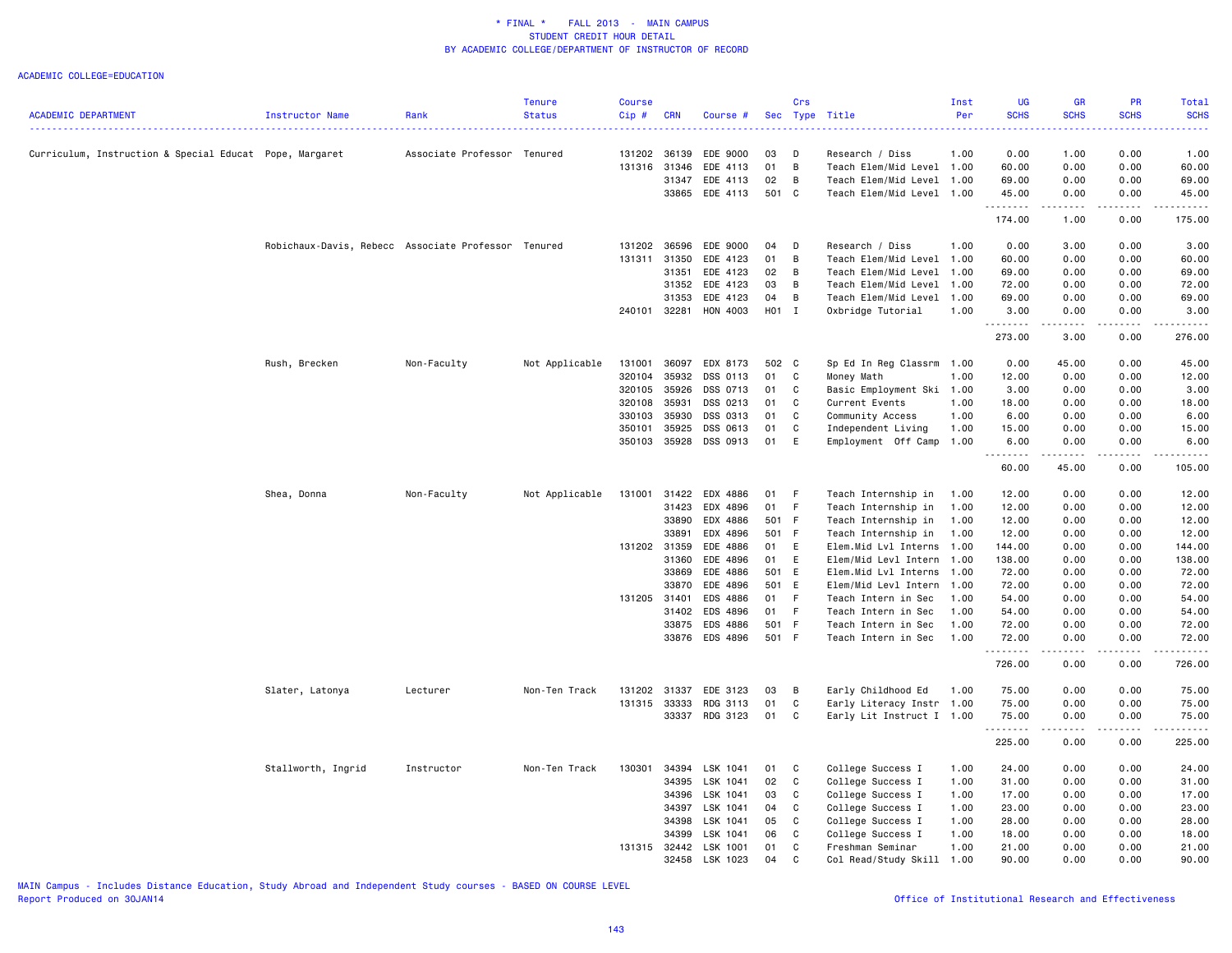# * FINAL * FALL 2013 - MAIN CAMPUS
## STUDENT CREDIT HOUR DETAIL
## BY ACADEMIC COLLEGE/DEPARTMENT OF INSTRUCTOR OF RECORD

ACADEMIC COLLEGE=EDUCATION

| ACADEMIC DEPARTMENT | Instructor Name | Rank | Tenure Status | Course Cip # | CRN | Course # | Sec | Crs Type | Title | Inst Per | UG SCHS | GR SCHS | PR SCHS | Total SCHS |
|---|---|---|---|---|---|---|---|---|---|---|---|---|---|---|
| Curriculum, Instruction & Special Educat | Pope, Margaret | Associate Professor | Tenured | 131202 | 36139 | EDE 9000 | 03 | D | Research / Diss | 1.00 | 0.00 | 1.00 | 0.00 | 1.00 |
| | | | | 131316 | 31346 | EDE 4113 | 01 | B | Teach Elem/Mid Level | 1.00 | 60.00 | 0.00 | 0.00 | 60.00 |
| | | | | | 31347 | EDE 4113 | 02 | B | Teach Elem/Mid Level | 1.00 | 69.00 | 0.00 | 0.00 | 69.00 |
| | | | | | 33865 | EDE 4113 | 501 | C | Teach Elem/Mid Level | 1.00 | 45.00 | 0.00 | 0.00 | 45.00 |
| | | | | | | | | | | | 174.00 | 1.00 | 0.00 | 175.00 |
| | Robichaux-Davis, Rebecc | Associate Professor | Tenured | 131202 | 36596 | EDE 9000 | 04 | D | Research / Diss | 1.00 | 0.00 | 3.00 | 0.00 | 3.00 |
| | | | | 131311 | 31350 | EDE 4123 | 01 | B | Teach Elem/Mid Level | 1.00 | 60.00 | 0.00 | 0.00 | 60.00 |
| | | | | | 31351 | EDE 4123 | 02 | B | Teach Elem/Mid Level | 1.00 | 69.00 | 0.00 | 0.00 | 69.00 |
| | | | | | 31352 | EDE 4123 | 03 | B | Teach Elem/Mid Level | 1.00 | 72.00 | 0.00 | 0.00 | 72.00 |
| | | | | | 31353 | EDE 4123 | 04 | B | Teach Elem/Mid Level | 1.00 | 69.00 | 0.00 | 0.00 | 69.00 |
| | | | | 240101 | 32281 | HON 4003 | H01 | I | Oxbridge Tutorial | 1.00 | 3.00 | 0.00 | 0.00 | 3.00 |
| | | | | | | | | | | | 273.00 | 3.00 | 0.00 | 276.00 |
| | Rush, Brecken | Non-Faculty | Not Applicable | 131001 | 36097 | EDX 8173 | 502 | C | Sp Ed In Reg Classrm | 1.00 | 0.00 | 45.00 | 0.00 | 45.00 |
| | | | | 320104 | 35932 | DSS 0113 | 01 | C | Money Math | 1.00 | 12.00 | 0.00 | 0.00 | 12.00 |
| | | | | 320105 | 35926 | DSS 0713 | 01 | C | Basic Employment Ski | 1.00 | 3.00 | 0.00 | 0.00 | 3.00 |
| | | | | 320108 | 35931 | DSS 0213 | 01 | C | Current Events | 1.00 | 18.00 | 0.00 | 0.00 | 18.00 |
| | | | | 330103 | 35930 | DSS 0313 | 01 | C | Community Access | 1.00 | 6.00 | 0.00 | 0.00 | 6.00 |
| | | | | 350101 | 35925 | DSS 0613 | 01 | C | Independent Living | 1.00 | 15.00 | 0.00 | 0.00 | 15.00 |
| | | | | 350103 | 35928 | DSS 0913 | 01 | E | Employment Off Camp | 1.00 | 6.00 | 0.00 | 0.00 | 6.00 |
| | | | | | | | | | | | 60.00 | 45.00 | 0.00 | 105.00 |
| | Shea, Donna | Non-Faculty | Not Applicable | 131001 | 31422 | EDX 4886 | 01 | F | Teach Internship in | 1.00 | 12.00 | 0.00 | 0.00 | 12.00 |
| | | | | | 31423 | EDX 4896 | 01 | F | Teach Internship in | 1.00 | 12.00 | 0.00 | 0.00 | 12.00 |
| | | | | | 33890 | EDX 4886 | 501 | F | Teach Internship in | 1.00 | 12.00 | 0.00 | 0.00 | 12.00 |
| | | | | | 33891 | EDX 4896 | 501 | F | Teach Internship in | 1.00 | 12.00 | 0.00 | 0.00 | 12.00 |
| | | | | 131202 | 31359 | EDE 4886 | 01 | E | Elem.Mid Lvl Interns | 1.00 | 144.00 | 0.00 | 0.00 | 144.00 |
| | | | | | 31360 | EDE 4896 | 01 | E | Elem/Mid Levl Intern | 1.00 | 138.00 | 0.00 | 0.00 | 138.00 |
| | | | | | 33869 | EDE 4886 | 501 | E | Elem.Mid Lvl Interns | 1.00 | 72.00 | 0.00 | 0.00 | 72.00 |
| | | | | | 33870 | EDE 4896 | 501 | E | Elem/Mid Levl Intern | 1.00 | 72.00 | 0.00 | 0.00 | 72.00 |
| | | | | 131205 | 31401 | EDS 4886 | 01 | F | Teach Intern in Sec | 1.00 | 54.00 | 0.00 | 0.00 | 54.00 |
| | | | | | 31402 | EDS 4896 | 01 | F | Teach Intern in Sec | 1.00 | 54.00 | 0.00 | 0.00 | 54.00 |
| | | | | | 33875 | EDS 4886 | 501 | F | Teach Intern in Sec | 1.00 | 72.00 | 0.00 | 0.00 | 72.00 |
| | | | | | 33876 | EDS 4896 | 501 | F | Teach Intern in Sec | 1.00 | 72.00 | 0.00 | 0.00 | 72.00 |
| | | | | | | | | | | | 726.00 | 0.00 | 0.00 | 726.00 |
| | Slater, Latonya | Lecturer | Non-Ten Track | 131202 | 31337 | EDE 3123 | 03 | B | Early Childhood Ed | 1.00 | 75.00 | 0.00 | 0.00 | 75.00 |
| | | | | 131315 | 33333 | RDG 3113 | 01 | C | Early Literacy Instr | 1.00 | 75.00 | 0.00 | 0.00 | 75.00 |
| | | | | | 33337 | RDG 3123 | 01 | C | Early Lit Instruct I | 1.00 | 75.00 | 0.00 | 0.00 | 75.00 |
| | | | | | | | | | | | 225.00 | 0.00 | 0.00 | 225.00 |
| | Stallworth, Ingrid | Instructor | Non-Ten Track | 130301 | 34394 | LSK 1041 | 01 | C | College Success I | 1.00 | 24.00 | 0.00 | 0.00 | 24.00 |
| | | | | | 34395 | LSK 1041 | 02 | C | College Success I | 1.00 | 31.00 | 0.00 | 0.00 | 31.00 |
| | | | | | 34396 | LSK 1041 | 03 | C | College Success I | 1.00 | 17.00 | 0.00 | 0.00 | 17.00 |
| | | | | | 34397 | LSK 1041 | 04 | C | College Success I | 1.00 | 23.00 | 0.00 | 0.00 | 23.00 |
| | | | | | 34398 | LSK 1041 | 05 | C | College Success I | 1.00 | 28.00 | 0.00 | 0.00 | 28.00 |
| | | | | | 34399 | LSK 1041 | 06 | C | College Success I | 1.00 | 18.00 | 0.00 | 0.00 | 18.00 |
| | | | | 131315 | 32442 | LSK 1001 | 01 | C | Freshman Seminar | 1.00 | 21.00 | 0.00 | 0.00 | 21.00 |
| | | | | | 32458 | LSK 1023 | 04 | C | Col Read/Study Skill | 1.00 | 90.00 | 0.00 | 0.00 | 90.00 |

MAIN Campus - Includes Distance Education, Study Abroad and Independent Study courses - BASED ON COURSE LEVEL
Report Produced on 30JAN14

Office of Institutional Research and Effectiveness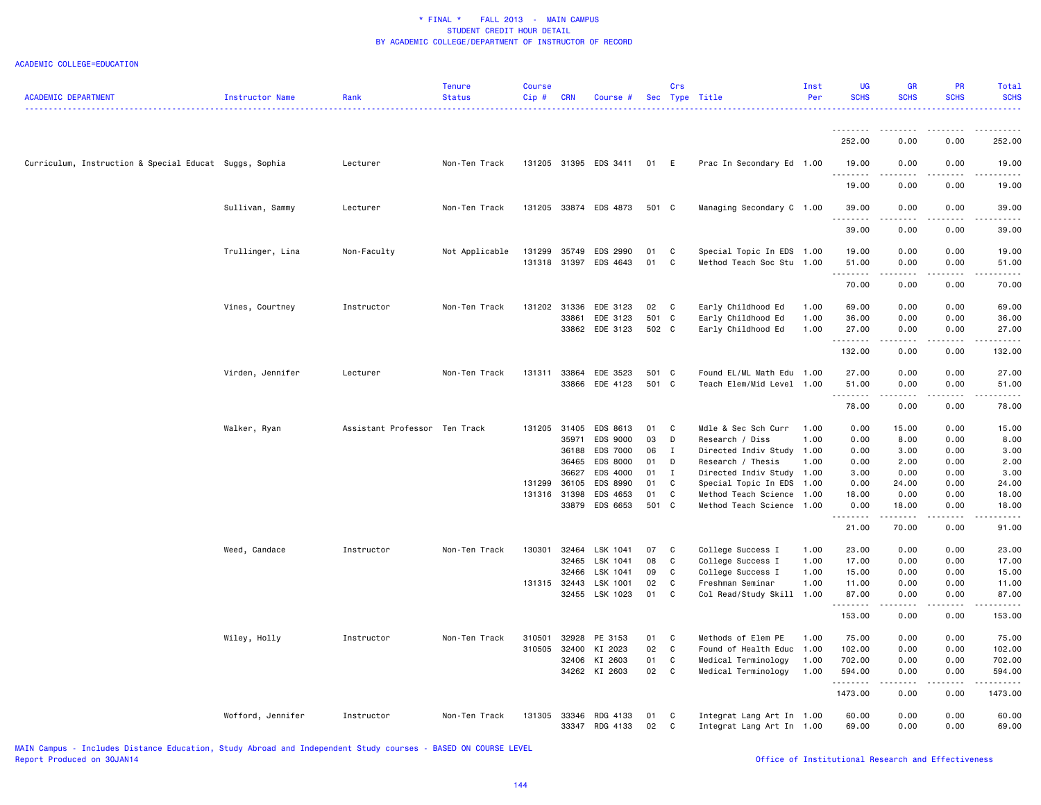\* FINAL \*    FALL 2013 - MAIN CAMPUS
STUDENT CREDIT HOUR DETAIL
BY ACADEMIC COLLEGE/DEPARTMENT OF INSTRUCTOR OF RECORD

ACADEMIC COLLEGE=EDUCATION

| ACADEMIC DEPARTMENT | Instructor Name | Rank | Tenure Status | Course Cip # | CRN | Course # | Sec | Crs Type | Title | Inst Per | UG SCHS | GR SCHS | PR SCHS | Total SCHS |
|---|---|---|---|---|---|---|---|---|---|---|---|---|---|---|
| | | | | | | | | | | | 252.00 | 0.00 | 0.00 | 252.00 |
| Curriculum, Instruction & Special Educat | Suggs, Sophia | Lecturer | Non-Ten Track | 131205 | 31395 | EDS 3411 | 01 | E | Prac In Secondary Ed | 1.00 | 19.00 | 0.00 | 0.00 | 19.00 |
| | | | | | | | | | | | 19.00 | 0.00 | 0.00 | 19.00 |
| | Sullivan, Sammy | Lecturer | Non-Ten Track | 131205 | 33874 | EDS 4873 | 501 | C | Managing Secondary C | 1.00 | 39.00 | 0.00 | 0.00 | 39.00 |
| | | | | | | | | | | | 39.00 | 0.00 | 0.00 | 39.00 |
| | Trullinger, Lina | Non-Faculty | Not Applicable | 131299 | 35749 | EDS 2990 | 01 | C | Special Topic In EDS | 1.00 | 19.00 | 0.00 | 0.00 | 19.00 |
| | | | | 131318 | 31397 | EDS 4643 | 01 | C | Method Teach Soc Stu | 1.00 | 51.00 | 0.00 | 0.00 | 51.00 |
| | | | | | | | | | | | 70.00 | 0.00 | 0.00 | 70.00 |
| | Vines, Courtney | Instructor | Non-Ten Track | 131202 | 31336 | EDE 3123 | 02 | C | Early Childhood Ed | 1.00 | 69.00 | 0.00 | 0.00 | 69.00 |
| | | | | | 33861 | EDE 3123 | 501 | C | Early Childhood Ed | 1.00 | 36.00 | 0.00 | 0.00 | 36.00 |
| | | | | | 33862 | EDE 3123 | 502 | C | Early Childhood Ed | 1.00 | 27.00 | 0.00 | 0.00 | 27.00 |
| | | | | | | | | | | | 132.00 | 0.00 | 0.00 | 132.00 |
| | Virden, Jennifer | Lecturer | Non-Ten Track | 131311 | 33864 | EDE 3523 | 501 | C | Found EL/ML Math Edu | 1.00 | 27.00 | 0.00 | 0.00 | 27.00 |
| | | | | | 33866 | EDE 4123 | 501 | C | Teach Elem/Mid Level | 1.00 | 51.00 | 0.00 | 0.00 | 51.00 |
| | | | | | | | | | | | 78.00 | 0.00 | 0.00 | 78.00 |
| | Walker, Ryan | Assistant Professor | Ten Track | 131205 | 31405 | EDS 8613 | 01 | C | Mdle & Sec Sch Curr | 1.00 | 0.00 | 15.00 | 0.00 | 15.00 |
| | | | | | 35971 | EDS 9000 | 03 | D | Research / Diss | 1.00 | 0.00 | 8.00 | 0.00 | 8.00 |
| | | | | | 36188 | EDS 7000 | 06 | I | Directed Indiv Study | 1.00 | 0.00 | 3.00 | 0.00 | 3.00 |
| | | | | | 36465 | EDS 8000 | 01 | D | Research / Thesis | 1.00 | 0.00 | 2.00 | 0.00 | 2.00 |
| | | | | | 36627 | EDS 4000 | 01 | I | Directed Indiv Study | 1.00 | 3.00 | 0.00 | 0.00 | 3.00 |
| | | | | 131299 | 36105 | EDS 8990 | 01 | C | Special Topic In EDS | 1.00 | 0.00 | 24.00 | 0.00 | 24.00 |
| | | | | 131316 | 31398 | EDS 4653 | 01 | C | Method Teach Science | 1.00 | 18.00 | 0.00 | 0.00 | 18.00 |
| | | | | | 33879 | EDS 6653 | 501 | C | Method Teach Science | 1.00 | 0.00 | 18.00 | 0.00 | 18.00 |
| | | | | | | | | | | | 21.00 | 70.00 | 0.00 | 91.00 |
| | Weed, Candace | Instructor | Non-Ten Track | 130301 | 32464 | LSK 1041 | 07 | C | College Success I | 1.00 | 23.00 | 0.00 | 0.00 | 23.00 |
| | | | | | 32465 | LSK 1041 | 08 | C | College Success I | 1.00 | 17.00 | 0.00 | 0.00 | 17.00 |
| | | | | | 32466 | LSK 1041 | 09 | C | College Success I | 1.00 | 15.00 | 0.00 | 0.00 | 15.00 |
| | | | | 131315 | 32443 | LSK 1001 | 02 | C | Freshman Seminar | 1.00 | 11.00 | 0.00 | 0.00 | 11.00 |
| | | | | | 32455 | LSK 1023 | 01 | C | Col Read/Study Skill | 1.00 | 87.00 | 0.00 | 0.00 | 87.00 |
| | | | | | | | | | | | 153.00 | 0.00 | 0.00 | 153.00 |
| | Wiley, Holly | Instructor | Non-Ten Track | 310501 | 32928 | PE 3153 | 01 | C | Methods of Elem PE | 1.00 | 75.00 | 0.00 | 0.00 | 75.00 |
| | | | | 310505 | 32400 | KI 2023 | 02 | C | Found of Health Educ | 1.00 | 102.00 | 0.00 | 0.00 | 102.00 |
| | | | | | 32406 | KI 2603 | 01 | C | Medical Terminology | 1.00 | 702.00 | 0.00 | 0.00 | 702.00 |
| | | | | | 34262 | KI 2603 | 02 | C | Medical Terminology | 1.00 | 594.00 | 0.00 | 0.00 | 594.00 |
| | | | | | | | | | | | 1473.00 | 0.00 | 0.00 | 1473.00 |
| | Wofford, Jennifer | Instructor | Non-Ten Track | 131305 | 33346 | RDG 4133 | 01 | C | Integrat Lang Art In | 1.00 | 60.00 | 0.00 | 0.00 | 60.00 |
| | | | | | 33347 | RDG 4133 | 02 | C | Integrat Lang Art In | 1.00 | 69.00 | 0.00 | 0.00 | 69.00 |

MAIN Campus - Includes Distance Education, Study Abroad and Independent Study courses - BASED ON COURSE LEVEL
Report Produced on 30JAN14

Office of Institutional Research and Effectiveness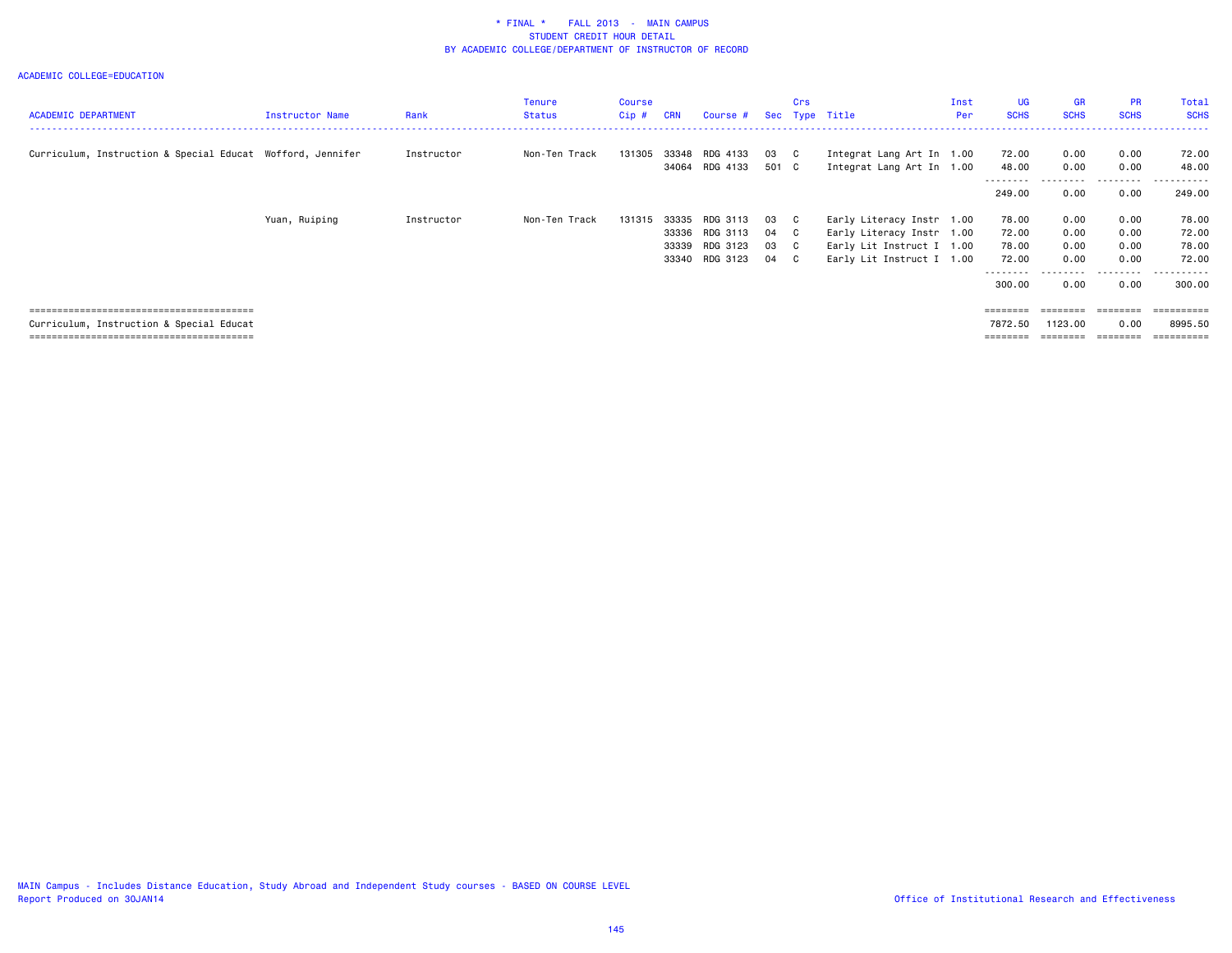* FINAL * FALL 2013 - MAIN CAMPUS
STUDENT CREDIT HOUR DETAIL
BY ACADEMIC COLLEGE/DEPARTMENT OF INSTRUCTOR OF RECORD

ACADEMIC COLLEGE=EDUCATION

| ACADEMIC DEPARTMENT | Instructor Name | Rank | Tenure Status | Course Cip # | CRN | Course # | Sec | Crs Type | Title | Inst Per | UG SCHS | GR SCHS | PR SCHS | Total SCHS |
|---|---|---|---|---|---|---|---|---|---|---|---|---|---|---|
| Curriculum, Instruction & Special Educat | Wofford, Jennifer | Instructor | Non-Ten Track | 131305 | 33348 | RDG 4133 | 03 | C | Integrat Lang Art In | 1.00 | 72.00 | 0.00 | 0.00 | 72.00 |
| | | | | | 34064 | RDG 4133 | 501 | C | Integrat Lang Art In | 1.00 | 48.00 | 0.00 | 0.00 | 48.00 |
| | | | | | | | | | | | 249.00 | 0.00 | 0.00 | 249.00 |
| | Yuan, Ruiping | Instructor | Non-Ten Track | 131315 | 33335 | RDG 3113 | 03 | C | Early Literacy Instr | 1.00 | 78.00 | 0.00 | 0.00 | 78.00 |
| | | | | | 33336 | RDG 3113 | 04 | C | Early Literacy Instr | 1.00 | 72.00 | 0.00 | 0.00 | 72.00 |
| | | | | | 33339 | RDG 3123 | 03 | C | Early Lit Instruct I | 1.00 | 78.00 | 0.00 | 0.00 | 78.00 |
| | | | | | 33340 | RDG 3123 | 04 | C | Early Lit Instruct I | 1.00 | 72.00 | 0.00 | 0.00 | 72.00 |
| | | | | | | | | | | | 300.00 | 0.00 | 0.00 | 300.00 |
| Curriculum, Instruction & Special Educat | | | | | | | | | | | 7872.50 | 1123.00 | 0.00 | 8995.50 |

MAIN Campus - Includes Distance Education, Study Abroad and Independent Study courses - BASED ON COURSE LEVEL
Report Produced on 30JAN14

Office of Institutional Research and Effectiveness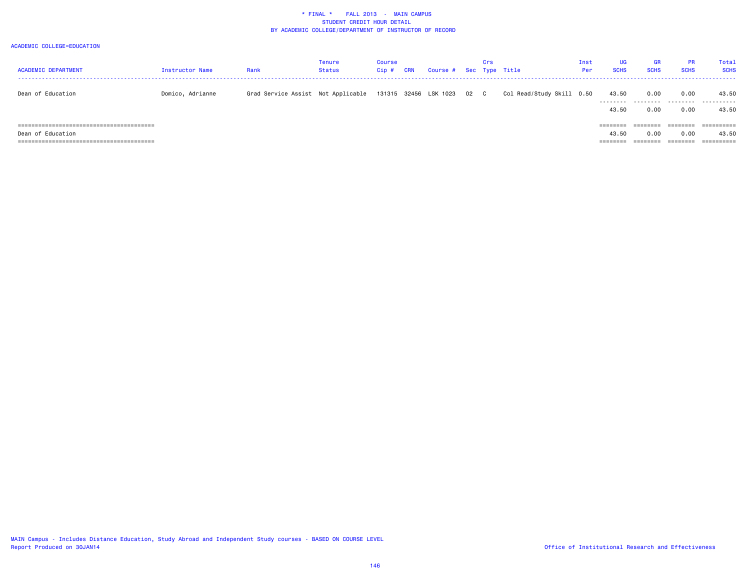\* FINAL \*    FALL 2013  -  MAIN CAMPUS
STUDENT CREDIT HOUR DETAIL
BY ACADEMIC COLLEGE/DEPARTMENT OF INSTRUCTOR OF RECORD

ACADEMIC COLLEGE=EDUCATION

| ACADEMIC DEPARTMENT | Instructor Name | Rank | Tenure Status | Course Cip # | CRN | Course # | Sec | Crs Type | Title | Inst Per | UG SCHS | GR SCHS | PR SCHS | Total SCHS |
|---|---|---|---|---|---|---|---|---|---|---|---|---|---|---|
| Dean of Education | Domico, Adrianne | Grad Service Assist | Not Applicable | 131315 | 32456 | LSK 1023 | 02 | C | Col Read/Study Skill | 0.50 | 43.50 | 0.00 | 0.00 | 43.50 |
| | | | | | | | | | | | 43.50 | 0.00 | 0.00 | 43.50 |
| Dean of Education | | | | | | | | | | | 43.50 | 0.00 | 0.00 | 43.50 |

MAIN Campus - Includes Distance Education, Study Abroad and Independent Study courses - BASED ON COURSE LEVEL
Report Produced on 30JAN14

Office of Institutional Research and Effectiveness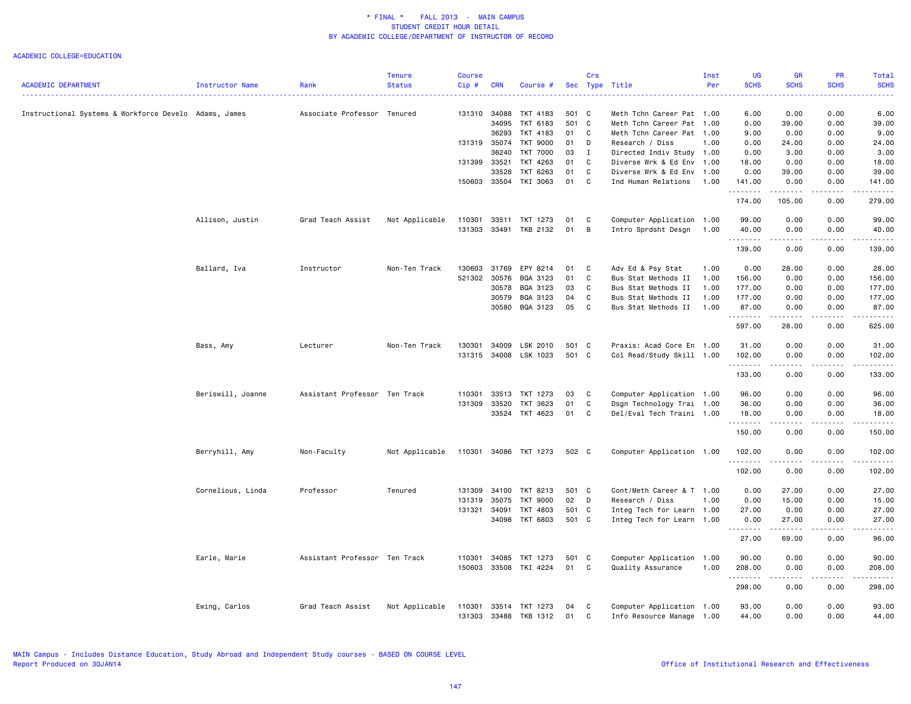* FINAL * FALL 2013 - MAIN CAMPUS
STUDENT CREDIT HOUR DETAIL
BY ACADEMIC COLLEGE/DEPARTMENT OF INSTRUCTOR OF RECORD

ACADEMIC COLLEGE=EDUCATION

| ACADEMIC DEPARTMENT | Instructor Name | Rank | Tenure Status | Course Cip # | CRN | Course # | Sec | Crs Type | Title | Inst Per | UG SCHS | GR SCHS | PR SCHS | Total SCHS |
|---|---|---|---|---|---|---|---|---|---|---|---|---|---|---|
| Instructional Systems & Workforce Develo | Adams, James | Associate Professor | Tenured | 131310 | 34088 | TKT 4183 | 501 | C | Meth Tchn Career Pat | 1.00 | 6.00 | 0.00 | 0.00 | 6.00 |
| | | | | | 34095 | TKT 6183 | 501 | C | Meth Tchn Career Pat | 1.00 | 0.00 | 39.00 | 0.00 | 39.00 |
| | | | | | 36293 | TKT 4183 | 01 | C | Meth Tchn Career Pat | 1.00 | 9.00 | 0.00 | 0.00 | 9.00 |
| | | | | 131319 | 35074 | TKT 9000 | 01 | D | Research / Diss | 1.00 | 0.00 | 24.00 | 0.00 | 24.00 |
| | | | | | 36240 | TKT 7000 | 03 | I | Directed Indiv Study | 1.00 | 0.00 | 3.00 | 0.00 | 3.00 |
| | | | | 131399 | 33521 | TKT 4263 | 01 | C | Diverse Wrk & Ed Env | 1.00 | 18.00 | 0.00 | 0.00 | 18.00 |
| | | | | | 33528 | TKT 6263 | 01 | C | Diverse Wrk & Ed Env | 1.00 | 0.00 | 39.00 | 0.00 | 39.00 |
| | | | | 150603 | 33504 | TKI 3063 | 01 | C | Ind Human Relations | 1.00 | 141.00 | 0.00 | 0.00 | 141.00 |
| | | | | | | | | | | | 174.00 | 105.00 | 0.00 | 279.00 |
| | Allison, Justin | Grad Teach Assist | Not Applicable | 110301 | 33511 | TKT 1273 | 01 | C | Computer Application | 1.00 | 99.00 | 0.00 | 0.00 | 99.00 |
| | | | | 131303 | 33491 | TKB 2132 | 01 | B | Intro Sprdsht Desgn | 1.00 | 40.00 | 0.00 | 0.00 | 40.00 |
| | | | | | | | | | | | 139.00 | 0.00 | 0.00 | 139.00 |
| | Ballard, Iva | Instructor | Non-Ten Track | 130603 | 31769 | EPY 8214 | 01 | C | Adv Ed & Psy Stat | 1.00 | 0.00 | 28.00 | 0.00 | 28.00 |
| | | | | 521302 | 30576 | BQA 3123 | 01 | C | Bus Stat Methods II | 1.00 | 156.00 | 0.00 | 0.00 | 156.00 |
| | | | | | 30578 | BQA 3123 | 03 | C | Bus Stat Methods II | 1.00 | 177.00 | 0.00 | 0.00 | 177.00 |
| | | | | | 30579 | BQA 3123 | 04 | C | Bus Stat Methods II | 1.00 | 177.00 | 0.00 | 0.00 | 177.00 |
| | | | | | 30580 | BQA 3123 | 05 | C | Bus Stat Methods II | 1.00 | 87.00 | 0.00 | 0.00 | 87.00 |
| | | | | | | | | | | | 597.00 | 28.00 | 0.00 | 625.00 |
| | Bass, Amy | Lecturer | Non-Ten Track | 130301 | 34009 | LSK 2010 | 501 | C | Praxis: Acad Core En | 1.00 | 31.00 | 0.00 | 0.00 | 31.00 |
| | | | | 131315 | 34008 | LSK 1023 | 501 | C | Col Read/Study Skill | 1.00 | 102.00 | 0.00 | 0.00 | 102.00 |
| | | | | | | | | | | | 133.00 | 0.00 | 0.00 | 133.00 |
| | Beriswill, Joanne | Assistant Professor | Ten Track | 110301 | 33513 | TKT 1273 | 03 | C | Computer Application | 1.00 | 96.00 | 0.00 | 0.00 | 96.00 |
| | | | | 131309 | 33520 | TKT 3623 | 01 | C | Dsgn Technology Trai | 1.00 | 36.00 | 0.00 | 0.00 | 36.00 |
| | | | | | 33524 | TKT 4623 | 01 | C | Del/Eval Tech Traini | 1.00 | 18.00 | 0.00 | 0.00 | 18.00 |
| | | | | | | | | | | | 150.00 | 0.00 | 0.00 | 150.00 |
| | Berryhill, Amy | Non-Faculty | Not Applicable | 110301 | 34086 | TKT 1273 | 502 | C | Computer Application | 1.00 | 102.00 | 0.00 | 0.00 | 102.00 |
| | | | | | | | | | | | 102.00 | 0.00 | 0.00 | 102.00 |
| | Cornelious, Linda | Professor | Tenured | 131309 | 34100 | TKT 8213 | 501 | C | Cont/Meth Career & T | 1.00 | 0.00 | 27.00 | 0.00 | 27.00 |
| | | | | 131319 | 35075 | TKT 9000 | 02 | D | Research / Diss | 1.00 | 0.00 | 15.00 | 0.00 | 15.00 |
| | | | | 131321 | 34091 | TKT 4803 | 501 | C | Integ Tech for Learn | 1.00 | 27.00 | 0.00 | 0.00 | 27.00 |
| | | | | | 34098 | TKT 6803 | 501 | C | Integ Tech for Learn | 1.00 | 0.00 | 27.00 | 0.00 | 27.00 |
| | | | | | | | | | | | 27.00 | 69.00 | 0.00 | 96.00 |
| | Earle, Marie | Assistant Professor | Ten Track | 110301 | 34085 | TKT 1273 | 501 | C | Computer Application | 1.00 | 90.00 | 0.00 | 0.00 | 90.00 |
| | | | | 150603 | 33508 | TKI 4224 | 01 | C | Quality Assurance | 1.00 | 208.00 | 0.00 | 0.00 | 208.00 |
| | | | | | | | | | | | 298.00 | 0.00 | 0.00 | 298.00 |
| | Ewing, Carlos | Grad Teach Assist | Not Applicable | 110301 | 33514 | TKT 1273 | 04 | C | Computer Application | 1.00 | 93.00 | 0.00 | 0.00 | 93.00 |
| | | | | 131303 | 33488 | TKB 1312 | 01 | C | Info Resource Manage | 1.00 | 44.00 | 0.00 | 0.00 | 44.00 |

MAIN Campus - Includes Distance Education, Study Abroad and Independent Study courses - BASED ON COURSE LEVEL
Report Produced on 30JAN14

Office of Institutional Research and Effectiveness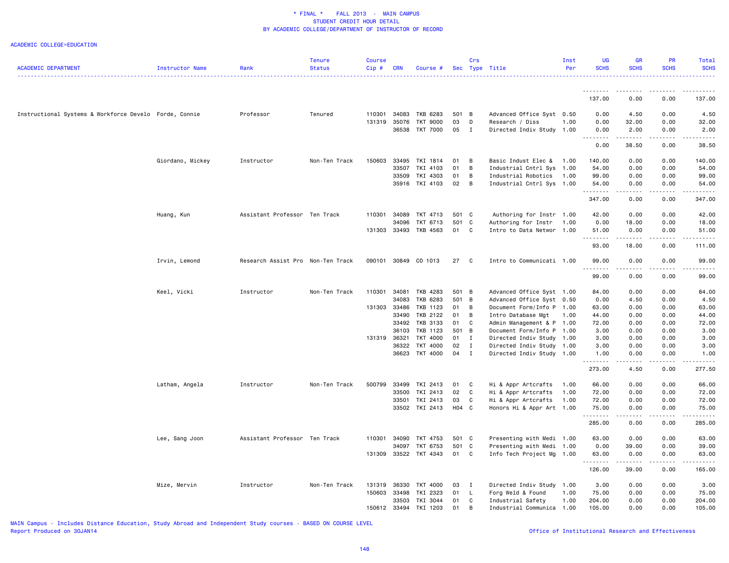* FINAL * FALL 2013 - MAIN CAMPUS
STUDENT CREDIT HOUR DETAIL
BY ACADEMIC COLLEGE/DEPARTMENT OF INSTRUCTOR OF RECORD

ACADEMIC COLLEGE=EDUCATION

| ACADEMIC DEPARTMENT | Instructor Name | Rank | Tenure Status | Course Cip # | CRN | Course # | Sec | Crs Type | Title | Inst Per | UG SCHS | GR SCHS | PR SCHS | Total SCHS |
|---|---|---|---|---|---|---|---|---|---|---|---|---|---|---|
| | | | | | | | | | | | 137.00 | 0.00 | 0.00 | 137.00 |
| Instructional Systems & Workforce Develo | Forde, Connie | Professor | Tenured | 110301 | 34083 | TKB 6283 | 501 | B | Advanced Office Syst | 0.50 | 0.00 | 4.50 | 0.00 | 4.50 |
| | | | | 131319 | 35076 | TKT 9000 | 03 | D | Research / Diss | 1.00 | 0.00 | 32.00 | 0.00 | 32.00 |
| | | | | | 36538 | TKT 7000 | 05 | I | Directed Indiv Study | 1.00 | 0.00 | 2.00 | 0.00 | 2.00 |
| | | | | | | | | | | | 0.00 | 38.50 | 0.00 | 38.50 |
| | Giordano, Mickey | Instructor | Non-Ten Track | 150603 | 33495 | TKI 1814 | 01 | B | Basic Indust Elec & | 1.00 | 140.00 | 0.00 | 0.00 | 140.00 |
| | | | | | 33507 | TKI 4103 | 01 | B | Industrial Cntrl Sys | 1.00 | 54.00 | 0.00 | 0.00 | 54.00 |
| | | | | | 33509 | TKI 4303 | 01 | B | Industrial Robotics | 1.00 | 99.00 | 0.00 | 0.00 | 99.00 |
| | | | | | 35916 | TKI 4103 | 02 | B | Industrial Cntrl Sys | 1.00 | 54.00 | 0.00 | 0.00 | 54.00 |
| | | | | | | | | | | | 347.00 | 0.00 | 0.00 | 347.00 |
| | Huang, Kun | Assistant Professor | Ten Track | 110301 | 34089 | TKT 4713 | 501 | C | Authoring for Instr | 1.00 | 42.00 | 0.00 | 0.00 | 42.00 |
| | | | | | 34096 | TKT 6713 | 501 | C | Authoring for Instr | 1.00 | 0.00 | 18.00 | 0.00 | 18.00 |
| | | | | 131303 | 33493 | TKB 4563 | 01 | C | Intro to Data Networ | 1.00 | 51.00 | 0.00 | 0.00 | 51.00 |
| | | | | | | | | | | | 93.00 | 18.00 | 0.00 | 111.00 |
| | Irvin, Lemond | Research Assist Pro | Non-Ten Track | 090101 | 30849 | CO 1013 | 27 | C | Intro to Communicati | 1.00 | 99.00 | 0.00 | 0.00 | 99.00 |
| | | | | | | | | | | | 99.00 | 0.00 | 0.00 | 99.00 |
| | Keel, Vicki | Instructor | Non-Ten Track | 110301 | 34081 | TKB 4283 | 501 | B | Advanced Office Syst | 1.00 | 84.00 | 0.00 | 0.00 | 84.00 |
| | | | | | 34083 | TKB 6283 | 501 | B | Advanced Office Syst | 0.50 | 0.00 | 4.50 | 0.00 | 4.50 |
| | | | | 131303 | 33486 | TKB 1123 | 01 | B | Document Form/Info P | 1.00 | 63.00 | 0.00 | 0.00 | 63.00 |
| | | | | | 33490 | TKB 2122 | 01 | B | Intro Database Mgt | 1.00 | 44.00 | 0.00 | 0.00 | 44.00 |
| | | | | | 33492 | TKB 3133 | 01 | C | Admin Management & P | 1.00 | 72.00 | 0.00 | 0.00 | 72.00 |
| | | | | | 36103 | TKB 1123 | 501 | B | Document Form/Info P | 1.00 | 3.00 | 0.00 | 0.00 | 3.00 |
| | | | | 131319 | 36321 | TKT 4000 | 01 | I | Directed Indiv Study | 1.00 | 3.00 | 0.00 | 0.00 | 3.00 |
| | | | | | 36322 | TKT 4000 | 02 | I | Directed Indiv Study | 1.00 | 3.00 | 0.00 | 0.00 | 3.00 |
| | | | | | 36623 | TKT 4000 | 04 | I | Directed Indiv Study | 1.00 | 1.00 | 0.00 | 0.00 | 1.00 |
| | | | | | | | | | | | 273.00 | 4.50 | 0.00 | 277.50 |
| | Latham, Angela | Instructor | Non-Ten Track | 500799 | 33499 | TKI 2413 | 01 | C | Hi & Appr Artcrafts | 1.00 | 66.00 | 0.00 | 0.00 | 66.00 |
| | | | | | 33500 | TKI 2413 | 02 | C | Hi & Appr Artcrafts | 1.00 | 72.00 | 0.00 | 0.00 | 72.00 |
| | | | | | 33501 | TKI 2413 | 03 | C | Hi & Appr Artcrafts | 1.00 | 72.00 | 0.00 | 0.00 | 72.00 |
| | | | | | 33502 | TKI 2413 | H04 | C | Honors Hi & Appr Art | 1.00 | 75.00 | 0.00 | 0.00 | 75.00 |
| | | | | | | | | | | | 285.00 | 0.00 | 0.00 | 285.00 |
| | Lee, Sang Joon | Assistant Professor | Ten Track | 110301 | 34090 | TKT 4753 | 501 | C | Presenting with Medi | 1.00 | 63.00 | 0.00 | 0.00 | 63.00 |
| | | | | | 34097 | TKT 6753 | 501 | C | Presenting with Medi | 1.00 | 0.00 | 39.00 | 0.00 | 39.00 |
| | | | | 131309 | 33522 | TKT 4343 | 01 | C | Info Tech Project Mg | 1.00 | 63.00 | 0.00 | 0.00 | 63.00 |
| | | | | | | | | | | | 126.00 | 39.00 | 0.00 | 165.00 |
| | Mize, Mervin | Instructor | Non-Ten Track | 131319 | 36330 | TKT 4000 | 03 | I | Directed Indiv Study | 1.00 | 3.00 | 0.00 | 0.00 | 3.00 |
| | | | | 150603 | 33498 | TKI 2323 | 01 | L | Forg Weld & Found | 1.00 | 75.00 | 0.00 | 0.00 | 75.00 |
| | | | | | 33503 | TKI 3044 | 01 | C | Industrial Safety | 1.00 | 204.00 | 0.00 | 0.00 | 204.00 |
| | | | | 150612 | 33494 | TKI 1203 | 01 | B | Industrial Communica | 1.00 | 105.00 | 0.00 | 0.00 | 105.00 |

MAIN Campus - Includes Distance Education, Study Abroad and Independent Study courses - BASED ON COURSE LEVEL
Report Produced on 30JAN14

Office of Institutional Research and Effectiveness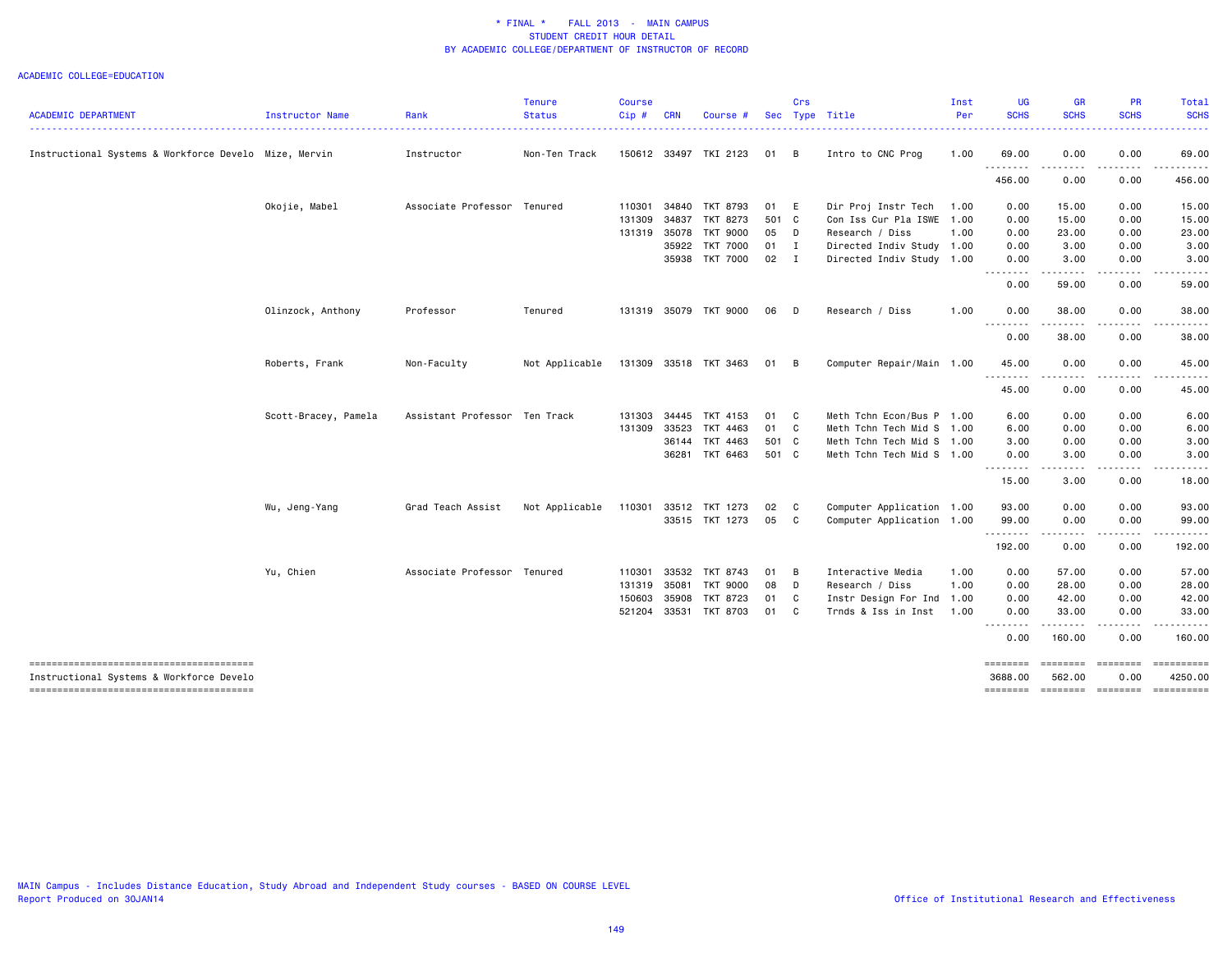\* FINAL \*    FALL 2013 - MAIN CAMPUS
STUDENT CREDIT HOUR DETAIL
BY ACADEMIC COLLEGE/DEPARTMENT OF INSTRUCTOR OF RECORD

ACADEMIC COLLEGE=EDUCATION

| ACADEMIC DEPARTMENT | Instructor Name | Rank | Tenure Status | Course Cip # | CRN | Course # | Sec | Crs Type | Title | Inst Per | UG SCHS | GR SCHS | PR SCHS | Total SCHS |
|---|---|---|---|---|---|---|---|---|---|---|---|---|---|---|
| Instructional Systems & Workforce Develo | Mize, Mervin | Instructor | Non-Ten Track | 150612 | 33497 | TKI 2123 | 01 | B | Intro to CNC Prog | 1.00 | 69.00 | 0.00 | 0.00 | 69.00 |
| | | | | | | | | | | | 456.00 | 0.00 | 0.00 | 456.00 |
| | Okojie, Mabel | Associate Professor | Tenured | 110301 | 34840 | TKT 8793 | 01 | E | Dir Proj Instr Tech | 1.00 | 0.00 | 15.00 | 0.00 | 15.00 |
| | | | | 131309 | 34837 | TKT 8273 | 501 | C | Con Iss Cur Pla ISWE | 1.00 | 0.00 | 15.00 | 0.00 | 15.00 |
| | | | | 131319 | 35078 | TKT 9000 | 05 | D | Research / Diss | 1.00 | 0.00 | 23.00 | 0.00 | 23.00 |
| | | | | | 35922 | TKT 7000 | 01 | I | Directed Indiv Study | 1.00 | 0.00 | 3.00 | 0.00 | 3.00 |
| | | | | | 35938 | TKT 7000 | 02 | I | Directed Indiv Study | 1.00 | 0.00 | 3.00 | 0.00 | 3.00 |
| | | | | | | | | | | | 0.00 | 59.00 | 0.00 | 59.00 |
| | Olinzock, Anthony | Professor | Tenured | 131319 | 35079 | TKT 9000 | 06 | D | Research / Diss | 1.00 | 0.00 | 38.00 | 0.00 | 38.00 |
| | | | | | | | | | | | 0.00 | 38.00 | 0.00 | 38.00 |
| | Roberts, Frank | Non-Faculty | Not Applicable | 131309 | 33518 | TKT 3463 | 01 | B | Computer Repair/Main | 1.00 | 45.00 | 0.00 | 0.00 | 45.00 |
| | | | | | | | | | | | 45.00 | 0.00 | 0.00 | 45.00 |
| | Scott-Bracey, Pamela | Assistant Professor | Ten Track | 131303 | 34445 | TKT 4153 | 01 | C | Meth Tchn Econ/Bus P | 1.00 | 6.00 | 0.00 | 0.00 | 6.00 |
| | | | | 131309 | 33523 | TKT 4463 | 01 | C | Meth Tchn Tech Mid S | 1.00 | 6.00 | 0.00 | 0.00 | 6.00 |
| | | | | | 36144 | TKT 4463 | 501 | C | Meth Tchn Tech Mid S | 1.00 | 3.00 | 0.00 | 0.00 | 3.00 |
| | | | | | 36281 | TKT 6463 | 501 | C | Meth Tchn Tech Mid S | 1.00 | 0.00 | 3.00 | 0.00 | 3.00 |
| | | | | | | | | | | | 15.00 | 3.00 | 0.00 | 18.00 |
| | Wu, Jeng-Yang | Grad Teach Assist | Not Applicable | 110301 | 33512 | TKT 1273 | 02 | C | Computer Application | 1.00 | 93.00 | 0.00 | 0.00 | 93.00 |
| | | | | | 33515 | TKT 1273 | 05 | C | Computer Application | 1.00 | 99.00 | 0.00 | 0.00 | 99.00 |
| | | | | | | | | | | | 192.00 | 0.00 | 0.00 | 192.00 |
| | Yu, Chien | Associate Professor | Tenured | 110301 | 33532 | TKT 8743 | 01 | B | Interactive Media | 1.00 | 0.00 | 57.00 | 0.00 | 57.00 |
| | | | | 131319 | 35081 | TKT 9000 | 08 | D | Research / Diss | 1.00 | 0.00 | 28.00 | 0.00 | 28.00 |
| | | | | 150603 | 35908 | TKT 8723 | 01 | C | Instr Design For Ind | 1.00 | 0.00 | 42.00 | 0.00 | 42.00 |
| | | | | 521204 | 33531 | TKT 8703 | 01 | C | Trnds & Iss in Inst | 1.00 | 0.00 | 33.00 | 0.00 | 33.00 |
| | | | | | | | | | | | 0.00 | 160.00 | 0.00 | 160.00 |
| Instructional Systems & Workforce Develo | | | | | | | | | | | 3688.00 | 562.00 | 0.00 | 4250.00 |

MAIN Campus - Includes Distance Education, Study Abroad and Independent Study courses - BASED ON COURSE LEVEL
Report Produced on 30JAN14

Office of Institutional Research and Effectiveness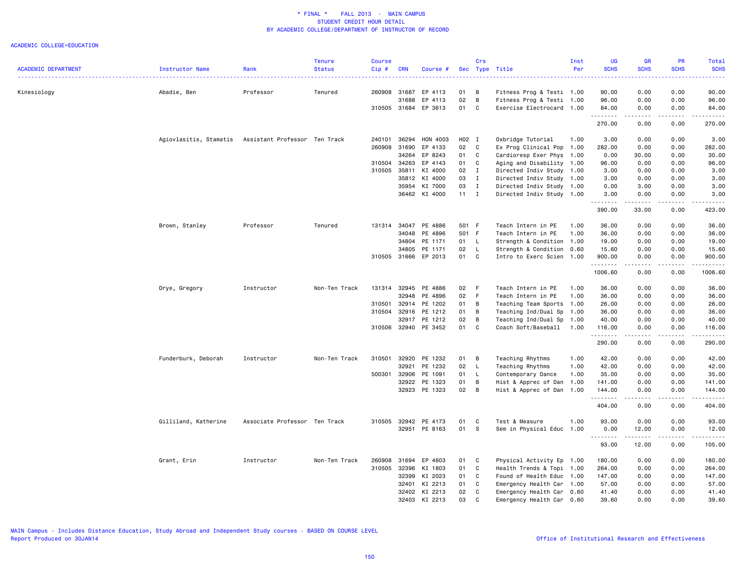\* FINAL \*    FALL 2013  -  MAIN CAMPUS
STUDENT CREDIT HOUR DETAIL
BY ACADEMIC COLLEGE/DEPARTMENT OF INSTRUCTOR OF RECORD

ACADEMIC COLLEGE=EDUCATION

| ACADEMIC DEPARTMENT | Instructor Name | Rank | Tenure Status | Course Cip # | CRN | Course # | Sec | Crs Type | Title | Inst Per | UG SCHS | GR SCHS | PR SCHS | Total SCHS |
|---|---|---|---|---|---|---|---|---|---|---|---|---|---|---|
| Kinesiology | Abadie, Ben | Professor | Tenured | 260908 | 31687 | EP 4113 | 01 | B | Fitness Prog & Testi | 1.00 | 90.00 | 0.00 | 0.00 | 90.00 |
| | | | | | 31688 | EP 4113 | 02 | B | Fitness Prog & Testi | 1.00 | 96.00 | 0.00 | 0.00 | 96.00 |
| | | | | 310505 | 31684 | EP 3613 | 01 | C | Exercise Electrocard | 1.00 | 84.00 | 0.00 | 0.00 | 84.00 |
| | | | | | | | | | | | 270.00 | 0.00 | 0.00 | 270.00 |
| | Agiovlasitis, Stamatis | Assistant Professor | Ten Track | 240101 | 36294 | HON 4003 | H02 | I | Oxbridge Tutorial | 1.00 | 3.00 | 0.00 | 0.00 | 3.00 |
| | | | | 260908 | 31690 | EP 4133 | 02 | C | Ex Prog Clinical Pop | 1.00 | 282.00 | 0.00 | 0.00 | 282.00 |
| | | | | | 34264 | EP 8243 | 01 | C | Cardioresp Exer Phys | 1.00 | 0.00 | 30.00 | 0.00 | 30.00 |
| | | | | 310504 | 34263 | EP 4143 | 01 | C | Aging and Disability | 1.00 | 96.00 | 0.00 | 0.00 | 96.00 |
| | | | | 310505 | 35811 | KI 4000 | 02 | I | Directed Indiv Study | 1.00 | 3.00 | 0.00 | 0.00 | 3.00 |
| | | | | | 35812 | KI 4000 | 03 | I | Directed Indiv Study | 1.00 | 3.00 | 0.00 | 0.00 | 3.00 |
| | | | | | 35954 | KI 7000 | 03 | I | Directed Indiv Study | 1.00 | 0.00 | 3.00 | 0.00 | 3.00 |
| | | | | | 36462 | KI 4000 | 11 | I | Directed Indiv Study | 1.00 | 3.00 | 0.00 | 0.00 | 3.00 |
| | | | | | | | | | | | 390.00 | 33.00 | 0.00 | 423.00 |
| | Brown, Stanley | Professor | Tenured | 131314 | 34047 | PE 4886 | 501 | F | Teach Intern in PE | 1.00 | 36.00 | 0.00 | 0.00 | 36.00 |
| | | | | | 34048 | PE 4896 | 501 | F | Teach Intern in PE | 1.00 | 36.00 | 0.00 | 0.00 | 36.00 |
| | | | | | 34804 | PE 1171 | 01 | L | Strength & Condition | 1.00 | 19.00 | 0.00 | 0.00 | 19.00 |
| | | | | | 34805 | PE 1171 | 02 | L | Strength & Condition | 0.60 | 15.60 | 0.00 | 0.00 | 15.60 |
| | | | | 310505 | 31666 | EP 2013 | 01 | C | Intro to Exerc Scien | 1.00 | 900.00 | 0.00 | 0.00 | 900.00 |
| | | | | | | | | | | | 1006.60 | 0.00 | 0.00 | 1006.60 |
| | Drye, Gregory | Instructor | Non-Ten Track | 131314 | 32945 | PE 4886 | 02 | F | Teach Intern in PE | 1.00 | 36.00 | 0.00 | 0.00 | 36.00 |
| | | | | | 32948 | PE 4896 | 02 | F | Teach Intern in PE | 1.00 | 36.00 | 0.00 | 0.00 | 36.00 |
| | | | | 310501 | 32914 | PE 1202 | 01 | B | Teaching Team Sports | 1.00 | 26.00 | 0.00 | 0.00 | 26.00 |
| | | | | 310504 | 32916 | PE 1212 | 01 | B | Teaching Ind/Dual Sp | 1.00 | 36.00 | 0.00 | 0.00 | 36.00 |
| | | | | | 32917 | PE 1212 | 02 | B | Teaching Ind/Dual Sp | 1.00 | 40.00 | 0.00 | 0.00 | 40.00 |
| | | | | 310506 | 32940 | PE 3452 | 01 | C | Coach Soft/Baseball | 1.00 | 116.00 | 0.00 | 0.00 | 116.00 |
| | | | | | | | | | | | 290.00 | 0.00 | 0.00 | 290.00 |
| | Funderburk, Deborah | Instructor | Non-Ten Track | 310501 | 32920 | PE 1232 | 01 | B | Teaching Rhythms | 1.00 | 42.00 | 0.00 | 0.00 | 42.00 |
| | | | | | 32921 | PE 1232 | 02 | L | Teaching Rhythms | 1.00 | 42.00 | 0.00 | 0.00 | 42.00 |
| | | | | 500301 | 32906 | PE 1091 | 01 | L | Contemporary Dance | 1.00 | 35.00 | 0.00 | 0.00 | 35.00 |
| | | | | | 32922 | PE 1323 | 01 | B | Hist & Apprec of Dan | 1.00 | 141.00 | 0.00 | 0.00 | 141.00 |
| | | | | | 32923 | PE 1323 | 02 | B | Hist & Apprec of Dan | 1.00 | 144.00 | 0.00 | 0.00 | 144.00 |
| | | | | | | | | | | | 404.00 | 0.00 | 0.00 | 404.00 |
| | Gilliland, Katherine | Associate Professor | Ten Track | 310505 | 32942 | PE 4173 | 01 | C | Test & Measure | 1.00 | 93.00 | 0.00 | 0.00 | 93.00 |
| | | | | | 32951 | PE 8163 | 01 | S | Sem in Physical Educ | 1.00 | 0.00 | 12.00 | 0.00 | 12.00 |
| | | | | | | | | | | | 93.00 | 12.00 | 0.00 | 105.00 |
| | Grant, Erin | Instructor | Non-Ten Track | 260908 | 31694 | EP 4603 | 01 | C | Physical Activity Ep | 1.00 | 180.00 | 0.00 | 0.00 | 180.00 |
| | | | | 310505 | 32396 | KI 1803 | 01 | C | Health Trends & Topi | 1.00 | 264.00 | 0.00 | 0.00 | 264.00 |
| | | | | | 32399 | KI 2023 | 01 | C | Found of Health Educ | 1.00 | 147.00 | 0.00 | 0.00 | 147.00 |
| | | | | | 32401 | KI 2213 | 01 | C | Emergency Health Car | 1.00 | 57.00 | 0.00 | 0.00 | 57.00 |
| | | | | | 32402 | KI 2213 | 02 | C | Emergency Health Car | 0.60 | 41.40 | 0.00 | 0.00 | 41.40 |
| | | | | | 32403 | KI 2213 | 03 | C | Emergency Health Car | 0.60 | 39.60 | 0.00 | 0.00 | 39.60 |

MAIN Campus - Includes Distance Education, Study Abroad and Independent Study courses - BASED ON COURSE LEVEL
Report Produced on 30JAN14

Office of Institutional Research and Effectiveness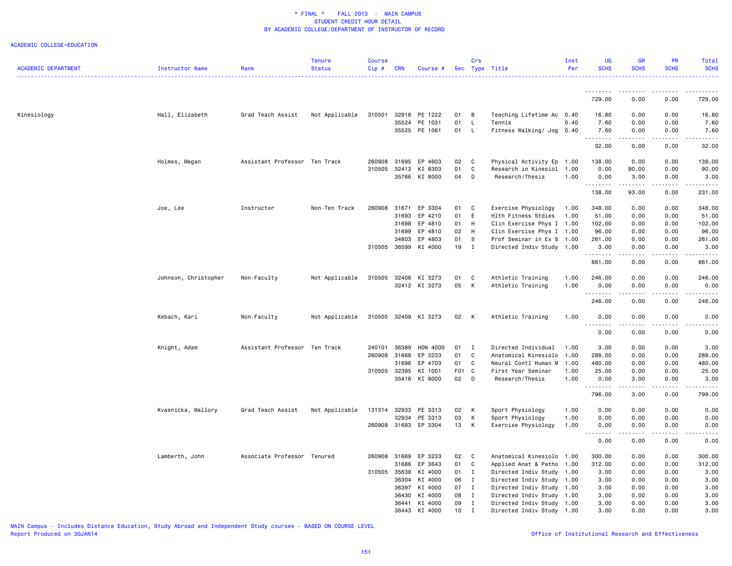\* FINAL \*    FALL 2013  -  MAIN CAMPUS
STUDENT CREDIT HOUR DETAIL
BY ACADEMIC COLLEGE/DEPARTMENT OF INSTRUCTOR OF RECORD

ACADEMIC COLLEGE=EDUCATION

| ACADEMIC DEPARTMENT | Instructor Name | Rank | Tenure Status | Course Cip # | CRN | Course # | Sec | Crs Type | Title | Inst Per | UG SCHS | GR SCHS | PR SCHS | Total SCHS |
|---|---|---|---|---|---|---|---|---|---|---|---|---|---|---|
| | | | | | | | | | | | 729.00 | 0.00 | 0.00 | 729.00 |
| Kinesiology | Hall, Elizabeth | Grad Teach Assist | Not Applicable | 310501 | 32918 | PE 1222 | 01 | B | Teaching Lifetime Ac | 0.40 | 16.80 | 0.00 | 0.00 | 16.80 |
| | | | | | 35524 | PE 1031 | 01 | L | Tennis | 0.40 | 7.60 | 0.00 | 0.00 | 7.60 |
| | | | | | 35525 | PE 1061 | 01 | L | Fitness Walking/ Jog | 0.40 | 7.60 | 0.00 | 0.00 | 7.60 |
| | | | | | | | | | | | 32.00 | 0.00 | 0.00 | 32.00 |
| | Holmes, Megan | Assistant Professor | Ten Track | 260908 | 31695 | EP 4603 | 02 | C | Physical Activity Ep | 1.00 | 138.00 | 0.00 | 0.00 | 138.00 |
| | | | | 310505 | 32413 | KI 8303 | 01 | C | Research in Kinesiol | 1.00 | 0.00 | 90.00 | 0.00 | 90.00 |
| | | | | | 35766 | KI 8000 | 04 | D | Research/Thesis | 1.00 | 0.00 | 3.00 | 0.00 | 3.00 |
| | | | | | | | | | | | 138.00 | 93.00 | 0.00 | 231.00 |
| | Joe, Lee | Instructor | Non-Ten Track | 260908 | 31671 | EP 3304 | 01 | C | Exercise Physiology | 1.00 | 348.00 | 0.00 | 0.00 | 348.00 |
| | | | | | 31693 | EP 4210 | 01 | E | Hlth Fitness Stdies | 1.00 | 51.00 | 0.00 | 0.00 | 51.00 |
| | | | | | 31698 | EP 4810 | 01 | H | Clin Exercise Phys I | 1.00 | 102.00 | 0.00 | 0.00 | 102.00 |
| | | | | | 31699 | EP 4810 | 02 | H | Clin Exercise Phys I | 1.00 | 96.00 | 0.00 | 0.00 | 96.00 |
| | | | | | 34803 | EP 4803 | 01 | S | Prof Seminar in Ex S | 1.00 | 261.00 | 0.00 | 0.00 | 261.00 |
| | | | | 310505 | 36599 | KI 4000 | 19 | I | Directed Indiv Study | 1.00 | 3.00 | 0.00 | 0.00 | 3.00 |
| | | | | | | | | | | | 861.00 | 0.00 | 0.00 | 861.00 |
| | Johnson, Christopher | Non-Faculty | Not Applicable | 310505 | 32408 | KI 3273 | 01 | C | Athletic Training | 1.00 | 246.00 | 0.00 | 0.00 | 246.00 |
| | | | | | 32412 | KI 3273 | 05 | K | Athletic Training | 1.00 | 0.00 | 0.00 | 0.00 | 0.00 |
| | | | | | | | | | | | 246.00 | 0.00 | 0.00 | 246.00 |
| | Kebach, Kari | Non-Faculty | Not Applicable | 310505 | 32409 | KI 3273 | 02 | K | Athletic Training | 1.00 | 0.00 | 0.00 | 0.00 | 0.00 |
| | | | | | | | | | | | 0.00 | 0.00 | 0.00 | 0.00 |
| | Knight, Adam | Assistant Professor | Ten Track | 240101 | 36389 | HON 4000 | 01 | I | Directed Individual | 1.00 | 3.00 | 0.00 | 0.00 | 3.00 |
| | | | | 260908 | 31668 | EP 3233 | 01 | C | Anatomical Kinesiolo | 1.00 | 288.00 | 0.00 | 0.00 | 288.00 |
| | | | | | 31696 | EP 4703 | 01 | C | Neural Contl Human M | 1.00 | 480.00 | 0.00 | 0.00 | 480.00 |
| | | | | 310505 | 32395 | KI 1001 | F01 | C | First Year Seminar | 1.00 | 25.00 | 0.00 | 0.00 | 25.00 |
| | | | | | 35416 | KI 8000 | 02 | D | Research/Thesis | 1.00 | 0.00 | 3.00 | 0.00 | 3.00 |
| | | | | | | | | | | | 796.00 | 3.00 | 0.00 | 799.00 |
| | Kvasnicka, Mallory | Grad Teach Assist | Not Applicable | 131314 | 32933 | PE 3313 | 02 | K | Sport Physiology | 1.00 | 0.00 | 0.00 | 0.00 | 0.00 |
| | | | | | 32934 | PE 3313 | 03 | K | Sport Physiology | 1.00 | 0.00 | 0.00 | 0.00 | 0.00 |
| | | | | 260908 | 31683 | EP 3304 | 13 | K | Exercise Physiology | 1.00 | 0.00 | 0.00 | 0.00 | 0.00 |
| | | | | | | | | | | | 0.00 | 0.00 | 0.00 | 0.00 |
| | Lamberth, John | Associate Professor | Tenured | 260908 | 31669 | EP 3233 | 02 | C | Anatomical Kinesiolo | 1.00 | 300.00 | 0.00 | 0.00 | 300.00 |
| | | | | | 31686 | EP 3643 | 01 | C | Applied Anat & Patho | 1.00 | 312.00 | 0.00 | 0.00 | 312.00 |
| | | | | 310505 | 35638 | KI 4000 | 01 | I | Directed Indiv Study | 1.00 | 3.00 | 0.00 | 0.00 | 3.00 |
| | | | | | 36304 | KI 4000 | 06 | I | Directed Indiv Study | 1.00 | 3.00 | 0.00 | 0.00 | 3.00 |
| | | | | | 36397 | KI 4000 | 07 | I | Directed Indiv Study | 1.00 | 3.00 | 0.00 | 0.00 | 3.00 |
| | | | | | 36430 | KI 4000 | 08 | I | Directed Indiv Study | 1.00 | 3.00 | 0.00 | 0.00 | 3.00 |
| | | | | | 36441 | KI 4000 | 09 | I | Directed Indiv Study | 1.00 | 3.00 | 0.00 | 0.00 | 3.00 |
| | | | | | 36443 | KI 4000 | 10 | I | Directed Indiv Study | 1.00 | 3.00 | 0.00 | 0.00 | 3.00 |

MAIN Campus - Includes Distance Education, Study Abroad and Independent Study courses - BASED ON COURSE LEVEL
Report Produced on 30JAN14

Office of Institutional Research and Effectiveness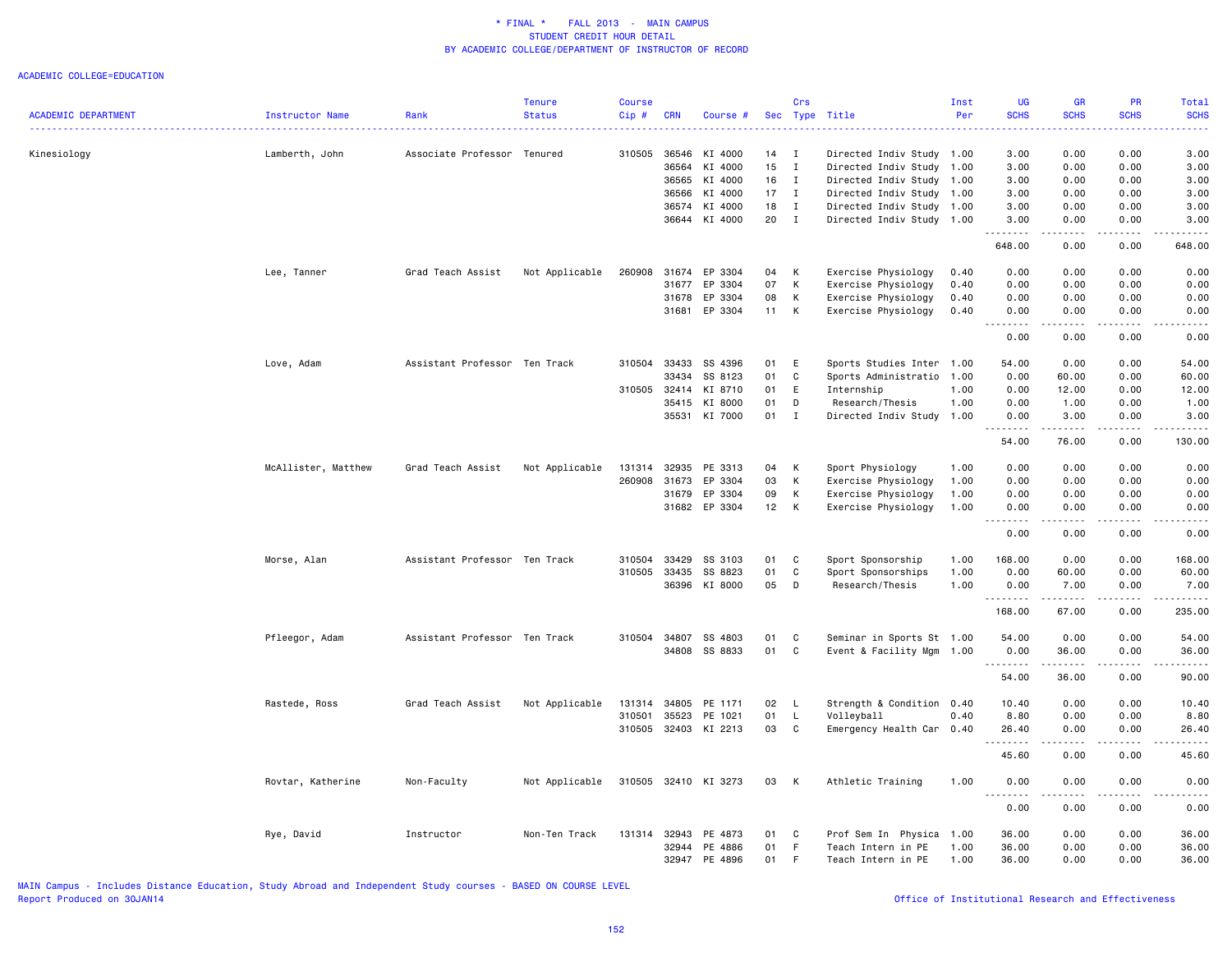* FINAL * FALL 2013 - MAIN CAMPUS
STUDENT CREDIT HOUR DETAIL
BY ACADEMIC COLLEGE/DEPARTMENT OF INSTRUCTOR OF RECORD

ACADEMIC COLLEGE=EDUCATION

| ACADEMIC DEPARTMENT | Instructor Name | Rank | Tenure Status | Course Cip # | CRN | Course # | Sec | Crs Type | Title | Inst Per | UG SCHS | GR SCHS | PR SCHS | Total SCHS |
|---|---|---|---|---|---|---|---|---|---|---|---|---|---|---|
| Kinesiology | Lamberth, John | Associate Professor | Tenured | 310505 | 36546 | KI 4000 | 14 | I | Directed Indiv Study | 1.00 | 3.00 | 0.00 | 0.00 | 3.00 |
| | | | | | 36564 | KI 4000 | 15 | I | Directed Indiv Study | 1.00 | 3.00 | 0.00 | 0.00 | 3.00 |
| | | | | | 36565 | KI 4000 | 16 | I | Directed Indiv Study | 1.00 | 3.00 | 0.00 | 0.00 | 3.00 |
| | | | | | 36566 | KI 4000 | 17 | I | Directed Indiv Study | 1.00 | 3.00 | 0.00 | 0.00 | 3.00 |
| | | | | | 36574 | KI 4000 | 18 | I | Directed Indiv Study | 1.00 | 3.00 | 0.00 | 0.00 | 3.00 |
| | | | | | 36644 | KI 4000 | 20 | I | Directed Indiv Study | 1.00 | 3.00 | 0.00 | 0.00 | 3.00 |
| | | | | | | | | | | | 648.00 | 0.00 | 0.00 | 648.00 |
| | Lee, Tanner | Grad Teach Assist | Not Applicable | 260908 | 31674 | EP 3304 | 04 | K | Exercise Physiology | 0.40 | 0.00 | 0.00 | 0.00 | 0.00 |
| | | | | | 31677 | EP 3304 | 07 | K | Exercise Physiology | 0.40 | 0.00 | 0.00 | 0.00 | 0.00 |
| | | | | | 31678 | EP 3304 | 08 | K | Exercise Physiology | 0.40 | 0.00 | 0.00 | 0.00 | 0.00 |
| | | | | | 31681 | EP 3304 | 11 | K | Exercise Physiology | 0.40 | 0.00 | 0.00 | 0.00 | 0.00 |
| | | | | | | | | | | | 0.00 | 0.00 | 0.00 | 0.00 |
| | Love, Adam | Assistant Professor | Ten Track | 310504 | 33433 | SS 4396 | 01 | E | Sports Studies Inter | 1.00 | 54.00 | 0.00 | 0.00 | 54.00 |
| | | | | | 33434 | SS 8123 | 01 | C | Sports Administratio | 1.00 | 0.00 | 60.00 | 0.00 | 60.00 |
| | | | | 310505 | 32414 | KI 8710 | 01 | E | Internship | 1.00 | 0.00 | 12.00 | 0.00 | 12.00 |
| | | | | | 35415 | KI 8000 | 01 | D | Research/Thesis | 1.00 | 0.00 | 1.00 | 0.00 | 1.00 |
| | | | | | 35531 | KI 7000 | 01 | I | Directed Indiv Study | 1.00 | 0.00 | 3.00 | 0.00 | 3.00 |
| | | | | | | | | | | | 54.00 | 76.00 | 0.00 | 130.00 |
| | McAllister, Matthew | Grad Teach Assist | Not Applicable | 131314 | 32935 | PE 3313 | 04 | K | Sport Physiology | 1.00 | 0.00 | 0.00 | 0.00 | 0.00 |
| | | | | 260908 | 31673 | EP 3304 | 03 | K | Exercise Physiology | 1.00 | 0.00 | 0.00 | 0.00 | 0.00 |
| | | | | | 31679 | EP 3304 | 09 | K | Exercise Physiology | 1.00 | 0.00 | 0.00 | 0.00 | 0.00 |
| | | | | | 31682 | EP 3304 | 12 | K | Exercise Physiology | 1.00 | 0.00 | 0.00 | 0.00 | 0.00 |
| | | | | | | | | | | | 0.00 | 0.00 | 0.00 | 0.00 |
| | Morse, Alan | Assistant Professor | Ten Track | 310504 | 33429 | SS 3103 | 01 | C | Sport Sponsorship | 1.00 | 168.00 | 0.00 | 0.00 | 168.00 |
| | | | | 310505 | 33435 | SS 8823 | 01 | C | Sport Sponsorships | 1.00 | 0.00 | 60.00 | 0.00 | 60.00 |
| | | | | | 36396 | KI 8000 | 05 | D | Research/Thesis | 1.00 | 0.00 | 7.00 | 0.00 | 7.00 |
| | | | | | | | | | | | 168.00 | 67.00 | 0.00 | 235.00 |
| | Pfleegor, Adam | Assistant Professor | Ten Track | 310504 | 34807 | SS 4803 | 01 | C | Seminar in Sports St | 1.00 | 54.00 | 0.00 | 0.00 | 54.00 |
| | | | | | 34808 | SS 8833 | 01 | C | Event & Facility Mgm | 1.00 | 0.00 | 36.00 | 0.00 | 36.00 |
| | | | | | | | | | | | 54.00 | 36.00 | 0.00 | 90.00 |
| | Rastede, Ross | Grad Teach Assist | Not Applicable | 131314 | 34805 | PE 1171 | 02 | L | Strength & Condition | 0.40 | 10.40 | 0.00 | 0.00 | 10.40 |
| | | | | 310501 | 35523 | PE 1021 | 01 | L | Volleyball | 0.40 | 8.80 | 0.00 | 0.00 | 8.80 |
| | | | | 310505 | 32403 | KI 2213 | 03 | C | Emergency Health Car | 0.40 | 26.40 | 0.00 | 0.00 | 26.40 |
| | | | | | | | | | | | 45.60 | 0.00 | 0.00 | 45.60 |
| | Rovtar, Katherine | Non-Faculty | Not Applicable | 310505 | 32410 | KI 3273 | 03 | K | Athletic Training | 1.00 | 0.00 | 0.00 | 0.00 | 0.00 |
| | | | | | | | | | | | 0.00 | 0.00 | 0.00 | 0.00 |
| | Rye, David | Instructor | Non-Ten Track | 131314 | 32943 | PE 4873 | 01 | C | Prof Sem In Physica | 1.00 | 36.00 | 0.00 | 0.00 | 36.00 |
| | | | | | 32944 | PE 4886 | 01 | F | Teach Intern in PE | 1.00 | 36.00 | 0.00 | 0.00 | 36.00 |
| | | | | | 32947 | PE 4896 | 01 | F | Teach Intern in PE | 1.00 | 36.00 | 0.00 | 0.00 | 36.00 |

MAIN Campus - Includes Distance Education, Study Abroad and Independent Study courses - BASED ON COURSE LEVEL
Report Produced on 30JAN14

Office of Institutional Research and Effectiveness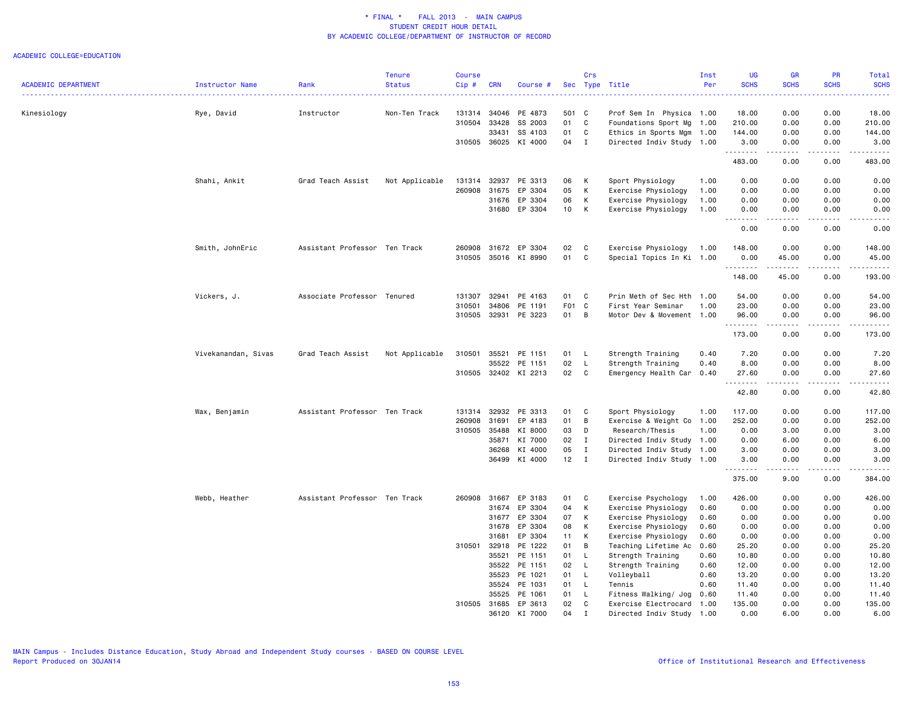\* FINAL \* FALL 2013 - MAIN CAMPUS
STUDENT CREDIT HOUR DETAIL
BY ACADEMIC COLLEGE/DEPARTMENT OF INSTRUCTOR OF RECORD

ACADEMIC COLLEGE=EDUCATION

| ACADEMIC DEPARTMENT | Instructor Name | Rank | Tenure Status | Course Cip # | CRN | Course # | Sec | Crs Type | Title | Inst Per | UG SCHS | GR SCHS | PR SCHS | Total SCHS |
|---|---|---|---|---|---|---|---|---|---|---|---|---|---|---|
| Kinesiology | Rye, David | Instructor | Non-Ten Track | 131314 | 34046 | PE 4873 | 501 | C | Prof Sem In Physica | 1.00 | 18.00 | 0.00 | 0.00 | 18.00 |
| | | | | 310504 | 33428 | SS 2003 | 01 | C | Foundations Sport Mg | 1.00 | 210.00 | 0.00 | 0.00 | 210.00 |
| | | | | | 33431 | SS 4103 | 01 | C | Ethics in Sports Mgm | 1.00 | 144.00 | 0.00 | 0.00 | 144.00 |
| | | | | 310505 | 36025 | KI 4000 | 04 | I | Directed Indiv Study | 1.00 | 3.00 | 0.00 | 0.00 | 3.00 |
| | | | | | | | | | | | 483.00 | 0.00 | 0.00 | 483.00 |
| | Shahi, Ankit | Grad Teach Assist | Not Applicable | 131314 | 32937 | PE 3313 | 06 | K | Sport Physiology | 1.00 | 0.00 | 0.00 | 0.00 | 0.00 |
| | | | | 260908 | 31675 | EP 3304 | 05 | K | Exercise Physiology | 1.00 | 0.00 | 0.00 | 0.00 | 0.00 |
| | | | | | 31676 | EP 3304 | 06 | K | Exercise Physiology | 1.00 | 0.00 | 0.00 | 0.00 | 0.00 |
| | | | | | 31680 | EP 3304 | 10 | K | Exercise Physiology | 1.00 | 0.00 | 0.00 | 0.00 | 0.00 |
| | | | | | | | | | | | 0.00 | 0.00 | 0.00 | 0.00 |
| | Smith, JohnEric | Assistant Professor | Ten Track | 260908 | 31672 | EP 3304 | 02 | C | Exercise Physiology | 1.00 | 148.00 | 0.00 | 0.00 | 148.00 |
| | | | | 310505 | 35016 | KI 8990 | 01 | C | Special Topics In Ki | 1.00 | 0.00 | 45.00 | 0.00 | 45.00 |
| | | | | | | | | | | | 148.00 | 45.00 | 0.00 | 193.00 |
| | Vickers, J. | Associate Professor | Tenured | 131307 | 32941 | PE 4163 | 01 | C | Prin Meth of Sec Hth | 1.00 | 54.00 | 0.00 | 0.00 | 54.00 |
| | | | | 310501 | 34806 | PE 1191 | F01 | C | First Year Seminar | 1.00 | 23.00 | 0.00 | 0.00 | 23.00 |
| | | | | 310505 | 32931 | PE 3223 | 01 | B | Motor Dev & Movement | 1.00 | 96.00 | 0.00 | 0.00 | 96.00 |
| | | | | | | | | | | | 173.00 | 0.00 | 0.00 | 173.00 |
| | Vivekanandan, Sivas | Grad Teach Assist | Not Applicable | 310501 | 35521 | PE 1151 | 01 | L | Strength Training | 0.40 | 7.20 | 0.00 | 0.00 | 7.20 |
| | | | | | 35522 | PE 1151 | 02 | L | Strength Training | 0.40 | 8.00 | 0.00 | 0.00 | 8.00 |
| | | | | 310505 | 32402 | KI 2213 | 02 | C | Emergency Health Car | 0.40 | 27.60 | 0.00 | 0.00 | 27.60 |
| | | | | | | | | | | | 42.80 | 0.00 | 0.00 | 42.80 |
| | Wax, Benjamin | Assistant Professor | Ten Track | 131314 | 32932 | PE 3313 | 01 | C | Sport Physiology | 1.00 | 117.00 | 0.00 | 0.00 | 117.00 |
| | | | | 260908 | 31691 | EP 4183 | 01 | B | Exercise & Weight Co | 1.00 | 252.00 | 0.00 | 0.00 | 252.00 |
| | | | | 310505 | 35488 | KI 8000 | 03 | D | Research/Thesis | 1.00 | 0.00 | 3.00 | 0.00 | 3.00 |
| | | | | | 35871 | KI 7000 | 02 | I | Directed Indiv Study | 1.00 | 0.00 | 6.00 | 0.00 | 6.00 |
| | | | | | 36268 | KI 4000 | 05 | I | Directed Indiv Study | 1.00 | 3.00 | 0.00 | 0.00 | 3.00 |
| | | | | | 36499 | KI 4000 | 12 | I | Directed Indiv Study | 1.00 | 3.00 | 0.00 | 0.00 | 3.00 |
| | | | | | | | | | | | 375.00 | 9.00 | 0.00 | 384.00 |
| | Webb, Heather | Assistant Professor | Ten Track | 260908 | 31667 | EP 3183 | 01 | C | Exercise Psychology | 1.00 | 426.00 | 0.00 | 0.00 | 426.00 |
| | | | | | 31674 | EP 3304 | 04 | K | Exercise Physiology | 0.60 | 0.00 | 0.00 | 0.00 | 0.00 |
| | | | | | 31677 | EP 3304 | 07 | K | Exercise Physiology | 0.60 | 0.00 | 0.00 | 0.00 | 0.00 |
| | | | | | 31678 | EP 3304 | 08 | K | Exercise Physiology | 0.60 | 0.00 | 0.00 | 0.00 | 0.00 |
| | | | | | 31681 | EP 3304 | 11 | K | Exercise Physiology | 0.60 | 0.00 | 0.00 | 0.00 | 0.00 |
| | | | | 310501 | 32918 | PE 1222 | 01 | B | Teaching Lifetime Ac | 0.60 | 25.20 | 0.00 | 0.00 | 25.20 |
| | | | | | 35521 | PE 1151 | 01 | L | Strength Training | 0.60 | 10.80 | 0.00 | 0.00 | 10.80 |
| | | | | | 35522 | PE 1151 | 02 | L | Strength Training | 0.60 | 12.00 | 0.00 | 0.00 | 12.00 |
| | | | | | 35523 | PE 1021 | 01 | L | Volleyball | 0.60 | 13.20 | 0.00 | 0.00 | 13.20 |
| | | | | | 35524 | PE 1031 | 01 | L | Tennis | 0.60 | 11.40 | 0.00 | 0.00 | 11.40 |
| | | | | | 35525 | PE 1061 | 01 | L | Fitness Walking/ Jog | 0.60 | 11.40 | 0.00 | 0.00 | 11.40 |
| | | | | 310505 | 31685 | EP 3613 | 02 | C | Exercise Electrocard | 1.00 | 135.00 | 0.00 | 0.00 | 135.00 |
| | | | | | 36120 | KI 7000 | 04 | I | Directed Indiv Study | 1.00 | 0.00 | 6.00 | 0.00 | 6.00 |

MAIN Campus - Includes Distance Education, Study Abroad and Independent Study courses - BASED ON COURSE LEVEL
Report Produced on 30JAN14

Office of Institutional Research and Effectiveness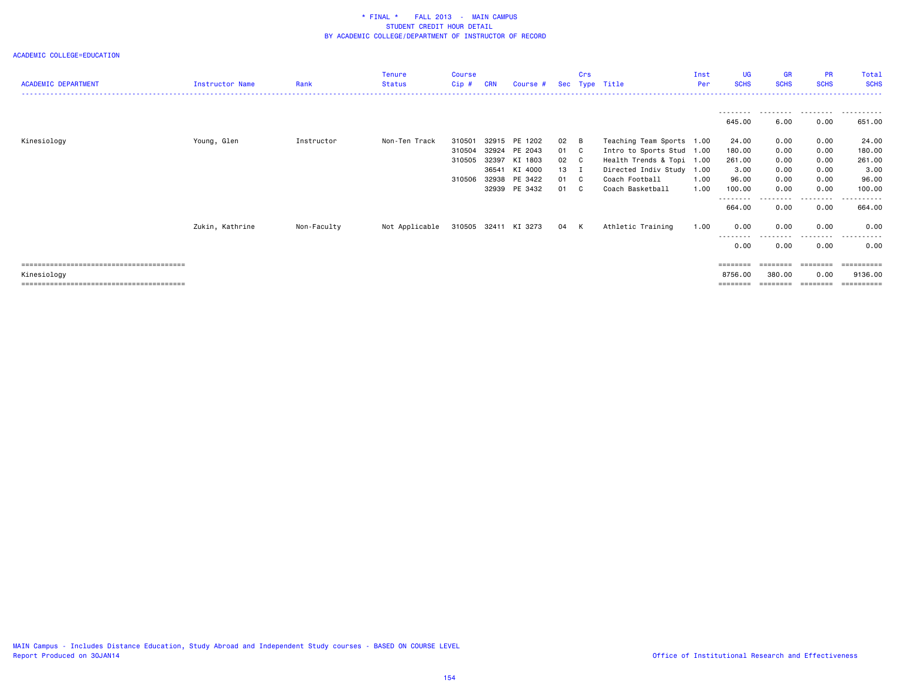\* FINAL \*    FALL 2013  -  MAIN CAMPUS
STUDENT CREDIT HOUR DETAIL
BY ACADEMIC COLLEGE/DEPARTMENT OF INSTRUCTOR OF RECORD

ACADEMIC COLLEGE=EDUCATION

| ACADEMIC DEPARTMENT | Instructor Name | Rank | Tenure Status | Course Cip # | CRN | Course # | Sec | Crs Type | Title | Inst Per | UG SCHS | GR SCHS | PR SCHS | Total SCHS |
|---|---|---|---|---|---|---|---|---|---|---|---|---|---|---|
| | | | | | | | | | | | 645.00 | 6.00 | 0.00 | 651.00 |
| Kinesiology | Young, Glen | Instructor | Non-Ten Track | 310501 | 32915 | PE 1202 | 02 | B | Teaching Team Sports | 1.00 | 24.00 | 0.00 | 0.00 | 24.00 |
| | | | | 310504 | 32924 | PE 2043 | 01 | C | Intro to Sports Stud | 1.00 | 180.00 | 0.00 | 0.00 | 180.00 |
| | | | | 310505 | 32397 | KI 1803 | 02 | C | Health Trends & Topi | 1.00 | 261.00 | 0.00 | 0.00 | 261.00 |
| | | | | | 36541 | KI 4000 | 13 | I | Directed Indiv Study | 1.00 | 3.00 | 0.00 | 0.00 | 3.00 |
| | | | | 310506 | 32938 | PE 3422 | 01 | C | Coach Football | 1.00 | 96.00 | 0.00 | 0.00 | 96.00 |
| | | | | | 32939 | PE 3432 | 01 | C | Coach Basketball | 1.00 | 100.00 | 0.00 | 0.00 | 100.00 |
| | | | | | | | | | | | 664.00 | 0.00 | 0.00 | 664.00 |
| | Zukin, Kathrine | Non-Faculty | Not Applicable | 310505 | 32411 | KI 3273 | 04 | K | Athletic Training | 1.00 | 0.00 | 0.00 | 0.00 | 0.00 |
| | | | | | | | | | | | 0.00 | 0.00 | 0.00 | 0.00 |
| Kinesiology | | | | | | | | | | | 8756.00 | 380.00 | 0.00 | 9136.00 |

MAIN Campus - Includes Distance Education, Study Abroad and Independent Study courses - BASED ON COURSE LEVEL
Report Produced on 30JAN14

Office of Institutional Research and Effectiveness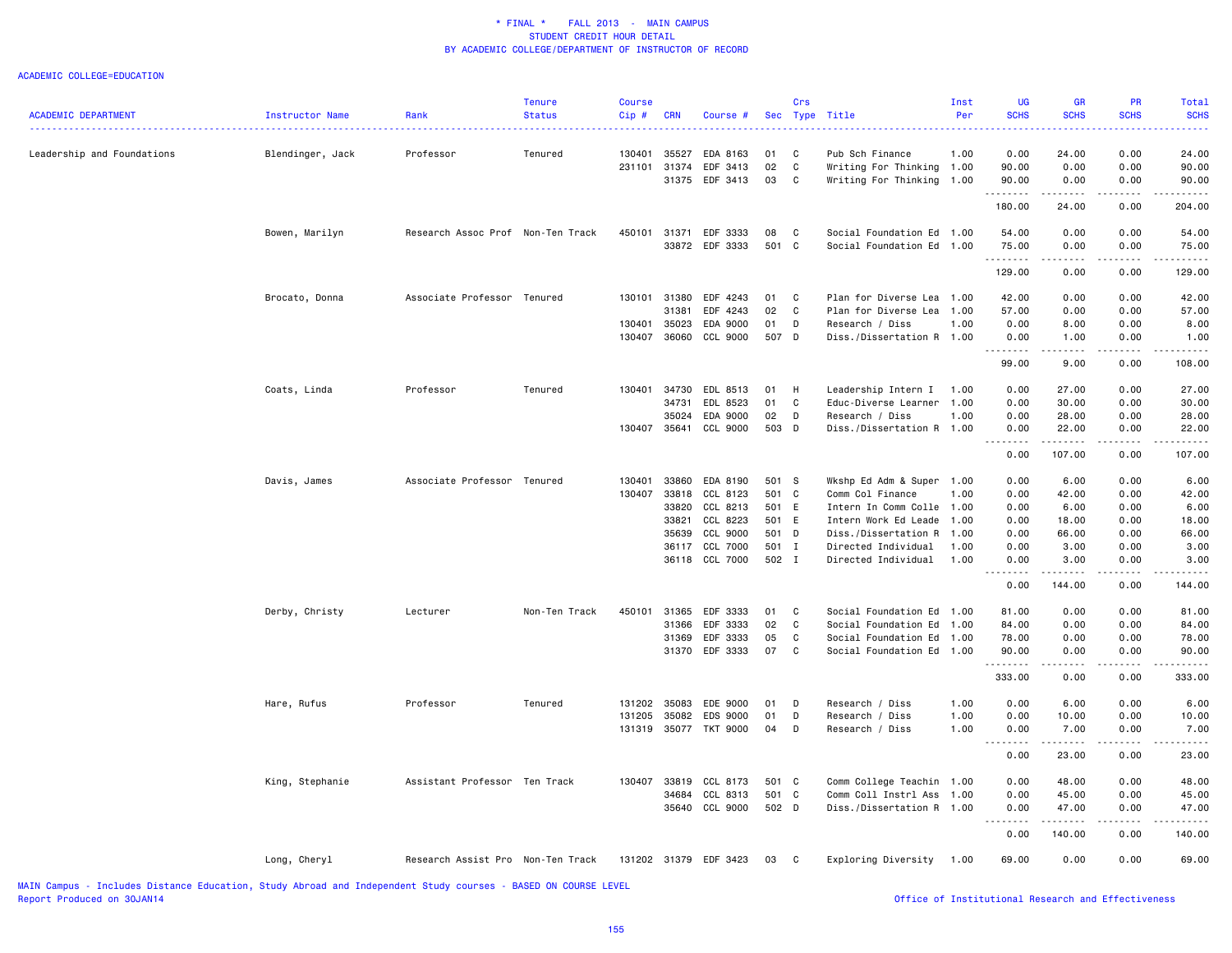\* FINAL \* FALL 2013 - MAIN CAMPUS
STUDENT CREDIT HOUR DETAIL
BY ACADEMIC COLLEGE/DEPARTMENT OF INSTRUCTOR OF RECORD

ACADEMIC COLLEGE=EDUCATION

| ACADEMIC DEPARTMENT | Instructor Name | Rank | Tenure Status | Course Cip # | CRN | Course # | Sec | Crs Type | Title | Inst Per | UG SCHS | GR SCHS | PR SCHS | Total SCHS |
|---|---|---|---|---|---|---|---|---|---|---|---|---|---|---|
| Leadership and Foundations | Blendinger, Jack | Professor | Tenured | 130401 | 35527 | EDA 8163 | 01 | C | Pub Sch Finance | 1.00 | 0.00 | 24.00 | 0.00 | 24.00 |
| | | | | 231101 | 31374 | EDF 3413 | 02 | C | Writing For Thinking | 1.00 | 90.00 | 0.00 | 0.00 | 90.00 |
| | | | | | 31375 | EDF 3413 | 03 | C | Writing For Thinking | 1.00 | 90.00 | 0.00 | 0.00 | 90.00 |
| | | | | | | | | | | | 180.00 | 24.00 | 0.00 | 204.00 |
| | Bowen, Marilyn | Research Assoc Prof | Non-Ten Track | 450101 | 31371 | EDF 3333 | 08 | C | Social Foundation Ed | 1.00 | 54.00 | 0.00 | 0.00 | 54.00 |
| | | | | | 33872 | EDF 3333 | 501 | C | Social Foundation Ed | 1.00 | 75.00 | 0.00 | 0.00 | 75.00 |
| | | | | | | | | | | | 129.00 | 0.00 | 0.00 | 129.00 |
| | Brocato, Donna | Associate Professor | Tenured | 130101 | 31380 | EDF 4243 | 01 | C | Plan for Diverse Lea | 1.00 | 42.00 | 0.00 | 0.00 | 42.00 |
| | | | | | 31381 | EDF 4243 | 02 | C | Plan for Diverse Lea | 1.00 | 57.00 | 0.00 | 0.00 | 57.00 |
| | | | | 130401 | 35023 | EDA 9000 | 01 | D | Research / Diss | 1.00 | 0.00 | 8.00 | 0.00 | 8.00 |
| | | | | 130407 | 36060 | CCL 9000 | 507 | D | Diss./Dissertation R | 1.00 | 0.00 | 1.00 | 0.00 | 1.00 |
| | | | | | | | | | | | 99.00 | 9.00 | 0.00 | 108.00 |
| | Coats, Linda | Professor | Tenured | 130401 | 34730 | EDL 8513 | 01 | H | Leadership Intern I | 1.00 | 0.00 | 27.00 | 0.00 | 27.00 |
| | | | | | 34731 | EDL 8523 | 01 | C | Educ-Diverse Learner | 1.00 | 0.00 | 30.00 | 0.00 | 30.00 |
| | | | | | 35024 | EDA 9000 | 02 | D | Research / Diss | 1.00 | 0.00 | 28.00 | 0.00 | 28.00 |
| | | | | 130407 | 35641 | CCL 9000 | 503 | D | Diss./Dissertation R | 1.00 | 0.00 | 22.00 | 0.00 | 22.00 |
| | | | | | | | | | | | 0.00 | 107.00 | 0.00 | 107.00 |
| | Davis, James | Associate Professor | Tenured | 130401 | 33860 | EDA 8190 | 501 | S | Wkshp Ed Adm & Super | 1.00 | 0.00 | 6.00 | 0.00 | 6.00 |
| | | | | 130407 | 33818 | CCL 8123 | 501 | C | Comm Col Finance | 1.00 | 0.00 | 42.00 | 0.00 | 42.00 |
| | | | | | 33820 | CCL 8213 | 501 | E | Intern In Comm Colle | 1.00 | 0.00 | 6.00 | 0.00 | 6.00 |
| | | | | | 33821 | CCL 8223 | 501 | E | Intern Work Ed Leade | 1.00 | 0.00 | 18.00 | 0.00 | 18.00 |
| | | | | | 35639 | CCL 9000 | 501 | D | Diss./Dissertation R | 1.00 | 0.00 | 66.00 | 0.00 | 66.00 |
| | | | | | 36117 | CCL 7000 | 501 | I | Directed Individual | 1.00 | 0.00 | 3.00 | 0.00 | 3.00 |
| | | | | | 36118 | CCL 7000 | 502 | I | Directed Individual | 1.00 | 0.00 | 3.00 | 0.00 | 3.00 |
| | | | | | | | | | | | 0.00 | 144.00 | 0.00 | 144.00 |
| | Derby, Christy | Lecturer | Non-Ten Track | 450101 | 31365 | EDF 3333 | 01 | C | Social Foundation Ed | 1.00 | 81.00 | 0.00 | 0.00 | 81.00 |
| | | | | | 31366 | EDF 3333 | 02 | C | Social Foundation Ed | 1.00 | 84.00 | 0.00 | 0.00 | 84.00 |
| | | | | | 31369 | EDF 3333 | 05 | C | Social Foundation Ed | 1.00 | 78.00 | 0.00 | 0.00 | 78.00 |
| | | | | | 31370 | EDF 3333 | 07 | C | Social Foundation Ed | 1.00 | 90.00 | 0.00 | 0.00 | 90.00 |
| | | | | | | | | | | | 333.00 | 0.00 | 0.00 | 333.00 |
| | Hare, Rufus | Professor | Tenured | 131202 | 35083 | EDE 9000 | 01 | D | Research / Diss | 1.00 | 0.00 | 6.00 | 0.00 | 6.00 |
| | | | | 131205 | 35082 | EDS 9000 | 01 | D | Research / Diss | 1.00 | 0.00 | 10.00 | 0.00 | 10.00 |
| | | | | 131319 | 35077 | TKT 9000 | 04 | D | Research / Diss | 1.00 | 0.00 | 7.00 | 0.00 | 7.00 |
| | | | | | | | | | | | 0.00 | 23.00 | 0.00 | 23.00 |
| | King, Stephanie | Assistant Professor | Ten Track | 130407 | 33819 | CCL 8173 | 501 | C | Comm College Teachin | 1.00 | 0.00 | 48.00 | 0.00 | 48.00 |
| | | | | | 34684 | CCL 8313 | 501 | C | Comm Coll Instrl Ass | 1.00 | 0.00 | 45.00 | 0.00 | 45.00 |
| | | | | | 35640 | CCL 9000 | 502 | D | Diss./Dissertation R | 1.00 | 0.00 | 47.00 | 0.00 | 47.00 |
| | | | | | | | | | | | 0.00 | 140.00 | 0.00 | 140.00 |
| | Long, Cheryl | Research Assist Pro | Non-Ten Track | 131202 | 31379 | EDF 3423 | 03 | C | Exploring Diversity | 1.00 | 69.00 | 0.00 | 0.00 | 69.00 |

MAIN Campus - Includes Distance Education, Study Abroad and Independent Study courses - BASED ON COURSE LEVEL
Report Produced on 30JAN14

Office of Institutional Research and Effectiveness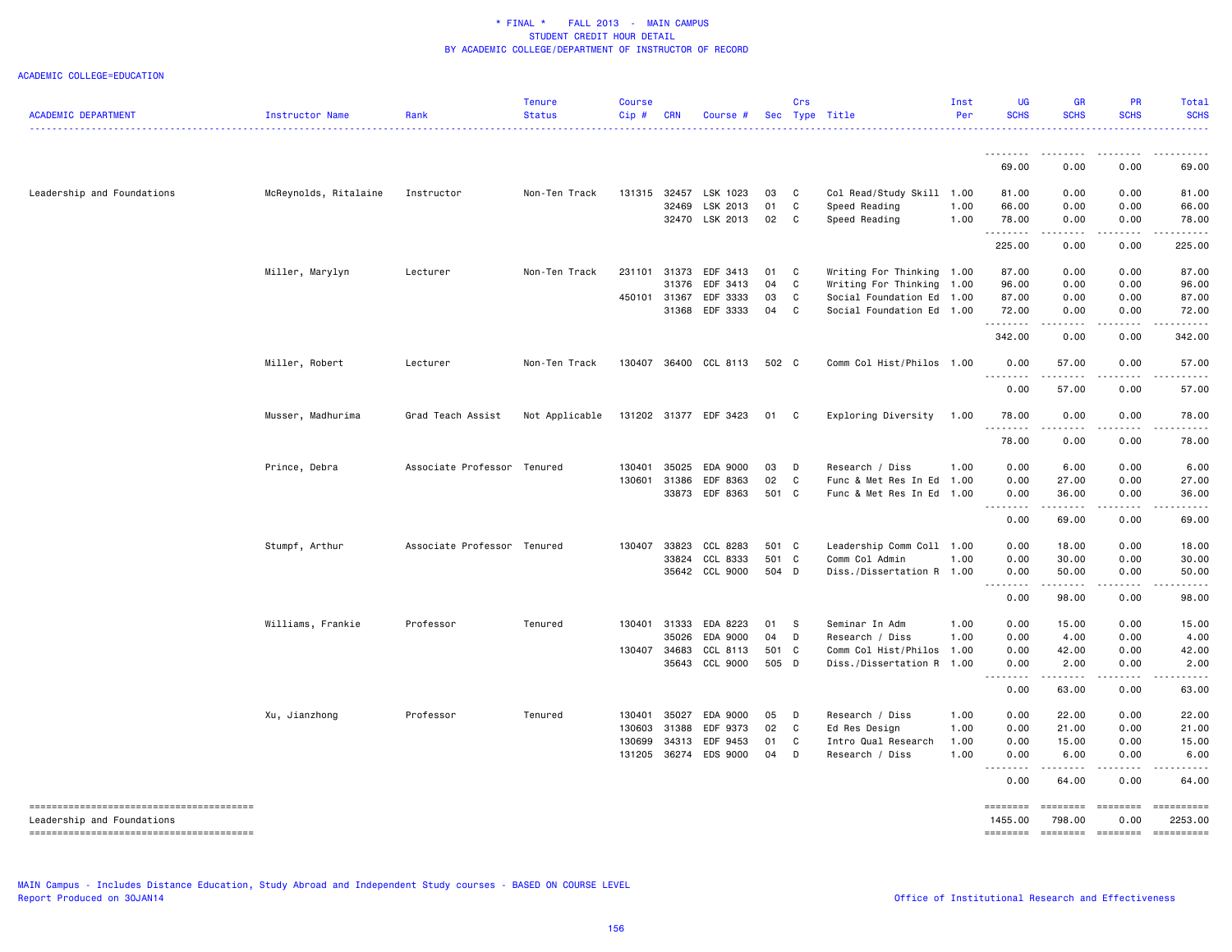\* FINAL \*    FALL 2013 - MAIN CAMPUS
STUDENT CREDIT HOUR DETAIL
BY ACADEMIC COLLEGE/DEPARTMENT OF INSTRUCTOR OF RECORD

ACADEMIC COLLEGE=EDUCATION

| ACADEMIC DEPARTMENT | Instructor Name | Rank | Tenure Status | Course Cip # | CRN | Course # | Sec | Crs Type | Title | Inst Per | UG SCHS | GR SCHS | PR SCHS | Total SCHS |
|---|---|---|---|---|---|---|---|---|---|---|---|---|---|---|
| | | | | | | | | | | | 69.00 | 0.00 | 0.00 | 69.00 |
| Leadership and Foundations | McReynolds, Ritalaine | Instructor | Non-Ten Track | 131315 | 32457 | LSK 1023 | 03 | C | Col Read/Study Skill | 1.00 | 81.00 | 0.00 | 0.00 | 81.00 |
| | | | | | 32469 | LSK 2013 | 01 | C | Speed Reading | 1.00 | 66.00 | 0.00 | 0.00 | 66.00 |
| | | | | | 32470 | LSK 2013 | 02 | C | Speed Reading | 1.00 | 78.00 | 0.00 | 0.00 | 78.00 |
| | | | | | | | | | | | 225.00 | 0.00 | 0.00 | 225.00 |
| | Miller, Marylyn | Lecturer | Non-Ten Track | 231101 | 31373 | EDF 3413 | 01 | C | Writing For Thinking | 1.00 | 87.00 | 0.00 | 0.00 | 87.00 |
| | | | | | 31376 | EDF 3413 | 04 | C | Writing For Thinking | 1.00 | 96.00 | 0.00 | 0.00 | 96.00 |
| | | | | 450101 | 31367 | EDF 3333 | 03 | C | Social Foundation Ed | 1.00 | 87.00 | 0.00 | 0.00 | 87.00 |
| | | | | | 31368 | EDF 3333 | 04 | C | Social Foundation Ed | 1.00 | 72.00 | 0.00 | 0.00 | 72.00 |
| | | | | | | | | | | | 342.00 | 0.00 | 0.00 | 342.00 |
| | Miller, Robert | Lecturer | Non-Ten Track | 130407 | 36400 | CCL 8113 | 502 | C | Comm Col Hist/Philos | 1.00 | 0.00 | 57.00 | 0.00 | 57.00 |
| | | | | | | | | | | | 0.00 | 57.00 | 0.00 | 57.00 |
| | Musser, Madhurima | Grad Teach Assist | Not Applicable | 131202 | 31377 | EDF 3423 | 01 | C | Exploring Diversity | 1.00 | 78.00 | 0.00 | 0.00 | 78.00 |
| | | | | | | | | | | | 78.00 | 0.00 | 0.00 | 78.00 |
| | Prince, Debra | Associate Professor | Tenured | 130401 | 35025 | EDA 9000 | 03 | D | Research / Diss | 1.00 | 0.00 | 6.00 | 0.00 | 6.00 |
| | | | | 130601 | 31386 | EDF 8363 | 02 | C | Func & Met Res In Ed | 1.00 | 0.00 | 27.00 | 0.00 | 27.00 |
| | | | | | 33873 | EDF 8363 | 501 | C | Func & Met Res In Ed | 1.00 | 0.00 | 36.00 | 0.00 | 36.00 |
| | | | | | | | | | | | 0.00 | 69.00 | 0.00 | 69.00 |
| | Stumpf, Arthur | Associate Professor | Tenured | 130407 | 33823 | CCL 8283 | 501 | C | Leadership Comm Coll | 1.00 | 0.00 | 18.00 | 0.00 | 18.00 |
| | | | | | 33824 | CCL 8333 | 501 | C | Comm Col Admin | 1.00 | 0.00 | 30.00 | 0.00 | 30.00 |
| | | | | | 35642 | CCL 9000 | 504 | D | Diss./Dissertation R | 1.00 | 0.00 | 50.00 | 0.00 | 50.00 |
| | | | | | | | | | | | 0.00 | 98.00 | 0.00 | 98.00 |
| | Williams, Frankie | Professor | Tenured | 130401 | 31333 | EDA 8223 | 01 | S | Seminar In Adm | 1.00 | 0.00 | 15.00 | 0.00 | 15.00 |
| | | | | | 35026 | EDA 9000 | 04 | D | Research / Diss | 1.00 | 0.00 | 4.00 | 0.00 | 4.00 |
| | | | | 130407 | 34683 | CCL 8113 | 501 | C | Comm Col Hist/Philos | 1.00 | 0.00 | 42.00 | 0.00 | 42.00 |
| | | | | | 35643 | CCL 9000 | 505 | D | Diss./Dissertation R | 1.00 | 0.00 | 2.00 | 0.00 | 2.00 |
| | | | | | | | | | | | 0.00 | 63.00 | 0.00 | 63.00 |
| | Xu, Jianzhong | Professor | Tenured | 130401 | 35027 | EDA 9000 | 05 | D | Research / Diss | 1.00 | 0.00 | 22.00 | 0.00 | 22.00 |
| | | | | 130603 | 31388 | EDF 9373 | 02 | C | Ed Res Design | 1.00 | 0.00 | 21.00 | 0.00 | 21.00 |
| | | | | 130699 | 34313 | EDF 9453 | 01 | C | Intro Qual Research | 1.00 | 0.00 | 15.00 | 0.00 | 15.00 |
| | | | | 131205 | 36274 | EDS 9000 | 04 | D | Research / Diss | 1.00 | 0.00 | 6.00 | 0.00 | 6.00 |
| | | | | | | | | | | | 0.00 | 64.00 | 0.00 | 64.00 |
| Leadership and Foundations | | | | | | | | | | | 1455.00 | 798.00 | 0.00 | 2253.00 |

MAIN Campus - Includes Distance Education, Study Abroad and Independent Study courses - BASED ON COURSE LEVEL
Report Produced on 30JAN14

Office of Institutional Research and Effectiveness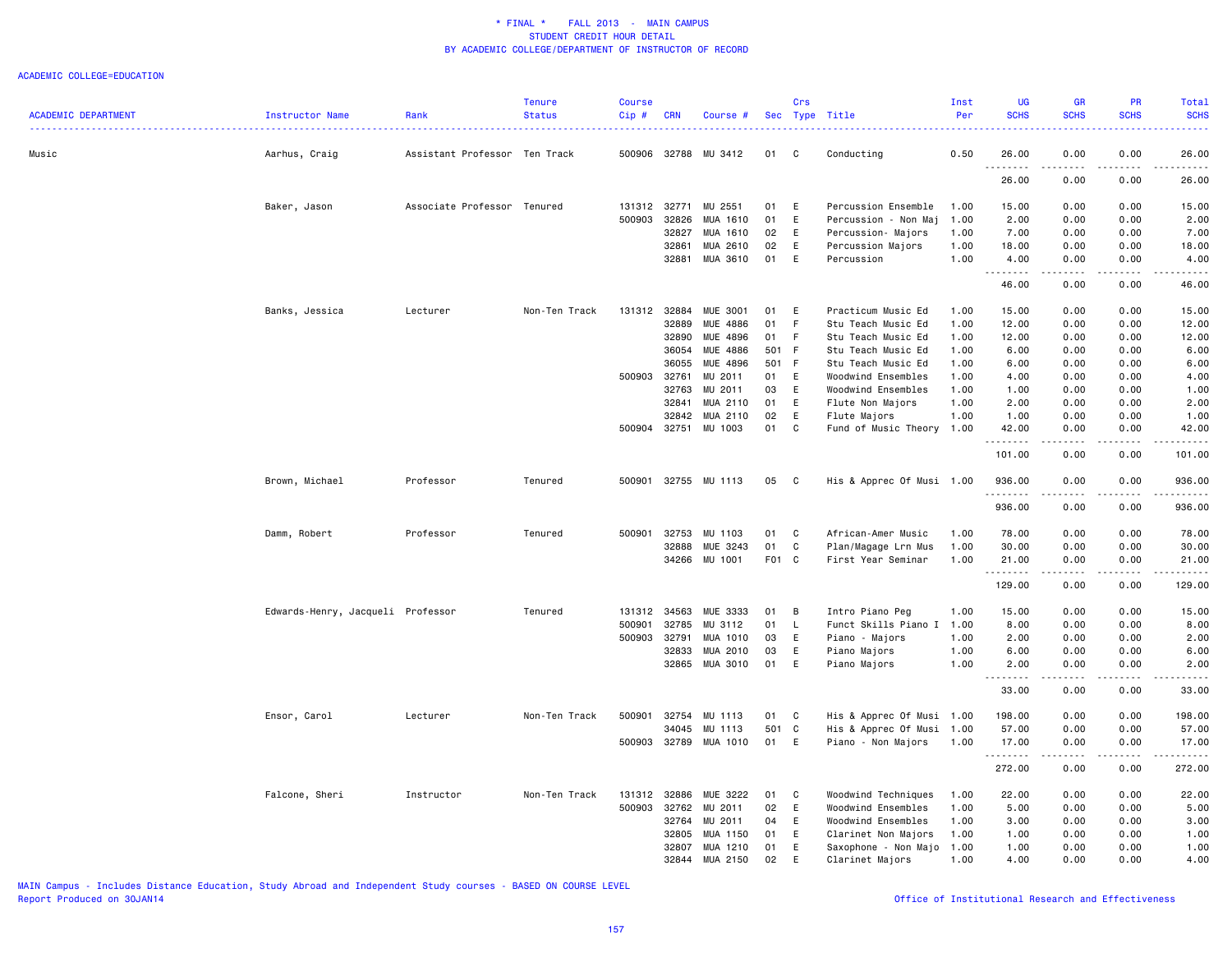\* FINAL \* FALL 2013 - MAIN CAMPUS
STUDENT CREDIT HOUR DETAIL
BY ACADEMIC COLLEGE/DEPARTMENT OF INSTRUCTOR OF RECORD

ACADEMIC COLLEGE=EDUCATION

| ACADEMIC DEPARTMENT | Instructor Name | Rank | Tenure Status | Course Cip # | CRN | Course # | Sec | Crs Type | Title | Inst Per | UG SCHS | GR SCHS | PR SCHS | Total SCHS |
|---|---|---|---|---|---|---|---|---|---|---|---|---|---|---|
| Music | Aarhus, Craig | Assistant Professor | Ten Track | 500906 | 32788 | MU 3412 | 01 | C | Conducting | 0.50 | 26.00 | 0.00 | 0.00 | 26.00 |
| | | | | | | | | | | | 26.00 | 0.00 | 0.00 | 26.00 |
| | Baker, Jason | Associate Professor | Tenured | 131312 | 32771 | MU 2551 | 01 | E | Percussion Ensemble | 1.00 | 15.00 | 0.00 | 0.00 | 15.00 |
| | | | | 500903 | 32826 | MUA 1610 | 01 | E | Percussion - Non Maj | 1.00 | 2.00 | 0.00 | 0.00 | 2.00 |
| | | | | | 32827 | MUA 1610 | 02 | E | Percussion- Majors | 1.00 | 7.00 | 0.00 | 0.00 | 7.00 |
| | | | | | 32861 | MUA 2610 | 02 | E | Percussion Majors | 1.00 | 18.00 | 0.00 | 0.00 | 18.00 |
| | | | | | 32881 | MUA 3610 | 01 | E | Percussion | 1.00 | 4.00 | 0.00 | 0.00 | 4.00 |
| | | | | | | | | | | | 46.00 | 0.00 | 0.00 | 46.00 |
| | Banks, Jessica | Lecturer | Non-Ten Track | 131312 | 32884 | MUE 3001 | 01 | E | Practicum Music Ed | 1.00 | 15.00 | 0.00 | 0.00 | 15.00 |
| | | | | | 32889 | MUE 4886 | 01 | F | Stu Teach Music Ed | 1.00 | 12.00 | 0.00 | 0.00 | 12.00 |
| | | | | | 32890 | MUE 4896 | 01 | F | Stu Teach Music Ed | 1.00 | 12.00 | 0.00 | 0.00 | 12.00 |
| | | | | | 36054 | MUE 4886 | 501 | F | Stu Teach Music Ed | 1.00 | 6.00 | 0.00 | 0.00 | 6.00 |
| | | | | | 36055 | MUE 4896 | 501 | F | Stu Teach Music Ed | 1.00 | 6.00 | 0.00 | 0.00 | 6.00 |
| | | | | 500903 | 32761 | MU 2011 | 01 | E | Woodwind Ensembles | 1.00 | 4.00 | 0.00 | 0.00 | 4.00 |
| | | | | | 32763 | MU 2011 | 03 | E | Woodwind Ensembles | 1.00 | 1.00 | 0.00 | 0.00 | 1.00 |
| | | | | | 32841 | MUA 2110 | 01 | E | Flute Non Majors | 1.00 | 2.00 | 0.00 | 0.00 | 2.00 |
| | | | | | 32842 | MUA 2110 | 02 | E | Flute Majors | 1.00 | 1.00 | 0.00 | 0.00 | 1.00 |
| | | | | 500904 | 32751 | MU 1003 | 01 | C | Fund of Music Theory | 1.00 | 42.00 | 0.00 | 0.00 | 42.00 |
| | | | | | | | | | | | 101.00 | 0.00 | 0.00 | 101.00 |
| | Brown, Michael | Professor | Tenured | 500901 | 32755 | MU 1113 | 05 | C | His & Apprec Of Musi | 1.00 | 936.00 | 0.00 | 0.00 | 936.00 |
| | | | | | | | | | | | 936.00 | 0.00 | 0.00 | 936.00 |
| | Damm, Robert | Professor | Tenured | 500901 | 32753 | MU 1103 | 01 | C | African-Amer Music | 1.00 | 78.00 | 0.00 | 0.00 | 78.00 |
| | | | | | 32888 | MUE 3243 | 01 | C | Plan/Magage Lrn Mus | 1.00 | 30.00 | 0.00 | 0.00 | 30.00 |
| | | | | | 34266 | MU 1001 | F01 | C | First Year Seminar | 1.00 | 21.00 | 0.00 | 0.00 | 21.00 |
| | | | | | | | | | | | 129.00 | 0.00 | 0.00 | 129.00 |
| | Edwards-Henry, Jacqueli | Professor | Tenured | 131312 | 34563 | MUE 3333 | 01 | B | Intro Piano Peg | 1.00 | 15.00 | 0.00 | 0.00 | 15.00 |
| | | | | 500901 | 32785 | MU 3112 | 01 | L | Funct Skills Piano I | 1.00 | 8.00 | 0.00 | 0.00 | 8.00 |
| | | | | 500903 | 32791 | MUA 1010 | 03 | E | Piano - Majors | 1.00 | 2.00 | 0.00 | 0.00 | 2.00 |
| | | | | | 32833 | MUA 2010 | 03 | E | Piano Majors | 1.00 | 6.00 | 0.00 | 0.00 | 6.00 |
| | | | | | 32865 | MUA 3010 | 01 | E | Piano Majors | 1.00 | 2.00 | 0.00 | 0.00 | 2.00 |
| | | | | | | | | | | | 33.00 | 0.00 | 0.00 | 33.00 |
| | Ensor, Carol | Lecturer | Non-Ten Track | 500901 | 32754 | MU 1113 | 01 | C | His & Apprec Of Musi | 1.00 | 198.00 | 0.00 | 0.00 | 198.00 |
| | | | | | 34045 | MU 1113 | 501 | C | His & Apprec Of Musi | 1.00 | 57.00 | 0.00 | 0.00 | 57.00 |
| | | | | 500903 | 32789 | MUA 1010 | 01 | E | Piano - Non Majors | 1.00 | 17.00 | 0.00 | 0.00 | 17.00 |
| | | | | | | | | | | | 272.00 | 0.00 | 0.00 | 272.00 |
| | Falcone, Sheri | Instructor | Non-Ten Track | 131312 | 32886 | MUE 3222 | 01 | C | Woodwind Techniques | 1.00 | 22.00 | 0.00 | 0.00 | 22.00 |
| | | | | 500903 | 32762 | MU 2011 | 02 | E | Woodwind Ensembles | 1.00 | 5.00 | 0.00 | 0.00 | 5.00 |
| | | | | | 32764 | MU 2011 | 04 | E | Woodwind Ensembles | 1.00 | 3.00 | 0.00 | 0.00 | 3.00 |
| | | | | | 32805 | MUA 1150 | 01 | E | Clarinet Non Majors | 1.00 | 1.00 | 0.00 | 0.00 | 1.00 |
| | | | | | 32807 | MUA 1210 | 01 | E | Saxophone - Non Majo | 1.00 | 1.00 | 0.00 | 0.00 | 1.00 |
| | | | | | 32844 | MUA 2150 | 02 | E | Clarinet Majors | 1.00 | 4.00 | 0.00 | 0.00 | 4.00 |

MAIN Campus - Includes Distance Education, Study Abroad and Independent Study courses - BASED ON COURSE LEVEL
Report Produced on 30JAN14

Office of Institutional Research and Effectiveness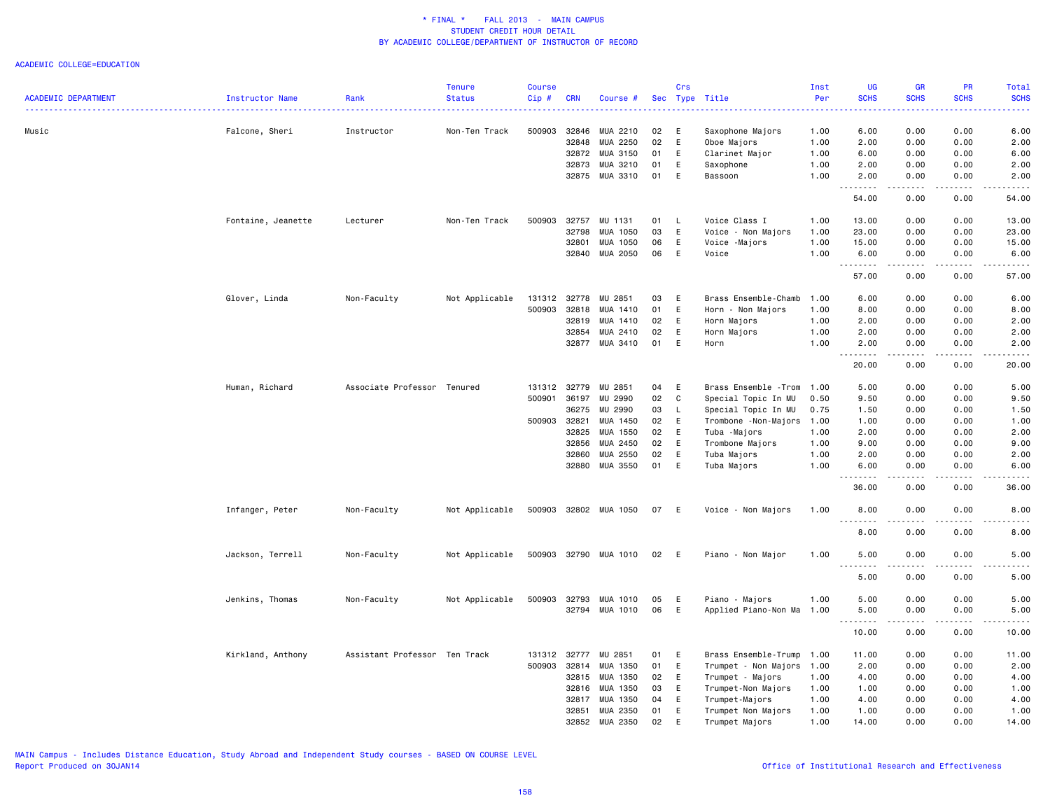\* FINAL \* FALL 2013 - MAIN CAMPUS
STUDENT CREDIT HOUR DETAIL
BY ACADEMIC COLLEGE/DEPARTMENT OF INSTRUCTOR OF RECORD

ACADEMIC COLLEGE=EDUCATION

| ACADEMIC DEPARTMENT | Instructor Name | Rank | Tenure Status | Course Cip # | CRN | Course # | Sec | Crs Type | Title | Inst Per | UG SCHS | GR SCHS | PR SCHS | Total SCHS |
|---|---|---|---|---|---|---|---|---|---|---|---|---|---|---|
| Music | Falcone, Sheri | Instructor | Non-Ten Track | 500903 | 32846 | MUA 2210 | 02 | E | Saxophone Majors | 1.00 | 6.00 | 0.00 | 0.00 | 6.00 |
| | | | | | 32848 | MUA 2250 | 02 | E | Oboe Majors | 1.00 | 2.00 | 0.00 | 0.00 | 2.00 |
| | | | | | 32872 | MUA 3150 | 01 | E | Clarinet Major | 1.00 | 6.00 | 0.00 | 0.00 | 6.00 |
| | | | | | 32873 | MUA 3210 | 01 | E | Saxophone | 1.00 | 2.00 | 0.00 | 0.00 | 2.00 |
| | | | | | 32875 | MUA 3310 | 01 | E | Bassoon | 1.00 | 2.00 | 0.00 | 0.00 | 2.00 |
| | | | | | | | | | | | 54.00 | 0.00 | 0.00 | 54.00 |
| | Fontaine, Jeanette | Lecturer | Non-Ten Track | 500903 | 32757 | MU 1131 | 01 | L | Voice Class I | 1.00 | 13.00 | 0.00 | 0.00 | 13.00 |
| | | | | | 32798 | MUA 1050 | 03 | E | Voice - Non Majors | 1.00 | 23.00 | 0.00 | 0.00 | 23.00 |
| | | | | | 32801 | MUA 1050 | 06 | E | Voice -Majors | 1.00 | 15.00 | 0.00 | 0.00 | 15.00 |
| | | | | | 32840 | MUA 2050 | 06 | E | Voice | 1.00 | 6.00 | 0.00 | 0.00 | 6.00 |
| | | | | | | | | | | | 57.00 | 0.00 | 0.00 | 57.00 |
| | Glover, Linda | Non-Faculty | Not Applicable | 131312 | 32778 | MU 2851 | 03 | E | Brass Ensemble-Chamb | 1.00 | 6.00 | 0.00 | 0.00 | 6.00 |
| | | | | 500903 | 32818 | MUA 1410 | 01 | E | Horn - Non Majors | 1.00 | 8.00 | 0.00 | 0.00 | 8.00 |
| | | | | | 32819 | MUA 1410 | 02 | E | Horn Majors | 1.00 | 2.00 | 0.00 | 0.00 | 2.00 |
| | | | | | 32854 | MUA 2410 | 02 | E | Horn Majors | 1.00 | 2.00 | 0.00 | 0.00 | 2.00 |
| | | | | | 32877 | MUA 3410 | 01 | E | Horn | 1.00 | 2.00 | 0.00 | 0.00 | 2.00 |
| | | | | | | | | | | | 20.00 | 0.00 | 0.00 | 20.00 |
| | Human, Richard | Associate Professor | Tenured | 131312 | 32779 | MU 2851 | 04 | E | Brass Ensemble -Trom | 1.00 | 5.00 | 0.00 | 0.00 | 5.00 |
| | | | | 500901 | 36197 | MU 2990 | 02 | C | Special Topic In MU | 0.50 | 9.50 | 0.00 | 0.00 | 9.50 |
| | | | | | 36275 | MU 2990 | 03 | L | Special Topic In MU | 0.75 | 1.50 | 0.00 | 0.00 | 1.50 |
| | | | | 500903 | 32821 | MUA 1450 | 02 | E | Trombone -Non-Majors | 1.00 | 1.00 | 0.00 | 0.00 | 1.00 |
| | | | | | 32825 | MUA 1550 | 02 | E | Tuba -Majors | 1.00 | 2.00 | 0.00 | 0.00 | 2.00 |
| | | | | | 32856 | MUA 2450 | 02 | E | Trombone Majors | 1.00 | 9.00 | 0.00 | 0.00 | 9.00 |
| | | | | | 32860 | MUA 2550 | 02 | E | Tuba Majors | 1.00 | 2.00 | 0.00 | 0.00 | 2.00 |
| | | | | | 32880 | MUA 3550 | 01 | E | Tuba Majors | 1.00 | 6.00 | 0.00 | 0.00 | 6.00 |
| | | | | | | | | | | | 36.00 | 0.00 | 0.00 | 36.00 |
| | Infanger, Peter | Non-Faculty | Not Applicable | 500903 | 32802 | MUA 1050 | 07 | E | Voice - Non Majors | 1.00 | 8.00 | 0.00 | 0.00 | 8.00 |
| | | | | | | | | | | | 8.00 | 0.00 | 0.00 | 8.00 |
| | Jackson, Terrell | Non-Faculty | Not Applicable | 500903 | 32790 | MUA 1010 | 02 | E | Piano - Non Major | 1.00 | 5.00 | 0.00 | 0.00 | 5.00 |
| | | | | | | | | | | | 5.00 | 0.00 | 0.00 | 5.00 |
| | Jenkins, Thomas | Non-Faculty | Not Applicable | 500903 | 32793 | MUA 1010 | 05 | E | Piano - Majors | 1.00 | 5.00 | 0.00 | 0.00 | 5.00 |
| | | | | | 32794 | MUA 1010 | 06 | E | Applied Piano-Non Ma | 1.00 | 5.00 | 0.00 | 0.00 | 5.00 |
| | | | | | | | | | | | 10.00 | 0.00 | 0.00 | 10.00 |
| | Kirkland, Anthony | Assistant Professor | Ten Track | 131312 | 32777 | MU 2851 | 01 | E | Brass Ensemble-Trump | 1.00 | 11.00 | 0.00 | 0.00 | 11.00 |
| | | | | 500903 | 32814 | MUA 1350 | 01 | E | Trumpet - Non Majors | 1.00 | 2.00 | 0.00 | 0.00 | 2.00 |
| | | | | | 32815 | MUA 1350 | 02 | E | Trumpet - Majors | 1.00 | 4.00 | 0.00 | 0.00 | 4.00 |
| | | | | | 32816 | MUA 1350 | 03 | E | Trumpet-Non Majors | 1.00 | 1.00 | 0.00 | 0.00 | 1.00 |
| | | | | | 32817 | MUA 1350 | 04 | E | Trumpet-Majors | 1.00 | 4.00 | 0.00 | 0.00 | 4.00 |
| | | | | | 32851 | MUA 2350 | 01 | E | Trumpet Non Majors | 1.00 | 1.00 | 0.00 | 0.00 | 1.00 |
| | | | | | 32852 | MUA 2350 | 02 | E | Trumpet Majors | 1.00 | 14.00 | 0.00 | 0.00 | 14.00 |

MAIN Campus - Includes Distance Education, Study Abroad and Independent Study courses - BASED ON COURSE LEVEL
Report Produced on 30JAN14

Office of Institutional Research and Effectiveness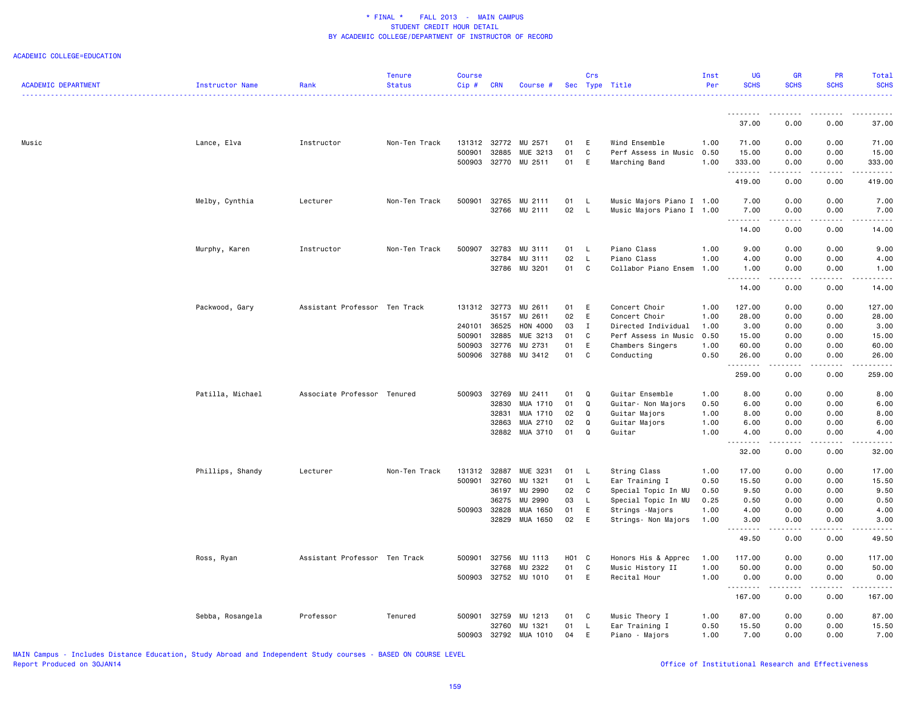# * FINAL * FALL 2013 - MAIN CAMPUS
## STUDENT CREDIT HOUR DETAIL
## BY ACADEMIC COLLEGE/DEPARTMENT OF INSTRUCTOR OF RECORD

ACADEMIC COLLEGE=EDUCATION

| ACADEMIC DEPARTMENT | Instructor Name | Rank | Tenure Status | Course Cip # | CRN | Course # | Sec | Crs Type | Title | Inst Per | UG SCHS | GR SCHS | PR SCHS | Total SCHS |
|---|---|---|---|---|---|---|---|---|---|---|---|---|---|---|
| | | | | | | | | | | | 37.00 | 0.00 | 0.00 | 37.00 |
| Music | Lance, Elva | Instructor | Non-Ten Track | 131312 | 32772 | MU 2571 | 01 | E | Wind Ensemble | 1.00 | 71.00 | 0.00 | 0.00 | 71.00 |
| | | | | 500901 | 32885 | MUE 3213 | 01 | C | Perf Assess in Music | 0.50 | 15.00 | 0.00 | 0.00 | 15.00 |
| | | | | 500903 | 32770 | MU 2511 | 01 | E | Marching Band | 1.00 | 333.00 | 0.00 | 0.00 | 333.00 |
| | | | | | | | | | | | 419.00 | 0.00 | 0.00 | 419.00 |
| | Melby, Cynthia | Lecturer | Non-Ten Track | 500901 | 32765 | MU 2111 | 01 | L | Music Majors Piano I | 1.00 | 7.00 | 0.00 | 0.00 | 7.00 |
| | | | | | 32766 | MU 2111 | 02 | L | Music Majors Piano I | 1.00 | 7.00 | 0.00 | 0.00 | 7.00 |
| | | | | | | | | | | | 14.00 | 0.00 | 0.00 | 14.00 |
| | Murphy, Karen | Instructor | Non-Ten Track | 500907 | 32783 | MU 3111 | 01 | L | Piano Class | 1.00 | 9.00 | 0.00 | 0.00 | 9.00 |
| | | | | | 32784 | MU 3111 | 02 | L | Piano Class | 1.00 | 4.00 | 0.00 | 0.00 | 4.00 |
| | | | | | 32786 | MU 3201 | 01 | C | Collabor Piano Ensem | 1.00 | 1.00 | 0.00 | 0.00 | 1.00 |
| | | | | | | | | | | | 14.00 | 0.00 | 0.00 | 14.00 |
| | Packwood, Gary | Assistant Professor | Ten Track | 131312 | 32773 | MU 2611 | 01 | E | Concert Choir | 1.00 | 127.00 | 0.00 | 0.00 | 127.00 |
| | | | | | 35157 | MU 2611 | 02 | E | Concert Choir | 1.00 | 28.00 | 0.00 | 0.00 | 28.00 |
| | | | | 240101 | 36525 | HON 4000 | 03 | I | Directed Individual | 1.00 | 3.00 | 0.00 | 0.00 | 3.00 |
| | | | | 500901 | 32885 | MUE 3213 | 01 | C | Perf Assess in Music | 0.50 | 15.00 | 0.00 | 0.00 | 15.00 |
| | | | | 500903 | 32776 | MU 2731 | 01 | E | Chambers Singers | 1.00 | 60.00 | 0.00 | 0.00 | 60.00 |
| | | | | 500906 | 32788 | MU 3412 | 01 | C | Conducting | 0.50 | 26.00 | 0.00 | 0.00 | 26.00 |
| | | | | | | | | | | | 259.00 | 0.00 | 0.00 | 259.00 |
| | Patilla, Michael | Associate Professor | Tenured | 500903 | 32769 | MU 2411 | 01 | Q | Guitar Ensemble | 1.00 | 8.00 | 0.00 | 0.00 | 8.00 |
| | | | | | 32830 | MUA 1710 | 01 | Q | Guitar- Non Majors | 0.50 | 6.00 | 0.00 | 0.00 | 6.00 |
| | | | | | 32831 | MUA 1710 | 02 | Q | Guitar Majors | 1.00 | 8.00 | 0.00 | 0.00 | 8.00 |
| | | | | | 32863 | MUA 2710 | 02 | Q | Guitar Majors | 1.00 | 6.00 | 0.00 | 0.00 | 6.00 |
| | | | | | 32882 | MUA 3710 | 01 | Q | Guitar | 1.00 | 4.00 | 0.00 | 0.00 | 4.00 |
| | | | | | | | | | | | 32.00 | 0.00 | 0.00 | 32.00 |
| | Phillips, Shandy | Lecturer | Non-Ten Track | 131312 | 32887 | MUE 3231 | 01 | L | String Class | 1.00 | 17.00 | 0.00 | 0.00 | 17.00 |
| | | | | 500901 | 32760 | MU 1321 | 01 | L | Ear Training I | 0.50 | 15.50 | 0.00 | 0.00 | 15.50 |
| | | | | | 36197 | MU 2990 | 02 | C | Special Topic In MU | 0.50 | 9.50 | 0.00 | 0.00 | 9.50 |
| | | | | | 36275 | MU 2990 | 03 | L | Special Topic In MU | 0.25 | 0.50 | 0.00 | 0.00 | 0.50 |
| | | | | 500903 | 32828 | MUA 1650 | 01 | E | Strings -Majors | 1.00 | 4.00 | 0.00 | 0.00 | 4.00 |
| | | | | | 32829 | MUA 1650 | 02 | E | Strings- Non Majors | 1.00 | 3.00 | 0.00 | 0.00 | 3.00 |
| | | | | | | | | | | | 49.50 | 0.00 | 0.00 | 49.50 |
| | Ross, Ryan | Assistant Professor | Ten Track | 500901 | 32756 | MU 1113 | H01 | C | Honors His & Apprec | 1.00 | 117.00 | 0.00 | 0.00 | 117.00 |
| | | | | | 32768 | MU 2322 | 01 | C | Music History II | 1.00 | 50.00 | 0.00 | 0.00 | 50.00 |
| | | | | 500903 | 32752 | MU 1010 | 01 | E | Recital Hour | 1.00 | 0.00 | 0.00 | 0.00 | 0.00 |
| | | | | | | | | | | | 167.00 | 0.00 | 0.00 | 167.00 |
| | Sebba, Rosangela | Professor | Tenured | 500901 | 32759 | MU 1213 | 01 | C | Music Theory I | 1.00 | 87.00 | 0.00 | 0.00 | 87.00 |
| | | | | | 32760 | MU 1321 | 01 | L | Ear Training I | 0.50 | 15.50 | 0.00 | 0.00 | 15.50 |
| | | | | 500903 | 32792 | MUA 1010 | 04 | E | Piano - Majors | 1.00 | 7.00 | 0.00 | 0.00 | 7.00 |

MAIN Campus - Includes Distance Education, Study Abroad and Independent Study courses - BASED ON COURSE LEVEL
Report Produced on 30JAN14

Office of Institutional Research and Effectiveness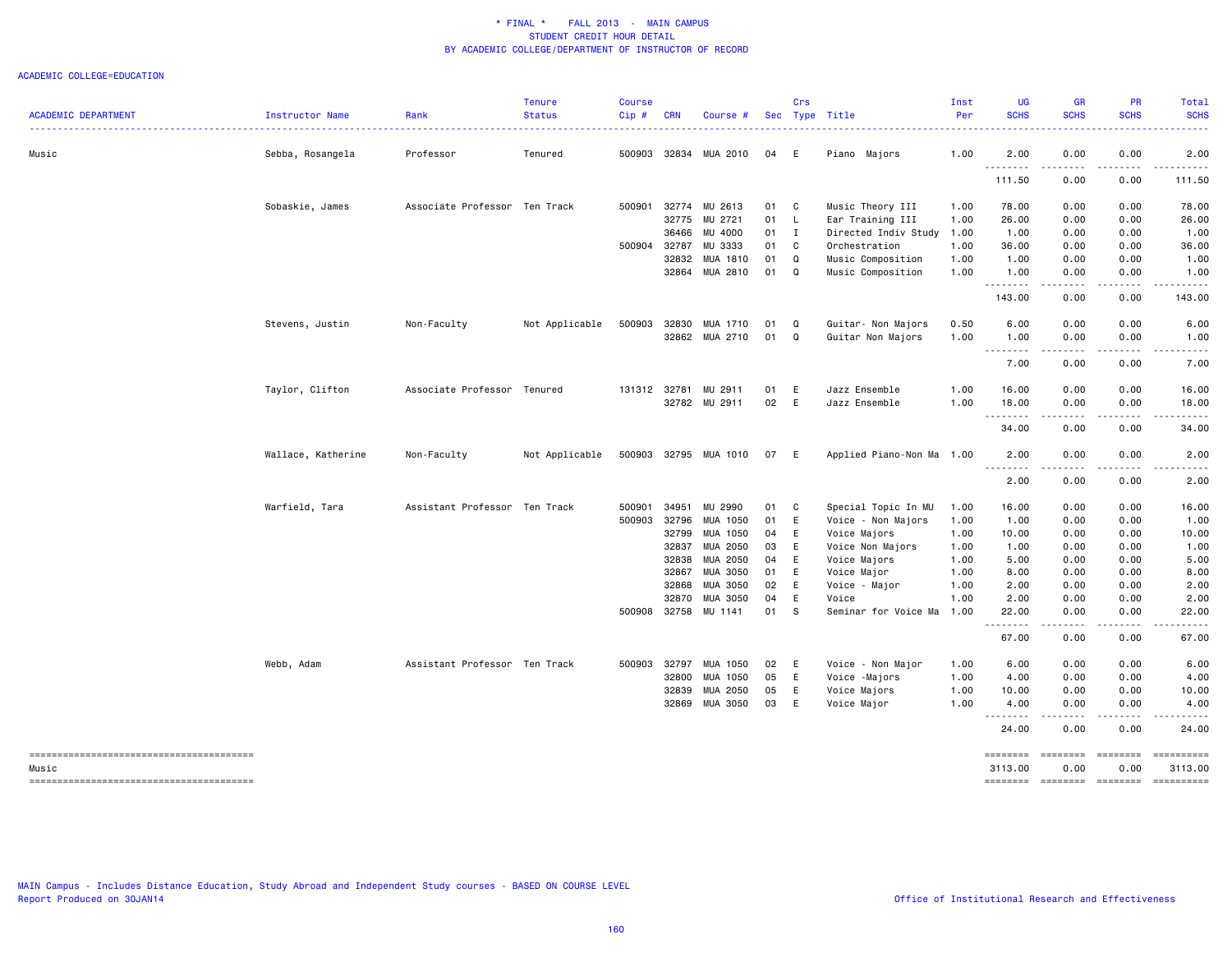\* FINAL \* FALL 2013 - MAIN CAMPUS
STUDENT CREDIT HOUR DETAIL
BY ACADEMIC COLLEGE/DEPARTMENT OF INSTRUCTOR OF RECORD

ACADEMIC COLLEGE=EDUCATION

| ACADEMIC DEPARTMENT | Instructor Name | Rank | Tenure Status | Course Cip # | CRN | Course # | Sec | Crs Type | Title | Inst Per | UG SCHS | GR SCHS | PR SCHS | Total SCHS |
|---|---|---|---|---|---|---|---|---|---|---|---|---|---|---|
| Music | Sebba, Rosangela | Professor | Tenured | 500903 | 32834 | MUA 2010 | 04 | E | Piano Majors | 1.00 | 2.00 | 0.00 | 0.00 | 2.00 |
| | | | | | | | | | | | 111.50 | 0.00 | 0.00 | 111.50 |
| | Sobaskie, James | Associate Professor | Ten Track | 500901 | 32774 | MU 2613 | 01 | C | Music Theory III | 1.00 | 78.00 | 0.00 | 0.00 | 78.00 |
| | | | | | 32775 | MU 2721 | 01 | L | Ear Training III | 1.00 | 26.00 | 0.00 | 0.00 | 26.00 |
| | | | | | 36466 | MU 4000 | 01 | I | Directed Indiv Study | 1.00 | 1.00 | 0.00 | 0.00 | 1.00 |
| | | | | 500904 | 32787 | MU 3333 | 01 | C | Orchestration | 1.00 | 36.00 | 0.00 | 0.00 | 36.00 |
| | | | | | 32832 | MUA 1810 | 01 | Q | Music Composition | 1.00 | 1.00 | 0.00 | 0.00 | 1.00 |
| | | | | | 32864 | MUA 2810 | 01 | Q | Music Composition | 1.00 | 1.00 | 0.00 | 0.00 | 1.00 |
| | | | | | | | | | | | 143.00 | 0.00 | 0.00 | 143.00 |
| | Stevens, Justin | Non-Faculty | Not Applicable | 500903 | 32830 | MUA 1710 | 01 | Q | Guitar- Non Majors | 0.50 | 6.00 | 0.00 | 0.00 | 6.00 |
| | | | | | 32862 | MUA 2710 | 01 | Q | Guitar Non Majors | 1.00 | 1.00 | 0.00 | 0.00 | 1.00 |
| | | | | | | | | | | | 7.00 | 0.00 | 0.00 | 7.00 |
| | Taylor, Clifton | Associate Professor | Tenured | 131312 | 32781 | MU 2911 | 01 | E | Jazz Ensemble | 1.00 | 16.00 | 0.00 | 0.00 | 16.00 |
| | | | | | 32782 | MU 2911 | 02 | E | Jazz Ensemble | 1.00 | 18.00 | 0.00 | 0.00 | 18.00 |
| | | | | | | | | | | | 34.00 | 0.00 | 0.00 | 34.00 |
| | Wallace, Katherine | Non-Faculty | Not Applicable | 500903 | 32795 | MUA 1010 | 07 | E | Applied Piano-Non Ma | 1.00 | 2.00 | 0.00 | 0.00 | 2.00 |
| | | | | | | | | | | | 2.00 | 0.00 | 0.00 | 2.00 |
| | Warfield, Tara | Assistant Professor | Ten Track | 500901 | 34951 | MU 2990 | 01 | C | Special Topic In MU | 1.00 | 16.00 | 0.00 | 0.00 | 16.00 |
| | | | | 500903 | 32796 | MUA 1050 | 01 | E | Voice - Non Majors | 1.00 | 1.00 | 0.00 | 0.00 | 1.00 |
| | | | | | 32799 | MUA 1050 | 04 | E | Voice Majors | 1.00 | 10.00 | 0.00 | 0.00 | 10.00 |
| | | | | | 32837 | MUA 2050 | 03 | E | Voice Non Majors | 1.00 | 1.00 | 0.00 | 0.00 | 1.00 |
| | | | | | 32838 | MUA 2050 | 04 | E | Voice Majors | 1.00 | 5.00 | 0.00 | 0.00 | 5.00 |
| | | | | | 32867 | MUA 3050 | 01 | E | Voice Major | 1.00 | 8.00 | 0.00 | 0.00 | 8.00 |
| | | | | | 32868 | MUA 3050 | 02 | E | Voice - Major | 1.00 | 2.00 | 0.00 | 0.00 | 2.00 |
| | | | | | 32870 | MUA 3050 | 04 | E | Voice | 1.00 | 2.00 | 0.00 | 0.00 | 2.00 |
| | | | | 500908 | 32758 | MU 1141 | 01 | S | Seminar for Voice Ma | 1.00 | 22.00 | 0.00 | 0.00 | 22.00 |
| | | | | | | | | | | | 67.00 | 0.00 | 0.00 | 67.00 |
| | Webb, Adam | Assistant Professor | Ten Track | 500903 | 32797 | MUA 1050 | 02 | E | Voice - Non Major | 1.00 | 6.00 | 0.00 | 0.00 | 6.00 |
| | | | | | 32800 | MUA 1050 | 05 | E | Voice -Majors | 1.00 | 4.00 | 0.00 | 0.00 | 4.00 |
| | | | | | 32839 | MUA 2050 | 05 | E | Voice Majors | 1.00 | 10.00 | 0.00 | 0.00 | 10.00 |
| | | | | | 32869 | MUA 3050 | 03 | E | Voice Major | 1.00 | 4.00 | 0.00 | 0.00 | 4.00 |
| | | | | | | | | | | | 24.00 | 0.00 | 0.00 | 24.00 |
| Music | | | | | | | | | | | 3113.00 | 0.00 | 0.00 | 3113.00 |

MAIN Campus - Includes Distance Education, Study Abroad and Independent Study courses - BASED ON COURSE LEVEL
Report Produced on 30JAN14

Office of Institutional Research and Effectiveness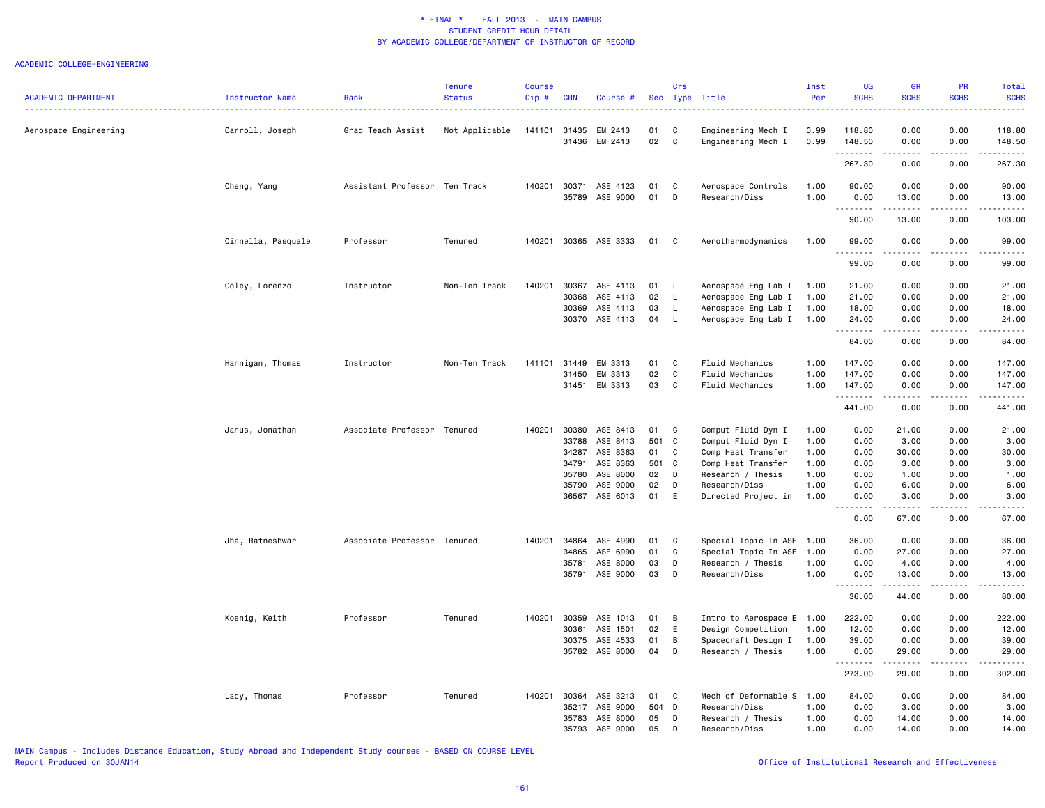# * FINAL * FALL 2013 - MAIN CAMPUS
## STUDENT CREDIT HOUR DETAIL
### BY ACADEMIC COLLEGE/DEPARTMENT OF INSTRUCTOR OF RECORD

ACADEMIC COLLEGE=ENGINEERING

| ACADEMIC DEPARTMENT | Instructor Name | Rank | Tenure Status | Course Cip # | CRN | Course # | Sec | Crs Type | Title | Inst Per | UG SCHS | GR SCHS | PR SCHS | Total SCHS |
|---|---|---|---|---|---|---|---|---|---|---|---|---|---|---|
| Aerospace Engineering | Carroll, Joseph | Grad Teach Assist | Not Applicable | 141101 | 31435 | EM 2413 | 01 | C | Engineering Mech I | 0.99 | 118.80 | 0.00 | 0.00 | 118.80 |
| | | | | | 31436 | EM 2413 | 02 | C | Engineering Mech I | 0.99 | 148.50 | 0.00 | 0.00 | 148.50 |
| | | | | | | | | | | | 267.30 | 0.00 | 0.00 | 267.30 |
| | Cheng, Yang | Assistant Professor | Ten Track | 140201 | 30371 | ASE 4123 | 01 | C | Aerospace Controls | 1.00 | 90.00 | 0.00 | 0.00 | 90.00 |
| | | | | | 35789 | ASE 9000 | 01 | D | Research/Diss | 1.00 | 0.00 | 13.00 | 0.00 | 13.00 |
| | | | | | | | | | | | 90.00 | 13.00 | 0.00 | 103.00 |
| | Cinnella, Pasquale | Professor | Tenured | 140201 | 30365 | ASE 3333 | 01 | C | Aerothermodynamics | 1.00 | 99.00 | 0.00 | 0.00 | 99.00 |
| | | | | | | | | | | | 99.00 | 0.00 | 0.00 | 99.00 |
| | Coley, Lorenzo | Instructor | Non-Ten Track | 140201 | 30367 | ASE 4113 | 01 | L | Aerospace Eng Lab I | 1.00 | 21.00 | 0.00 | 0.00 | 21.00 |
| | | | | | 30368 | ASE 4113 | 02 | L | Aerospace Eng Lab I | 1.00 | 21.00 | 0.00 | 0.00 | 21.00 |
| | | | | | 30369 | ASE 4113 | 03 | L | Aerospace Eng Lab I | 1.00 | 18.00 | 0.00 | 0.00 | 18.00 |
| | | | | | 30370 | ASE 4113 | 04 | L | Aerospace Eng Lab I | 1.00 | 24.00 | 0.00 | 0.00 | 24.00 |
| | | | | | | | | | | | 84.00 | 0.00 | 0.00 | 84.00 |
| | Hannigan, Thomas | Instructor | Non-Ten Track | 141101 | 31449 | EM 3313 | 01 | C | Fluid Mechanics | 1.00 | 147.00 | 0.00 | 0.00 | 147.00 |
| | | | | | 31450 | EM 3313 | 02 | C | Fluid Mechanics | 1.00 | 147.00 | 0.00 | 0.00 | 147.00 |
| | | | | | 31451 | EM 3313 | 03 | C | Fluid Mechanics | 1.00 | 147.00 | 0.00 | 0.00 | 147.00 |
| | | | | | | | | | | | 441.00 | 0.00 | 0.00 | 441.00 |
| | Janus, Jonathan | Associate Professor | Tenured | 140201 | 30380 | ASE 8413 | 01 | C | Comput Fluid Dyn I | 1.00 | 0.00 | 21.00 | 0.00 | 21.00 |
| | | | | | 33788 | ASE 8413 | 501 | C | Comput Fluid Dyn I | 1.00 | 0.00 | 3.00 | 0.00 | 3.00 |
| | | | | | 34287 | ASE 8363 | 01 | C | Comp Heat Transfer | 1.00 | 0.00 | 30.00 | 0.00 | 30.00 |
| | | | | | 34791 | ASE 8363 | 501 | C | Comp Heat Transfer | 1.00 | 0.00 | 3.00 | 0.00 | 3.00 |
| | | | | | 35780 | ASE 8000 | 02 | D | Research / Thesis | 1.00 | 0.00 | 1.00 | 0.00 | 1.00 |
| | | | | | 35790 | ASE 9000 | 02 | D | Research/Diss | 1.00 | 0.00 | 6.00 | 0.00 | 6.00 |
| | | | | | 36567 | ASE 6013 | 01 | E | Directed Project in | 1.00 | 0.00 | 3.00 | 0.00 | 3.00 |
| | | | | | | | | | | | 0.00 | 67.00 | 0.00 | 67.00 |
| | Jha, Ratneshwar | Associate Professor | Tenured | 140201 | 34864 | ASE 4990 | 01 | C | Special Topic In ASE | 1.00 | 36.00 | 0.00 | 0.00 | 36.00 |
| | | | | | 34865 | ASE 6990 | 01 | C | Special Topic In ASE | 1.00 | 0.00 | 27.00 | 0.00 | 27.00 |
| | | | | | 35781 | ASE 8000 | 03 | D | Research / Thesis | 1.00 | 0.00 | 4.00 | 0.00 | 4.00 |
| | | | | | 35791 | ASE 9000 | 03 | D | Research/Diss | 1.00 | 0.00 | 13.00 | 0.00 | 13.00 |
| | | | | | | | | | | | 36.00 | 44.00 | 0.00 | 80.00 |
| | Koenig, Keith | Professor | Tenured | 140201 | 30359 | ASE 1013 | 01 | B | Intro to Aerospace E | 1.00 | 222.00 | 0.00 | 0.00 | 222.00 |
| | | | | | 30361 | ASE 1501 | 02 | E | Design Competition | 1.00 | 12.00 | 0.00 | 0.00 | 12.00 |
| | | | | | 30375 | ASE 4533 | 01 | B | Spacecraft Design I | 1.00 | 39.00 | 0.00 | 0.00 | 39.00 |
| | | | | | 35782 | ASE 8000 | 04 | D | Research / Thesis | 1.00 | 0.00 | 29.00 | 0.00 | 29.00 |
| | | | | | | | | | | | 273.00 | 29.00 | 0.00 | 302.00 |
| | Lacy, Thomas | Professor | Tenured | 140201 | 30364 | ASE 3213 | 01 | C | Mech of Deformable S | 1.00 | 84.00 | 0.00 | 0.00 | 84.00 |
| | | | | | 35217 | ASE 9000 | 504 | D | Research/Diss | 1.00 | 0.00 | 3.00 | 0.00 | 3.00 |
| | | | | | 35783 | ASE 8000 | 05 | D | Research / Thesis | 1.00 | 0.00 | 14.00 | 0.00 | 14.00 |
| | | | | | 35793 | ASE 9000 | 05 | D | Research/Diss | 1.00 | 0.00 | 14.00 | 0.00 | 14.00 |

MAIN Campus - Includes Distance Education, Study Abroad and Independent Study courses - BASED ON COURSE LEVEL
Report Produced on 30JAN14

Office of Institutional Research and Effectiveness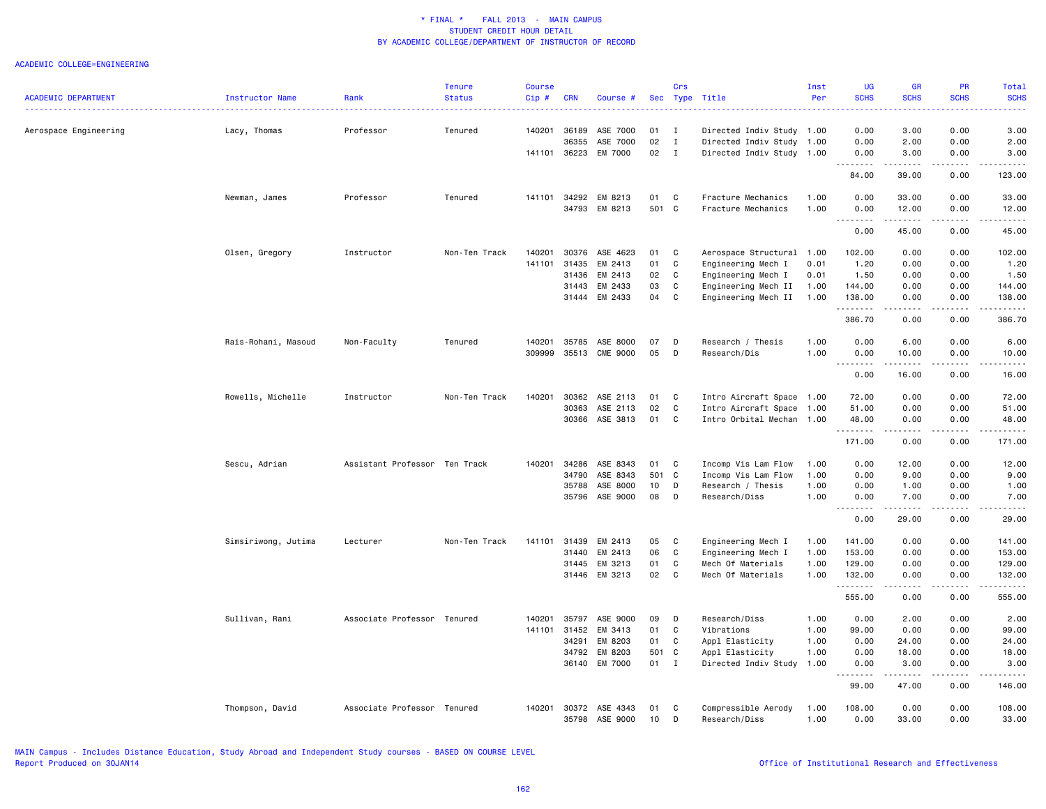# * FINAL * FALL 2013 - MAIN CAMPUS
## STUDENT CREDIT HOUR DETAIL
## BY ACADEMIC COLLEGE/DEPARTMENT OF INSTRUCTOR OF RECORD

ACADEMIC COLLEGE=ENGINEERING

| ACADEMIC DEPARTMENT | Instructor Name | Rank | Tenure Status | Course Cip # | CRN | Course # | Sec | Crs Type | Title | Inst Per | UG SCHS | GR SCHS | PR SCHS | Total SCHS |
|---|---|---|---|---|---|---|---|---|---|---|---|---|---|---|
| Aerospace Engineering | Lacy, Thomas | Professor | Tenured | 140201 | 36189 | ASE 7000 | 01 | I | Directed Indiv Study | 1.00 | 0.00 | 3.00 | 0.00 | 3.00 |
| | | | | | 36355 | ASE 7000 | 02 | I | Directed Indiv Study | 1.00 | 0.00 | 2.00 | 0.00 | 2.00 |
| | | | | 141101 | 36223 | EM 7000 | 02 | I | Directed Indiv Study | 1.00 | 0.00 | 3.00 | 0.00 | 3.00 |
| | | | | | | | | | | | 84.00 | 39.00 | 0.00 | 123.00 |
| | Newman, James | Professor | Tenured | 141101 | 34292 | EM 8213 | 01 | C | Fracture Mechanics | 1.00 | 0.00 | 33.00 | 0.00 | 33.00 |
| | | | | | 34793 | EM 8213 | 501 | C | Fracture Mechanics | 1.00 | 0.00 | 12.00 | 0.00 | 12.00 |
| | | | | | | | | | | | 0.00 | 45.00 | 0.00 | 45.00 |
| | Olsen, Gregory | Instructor | Non-Ten Track | 140201 | 30376 | ASE 4623 | 01 | C | Aerospace Structural | 1.00 | 102.00 | 0.00 | 0.00 | 102.00 |
| | | | | 141101 | 31435 | EM 2413 | 01 | C | Engineering Mech I | 0.01 | 1.20 | 0.00 | 0.00 | 1.20 |
| | | | | | 31436 | EM 2413 | 02 | C | Engineering Mech I | 0.01 | 1.50 | 0.00 | 0.00 | 1.50 |
| | | | | | 31443 | EM 2433 | 03 | C | Engineering Mech II | 1.00 | 144.00 | 0.00 | 0.00 | 144.00 |
| | | | | | 31444 | EM 2433 | 04 | C | Engineering Mech II | 1.00 | 138.00 | 0.00 | 0.00 | 138.00 |
| | | | | | | | | | | | 386.70 | 0.00 | 0.00 | 386.70 |
| | Rais-Rohani, Masoud | Non-Faculty | Tenured | 140201 | 35785 | ASE 8000 | 07 | D | Research / Thesis | 1.00 | 0.00 | 6.00 | 0.00 | 6.00 |
| | | | | 309999 | 35513 | CME 9000 | 05 | D | Research/Dis | 1.00 | 0.00 | 10.00 | 0.00 | 10.00 |
| | | | | | | | | | | | 0.00 | 16.00 | 0.00 | 16.00 |
| | Rowells, Michelle | Instructor | Non-Ten Track | 140201 | 30362 | ASE 2113 | 01 | C | Intro Aircraft Space | 1.00 | 72.00 | 0.00 | 0.00 | 72.00 |
| | | | | | 30363 | ASE 2113 | 02 | C | Intro Aircraft Space | 1.00 | 51.00 | 0.00 | 0.00 | 51.00 |
| | | | | | 30366 | ASE 3813 | 01 | C | Intro Orbital Mechan | 1.00 | 48.00 | 0.00 | 0.00 | 48.00 |
| | | | | | | | | | | | 171.00 | 0.00 | 0.00 | 171.00 |
| | Sescu, Adrian | Assistant Professor | Ten Track | 140201 | 34286 | ASE 8343 | 01 | C | Incomp Vis Lam Flow | 1.00 | 0.00 | 12.00 | 0.00 | 12.00 |
| | | | | | 34790 | ASE 8343 | 501 | C | Incomp Vis Lam Flow | 1.00 | 0.00 | 9.00 | 0.00 | 9.00 |
| | | | | | 35788 | ASE 8000 | 10 | D | Research / Thesis | 1.00 | 0.00 | 1.00 | 0.00 | 1.00 |
| | | | | | 35796 | ASE 9000 | 08 | D | Research/Diss | 1.00 | 0.00 | 7.00 | 0.00 | 7.00 |
| | | | | | | | | | | | 0.00 | 29.00 | 0.00 | 29.00 |
| | Simsiriwong, Jutima | Lecturer | Non-Ten Track | 141101 | 31439 | EM 2413 | 05 | C | Engineering Mech I | 1.00 | 141.00 | 0.00 | 0.00 | 141.00 |
| | | | | | 31440 | EM 2413 | 06 | C | Engineering Mech I | 1.00 | 153.00 | 0.00 | 0.00 | 153.00 |
| | | | | | 31445 | EM 3213 | 01 | C | Mech Of Materials | 1.00 | 129.00 | 0.00 | 0.00 | 129.00 |
| | | | | | 31446 | EM 3213 | 02 | C | Mech Of Materials | 1.00 | 132.00 | 0.00 | 0.00 | 132.00 |
| | | | | | | | | | | | 555.00 | 0.00 | 0.00 | 555.00 |
| | Sullivan, Rani | Associate Professor | Tenured | 140201 | 35797 | ASE 9000 | 09 | D | Research/Diss | 1.00 | 0.00 | 2.00 | 0.00 | 2.00 |
| | | | | 141101 | 31452 | EM 3413 | 01 | C | Vibrations | 1.00 | 99.00 | 0.00 | 0.00 | 99.00 |
| | | | | | 34291 | EM 8203 | 01 | C | Appl Elasticity | 1.00 | 0.00 | 24.00 | 0.00 | 24.00 |
| | | | | | 34792 | EM 8203 | 501 | C | Appl Elasticity | 1.00 | 0.00 | 18.00 | 0.00 | 18.00 |
| | | | | | 36140 | EM 7000 | 01 | I | Directed Indiv Study | 1.00 | 0.00 | 3.00 | 0.00 | 3.00 |
| | | | | | | | | | | | 99.00 | 47.00 | 0.00 | 146.00 |
| | Thompson, David | Associate Professor | Tenured | 140201 | 30372 | ASE 4343 | 01 | C | Compressible Aerody | 1.00 | 108.00 | 0.00 | 0.00 | 108.00 |
| | | | | | 35798 | ASE 9000 | 10 | D | Research/Diss | 1.00 | 0.00 | 33.00 | 0.00 | 33.00 |

MAIN Campus - Includes Distance Education, Study Abroad and Independent Study courses - BASED ON COURSE LEVEL
Report Produced on 30JAN14

Office of Institutional Research and Effectiveness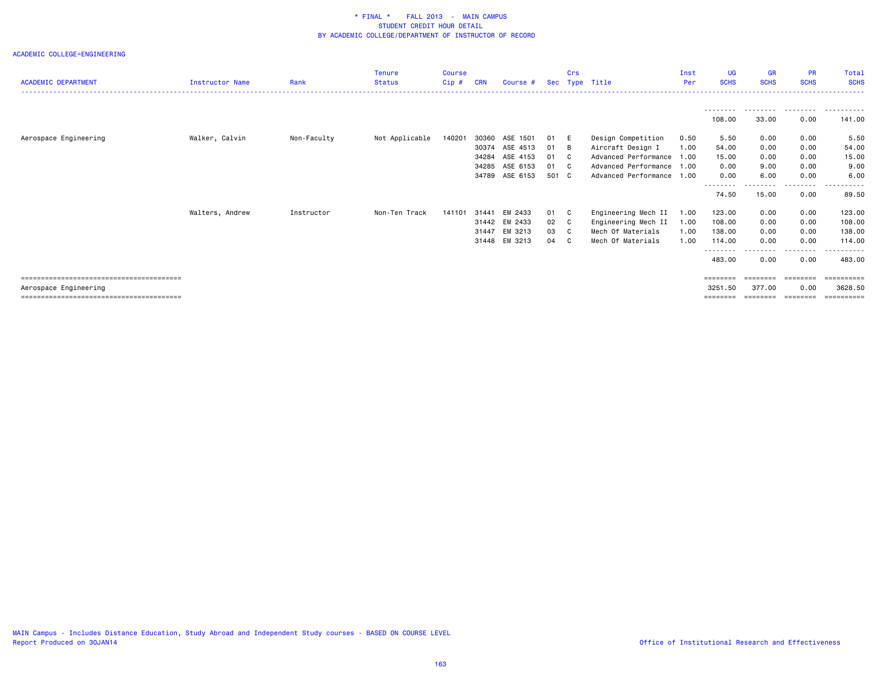# * FINAL * FALL 2013 - MAIN CAMPUS
## STUDENT CREDIT HOUR DETAIL
## BY ACADEMIC COLLEGE/DEPARTMENT OF INSTRUCTOR OF RECORD

ACADEMIC COLLEGE=ENGINEERING

| ACADEMIC DEPARTMENT | Instructor Name | Rank | Tenure Status | Course Cip # | CRN | Course # | Sec | Crs Type | Title | Inst Per | UG SCHS | GR SCHS | PR SCHS | Total SCHS |
|---|---|---|---|---|---|---|---|---|---|---|---|---|---|---|
| | | | | | | | | | | | 108.00 | 33.00 | 0.00 | 141.00 |
| Aerospace Engineering | Walker, Calvin | Non-Faculty | Not Applicable | 140201 | 30360 | ASE 1501 | 01 | E | Design Competition | 0.50 | 5.50 | 0.00 | 0.00 | 5.50 |
| | | | | | 30374 | ASE 4513 | 01 | B | Aircraft Design I | 1.00 | 54.00 | 0.00 | 0.00 | 54.00 |
| | | | | | 34284 | ASE 4153 | 01 | C | Advanced Performance | 1.00 | 15.00 | 0.00 | 0.00 | 15.00 |
| | | | | | 34285 | ASE 6153 | 01 | C | Advanced Performance | 1.00 | 0.00 | 9.00 | 0.00 | 9.00 |
| | | | | | 34789 | ASE 6153 | 501 | C | Advanced Performance | 1.00 | 0.00 | 6.00 | 0.00 | 6.00 |
| | | | | | | | | | | | 74.50 | 15.00 | 0.00 | 89.50 |
| | Walters, Andrew | Instructor | Non-Ten Track | 141101 | 31441 | EM 2433 | 01 | C | Engineering Mech II | 1.00 | 123.00 | 0.00 | 0.00 | 123.00 |
| | | | | | 31442 | EM 2433 | 02 | C | Engineering Mech II | 1.00 | 108.00 | 0.00 | 0.00 | 108.00 |
| | | | | | 31447 | EM 3213 | 03 | C | Mech Of Materials | 1.00 | 138.00 | 0.00 | 0.00 | 138.00 |
| | | | | | 31448 | EM 3213 | 04 | C | Mech Of Materials | 1.00 | 114.00 | 0.00 | 0.00 | 114.00 |
| | | | | | | | | | | | 483.00 | 0.00 | 0.00 | 483.00 |
| Aerospace Engineering | | | | | | | | | | | 3251.50 | 377.00 | 0.00 | 3628.50 |

MAIN Campus - Includes Distance Education, Study Abroad and Independent Study courses - BASED ON COURSE LEVEL
Report Produced on 30JAN14

Office of Institutional Research and Effectiveness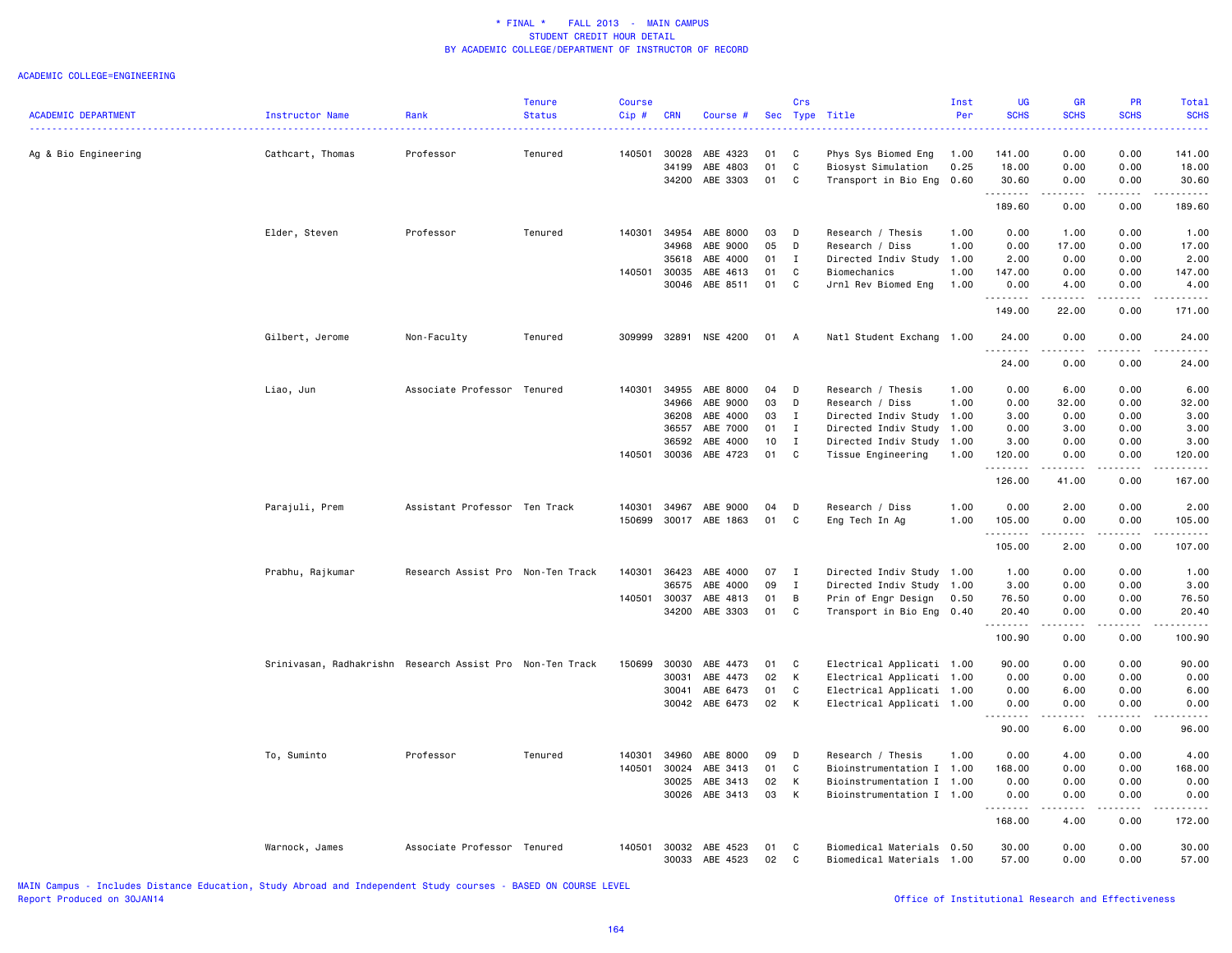\* FINAL \* FALL 2013 - MAIN CAMPUS
STUDENT CREDIT HOUR DETAIL
BY ACADEMIC COLLEGE/DEPARTMENT OF INSTRUCTOR OF RECORD

ACADEMIC COLLEGE=ENGINEERING

| ACADEMIC DEPARTMENT | Instructor Name | Rank | Tenure Status | Course Cip # | CRN | Course # | Sec | Crs Type | Title | Inst Per | UG SCHS | GR SCHS | PR SCHS | Total SCHS |
|---|---|---|---|---|---|---|---|---|---|---|---|---|---|---|
| Ag & Bio Engineering | Cathcart, Thomas | Professor | Tenured | 140501 | 30028 | ABE 4323 | 01 | C | Phys Sys Biomed Eng | 1.00 | 141.00 | 0.00 | 0.00 | 141.00 |
| | | | | | 34199 | ABE 4803 | 01 | C | Biosyst Simulation | 0.25 | 18.00 | 0.00 | 0.00 | 18.00 |
| | | | | | 34200 | ABE 3303 | 01 | C | Transport in Bio Eng | 0.60 | 30.60 | 0.00 | 0.00 | 30.60 |
| | | | | | | | | | | | 189.60 | 0.00 | 0.00 | 189.60 |
| | Elder, Steven | Professor | Tenured | 140301 | 34954 | ABE 8000 | 03 | D | Research / Thesis | 1.00 | 0.00 | 1.00 | 0.00 | 1.00 |
| | | | | | 34968 | ABE 9000 | 05 | D | Research / Diss | 1.00 | 0.00 | 17.00 | 0.00 | 17.00 |
| | | | | | 35618 | ABE 4000 | 01 | I | Directed Indiv Study | 1.00 | 2.00 | 0.00 | 0.00 | 2.00 |
| | | | | 140501 | 30035 | ABE 4613 | 01 | C | Biomechanics | 1.00 | 147.00 | 0.00 | 0.00 | 147.00 |
| | | | | | 30046 | ABE 8511 | 01 | C | Jrnl Rev Biomed Eng | 1.00 | 0.00 | 4.00 | 0.00 | 4.00 |
| | | | | | | | | | | | 149.00 | 22.00 | 0.00 | 171.00 |
| | Gilbert, Jerome | Non-Faculty | Tenured | 309999 | 32891 | NSE 4200 | 01 | A | Natl Student Exchang | 1.00 | 24.00 | 0.00 | 0.00 | 24.00 |
| | | | | | | | | | | | 24.00 | 0.00 | 0.00 | 24.00 |
| | Liao, Jun | Associate Professor | Tenured | 140301 | 34955 | ABE 8000 | 04 | D | Research / Thesis | 1.00 | 0.00 | 6.00 | 0.00 | 6.00 |
| | | | | | 34966 | ABE 9000 | 03 | D | Research / Diss | 1.00 | 0.00 | 32.00 | 0.00 | 32.00 |
| | | | | | 36208 | ABE 4000 | 03 | I | Directed Indiv Study | 1.00 | 3.00 | 0.00 | 0.00 | 3.00 |
| | | | | | 36557 | ABE 7000 | 01 | I | Directed Indiv Study | 1.00 | 0.00 | 3.00 | 0.00 | 3.00 |
| | | | | | 36592 | ABE 4000 | 10 | I | Directed Indiv Study | 1.00 | 3.00 | 0.00 | 0.00 | 3.00 |
| | | | | 140501 | 30036 | ABE 4723 | 01 | C | Tissue Engineering | 1.00 | 120.00 | 0.00 | 0.00 | 120.00 |
| | | | | | | | | | | | 126.00 | 41.00 | 0.00 | 167.00 |
| | Parajuli, Prem | Assistant Professor | Ten Track | 140301 | 34967 | ABE 9000 | 04 | D | Research / Diss | 1.00 | 0.00 | 2.00 | 0.00 | 2.00 |
| | | | | 150699 | 30017 | ABE 1863 | 01 | C | Eng Tech In Ag | 1.00 | 105.00 | 0.00 | 0.00 | 105.00 |
| | | | | | | | | | | | 105.00 | 2.00 | 0.00 | 107.00 |
| | Prabhu, Rajkumar | Research Assist Pro | Non-Ten Track | 140301 | 36423 | ABE 4000 | 07 | I | Directed Indiv Study | 1.00 | 1.00 | 0.00 | 0.00 | 1.00 |
| | | | | | 36575 | ABE 4000 | 09 | I | Directed Indiv Study | 1.00 | 3.00 | 0.00 | 0.00 | 3.00 |
| | | | | 140501 | 30037 | ABE 4813 | 01 | B | Prin of Engr Design | 0.50 | 76.50 | 0.00 | 0.00 | 76.50 |
| | | | | | 34200 | ABE 3303 | 01 | C | Transport in Bio Eng | 0.40 | 20.40 | 0.00 | 0.00 | 20.40 |
| | | | | | | | | | | | 100.90 | 0.00 | 0.00 | 100.90 |
| | Srinivasan, Radhakrishn | Research Assist Pro | Non-Ten Track | 150699 | 30030 | ABE 4473 | 01 | C | Electrical Applicati | 1.00 | 90.00 | 0.00 | 0.00 | 90.00 |
| | | | | | 30031 | ABE 4473 | 02 | K | Electrical Applicati | 1.00 | 0.00 | 0.00 | 0.00 | 0.00 |
| | | | | | 30041 | ABE 6473 | 01 | C | Electrical Applicati | 1.00 | 0.00 | 6.00 | 0.00 | 6.00 |
| | | | | | 30042 | ABE 6473 | 02 | K | Electrical Applicati | 1.00 | 0.00 | 0.00 | 0.00 | 0.00 |
| | | | | | | | | | | | 90.00 | 6.00 | 0.00 | 96.00 |
| | To, Suminto | Professor | Tenured | 140301 | 34960 | ABE 8000 | 09 | D | Research / Thesis | 1.00 | 0.00 | 4.00 | 0.00 | 4.00 |
| | | | | 140501 | 30024 | ABE 3413 | 01 | C | Bioinstrumentation I | 1.00 | 168.00 | 0.00 | 0.00 | 168.00 |
| | | | | | 30025 | ABE 3413 | 02 | K | Bioinstrumentation I | 1.00 | 0.00 | 0.00 | 0.00 | 0.00 |
| | | | | | 30026 | ABE 3413 | 03 | K | Bioinstrumentation I | 1.00 | 0.00 | 0.00 | 0.00 | 0.00 |
| | | | | | | | | | | | 168.00 | 4.00 | 0.00 | 172.00 |
| | Warnock, James | Associate Professor | Tenured | 140501 | 30032 | ABE 4523 | 01 | C | Biomedical Materials | 0.50 | 30.00 | 0.00 | 0.00 | 30.00 |
| | | | | | 30033 | ABE 4523 | 02 | C | Biomedical Materials | 1.00 | 57.00 | 0.00 | 0.00 | 57.00 |

MAIN Campus - Includes Distance Education, Study Abroad and Independent Study courses - BASED ON COURSE LEVEL
Report Produced on 30JAN14

Office of Institutional Research and Effectiveness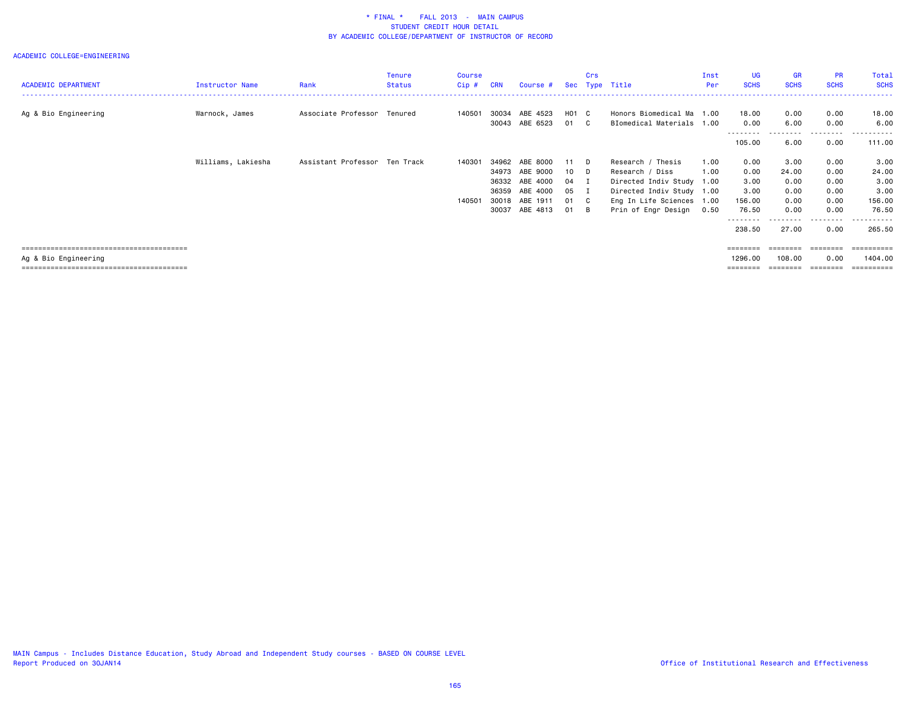\* FINAL \*    FALL 2013  -  MAIN CAMPUS
STUDENT CREDIT HOUR DETAIL
BY ACADEMIC COLLEGE/DEPARTMENT OF INSTRUCTOR OF RECORD

ACADEMIC COLLEGE=ENGINEERING

| ACADEMIC DEPARTMENT | Instructor Name | Rank | Tenure Status | Course Cip # | CRN | Course # | Sec | Crs Type | Title | Inst Per | UG SCHS | GR SCHS | PR SCHS | Total SCHS |
|---|---|---|---|---|---|---|---|---|---|---|---|---|---|---|
| Ag & Bio Engineering | Warnock, James | Associate Professor | Tenured | 140501 | 30034 | ABE 4523 | H01 | C | Honors Biomedical Ma | 1.00 | 18.00 | 0.00 | 0.00 | 18.00 |
| | | | | | 30043 | ABE 6523 | 01 | C | BIomedical Materials | 1.00 | 0.00 | 6.00 | 0.00 | 6.00 |
| | | | | | | | | | | | 105.00 | 6.00 | 0.00 | 111.00 |
| | Williams, Lakiesha | Assistant Professor | Ten Track | 140301 | 34962 | ABE 8000 | 11 | D | Research / Thesis | 1.00 | 0.00 | 3.00 | 0.00 | 3.00 |
| | | | | | 34973 | ABE 9000 | 10 | D | Research / Diss | 1.00 | 0.00 | 24.00 | 0.00 | 24.00 |
| | | | | | 36332 | ABE 4000 | 04 | I | Directed Indiv Study | 1.00 | 3.00 | 0.00 | 0.00 | 3.00 |
| | | | | | 36359 | ABE 4000 | 05 | I | Directed Indiv Study | 1.00 | 3.00 | 0.00 | 0.00 | 3.00 |
| | | | | 140501 | 30018 | ABE 1911 | 01 | C | Eng In Life Sciences | 1.00 | 156.00 | 0.00 | 0.00 | 156.00 |
| | | | | | 30037 | ABE 4813 | 01 | B | Prin of Engr Design | 0.50 | 76.50 | 0.00 | 0.00 | 76.50 |
| | | | | | | | | | | | 238.50 | 27.00 | 0.00 | 265.50 |
| Ag & Bio Engineering | | | | | | | | | | | 1296.00 | 108.00 | 0.00 | 1404.00 |

MAIN Campus - Includes Distance Education, Study Abroad and Independent Study courses - BASED ON COURSE LEVEL
Report Produced on 30JAN14

Office of Institutional Research and Effectiveness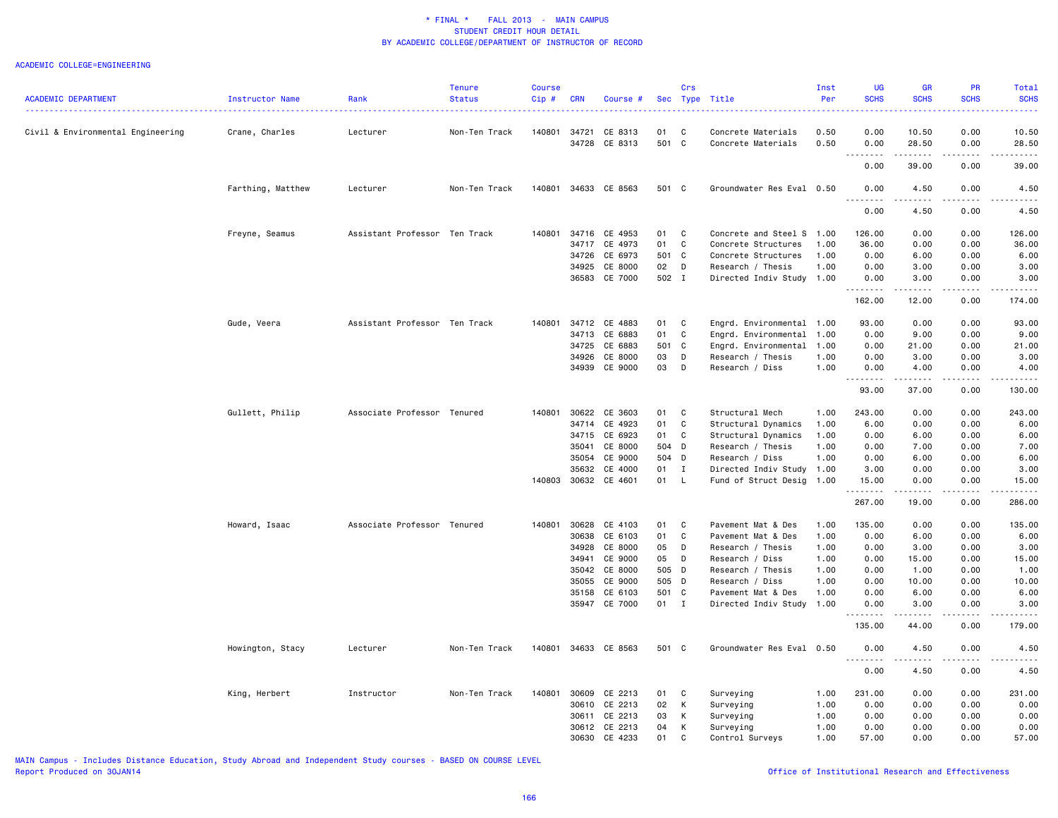\* FINAL \*    FALL 2013  -  MAIN CAMPUS
STUDENT CREDIT HOUR DETAIL
BY ACADEMIC COLLEGE/DEPARTMENT OF INSTRUCTOR OF RECORD

ACADEMIC COLLEGE=ENGINEERING

| ACADEMIC DEPARTMENT | Instructor Name | Rank | Tenure Status | Course Cip # | CRN | Course # | Sec | Crs Type | Title | Inst Per | UG SCHS | GR SCHS | PR SCHS | Total SCHS |
|---|---|---|---|---|---|---|---|---|---|---|---|---|---|---|
| Civil & Environmental Engineering | Crane, Charles | Lecturer | Non-Ten Track | 140801 | 34721 | CE 8313 | 01 | C | Concrete Materials | 0.50 | 0.00 | 10.50 | 0.00 | 10.50 |
| | | | | | 34728 | CE 8313 | 501 | C | Concrete Materials | 0.50 | 0.00 | 28.50 | 0.00 | 28.50 |
| | | | | | | | | | | | 0.00 | 39.00 | 0.00 | 39.00 |
| | Farthing, Matthew | Lecturer | Non-Ten Track | 140801 | 34633 | CE 8563 | 501 | C | Groundwater Res Eval | 0.50 | 0.00 | 4.50 | 0.00 | 4.50 |
| | | | | | | | | | | | 0.00 | 4.50 | 0.00 | 4.50 |
| | Freyne, Seamus | Assistant Professor | Ten Track | 140801 | 34716 | CE 4953 | 01 | C | Concrete and Steel S | 1.00 | 126.00 | 0.00 | 0.00 | 126.00 |
| | | | | | 34717 | CE 4973 | 01 | C | Concrete Structures | 1.00 | 36.00 | 0.00 | 0.00 | 36.00 |
| | | | | | 34726 | CE 6973 | 501 | C | Concrete Structures | 1.00 | 0.00 | 6.00 | 0.00 | 6.00 |
| | | | | | 34925 | CE 8000 | 02 | D | Research / Thesis | 1.00 | 0.00 | 3.00 | 0.00 | 3.00 |
| | | | | | 36583 | CE 7000 | 502 | I | Directed Indiv Study | 1.00 | 0.00 | 3.00 | 0.00 | 3.00 |
| | | | | | | | | | | | 162.00 | 12.00 | 0.00 | 174.00 |
| | Gude, Veera | Assistant Professor | Ten Track | 140801 | 34712 | CE 4883 | 01 | C | Engrd. Environmental | 1.00 | 93.00 | 0.00 | 0.00 | 93.00 |
| | | | | | 34713 | CE 6883 | 01 | C | Engrd. Environmental | 1.00 | 0.00 | 9.00 | 0.00 | 9.00 |
| | | | | | 34725 | CE 6883 | 501 | C | Engrd. Environmental | 1.00 | 0.00 | 21.00 | 0.00 | 21.00 |
| | | | | | 34926 | CE 8000 | 03 | D | Research / Thesis | 1.00 | 0.00 | 3.00 | 0.00 | 3.00 |
| | | | | | 34939 | CE 9000 | 03 | D | Research / Diss | 1.00 | 0.00 | 4.00 | 0.00 | 4.00 |
| | | | | | | | | | | | 93.00 | 37.00 | 0.00 | 130.00 |
| | Gullett, Philip | Associate Professor | Tenured | 140801 | 30622 | CE 3603 | 01 | C | Structural Mech | 1.00 | 243.00 | 0.00 | 0.00 | 243.00 |
| | | | | | 34714 | CE 4923 | 01 | C | Structural Dynamics | 1.00 | 6.00 | 0.00 | 0.00 | 6.00 |
| | | | | | 34715 | CE 6923 | 01 | C | Structural Dynamics | 1.00 | 0.00 | 6.00 | 0.00 | 6.00 |
| | | | | | 35041 | CE 8000 | 504 | D | Research / Thesis | 1.00 | 0.00 | 7.00 | 0.00 | 7.00 |
| | | | | | 35054 | CE 9000 | 504 | D | Research / Diss | 1.00 | 0.00 | 6.00 | 0.00 | 6.00 |
| | | | | | 35632 | CE 4000 | 01 | I | Directed Indiv Study | 1.00 | 3.00 | 0.00 | 0.00 | 3.00 |
| | | | | 140803 | 30632 | CE 4601 | 01 | L | Fund of Struct Desig | 1.00 | 15.00 | 0.00 | 0.00 | 15.00 |
| | | | | | | | | | | | 267.00 | 19.00 | 0.00 | 286.00 |
| | Howard, Isaac | Associate Professor | Tenured | 140801 | 30628 | CE 4103 | 01 | C | Pavement Mat & Des | 1.00 | 135.00 | 0.00 | 0.00 | 135.00 |
| | | | | | 30638 | CE 6103 | 01 | C | Pavement Mat & Des | 1.00 | 0.00 | 6.00 | 0.00 | 6.00 |
| | | | | | 34928 | CE 8000 | 05 | D | Research / Thesis | 1.00 | 0.00 | 3.00 | 0.00 | 3.00 |
| | | | | | 34941 | CE 9000 | 05 | D | Research / Diss | 1.00 | 0.00 | 15.00 | 0.00 | 15.00 |
| | | | | | 35042 | CE 8000 | 505 | D | Research / Thesis | 1.00 | 0.00 | 1.00 | 0.00 | 1.00 |
| | | | | | 35055 | CE 9000 | 505 | D | Research / Diss | 1.00 | 0.00 | 10.00 | 0.00 | 10.00 |
| | | | | | 35158 | CE 6103 | 501 | C | Pavement Mat & Des | 1.00 | 0.00 | 6.00 | 0.00 | 6.00 |
| | | | | | 35947 | CE 7000 | 01 | I | Directed Indiv Study | 1.00 | 0.00 | 3.00 | 0.00 | 3.00 |
| | | | | | | | | | | | 135.00 | 44.00 | 0.00 | 179.00 |
| | Howington, Stacy | Lecturer | Non-Ten Track | 140801 | 34633 | CE 8563 | 501 | C | Groundwater Res Eval | 0.50 | 0.00 | 4.50 | 0.00 | 4.50 |
| | | | | | | | | | | | 0.00 | 4.50 | 0.00 | 4.50 |
| | King, Herbert | Instructor | Non-Ten Track | 140801 | 30609 | CE 2213 | 01 | C | Surveying | 1.00 | 231.00 | 0.00 | 0.00 | 231.00 |
| | | | | | 30610 | CE 2213 | 02 | K | Surveying | 1.00 | 0.00 | 0.00 | 0.00 | 0.00 |
| | | | | | 30611 | CE 2213 | 03 | K | Surveying | 1.00 | 0.00 | 0.00 | 0.00 | 0.00 |
| | | | | | 30612 | CE 2213 | 04 | K | Surveying | 1.00 | 0.00 | 0.00 | 0.00 | 0.00 |
| | | | | | 30630 | CE 4233 | 01 | C | Control Surveys | 1.00 | 57.00 | 0.00 | 0.00 | 57.00 |

MAIN Campus - Includes Distance Education, Study Abroad and Independent Study courses - BASED ON COURSE LEVEL
Report Produced on 30JAN14

Office of Institutional Research and Effectiveness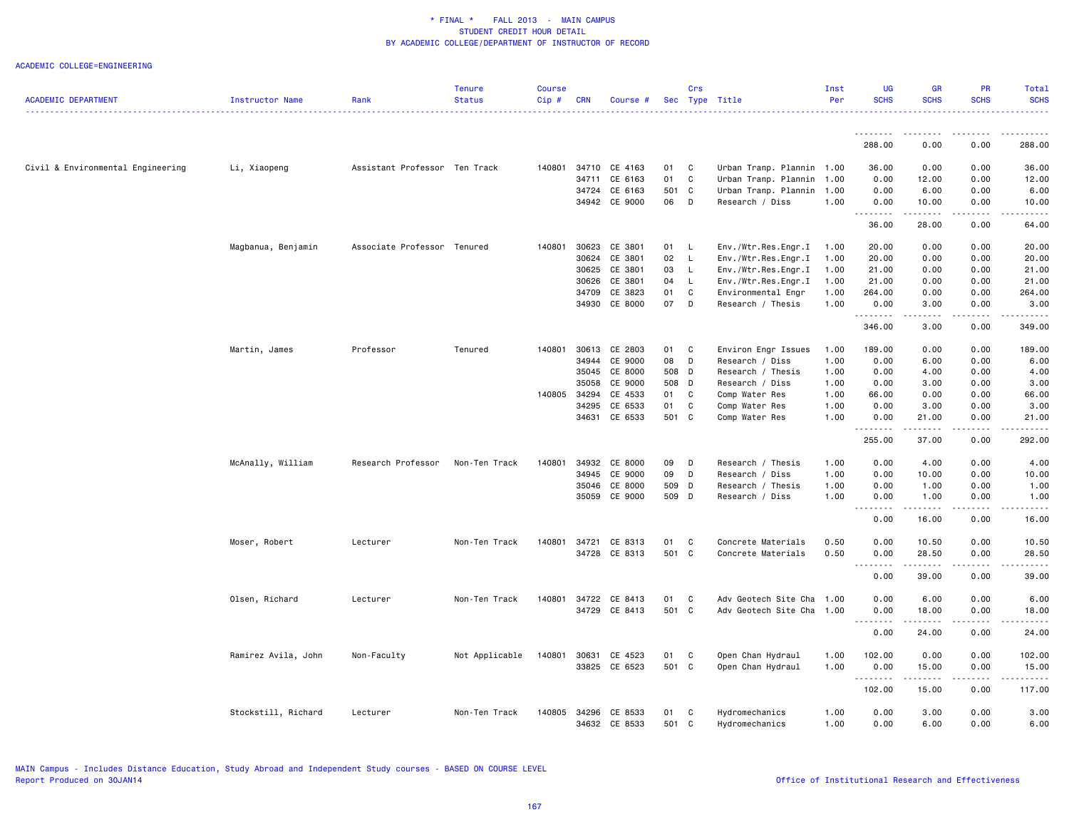\* FINAL \* FALL 2013 - MAIN CAMPUS
STUDENT CREDIT HOUR DETAIL
BY ACADEMIC COLLEGE/DEPARTMENT OF INSTRUCTOR OF RECORD

ACADEMIC COLLEGE=ENGINEERING

| ACADEMIC DEPARTMENT | Instructor Name | Rank | Tenure Status | Course Cip # | CRN | Course # | Sec | Crs Type | Title | Inst Per | UG SCHS | GR SCHS | PR SCHS | Total SCHS |
|---|---|---|---|---|---|---|---|---|---|---|---|---|---|---|
| | | | | | | | | | | | 288.00 | 0.00 | 0.00 | 288.00 |
| Civil & Environmental Engineering | Li, Xiaopeng | Assistant Professor | Ten Track | 140801 | 34710 | CE 4163 | 01 | C | Urban Tranp. Plannin | 1.00 | 36.00 | 0.00 | 0.00 | 36.00 |
| | | | | | 34711 | CE 6163 | 01 | C | Urban Tranp. Plannin | 1.00 | 0.00 | 12.00 | 0.00 | 12.00 |
| | | | | | 34724 | CE 6163 | 501 | C | Urban Tranp. Plannin | 1.00 | 0.00 | 6.00 | 0.00 | 6.00 |
| | | | | | 34942 | CE 9000 | 06 | D | Research / Diss | 1.00 | 0.00 | 10.00 | 0.00 | 10.00 |
| | | | | | | | | | | | 36.00 | 28.00 | 0.00 | 64.00 |
| | Magbanua, Benjamin | Associate Professor | Tenured | 140801 | 30623 | CE 3801 | 01 | L | Env./Wtr.Res.Engr.I | 1.00 | 20.00 | 0.00 | 0.00 | 20.00 |
| | | | | | 30624 | CE 3801 | 02 | L | Env./Wtr.Res.Engr.I | 1.00 | 20.00 | 0.00 | 0.00 | 20.00 |
| | | | | | 30625 | CE 3801 | 03 | L | Env./Wtr.Res.Engr.I | 1.00 | 21.00 | 0.00 | 0.00 | 21.00 |
| | | | | | 30626 | CE 3801 | 04 | L | Env./Wtr.Res.Engr.I | 1.00 | 21.00 | 0.00 | 0.00 | 21.00 |
| | | | | | 34709 | CE 3823 | 01 | C | Environmental Engr | 1.00 | 264.00 | 0.00 | 0.00 | 264.00 |
| | | | | | 34930 | CE 8000 | 07 | D | Research / Thesis | 1.00 | 0.00 | 3.00 | 0.00 | 3.00 |
| | | | | | | | | | | | 346.00 | 3.00 | 0.00 | 349.00 |
| | Martin, James | Professor | Tenured | 140801 | 30613 | CE 2803 | 01 | C | Environ Engr Issues | 1.00 | 189.00 | 0.00 | 0.00 | 189.00 |
| | | | | | 34944 | CE 9000 | 08 | D | Research / Diss | 1.00 | 0.00 | 6.00 | 0.00 | 6.00 |
| | | | | | 35045 | CE 8000 | 508 | D | Research / Thesis | 1.00 | 0.00 | 4.00 | 0.00 | 4.00 |
| | | | | | 35058 | CE 9000 | 508 | D | Research / Diss | 1.00 | 0.00 | 3.00 | 0.00 | 3.00 |
| | | | | 140805 | 34294 | CE 4533 | 01 | C | Comp Water Res | 1.00 | 66.00 | 0.00 | 0.00 | 66.00 |
| | | | | | 34295 | CE 6533 | 01 | C | Comp Water Res | 1.00 | 0.00 | 3.00 | 0.00 | 3.00 |
| | | | | | 34631 | CE 6533 | 501 | C | Comp Water Res | 1.00 | 0.00 | 21.00 | 0.00 | 21.00 |
| | | | | | | | | | | | 255.00 | 37.00 | 0.00 | 292.00 |
| | McAnally, William | Research Professor | Non-Ten Track | 140801 | 34932 | CE 8000 | 09 | D | Research / Thesis | 1.00 | 0.00 | 4.00 | 0.00 | 4.00 |
| | | | | | 34945 | CE 9000 | 09 | D | Research / Diss | 1.00 | 0.00 | 10.00 | 0.00 | 10.00 |
| | | | | | 35046 | CE 8000 | 509 | D | Research / Thesis | 1.00 | 0.00 | 1.00 | 0.00 | 1.00 |
| | | | | | 35059 | CE 9000 | 509 | D | Research / Diss | 1.00 | 0.00 | 1.00 | 0.00 | 1.00 |
| | | | | | | | | | | | 0.00 | 16.00 | 0.00 | 16.00 |
| | Moser, Robert | Lecturer | Non-Ten Track | 140801 | 34721 | CE 8313 | 01 | C | Concrete Materials | 0.50 | 0.00 | 10.50 | 0.00 | 10.50 |
| | | | | | 34728 | CE 8313 | 501 | C | Concrete Materials | 0.50 | 0.00 | 28.50 | 0.00 | 28.50 |
| | | | | | | | | | | | 0.00 | 39.00 | 0.00 | 39.00 |
| | Olsen, Richard | Lecturer | Non-Ten Track | 140801 | 34722 | CE 8413 | 01 | C | Adv Geotech Site Cha | 1.00 | 0.00 | 6.00 | 0.00 | 6.00 |
| | | | | | 34729 | CE 8413 | 501 | C | Adv Geotech Site Cha | 1.00 | 0.00 | 18.00 | 0.00 | 18.00 |
| | | | | | | | | | | | 0.00 | 24.00 | 0.00 | 24.00 |
| | Ramirez Avila, John | Non-Faculty | Not Applicable | 140801 | 30631 | CE 4523 | 01 | C | Open Chan Hydraul | 1.00 | 102.00 | 0.00 | 0.00 | 102.00 |
| | | | | | 33825 | CE 6523 | 501 | C | Open Chan Hydraul | 1.00 | 0.00 | 15.00 | 0.00 | 15.00 |
| | | | | | | | | | | | 102.00 | 15.00 | 0.00 | 117.00 |
| | Stockstill, Richard | Lecturer | Non-Ten Track | 140805 | 34296 | CE 8533 | 01 | C | Hydromechanics | 1.00 | 0.00 | 3.00 | 0.00 | 3.00 |
| | | | | | 34632 | CE 8533 | 501 | C | Hydromechanics | 1.00 | 0.00 | 6.00 | 0.00 | 6.00 |

MAIN Campus - Includes Distance Education, Study Abroad and Independent Study courses - BASED ON COURSE LEVEL
Report Produced on 30JAN14

Office of Institutional Research and Effectiveness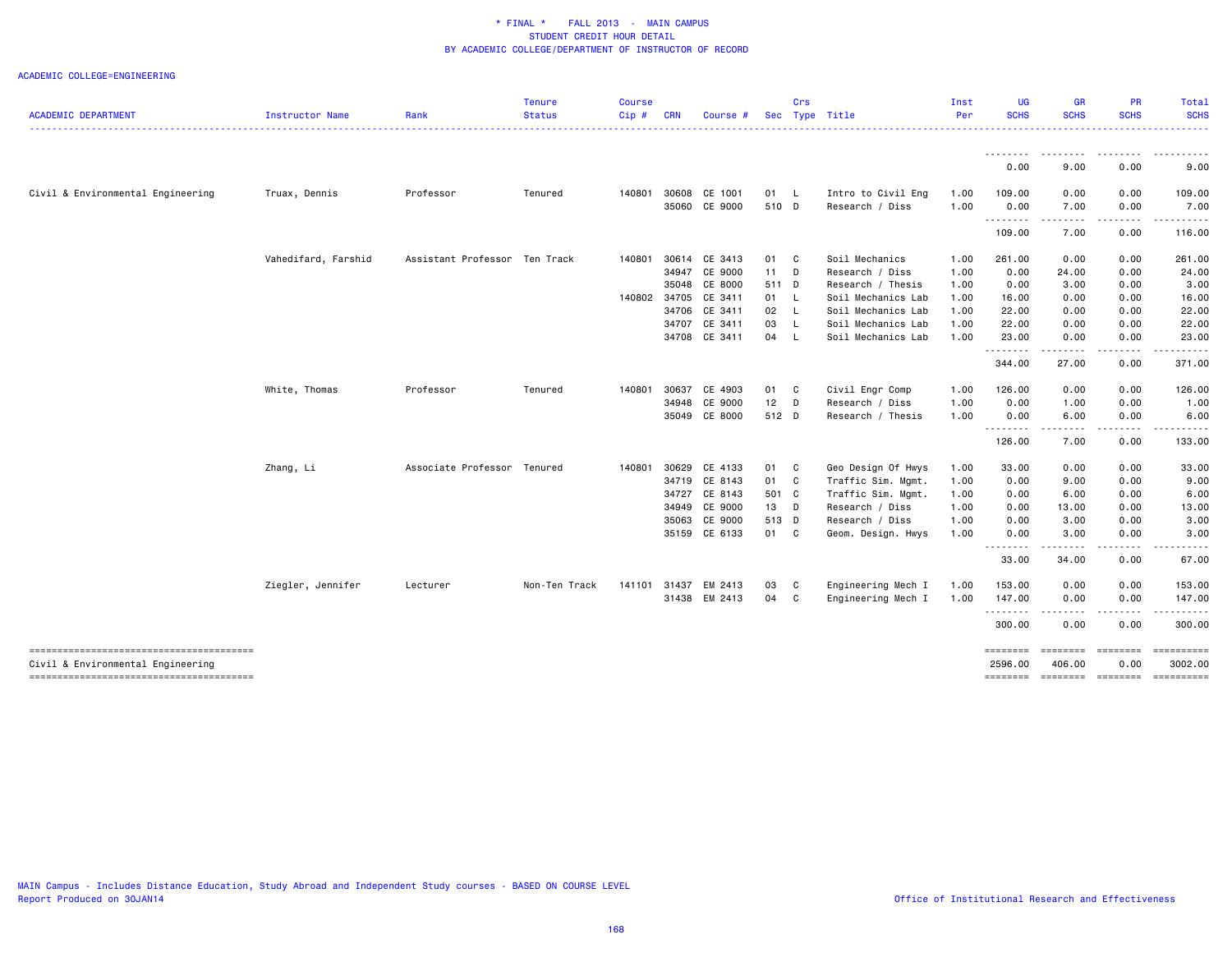\* FINAL \* FALL 2013 - MAIN CAMPUS
STUDENT CREDIT HOUR DETAIL
BY ACADEMIC COLLEGE/DEPARTMENT OF INSTRUCTOR OF RECORD

ACADEMIC COLLEGE=ENGINEERING

| ACADEMIC DEPARTMENT | Instructor Name | Rank | Tenure Status | Course Cip # | CRN | Course # | Sec | Crs Type | Title | Inst Per | UG SCHS | GR SCHS | PR SCHS | Total SCHS |
|---|---|---|---|---|---|---|---|---|---|---|---|---|---|---|
| | | | | | | | | | | | 0.00 | 9.00 | 0.00 | 9.00 |
| Civil & Environmental Engineering | Truax, Dennis | Professor | Tenured | 140801 | 30608 | CE 1001 | 01 | L | Intro to Civil Eng | 1.00 | 109.00 | 0.00 | 0.00 | 109.00 |
| | | | | | 35060 | CE 9000 | 510 | D | Research / Diss | 1.00 | 0.00 | 7.00 | 0.00 | 7.00 |
| | | | | | | | | | | | 109.00 | 7.00 | 0.00 | 116.00 |
| | Vahedifard, Farshid | Assistant Professor | Ten Track | 140801 | 30614 | CE 3413 | 01 | C | Soil Mechanics | 1.00 | 261.00 | 0.00 | 0.00 | 261.00 |
| | | | | | 34947 | CE 9000 | 11 | D | Research / Diss | 1.00 | 0.00 | 24.00 | 0.00 | 24.00 |
| | | | | | 35048 | CE 8000 | 511 | D | Research / Thesis | 1.00 | 0.00 | 3.00 | 0.00 | 3.00 |
| | | | | 140802 | 34705 | CE 3411 | 01 | L | Soil Mechanics Lab | 1.00 | 16.00 | 0.00 | 0.00 | 16.00 |
| | | | | | 34706 | CE 3411 | 02 | L | Soil Mechanics Lab | 1.00 | 22.00 | 0.00 | 0.00 | 22.00 |
| | | | | | 34707 | CE 3411 | 03 | L | Soil Mechanics Lab | 1.00 | 22.00 | 0.00 | 0.00 | 22.00 |
| | | | | | 34708 | CE 3411 | 04 | L | Soil Mechanics Lab | 1.00 | 23.00 | 0.00 | 0.00 | 23.00 |
| | | | | | | | | | | | 344.00 | 27.00 | 0.00 | 371.00 |
| | White, Thomas | Professor | Tenured | 140801 | 30637 | CE 4903 | 01 | C | Civil Engr Comp | 1.00 | 126.00 | 0.00 | 0.00 | 126.00 |
| | | | | | 34948 | CE 9000 | 12 | D | Research / Diss | 1.00 | 0.00 | 1.00 | 0.00 | 1.00 |
| | | | | | 35049 | CE 8000 | 512 | D | Research / Thesis | 1.00 | 0.00 | 6.00 | 0.00 | 6.00 |
| | | | | | | | | | | | 126.00 | 7.00 | 0.00 | 133.00 |
| | Zhang, Li | Associate Professor | Tenured | 140801 | 30629 | CE 4133 | 01 | C | Geo Design Of Hwys | 1.00 | 33.00 | 0.00 | 0.00 | 33.00 |
| | | | | | 34719 | CE 8143 | 01 | C | Traffic Sim. Mgmt. | 1.00 | 0.00 | 9.00 | 0.00 | 9.00 |
| | | | | | 34727 | CE 8143 | 501 | C | Traffic Sim. Mgmt. | 1.00 | 0.00 | 6.00 | 0.00 | 6.00 |
| | | | | | 34949 | CE 9000 | 13 | D | Research / Diss | 1.00 | 0.00 | 13.00 | 0.00 | 13.00 |
| | | | | | 35063 | CE 9000 | 513 | D | Research / Diss | 1.00 | 0.00 | 3.00 | 0.00 | 3.00 |
| | | | | | 35159 | CE 6133 | 01 | C | Geom. Design. Hwys | 1.00 | 0.00 | 3.00 | 0.00 | 3.00 |
| | | | | | | | | | | | 33.00 | 34.00 | 0.00 | 67.00 |
| | Ziegler, Jennifer | Lecturer | Non-Ten Track | 141101 | 31437 | EM 2413 | 03 | C | Engineering Mech I | 1.00 | 153.00 | 0.00 | 0.00 | 153.00 |
| | | | | | 31438 | EM 2413 | 04 | C | Engineering Mech I | 1.00 | 147.00 | 0.00 | 0.00 | 147.00 |
| | | | | | | | | | | | 300.00 | 0.00 | 0.00 | 300.00 |
| Civil & Environmental Engineering | | | | | | | | | | | 2596.00 | 406.00 | 0.00 | 3002.00 |

MAIN Campus - Includes Distance Education, Study Abroad and Independent Study courses - BASED ON COURSE LEVEL
Report Produced on 30JAN14

Office of Institutional Research and Effectiveness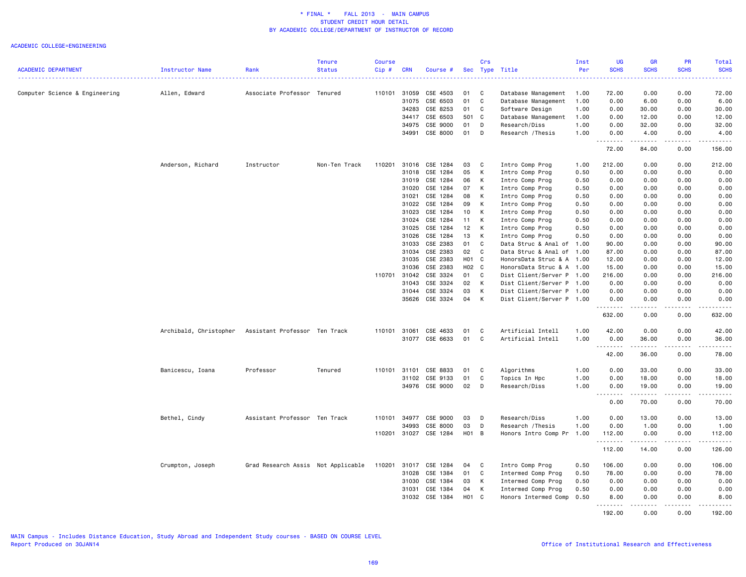\* FINAL \* FALL 2013 - MAIN CAMPUS
STUDENT CREDIT HOUR DETAIL
BY ACADEMIC COLLEGE/DEPARTMENT OF INSTRUCTOR OF RECORD

ACADEMIC COLLEGE=ENGINEERING

| ACADEMIC DEPARTMENT | Instructor Name | Rank | Tenure Status | Course Cip # | CRN | Course # | Sec | Crs Type | Title | Inst Per | UG SCHS | GR SCHS | PR SCHS | Total SCHS |
|---|---|---|---|---|---|---|---|---|---|---|---|---|---|---|
| Computer Science & Engineering | Allen, Edward | Associate Professor | Tenured | 110101 | 31059 | CSE 4503 | 01 | C | Database Management | 1.00 | 72.00 | 0.00 | 0.00 | 72.00 |
| | | | | | 31075 | CSE 6503 | 01 | C | Database Management | 1.00 | 0.00 | 6.00 | 0.00 | 6.00 |
| | | | | | 34283 | CSE 8253 | 01 | C | Software Design | 1.00 | 0.00 | 30.00 | 0.00 | 30.00 |
| | | | | | 34417 | CSE 6503 | 501 | C | Database Management | 1.00 | 0.00 | 12.00 | 0.00 | 12.00 |
| | | | | | 34975 | CSE 9000 | 01 | D | Research/Diss | 1.00 | 0.00 | 32.00 | 0.00 | 32.00 |
| | | | | | 34991 | CSE 8000 | 01 | D | Research /Thesis | 1.00 | 0.00 | 4.00 | 0.00 | 4.00 |
| | | | | | | | | | | | 72.00 | 84.00 | 0.00 | 156.00 |
| | Anderson, Richard | Instructor | Non-Ten Track | 110201 | 31016 | CSE 1284 | 03 | C | Intro Comp Prog | 1.00 | 212.00 | 0.00 | 0.00 | 212.00 |
| | | | | | 31018 | CSE 1284 | 05 | K | Intro Comp Prog | 0.50 | 0.00 | 0.00 | 0.00 | 0.00 |
| | | | | | 31019 | CSE 1284 | 06 | K | Intro Comp Prog | 0.50 | 0.00 | 0.00 | 0.00 | 0.00 |
| | | | | | 31020 | CSE 1284 | 07 | K | Intro Comp Prog | 0.50 | 0.00 | 0.00 | 0.00 | 0.00 |
| | | | | | 31021 | CSE 1284 | 08 | K | Intro Comp Prog | 0.50 | 0.00 | 0.00 | 0.00 | 0.00 |
| | | | | | 31022 | CSE 1284 | 09 | K | Intro Comp Prog | 0.50 | 0.00 | 0.00 | 0.00 | 0.00 |
| | | | | | 31023 | CSE 1284 | 10 | K | Intro Comp Prog | 0.50 | 0.00 | 0.00 | 0.00 | 0.00 |
| | | | | | 31024 | CSE 1284 | 11 | K | Intro Comp Prog | 0.50 | 0.00 | 0.00 | 0.00 | 0.00 |
| | | | | | 31025 | CSE 1284 | 12 | K | Intro Comp Prog | 0.50 | 0.00 | 0.00 | 0.00 | 0.00 |
| | | | | | 31026 | CSE 1284 | 13 | K | Intro Comp Prog | 0.50 | 0.00 | 0.00 | 0.00 | 0.00 |
| | | | | | 31033 | CSE 2383 | 01 | C | Data Struc & Anal of | 1.00 | 90.00 | 0.00 | 0.00 | 90.00 |
| | | | | | 31034 | CSE 2383 | 02 | C | Data Struc & Anal of | 1.00 | 87.00 | 0.00 | 0.00 | 87.00 |
| | | | | | 31035 | CSE 2383 | H01 | C | HonorsData Struc & A | 1.00 | 12.00 | 0.00 | 0.00 | 12.00 |
| | | | | | 31036 | CSE 2383 | H02 | C | HonorsData Struc & A | 1.00 | 15.00 | 0.00 | 0.00 | 15.00 |
| | | | | 110701 | 31042 | CSE 3324 | 01 | C | Dist Client/Server P | 1.00 | 216.00 | 0.00 | 0.00 | 216.00 |
| | | | | | 31043 | CSE 3324 | 02 | K | Dist Client/Server P | 1.00 | 0.00 | 0.00 | 0.00 | 0.00 |
| | | | | | 31044 | CSE 3324 | 03 | K | Dist Client/Server P | 1.00 | 0.00 | 0.00 | 0.00 | 0.00 |
| | | | | | 35626 | CSE 3324 | 04 | K | Dist Client/Server P | 1.00 | 0.00 | 0.00 | 0.00 | 0.00 |
| | | | | | | | | | | | 632.00 | 0.00 | 0.00 | 632.00 |
| | Archibald, Christopher | Assistant Professor | Ten Track | 110101 | 31061 | CSE 4633 | 01 | C | Artificial Intell | 1.00 | 42.00 | 0.00 | 0.00 | 42.00 |
| | | | | | 31077 | CSE 6633 | 01 | C | Artificial Intell | 1.00 | 0.00 | 36.00 | 0.00 | 36.00 |
| | | | | | | | | | | | 42.00 | 36.00 | 0.00 | 78.00 |
| | Banicescu, Ioana | Professor | Tenured | 110101 | 31101 | CSE 8833 | 01 | C | Algorithms | 1.00 | 0.00 | 33.00 | 0.00 | 33.00 |
| | | | | | 31102 | CSE 9133 | 01 | C | Topics In Hpc | 1.00 | 0.00 | 18.00 | 0.00 | 18.00 |
| | | | | | 34976 | CSE 9000 | 02 | D | Research/Diss | 1.00 | 0.00 | 19.00 | 0.00 | 19.00 |
| | | | | | | | | | | | 0.00 | 70.00 | 0.00 | 70.00 |
| | Bethel, Cindy | Assistant Professor | Ten Track | 110101 | 34977 | CSE 9000 | 03 | D | Research/Diss | 1.00 | 0.00 | 13.00 | 0.00 | 13.00 |
| | | | | | 34993 | CSE 8000 | 03 | D | Research /Thesis | 1.00 | 0.00 | 1.00 | 0.00 | 1.00 |
| | | | | 110201 | 31027 | CSE 1284 | H01 | B | Honors Intro Comp Pr | 1.00 | 112.00 | 0.00 | 0.00 | 112.00 |
| | | | | | | | | | | | 112.00 | 14.00 | 0.00 | 126.00 |
| | Crumpton, Joseph | Grad Research Assis | Not Applicable | 110201 | 31017 | CSE 1284 | 04 | C | Intro Comp Prog | 0.50 | 106.00 | 0.00 | 0.00 | 106.00 |
| | | | | | 31028 | CSE 1384 | 01 | C | Intermed Comp Prog | 0.50 | 78.00 | 0.00 | 0.00 | 78.00 |
| | | | | | 31030 | CSE 1384 | 03 | K | Intermed Comp Prog | 0.50 | 0.00 | 0.00 | 0.00 | 0.00 |
| | | | | | 31031 | CSE 1384 | 04 | K | Intermed Comp Prog | 0.50 | 0.00 | 0.00 | 0.00 | 0.00 |
| | | | | | 31032 | CSE 1384 | H01 | C | Honors Intermed Comp | 0.50 | 8.00 | 0.00 | 0.00 | 8.00 |
| | | | | | | | | | | | 192.00 | 0.00 | 0.00 | 192.00 |

MAIN Campus - Includes Distance Education, Study Abroad and Independent Study courses - BASED ON COURSE LEVEL
Report Produced on 30JAN14

Office of Institutional Research and Effectiveness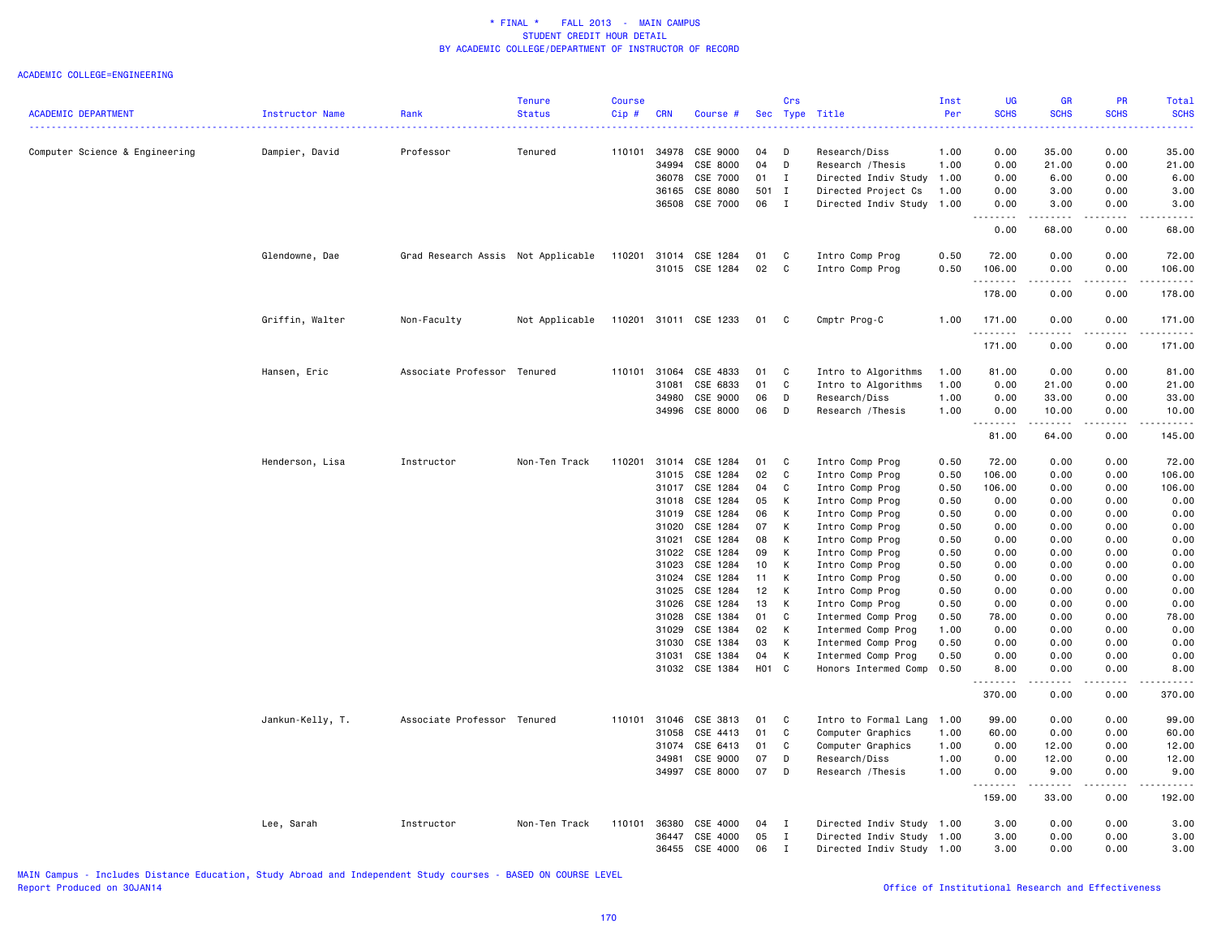\* FINAL \* FALL 2013 - MAIN CAMPUS
STUDENT CREDIT HOUR DETAIL
BY ACADEMIC COLLEGE/DEPARTMENT OF INSTRUCTOR OF RECORD

ACADEMIC COLLEGE=ENGINEERING

| ACADEMIC DEPARTMENT | Instructor Name | Rank | Tenure Status | Course Cip # | CRN | Course # | Sec | Crs Type | Title | Inst Per | UG SCHS | GR SCHS | PR SCHS | Total SCHS |
|---|---|---|---|---|---|---|---|---|---|---|---|---|---|---|
| Computer Science & Engineering | Dampier, David | Professor | Tenured | 110101 | 34978 | CSE 9000 | 04 | D | Research/Diss | 1.00 | 0.00 | 35.00 | 0.00 | 35.00 |
| | | | | | 34994 | CSE 8000 | 04 | D | Research /Thesis | 1.00 | 0.00 | 21.00 | 0.00 | 21.00 |
| | | | | | 36078 | CSE 7000 | 01 | I | Directed Indiv Study | 1.00 | 0.00 | 6.00 | 0.00 | 6.00 |
| | | | | | 36165 | CSE 8080 | 501 | I | Directed Project Cs | 1.00 | 0.00 | 3.00 | 0.00 | 3.00 |
| | | | | | 36508 | CSE 7000 | 06 | I | Directed Indiv Study | 1.00 | 0.00 | 3.00 | 0.00 | 3.00 |
| | | | | | | | | | | | 0.00 | 68.00 | 0.00 | 68.00 |
| | Glendowne, Dae | Grad Research Assis | Not Applicable | 110201 | 31014 | CSE 1284 | 01 | C | Intro Comp Prog | 0.50 | 72.00 | 0.00 | 0.00 | 72.00 |
| | | | | | 31015 | CSE 1284 | 02 | C | Intro Comp Prog | 0.50 | 106.00 | 0.00 | 0.00 | 106.00 |
| | | | | | | | | | | | 178.00 | 0.00 | 0.00 | 178.00 |
| | Griffin, Walter | Non-Faculty | Not Applicable | 110201 | 31011 | CSE 1233 | 01 | C | Cmptr Prog-C | 1.00 | 171.00 | 0.00 | 0.00 | 171.00 |
| | | | | | | | | | | | 171.00 | 0.00 | 0.00 | 171.00 |
| | Hansen, Eric | Associate Professor | Tenured | 110101 | 31064 | CSE 4833 | 01 | C | Intro to Algorithms | 1.00 | 81.00 | 0.00 | 0.00 | 81.00 |
| | | | | | 31081 | CSE 6833 | 01 | C | Intro to Algorithms | 1.00 | 0.00 | 21.00 | 0.00 | 21.00 |
| | | | | | 34980 | CSE 9000 | 06 | D | Research/Diss | 1.00 | 0.00 | 33.00 | 0.00 | 33.00 |
| | | | | | 34996 | CSE 8000 | 06 | D | Research /Thesis | 1.00 | 0.00 | 10.00 | 0.00 | 10.00 |
| | | | | | | | | | | | 81.00 | 64.00 | 0.00 | 145.00 |
| | Henderson, Lisa | Instructor | Non-Ten Track | 110201 | 31014 | CSE 1284 | 01 | C | Intro Comp Prog | 0.50 | 72.00 | 0.00 | 0.00 | 72.00 |
| | | | | | 31015 | CSE 1284 | 02 | C | Intro Comp Prog | 0.50 | 106.00 | 0.00 | 0.00 | 106.00 |
| | | | | | 31017 | CSE 1284 | 04 | C | Intro Comp Prog | 0.50 | 106.00 | 0.00 | 0.00 | 106.00 |
| | | | | | 31018 | CSE 1284 | 05 | K | Intro Comp Prog | 0.50 | 0.00 | 0.00 | 0.00 | 0.00 |
| | | | | | 31019 | CSE 1284 | 06 | K | Intro Comp Prog | 0.50 | 0.00 | 0.00 | 0.00 | 0.00 |
| | | | | | 31020 | CSE 1284 | 07 | K | Intro Comp Prog | 0.50 | 0.00 | 0.00 | 0.00 | 0.00 |
| | | | | | 31021 | CSE 1284 | 08 | K | Intro Comp Prog | 0.50 | 0.00 | 0.00 | 0.00 | 0.00 |
| | | | | | 31022 | CSE 1284 | 09 | K | Intro Comp Prog | 0.50 | 0.00 | 0.00 | 0.00 | 0.00 |
| | | | | | 31023 | CSE 1284 | 10 | K | Intro Comp Prog | 0.50 | 0.00 | 0.00 | 0.00 | 0.00 |
| | | | | | 31024 | CSE 1284 | 11 | K | Intro Comp Prog | 0.50 | 0.00 | 0.00 | 0.00 | 0.00 |
| | | | | | 31025 | CSE 1284 | 12 | K | Intro Comp Prog | 0.50 | 0.00 | 0.00 | 0.00 | 0.00 |
| | | | | | 31026 | CSE 1284 | 13 | K | Intro Comp Prog | 0.50 | 0.00 | 0.00 | 0.00 | 0.00 |
| | | | | | 31028 | CSE 1384 | 01 | C | Intermed Comp Prog | 0.50 | 78.00 | 0.00 | 0.00 | 78.00 |
| | | | | | 31029 | CSE 1384 | 02 | K | Intermed Comp Prog | 1.00 | 0.00 | 0.00 | 0.00 | 0.00 |
| | | | | | 31030 | CSE 1384 | 03 | K | Intermed Comp Prog | 0.50 | 0.00 | 0.00 | 0.00 | 0.00 |
| | | | | | 31031 | CSE 1384 | 04 | K | Intermed Comp Prog | 0.50 | 0.00 | 0.00 | 0.00 | 0.00 |
| | | | | | 31032 | CSE 1384 | H01 | C | Honors Intermed Comp | 0.50 | 8.00 | 0.00 | 0.00 | 8.00 |
| | | | | | | | | | | | 370.00 | 0.00 | 0.00 | 370.00 |
| | Jankun-Kelly, T. | Associate Professor | Tenured | 110101 | 31046 | CSE 3813 | 01 | C | Intro to Formal Lang | 1.00 | 99.00 | 0.00 | 0.00 | 99.00 |
| | | | | | 31058 | CSE 4413 | 01 | C | Computer Graphics | 1.00 | 60.00 | 0.00 | 0.00 | 60.00 |
| | | | | | 31074 | CSE 6413 | 01 | C | Computer Graphics | 1.00 | 0.00 | 12.00 | 0.00 | 12.00 |
| | | | | | 34981 | CSE 9000 | 07 | D | Research/Diss | 1.00 | 0.00 | 12.00 | 0.00 | 12.00 |
| | | | | | 34997 | CSE 8000 | 07 | D | Research /Thesis | 1.00 | 0.00 | 9.00 | 0.00 | 9.00 |
| | | | | | | | | | | | 159.00 | 33.00 | 0.00 | 192.00 |
| | Lee, Sarah | Instructor | Non-Ten Track | 110101 | 36380 | CSE 4000 | 04 | I | Directed Indiv Study | 1.00 | 3.00 | 0.00 | 0.00 | 3.00 |
| | | | | | 36447 | CSE 4000 | 05 | I | Directed Indiv Study | 1.00 | 3.00 | 0.00 | 0.00 | 3.00 |
| | | | | | 36455 | CSE 4000 | 06 | I | Directed Indiv Study | 1.00 | 3.00 | 0.00 | 0.00 | 3.00 |

MAIN Campus - Includes Distance Education, Study Abroad and Independent Study courses - BASED ON COURSE LEVEL
Report Produced on 30JAN14

Office of Institutional Research and Effectiveness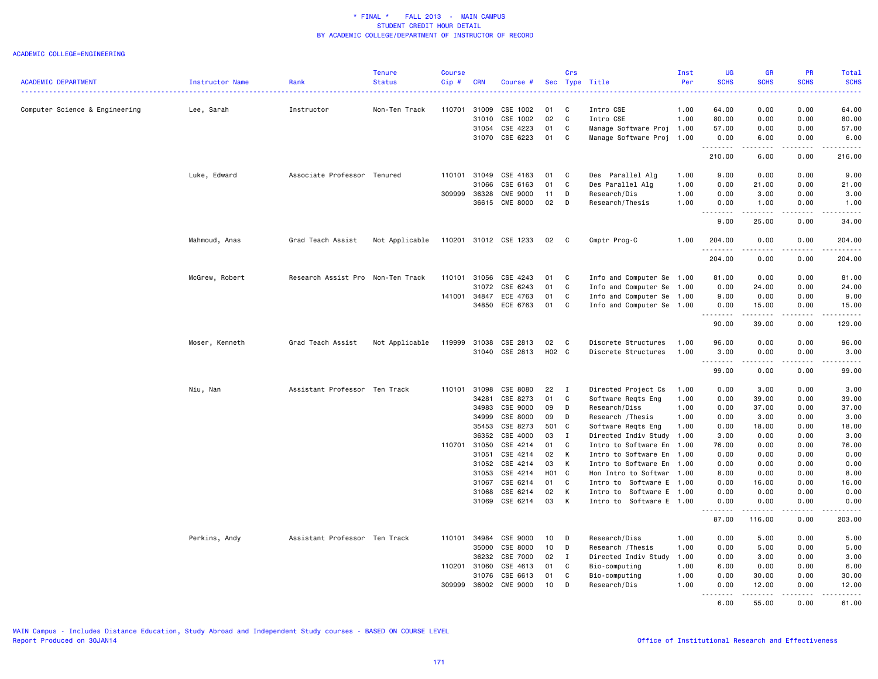\* FINAL \* FALL 2013 - MAIN CAMPUS
STUDENT CREDIT HOUR DETAIL
BY ACADEMIC COLLEGE/DEPARTMENT OF INSTRUCTOR OF RECORD

ACADEMIC COLLEGE=ENGINEERING

| ACADEMIC DEPARTMENT | Instructor Name | Rank | Tenure Status | Course Cip # | CRN | Course # | Sec | Crs Type | Title | Inst Per | UG SCHS | GR SCHS | PR SCHS | Total SCHS |
|---|---|---|---|---|---|---|---|---|---|---|---|---|---|---|
| Computer Science & Engineering | Lee, Sarah | Instructor | Non-Ten Track | 110701 | 31009 | CSE 1002 | 01 | C | Intro CSE | 1.00 | 64.00 | 0.00 | 0.00 | 64.00 |
| | | | | | 31010 | CSE 1002 | 02 | C | Intro CSE | 1.00 | 80.00 | 0.00 | 0.00 | 80.00 |
| | | | | | 31054 | CSE 4223 | 01 | C | Manage Software Proj | 1.00 | 57.00 | 0.00 | 0.00 | 57.00 |
| | | | | | 31070 | CSE 6223 | 01 | C | Manage Software Proj | 1.00 | 0.00 | 6.00 | 0.00 | 6.00 |
| | | | | | | | | | | | 210.00 | 6.00 | 0.00 | 216.00 |
| | Luke, Edward | Associate Professor | Tenured | 110101 | 31049 | CSE 4163 | 01 | C | Des Parallel Alg | 1.00 | 9.00 | 0.00 | 0.00 | 9.00 |
| | | | | | 31066 | CSE 6163 | 01 | C | Des Parallel Alg | 1.00 | 0.00 | 21.00 | 0.00 | 21.00 |
| | | | | 309999 | 36328 | CME 9000 | 11 | D | Research/Dis | 1.00 | 0.00 | 3.00 | 0.00 | 3.00 |
| | | | | | 36615 | CME 8000 | 02 | D | Research/Thesis | 1.00 | 0.00 | 1.00 | 0.00 | 1.00 |
| | | | | | | | | | | | 9.00 | 25.00 | 0.00 | 34.00 |
| | Mahmoud, Anas | Grad Teach Assist | Not Applicable | 110201 | 31012 | CSE 1233 | 02 | C | Cmptr Prog-C | 1.00 | 204.00 | 0.00 | 0.00 | 204.00 |
| | | | | | | | | | | | 204.00 | 0.00 | 0.00 | 204.00 |
| | McGrew, Robert | Research Assist Pro | Non-Ten Track | 110101 | 31056 | CSE 4243 | 01 | C | Info and Computer Se | 1.00 | 81.00 | 0.00 | 0.00 | 81.00 |
| | | | | | 31072 | CSE 6243 | 01 | C | Info and Computer Se | 1.00 | 0.00 | 24.00 | 0.00 | 24.00 |
| | | | | 141001 | 34847 | ECE 4763 | 01 | C | Info and Computer Se | 1.00 | 9.00 | 0.00 | 0.00 | 9.00 |
| | | | | | 34850 | ECE 6763 | 01 | C | Info and Computer Se | 1.00 | 0.00 | 15.00 | 0.00 | 15.00 |
| | | | | | | | | | | | 90.00 | 39.00 | 0.00 | 129.00 |
| | Moser, Kenneth | Grad Teach Assist | Not Applicable | 119999 | 31038 | CSE 2813 | 02 | C | Discrete Structures | 1.00 | 96.00 | 0.00 | 0.00 | 96.00 |
| | | | | | 31040 | CSE 2813 | H02 | C | Discrete Structures | 1.00 | 3.00 | 0.00 | 0.00 | 3.00 |
| | | | | | | | | | | | 99.00 | 0.00 | 0.00 | 99.00 |
| | Niu, Nan | Assistant Professor | Ten Track | 110101 | 31098 | CSE 8080 | 22 | I | Directed Project Cs | 1.00 | 0.00 | 3.00 | 0.00 | 3.00 |
| | | | | | 34281 | CSE 8273 | 01 | C | Software Reqts Eng | 1.00 | 0.00 | 39.00 | 0.00 | 39.00 |
| | | | | | 34983 | CSE 9000 | 09 | D | Research/Diss | 1.00 | 0.00 | 37.00 | 0.00 | 37.00 |
| | | | | | 34999 | CSE 8000 | 09 | D | Research /Thesis | 1.00 | 0.00 | 3.00 | 0.00 | 3.00 |
| | | | | | 35453 | CSE 8273 | 501 | C | Software Reqts Eng | 1.00 | 0.00 | 18.00 | 0.00 | 18.00 |
| | | | | | 36352 | CSE 4000 | 03 | I | Directed Indiv Study | 1.00 | 3.00 | 0.00 | 0.00 | 3.00 |
| | | | | 110701 | 31050 | CSE 4214 | 01 | C | Intro to Software En | 1.00 | 76.00 | 0.00 | 0.00 | 76.00 |
| | | | | | 31051 | CSE 4214 | 02 | K | Intro to Software En | 1.00 | 0.00 | 0.00 | 0.00 | 0.00 |
| | | | | | 31052 | CSE 4214 | 03 | K | Intro to Software En | 1.00 | 0.00 | 0.00 | 0.00 | 0.00 |
| | | | | | 31053 | CSE 4214 | H01 | C | Hon Intro to Softwar | 1.00 | 8.00 | 0.00 | 0.00 | 8.00 |
| | | | | | 31067 | CSE 6214 | 01 | C | Intro to Software E | 1.00 | 0.00 | 16.00 | 0.00 | 16.00 |
| | | | | | 31068 | CSE 6214 | 02 | K | Intro to Software E | 1.00 | 0.00 | 0.00 | 0.00 | 0.00 |
| | | | | | 31069 | CSE 6214 | 03 | K | Intro to Software E | 1.00 | 0.00 | 0.00 | 0.00 | 0.00 |
| | | | | | | | | | | | 87.00 | 116.00 | 0.00 | 203.00 |
| | Perkins, Andy | Assistant Professor | Ten Track | 110101 | 34984 | CSE 9000 | 10 | D | Research/Diss | 1.00 | 0.00 | 5.00 | 0.00 | 5.00 |
| | | | | | 35000 | CSE 8000 | 10 | D | Research /Thesis | 1.00 | 0.00 | 5.00 | 0.00 | 5.00 |
| | | | | | 36232 | CSE 7000 | 02 | I | Directed Indiv Study | 1.00 | 0.00 | 3.00 | 0.00 | 3.00 |
| | | | | 110201 | 31060 | CSE 4613 | 01 | C | Bio-computing | 1.00 | 6.00 | 0.00 | 0.00 | 6.00 |
| | | | | | 31076 | CSE 6613 | 01 | C | Bio-computing | 1.00 | 0.00 | 30.00 | 0.00 | 30.00 |
| | | | | 309999 | 36002 | CME 9000 | 10 | D | Research/Dis | 1.00 | 0.00 | 12.00 | 0.00 | 12.00 |
| | | | | | | | | | | | 6.00 | 55.00 | 0.00 | 61.00 |

MAIN Campus - Includes Distance Education, Study Abroad and Independent Study courses - BASED ON COURSE LEVEL
Report Produced on 30JAN14

Office of Institutional Research and Effectiveness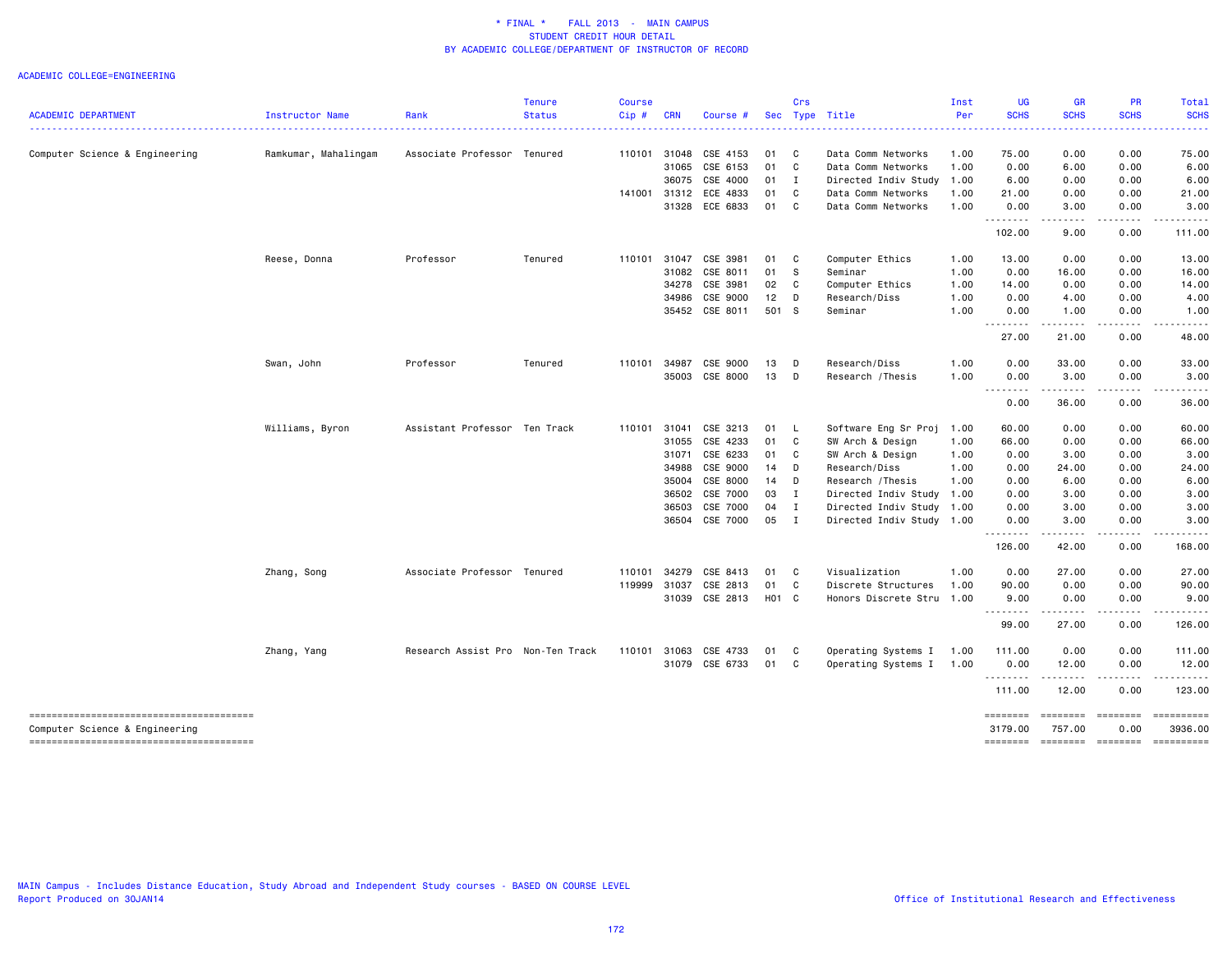\* FINAL \*    FALL 2013 - MAIN CAMPUS
STUDENT CREDIT HOUR DETAIL
BY ACADEMIC COLLEGE/DEPARTMENT OF INSTRUCTOR OF RECORD

ACADEMIC COLLEGE=ENGINEERING

| ACADEMIC DEPARTMENT | Instructor Name | Rank | Tenure Status | Course Cip # | CRN | Course # | Sec | Crs Type | Title | Inst Per | UG SCHS | GR SCHS | PR SCHS | Total SCHS |
|---|---|---|---|---|---|---|---|---|---|---|---|---|---|---|
| Computer Science & Engineering | Ramkumar, Mahalingam | Associate Professor | Tenured | 110101 | 31048 | CSE 4153 | 01 | C | Data Comm Networks | 1.00 | 75.00 | 0.00 | 0.00 | 75.00 |
| | | | | | 31065 | CSE 6153 | 01 | C | Data Comm Networks | 1.00 | 0.00 | 6.00 | 0.00 | 6.00 |
| | | | | | 36075 | CSE 4000 | 01 | I | Directed Indiv Study | 1.00 | 6.00 | 0.00 | 0.00 | 6.00 |
| | | | | 141001 | 31312 | ECE 4833 | 01 | C | Data Comm Networks | 1.00 | 21.00 | 0.00 | 0.00 | 21.00 |
| | | | | | 31328 | ECE 6833 | 01 | C | Data Comm Networks | 1.00 | 0.00 | 3.00 | 0.00 | 3.00 |
| | | | | | | | | | | | 102.00 | 9.00 | 0.00 | 111.00 |
| | Reese, Donna | Professor | Tenured | 110101 | 31047 | CSE 3981 | 01 | C | Computer Ethics | 1.00 | 13.00 | 0.00 | 0.00 | 13.00 |
| | | | | | 31082 | CSE 8011 | 01 | S | Seminar | 1.00 | 0.00 | 16.00 | 0.00 | 16.00 |
| | | | | | 34278 | CSE 3981 | 02 | C | Computer Ethics | 1.00 | 14.00 | 0.00 | 0.00 | 14.00 |
| | | | | | 34986 | CSE 9000 | 12 | D | Research/Diss | 1.00 | 0.00 | 4.00 | 0.00 | 4.00 |
| | | | | | 35452 | CSE 8011 | 501 | S | Seminar | 1.00 | 0.00 | 1.00 | 0.00 | 1.00 |
| | | | | | | | | | | | 27.00 | 21.00 | 0.00 | 48.00 |
| | Swan, John | Professor | Tenured | 110101 | 34987 | CSE 9000 | 13 | D | Research/Diss | 1.00 | 0.00 | 33.00 | 0.00 | 33.00 |
| | | | | | 35003 | CSE 8000 | 13 | D | Research /Thesis | 1.00 | 0.00 | 3.00 | 0.00 | 3.00 |
| | | | | | | | | | | | 0.00 | 36.00 | 0.00 | 36.00 |
| | Williams, Byron | Assistant Professor | Ten Track | 110101 | 31041 | CSE 3213 | 01 | L | Software Eng Sr Proj | 1.00 | 60.00 | 0.00 | 0.00 | 60.00 |
| | | | | | 31055 | CSE 4233 | 01 | C | SW Arch & Design | 1.00 | 66.00 | 0.00 | 0.00 | 66.00 |
| | | | | | 31071 | CSE 6233 | 01 | C | SW Arch & Design | 1.00 | 0.00 | 3.00 | 0.00 | 3.00 |
| | | | | | 34988 | CSE 9000 | 14 | D | Research/Diss | 1.00 | 0.00 | 24.00 | 0.00 | 24.00 |
| | | | | | 35004 | CSE 8000 | 14 | D | Research /Thesis | 1.00 | 0.00 | 6.00 | 0.00 | 6.00 |
| | | | | | 36502 | CSE 7000 | 03 | I | Directed Indiv Study | 1.00 | 0.00 | 3.00 | 0.00 | 3.00 |
| | | | | | 36503 | CSE 7000 | 04 | I | Directed Indiv Study | 1.00 | 0.00 | 3.00 | 0.00 | 3.00 |
| | | | | | 36504 | CSE 7000 | 05 | I | Directed Indiv Study | 1.00 | 0.00 | 3.00 | 0.00 | 3.00 |
| | | | | | | | | | | | 126.00 | 42.00 | 0.00 | 168.00 |
| | Zhang, Song | Associate Professor | Tenured | 110101 | 34279 | CSE 8413 | 01 | C | Visualization | 1.00 | 0.00 | 27.00 | 0.00 | 27.00 |
| | | | | 119999 | 31037 | CSE 2813 | 01 | C | Discrete Structures | 1.00 | 90.00 | 0.00 | 0.00 | 90.00 |
| | | | | | 31039 | CSE 2813 | H01 | C | Honors Discrete Stru | 1.00 | 9.00 | 0.00 | 0.00 | 9.00 |
| | | | | | | | | | | | 99.00 | 27.00 | 0.00 | 126.00 |
| | Zhang, Yang | Research Assist Pro | Non-Ten Track | 110101 | 31063 | CSE 4733 | 01 | C | Operating Systems I | 1.00 | 111.00 | 0.00 | 0.00 | 111.00 |
| | | | | | 31079 | CSE 6733 | 01 | C | Operating Systems I | 1.00 | 0.00 | 12.00 | 0.00 | 12.00 |
| | | | | | | | | | | | 111.00 | 12.00 | 0.00 | 123.00 |
| Computer Science & Engineering | | | | | | | | | | | 3179.00 | 757.00 | 0.00 | 3936.00 |

MAIN Campus - Includes Distance Education, Study Abroad and Independent Study courses - BASED ON COURSE LEVEL
Report Produced on 30JAN14

Office of Institutional Research and Effectiveness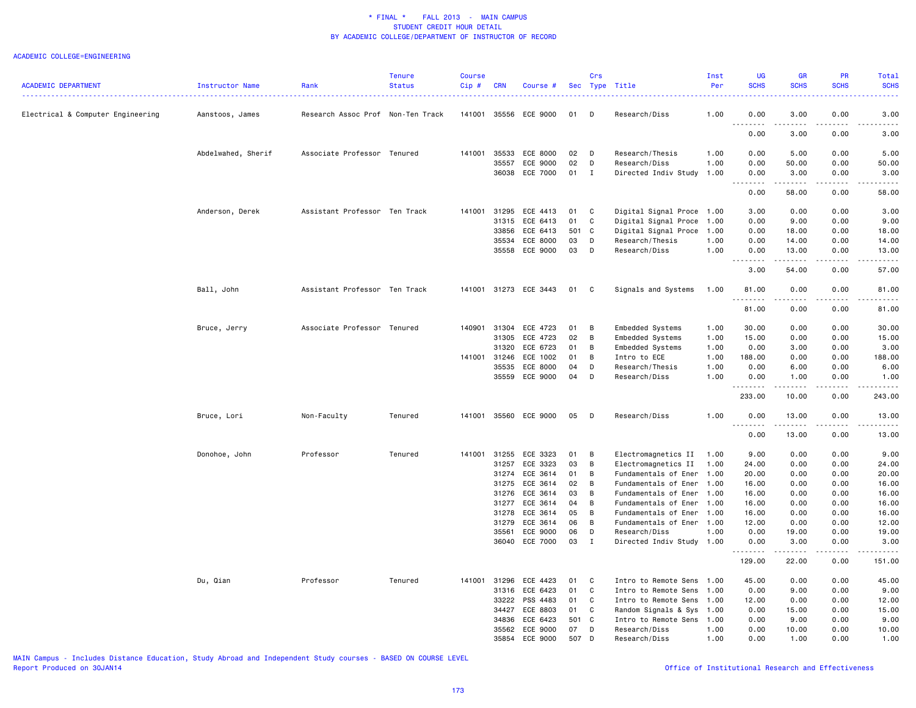* FINAL * FALL 2013 - MAIN CAMPUS
STUDENT CREDIT HOUR DETAIL
BY ACADEMIC COLLEGE/DEPARTMENT OF INSTRUCTOR OF RECORD

ACADEMIC COLLEGE=ENGINEERING

| ACADEMIC DEPARTMENT | Instructor Name | Rank | Tenure Status | Course Cip # | CRN | Course # | Sec | Crs Type | Title | Inst Per | UG SCHS | GR SCHS | PR SCHS | Total SCHS |
|---|---|---|---|---|---|---|---|---|---|---|---|---|---|---|
| Electrical & Computer Engineering | Aanstoos, James | Research Assoc Prof | Non-Ten Track | 141001 | 35556 | ECE 9000 | 01 | D | Research/Diss | 1.00 | 0.00 | 3.00 | 0.00 | 3.00 |
| | | | | | | | | | | | 0.00 | 3.00 | 0.00 | 3.00 |
| | Abdelwahed, Sherif | Associate Professor | Tenured | 141001 | 35533 | ECE 8000 | 02 | D | Research/Thesis | 1.00 | 0.00 | 5.00 | 0.00 | 5.00 |
| | | | | | 35557 | ECE 9000 | 02 | D | Research/Diss | 1.00 | 0.00 | 50.00 | 0.00 | 50.00 |
| | | | | | 36038 | ECE 7000 | 01 | I | Directed Indiv Study | 1.00 | 0.00 | 3.00 | 0.00 | 3.00 |
| | | | | | | | | | | | 0.00 | 58.00 | 0.00 | 58.00 |
| | Anderson, Derek | Assistant Professor | Ten Track | 141001 | 31295 | ECE 4413 | 01 | C | Digital Signal Proce | 1.00 | 3.00 | 0.00 | 0.00 | 3.00 |
| | | | | | 31315 | ECE 6413 | 01 | C | Digital Signal Proce | 1.00 | 0.00 | 9.00 | 0.00 | 9.00 |
| | | | | | 33856 | ECE 6413 | 501 | C | Digital Signal Proce | 1.00 | 0.00 | 18.00 | 0.00 | 18.00 |
| | | | | | 35534 | ECE 8000 | 03 | D | Research/Thesis | 1.00 | 0.00 | 14.00 | 0.00 | 14.00 |
| | | | | | 35558 | ECE 9000 | 03 | D | Research/Diss | 1.00 | 0.00 | 13.00 | 0.00 | 13.00 |
| | | | | | | | | | | | 3.00 | 54.00 | 0.00 | 57.00 |
| | Ball, John | Assistant Professor | Ten Track | 141001 | 31273 | ECE 3443 | 01 | C | Signals and Systems | 1.00 | 81.00 | 0.00 | 0.00 | 81.00 |
| | | | | | | | | | | | 81.00 | 0.00 | 0.00 | 81.00 |
| | Bruce, Jerry | Associate Professor | Tenured | 140901 | 31304 | ECE 4723 | 01 | B | Embedded Systems | 1.00 | 30.00 | 0.00 | 0.00 | 30.00 |
| | | | | | 31305 | ECE 4723 | 02 | B | Embedded Systems | 1.00 | 15.00 | 0.00 | 0.00 | 15.00 |
| | | | | | 31320 | ECE 6723 | 01 | B | Embedded Systems | 1.00 | 0.00 | 3.00 | 0.00 | 3.00 |
| | | | | 141001 | 31246 | ECE 1002 | 01 | B | Intro to ECE | 1.00 | 188.00 | 0.00 | 0.00 | 188.00 |
| | | | | | 35535 | ECE 8000 | 04 | D | Research/Thesis | 1.00 | 0.00 | 6.00 | 0.00 | 6.00 |
| | | | | | 35559 | ECE 9000 | 04 | D | Research/Diss | 1.00 | 0.00 | 1.00 | 0.00 | 1.00 |
| | | | | | | | | | | | 233.00 | 10.00 | 0.00 | 243.00 |
| | Bruce, Lori | Non-Faculty | Tenured | 141001 | 35560 | ECE 9000 | 05 | D | Research/Diss | 1.00 | 0.00 | 13.00 | 0.00 | 13.00 |
| | | | | | | | | | | | 0.00 | 13.00 | 0.00 | 13.00 |
| | Donohoe, John | Professor | Tenured | 141001 | 31255 | ECE 3323 | 01 | B | Electromagnetics II | 1.00 | 9.00 | 0.00 | 0.00 | 9.00 |
| | | | | | 31257 | ECE 3323 | 03 | B | Electromagnetics II | 1.00 | 24.00 | 0.00 | 0.00 | 24.00 |
| | | | | | 31274 | ECE 3614 | 01 | B | Fundamentals of Ener | 1.00 | 20.00 | 0.00 | 0.00 | 20.00 |
| | | | | | 31275 | ECE 3614 | 02 | B | Fundamentals of Ener | 1.00 | 16.00 | 0.00 | 0.00 | 16.00 |
| | | | | | 31276 | ECE 3614 | 03 | B | Fundamentals of Ener | 1.00 | 16.00 | 0.00 | 0.00 | 16.00 |
| | | | | | 31277 | ECE 3614 | 04 | B | Fundamentals of Ener | 1.00 | 16.00 | 0.00 | 0.00 | 16.00 |
| | | | | | 31278 | ECE 3614 | 05 | B | Fundamentals of Ener | 1.00 | 16.00 | 0.00 | 0.00 | 16.00 |
| | | | | | 31279 | ECE 3614 | 06 | B | Fundamentals of Ener | 1.00 | 12.00 | 0.00 | 0.00 | 12.00 |
| | | | | | 35561 | ECE 9000 | 06 | D | Research/Diss | 1.00 | 0.00 | 19.00 | 0.00 | 19.00 |
| | | | | | 36040 | ECE 7000 | 03 | I | Directed Indiv Study | 1.00 | 0.00 | 3.00 | 0.00 | 3.00 |
| | | | | | | | | | | | 129.00 | 22.00 | 0.00 | 151.00 |
| | Du, Qian | Professor | Tenured | 141001 | 31296 | ECE 4423 | 01 | C | Intro to Remote Sens | 1.00 | 45.00 | 0.00 | 0.00 | 45.00 |
| | | | | | 31316 | ECE 6423 | 01 | C | Intro to Remote Sens | 1.00 | 0.00 | 9.00 | 0.00 | 9.00 |
| | | | | | 33222 | PSS 4483 | 01 | C | Intro to Remote Sens | 1.00 | 12.00 | 0.00 | 0.00 | 12.00 |
| | | | | | 34427 | ECE 8803 | 01 | C | Random Signals & Sys | 1.00 | 0.00 | 15.00 | 0.00 | 15.00 |
| | | | | | 34836 | ECE 6423 | 501 | C | Intro to Remote Sens | 1.00 | 0.00 | 9.00 | 0.00 | 9.00 |
| | | | | | 35562 | ECE 9000 | 07 | D | Research/Diss | 1.00 | 0.00 | 10.00 | 0.00 | 10.00 |
| | | | | | 35854 | ECE 9000 | 507 | D | Research/Diss | 1.00 | 0.00 | 1.00 | 0.00 | 1.00 |

MAIN Campus - Includes Distance Education, Study Abroad and Independent Study courses - BASED ON COURSE LEVEL
Report Produced on 30JAN14

Office of Institutional Research and Effectiveness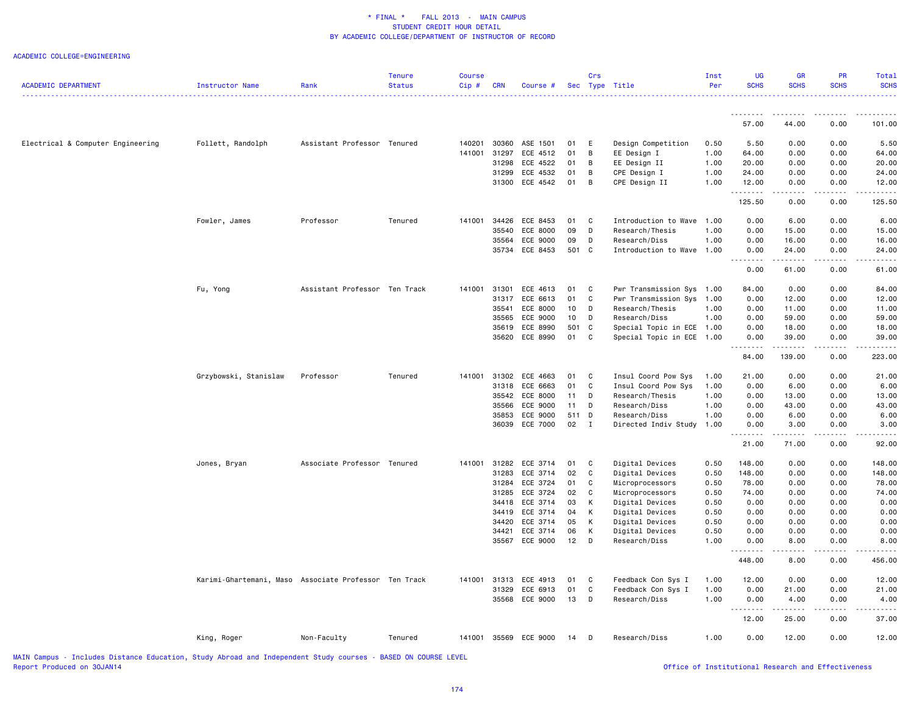\* FINAL \*    FALL 2013  -  MAIN CAMPUS
STUDENT CREDIT HOUR DETAIL
BY ACADEMIC COLLEGE/DEPARTMENT OF INSTRUCTOR OF RECORD

ACADEMIC COLLEGE=ENGINEERING

| ACADEMIC DEPARTMENT | Instructor Name | Rank | Tenure Status | Course Cip # | CRN | Course # | Sec | Crs Type | Title | Inst Per | UG SCHS | GR SCHS | PR SCHS | Total SCHS |
|---|---|---|---|---|---|---|---|---|---|---|---|---|---|---|
| | | | | | | | | | | | 57.00 | 44.00 | 0.00 | 101.00 |
| Electrical & Computer Engineering | Follett, Randolph | Assistant Professor | Tenured | 140201 | 30360 | ASE 1501 | 01 | E | Design Competition | 0.50 | 5.50 | 0.00 | 0.00 | 5.50 |
| | | | | 141001 | 31297 | ECE 4512 | 01 | B | EE Design I | 1.00 | 64.00 | 0.00 | 0.00 | 64.00 |
| | | | | | 31298 | ECE 4522 | 01 | B | EE Design II | 1.00 | 20.00 | 0.00 | 0.00 | 20.00 |
| | | | | | 31299 | ECE 4532 | 01 | B | CPE Design I | 1.00 | 24.00 | 0.00 | 0.00 | 24.00 |
| | | | | | 31300 | ECE 4542 | 01 | B | CPE Design II | 1.00 | 12.00 | 0.00 | 0.00 | 12.00 |
| | | | | | | | | | | | 125.50 | 0.00 | 0.00 | 125.50 |
| | Fowler, James | Professor | Tenured | 141001 | 34426 | ECE 8453 | 01 | C | Introduction to Wave | 1.00 | 0.00 | 6.00 | 0.00 | 6.00 |
| | | | | | 35540 | ECE 8000 | 09 | D | Research/Thesis | 1.00 | 0.00 | 15.00 | 0.00 | 15.00 |
| | | | | | 35564 | ECE 9000 | 09 | D | Research/Diss | 1.00 | 0.00 | 16.00 | 0.00 | 16.00 |
| | | | | | 35734 | ECE 8453 | 501 | C | Introduction to Wave | 1.00 | 0.00 | 24.00 | 0.00 | 24.00 |
| | | | | | | | | | | | 0.00 | 61.00 | 0.00 | 61.00 |
| | Fu, Yong | Assistant Professor | Ten Track | 141001 | 31301 | ECE 4613 | 01 | C | Pwr Transmission Sys | 1.00 | 84.00 | 0.00 | 0.00 | 84.00 |
| | | | | | 31317 | ECE 6613 | 01 | C | Pwr Transmission Sys | 1.00 | 0.00 | 12.00 | 0.00 | 12.00 |
| | | | | | 35541 | ECE 8000 | 10 | D | Research/Thesis | 1.00 | 0.00 | 11.00 | 0.00 | 11.00 |
| | | | | | 35565 | ECE 9000 | 10 | D | Research/Diss | 1.00 | 0.00 | 59.00 | 0.00 | 59.00 |
| | | | | | 35619 | ECE 8990 | 501 | C | Special Topic in ECE | 1.00 | 0.00 | 18.00 | 0.00 | 18.00 |
| | | | | | 35620 | ECE 8990 | 01 | C | Special Topic in ECE | 1.00 | 0.00 | 39.00 | 0.00 | 39.00 |
| | | | | | | | | | | | 84.00 | 139.00 | 0.00 | 223.00 |
| | Grzybowski, Stanislaw | Professor | Tenured | 141001 | 31302 | ECE 4663 | 01 | C | Insul Coord Pow Sys | 1.00 | 21.00 | 0.00 | 0.00 | 21.00 |
| | | | | | 31318 | ECE 6663 | 01 | C | Insul Coord Pow Sys | 1.00 | 0.00 | 6.00 | 0.00 | 6.00 |
| | | | | | 35542 | ECE 8000 | 11 | D | Research/Thesis | 1.00 | 0.00 | 13.00 | 0.00 | 13.00 |
| | | | | | 35566 | ECE 9000 | 11 | D | Research/Diss | 1.00 | 0.00 | 43.00 | 0.00 | 43.00 |
| | | | | | 35853 | ECE 9000 | 511 | D | Research/Diss | 1.00 | 0.00 | 6.00 | 0.00 | 6.00 |
| | | | | | 36039 | ECE 7000 | 02 | I | Directed Indiv Study | 1.00 | 0.00 | 3.00 | 0.00 | 3.00 |
| | | | | | | | | | | | 21.00 | 71.00 | 0.00 | 92.00 |
| | Jones, Bryan | Associate Professor | Tenured | 141001 | 31282 | ECE 3714 | 01 | C | Digital Devices | 0.50 | 148.00 | 0.00 | 0.00 | 148.00 |
| | | | | | 31283 | ECE 3714 | 02 | C | Digital Devices | 0.50 | 148.00 | 0.00 | 0.00 | 148.00 |
| | | | | | 31284 | ECE 3724 | 01 | C | Microprocessors | 0.50 | 78.00 | 0.00 | 0.00 | 78.00 |
| | | | | | 31285 | ECE 3724 | 02 | C | Microprocessors | 0.50 | 74.00 | 0.00 | 0.00 | 74.00 |
| | | | | | 34418 | ECE 3714 | 03 | K | Digital Devices | 0.50 | 0.00 | 0.00 | 0.00 | 0.00 |
| | | | | | 34419 | ECE 3714 | 04 | K | Digital Devices | 0.50 | 0.00 | 0.00 | 0.00 | 0.00 |
| | | | | | 34420 | ECE 3714 | 05 | K | Digital Devices | 0.50 | 0.00 | 0.00 | 0.00 | 0.00 |
| | | | | | 34421 | ECE 3714 | 06 | K | Digital Devices | 0.50 | 0.00 | 0.00 | 0.00 | 0.00 |
| | | | | | 35567 | ECE 9000 | 12 | D | Research/Diss | 1.00 | 0.00 | 8.00 | 0.00 | 8.00 |
| | | | | | | | | | | | 448.00 | 8.00 | 0.00 | 456.00 |
| | Karimi-Ghartemani, Maso | Associate Professor | Ten Track | 141001 | 31313 | ECE 4913 | 01 | C | Feedback Con Sys I | 1.00 | 12.00 | 0.00 | 0.00 | 12.00 |
| | | | | | 31329 | ECE 6913 | 01 | C | Feedback Con Sys I | 1.00 | 0.00 | 21.00 | 0.00 | 21.00 |
| | | | | | 35568 | ECE 9000 | 13 | D | Research/Diss | 1.00 | 0.00 | 4.00 | 0.00 | 4.00 |
| | | | | | | | | | | | 12.00 | 25.00 | 0.00 | 37.00 |
| | King, Roger | Non-Faculty | Tenured | 141001 | 35569 | ECE 9000 | 14 | D | Research/Diss | 1.00 | 0.00 | 12.00 | 0.00 | 12.00 |

MAIN Campus - Includes Distance Education, Study Abroad and Independent Study courses - BASED ON COURSE LEVEL
Report Produced on 30JAN14

Office of Institutional Research and Effectiveness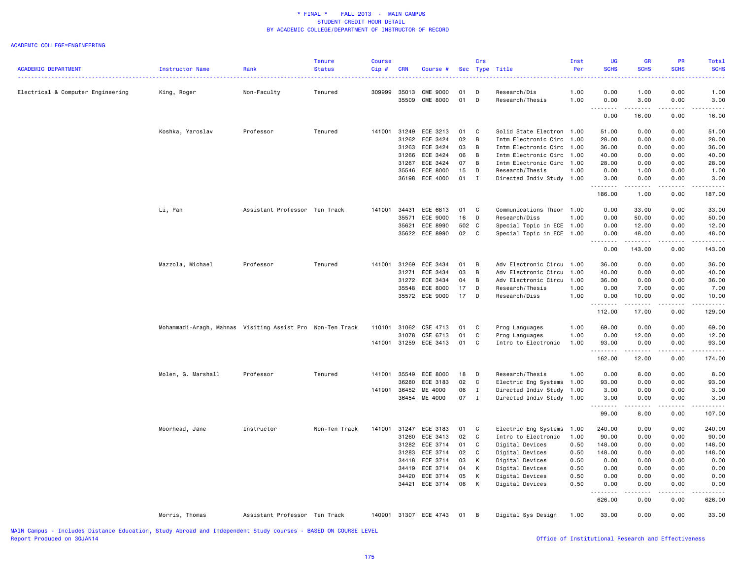* FINAL * FALL 2013 - MAIN CAMPUS
STUDENT CREDIT HOUR DETAIL
BY ACADEMIC COLLEGE/DEPARTMENT OF INSTRUCTOR OF RECORD

ACADEMIC COLLEGE=ENGINEERING

| ACADEMIC DEPARTMENT | Instructor Name | Rank | Tenure Status | Course Cip # | CRN | Course # | Sec | Crs Type | Title | Inst Per | UG SCHS | GR SCHS | PR SCHS | Total SCHS |
|---|---|---|---|---|---|---|---|---|---|---|---|---|---|---|
| Electrical & Computer Engineering | King, Roger | Non-Faculty | Tenured | 309999 | 35013 | CME 9000 | 01 | D | Research/Dis | 1.00 | 0.00 | 1.00 | 0.00 | 1.00 |
| | | | | | 35509 | CME 8000 | 01 | D | Research/Thesis | 1.00 | 0.00 | 3.00 | 0.00 | 3.00 |
| | | | | | | | | | | | 0.00 | 16.00 | 0.00 | 16.00 |
| | Koshka, Yaroslav | Professor | Tenured | 141001 | 31249 | ECE 3213 | 01 | C | Solid State Electron | 1.00 | 51.00 | 0.00 | 0.00 | 51.00 |
| | | | | | 31262 | ECE 3424 | 02 | B | Intm Electronic Circ | 1.00 | 28.00 | 0.00 | 0.00 | 28.00 |
| | | | | | 31263 | ECE 3424 | 03 | B | Intm Electronic Circ | 1.00 | 36.00 | 0.00 | 0.00 | 36.00 |
| | | | | | 31266 | ECE 3424 | 06 | B | Intm Electronic Circ | 1.00 | 40.00 | 0.00 | 0.00 | 40.00 |
| | | | | | 31267 | ECE 3424 | 07 | B | Intm Electronic Circ | 1.00 | 28.00 | 0.00 | 0.00 | 28.00 |
| | | | | | 35546 | ECE 8000 | 15 | D | Research/Thesis | 1.00 | 0.00 | 1.00 | 0.00 | 1.00 |
| | | | | | 36198 | ECE 4000 | 01 | I | Directed Indiv Study | 1.00 | 3.00 | 0.00 | 0.00 | 3.00 |
| | | | | | | | | | | | 186.00 | 1.00 | 0.00 | 187.00 |
| | Li, Pan | Assistant Professor | Ten Track | 141001 | 34431 | ECE 6813 | 01 | C | Communications Theor | 1.00 | 0.00 | 33.00 | 0.00 | 33.00 |
| | | | | | 35571 | ECE 9000 | 16 | D | Research/Diss | 1.00 | 0.00 | 50.00 | 0.00 | 50.00 |
| | | | | | 35621 | ECE 8990 | 502 | C | Special Topic in ECE | 1.00 | 0.00 | 12.00 | 0.00 | 12.00 |
| | | | | | 35622 | ECE 8990 | 02 | C | Special Topic in ECE | 1.00 | 0.00 | 48.00 | 0.00 | 48.00 |
| | | | | | | | | | | | 0.00 | 143.00 | 0.00 | 143.00 |
| | Mazzola, Michael | Professor | Tenured | 141001 | 31269 | ECE 3434 | 01 | B | Adv Electronic Circu | 1.00 | 36.00 | 0.00 | 0.00 | 36.00 |
| | | | | | 31271 | ECE 3434 | 03 | B | Adv Electronic Circu | 1.00 | 40.00 | 0.00 | 0.00 | 40.00 |
| | | | | | 31272 | ECE 3434 | 04 | B | Adv Electronic Circu | 1.00 | 36.00 | 0.00 | 0.00 | 36.00 |
| | | | | | 35548 | ECE 8000 | 17 | D | Research/Thesis | 1.00 | 0.00 | 7.00 | 0.00 | 7.00 |
| | | | | | 35572 | ECE 9000 | 17 | D | Research/Diss | 1.00 | 0.00 | 10.00 | 0.00 | 10.00 |
| | | | | | | | | | | | 112.00 | 17.00 | 0.00 | 129.00 |
| | Mohammadi-Aragh, Mahnas | Visiting Assist Pro | Non-Ten Track | 110101 | 31062 | CSE 4713 | 01 | C | Prog Languages | 1.00 | 69.00 | 0.00 | 0.00 | 69.00 |
| | | | | | 31078 | CSE 6713 | 01 | C | Prog Languages | 1.00 | 0.00 | 12.00 | 0.00 | 12.00 |
| | | | | 141001 | 31259 | ECE 3413 | 01 | C | Intro to Electronic | 1.00 | 93.00 | 0.00 | 0.00 | 93.00 |
| | | | | | | | | | | | 162.00 | 12.00 | 0.00 | 174.00 |
| | Molen, G. Marshall | Professor | Tenured | 141001 | 35549 | ECE 8000 | 18 | D | Research/Thesis | 1.00 | 0.00 | 8.00 | 0.00 | 8.00 |
| | | | | | 36280 | ECE 3183 | 02 | C | Electric Eng Systems | 1.00 | 93.00 | 0.00 | 0.00 | 93.00 |
| | | | | 141901 | 36452 | ME 4000 | 06 | I | Directed Indiv Study | 1.00 | 3.00 | 0.00 | 0.00 | 3.00 |
| | | | | | 36454 | ME 4000 | 07 | I | Directed Indiv Study | 1.00 | 3.00 | 0.00 | 0.00 | 3.00 |
| | | | | | | | | | | | 99.00 | 8.00 | 0.00 | 107.00 |
| | Moorhead, Jane | Instructor | Non-Ten Track | 141001 | 31247 | ECE 3183 | 01 | C | Electric Eng Systems | 1.00 | 240.00 | 0.00 | 0.00 | 240.00 |
| | | | | | 31260 | ECE 3413 | 02 | C | Intro to Electronic | 1.00 | 90.00 | 0.00 | 0.00 | 90.00 |
| | | | | | 31282 | ECE 3714 | 01 | C | Digital Devices | 0.50 | 148.00 | 0.00 | 0.00 | 148.00 |
| | | | | | 31283 | ECE 3714 | 02 | C | Digital Devices | 0.50 | 148.00 | 0.00 | 0.00 | 148.00 |
| | | | | | 34418 | ECE 3714 | 03 | K | Digital Devices | 0.50 | 0.00 | 0.00 | 0.00 | 0.00 |
| | | | | | 34419 | ECE 3714 | 04 | K | Digital Devices | 0.50 | 0.00 | 0.00 | 0.00 | 0.00 |
| | | | | | 34420 | ECE 3714 | 05 | K | Digital Devices | 0.50 | 0.00 | 0.00 | 0.00 | 0.00 |
| | | | | | 34421 | ECE 3714 | 06 | K | Digital Devices | 0.50 | 0.00 | 0.00 | 0.00 | 0.00 |
| | | | | | | | | | | | 626.00 | 0.00 | 0.00 | 626.00 |
| | Morris, Thomas | Assistant Professor | Ten Track | 140901 | 31307 | ECE 4743 | 01 | B | Digital Sys Design | 1.00 | 33.00 | 0.00 | 0.00 | 33.00 |

MAIN Campus - Includes Distance Education, Study Abroad and Independent Study courses - BASED ON COURSE LEVEL
Report Produced on 30JAN14

Office of Institutional Research and Effectiveness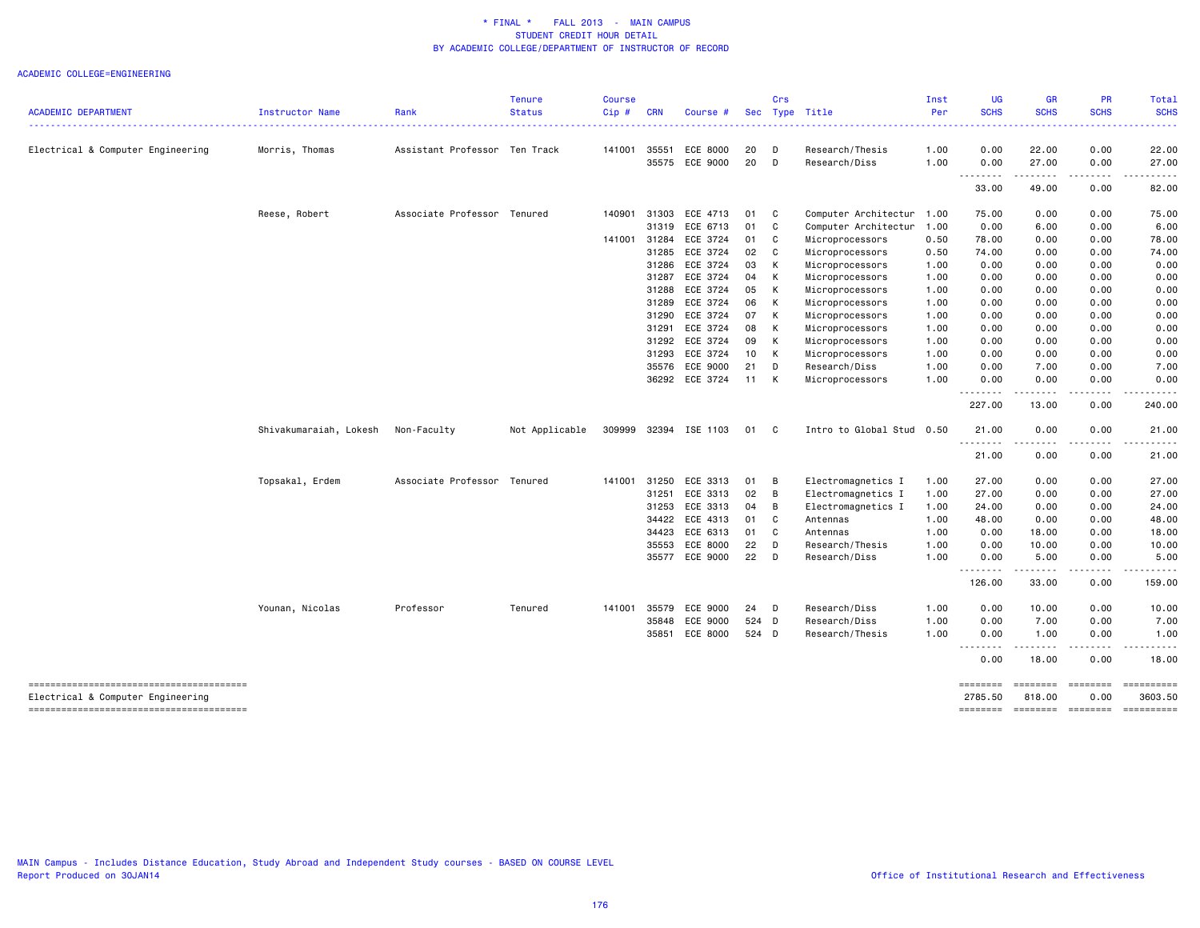\* FINAL \* FALL 2013 - MAIN CAMPUS
STUDENT CREDIT HOUR DETAIL
BY ACADEMIC COLLEGE/DEPARTMENT OF INSTRUCTOR OF RECORD

ACADEMIC COLLEGE=ENGINEERING

| ACADEMIC DEPARTMENT | Instructor Name | Rank | Tenure Status | Course Cip # | CRN | Course # | Sec | Crs Type | Title | Inst Per | UG SCHS | GR SCHS | PR SCHS | Total SCHS |
|---|---|---|---|---|---|---|---|---|---|---|---|---|---|---|
| Electrical & Computer Engineering | Morris, Thomas | Assistant Professor | Ten Track | 141001 | 35551 | ECE 8000 | 20 | D | Research/Thesis | 1.00 | 0.00 | 22.00 | 0.00 | 22.00 |
| | | | | | 35575 | ECE 9000 | 20 | D | Research/Diss | 1.00 | 0.00 | 27.00 | 0.00 | 27.00 |
| | | | | | | | | | | | 33.00 | 49.00 | 0.00 | 82.00 |
| | Reese, Robert | Associate Professor | Tenured | 140901 | 31303 | ECE 4713 | 01 | C | Computer Architectur | 1.00 | 75.00 | 0.00 | 0.00 | 75.00 |
| | | | | | 31319 | ECE 6713 | 01 | C | Computer Architectur | 1.00 | 0.00 | 6.00 | 0.00 | 6.00 |
| | | | | 141001 | 31284 | ECE 3724 | 01 | C | Microprocessors | 0.50 | 78.00 | 0.00 | 0.00 | 78.00 |
| | | | | | 31285 | ECE 3724 | 02 | C | Microprocessors | 0.50 | 74.00 | 0.00 | 0.00 | 74.00 |
| | | | | | 31286 | ECE 3724 | 03 | K | Microprocessors | 1.00 | 0.00 | 0.00 | 0.00 | 0.00 |
| | | | | | 31287 | ECE 3724 | 04 | K | Microprocessors | 1.00 | 0.00 | 0.00 | 0.00 | 0.00 |
| | | | | | 31288 | ECE 3724 | 05 | K | Microprocessors | 1.00 | 0.00 | 0.00 | 0.00 | 0.00 |
| | | | | | 31289 | ECE 3724 | 06 | K | Microprocessors | 1.00 | 0.00 | 0.00 | 0.00 | 0.00 |
| | | | | | 31290 | ECE 3724 | 07 | K | Microprocessors | 1.00 | 0.00 | 0.00 | 0.00 | 0.00 |
| | | | | | 31291 | ECE 3724 | 08 | K | Microprocessors | 1.00 | 0.00 | 0.00 | 0.00 | 0.00 |
| | | | | | 31292 | ECE 3724 | 09 | K | Microprocessors | 1.00 | 0.00 | 0.00 | 0.00 | 0.00 |
| | | | | | 31293 | ECE 3724 | 10 | K | Microprocessors | 1.00 | 0.00 | 0.00 | 0.00 | 0.00 |
| | | | | | 35576 | ECE 9000 | 21 | D | Research/Diss | 1.00 | 0.00 | 7.00 | 0.00 | 7.00 |
| | | | | | 36292 | ECE 3724 | 11 | K | Microprocessors | 1.00 | 0.00 | 0.00 | 0.00 | 0.00 |
| | | | | | | | | | | | 227.00 | 13.00 | 0.00 | 240.00 |
| | Shivakumaraiah, Lokesh | Non-Faculty | Not Applicable | 309999 | 32394 | ISE 1103 | 01 | C | Intro to Global Stud | 0.50 | 21.00 | 0.00 | 0.00 | 21.00 |
| | | | | | | | | | | | 21.00 | 0.00 | 0.00 | 21.00 |
| | Topsakal, Erdem | Associate Professor | Tenured | 141001 | 31250 | ECE 3313 | 01 | B | Electromagnetics I | 1.00 | 27.00 | 0.00 | 0.00 | 27.00 |
| | | | | | 31251 | ECE 3313 | 02 | B | Electromagnetics I | 1.00 | 27.00 | 0.00 | 0.00 | 27.00 |
| | | | | | 31253 | ECE 3313 | 04 | B | Electromagnetics I | 1.00 | 24.00 | 0.00 | 0.00 | 24.00 |
| | | | | | 34422 | ECE 4313 | 01 | C | Antennas | 1.00 | 48.00 | 0.00 | 0.00 | 48.00 |
| | | | | | 34423 | ECE 6313 | 01 | C | Antennas | 1.00 | 0.00 | 18.00 | 0.00 | 18.00 |
| | | | | | 35553 | ECE 8000 | 22 | D | Research/Thesis | 1.00 | 0.00 | 10.00 | 0.00 | 10.00 |
| | | | | | 35577 | ECE 9000 | 22 | D | Research/Diss | 1.00 | 0.00 | 5.00 | 0.00 | 5.00 |
| | | | | | | | | | | | 126.00 | 33.00 | 0.00 | 159.00 |
| | Younan, Nicolas | Professor | Tenured | 141001 | 35579 | ECE 9000 | 24 | D | Research/Diss | 1.00 | 0.00 | 10.00 | 0.00 | 10.00 |
| | | | | | 35848 | ECE 9000 | 524 | D | Research/Diss | 1.00 | 0.00 | 7.00 | 0.00 | 7.00 |
| | | | | | 35851 | ECE 8000 | 524 | D | Research/Thesis | 1.00 | 0.00 | 1.00 | 0.00 | 1.00 |
| | | | | | | | | | | | 0.00 | 18.00 | 0.00 | 18.00 |
| Electrical & Computer Engineering | | | | | | | | | | | 2785.50 | 818.00 | 0.00 | 3603.50 |

MAIN Campus - Includes Distance Education, Study Abroad and Independent Study courses - BASED ON COURSE LEVEL
Report Produced on 30JAN14

Office of Institutional Research and Effectiveness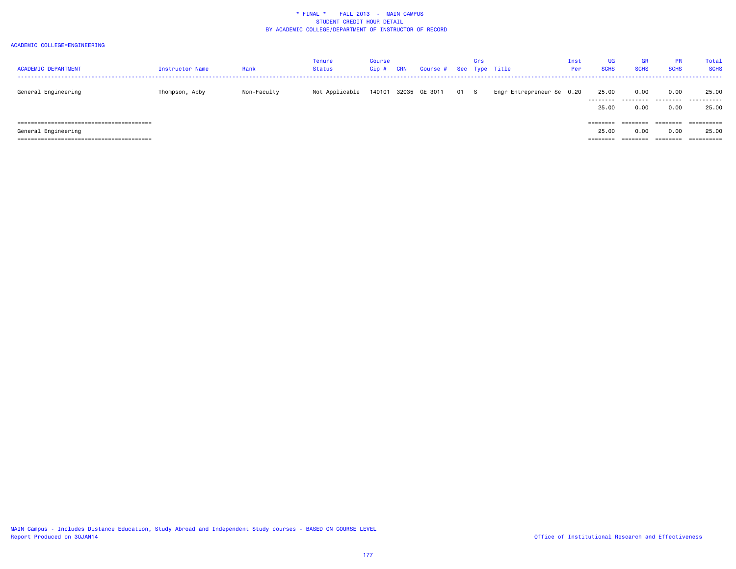\* FINAL \*    FALL 2013  -  MAIN CAMPUS
STUDENT CREDIT HOUR DETAIL
BY ACADEMIC COLLEGE/DEPARTMENT OF INSTRUCTOR OF RECORD

ACADEMIC COLLEGE=ENGINEERING

| ACADEMIC DEPARTMENT | Instructor Name | Rank | Tenure Status | Course Cip # | CRN | Course # | Sec | Crs Type | Title | Inst Per | UG SCHS | GR SCHS | PR SCHS | Total SCHS |
|---|---|---|---|---|---|---|---|---|---|---|---|---|---|---|
| General Engineering | Thompson, Abby | Non-Faculty | Not Applicable | 140101 | 32035 | GE 3011 | 01 | S | Engr Entrepreneur Se | 0.20 | 25.00 | 0.00 | 0.00 | 25.00 |
| | | | | | | | | | | | 25.00 | 0.00 | 0.00 | 25.00 |
| General Engineering | | | | | | | | | | | 25.00 | 0.00 | 0.00 | 25.00 |

MAIN Campus - Includes Distance Education, Study Abroad and Independent Study courses - BASED ON COURSE LEVEL
Report Produced on 30JAN14

Office of Institutional Research and Effectiveness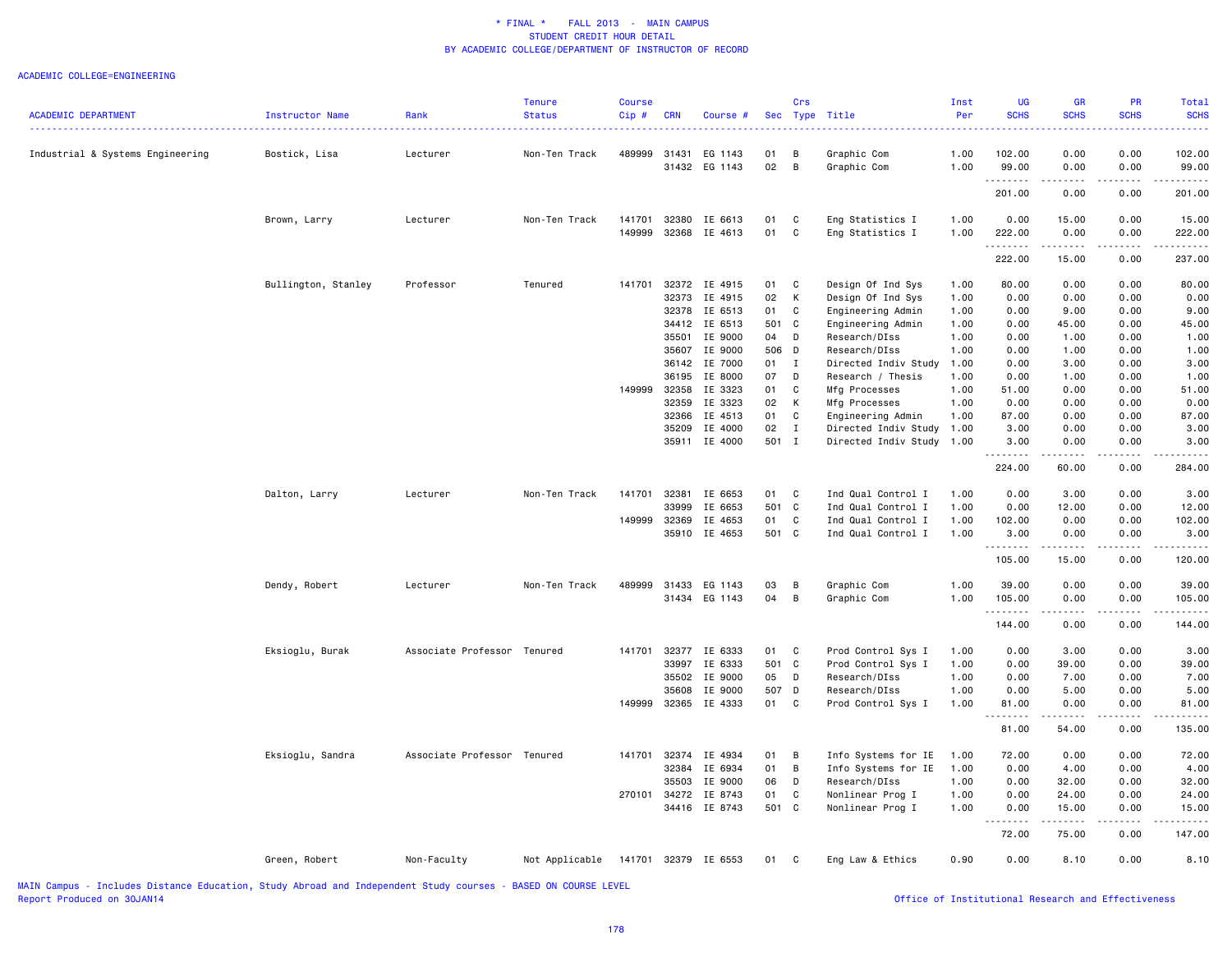\* FINAL \* FALL 2013 - MAIN CAMPUS
STUDENT CREDIT HOUR DETAIL
BY ACADEMIC COLLEGE/DEPARTMENT OF INSTRUCTOR OF RECORD

ACADEMIC COLLEGE=ENGINEERING

| ACADEMIC DEPARTMENT | Instructor Name | Rank | Tenure Status | Course Cip # | CRN | Course # | Sec | Crs Type | Title | Inst Per | UG SCHS | GR SCHS | PR SCHS | Total SCHS |
|---|---|---|---|---|---|---|---|---|---|---|---|---|---|---|
| Industrial & Systems Engineering | Bostick, Lisa | Lecturer | Non-Ten Track | 489999 | 31431 | EG 1143 | 01 | B | Graphic Com | 1.00 | 102.00 | 0.00 | 0.00 | 102.00 |
| | | | | | 31432 | EG 1143 | 02 | B | Graphic Com | 1.00 | 99.00 | 0.00 | 0.00 | 99.00 |
| | | | | | | | | | | | 201.00 | 0.00 | 0.00 | 201.00 |
| | Brown, Larry | Lecturer | Non-Ten Track | 141701 | 32380 | IE 6613 | 01 | C | Eng Statistics I | 1.00 | 0.00 | 15.00 | 0.00 | 15.00 |
| | | | | 149999 | 32368 | IE 4613 | 01 | C | Eng Statistics I | 1.00 | 222.00 | 0.00 | 0.00 | 222.00 |
| | | | | | | | | | | | 222.00 | 15.00 | 0.00 | 237.00 |
| | Bullington, Stanley | Professor | Tenured | 141701 | 32372 | IE 4915 | 01 | C | Design Of Ind Sys | 1.00 | 80.00 | 0.00 | 0.00 | 80.00 |
| | | | | | 32373 | IE 4915 | 02 | K | Design Of Ind Sys | 1.00 | 0.00 | 0.00 | 0.00 | 0.00 |
| | | | | | 32378 | IE 6513 | 01 | C | Engineering Admin | 1.00 | 0.00 | 9.00 | 0.00 | 9.00 |
| | | | | | 34412 | IE 6513 | 501 | C | Engineering Admin | 1.00 | 0.00 | 45.00 | 0.00 | 45.00 |
| | | | | | 35501 | IE 9000 | 04 | D | Research/DIss | 1.00 | 0.00 | 1.00 | 0.00 | 1.00 |
| | | | | | 35607 | IE 9000 | 506 | D | Research/DIss | 1.00 | 0.00 | 1.00 | 0.00 | 1.00 |
| | | | | | 36142 | IE 7000 | 01 | I | Directed Indiv Study | 1.00 | 0.00 | 3.00 | 0.00 | 3.00 |
| | | | | | 36195 | IE 8000 | 07 | D | Research / Thesis | 1.00 | 0.00 | 1.00 | 0.00 | 1.00 |
| | | | | 149999 | 32358 | IE 3323 | 01 | C | Mfg Processes | 1.00 | 51.00 | 0.00 | 0.00 | 51.00 |
| | | | | | 32359 | IE 3323 | 02 | K | Mfg Processes | 1.00 | 0.00 | 0.00 | 0.00 | 0.00 |
| | | | | | 32366 | IE 4513 | 01 | C | Engineering Admin | 1.00 | 87.00 | 0.00 | 0.00 | 87.00 |
| | | | | | 35209 | IE 4000 | 02 | I | Directed Indiv Study | 1.00 | 3.00 | 0.00 | 0.00 | 3.00 |
| | | | | | 35911 | IE 4000 | 501 | I | Directed Indiv Study | 1.00 | 3.00 | 0.00 | 0.00 | 3.00 |
| | | | | | | | | | | | 224.00 | 60.00 | 0.00 | 284.00 |
| | Dalton, Larry | Lecturer | Non-Ten Track | 141701 | 32381 | IE 6653 | 01 | C | Ind Qual Control I | 1.00 | 0.00 | 3.00 | 0.00 | 3.00 |
| | | | | | 33999 | IE 6653 | 501 | C | Ind Qual Control I | 1.00 | 0.00 | 12.00 | 0.00 | 12.00 |
| | | | | 149999 | 32369 | IE 4653 | 01 | C | Ind Qual Control I | 1.00 | 102.00 | 0.00 | 0.00 | 102.00 |
| | | | | | 35910 | IE 4653 | 501 | C | Ind Qual Control I | 1.00 | 3.00 | 0.00 | 0.00 | 3.00 |
| | | | | | | | | | | | 105.00 | 15.00 | 0.00 | 120.00 |
| | Dendy, Robert | Lecturer | Non-Ten Track | 489999 | 31433 | EG 1143 | 03 | B | Graphic Com | 1.00 | 39.00 | 0.00 | 0.00 | 39.00 |
| | | | | | 31434 | EG 1143 | 04 | B | Graphic Com | 1.00 | 105.00 | 0.00 | 0.00 | 105.00 |
| | | | | | | | | | | | 144.00 | 0.00 | 0.00 | 144.00 |
| | Eksioglu, Burak | Associate Professor | Tenured | 141701 | 32377 | IE 6333 | 01 | C | Prod Control Sys I | 1.00 | 0.00 | 3.00 | 0.00 | 3.00 |
| | | | | | 33997 | IE 6333 | 501 | C | Prod Control Sys I | 1.00 | 0.00 | 39.00 | 0.00 | 39.00 |
| | | | | | 35502 | IE 9000 | 05 | D | Research/DIss | 1.00 | 0.00 | 7.00 | 0.00 | 7.00 |
| | | | | | 35608 | IE 9000 | 507 | D | Research/DIss | 1.00 | 0.00 | 5.00 | 0.00 | 5.00 |
| | | | | 149999 | 32365 | IE 4333 | 01 | C | Prod Control Sys I | 1.00 | 81.00 | 0.00 | 0.00 | 81.00 |
| | | | | | | | | | | | 81.00 | 54.00 | 0.00 | 135.00 |
| | Eksioglu, Sandra | Associate Professor | Tenured | 141701 | 32374 | IE 4934 | 01 | B | Info Systems for IE | 1.00 | 72.00 | 0.00 | 0.00 | 72.00 |
| | | | | | 32384 | IE 6934 | 01 | B | Info Systems for IE | 1.00 | 0.00 | 4.00 | 0.00 | 4.00 |
| | | | | | 35503 | IE 9000 | 06 | D | Research/DIss | 1.00 | 0.00 | 32.00 | 0.00 | 32.00 |
| | | | | 270101 | 34272 | IE 8743 | 01 | C | Nonlinear Prog I | 1.00 | 0.00 | 24.00 | 0.00 | 24.00 |
| | | | | | 34416 | IE 8743 | 501 | C | Nonlinear Prog I | 1.00 | 0.00 | 15.00 | 0.00 | 15.00 |
| | | | | | | | | | | | 72.00 | 75.00 | 0.00 | 147.00 |
| | Green, Robert | Non-Faculty | Not Applicable | 141701 | 32379 | IE 6553 | 01 | C | Eng Law & Ethics | 0.90 | 0.00 | 8.10 | 0.00 | 8.10 |

MAIN Campus - Includes Distance Education, Study Abroad and Independent Study courses - BASED ON COURSE LEVEL
Report Produced on 30JAN14

Office of Institutional Research and Effectiveness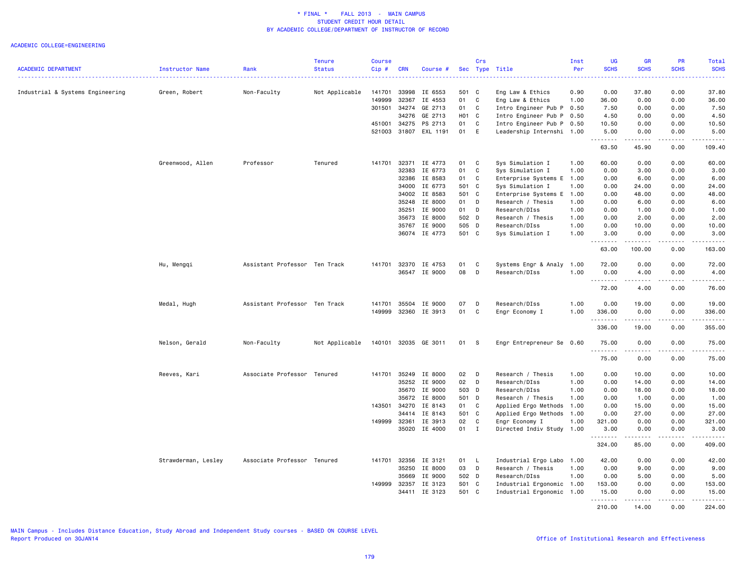# * FINAL * FALL 2013 - MAIN CAMPUS
## STUDENT CREDIT HOUR DETAIL
## BY ACADEMIC COLLEGE/DEPARTMENT OF INSTRUCTOR OF RECORD

ACADEMIC COLLEGE=ENGINEERING

| ACADEMIC DEPARTMENT | Instructor Name | Rank | Tenure Status | Course Cip # | CRN | Course # | Sec | Crs Type | Title | Inst Per | UG SCHS | GR SCHS | PR SCHS | Total SCHS |
|---|---|---|---|---|---|---|---|---|---|---|---|---|---|---|
| Industrial & Systems Engineering | Green, Robert | Non-Faculty | Not Applicable | 141701 | 33998 | IE 6553 | 501 | C | Eng Law & Ethics | 0.90 | 0.00 | 37.80 | 0.00 | 37.80 |
| | | | | 149999 | 32367 | IE 4553 | 01 | C | Eng Law & Ethics | 1.00 | 36.00 | 0.00 | 0.00 | 36.00 |
| | | | | 301501 | 34274 | GE 2713 | 01 | C | Intro Engineer Pub P | 0.50 | 7.50 | 0.00 | 0.00 | 7.50 |
| | | | | | 34276 | GE 2713 | H01 | C | Intro Engineer Pub P | 0.50 | 4.50 | 0.00 | 0.00 | 4.50 |
| | | | | 451001 | 34275 | PS 2713 | 01 | C | Intro Engineer Pub P | 0.50 | 10.50 | 0.00 | 0.00 | 10.50 |
| | | | | 521003 | 31807 | EXL 1191 | 01 | E | Leadership Internshi | 1.00 | 5.00 | 0.00 | 0.00 | 5.00 |
| | | | | | | | | | | | 63.50 | 45.90 | 0.00 | 109.40 |
| | Greenwood, Allen | Professor | Tenured | 141701 | 32371 | IE 4773 | 01 | C | Sys Simulation I | 1.00 | 60.00 | 0.00 | 0.00 | 60.00 |
| | | | | | 32383 | IE 6773 | 01 | C | Sys Simulation I | 1.00 | 0.00 | 3.00 | 0.00 | 3.00 |
| | | | | | 32386 | IE 8583 | 01 | C | Enterprise Systems E | 1.00 | 0.00 | 6.00 | 0.00 | 6.00 |
| | | | | | 34000 | IE 6773 | 501 | C | Sys Simulation I | 1.00 | 0.00 | 24.00 | 0.00 | 24.00 |
| | | | | | 34002 | IE 8583 | 501 | C | Enterprise Systems E | 1.00 | 0.00 | 48.00 | 0.00 | 48.00 |
| | | | | | 35248 | IE 8000 | 01 | D | Research / Thesis | 1.00 | 0.00 | 6.00 | 0.00 | 6.00 |
| | | | | | 35251 | IE 9000 | 01 | D | Research/DIss | 1.00 | 0.00 | 1.00 | 0.00 | 1.00 |
| | | | | | 35673 | IE 8000 | 502 | D | Research / Thesis | 1.00 | 0.00 | 2.00 | 0.00 | 2.00 |
| | | | | | 35767 | IE 9000 | 505 | D | Research/DIss | 1.00 | 0.00 | 10.00 | 0.00 | 10.00 |
| | | | | | 36074 | IE 4773 | 501 | C | Sys Simulation I | 1.00 | 3.00 | 0.00 | 0.00 | 3.00 |
| | | | | | | | | | | | 63.00 | 100.00 | 0.00 | 163.00 |
| | Hu, Mengqi | Assistant Professor | Ten Track | 141701 | 32370 | IE 4753 | 01 | C | Systems Engr & Analy | 1.00 | 72.00 | 0.00 | 0.00 | 72.00 |
| | | | | | 36547 | IE 9000 | 08 | D | Research/DIss | 1.00 | 0.00 | 4.00 | 0.00 | 4.00 |
| | | | | | | | | | | | 72.00 | 4.00 | 0.00 | 76.00 |
| | Medal, Hugh | Assistant Professor | Ten Track | 141701 | 35504 | IE 9000 | 07 | D | Research/DIss | 1.00 | 0.00 | 19.00 | 0.00 | 19.00 |
| | | | | 149999 | 32360 | IE 3913 | 01 | C | Engr Economy I | 1.00 | 336.00 | 0.00 | 0.00 | 336.00 |
| | | | | | | | | | | | 336.00 | 19.00 | 0.00 | 355.00 |
| | Nelson, Gerald | Non-Faculty | Not Applicable | 140101 | 32035 | GE 3011 | 01 | S | Engr Entrepreneur Se | 0.60 | 75.00 | 0.00 | 0.00 | 75.00 |
| | | | | | | | | | | | 75.00 | 0.00 | 0.00 | 75.00 |
| | Reeves, Kari | Associate Professor | Tenured | 141701 | 35249 | IE 8000 | 02 | D | Research / Thesis | 1.00 | 0.00 | 10.00 | 0.00 | 10.00 |
| | | | | | 35252 | IE 9000 | 02 | D | Research/DIss | 1.00 | 0.00 | 14.00 | 0.00 | 14.00 |
| | | | | | 35670 | IE 9000 | 503 | D | Research/DIss | 1.00 | 0.00 | 18.00 | 0.00 | 18.00 |
| | | | | | 35672 | IE 8000 | 501 | D | Research / Thesis | 1.00 | 0.00 | 1.00 | 0.00 | 1.00 |
| | | | | 143501 | 34270 | IE 8143 | 01 | C | Applied Ergo Methods | 1.00 | 0.00 | 15.00 | 0.00 | 15.00 |
| | | | | | 34414 | IE 8143 | 501 | C | Applied Ergo Methods | 1.00 | 0.00 | 27.00 | 0.00 | 27.00 |
| | | | | 149999 | 32361 | IE 3913 | 02 | C | Engr Economy I | 1.00 | 321.00 | 0.00 | 0.00 | 321.00 |
| | | | | | 35020 | IE 4000 | 01 | I | Directed Indiv Study | 1.00 | 3.00 | 0.00 | 0.00 | 3.00 |
| | | | | | | | | | | | 324.00 | 85.00 | 0.00 | 409.00 |
| | Strawderman, Lesley | Associate Professor | Tenured | 141701 | 32356 | IE 3121 | 01 | L | Industrial Ergo Labo | 1.00 | 42.00 | 0.00 | 0.00 | 42.00 |
| | | | | | 35250 | IE 8000 | 03 | D | Research / Thesis | 1.00 | 0.00 | 9.00 | 0.00 | 9.00 |
| | | | | | 35669 | IE 9000 | 502 | D | Research/DIss | 1.00 | 0.00 | 5.00 | 0.00 | 5.00 |
| | | | | 149999 | 32357 | IE 3123 | S01 | C | Industrial Ergonomic | 1.00 | 153.00 | 0.00 | 0.00 | 153.00 |
| | | | | | 34411 | IE 3123 | 501 | C | Industrial Ergonomic | 1.00 | 15.00 | 0.00 | 0.00 | 15.00 |
| | | | | | | | | | | | 210.00 | 14.00 | 0.00 | 224.00 |

MAIN Campus - Includes Distance Education, Study Abroad and Independent Study courses - BASED ON COURSE LEVEL
Report Produced on 30JAN14

Office of Institutional Research and Effectiveness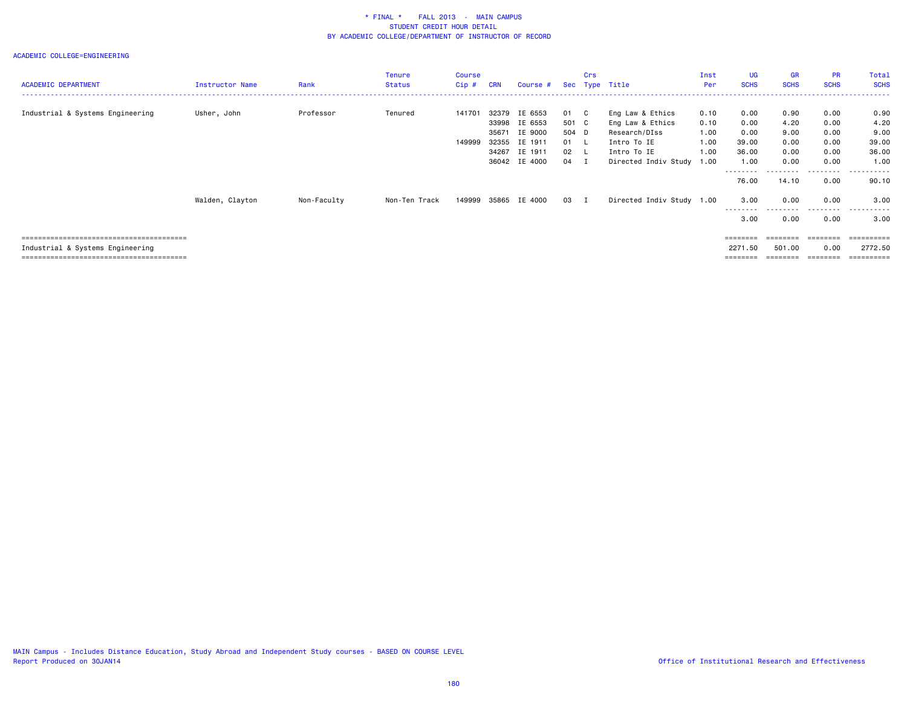* FINAL * FALL 2013 - MAIN CAMPUS
STUDENT CREDIT HOUR DETAIL
BY ACADEMIC COLLEGE/DEPARTMENT OF INSTRUCTOR OF RECORD

ACADEMIC COLLEGE=ENGINEERING

| ACADEMIC DEPARTMENT | Instructor Name | Rank | Tenure Status | Course Cip # | CRN | Course # | Sec | Crs Type | Title | Inst Per | UG SCHS | GR SCHS | PR SCHS | Total SCHS |
|---|---|---|---|---|---|---|---|---|---|---|---|---|---|---|
| Industrial & Systems Engineering | Usher, John | Professor | Tenured | 141701 | 32379 | IE 6553 | 01 | C | Eng Law & Ethics | 0.10 | 0.00 | 0.90 | 0.00 | 0.90 |
| | | | | | 33998 | IE 6553 | 501 | C | Eng Law & Ethics | 0.10 | 0.00 | 4.20 | 0.00 | 4.20 |
| | | | | | 35671 | IE 9000 | 504 | D | Research/DIss | 1.00 | 0.00 | 9.00 | 0.00 | 9.00 |
| | | | | 149999 | 32355 | IE 1911 | 01 | L | Intro To IE | 1.00 | 39.00 | 0.00 | 0.00 | 39.00 |
| | | | | | 34267 | IE 1911 | 02 | L | Intro To IE | 1.00 | 36.00 | 0.00 | 0.00 | 36.00 |
| | | | | | 36042 | IE 4000 | 04 | I | Directed Indiv Study | 1.00 | 1.00 | 0.00 | 0.00 | 1.00 |
| | | | | | | | | | | | 76.00 | 14.10 | 0.00 | 90.10 |
| | Walden, Clayton | Non-Faculty | Non-Ten Track | 149999 | 35865 | IE 4000 | 03 | I | Directed Indiv Study | 1.00 | 3.00 | 0.00 | 0.00 | 3.00 |
| | | | | | | | | | | | 3.00 | 0.00 | 0.00 | 3.00 |
| Industrial & Systems Engineering | | | | | | | | | | | 2271.50 | 501.00 | 0.00 | 2772.50 |

MAIN Campus - Includes Distance Education, Study Abroad and Independent Study courses - BASED ON COURSE LEVEL
Report Produced on 30JAN14

Office of Institutional Research and Effectiveness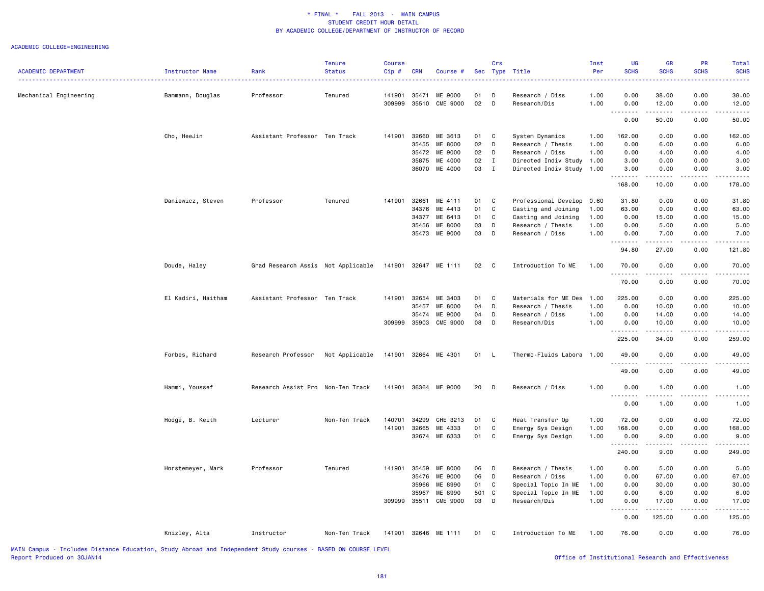\* FINAL \* FALL 2013 - MAIN CAMPUS
STUDENT CREDIT HOUR DETAIL
BY ACADEMIC COLLEGE/DEPARTMENT OF INSTRUCTOR OF RECORD

ACADEMIC COLLEGE=ENGINEERING

| ACADEMIC DEPARTMENT | Instructor Name | Rank | Tenure Status | Course Cip # | CRN | Course # | Sec | Crs Type | Title | Inst Per | UG SCHS | GR SCHS | PR SCHS | Total SCHS |
|---|---|---|---|---|---|---|---|---|---|---|---|---|---|---|
| Mechanical Engineering | Bammann, Douglas | Professor | Tenured | 141901 | 35471 | ME 9000 | 01 | D | Research / Diss | 1.00 | 0.00 | 38.00 | 0.00 | 38.00 |
| | | | | 309999 | 35510 | CME 9000 | 02 | D | Research/Dis | 1.00 | 0.00 | 12.00 | 0.00 | 12.00 |
| | | | | | | | | | | | 0.00 | 50.00 | 0.00 | 50.00 |
| | Cho, HeeJin | Assistant Professor | Ten Track | 141901 | 32660 | ME 3613 | 01 | C | System Dynamics | 1.00 | 162.00 | 0.00 | 0.00 | 162.00 |
| | | | | | 35455 | ME 8000 | 02 | D | Research / Thesis | 1.00 | 0.00 | 6.00 | 0.00 | 6.00 |
| | | | | | 35472 | ME 9000 | 02 | D | Research / Diss | 1.00 | 0.00 | 4.00 | 0.00 | 4.00 |
| | | | | | 35875 | ME 4000 | 02 | I | Directed Indiv Study | 1.00 | 3.00 | 0.00 | 0.00 | 3.00 |
| | | | | | 36070 | ME 4000 | 03 | I | Directed Indiv Study | 1.00 | 3.00 | 0.00 | 0.00 | 3.00 |
| | | | | | | | | | | | 168.00 | 10.00 | 0.00 | 178.00 |
| | Daniewicz, Steven | Professor | Tenured | 141901 | 32661 | ME 4111 | 01 | C | Professional Develop | 0.60 | 31.80 | 0.00 | 0.00 | 31.80 |
| | | | | | 34376 | ME 4413 | 01 | C | Casting and Joining | 1.00 | 63.00 | 0.00 | 0.00 | 63.00 |
| | | | | | 34377 | ME 6413 | 01 | C | Casting and Joining | 1.00 | 0.00 | 15.00 | 0.00 | 15.00 |
| | | | | | 35456 | ME 8000 | 03 | D | Research / Thesis | 1.00 | 0.00 | 5.00 | 0.00 | 5.00 |
| | | | | | 35473 | ME 9000 | 03 | D | Research / Diss | 1.00 | 0.00 | 7.00 | 0.00 | 7.00 |
| | | | | | | | | | | | 94.80 | 27.00 | 0.00 | 121.80 |
| | Doude, Haley | Grad Research Assis | Not Applicable | 141901 | 32647 | ME 1111 | 02 | C | Introduction To ME | 1.00 | 70.00 | 0.00 | 0.00 | 70.00 |
| | | | | | | | | | | | 70.00 | 0.00 | 0.00 | 70.00 |
| | El Kadiri, Haitham | Assistant Professor | Ten Track | 141901 | 32654 | ME 3403 | 01 | C | Materials for ME Des | 1.00 | 225.00 | 0.00 | 0.00 | 225.00 |
| | | | | | 35457 | ME 8000 | 04 | D | Research / Thesis | 1.00 | 0.00 | 10.00 | 0.00 | 10.00 |
| | | | | | 35474 | ME 9000 | 04 | D | Research / Diss | 1.00 | 0.00 | 14.00 | 0.00 | 14.00 |
| | | | | 309999 | 35903 | CME 9000 | 08 | D | Research/Dis | 1.00 | 0.00 | 10.00 | 0.00 | 10.00 |
| | | | | | | | | | | | 225.00 | 34.00 | 0.00 | 259.00 |
| | Forbes, Richard | Research Professor | Not Applicable | 141901 | 32664 | ME 4301 | 01 | L | Thermo-Fluids Labora | 1.00 | 49.00 | 0.00 | 0.00 | 49.00 |
| | | | | | | | | | | | 49.00 | 0.00 | 0.00 | 49.00 |
| | Hammi, Youssef | Research Assist Pro | Non-Ten Track | 141901 | 36364 | ME 9000 | 20 | D | Research / Diss | 1.00 | 0.00 | 1.00 | 0.00 | 1.00 |
| | | | | | | | | | | | 0.00 | 1.00 | 0.00 | 1.00 |
| | Hodge, B. Keith | Lecturer | Non-Ten Track | 140701 | 34299 | CHE 3213 | 01 | C | Heat Transfer Op | 1.00 | 72.00 | 0.00 | 0.00 | 72.00 |
| | | | | 141901 | 32665 | ME 4333 | 01 | C | Energy Sys Design | 1.00 | 168.00 | 0.00 | 0.00 | 168.00 |
| | | | | | 32674 | ME 6333 | 01 | C | Energy Sys Design | 1.00 | 0.00 | 9.00 | 0.00 | 9.00 |
| | | | | | | | | | | | 240.00 | 9.00 | 0.00 | 249.00 |
| | Horstemeyer, Mark | Professor | Tenured | 141901 | 35459 | ME 8000 | 06 | D | Research / Thesis | 1.00 | 0.00 | 5.00 | 0.00 | 5.00 |
| | | | | | 35476 | ME 9000 | 06 | D | Research / Diss | 1.00 | 0.00 | 67.00 | 0.00 | 67.00 |
| | | | | | 35966 | ME 8990 | 01 | C | Special Topic In ME | 1.00 | 0.00 | 30.00 | 0.00 | 30.00 |
| | | | | | 35967 | ME 8990 | 501 | C | Special Topic In ME | 1.00 | 0.00 | 6.00 | 0.00 | 6.00 |
| | | | | 309999 | 35511 | CME 9000 | 03 | D | Research/Dis | 1.00 | 0.00 | 17.00 | 0.00 | 17.00 |
| | | | | | | | | | | | 0.00 | 125.00 | 0.00 | 125.00 |
| | Knizley, Alta | Instructor | Non-Ten Track | 141901 | 32646 | ME 1111 | 01 | C | Introduction To ME | 1.00 | 76.00 | 0.00 | 0.00 | 76.00 |

MAIN Campus - Includes Distance Education, Study Abroad and Independent Study courses - BASED ON COURSE LEVEL
Report Produced on 30JAN14

Office of Institutional Research and Effectiveness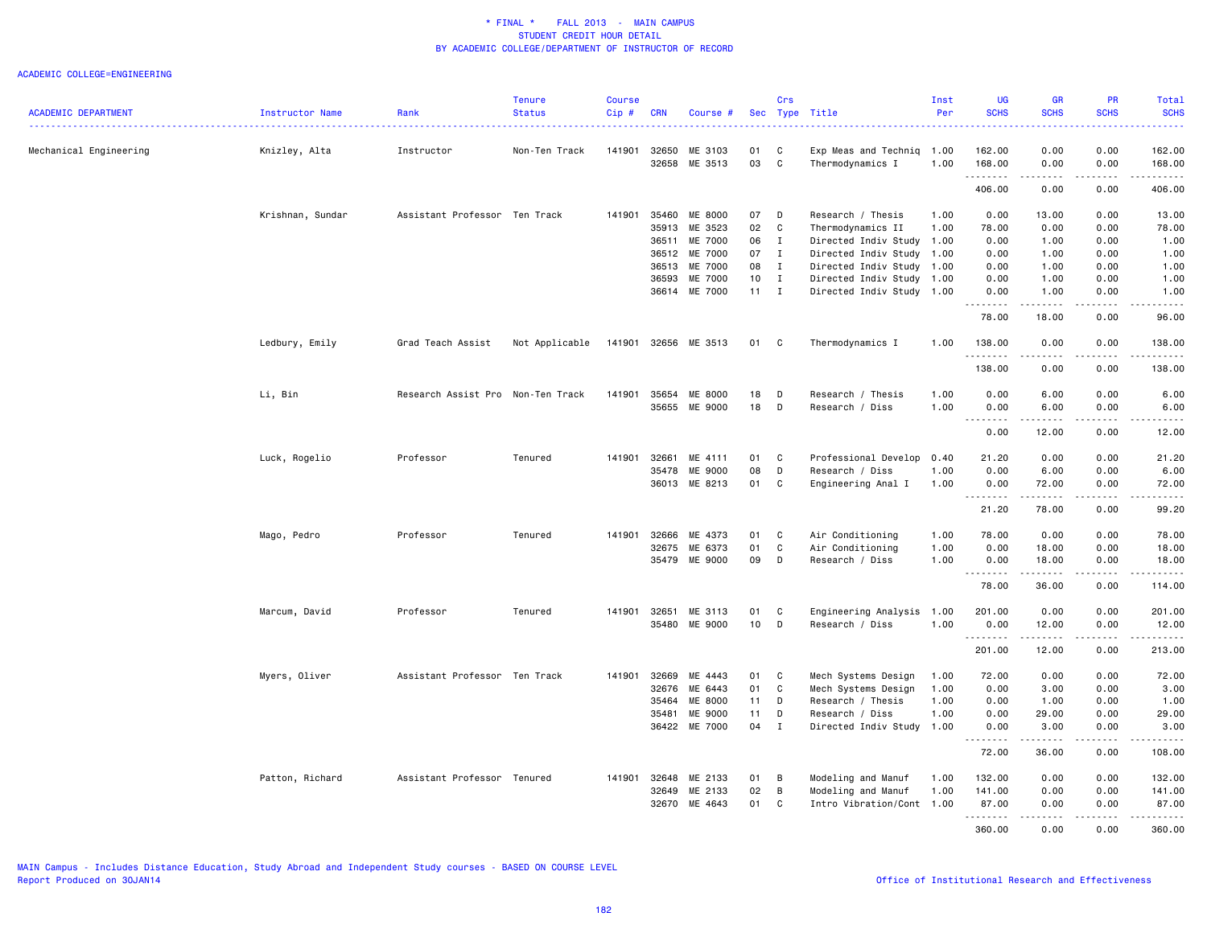# * FINAL * FALL 2013 - MAIN CAMPUS
## STUDENT CREDIT HOUR DETAIL
### BY ACADEMIC COLLEGE/DEPARTMENT OF INSTRUCTOR OF RECORD

ACADEMIC COLLEGE=ENGINEERING

| ACADEMIC DEPARTMENT | Instructor Name | Rank | Tenure Status | Course Cip # | CRN | Course # | Sec | Crs Type | Title | Inst Per | UG SCHS | GR SCHS | PR SCHS | Total SCHS |
|---|---|---|---|---|---|---|---|---|---|---|---|---|---|---|
| Mechanical Engineering | Knizley, Alta | Instructor | Non-Ten Track | 141901 | 32650 | ME 3103 | 01 | C | Exp Meas and Techniq | 1.00 | 162.00 | 0.00 | 0.00 | 162.00 |
| | | | | | 32658 | ME 3513 | 03 | C | Thermodynamics I | 1.00 | 168.00 | 0.00 | 0.00 | 168.00 |
| | | | | | | | | | | | 406.00 | 0.00 | 0.00 | 406.00 |
| | Krishnan, Sundar | Assistant Professor | Ten Track | 141901 | 35460 | ME 8000 | 07 | D | Research / Thesis | 1.00 | 0.00 | 13.00 | 0.00 | 13.00 |
| | | | | | 35913 | ME 3523 | 02 | C | Thermodynamics II | 1.00 | 78.00 | 0.00 | 0.00 | 78.00 |
| | | | | | 36511 | ME 7000 | 06 | I | Directed Indiv Study | 1.00 | 0.00 | 1.00 | 0.00 | 1.00 |
| | | | | | 36512 | ME 7000 | 07 | I | Directed Indiv Study | 1.00 | 0.00 | 1.00 | 0.00 | 1.00 |
| | | | | | 36513 | ME 7000 | 08 | I | Directed Indiv Study | 1.00 | 0.00 | 1.00 | 0.00 | 1.00 |
| | | | | | 36593 | ME 7000 | 10 | I | Directed Indiv Study | 1.00 | 0.00 | 1.00 | 0.00 | 1.00 |
| | | | | | 36614 | ME 7000 | 11 | I | Directed Indiv Study | 1.00 | 0.00 | 1.00 | 0.00 | 1.00 |
| | | | | | | | | | | | 78.00 | 18.00 | 0.00 | 96.00 |
| | Ledbury, Emily | Grad Teach Assist | Not Applicable | 141901 | 32656 | ME 3513 | 01 | C | Thermodynamics I | 1.00 | 138.00 | 0.00 | 0.00 | 138.00 |
| | | | | | | | | | | | 138.00 | 0.00 | 0.00 | 138.00 |
| | Li, Bin | Research Assist Pro | Non-Ten Track | 141901 | 35654 | ME 8000 | 18 | D | Research / Thesis | 1.00 | 0.00 | 6.00 | 0.00 | 6.00 |
| | | | | | 35655 | ME 9000 | 18 | D | Research / Diss | 1.00 | 0.00 | 6.00 | 0.00 | 6.00 |
| | | | | | | | | | | | 0.00 | 12.00 | 0.00 | 12.00 |
| | Luck, Rogelio | Professor | Tenured | 141901 | 32661 | ME 4111 | 01 | C | Professional Develop | 0.40 | 21.20 | 0.00 | 0.00 | 21.20 |
| | | | | | 35478 | ME 9000 | 08 | D | Research / Diss | 1.00 | 0.00 | 6.00 | 0.00 | 6.00 |
| | | | | | 36013 | ME 8213 | 01 | C | Engineering Anal I | 1.00 | 0.00 | 72.00 | 0.00 | 72.00 |
| | | | | | | | | | | | 21.20 | 78.00 | 0.00 | 99.20 |
| | Mago, Pedro | Professor | Tenured | 141901 | 32666 | ME 4373 | 01 | C | Air Conditioning | 1.00 | 78.00 | 0.00 | 0.00 | 78.00 |
| | | | | | 32675 | ME 6373 | 01 | C | Air Conditioning | 1.00 | 0.00 | 18.00 | 0.00 | 18.00 |
| | | | | | 35479 | ME 9000 | 09 | D | Research / Diss | 1.00 | 0.00 | 18.00 | 0.00 | 18.00 |
| | | | | | | | | | | | 78.00 | 36.00 | 0.00 | 114.00 |
| | Marcum, David | Professor | Tenured | 141901 | 32651 | ME 3113 | 01 | C | Engineering Analysis | 1.00 | 201.00 | 0.00 | 0.00 | 201.00 |
| | | | | | 35480 | ME 9000 | 10 | D | Research / Diss | 1.00 | 0.00 | 12.00 | 0.00 | 12.00 |
| | | | | | | | | | | | 201.00 | 12.00 | 0.00 | 213.00 |
| | Myers, Oliver | Assistant Professor | Ten Track | 141901 | 32669 | ME 4443 | 01 | C | Mech Systems Design | 1.00 | 72.00 | 0.00 | 0.00 | 72.00 |
| | | | | | 32676 | ME 6443 | 01 | C | Mech Systems Design | 1.00 | 0.00 | 3.00 | 0.00 | 3.00 |
| | | | | | 35464 | ME 8000 | 11 | D | Research / Thesis | 1.00 | 0.00 | 1.00 | 0.00 | 1.00 |
| | | | | | 35481 | ME 9000 | 11 | D | Research / Diss | 1.00 | 0.00 | 29.00 | 0.00 | 29.00 |
| | | | | | 36422 | ME 7000 | 04 | I | Directed Indiv Study | 1.00 | 0.00 | 3.00 | 0.00 | 3.00 |
| | | | | | | | | | | | 72.00 | 36.00 | 0.00 | 108.00 |
| | Patton, Richard | Assistant Professor | Tenured | 141901 | 32648 | ME 2133 | 01 | B | Modeling and Manuf | 1.00 | 132.00 | 0.00 | 0.00 | 132.00 |
| | | | | | 32649 | ME 2133 | 02 | B | Modeling and Manuf | 1.00 | 141.00 | 0.00 | 0.00 | 141.00 |
| | | | | | 32670 | ME 4643 | 01 | C | Intro Vibration/Cont | 1.00 | 87.00 | 0.00 | 0.00 | 87.00 |
| | | | | | | | | | | | 360.00 | 0.00 | 0.00 | 360.00 |

MAIN Campus - Includes Distance Education, Study Abroad and Independent Study courses - BASED ON COURSE LEVEL
Report Produced on 30JAN14

Office of Institutional Research and Effectiveness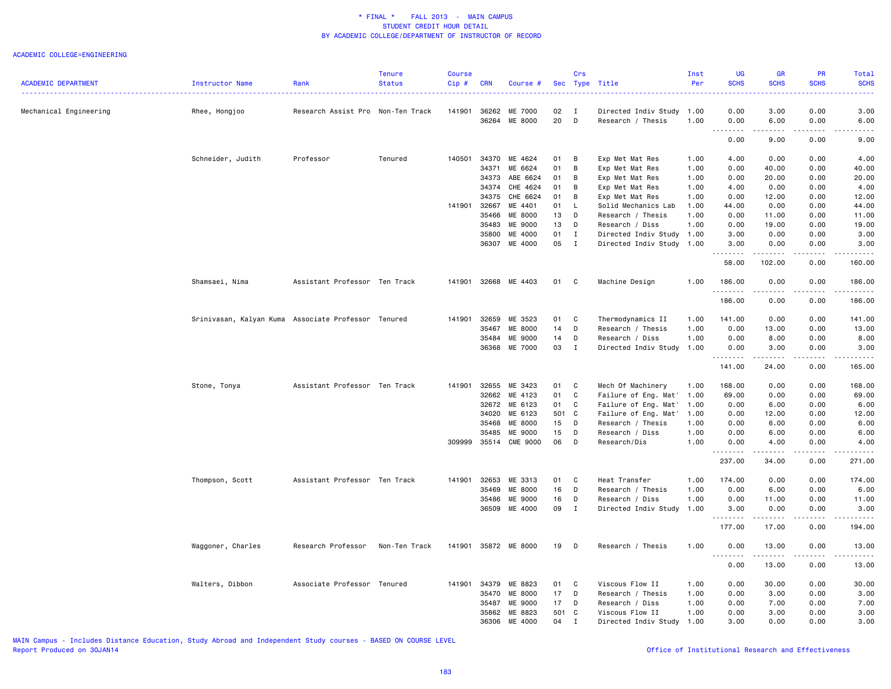\* FINAL \* FALL 2013 - MAIN CAMPUS
STUDENT CREDIT HOUR DETAIL
BY ACADEMIC COLLEGE/DEPARTMENT OF INSTRUCTOR OF RECORD

ACADEMIC COLLEGE=ENGINEERING

| ACADEMIC DEPARTMENT | Instructor Name | Rank | Tenure Status | Course Cip # | CRN | Course # | Sec | Crs Type | Title | Inst Per | UG SCHS | GR SCHS | PR SCHS | Total SCHS |
|---|---|---|---|---|---|---|---|---|---|---|---|---|---|---|
| Mechanical Engineering | Rhee, Hongjoo | Research Assist Pro | Non-Ten Track | 141901 | 36262 | ME 7000 | 02 | I | Directed Indiv Study | 1.00 | 0.00 | 3.00 | 0.00 | 3.00 |
| | | | | | 36264 | ME 8000 | 20 | D | Research / Thesis | 1.00 | 0.00 | 6.00 | 0.00 | 6.00 |
| | | | | | | | | | | | 0.00 | 9.00 | 0.00 | 9.00 |
| | Schneider, Judith | Professor | Tenured | 140501 | 34370 | ME 4624 | 01 | B | Exp Met Mat Res | 1.00 | 4.00 | 0.00 | 0.00 | 4.00 |
| | | | | | 34371 | ME 6624 | 01 | B | Exp Met Mat Res | 1.00 | 0.00 | 40.00 | 0.00 | 40.00 |
| | | | | | 34373 | ABE 6624 | 01 | B | Exp Met Mat Res | 1.00 | 0.00 | 20.00 | 0.00 | 20.00 |
| | | | | | 34374 | CHE 4624 | 01 | B | Exp Met Mat Res | 1.00 | 4.00 | 0.00 | 0.00 | 4.00 |
| | | | | | 34375 | CHE 6624 | 01 | B | Exp Met Mat Res | 1.00 | 0.00 | 12.00 | 0.00 | 12.00 |
| | | | | 141901 | 32667 | ME 4401 | 01 | L | Solid Mechanics Lab | 1.00 | 44.00 | 0.00 | 0.00 | 44.00 |
| | | | | | 35466 | ME 8000 | 13 | D | Research / Thesis | 1.00 | 0.00 | 11.00 | 0.00 | 11.00 |
| | | | | | 35483 | ME 9000 | 13 | D | Research / Diss | 1.00 | 0.00 | 19.00 | 0.00 | 19.00 |
| | | | | | 35800 | ME 4000 | 01 | I | Directed Indiv Study | 1.00 | 3.00 | 0.00 | 0.00 | 3.00 |
| | | | | | 36307 | ME 4000 | 05 | I | Directed Indiv Study | 1.00 | 3.00 | 0.00 | 0.00 | 3.00 |
| | | | | | | | | | | | 58.00 | 102.00 | 0.00 | 160.00 |
| | Shamsaei, Nima | Assistant Professor | Ten Track | 141901 | 32668 | ME 4403 | 01 | C | Machine Design | 1.00 | 186.00 | 0.00 | 0.00 | 186.00 |
| | | | | | | | | | | | 186.00 | 0.00 | 0.00 | 186.00 |
| | Srinivasan, Kalyan Kuma | Associate Professor | Tenured | 141901 | 32659 | ME 3523 | 01 | C | Thermodynamics II | 1.00 | 141.00 | 0.00 | 0.00 | 141.00 |
| | | | | | 35467 | ME 8000 | 14 | D | Research / Thesis | 1.00 | 0.00 | 13.00 | 0.00 | 13.00 |
| | | | | | 35484 | ME 9000 | 14 | D | Research / Diss | 1.00 | 0.00 | 8.00 | 0.00 | 8.00 |
| | | | | | 36368 | ME 7000 | 03 | I | Directed Indiv Study | 1.00 | 0.00 | 3.00 | 0.00 | 3.00 |
| | | | | | | | | | | | 141.00 | 24.00 | 0.00 | 165.00 |
| | Stone, Tonya | Assistant Professor | Ten Track | 141901 | 32655 | ME 3423 | 01 | C | Mech Of Machinery | 1.00 | 168.00 | 0.00 | 0.00 | 168.00 |
| | | | | | 32662 | ME 4123 | 01 | C | Failure of Eng. Mat' | 1.00 | 69.00 | 0.00 | 0.00 | 69.00 |
| | | | | | 32672 | ME 6123 | 01 | C | Failure of Eng. Mat' | 1.00 | 0.00 | 6.00 | 0.00 | 6.00 |
| | | | | | 34020 | ME 6123 | 501 | C | Failure of Eng. Mat' | 1.00 | 0.00 | 12.00 | 0.00 | 12.00 |
| | | | | | 35468 | ME 8000 | 15 | D | Research / Thesis | 1.00 | 0.00 | 6.00 | 0.00 | 6.00 |
| | | | | | 35485 | ME 9000 | 15 | D | Research / Diss | 1.00 | 0.00 | 6.00 | 0.00 | 6.00 |
| | | | | 309999 | 35514 | CME 9000 | 06 | D | Research/Dis | 1.00 | 0.00 | 4.00 | 0.00 | 4.00 |
| | | | | | | | | | | | 237.00 | 34.00 | 0.00 | 271.00 |
| | Thompson, Scott | Assistant Professor | Ten Track | 141901 | 32653 | ME 3313 | 01 | C | Heat Transfer | 1.00 | 174.00 | 0.00 | 0.00 | 174.00 |
| | | | | | 35469 | ME 8000 | 16 | D | Research / Thesis | 1.00 | 0.00 | 6.00 | 0.00 | 6.00 |
| | | | | | 35486 | ME 9000 | 16 | D | Research / Diss | 1.00 | 0.00 | 11.00 | 0.00 | 11.00 |
| | | | | | 36509 | ME 4000 | 09 | I | Directed Indiv Study | 1.00 | 3.00 | 0.00 | 0.00 | 3.00 |
| | | | | | | | | | | | 177.00 | 17.00 | 0.00 | 194.00 |
| | Waggoner, Charles | Research Professor | Non-Ten Track | 141901 | 35872 | ME 8000 | 19 | D | Research / Thesis | 1.00 | 0.00 | 13.00 | 0.00 | 13.00 |
| | | | | | | | | | | | 0.00 | 13.00 | 0.00 | 13.00 |
| | Walters, Dibbon | Associate Professor | Tenured | 141901 | 34379 | ME 8823 | 01 | C | Viscous Flow II | 1.00 | 0.00 | 30.00 | 0.00 | 30.00 |
| | | | | | 35470 | ME 8000 | 17 | D | Research / Thesis | 1.00 | 0.00 | 3.00 | 0.00 | 3.00 |
| | | | | | 35487 | ME 9000 | 17 | D | Research / Diss | 1.00 | 0.00 | 7.00 | 0.00 | 7.00 |
| | | | | | 35862 | ME 8823 | 501 | C | Viscous Flow II | 1.00 | 0.00 | 3.00 | 0.00 | 3.00 |
| | | | | | 36306 | ME 4000 | 04 | I | Directed Indiv Study | 1.00 | 3.00 | 0.00 | 0.00 | 3.00 |

MAIN Campus - Includes Distance Education, Study Abroad and Independent Study courses - BASED ON COURSE LEVEL
Report Produced on 30JAN14

Office of Institutional Research and Effectiveness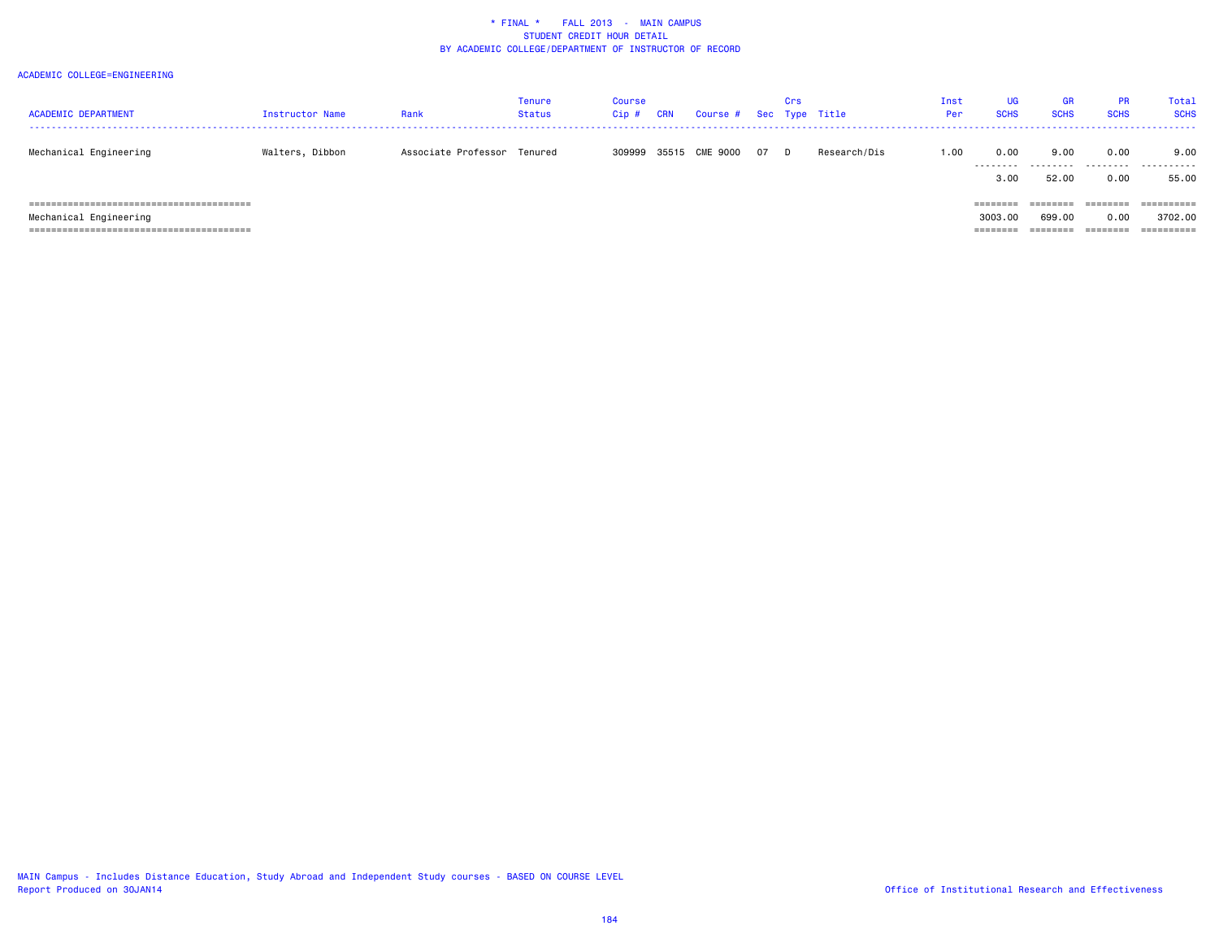* FINAL * FALL 2013 - MAIN CAMPUS
STUDENT CREDIT HOUR DETAIL
BY ACADEMIC COLLEGE/DEPARTMENT OF INSTRUCTOR OF RECORD

ACADEMIC COLLEGE=ENGINEERING

| ACADEMIC DEPARTMENT | Instructor Name | Rank | Tenure Status | Course Cip # | CRN | Course # | Sec | Crs Type | Title | Inst Per | UG SCHS | GR SCHS | PR SCHS | Total SCHS |
|---|---|---|---|---|---|---|---|---|---|---|---|---|---|---|
| Mechanical Engineering | Walters, Dibbon | Associate Professor | Tenured | 309999 | 35515 | CME 9000 | 07 | D | Research/Dis | 1.00 | 0.00 | 9.00 | 0.00 | 9.00 |
| | | | | | | | | | | | 3.00 | 52.00 | 0.00 | 55.00 |
| Mechanical Engineering | | | | | | | | | | | 3003.00 | 699.00 | 0.00 | 3702.00 |

MAIN Campus - Includes Distance Education, Study Abroad and Independent Study courses - BASED ON COURSE LEVEL
Report Produced on 30JAN14

Office of Institutional Research and Effectiveness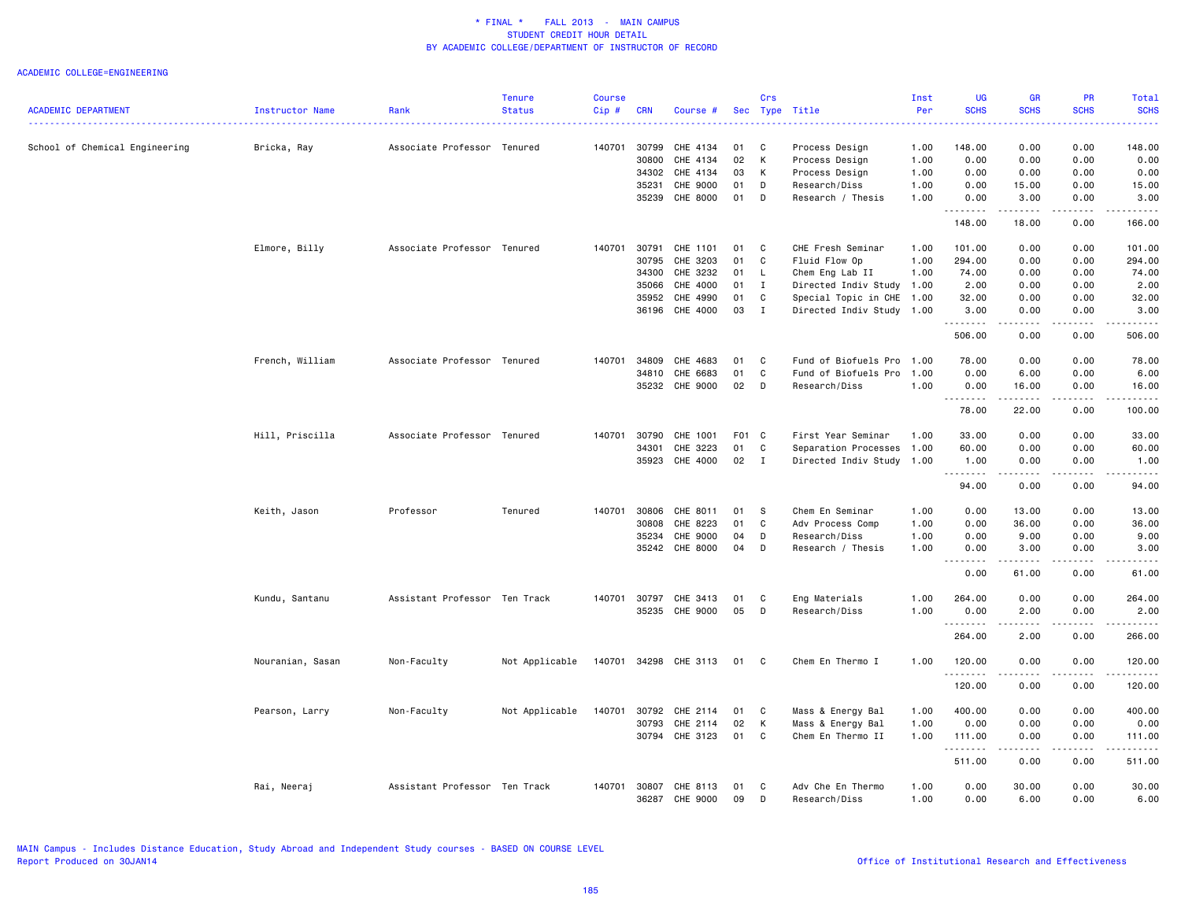\* FINAL \*    FALL 2013  -  MAIN CAMPUS
STUDENT CREDIT HOUR DETAIL
BY ACADEMIC COLLEGE/DEPARTMENT OF INSTRUCTOR OF RECORD

ACADEMIC COLLEGE=ENGINEERING

| ACADEMIC DEPARTMENT | Instructor Name | Rank | Tenure Status | Course Cip # | CRN | Course # | Sec | Crs Type | Title | Inst Per | UG SCHS | GR SCHS | PR SCHS | Total SCHS |
|---|---|---|---|---|---|---|---|---|---|---|---|---|---|---|
| School of Chemical Engineering | Bricka, Ray | Associate Professor | Tenured | 140701 | 30799 | CHE 4134 | 01 | C | Process Design | 1.00 | 148.00 | 0.00 | 0.00 | 148.00 |
| | | | | | 30800 | CHE 4134 | 02 | K | Process Design | 1.00 | 0.00 | 0.00 | 0.00 | 0.00 |
| | | | | | 34302 | CHE 4134 | 03 | K | Process Design | 1.00 | 0.00 | 0.00 | 0.00 | 0.00 |
| | | | | | 35231 | CHE 9000 | 01 | D | Research/Diss | 1.00 | 0.00 | 15.00 | 0.00 | 15.00 |
| | | | | | 35239 | CHE 8000 | 01 | D | Research / Thesis | 1.00 | 0.00 | 3.00 | 0.00 | 3.00 |
| | | | | | | | | | | | 148.00 | 18.00 | 0.00 | 166.00 |
| | Elmore, Billy | Associate Professor | Tenured | 140701 | 30791 | CHE 1101 | 01 | C | CHE Fresh Seminar | 1.00 | 101.00 | 0.00 | 0.00 | 101.00 |
| | | | | | 30795 | CHE 3203 | 01 | C | Fluid Flow Op | 1.00 | 294.00 | 0.00 | 0.00 | 294.00 |
| | | | | | 34300 | CHE 3232 | 01 | L | Chem Eng Lab II | 1.00 | 74.00 | 0.00 | 0.00 | 74.00 |
| | | | | | 35066 | CHE 4000 | 01 | I | Directed Indiv Study | 1.00 | 2.00 | 0.00 | 0.00 | 2.00 |
| | | | | | 35952 | CHE 4990 | 01 | C | Special Topic in CHE | 1.00 | 32.00 | 0.00 | 0.00 | 32.00 |
| | | | | | 36196 | CHE 4000 | 03 | I | Directed Indiv Study | 1.00 | 3.00 | 0.00 | 0.00 | 3.00 |
| | | | | | | | | | | | 506.00 | 0.00 | 0.00 | 506.00 |
| | French, William | Associate Professor | Tenured | 140701 | 34809 | CHE 4683 | 01 | C | Fund of Biofuels Pro | 1.00 | 78.00 | 0.00 | 0.00 | 78.00 |
| | | | | | 34810 | CHE 6683 | 01 | C | Fund of Biofuels Pro | 1.00 | 0.00 | 6.00 | 0.00 | 6.00 |
| | | | | | 35232 | CHE 9000 | 02 | D | Research/Diss | 1.00 | 0.00 | 16.00 | 0.00 | 16.00 |
| | | | | | | | | | | | 78.00 | 22.00 | 0.00 | 100.00 |
| | Hill, Priscilla | Associate Professor | Tenured | 140701 | 30790 | CHE 1001 | F01 | C | First Year Seminar | 1.00 | 33.00 | 0.00 | 0.00 | 33.00 |
| | | | | | 34301 | CHE 3223 | 01 | C | Separation Processes | 1.00 | 60.00 | 0.00 | 0.00 | 60.00 |
| | | | | | 35923 | CHE 4000 | 02 | I | Directed Indiv Study | 1.00 | 1.00 | 0.00 | 0.00 | 1.00 |
| | | | | | | | | | | | 94.00 | 0.00 | 0.00 | 94.00 |
| | Keith, Jason | Professor | Tenured | 140701 | 30806 | CHE 8011 | 01 | S | Chem En Seminar | 1.00 | 0.00 | 13.00 | 0.00 | 13.00 |
| | | | | | 30808 | CHE 8223 | 01 | C | Adv Process Comp | 1.00 | 0.00 | 36.00 | 0.00 | 36.00 |
| | | | | | 35234 | CHE 9000 | 04 | D | Research/Diss | 1.00 | 0.00 | 9.00 | 0.00 | 9.00 |
| | | | | | 35242 | CHE 8000 | 04 | D | Research / Thesis | 1.00 | 0.00 | 3.00 | 0.00 | 3.00 |
| | | | | | | | | | | | 0.00 | 61.00 | 0.00 | 61.00 |
| | Kundu, Santanu | Assistant Professor | Ten Track | 140701 | 30797 | CHE 3413 | 01 | C | Eng Materials | 1.00 | 264.00 | 0.00 | 0.00 | 264.00 |
| | | | | | 35235 | CHE 9000 | 05 | D | Research/Diss | 1.00 | 0.00 | 2.00 | 0.00 | 2.00 |
| | | | | | | | | | | | 264.00 | 2.00 | 0.00 | 266.00 |
| | Nouranian, Sasan | Non-Faculty | Not Applicable | 140701 | 34298 | CHE 3113 | 01 | C | Chem En Thermo I | 1.00 | 120.00 | 0.00 | 0.00 | 120.00 |
| | | | | | | | | | | | 120.00 | 0.00 | 0.00 | 120.00 |
| | Pearson, Larry | Non-Faculty | Not Applicable | 140701 | 30792 | CHE 2114 | 01 | C | Mass & Energy Bal | 1.00 | 400.00 | 0.00 | 0.00 | 400.00 |
| | | | | | 30793 | CHE 2114 | 02 | K | Mass & Energy Bal | 1.00 | 0.00 | 0.00 | 0.00 | 0.00 |
| | | | | | 30794 | CHE 3123 | 01 | C | Chem En Thermo II | 1.00 | 111.00 | 0.00 | 0.00 | 111.00 |
| | | | | | | | | | | | 511.00 | 0.00 | 0.00 | 511.00 |
| | Rai, Neeraj | Assistant Professor | Ten Track | 140701 | 30807 | CHE 8113 | 01 | C | Adv Che En Thermo | 1.00 | 0.00 | 30.00 | 0.00 | 30.00 |
| | | | | | 36287 | CHE 9000 | 09 | D | Research/Diss | 1.00 | 0.00 | 6.00 | 0.00 | 6.00 |

MAIN Campus - Includes Distance Education, Study Abroad and Independent Study courses - BASED ON COURSE LEVEL
Report Produced on 30JAN14

Office of Institutional Research and Effectiveness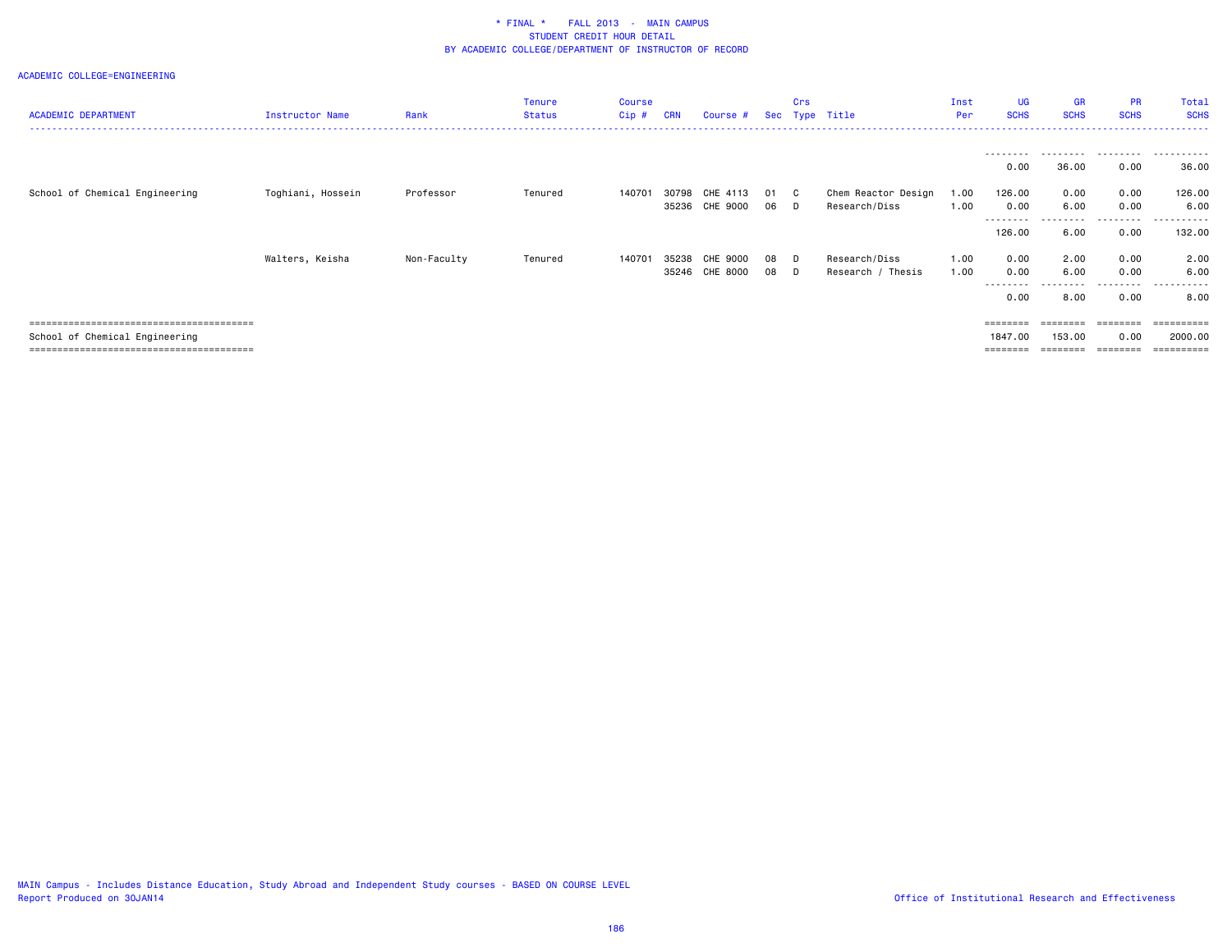* FINAL * FALL 2013 - MAIN CAMPUS
STUDENT CREDIT HOUR DETAIL
BY ACADEMIC COLLEGE/DEPARTMENT OF INSTRUCTOR OF RECORD

ACADEMIC COLLEGE=ENGINEERING

| ACADEMIC DEPARTMENT | Instructor Name | Rank | Tenure Status | Course Cip # | CRN | Course # | Sec | Crs Type | Title | Inst Per | UG SCHS | GR SCHS | PR SCHS | Total SCHS |
|---|---|---|---|---|---|---|---|---|---|---|---|---|---|---|
| | | | | | | | | | | | 0.00 | 36.00 | 0.00 | 36.00 |
| School of Chemical Engineering | Toghiani, Hossein | Professor | Tenured | 140701 | 30798 | CHE 4113 | 01 | C | Chem Reactor Design | 1.00 | 126.00 | 0.00 | 0.00 | 126.00 |
| | | | | | 35236 | CHE 9000 | 06 | D | Research/Diss | 1.00 | 0.00 | 6.00 | 0.00 | 6.00 |
| | | | | | | | | | | | 126.00 | 6.00 | 0.00 | 132.00 |
| | Walters, Keisha | Non-Faculty | Tenured | 140701 | 35238 | CHE 9000 | 08 | D | Research/Diss | 1.00 | 0.00 | 2.00 | 0.00 | 2.00 |
| | | | | | 35246 | CHE 8000 | 08 | D | Research / Thesis | 1.00 | 0.00 | 6.00 | 0.00 | 6.00 |
| | | | | | | | | | | | 0.00 | 8.00 | 0.00 | 8.00 |
| School of Chemical Engineering | | | | | | | | | | | 1847.00 | 153.00 | 0.00 | 2000.00 |

MAIN Campus - Includes Distance Education, Study Abroad and Independent Study courses - BASED ON COURSE LEVEL
Report Produced on 30JAN14

Office of Institutional Research and Effectiveness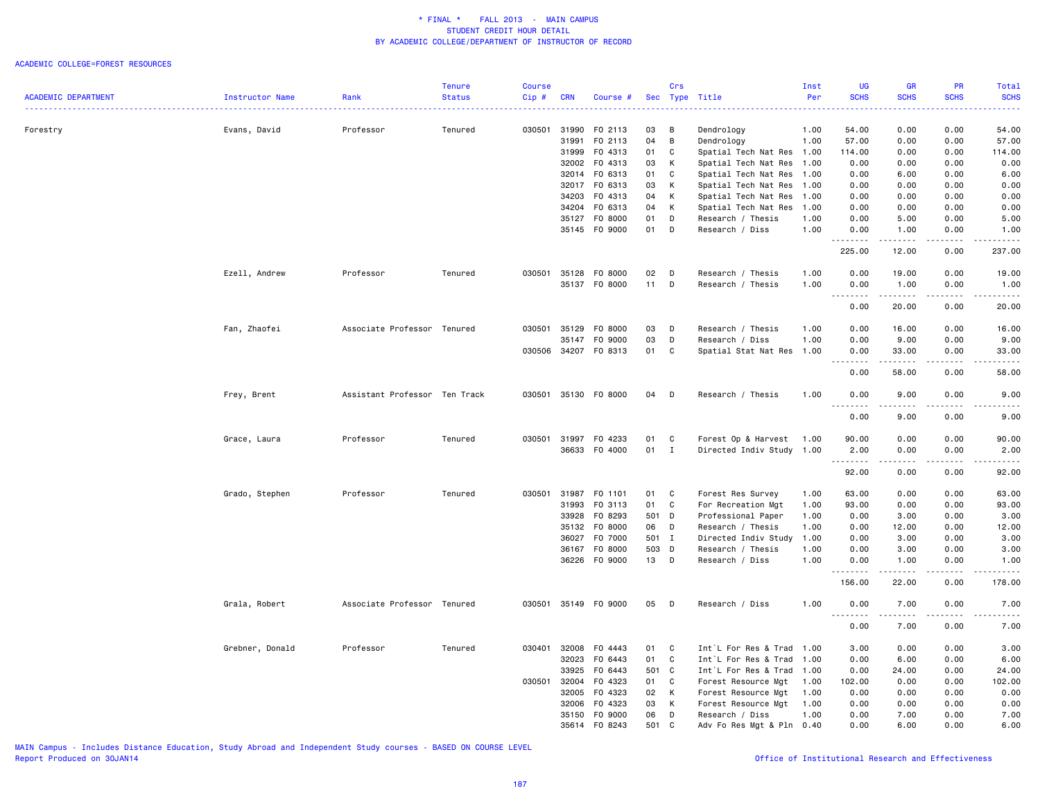\* FINAL \* FALL 2013 - MAIN CAMPUS
STUDENT CREDIT HOUR DETAIL
BY ACADEMIC COLLEGE/DEPARTMENT OF INSTRUCTOR OF RECORD

ACADEMIC COLLEGE=FOREST RESOURCES

| ACADEMIC DEPARTMENT | Instructor Name | Rank | Tenure Status | Course Cip # | CRN | Course # | Sec | Crs Type | Title | Inst Per | UG SCHS | GR SCHS | PR SCHS | Total SCHS |
|---|---|---|---|---|---|---|---|---|---|---|---|---|---|---|
| Forestry | Evans, David | Professor | Tenured | 030501 | 31990 | FO 2113 | 03 | B | Dendrology | 1.00 | 54.00 | 0.00 | 0.00 | 54.00 |
| | | | | | 31991 | FO 2113 | 04 | B | Dendrology | 1.00 | 57.00 | 0.00 | 0.00 | 57.00 |
| | | | | | 31999 | FO 4313 | 01 | C | Spatial Tech Nat Res | 1.00 | 114.00 | 0.00 | 0.00 | 114.00 |
| | | | | | 32002 | FO 4313 | 03 | K | Spatial Tech Nat Res | 1.00 | 0.00 | 0.00 | 0.00 | 0.00 |
| | | | | | 32014 | FO 6313 | 01 | C | Spatial Tech Nat Res | 1.00 | 0.00 | 6.00 | 0.00 | 6.00 |
| | | | | | 32017 | FO 6313 | 03 | K | Spatial Tech Nat Res | 1.00 | 0.00 | 0.00 | 0.00 | 0.00 |
| | | | | | 34203 | FO 4313 | 04 | K | Spatial Tech Nat Res | 1.00 | 0.00 | 0.00 | 0.00 | 0.00 |
| | | | | | 34204 | FO 6313 | 04 | K | Spatial Tech Nat Res | 1.00 | 0.00 | 0.00 | 0.00 | 0.00 |
| | | | | | 35127 | FO 8000 | 01 | D | Research / Thesis | 1.00 | 0.00 | 5.00 | 0.00 | 5.00 |
| | | | | | 35145 | FO 9000 | 01 | D | Research / Diss | 1.00 | 0.00 | 1.00 | 0.00 | 1.00 |
| | | | | | | | | | | | 225.00 | 12.00 | 0.00 | 237.00 |
| | Ezell, Andrew | Professor | Tenured | 030501 | 35128 | FO 8000 | 02 | D | Research / Thesis | 1.00 | 0.00 | 19.00 | 0.00 | 19.00 |
| | | | | | 35137 | FO 8000 | 11 | D | Research / Thesis | 1.00 | 0.00 | 1.00 | 0.00 | 1.00 |
| | | | | | | | | | | | 0.00 | 20.00 | 0.00 | 20.00 |
| | Fan, Zhaofei | Associate Professor | Tenured | 030501 | 35129 | FO 8000 | 03 | D | Research / Thesis | 1.00 | 0.00 | 16.00 | 0.00 | 16.00 |
| | | | | | 35147 | FO 9000 | 03 | D | Research / Diss | 1.00 | 0.00 | 9.00 | 0.00 | 9.00 |
| | | | | 030506 | 34207 | FO 8313 | 01 | C | Spatial Stat Nat Res | 1.00 | 0.00 | 33.00 | 0.00 | 33.00 |
| | | | | | | | | | | | 0.00 | 58.00 | 0.00 | 58.00 |
| | Frey, Brent | Assistant Professor | Ten Track | 030501 | 35130 | FO 8000 | 04 | D | Research / Thesis | 1.00 | 0.00 | 9.00 | 0.00 | 9.00 |
| | | | | | | | | | | | 0.00 | 9.00 | 0.00 | 9.00 |
| | Grace, Laura | Professor | Tenured | 030501 | 31997 | FO 4233 | 01 | C | Forest Op & Harvest | 1.00 | 90.00 | 0.00 | 0.00 | 90.00 |
| | | | | | 36633 | FO 4000 | 01 | I | Directed Indiv Study | 1.00 | 2.00 | 0.00 | 0.00 | 2.00 |
| | | | | | | | | | | | 92.00 | 0.00 | 0.00 | 92.00 |
| | Grado, Stephen | Professor | Tenured | 030501 | 31987 | FO 1101 | 01 | C | Forest Res Survey | 1.00 | 63.00 | 0.00 | 0.00 | 63.00 |
| | | | | | 31993 | FO 3113 | 01 | C | For Recreation Mgt | 1.00 | 93.00 | 0.00 | 0.00 | 93.00 |
| | | | | | 33928 | FO 8293 | 501 | D | Professional Paper | 1.00 | 0.00 | 3.00 | 0.00 | 3.00 |
| | | | | | 35132 | FO 8000 | 06 | D | Research / Thesis | 1.00 | 0.00 | 12.00 | 0.00 | 12.00 |
| | | | | | 36027 | FO 7000 | 501 | I | Directed Indiv Study | 1.00 | 0.00 | 3.00 | 0.00 | 3.00 |
| | | | | | 36167 | FO 8000 | 503 | D | Research / Thesis | 1.00 | 0.00 | 3.00 | 0.00 | 3.00 |
| | | | | | 36226 | FO 9000 | 13 | D | Research / Diss | 1.00 | 0.00 | 1.00 | 0.00 | 1.00 |
| | | | | | | | | | | | 156.00 | 22.00 | 0.00 | 178.00 |
| | Grala, Robert | Associate Professor | Tenured | 030501 | 35149 | FO 9000 | 05 | D | Research / Diss | 1.00 | 0.00 | 7.00 | 0.00 | 7.00 |
| | | | | | | | | | | | 0.00 | 7.00 | 0.00 | 7.00 |
| | Grebner, Donald | Professor | Tenured | 030401 | 32008 | FO 4443 | 01 | C | Int`L For Res & Trad | 1.00 | 3.00 | 0.00 | 0.00 | 3.00 |
| | | | | | 32023 | FO 6443 | 01 | C | Int`L For Res & Trad | 1.00 | 0.00 | 6.00 | 0.00 | 6.00 |
| | | | | | 33925 | FO 6443 | 501 | C | Int`L For Res & Trad | 1.00 | 0.00 | 24.00 | 0.00 | 24.00 |
| | | | | 030501 | 32004 | FO 4323 | 01 | C | Forest Resource Mgt | 1.00 | 102.00 | 0.00 | 0.00 | 102.00 |
| | | | | | 32005 | FO 4323 | 02 | K | Forest Resource Mgt | 1.00 | 0.00 | 0.00 | 0.00 | 0.00 |
| | | | | | 32006 | FO 4323 | 03 | K | Forest Resource Mgt | 1.00 | 0.00 | 0.00 | 0.00 | 0.00 |
| | | | | | 35150 | FO 9000 | 06 | D | Research / Diss | 1.00 | 0.00 | 7.00 | 0.00 | 7.00 |
| | | | | | 35614 | FO 8243 | 501 | C | Adv Fo Res Mgt & Pln | 0.40 | 0.00 | 6.00 | 0.00 | 6.00 |

MAIN Campus - Includes Distance Education, Study Abroad and Independent Study courses - BASED ON COURSE LEVEL
Report Produced on 30JAN14

Office of Institutional Research and Effectiveness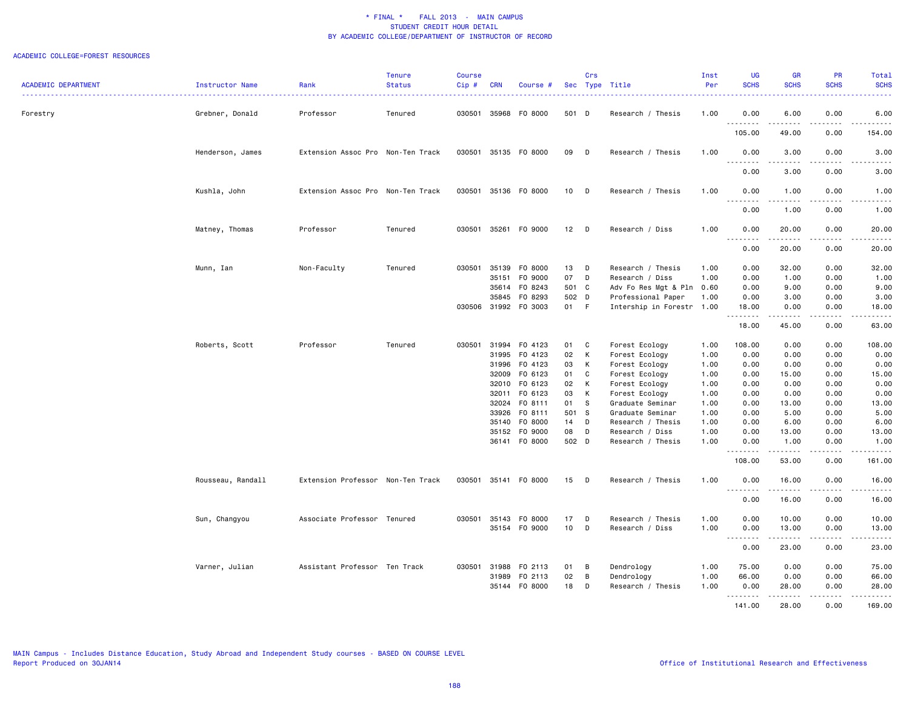# * FINAL * FALL 2013 - MAIN CAMPUS
## STUDENT CREDIT HOUR DETAIL
## BY ACADEMIC COLLEGE/DEPARTMENT OF INSTRUCTOR OF RECORD

ACADEMIC COLLEGE=FOREST RESOURCES

| ACADEMIC DEPARTMENT | Instructor Name | Rank | Tenure Status | Course Cip # | CRN | Course # | Sec | Crs Type | Title | Inst Per | UG SCHS | GR SCHS | PR SCHS | Total SCHS |
|---|---|---|---|---|---|---|---|---|---|---|---|---|---|---|
| Forestry | Grebner, Donald | Professor | Tenured | 030501 | 35968 | FO 8000 | 501 | D | Research / Thesis | 1.00 | 0.00 | 6.00 | 0.00 | 6.00 |
| | | | | | | | | | | | 105.00 | 49.00 | 0.00 | 154.00 |
| | Henderson, James | Extension Assoc Pro | Non-Ten Track | 030501 | 35135 | FO 8000 | 09 | D | Research / Thesis | 1.00 | 0.00 | 3.00 | 0.00 | 3.00 |
| | | | | | | | | | | | 0.00 | 3.00 | 0.00 | 3.00 |
| | Kushla, John | Extension Assoc Pro | Non-Ten Track | 030501 | 35136 | FO 8000 | 10 | D | Research / Thesis | 1.00 | 0.00 | 1.00 | 0.00 | 1.00 |
| | | | | | | | | | | | 0.00 | 1.00 | 0.00 | 1.00 |
| | Matney, Thomas | Professor | Tenured | 030501 | 35261 | FO 9000 | 12 | D | Research / Diss | 1.00 | 0.00 | 20.00 | 0.00 | 20.00 |
| | | | | | | | | | | | 0.00 | 20.00 | 0.00 | 20.00 |
| | Munn, Ian | Non-Faculty | Tenured | 030501 | 35139 | FO 8000 | 13 | D | Research / Thesis | 1.00 | 0.00 | 32.00 | 0.00 | 32.00 |
| | | | | | 35151 | FO 9000 | 07 | D | Research / Diss | 1.00 | 0.00 | 1.00 | 0.00 | 1.00 |
| | | | | | 35614 | FO 8243 | 501 | C | Adv Fo Res Mgt & Pln | 0.60 | 0.00 | 9.00 | 0.00 | 9.00 |
| | | | | | 35845 | FO 8293 | 502 | D | Professional Paper | 1.00 | 0.00 | 3.00 | 0.00 | 3.00 |
| | | | | 030506 | 31992 | FO 3003 | 01 | F | Intership in Forestr | 1.00 | 18.00 | 0.00 | 0.00 | 18.00 |
| | | | | | | | | | | | 18.00 | 45.00 | 0.00 | 63.00 |
| | Roberts, Scott | Professor | Tenured | 030501 | 31994 | FO 4123 | 01 | C | Forest Ecology | 1.00 | 108.00 | 0.00 | 0.00 | 108.00 |
| | | | | | 31995 | FO 4123 | 02 | K | Forest Ecology | 1.00 | 0.00 | 0.00 | 0.00 | 0.00 |
| | | | | | 31996 | FO 4123 | 03 | K | Forest Ecology | 1.00 | 0.00 | 0.00 | 0.00 | 0.00 |
| | | | | | 32009 | FO 6123 | 01 | C | Forest Ecology | 1.00 | 0.00 | 15.00 | 0.00 | 15.00 |
| | | | | | 32010 | FO 6123 | 02 | K | Forest Ecology | 1.00 | 0.00 | 0.00 | 0.00 | 0.00 |
| | | | | | 32011 | FO 6123 | 03 | K | Forest Ecology | 1.00 | 0.00 | 0.00 | 0.00 | 0.00 |
| | | | | | 32024 | FO 8111 | 01 | S | Graduate Seminar | 1.00 | 0.00 | 13.00 | 0.00 | 13.00 |
| | | | | | 33926 | FO 8111 | 501 | S | Graduate Seminar | 1.00 | 0.00 | 5.00 | 0.00 | 5.00 |
| | | | | | 35140 | FO 8000 | 14 | D | Research / Thesis | 1.00 | 0.00 | 6.00 | 0.00 | 6.00 |
| | | | | | 35152 | FO 9000 | 08 | D | Research / Diss | 1.00 | 0.00 | 13.00 | 0.00 | 13.00 |
| | | | | | 36141 | FO 8000 | 502 | D | Research / Thesis | 1.00 | 0.00 | 1.00 | 0.00 | 1.00 |
| | | | | | | | | | | | 108.00 | 53.00 | 0.00 | 161.00 |
| | Rousseau, Randall | Extension Professor | Non-Ten Track | 030501 | 35141 | FO 8000 | 15 | D | Research / Thesis | 1.00 | 0.00 | 16.00 | 0.00 | 16.00 |
| | | | | | | | | | | | 0.00 | 16.00 | 0.00 | 16.00 |
| | Sun, Changyou | Associate Professor | Tenured | 030501 | 35143 | FO 8000 | 17 | D | Research / Thesis | 1.00 | 0.00 | 10.00 | 0.00 | 10.00 |
| | | | | | 35154 | FO 9000 | 10 | D | Research / Diss | 1.00 | 0.00 | 13.00 | 0.00 | 13.00 |
| | | | | | | | | | | | 0.00 | 23.00 | 0.00 | 23.00 |
| | Varner, Julian | Assistant Professor | Ten Track | 030501 | 31988 | FO 2113 | 01 | B | Dendrology | 1.00 | 75.00 | 0.00 | 0.00 | 75.00 |
| | | | | | 31989 | FO 2113 | 02 | B | Dendrology | 1.00 | 66.00 | 0.00 | 0.00 | 66.00 |
| | | | | | 35144 | FO 8000 | 18 | D | Research / Thesis | 1.00 | 0.00 | 28.00 | 0.00 | 28.00 |
| | | | | | | | | | | | 141.00 | 28.00 | 0.00 | 169.00 |

MAIN Campus - Includes Distance Education, Study Abroad and Independent Study courses - BASED ON COURSE LEVEL
Report Produced on 30JAN14

Office of Institutional Research and Effectiveness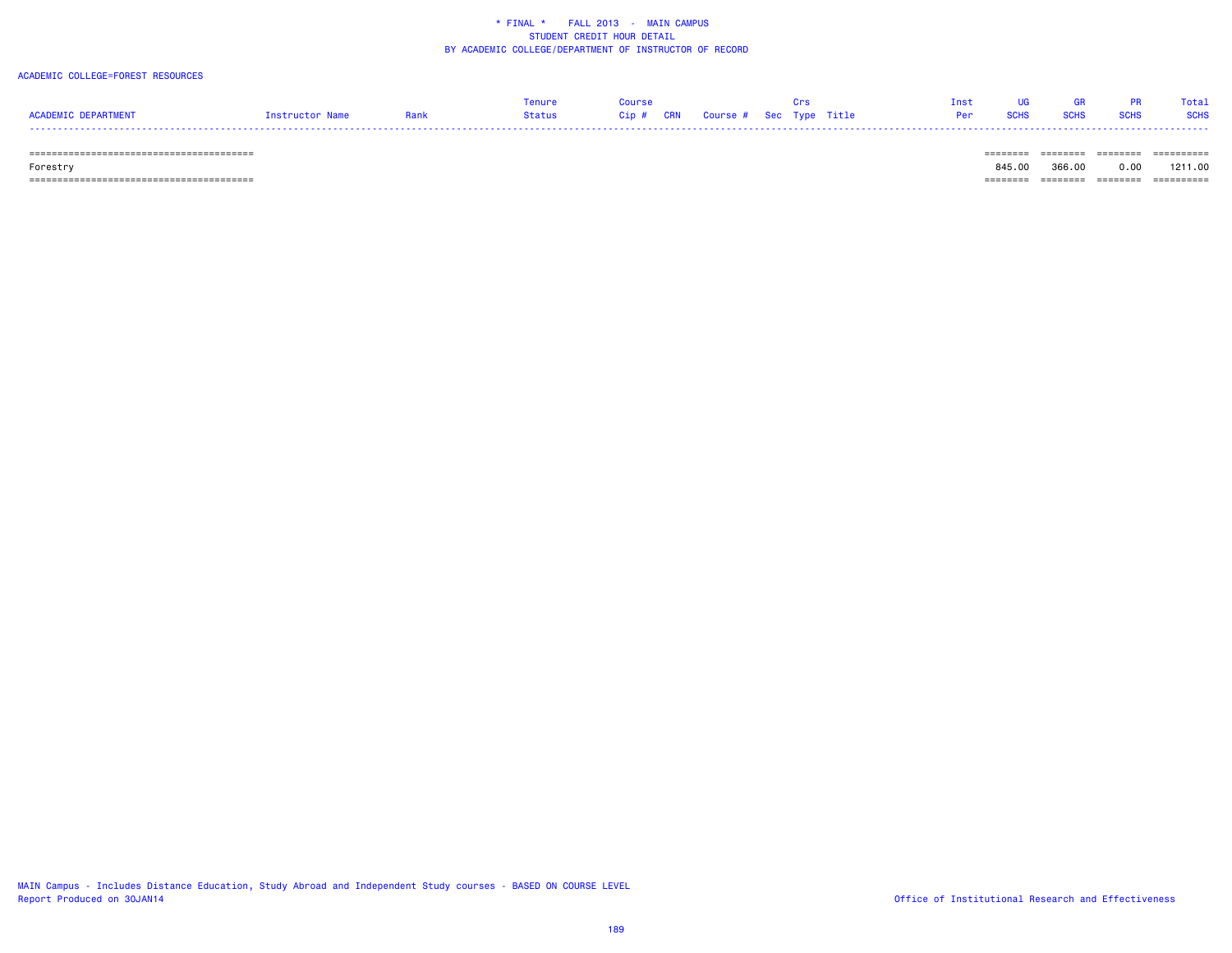* FINAL * FALL 2013 - MAIN CAMPUS
STUDENT CREDIT HOUR DETAIL
BY ACADEMIC COLLEGE/DEPARTMENT OF INSTRUCTOR OF RECORD

ACADEMIC COLLEGE=FOREST RESOURCES

| ACADEMIC DEPARTMENT | Instructor Name | Rank | Tenure Status | Course Cip # | CRN | Course # | Sec | Crs Type | Title | Inst Per | UG SCHS | GR SCHS | PR SCHS | Total SCHS |
|---|---|---|---|---|---|---|---|---|---|---|---|---|---|---|
| Forestry | | | | | | | | | | | 845.00 | 366.00 | 0.00 | 1211.00 |

MAIN Campus - Includes Distance Education, Study Abroad and Independent Study courses - BASED ON COURSE LEVEL
Report Produced on 30JAN14

Office of Institutional Research and Effectiveness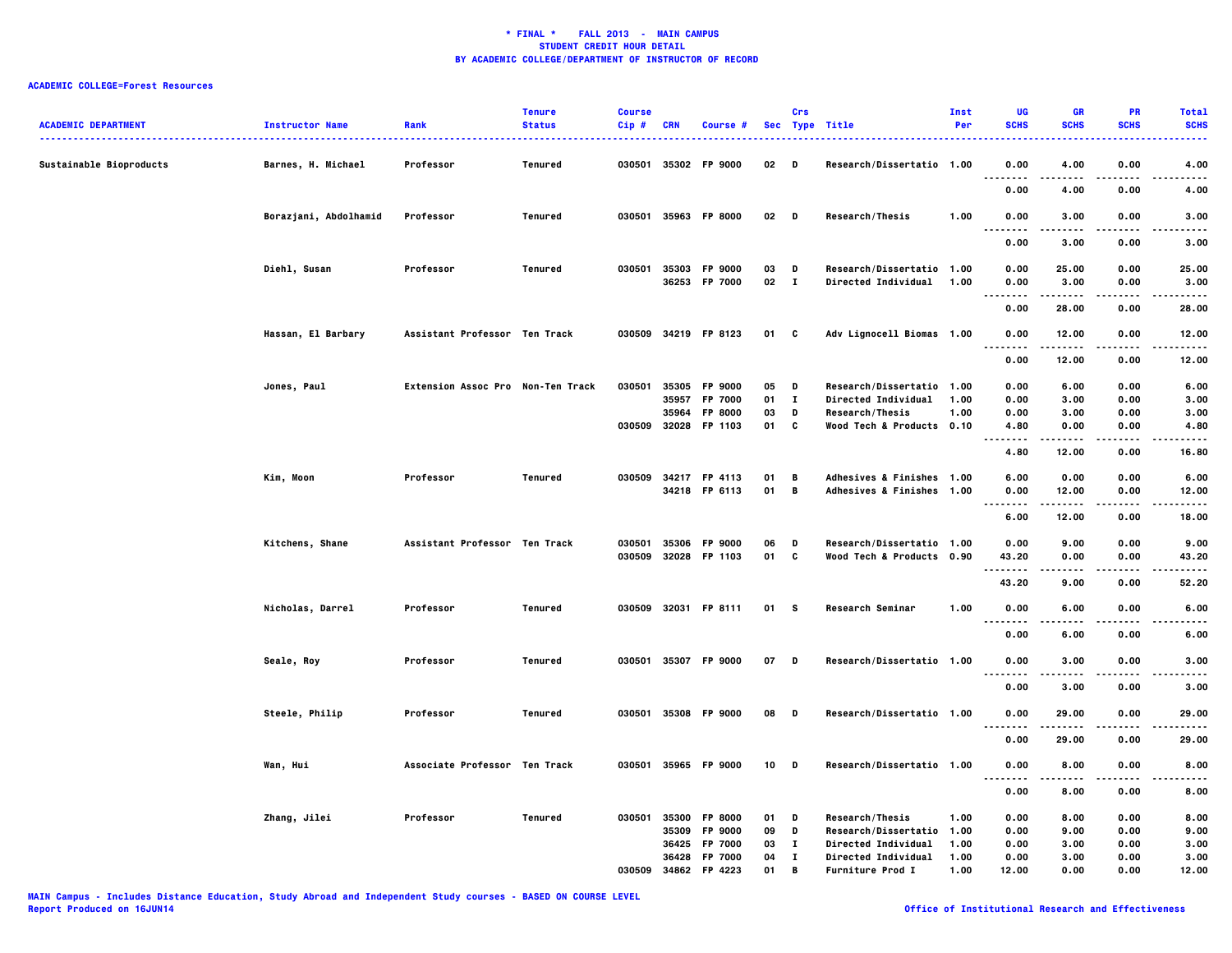**\* FINAL \* FALL 2013 - MAIN CAMPUS**
**STUDENT CREDIT HOUR DETAIL**
**BY ACADEMIC COLLEGE/DEPARTMENT OF INSTRUCTOR OF RECORD**

**ACADEMIC COLLEGE=Forest Resources**

| ACADEMIC DEPARTMENT | Instructor Name | Rank | Tenure Status | Course Cip # | CRN | Course # | Sec | Crs Type | Title | Inst Per | UG SCHS | GR SCHS | PR SCHS | Total SCHS |
|---|---|---|---|---|---|---|---|---|---|---|---|---|---|---|
| Sustainable Bioproducts | Barnes, H. Michael | Professor | Tenured | 030501 | 35302 | FP 9000 | 02 | D | Research/Dissertatio | 1.00 | 0.00 | 4.00 | 0.00 | 4.00 |
| | | | | | | | | | | | 0.00 | 4.00 | 0.00 | 4.00 |
| | Borazjani, Abdolhamid | Professor | Tenured | 030501 | 35963 | FP 8000 | 02 | D | Research/Thesis | 1.00 | 0.00 | 3.00 | 0.00 | 3.00 |
| | | | | | | | | | | | 0.00 | 3.00 | 0.00 | 3.00 |
| | Diehl, Susan | Professor | Tenured | 030501 | 35303 | FP 9000 | 03 | D | Research/Dissertatio | 1.00 | 0.00 | 25.00 | 0.00 | 25.00 |
| | | | | | 36253 | FP 7000 | 02 | I | Directed Individual | 1.00 | 0.00 | 3.00 | 0.00 | 3.00 |
| | | | | | | | | | | | 0.00 | 28.00 | 0.00 | 28.00 |
| | Hassan, El Barbary | Assistant Professor | Ten Track | 030509 | 34219 | FP 8123 | 01 | C | Adv Lignocell Biomas | 1.00 | 0.00 | 12.00 | 0.00 | 12.00 |
| | | | | | | | | | | | 0.00 | 12.00 | 0.00 | 12.00 |
| | Jones, Paul | Extension Assoc Pro | Non-Ten Track | 030501 | 35305 | FP 9000 | 05 | D | Research/Dissertatio | 1.00 | 0.00 | 6.00 | 0.00 | 6.00 |
| | | | | | 35957 | FP 7000 | 01 | I | Directed Individual | 1.00 | 0.00 | 3.00 | 0.00 | 3.00 |
| | | | | | 35964 | FP 8000 | 03 | D | Research/Thesis | 1.00 | 0.00 | 3.00 | 0.00 | 3.00 |
| | | | | 030509 | 32028 | FP 1103 | 01 | C | Wood Tech & Products | 0.10 | 4.80 | 0.00 | 0.00 | 4.80 |
| | | | | | | | | | | | 4.80 | 12.00 | 0.00 | 16.80 |
| | Kim, Moon | Professor | Tenured | 030509 | 34217 | FP 4113 | 01 | B | Adhesives & Finishes | 1.00 | 6.00 | 0.00 | 0.00 | 6.00 |
| | | | | | 34218 | FP 6113 | 01 | B | Adhesives & Finishes | 1.00 | 0.00 | 12.00 | 0.00 | 12.00 |
| | | | | | | | | | | | 6.00 | 12.00 | 0.00 | 18.00 |
| | Kitchens, Shane | Assistant Professor | Ten Track | 030501 | 35306 | FP 9000 | 06 | D | Research/Dissertatio | 1.00 | 0.00 | 9.00 | 0.00 | 9.00 |
| | | | | 030509 | 32028 | FP 1103 | 01 | C | Wood Tech & Products | 0.90 | 43.20 | 0.00 | 0.00 | 43.20 |
| | | | | | | | | | | | 43.20 | 9.00 | 0.00 | 52.20 |
| | Nicholas, Darrel | Professor | Tenured | 030509 | 32031 | FP 8111 | 01 | S | Research Seminar | 1.00 | 0.00 | 6.00 | 0.00 | 6.00 |
| | | | | | | | | | | | 0.00 | 6.00 | 0.00 | 6.00 |
| | Seale, Roy | Professor | Tenured | 030501 | 35307 | FP 9000 | 07 | D | Research/Dissertatio | 1.00 | 0.00 | 3.00 | 0.00 | 3.00 |
| | | | | | | | | | | | 0.00 | 3.00 | 0.00 | 3.00 |
| | Steele, Philip | Professor | Tenured | 030501 | 35308 | FP 9000 | 08 | D | Research/Dissertatio | 1.00 | 0.00 | 29.00 | 0.00 | 29.00 |
| | | | | | | | | | | | 0.00 | 29.00 | 0.00 | 29.00 |
| | Wan, Hui | Associate Professor | Ten Track | 030501 | 35965 | FP 9000 | 10 | D | Research/Dissertatio | 1.00 | 0.00 | 8.00 | 0.00 | 8.00 |
| | | | | | | | | | | | 0.00 | 8.00 | 0.00 | 8.00 |
| | Zhang, Jilei | Professor | Tenured | 030501 | 35300 | FP 8000 | 01 | D | Research/Thesis | 1.00 | 0.00 | 8.00 | 0.00 | 8.00 |
| | | | | | 35309 | FP 9000 | 09 | D | Research/Dissertatio | 1.00 | 0.00 | 9.00 | 0.00 | 9.00 |
| | | | | | 36425 | FP 7000 | 03 | I | Directed Individual | 1.00 | 0.00 | 3.00 | 0.00 | 3.00 |
| | | | | | 36428 | FP 7000 | 04 | I | Directed Individual | 1.00 | 0.00 | 3.00 | 0.00 | 3.00 |
| | | | | 030509 | 34862 | FP 4223 | 01 | B | Furniture Prod I | 1.00 | 12.00 | 0.00 | 0.00 | 12.00 |

MAIN Campus - Includes Distance Education, Study Abroad and Independent Study courses - BASED ON COURSE LEVEL
Report Produced on 16JUN14

Office of Institutional Research and Effectiveness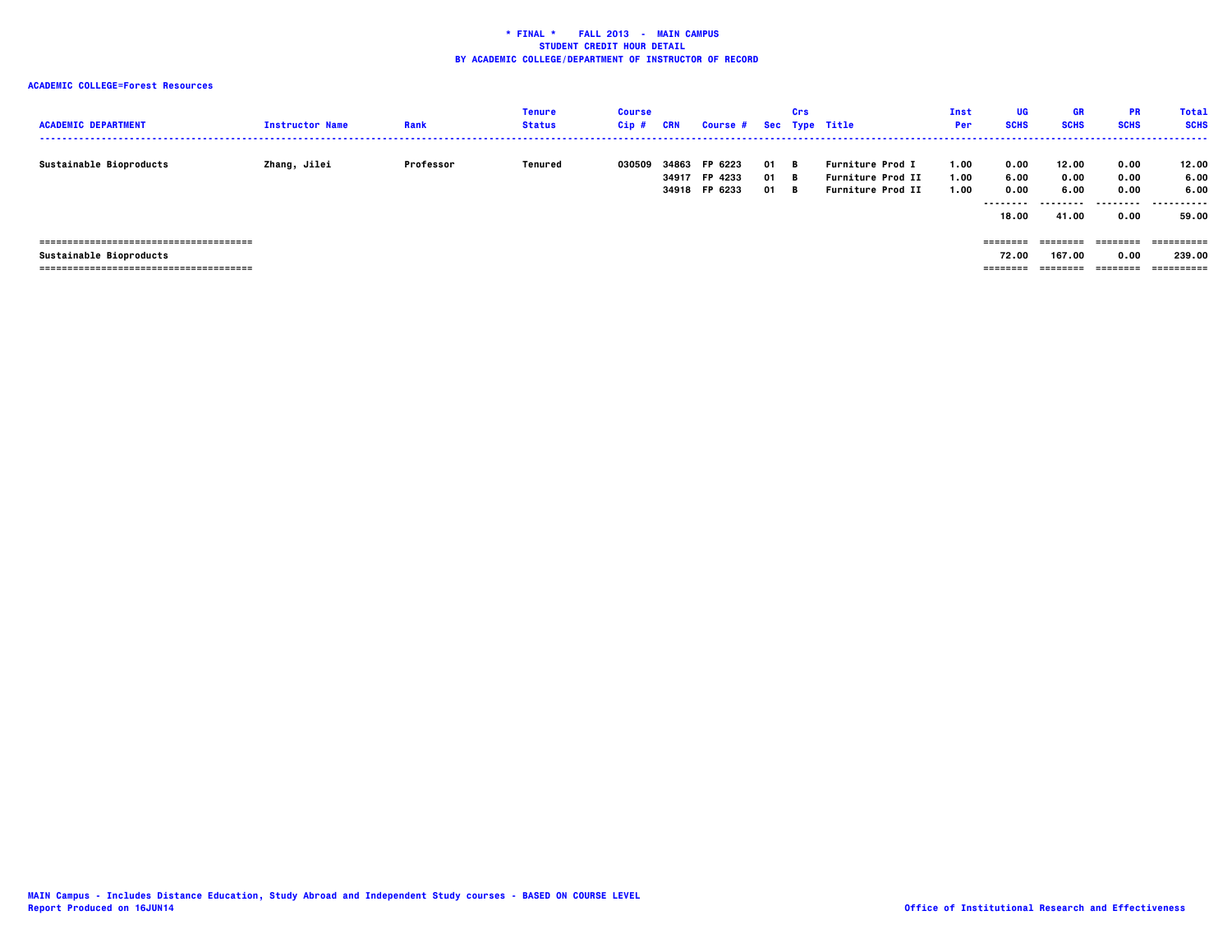**\* FINAL \* FALL 2013 - MAIN CAMPUS**
**STUDENT CREDIT HOUR DETAIL**
**BY ACADEMIC COLLEGE/DEPARTMENT OF INSTRUCTOR OF RECORD**

**ACADEMIC COLLEGE=Forest Resources**

| ACADEMIC DEPARTMENT | Instructor Name | Rank | Tenure Status | Course Cip # | CRN | Course # | Sec | Crs Type | Title | Inst Per | UG SCHS | GR SCHS | PR SCHS | Total SCHS |
|---|---|---|---|---|---|---|---|---|---|---|---|---|---|---|
| Sustainable Bioproducts | Zhang, Jilei | Professor | Tenured | 030509 | 34863 | FP 6223 | 01 | B | Furniture Prod I | 1.00 | 0.00 | 12.00 | 0.00 | 12.00 |
| | | | | | 34917 | FP 4233 | 01 | B | Furniture Prod II | 1.00 | 6.00 | 0.00 | 0.00 | 6.00 |
| | | | | | 34918 | FP 6233 | 01 | B | Furniture Prod II | 1.00 | 0.00 | 6.00 | 0.00 | 6.00 |
| | | | | | | | | | | | 18.00 | 41.00 | 0.00 | 59.00 |
| Sustainable Bioproducts | | | | | | | | | | | 72.00 | 167.00 | 0.00 | 239.00 |

MAIN Campus - Includes Distance Education, Study Abroad and Independent Study courses - BASED ON COURSE LEVEL
Report Produced on 16JUN14

Office of Institutional Research and Effectiveness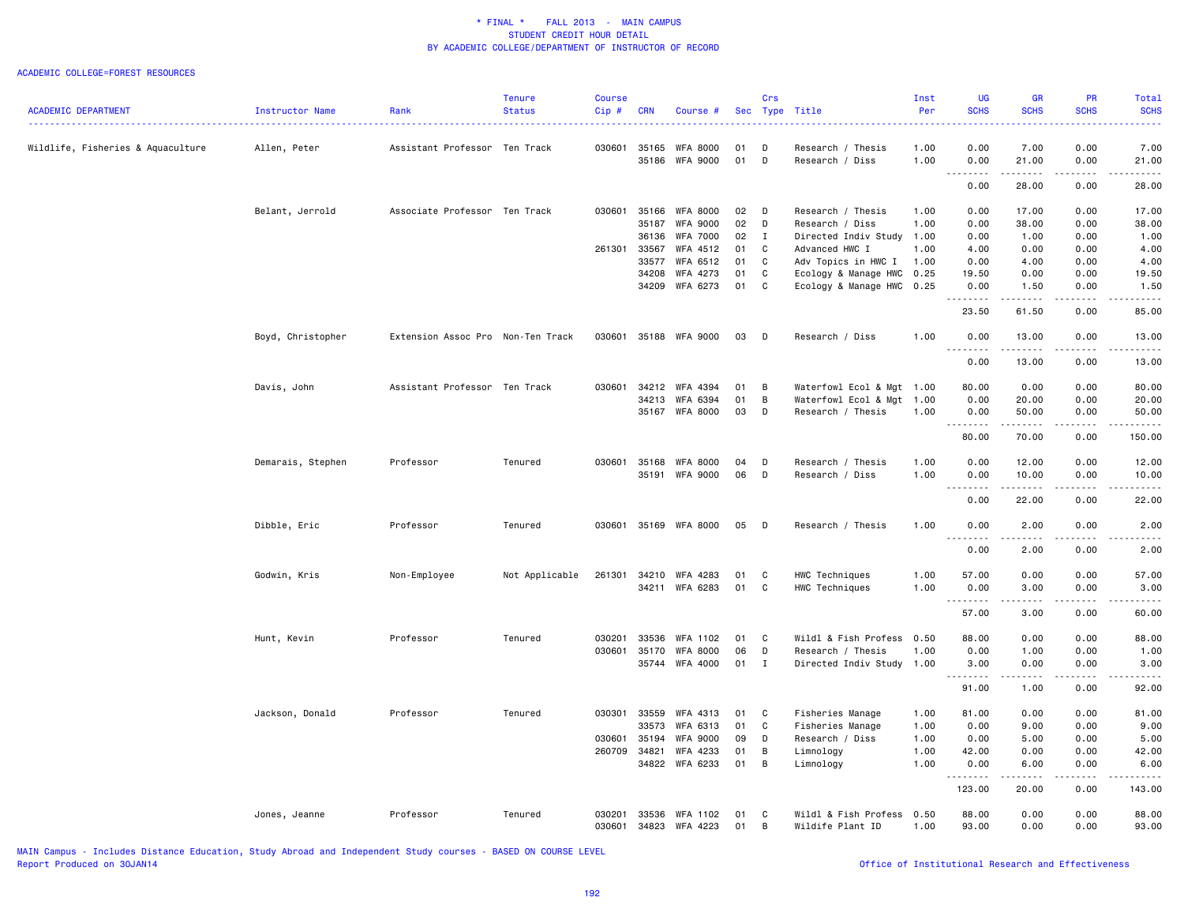\* FINAL \* FALL 2013 - MAIN CAMPUS
STUDENT CREDIT HOUR DETAIL
BY ACADEMIC COLLEGE/DEPARTMENT OF INSTRUCTOR OF RECORD

ACADEMIC COLLEGE=FOREST RESOURCES

| ACADEMIC DEPARTMENT | Instructor Name | Rank | Tenure Status | Course Cip # | CRN | Course # | Sec | Crs Type | Title | Inst Per | UG SCHS | GR SCHS | PR SCHS | Total SCHS |
|---|---|---|---|---|---|---|---|---|---|---|---|---|---|---|
| Wildlife, Fisheries & Aquaculture | Allen, Peter | Assistant Professor | Ten Track | 030601 | 35165 | WFA 8000 | 01 | D | Research / Thesis | 1.00 | 0.00 | 7.00 | 0.00 | 7.00 |
| | | | | | 35186 | WFA 9000 | 01 | D | Research / Diss | 1.00 | 0.00 | 21.00 | 0.00 | 21.00 |
| | | | | | | | | | | | 0.00 | 28.00 | 0.00 | 28.00 |
| | Belant, Jerrold | Associate Professor | Ten Track | 030601 | 35166 | WFA 8000 | 02 | D | Research / Thesis | 1.00 | 0.00 | 17.00 | 0.00 | 17.00 |
| | | | | | 35187 | WFA 9000 | 02 | D | Research / Diss | 1.00 | 0.00 | 38.00 | 0.00 | 38.00 |
| | | | | | 36136 | WFA 7000 | 02 | I | Directed Indiv Study | 1.00 | 0.00 | 1.00 | 0.00 | 1.00 |
| | | | | 261301 | 33567 | WFA 4512 | 01 | C | Advanced HWC I | 1.00 | 4.00 | 0.00 | 0.00 | 4.00 |
| | | | | | 33577 | WFA 6512 | 01 | C | Adv Topics in HWC I | 1.00 | 0.00 | 4.00 | 0.00 | 4.00 |
| | | | | | 34208 | WFA 4273 | 01 | C | Ecology & Manage HWC | 0.25 | 19.50 | 0.00 | 0.00 | 19.50 |
| | | | | | 34209 | WFA 6273 | 01 | C | Ecology & Manage HWC | 0.25 | 0.00 | 1.50 | 0.00 | 1.50 |
| | | | | | | | | | | | 23.50 | 61.50 | 0.00 | 85.00 |
| | Boyd, Christopher | Extension Assoc Pro | Non-Ten Track | 030601 | 35188 | WFA 9000 | 03 | D | Research / Diss | 1.00 | 0.00 | 13.00 | 0.00 | 13.00 |
| | | | | | | | | | | | 0.00 | 13.00 | 0.00 | 13.00 |
| | Davis, John | Assistant Professor | Ten Track | 030601 | 34212 | WFA 4394 | 01 | B | Waterfowl Ecol & Mgt | 1.00 | 80.00 | 0.00 | 0.00 | 80.00 |
| | | | | | 34213 | WFA 6394 | 01 | B | Waterfowl Ecol & Mgt | 1.00 | 0.00 | 20.00 | 0.00 | 20.00 |
| | | | | | 35167 | WFA 8000 | 03 | D | Research / Thesis | 1.00 | 0.00 | 50.00 | 0.00 | 50.00 |
| | | | | | | | | | | | 80.00 | 70.00 | 0.00 | 150.00 |
| | Demarais, Stephen | Professor | Tenured | 030601 | 35168 | WFA 8000 | 04 | D | Research / Thesis | 1.00 | 0.00 | 12.00 | 0.00 | 12.00 |
| | | | | | 35191 | WFA 9000 | 06 | D | Research / Diss | 1.00 | 0.00 | 10.00 | 0.00 | 10.00 |
| | | | | | | | | | | | 0.00 | 22.00 | 0.00 | 22.00 |
| | Dibble, Eric | Professor | Tenured | 030601 | 35169 | WFA 8000 | 05 | D | Research / Thesis | 1.00 | 0.00 | 2.00 | 0.00 | 2.00 |
| | | | | | | | | | | | 0.00 | 2.00 | 0.00 | 2.00 |
| | Godwin, Kris | Non-Employee | Not Applicable | 261301 | 34210 | WFA 4283 | 01 | C | HWC Techniques | 1.00 | 57.00 | 0.00 | 0.00 | 57.00 |
| | | | | | 34211 | WFA 6283 | 01 | C | HWC Techniques | 1.00 | 0.00 | 3.00 | 0.00 | 3.00 |
| | | | | | | | | | | | 57.00 | 3.00 | 0.00 | 60.00 |
| | Hunt, Kevin | Professor | Tenured | 030201 | 33536 | WFA 1102 | 01 | C | Wildl & Fish Profess | 0.50 | 88.00 | 0.00 | 0.00 | 88.00 |
| | | | | 030601 | 35170 | WFA 8000 | 06 | D | Research / Thesis | 1.00 | 0.00 | 1.00 | 0.00 | 1.00 |
| | | | | | 35744 | WFA 4000 | 01 | I | Directed Indiv Study | 1.00 | 3.00 | 0.00 | 0.00 | 3.00 |
| | | | | | | | | | | | 91.00 | 1.00 | 0.00 | 92.00 |
| | Jackson, Donald | Professor | Tenured | 030301 | 33559 | WFA 4313 | 01 | C | Fisheries Manage | 1.00 | 81.00 | 0.00 | 0.00 | 81.00 |
| | | | | | 33573 | WFA 6313 | 01 | C | Fisheries Manage | 1.00 | 0.00 | 9.00 | 0.00 | 9.00 |
| | | | | 030601 | 35194 | WFA 9000 | 09 | D | Research / Diss | 1.00 | 0.00 | 5.00 | 0.00 | 5.00 |
| | | | | 260709 | 34821 | WFA 4233 | 01 | B | Limnology | 1.00 | 42.00 | 0.00 | 0.00 | 42.00 |
| | | | | | 34822 | WFA 6233 | 01 | B | Limnology | 1.00 | 0.00 | 6.00 | 0.00 | 6.00 |
| | | | | | | | | | | | 123.00 | 20.00 | 0.00 | 143.00 |
| | Jones, Jeanne | Professor | Tenured | 030201 | 33536 | WFA 1102 | 01 | C | Wildl & Fish Profess | 0.50 | 88.00 | 0.00 | 0.00 | 88.00 |
| | | | | 030601 | 34823 | WFA 4223 | 01 | B | Wildife Plant ID | 1.00 | 93.00 | 0.00 | 0.00 | 93.00 |

MAIN Campus - Includes Distance Education, Study Abroad and Independent Study courses - BASED ON COURSE LEVEL
Report Produced on 30JAN14

Office of Institutional Research and Effectiveness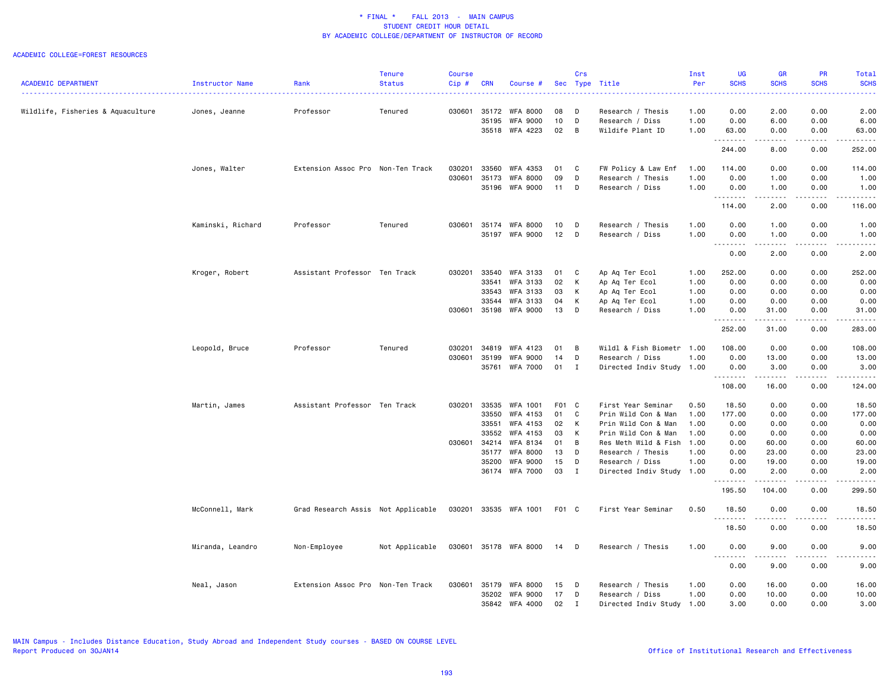# * FINAL * FALL 2013 - MAIN CAMPUS
## STUDENT CREDIT HOUR DETAIL
## BY ACADEMIC COLLEGE/DEPARTMENT OF INSTRUCTOR OF RECORD

ACADEMIC COLLEGE=FOREST RESOURCES

| ACADEMIC DEPARTMENT | Instructor Name | Rank | Tenure Status | Course Cip # | CRN | Course # | Sec | Crs Type | Title | Inst Per | UG SCHS | GR SCHS | PR SCHS | Total SCHS |
|---|---|---|---|---|---|---|---|---|---|---|---|---|---|---|
| Wildlife, Fisheries & Aquaculture | Jones, Jeanne | Professor | Tenured | 030601 | 35172 | WFA 8000 | 08 | D | Research / Thesis | 1.00 | 0.00 | 2.00 | 0.00 | 2.00 |
| | | | | | 35195 | WFA 9000 | 10 | D | Research / Diss | 1.00 | 0.00 | 6.00 | 0.00 | 6.00 |
| | | | | | 35518 | WFA 4223 | 02 | B | Wildife Plant ID | 1.00 | 63.00 | 0.00 | 0.00 | 63.00 |
| | | | | | | | | | | | 244.00 | 8.00 | 0.00 | 252.00 |
| | Jones, Walter | Extension Assoc Pro | Non-Ten Track | 030201 | 33560 | WFA 4353 | 01 | C | FW Policy & Law Enf | 1.00 | 114.00 | 0.00 | 0.00 | 114.00 |
| | | | | 030601 | 35173 | WFA 8000 | 09 | D | Research / Thesis | 1.00 | 0.00 | 1.00 | 0.00 | 1.00 |
| | | | | | 35196 | WFA 9000 | 11 | D | Research / Diss | 1.00 | 0.00 | 1.00 | 0.00 | 1.00 |
| | | | | | | | | | | | 114.00 | 2.00 | 0.00 | 116.00 |
| | Kaminski, Richard | Professor | Tenured | 030601 | 35174 | WFA 8000 | 10 | D | Research / Thesis | 1.00 | 0.00 | 1.00 | 0.00 | 1.00 |
| | | | | | 35197 | WFA 9000 | 12 | D | Research / Diss | 1.00 | 0.00 | 1.00 | 0.00 | 1.00 |
| | | | | | | | | | | | 0.00 | 2.00 | 0.00 | 2.00 |
| | Kroger, Robert | Assistant Professor | Ten Track | 030201 | 33540 | WFA 3133 | 01 | C | Ap Aq Ter Ecol | 1.00 | 252.00 | 0.00 | 0.00 | 252.00 |
| | | | | | 33541 | WFA 3133 | 02 | K | Ap Aq Ter Ecol | 1.00 | 0.00 | 0.00 | 0.00 | 0.00 |
| | | | | | 33543 | WFA 3133 | 03 | K | Ap Aq Ter Ecol | 1.00 | 0.00 | 0.00 | 0.00 | 0.00 |
| | | | | | 33544 | WFA 3133 | 04 | K | Ap Aq Ter Ecol | 1.00 | 0.00 | 0.00 | 0.00 | 0.00 |
| | | | | 030601 | 35198 | WFA 9000 | 13 | D | Research / Diss | 1.00 | 0.00 | 31.00 | 0.00 | 31.00 |
| | | | | | | | | | | | 252.00 | 31.00 | 0.00 | 283.00 |
| | Leopold, Bruce | Professor | Tenured | 030201 | 34819 | WFA 4123 | 01 | B | Wildl & Fish Biometr | 1.00 | 108.00 | 0.00 | 0.00 | 108.00 |
| | | | | 030601 | 35199 | WFA 9000 | 14 | D | Research / Diss | 1.00 | 0.00 | 13.00 | 0.00 | 13.00 |
| | | | | | 35761 | WFA 7000 | 01 | I | Directed Indiv Study | 1.00 | 0.00 | 3.00 | 0.00 | 3.00 |
| | | | | | | | | | | | 108.00 | 16.00 | 0.00 | 124.00 |
| | Martin, James | Assistant Professor | Ten Track | 030201 | 33535 | WFA 1001 | F01 | C | First Year Seminar | 0.50 | 18.50 | 0.00 | 0.00 | 18.50 |
| | | | | | 33550 | WFA 4153 | 01 | C | Prin Wild Con & Man | 1.00 | 177.00 | 0.00 | 0.00 | 177.00 |
| | | | | | 33551 | WFA 4153 | 02 | K | Prin Wild Con & Man | 1.00 | 0.00 | 0.00 | 0.00 | 0.00 |
| | | | | | 33552 | WFA 4153 | 03 | K | Prin Wild Con & Man | 1.00 | 0.00 | 0.00 | 0.00 | 0.00 |
| | | | | 030601 | 34214 | WFA 8134 | 01 | B | Res Meth Wild & Fish | 1.00 | 0.00 | 60.00 | 0.00 | 60.00 |
| | | | | | 35177 | WFA 8000 | 13 | D | Research / Thesis | 1.00 | 0.00 | 23.00 | 0.00 | 23.00 |
| | | | | | 35200 | WFA 9000 | 15 | D | Research / Diss | 1.00 | 0.00 | 19.00 | 0.00 | 19.00 |
| | | | | | 36174 | WFA 7000 | 03 | I | Directed Indiv Study | 1.00 | 0.00 | 2.00 | 0.00 | 2.00 |
| | | | | | | | | | | | 195.50 | 104.00 | 0.00 | 299.50 |
| | McConnell, Mark | Grad Research Assis | Not Applicable | 030201 | 33535 | WFA 1001 | F01 | C | First Year Seminar | 0.50 | 18.50 | 0.00 | 0.00 | 18.50 |
| | | | | | | | | | | | 18.50 | 0.00 | 0.00 | 18.50 |
| | Miranda, Leandro | Non-Employee | Not Applicable | 030601 | 35178 | WFA 8000 | 14 | D | Research / Thesis | 1.00 | 0.00 | 9.00 | 0.00 | 9.00 |
| | | | | | | | | | | | 0.00 | 9.00 | 0.00 | 9.00 |
| | Neal, Jason | Extension Assoc Pro | Non-Ten Track | 030601 | 35179 | WFA 8000 | 15 | D | Research / Thesis | 1.00 | 0.00 | 16.00 | 0.00 | 16.00 |
| | | | | | 35202 | WFA 9000 | 17 | D | Research / Diss | 1.00 | 0.00 | 10.00 | 0.00 | 10.00 |
| | | | | | 35842 | WFA 4000 | 02 | I | Directed Indiv Study | 1.00 | 3.00 | 0.00 | 0.00 | 3.00 |

MAIN Campus - Includes Distance Education, Study Abroad and Independent Study courses - BASED ON COURSE LEVEL
Report Produced on 30JAN14

Office of Institutional Research and Effectiveness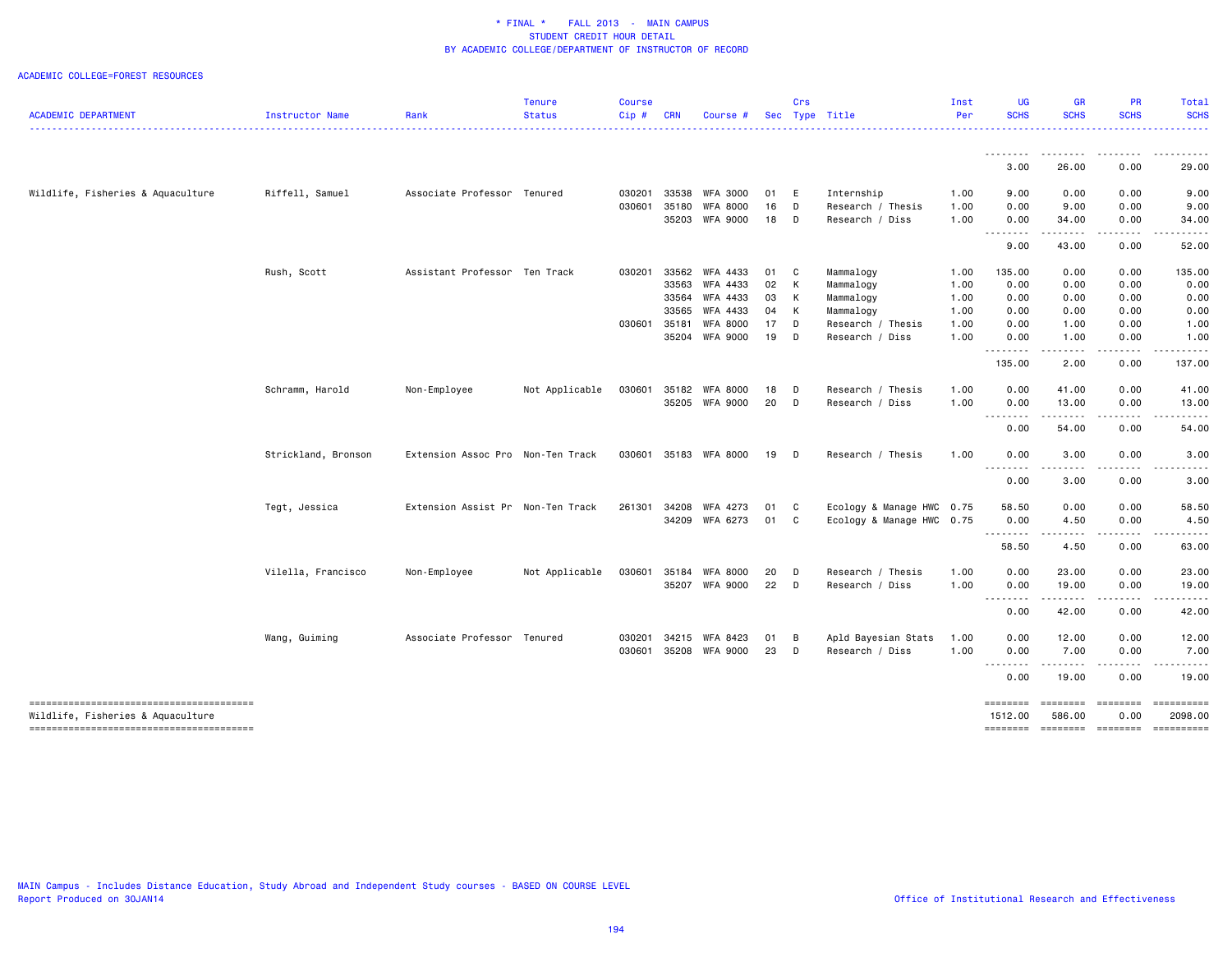\* FINAL \*    FALL 2013  -  MAIN CAMPUS
STUDENT CREDIT HOUR DETAIL
BY ACADEMIC COLLEGE/DEPARTMENT OF INSTRUCTOR OF RECORD

ACADEMIC COLLEGE=FOREST RESOURCES

| ACADEMIC DEPARTMENT | Instructor Name | Rank | Tenure Status | Course Cip # | CRN | Course # | Sec | Crs Type | Title | Inst Per | UG SCHS | GR SCHS | PR SCHS | Total SCHS |
|---|---|---|---|---|---|---|---|---|---|---|---|---|---|---|
| | | | | | | | | | | | 3.00 | 26.00 | 0.00 | 29.00 |
| Wildlife, Fisheries & Aquaculture | Riffell, Samuel | Associate Professor | Tenured | 030201 | 33538 | WFA 3000 | 01 | E | Internship | 1.00 | 9.00 | 0.00 | 0.00 | 9.00 |
| | | | | 030601 | 35180 | WFA 8000 | 16 | D | Research / Thesis | 1.00 | 0.00 | 9.00 | 0.00 | 9.00 |
| | | | | | 35203 | WFA 9000 | 18 | D | Research / Diss | 1.00 | 0.00 | 34.00 | 0.00 | 34.00 |
| | | | | | | | | | | | 9.00 | 43.00 | 0.00 | 52.00 |
| | Rush, Scott | Assistant Professor | Ten Track | 030201 | 33562 | WFA 4433 | 01 | C | Mammalogy | 1.00 | 135.00 | 0.00 | 0.00 | 135.00 |
| | | | | | 33563 | WFA 4433 | 02 | K | Mammalogy | 1.00 | 0.00 | 0.00 | 0.00 | 0.00 |
| | | | | | 33564 | WFA 4433 | 03 | K | Mammalogy | 1.00 | 0.00 | 0.00 | 0.00 | 0.00 |
| | | | | | 33565 | WFA 4433 | 04 | K | Mammalogy | 1.00 | 0.00 | 0.00 | 0.00 | 0.00 |
| | | | | 030601 | 35181 | WFA 8000 | 17 | D | Research / Thesis | 1.00 | 0.00 | 1.00 | 0.00 | 1.00 |
| | | | | | 35204 | WFA 9000 | 19 | D | Research / Diss | 1.00 | 0.00 | 1.00 | 0.00 | 1.00 |
| | | | | | | | | | | | 135.00 | 2.00 | 0.00 | 137.00 |
| | Schramm, Harold | Non-Employee | Not Applicable | 030601 | 35182 | WFA 8000 | 18 | D | Research / Thesis | 1.00 | 0.00 | 41.00 | 0.00 | 41.00 |
| | | | | | 35205 | WFA 9000 | 20 | D | Research / Diss | 1.00 | 0.00 | 13.00 | 0.00 | 13.00 |
| | | | | | | | | | | | 0.00 | 54.00 | 0.00 | 54.00 |
| | Strickland, Bronson | Extension Assoc Pro | Non-Ten Track | 030601 | 35183 | WFA 8000 | 19 | D | Research / Thesis | 1.00 | 0.00 | 3.00 | 0.00 | 3.00 |
| | | | | | | | | | | | 0.00 | 3.00 | 0.00 | 3.00 |
| | Tegt, Jessica | Extension Assist Pr | Non-Ten Track | 261301 | 34208 | WFA 4273 | 01 | C | Ecology & Manage HWC | 0.75 | 58.50 | 0.00 | 0.00 | 58.50 |
| | | | | | 34209 | WFA 6273 | 01 | C | Ecology & Manage HWC | 0.75 | 0.00 | 4.50 | 0.00 | 4.50 |
| | | | | | | | | | | | 58.50 | 4.50 | 0.00 | 63.00 |
| | Vilella, Francisco | Non-Employee | Not Applicable | 030601 | 35184 | WFA 8000 | 20 | D | Research / Thesis | 1.00 | 0.00 | 23.00 | 0.00 | 23.00 |
| | | | | | 35207 | WFA 9000 | 22 | D | Research / Diss | 1.00 | 0.00 | 19.00 | 0.00 | 19.00 |
| | | | | | | | | | | | 0.00 | 42.00 | 0.00 | 42.00 |
| | Wang, Guiming | Associate Professor | Tenured | 030201 | 34215 | WFA 8423 | 01 | B | Apld Bayesian Stats | 1.00 | 0.00 | 12.00 | 0.00 | 12.00 |
| | | | | 030601 | 35208 | WFA 9000 | 23 | D | Research / Diss | 1.00 | 0.00 | 7.00 | 0.00 | 7.00 |
| | | | | | | | | | | | 0.00 | 19.00 | 0.00 | 19.00 |
| Wildlife, Fisheries & Aquaculture | | | | | | | | | | | 1512.00 | 586.00 | 0.00 | 2098.00 |

MAIN Campus - Includes Distance Education, Study Abroad and Independent Study courses - BASED ON COURSE LEVEL
Report Produced on 30JAN14

Office of Institutional Research and Effectiveness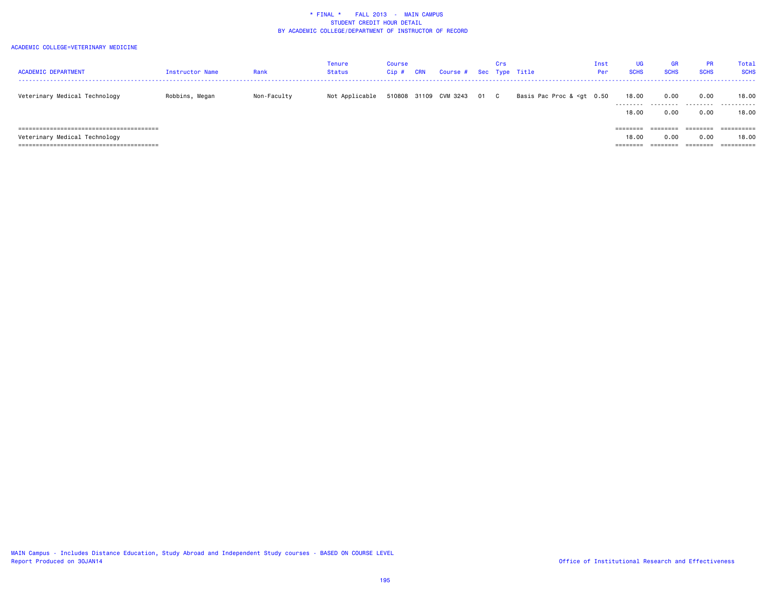\* FINAL \*    FALL 2013 - MAIN CAMPUS
STUDENT CREDIT HOUR DETAIL
BY ACADEMIC COLLEGE/DEPARTMENT OF INSTRUCTOR OF RECORD

ACADEMIC COLLEGE=VETERINARY MEDICINE

| ACADEMIC DEPARTMENT | Instructor Name | Rank | Tenure Status | Course Cip # | CRN | Course # | Sec | Crs Type | Title | Inst Per | UG SCHS | GR SCHS | PR SCHS | Total SCHS |
|---|---|---|---|---|---|---|---|---|---|---|---|---|---|---|
| Veterinary Medical Technology | Robbins, Megan | Non-Faculty | Not Applicable | 510808 | 31109 | CVM 3243 | 01 | C | Basis Pac Proc & <gt | 0.50 | 18.00 | 0.00 | 0.00 | 18.00 |
| | | | | | | | | | | | 18.00 | 0.00 | 0.00 | 18.00 |
| Veterinary Medical Technology | | | | | | | | | | | 18.00 | 0.00 | 0.00 | 18.00 |

MAIN Campus - Includes Distance Education, Study Abroad and Independent Study courses - BASED ON COURSE LEVEL
Report Produced on 30JAN14

Office of Institutional Research and Effectiveness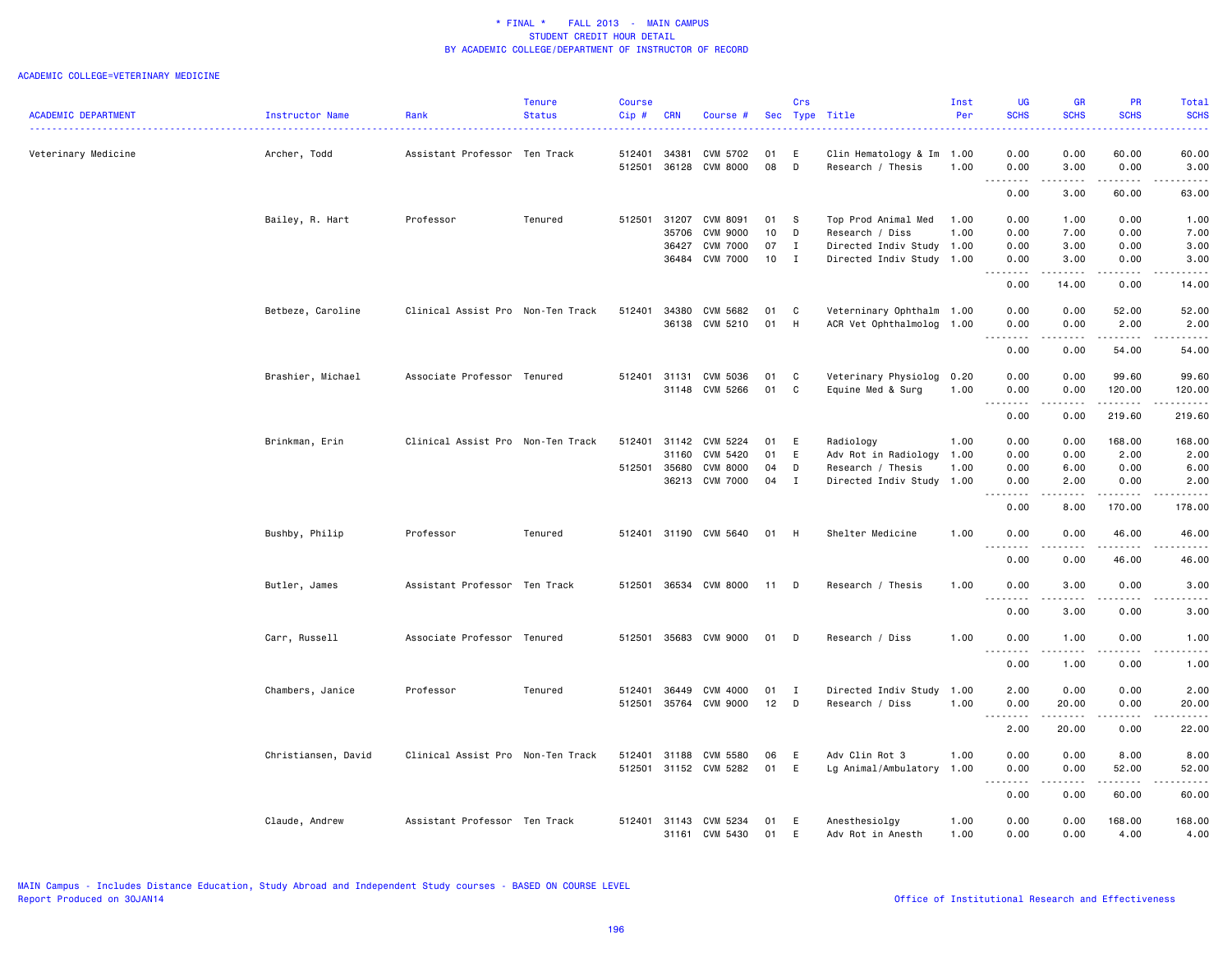# * FINAL * FALL 2013 - MAIN CAMPUS
## STUDENT CREDIT HOUR DETAIL
## BY ACADEMIC COLLEGE/DEPARTMENT OF INSTRUCTOR OF RECORD

ACADEMIC COLLEGE=VETERINARY MEDICINE

| ACADEMIC DEPARTMENT | Instructor Name | Rank | Tenure Status | Course Cip # | CRN | Course # | Sec | Crs Type | Title | Inst Per | UG SCHS | GR SCHS | PR SCHS | Total SCHS |
|---|---|---|---|---|---|---|---|---|---|---|---|---|---|---|
| Veterinary Medicine | Archer, Todd | Assistant Professor | Ten Track | 512401 | 34381 | CVM 5702 | 01 | E | Clin Hematology & Im | 1.00 | 0.00 | 0.00 | 60.00 | 60.00 |
| | | | | 512501 | 36128 | CVM 8000 | 08 | D | Research / Thesis | 1.00 | 0.00 | 3.00 | 0.00 | 3.00 |
| | | | | | | | | | | | 0.00 | 3.00 | 60.00 | 63.00 |
| | Bailey, R. Hart | Professor | Tenured | 512501 | 31207 | CVM 8091 | 01 | S | Top Prod Animal Med | 1.00 | 0.00 | 1.00 | 0.00 | 1.00 |
| | | | | | 35706 | CVM 9000 | 10 | D | Research / Diss | 1.00 | 0.00 | 7.00 | 0.00 | 7.00 |
| | | | | | 36427 | CVM 7000 | 07 | I | Directed Indiv Study | 1.00 | 0.00 | 3.00 | 0.00 | 3.00 |
| | | | | | 36484 | CVM 7000 | 10 | I | Directed Indiv Study | 1.00 | 0.00 | 3.00 | 0.00 | 3.00 |
| | | | | | | | | | | | 0.00 | 14.00 | 0.00 | 14.00 |
| | Betbeze, Caroline | Clinical Assist Pro | Non-Ten Track | 512401 | 34380 | CVM 5682 | 01 | C | Veterinary Ophthalm | 1.00 | 0.00 | 0.00 | 52.00 | 52.00 |
| | | | | | 36138 | CVM 5210 | 01 | H | ACR Vet Ophthalmolog | 1.00 | 0.00 | 0.00 | 2.00 | 2.00 |
| | | | | | | | | | | | 0.00 | 0.00 | 54.00 | 54.00 |
| | Brashier, Michael | Associate Professor | Tenured | 512401 | 31131 | CVM 5036 | 01 | C | Veterinary Physiolog | 0.20 | 0.00 | 0.00 | 99.60 | 99.60 |
| | | | | | 31148 | CVM 5266 | 01 | C | Equine Med & Surg | 1.00 | 0.00 | 0.00 | 120.00 | 120.00 |
| | | | | | | | | | | | 0.00 | 0.00 | 219.60 | 219.60 |
| | Brinkman, Erin | Clinical Assist Pro | Non-Ten Track | 512401 | 31142 | CVM 5224 | 01 | E | Radiology | 1.00 | 0.00 | 0.00 | 168.00 | 168.00 |
| | | | | | 31160 | CVM 5420 | 01 | E | Adv Rot in Radiology | 1.00 | 0.00 | 0.00 | 2.00 | 2.00 |
| | | | | 512501 | 35680 | CVM 8000 | 04 | D | Research / Thesis | 1.00 | 0.00 | 6.00 | 0.00 | 6.00 |
| | | | | | 36213 | CVM 7000 | 04 | I | Directed Indiv Study | 1.00 | 0.00 | 2.00 | 0.00 | 2.00 |
| | | | | | | | | | | | 0.00 | 8.00 | 170.00 | 178.00 |
| | Bushby, Philip | Professor | Tenured | 512401 | 31190 | CVM 5640 | 01 | H | Shelter Medicine | 1.00 | 0.00 | 0.00 | 46.00 | 46.00 |
| | | | | | | | | | | | 0.00 | 0.00 | 46.00 | 46.00 |
| | Butler, James | Assistant Professor | Ten Track | 512501 | 36534 | CVM 8000 | 11 | D | Research / Thesis | 1.00 | 0.00 | 3.00 | 0.00 | 3.00 |
| | | | | | | | | | | | 0.00 | 3.00 | 0.00 | 3.00 |
| | Carr, Russell | Associate Professor | Tenured | 512501 | 35683 | CVM 9000 | 01 | D | Research / Diss | 1.00 | 0.00 | 1.00 | 0.00 | 1.00 |
| | | | | | | | | | | | 0.00 | 1.00 | 0.00 | 1.00 |
| | Chambers, Janice | Professor | Tenured | 512401 | 36449 | CVM 4000 | 01 | I | Directed Indiv Study | 1.00 | 2.00 | 0.00 | 0.00 | 2.00 |
| | | | | 512501 | 35764 | CVM 9000 | 12 | D | Research / Diss | 1.00 | 0.00 | 20.00 | 0.00 | 20.00 |
| | | | | | | | | | | | 2.00 | 20.00 | 0.00 | 22.00 |
| | Christiansen, David | Clinical Assist Pro | Non-Ten Track | 512401 | 31188 | CVM 5580 | 06 | E | Adv Clin Rot 3 | 1.00 | 0.00 | 0.00 | 8.00 | 8.00 |
| | | | | 512501 | 31152 | CVM 5282 | 01 | E | Lg Animal/Ambulatory | 1.00 | 0.00 | 0.00 | 52.00 | 52.00 |
| | | | | | | | | | | | 0.00 | 0.00 | 60.00 | 60.00 |
| | Claude, Andrew | Assistant Professor | Ten Track | 512401 | 31143 | CVM 5234 | 01 | E | Anesthesiolgy | 1.00 | 0.00 | 0.00 | 168.00 | 168.00 |
| | | | | | 31161 | CVM 5430 | 01 | E | Adv Rot in Anesth | 1.00 | 0.00 | 0.00 | 4.00 | 4.00 |

MAIN Campus - Includes Distance Education, Study Abroad and Independent Study courses - BASED ON COURSE LEVEL
Report Produced on 30JAN14

Office of Institutional Research and Effectiveness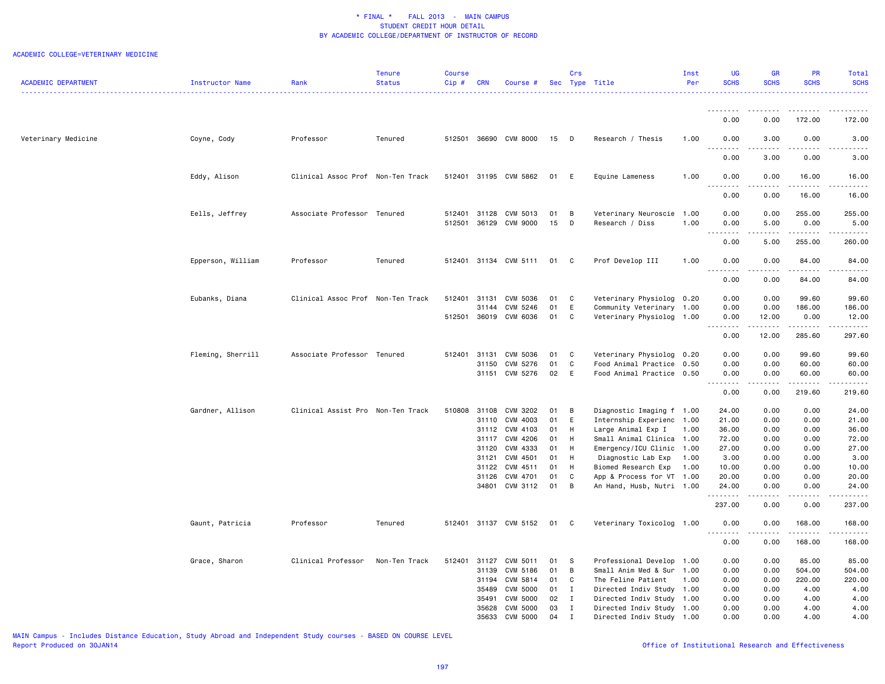\* FINAL \* FALL 2013 - MAIN CAMPUS
STUDENT CREDIT HOUR DETAIL
BY ACADEMIC COLLEGE/DEPARTMENT OF INSTRUCTOR OF RECORD

ACADEMIC COLLEGE=VETERINARY MEDICINE

| ACADEMIC DEPARTMENT | Instructor Name | Rank | Tenure Status | Course Cip # | CRN | Course # | Sec | Crs Type | Title | Inst Per | UG SCHS | GR SCHS | PR SCHS | Total SCHS |
|---|---|---|---|---|---|---|---|---|---|---|---|---|---|---|
| | | | | | | | | | | | 0.00 | 0.00 | 172.00 | 172.00 |
| Veterinary Medicine | Coyne, Cody | Professor | Tenured | 512501 | 36690 | CVM 8000 | 15 | D | Research / Thesis | 1.00 | 0.00 | 3.00 | 0.00 | 3.00 |
| | | | | | | | | | | | 0.00 | 3.00 | 0.00 | 3.00 |
| | Eddy, Alison | Clinical Assoc Prof | Non-Ten Track | 512401 | 31195 | CVM 5862 | 01 | E | Equine Lameness | 1.00 | 0.00 | 0.00 | 16.00 | 16.00 |
| | | | | | | | | | | | 0.00 | 0.00 | 16.00 | 16.00 |
| | Eells, Jeffrey | Associate Professor | Tenured | 512401 | 31128 | CVM 5013 | 01 | B | Veterinary Neuroscie | 1.00 | 0.00 | 0.00 | 255.00 | 255.00 |
| | | | | 512501 | 36129 | CVM 9000 | 15 | D | Research / Diss | 1.00 | 0.00 | 5.00 | 0.00 | 5.00 |
| | | | | | | | | | | | 0.00 | 5.00 | 255.00 | 260.00 |
| | Epperson, William | Professor | Tenured | 512401 | 31134 | CVM 5111 | 01 | C | Prof Develop III | 1.00 | 0.00 | 0.00 | 84.00 | 84.00 |
| | | | | | | | | | | | 0.00 | 0.00 | 84.00 | 84.00 |
| | Eubanks, Diana | Clinical Assoc Prof | Non-Ten Track | 512401 | 31131 | CVM 5036 | 01 | C | Veterinary Physiolog | 0.20 | 0.00 | 0.00 | 99.60 | 99.60 |
| | | | | | 31144 | CVM 5246 | 01 | E | Community Veterinary | 1.00 | 0.00 | 0.00 | 186.00 | 186.00 |
| | | | | 512501 | 36019 | CVM 6036 | 01 | C | Veterinary Physiolog | 1.00 | 0.00 | 12.00 | 0.00 | 12.00 |
| | | | | | | | | | | | 0.00 | 12.00 | 285.60 | 297.60 |
| | Fleming, Sherrill | Associate Professor | Tenured | 512401 | 31131 | CVM 5036 | 01 | C | Veterinary Physiolog | 0.20 | 0.00 | 0.00 | 99.60 | 99.60 |
| | | | | | 31150 | CVM 5276 | 01 | C | Food Animal Practice | 0.50 | 0.00 | 0.00 | 60.00 | 60.00 |
| | | | | | 31151 | CVM 5276 | 02 | E | Food Animal Practice | 0.50 | 0.00 | 0.00 | 60.00 | 60.00 |
| | | | | | | | | | | | 0.00 | 0.00 | 219.60 | 219.60 |
| | Gardner, Allison | Clinical Assist Pro | Non-Ten Track | 510808 | 31108 | CVM 3202 | 01 | B | Diagnostic Imaging f | 1.00 | 24.00 | 0.00 | 0.00 | 24.00 |
| | | | | | 31110 | CVM 4003 | 01 | E | Internship Experienc | 1.00 | 21.00 | 0.00 | 0.00 | 21.00 |
| | | | | | 31112 | CVM 4103 | 01 | H | Large Animal Exp I | 1.00 | 36.00 | 0.00 | 0.00 | 36.00 |
| | | | | | 31117 | CVM 4206 | 01 | H | Small Animal Clinica | 1.00 | 72.00 | 0.00 | 0.00 | 72.00 |
| | | | | | 31120 | CVM 4333 | 01 | H | Emergency/ICU Clinic | 1.00 | 27.00 | 0.00 | 0.00 | 27.00 |
| | | | | | 31121 | CVM 4501 | 01 | H | Diagnostic Lab Exp | 1.00 | 3.00 | 0.00 | 0.00 | 3.00 |
| | | | | | 31122 | CVM 4511 | 01 | H | Biomed Research Exp | 1.00 | 10.00 | 0.00 | 0.00 | 10.00 |
| | | | | | 31126 | CVM 4701 | 01 | C | App & Process for VT | 1.00 | 20.00 | 0.00 | 0.00 | 20.00 |
| | | | | | 34801 | CVM 3112 | 01 | B | An Hand, Husb, Nutri | 1.00 | 24.00 | 0.00 | 0.00 | 24.00 |
| | | | | | | | | | | | 237.00 | 0.00 | 0.00 | 237.00 |
| | Gaunt, Patricia | Professor | Tenured | 512401 | 31137 | CVM 5152 | 01 | C | Veterinary Toxicolog | 1.00 | 0.00 | 0.00 | 168.00 | 168.00 |
| | | | | | | | | | | | 0.00 | 0.00 | 168.00 | 168.00 |
| | Grace, Sharon | Clinical Professor | Non-Ten Track | 512401 | 31127 | CVM 5011 | 01 | S | Professional Develop | 1.00 | 0.00 | 0.00 | 85.00 | 85.00 |
| | | | | | 31139 | CVM 5186 | 01 | B | Small Anim Med & Sur | 1.00 | 0.00 | 0.00 | 504.00 | 504.00 |
| | | | | | 31194 | CVM 5814 | 01 | C | The Feline Patient | 1.00 | 0.00 | 0.00 | 220.00 | 220.00 |
| | | | | | 35489 | CVM 5000 | 01 | I | Directed Indiv Study | 1.00 | 0.00 | 0.00 | 4.00 | 4.00 |
| | | | | | 35491 | CVM 5000 | 02 | I | Directed Indiv Study | 1.00 | 0.00 | 0.00 | 4.00 | 4.00 |
| | | | | | 35628 | CVM 5000 | 03 | I | Directed Indiv Study | 1.00 | 0.00 | 0.00 | 4.00 | 4.00 |
| | | | | | 35633 | CVM 5000 | 04 | I | Directed Indiv Study | 1.00 | 0.00 | 0.00 | 4.00 | 4.00 |

MAIN Campus - Includes Distance Education, Study Abroad and Independent Study courses - BASED ON COURSE LEVEL
Report Produced on 30JAN14

Office of Institutional Research and Effectiveness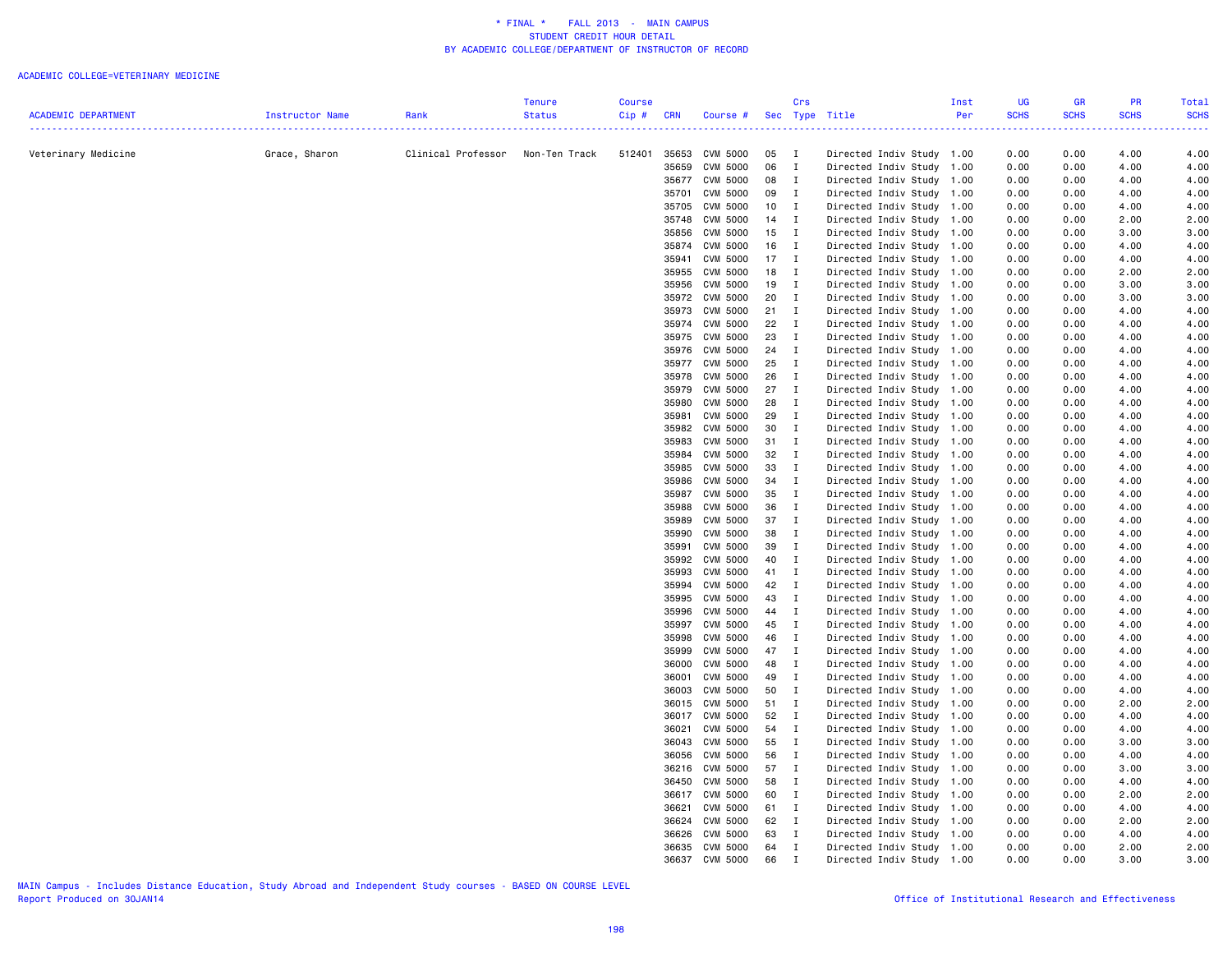* FINAL * FALL 2013 - MAIN CAMPUS
STUDENT CREDIT HOUR DETAIL
BY ACADEMIC COLLEGE/DEPARTMENT OF INSTRUCTOR OF RECORD

ACADEMIC COLLEGE=VETERINARY MEDICINE

| ACADEMIC DEPARTMENT | Instructor Name | Rank | Tenure Status | Course Cip # | CRN | Course # | Sec | Crs Type | Title | Inst Per | UG SCHS | GR SCHS | PR SCHS | Total SCHS |
|---|---|---|---|---|---|---|---|---|---|---|---|---|---|---|
| Veterinary Medicine | Grace, Sharon | Clinical Professor | Non-Ten Track | 512401 | 35653 | CVM 5000 | 05 | I | Directed Indiv Study | 1.00 | 0.00 | 0.00 | 4.00 | 4.00 |
| | | | | | 35659 | CVM 5000 | 06 | I | Directed Indiv Study | 1.00 | 0.00 | 0.00 | 4.00 | 4.00 |
| | | | | | 35677 | CVM 5000 | 08 | I | Directed Indiv Study | 1.00 | 0.00 | 0.00 | 4.00 | 4.00 |
| | | | | | 35701 | CVM 5000 | 09 | I | Directed Indiv Study | 1.00 | 0.00 | 0.00 | 4.00 | 4.00 |
| | | | | | 35705 | CVM 5000 | 10 | I | Directed Indiv Study | 1.00 | 0.00 | 0.00 | 4.00 | 4.00 |
| | | | | | 35748 | CVM 5000 | 14 | I | Directed Indiv Study | 1.00 | 0.00 | 0.00 | 2.00 | 2.00 |
| | | | | | 35856 | CVM 5000 | 15 | I | Directed Indiv Study | 1.00 | 0.00 | 0.00 | 3.00 | 3.00 |
| | | | | | 35874 | CVM 5000 | 16 | I | Directed Indiv Study | 1.00 | 0.00 | 0.00 | 4.00 | 4.00 |
| | | | | | 35941 | CVM 5000 | 17 | I | Directed Indiv Study | 1.00 | 0.00 | 0.00 | 4.00 | 4.00 |
| | | | | | 35955 | CVM 5000 | 18 | I | Directed Indiv Study | 1.00 | 0.00 | 0.00 | 2.00 | 2.00 |
| | | | | | 35956 | CVM 5000 | 19 | I | Directed Indiv Study | 1.00 | 0.00 | 0.00 | 3.00 | 3.00 |
| | | | | | 35972 | CVM 5000 | 20 | I | Directed Indiv Study | 1.00 | 0.00 | 0.00 | 3.00 | 3.00 |
| | | | | | 35973 | CVM 5000 | 21 | I | Directed Indiv Study | 1.00 | 0.00 | 0.00 | 4.00 | 4.00 |
| | | | | | 35974 | CVM 5000 | 22 | I | Directed Indiv Study | 1.00 | 0.00 | 0.00 | 4.00 | 4.00 |
| | | | | | 35975 | CVM 5000 | 23 | I | Directed Indiv Study | 1.00 | 0.00 | 0.00 | 4.00 | 4.00 |
| | | | | | 35976 | CVM 5000 | 24 | I | Directed Indiv Study | 1.00 | 0.00 | 0.00 | 4.00 | 4.00 |
| | | | | | 35977 | CVM 5000 | 25 | I | Directed Indiv Study | 1.00 | 0.00 | 0.00 | 4.00 | 4.00 |
| | | | | | 35978 | CVM 5000 | 26 | I | Directed Indiv Study | 1.00 | 0.00 | 0.00 | 4.00 | 4.00 |
| | | | | | 35979 | CVM 5000 | 27 | I | Directed Indiv Study | 1.00 | 0.00 | 0.00 | 4.00 | 4.00 |
| | | | | | 35980 | CVM 5000 | 28 | I | Directed Indiv Study | 1.00 | 0.00 | 0.00 | 4.00 | 4.00 |
| | | | | | 35981 | CVM 5000 | 29 | I | Directed Indiv Study | 1.00 | 0.00 | 0.00 | 4.00 | 4.00 |
| | | | | | 35982 | CVM 5000 | 30 | I | Directed Indiv Study | 1.00 | 0.00 | 0.00 | 4.00 | 4.00 |
| | | | | | 35983 | CVM 5000 | 31 | I | Directed Indiv Study | 1.00 | 0.00 | 0.00 | 4.00 | 4.00 |
| | | | | | 35984 | CVM 5000 | 32 | I | Directed Indiv Study | 1.00 | 0.00 | 0.00 | 4.00 | 4.00 |
| | | | | | 35985 | CVM 5000 | 33 | I | Directed Indiv Study | 1.00 | 0.00 | 0.00 | 4.00 | 4.00 |
| | | | | | 35986 | CVM 5000 | 34 | I | Directed Indiv Study | 1.00 | 0.00 | 0.00 | 4.00 | 4.00 |
| | | | | | 35987 | CVM 5000 | 35 | I | Directed Indiv Study | 1.00 | 0.00 | 0.00 | 4.00 | 4.00 |
| | | | | | 35988 | CVM 5000 | 36 | I | Directed Indiv Study | 1.00 | 0.00 | 0.00 | 4.00 | 4.00 |
| | | | | | 35989 | CVM 5000 | 37 | I | Directed Indiv Study | 1.00 | 0.00 | 0.00 | 4.00 | 4.00 |
| | | | | | 35990 | CVM 5000 | 38 | I | Directed Indiv Study | 1.00 | 0.00 | 0.00 | 4.00 | 4.00 |
| | | | | | 35991 | CVM 5000 | 39 | I | Directed Indiv Study | 1.00 | 0.00 | 0.00 | 4.00 | 4.00 |
| | | | | | 35992 | CVM 5000 | 40 | I | Directed Indiv Study | 1.00 | 0.00 | 0.00 | 4.00 | 4.00 |
| | | | | | 35993 | CVM 5000 | 41 | I | Directed Indiv Study | 1.00 | 0.00 | 0.00 | 4.00 | 4.00 |
| | | | | | 35994 | CVM 5000 | 42 | I | Directed Indiv Study | 1.00 | 0.00 | 0.00 | 4.00 | 4.00 |
| | | | | | 35995 | CVM 5000 | 43 | I | Directed Indiv Study | 1.00 | 0.00 | 0.00 | 4.00 | 4.00 |
| | | | | | 35996 | CVM 5000 | 44 | I | Directed Indiv Study | 1.00 | 0.00 | 0.00 | 4.00 | 4.00 |
| | | | | | 35997 | CVM 5000 | 45 | I | Directed Indiv Study | 1.00 | 0.00 | 0.00 | 4.00 | 4.00 |
| | | | | | 35998 | CVM 5000 | 46 | I | Directed Indiv Study | 1.00 | 0.00 | 0.00 | 4.00 | 4.00 |
| | | | | | 35999 | CVM 5000 | 47 | I | Directed Indiv Study | 1.00 | 0.00 | 0.00 | 4.00 | 4.00 |
| | | | | | 36000 | CVM 5000 | 48 | I | Directed Indiv Study | 1.00 | 0.00 | 0.00 | 4.00 | 4.00 |
| | | | | | 36001 | CVM 5000 | 49 | I | Directed Indiv Study | 1.00 | 0.00 | 0.00 | 4.00 | 4.00 |
| | | | | | 36003 | CVM 5000 | 50 | I | Directed Indiv Study | 1.00 | 0.00 | 0.00 | 4.00 | 4.00 |
| | | | | | 36015 | CVM 5000 | 51 | I | Directed Indiv Study | 1.00 | 0.00 | 0.00 | 2.00 | 2.00 |
| | | | | | 36017 | CVM 5000 | 52 | I | Directed Indiv Study | 1.00 | 0.00 | 0.00 | 4.00 | 4.00 |
| | | | | | 36021 | CVM 5000 | 54 | I | Directed Indiv Study | 1.00 | 0.00 | 0.00 | 4.00 | 4.00 |
| | | | | | 36043 | CVM 5000 | 55 | I | Directed Indiv Study | 1.00 | 0.00 | 0.00 | 3.00 | 3.00 |
| | | | | | 36056 | CVM 5000 | 56 | I | Directed Indiv Study | 1.00 | 0.00 | 0.00 | 4.00 | 4.00 |
| | | | | | 36216 | CVM 5000 | 57 | I | Directed Indiv Study | 1.00 | 0.00 | 0.00 | 3.00 | 3.00 |
| | | | | | 36450 | CVM 5000 | 58 | I | Directed Indiv Study | 1.00 | 0.00 | 0.00 | 4.00 | 4.00 |
| | | | | | 36617 | CVM 5000 | 60 | I | Directed Indiv Study | 1.00 | 0.00 | 0.00 | 2.00 | 2.00 |
| | | | | | 36621 | CVM 5000 | 61 | I | Directed Indiv Study | 1.00 | 0.00 | 0.00 | 4.00 | 4.00 |
| | | | | | 36624 | CVM 5000 | 62 | I | Directed Indiv Study | 1.00 | 0.00 | 0.00 | 2.00 | 2.00 |
| | | | | | 36626 | CVM 5000 | 63 | I | Directed Indiv Study | 1.00 | 0.00 | 0.00 | 4.00 | 4.00 |
| | | | | | 36635 | CVM 5000 | 64 | I | Directed Indiv Study | 1.00 | 0.00 | 0.00 | 2.00 | 2.00 |
| | | | | | 36637 | CVM 5000 | 66 | I | Directed Indiv Study | 1.00 | 0.00 | 0.00 | 3.00 | 3.00 |

MAIN Campus - Includes Distance Education, Study Abroad and Independent Study courses - BASED ON COURSE LEVEL
Report Produced on 30JAN14

Office of Institutional Research and Effectiveness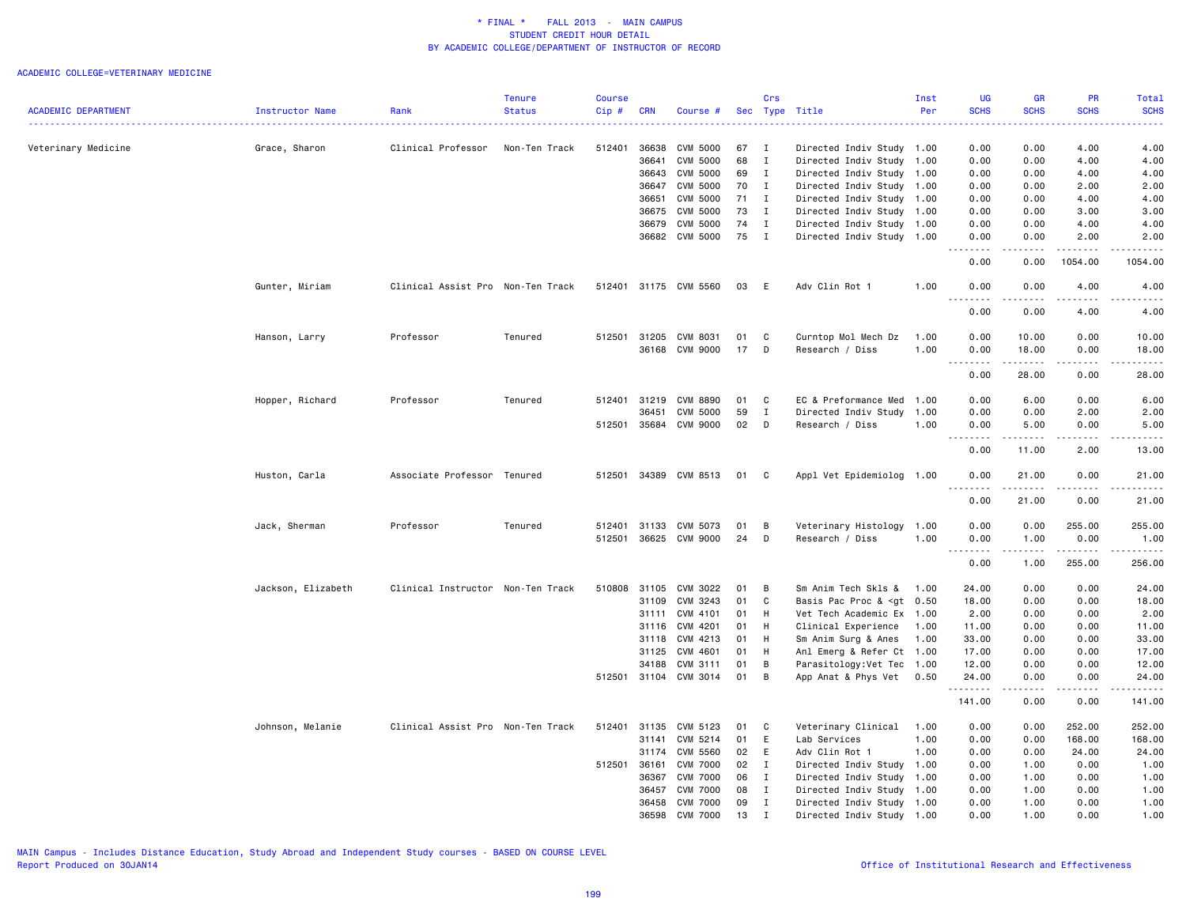* FINAL * FALL 2013 - MAIN CAMPUS
STUDENT CREDIT HOUR DETAIL
BY ACADEMIC COLLEGE/DEPARTMENT OF INSTRUCTOR OF RECORD

ACADEMIC COLLEGE=VETERINARY MEDICINE

| ACADEMIC DEPARTMENT | Instructor Name | Rank | Tenure Status | Course Cip # | CRN | Course # | Sec | Crs Type | Title | Inst Per | UG SCHS | GR SCHS | PR SCHS | Total SCHS |
|---|---|---|---|---|---|---|---|---|---|---|---|---|---|---|
| Veterinary Medicine | Grace, Sharon | Clinical Professor | Non-Ten Track | 512401 | 36638 | CVM 5000 | 67 | I | Directed Indiv Study | 1.00 | 0.00 | 0.00 | 4.00 | 4.00 |
| | | | | | 36641 | CVM 5000 | 68 | I | Directed Indiv Study | 1.00 | 0.00 | 0.00 | 4.00 | 4.00 |
| | | | | | 36643 | CVM 5000 | 69 | I | Directed Indiv Study | 1.00 | 0.00 | 0.00 | 4.00 | 4.00 |
| | | | | | 36647 | CVM 5000 | 70 | I | Directed Indiv Study | 1.00 | 0.00 | 0.00 | 2.00 | 2.00 |
| | | | | | 36651 | CVM 5000 | 71 | I | Directed Indiv Study | 1.00 | 0.00 | 0.00 | 4.00 | 4.00 |
| | | | | | 36675 | CVM 5000 | 73 | I | Directed Indiv Study | 1.00 | 0.00 | 0.00 | 3.00 | 3.00 |
| | | | | | 36679 | CVM 5000 | 74 | I | Directed Indiv Study | 1.00 | 0.00 | 0.00 | 4.00 | 4.00 |
| | | | | | 36682 | CVM 5000 | 75 | I | Directed Indiv Study | 1.00 | 0.00 | 0.00 | 2.00 | 2.00 |
| | | | | | | | | | | | 0.00 | 0.00 | 1054.00 | 1054.00 |
| | Gunter, Miriam | Clinical Assist Pro | Non-Ten Track | 512401 | 31175 | CVM 5560 | 03 | E | Adv Clin Rot 1 | 1.00 | 0.00 | 0.00 | 4.00 | 4.00 |
| | | | | | | | | | | | 0.00 | 0.00 | 4.00 | 4.00 |
| | Hanson, Larry | Professor | Tenured | 512501 | 31205 | CVM 8031 | 01 | C | Curntop Mol Mech Dz | 1.00 | 0.00 | 10.00 | 0.00 | 10.00 |
| | | | | | 36168 | CVM 9000 | 17 | D | Research / Diss | 1.00 | 0.00 | 18.00 | 0.00 | 18.00 |
| | | | | | | | | | | | 0.00 | 28.00 | 0.00 | 28.00 |
| | Hopper, Richard | Professor | Tenured | 512401 | 31219 | CVM 8890 | 01 | C | EC & Preformance Med | 1.00 | 0.00 | 6.00 | 0.00 | 6.00 |
| | | | | | 36451 | CVM 5000 | 59 | I | Directed Indiv Study | 1.00 | 0.00 | 0.00 | 2.00 | 2.00 |
| | | | | 512501 | 35684 | CVM 9000 | 02 | D | Research / Diss | 1.00 | 0.00 | 5.00 | 0.00 | 5.00 |
| | | | | | | | | | | | 0.00 | 11.00 | 2.00 | 13.00 |
| | Huston, Carla | Associate Professor | Tenured | 512501 | 34389 | CVM 8513 | 01 | C | Appl Vet Epidemiolog | 1.00 | 0.00 | 21.00 | 0.00 | 21.00 |
| | | | | | | | | | | | 0.00 | 21.00 | 0.00 | 21.00 |
| | Jack, Sherman | Professor | Tenured | 512401 | 31133 | CVM 5073 | 01 | B | Veterinary Histology | 1.00 | 0.00 | 0.00 | 255.00 | 255.00 |
| | | | | 512501 | 36625 | CVM 9000 | 24 | D | Research / Diss | 1.00 | 0.00 | 1.00 | 0.00 | 1.00 |
| | | | | | | | | | | | 0.00 | 1.00 | 255.00 | 256.00 |
| | Jackson, Elizabeth | Clinical Instructor | Non-Ten Track | 510808 | 31105 | CVM 3022 | 01 | B | Sm Anim Tech Skls & | 1.00 | 24.00 | 0.00 | 0.00 | 24.00 |
| | | | | | 31109 | CVM 3243 | 01 | C | Basis Pac Proc & <gt | 0.50 | 18.00 | 0.00 | 0.00 | 18.00 |
| | | | | | 31111 | CVM 4101 | 01 | H | Vet Tech Academic Ex | 1.00 | 2.00 | 0.00 | 0.00 | 2.00 |
| | | | | | 31116 | CVM 4201 | 01 | H | Clinical Experience | 1.00 | 11.00 | 0.00 | 0.00 | 11.00 |
| | | | | | 31118 | CVM 4213 | 01 | H | Sm Anim Surg & Anes | 1.00 | 33.00 | 0.00 | 0.00 | 33.00 |
| | | | | | 31125 | CVM 4601 | 01 | H | Anl Emerg & Refer Ct | 1.00 | 17.00 | 0.00 | 0.00 | 17.00 |
| | | | | | 34188 | CVM 3111 | 01 | B | Parasitology:Vet Tec | 1.00 | 12.00 | 0.00 | 0.00 | 12.00 |
| | | | | 512501 | 31104 | CVM 3014 | 01 | B | App Anat & Phys Vet | 0.50 | 24.00 | 0.00 | 0.00 | 24.00 |
| | | | | | | | | | | | 141.00 | 0.00 | 0.00 | 141.00 |
| | Johnson, Melanie | Clinical Assist Pro | Non-Ten Track | 512401 | 31135 | CVM 5123 | 01 | C | Veterinary Clinical | 1.00 | 0.00 | 0.00 | 252.00 | 252.00 |
| | | | | | 31141 | CVM 5214 | 01 | E | Lab Services | 1.00 | 0.00 | 0.00 | 168.00 | 168.00 |
| | | | | | 31174 | CVM 5560 | 02 | E | Adv Clin Rot 1 | 1.00 | 0.00 | 0.00 | 24.00 | 24.00 |
| | | | | 512501 | 36161 | CVM 7000 | 02 | I | Directed Indiv Study | 1.00 | 0.00 | 1.00 | 0.00 | 1.00 |
| | | | | | 36367 | CVM 7000 | 06 | I | Directed Indiv Study | 1.00 | 0.00 | 1.00 | 0.00 | 1.00 |
| | | | | | 36457 | CVM 7000 | 08 | I | Directed Indiv Study | 1.00 | 0.00 | 1.00 | 0.00 | 1.00 |
| | | | | | 36458 | CVM 7000 | 09 | I | Directed Indiv Study | 1.00 | 0.00 | 1.00 | 0.00 | 1.00 |
| | | | | | 36598 | CVM 7000 | 13 | I | Directed Indiv Study | 1.00 | 0.00 | 1.00 | 0.00 | 1.00 |

MAIN Campus - Includes Distance Education, Study Abroad and Independent Study courses - BASED ON COURSE LEVEL
Report Produced on 30JAN14

Office of Institutional Research and Effectiveness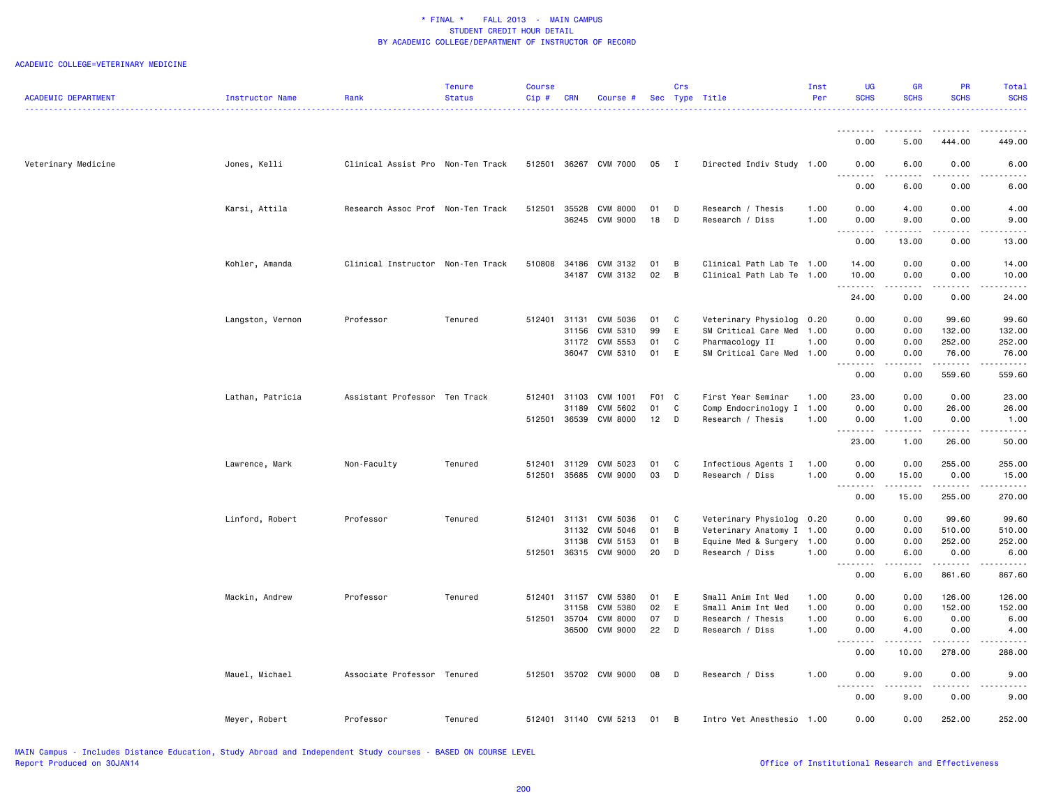\* FINAL \*    FALL 2013  -  MAIN CAMPUS
STUDENT CREDIT HOUR DETAIL
BY ACADEMIC COLLEGE/DEPARTMENT OF INSTRUCTOR OF RECORD

ACADEMIC COLLEGE=VETERINARY MEDICINE

| ACADEMIC DEPARTMENT | Instructor Name | Rank | Tenure Status | Course Cip # | CRN | Course # | Sec | Crs Type | Title | Inst Per | UG SCHS | GR SCHS | PR SCHS | Total SCHS |
|---|---|---|---|---|---|---|---|---|---|---|---|---|---|---|
| | | | | | | | | | | | 0.00 | 5.00 | 444.00 | 449.00 |
| Veterinary Medicine | Jones, Kelli | Clinical Assist Pro | Non-Ten Track | 512501 | 36267 | CVM 7000 | 05 | I | Directed Indiv Study | 1.00 | 0.00 | 6.00 | 0.00 | 6.00 |
| | | | | | | | | | | | 0.00 | 6.00 | 0.00 | 6.00 |
| | Karsi, Attila | Research Assoc Prof | Non-Ten Track | 512501 | 35528 | CVM 8000 | 01 | D | Research / Thesis | 1.00 | 0.00 | 4.00 | 0.00 | 4.00 |
| | | | | | 36245 | CVM 9000 | 18 | D | Research / Diss | 1.00 | 0.00 | 9.00 | 0.00 | 9.00 |
| | | | | | | | | | | | 0.00 | 13.00 | 0.00 | 13.00 |
| | Kohler, Amanda | Clinical Instructor | Non-Ten Track | 510808 | 34186 | CVM 3132 | 01 | B | Clinical Path Lab Te | 1.00 | 14.00 | 0.00 | 0.00 | 14.00 |
| | | | | | 34187 | CVM 3132 | 02 | B | Clinical Path Lab Te | 1.00 | 10.00 | 0.00 | 0.00 | 10.00 |
| | | | | | | | | | | | 24.00 | 0.00 | 0.00 | 24.00 |
| | Langston, Vernon | Professor | Tenured | 512401 | 31131 | CVM 5036 | 01 | C | Veterinary Physiolog | 0.20 | 0.00 | 0.00 | 99.60 | 99.60 |
| | | | | | 31156 | CVM 5310 | 99 | E | SM Critical Care Med | 1.00 | 0.00 | 0.00 | 132.00 | 132.00 |
| | | | | | 31172 | CVM 5553 | 01 | C | Pharmacology II | 1.00 | 0.00 | 0.00 | 252.00 | 252.00 |
| | | | | | 36047 | CVM 5310 | 01 | E | SM Critical Care Med | 1.00 | 0.00 | 0.00 | 76.00 | 76.00 |
| | | | | | | | | | | | 0.00 | 0.00 | 559.60 | 559.60 |
| | Lathan, Patricia | Assistant Professor | Ten Track | 512401 | 31103 | CVM 1001 | F01 | C | First Year Seminar | 1.00 | 23.00 | 0.00 | 0.00 | 23.00 |
| | | | | | 31189 | CVM 5602 | 01 | C | Comp Endocrinology I | 1.00 | 0.00 | 0.00 | 26.00 | 26.00 |
| | | | | 512501 | 36539 | CVM 8000 | 12 | D | Research / Thesis | 1.00 | 0.00 | 1.00 | 0.00 | 1.00 |
| | | | | | | | | | | | 23.00 | 1.00 | 26.00 | 50.00 |
| | Lawrence, Mark | Non-Faculty | Tenured | 512401 | 31129 | CVM 5023 | 01 | C | Infectious Agents I | 1.00 | 0.00 | 0.00 | 255.00 | 255.00 |
| | | | | 512501 | 35685 | CVM 9000 | 03 | D | Research / Diss | 1.00 | 0.00 | 15.00 | 0.00 | 15.00 |
| | | | | | | | | | | | 0.00 | 15.00 | 255.00 | 270.00 |
| | Linford, Robert | Professor | Tenured | 512401 | 31131 | CVM 5036 | 01 | C | Veterinary Physiolog | 0.20 | 0.00 | 0.00 | 99.60 | 99.60 |
| | | | | | 31132 | CVM 5046 | 01 | B | Veterinary Anatomy I | 1.00 | 0.00 | 0.00 | 510.00 | 510.00 |
| | | | | | 31138 | CVM 5153 | 01 | B | Equine Med & Surgery | 1.00 | 0.00 | 0.00 | 252.00 | 252.00 |
| | | | | 512501 | 36315 | CVM 9000 | 20 | D | Research / Diss | 1.00 | 0.00 | 6.00 | 0.00 | 6.00 |
| | | | | | | | | | | | 0.00 | 6.00 | 861.60 | 867.60 |
| | Mackin, Andrew | Professor | Tenured | 512401 | 31157 | CVM 5380 | 01 | E | Small Anim Int Med | 1.00 | 0.00 | 0.00 | 126.00 | 126.00 |
| | | | | | 31158 | CVM 5380 | 02 | E | Small Anim Int Med | 1.00 | 0.00 | 0.00 | 152.00 | 152.00 |
| | | | | 512501 | 35704 | CVM 8000 | 07 | D | Research / Thesis | 1.00 | 0.00 | 6.00 | 0.00 | 6.00 |
| | | | | | 36500 | CVM 9000 | 22 | D | Research / Diss | 1.00 | 0.00 | 4.00 | 0.00 | 4.00 |
| | | | | | | | | | | | 0.00 | 10.00 | 278.00 | 288.00 |
| | Mauel, Michael | Associate Professor | Tenured | 512501 | 35702 | CVM 9000 | 08 | D | Research / Diss | 1.00 | 0.00 | 9.00 | 0.00 | 9.00 |
| | | | | | | | | | | | 0.00 | 9.00 | 0.00 | 9.00 |
| | Meyer, Robert | Professor | Tenured | 512401 | 31140 | CVM 5213 | 01 | B | Intro Vet Anesthesio | 1.00 | 0.00 | 0.00 | 252.00 | 252.00 |

MAIN Campus - Includes Distance Education, Study Abroad and Independent Study courses - BASED ON COURSE LEVEL
Report Produced on 30JAN14

Office of Institutional Research and Effectiveness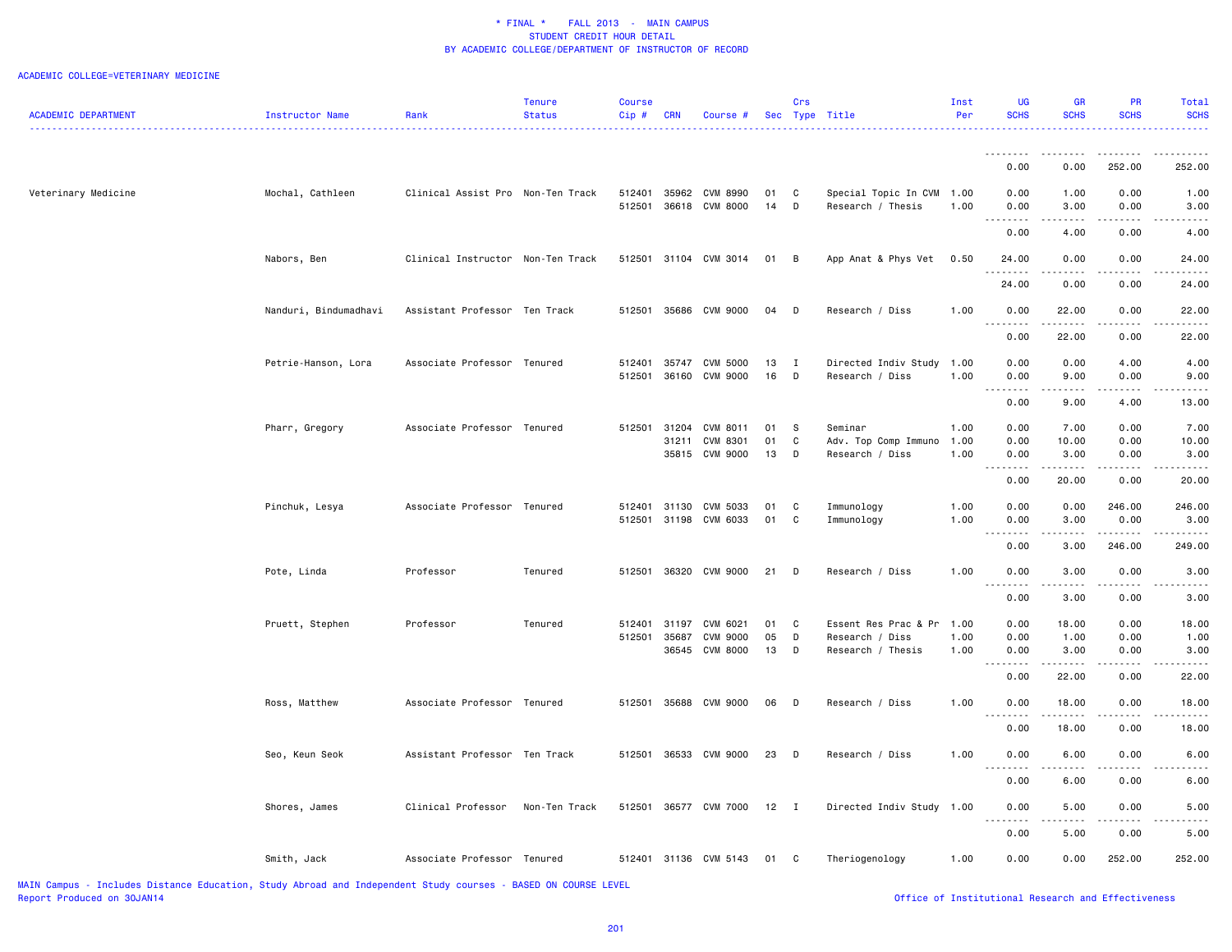# * FINAL * FALL 2013 - MAIN CAMPUS
## STUDENT CREDIT HOUR DETAIL
### BY ACADEMIC COLLEGE/DEPARTMENT OF INSTRUCTOR OF RECORD

ACADEMIC COLLEGE=VETERINARY MEDICINE

| ACADEMIC DEPARTMENT | Instructor Name | Rank | Tenure Status | Course Cip # | CRN | Course # | Sec | Crs Type | Title | Inst Per | UG SCHS | GR SCHS | PR SCHS | Total SCHS |
|---|---|---|---|---|---|---|---|---|---|---|---|---|---|---|
| | | | | | | | | | | | 0.00 | 0.00 | 252.00 | 252.00 |
| Veterinary Medicine | Mochal, Cathleen | Clinical Assist Pro | Non-Ten Track | 512401 | 35962 | CVM 8990 | 01 | C | Special Topic In CVM | 1.00 | 0.00 | 1.00 | 0.00 | 1.00 |
| | | | | 512501 | 36618 | CVM 8000 | 14 | D | Research / Thesis | 1.00 | 0.00 | 3.00 | 0.00 | 3.00 |
| | | | | | | | | | | | 0.00 | 4.00 | 0.00 | 4.00 |
| | Nabors, Ben | Clinical Instructor | Non-Ten Track | 512501 | 31104 | CVM 3014 | 01 | B | App Anat & Phys Vet | 0.50 | 24.00 | 0.00 | 0.00 | 24.00 |
| | | | | | | | | | | | 24.00 | 0.00 | 0.00 | 24.00 |
| | Nanduri, Bindumadhavi | Assistant Professor | Ten Track | 512501 | 35686 | CVM 9000 | 04 | D | Research / Diss | 1.00 | 0.00 | 22.00 | 0.00 | 22.00 |
| | | | | | | | | | | | 0.00 | 22.00 | 0.00 | 22.00 |
| | Petrie-Hanson, Lora | Associate Professor | Tenured | 512401 | 35747 | CVM 5000 | 13 | I | Directed Indiv Study | 1.00 | 0.00 | 0.00 | 4.00 | 4.00 |
| | | | | 512501 | 36160 | CVM 9000 | 16 | D | Research / Diss | 1.00 | 0.00 | 9.00 | 0.00 | 9.00 |
| | | | | | | | | | | | 0.00 | 9.00 | 4.00 | 13.00 |
| | Pharr, Gregory | Associate Professor | Tenured | 512501 | 31204 | CVM 8011 | 01 | S | Seminar | 1.00 | 0.00 | 7.00 | 0.00 | 7.00 |
| | | | | | 31211 | CVM 8301 | 01 | C | Adv. Top Comp Immuno | 1.00 | 0.00 | 10.00 | 0.00 | 10.00 |
| | | | | | 35815 | CVM 9000 | 13 | D | Research / Diss | 1.00 | 0.00 | 3.00 | 0.00 | 3.00 |
| | | | | | | | | | | | 0.00 | 20.00 | 0.00 | 20.00 |
| | Pinchuk, Lesya | Associate Professor | Tenured | 512401 | 31130 | CVM 5033 | 01 | C | Immunology | 1.00 | 0.00 | 0.00 | 246.00 | 246.00 |
| | | | | 512501 | 31198 | CVM 6033 | 01 | C | Immunology | 1.00 | 0.00 | 3.00 | 0.00 | 3.00 |
| | | | | | | | | | | | 0.00 | 3.00 | 246.00 | 249.00 |
| | Pote, Linda | Professor | Tenured | 512501 | 36320 | CVM 9000 | 21 | D | Research / Diss | 1.00 | 0.00 | 3.00 | 0.00 | 3.00 |
| | | | | | | | | | | | 0.00 | 3.00 | 0.00 | 3.00 |
| | Pruett, Stephen | Professor | Tenured | 512401 | 31197 | CVM 6021 | 01 | C | Essent Res Prac & Pr | 1.00 | 0.00 | 18.00 | 0.00 | 18.00 |
| | | | | 512501 | 35687 | CVM 9000 | 05 | D | Research / Diss | 1.00 | 0.00 | 1.00 | 0.00 | 1.00 |
| | | | | | 36545 | CVM 8000 | 13 | D | Research / Thesis | 1.00 | 0.00 | 3.00 | 0.00 | 3.00 |
| | | | | | | | | | | | 0.00 | 22.00 | 0.00 | 22.00 |
| | Ross, Matthew | Associate Professor | Tenured | 512501 | 35688 | CVM 9000 | 06 | D | Research / Diss | 1.00 | 0.00 | 18.00 | 0.00 | 18.00 |
| | | | | | | | | | | | 0.00 | 18.00 | 0.00 | 18.00 |
| | Seo, Keun Seok | Assistant Professor | Ten Track | 512501 | 36533 | CVM 9000 | 23 | D | Research / Diss | 1.00 | 0.00 | 6.00 | 0.00 | 6.00 |
| | | | | | | | | | | | 0.00 | 6.00 | 0.00 | 6.00 |
| | Shores, James | Clinical Professor | Non-Ten Track | 512501 | 36577 | CVM 7000 | 12 | I | Directed Indiv Study | 1.00 | 0.00 | 5.00 | 0.00 | 5.00 |
| | | | | | | | | | | | 0.00 | 5.00 | 0.00 | 5.00 |
| | Smith, Jack | Associate Professor | Tenured | 512401 | 31136 | CVM 5143 | 01 | C | Theriogenology | 1.00 | 0.00 | 0.00 | 252.00 | 252.00 |

MAIN Campus - Includes Distance Education, Study Abroad and Independent Study courses - BASED ON COURSE LEVEL
Report Produced on 30JAN14

Office of Institutional Research and Effectiveness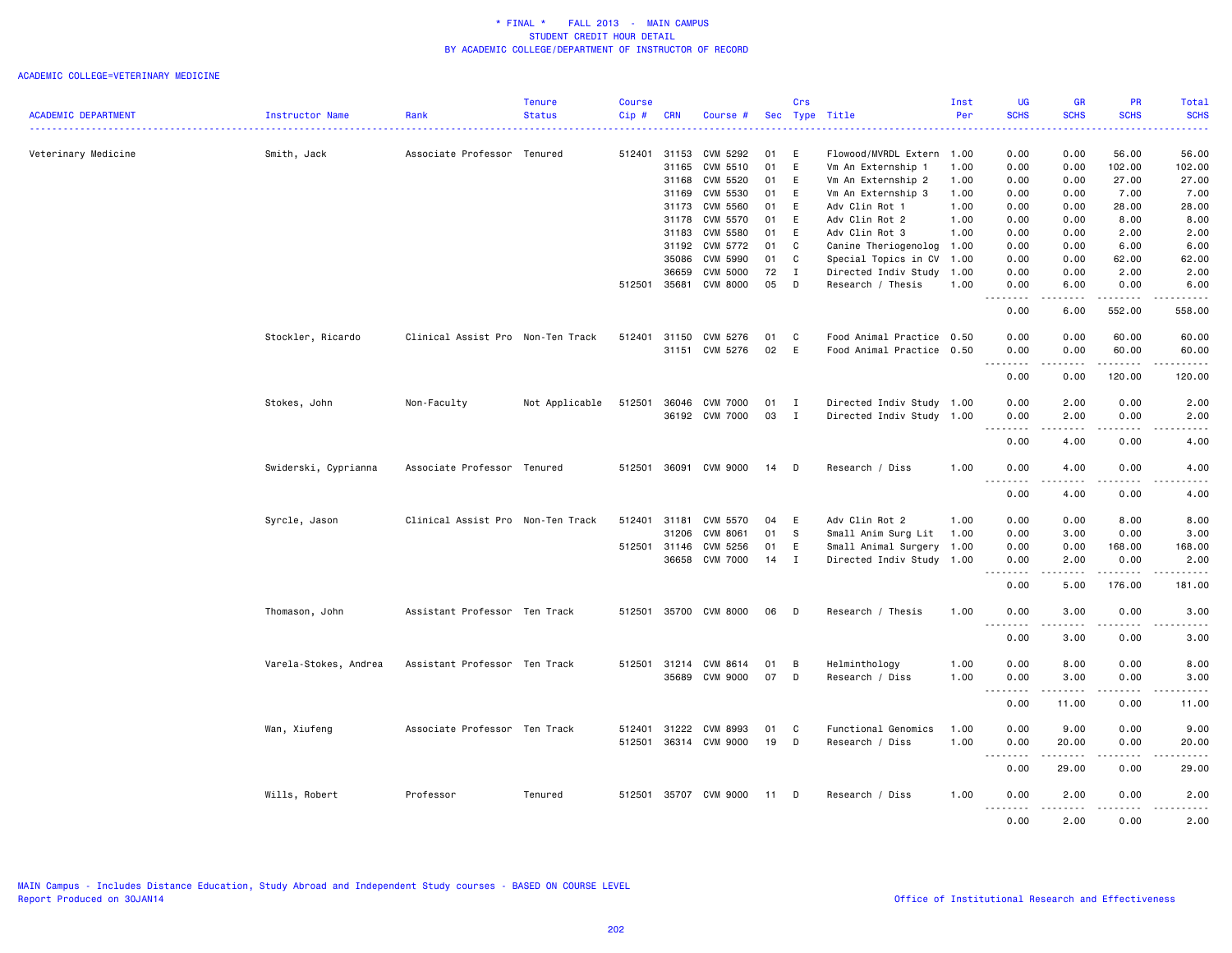* FINAL * FALL 2013 - MAIN CAMPUS
STUDENT CREDIT HOUR DETAIL
BY ACADEMIC COLLEGE/DEPARTMENT OF INSTRUCTOR OF RECORD

ACADEMIC COLLEGE=VETERINARY MEDICINE

| ACADEMIC DEPARTMENT | Instructor Name | Rank | Tenure Status | Course Cip # | CRN | Course # | Sec | Crs Type | Title | Inst Per | UG SCHS | GR SCHS | PR SCHS | Total SCHS |
|---|---|---|---|---|---|---|---|---|---|---|---|---|---|---|
| Veterinary Medicine | Smith, Jack | Associate Professor | Tenured | 512401 | 31153 | CVM 5292 | 01 | E | Flowood/MVRDL Extern | 1.00 | 0.00 | 0.00 | 56.00 | 56.00 |
| | | | | | 31165 | CVM 5510 | 01 | E | Vm An Externship 1 | 1.00 | 0.00 | 0.00 | 102.00 | 102.00 |
| | | | | | 31168 | CVM 5520 | 01 | E | Vm An Externship 2 | 1.00 | 0.00 | 0.00 | 27.00 | 27.00 |
| | | | | | 31169 | CVM 5530 | 01 | E | Vm An Externship 3 | 1.00 | 0.00 | 0.00 | 7.00 | 7.00 |
| | | | | | 31173 | CVM 5560 | 01 | E | Adv Clin Rot 1 | 1.00 | 0.00 | 0.00 | 28.00 | 28.00 |
| | | | | | 31178 | CVM 5570 | 01 | E | Adv Clin Rot 2 | 1.00 | 0.00 | 0.00 | 8.00 | 8.00 |
| | | | | | 31183 | CVM 5580 | 01 | E | Adv Clin Rot 3 | 1.00 | 0.00 | 0.00 | 2.00 | 2.00 |
| | | | | | 31192 | CVM 5772 | 01 | C | Canine Theriogenolog | 1.00 | 0.00 | 0.00 | 6.00 | 6.00 |
| | | | | | 35086 | CVM 5990 | 01 | C | Special Topics in CV | 1.00 | 0.00 | 0.00 | 62.00 | 62.00 |
| | | | | | 36659 | CVM 5000 | 72 | I | Directed Indiv Study | 1.00 | 0.00 | 0.00 | 2.00 | 2.00 |
| | | | | 512501 | 35681 | CVM 8000 | 05 | D | Research / Thesis | 1.00 | 0.00 | 6.00 | 0.00 | 6.00 |
| | | | | | | | | | | | 0.00 | 6.00 | 552.00 | 558.00 |
| | Stockler, Ricardo | Clinical Assist Pro | Non-Ten Track | 512401 | 31150 | CVM 5276 | 01 | C | Food Animal Practice | 0.50 | 0.00 | 0.00 | 60.00 | 60.00 |
| | | | | | 31151 | CVM 5276 | 02 | E | Food Animal Practice | 0.50 | 0.00 | 0.00 | 60.00 | 60.00 |
| | | | | | | | | | | | 0.00 | 0.00 | 120.00 | 120.00 |
| | Stokes, John | Non-Faculty | Not Applicable | 512501 | 36046 | CVM 7000 | 01 | I | Directed Indiv Study | 1.00 | 0.00 | 2.00 | 0.00 | 2.00 |
| | | | | | 36192 | CVM 7000 | 03 | I | Directed Indiv Study | 1.00 | 0.00 | 2.00 | 0.00 | 2.00 |
| | | | | | | | | | | | 0.00 | 4.00 | 0.00 | 4.00 |
| | Swiderski, Cyprianna | Associate Professor | Tenured | 512501 | 36091 | CVM 9000 | 14 | D | Research / Diss | 1.00 | 0.00 | 4.00 | 0.00 | 4.00 |
| | | | | | | | | | | | 0.00 | 4.00 | 0.00 | 4.00 |
| | Syrcle, Jason | Clinical Assist Pro | Non-Ten Track | 512401 | 31181 | CVM 5570 | 04 | E | Adv Clin Rot 2 | 1.00 | 0.00 | 0.00 | 8.00 | 8.00 |
| | | | | | 31206 | CVM 8061 | 01 | S | Small Anim Surg Lit | 1.00 | 0.00 | 3.00 | 0.00 | 3.00 |
| | | | | 512501 | 31146 | CVM 5256 | 01 | E | Small Animal Surgery | 1.00 | 0.00 | 0.00 | 168.00 | 168.00 |
| | | | | | 36658 | CVM 7000 | 14 | I | Directed Indiv Study | 1.00 | 0.00 | 2.00 | 0.00 | 2.00 |
| | | | | | | | | | | | 0.00 | 5.00 | 176.00 | 181.00 |
| | Thomason, John | Assistant Professor | Ten Track | 512501 | 35700 | CVM 8000 | 06 | D | Research / Thesis | 1.00 | 0.00 | 3.00 | 0.00 | 3.00 |
| | | | | | | | | | | | 0.00 | 3.00 | 0.00 | 3.00 |
| | Varela-Stokes, Andrea | Assistant Professor | Ten Track | 512501 | 31214 | CVM 8614 | 01 | B | Helminthology | 1.00 | 0.00 | 8.00 | 0.00 | 8.00 |
| | | | | | 35689 | CVM 9000 | 07 | D | Research / Diss | 1.00 | 0.00 | 3.00 | 0.00 | 3.00 |
| | | | | | | | | | | | 0.00 | 11.00 | 0.00 | 11.00 |
| | Wan, Xiufeng | Associate Professor | Ten Track | 512401 | 31222 | CVM 8993 | 01 | C | Functional Genomics | 1.00 | 0.00 | 9.00 | 0.00 | 9.00 |
| | | | | 512501 | 36314 | CVM 9000 | 19 | D | Research / Diss | 1.00 | 0.00 | 20.00 | 0.00 | 20.00 |
| | | | | | | | | | | | 0.00 | 29.00 | 0.00 | 29.00 |
| | Wills, Robert | Professor | Tenured | 512501 | 35707 | CVM 9000 | 11 | D | Research / Diss | 1.00 | 0.00 | 2.00 | 0.00 | 2.00 |
| | | | | | | | | | | | 0.00 | 2.00 | 0.00 | 2.00 |

MAIN Campus - Includes Distance Education, Study Abroad and Independent Study courses - BASED ON COURSE LEVEL
Report Produced on 30JAN14

Office of Institutional Research and Effectiveness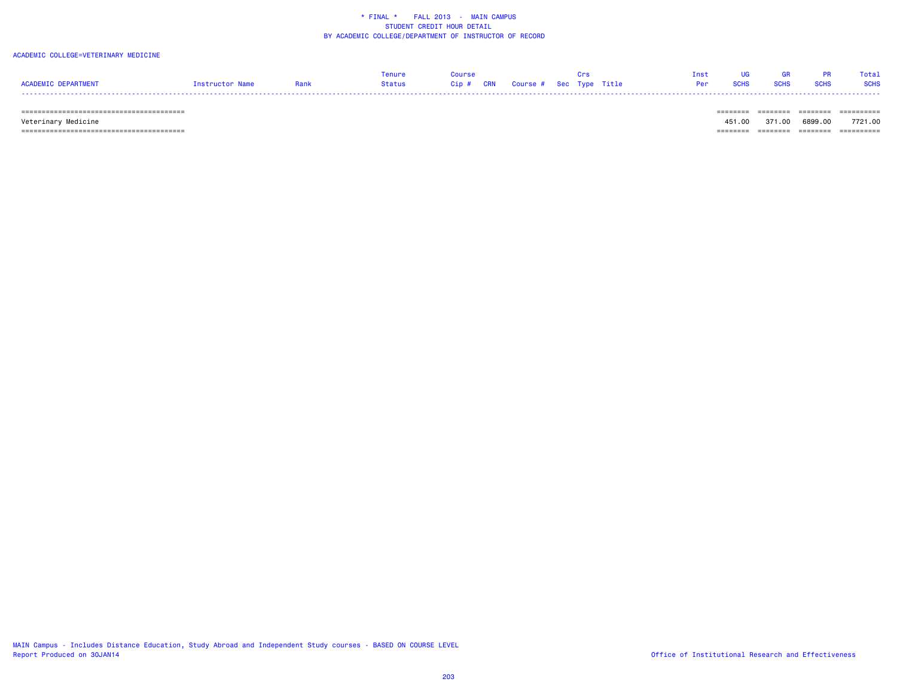ACADEMIC COLLEGE=VETERINARY MEDICINE

| ACADEMIC DEPARTMENT | Instructor Name | Rank | Tenure Status | Course Cip # | CRN | Course # | Sec | Crs Type | Title | Inst Per | UG SCHS | GR SCHS | PR SCHS | Total SCHS |
|---|---|---|---|---|---|---|---|---|---|---|---|---|---|---|
| Veterinary Medicine | | | | | | | | | | | 451.00 | 371.00 | 6899.00 | 7721.00 |

MAIN Campus - Includes Distance Education, Study Abroad and Independent Study courses - BASED ON COURSE LEVEL
Report Produced on 30JAN14

Office of Institutional Research and Effectiveness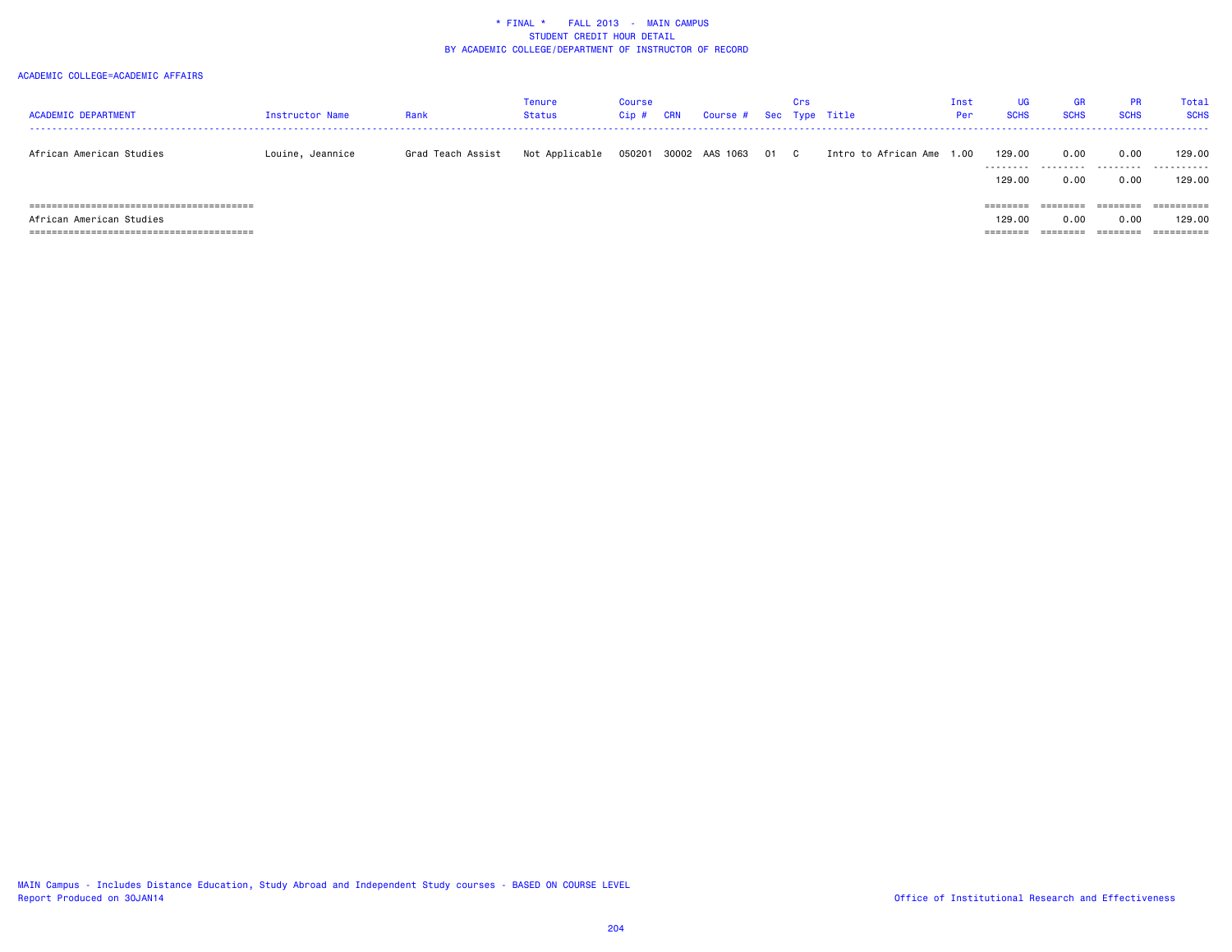# * FINAL * FALL 2013 - MAIN CAMPUS
## STUDENT CREDIT HOUR DETAIL
## BY ACADEMIC COLLEGE/DEPARTMENT OF INSTRUCTOR OF RECORD

ACADEMIC COLLEGE=ACADEMIC AFFAIRS

| ACADEMIC DEPARTMENT | Instructor Name | Rank | Tenure Status | Course Cip # | CRN | Course # | Sec | Crs Type | Title | Inst Per | UG SCHS | GR SCHS | PR SCHS | Total SCHS |
|---|---|---|---|---|---|---|---|---|---|---|---|---|---|---|
| African American Studies | Louine, Jeannice | Grad Teach Assist | Not Applicable | 050201 | 30002 | AAS 1063 | 01 | C | Intro to African Ame | 1.00 | 129.00 | 0.00 | 0.00 | 129.00 |
| | | | | | | | | | | | 129.00 | 0.00 | 0.00 | 129.00 |
| African American Studies | | | | | | | | | | | 129.00 | 0.00 | 0.00 | 129.00 |

MAIN Campus - Includes Distance Education, Study Abroad and Independent Study courses - BASED ON COURSE LEVEL
Report Produced on 30JAN14

Office of Institutional Research and Effectiveness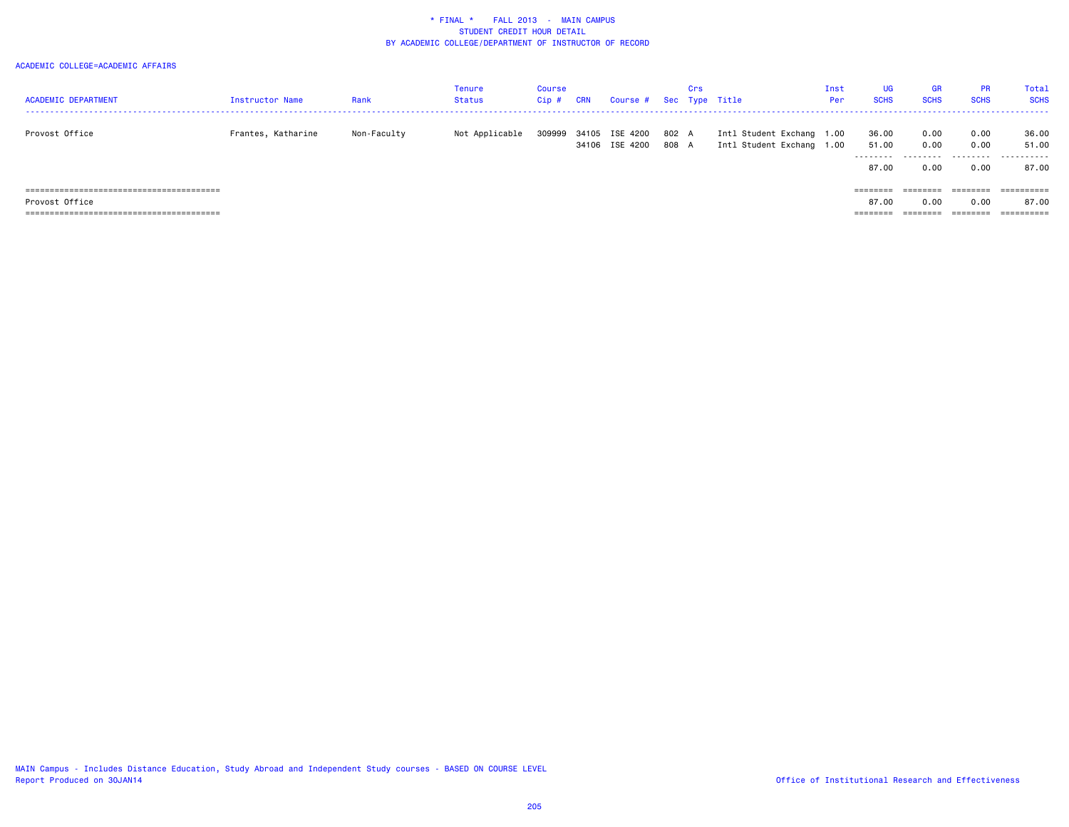\* FINAL \*    FALL 2013 - MAIN CAMPUS
STUDENT CREDIT HOUR DETAIL
BY ACADEMIC COLLEGE/DEPARTMENT OF INSTRUCTOR OF RECORD

ACADEMIC COLLEGE=ACADEMIC AFFAIRS

| ACADEMIC DEPARTMENT | Instructor Name | Rank | Tenure Status | Course Cip # | CRN | Course # | Sec | Crs Type | Title | Inst Per | UG SCHS | GR SCHS | PR SCHS | Total SCHS |
|---|---|---|---|---|---|---|---|---|---|---|---|---|---|---|
| Provost Office | Frantes, Katharine | Non-Faculty | Not Applicable | 309999 | 34105 | ISE 4200 | 802 | A | Intl Student Exchang | 1.00 | 36.00 | 0.00 | 0.00 | 36.00 |
| | | | | | 34106 | ISE 4200 | 808 | A | Intl Student Exchang | 1.00 | 51.00 | 0.00 | 0.00 | 51.00 |
| | | | | | | | | | | | 87.00 | 0.00 | 0.00 | 87.00 |
| Provost Office | | | | | | | | | | | 87.00 | 0.00 | 0.00 | 87.00 |

MAIN Campus - Includes Distance Education, Study Abroad and Independent Study courses - BASED ON COURSE LEVEL
Report Produced on 30JAN14

Office of Institutional Research and Effectiveness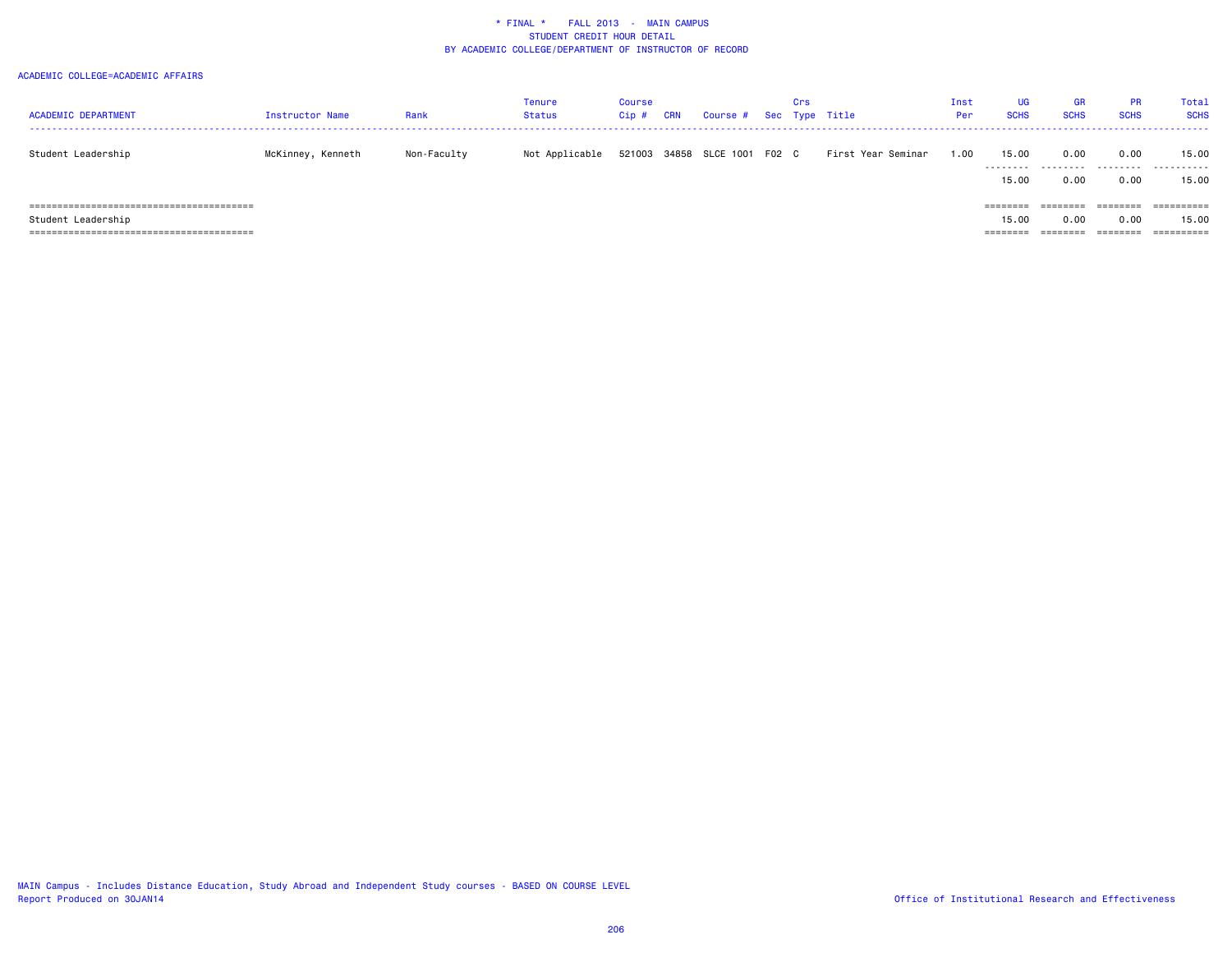\* FINAL \* FALL 2013 - MAIN CAMPUS
STUDENT CREDIT HOUR DETAIL
BY ACADEMIC COLLEGE/DEPARTMENT OF INSTRUCTOR OF RECORD

ACADEMIC COLLEGE=ACADEMIC AFFAIRS

| ACADEMIC DEPARTMENT | Instructor Name | Rank | Tenure Status | Course Cip # | CRN | Course # | Sec | Crs Type | Title | Inst Per | UG SCHS | GR SCHS | PR SCHS | Total SCHS |
|---|---|---|---|---|---|---|---|---|---|---|---|---|---|---|
| Student Leadership | McKinney, Kenneth | Non-Faculty | Not Applicable | 521003 | 34858 | SLCE 1001 | F02 | C | First Year Seminar | 1.00 | 15.00 | 0.00 | 0.00 | 15.00 |
| | | | | | | | | | | | 15.00 | 0.00 | 0.00 | 15.00 |
| Student Leadership | | | | | | | | | | | 15.00 | 0.00 | 0.00 | 15.00 |

MAIN Campus - Includes Distance Education, Study Abroad and Independent Study courses - BASED ON COURSE LEVEL
Report Produced on 30JAN14

Office of Institutional Research and Effectiveness